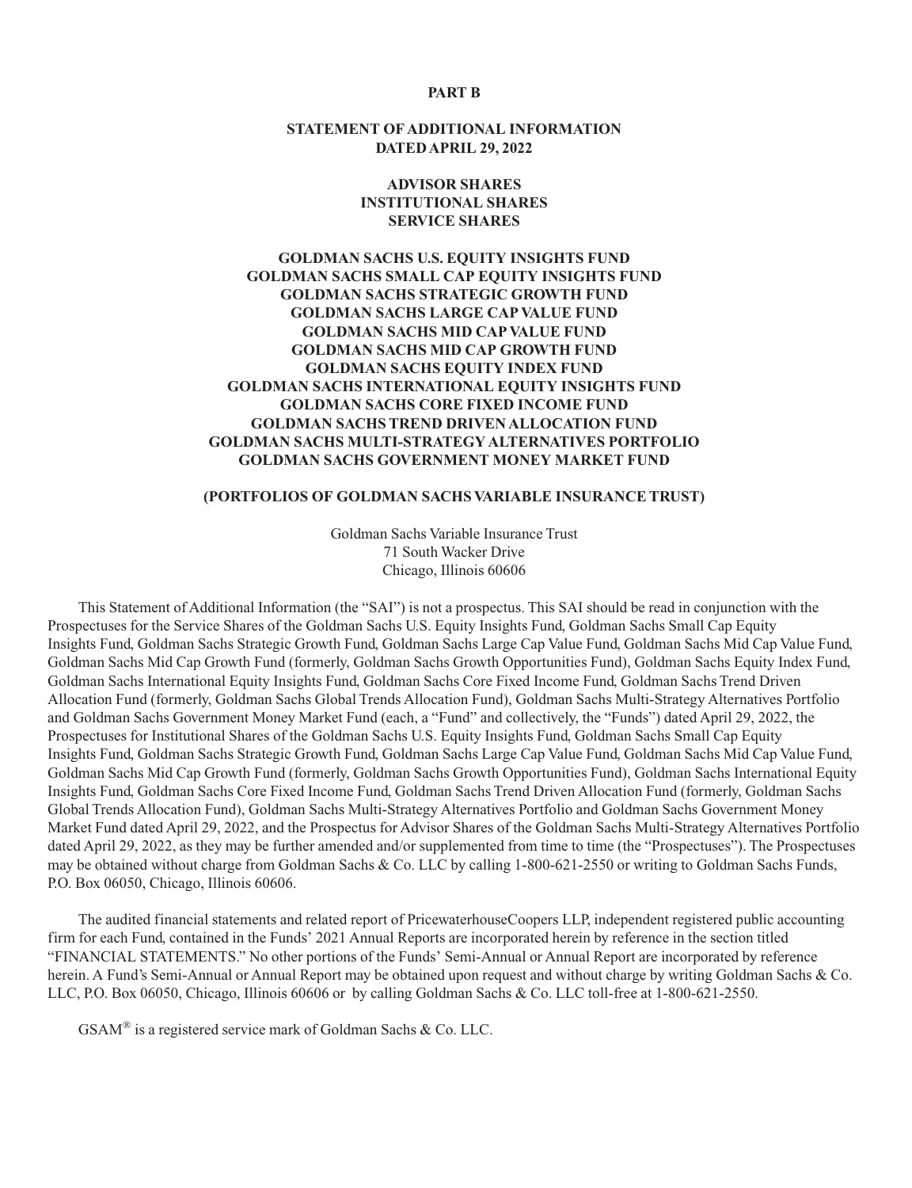**PART B**

**STATEMENT OF ADDITIONAL INFORMATION**
**DATED APRIL 29, 2022**

**ADVISOR SHARES**
**INSTITUTIONAL SHARES**
**SERVICE SHARES**

**GOLDMAN SACHS U.S. EQUITY INSIGHTS FUND**
**GOLDMAN SACHS SMALL CAP EQUITY INSIGHTS FUND**
**GOLDMAN SACHS STRATEGIC GROWTH FUND**
**GOLDMAN SACHS LARGE CAP VALUE FUND**
**GOLDMAN SACHS MID CAP VALUE FUND**
**GOLDMAN SACHS MID CAP GROWTH FUND**
**GOLDMAN SACHS EQUITY INDEX FUND**
**GOLDMAN SACHS INTERNATIONAL EQUITY INSIGHTS FUND**
**GOLDMAN SACHS CORE FIXED INCOME FUND**
**GOLDMAN SACHS TREND DRIVEN ALLOCATION FUND**
**GOLDMAN SACHS MULTI-STRATEGY ALTERNATIVES PORTFOLIO**
**GOLDMAN SACHS GOVERNMENT MONEY MARKET FUND**

**(PORTFOLIOS OF GOLDMAN SACHS VARIABLE INSURANCE TRUST)**

Goldman Sachs Variable Insurance Trust
71 South Wacker Drive
Chicago, Illinois 60606

This Statement of Additional Information (the "SAI") is not a prospectus. This SAI should be read in conjunction with the Prospectuses for the Service Shares of the Goldman Sachs U.S. Equity Insights Fund, Goldman Sachs Small Cap Equity Insights Fund, Goldman Sachs Strategic Growth Fund, Goldman Sachs Large Cap Value Fund, Goldman Sachs Mid Cap Value Fund, Goldman Sachs Mid Cap Growth Fund (formerly, Goldman Sachs Growth Opportunities Fund), Goldman Sachs Equity Index Fund, Goldman Sachs International Equity Insights Fund, Goldman Sachs Core Fixed Income Fund, Goldman Sachs Trend Driven Allocation Fund (formerly, Goldman Sachs Global Trends Allocation Fund), Goldman Sachs Multi-Strategy Alternatives Portfolio and Goldman Sachs Government Money Market Fund (each, a "Fund" and collectively, the "Funds") dated April 29, 2022, the Prospectuses for Institutional Shares of the Goldman Sachs U.S. Equity Insights Fund, Goldman Sachs Small Cap Equity Insights Fund, Goldman Sachs Strategic Growth Fund, Goldman Sachs Large Cap Value Fund, Goldman Sachs Mid Cap Value Fund, Goldman Sachs Mid Cap Growth Fund (formerly, Goldman Sachs Growth Opportunities Fund), Goldman Sachs International Equity Insights Fund, Goldman Sachs Core Fixed Income Fund, Goldman Sachs Trend Driven Allocation Fund (formerly, Goldman Sachs Global Trends Allocation Fund), Goldman Sachs Multi-Strategy Alternatives Portfolio and Goldman Sachs Government Money Market Fund dated April 29, 2022, and the Prospectus for Advisor Shares of the Goldman Sachs Multi-Strategy Alternatives Portfolio dated April 29, 2022, as they may be further amended and/or supplemented from time to time (the "Prospectuses"). The Prospectuses may be obtained without charge from Goldman Sachs & Co. LLC by calling 1-800-621-2550 or writing to Goldman Sachs Funds, P.O. Box 06050, Chicago, Illinois 60606.

The audited financial statements and related report of PricewaterhouseCoopers LLP, independent registered public accounting firm for each Fund, contained in the Funds' 2021 Annual Reports are incorporated herein by reference in the section titled "FINANCIAL STATEMENTS." No other portions of the Funds' Semi-Annual or Annual Report are incorporated by reference herein. A Fund's Semi-Annual or Annual Report may be obtained upon request and without charge by writing Goldman Sachs & Co. LLC, P.O. Box 06050, Chicago, Illinois 60606 or by calling Goldman Sachs & Co. LLC toll-free at 1-800-621-2550.

GSAM® is a registered service mark of Goldman Sachs & Co. LLC.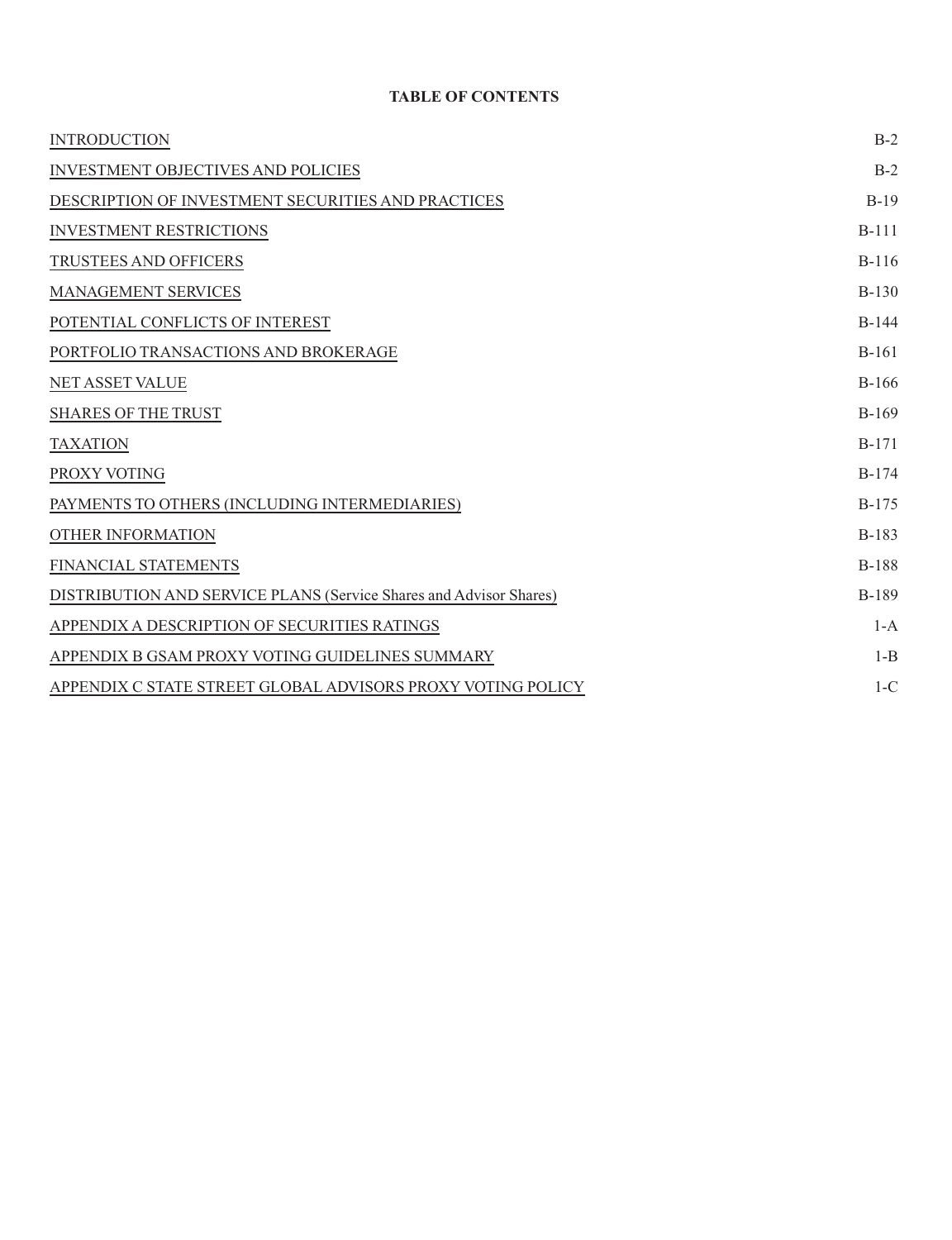# TABLE OF CONTENTS

| | |
|---|---|
| INTRODUCTION | B-2 |
| INVESTMENT OBJECTIVES AND POLICIES | B-2 |
| DESCRIPTION OF INVESTMENT SECURITIES AND PRACTICES | B-19 |
| INVESTMENT RESTRICTIONS | B-111 |
| TRUSTEES AND OFFICERS | B-116 |
| MANAGEMENT SERVICES | B-130 |
| POTENTIAL CONFLICTS OF INTEREST | B-144 |
| PORTFOLIO TRANSACTIONS AND BROKERAGE | B-161 |
| NET ASSET VALUE | B-166 |
| SHARES OF THE TRUST | B-169 |
| TAXATION | B-171 |
| PROXY VOTING | B-174 |
| PAYMENTS TO OTHERS (INCLUDING INTERMEDIARIES) | B-175 |
| OTHER INFORMATION | B-183 |
| FINANCIAL STATEMENTS | B-188 |
| DISTRIBUTION AND SERVICE PLANS (Service Shares and Advisor Shares) | B-189 |
| APPENDIX A DESCRIPTION OF SECURITIES RATINGS | 1-A |
| APPENDIX B GSAM PROXY VOTING GUIDELINES SUMMARY | 1-B |
| APPENDIX C STATE STREET GLOBAL ADVISORS PROXY VOTING POLICY | 1-C |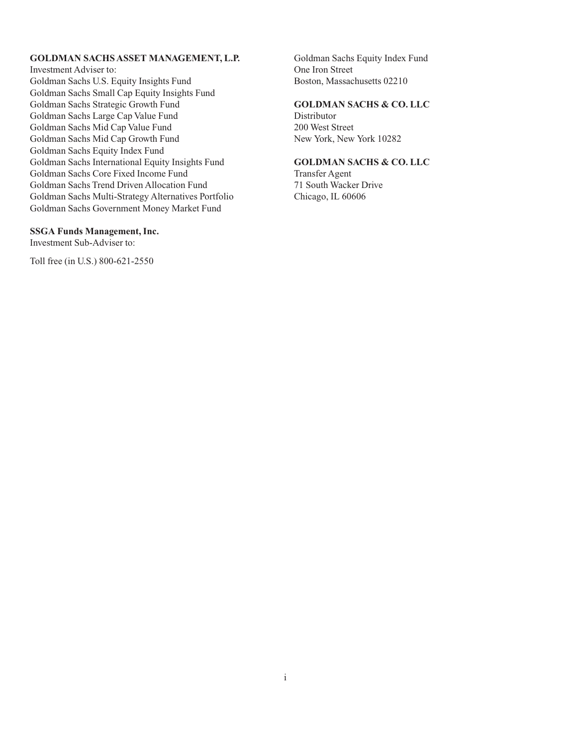**GOLDMAN SACHS ASSET MANAGEMENT, L.P.**
Investment Adviser to:
Goldman Sachs U.S. Equity Insights Fund
Goldman Sachs Small Cap Equity Insights Fund
Goldman Sachs Strategic Growth Fund
Goldman Sachs Large Cap Value Fund
Goldman Sachs Mid Cap Value Fund
Goldman Sachs Mid Cap Growth Fund
Goldman Sachs Equity Index Fund
Goldman Sachs International Equity Insights Fund
Goldman Sachs Core Fixed Income Fund
Goldman Sachs Trend Driven Allocation Fund
Goldman Sachs Multi-Strategy Alternatives Portfolio
Goldman Sachs Government Money Market Fund

**SSGA Funds Management, Inc.**
Investment Sub-Adviser to:
Goldman Sachs Equity Index Fund
One Iron Street
Boston, Massachusetts 02210

Toll free (in U.S.) 800-621-2550

**GOLDMAN SACHS & CO. LLC**
Distributor
200 West Street
New York, New York 10282

**GOLDMAN SACHS & CO. LLC**
Transfer Agent
71 South Wacker Drive
Chicago, IL 60606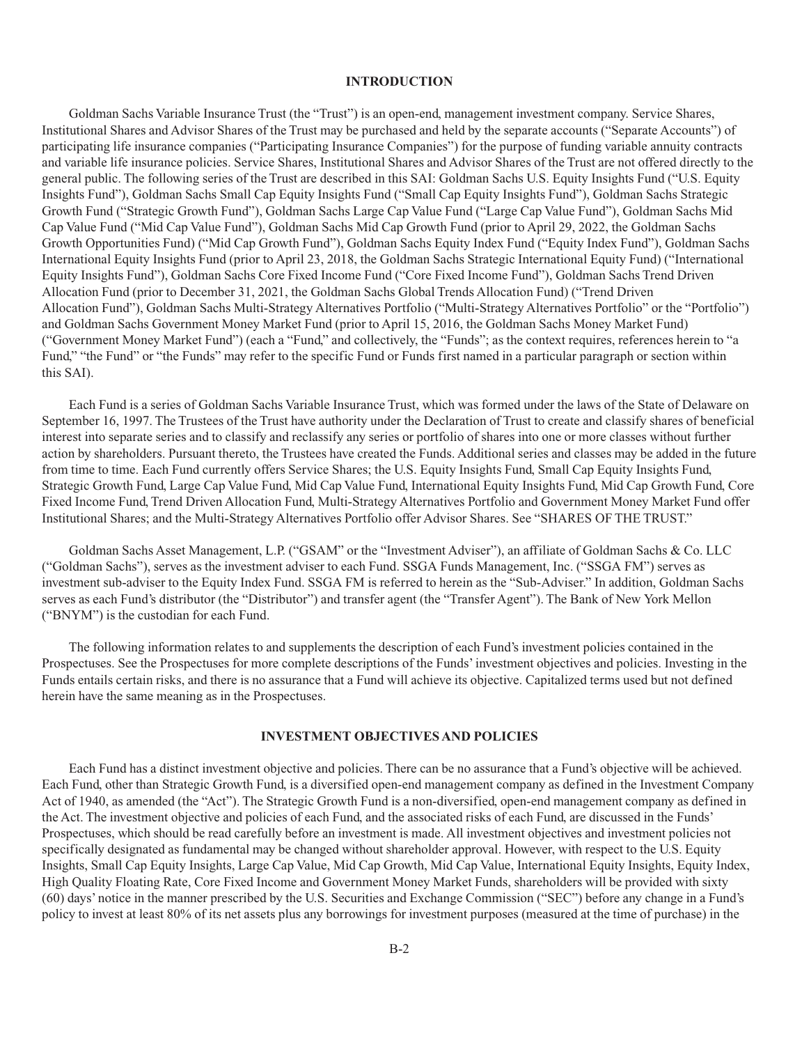## INTRODUCTION

Goldman Sachs Variable Insurance Trust (the "Trust") is an open-end, management investment company. Service Shares, Institutional Shares and Advisor Shares of the Trust may be purchased and held by the separate accounts ("Separate Accounts") of participating life insurance companies ("Participating Insurance Companies") for the purpose of funding variable annuity contracts and variable life insurance policies. Service Shares, Institutional Shares and Advisor Shares of the Trust are not offered directly to the general public. The following series of the Trust are described in this SAI: Goldman Sachs U.S. Equity Insights Fund ("U.S. Equity Insights Fund"), Goldman Sachs Small Cap Equity Insights Fund ("Small Cap Equity Insights Fund"), Goldman Sachs Strategic Growth Fund ("Strategic Growth Fund"), Goldman Sachs Large Cap Value Fund ("Large Cap Value Fund"), Goldman Sachs Mid Cap Value Fund ("Mid Cap Value Fund"), Goldman Sachs Mid Cap Growth Fund (prior to April 29, 2022, the Goldman Sachs Growth Opportunities Fund) ("Mid Cap Growth Fund"), Goldman Sachs Equity Index Fund ("Equity Index Fund"), Goldman Sachs International Equity Insights Fund (prior to April 23, 2018, the Goldman Sachs Strategic International Equity Fund) ("International Equity Insights Fund"), Goldman Sachs Core Fixed Income Fund ("Core Fixed Income Fund"), Goldman Sachs Trend Driven Allocation Fund (prior to December 31, 2021, the Goldman Sachs Global Trends Allocation Fund) ("Trend Driven Allocation Fund"), Goldman Sachs Multi-Strategy Alternatives Portfolio ("Multi-Strategy Alternatives Portfolio" or the "Portfolio") and Goldman Sachs Government Money Market Fund (prior to April 15, 2016, the Goldman Sachs Money Market Fund) ("Government Money Market Fund") (each a "Fund," and collectively, the "Funds"; as the context requires, references herein to "a Fund," "the Fund" or "the Funds" may refer to the specific Fund or Funds first named in a particular paragraph or section within this SAI).

Each Fund is a series of Goldman Sachs Variable Insurance Trust, which was formed under the laws of the State of Delaware on September 16, 1997. The Trustees of the Trust have authority under the Declaration of Trust to create and classify shares of beneficial interest into separate series and to classify and reclassify any series or portfolio of shares into one or more classes without further action by shareholders. Pursuant thereto, the Trustees have created the Funds. Additional series and classes may be added in the future from time to time. Each Fund currently offers Service Shares; the U.S. Equity Insights Fund, Small Cap Equity Insights Fund, Strategic Growth Fund, Large Cap Value Fund, Mid Cap Value Fund, International Equity Insights Fund, Mid Cap Growth Fund, Core Fixed Income Fund, Trend Driven Allocation Fund, Multi-Strategy Alternatives Portfolio and Government Money Market Fund offer Institutional Shares; and the Multi-Strategy Alternatives Portfolio offer Advisor Shares. See "SHARES OF THE TRUST."

Goldman Sachs Asset Management, L.P. ("GSAM" or the "Investment Adviser"), an affiliate of Goldman Sachs & Co. LLC ("Goldman Sachs"), serves as the investment adviser to each Fund. SSGA Funds Management, Inc. ("SSGA FM") serves as investment sub-adviser to the Equity Index Fund. SSGA FM is referred to herein as the "Sub-Adviser." In addition, Goldman Sachs serves as each Fund's distributor (the "Distributor") and transfer agent (the "Transfer Agent"). The Bank of New York Mellon ("BNYM") is the custodian for each Fund.

The following information relates to and supplements the description of each Fund's investment policies contained in the Prospectuses. See the Prospectuses for more complete descriptions of the Funds' investment objectives and policies. Investing in the Funds entails certain risks, and there is no assurance that a Fund will achieve its objective. Capitalized terms used but not defined herein have the same meaning as in the Prospectuses.

## INVESTMENT OBJECTIVES AND POLICIES

Each Fund has a distinct investment objective and policies. There can be no assurance that a Fund's objective will be achieved. Each Fund, other than Strategic Growth Fund, is a diversified open-end management company as defined in the Investment Company Act of 1940, as amended (the "Act"). The Strategic Growth Fund is a non-diversified, open-end management company as defined in the Act. The investment objective and policies of each Fund, and the associated risks of each Fund, are discussed in the Funds' Prospectuses, which should be read carefully before an investment is made. All investment objectives and investment policies not specifically designated as fundamental may be changed without shareholder approval. However, with respect to the U.S. Equity Insights, Small Cap Equity Insights, Large Cap Value, Mid Cap Growth, Mid Cap Value, International Equity Insights, Equity Index, High Quality Floating Rate, Core Fixed Income and Government Money Market Funds, shareholders will be provided with sixty (60) days' notice in the manner prescribed by the U.S. Securities and Exchange Commission ("SEC") before any change in a Fund's policy to invest at least 80% of its net assets plus any borrowings for investment purposes (measured at the time of purchase) in the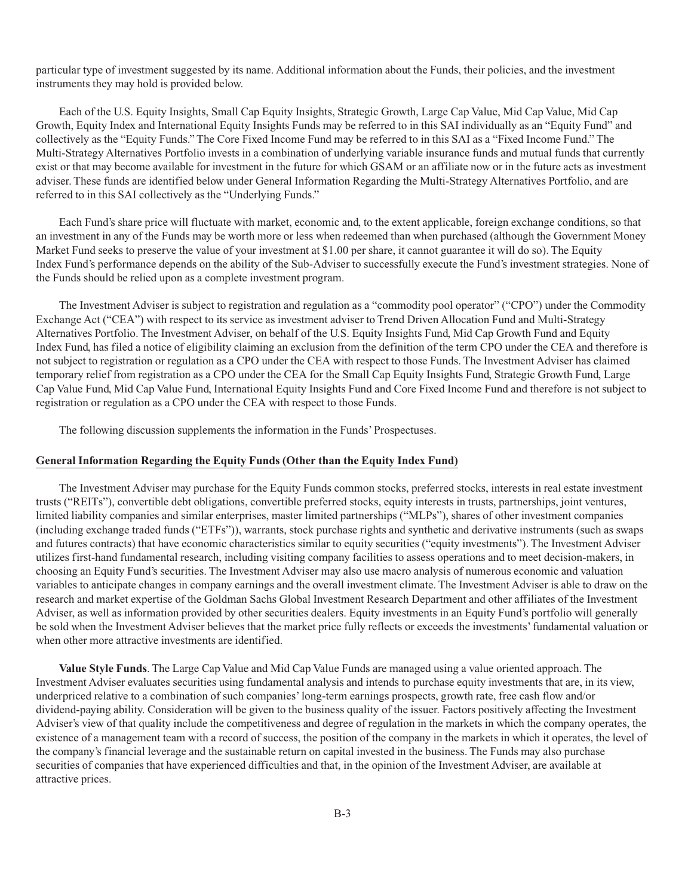particular type of investment suggested by its name. Additional information about the Funds, their policies, and the investment instruments they may hold is provided below.

Each of the U.S. Equity Insights, Small Cap Equity Insights, Strategic Growth, Large Cap Value, Mid Cap Value, Mid Cap Growth, Equity Index and International Equity Insights Funds may be referred to in this SAI individually as an "Equity Fund" and collectively as the "Equity Funds." The Core Fixed Income Fund may be referred to in this SAI as a "Fixed Income Fund." The Multi-Strategy Alternatives Portfolio invests in a combination of underlying variable insurance funds and mutual funds that currently exist or that may become available for investment in the future for which GSAM or an affiliate now or in the future acts as investment adviser. These funds are identified below under General Information Regarding the Multi-Strategy Alternatives Portfolio, and are referred to in this SAI collectively as the "Underlying Funds."

Each Fund's share price will fluctuate with market, economic and, to the extent applicable, foreign exchange conditions, so that an investment in any of the Funds may be worth more or less when redeemed than when purchased (although the Government Money Market Fund seeks to preserve the value of your investment at $1.00 per share, it cannot guarantee it will do so). The Equity Index Fund's performance depends on the ability of the Sub-Adviser to successfully execute the Fund's investment strategies. None of the Funds should be relied upon as a complete investment program.

The Investment Adviser is subject to registration and regulation as a "commodity pool operator" ("CPO") under the Commodity Exchange Act ("CEA") with respect to its service as investment adviser to Trend Driven Allocation Fund and Multi-Strategy Alternatives Portfolio. The Investment Adviser, on behalf of the U.S. Equity Insights Fund, Mid Cap Growth Fund and Equity Index Fund, has filed a notice of eligibility claiming an exclusion from the definition of the term CPO under the CEA and therefore is not subject to registration or regulation as a CPO under the CEA with respect to those Funds. The Investment Adviser has claimed temporary relief from registration as a CPO under the CEA for the Small Cap Equity Insights Fund, Strategic Growth Fund, Large Cap Value Fund, Mid Cap Value Fund, International Equity Insights Fund and Core Fixed Income Fund and therefore is not subject to registration or regulation as a CPO under the CEA with respect to those Funds.

The following discussion supplements the information in the Funds' Prospectuses.

**General Information Regarding the Equity Funds (Other than the Equity Index Fund)**

The Investment Adviser may purchase for the Equity Funds common stocks, preferred stocks, interests in real estate investment trusts ("REITs"), convertible debt obligations, convertible preferred stocks, equity interests in trusts, partnerships, joint ventures, limited liability companies and similar enterprises, master limited partnerships ("MLPs"), shares of other investment companies (including exchange traded funds ("ETFs")), warrants, stock purchase rights and synthetic and derivative instruments (such as swaps and futures contracts) that have economic characteristics similar to equity securities ("equity investments"). The Investment Adviser utilizes first-hand fundamental research, including visiting company facilities to assess operations and to meet decision-makers, in choosing an Equity Fund's securities. The Investment Adviser may also use macro analysis of numerous economic and valuation variables to anticipate changes in company earnings and the overall investment climate. The Investment Adviser is able to draw on the research and market expertise of the Goldman Sachs Global Investment Research Department and other affiliates of the Investment Adviser, as well as information provided by other securities dealers. Equity investments in an Equity Fund's portfolio will generally be sold when the Investment Adviser believes that the market price fully reflects or exceeds the investments' fundamental valuation or when other more attractive investments are identified.

**Value Style Funds**. The Large Cap Value and Mid Cap Value Funds are managed using a value oriented approach. The Investment Adviser evaluates securities using fundamental analysis and intends to purchase equity investments that are, in its view, underpriced relative to a combination of such companies' long-term earnings prospects, growth rate, free cash flow and/or dividend-paying ability. Consideration will be given to the business quality of the issuer. Factors positively affecting the Investment Adviser's view of that quality include the competitiveness and degree of regulation in the markets in which the company operates, the existence of a management team with a record of success, the position of the company in the markets in which it operates, the level of the company's financial leverage and the sustainable return on capital invested in the business. The Funds may also purchase securities of companies that have experienced difficulties and that, in the opinion of the Investment Adviser, are available at attractive prices.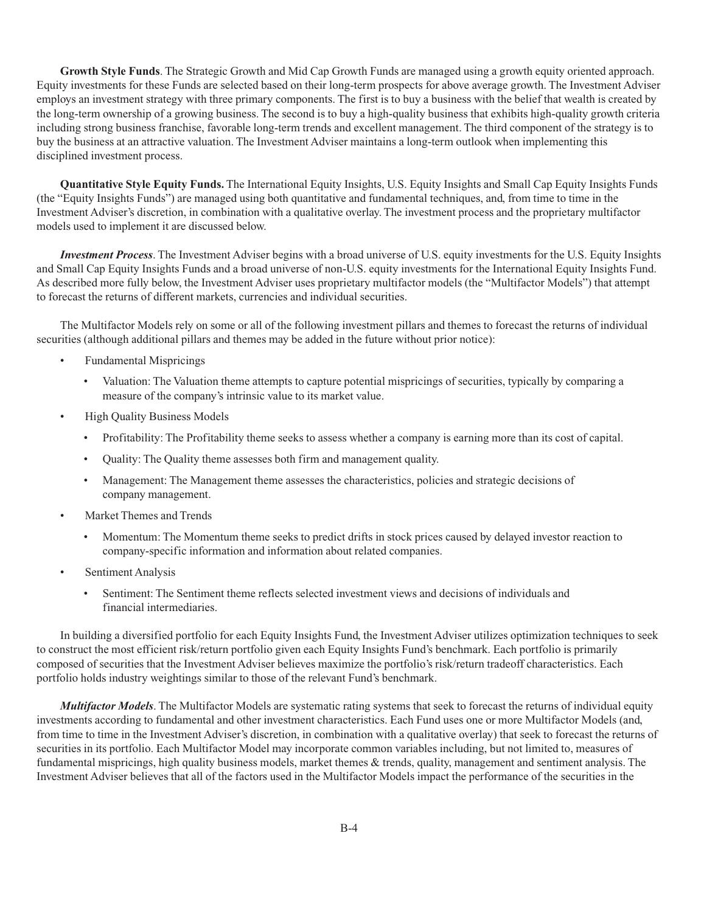**Growth Style Funds**. The Strategic Growth and Mid Cap Growth Funds are managed using a growth equity oriented approach. Equity investments for these Funds are selected based on their long-term prospects for above average growth. The Investment Adviser employs an investment strategy with three primary components. The first is to buy a business with the belief that wealth is created by the long-term ownership of a growing business. The second is to buy a high-quality business that exhibits high-quality growth criteria including strong business franchise, favorable long-term trends and excellent management. The third component of the strategy is to buy the business at an attractive valuation. The Investment Adviser maintains a long-term outlook when implementing this disciplined investment process.

**Quantitative Style Equity Funds.** The International Equity Insights, U.S. Equity Insights and Small Cap Equity Insights Funds (the "Equity Insights Funds") are managed using both quantitative and fundamental techniques, and, from time to time in the Investment Adviser's discretion, in combination with a qualitative overlay. The investment process and the proprietary multifactor models used to implement it are discussed below.

***Investment Process***. The Investment Adviser begins with a broad universe of U.S. equity investments for the U.S. Equity Insights and Small Cap Equity Insights Funds and a broad universe of non-U.S. equity investments for the International Equity Insights Fund. As described more fully below, the Investment Adviser uses proprietary multifactor models (the "Multifactor Models") that attempt to forecast the returns of different markets, currencies and individual securities.

The Multifactor Models rely on some or all of the following investment pillars and themes to forecast the returns of individual securities (although additional pillars and themes may be added in the future without prior notice):

- Fundamental Mispricings
  - Valuation: The Valuation theme attempts to capture potential mispricings of securities, typically by comparing a measure of the company's intrinsic value to its market value.
- High Quality Business Models
  - Profitability: The Profitability theme seeks to assess whether a company is earning more than its cost of capital.
  - Quality: The Quality theme assesses both firm and management quality.
  - Management: The Management theme assesses the characteristics, policies and strategic decisions of company management.
- Market Themes and Trends
  - Momentum: The Momentum theme seeks to predict drifts in stock prices caused by delayed investor reaction to company-specific information and information about related companies.
- Sentiment Analysis
  - Sentiment: The Sentiment theme reflects selected investment views and decisions of individuals and financial intermediaries.

In building a diversified portfolio for each Equity Insights Fund, the Investment Adviser utilizes optimization techniques to seek to construct the most efficient risk/return portfolio given each Equity Insights Fund's benchmark. Each portfolio is primarily composed of securities that the Investment Adviser believes maximize the portfolio's risk/return tradeoff characteristics. Each portfolio holds industry weightings similar to those of the relevant Fund's benchmark.

***Multifactor Models***. The Multifactor Models are systematic rating systems that seek to forecast the returns of individual equity investments according to fundamental and other investment characteristics. Each Fund uses one or more Multifactor Models (and, from time to time in the Investment Adviser's discretion, in combination with a qualitative overlay) that seek to forecast the returns of securities in its portfolio. Each Multifactor Model may incorporate common variables including, but not limited to, measures of fundamental mispricings, high quality business models, market themes & trends, quality, management and sentiment analysis. The Investment Adviser believes that all of the factors used in the Multifactor Models impact the performance of the securities in the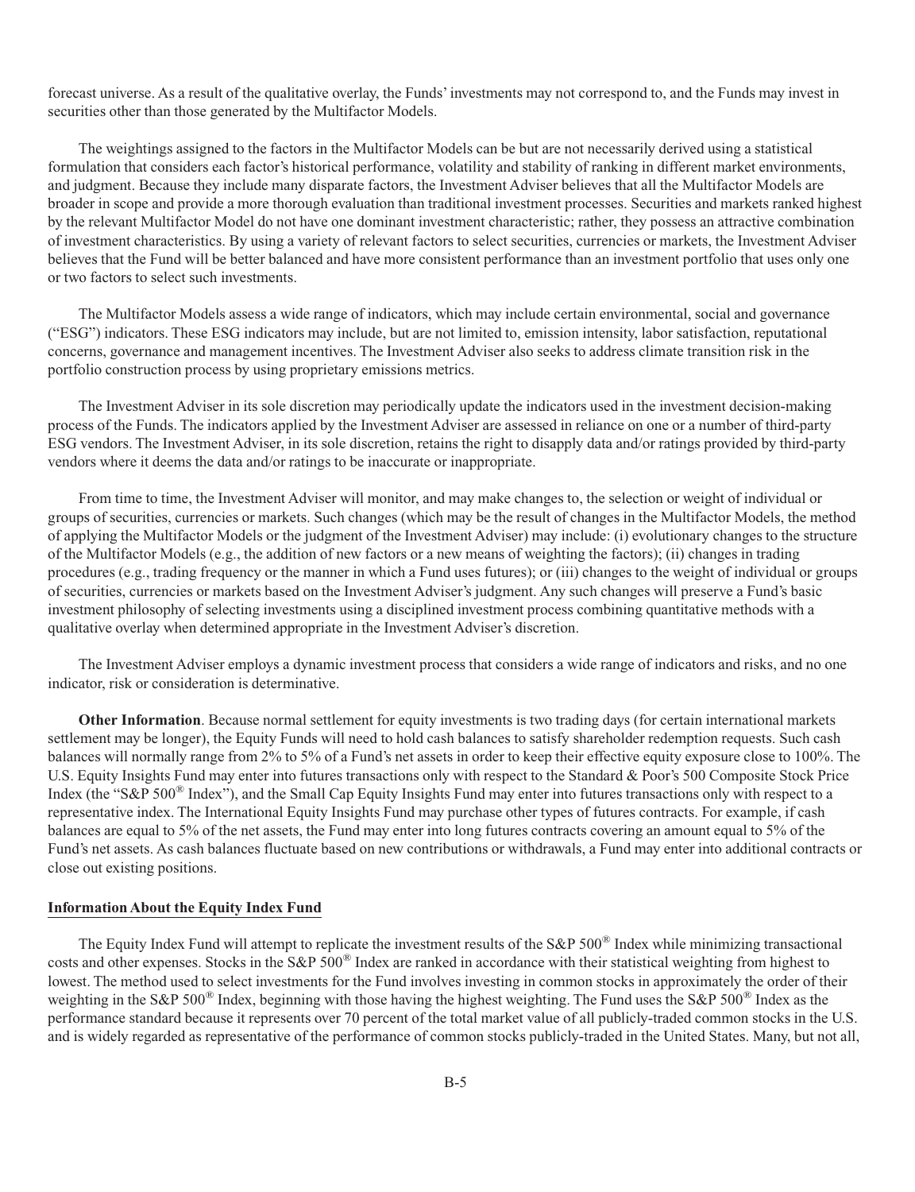forecast universe. As a result of the qualitative overlay, the Funds' investments may not correspond to, and the Funds may invest in securities other than those generated by the Multifactor Models.

The weightings assigned to the factors in the Multifactor Models can be but are not necessarily derived using a statistical formulation that considers each factor's historical performance, volatility and stability of ranking in different market environments, and judgment. Because they include many disparate factors, the Investment Adviser believes that all the Multifactor Models are broader in scope and provide a more thorough evaluation than traditional investment processes. Securities and markets ranked highest by the relevant Multifactor Model do not have one dominant investment characteristic; rather, they possess an attractive combination of investment characteristics. By using a variety of relevant factors to select securities, currencies or markets, the Investment Adviser believes that the Fund will be better balanced and have more consistent performance than an investment portfolio that uses only one or two factors to select such investments.

The Multifactor Models assess a wide range of indicators, which may include certain environmental, social and governance ("ESG") indicators. These ESG indicators may include, but are not limited to, emission intensity, labor satisfaction, reputational concerns, governance and management incentives. The Investment Adviser also seeks to address climate transition risk in the portfolio construction process by using proprietary emissions metrics.

The Investment Adviser in its sole discretion may periodically update the indicators used in the investment decision-making process of the Funds. The indicators applied by the Investment Adviser are assessed in reliance on one or a number of third-party ESG vendors. The Investment Adviser, in its sole discretion, retains the right to disapply data and/or ratings provided by third-party vendors where it deems the data and/or ratings to be inaccurate or inappropriate.

From time to time, the Investment Adviser will monitor, and may make changes to, the selection or weight of individual or groups of securities, currencies or markets. Such changes (which may be the result of changes in the Multifactor Models, the method of applying the Multifactor Models or the judgment of the Investment Adviser) may include: (i) evolutionary changes to the structure of the Multifactor Models (e.g., the addition of new factors or a new means of weighting the factors); (ii) changes in trading procedures (e.g., trading frequency or the manner in which a Fund uses futures); or (iii) changes to the weight of individual or groups of securities, currencies or markets based on the Investment Adviser's judgment. Any such changes will preserve a Fund's basic investment philosophy of selecting investments using a disciplined investment process combining quantitative methods with a qualitative overlay when determined appropriate in the Investment Adviser's discretion.

The Investment Adviser employs a dynamic investment process that considers a wide range of indicators and risks, and no one indicator, risk or consideration is determinative.

**Other Information**. Because normal settlement for equity investments is two trading days (for certain international markets settlement may be longer), the Equity Funds will need to hold cash balances to satisfy shareholder redemption requests. Such cash balances will normally range from 2% to 5% of a Fund's net assets in order to keep their effective equity exposure close to 100%. The U.S. Equity Insights Fund may enter into futures transactions only with respect to the Standard & Poor's 500 Composite Stock Price Index (the "S&P 500® Index"), and the Small Cap Equity Insights Fund may enter into futures transactions only with respect to a representative index. The International Equity Insights Fund may purchase other types of futures contracts. For example, if cash balances are equal to 5% of the net assets, the Fund may enter into long futures contracts covering an amount equal to 5% of the Fund's net assets. As cash balances fluctuate based on new contributions or withdrawals, a Fund may enter into additional contracts or close out existing positions.

## Information About the Equity Index Fund

The Equity Index Fund will attempt to replicate the investment results of the S&P 500® Index while minimizing transactional costs and other expenses. Stocks in the S&P 500® Index are ranked in accordance with their statistical weighting from highest to lowest. The method used to select investments for the Fund involves investing in common stocks in approximately the order of their weighting in the S&P 500® Index, beginning with those having the highest weighting. The Fund uses the S&P 500® Index as the performance standard because it represents over 70 percent of the total market value of all publicly-traded common stocks in the U.S. and is widely regarded as representative of the performance of common stocks publicly-traded in the United States. Many, but not all,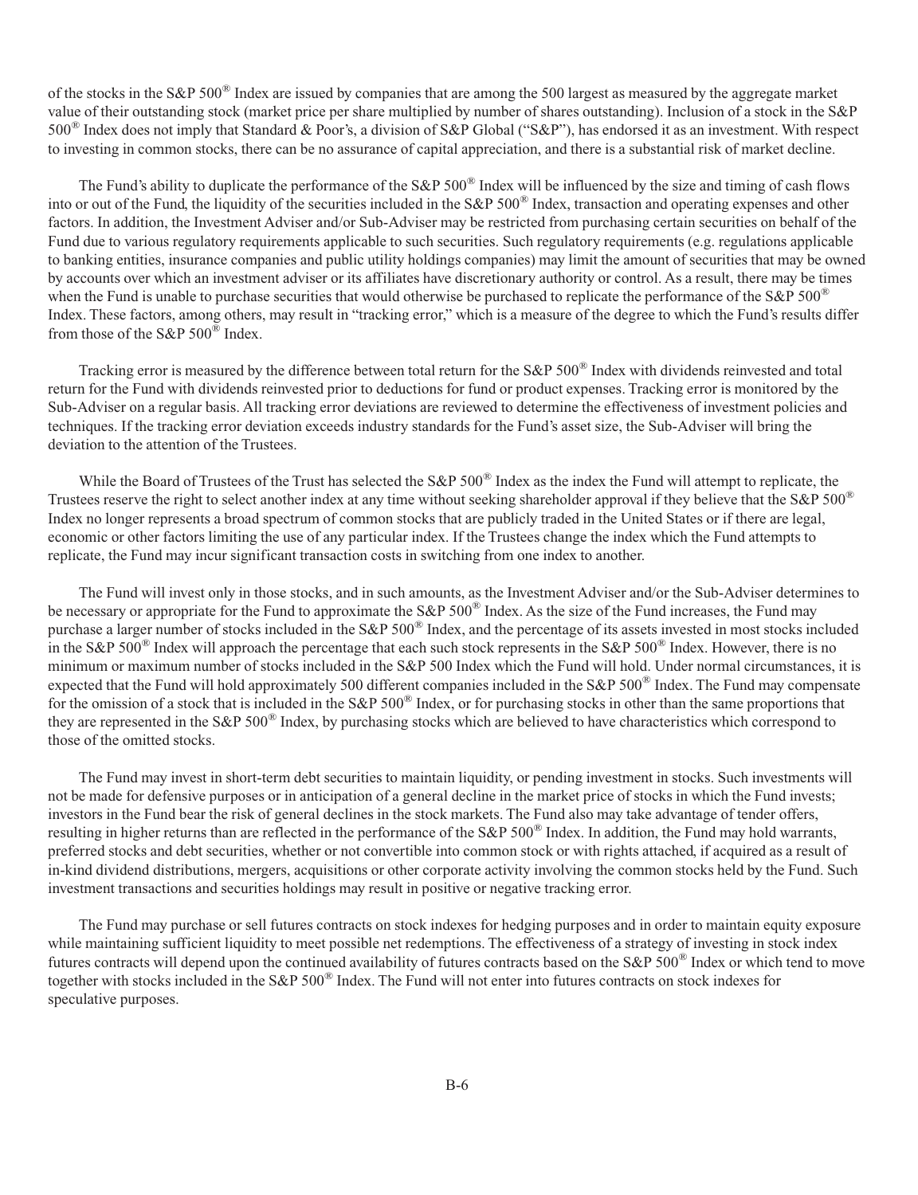of the stocks in the S&P 500® Index are issued by companies that are among the 500 largest as measured by the aggregate market value of their outstanding stock (market price per share multiplied by number of shares outstanding). Inclusion of a stock in the S&P 500® Index does not imply that Standard & Poor's, a division of S&P Global ("S&P"), has endorsed it as an investment. With respect to investing in common stocks, there can be no assurance of capital appreciation, and there is a substantial risk of market decline.

The Fund's ability to duplicate the performance of the S&P 500® Index will be influenced by the size and timing of cash flows into or out of the Fund, the liquidity of the securities included in the S&P 500® Index, transaction and operating expenses and other factors. In addition, the Investment Adviser and/or Sub-Adviser may be restricted from purchasing certain securities on behalf of the Fund due to various regulatory requirements applicable to such securities. Such regulatory requirements (e.g. regulations applicable to banking entities, insurance companies and public utility holdings companies) may limit the amount of securities that may be owned by accounts over which an investment adviser or its affiliates have discretionary authority or control. As a result, there may be times when the Fund is unable to purchase securities that would otherwise be purchased to replicate the performance of the S&P 500® Index. These factors, among others, may result in "tracking error," which is a measure of the degree to which the Fund's results differ from those of the S&P 500® Index.

Tracking error is measured by the difference between total return for the S&P 500® Index with dividends reinvested and total return for the Fund with dividends reinvested prior to deductions for fund or product expenses. Tracking error is monitored by the Sub-Adviser on a regular basis. All tracking error deviations are reviewed to determine the effectiveness of investment policies and techniques. If the tracking error deviation exceeds industry standards for the Fund's asset size, the Sub-Adviser will bring the deviation to the attention of the Trustees.

While the Board of Trustees of the Trust has selected the S&P 500® Index as the index the Fund will attempt to replicate, the Trustees reserve the right to select another index at any time without seeking shareholder approval if they believe that the S&P 500® Index no longer represents a broad spectrum of common stocks that are publicly traded in the United States or if there are legal, economic or other factors limiting the use of any particular index. If the Trustees change the index which the Fund attempts to replicate, the Fund may incur significant transaction costs in switching from one index to another.

The Fund will invest only in those stocks, and in such amounts, as the Investment Adviser and/or the Sub-Adviser determines to be necessary or appropriate for the Fund to approximate the S&P 500® Index. As the size of the Fund increases, the Fund may purchase a larger number of stocks included in the S&P 500® Index, and the percentage of its assets invested in most stocks included in the S&P 500® Index will approach the percentage that each such stock represents in the S&P 500® Index. However, there is no minimum or maximum number of stocks included in the S&P 500 Index which the Fund will hold. Under normal circumstances, it is expected that the Fund will hold approximately 500 different companies included in the S&P 500® Index. The Fund may compensate for the omission of a stock that is included in the S&P 500® Index, or for purchasing stocks in other than the same proportions that they are represented in the S&P 500® Index, by purchasing stocks which are believed to have characteristics which correspond to those of the omitted stocks.

The Fund may invest in short-term debt securities to maintain liquidity, or pending investment in stocks. Such investments will not be made for defensive purposes or in anticipation of a general decline in the market price of stocks in which the Fund invests; investors in the Fund bear the risk of general declines in the stock markets. The Fund also may take advantage of tender offers, resulting in higher returns than are reflected in the performance of the S&P 500® Index. In addition, the Fund may hold warrants, preferred stocks and debt securities, whether or not convertible into common stock or with rights attached, if acquired as a result of in-kind dividend distributions, mergers, acquisitions or other corporate activity involving the common stocks held by the Fund. Such investment transactions and securities holdings may result in positive or negative tracking error.

The Fund may purchase or sell futures contracts on stock indexes for hedging purposes and in order to maintain equity exposure while maintaining sufficient liquidity to meet possible net redemptions. The effectiveness of a strategy of investing in stock index futures contracts will depend upon the continued availability of futures contracts based on the S&P 500® Index or which tend to move together with stocks included in the S&P 500® Index. The Fund will not enter into futures contracts on stock indexes for speculative purposes.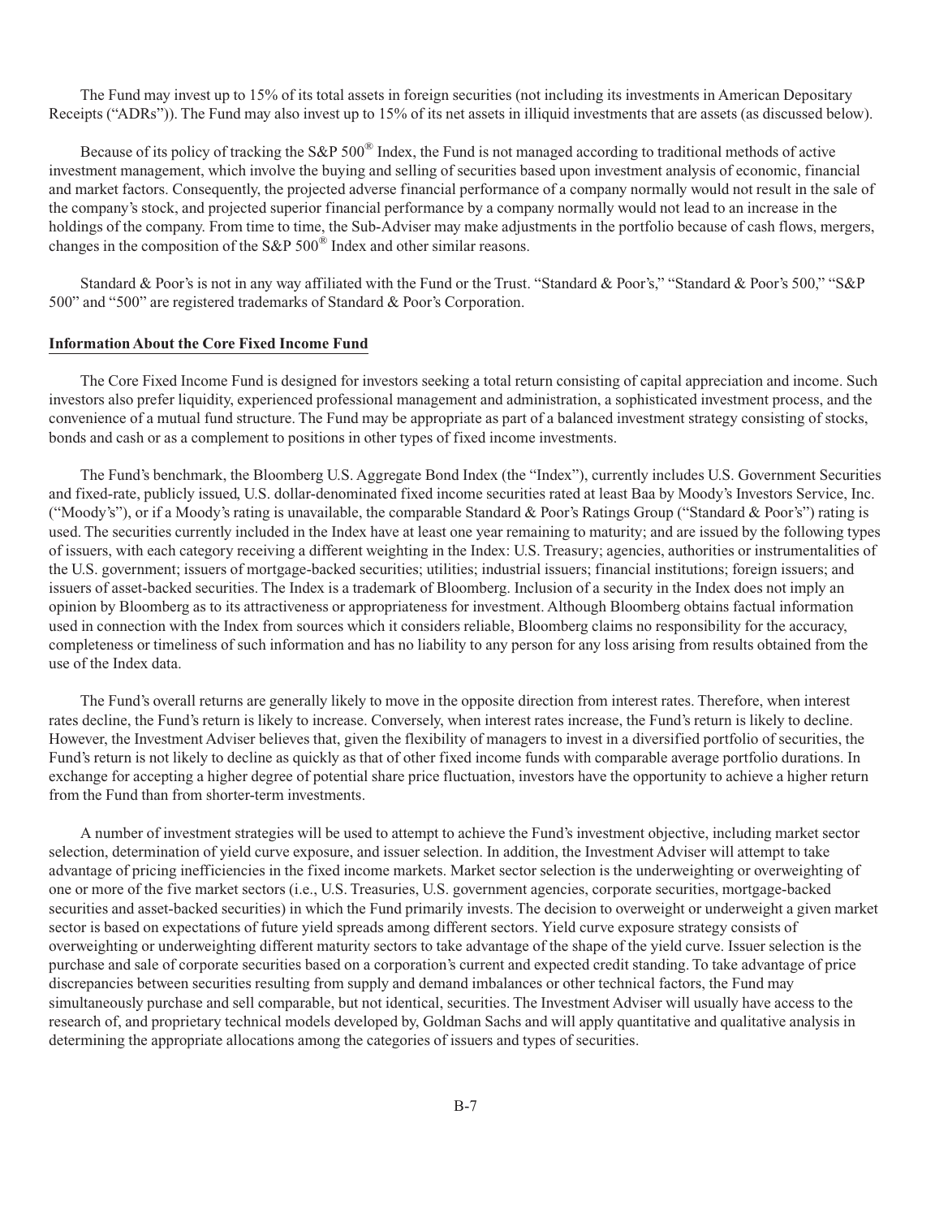The Fund may invest up to 15% of its total assets in foreign securities (not including its investments in American Depositary Receipts ("ADRs")). The Fund may also invest up to 15% of its net assets in illiquid investments that are assets (as discussed below).

Because of its policy of tracking the S&P 500® Index, the Fund is not managed according to traditional methods of active investment management, which involve the buying and selling of securities based upon investment analysis of economic, financial and market factors. Consequently, the projected adverse financial performance of a company normally would not result in the sale of the company's stock, and projected superior financial performance by a company normally would not lead to an increase in the holdings of the company. From time to time, the Sub-Adviser may make adjustments in the portfolio because of cash flows, mergers, changes in the composition of the S&P 500® Index and other similar reasons.

Standard & Poor's is not in any way affiliated with the Fund or the Trust. "Standard & Poor's," "Standard & Poor's 500," "S&P 500" and "500" are registered trademarks of Standard & Poor's Corporation.

**Information About the Core Fixed Income Fund**

The Core Fixed Income Fund is designed for investors seeking a total return consisting of capital appreciation and income. Such investors also prefer liquidity, experienced professional management and administration, a sophisticated investment process, and the convenience of a mutual fund structure. The Fund may be appropriate as part of a balanced investment strategy consisting of stocks, bonds and cash or as a complement to positions in other types of fixed income investments.

The Fund's benchmark, the Bloomberg U.S. Aggregate Bond Index (the "Index"), currently includes U.S. Government Securities and fixed-rate, publicly issued, U.S. dollar-denominated fixed income securities rated at least Baa by Moody's Investors Service, Inc. ("Moody's"), or if a Moody's rating is unavailable, the comparable Standard & Poor's Ratings Group ("Standard & Poor's") rating is used. The securities currently included in the Index have at least one year remaining to maturity; and are issued by the following types of issuers, with each category receiving a different weighting in the Index: U.S. Treasury; agencies, authorities or instrumentalities of the U.S. government; issuers of mortgage-backed securities; utilities; industrial issuers; financial institutions; foreign issuers; and issuers of asset-backed securities. The Index is a trademark of Bloomberg. Inclusion of a security in the Index does not imply an opinion by Bloomberg as to its attractiveness or appropriateness for investment. Although Bloomberg obtains factual information used in connection with the Index from sources which it considers reliable, Bloomberg claims no responsibility for the accuracy, completeness or timeliness of such information and has no liability to any person for any loss arising from results obtained from the use of the Index data.

The Fund's overall returns are generally likely to move in the opposite direction from interest rates. Therefore, when interest rates decline, the Fund's return is likely to increase. Conversely, when interest rates increase, the Fund's return is likely to decline. However, the Investment Adviser believes that, given the flexibility of managers to invest in a diversified portfolio of securities, the Fund's return is not likely to decline as quickly as that of other fixed income funds with comparable average portfolio durations. In exchange for accepting a higher degree of potential share price fluctuation, investors have the opportunity to achieve a higher return from the Fund than from shorter-term investments.

A number of investment strategies will be used to attempt to achieve the Fund's investment objective, including market sector selection, determination of yield curve exposure, and issuer selection. In addition, the Investment Adviser will attempt to take advantage of pricing inefficiencies in the fixed income markets. Market sector selection is the underweighting or overweighting of one or more of the five market sectors (i.e., U.S. Treasuries, U.S. government agencies, corporate securities, mortgage-backed securities and asset-backed securities) in which the Fund primarily invests. The decision to overweight or underweight a given market sector is based on expectations of future yield spreads among different sectors. Yield curve exposure strategy consists of overweighting or underweighting different maturity sectors to take advantage of the shape of the yield curve. Issuer selection is the purchase and sale of corporate securities based on a corporation's current and expected credit standing. To take advantage of price discrepancies between securities resulting from supply and demand imbalances or other technical factors, the Fund may simultaneously purchase and sell comparable, but not identical, securities. The Investment Adviser will usually have access to the research of, and proprietary technical models developed by, Goldman Sachs and will apply quantitative and qualitative analysis in determining the appropriate allocations among the categories of issuers and types of securities.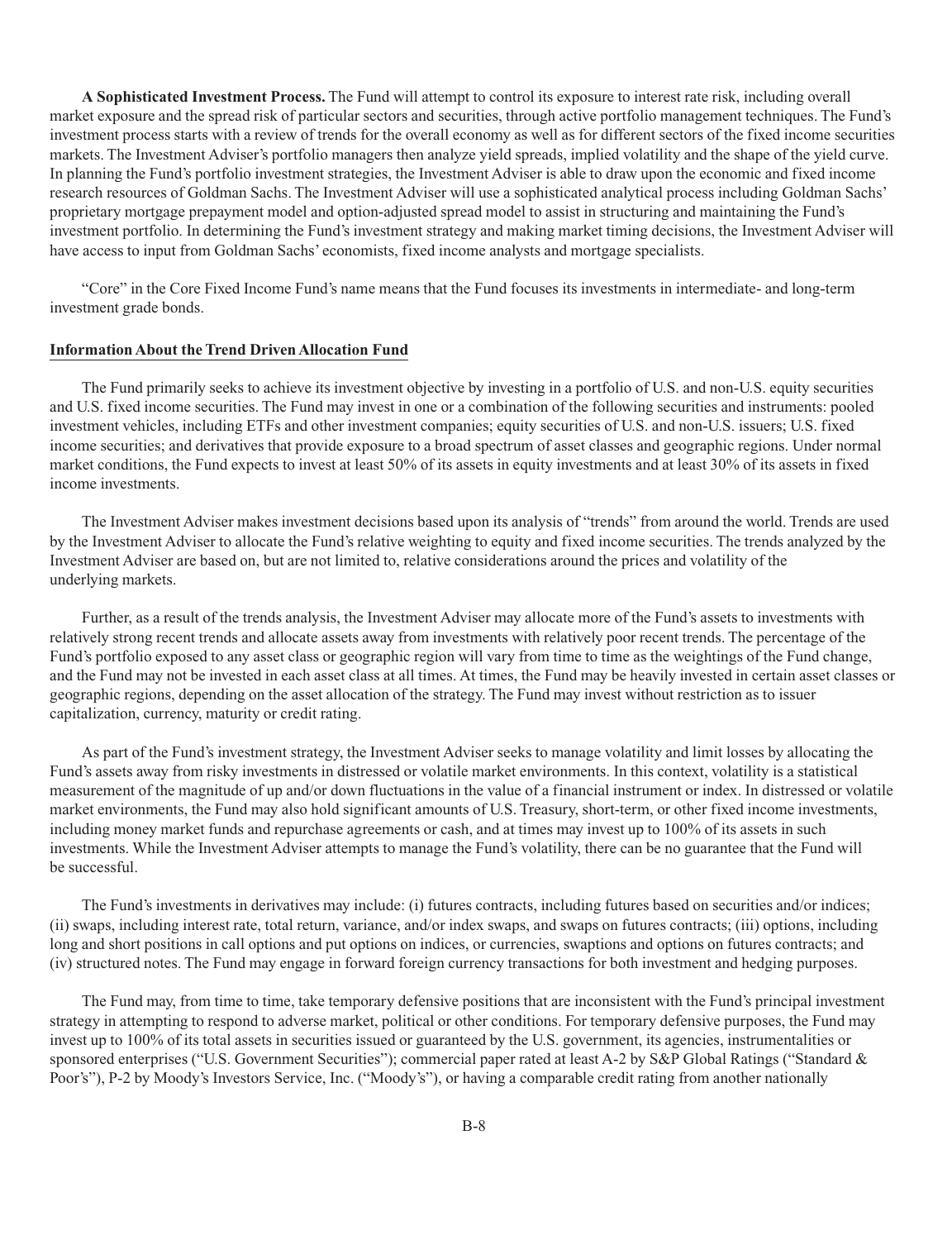**A Sophisticated Investment Process.** The Fund will attempt to control its exposure to interest rate risk, including overall market exposure and the spread risk of particular sectors and securities, through active portfolio management techniques. The Fund's investment process starts with a review of trends for the overall economy as well as for different sectors of the fixed income securities markets. The Investment Adviser's portfolio managers then analyze yield spreads, implied volatility and the shape of the yield curve. In planning the Fund's portfolio investment strategies, the Investment Adviser is able to draw upon the economic and fixed income research resources of Goldman Sachs. The Investment Adviser will use a sophisticated analytical process including Goldman Sachs' proprietary mortgage prepayment model and option-adjusted spread model to assist in structuring and maintaining the Fund's investment portfolio. In determining the Fund's investment strategy and making market timing decisions, the Investment Adviser will have access to input from Goldman Sachs' economists, fixed income analysts and mortgage specialists.

"Core" in the Core Fixed Income Fund's name means that the Fund focuses its investments in intermediate- and long-term investment grade bonds.

**Information About the Trend Driven Allocation Fund**

The Fund primarily seeks to achieve its investment objective by investing in a portfolio of U.S. and non-U.S. equity securities and U.S. fixed income securities. The Fund may invest in one or a combination of the following securities and instruments: pooled investment vehicles, including ETFs and other investment companies; equity securities of U.S. and non-U.S. issuers; U.S. fixed income securities; and derivatives that provide exposure to a broad spectrum of asset classes and geographic regions. Under normal market conditions, the Fund expects to invest at least 50% of its assets in equity investments and at least 30% of its assets in fixed income investments.

The Investment Adviser makes investment decisions based upon its analysis of "trends" from around the world. Trends are used by the Investment Adviser to allocate the Fund's relative weighting to equity and fixed income securities. The trends analyzed by the Investment Adviser are based on, but are not limited to, relative considerations around the prices and volatility of the underlying markets.

Further, as a result of the trends analysis, the Investment Adviser may allocate more of the Fund's assets to investments with relatively strong recent trends and allocate assets away from investments with relatively poor recent trends. The percentage of the Fund's portfolio exposed to any asset class or geographic region will vary from time to time as the weightings of the Fund change, and the Fund may not be invested in each asset class at all times. At times, the Fund may be heavily invested in certain asset classes or geographic regions, depending on the asset allocation of the strategy. The Fund may invest without restriction as to issuer capitalization, currency, maturity or credit rating.

As part of the Fund's investment strategy, the Investment Adviser seeks to manage volatility and limit losses by allocating the Fund's assets away from risky investments in distressed or volatile market environments. In this context, volatility is a statistical measurement of the magnitude of up and/or down fluctuations in the value of a financial instrument or index. In distressed or volatile market environments, the Fund may also hold significant amounts of U.S. Treasury, short-term, or other fixed income investments, including money market funds and repurchase agreements or cash, and at times may invest up to 100% of its assets in such investments. While the Investment Adviser attempts to manage the Fund's volatility, there can be no guarantee that the Fund will be successful.

The Fund's investments in derivatives may include: (i) futures contracts, including futures based on securities and/or indices; (ii) swaps, including interest rate, total return, variance, and/or index swaps, and swaps on futures contracts; (iii) options, including long and short positions in call options and put options on indices, or currencies, swaptions and options on futures contracts; and (iv) structured notes. The Fund may engage in forward foreign currency transactions for both investment and hedging purposes.

The Fund may, from time to time, take temporary defensive positions that are inconsistent with the Fund's principal investment strategy in attempting to respond to adverse market, political or other conditions. For temporary defensive purposes, the Fund may invest up to 100% of its total assets in securities issued or guaranteed by the U.S. government, its agencies, instrumentalities or sponsored enterprises ("U.S. Government Securities"); commercial paper rated at least A-2 by S&P Global Ratings ("Standard & Poor's"), P-2 by Moody's Investors Service, Inc. ("Moody's"), or having a comparable credit rating from another nationally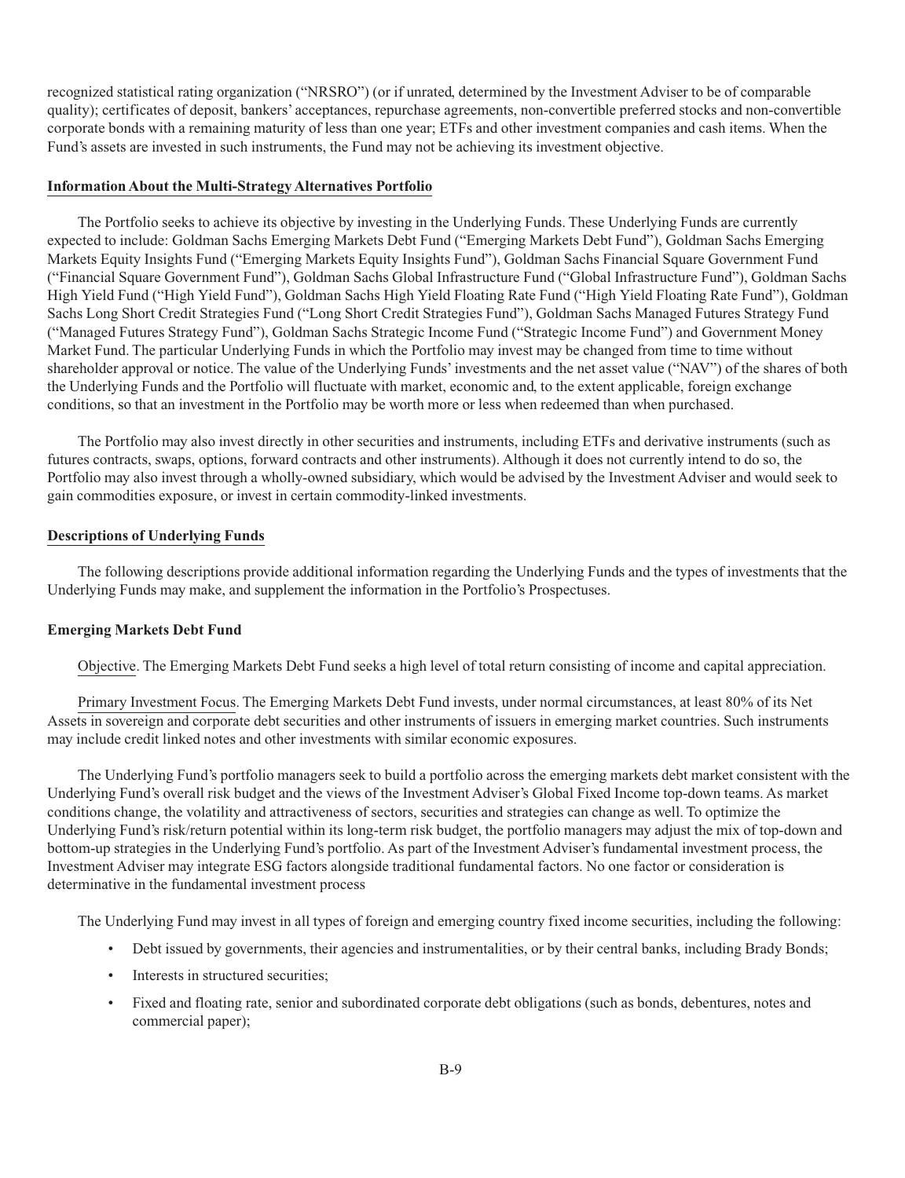recognized statistical rating organization ("NRSRO") (or if unrated, determined by the Investment Adviser to be of comparable quality); certificates of deposit, bankers' acceptances, repurchase agreements, non-convertible preferred stocks and non-convertible corporate bonds with a remaining maturity of less than one year; ETFs and other investment companies and cash items. When the Fund's assets are invested in such instruments, the Fund may not be achieving its investment objective.

**Information About the Multi-Strategy Alternatives Portfolio**

The Portfolio seeks to achieve its objective by investing in the Underlying Funds. These Underlying Funds are currently expected to include: Goldman Sachs Emerging Markets Debt Fund ("Emerging Markets Debt Fund"), Goldman Sachs Emerging Markets Equity Insights Fund ("Emerging Markets Equity Insights Fund"), Goldman Sachs Financial Square Government Fund ("Financial Square Government Fund"), Goldman Sachs Global Infrastructure Fund ("Global Infrastructure Fund"), Goldman Sachs High Yield Fund ("High Yield Fund"), Goldman Sachs High Yield Floating Rate Fund ("High Yield Floating Rate Fund"), Goldman Sachs Long Short Credit Strategies Fund ("Long Short Credit Strategies Fund"), Goldman Sachs Managed Futures Strategy Fund ("Managed Futures Strategy Fund"), Goldman Sachs Strategic Income Fund ("Strategic Income Fund") and Government Money Market Fund. The particular Underlying Funds in which the Portfolio may invest may be changed from time to time without shareholder approval or notice. The value of the Underlying Funds' investments and the net asset value ("NAV") of the shares of both the Underlying Funds and the Portfolio will fluctuate with market, economic and, to the extent applicable, foreign exchange conditions, so that an investment in the Portfolio may be worth more or less when redeemed than when purchased.

The Portfolio may also invest directly in other securities and instruments, including ETFs and derivative instruments (such as futures contracts, swaps, options, forward contracts and other instruments). Although it does not currently intend to do so, the Portfolio may also invest through a wholly-owned subsidiary, which would be advised by the Investment Adviser and would seek to gain commodities exposure, or invest in certain commodity-linked investments.

**Descriptions of Underlying Funds**

The following descriptions provide additional information regarding the Underlying Funds and the types of investments that the Underlying Funds may make, and supplement the information in the Portfolio's Prospectuses.

**Emerging Markets Debt Fund**

Objective. The Emerging Markets Debt Fund seeks a high level of total return consisting of income and capital appreciation.

Primary Investment Focus. The Emerging Markets Debt Fund invests, under normal circumstances, at least 80% of its Net Assets in sovereign and corporate debt securities and other instruments of issuers in emerging market countries. Such instruments may include credit linked notes and other investments with similar economic exposures.

The Underlying Fund's portfolio managers seek to build a portfolio across the emerging markets debt market consistent with the Underlying Fund's overall risk budget and the views of the Investment Adviser's Global Fixed Income top-down teams. As market conditions change, the volatility and attractiveness of sectors, securities and strategies can change as well. To optimize the Underlying Fund's risk/return potential within its long-term risk budget, the portfolio managers may adjust the mix of top-down and bottom-up strategies in the Underlying Fund's portfolio. As part of the Investment Adviser's fundamental investment process, the Investment Adviser may integrate ESG factors alongside traditional fundamental factors. No one factor or consideration is determinative in the fundamental investment process

The Underlying Fund may invest in all types of foreign and emerging country fixed income securities, including the following:

- Debt issued by governments, their agencies and instrumentalities, or by their central banks, including Brady Bonds;
- Interests in structured securities;
- Fixed and floating rate, senior and subordinated corporate debt obligations (such as bonds, debentures, notes and commercial paper);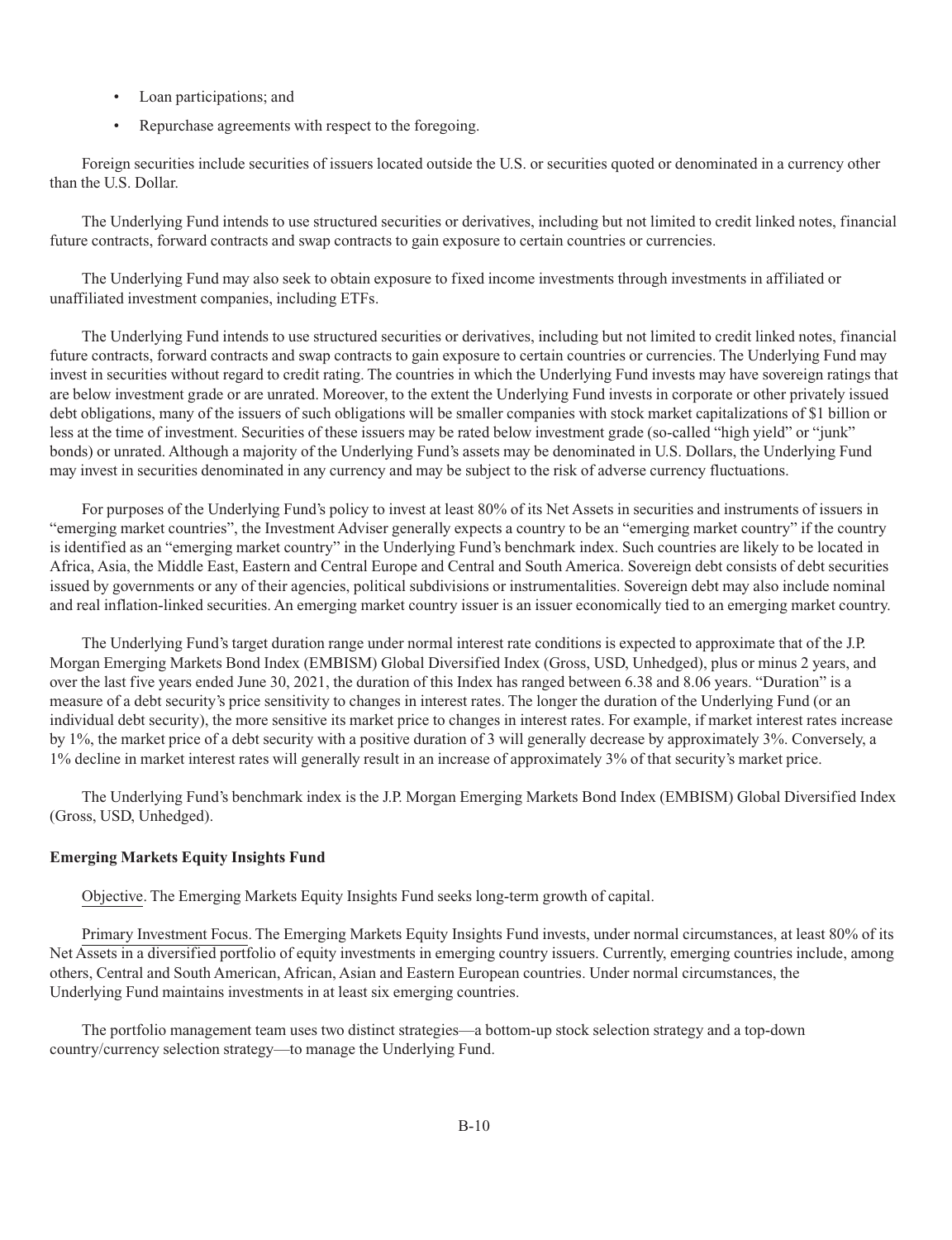- Loan participations; and
- Repurchase agreements with respect to the foregoing.

Foreign securities include securities of issuers located outside the U.S. or securities quoted or denominated in a currency other than the U.S. Dollar.

The Underlying Fund intends to use structured securities or derivatives, including but not limited to credit linked notes, financial future contracts, forward contracts and swap contracts to gain exposure to certain countries or currencies.

The Underlying Fund may also seek to obtain exposure to fixed income investments through investments in affiliated or unaffiliated investment companies, including ETFs.

The Underlying Fund intends to use structured securities or derivatives, including but not limited to credit linked notes, financial future contracts, forward contracts and swap contracts to gain exposure to certain countries or currencies. The Underlying Fund may invest in securities without regard to credit rating. The countries in which the Underlying Fund invests may have sovereign ratings that are below investment grade or are unrated. Moreover, to the extent the Underlying Fund invests in corporate or other privately issued debt obligations, many of the issuers of such obligations will be smaller companies with stock market capitalizations of $1 billion or less at the time of investment. Securities of these issuers may be rated below investment grade (so-called "high yield" or "junk" bonds) or unrated. Although a majority of the Underlying Fund's assets may be denominated in U.S. Dollars, the Underlying Fund may invest in securities denominated in any currency and may be subject to the risk of adverse currency fluctuations.

For purposes of the Underlying Fund's policy to invest at least 80% of its Net Assets in securities and instruments of issuers in "emerging market countries", the Investment Adviser generally expects a country to be an "emerging market country" if the country is identified as an "emerging market country" in the Underlying Fund's benchmark index. Such countries are likely to be located in Africa, Asia, the Middle East, Eastern and Central Europe and Central and South America. Sovereign debt consists of debt securities issued by governments or any of their agencies, political subdivisions or instrumentalities. Sovereign debt may also include nominal and real inflation-linked securities. An emerging market country issuer is an issuer economically tied to an emerging market country.

The Underlying Fund's target duration range under normal interest rate conditions is expected to approximate that of the J.P. Morgan Emerging Markets Bond Index (EMBISM) Global Diversified Index (Gross, USD, Unhedged), plus or minus 2 years, and over the last five years ended June 30, 2021, the duration of this Index has ranged between 6.38 and 8.06 years. "Duration" is a measure of a debt security's price sensitivity to changes in interest rates. The longer the duration of the Underlying Fund (or an individual debt security), the more sensitive its market price to changes in interest rates. For example, if market interest rates increase by 1%, the market price of a debt security with a positive duration of 3 will generally decrease by approximately 3%. Conversely, a 1% decline in market interest rates will generally result in an increase of approximately 3% of that security's market price.

The Underlying Fund's benchmark index is the J.P. Morgan Emerging Markets Bond Index (EMBISM) Global Diversified Index (Gross, USD, Unhedged).

**Emerging Markets Equity Insights Fund**

Objective. The Emerging Markets Equity Insights Fund seeks long-term growth of capital.

Primary Investment Focus. The Emerging Markets Equity Insights Fund invests, under normal circumstances, at least 80% of its Net Assets in a diversified portfolio of equity investments in emerging country issuers. Currently, emerging countries include, among others, Central and South American, African, Asian and Eastern European countries. Under normal circumstances, the Underlying Fund maintains investments in at least six emerging countries.

The portfolio management team uses two distinct strategies—a bottom-up stock selection strategy and a top-down country/currency selection strategy—to manage the Underlying Fund.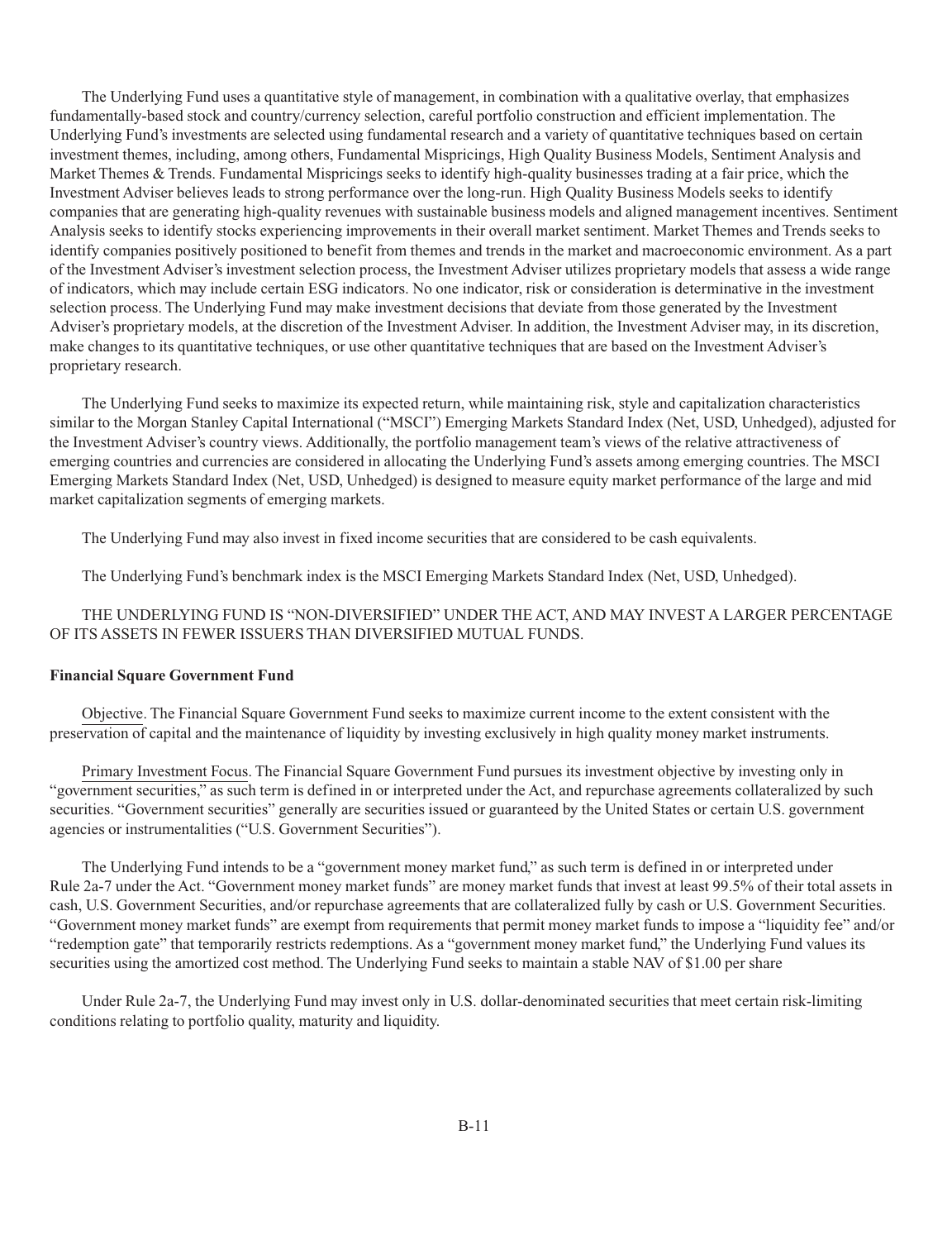The Underlying Fund uses a quantitative style of management, in combination with a qualitative overlay, that emphasizes fundamentally-based stock and country/currency selection, careful portfolio construction and efficient implementation. The Underlying Fund's investments are selected using fundamental research and a variety of quantitative techniques based on certain investment themes, including, among others, Fundamental Mispricings, High Quality Business Models, Sentiment Analysis and Market Themes & Trends. Fundamental Mispricings seeks to identify high-quality businesses trading at a fair price, which the Investment Adviser believes leads to strong performance over the long-run. High Quality Business Models seeks to identify companies that are generating high-quality revenues with sustainable business models and aligned management incentives. Sentiment Analysis seeks to identify stocks experiencing improvements in their overall market sentiment. Market Themes and Trends seeks to identify companies positively positioned to benefit from themes and trends in the market and macroeconomic environment. As a part of the Investment Adviser's investment selection process, the Investment Adviser utilizes proprietary models that assess a wide range of indicators, which may include certain ESG indicators. No one indicator, risk or consideration is determinative in the investment selection process. The Underlying Fund may make investment decisions that deviate from those generated by the Investment Adviser's proprietary models, at the discretion of the Investment Adviser. In addition, the Investment Adviser may, in its discretion, make changes to its quantitative techniques, or use other quantitative techniques that are based on the Investment Adviser's proprietary research.

The Underlying Fund seeks to maximize its expected return, while maintaining risk, style and capitalization characteristics similar to the Morgan Stanley Capital International ("MSCI") Emerging Markets Standard Index (Net, USD, Unhedged), adjusted for the Investment Adviser's country views. Additionally, the portfolio management team's views of the relative attractiveness of emerging countries and currencies are considered in allocating the Underlying Fund's assets among emerging countries. The MSCI Emerging Markets Standard Index (Net, USD, Unhedged) is designed to measure equity market performance of the large and mid market capitalization segments of emerging markets.

The Underlying Fund may also invest in fixed income securities that are considered to be cash equivalents.

The Underlying Fund's benchmark index is the MSCI Emerging Markets Standard Index (Net, USD, Unhedged).

THE UNDERLYING FUND IS "NON-DIVERSIFIED" UNDER THE ACT, AND MAY INVEST A LARGER PERCENTAGE OF ITS ASSETS IN FEWER ISSUERS THAN DIVERSIFIED MUTUAL FUNDS.

**Financial Square Government Fund**

Objective. The Financial Square Government Fund seeks to maximize current income to the extent consistent with the preservation of capital and the maintenance of liquidity by investing exclusively in high quality money market instruments.

Primary Investment Focus. The Financial Square Government Fund pursues its investment objective by investing only in "government securities," as such term is defined in or interpreted under the Act, and repurchase agreements collateralized by such securities. "Government securities" generally are securities issued or guaranteed by the United States or certain U.S. government agencies or instrumentalities ("U.S. Government Securities").

The Underlying Fund intends to be a "government money market fund," as such term is defined in or interpreted under Rule 2a-7 under the Act. "Government money market funds" are money market funds that invest at least 99.5% of their total assets in cash, U.S. Government Securities, and/or repurchase agreements that are collateralized fully by cash or U.S. Government Securities. "Government money market funds" are exempt from requirements that permit money market funds to impose a "liquidity fee" and/or "redemption gate" that temporarily restricts redemptions. As a "government money market fund," the Underlying Fund values its securities using the amortized cost method. The Underlying Fund seeks to maintain a stable NAV of $1.00 per share

Under Rule 2a-7, the Underlying Fund may invest only in U.S. dollar-denominated securities that meet certain risk-limiting conditions relating to portfolio quality, maturity and liquidity.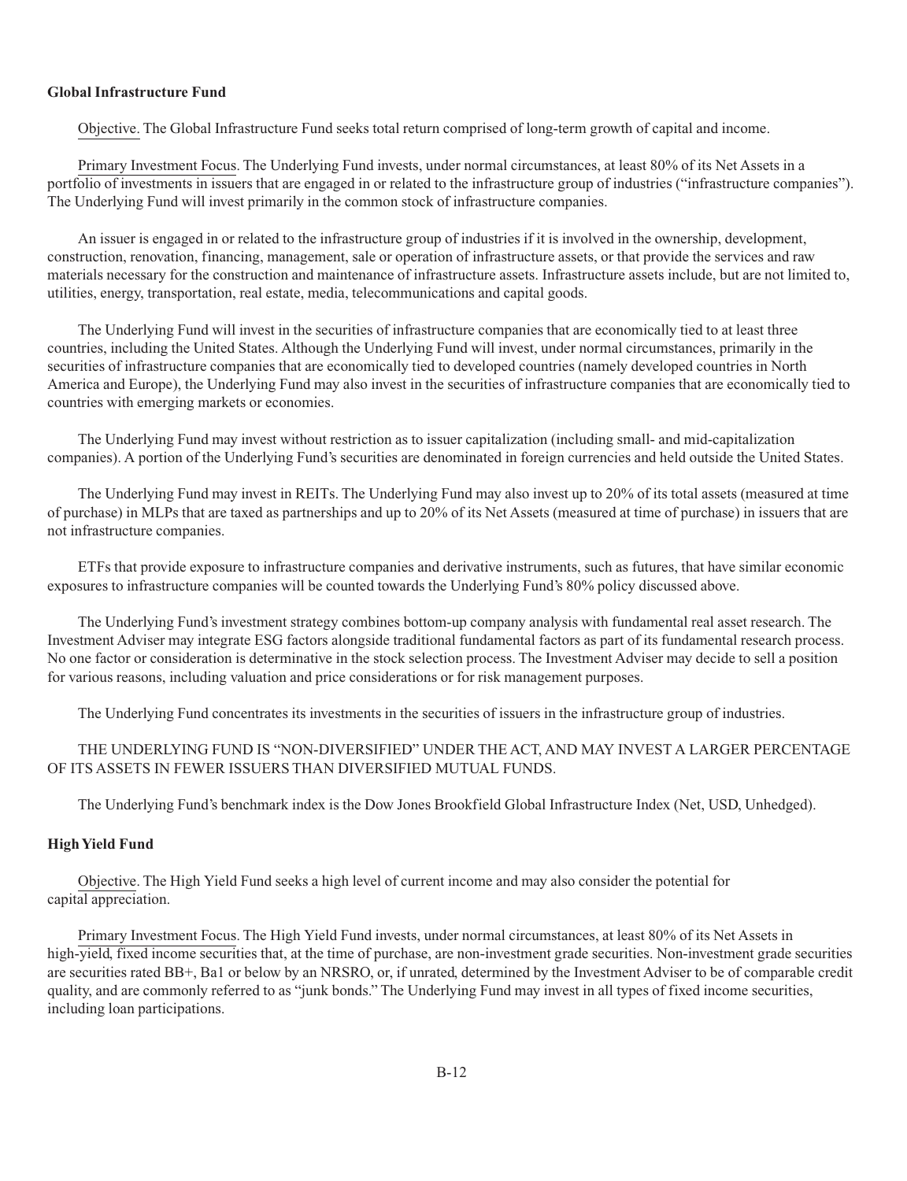**Global Infrastructure Fund**

Objective. The Global Infrastructure Fund seeks total return comprised of long-term growth of capital and income.

Primary Investment Focus. The Underlying Fund invests, under normal circumstances, at least 80% of its Net Assets in a portfolio of investments in issuers that are engaged in or related to the infrastructure group of industries ("infrastructure companies"). The Underlying Fund will invest primarily in the common stock of infrastructure companies.

An issuer is engaged in or related to the infrastructure group of industries if it is involved in the ownership, development, construction, renovation, financing, management, sale or operation of infrastructure assets, or that provide the services and raw materials necessary for the construction and maintenance of infrastructure assets. Infrastructure assets include, but are not limited to, utilities, energy, transportation, real estate, media, telecommunications and capital goods.

The Underlying Fund will invest in the securities of infrastructure companies that are economically tied to at least three countries, including the United States. Although the Underlying Fund will invest, under normal circumstances, primarily in the securities of infrastructure companies that are economically tied to developed countries (namely developed countries in North America and Europe), the Underlying Fund may also invest in the securities of infrastructure companies that are economically tied to countries with emerging markets or economies.

The Underlying Fund may invest without restriction as to issuer capitalization (including small- and mid-capitalization companies). A portion of the Underlying Fund's securities are denominated in foreign currencies and held outside the United States.

The Underlying Fund may invest in REITs. The Underlying Fund may also invest up to 20% of its total assets (measured at time of purchase) in MLPs that are taxed as partnerships and up to 20% of its Net Assets (measured at time of purchase) in issuers that are not infrastructure companies.

ETFs that provide exposure to infrastructure companies and derivative instruments, such as futures, that have similar economic exposures to infrastructure companies will be counted towards the Underlying Fund's 80% policy discussed above.

The Underlying Fund's investment strategy combines bottom-up company analysis with fundamental real asset research. The Investment Adviser may integrate ESG factors alongside traditional fundamental factors as part of its fundamental research process. No one factor or consideration is determinative in the stock selection process. The Investment Adviser may decide to sell a position for various reasons, including valuation and price considerations or for risk management purposes.

The Underlying Fund concentrates its investments in the securities of issuers in the infrastructure group of industries.

THE UNDERLYING FUND IS "NON-DIVERSIFIED" UNDER THE ACT, AND MAY INVEST A LARGER PERCENTAGE OF ITS ASSETS IN FEWER ISSUERS THAN DIVERSIFIED MUTUAL FUNDS.

The Underlying Fund's benchmark index is the Dow Jones Brookfield Global Infrastructure Index (Net, USD, Unhedged).

**High Yield Fund**

Objective. The High Yield Fund seeks a high level of current income and may also consider the potential for capital appreciation.

Primary Investment Focus. The High Yield Fund invests, under normal circumstances, at least 80% of its Net Assets in high-yield, fixed income securities that, at the time of purchase, are non-investment grade securities. Non-investment grade securities are securities rated BB+, Ba1 or below by an NRSRO, or, if unrated, determined by the Investment Adviser to be of comparable credit quality, and are commonly referred to as "junk bonds." The Underlying Fund may invest in all types of fixed income securities, including loan participations.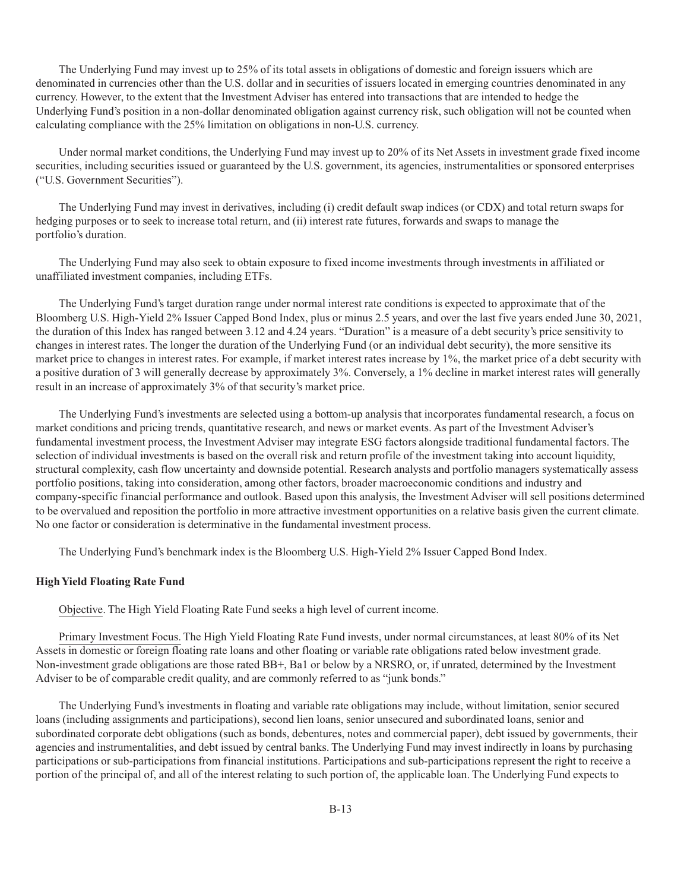The Underlying Fund may invest up to 25% of its total assets in obligations of domestic and foreign issuers which are denominated in currencies other than the U.S. dollar and in securities of issuers located in emerging countries denominated in any currency. However, to the extent that the Investment Adviser has entered into transactions that are intended to hedge the Underlying Fund's position in a non-dollar denominated obligation against currency risk, such obligation will not be counted when calculating compliance with the 25% limitation on obligations in non-U.S. currency.

Under normal market conditions, the Underlying Fund may invest up to 20% of its Net Assets in investment grade fixed income securities, including securities issued or guaranteed by the U.S. government, its agencies, instrumentalities or sponsored enterprises ("U.S. Government Securities").

The Underlying Fund may invest in derivatives, including (i) credit default swap indices (or CDX) and total return swaps for hedging purposes or to seek to increase total return, and (ii) interest rate futures, forwards and swaps to manage the portfolio's duration.

The Underlying Fund may also seek to obtain exposure to fixed income investments through investments in affiliated or unaffiliated investment companies, including ETFs.

The Underlying Fund's target duration range under normal interest rate conditions is expected to approximate that of the Bloomberg U.S. High-Yield 2% Issuer Capped Bond Index, plus or minus 2.5 years, and over the last five years ended June 30, 2021, the duration of this Index has ranged between 3.12 and 4.24 years. "Duration" is a measure of a debt security's price sensitivity to changes in interest rates. The longer the duration of the Underlying Fund (or an individual debt security), the more sensitive its market price to changes in interest rates. For example, if market interest rates increase by 1%, the market price of a debt security with a positive duration of 3 will generally decrease by approximately 3%. Conversely, a 1% decline in market interest rates will generally result in an increase of approximately 3% of that security's market price.

The Underlying Fund's investments are selected using a bottom-up analysis that incorporates fundamental research, a focus on market conditions and pricing trends, quantitative research, and news or market events. As part of the Investment Adviser's fundamental investment process, the Investment Adviser may integrate ESG factors alongside traditional fundamental factors. The selection of individual investments is based on the overall risk and return profile of the investment taking into account liquidity, structural complexity, cash flow uncertainty and downside potential. Research analysts and portfolio managers systematically assess portfolio positions, taking into consideration, among other factors, broader macroeconomic conditions and industry and company-specific financial performance and outlook. Based upon this analysis, the Investment Adviser will sell positions determined to be overvalued and reposition the portfolio in more attractive investment opportunities on a relative basis given the current climate. No one factor or consideration is determinative in the fundamental investment process.

The Underlying Fund's benchmark index is the Bloomberg U.S. High-Yield 2% Issuer Capped Bond Index.

**High Yield Floating Rate Fund**

Objective. The High Yield Floating Rate Fund seeks a high level of current income.

Primary Investment Focus. The High Yield Floating Rate Fund invests, under normal circumstances, at least 80% of its Net Assets in domestic or foreign floating rate loans and other floating or variable rate obligations rated below investment grade. Non-investment grade obligations are those rated BB+, Ba1 or below by a NRSRO, or, if unrated, determined by the Investment Adviser to be of comparable credit quality, and are commonly referred to as "junk bonds."

The Underlying Fund's investments in floating and variable rate obligations may include, without limitation, senior secured loans (including assignments and participations), second lien loans, senior unsecured and subordinated loans, senior and subordinated corporate debt obligations (such as bonds, debentures, notes and commercial paper), debt issued by governments, their agencies and instrumentalities, and debt issued by central banks. The Underlying Fund may invest indirectly in loans by purchasing participations or sub-participations from financial institutions. Participations and sub-participations represent the right to receive a portion of the principal of, and all of the interest relating to such portion of, the applicable loan. The Underlying Fund expects to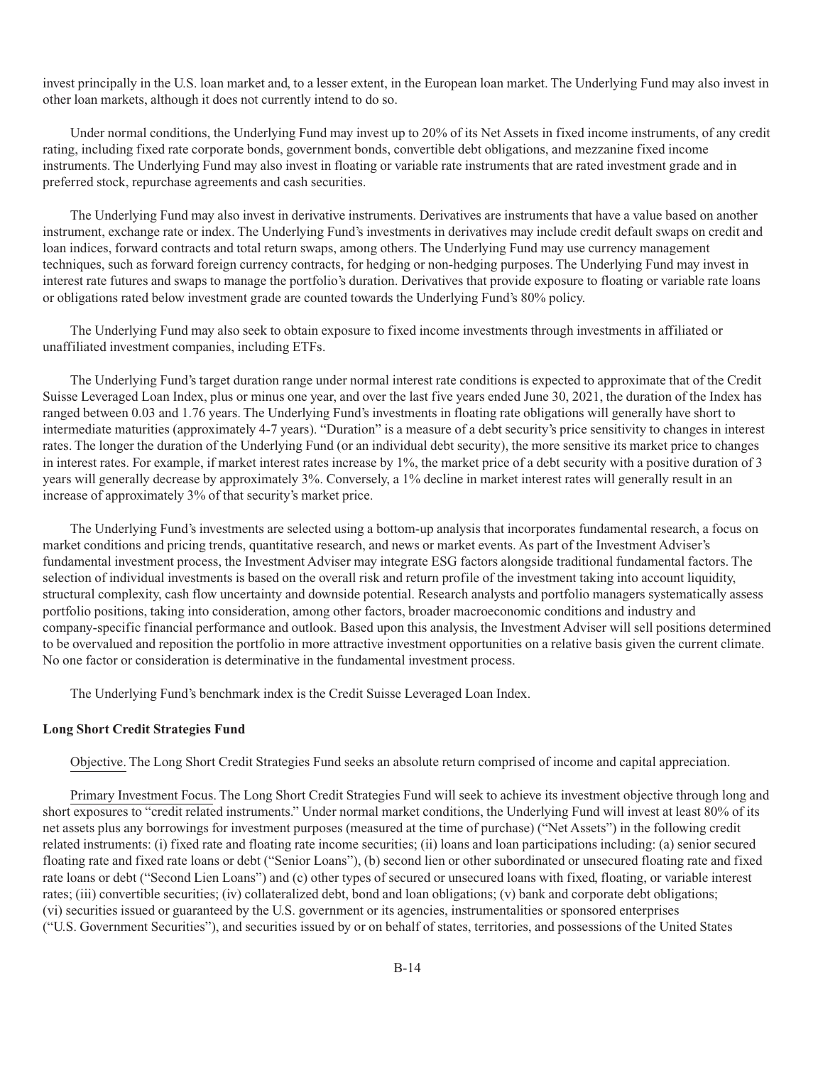invest principally in the U.S. loan market and, to a lesser extent, in the European loan market. The Underlying Fund may also invest in other loan markets, although it does not currently intend to do so.

Under normal conditions, the Underlying Fund may invest up to 20% of its Net Assets in fixed income instruments, of any credit rating, including fixed rate corporate bonds, government bonds, convertible debt obligations, and mezzanine fixed income instruments. The Underlying Fund may also invest in floating or variable rate instruments that are rated investment grade and in preferred stock, repurchase agreements and cash securities.

The Underlying Fund may also invest in derivative instruments. Derivatives are instruments that have a value based on another instrument, exchange rate or index. The Underlying Fund's investments in derivatives may include credit default swaps on credit and loan indices, forward contracts and total return swaps, among others. The Underlying Fund may use currency management techniques, such as forward foreign currency contracts, for hedging or non-hedging purposes. The Underlying Fund may invest in interest rate futures and swaps to manage the portfolio's duration. Derivatives that provide exposure to floating or variable rate loans or obligations rated below investment grade are counted towards the Underlying Fund's 80% policy.

The Underlying Fund may also seek to obtain exposure to fixed income investments through investments in affiliated or unaffiliated investment companies, including ETFs.

The Underlying Fund's target duration range under normal interest rate conditions is expected to approximate that of the Credit Suisse Leveraged Loan Index, plus or minus one year, and over the last five years ended June 30, 2021, the duration of the Index has ranged between 0.03 and 1.76 years. The Underlying Fund's investments in floating rate obligations will generally have short to intermediate maturities (approximately 4-7 years). "Duration" is a measure of a debt security's price sensitivity to changes in interest rates. The longer the duration of the Underlying Fund (or an individual debt security), the more sensitive its market price to changes in interest rates. For example, if market interest rates increase by 1%, the market price of a debt security with a positive duration of 3 years will generally decrease by approximately 3%. Conversely, a 1% decline in market interest rates will generally result in an increase of approximately 3% of that security's market price.

The Underlying Fund's investments are selected using a bottom-up analysis that incorporates fundamental research, a focus on market conditions and pricing trends, quantitative research, and news or market events. As part of the Investment Adviser's fundamental investment process, the Investment Adviser may integrate ESG factors alongside traditional fundamental factors. The selection of individual investments is based on the overall risk and return profile of the investment taking into account liquidity, structural complexity, cash flow uncertainty and downside potential. Research analysts and portfolio managers systematically assess portfolio positions, taking into consideration, among other factors, broader macroeconomic conditions and industry and company-specific financial performance and outlook. Based upon this analysis, the Investment Adviser will sell positions determined to be overvalued and reposition the portfolio in more attractive investment opportunities on a relative basis given the current climate. No one factor or consideration is determinative in the fundamental investment process.

The Underlying Fund's benchmark index is the Credit Suisse Leveraged Loan Index.

**Long Short Credit Strategies Fund**

Objective. The Long Short Credit Strategies Fund seeks an absolute return comprised of income and capital appreciation.

Primary Investment Focus. The Long Short Credit Strategies Fund will seek to achieve its investment objective through long and short exposures to "credit related instruments." Under normal market conditions, the Underlying Fund will invest at least 80% of its net assets plus any borrowings for investment purposes (measured at the time of purchase) ("Net Assets") in the following credit related instruments: (i) fixed rate and floating rate income securities; (ii) loans and loan participations including: (a) senior secured floating rate and fixed rate loans or debt ("Senior Loans"), (b) second lien or other subordinated or unsecured floating rate and fixed rate loans or debt ("Second Lien Loans") and (c) other types of secured or unsecured loans with fixed, floating, or variable interest rates; (iii) convertible securities; (iv) collateralized debt, bond and loan obligations; (v) bank and corporate debt obligations; (vi) securities issued or guaranteed by the U.S. government or its agencies, instrumentalities or sponsored enterprises ("U.S. Government Securities"), and securities issued by or on behalf of states, territories, and possessions of the United States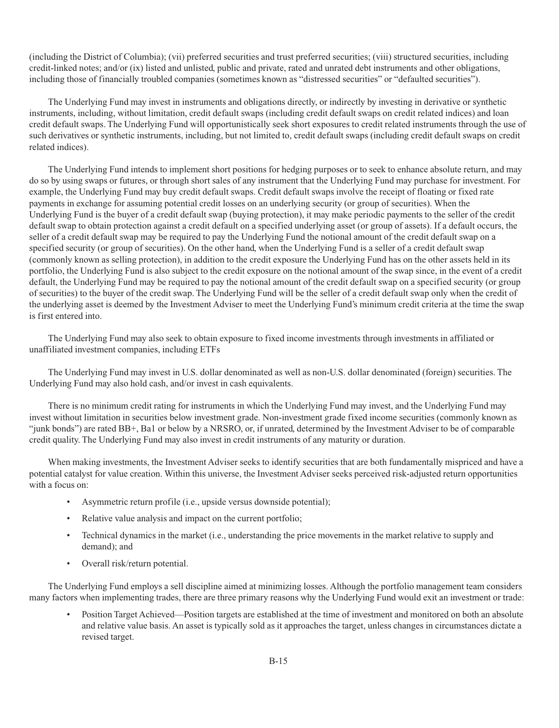(including the District of Columbia); (vii) preferred securities and trust preferred securities; (viii) structured securities, including credit-linked notes; and/or (ix) listed and unlisted, public and private, rated and unrated debt instruments and other obligations, including those of financially troubled companies (sometimes known as "distressed securities" or "defaulted securities").

The Underlying Fund may invest in instruments and obligations directly, or indirectly by investing in derivative or synthetic instruments, including, without limitation, credit default swaps (including credit default swaps on credit related indices) and loan credit default swaps. The Underlying Fund will opportunistically seek short exposures to credit related instruments through the use of such derivatives or synthetic instruments, including, but not limited to, credit default swaps (including credit default swaps on credit related indices).

The Underlying Fund intends to implement short positions for hedging purposes or to seek to enhance absolute return, and may do so by using swaps or futures, or through short sales of any instrument that the Underlying Fund may purchase for investment. For example, the Underlying Fund may buy credit default swaps. Credit default swaps involve the receipt of floating or fixed rate payments in exchange for assuming potential credit losses on an underlying security (or group of securities). When the Underlying Fund is the buyer of a credit default swap (buying protection), it may make periodic payments to the seller of the credit default swap to obtain protection against a credit default on a specified underlying asset (or group of assets). If a default occurs, the seller of a credit default swap may be required to pay the Underlying Fund the notional amount of the credit default swap on a specified security (or group of securities). On the other hand, when the Underlying Fund is a seller of a credit default swap (commonly known as selling protection), in addition to the credit exposure the Underlying Fund has on the other assets held in its portfolio, the Underlying Fund is also subject to the credit exposure on the notional amount of the swap since, in the event of a credit default, the Underlying Fund may be required to pay the notional amount of the credit default swap on a specified security (or group of securities) to the buyer of the credit swap. The Underlying Fund will be the seller of a credit default swap only when the credit of the underlying asset is deemed by the Investment Adviser to meet the Underlying Fund's minimum credit criteria at the time the swap is first entered into.

The Underlying Fund may also seek to obtain exposure to fixed income investments through investments in affiliated or unaffiliated investment companies, including ETFs

The Underlying Fund may invest in U.S. dollar denominated as well as non-U.S. dollar denominated (foreign) securities. The Underlying Fund may also hold cash, and/or invest in cash equivalents.

There is no minimum credit rating for instruments in which the Underlying Fund may invest, and the Underlying Fund may invest without limitation in securities below investment grade. Non-investment grade fixed income securities (commonly known as "junk bonds") are rated BB+, Ba1 or below by a NRSRO, or, if unrated, determined by the Investment Adviser to be of comparable credit quality. The Underlying Fund may also invest in credit instruments of any maturity or duration.

When making investments, the Investment Adviser seeks to identify securities that are both fundamentally mispriced and have a potential catalyst for value creation. Within this universe, the Investment Adviser seeks perceived risk-adjusted return opportunities with a focus on:

- Asymmetric return profile (i.e., upside versus downside potential);
- Relative value analysis and impact on the current portfolio;
- Technical dynamics in the market (i.e., understanding the price movements in the market relative to supply and demand); and
- Overall risk/return potential.

The Underlying Fund employs a sell discipline aimed at minimizing losses. Although the portfolio management team considers many factors when implementing trades, there are three primary reasons why the Underlying Fund would exit an investment or trade:

- Position Target Achieved—Position targets are established at the time of investment and monitored on both an absolute and relative value basis. An asset is typically sold as it approaches the target, unless changes in circumstances dictate a revised target.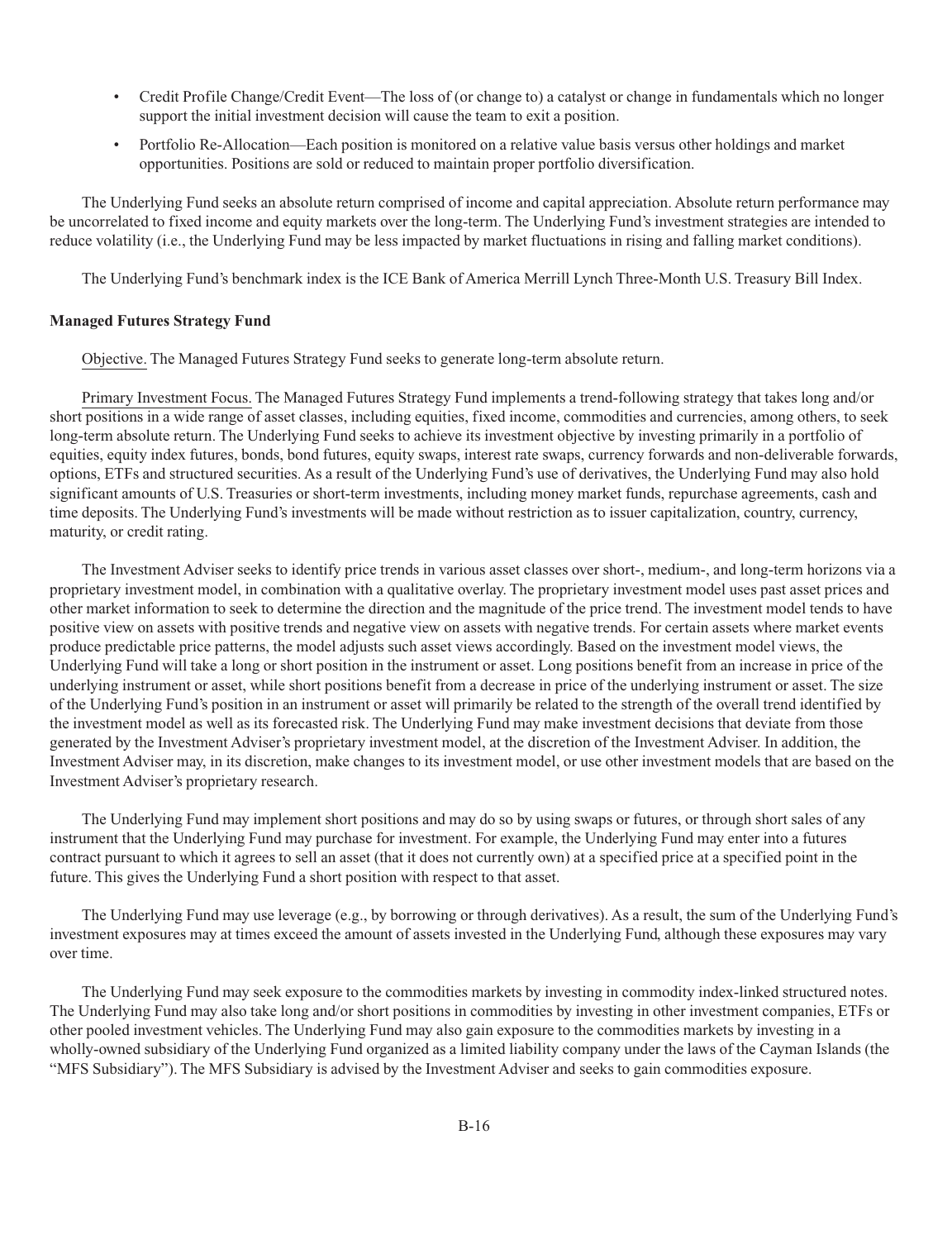- Credit Profile Change/Credit Event—The loss of (or change to) a catalyst or change in fundamentals which no longer support the initial investment decision will cause the team to exit a position.
- Portfolio Re-Allocation—Each position is monitored on a relative value basis versus other holdings and market opportunities. Positions are sold or reduced to maintain proper portfolio diversification.

The Underlying Fund seeks an absolute return comprised of income and capital appreciation. Absolute return performance may be uncorrelated to fixed income and equity markets over the long-term. The Underlying Fund's investment strategies are intended to reduce volatility (i.e., the Underlying Fund may be less impacted by market fluctuations in rising and falling market conditions).

The Underlying Fund's benchmark index is the ICE Bank of America Merrill Lynch Three-Month U.S. Treasury Bill Index.

**Managed Futures Strategy Fund**

Objective. The Managed Futures Strategy Fund seeks to generate long-term absolute return.

Primary Investment Focus. The Managed Futures Strategy Fund implements a trend-following strategy that takes long and/or short positions in a wide range of asset classes, including equities, fixed income, commodities and currencies, among others, to seek long-term absolute return. The Underlying Fund seeks to achieve its investment objective by investing primarily in a portfolio of equities, equity index futures, bonds, bond futures, equity swaps, interest rate swaps, currency forwards and non-deliverable forwards, options, ETFs and structured securities. As a result of the Underlying Fund's use of derivatives, the Underlying Fund may also hold significant amounts of U.S. Treasuries or short-term investments, including money market funds, repurchase agreements, cash and time deposits. The Underlying Fund's investments will be made without restriction as to issuer capitalization, country, currency, maturity, or credit rating.

The Investment Adviser seeks to identify price trends in various asset classes over short-, medium-, and long-term horizons via a proprietary investment model, in combination with a qualitative overlay. The proprietary investment model uses past asset prices and other market information to seek to determine the direction and the magnitude of the price trend. The investment model tends to have positive view on assets with positive trends and negative view on assets with negative trends. For certain assets where market events produce predictable price patterns, the model adjusts such asset views accordingly. Based on the investment model views, the Underlying Fund will take a long or short position in the instrument or asset. Long positions benefit from an increase in price of the underlying instrument or asset, while short positions benefit from a decrease in price of the underlying instrument or asset. The size of the Underlying Fund's position in an instrument or asset will primarily be related to the strength of the overall trend identified by the investment model as well as its forecasted risk. The Underlying Fund may make investment decisions that deviate from those generated by the Investment Adviser's proprietary investment model, at the discretion of the Investment Adviser. In addition, the Investment Adviser may, in its discretion, make changes to its investment model, or use other investment models that are based on the Investment Adviser's proprietary research.

The Underlying Fund may implement short positions and may do so by using swaps or futures, or through short sales of any instrument that the Underlying Fund may purchase for investment. For example, the Underlying Fund may enter into a futures contract pursuant to which it agrees to sell an asset (that it does not currently own) at a specified price at a specified point in the future. This gives the Underlying Fund a short position with respect to that asset.

The Underlying Fund may use leverage (e.g., by borrowing or through derivatives). As a result, the sum of the Underlying Fund's investment exposures may at times exceed the amount of assets invested in the Underlying Fund, although these exposures may vary over time.

The Underlying Fund may seek exposure to the commodities markets by investing in commodity index-linked structured notes. The Underlying Fund may also take long and/or short positions in commodities by investing in other investment companies, ETFs or other pooled investment vehicles. The Underlying Fund may also gain exposure to the commodities markets by investing in a wholly-owned subsidiary of the Underlying Fund organized as a limited liability company under the laws of the Cayman Islands (the "MFS Subsidiary"). The MFS Subsidiary is advised by the Investment Adviser and seeks to gain commodities exposure.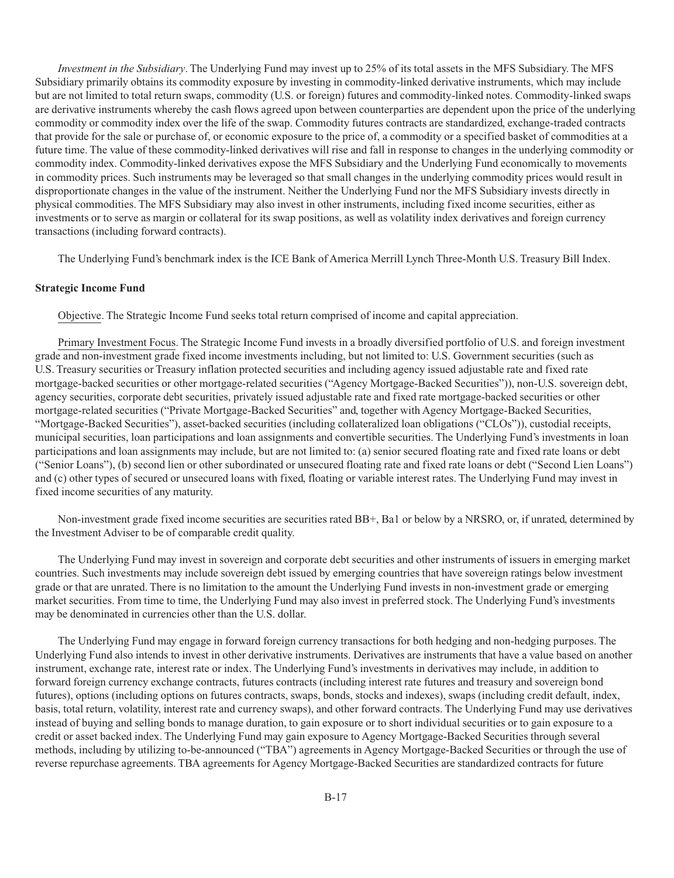*Investment in the Subsidiary*. The Underlying Fund may invest up to 25% of its total assets in the MFS Subsidiary. The MFS Subsidiary primarily obtains its commodity exposure by investing in commodity-linked derivative instruments, which may include but are not limited to total return swaps, commodity (U.S. or foreign) futures and commodity-linked notes. Commodity-linked swaps are derivative instruments whereby the cash flows agreed upon between counterparties are dependent upon the price of the underlying commodity or commodity index over the life of the swap. Commodity futures contracts are standardized, exchange-traded contracts that provide for the sale or purchase of, or economic exposure to the price of, a commodity or a specified basket of commodities at a future time. The value of these commodity-linked derivatives will rise and fall in response to changes in the underlying commodity or commodity index. Commodity-linked derivatives expose the MFS Subsidiary and the Underlying Fund economically to movements in commodity prices. Such instruments may be leveraged so that small changes in the underlying commodity prices would result in disproportionate changes in the value of the instrument. Neither the Underlying Fund nor the MFS Subsidiary invests directly in physical commodities. The MFS Subsidiary may also invest in other instruments, including fixed income securities, either as investments or to serve as margin or collateral for its swap positions, as well as volatility index derivatives and foreign currency transactions (including forward contracts).

The Underlying Fund's benchmark index is the ICE Bank of America Merrill Lynch Three-Month U.S. Treasury Bill Index.

**Strategic Income Fund**

Objective. The Strategic Income Fund seeks total return comprised of income and capital appreciation.

Primary Investment Focus. The Strategic Income Fund invests in a broadly diversified portfolio of U.S. and foreign investment grade and non-investment grade fixed income investments including, but not limited to: U.S. Government securities (such as U.S. Treasury securities or Treasury inflation protected securities and including agency issued adjustable rate and fixed rate mortgage-backed securities or other mortgage-related securities ("Agency Mortgage-Backed Securities")), non-U.S. sovereign debt, agency securities, corporate debt securities, privately issued adjustable rate and fixed rate mortgage-backed securities or other mortgage-related securities ("Private Mortgage-Backed Securities" and, together with Agency Mortgage-Backed Securities, "Mortgage-Backed Securities"), asset-backed securities (including collateralized loan obligations ("CLOs")), custodial receipts, municipal securities, loan participations and loan assignments and convertible securities. The Underlying Fund's investments in loan participations and loan assignments may include, but are not limited to: (a) senior secured floating rate and fixed rate loans or debt ("Senior Loans"), (b) second lien or other subordinated or unsecured floating rate and fixed rate loans or debt ("Second Lien Loans") and (c) other types of secured or unsecured loans with fixed, floating or variable interest rates. The Underlying Fund may invest in fixed income securities of any maturity.

Non-investment grade fixed income securities are securities rated BB+, Ba1 or below by a NRSRO, or, if unrated, determined by the Investment Adviser to be of comparable credit quality.

The Underlying Fund may invest in sovereign and corporate debt securities and other instruments of issuers in emerging market countries. Such investments may include sovereign debt issued by emerging countries that have sovereign ratings below investment grade or that are unrated. There is no limitation to the amount the Underlying Fund invests in non-investment grade or emerging market securities. From time to time, the Underlying Fund may also invest in preferred stock. The Underlying Fund's investments may be denominated in currencies other than the U.S. dollar.

The Underlying Fund may engage in forward foreign currency transactions for both hedging and non-hedging purposes. The Underlying Fund also intends to invest in other derivative instruments. Derivatives are instruments that have a value based on another instrument, exchange rate, interest rate or index. The Underlying Fund's investments in derivatives may include, in addition to forward foreign currency exchange contracts, futures contracts (including interest rate futures and treasury and sovereign bond futures), options (including options on futures contracts, swaps, bonds, stocks and indexes), swaps (including credit default, index, basis, total return, volatility, interest rate and currency swaps), and other forward contracts. The Underlying Fund may use derivatives instead of buying and selling bonds to manage duration, to gain exposure or to short individual securities or to gain exposure to a credit or asset backed index. The Underlying Fund may gain exposure to Agency Mortgage-Backed Securities through several methods, including by utilizing to-be-announced ("TBA") agreements in Agency Mortgage-Backed Securities or through the use of reverse repurchase agreements. TBA agreements for Agency Mortgage-Backed Securities are standardized contracts for future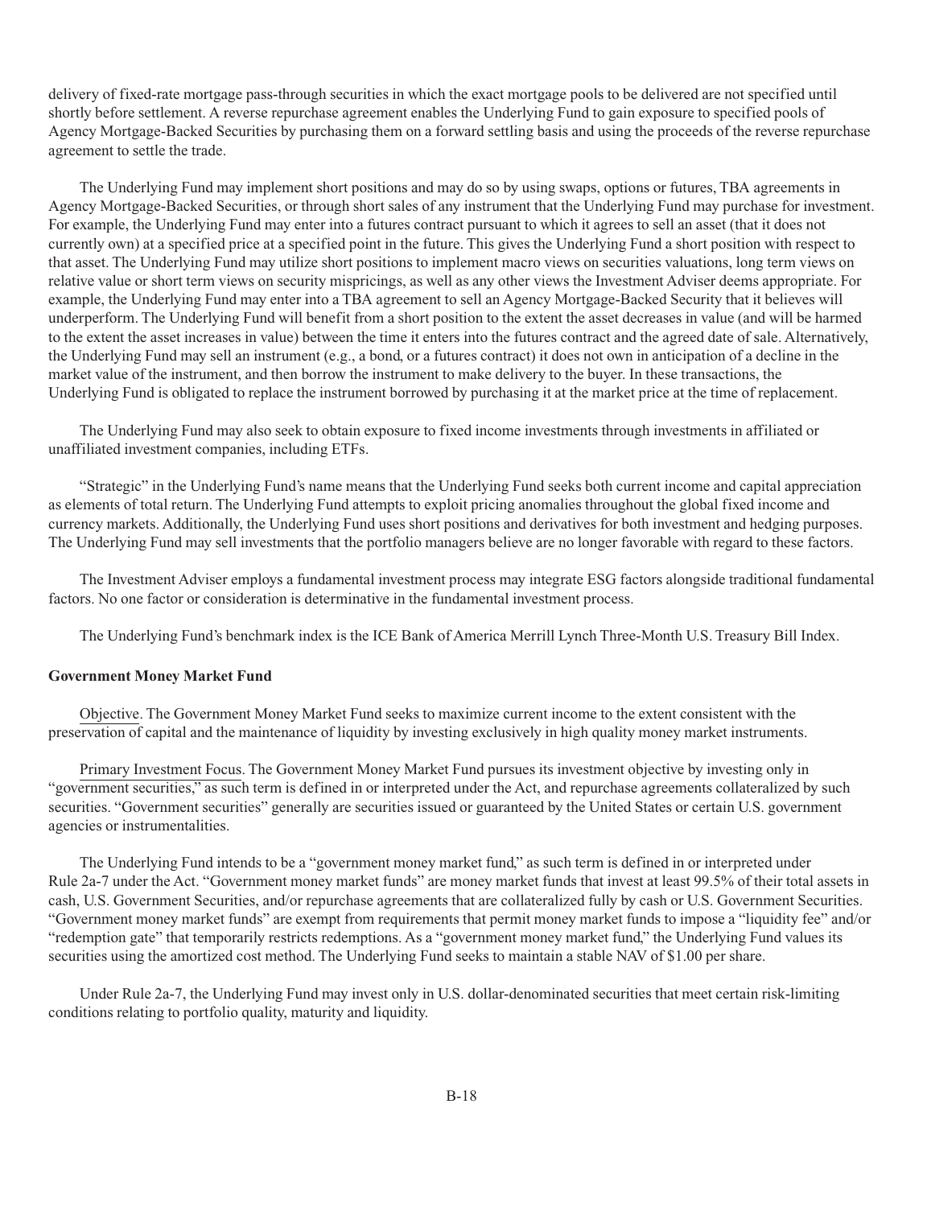delivery of fixed-rate mortgage pass-through securities in which the exact mortgage pools to be delivered are not specified until shortly before settlement. A reverse repurchase agreement enables the Underlying Fund to gain exposure to specified pools of Agency Mortgage-Backed Securities by purchasing them on a forward settling basis and using the proceeds of the reverse repurchase agreement to settle the trade.

The Underlying Fund may implement short positions and may do so by using swaps, options or futures, TBA agreements in Agency Mortgage-Backed Securities, or through short sales of any instrument that the Underlying Fund may purchase for investment. For example, the Underlying Fund may enter into a futures contract pursuant to which it agrees to sell an asset (that it does not currently own) at a specified price at a specified point in the future. This gives the Underlying Fund a short position with respect to that asset. The Underlying Fund may utilize short positions to implement macro views on securities valuations, long term views on relative value or short term views on security mispricings, as well as any other views the Investment Adviser deems appropriate. For example, the Underlying Fund may enter into a TBA agreement to sell an Agency Mortgage-Backed Security that it believes will underperform. The Underlying Fund will benefit from a short position to the extent the asset decreases in value (and will be harmed to the extent the asset increases in value) between the time it enters into the futures contract and the agreed date of sale. Alternatively, the Underlying Fund may sell an instrument (e.g., a bond, or a futures contract) it does not own in anticipation of a decline in the market value of the instrument, and then borrow the instrument to make delivery to the buyer. In these transactions, the Underlying Fund is obligated to replace the instrument borrowed by purchasing it at the market price at the time of replacement.

The Underlying Fund may also seek to obtain exposure to fixed income investments through investments in affiliated or unaffiliated investment companies, including ETFs.

"Strategic" in the Underlying Fund's name means that the Underlying Fund seeks both current income and capital appreciation as elements of total return. The Underlying Fund attempts to exploit pricing anomalies throughout the global fixed income and currency markets. Additionally, the Underlying Fund uses short positions and derivatives for both investment and hedging purposes. The Underlying Fund may sell investments that the portfolio managers believe are no longer favorable with regard to these factors.

The Investment Adviser employs a fundamental investment process may integrate ESG factors alongside traditional fundamental factors. No one factor or consideration is determinative in the fundamental investment process.

The Underlying Fund's benchmark index is the ICE Bank of America Merrill Lynch Three-Month U.S. Treasury Bill Index.

**Government Money Market Fund**

Objective. The Government Money Market Fund seeks to maximize current income to the extent consistent with the preservation of capital and the maintenance of liquidity by investing exclusively in high quality money market instruments.

Primary Investment Focus. The Government Money Market Fund pursues its investment objective by investing only in "government securities," as such term is defined in or interpreted under the Act, and repurchase agreements collateralized by such securities. "Government securities" generally are securities issued or guaranteed by the United States or certain U.S. government agencies or instrumentalities.

The Underlying Fund intends to be a "government money market fund," as such term is defined in or interpreted under Rule 2a-7 under the Act. "Government money market funds" are money market funds that invest at least 99.5% of their total assets in cash, U.S. Government Securities, and/or repurchase agreements that are collateralized fully by cash or U.S. Government Securities. "Government money market funds" are exempt from requirements that permit money market funds to impose a "liquidity fee" and/or "redemption gate" that temporarily restricts redemptions. As a "government money market fund," the Underlying Fund values its securities using the amortized cost method. The Underlying Fund seeks to maintain a stable NAV of $1.00 per share.

Under Rule 2a-7, the Underlying Fund may invest only in U.S. dollar-denominated securities that meet certain risk-limiting conditions relating to portfolio quality, maturity and liquidity.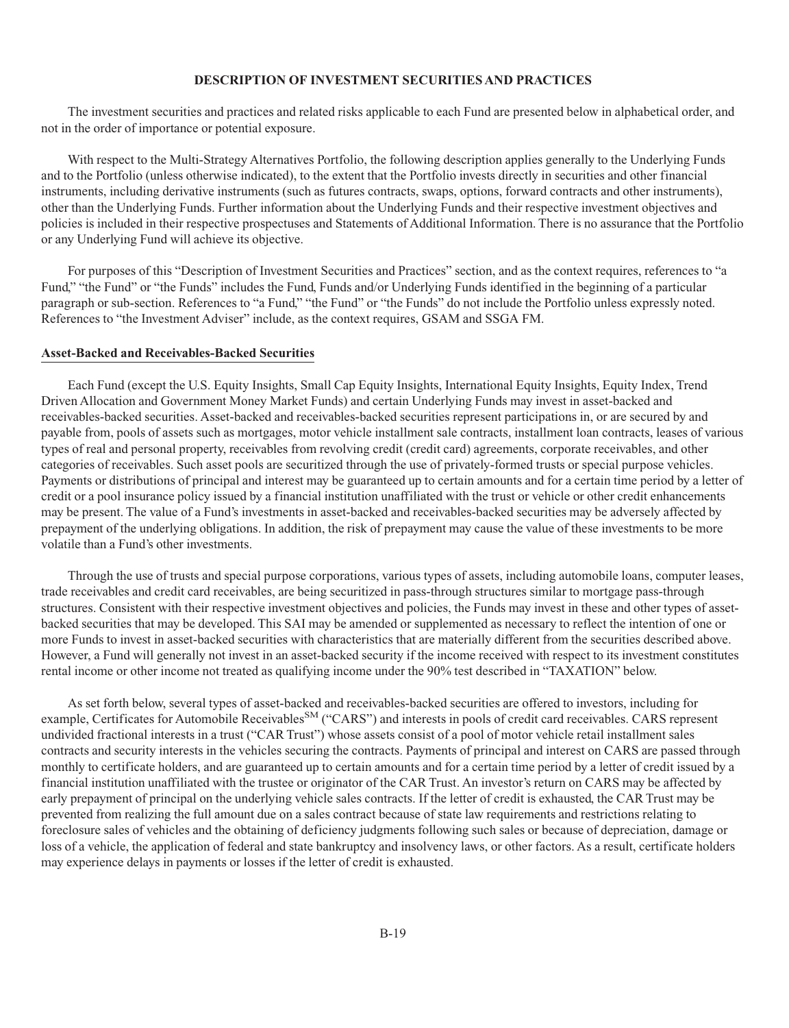## DESCRIPTION OF INVESTMENT SECURITIES AND PRACTICES

The investment securities and practices and related risks applicable to each Fund are presented below in alphabetical order, and not in the order of importance or potential exposure.

With respect to the Multi-Strategy Alternatives Portfolio, the following description applies generally to the Underlying Funds and to the Portfolio (unless otherwise indicated), to the extent that the Portfolio invests directly in securities and other financial instruments, including derivative instruments (such as futures contracts, swaps, options, forward contracts and other instruments), other than the Underlying Funds. Further information about the Underlying Funds and their respective investment objectives and policies is included in their respective prospectuses and Statements of Additional Information. There is no assurance that the Portfolio or any Underlying Fund will achieve its objective.

For purposes of this "Description of Investment Securities and Practices" section, and as the context requires, references to "a Fund," "the Fund" or "the Funds" includes the Fund, Funds and/or Underlying Funds identified in the beginning of a particular paragraph or sub-section. References to "a Fund," "the Fund" or "the Funds" do not include the Portfolio unless expressly noted. References to "the Investment Adviser" include, as the context requires, GSAM and SSGA FM.

### Asset-Backed and Receivables-Backed Securities

Each Fund (except the U.S. Equity Insights, Small Cap Equity Insights, International Equity Insights, Equity Index, Trend Driven Allocation and Government Money Market Funds) and certain Underlying Funds may invest in asset-backed and receivables-backed securities. Asset-backed and receivables-backed securities represent participations in, or are secured by and payable from, pools of assets such as mortgages, motor vehicle installment sale contracts, installment loan contracts, leases of various types of real and personal property, receivables from revolving credit (credit card) agreements, corporate receivables, and other categories of receivables. Such asset pools are securitized through the use of privately-formed trusts or special purpose vehicles. Payments or distributions of principal and interest may be guaranteed up to certain amounts and for a certain time period by a letter of credit or a pool insurance policy issued by a financial institution unaffiliated with the trust or vehicle or other credit enhancements may be present. The value of a Fund's investments in asset-backed and receivables-backed securities may be adversely affected by prepayment of the underlying obligations. In addition, the risk of prepayment may cause the value of these investments to be more volatile than a Fund's other investments.

Through the use of trusts and special purpose corporations, various types of assets, including automobile loans, computer leases, trade receivables and credit card receivables, are being securitized in pass-through structures similar to mortgage pass-through structures. Consistent with their respective investment objectives and policies, the Funds may invest in these and other types of asset-backed securities that may be developed. This SAI may be amended or supplemented as necessary to reflect the intention of one or more Funds to invest in asset-backed securities with characteristics that are materially different from the securities described above. However, a Fund will generally not invest in an asset-backed security if the income received with respect to its investment constitutes rental income or other income not treated as qualifying income under the 90% test described in "TAXATION" below.

As set forth below, several types of asset-backed and receivables-backed securities are offered to investors, including for example, Certificates for Automobile Receivables[SM] ("CARS") and interests in pools of credit card receivables. CARS represent undivided fractional interests in a trust ("CAR Trust") whose assets consist of a pool of motor vehicle retail installment sales contracts and security interests in the vehicles securing the contracts. Payments of principal and interest on CARS are passed through monthly to certificate holders, and are guaranteed up to certain amounts and for a certain time period by a letter of credit issued by a financial institution unaffiliated with the trustee or originator of the CAR Trust. An investor's return on CARS may be affected by early prepayment of principal on the underlying vehicle sales contracts. If the letter of credit is exhausted, the CAR Trust may be prevented from realizing the full amount due on a sales contract because of state law requirements and restrictions relating to foreclosure sales of vehicles and the obtaining of deficiency judgments following such sales or because of depreciation, damage or loss of a vehicle, the application of federal and state bankruptcy and insolvency laws, or other factors. As a result, certificate holders may experience delays in payments or losses if the letter of credit is exhausted.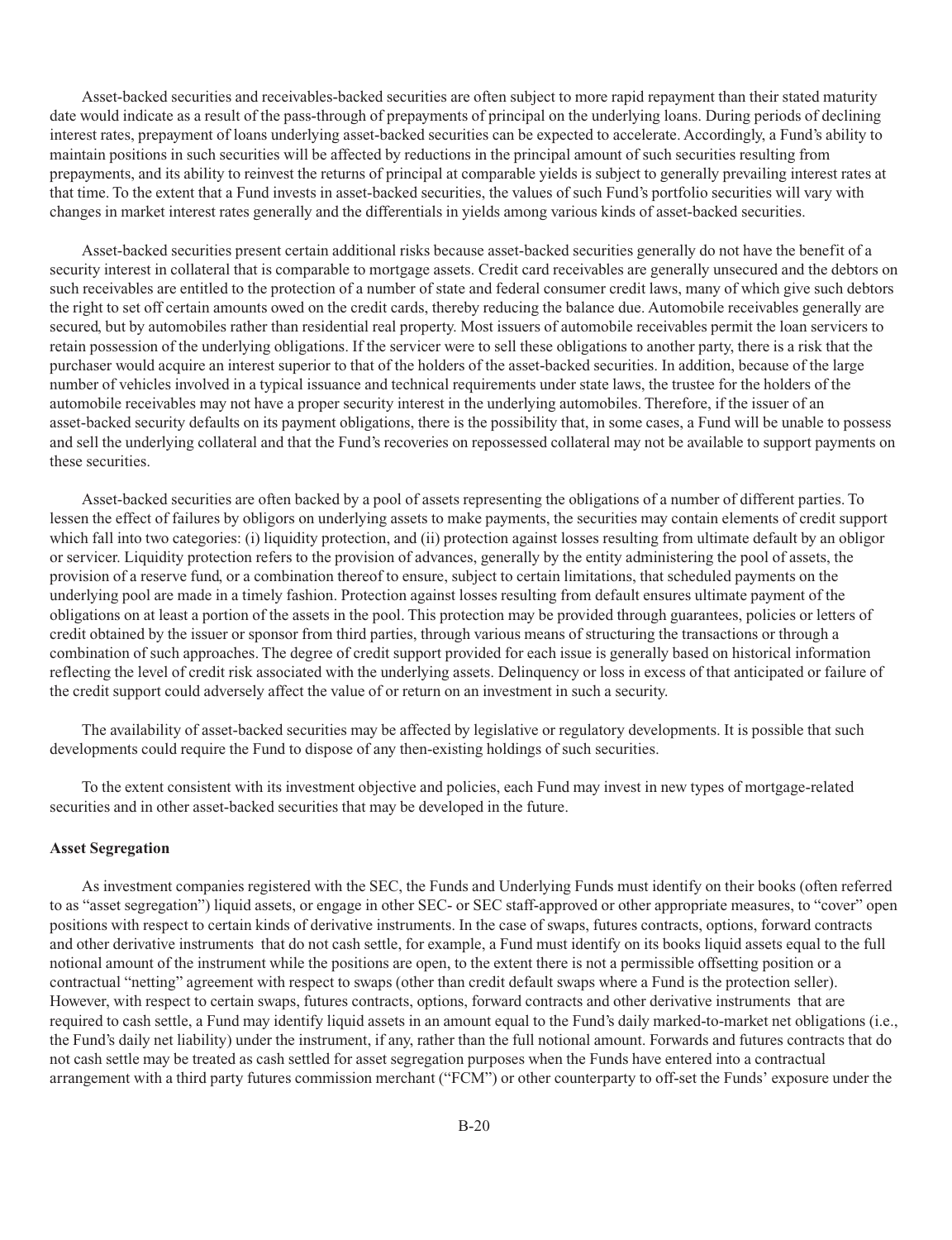Asset-backed securities and receivables-backed securities are often subject to more rapid repayment than their stated maturity date would indicate as a result of the pass-through of prepayments of principal on the underlying loans. During periods of declining interest rates, prepayment of loans underlying asset-backed securities can be expected to accelerate. Accordingly, a Fund's ability to maintain positions in such securities will be affected by reductions in the principal amount of such securities resulting from prepayments, and its ability to reinvest the returns of principal at comparable yields is subject to generally prevailing interest rates at that time. To the extent that a Fund invests in asset-backed securities, the values of such Fund's portfolio securities will vary with changes in market interest rates generally and the differentials in yields among various kinds of asset-backed securities.

Asset-backed securities present certain additional risks because asset-backed securities generally do not have the benefit of a security interest in collateral that is comparable to mortgage assets. Credit card receivables are generally unsecured and the debtors on such receivables are entitled to the protection of a number of state and federal consumer credit laws, many of which give such debtors the right to set off certain amounts owed on the credit cards, thereby reducing the balance due. Automobile receivables generally are secured, but by automobiles rather than residential real property. Most issuers of automobile receivables permit the loan servicers to retain possession of the underlying obligations. If the servicer were to sell these obligations to another party, there is a risk that the purchaser would acquire an interest superior to that of the holders of the asset-backed securities. In addition, because of the large number of vehicles involved in a typical issuance and technical requirements under state laws, the trustee for the holders of the automobile receivables may not have a proper security interest in the underlying automobiles. Therefore, if the issuer of an asset-backed security defaults on its payment obligations, there is the possibility that, in some cases, a Fund will be unable to possess and sell the underlying collateral and that the Fund's recoveries on repossessed collateral may not be available to support payments on these securities.

Asset-backed securities are often backed by a pool of assets representing the obligations of a number of different parties. To lessen the effect of failures by obligors on underlying assets to make payments, the securities may contain elements of credit support which fall into two categories: (i) liquidity protection, and (ii) protection against losses resulting from ultimate default by an obligor or servicer. Liquidity protection refers to the provision of advances, generally by the entity administering the pool of assets, the provision of a reserve fund, or a combination thereof to ensure, subject to certain limitations, that scheduled payments on the underlying pool are made in a timely fashion. Protection against losses resulting from default ensures ultimate payment of the obligations on at least a portion of the assets in the pool. This protection may be provided through guarantees, policies or letters of credit obtained by the issuer or sponsor from third parties, through various means of structuring the transactions or through a combination of such approaches. The degree of credit support provided for each issue is generally based on historical information reflecting the level of credit risk associated with the underlying assets. Delinquency or loss in excess of that anticipated or failure of the credit support could adversely affect the value of or return on an investment in such a security.

The availability of asset-backed securities may be affected by legislative or regulatory developments. It is possible that such developments could require the Fund to dispose of any then-existing holdings of such securities.

To the extent consistent with its investment objective and policies, each Fund may invest in new types of mortgage-related securities and in other asset-backed securities that may be developed in the future.

**Asset Segregation**

As investment companies registered with the SEC, the Funds and Underlying Funds must identify on their books (often referred to as "asset segregation") liquid assets, or engage in other SEC- or SEC staff-approved or other appropriate measures, to "cover" open positions with respect to certain kinds of derivative instruments. In the case of swaps, futures contracts, options, forward contracts and other derivative instruments that do not cash settle, for example, a Fund must identify on its books liquid assets equal to the full notional amount of the instrument while the positions are open, to the extent there is not a permissible offsetting position or a contractual "netting" agreement with respect to swaps (other than credit default swaps where a Fund is the protection seller). However, with respect to certain swaps, futures contracts, options, forward contracts and other derivative instruments that are required to cash settle, a Fund may identify liquid assets in an amount equal to the Fund's daily marked-to-market net obligations (i.e., the Fund's daily net liability) under the instrument, if any, rather than the full notional amount. Forwards and futures contracts that do not cash settle may be treated as cash settled for asset segregation purposes when the Funds have entered into a contractual arrangement with a third party futures commission merchant ("FCM") or other counterparty to off-set the Funds' exposure under the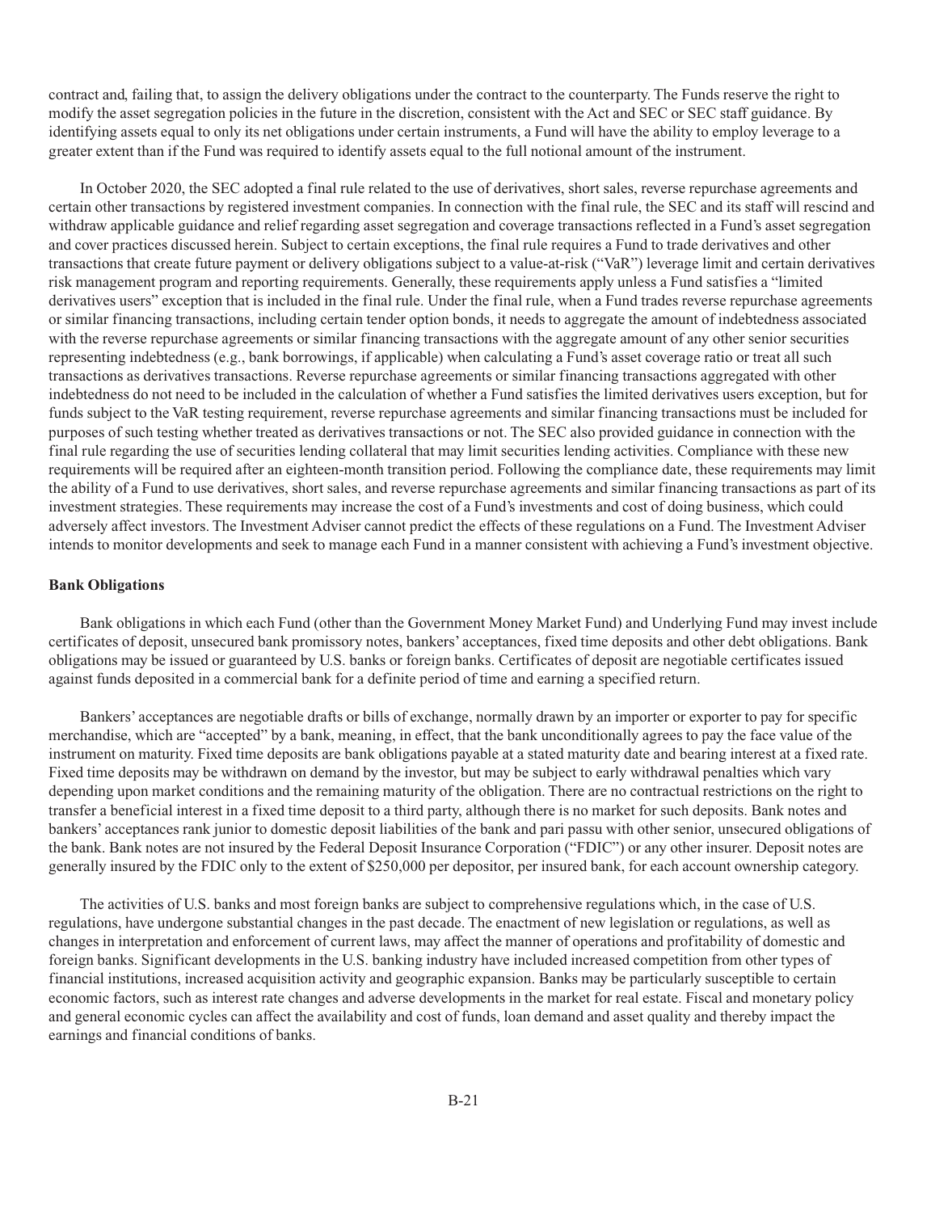contract and, failing that, to assign the delivery obligations under the contract to the counterparty. The Funds reserve the right to modify the asset segregation policies in the future in the discretion, consistent with the Act and SEC or SEC staff guidance. By identifying assets equal to only its net obligations under certain instruments, a Fund will have the ability to employ leverage to a greater extent than if the Fund was required to identify assets equal to the full notional amount of the instrument.

In October 2020, the SEC adopted a final rule related to the use of derivatives, short sales, reverse repurchase agreements and certain other transactions by registered investment companies. In connection with the final rule, the SEC and its staff will rescind and withdraw applicable guidance and relief regarding asset segregation and coverage transactions reflected in a Fund's asset segregation and cover practices discussed herein. Subject to certain exceptions, the final rule requires a Fund to trade derivatives and other transactions that create future payment or delivery obligations subject to a value-at-risk ("VaR") leverage limit and certain derivatives risk management program and reporting requirements. Generally, these requirements apply unless a Fund satisfies a "limited derivatives users" exception that is included in the final rule. Under the final rule, when a Fund trades reverse repurchase agreements or similar financing transactions, including certain tender option bonds, it needs to aggregate the amount of indebtedness associated with the reverse repurchase agreements or similar financing transactions with the aggregate amount of any other senior securities representing indebtedness (e.g., bank borrowings, if applicable) when calculating a Fund's asset coverage ratio or treat all such transactions as derivatives transactions. Reverse repurchase agreements or similar financing transactions aggregated with other indebtedness do not need to be included in the calculation of whether a Fund satisfies the limited derivatives users exception, but for funds subject to the VaR testing requirement, reverse repurchase agreements and similar financing transactions must be included for purposes of such testing whether treated as derivatives transactions or not. The SEC also provided guidance in connection with the final rule regarding the use of securities lending collateral that may limit securities lending activities. Compliance with these new requirements will be required after an eighteen-month transition period. Following the compliance date, these requirements may limit the ability of a Fund to use derivatives, short sales, and reverse repurchase agreements and similar financing transactions as part of its investment strategies. These requirements may increase the cost of a Fund's investments and cost of doing business, which could adversely affect investors. The Investment Adviser cannot predict the effects of these regulations on a Fund. The Investment Adviser intends to monitor developments and seek to manage each Fund in a manner consistent with achieving a Fund's investment objective.

**Bank Obligations**

Bank obligations in which each Fund (other than the Government Money Market Fund) and Underlying Fund may invest include certificates of deposit, unsecured bank promissory notes, bankers' acceptances, fixed time deposits and other debt obligations. Bank obligations may be issued or guaranteed by U.S. banks or foreign banks. Certificates of deposit are negotiable certificates issued against funds deposited in a commercial bank for a definite period of time and earning a specified return.

Bankers' acceptances are negotiable drafts or bills of exchange, normally drawn by an importer or exporter to pay for specific merchandise, which are "accepted" by a bank, meaning, in effect, that the bank unconditionally agrees to pay the face value of the instrument on maturity. Fixed time deposits are bank obligations payable at a stated maturity date and bearing interest at a fixed rate. Fixed time deposits may be withdrawn on demand by the investor, but may be subject to early withdrawal penalties which vary depending upon market conditions and the remaining maturity of the obligation. There are no contractual restrictions on the right to transfer a beneficial interest in a fixed time deposit to a third party, although there is no market for such deposits. Bank notes and bankers' acceptances rank junior to domestic deposit liabilities of the bank and pari passu with other senior, unsecured obligations of the bank. Bank notes are not insured by the Federal Deposit Insurance Corporation ("FDIC") or any other insurer. Deposit notes are generally insured by the FDIC only to the extent of $250,000 per depositor, per insured bank, for each account ownership category.

The activities of U.S. banks and most foreign banks are subject to comprehensive regulations which, in the case of U.S. regulations, have undergone substantial changes in the past decade. The enactment of new legislation or regulations, as well as changes in interpretation and enforcement of current laws, may affect the manner of operations and profitability of domestic and foreign banks. Significant developments in the U.S. banking industry have included increased competition from other types of financial institutions, increased acquisition activity and geographic expansion. Banks may be particularly susceptible to certain economic factors, such as interest rate changes and adverse developments in the market for real estate. Fiscal and monetary policy and general economic cycles can affect the availability and cost of funds, loan demand and asset quality and thereby impact the earnings and financial conditions of banks.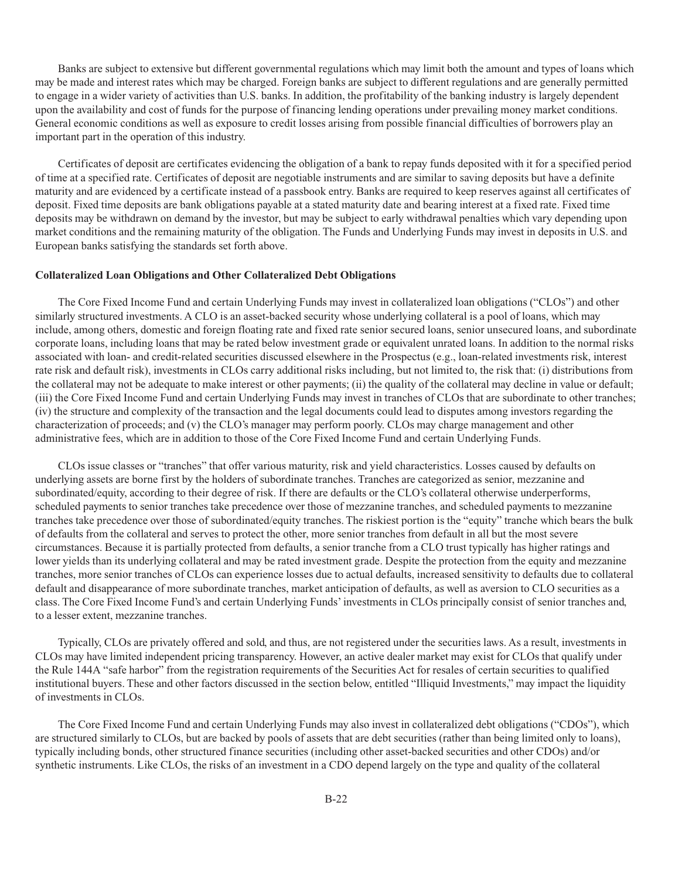Banks are subject to extensive but different governmental regulations which may limit both the amount and types of loans which may be made and interest rates which may be charged. Foreign banks are subject to different regulations and are generally permitted to engage in a wider variety of activities than U.S. banks. In addition, the profitability of the banking industry is largely dependent upon the availability and cost of funds for the purpose of financing lending operations under prevailing money market conditions. General economic conditions as well as exposure to credit losses arising from possible financial difficulties of borrowers play an important part in the operation of this industry.

Certificates of deposit are certificates evidencing the obligation of a bank to repay funds deposited with it for a specified period of time at a specified rate. Certificates of deposit are negotiable instruments and are similar to saving deposits but have a definite maturity and are evidenced by a certificate instead of a passbook entry. Banks are required to keep reserves against all certificates of deposit. Fixed time deposits are bank obligations payable at a stated maturity date and bearing interest at a fixed rate. Fixed time deposits may be withdrawn on demand by the investor, but may be subject to early withdrawal penalties which vary depending upon market conditions and the remaining maturity of the obligation. The Funds and Underlying Funds may invest in deposits in U.S. and European banks satisfying the standards set forth above.

**Collateralized Loan Obligations and Other Collateralized Debt Obligations**

The Core Fixed Income Fund and certain Underlying Funds may invest in collateralized loan obligations ("CLOs") and other similarly structured investments. A CLO is an asset-backed security whose underlying collateral is a pool of loans, which may include, among others, domestic and foreign floating rate and fixed rate senior secured loans, senior unsecured loans, and subordinate corporate loans, including loans that may be rated below investment grade or equivalent unrated loans. In addition to the normal risks associated with loan- and credit-related securities discussed elsewhere in the Prospectus (e.g., loan-related investments risk, interest rate risk and default risk), investments in CLOs carry additional risks including, but not limited to, the risk that: (i) distributions from the collateral may not be adequate to make interest or other payments; (ii) the quality of the collateral may decline in value or default; (iii) the Core Fixed Income Fund and certain Underlying Funds may invest in tranches of CLOs that are subordinate to other tranches; (iv) the structure and complexity of the transaction and the legal documents could lead to disputes among investors regarding the characterization of proceeds; and (v) the CLO's manager may perform poorly. CLOs may charge management and other administrative fees, which are in addition to those of the Core Fixed Income Fund and certain Underlying Funds.

CLOs issue classes or "tranches" that offer various maturity, risk and yield characteristics. Losses caused by defaults on underlying assets are borne first by the holders of subordinate tranches. Tranches are categorized as senior, mezzanine and subordinated/equity, according to their degree of risk. If there are defaults or the CLO's collateral otherwise underperforms, scheduled payments to senior tranches take precedence over those of mezzanine tranches, and scheduled payments to mezzanine tranches take precedence over those of subordinated/equity tranches. The riskiest portion is the "equity" tranche which bears the bulk of defaults from the collateral and serves to protect the other, more senior tranches from default in all but the most severe circumstances. Because it is partially protected from defaults, a senior tranche from a CLO trust typically has higher ratings and lower yields than its underlying collateral and may be rated investment grade. Despite the protection from the equity and mezzanine tranches, more senior tranches of CLOs can experience losses due to actual defaults, increased sensitivity to defaults due to collateral default and disappearance of more subordinate tranches, market anticipation of defaults, as well as aversion to CLO securities as a class. The Core Fixed Income Fund's and certain Underlying Funds' investments in CLOs principally consist of senior tranches and, to a lesser extent, mezzanine tranches.

Typically, CLOs are privately offered and sold, and thus, are not registered under the securities laws. As a result, investments in CLOs may have limited independent pricing transparency. However, an active dealer market may exist for CLOs that qualify under the Rule 144A "safe harbor" from the registration requirements of the Securities Act for resales of certain securities to qualified institutional buyers. These and other factors discussed in the section below, entitled "Illiquid Investments," may impact the liquidity of investments in CLOs.

The Core Fixed Income Fund and certain Underlying Funds may also invest in collateralized debt obligations ("CDOs"), which are structured similarly to CLOs, but are backed by pools of assets that are debt securities (rather than being limited only to loans), typically including bonds, other structured finance securities (including other asset-backed securities and other CDOs) and/or synthetic instruments. Like CLOs, the risks of an investment in a CDO depend largely on the type and quality of the collateral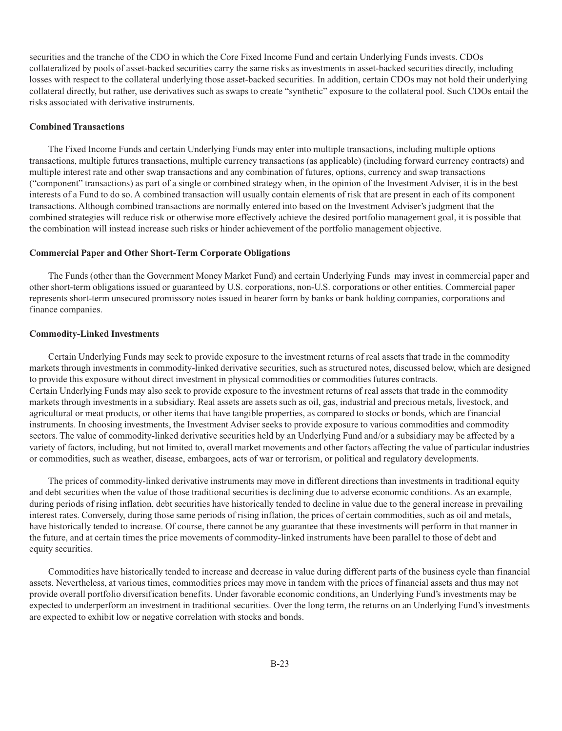securities and the tranche of the CDO in which the Core Fixed Income Fund and certain Underlying Funds invests. CDOs collateralized by pools of asset-backed securities carry the same risks as investments in asset-backed securities directly, including losses with respect to the collateral underlying those asset-backed securities. In addition, certain CDOs may not hold their underlying collateral directly, but rather, use derivatives such as swaps to create "synthetic" exposure to the collateral pool. Such CDOs entail the risks associated with derivative instruments.

**Combined Transactions**

The Fixed Income Funds and certain Underlying Funds may enter into multiple transactions, including multiple options transactions, multiple futures transactions, multiple currency transactions (as applicable) (including forward currency contracts) and multiple interest rate and other swap transactions and any combination of futures, options, currency and swap transactions ("component" transactions) as part of a single or combined strategy when, in the opinion of the Investment Adviser, it is in the best interests of a Fund to do so. A combined transaction will usually contain elements of risk that are present in each of its component transactions. Although combined transactions are normally entered into based on the Investment Adviser's judgment that the combined strategies will reduce risk or otherwise more effectively achieve the desired portfolio management goal, it is possible that the combination will instead increase such risks or hinder achievement of the portfolio management objective.

**Commercial Paper and Other Short-Term Corporate Obligations**

The Funds (other than the Government Money Market Fund) and certain Underlying Funds may invest in commercial paper and other short-term obligations issued or guaranteed by U.S. corporations, non-U.S. corporations or other entities. Commercial paper represents short-term unsecured promissory notes issued in bearer form by banks or bank holding companies, corporations and finance companies.

**Commodity-Linked Investments**

Certain Underlying Funds may seek to provide exposure to the investment returns of real assets that trade in the commodity markets through investments in commodity-linked derivative securities, such as structured notes, discussed below, which are designed to provide this exposure without direct investment in physical commodities or commodities futures contracts. Certain Underlying Funds may also seek to provide exposure to the investment returns of real assets that trade in the commodity markets through investments in a subsidiary. Real assets are assets such as oil, gas, industrial and precious metals, livestock, and agricultural or meat products, or other items that have tangible properties, as compared to stocks or bonds, which are financial instruments. In choosing investments, the Investment Adviser seeks to provide exposure to various commodities and commodity sectors. The value of commodity-linked derivative securities held by an Underlying Fund and/or a subsidiary may be affected by a variety of factors, including, but not limited to, overall market movements and other factors affecting the value of particular industries or commodities, such as weather, disease, embargoes, acts of war or terrorism, or political and regulatory developments.

The prices of commodity-linked derivative instruments may move in different directions than investments in traditional equity and debt securities when the value of those traditional securities is declining due to adverse economic conditions. As an example, during periods of rising inflation, debt securities have historically tended to decline in value due to the general increase in prevailing interest rates. Conversely, during those same periods of rising inflation, the prices of certain commodities, such as oil and metals, have historically tended to increase. Of course, there cannot be any guarantee that these investments will perform in that manner in the future, and at certain times the price movements of commodity-linked instruments have been parallel to those of debt and equity securities.

Commodities have historically tended to increase and decrease in value during different parts of the business cycle than financial assets. Nevertheless, at various times, commodities prices may move in tandem with the prices of financial assets and thus may not provide overall portfolio diversification benefits. Under favorable economic conditions, an Underlying Fund's investments may be expected to underperform an investment in traditional securities. Over the long term, the returns on an Underlying Fund's investments are expected to exhibit low or negative correlation with stocks and bonds.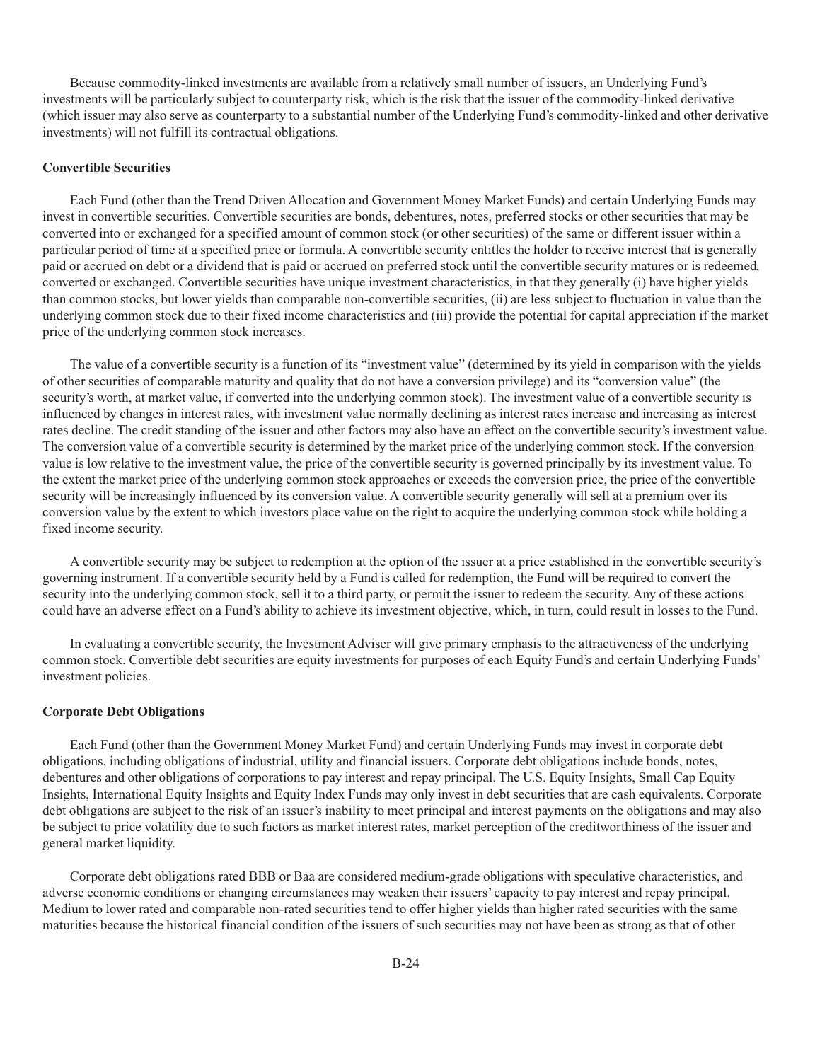Because commodity-linked investments are available from a relatively small number of issuers, an Underlying Fund's investments will be particularly subject to counterparty risk, which is the risk that the issuer of the commodity-linked derivative (which issuer may also serve as counterparty to a substantial number of the Underlying Fund's commodity-linked and other derivative investments) will not fulfill its contractual obligations.

**Convertible Securities**

Each Fund (other than the Trend Driven Allocation and Government Money Market Funds) and certain Underlying Funds may invest in convertible securities. Convertible securities are bonds, debentures, notes, preferred stocks or other securities that may be converted into or exchanged for a specified amount of common stock (or other securities) of the same or different issuer within a particular period of time at a specified price or formula. A convertible security entitles the holder to receive interest that is generally paid or accrued on debt or a dividend that is paid or accrued on preferred stock until the convertible security matures or is redeemed, converted or exchanged. Convertible securities have unique investment characteristics, in that they generally (i) have higher yields than common stocks, but lower yields than comparable non-convertible securities, (ii) are less subject to fluctuation in value than the underlying common stock due to their fixed income characteristics and (iii) provide the potential for capital appreciation if the market price of the underlying common stock increases.

The value of a convertible security is a function of its "investment value" (determined by its yield in comparison with the yields of other securities of comparable maturity and quality that do not have a conversion privilege) and its "conversion value" (the security's worth, at market value, if converted into the underlying common stock). The investment value of a convertible security is influenced by changes in interest rates, with investment value normally declining as interest rates increase and increasing as interest rates decline. The credit standing of the issuer and other factors may also have an effect on the convertible security's investment value. The conversion value of a convertible security is determined by the market price of the underlying common stock. If the conversion value is low relative to the investment value, the price of the convertible security is governed principally by its investment value. To the extent the market price of the underlying common stock approaches or exceeds the conversion price, the price of the convertible security will be increasingly influenced by its conversion value. A convertible security generally will sell at a premium over its conversion value by the extent to which investors place value on the right to acquire the underlying common stock while holding a fixed income security.

A convertible security may be subject to redemption at the option of the issuer at a price established in the convertible security's governing instrument. If a convertible security held by a Fund is called for redemption, the Fund will be required to convert the security into the underlying common stock, sell it to a third party, or permit the issuer to redeem the security. Any of these actions could have an adverse effect on a Fund's ability to achieve its investment objective, which, in turn, could result in losses to the Fund.

In evaluating a convertible security, the Investment Adviser will give primary emphasis to the attractiveness of the underlying common stock. Convertible debt securities are equity investments for purposes of each Equity Fund's and certain Underlying Funds' investment policies.

**Corporate Debt Obligations**

Each Fund (other than the Government Money Market Fund) and certain Underlying Funds may invest in corporate debt obligations, including obligations of industrial, utility and financial issuers. Corporate debt obligations include bonds, notes, debentures and other obligations of corporations to pay interest and repay principal. The U.S. Equity Insights, Small Cap Equity Insights, International Equity Insights and Equity Index Funds may only invest in debt securities that are cash equivalents. Corporate debt obligations are subject to the risk of an issuer's inability to meet principal and interest payments on the obligations and may also be subject to price volatility due to such factors as market interest rates, market perception of the creditworthiness of the issuer and general market liquidity.

Corporate debt obligations rated BBB or Baa are considered medium-grade obligations with speculative characteristics, and adverse economic conditions or changing circumstances may weaken their issuers' capacity to pay interest and repay principal. Medium to lower rated and comparable non-rated securities tend to offer higher yields than higher rated securities with the same maturities because the historical financial condition of the issuers of such securities may not have been as strong as that of other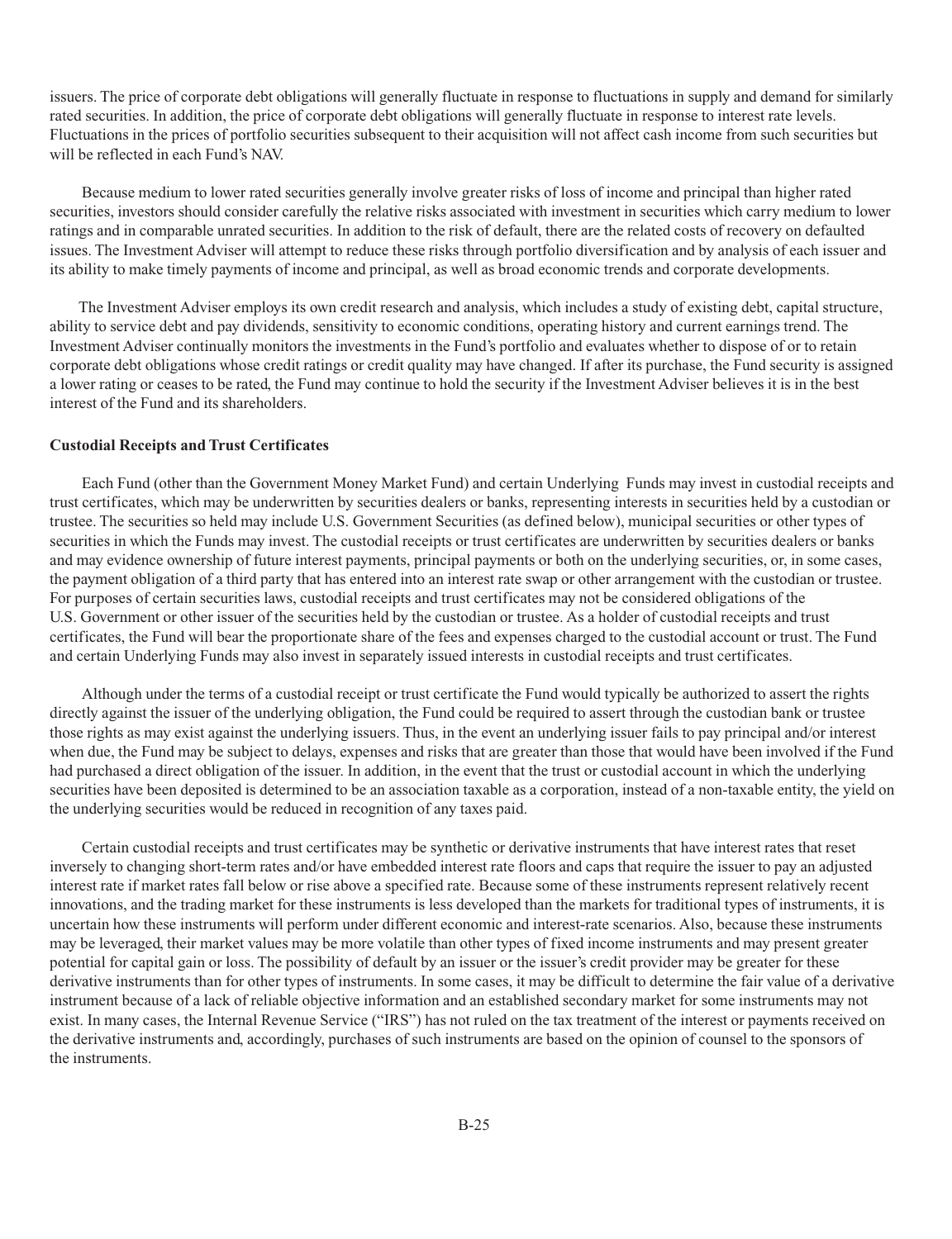issuers. The price of corporate debt obligations will generally fluctuate in response to fluctuations in supply and demand for similarly rated securities. In addition, the price of corporate debt obligations will generally fluctuate in response to interest rate levels. Fluctuations in the prices of portfolio securities subsequent to their acquisition will not affect cash income from such securities but will be reflected in each Fund's NAV.

Because medium to lower rated securities generally involve greater risks of loss of income and principal than higher rated securities, investors should consider carefully the relative risks associated with investment in securities which carry medium to lower ratings and in comparable unrated securities. In addition to the risk of default, there are the related costs of recovery on defaulted issues. The Investment Adviser will attempt to reduce these risks through portfolio diversification and by analysis of each issuer and its ability to make timely payments of income and principal, as well as broad economic trends and corporate developments.

The Investment Adviser employs its own credit research and analysis, which includes a study of existing debt, capital structure, ability to service debt and pay dividends, sensitivity to economic conditions, operating history and current earnings trend. The Investment Adviser continually monitors the investments in the Fund's portfolio and evaluates whether to dispose of or to retain corporate debt obligations whose credit ratings or credit quality may have changed. If after its purchase, the Fund security is assigned a lower rating or ceases to be rated, the Fund may continue to hold the security if the Investment Adviser believes it is in the best interest of the Fund and its shareholders.

**Custodial Receipts and Trust Certificates**

Each Fund (other than the Government Money Market Fund) and certain Underlying Funds may invest in custodial receipts and trust certificates, which may be underwritten by securities dealers or banks, representing interests in securities held by a custodian or trustee. The securities so held may include U.S. Government Securities (as defined below), municipal securities or other types of securities in which the Funds may invest. The custodial receipts or trust certificates are underwritten by securities dealers or banks and may evidence ownership of future interest payments, principal payments or both on the underlying securities, or, in some cases, the payment obligation of a third party that has entered into an interest rate swap or other arrangement with the custodian or trustee. For purposes of certain securities laws, custodial receipts and trust certificates may not be considered obligations of the U.S. Government or other issuer of the securities held by the custodian or trustee. As a holder of custodial receipts and trust certificates, the Fund will bear the proportionate share of the fees and expenses charged to the custodial account or trust. The Fund and certain Underlying Funds may also invest in separately issued interests in custodial receipts and trust certificates.

Although under the terms of a custodial receipt or trust certificate the Fund would typically be authorized to assert the rights directly against the issuer of the underlying obligation, the Fund could be required to assert through the custodian bank or trustee those rights as may exist against the underlying issuers. Thus, in the event an underlying issuer fails to pay principal and/or interest when due, the Fund may be subject to delays, expenses and risks that are greater than those that would have been involved if the Fund had purchased a direct obligation of the issuer. In addition, in the event that the trust or custodial account in which the underlying securities have been deposited is determined to be an association taxable as a corporation, instead of a non-taxable entity, the yield on the underlying securities would be reduced in recognition of any taxes paid.

Certain custodial receipts and trust certificates may be synthetic or derivative instruments that have interest rates that reset inversely to changing short-term rates and/or have embedded interest rate floors and caps that require the issuer to pay an adjusted interest rate if market rates fall below or rise above a specified rate. Because some of these instruments represent relatively recent innovations, and the trading market for these instruments is less developed than the markets for traditional types of instruments, it is uncertain how these instruments will perform under different economic and interest-rate scenarios. Also, because these instruments may be leveraged, their market values may be more volatile than other types of fixed income instruments and may present greater potential for capital gain or loss. The possibility of default by an issuer or the issuer's credit provider may be greater for these derivative instruments than for other types of instruments. In some cases, it may be difficult to determine the fair value of a derivative instrument because of a lack of reliable objective information and an established secondary market for some instruments may not exist. In many cases, the Internal Revenue Service ("IRS") has not ruled on the tax treatment of the interest or payments received on the derivative instruments and, accordingly, purchases of such instruments are based on the opinion of counsel to the sponsors of the instruments.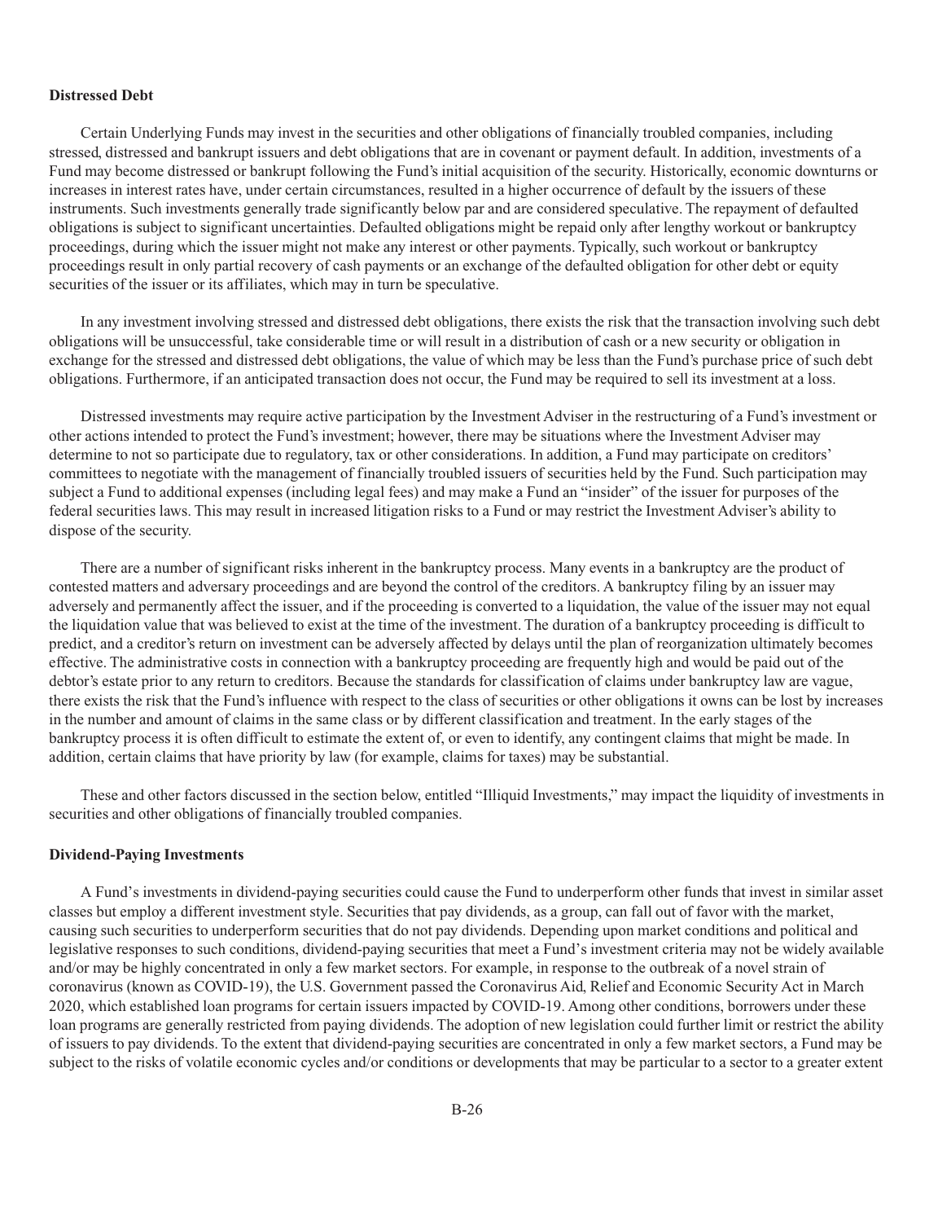**Distressed Debt**

Certain Underlying Funds may invest in the securities and other obligations of financially troubled companies, including stressed, distressed and bankrupt issuers and debt obligations that are in covenant or payment default. In addition, investments of a Fund may become distressed or bankrupt following the Fund's initial acquisition of the security. Historically, economic downturns or increases in interest rates have, under certain circumstances, resulted in a higher occurrence of default by the issuers of these instruments. Such investments generally trade significantly below par and are considered speculative. The repayment of defaulted obligations is subject to significant uncertainties. Defaulted obligations might be repaid only after lengthy workout or bankruptcy proceedings, during which the issuer might not make any interest or other payments. Typically, such workout or bankruptcy proceedings result in only partial recovery of cash payments or an exchange of the defaulted obligation for other debt or equity securities of the issuer or its affiliates, which may in turn be speculative.

In any investment involving stressed and distressed debt obligations, there exists the risk that the transaction involving such debt obligations will be unsuccessful, take considerable time or will result in a distribution of cash or a new security or obligation in exchange for the stressed and distressed debt obligations, the value of which may be less than the Fund's purchase price of such debt obligations. Furthermore, if an anticipated transaction does not occur, the Fund may be required to sell its investment at a loss.

Distressed investments may require active participation by the Investment Adviser in the restructuring of a Fund's investment or other actions intended to protect the Fund's investment; however, there may be situations where the Investment Adviser may determine to not so participate due to regulatory, tax or other considerations. In addition, a Fund may participate on creditors' committees to negotiate with the management of financially troubled issuers of securities held by the Fund. Such participation may subject a Fund to additional expenses (including legal fees) and may make a Fund an "insider" of the issuer for purposes of the federal securities laws. This may result in increased litigation risks to a Fund or may restrict the Investment Adviser's ability to dispose of the security.

There are a number of significant risks inherent in the bankruptcy process. Many events in a bankruptcy are the product of contested matters and adversary proceedings and are beyond the control of the creditors. A bankruptcy filing by an issuer may adversely and permanently affect the issuer, and if the proceeding is converted to a liquidation, the value of the issuer may not equal the liquidation value that was believed to exist at the time of the investment. The duration of a bankruptcy proceeding is difficult to predict, and a creditor's return on investment can be adversely affected by delays until the plan of reorganization ultimately becomes effective. The administrative costs in connection with a bankruptcy proceeding are frequently high and would be paid out of the debtor's estate prior to any return to creditors. Because the standards for classification of claims under bankruptcy law are vague, there exists the risk that the Fund's influence with respect to the class of securities or other obligations it owns can be lost by increases in the number and amount of claims in the same class or by different classification and treatment. In the early stages of the bankruptcy process it is often difficult to estimate the extent of, or even to identify, any contingent claims that might be made. In addition, certain claims that have priority by law (for example, claims for taxes) may be substantial.

These and other factors discussed in the section below, entitled "Illiquid Investments," may impact the liquidity of investments in securities and other obligations of financially troubled companies.

**Dividend-Paying Investments**

A Fund's investments in dividend-paying securities could cause the Fund to underperform other funds that invest in similar asset classes but employ a different investment style. Securities that pay dividends, as a group, can fall out of favor with the market, causing such securities to underperform securities that do not pay dividends. Depending upon market conditions and political and legislative responses to such conditions, dividend-paying securities that meet a Fund's investment criteria may not be widely available and/or may be highly concentrated in only a few market sectors. For example, in response to the outbreak of a novel strain of coronavirus (known as COVID-19), the U.S. Government passed the Coronavirus Aid, Relief and Economic Security Act in March 2020, which established loan programs for certain issuers impacted by COVID-19. Among other conditions, borrowers under these loan programs are generally restricted from paying dividends. The adoption of new legislation could further limit or restrict the ability of issuers to pay dividends. To the extent that dividend-paying securities are concentrated in only a few market sectors, a Fund may be subject to the risks of volatile economic cycles and/or conditions or developments that may be particular to a sector to a greater extent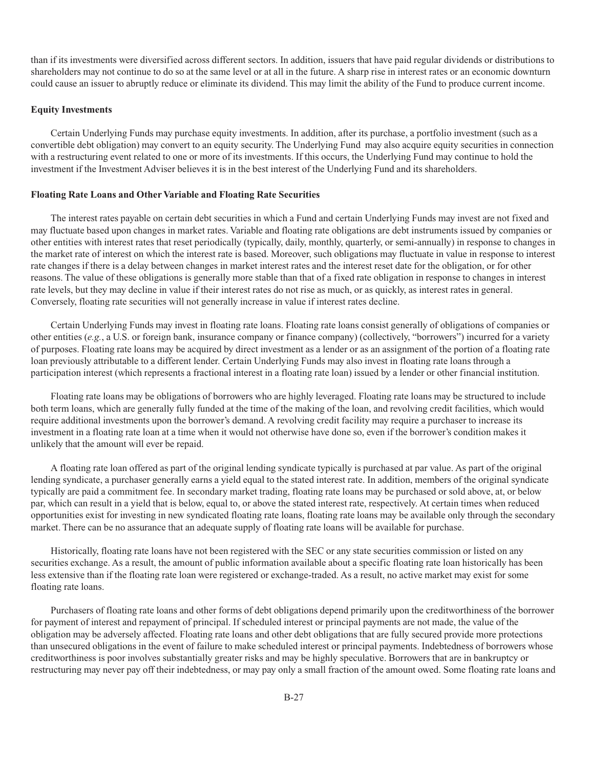than if its investments were diversified across different sectors. In addition, issuers that have paid regular dividends or distributions to shareholders may not continue to do so at the same level or at all in the future. A sharp rise in interest rates or an economic downturn could cause an issuer to abruptly reduce or eliminate its dividend. This may limit the ability of the Fund to produce current income.

**Equity Investments**

Certain Underlying Funds may purchase equity investments. In addition, after its purchase, a portfolio investment (such as a convertible debt obligation) may convert to an equity security. The Underlying Fund may also acquire equity securities in connection with a restructuring event related to one or more of its investments. If this occurs, the Underlying Fund may continue to hold the investment if the Investment Adviser believes it is in the best interest of the Underlying Fund and its shareholders.

**Floating Rate Loans and Other Variable and Floating Rate Securities**

The interest rates payable on certain debt securities in which a Fund and certain Underlying Funds may invest are not fixed and may fluctuate based upon changes in market rates. Variable and floating rate obligations are debt instruments issued by companies or other entities with interest rates that reset periodically (typically, daily, monthly, quarterly, or semi-annually) in response to changes in the market rate of interest on which the interest rate is based. Moreover, such obligations may fluctuate in value in response to interest rate changes if there is a delay between changes in market interest rates and the interest reset date for the obligation, or for other reasons. The value of these obligations is generally more stable than that of a fixed rate obligation in response to changes in interest rate levels, but they may decline in value if their interest rates do not rise as much, or as quickly, as interest rates in general. Conversely, floating rate securities will not generally increase in value if interest rates decline.

Certain Underlying Funds may invest in floating rate loans. Floating rate loans consist generally of obligations of companies or other entities (*e.g.*, a U.S. or foreign bank, insurance company or finance company) (collectively, "borrowers") incurred for a variety of purposes. Floating rate loans may be acquired by direct investment as a lender or as an assignment of the portion of a floating rate loan previously attributable to a different lender. Certain Underlying Funds may also invest in floating rate loans through a participation interest (which represents a fractional interest in a floating rate loan) issued by a lender or other financial institution.

Floating rate loans may be obligations of borrowers who are highly leveraged. Floating rate loans may be structured to include both term loans, which are generally fully funded at the time of the making of the loan, and revolving credit facilities, which would require additional investments upon the borrower's demand. A revolving credit facility may require a purchaser to increase its investment in a floating rate loan at a time when it would not otherwise have done so, even if the borrower's condition makes it unlikely that the amount will ever be repaid.

A floating rate loan offered as part of the original lending syndicate typically is purchased at par value. As part of the original lending syndicate, a purchaser generally earns a yield equal to the stated interest rate. In addition, members of the original syndicate typically are paid a commitment fee. In secondary market trading, floating rate loans may be purchased or sold above, at, or below par, which can result in a yield that is below, equal to, or above the stated interest rate, respectively. At certain times when reduced opportunities exist for investing in new syndicated floating rate loans, floating rate loans may be available only through the secondary market. There can be no assurance that an adequate supply of floating rate loans will be available for purchase.

Historically, floating rate loans have not been registered with the SEC or any state securities commission or listed on any securities exchange. As a result, the amount of public information available about a specific floating rate loan historically has been less extensive than if the floating rate loan were registered or exchange-traded. As a result, no active market may exist for some floating rate loans.

Purchasers of floating rate loans and other forms of debt obligations depend primarily upon the creditworthiness of the borrower for payment of interest and repayment of principal. If scheduled interest or principal payments are not made, the value of the obligation may be adversely affected. Floating rate loans and other debt obligations that are fully secured provide more protections than unsecured obligations in the event of failure to make scheduled interest or principal payments. Indebtedness of borrowers whose creditworthiness is poor involves substantially greater risks and may be highly speculative. Borrowers that are in bankruptcy or restructuring may never pay off their indebtedness, or may pay only a small fraction of the amount owed. Some floating rate loans and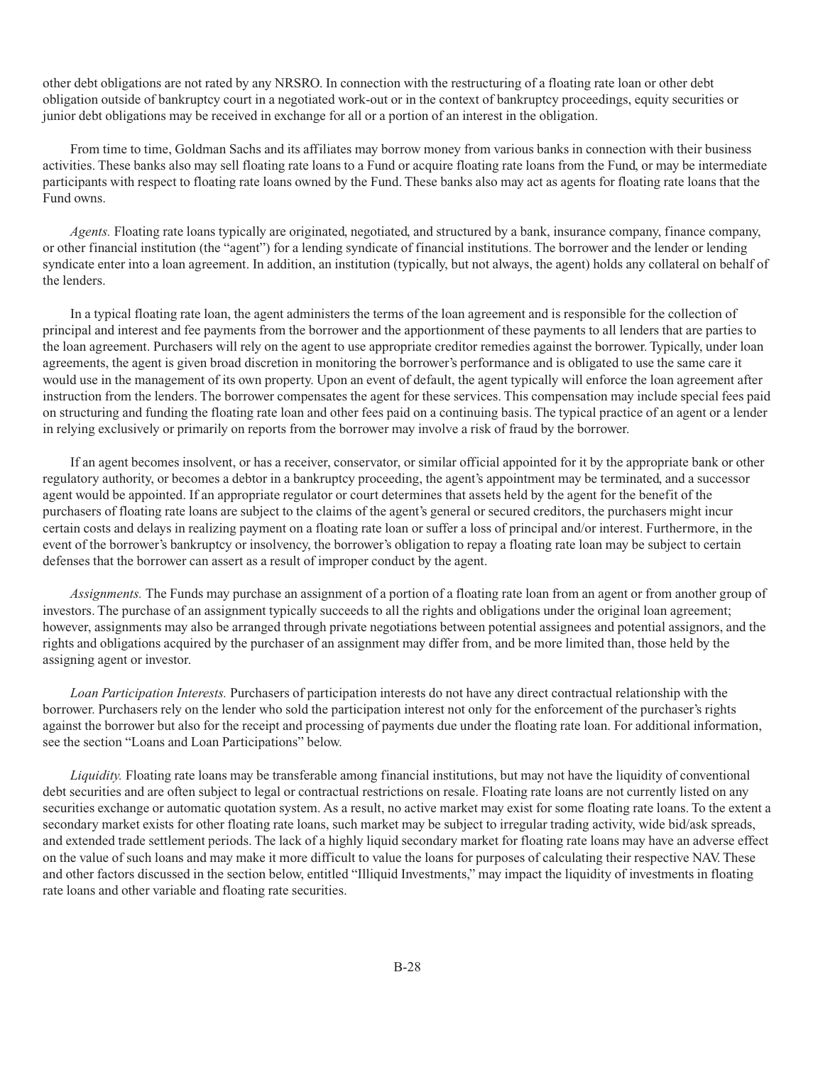other debt obligations are not rated by any NRSRO. In connection with the restructuring of a floating rate loan or other debt obligation outside of bankruptcy court in a negotiated work-out or in the context of bankruptcy proceedings, equity securities or junior debt obligations may be received in exchange for all or a portion of an interest in the obligation.

From time to time, Goldman Sachs and its affiliates may borrow money from various banks in connection with their business activities. These banks also may sell floating rate loans to a Fund or acquire floating rate loans from the Fund, or may be intermediate participants with respect to floating rate loans owned by the Fund. These banks also may act as agents for floating rate loans that the Fund owns.

*Agents.* Floating rate loans typically are originated, negotiated, and structured by a bank, insurance company, finance company, or other financial institution (the "agent") for a lending syndicate of financial institutions. The borrower and the lender or lending syndicate enter into a loan agreement. In addition, an institution (typically, but not always, the agent) holds any collateral on behalf of the lenders.

In a typical floating rate loan, the agent administers the terms of the loan agreement and is responsible for the collection of principal and interest and fee payments from the borrower and the apportionment of these payments to all lenders that are parties to the loan agreement. Purchasers will rely on the agent to use appropriate creditor remedies against the borrower. Typically, under loan agreements, the agent is given broad discretion in monitoring the borrower's performance and is obligated to use the same care it would use in the management of its own property. Upon an event of default, the agent typically will enforce the loan agreement after instruction from the lenders. The borrower compensates the agent for these services. This compensation may include special fees paid on structuring and funding the floating rate loan and other fees paid on a continuing basis. The typical practice of an agent or a lender in relying exclusively or primarily on reports from the borrower may involve a risk of fraud by the borrower.

If an agent becomes insolvent, or has a receiver, conservator, or similar official appointed for it by the appropriate bank or other regulatory authority, or becomes a debtor in a bankruptcy proceeding, the agent's appointment may be terminated, and a successor agent would be appointed. If an appropriate regulator or court determines that assets held by the agent for the benefit of the purchasers of floating rate loans are subject to the claims of the agent's general or secured creditors, the purchasers might incur certain costs and delays in realizing payment on a floating rate loan or suffer a loss of principal and/or interest. Furthermore, in the event of the borrower's bankruptcy or insolvency, the borrower's obligation to repay a floating rate loan may be subject to certain defenses that the borrower can assert as a result of improper conduct by the agent.

*Assignments.* The Funds may purchase an assignment of a portion of a floating rate loan from an agent or from another group of investors. The purchase of an assignment typically succeeds to all the rights and obligations under the original loan agreement; however, assignments may also be arranged through private negotiations between potential assignees and potential assignors, and the rights and obligations acquired by the purchaser of an assignment may differ from, and be more limited than, those held by the assigning agent or investor.

*Loan Participation Interests.* Purchasers of participation interests do not have any direct contractual relationship with the borrower. Purchasers rely on the lender who sold the participation interest not only for the enforcement of the purchaser's rights against the borrower but also for the receipt and processing of payments due under the floating rate loan. For additional information, see the section "Loans and Loan Participations" below.

*Liquidity.* Floating rate loans may be transferable among financial institutions, but may not have the liquidity of conventional debt securities and are often subject to legal or contractual restrictions on resale. Floating rate loans are not currently listed on any securities exchange or automatic quotation system. As a result, no active market may exist for some floating rate loans. To the extent a secondary market exists for other floating rate loans, such market may be subject to irregular trading activity, wide bid/ask spreads, and extended trade settlement periods. The lack of a highly liquid secondary market for floating rate loans may have an adverse effect on the value of such loans and may make it more difficult to value the loans for purposes of calculating their respective NAV. These and other factors discussed in the section below, entitled "Illiquid Investments," may impact the liquidity of investments in floating rate loans and other variable and floating rate securities.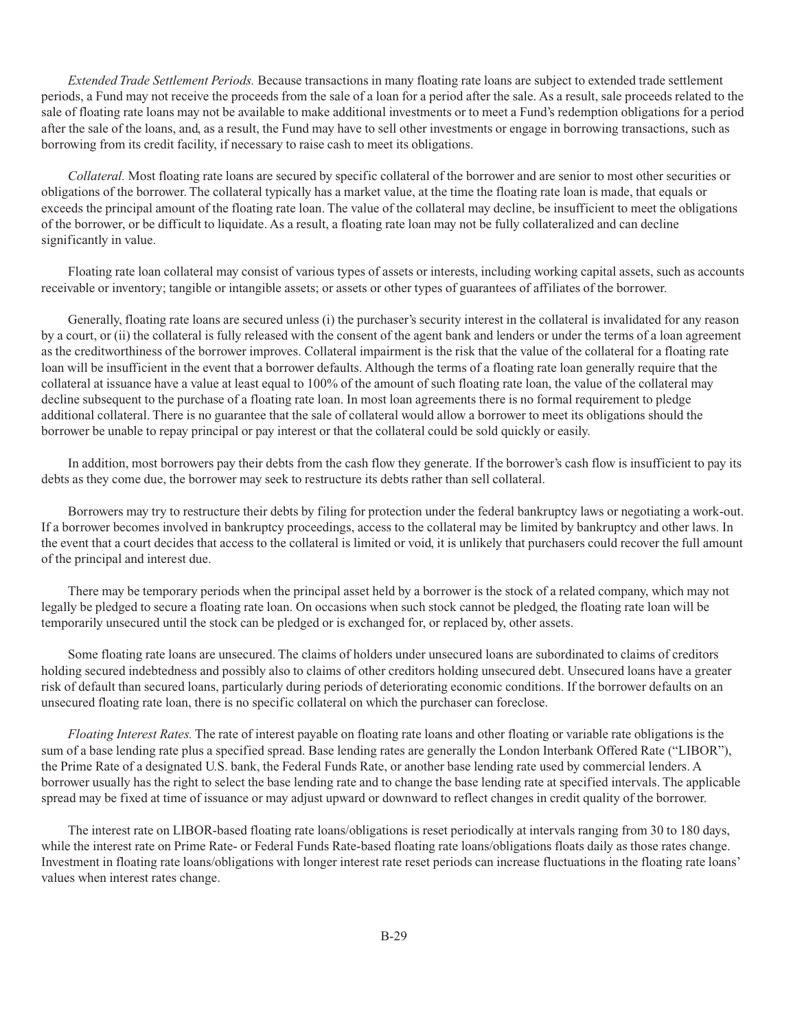*Extended Trade Settlement Periods.* Because transactions in many floating rate loans are subject to extended trade settlement periods, a Fund may not receive the proceeds from the sale of a loan for a period after the sale. As a result, sale proceeds related to the sale of floating rate loans may not be available to make additional investments or to meet a Fund's redemption obligations for a period after the sale of the loans, and, as a result, the Fund may have to sell other investments or engage in borrowing transactions, such as borrowing from its credit facility, if necessary to raise cash to meet its obligations.

*Collateral.* Most floating rate loans are secured by specific collateral of the borrower and are senior to most other securities or obligations of the borrower. The collateral typically has a market value, at the time the floating rate loan is made, that equals or exceeds the principal amount of the floating rate loan. The value of the collateral may decline, be insufficient to meet the obligations of the borrower, or be difficult to liquidate. As a result, a floating rate loan may not be fully collateralized and can decline significantly in value.

Floating rate loan collateral may consist of various types of assets or interests, including working capital assets, such as accounts receivable or inventory; tangible or intangible assets; or assets or other types of guarantees of affiliates of the borrower.

Generally, floating rate loans are secured unless (i) the purchaser's security interest in the collateral is invalidated for any reason by a court, or (ii) the collateral is fully released with the consent of the agent bank and lenders or under the terms of a loan agreement as the creditworthiness of the borrower improves. Collateral impairment is the risk that the value of the collateral for a floating rate loan will be insufficient in the event that a borrower defaults. Although the terms of a floating rate loan generally require that the collateral at issuance have a value at least equal to 100% of the amount of such floating rate loan, the value of the collateral may decline subsequent to the purchase of a floating rate loan. In most loan agreements there is no formal requirement to pledge additional collateral. There is no guarantee that the sale of collateral would allow a borrower to meet its obligations should the borrower be unable to repay principal or pay interest or that the collateral could be sold quickly or easily.

In addition, most borrowers pay their debts from the cash flow they generate. If the borrower's cash flow is insufficient to pay its debts as they come due, the borrower may seek to restructure its debts rather than sell collateral.

Borrowers may try to restructure their debts by filing for protection under the federal bankruptcy laws or negotiating a work-out. If a borrower becomes involved in bankruptcy proceedings, access to the collateral may be limited by bankruptcy and other laws. In the event that a court decides that access to the collateral is limited or void, it is unlikely that purchasers could recover the full amount of the principal and interest due.

There may be temporary periods when the principal asset held by a borrower is the stock of a related company, which may not legally be pledged to secure a floating rate loan. On occasions when such stock cannot be pledged, the floating rate loan will be temporarily unsecured until the stock can be pledged or is exchanged for, or replaced by, other assets.

Some floating rate loans are unsecured. The claims of holders under unsecured loans are subordinated to claims of creditors holding secured indebtedness and possibly also to claims of other creditors holding unsecured debt. Unsecured loans have a greater risk of default than secured loans, particularly during periods of deteriorating economic conditions. If the borrower defaults on an unsecured floating rate loan, there is no specific collateral on which the purchaser can foreclose.

*Floating Interest Rates.* The rate of interest payable on floating rate loans and other floating or variable rate obligations is the sum of a base lending rate plus a specified spread. Base lending rates are generally the London Interbank Offered Rate ("LIBOR"), the Prime Rate of a designated U.S. bank, the Federal Funds Rate, or another base lending rate used by commercial lenders. A borrower usually has the right to select the base lending rate and to change the base lending rate at specified intervals. The applicable spread may be fixed at time of issuance or may adjust upward or downward to reflect changes in credit quality of the borrower.

The interest rate on LIBOR-based floating rate loans/obligations is reset periodically at intervals ranging from 30 to 180 days, while the interest rate on Prime Rate- or Federal Funds Rate-based floating rate loans/obligations floats daily as those rates change. Investment in floating rate loans/obligations with longer interest rate reset periods can increase fluctuations in the floating rate loans' values when interest rates change.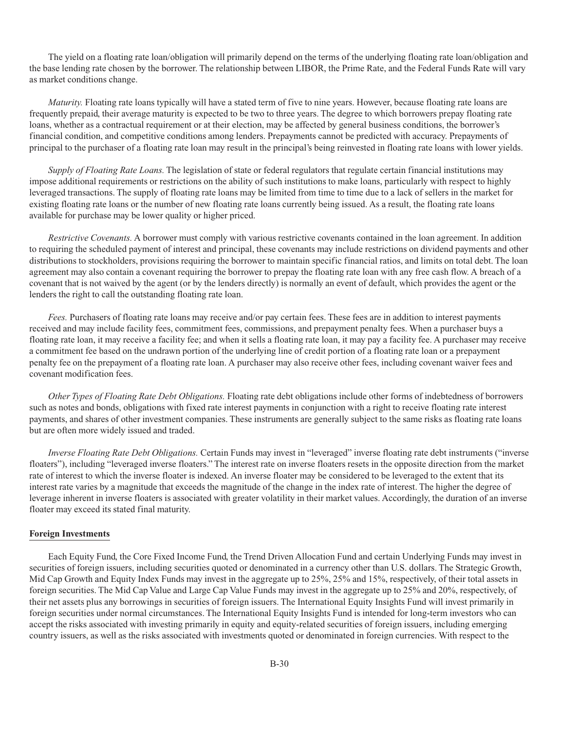The yield on a floating rate loan/obligation will primarily depend on the terms of the underlying floating rate loan/obligation and the base lending rate chosen by the borrower. The relationship between LIBOR, the Prime Rate, and the Federal Funds Rate will vary as market conditions change.

*Maturity.* Floating rate loans typically will have a stated term of five to nine years. However, because floating rate loans are frequently prepaid, their average maturity is expected to be two to three years. The degree to which borrowers prepay floating rate loans, whether as a contractual requirement or at their election, may be affected by general business conditions, the borrower's financial condition, and competitive conditions among lenders. Prepayments cannot be predicted with accuracy. Prepayments of principal to the purchaser of a floating rate loan may result in the principal's being reinvested in floating rate loans with lower yields.

*Supply of Floating Rate Loans.* The legislation of state or federal regulators that regulate certain financial institutions may impose additional requirements or restrictions on the ability of such institutions to make loans, particularly with respect to highly leveraged transactions. The supply of floating rate loans may be limited from time to time due to a lack of sellers in the market for existing floating rate loans or the number of new floating rate loans currently being issued. As a result, the floating rate loans available for purchase may be lower quality or higher priced.

*Restrictive Covenants.* A borrower must comply with various restrictive covenants contained in the loan agreement. In addition to requiring the scheduled payment of interest and principal, these covenants may include restrictions on dividend payments and other distributions to stockholders, provisions requiring the borrower to maintain specific financial ratios, and limits on total debt. The loan agreement may also contain a covenant requiring the borrower to prepay the floating rate loan with any free cash flow. A breach of a covenant that is not waived by the agent (or by the lenders directly) is normally an event of default, which provides the agent or the lenders the right to call the outstanding floating rate loan.

*Fees.* Purchasers of floating rate loans may receive and/or pay certain fees. These fees are in addition to interest payments received and may include facility fees, commitment fees, commissions, and prepayment penalty fees. When a purchaser buys a floating rate loan, it may receive a facility fee; and when it sells a floating rate loan, it may pay a facility fee. A purchaser may receive a commitment fee based on the undrawn portion of the underlying line of credit portion of a floating rate loan or a prepayment penalty fee on the prepayment of a floating rate loan. A purchaser may also receive other fees, including covenant waiver fees and covenant modification fees.

*Other Types of Floating Rate Debt Obligations.* Floating rate debt obligations include other forms of indebtedness of borrowers such as notes and bonds, obligations with fixed rate interest payments in conjunction with a right to receive floating rate interest payments, and shares of other investment companies. These instruments are generally subject to the same risks as floating rate loans but are often more widely issued and traded.

*Inverse Floating Rate Debt Obligations.* Certain Funds may invest in "leveraged" inverse floating rate debt instruments ("inverse floaters"), including "leveraged inverse floaters." The interest rate on inverse floaters resets in the opposite direction from the market rate of interest to which the inverse floater is indexed. An inverse floater may be considered to be leveraged to the extent that its interest rate varies by a magnitude that exceeds the magnitude of the change in the index rate of interest. The higher the degree of leverage inherent in inverse floaters is associated with greater volatility in their market values. Accordingly, the duration of an inverse floater may exceed its stated final maturity.

**Foreign Investments**

Each Equity Fund, the Core Fixed Income Fund, the Trend Driven Allocation Fund and certain Underlying Funds may invest in securities of foreign issuers, including securities quoted or denominated in a currency other than U.S. dollars. The Strategic Growth, Mid Cap Growth and Equity Index Funds may invest in the aggregate up to 25%, 25% and 15%, respectively, of their total assets in foreign securities. The Mid Cap Value and Large Cap Value Funds may invest in the aggregate up to 25% and 20%, respectively, of their net assets plus any borrowings in securities of foreign issuers. The International Equity Insights Fund will invest primarily in foreign securities under normal circumstances. The International Equity Insights Fund is intended for long-term investors who can accept the risks associated with investing primarily in equity and equity-related securities of foreign issuers, including emerging country issuers, as well as the risks associated with investments quoted or denominated in foreign currencies. With respect to the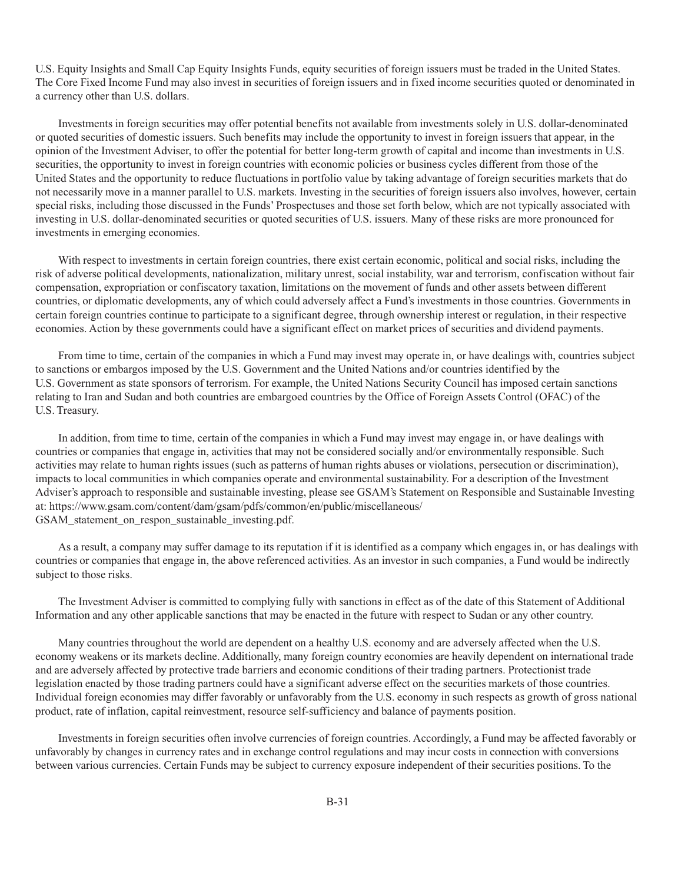U.S. Equity Insights and Small Cap Equity Insights Funds, equity securities of foreign issuers must be traded in the United States. The Core Fixed Income Fund may also invest in securities of foreign issuers and in fixed income securities quoted or denominated in a currency other than U.S. dollars.

Investments in foreign securities may offer potential benefits not available from investments solely in U.S. dollar-denominated or quoted securities of domestic issuers. Such benefits may include the opportunity to invest in foreign issuers that appear, in the opinion of the Investment Adviser, to offer the potential for better long-term growth of capital and income than investments in U.S. securities, the opportunity to invest in foreign countries with economic policies or business cycles different from those of the United States and the opportunity to reduce fluctuations in portfolio value by taking advantage of foreign securities markets that do not necessarily move in a manner parallel to U.S. markets. Investing in the securities of foreign issuers also involves, however, certain special risks, including those discussed in the Funds' Prospectuses and those set forth below, which are not typically associated with investing in U.S. dollar-denominated securities or quoted securities of U.S. issuers. Many of these risks are more pronounced for investments in emerging economies.

With respect to investments in certain foreign countries, there exist certain economic, political and social risks, including the risk of adverse political developments, nationalization, military unrest, social instability, war and terrorism, confiscation without fair compensation, expropriation or confiscatory taxation, limitations on the movement of funds and other assets between different countries, or diplomatic developments, any of which could adversely affect a Fund's investments in those countries. Governments in certain foreign countries continue to participate to a significant degree, through ownership interest or regulation, in their respective economies. Action by these governments could have a significant effect on market prices of securities and dividend payments.

From time to time, certain of the companies in which a Fund may invest may operate in, or have dealings with, countries subject to sanctions or embargos imposed by the U.S. Government and the United Nations and/or countries identified by the U.S. Government as state sponsors of terrorism. For example, the United Nations Security Council has imposed certain sanctions relating to Iran and Sudan and both countries are embargoed countries by the Office of Foreign Assets Control (OFAC) of the U.S. Treasury.

In addition, from time to time, certain of the companies in which a Fund may invest may engage in, or have dealings with countries or companies that engage in, activities that may not be considered socially and/or environmentally responsible. Such activities may relate to human rights issues (such as patterns of human rights abuses or violations, persecution or discrimination), impacts to local communities in which companies operate and environmental sustainability. For a description of the Investment Adviser's approach to responsible and sustainable investing, please see GSAM's Statement on Responsible and Sustainable Investing at: https://www.gsam.com/content/dam/gsam/pdfs/common/en/public/miscellaneous/GSAM_statement_on_respon_sustainable_investing.pdf.

As a result, a company may suffer damage to its reputation if it is identified as a company which engages in, or has dealings with countries or companies that engage in, the above referenced activities. As an investor in such companies, a Fund would be indirectly subject to those risks.

The Investment Adviser is committed to complying fully with sanctions in effect as of the date of this Statement of Additional Information and any other applicable sanctions that may be enacted in the future with respect to Sudan or any other country.

Many countries throughout the world are dependent on a healthy U.S. economy and are adversely affected when the U.S. economy weakens or its markets decline. Additionally, many foreign country economies are heavily dependent on international trade and are adversely affected by protective trade barriers and economic conditions of their trading partners. Protectionist trade legislation enacted by those trading partners could have a significant adverse effect on the securities markets of those countries. Individual foreign economies may differ favorably or unfavorably from the U.S. economy in such respects as growth of gross national product, rate of inflation, capital reinvestment, resource self-sufficiency and balance of payments position.

Investments in foreign securities often involve currencies of foreign countries. Accordingly, a Fund may be affected favorably or unfavorably by changes in currency rates and in exchange control regulations and may incur costs in connection with conversions between various currencies. Certain Funds may be subject to currency exposure independent of their securities positions. To the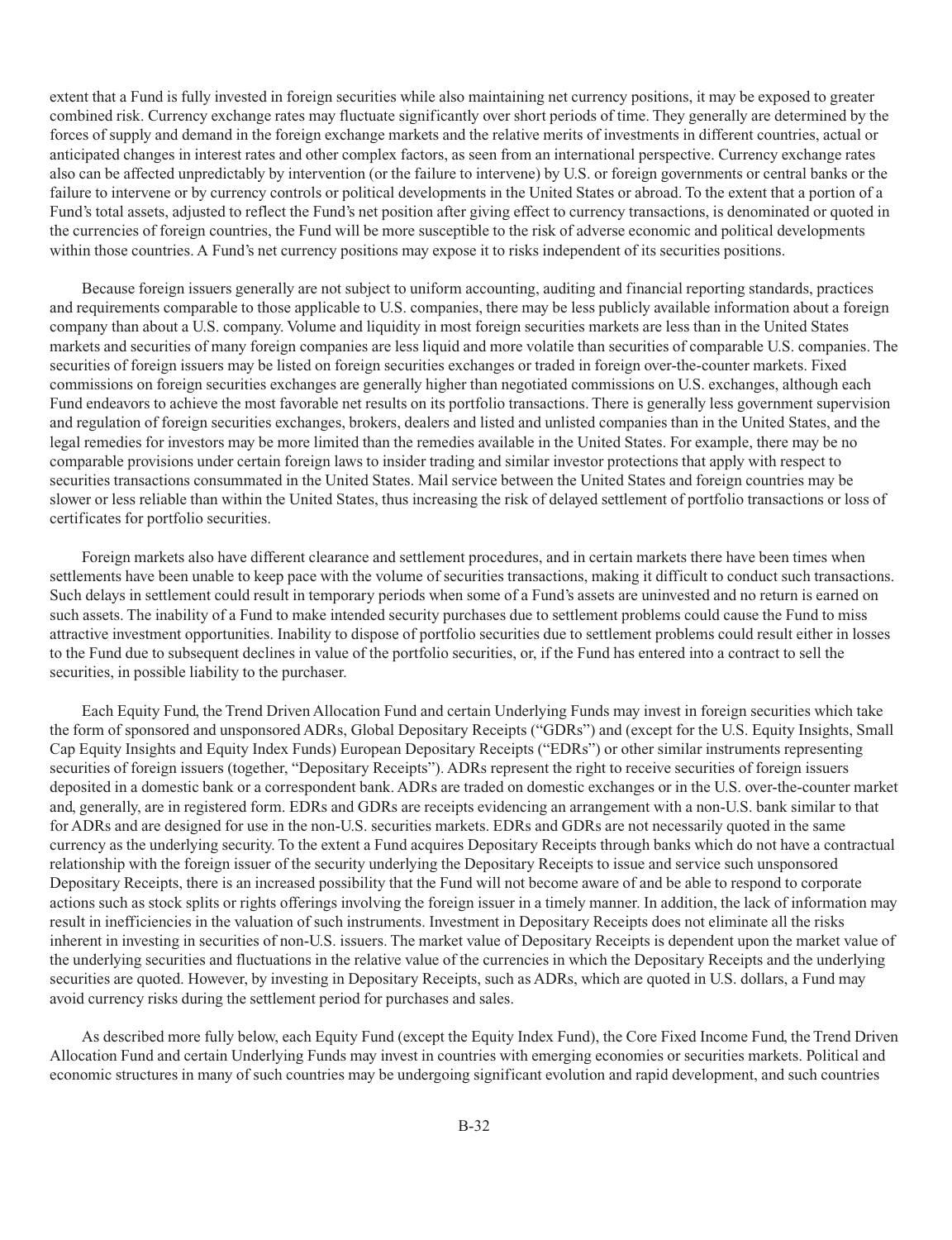extent that a Fund is fully invested in foreign securities while also maintaining net currency positions, it may be exposed to greater combined risk. Currency exchange rates may fluctuate significantly over short periods of time. They generally are determined by the forces of supply and demand in the foreign exchange markets and the relative merits of investments in different countries, actual or anticipated changes in interest rates and other complex factors, as seen from an international perspective. Currency exchange rates also can be affected unpredictably by intervention (or the failure to intervene) by U.S. or foreign governments or central banks or the failure to intervene or by currency controls or political developments in the United States or abroad. To the extent that a portion of a Fund's total assets, adjusted to reflect the Fund's net position after giving effect to currency transactions, is denominated or quoted in the currencies of foreign countries, the Fund will be more susceptible to the risk of adverse economic and political developments within those countries. A Fund's net currency positions may expose it to risks independent of its securities positions.

Because foreign issuers generally are not subject to uniform accounting, auditing and financial reporting standards, practices and requirements comparable to those applicable to U.S. companies, there may be less publicly available information about a foreign company than about a U.S. company. Volume and liquidity in most foreign securities markets are less than in the United States markets and securities of many foreign companies are less liquid and more volatile than securities of comparable U.S. companies. The securities of foreign issuers may be listed on foreign securities exchanges or traded in foreign over-the-counter markets. Fixed commissions on foreign securities exchanges are generally higher than negotiated commissions on U.S. exchanges, although each Fund endeavors to achieve the most favorable net results on its portfolio transactions. There is generally less government supervision and regulation of foreign securities exchanges, brokers, dealers and listed and unlisted companies than in the United States, and the legal remedies for investors may be more limited than the remedies available in the United States. For example, there may be no comparable provisions under certain foreign laws to insider trading and similar investor protections that apply with respect to securities transactions consummated in the United States. Mail service between the United States and foreign countries may be slower or less reliable than within the United States, thus increasing the risk of delayed settlement of portfolio transactions or loss of certificates for portfolio securities.

Foreign markets also have different clearance and settlement procedures, and in certain markets there have been times when settlements have been unable to keep pace with the volume of securities transactions, making it difficult to conduct such transactions. Such delays in settlement could result in temporary periods when some of a Fund's assets are uninvested and no return is earned on such assets. The inability of a Fund to make intended security purchases due to settlement problems could cause the Fund to miss attractive investment opportunities. Inability to dispose of portfolio securities due to settlement problems could result either in losses to the Fund due to subsequent declines in value of the portfolio securities, or, if the Fund has entered into a contract to sell the securities, in possible liability to the purchaser.

Each Equity Fund, the Trend Driven Allocation Fund and certain Underlying Funds may invest in foreign securities which take the form of sponsored and unsponsored ADRs, Global Depositary Receipts ("GDRs") and (except for the U.S. Equity Insights, Small Cap Equity Insights and Equity Index Funds) European Depositary Receipts ("EDRs") or other similar instruments representing securities of foreign issuers (together, "Depositary Receipts"). ADRs represent the right to receive securities of foreign issuers deposited in a domestic bank or a correspondent bank. ADRs are traded on domestic exchanges or in the U.S. over-the-counter market and, generally, are in registered form. EDRs and GDRs are receipts evidencing an arrangement with a non-U.S. bank similar to that for ADRs and are designed for use in the non-U.S. securities markets. EDRs and GDRs are not necessarily quoted in the same currency as the underlying security. To the extent a Fund acquires Depositary Receipts through banks which do not have a contractual relationship with the foreign issuer of the security underlying the Depositary Receipts to issue and service such unsponsored Depositary Receipts, there is an increased possibility that the Fund will not become aware of and be able to respond to corporate actions such as stock splits or rights offerings involving the foreign issuer in a timely manner. In addition, the lack of information may result in inefficiencies in the valuation of such instruments. Investment in Depositary Receipts does not eliminate all the risks inherent in investing in securities of non-U.S. issuers. The market value of Depositary Receipts is dependent upon the market value of the underlying securities and fluctuations in the relative value of the currencies in which the Depositary Receipts and the underlying securities are quoted. However, by investing in Depositary Receipts, such as ADRs, which are quoted in U.S. dollars, a Fund may avoid currency risks during the settlement period for purchases and sales.

As described more fully below, each Equity Fund (except the Equity Index Fund), the Core Fixed Income Fund, the Trend Driven Allocation Fund and certain Underlying Funds may invest in countries with emerging economies or securities markets. Political and economic structures in many of such countries may be undergoing significant evolution and rapid development, and such countries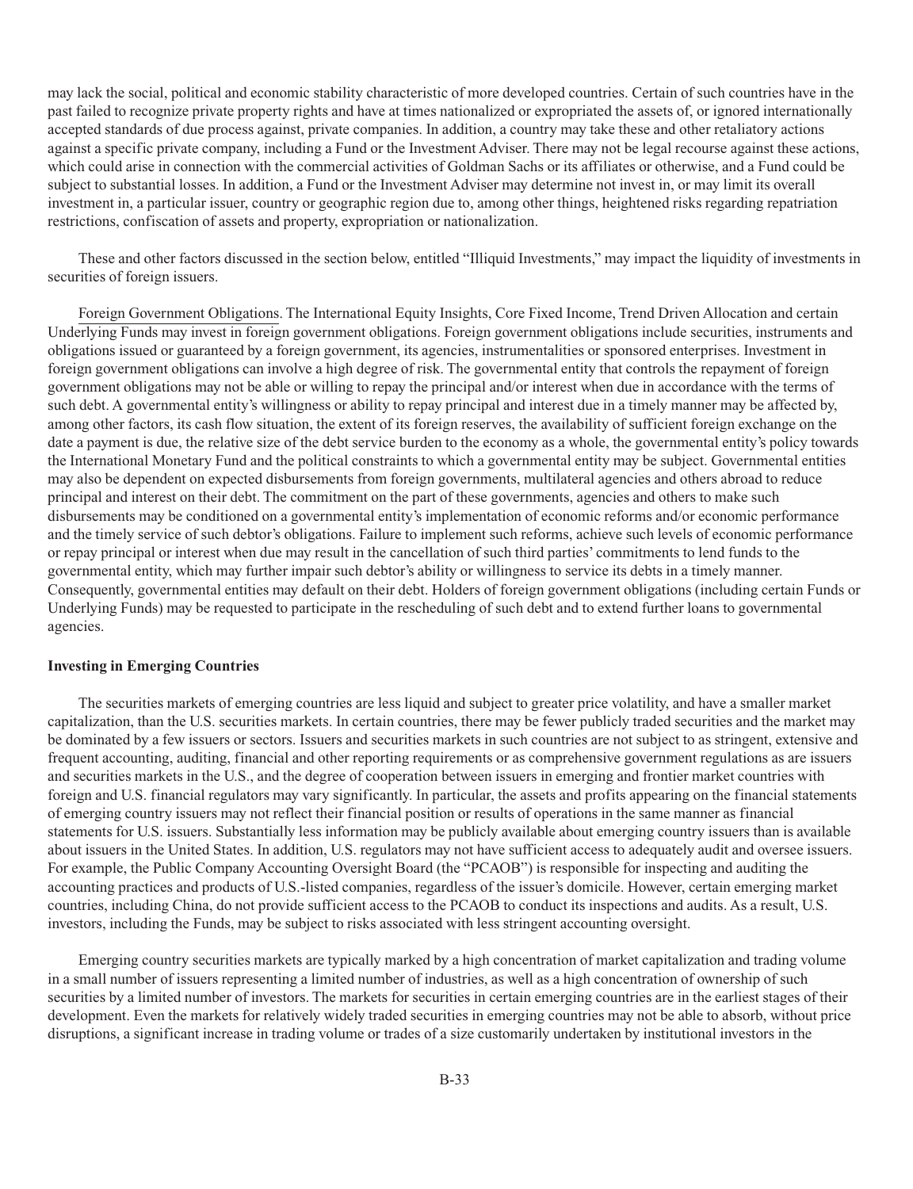may lack the social, political and economic stability characteristic of more developed countries. Certain of such countries have in the past failed to recognize private property rights and have at times nationalized or expropriated the assets of, or ignored internationally accepted standards of due process against, private companies. In addition, a country may take these and other retaliatory actions against a specific private company, including a Fund or the Investment Adviser. There may not be legal recourse against these actions, which could arise in connection with the commercial activities of Goldman Sachs or its affiliates or otherwise, and a Fund could be subject to substantial losses. In addition, a Fund or the Investment Adviser may determine not invest in, or may limit its overall investment in, a particular issuer, country or geographic region due to, among other things, heightened risks regarding repatriation restrictions, confiscation of assets and property, expropriation or nationalization.

These and other factors discussed in the section below, entitled "Illiquid Investments," may impact the liquidity of investments in securities of foreign issuers.

Foreign Government Obligations. The International Equity Insights, Core Fixed Income, Trend Driven Allocation and certain Underlying Funds may invest in foreign government obligations. Foreign government obligations include securities, instruments and obligations issued or guaranteed by a foreign government, its agencies, instrumentalities or sponsored enterprises. Investment in foreign government obligations can involve a high degree of risk. The governmental entity that controls the repayment of foreign government obligations may not be able or willing to repay the principal and/or interest when due in accordance with the terms of such debt. A governmental entity's willingness or ability to repay principal and interest due in a timely manner may be affected by, among other factors, its cash flow situation, the extent of its foreign reserves, the availability of sufficient foreign exchange on the date a payment is due, the relative size of the debt service burden to the economy as a whole, the governmental entity's policy towards the International Monetary Fund and the political constraints to which a governmental entity may be subject. Governmental entities may also be dependent on expected disbursements from foreign governments, multilateral agencies and others abroad to reduce principal and interest on their debt. The commitment on the part of these governments, agencies and others to make such disbursements may be conditioned on a governmental entity's implementation of economic reforms and/or economic performance and the timely service of such debtor's obligations. Failure to implement such reforms, achieve such levels of economic performance or repay principal or interest when due may result in the cancellation of such third parties' commitments to lend funds to the governmental entity, which may further impair such debtor's ability or willingness to service its debts in a timely manner. Consequently, governmental entities may default on their debt. Holders of foreign government obligations (including certain Funds or Underlying Funds) may be requested to participate in the rescheduling of such debt and to extend further loans to governmental agencies.

**Investing in Emerging Countries**

The securities markets of emerging countries are less liquid and subject to greater price volatility, and have a smaller market capitalization, than the U.S. securities markets. In certain countries, there may be fewer publicly traded securities and the market may be dominated by a few issuers or sectors. Issuers and securities markets in such countries are not subject to as stringent, extensive and frequent accounting, auditing, financial and other reporting requirements or as comprehensive government regulations as are issuers and securities markets in the U.S., and the degree of cooperation between issuers in emerging and frontier market countries with foreign and U.S. financial regulators may vary significantly. In particular, the assets and profits appearing on the financial statements of emerging country issuers may not reflect their financial position or results of operations in the same manner as financial statements for U.S. issuers. Substantially less information may be publicly available about emerging country issuers than is available about issuers in the United States. In addition, U.S. regulators may not have sufficient access to adequately audit and oversee issuers. For example, the Public Company Accounting Oversight Board (the "PCAOB") is responsible for inspecting and auditing the accounting practices and products of U.S.-listed companies, regardless of the issuer's domicile. However, certain emerging market countries, including China, do not provide sufficient access to the PCAOB to conduct its inspections and audits. As a result, U.S. investors, including the Funds, may be subject to risks associated with less stringent accounting oversight.

Emerging country securities markets are typically marked by a high concentration of market capitalization and trading volume in a small number of issuers representing a limited number of industries, as well as a high concentration of ownership of such securities by a limited number of investors. The markets for securities in certain emerging countries are in the earliest stages of their development. Even the markets for relatively widely traded securities in emerging countries may not be able to absorb, without price disruptions, a significant increase in trading volume or trades of a size customarily undertaken by institutional investors in the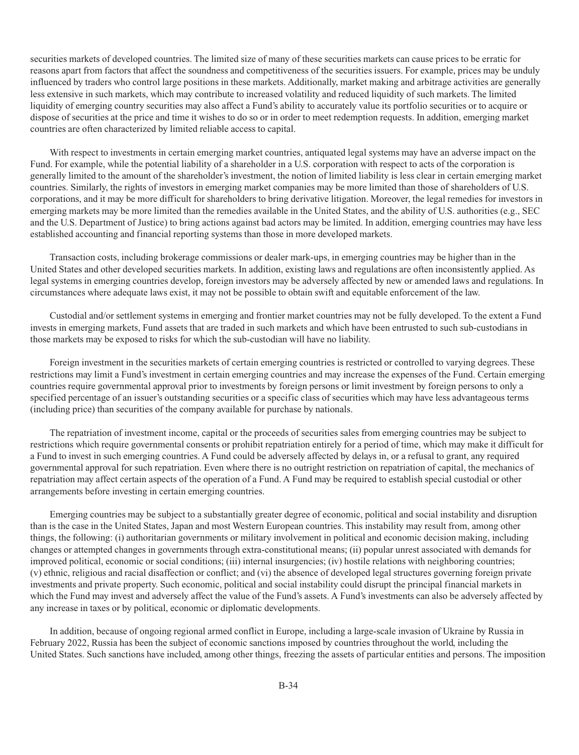securities markets of developed countries. The limited size of many of these securities markets can cause prices to be erratic for reasons apart from factors that affect the soundness and competitiveness of the securities issuers. For example, prices may be unduly influenced by traders who control large positions in these markets. Additionally, market making and arbitrage activities are generally less extensive in such markets, which may contribute to increased volatility and reduced liquidity of such markets. The limited liquidity of emerging country securities may also affect a Fund's ability to accurately value its portfolio securities or to acquire or dispose of securities at the price and time it wishes to do so or in order to meet redemption requests. In addition, emerging market countries are often characterized by limited reliable access to capital.

With respect to investments in certain emerging market countries, antiquated legal systems may have an adverse impact on the Fund. For example, while the potential liability of a shareholder in a U.S. corporation with respect to acts of the corporation is generally limited to the amount of the shareholder's investment, the notion of limited liability is less clear in certain emerging market countries. Similarly, the rights of investors in emerging market companies may be more limited than those of shareholders of U.S. corporations, and it may be more difficult for shareholders to bring derivative litigation. Moreover, the legal remedies for investors in emerging markets may be more limited than the remedies available in the United States, and the ability of U.S. authorities (e.g., SEC and the U.S. Department of Justice) to bring actions against bad actors may be limited. In addition, emerging countries may have less established accounting and financial reporting systems than those in more developed markets.

Transaction costs, including brokerage commissions or dealer mark-ups, in emerging countries may be higher than in the United States and other developed securities markets. In addition, existing laws and regulations are often inconsistently applied. As legal systems in emerging countries develop, foreign investors may be adversely affected by new or amended laws and regulations. In circumstances where adequate laws exist, it may not be possible to obtain swift and equitable enforcement of the law.

Custodial and/or settlement systems in emerging and frontier market countries may not be fully developed. To the extent a Fund invests in emerging markets, Fund assets that are traded in such markets and which have been entrusted to such sub-custodians in those markets may be exposed to risks for which the sub-custodian will have no liability.

Foreign investment in the securities markets of certain emerging countries is restricted or controlled to varying degrees. These restrictions may limit a Fund's investment in certain emerging countries and may increase the expenses of the Fund. Certain emerging countries require governmental approval prior to investments by foreign persons or limit investment by foreign persons to only a specified percentage of an issuer's outstanding securities or a specific class of securities which may have less advantageous terms (including price) than securities of the company available for purchase by nationals.

The repatriation of investment income, capital or the proceeds of securities sales from emerging countries may be subject to restrictions which require governmental consents or prohibit repatriation entirely for a period of time, which may make it difficult for a Fund to invest in such emerging countries. A Fund could be adversely affected by delays in, or a refusal to grant, any required governmental approval for such repatriation. Even where there is no outright restriction on repatriation of capital, the mechanics of repatriation may affect certain aspects of the operation of a Fund. A Fund may be required to establish special custodial or other arrangements before investing in certain emerging countries.

Emerging countries may be subject to a substantially greater degree of economic, political and social instability and disruption than is the case in the United States, Japan and most Western European countries. This instability may result from, among other things, the following: (i) authoritarian governments or military involvement in political and economic decision making, including changes or attempted changes in governments through extra-constitutional means; (ii) popular unrest associated with demands for improved political, economic or social conditions; (iii) internal insurgencies; (iv) hostile relations with neighboring countries; (v) ethnic, religious and racial disaffection or conflict; and (vi) the absence of developed legal structures governing foreign private investments and private property. Such economic, political and social instability could disrupt the principal financial markets in which the Fund may invest and adversely affect the value of the Fund's assets. A Fund's investments can also be adversely affected by any increase in taxes or by political, economic or diplomatic developments.

In addition, because of ongoing regional armed conflict in Europe, including a large-scale invasion of Ukraine by Russia in February 2022, Russia has been the subject of economic sanctions imposed by countries throughout the world, including the United States. Such sanctions have included, among other things, freezing the assets of particular entities and persons. The imposition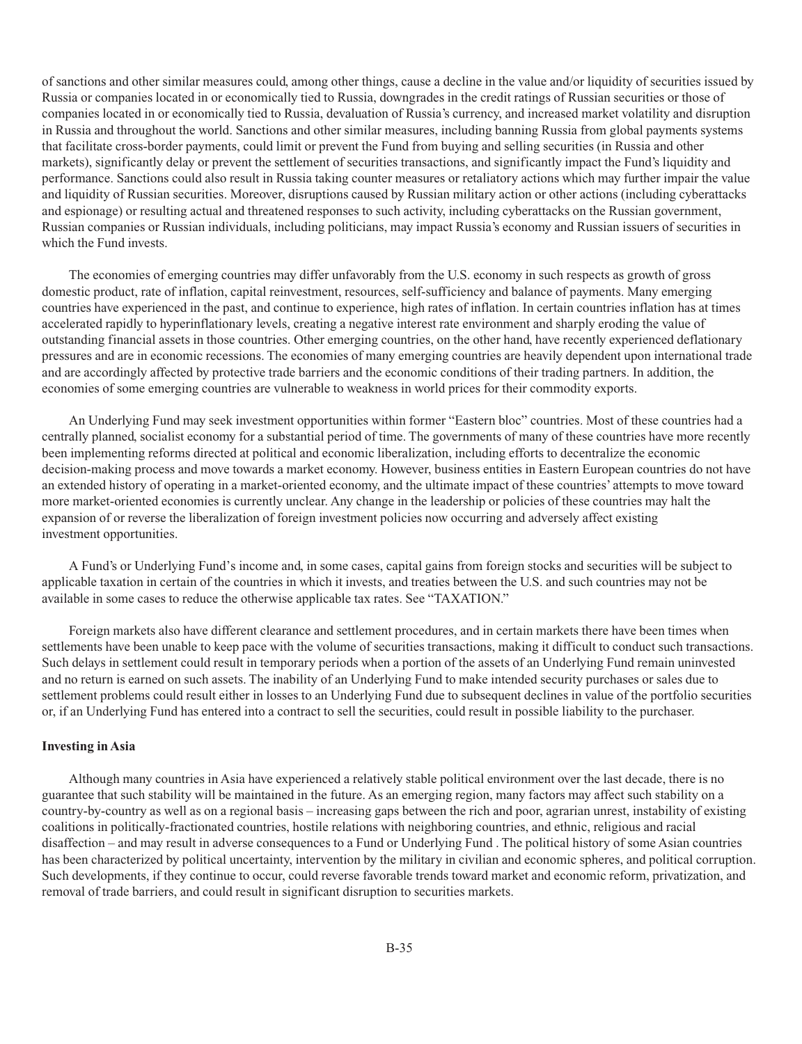of sanctions and other similar measures could, among other things, cause a decline in the value and/or liquidity of securities issued by Russia or companies located in or economically tied to Russia, downgrades in the credit ratings of Russian securities or those of companies located in or economically tied to Russia, devaluation of Russia's currency, and increased market volatility and disruption in Russia and throughout the world. Sanctions and other similar measures, including banning Russia from global payments systems that facilitate cross-border payments, could limit or prevent the Fund from buying and selling securities (in Russia and other markets), significantly delay or prevent the settlement of securities transactions, and significantly impact the Fund's liquidity and performance. Sanctions could also result in Russia taking counter measures or retaliatory actions which may further impair the value and liquidity of Russian securities. Moreover, disruptions caused by Russian military action or other actions (including cyberattacks and espionage) or resulting actual and threatened responses to such activity, including cyberattacks on the Russian government, Russian companies or Russian individuals, including politicians, may impact Russia's economy and Russian issuers of securities in which the Fund invests.

The economies of emerging countries may differ unfavorably from the U.S. economy in such respects as growth of gross domestic product, rate of inflation, capital reinvestment, resources, self-sufficiency and balance of payments. Many emerging countries have experienced in the past, and continue to experience, high rates of inflation. In certain countries inflation has at times accelerated rapidly to hyperinflationary levels, creating a negative interest rate environment and sharply eroding the value of outstanding financial assets in those countries. Other emerging countries, on the other hand, have recently experienced deflationary pressures and are in economic recessions. The economies of many emerging countries are heavily dependent upon international trade and are accordingly affected by protective trade barriers and the economic conditions of their trading partners. In addition, the economies of some emerging countries are vulnerable to weakness in world prices for their commodity exports.

An Underlying Fund may seek investment opportunities within former "Eastern bloc" countries. Most of these countries had a centrally planned, socialist economy for a substantial period of time. The governments of many of these countries have more recently been implementing reforms directed at political and economic liberalization, including efforts to decentralize the economic decision-making process and move towards a market economy. However, business entities in Eastern European countries do not have an extended history of operating in a market-oriented economy, and the ultimate impact of these countries' attempts to move toward more market-oriented economies is currently unclear. Any change in the leadership or policies of these countries may halt the expansion of or reverse the liberalization of foreign investment policies now occurring and adversely affect existing investment opportunities.

A Fund's or Underlying Fund's income and, in some cases, capital gains from foreign stocks and securities will be subject to applicable taxation in certain of the countries in which it invests, and treaties between the U.S. and such countries may not be available in some cases to reduce the otherwise applicable tax rates. See "TAXATION."

Foreign markets also have different clearance and settlement procedures, and in certain markets there have been times when settlements have been unable to keep pace with the volume of securities transactions, making it difficult to conduct such transactions. Such delays in settlement could result in temporary periods when a portion of the assets of an Underlying Fund remain uninvested and no return is earned on such assets. The inability of an Underlying Fund to make intended security purchases or sales due to settlement problems could result either in losses to an Underlying Fund due to subsequent declines in value of the portfolio securities or, if an Underlying Fund has entered into a contract to sell the securities, could result in possible liability to the purchaser.

**Investing in Asia**

Although many countries in Asia have experienced a relatively stable political environment over the last decade, there is no guarantee that such stability will be maintained in the future. As an emerging region, many factors may affect such stability on a country-by-country as well as on a regional basis – increasing gaps between the rich and poor, agrarian unrest, instability of existing coalitions in politically-fractionated countries, hostile relations with neighboring countries, and ethnic, religious and racial disaffection – and may result in adverse consequences to a Fund or Underlying Fund . The political history of some Asian countries has been characterized by political uncertainty, intervention by the military in civilian and economic spheres, and political corruption. Such developments, if they continue to occur, could reverse favorable trends toward market and economic reform, privatization, and removal of trade barriers, and could result in significant disruption to securities markets.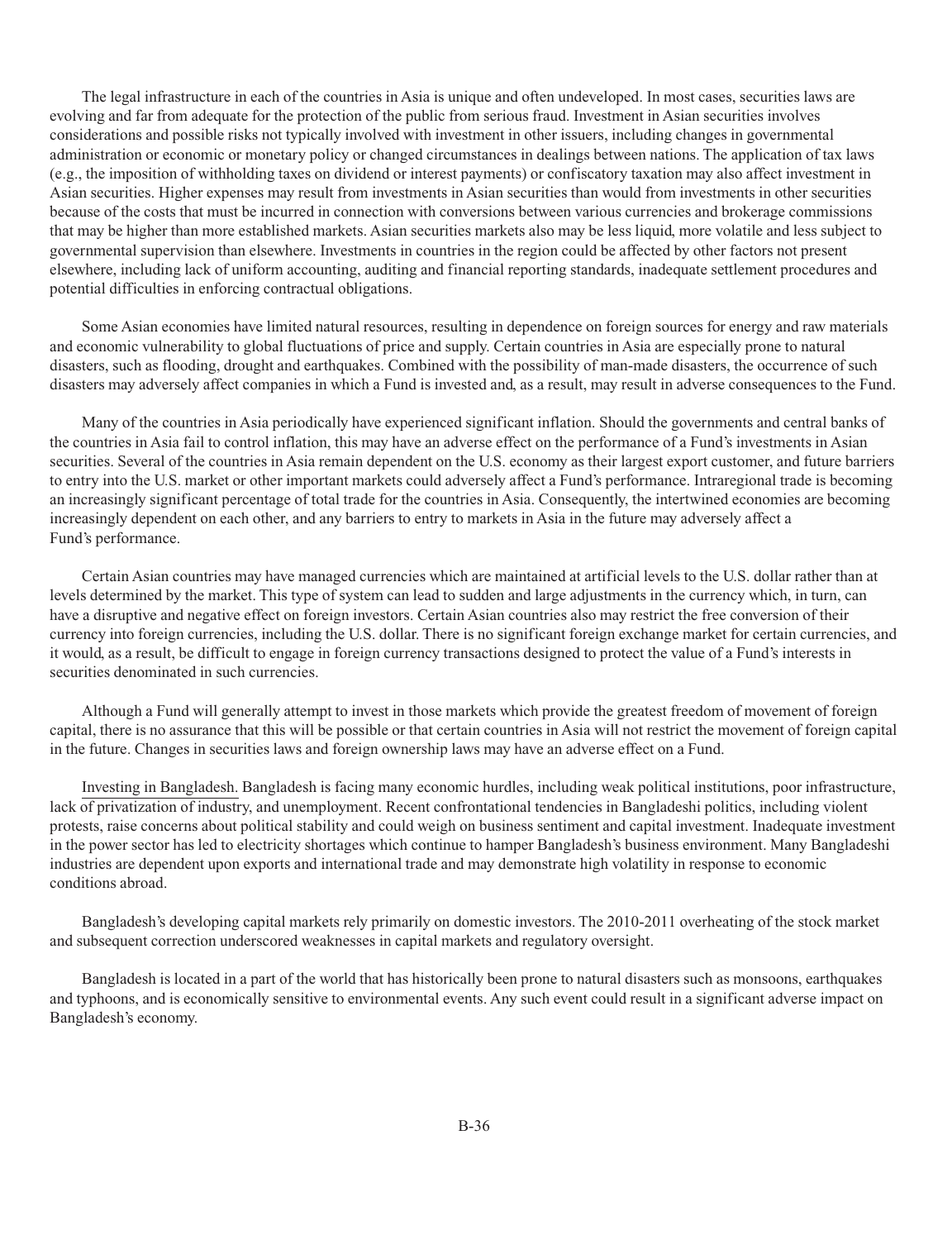The legal infrastructure in each of the countries in Asia is unique and often undeveloped. In most cases, securities laws are evolving and far from adequate for the protection of the public from serious fraud. Investment in Asian securities involves considerations and possible risks not typically involved with investment in other issuers, including changes in governmental administration or economic or monetary policy or changed circumstances in dealings between nations. The application of tax laws (e.g., the imposition of withholding taxes on dividend or interest payments) or confiscatory taxation may also affect investment in Asian securities. Higher expenses may result from investments in Asian securities than would from investments in other securities because of the costs that must be incurred in connection with conversions between various currencies and brokerage commissions that may be higher than more established markets. Asian securities markets also may be less liquid, more volatile and less subject to governmental supervision than elsewhere. Investments in countries in the region could be affected by other factors not present elsewhere, including lack of uniform accounting, auditing and financial reporting standards, inadequate settlement procedures and potential difficulties in enforcing contractual obligations.

Some Asian economies have limited natural resources, resulting in dependence on foreign sources for energy and raw materials and economic vulnerability to global fluctuations of price and supply. Certain countries in Asia are especially prone to natural disasters, such as flooding, drought and earthquakes. Combined with the possibility of man-made disasters, the occurrence of such disasters may adversely affect companies in which a Fund is invested and, as a result, may result in adverse consequences to the Fund.

Many of the countries in Asia periodically have experienced significant inflation. Should the governments and central banks of the countries in Asia fail to control inflation, this may have an adverse effect on the performance of a Fund's investments in Asian securities. Several of the countries in Asia remain dependent on the U.S. economy as their largest export customer, and future barriers to entry into the U.S. market or other important markets could adversely affect a Fund's performance. Intraregional trade is becoming an increasingly significant percentage of total trade for the countries in Asia. Consequently, the intertwined economies are becoming increasingly dependent on each other, and any barriers to entry to markets in Asia in the future may adversely affect a Fund's performance.

Certain Asian countries may have managed currencies which are maintained at artificial levels to the U.S. dollar rather than at levels determined by the market. This type of system can lead to sudden and large adjustments in the currency which, in turn, can have a disruptive and negative effect on foreign investors. Certain Asian countries also may restrict the free conversion of their currency into foreign currencies, including the U.S. dollar. There is no significant foreign exchange market for certain currencies, and it would, as a result, be difficult to engage in foreign currency transactions designed to protect the value of a Fund's interests in securities denominated in such currencies.

Although a Fund will generally attempt to invest in those markets which provide the greatest freedom of movement of foreign capital, there is no assurance that this will be possible or that certain countries in Asia will not restrict the movement of foreign capital in the future. Changes in securities laws and foreign ownership laws may have an adverse effect on a Fund.

Investing in Bangladesh. Bangladesh is facing many economic hurdles, including weak political institutions, poor infrastructure, lack of privatization of industry, and unemployment. Recent confrontational tendencies in Bangladeshi politics, including violent protests, raise concerns about political stability and could weigh on business sentiment and capital investment. Inadequate investment in the power sector has led to electricity shortages which continue to hamper Bangladesh's business environment. Many Bangladeshi industries are dependent upon exports and international trade and may demonstrate high volatility in response to economic conditions abroad.

Bangladesh's developing capital markets rely primarily on domestic investors. The 2010-2011 overheating of the stock market and subsequent correction underscored weaknesses in capital markets and regulatory oversight.

Bangladesh is located in a part of the world that has historically been prone to natural disasters such as monsoons, earthquakes and typhoons, and is economically sensitive to environmental events. Any such event could result in a significant adverse impact on Bangladesh's economy.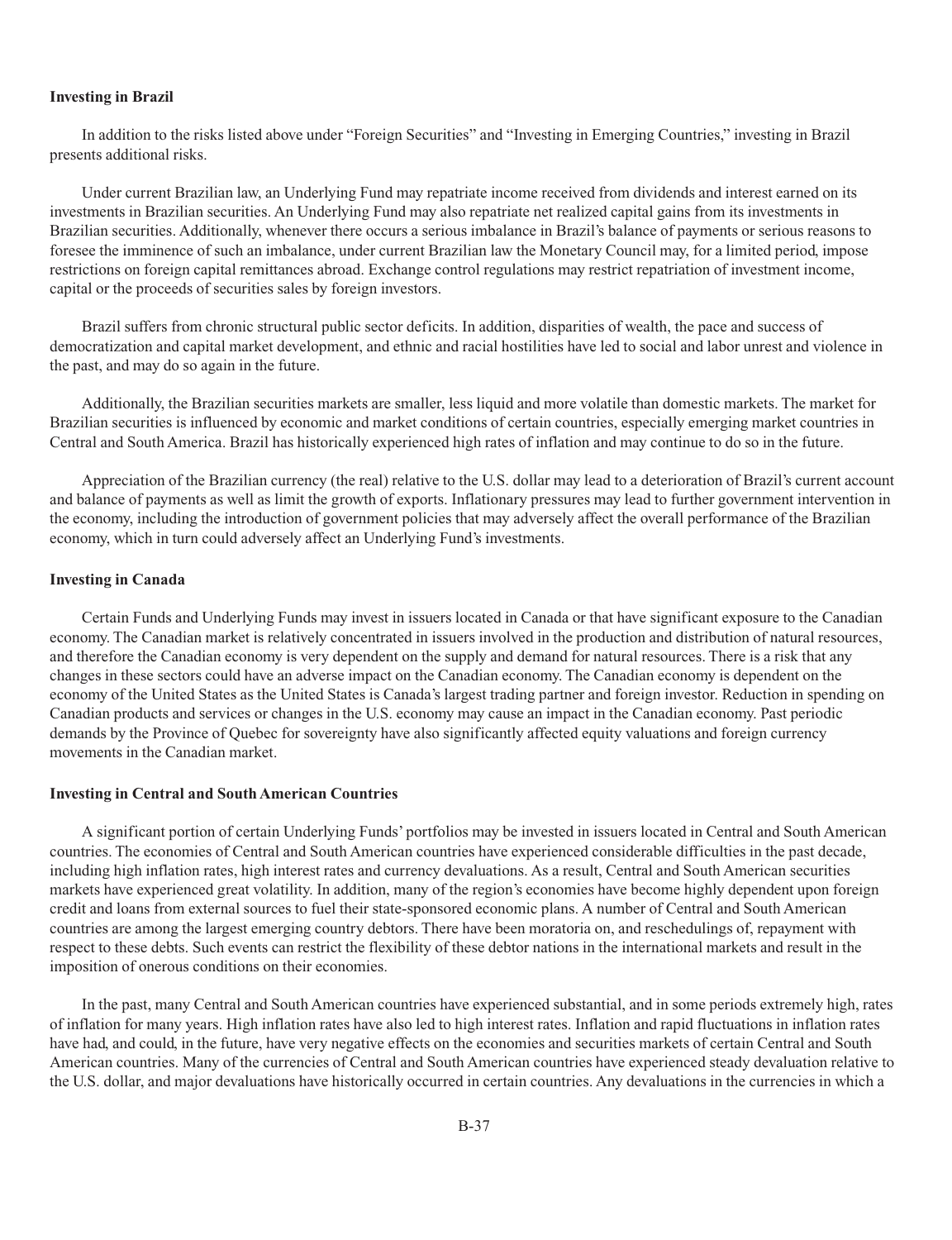**Investing in Brazil**

In addition to the risks listed above under "Foreign Securities" and "Investing in Emerging Countries," investing in Brazil presents additional risks.

Under current Brazilian law, an Underlying Fund may repatriate income received from dividends and interest earned on its investments in Brazilian securities. An Underlying Fund may also repatriate net realized capital gains from its investments in Brazilian securities. Additionally, whenever there occurs a serious imbalance in Brazil's balance of payments or serious reasons to foresee the imminence of such an imbalance, under current Brazilian law the Monetary Council may, for a limited period, impose restrictions on foreign capital remittances abroad. Exchange control regulations may restrict repatriation of investment income, capital or the proceeds of securities sales by foreign investors.

Brazil suffers from chronic structural public sector deficits. In addition, disparities of wealth, the pace and success of democratization and capital market development, and ethnic and racial hostilities have led to social and labor unrest and violence in the past, and may do so again in the future.

Additionally, the Brazilian securities markets are smaller, less liquid and more volatile than domestic markets. The market for Brazilian securities is influenced by economic and market conditions of certain countries, especially emerging market countries in Central and South America. Brazil has historically experienced high rates of inflation and may continue to do so in the future.

Appreciation of the Brazilian currency (the real) relative to the U.S. dollar may lead to a deterioration of Brazil's current account and balance of payments as well as limit the growth of exports. Inflationary pressures may lead to further government intervention in the economy, including the introduction of government policies that may adversely affect the overall performance of the Brazilian economy, which in turn could adversely affect an Underlying Fund's investments.

**Investing in Canada**

Certain Funds and Underlying Funds may invest in issuers located in Canada or that have significant exposure to the Canadian economy. The Canadian market is relatively concentrated in issuers involved in the production and distribution of natural resources, and therefore the Canadian economy is very dependent on the supply and demand for natural resources. There is a risk that any changes in these sectors could have an adverse impact on the Canadian economy. The Canadian economy is dependent on the economy of the United States as the United States is Canada's largest trading partner and foreign investor. Reduction in spending on Canadian products and services or changes in the U.S. economy may cause an impact in the Canadian economy. Past periodic demands by the Province of Quebec for sovereignty have also significantly affected equity valuations and foreign currency movements in the Canadian market.

**Investing in Central and South American Countries**

A significant portion of certain Underlying Funds' portfolios may be invested in issuers located in Central and South American countries. The economies of Central and South American countries have experienced considerable difficulties in the past decade, including high inflation rates, high interest rates and currency devaluations. As a result, Central and South American securities markets have experienced great volatility. In addition, many of the region's economies have become highly dependent upon foreign credit and loans from external sources to fuel their state-sponsored economic plans. A number of Central and South American countries are among the largest emerging country debtors. There have been moratoria on, and reschedulings of, repayment with respect to these debts. Such events can restrict the flexibility of these debtor nations in the international markets and result in the imposition of onerous conditions on their economies.

In the past, many Central and South American countries have experienced substantial, and in some periods extremely high, rates of inflation for many years. High inflation rates have also led to high interest rates. Inflation and rapid fluctuations in inflation rates have had, and could, in the future, have very negative effects on the economies and securities markets of certain Central and South American countries. Many of the currencies of Central and South American countries have experienced steady devaluation relative to the U.S. dollar, and major devaluations have historically occurred in certain countries. Any devaluations in the currencies in which a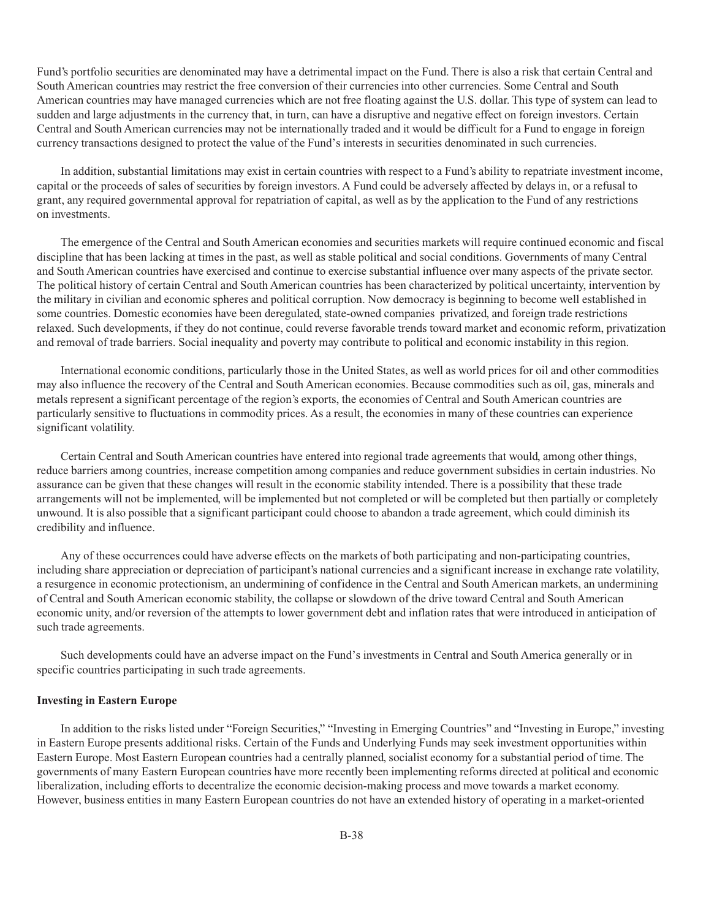Fund's portfolio securities are denominated may have a detrimental impact on the Fund. There is also a risk that certain Central and South American countries may restrict the free conversion of their currencies into other currencies. Some Central and South American countries may have managed currencies which are not free floating against the U.S. dollar. This type of system can lead to sudden and large adjustments in the currency that, in turn, can have a disruptive and negative effect on foreign investors. Certain Central and South American currencies may not be internationally traded and it would be difficult for a Fund to engage in foreign currency transactions designed to protect the value of the Fund's interests in securities denominated in such currencies.

In addition, substantial limitations may exist in certain countries with respect to a Fund's ability to repatriate investment income, capital or the proceeds of sales of securities by foreign investors. A Fund could be adversely affected by delays in, or a refusal to grant, any required governmental approval for repatriation of capital, as well as by the application to the Fund of any restrictions on investments.

The emergence of the Central and South American economies and securities markets will require continued economic and fiscal discipline that has been lacking at times in the past, as well as stable political and social conditions. Governments of many Central and South American countries have exercised and continue to exercise substantial influence over many aspects of the private sector. The political history of certain Central and South American countries has been characterized by political uncertainty, intervention by the military in civilian and economic spheres and political corruption. Now democracy is beginning to become well established in some countries. Domestic economies have been deregulated, state-owned companies privatized, and foreign trade restrictions relaxed. Such developments, if they do not continue, could reverse favorable trends toward market and economic reform, privatization and removal of trade barriers. Social inequality and poverty may contribute to political and economic instability in this region.

International economic conditions, particularly those in the United States, as well as world prices for oil and other commodities may also influence the recovery of the Central and South American economies. Because commodities such as oil, gas, minerals and metals represent a significant percentage of the region's exports, the economies of Central and South American countries are particularly sensitive to fluctuations in commodity prices. As a result, the economies in many of these countries can experience significant volatility.

Certain Central and South American countries have entered into regional trade agreements that would, among other things, reduce barriers among countries, increase competition among companies and reduce government subsidies in certain industries. No assurance can be given that these changes will result in the economic stability intended. There is a possibility that these trade arrangements will not be implemented, will be implemented but not completed or will be completed but then partially or completely unwound. It is also possible that a significant participant could choose to abandon a trade agreement, which could diminish its credibility and influence.

Any of these occurrences could have adverse effects on the markets of both participating and non-participating countries, including share appreciation or depreciation of participant's national currencies and a significant increase in exchange rate volatility, a resurgence in economic protectionism, an undermining of confidence in the Central and South American markets, an undermining of Central and South American economic stability, the collapse or slowdown of the drive toward Central and South American economic unity, and/or reversion of the attempts to lower government debt and inflation rates that were introduced in anticipation of such trade agreements.

Such developments could have an adverse impact on the Fund's investments in Central and South America generally or in specific countries participating in such trade agreements.

**Investing in Eastern Europe**

In addition to the risks listed under "Foreign Securities," "Investing in Emerging Countries" and "Investing in Europe," investing in Eastern Europe presents additional risks. Certain of the Funds and Underlying Funds may seek investment opportunities within Eastern Europe. Most Eastern European countries had a centrally planned, socialist economy for a substantial period of time. The governments of many Eastern European countries have more recently been implementing reforms directed at political and economic liberalization, including efforts to decentralize the economic decision-making process and move towards a market economy. However, business entities in many Eastern European countries do not have an extended history of operating in a market-oriented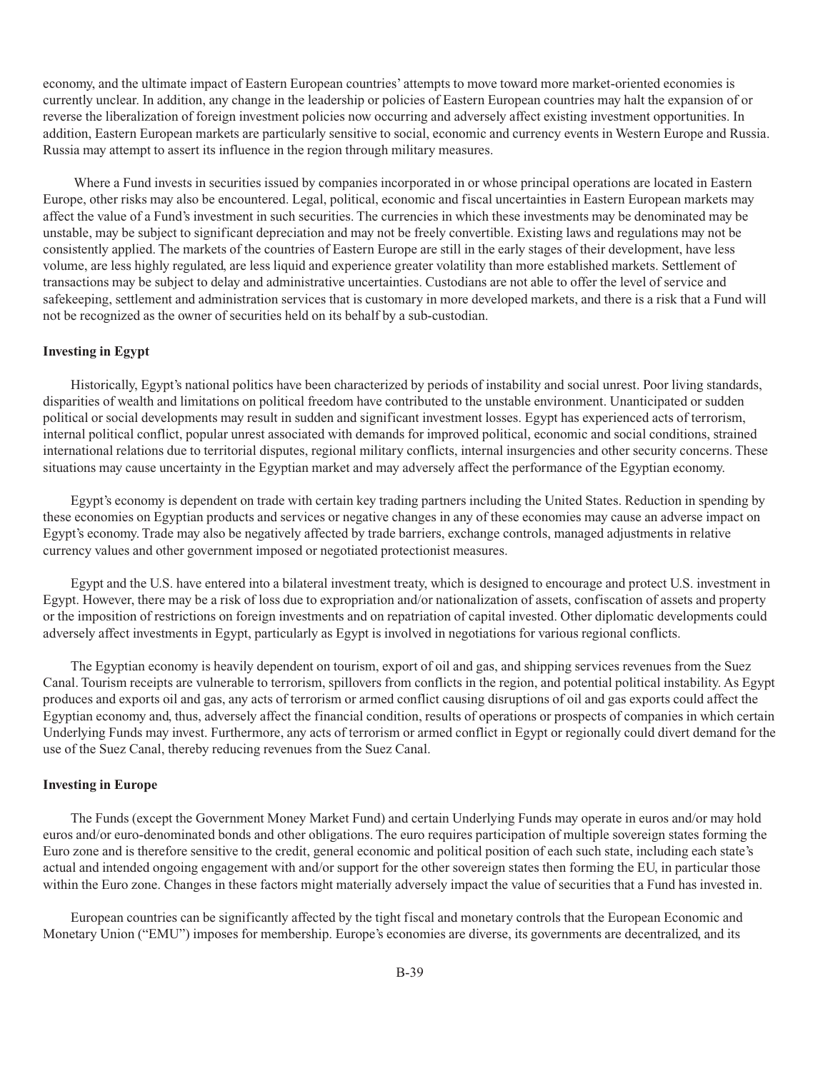economy, and the ultimate impact of Eastern European countries' attempts to move toward more market-oriented economies is currently unclear. In addition, any change in the leadership or policies of Eastern European countries may halt the expansion of or reverse the liberalization of foreign investment policies now occurring and adversely affect existing investment opportunities. In addition, Eastern European markets are particularly sensitive to social, economic and currency events in Western Europe and Russia. Russia may attempt to assert its influence in the region through military measures.

Where a Fund invests in securities issued by companies incorporated in or whose principal operations are located in Eastern Europe, other risks may also be encountered. Legal, political, economic and fiscal uncertainties in Eastern European markets may affect the value of a Fund's investment in such securities. The currencies in which these investments may be denominated may be unstable, may be subject to significant depreciation and may not be freely convertible. Existing laws and regulations may not be consistently applied. The markets of the countries of Eastern Europe are still in the early stages of their development, have less volume, are less highly regulated, are less liquid and experience greater volatility than more established markets. Settlement of transactions may be subject to delay and administrative uncertainties. Custodians are not able to offer the level of service and safekeeping, settlement and administration services that is customary in more developed markets, and there is a risk that a Fund will not be recognized as the owner of securities held on its behalf by a sub-custodian.

**Investing in Egypt**

Historically, Egypt's national politics have been characterized by periods of instability and social unrest. Poor living standards, disparities of wealth and limitations on political freedom have contributed to the unstable environment. Unanticipated or sudden political or social developments may result in sudden and significant investment losses. Egypt has experienced acts of terrorism, internal political conflict, popular unrest associated with demands for improved political, economic and social conditions, strained international relations due to territorial disputes, regional military conflicts, internal insurgencies and other security concerns. These situations may cause uncertainty in the Egyptian market and may adversely affect the performance of the Egyptian economy.

Egypt's economy is dependent on trade with certain key trading partners including the United States. Reduction in spending by these economies on Egyptian products and services or negative changes in any of these economies may cause an adverse impact on Egypt's economy. Trade may also be negatively affected by trade barriers, exchange controls, managed adjustments in relative currency values and other government imposed or negotiated protectionist measures.

Egypt and the U.S. have entered into a bilateral investment treaty, which is designed to encourage and protect U.S. investment in Egypt. However, there may be a risk of loss due to expropriation and/or nationalization of assets, confiscation of assets and property or the imposition of restrictions on foreign investments and on repatriation of capital invested. Other diplomatic developments could adversely affect investments in Egypt, particularly as Egypt is involved in negotiations for various regional conflicts.

The Egyptian economy is heavily dependent on tourism, export of oil and gas, and shipping services revenues from the Suez Canal. Tourism receipts are vulnerable to terrorism, spillovers from conflicts in the region, and potential political instability. As Egypt produces and exports oil and gas, any acts of terrorism or armed conflict causing disruptions of oil and gas exports could affect the Egyptian economy and, thus, adversely affect the financial condition, results of operations or prospects of companies in which certain Underlying Funds may invest. Furthermore, any acts of terrorism or armed conflict in Egypt or regionally could divert demand for the use of the Suez Canal, thereby reducing revenues from the Suez Canal.

**Investing in Europe**

The Funds (except the Government Money Market Fund) and certain Underlying Funds may operate in euros and/or may hold euros and/or euro-denominated bonds and other obligations. The euro requires participation of multiple sovereign states forming the Euro zone and is therefore sensitive to the credit, general economic and political position of each such state, including each state's actual and intended ongoing engagement with and/or support for the other sovereign states then forming the EU, in particular those within the Euro zone. Changes in these factors might materially adversely impact the value of securities that a Fund has invested in.

European countries can be significantly affected by the tight fiscal and monetary controls that the European Economic and Monetary Union ("EMU") imposes for membership. Europe's economies are diverse, its governments are decentralized, and its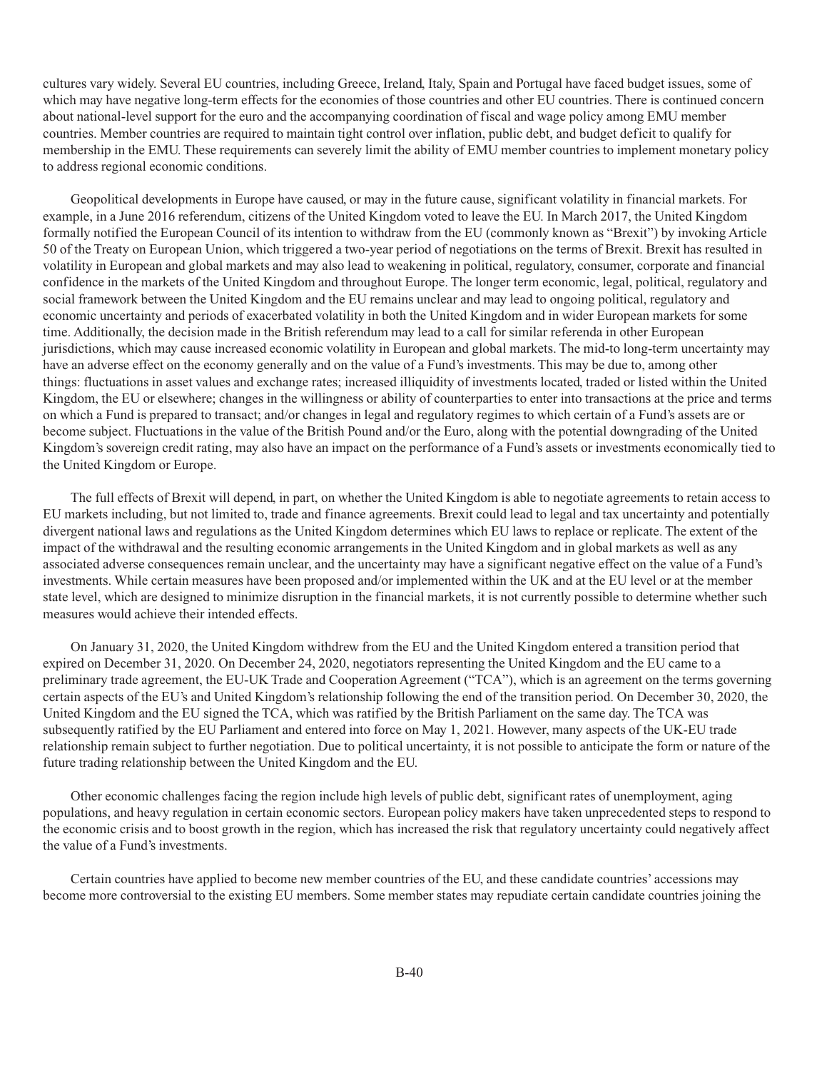cultures vary widely. Several EU countries, including Greece, Ireland, Italy, Spain and Portugal have faced budget issues, some of which may have negative long-term effects for the economies of those countries and other EU countries. There is continued concern about national-level support for the euro and the accompanying coordination of fiscal and wage policy among EMU member countries. Member countries are required to maintain tight control over inflation, public debt, and budget deficit to qualify for membership in the EMU. These requirements can severely limit the ability of EMU member countries to implement monetary policy to address regional economic conditions.

Geopolitical developments in Europe have caused, or may in the future cause, significant volatility in financial markets. For example, in a June 2016 referendum, citizens of the United Kingdom voted to leave the EU. In March 2017, the United Kingdom formally notified the European Council of its intention to withdraw from the EU (commonly known as "Brexit") by invoking Article 50 of the Treaty on European Union, which triggered a two-year period of negotiations on the terms of Brexit. Brexit has resulted in volatility in European and global markets and may also lead to weakening in political, regulatory, consumer, corporate and financial confidence in the markets of the United Kingdom and throughout Europe. The longer term economic, legal, political, regulatory and social framework between the United Kingdom and the EU remains unclear and may lead to ongoing political, regulatory and economic uncertainty and periods of exacerbated volatility in both the United Kingdom and in wider European markets for some time. Additionally, the decision made in the British referendum may lead to a call for similar referenda in other European jurisdictions, which may cause increased economic volatility in European and global markets. The mid-to long-term uncertainty may have an adverse effect on the economy generally and on the value of a Fund's investments. This may be due to, among other things: fluctuations in asset values and exchange rates; increased illiquidity of investments located, traded or listed within the United Kingdom, the EU or elsewhere; changes in the willingness or ability of counterparties to enter into transactions at the price and terms on which a Fund is prepared to transact; and/or changes in legal and regulatory regimes to which certain of a Fund's assets are or become subject. Fluctuations in the value of the British Pound and/or the Euro, along with the potential downgrading of the United Kingdom's sovereign credit rating, may also have an impact on the performance of a Fund's assets or investments economically tied to the United Kingdom or Europe.

The full effects of Brexit will depend, in part, on whether the United Kingdom is able to negotiate agreements to retain access to EU markets including, but not limited to, trade and finance agreements. Brexit could lead to legal and tax uncertainty and potentially divergent national laws and regulations as the United Kingdom determines which EU laws to replace or replicate. The extent of the impact of the withdrawal and the resulting economic arrangements in the United Kingdom and in global markets as well as any associated adverse consequences remain unclear, and the uncertainty may have a significant negative effect on the value of a Fund's investments. While certain measures have been proposed and/or implemented within the UK and at the EU level or at the member state level, which are designed to minimize disruption in the financial markets, it is not currently possible to determine whether such measures would achieve their intended effects.

On January 31, 2020, the United Kingdom withdrew from the EU and the United Kingdom entered a transition period that expired on December 31, 2020. On December 24, 2020, negotiators representing the United Kingdom and the EU came to a preliminary trade agreement, the EU-UK Trade and Cooperation Agreement ("TCA"), which is an agreement on the terms governing certain aspects of the EU's and United Kingdom's relationship following the end of the transition period. On December 30, 2020, the United Kingdom and the EU signed the TCA, which was ratified by the British Parliament on the same day. The TCA was subsequently ratified by the EU Parliament and entered into force on May 1, 2021. However, many aspects of the UK-EU trade relationship remain subject to further negotiation. Due to political uncertainty, it is not possible to anticipate the form or nature of the future trading relationship between the United Kingdom and the EU.

Other economic challenges facing the region include high levels of public debt, significant rates of unemployment, aging populations, and heavy regulation in certain economic sectors. European policy makers have taken unprecedented steps to respond to the economic crisis and to boost growth in the region, which has increased the risk that regulatory uncertainty could negatively affect the value of a Fund's investments.

Certain countries have applied to become new member countries of the EU, and these candidate countries' accessions may become more controversial to the existing EU members. Some member states may repudiate certain candidate countries joining the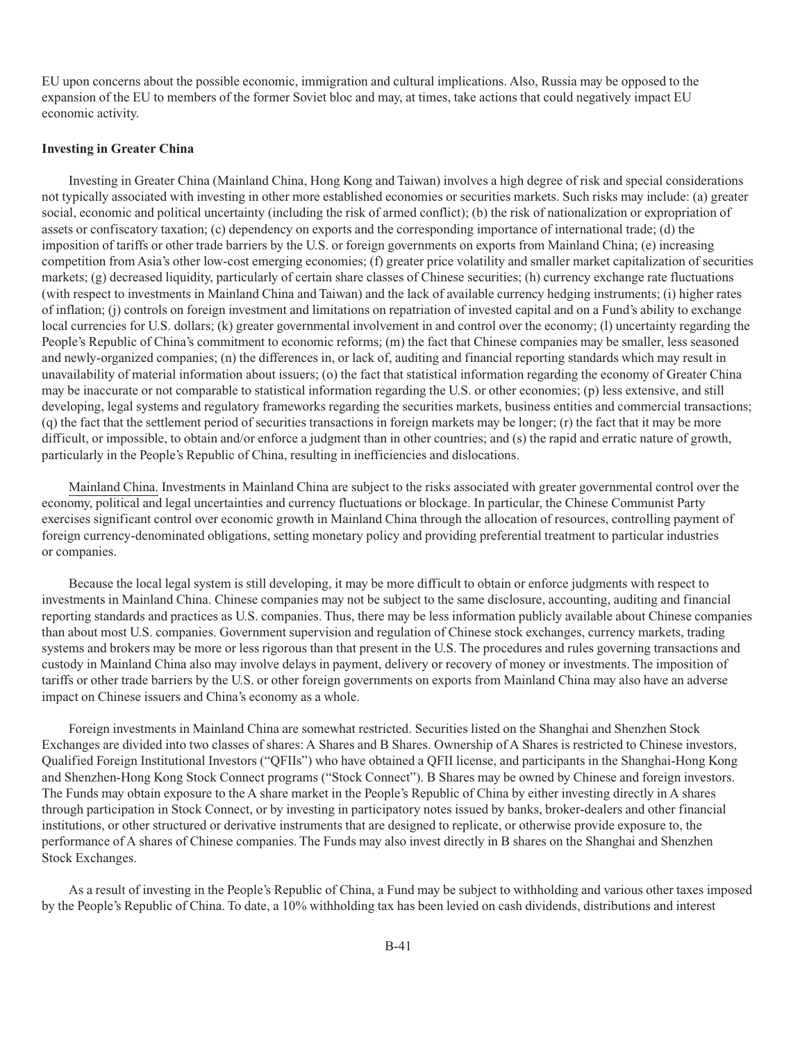EU upon concerns about the possible economic, immigration and cultural implications. Also, Russia may be opposed to the expansion of the EU to members of the former Soviet bloc and may, at times, take actions that could negatively impact EU economic activity.

**Investing in Greater China**

Investing in Greater China (Mainland China, Hong Kong and Taiwan) involves a high degree of risk and special considerations not typically associated with investing in other more established economies or securities markets. Such risks may include: (a) greater social, economic and political uncertainty (including the risk of armed conflict); (b) the risk of nationalization or expropriation of assets or confiscatory taxation; (c) dependency on exports and the corresponding importance of international trade; (d) the imposition of tariffs or other trade barriers by the U.S. or foreign governments on exports from Mainland China; (e) increasing competition from Asia's other low-cost emerging economies; (f) greater price volatility and smaller market capitalization of securities markets; (g) decreased liquidity, particularly of certain share classes of Chinese securities; (h) currency exchange rate fluctuations (with respect to investments in Mainland China and Taiwan) and the lack of available currency hedging instruments; (i) higher rates of inflation; (j) controls on foreign investment and limitations on repatriation of invested capital and on a Fund's ability to exchange local currencies for U.S. dollars; (k) greater governmental involvement in and control over the economy; (l) uncertainty regarding the People's Republic of China's commitment to economic reforms; (m) the fact that Chinese companies may be smaller, less seasoned and newly-organized companies; (n) the differences in, or lack of, auditing and financial reporting standards which may result in unavailability of material information about issuers; (o) the fact that statistical information regarding the economy of Greater China may be inaccurate or not comparable to statistical information regarding the U.S. or other economies; (p) less extensive, and still developing, legal systems and regulatory frameworks regarding the securities markets, business entities and commercial transactions; (q) the fact that the settlement period of securities transactions in foreign markets may be longer; (r) the fact that it may be more difficult, or impossible, to obtain and/or enforce a judgment than in other countries; and (s) the rapid and erratic nature of growth, particularly in the People's Republic of China, resulting in inefficiencies and dislocations.

Mainland China. Investments in Mainland China are subject to the risks associated with greater governmental control over the economy, political and legal uncertainties and currency fluctuations or blockage. In particular, the Chinese Communist Party exercises significant control over economic growth in Mainland China through the allocation of resources, controlling payment of foreign currency-denominated obligations, setting monetary policy and providing preferential treatment to particular industries or companies.

Because the local legal system is still developing, it may be more difficult to obtain or enforce judgments with respect to investments in Mainland China. Chinese companies may not be subject to the same disclosure, accounting, auditing and financial reporting standards and practices as U.S. companies. Thus, there may be less information publicly available about Chinese companies than about most U.S. companies. Government supervision and regulation of Chinese stock exchanges, currency markets, trading systems and brokers may be more or less rigorous than that present in the U.S. The procedures and rules governing transactions and custody in Mainland China also may involve delays in payment, delivery or recovery of money or investments. The imposition of tariffs or other trade barriers by the U.S. or other foreign governments on exports from Mainland China may also have an adverse impact on Chinese issuers and China's economy as a whole.

Foreign investments in Mainland China are somewhat restricted. Securities listed on the Shanghai and Shenzhen Stock Exchanges are divided into two classes of shares: A Shares and B Shares. Ownership of A Shares is restricted to Chinese investors, Qualified Foreign Institutional Investors ("QFIIs") who have obtained a QFII license, and participants in the Shanghai-Hong Kong and Shenzhen-Hong Kong Stock Connect programs ("Stock Connect"). B Shares may be owned by Chinese and foreign investors. The Funds may obtain exposure to the A share market in the People's Republic of China by either investing directly in A shares through participation in Stock Connect, or by investing in participatory notes issued by banks, broker-dealers and other financial institutions, or other structured or derivative instruments that are designed to replicate, or otherwise provide exposure to, the performance of A shares of Chinese companies. The Funds may also invest directly in B shares on the Shanghai and Shenzhen Stock Exchanges.

As a result of investing in the People's Republic of China, a Fund may be subject to withholding and various other taxes imposed by the People's Republic of China. To date, a 10% withholding tax has been levied on cash dividends, distributions and interest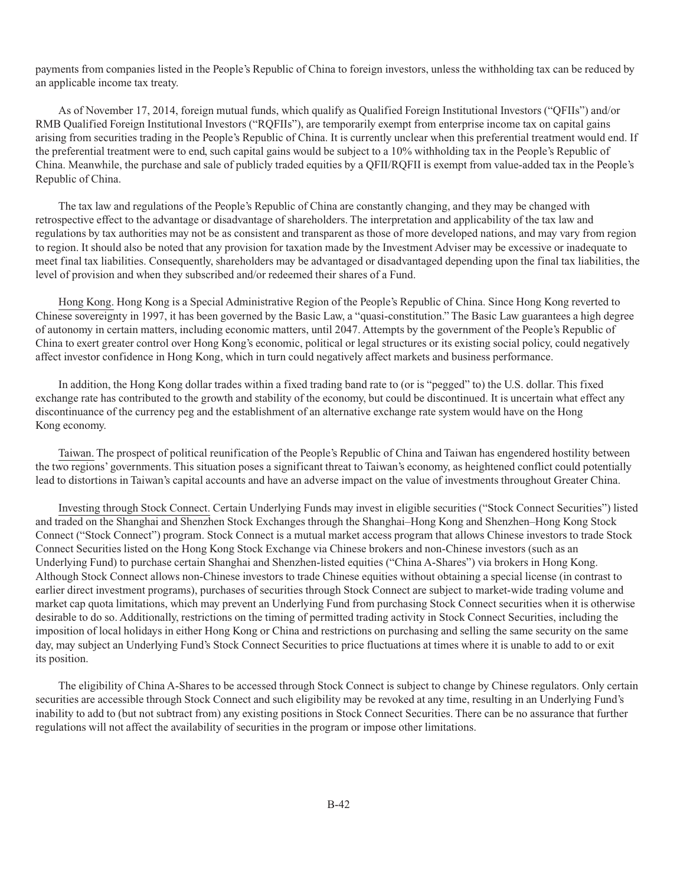payments from companies listed in the People's Republic of China to foreign investors, unless the withholding tax can be reduced by an applicable income tax treaty.

As of November 17, 2014, foreign mutual funds, which qualify as Qualified Foreign Institutional Investors ("QFIIs") and/or RMB Qualified Foreign Institutional Investors ("RQFIIs"), are temporarily exempt from enterprise income tax on capital gains arising from securities trading in the People's Republic of China. It is currently unclear when this preferential treatment would end. If the preferential treatment were to end, such capital gains would be subject to a 10% withholding tax in the People's Republic of China. Meanwhile, the purchase and sale of publicly traded equities by a QFII/RQFII is exempt from value-added tax in the People's Republic of China.

The tax law and regulations of the People's Republic of China are constantly changing, and they may be changed with retrospective effect to the advantage or disadvantage of shareholders. The interpretation and applicability of the tax law and regulations by tax authorities may not be as consistent and transparent as those of more developed nations, and may vary from region to region. It should also be noted that any provision for taxation made by the Investment Adviser may be excessive or inadequate to meet final tax liabilities. Consequently, shareholders may be advantaged or disadvantaged depending upon the final tax liabilities, the level of provision and when they subscribed and/or redeemed their shares of a Fund.

Hong Kong. Hong Kong is a Special Administrative Region of the People's Republic of China. Since Hong Kong reverted to Chinese sovereignty in 1997, it has been governed by the Basic Law, a "quasi-constitution." The Basic Law guarantees a high degree of autonomy in certain matters, including economic matters, until 2047. Attempts by the government of the People's Republic of China to exert greater control over Hong Kong's economic, political or legal structures or its existing social policy, could negatively affect investor confidence in Hong Kong, which in turn could negatively affect markets and business performance.

In addition, the Hong Kong dollar trades within a fixed trading band rate to (or is "pegged" to) the U.S. dollar. This fixed exchange rate has contributed to the growth and stability of the economy, but could be discontinued. It is uncertain what effect any discontinuance of the currency peg and the establishment of an alternative exchange rate system would have on the Hong Kong economy.

Taiwan. The prospect of political reunification of the People's Republic of China and Taiwan has engendered hostility between the two regions' governments. This situation poses a significant threat to Taiwan's economy, as heightened conflict could potentially lead to distortions in Taiwan's capital accounts and have an adverse impact on the value of investments throughout Greater China.

Investing through Stock Connect. Certain Underlying Funds may invest in eligible securities ("Stock Connect Securities") listed and traded on the Shanghai and Shenzhen Stock Exchanges through the Shanghai–Hong Kong and Shenzhen–Hong Kong Stock Connect ("Stock Connect") program. Stock Connect is a mutual market access program that allows Chinese investors to trade Stock Connect Securities listed on the Hong Kong Stock Exchange via Chinese brokers and non-Chinese investors (such as an Underlying Fund) to purchase certain Shanghai and Shenzhen-listed equities ("China A-Shares") via brokers in Hong Kong. Although Stock Connect allows non-Chinese investors to trade Chinese equities without obtaining a special license (in contrast to earlier direct investment programs), purchases of securities through Stock Connect are subject to market-wide trading volume and market cap quota limitations, which may prevent an Underlying Fund from purchasing Stock Connect securities when it is otherwise desirable to do so. Additionally, restrictions on the timing of permitted trading activity in Stock Connect Securities, including the imposition of local holidays in either Hong Kong or China and restrictions on purchasing and selling the same security on the same day, may subject an Underlying Fund's Stock Connect Securities to price fluctuations at times where it is unable to add to or exit its position.

The eligibility of China A-Shares to be accessed through Stock Connect is subject to change by Chinese regulators. Only certain securities are accessible through Stock Connect and such eligibility may be revoked at any time, resulting in an Underlying Fund's inability to add to (but not subtract from) any existing positions in Stock Connect Securities. There can be no assurance that further regulations will not affect the availability of securities in the program or impose other limitations.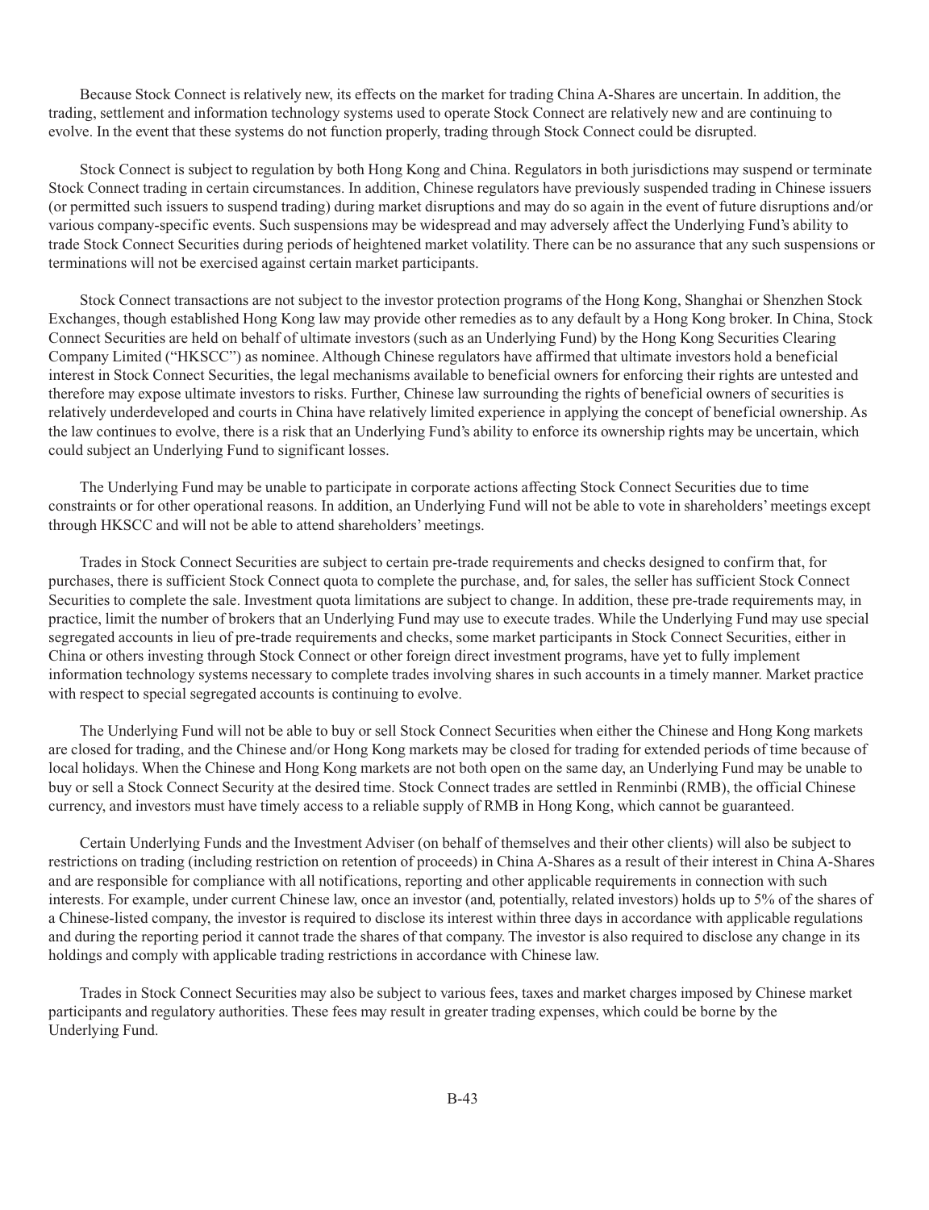Because Stock Connect is relatively new, its effects on the market for trading China A-Shares are uncertain. In addition, the trading, settlement and information technology systems used to operate Stock Connect are relatively new and are continuing to evolve. In the event that these systems do not function properly, trading through Stock Connect could be disrupted.

Stock Connect is subject to regulation by both Hong Kong and China. Regulators in both jurisdictions may suspend or terminate Stock Connect trading in certain circumstances. In addition, Chinese regulators have previously suspended trading in Chinese issuers (or permitted such issuers to suspend trading) during market disruptions and may do so again in the event of future disruptions and/or various company-specific events. Such suspensions may be widespread and may adversely affect the Underlying Fund's ability to trade Stock Connect Securities during periods of heightened market volatility. There can be no assurance that any such suspensions or terminations will not be exercised against certain market participants.

Stock Connect transactions are not subject to the investor protection programs of the Hong Kong, Shanghai or Shenzhen Stock Exchanges, though established Hong Kong law may provide other remedies as to any default by a Hong Kong broker. In China, Stock Connect Securities are held on behalf of ultimate investors (such as an Underlying Fund) by the Hong Kong Securities Clearing Company Limited ("HKSCC") as nominee. Although Chinese regulators have affirmed that ultimate investors hold a beneficial interest in Stock Connect Securities, the legal mechanisms available to beneficial owners for enforcing their rights are untested and therefore may expose ultimate investors to risks. Further, Chinese law surrounding the rights of beneficial owners of securities is relatively underdeveloped and courts in China have relatively limited experience in applying the concept of beneficial ownership. As the law continues to evolve, there is a risk that an Underlying Fund's ability to enforce its ownership rights may be uncertain, which could subject an Underlying Fund to significant losses.

The Underlying Fund may be unable to participate in corporate actions affecting Stock Connect Securities due to time constraints or for other operational reasons. In addition, an Underlying Fund will not be able to vote in shareholders' meetings except through HKSCC and will not be able to attend shareholders' meetings.

Trades in Stock Connect Securities are subject to certain pre-trade requirements and checks designed to confirm that, for purchases, there is sufficient Stock Connect quota to complete the purchase, and, for sales, the seller has sufficient Stock Connect Securities to complete the sale. Investment quota limitations are subject to change. In addition, these pre-trade requirements may, in practice, limit the number of brokers that an Underlying Fund may use to execute trades. While the Underlying Fund may use special segregated accounts in lieu of pre-trade requirements and checks, some market participants in Stock Connect Securities, either in China or others investing through Stock Connect or other foreign direct investment programs, have yet to fully implement information technology systems necessary to complete trades involving shares in such accounts in a timely manner. Market practice with respect to special segregated accounts is continuing to evolve.

The Underlying Fund will not be able to buy or sell Stock Connect Securities when either the Chinese and Hong Kong markets are closed for trading, and the Chinese and/or Hong Kong markets may be closed for trading for extended periods of time because of local holidays. When the Chinese and Hong Kong markets are not both open on the same day, an Underlying Fund may be unable to buy or sell a Stock Connect Security at the desired time. Stock Connect trades are settled in Renminbi (RMB), the official Chinese currency, and investors must have timely access to a reliable supply of RMB in Hong Kong, which cannot be guaranteed.

Certain Underlying Funds and the Investment Adviser (on behalf of themselves and their other clients) will also be subject to restrictions on trading (including restriction on retention of proceeds) in China A-Shares as a result of their interest in China A-Shares and are responsible for compliance with all notifications, reporting and other applicable requirements in connection with such interests. For example, under current Chinese law, once an investor (and, potentially, related investors) holds up to 5% of the shares of a Chinese-listed company, the investor is required to disclose its interest within three days in accordance with applicable regulations and during the reporting period it cannot trade the shares of that company. The investor is also required to disclose any change in its holdings and comply with applicable trading restrictions in accordance with Chinese law.

Trades in Stock Connect Securities may also be subject to various fees, taxes and market charges imposed by Chinese market participants and regulatory authorities. These fees may result in greater trading expenses, which could be borne by the Underlying Fund.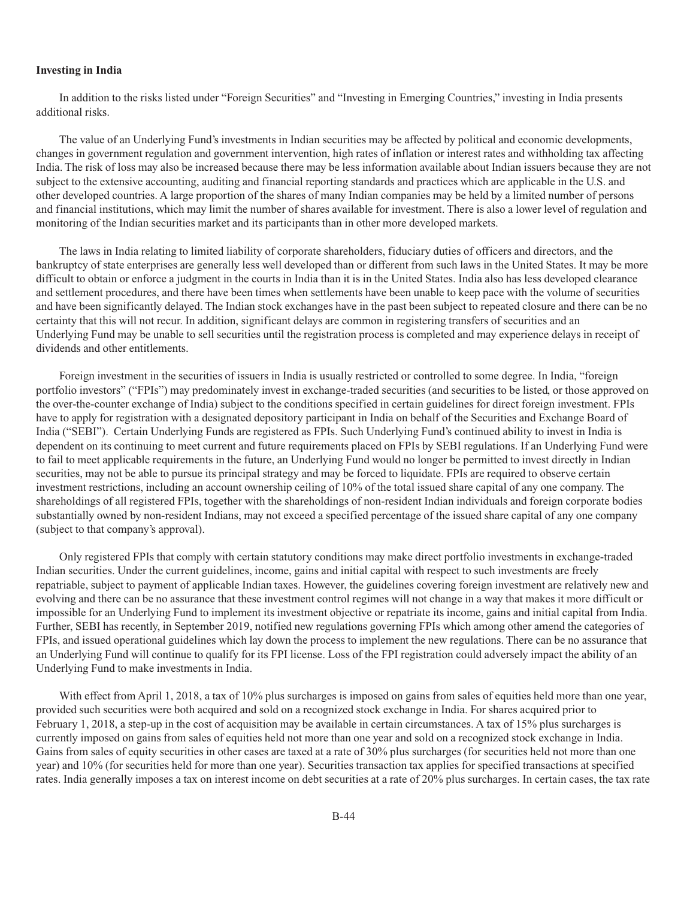**Investing in India**

In addition to the risks listed under "Foreign Securities" and "Investing in Emerging Countries," investing in India presents additional risks.

The value of an Underlying Fund's investments in Indian securities may be affected by political and economic developments, changes in government regulation and government intervention, high rates of inflation or interest rates and withholding tax affecting India. The risk of loss may also be increased because there may be less information available about Indian issuers because they are not subject to the extensive accounting, auditing and financial reporting standards and practices which are applicable in the U.S. and other developed countries. A large proportion of the shares of many Indian companies may be held by a limited number of persons and financial institutions, which may limit the number of shares available for investment. There is also a lower level of regulation and monitoring of the Indian securities market and its participants than in other more developed markets.

The laws in India relating to limited liability of corporate shareholders, fiduciary duties of officers and directors, and the bankruptcy of state enterprises are generally less well developed than or different from such laws in the United States. It may be more difficult to obtain or enforce a judgment in the courts in India than it is in the United States. India also has less developed clearance and settlement procedures, and there have been times when settlements have been unable to keep pace with the volume of securities and have been significantly delayed. The Indian stock exchanges have in the past been subject to repeated closure and there can be no certainty that this will not recur. In addition, significant delays are common in registering transfers of securities and an Underlying Fund may be unable to sell securities until the registration process is completed and may experience delays in receipt of dividends and other entitlements.

Foreign investment in the securities of issuers in India is usually restricted or controlled to some degree. In India, "foreign portfolio investors" ("FPIs") may predominately invest in exchange-traded securities (and securities to be listed, or those approved on the over-the-counter exchange of India) subject to the conditions specified in certain guidelines for direct foreign investment. FPIs have to apply for registration with a designated depository participant in India on behalf of the Securities and Exchange Board of India ("SEBI"). Certain Underlying Funds are registered as FPIs. Such Underlying Fund's continued ability to invest in India is dependent on its continuing to meet current and future requirements placed on FPIs by SEBI regulations. If an Underlying Fund were to fail to meet applicable requirements in the future, an Underlying Fund would no longer be permitted to invest directly in Indian securities, may not be able to pursue its principal strategy and may be forced to liquidate. FPIs are required to observe certain investment restrictions, including an account ownership ceiling of 10% of the total issued share capital of any one company. The shareholdings of all registered FPIs, together with the shareholdings of non-resident Indian individuals and foreign corporate bodies substantially owned by non-resident Indians, may not exceed a specified percentage of the issued share capital of any one company (subject to that company's approval).

Only registered FPIs that comply with certain statutory conditions may make direct portfolio investments in exchange-traded Indian securities. Under the current guidelines, income, gains and initial capital with respect to such investments are freely repatriable, subject to payment of applicable Indian taxes. However, the guidelines covering foreign investment are relatively new and evolving and there can be no assurance that these investment control regimes will not change in a way that makes it more difficult or impossible for an Underlying Fund to implement its investment objective or repatriate its income, gains and initial capital from India. Further, SEBI has recently, in September 2019, notified new regulations governing FPIs which among other amend the categories of FPIs, and issued operational guidelines which lay down the process to implement the new regulations. There can be no assurance that an Underlying Fund will continue to qualify for its FPI license. Loss of the FPI registration could adversely impact the ability of an Underlying Fund to make investments in India.

With effect from April 1, 2018, a tax of 10% plus surcharges is imposed on gains from sales of equities held more than one year, provided such securities were both acquired and sold on a recognized stock exchange in India. For shares acquired prior to February 1, 2018, a step-up in the cost of acquisition may be available in certain circumstances. A tax of 15% plus surcharges is currently imposed on gains from sales of equities held not more than one year and sold on a recognized stock exchange in India. Gains from sales of equity securities in other cases are taxed at a rate of 30% plus surcharges (for securities held not more than one year) and 10% (for securities held for more than one year). Securities transaction tax applies for specified transactions at specified rates. India generally imposes a tax on interest income on debt securities at a rate of 20% plus surcharges. In certain cases, the tax rate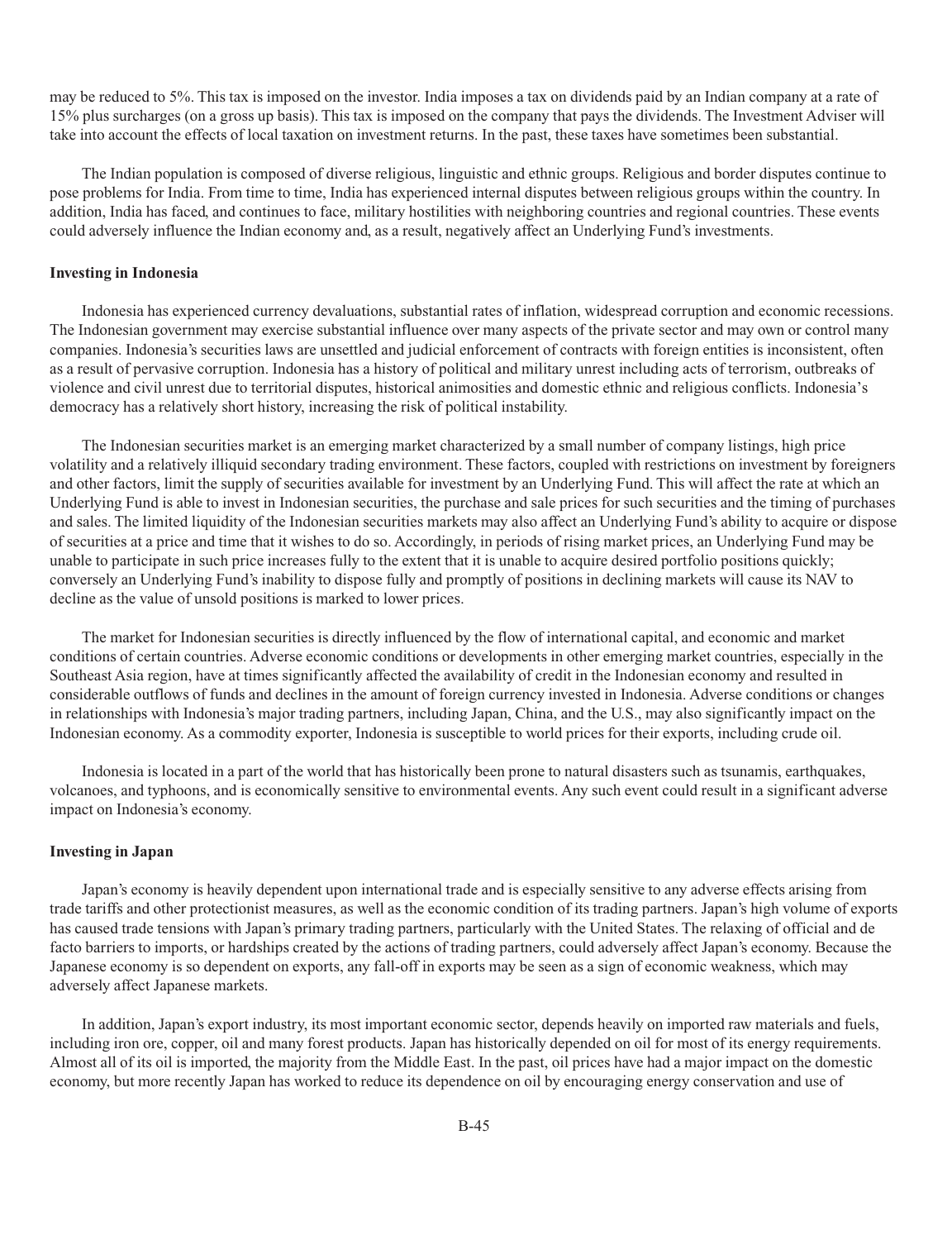may be reduced to 5%. This tax is imposed on the investor. India imposes a tax on dividends paid by an Indian company at a rate of 15% plus surcharges (on a gross up basis). This tax is imposed on the company that pays the dividends. The Investment Adviser will take into account the effects of local taxation on investment returns. In the past, these taxes have sometimes been substantial.

The Indian population is composed of diverse religious, linguistic and ethnic groups. Religious and border disputes continue to pose problems for India. From time to time, India has experienced internal disputes between religious groups within the country. In addition, India has faced, and continues to face, military hostilities with neighboring countries and regional countries. These events could adversely influence the Indian economy and, as a result, negatively affect an Underlying Fund's investments.

**Investing in Indonesia**

Indonesia has experienced currency devaluations, substantial rates of inflation, widespread corruption and economic recessions. The Indonesian government may exercise substantial influence over many aspects of the private sector and may own or control many companies. Indonesia's securities laws are unsettled and judicial enforcement of contracts with foreign entities is inconsistent, often as a result of pervasive corruption. Indonesia has a history of political and military unrest including acts of terrorism, outbreaks of violence and civil unrest due to territorial disputes, historical animosities and domestic ethnic and religious conflicts. Indonesia's democracy has a relatively short history, increasing the risk of political instability.

The Indonesian securities market is an emerging market characterized by a small number of company listings, high price volatility and a relatively illiquid secondary trading environment. These factors, coupled with restrictions on investment by foreigners and other factors, limit the supply of securities available for investment by an Underlying Fund. This will affect the rate at which an Underlying Fund is able to invest in Indonesian securities, the purchase and sale prices for such securities and the timing of purchases and sales. The limited liquidity of the Indonesian securities markets may also affect an Underlying Fund's ability to acquire or dispose of securities at a price and time that it wishes to do so. Accordingly, in periods of rising market prices, an Underlying Fund may be unable to participate in such price increases fully to the extent that it is unable to acquire desired portfolio positions quickly; conversely an Underlying Fund's inability to dispose fully and promptly of positions in declining markets will cause its NAV to decline as the value of unsold positions is marked to lower prices.

The market for Indonesian securities is directly influenced by the flow of international capital, and economic and market conditions of certain countries. Adverse economic conditions or developments in other emerging market countries, especially in the Southeast Asia region, have at times significantly affected the availability of credit in the Indonesian economy and resulted in considerable outflows of funds and declines in the amount of foreign currency invested in Indonesia. Adverse conditions or changes in relationships with Indonesia's major trading partners, including Japan, China, and the U.S., may also significantly impact on the Indonesian economy. As a commodity exporter, Indonesia is susceptible to world prices for their exports, including crude oil.

Indonesia is located in a part of the world that has historically been prone to natural disasters such as tsunamis, earthquakes, volcanoes, and typhoons, and is economically sensitive to environmental events. Any such event could result in a significant adverse impact on Indonesia's economy.

**Investing in Japan**

Japan's economy is heavily dependent upon international trade and is especially sensitive to any adverse effects arising from trade tariffs and other protectionist measures, as well as the economic condition of its trading partners. Japan's high volume of exports has caused trade tensions with Japan's primary trading partners, particularly with the United States. The relaxing of official and de facto barriers to imports, or hardships created by the actions of trading partners, could adversely affect Japan's economy. Because the Japanese economy is so dependent on exports, any fall-off in exports may be seen as a sign of economic weakness, which may adversely affect Japanese markets.

In addition, Japan's export industry, its most important economic sector, depends heavily on imported raw materials and fuels, including iron ore, copper, oil and many forest products. Japan has historically depended on oil for most of its energy requirements. Almost all of its oil is imported, the majority from the Middle East. In the past, oil prices have had a major impact on the domestic economy, but more recently Japan has worked to reduce its dependence on oil by encouraging energy conservation and use of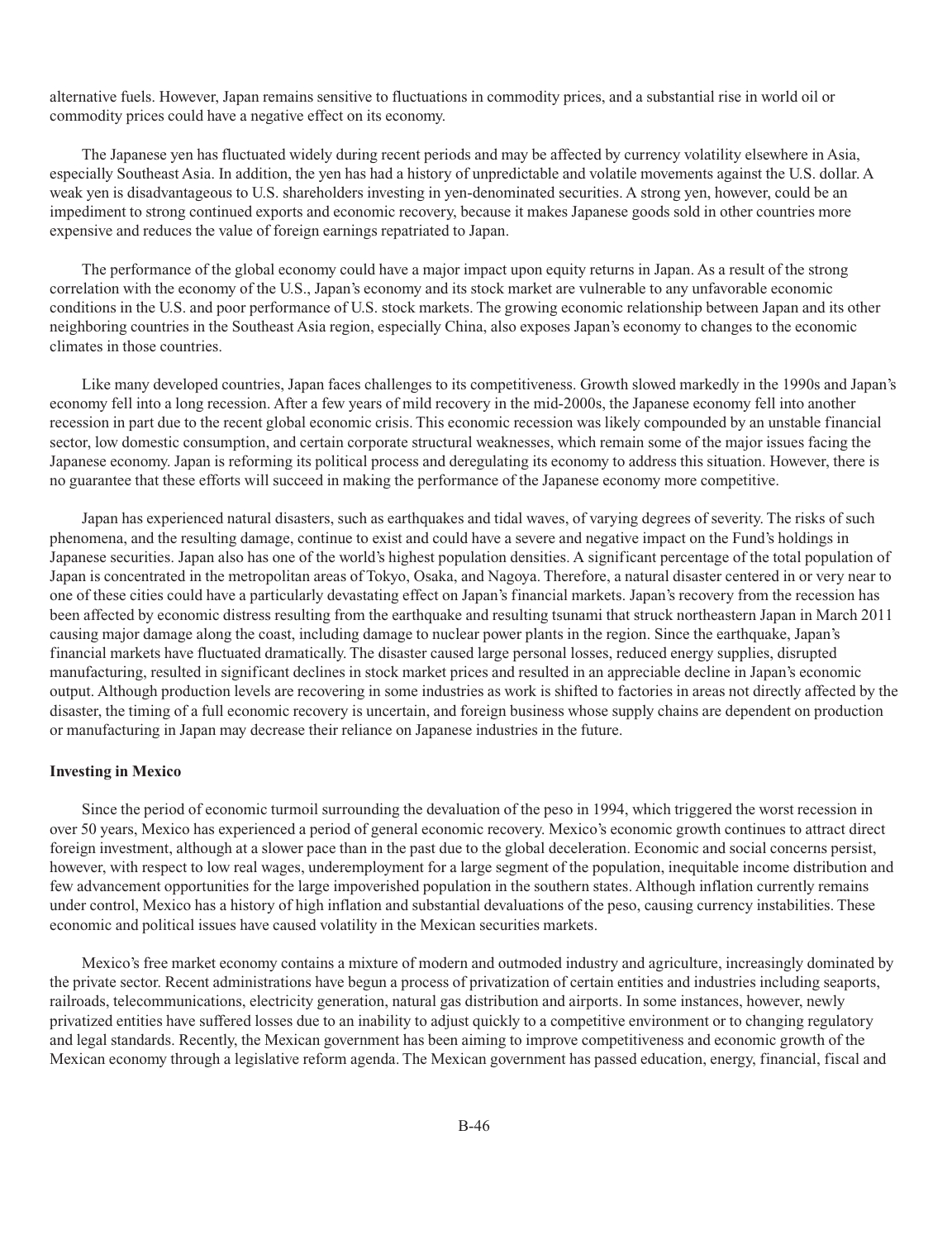alternative fuels. However, Japan remains sensitive to fluctuations in commodity prices, and a substantial rise in world oil or commodity prices could have a negative effect on its economy.

The Japanese yen has fluctuated widely during recent periods and may be affected by currency volatility elsewhere in Asia, especially Southeast Asia. In addition, the yen has had a history of unpredictable and volatile movements against the U.S. dollar. A weak yen is disadvantageous to U.S. shareholders investing in yen-denominated securities. A strong yen, however, could be an impediment to strong continued exports and economic recovery, because it makes Japanese goods sold in other countries more expensive and reduces the value of foreign earnings repatriated to Japan.

The performance of the global economy could have a major impact upon equity returns in Japan. As a result of the strong correlation with the economy of the U.S., Japan's economy and its stock market are vulnerable to any unfavorable economic conditions in the U.S. and poor performance of U.S. stock markets. The growing economic relationship between Japan and its other neighboring countries in the Southeast Asia region, especially China, also exposes Japan's economy to changes to the economic climates in those countries.

Like many developed countries, Japan faces challenges to its competitiveness. Growth slowed markedly in the 1990s and Japan's economy fell into a long recession. After a few years of mild recovery in the mid-2000s, the Japanese economy fell into another recession in part due to the recent global economic crisis. This economic recession was likely compounded by an unstable financial sector, low domestic consumption, and certain corporate structural weaknesses, which remain some of the major issues facing the Japanese economy. Japan is reforming its political process and deregulating its economy to address this situation. However, there is no guarantee that these efforts will succeed in making the performance of the Japanese economy more competitive.

Japan has experienced natural disasters, such as earthquakes and tidal waves, of varying degrees of severity. The risks of such phenomena, and the resulting damage, continue to exist and could have a severe and negative impact on the Fund's holdings in Japanese securities. Japan also has one of the world's highest population densities. A significant percentage of the total population of Japan is concentrated in the metropolitan areas of Tokyo, Osaka, and Nagoya. Therefore, a natural disaster centered in or very near to one of these cities could have a particularly devastating effect on Japan's financial markets. Japan's recovery from the recession has been affected by economic distress resulting from the earthquake and resulting tsunami that struck northeastern Japan in March 2011 causing major damage along the coast, including damage to nuclear power plants in the region. Since the earthquake, Japan's financial markets have fluctuated dramatically. The disaster caused large personal losses, reduced energy supplies, disrupted manufacturing, resulted in significant declines in stock market prices and resulted in an appreciable decline in Japan's economic output. Although production levels are recovering in some industries as work is shifted to factories in areas not directly affected by the disaster, the timing of a full economic recovery is uncertain, and foreign business whose supply chains are dependent on production or manufacturing in Japan may decrease their reliance on Japanese industries in the future.

**Investing in Mexico**

Since the period of economic turmoil surrounding the devaluation of the peso in 1994, which triggered the worst recession in over 50 years, Mexico has experienced a period of general economic recovery. Mexico's economic growth continues to attract direct foreign investment, although at a slower pace than in the past due to the global deceleration. Economic and social concerns persist, however, with respect to low real wages, underemployment for a large segment of the population, inequitable income distribution and few advancement opportunities for the large impoverished population in the southern states. Although inflation currently remains under control, Mexico has a history of high inflation and substantial devaluations of the peso, causing currency instabilities. These economic and political issues have caused volatility in the Mexican securities markets.

Mexico's free market economy contains a mixture of modern and outmoded industry and agriculture, increasingly dominated by the private sector. Recent administrations have begun a process of privatization of certain entities and industries including seaports, railroads, telecommunications, electricity generation, natural gas distribution and airports. In some instances, however, newly privatized entities have suffered losses due to an inability to adjust quickly to a competitive environment or to changing regulatory and legal standards. Recently, the Mexican government has been aiming to improve competitiveness and economic growth of the Mexican economy through a legislative reform agenda. The Mexican government has passed education, energy, financial, fiscal and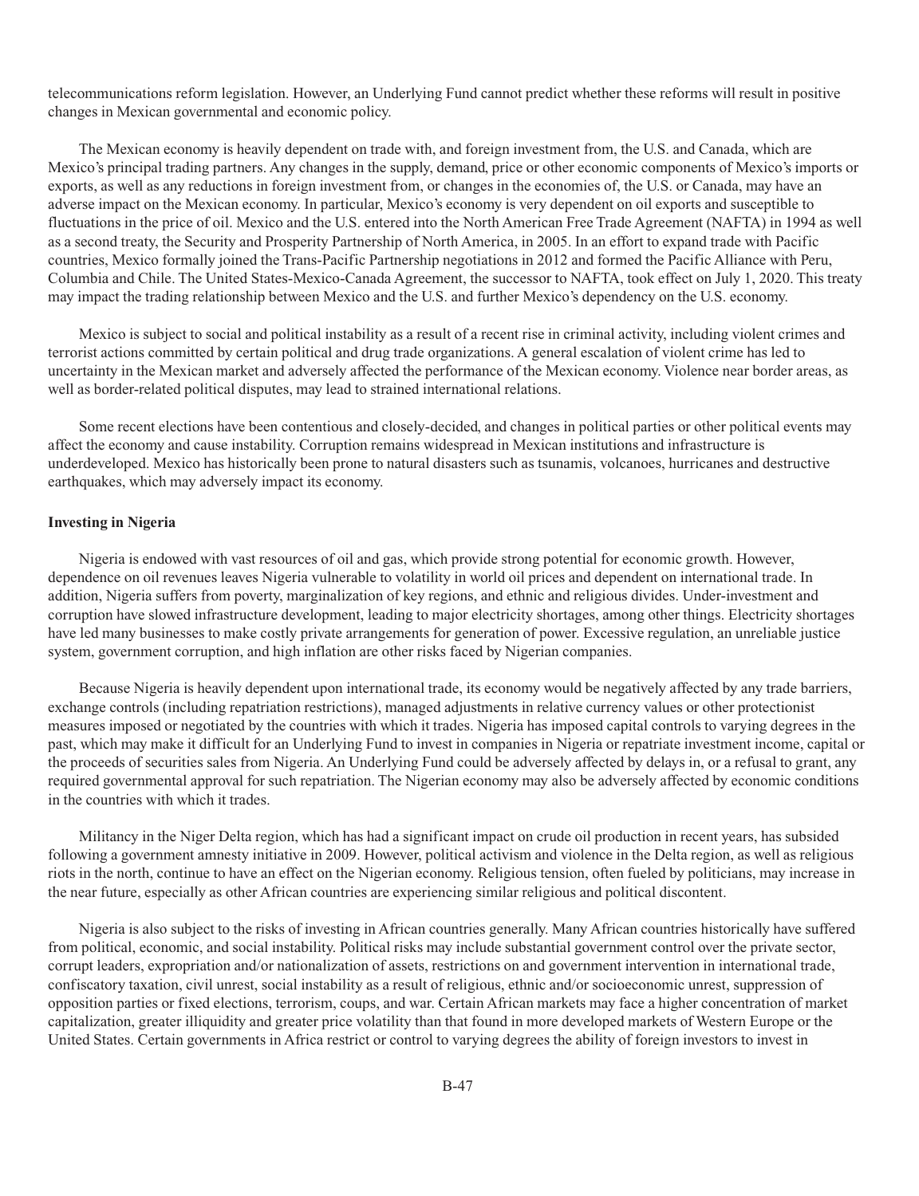telecommunications reform legislation. However, an Underlying Fund cannot predict whether these reforms will result in positive changes in Mexican governmental and economic policy.

The Mexican economy is heavily dependent on trade with, and foreign investment from, the U.S. and Canada, which are Mexico's principal trading partners. Any changes in the supply, demand, price or other economic components of Mexico's imports or exports, as well as any reductions in foreign investment from, or changes in the economies of, the U.S. or Canada, may have an adverse impact on the Mexican economy. In particular, Mexico's economy is very dependent on oil exports and susceptible to fluctuations in the price of oil. Mexico and the U.S. entered into the North American Free Trade Agreement (NAFTA) in 1994 as well as a second treaty, the Security and Prosperity Partnership of North America, in 2005. In an effort to expand trade with Pacific countries, Mexico formally joined the Trans-Pacific Partnership negotiations in 2012 and formed the Pacific Alliance with Peru, Columbia and Chile. The United States-Mexico-Canada Agreement, the successor to NAFTA, took effect on July 1, 2020. This treaty may impact the trading relationship between Mexico and the U.S. and further Mexico's dependency on the U.S. economy.

Mexico is subject to social and political instability as a result of a recent rise in criminal activity, including violent crimes and terrorist actions committed by certain political and drug trade organizations. A general escalation of violent crime has led to uncertainty in the Mexican market and adversely affected the performance of the Mexican economy. Violence near border areas, as well as border-related political disputes, may lead to strained international relations.

Some recent elections have been contentious and closely-decided, and changes in political parties or other political events may affect the economy and cause instability. Corruption remains widespread in Mexican institutions and infrastructure is underdeveloped. Mexico has historically been prone to natural disasters such as tsunamis, volcanoes, hurricanes and destructive earthquakes, which may adversely impact its economy.

**Investing in Nigeria**

Nigeria is endowed with vast resources of oil and gas, which provide strong potential for economic growth. However, dependence on oil revenues leaves Nigeria vulnerable to volatility in world oil prices and dependent on international trade. In addition, Nigeria suffers from poverty, marginalization of key regions, and ethnic and religious divides. Under-investment and corruption have slowed infrastructure development, leading to major electricity shortages, among other things. Electricity shortages have led many businesses to make costly private arrangements for generation of power. Excessive regulation, an unreliable justice system, government corruption, and high inflation are other risks faced by Nigerian companies.

Because Nigeria is heavily dependent upon international trade, its economy would be negatively affected by any trade barriers, exchange controls (including repatriation restrictions), managed adjustments in relative currency values or other protectionist measures imposed or negotiated by the countries with which it trades. Nigeria has imposed capital controls to varying degrees in the past, which may make it difficult for an Underlying Fund to invest in companies in Nigeria or repatriate investment income, capital or the proceeds of securities sales from Nigeria. An Underlying Fund could be adversely affected by delays in, or a refusal to grant, any required governmental approval for such repatriation. The Nigerian economy may also be adversely affected by economic conditions in the countries with which it trades.

Militancy in the Niger Delta region, which has had a significant impact on crude oil production in recent years, has subsided following a government amnesty initiative in 2009. However, political activism and violence in the Delta region, as well as religious riots in the north, continue to have an effect on the Nigerian economy. Religious tension, often fueled by politicians, may increase in the near future, especially as other African countries are experiencing similar religious and political discontent.

Nigeria is also subject to the risks of investing in African countries generally. Many African countries historically have suffered from political, economic, and social instability. Political risks may include substantial government control over the private sector, corrupt leaders, expropriation and/or nationalization of assets, restrictions on and government intervention in international trade, confiscatory taxation, civil unrest, social instability as a result of religious, ethnic and/or socioeconomic unrest, suppression of opposition parties or fixed elections, terrorism, coups, and war. Certain African markets may face a higher concentration of market capitalization, greater illiquidity and greater price volatility than that found in more developed markets of Western Europe or the United States. Certain governments in Africa restrict or control to varying degrees the ability of foreign investors to invest in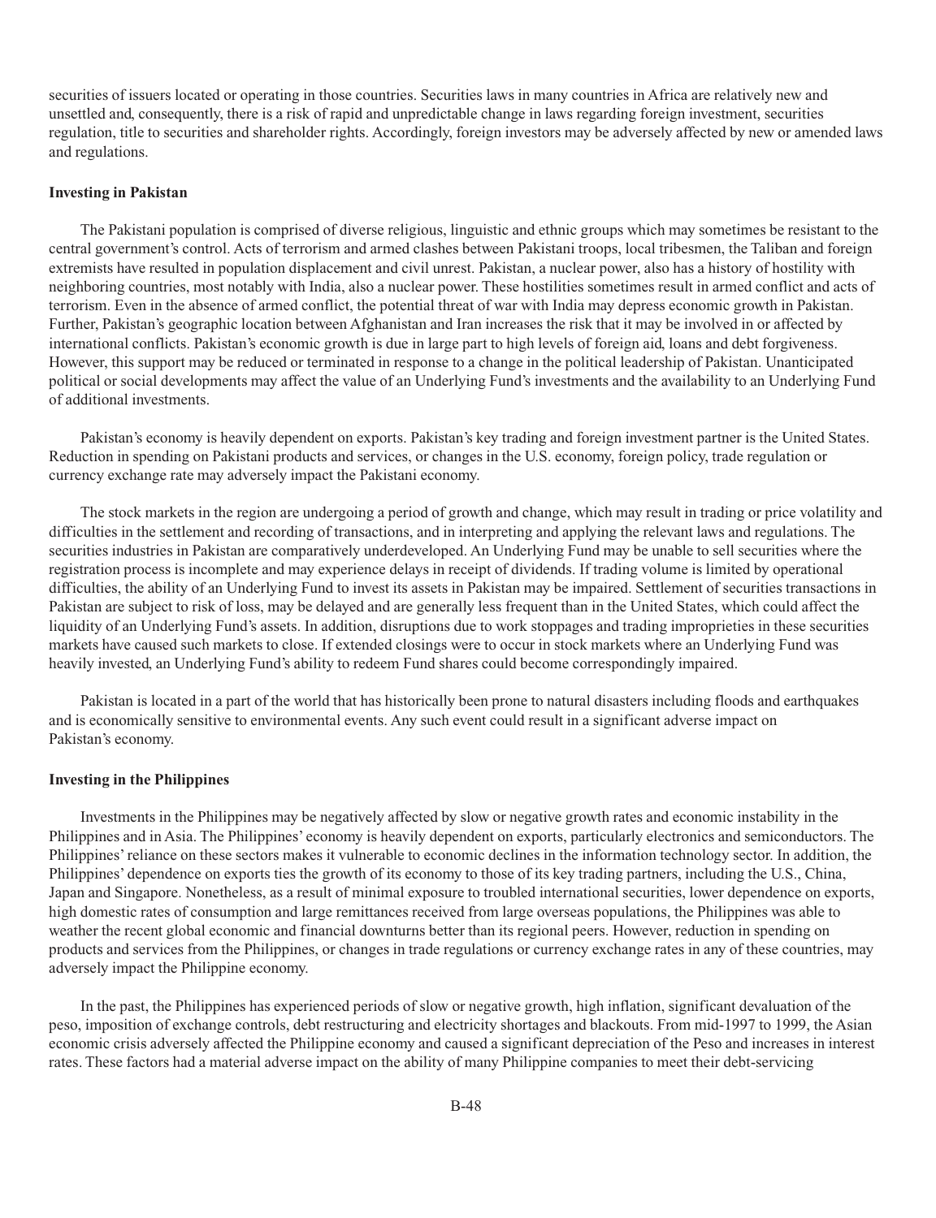securities of issuers located or operating in those countries. Securities laws in many countries in Africa are relatively new and unsettled and, consequently, there is a risk of rapid and unpredictable change in laws regarding foreign investment, securities regulation, title to securities and shareholder rights. Accordingly, foreign investors may be adversely affected by new or amended laws and regulations.

**Investing in Pakistan**

The Pakistani population is comprised of diverse religious, linguistic and ethnic groups which may sometimes be resistant to the central government's control. Acts of terrorism and armed clashes between Pakistani troops, local tribesmen, the Taliban and foreign extremists have resulted in population displacement and civil unrest. Pakistan, a nuclear power, also has a history of hostility with neighboring countries, most notably with India, also a nuclear power. These hostilities sometimes result in armed conflict and acts of terrorism. Even in the absence of armed conflict, the potential threat of war with India may depress economic growth in Pakistan. Further, Pakistan's geographic location between Afghanistan and Iran increases the risk that it may be involved in or affected by international conflicts. Pakistan's economic growth is due in large part to high levels of foreign aid, loans and debt forgiveness. However, this support may be reduced or terminated in response to a change in the political leadership of Pakistan. Unanticipated political or social developments may affect the value of an Underlying Fund's investments and the availability to an Underlying Fund of additional investments.

Pakistan's economy is heavily dependent on exports. Pakistan's key trading and foreign investment partner is the United States. Reduction in spending on Pakistani products and services, or changes in the U.S. economy, foreign policy, trade regulation or currency exchange rate may adversely impact the Pakistani economy.

The stock markets in the region are undergoing a period of growth and change, which may result in trading or price volatility and difficulties in the settlement and recording of transactions, and in interpreting and applying the relevant laws and regulations. The securities industries in Pakistan are comparatively underdeveloped. An Underlying Fund may be unable to sell securities where the registration process is incomplete and may experience delays in receipt of dividends. If trading volume is limited by operational difficulties, the ability of an Underlying Fund to invest its assets in Pakistan may be impaired. Settlement of securities transactions in Pakistan are subject to risk of loss, may be delayed and are generally less frequent than in the United States, which could affect the liquidity of an Underlying Fund's assets. In addition, disruptions due to work stoppages and trading improprieties in these securities markets have caused such markets to close. If extended closings were to occur in stock markets where an Underlying Fund was heavily invested, an Underlying Fund's ability to redeem Fund shares could become correspondingly impaired.

Pakistan is located in a part of the world that has historically been prone to natural disasters including floods and earthquakes and is economically sensitive to environmental events. Any such event could result in a significant adverse impact on Pakistan's economy.

**Investing in the Philippines**

Investments in the Philippines may be negatively affected by slow or negative growth rates and economic instability in the Philippines and in Asia. The Philippines' economy is heavily dependent on exports, particularly electronics and semiconductors. The Philippines' reliance on these sectors makes it vulnerable to economic declines in the information technology sector. In addition, the Philippines' dependence on exports ties the growth of its economy to those of its key trading partners, including the U.S., China, Japan and Singapore. Nonetheless, as a result of minimal exposure to troubled international securities, lower dependence on exports, high domestic rates of consumption and large remittances received from large overseas populations, the Philippines was able to weather the recent global economic and financial downturns better than its regional peers. However, reduction in spending on products and services from the Philippines, or changes in trade regulations or currency exchange rates in any of these countries, may adversely impact the Philippine economy.

In the past, the Philippines has experienced periods of slow or negative growth, high inflation, significant devaluation of the peso, imposition of exchange controls, debt restructuring and electricity shortages and blackouts. From mid-1997 to 1999, the Asian economic crisis adversely affected the Philippine economy and caused a significant depreciation of the Peso and increases in interest rates. These factors had a material adverse impact on the ability of many Philippine companies to meet their debt-servicing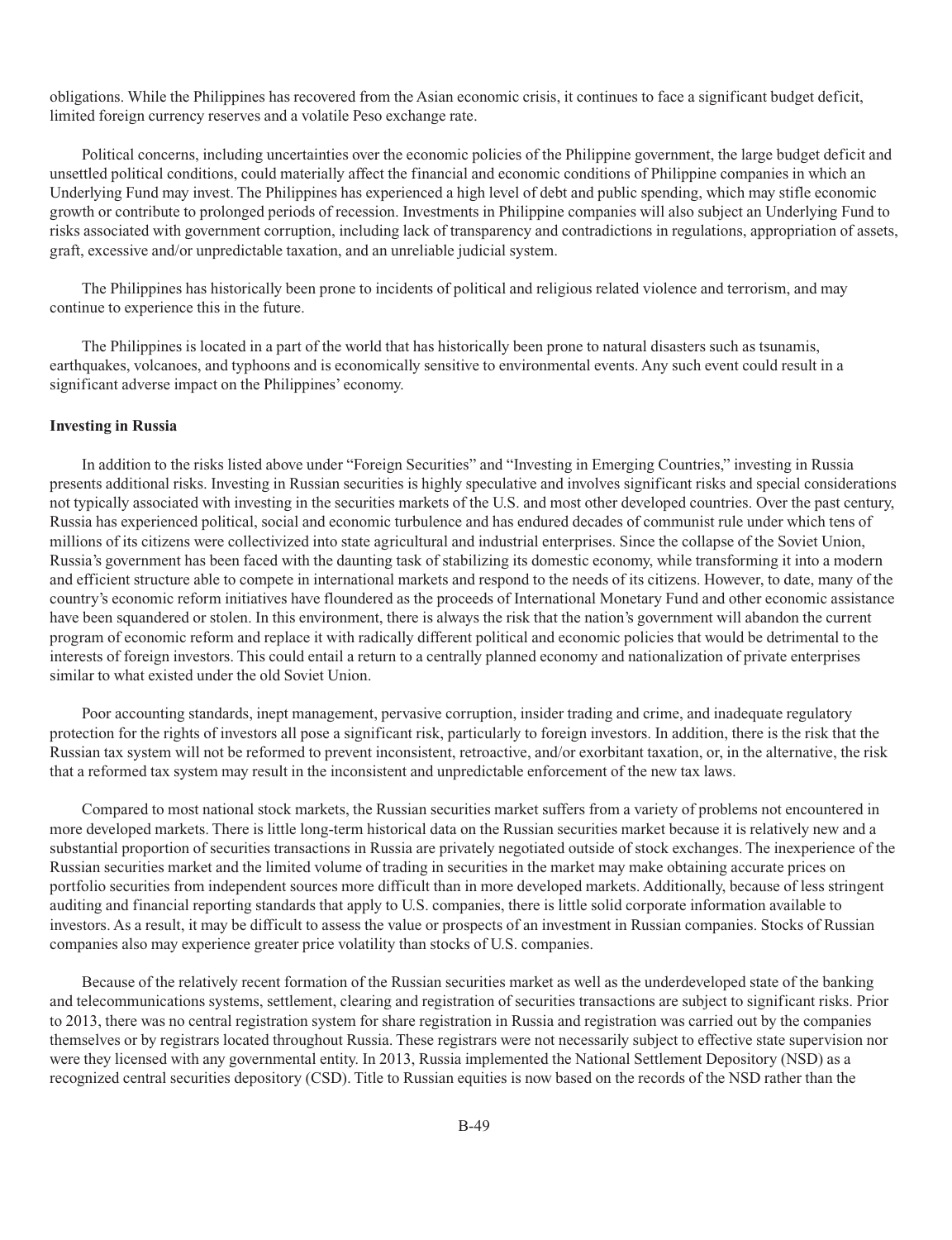obligations. While the Philippines has recovered from the Asian economic crisis, it continues to face a significant budget deficit, limited foreign currency reserves and a volatile Peso exchange rate.

Political concerns, including uncertainties over the economic policies of the Philippine government, the large budget deficit and unsettled political conditions, could materially affect the financial and economic conditions of Philippine companies in which an Underlying Fund may invest. The Philippines has experienced a high level of debt and public spending, which may stifle economic growth or contribute to prolonged periods of recession. Investments in Philippine companies will also subject an Underlying Fund to risks associated with government corruption, including lack of transparency and contradictions in regulations, appropriation of assets, graft, excessive and/or unpredictable taxation, and an unreliable judicial system.

The Philippines has historically been prone to incidents of political and religious related violence and terrorism, and may continue to experience this in the future.

The Philippines is located in a part of the world that has historically been prone to natural disasters such as tsunamis, earthquakes, volcanoes, and typhoons and is economically sensitive to environmental events. Any such event could result in a significant adverse impact on the Philippines' economy.

**Investing in Russia**

In addition to the risks listed above under "Foreign Securities" and "Investing in Emerging Countries," investing in Russia presents additional risks. Investing in Russian securities is highly speculative and involves significant risks and special considerations not typically associated with investing in the securities markets of the U.S. and most other developed countries. Over the past century, Russia has experienced political, social and economic turbulence and has endured decades of communist rule under which tens of millions of its citizens were collectivized into state agricultural and industrial enterprises. Since the collapse of the Soviet Union, Russia's government has been faced with the daunting task of stabilizing its domestic economy, while transforming it into a modern and efficient structure able to compete in international markets and respond to the needs of its citizens. However, to date, many of the country's economic reform initiatives have floundered as the proceeds of International Monetary Fund and other economic assistance have been squandered or stolen. In this environment, there is always the risk that the nation's government will abandon the current program of economic reform and replace it with radically different political and economic policies that would be detrimental to the interests of foreign investors. This could entail a return to a centrally planned economy and nationalization of private enterprises similar to what existed under the old Soviet Union.

Poor accounting standards, inept management, pervasive corruption, insider trading and crime, and inadequate regulatory protection for the rights of investors all pose a significant risk, particularly to foreign investors. In addition, there is the risk that the Russian tax system will not be reformed to prevent inconsistent, retroactive, and/or exorbitant taxation, or, in the alternative, the risk that a reformed tax system may result in the inconsistent and unpredictable enforcement of the new tax laws.

Compared to most national stock markets, the Russian securities market suffers from a variety of problems not encountered in more developed markets. There is little long-term historical data on the Russian securities market because it is relatively new and a substantial proportion of securities transactions in Russia are privately negotiated outside of stock exchanges. The inexperience of the Russian securities market and the limited volume of trading in securities in the market may make obtaining accurate prices on portfolio securities from independent sources more difficult than in more developed markets. Additionally, because of less stringent auditing and financial reporting standards that apply to U.S. companies, there is little solid corporate information available to investors. As a result, it may be difficult to assess the value or prospects of an investment in Russian companies. Stocks of Russian companies also may experience greater price volatility than stocks of U.S. companies.

Because of the relatively recent formation of the Russian securities market as well as the underdeveloped state of the banking and telecommunications systems, settlement, clearing and registration of securities transactions are subject to significant risks. Prior to 2013, there was no central registration system for share registration in Russia and registration was carried out by the companies themselves or by registrars located throughout Russia. These registrars were not necessarily subject to effective state supervision nor were they licensed with any governmental entity. In 2013, Russia implemented the National Settlement Depository (NSD) as a recognized central securities depository (CSD). Title to Russian equities is now based on the records of the NSD rather than the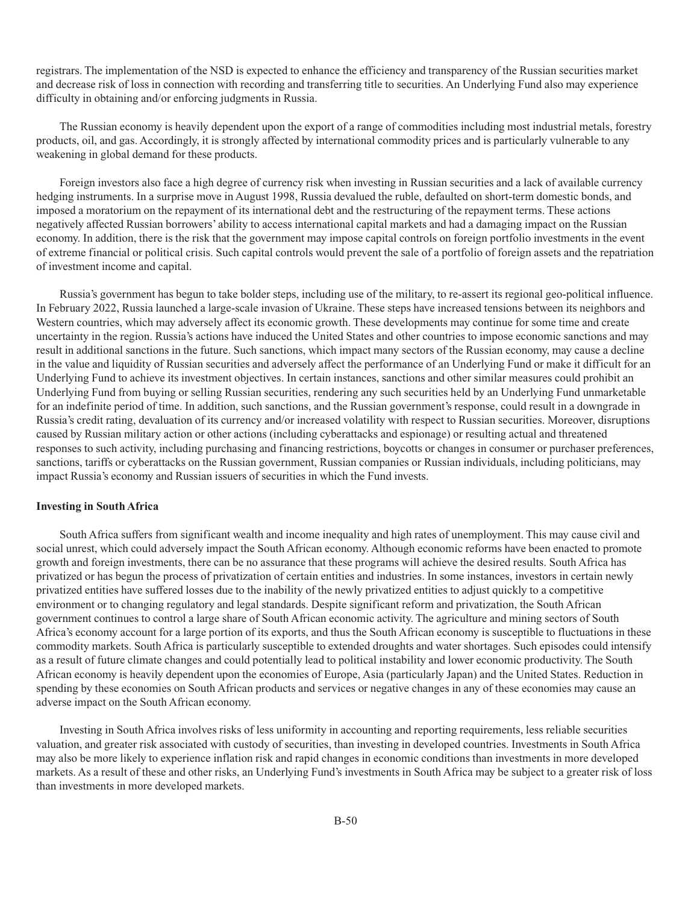registrars. The implementation of the NSD is expected to enhance the efficiency and transparency of the Russian securities market and decrease risk of loss in connection with recording and transferring title to securities. An Underlying Fund also may experience difficulty in obtaining and/or enforcing judgments in Russia.

The Russian economy is heavily dependent upon the export of a range of commodities including most industrial metals, forestry products, oil, and gas. Accordingly, it is strongly affected by international commodity prices and is particularly vulnerable to any weakening in global demand for these products.

Foreign investors also face a high degree of currency risk when investing in Russian securities and a lack of available currency hedging instruments. In a surprise move in August 1998, Russia devalued the ruble, defaulted on short-term domestic bonds, and imposed a moratorium on the repayment of its international debt and the restructuring of the repayment terms. These actions negatively affected Russian borrowers' ability to access international capital markets and had a damaging impact on the Russian economy. In addition, there is the risk that the government may impose capital controls on foreign portfolio investments in the event of extreme financial or political crisis. Such capital controls would prevent the sale of a portfolio of foreign assets and the repatriation of investment income and capital.

Russia's government has begun to take bolder steps, including use of the military, to re-assert its regional geo-political influence. In February 2022, Russia launched a large-scale invasion of Ukraine. These steps have increased tensions between its neighbors and Western countries, which may adversely affect its economic growth. These developments may continue for some time and create uncertainty in the region. Russia's actions have induced the United States and other countries to impose economic sanctions and may result in additional sanctions in the future. Such sanctions, which impact many sectors of the Russian economy, may cause a decline in the value and liquidity of Russian securities and adversely affect the performance of an Underlying Fund or make it difficult for an Underlying Fund to achieve its investment objectives. In certain instances, sanctions and other similar measures could prohibit an Underlying Fund from buying or selling Russian securities, rendering any such securities held by an Underlying Fund unmarketable for an indefinite period of time. In addition, such sanctions, and the Russian government's response, could result in a downgrade in Russia's credit rating, devaluation of its currency and/or increased volatility with respect to Russian securities. Moreover, disruptions caused by Russian military action or other actions (including cyberattacks and espionage) or resulting actual and threatened responses to such activity, including purchasing and financing restrictions, boycotts or changes in consumer or purchaser preferences, sanctions, tariffs or cyberattacks on the Russian government, Russian companies or Russian individuals, including politicians, may impact Russia's economy and Russian issuers of securities in which the Fund invests.

**Investing in South Africa**

South Africa suffers from significant wealth and income inequality and high rates of unemployment. This may cause civil and social unrest, which could adversely impact the South African economy. Although economic reforms have been enacted to promote growth and foreign investments, there can be no assurance that these programs will achieve the desired results. South Africa has privatized or has begun the process of privatization of certain entities and industries. In some instances, investors in certain newly privatized entities have suffered losses due to the inability of the newly privatized entities to adjust quickly to a competitive environment or to changing regulatory and legal standards. Despite significant reform and privatization, the South African government continues to control a large share of South African economic activity. The agriculture and mining sectors of South Africa's economy account for a large portion of its exports, and thus the South African economy is susceptible to fluctuations in these commodity markets. South Africa is particularly susceptible to extended droughts and water shortages. Such episodes could intensify as a result of future climate changes and could potentially lead to political instability and lower economic productivity. The South African economy is heavily dependent upon the economies of Europe, Asia (particularly Japan) and the United States. Reduction in spending by these economies on South African products and services or negative changes in any of these economies may cause an adverse impact on the South African economy.

Investing in South Africa involves risks of less uniformity in accounting and reporting requirements, less reliable securities valuation, and greater risk associated with custody of securities, than investing in developed countries. Investments in South Africa may also be more likely to experience inflation risk and rapid changes in economic conditions than investments in more developed markets. As a result of these and other risks, an Underlying Fund's investments in South Africa may be subject to a greater risk of loss than investments in more developed markets.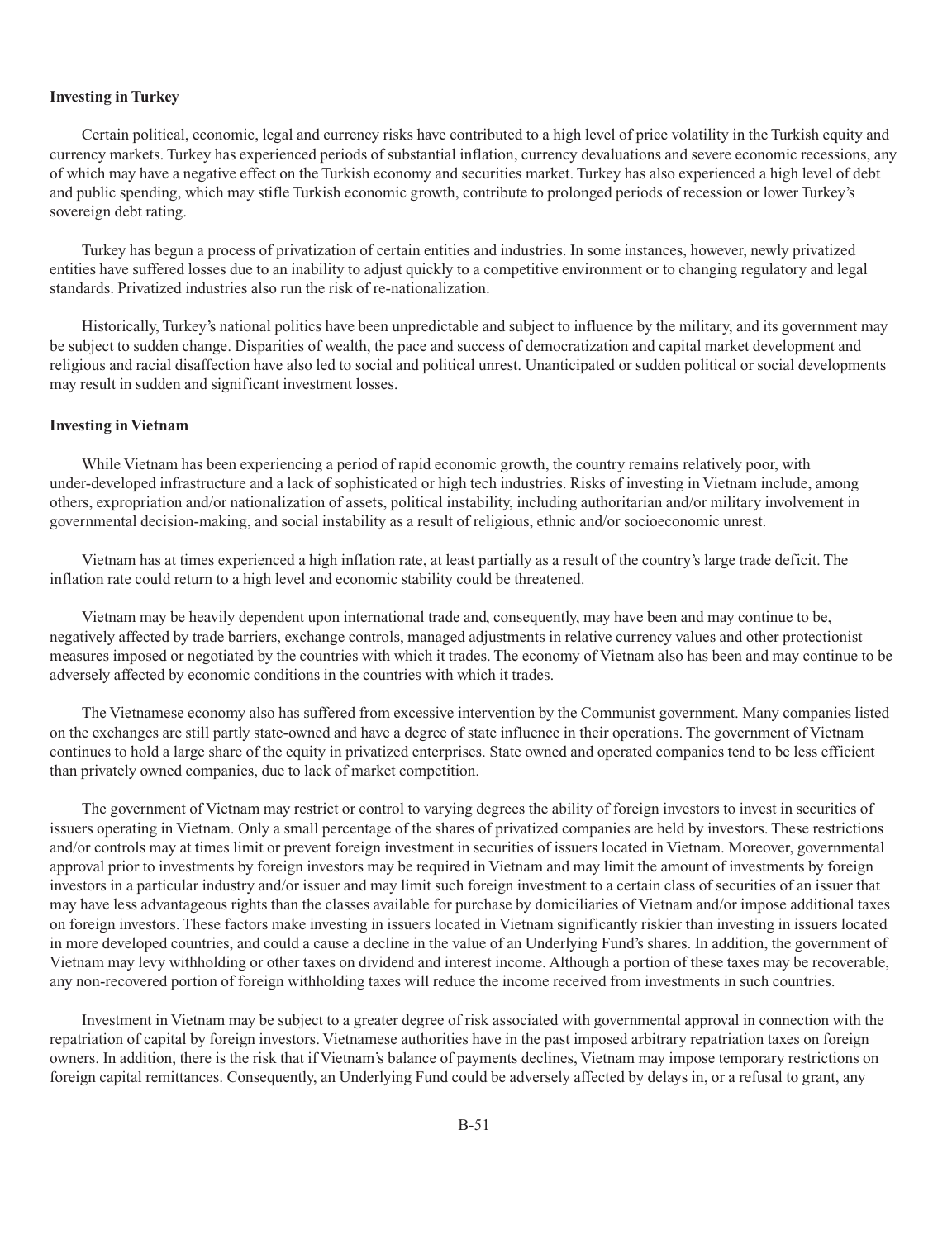**Investing in Turkey**

Certain political, economic, legal and currency risks have contributed to a high level of price volatility in the Turkish equity and currency markets. Turkey has experienced periods of substantial inflation, currency devaluations and severe economic recessions, any of which may have a negative effect on the Turkish economy and securities market. Turkey has also experienced a high level of debt and public spending, which may stifle Turkish economic growth, contribute to prolonged periods of recession or lower Turkey's sovereign debt rating.

Turkey has begun a process of privatization of certain entities and industries. In some instances, however, newly privatized entities have suffered losses due to an inability to adjust quickly to a competitive environment or to changing regulatory and legal standards. Privatized industries also run the risk of re-nationalization.

Historically, Turkey's national politics have been unpredictable and subject to influence by the military, and its government may be subject to sudden change. Disparities of wealth, the pace and success of democratization and capital market development and religious and racial disaffection have also led to social and political unrest. Unanticipated or sudden political or social developments may result in sudden and significant investment losses.

**Investing in Vietnam**

While Vietnam has been experiencing a period of rapid economic growth, the country remains relatively poor, with under-developed infrastructure and a lack of sophisticated or high tech industries. Risks of investing in Vietnam include, among others, expropriation and/or nationalization of assets, political instability, including authoritarian and/or military involvement in governmental decision-making, and social instability as a result of religious, ethnic and/or socioeconomic unrest.

Vietnam has at times experienced a high inflation rate, at least partially as a result of the country's large trade deficit. The inflation rate could return to a high level and economic stability could be threatened.

Vietnam may be heavily dependent upon international trade and, consequently, may have been and may continue to be, negatively affected by trade barriers, exchange controls, managed adjustments in relative currency values and other protectionist measures imposed or negotiated by the countries with which it trades. The economy of Vietnam also has been and may continue to be adversely affected by economic conditions in the countries with which it trades.

The Vietnamese economy also has suffered from excessive intervention by the Communist government. Many companies listed on the exchanges are still partly state-owned and have a degree of state influence in their operations. The government of Vietnam continues to hold a large share of the equity in privatized enterprises. State owned and operated companies tend to be less efficient than privately owned companies, due to lack of market competition.

The government of Vietnam may restrict or control to varying degrees the ability of foreign investors to invest in securities of issuers operating in Vietnam. Only a small percentage of the shares of privatized companies are held by investors. These restrictions and/or controls may at times limit or prevent foreign investment in securities of issuers located in Vietnam. Moreover, governmental approval prior to investments by foreign investors may be required in Vietnam and may limit the amount of investments by foreign investors in a particular industry and/or issuer and may limit such foreign investment to a certain class of securities of an issuer that may have less advantageous rights than the classes available for purchase by domiciliaries of Vietnam and/or impose additional taxes on foreign investors. These factors make investing in issuers located in Vietnam significantly riskier than investing in issuers located in more developed countries, and could a cause a decline in the value of an Underlying Fund's shares. In addition, the government of Vietnam may levy withholding or other taxes on dividend and interest income. Although a portion of these taxes may be recoverable, any non-recovered portion of foreign withholding taxes will reduce the income received from investments in such countries.

Investment in Vietnam may be subject to a greater degree of risk associated with governmental approval in connection with the repatriation of capital by foreign investors. Vietnamese authorities have in the past imposed arbitrary repatriation taxes on foreign owners. In addition, there is the risk that if Vietnam's balance of payments declines, Vietnam may impose temporary restrictions on foreign capital remittances. Consequently, an Underlying Fund could be adversely affected by delays in, or a refusal to grant, any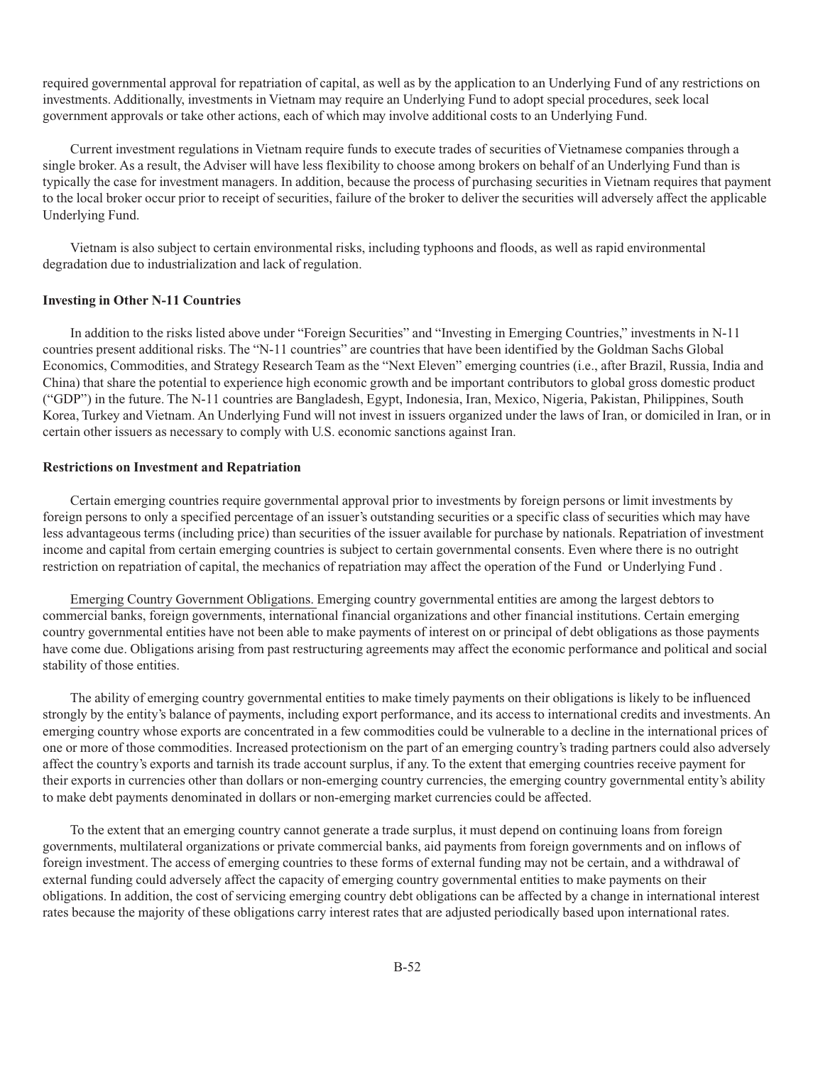required governmental approval for repatriation of capital, as well as by the application to an Underlying Fund of any restrictions on investments. Additionally, investments in Vietnam may require an Underlying Fund to adopt special procedures, seek local government approvals or take other actions, each of which may involve additional costs to an Underlying Fund.

Current investment regulations in Vietnam require funds to execute trades of securities of Vietnamese companies through a single broker. As a result, the Adviser will have less flexibility to choose among brokers on behalf of an Underlying Fund than is typically the case for investment managers. In addition, because the process of purchasing securities in Vietnam requires that payment to the local broker occur prior to receipt of securities, failure of the broker to deliver the securities will adversely affect the applicable Underlying Fund.

Vietnam is also subject to certain environmental risks, including typhoons and floods, as well as rapid environmental degradation due to industrialization and lack of regulation.

**Investing in Other N-11 Countries**

In addition to the risks listed above under "Foreign Securities" and "Investing in Emerging Countries," investments in N-11 countries present additional risks. The "N-11 countries" are countries that have been identified by the Goldman Sachs Global Economics, Commodities, and Strategy Research Team as the "Next Eleven" emerging countries (i.e., after Brazil, Russia, India and China) that share the potential to experience high economic growth and be important contributors to global gross domestic product ("GDP") in the future. The N-11 countries are Bangladesh, Egypt, Indonesia, Iran, Mexico, Nigeria, Pakistan, Philippines, South Korea, Turkey and Vietnam. An Underlying Fund will not invest in issuers organized under the laws of Iran, or domiciled in Iran, or in certain other issuers as necessary to comply with U.S. economic sanctions against Iran.

**Restrictions on Investment and Repatriation**

Certain emerging countries require governmental approval prior to investments by foreign persons or limit investments by foreign persons to only a specified percentage of an issuer's outstanding securities or a specific class of securities which may have less advantageous terms (including price) than securities of the issuer available for purchase by nationals. Repatriation of investment income and capital from certain emerging countries is subject to certain governmental consents. Even where there is no outright restriction on repatriation of capital, the mechanics of repatriation may affect the operation of the Fund or Underlying Fund .

Emerging Country Government Obligations. Emerging country governmental entities are among the largest debtors to commercial banks, foreign governments, international financial organizations and other financial institutions. Certain emerging country governmental entities have not been able to make payments of interest on or principal of debt obligations as those payments have come due. Obligations arising from past restructuring agreements may affect the economic performance and political and social stability of those entities.

The ability of emerging country governmental entities to make timely payments on their obligations is likely to be influenced strongly by the entity's balance of payments, including export performance, and its access to international credits and investments. An emerging country whose exports are concentrated in a few commodities could be vulnerable to a decline in the international prices of one or more of those commodities. Increased protectionism on the part of an emerging country's trading partners could also adversely affect the country's exports and tarnish its trade account surplus, if any. To the extent that emerging countries receive payment for their exports in currencies other than dollars or non-emerging country currencies, the emerging country governmental entity's ability to make debt payments denominated in dollars or non-emerging market currencies could be affected.

To the extent that an emerging country cannot generate a trade surplus, it must depend on continuing loans from foreign governments, multilateral organizations or private commercial banks, aid payments from foreign governments and on inflows of foreign investment. The access of emerging countries to these forms of external funding may not be certain, and a withdrawal of external funding could adversely affect the capacity of emerging country governmental entities to make payments on their obligations. In addition, the cost of servicing emerging country debt obligations can be affected by a change in international interest rates because the majority of these obligations carry interest rates that are adjusted periodically based upon international rates.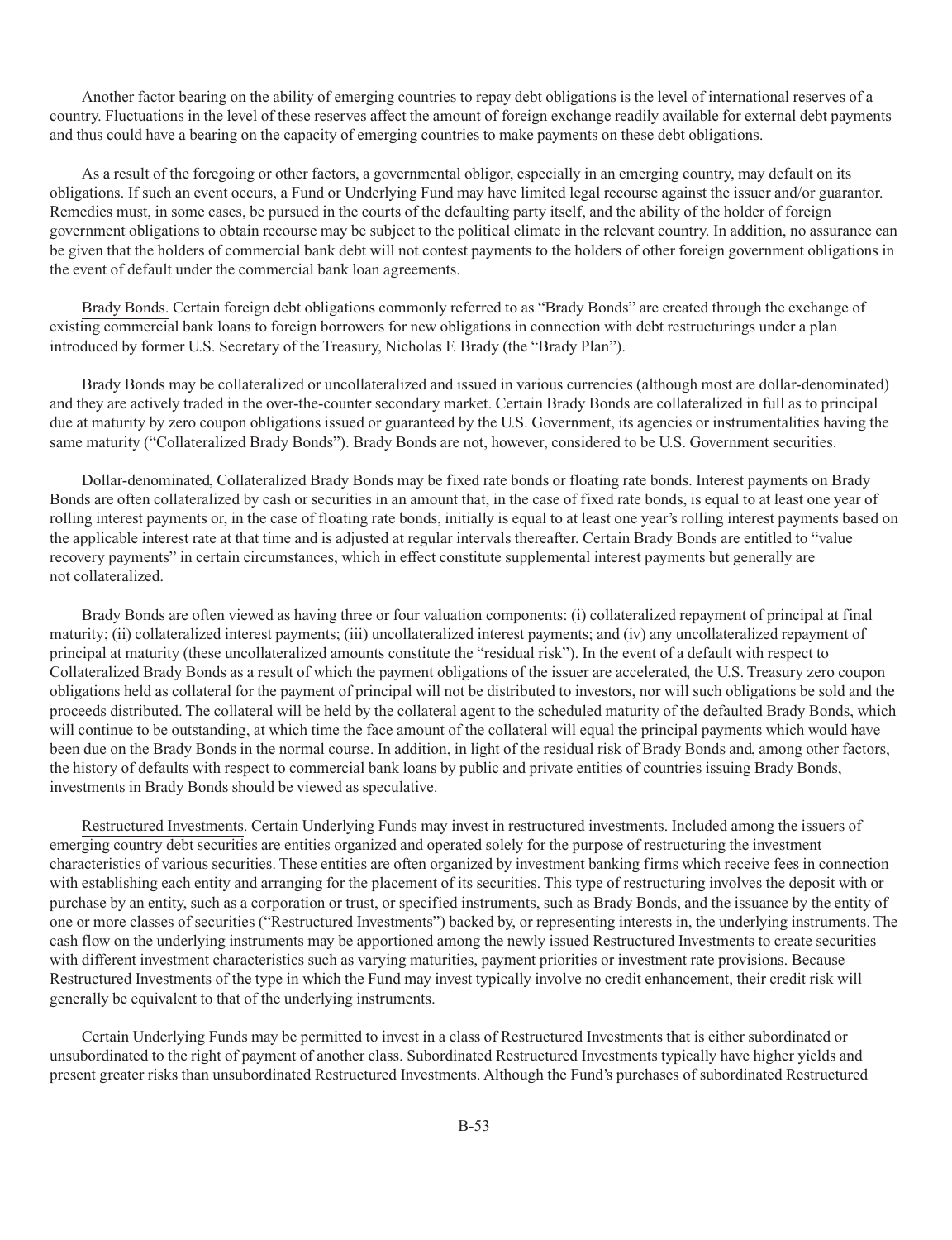Another factor bearing on the ability of emerging countries to repay debt obligations is the level of international reserves of a country. Fluctuations in the level of these reserves affect the amount of foreign exchange readily available for external debt payments and thus could have a bearing on the capacity of emerging countries to make payments on these debt obligations.

As a result of the foregoing or other factors, a governmental obligor, especially in an emerging country, may default on its obligations. If such an event occurs, a Fund or Underlying Fund may have limited legal recourse against the issuer and/or guarantor. Remedies must, in some cases, be pursued in the courts of the defaulting party itself, and the ability of the holder of foreign government obligations to obtain recourse may be subject to the political climate in the relevant country. In addition, no assurance can be given that the holders of commercial bank debt will not contest payments to the holders of other foreign government obligations in the event of default under the commercial bank loan agreements.

Brady Bonds. Certain foreign debt obligations commonly referred to as "Brady Bonds" are created through the exchange of existing commercial bank loans to foreign borrowers for new obligations in connection with debt restructurings under a plan introduced by former U.S. Secretary of the Treasury, Nicholas F. Brady (the "Brady Plan").

Brady Bonds may be collateralized or uncollateralized and issued in various currencies (although most are dollar-denominated) and they are actively traded in the over-the-counter secondary market. Certain Brady Bonds are collateralized in full as to principal due at maturity by zero coupon obligations issued or guaranteed by the U.S. Government, its agencies or instrumentalities having the same maturity ("Collateralized Brady Bonds"). Brady Bonds are not, however, considered to be U.S. Government securities.

Dollar-denominated, Collateralized Brady Bonds may be fixed rate bonds or floating rate bonds. Interest payments on Brady Bonds are often collateralized by cash or securities in an amount that, in the case of fixed rate bonds, is equal to at least one year of rolling interest payments or, in the case of floating rate bonds, initially is equal to at least one year's rolling interest payments based on the applicable interest rate at that time and is adjusted at regular intervals thereafter. Certain Brady Bonds are entitled to "value recovery payments" in certain circumstances, which in effect constitute supplemental interest payments but generally are not collateralized.

Brady Bonds are often viewed as having three or four valuation components: (i) collateralized repayment of principal at final maturity; (ii) collateralized interest payments; (iii) uncollateralized interest payments; and (iv) any uncollateralized repayment of principal at maturity (these uncollateralized amounts constitute the "residual risk"). In the event of a default with respect to Collateralized Brady Bonds as a result of which the payment obligations of the issuer are accelerated, the U.S. Treasury zero coupon obligations held as collateral for the payment of principal will not be distributed to investors, nor will such obligations be sold and the proceeds distributed. The collateral will be held by the collateral agent to the scheduled maturity of the defaulted Brady Bonds, which will continue to be outstanding, at which time the face amount of the collateral will equal the principal payments which would have been due on the Brady Bonds in the normal course. In addition, in light of the residual risk of Brady Bonds and, among other factors, the history of defaults with respect to commercial bank loans by public and private entities of countries issuing Brady Bonds, investments in Brady Bonds should be viewed as speculative.

Restructured Investments. Certain Underlying Funds may invest in restructured investments. Included among the issuers of emerging country debt securities are entities organized and operated solely for the purpose of restructuring the investment characteristics of various securities. These entities are often organized by investment banking firms which receive fees in connection with establishing each entity and arranging for the placement of its securities. This type of restructuring involves the deposit with or purchase by an entity, such as a corporation or trust, or specified instruments, such as Brady Bonds, and the issuance by the entity of one or more classes of securities ("Restructured Investments") backed by, or representing interests in, the underlying instruments. The cash flow on the underlying instruments may be apportioned among the newly issued Restructured Investments to create securities with different investment characteristics such as varying maturities, payment priorities or investment rate provisions. Because Restructured Investments of the type in which the Fund may invest typically involve no credit enhancement, their credit risk will generally be equivalent to that of the underlying instruments.

Certain Underlying Funds may be permitted to invest in a class of Restructured Investments that is either subordinated or unsubordinated to the right of payment of another class. Subordinated Restructured Investments typically have higher yields and present greater risks than unsubordinated Restructured Investments. Although the Fund's purchases of subordinated Restructured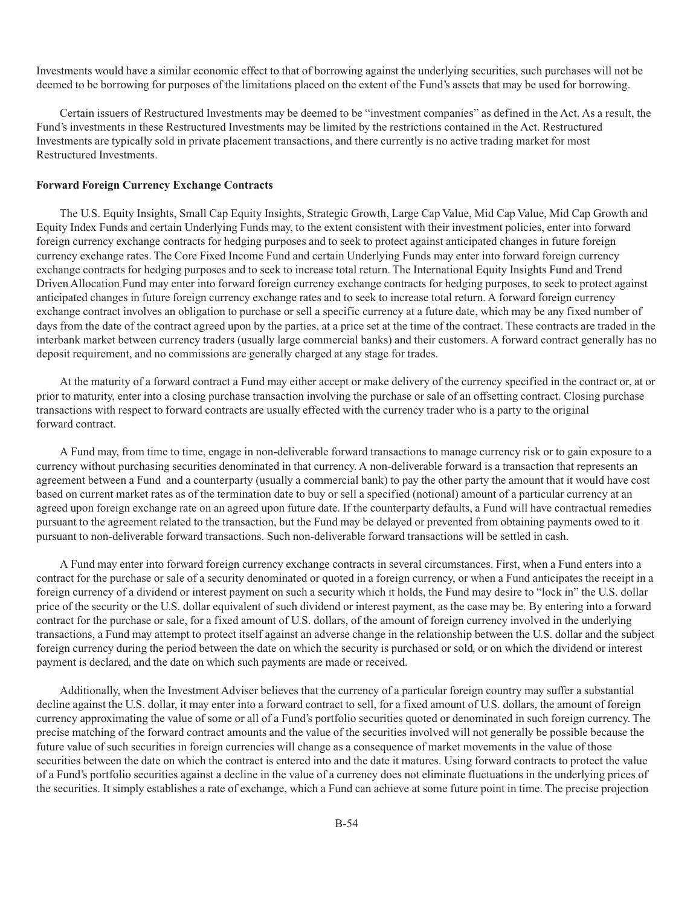Investments would have a similar economic effect to that of borrowing against the underlying securities, such purchases will not be deemed to be borrowing for purposes of the limitations placed on the extent of the Fund's assets that may be used for borrowing.

Certain issuers of Restructured Investments may be deemed to be "investment companies" as defined in the Act. As a result, the Fund's investments in these Restructured Investments may be limited by the restrictions contained in the Act. Restructured Investments are typically sold in private placement transactions, and there currently is no active trading market for most Restructured Investments.

**Forward Foreign Currency Exchange Contracts**

The U.S. Equity Insights, Small Cap Equity Insights, Strategic Growth, Large Cap Value, Mid Cap Value, Mid Cap Growth and Equity Index Funds and certain Underlying Funds may, to the extent consistent with their investment policies, enter into forward foreign currency exchange contracts for hedging purposes and to seek to protect against anticipated changes in future foreign currency exchange rates. The Core Fixed Income Fund and certain Underlying Funds may enter into forward foreign currency exchange contracts for hedging purposes and to seek to increase total return. The International Equity Insights Fund and Trend Driven Allocation Fund may enter into forward foreign currency exchange contracts for hedging purposes, to seek to protect against anticipated changes in future foreign currency exchange rates and to seek to increase total return. A forward foreign currency exchange contract involves an obligation to purchase or sell a specific currency at a future date, which may be any fixed number of days from the date of the contract agreed upon by the parties, at a price set at the time of the contract. These contracts are traded in the interbank market between currency traders (usually large commercial banks) and their customers. A forward contract generally has no deposit requirement, and no commissions are generally charged at any stage for trades.

At the maturity of a forward contract a Fund may either accept or make delivery of the currency specified in the contract or, at or prior to maturity, enter into a closing purchase transaction involving the purchase or sale of an offsetting contract. Closing purchase transactions with respect to forward contracts are usually effected with the currency trader who is a party to the original forward contract.

A Fund may, from time to time, engage in non-deliverable forward transactions to manage currency risk or to gain exposure to a currency without purchasing securities denominated in that currency. A non-deliverable forward is a transaction that represents an agreement between a Fund and a counterparty (usually a commercial bank) to pay the other party the amount that it would have cost based on current market rates as of the termination date to buy or sell a specified (notional) amount of a particular currency at an agreed upon foreign exchange rate on an agreed upon future date. If the counterparty defaults, a Fund will have contractual remedies pursuant to the agreement related to the transaction, but the Fund may be delayed or prevented from obtaining payments owed to it pursuant to non-deliverable forward transactions. Such non-deliverable forward transactions will be settled in cash.

A Fund may enter into forward foreign currency exchange contracts in several circumstances. First, when a Fund enters into a contract for the purchase or sale of a security denominated or quoted in a foreign currency, or when a Fund anticipates the receipt in a foreign currency of a dividend or interest payment on such a security which it holds, the Fund may desire to "lock in" the U.S. dollar price of the security or the U.S. dollar equivalent of such dividend or interest payment, as the case may be. By entering into a forward contract for the purchase or sale, for a fixed amount of U.S. dollars, of the amount of foreign currency involved in the underlying transactions, a Fund may attempt to protect itself against an adverse change in the relationship between the U.S. dollar and the subject foreign currency during the period between the date on which the security is purchased or sold, or on which the dividend or interest payment is declared, and the date on which such payments are made or received.

Additionally, when the Investment Adviser believes that the currency of a particular foreign country may suffer a substantial decline against the U.S. dollar, it may enter into a forward contract to sell, for a fixed amount of U.S. dollars, the amount of foreign currency approximating the value of some or all of a Fund's portfolio securities quoted or denominated in such foreign currency. The precise matching of the forward contract amounts and the value of the securities involved will not generally be possible because the future value of such securities in foreign currencies will change as a consequence of market movements in the value of those securities between the date on which the contract is entered into and the date it matures. Using forward contracts to protect the value of a Fund's portfolio securities against a decline in the value of a currency does not eliminate fluctuations in the underlying prices of the securities. It simply establishes a rate of exchange, which a Fund can achieve at some future point in time. The precise projection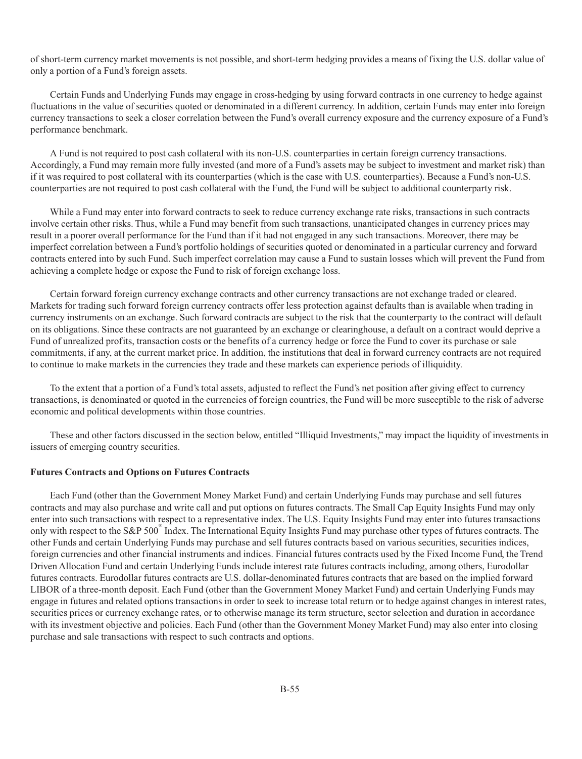of short-term currency market movements is not possible, and short-term hedging provides a means of fixing the U.S. dollar value of only a portion of a Fund's foreign assets.

Certain Funds and Underlying Funds may engage in cross-hedging by using forward contracts in one currency to hedge against fluctuations in the value of securities quoted or denominated in a different currency. In addition, certain Funds may enter into foreign currency transactions to seek a closer correlation between the Fund's overall currency exposure and the currency exposure of a Fund's performance benchmark.

A Fund is not required to post cash collateral with its non-U.S. counterparties in certain foreign currency transactions. Accordingly, a Fund may remain more fully invested (and more of a Fund's assets may be subject to investment and market risk) than if it was required to post collateral with its counterparties (which is the case with U.S. counterparties). Because a Fund's non-U.S. counterparties are not required to post cash collateral with the Fund, the Fund will be subject to additional counterparty risk.

While a Fund may enter into forward contracts to seek to reduce currency exchange rate risks, transactions in such contracts involve certain other risks. Thus, while a Fund may benefit from such transactions, unanticipated changes in currency prices may result in a poorer overall performance for the Fund than if it had not engaged in any such transactions. Moreover, there may be imperfect correlation between a Fund's portfolio holdings of securities quoted or denominated in a particular currency and forward contracts entered into by such Fund. Such imperfect correlation may cause a Fund to sustain losses which will prevent the Fund from achieving a complete hedge or expose the Fund to risk of foreign exchange loss.

Certain forward foreign currency exchange contracts and other currency transactions are not exchange traded or cleared. Markets for trading such forward foreign currency contracts offer less protection against defaults than is available when trading in currency instruments on an exchange. Such forward contracts are subject to the risk that the counterparty to the contract will default on its obligations. Since these contracts are not guaranteed by an exchange or clearinghouse, a default on a contract would deprive a Fund of unrealized profits, transaction costs or the benefits of a currency hedge or force the Fund to cover its purchase or sale commitments, if any, at the current market price. In addition, the institutions that deal in forward currency contracts are not required to continue to make markets in the currencies they trade and these markets can experience periods of illiquidity.

To the extent that a portion of a Fund's total assets, adjusted to reflect the Fund's net position after giving effect to currency transactions, is denominated or quoted in the currencies of foreign countries, the Fund will be more susceptible to the risk of adverse economic and political developments within those countries.

These and other factors discussed in the section below, entitled "Illiquid Investments," may impact the liquidity of investments in issuers of emerging country securities.

**Futures Contracts and Options on Futures Contracts**

Each Fund (other than the Government Money Market Fund) and certain Underlying Funds may purchase and sell futures contracts and may also purchase and write call and put options on futures contracts. The Small Cap Equity Insights Fund may only enter into such transactions with respect to a representative index. The U.S. Equity Insights Fund may enter into futures transactions only with respect to the S&P 500® Index. The International Equity Insights Fund may purchase other types of futures contracts. The other Funds and certain Underlying Funds may purchase and sell futures contracts based on various securities, securities indices, foreign currencies and other financial instruments and indices. Financial futures contracts used by the Fixed Income Fund, the Trend Driven Allocation Fund and certain Underlying Funds include interest rate futures contracts including, among others, Eurodollar futures contracts. Eurodollar futures contracts are U.S. dollar-denominated futures contracts that are based on the implied forward LIBOR of a three-month deposit. Each Fund (other than the Government Money Market Fund) and certain Underlying Funds may engage in futures and related options transactions in order to seek to increase total return or to hedge against changes in interest rates, securities prices or currency exchange rates, or to otherwise manage its term structure, sector selection and duration in accordance with its investment objective and policies. Each Fund (other than the Government Money Market Fund) may also enter into closing purchase and sale transactions with respect to such contracts and options.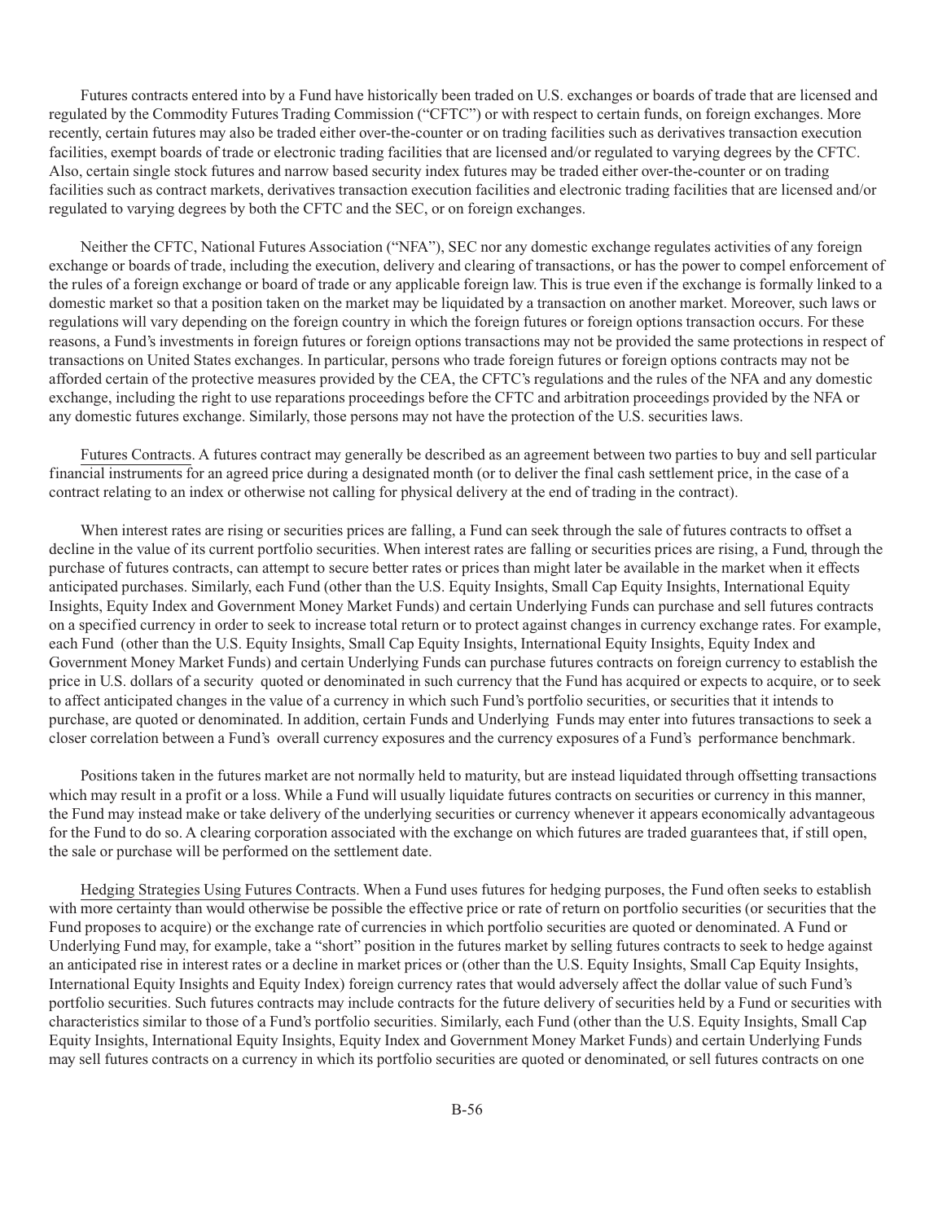Futures contracts entered into by a Fund have historically been traded on U.S. exchanges or boards of trade that are licensed and regulated by the Commodity Futures Trading Commission ("CFTC") or with respect to certain funds, on foreign exchanges. More recently, certain futures may also be traded either over-the-counter or on trading facilities such as derivatives transaction execution facilities, exempt boards of trade or electronic trading facilities that are licensed and/or regulated to varying degrees by the CFTC. Also, certain single stock futures and narrow based security index futures may be traded either over-the-counter or on trading facilities such as contract markets, derivatives transaction execution facilities and electronic trading facilities that are licensed and/or regulated to varying degrees by both the CFTC and the SEC, or on foreign exchanges.

Neither the CFTC, National Futures Association ("NFA"), SEC nor any domestic exchange regulates activities of any foreign exchange or boards of trade, including the execution, delivery and clearing of transactions, or has the power to compel enforcement of the rules of a foreign exchange or board of trade or any applicable foreign law. This is true even if the exchange is formally linked to a domestic market so that a position taken on the market may be liquidated by a transaction on another market. Moreover, such laws or regulations will vary depending on the foreign country in which the foreign futures or foreign options transaction occurs. For these reasons, a Fund's investments in foreign futures or foreign options transactions may not be provided the same protections in respect of transactions on United States exchanges. In particular, persons who trade foreign futures or foreign options contracts may not be afforded certain of the protective measures provided by the CEA, the CFTC's regulations and the rules of the NFA and any domestic exchange, including the right to use reparations proceedings before the CFTC and arbitration proceedings provided by the NFA or any domestic futures exchange. Similarly, those persons may not have the protection of the U.S. securities laws.

Futures Contracts. A futures contract may generally be described as an agreement between two parties to buy and sell particular financial instruments for an agreed price during a designated month (or to deliver the final cash settlement price, in the case of a contract relating to an index or otherwise not calling for physical delivery at the end of trading in the contract).

When interest rates are rising or securities prices are falling, a Fund can seek through the sale of futures contracts to offset a decline in the value of its current portfolio securities. When interest rates are falling or securities prices are rising, a Fund, through the purchase of futures contracts, can attempt to secure better rates or prices than might later be available in the market when it effects anticipated purchases. Similarly, each Fund (other than the U.S. Equity Insights, Small Cap Equity Insights, International Equity Insights, Equity Index and Government Money Market Funds) and certain Underlying Funds can purchase and sell futures contracts on a specified currency in order to seek to increase total return or to protect against changes in currency exchange rates. For example, each Fund (other than the U.S. Equity Insights, Small Cap Equity Insights, International Equity Insights, Equity Index and Government Money Market Funds) and certain Underlying Funds can purchase futures contracts on foreign currency to establish the price in U.S. dollars of a security quoted or denominated in such currency that the Fund has acquired or expects to acquire, or to seek to affect anticipated changes in the value of a currency in which such Fund's portfolio securities, or securities that it intends to purchase, are quoted or denominated. In addition, certain Funds and Underlying Funds may enter into futures transactions to seek a closer correlation between a Fund's overall currency exposures and the currency exposures of a Fund's performance benchmark.

Positions taken in the futures market are not normally held to maturity, but are instead liquidated through offsetting transactions which may result in a profit or a loss. While a Fund will usually liquidate futures contracts on securities or currency in this manner, the Fund may instead make or take delivery of the underlying securities or currency whenever it appears economically advantageous for the Fund to do so. A clearing corporation associated with the exchange on which futures are traded guarantees that, if still open, the sale or purchase will be performed on the settlement date.

Hedging Strategies Using Futures Contracts. When a Fund uses futures for hedging purposes, the Fund often seeks to establish with more certainty than would otherwise be possible the effective price or rate of return on portfolio securities (or securities that the Fund proposes to acquire) or the exchange rate of currencies in which portfolio securities are quoted or denominated. A Fund or Underlying Fund may, for example, take a "short" position in the futures market by selling futures contracts to seek to hedge against an anticipated rise in interest rates or a decline in market prices or (other than the U.S. Equity Insights, Small Cap Equity Insights, International Equity Insights and Equity Index) foreign currency rates that would adversely affect the dollar value of such Fund's portfolio securities. Such futures contracts may include contracts for the future delivery of securities held by a Fund or securities with characteristics similar to those of a Fund's portfolio securities. Similarly, each Fund (other than the U.S. Equity Insights, Small Cap Equity Insights, International Equity Insights, Equity Index and Government Money Market Funds) and certain Underlying Funds may sell futures contracts on a currency in which its portfolio securities are quoted or denominated, or sell futures contracts on one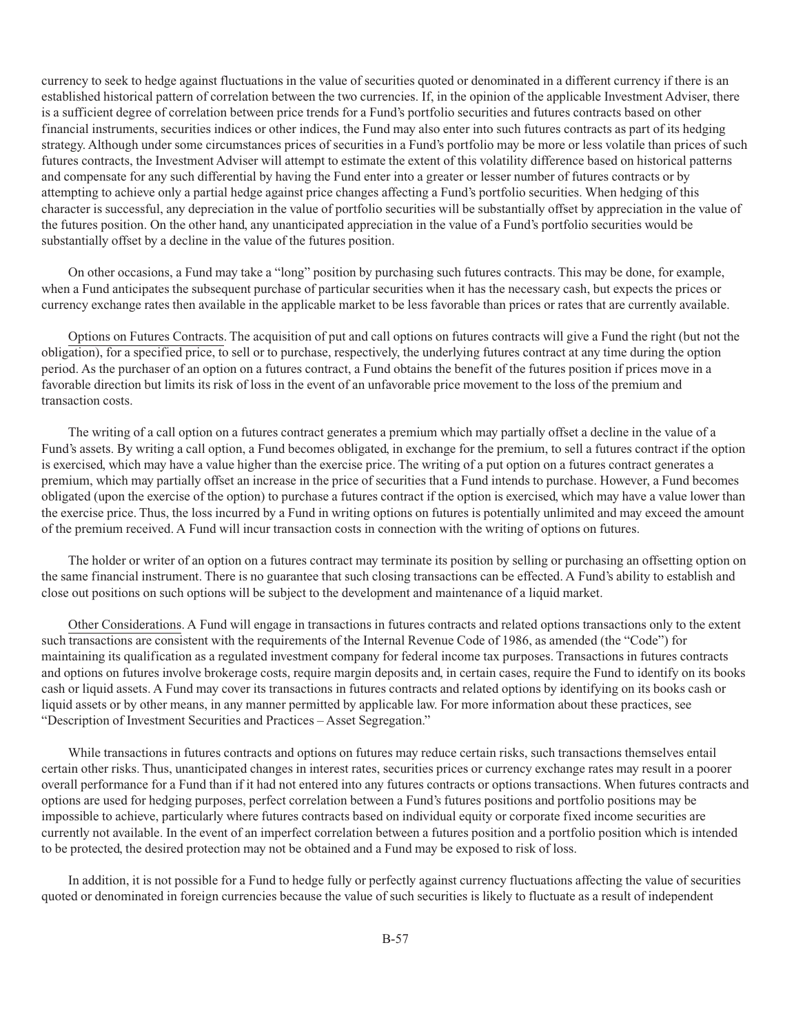currency to seek to hedge against fluctuations in the value of securities quoted or denominated in a different currency if there is an established historical pattern of correlation between the two currencies. If, in the opinion of the applicable Investment Adviser, there is a sufficient degree of correlation between price trends for a Fund's portfolio securities and futures contracts based on other financial instruments, securities indices or other indices, the Fund may also enter into such futures contracts as part of its hedging strategy. Although under some circumstances prices of securities in a Fund's portfolio may be more or less volatile than prices of such futures contracts, the Investment Adviser will attempt to estimate the extent of this volatility difference based on historical patterns and compensate for any such differential by having the Fund enter into a greater or lesser number of futures contracts or by attempting to achieve only a partial hedge against price changes affecting a Fund's portfolio securities. When hedging of this character is successful, any depreciation in the value of portfolio securities will be substantially offset by appreciation in the value of the futures position. On the other hand, any unanticipated appreciation in the value of a Fund's portfolio securities would be substantially offset by a decline in the value of the futures position.

On other occasions, a Fund may take a "long" position by purchasing such futures contracts. This may be done, for example, when a Fund anticipates the subsequent purchase of particular securities when it has the necessary cash, but expects the prices or currency exchange rates then available in the applicable market to be less favorable than prices or rates that are currently available.

Options on Futures Contracts. The acquisition of put and call options on futures contracts will give a Fund the right (but not the obligation), for a specified price, to sell or to purchase, respectively, the underlying futures contract at any time during the option period. As the purchaser of an option on a futures contract, a Fund obtains the benefit of the futures position if prices move in a favorable direction but limits its risk of loss in the event of an unfavorable price movement to the loss of the premium and transaction costs.

The writing of a call option on a futures contract generates a premium which may partially offset a decline in the value of a Fund's assets. By writing a call option, a Fund becomes obligated, in exchange for the premium, to sell a futures contract if the option is exercised, which may have a value higher than the exercise price. The writing of a put option on a futures contract generates a premium, which may partially offset an increase in the price of securities that a Fund intends to purchase. However, a Fund becomes obligated (upon the exercise of the option) to purchase a futures contract if the option is exercised, which may have a value lower than the exercise price. Thus, the loss incurred by a Fund in writing options on futures is potentially unlimited and may exceed the amount of the premium received. A Fund will incur transaction costs in connection with the writing of options on futures.

The holder or writer of an option on a futures contract may terminate its position by selling or purchasing an offsetting option on the same financial instrument. There is no guarantee that such closing transactions can be effected. A Fund's ability to establish and close out positions on such options will be subject to the development and maintenance of a liquid market.

Other Considerations. A Fund will engage in transactions in futures contracts and related options transactions only to the extent such transactions are consistent with the requirements of the Internal Revenue Code of 1986, as amended (the "Code") for maintaining its qualification as a regulated investment company for federal income tax purposes. Transactions in futures contracts and options on futures involve brokerage costs, require margin deposits and, in certain cases, require the Fund to identify on its books cash or liquid assets. A Fund may cover its transactions in futures contracts and related options by identifying on its books cash or liquid assets or by other means, in any manner permitted by applicable law. For more information about these practices, see "Description of Investment Securities and Practices – Asset Segregation."

While transactions in futures contracts and options on futures may reduce certain risks, such transactions themselves entail certain other risks. Thus, unanticipated changes in interest rates, securities prices or currency exchange rates may result in a poorer overall performance for a Fund than if it had not entered into any futures contracts or options transactions. When futures contracts and options are used for hedging purposes, perfect correlation between a Fund's futures positions and portfolio positions may be impossible to achieve, particularly where futures contracts based on individual equity or corporate fixed income securities are currently not available. In the event of an imperfect correlation between a futures position and a portfolio position which is intended to be protected, the desired protection may not be obtained and a Fund may be exposed to risk of loss.

In addition, it is not possible for a Fund to hedge fully or perfectly against currency fluctuations affecting the value of securities quoted or denominated in foreign currencies because the value of such securities is likely to fluctuate as a result of independent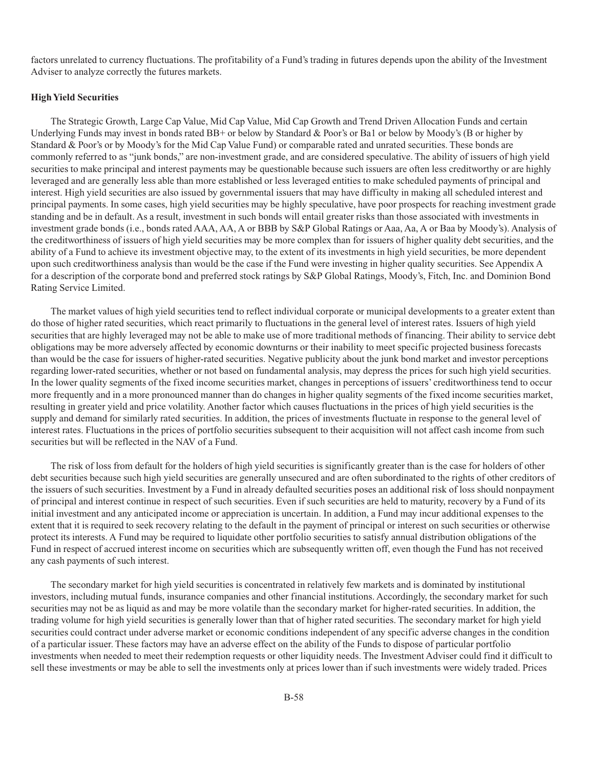factors unrelated to currency fluctuations. The profitability of a Fund's trading in futures depends upon the ability of the Investment Adviser to analyze correctly the futures markets.

**High Yield Securities**

The Strategic Growth, Large Cap Value, Mid Cap Value, Mid Cap Growth and Trend Driven Allocation Funds and certain Underlying Funds may invest in bonds rated BB+ or below by Standard & Poor's or Ba1 or below by Moody's (B or higher by Standard & Poor's or by Moody's for the Mid Cap Value Fund) or comparable rated and unrated securities. These bonds are commonly referred to as "junk bonds," are non-investment grade, and are considered speculative. The ability of issuers of high yield securities to make principal and interest payments may be questionable because such issuers are often less creditworthy or are highly leveraged and are generally less able than more established or less leveraged entities to make scheduled payments of principal and interest. High yield securities are also issued by governmental issuers that may have difficulty in making all scheduled interest and principal payments. In some cases, high yield securities may be highly speculative, have poor prospects for reaching investment grade standing and be in default. As a result, investment in such bonds will entail greater risks than those associated with investments in investment grade bonds (i.e., bonds rated AAA, AA, A or BBB by S&P Global Ratings or Aaa, Aa, A or Baa by Moody's). Analysis of the creditworthiness of issuers of high yield securities may be more complex than for issuers of higher quality debt securities, and the ability of a Fund to achieve its investment objective may, to the extent of its investments in high yield securities, be more dependent upon such creditworthiness analysis than would be the case if the Fund were investing in higher quality securities. See Appendix A for a description of the corporate bond and preferred stock ratings by S&P Global Ratings, Moody's, Fitch, Inc. and Dominion Bond Rating Service Limited.

The market values of high yield securities tend to reflect individual corporate or municipal developments to a greater extent than do those of higher rated securities, which react primarily to fluctuations in the general level of interest rates. Issuers of high yield securities that are highly leveraged may not be able to make use of more traditional methods of financing. Their ability to service debt obligations may be more adversely affected by economic downturns or their inability to meet specific projected business forecasts than would be the case for issuers of higher-rated securities. Negative publicity about the junk bond market and investor perceptions regarding lower-rated securities, whether or not based on fundamental analysis, may depress the prices for such high yield securities. In the lower quality segments of the fixed income securities market, changes in perceptions of issuers' creditworthiness tend to occur more frequently and in a more pronounced manner than do changes in higher quality segments of the fixed income securities market, resulting in greater yield and price volatility. Another factor which causes fluctuations in the prices of high yield securities is the supply and demand for similarly rated securities. In addition, the prices of investments fluctuate in response to the general level of interest rates. Fluctuations in the prices of portfolio securities subsequent to their acquisition will not affect cash income from such securities but will be reflected in the NAV of a Fund.

The risk of loss from default for the holders of high yield securities is significantly greater than is the case for holders of other debt securities because such high yield securities are generally unsecured and are often subordinated to the rights of other creditors of the issuers of such securities. Investment by a Fund in already defaulted securities poses an additional risk of loss should nonpayment of principal and interest continue in respect of such securities. Even if such securities are held to maturity, recovery by a Fund of its initial investment and any anticipated income or appreciation is uncertain. In addition, a Fund may incur additional expenses to the extent that it is required to seek recovery relating to the default in the payment of principal or interest on such securities or otherwise protect its interests. A Fund may be required to liquidate other portfolio securities to satisfy annual distribution obligations of the Fund in respect of accrued interest income on securities which are subsequently written off, even though the Fund has not received any cash payments of such interest.

The secondary market for high yield securities is concentrated in relatively few markets and is dominated by institutional investors, including mutual funds, insurance companies and other financial institutions. Accordingly, the secondary market for such securities may not be as liquid as and may be more volatile than the secondary market for higher-rated securities. In addition, the trading volume for high yield securities is generally lower than that of higher rated securities. The secondary market for high yield securities could contract under adverse market or economic conditions independent of any specific adverse changes in the condition of a particular issuer. These factors may have an adverse effect on the ability of the Funds to dispose of particular portfolio investments when needed to meet their redemption requests or other liquidity needs. The Investment Adviser could find it difficult to sell these investments or may be able to sell the investments only at prices lower than if such investments were widely traded. Prices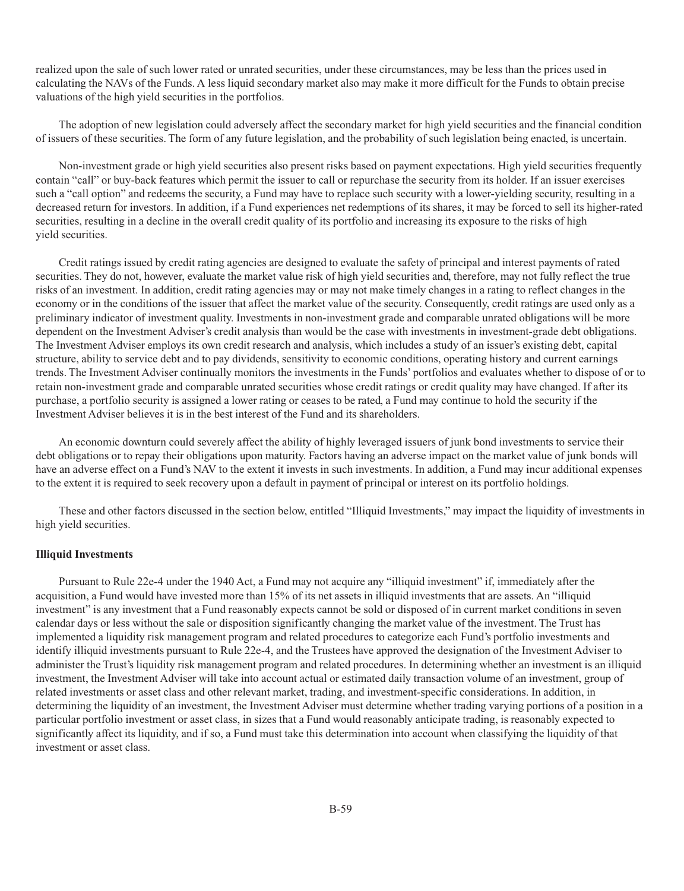realized upon the sale of such lower rated or unrated securities, under these circumstances, may be less than the prices used in calculating the NAVs of the Funds. A less liquid secondary market also may make it more difficult for the Funds to obtain precise valuations of the high yield securities in the portfolios.

The adoption of new legislation could adversely affect the secondary market for high yield securities and the financial condition of issuers of these securities. The form of any future legislation, and the probability of such legislation being enacted, is uncertain.

Non-investment grade or high yield securities also present risks based on payment expectations. High yield securities frequently contain "call" or buy-back features which permit the issuer to call or repurchase the security from its holder. If an issuer exercises such a "call option" and redeems the security, a Fund may have to replace such security with a lower-yielding security, resulting in a decreased return for investors. In addition, if a Fund experiences net redemptions of its shares, it may be forced to sell its higher-rated securities, resulting in a decline in the overall credit quality of its portfolio and increasing its exposure to the risks of high yield securities.

Credit ratings issued by credit rating agencies are designed to evaluate the safety of principal and interest payments of rated securities. They do not, however, evaluate the market value risk of high yield securities and, therefore, may not fully reflect the true risks of an investment. In addition, credit rating agencies may or may not make timely changes in a rating to reflect changes in the economy or in the conditions of the issuer that affect the market value of the security. Consequently, credit ratings are used only as a preliminary indicator of investment quality. Investments in non-investment grade and comparable unrated obligations will be more dependent on the Investment Adviser's credit analysis than would be the case with investments in investment-grade debt obligations. The Investment Adviser employs its own credit research and analysis, which includes a study of an issuer's existing debt, capital structure, ability to service debt and to pay dividends, sensitivity to economic conditions, operating history and current earnings trends. The Investment Adviser continually monitors the investments in the Funds' portfolios and evaluates whether to dispose of or to retain non-investment grade and comparable unrated securities whose credit ratings or credit quality may have changed. If after its purchase, a portfolio security is assigned a lower rating or ceases to be rated, a Fund may continue to hold the security if the Investment Adviser believes it is in the best interest of the Fund and its shareholders.

An economic downturn could severely affect the ability of highly leveraged issuers of junk bond investments to service their debt obligations or to repay their obligations upon maturity. Factors having an adverse impact on the market value of junk bonds will have an adverse effect on a Fund's NAV to the extent it invests in such investments. In addition, a Fund may incur additional expenses to the extent it is required to seek recovery upon a default in payment of principal or interest on its portfolio holdings.

These and other factors discussed in the section below, entitled "Illiquid Investments," may impact the liquidity of investments in high yield securities.

**Illiquid Investments**

Pursuant to Rule 22e-4 under the 1940 Act, a Fund may not acquire any "illiquid investment" if, immediately after the acquisition, a Fund would have invested more than 15% of its net assets in illiquid investments that are assets. An "illiquid investment" is any investment that a Fund reasonably expects cannot be sold or disposed of in current market conditions in seven calendar days or less without the sale or disposition significantly changing the market value of the investment. The Trust has implemented a liquidity risk management program and related procedures to categorize each Fund's portfolio investments and identify illiquid investments pursuant to Rule 22e-4, and the Trustees have approved the designation of the Investment Adviser to administer the Trust's liquidity risk management program and related procedures. In determining whether an investment is an illiquid investment, the Investment Adviser will take into account actual or estimated daily transaction volume of an investment, group of related investments or asset class and other relevant market, trading, and investment-specific considerations. In addition, in determining the liquidity of an investment, the Investment Adviser must determine whether trading varying portions of a position in a particular portfolio investment or asset class, in sizes that a Fund would reasonably anticipate trading, is reasonably expected to significantly affect its liquidity, and if so, a Fund must take this determination into account when classifying the liquidity of that investment or asset class.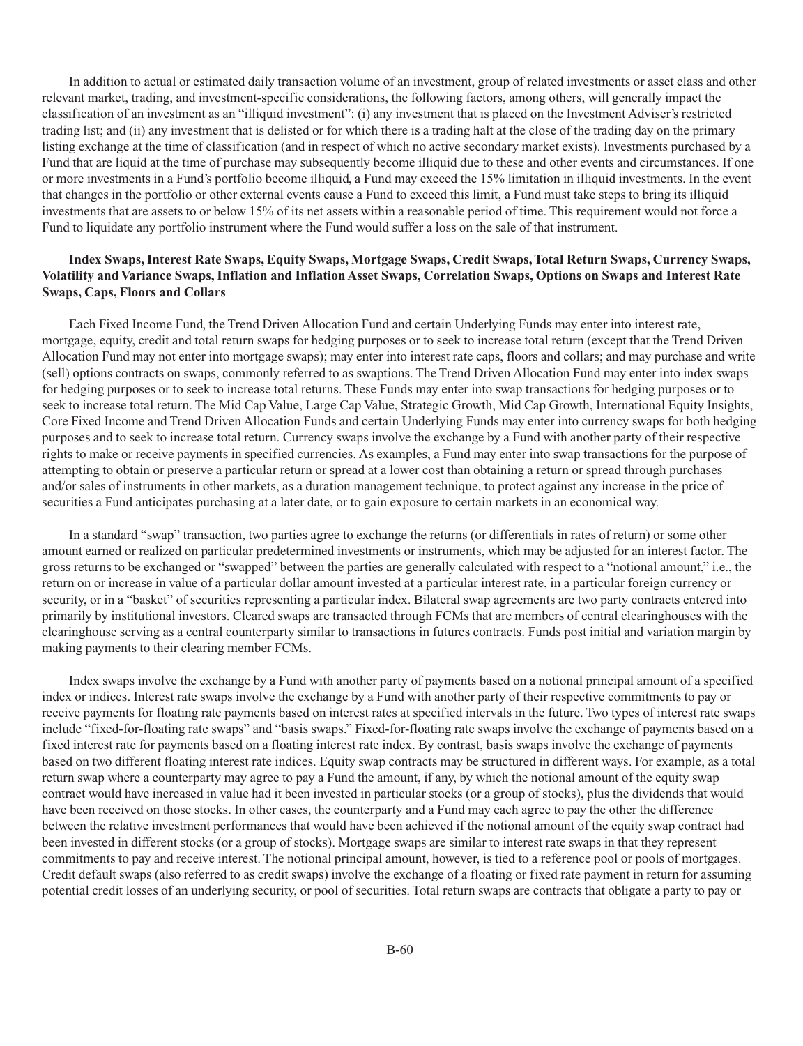In addition to actual or estimated daily transaction volume of an investment, group of related investments or asset class and other relevant market, trading, and investment-specific considerations, the following factors, among others, will generally impact the classification of an investment as an "illiquid investment": (i) any investment that is placed on the Investment Adviser's restricted trading list; and (ii) any investment that is delisted or for which there is a trading halt at the close of the trading day on the primary listing exchange at the time of classification (and in respect of which no active secondary market exists). Investments purchased by a Fund that are liquid at the time of purchase may subsequently become illiquid due to these and other events and circumstances. If one or more investments in a Fund's portfolio become illiquid, a Fund may exceed the 15% limitation in illiquid investments. In the event that changes in the portfolio or other external events cause a Fund to exceed this limit, a Fund must take steps to bring its illiquid investments that are assets to or below 15% of its net assets within a reasonable period of time. This requirement would not force a Fund to liquidate any portfolio instrument where the Fund would suffer a loss on the sale of that instrument.

**Index Swaps, Interest Rate Swaps, Equity Swaps, Mortgage Swaps, Credit Swaps, Total Return Swaps, Currency Swaps, Volatility and Variance Swaps, Inflation and Inflation Asset Swaps, Correlation Swaps, Options on Swaps and Interest Rate Swaps, Caps, Floors and Collars**

Each Fixed Income Fund, the Trend Driven Allocation Fund and certain Underlying Funds may enter into interest rate, mortgage, equity, credit and total return swaps for hedging purposes or to seek to increase total return (except that the Trend Driven Allocation Fund may not enter into mortgage swaps); may enter into interest rate caps, floors and collars; and may purchase and write (sell) options contracts on swaps, commonly referred to as swaptions. The Trend Driven Allocation Fund may enter into index swaps for hedging purposes or to seek to increase total returns. These Funds may enter into swap transactions for hedging purposes or to seek to increase total return. The Mid Cap Value, Large Cap Value, Strategic Growth, Mid Cap Growth, International Equity Insights, Core Fixed Income and Trend Driven Allocation Funds and certain Underlying Funds may enter into currency swaps for both hedging purposes and to seek to increase total return. Currency swaps involve the exchange by a Fund with another party of their respective rights to make or receive payments in specified currencies. As examples, a Fund may enter into swap transactions for the purpose of attempting to obtain or preserve a particular return or spread at a lower cost than obtaining a return or spread through purchases and/or sales of instruments in other markets, as a duration management technique, to protect against any increase in the price of securities a Fund anticipates purchasing at a later date, or to gain exposure to certain markets in an economical way.

In a standard "swap" transaction, two parties agree to exchange the returns (or differentials in rates of return) or some other amount earned or realized on particular predetermined investments or instruments, which may be adjusted for an interest factor. The gross returns to be exchanged or "swapped" between the parties are generally calculated with respect to a "notional amount," i.e., the return on or increase in value of a particular dollar amount invested at a particular interest rate, in a particular foreign currency or security, or in a "basket" of securities representing a particular index. Bilateral swap agreements are two party contracts entered into primarily by institutional investors. Cleared swaps are transacted through FCMs that are members of central clearinghouses with the clearinghouse serving as a central counterparty similar to transactions in futures contracts. Funds post initial and variation margin by making payments to their clearing member FCMs.

Index swaps involve the exchange by a Fund with another party of payments based on a notional principal amount of a specified index or indices. Interest rate swaps involve the exchange by a Fund with another party of their respective commitments to pay or receive payments for floating rate payments based on interest rates at specified intervals in the future. Two types of interest rate swaps include "fixed-for-floating rate swaps" and "basis swaps." Fixed-for-floating rate swaps involve the exchange of payments based on a fixed interest rate for payments based on a floating interest rate index. By contrast, basis swaps involve the exchange of payments based on two different floating interest rate indices. Equity swap contracts may be structured in different ways. For example, as a total return swap where a counterparty may agree to pay a Fund the amount, if any, by which the notional amount of the equity swap contract would have increased in value had it been invested in particular stocks (or a group of stocks), plus the dividends that would have been received on those stocks. In other cases, the counterparty and a Fund may each agree to pay the other the difference between the relative investment performances that would have been achieved if the notional amount of the equity swap contract had been invested in different stocks (or a group of stocks). Mortgage swaps are similar to interest rate swaps in that they represent commitments to pay and receive interest. The notional principal amount, however, is tied to a reference pool or pools of mortgages. Credit default swaps (also referred to as credit swaps) involve the exchange of a floating or fixed rate payment in return for assuming potential credit losses of an underlying security, or pool of securities. Total return swaps are contracts that obligate a party to pay or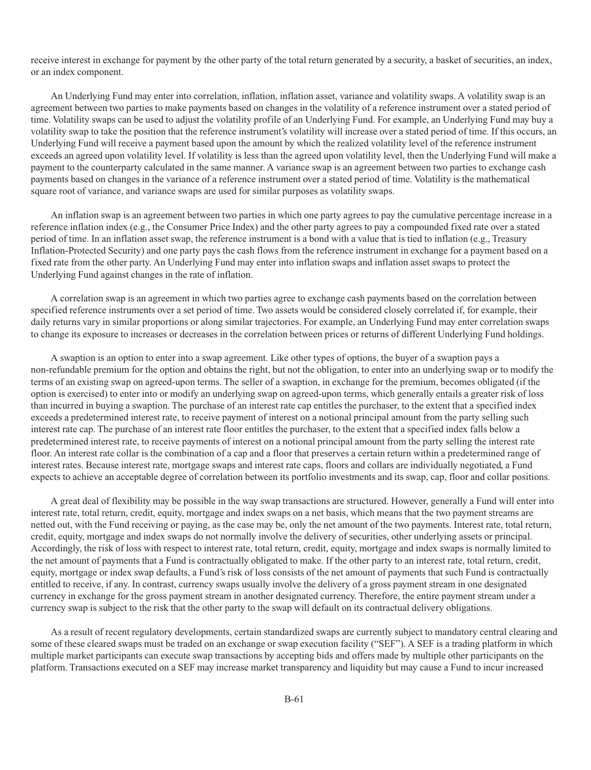receive interest in exchange for payment by the other party of the total return generated by a security, a basket of securities, an index, or an index component.

An Underlying Fund may enter into correlation, inflation, inflation asset, variance and volatility swaps. A volatility swap is an agreement between two parties to make payments based on changes in the volatility of a reference instrument over a stated period of time. Volatility swaps can be used to adjust the volatility profile of an Underlying Fund. For example, an Underlying Fund may buy a volatility swap to take the position that the reference instrument's volatility will increase over a stated period of time. If this occurs, an Underlying Fund will receive a payment based upon the amount by which the realized volatility level of the reference instrument exceeds an agreed upon volatility level. If volatility is less than the agreed upon volatility level, then the Underlying Fund will make a payment to the counterparty calculated in the same manner. A variance swap is an agreement between two parties to exchange cash payments based on changes in the variance of a reference instrument over a stated period of time. Volatility is the mathematical square root of variance, and variance swaps are used for similar purposes as volatility swaps.

An inflation swap is an agreement between two parties in which one party agrees to pay the cumulative percentage increase in a reference inflation index (e.g., the Consumer Price Index) and the other party agrees to pay a compounded fixed rate over a stated period of time. In an inflation asset swap, the reference instrument is a bond with a value that is tied to inflation (e.g., Treasury Inflation-Protected Security) and one party pays the cash flows from the reference instrument in exchange for a payment based on a fixed rate from the other party. An Underlying Fund may enter into inflation swaps and inflation asset swaps to protect the Underlying Fund against changes in the rate of inflation.

A correlation swap is an agreement in which two parties agree to exchange cash payments based on the correlation between specified reference instruments over a set period of time. Two assets would be considered closely correlated if, for example, their daily returns vary in similar proportions or along similar trajectories. For example, an Underlying Fund may enter correlation swaps to change its exposure to increases or decreases in the correlation between prices or returns of different Underlying Fund holdings.

A swaption is an option to enter into a swap agreement. Like other types of options, the buyer of a swaption pays a non-refundable premium for the option and obtains the right, but not the obligation, to enter into an underlying swap or to modify the terms of an existing swap on agreed-upon terms. The seller of a swaption, in exchange for the premium, becomes obligated (if the option is exercised) to enter into or modify an underlying swap on agreed-upon terms, which generally entails a greater risk of loss than incurred in buying a swaption. The purchase of an interest rate cap entitles the purchaser, to the extent that a specified index exceeds a predetermined interest rate, to receive payment of interest on a notional principal amount from the party selling such interest rate cap. The purchase of an interest rate floor entitles the purchaser, to the extent that a specified index falls below a predetermined interest rate, to receive payments of interest on a notional principal amount from the party selling the interest rate floor. An interest rate collar is the combination of a cap and a floor that preserves a certain return within a predetermined range of interest rates. Because interest rate, mortgage swaps and interest rate caps, floors and collars are individually negotiated, a Fund expects to achieve an acceptable degree of correlation between its portfolio investments and its swap, cap, floor and collar positions.

A great deal of flexibility may be possible in the way swap transactions are structured. However, generally a Fund will enter into interest rate, total return, credit, equity, mortgage and index swaps on a net basis, which means that the two payment streams are netted out, with the Fund receiving or paying, as the case may be, only the net amount of the two payments. Interest rate, total return, credit, equity, mortgage and index swaps do not normally involve the delivery of securities, other underlying assets or principal. Accordingly, the risk of loss with respect to interest rate, total return, credit, equity, mortgage and index swaps is normally limited to the net amount of payments that a Fund is contractually obligated to make. If the other party to an interest rate, total return, credit, equity, mortgage or index swap defaults, a Fund's risk of loss consists of the net amount of payments that such Fund is contractually entitled to receive, if any. In contrast, currency swaps usually involve the delivery of a gross payment stream in one designated currency in exchange for the gross payment stream in another designated currency. Therefore, the entire payment stream under a currency swap is subject to the risk that the other party to the swap will default on its contractual delivery obligations.

As a result of recent regulatory developments, certain standardized swaps are currently subject to mandatory central clearing and some of these cleared swaps must be traded on an exchange or swap execution facility ("SEF"). A SEF is a trading platform in which multiple market participants can execute swap transactions by accepting bids and offers made by multiple other participants on the platform. Transactions executed on a SEF may increase market transparency and liquidity but may cause a Fund to incur increased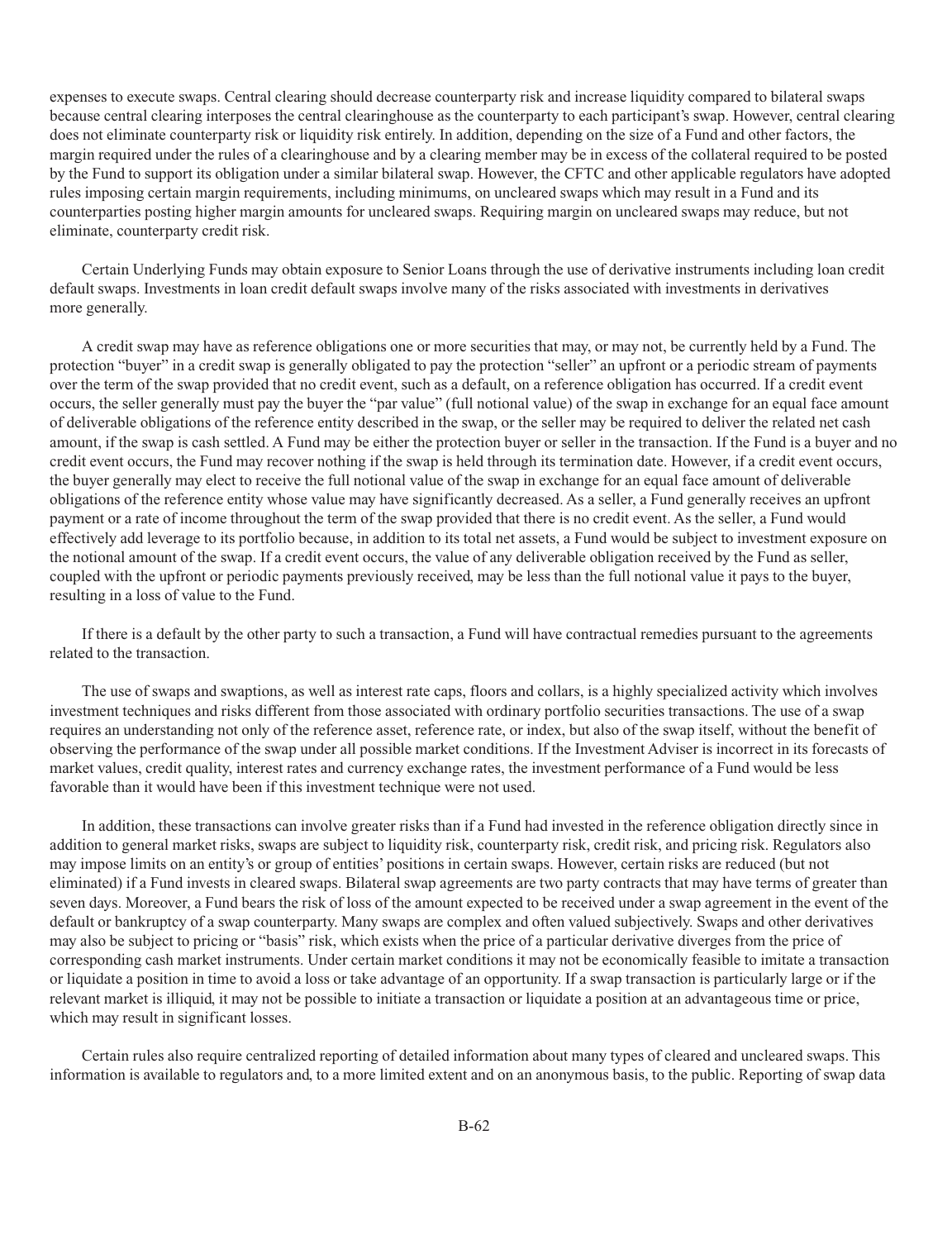expenses to execute swaps. Central clearing should decrease counterparty risk and increase liquidity compared to bilateral swaps because central clearing interposes the central clearinghouse as the counterparty to each participant's swap. However, central clearing does not eliminate counterparty risk or liquidity risk entirely. In addition, depending on the size of a Fund and other factors, the margin required under the rules of a clearinghouse and by a clearing member may be in excess of the collateral required to be posted by the Fund to support its obligation under a similar bilateral swap. However, the CFTC and other applicable regulators have adopted rules imposing certain margin requirements, including minimums, on uncleared swaps which may result in a Fund and its counterparties posting higher margin amounts for uncleared swaps. Requiring margin on uncleared swaps may reduce, but not eliminate, counterparty credit risk.

Certain Underlying Funds may obtain exposure to Senior Loans through the use of derivative instruments including loan credit default swaps. Investments in loan credit default swaps involve many of the risks associated with investments in derivatives more generally.

A credit swap may have as reference obligations one or more securities that may, or may not, be currently held by a Fund. The protection "buyer" in a credit swap is generally obligated to pay the protection "seller" an upfront or a periodic stream of payments over the term of the swap provided that no credit event, such as a default, on a reference obligation has occurred. If a credit event occurs, the seller generally must pay the buyer the "par value" (full notional value) of the swap in exchange for an equal face amount of deliverable obligations of the reference entity described in the swap, or the seller may be required to deliver the related net cash amount, if the swap is cash settled. A Fund may be either the protection buyer or seller in the transaction. If the Fund is a buyer and no credit event occurs, the Fund may recover nothing if the swap is held through its termination date. However, if a credit event occurs, the buyer generally may elect to receive the full notional value of the swap in exchange for an equal face amount of deliverable obligations of the reference entity whose value may have significantly decreased. As a seller, a Fund generally receives an upfront payment or a rate of income throughout the term of the swap provided that there is no credit event. As the seller, a Fund would effectively add leverage to its portfolio because, in addition to its total net assets, a Fund would be subject to investment exposure on the notional amount of the swap. If a credit event occurs, the value of any deliverable obligation received by the Fund as seller, coupled with the upfront or periodic payments previously received, may be less than the full notional value it pays to the buyer, resulting in a loss of value to the Fund.

If there is a default by the other party to such a transaction, a Fund will have contractual remedies pursuant to the agreements related to the transaction.

The use of swaps and swaptions, as well as interest rate caps, floors and collars, is a highly specialized activity which involves investment techniques and risks different from those associated with ordinary portfolio securities transactions. The use of a swap requires an understanding not only of the reference asset, reference rate, or index, but also of the swap itself, without the benefit of observing the performance of the swap under all possible market conditions. If the Investment Adviser is incorrect in its forecasts of market values, credit quality, interest rates and currency exchange rates, the investment performance of a Fund would be less favorable than it would have been if this investment technique were not used.

In addition, these transactions can involve greater risks than if a Fund had invested in the reference obligation directly since in addition to general market risks, swaps are subject to liquidity risk, counterparty risk, credit risk, and pricing risk. Regulators also may impose limits on an entity's or group of entities' positions in certain swaps. However, certain risks are reduced (but not eliminated) if a Fund invests in cleared swaps. Bilateral swap agreements are two party contracts that may have terms of greater than seven days. Moreover, a Fund bears the risk of loss of the amount expected to be received under a swap agreement in the event of the default or bankruptcy of a swap counterparty. Many swaps are complex and often valued subjectively. Swaps and other derivatives may also be subject to pricing or "basis" risk, which exists when the price of a particular derivative diverges from the price of corresponding cash market instruments. Under certain market conditions it may not be economically feasible to imitate a transaction or liquidate a position in time to avoid a loss or take advantage of an opportunity. If a swap transaction is particularly large or if the relevant market is illiquid, it may not be possible to initiate a transaction or liquidate a position at an advantageous time or price, which may result in significant losses.

Certain rules also require centralized reporting of detailed information about many types of cleared and uncleared swaps. This information is available to regulators and, to a more limited extent and on an anonymous basis, to the public. Reporting of swap data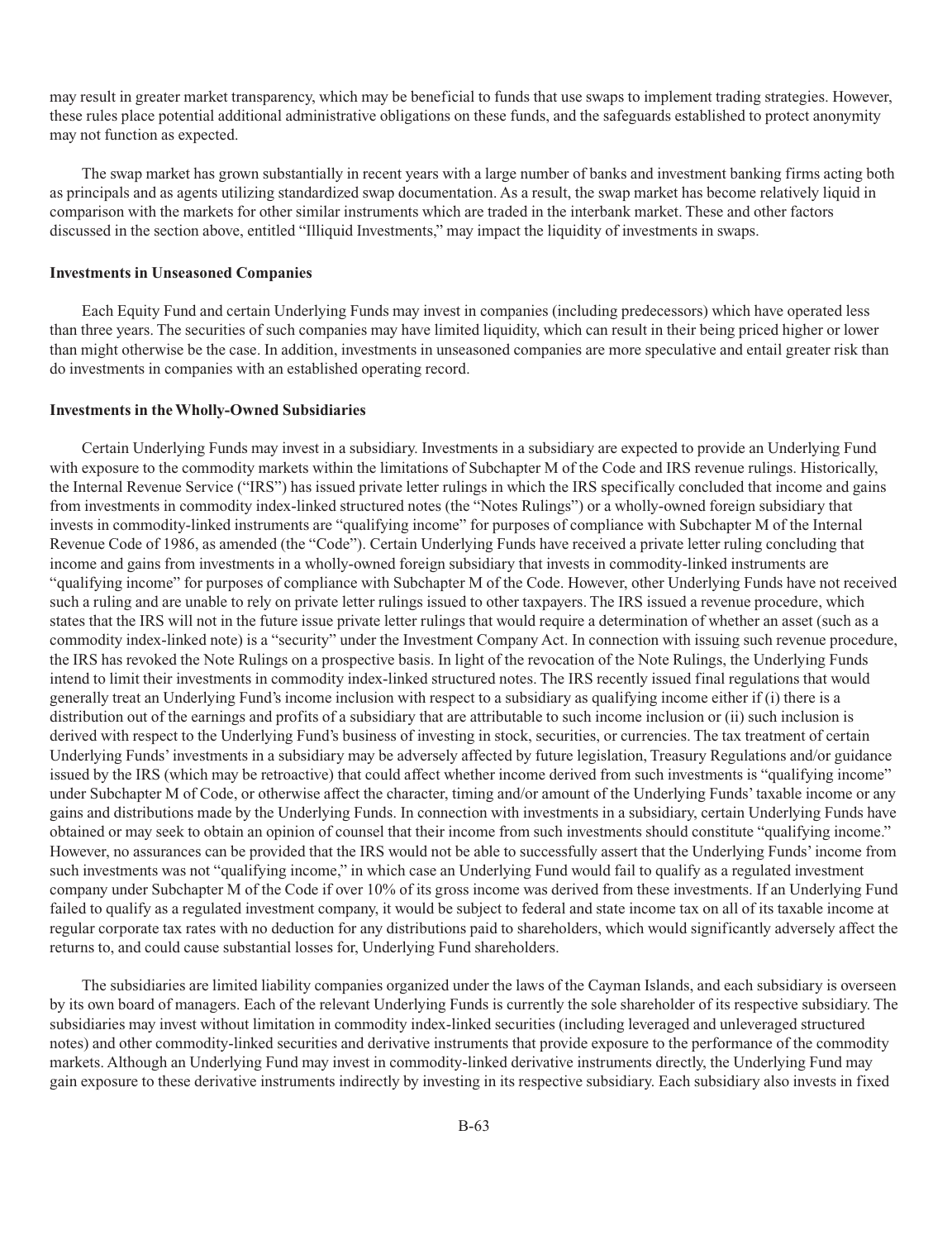may result in greater market transparency, which may be beneficial to funds that use swaps to implement trading strategies. However, these rules place potential additional administrative obligations on these funds, and the safeguards established to protect anonymity may not function as expected.

The swap market has grown substantially in recent years with a large number of banks and investment banking firms acting both as principals and as agents utilizing standardized swap documentation. As a result, the swap market has become relatively liquid in comparison with the markets for other similar instruments which are traded in the interbank market. These and other factors discussed in the section above, entitled "Illiquid Investments," may impact the liquidity of investments in swaps.

**Investments in Unseasoned Companies**

Each Equity Fund and certain Underlying Funds may invest in companies (including predecessors) which have operated less than three years. The securities of such companies may have limited liquidity, which can result in their being priced higher or lower than might otherwise be the case. In addition, investments in unseasoned companies are more speculative and entail greater risk than do investments in companies with an established operating record.

**Investments in the Wholly-Owned Subsidiaries**

Certain Underlying Funds may invest in a subsidiary. Investments in a subsidiary are expected to provide an Underlying Fund with exposure to the commodity markets within the limitations of Subchapter M of the Code and IRS revenue rulings. Historically, the Internal Revenue Service ("IRS") has issued private letter rulings in which the IRS specifically concluded that income and gains from investments in commodity index-linked structured notes (the "Notes Rulings") or a wholly-owned foreign subsidiary that invests in commodity-linked instruments are "qualifying income" for purposes of compliance with Subchapter M of the Internal Revenue Code of 1986, as amended (the "Code"). Certain Underlying Funds have received a private letter ruling concluding that income and gains from investments in a wholly-owned foreign subsidiary that invests in commodity-linked instruments are "qualifying income" for purposes of compliance with Subchapter M of the Code. However, other Underlying Funds have not received such a ruling and are unable to rely on private letter rulings issued to other taxpayers. The IRS issued a revenue procedure, which states that the IRS will not in the future issue private letter rulings that would require a determination of whether an asset (such as a commodity index-linked note) is a "security" under the Investment Company Act. In connection with issuing such revenue procedure, the IRS has revoked the Note Rulings on a prospective basis. In light of the revocation of the Note Rulings, the Underlying Funds intend to limit their investments in commodity index-linked structured notes. The IRS recently issued final regulations that would generally treat an Underlying Fund's income inclusion with respect to a subsidiary as qualifying income either if (i) there is a distribution out of the earnings and profits of a subsidiary that are attributable to such income inclusion or (ii) such inclusion is derived with respect to the Underlying Fund's business of investing in stock, securities, or currencies. The tax treatment of certain Underlying Funds' investments in a subsidiary may be adversely affected by future legislation, Treasury Regulations and/or guidance issued by the IRS (which may be retroactive) that could affect whether income derived from such investments is "qualifying income" under Subchapter M of Code, or otherwise affect the character, timing and/or amount of the Underlying Funds' taxable income or any gains and distributions made by the Underlying Funds. In connection with investments in a subsidiary, certain Underlying Funds have obtained or may seek to obtain an opinion of counsel that their income from such investments should constitute "qualifying income." However, no assurances can be provided that the IRS would not be able to successfully assert that the Underlying Funds' income from such investments was not "qualifying income," in which case an Underlying Fund would fail to qualify as a regulated investment company under Subchapter M of the Code if over 10% of its gross income was derived from these investments. If an Underlying Fund failed to qualify as a regulated investment company, it would be subject to federal and state income tax on all of its taxable income at regular corporate tax rates with no deduction for any distributions paid to shareholders, which would significantly adversely affect the returns to, and could cause substantial losses for, Underlying Fund shareholders.

The subsidiaries are limited liability companies organized under the laws of the Cayman Islands, and each subsidiary is overseen by its own board of managers. Each of the relevant Underlying Funds is currently the sole shareholder of its respective subsidiary. The subsidiaries may invest without limitation in commodity index-linked securities (including leveraged and unleveraged structured notes) and other commodity-linked securities and derivative instruments that provide exposure to the performance of the commodity markets. Although an Underlying Fund may invest in commodity-linked derivative instruments directly, the Underlying Fund may gain exposure to these derivative instruments indirectly by investing in its respective subsidiary. Each subsidiary also invests in fixed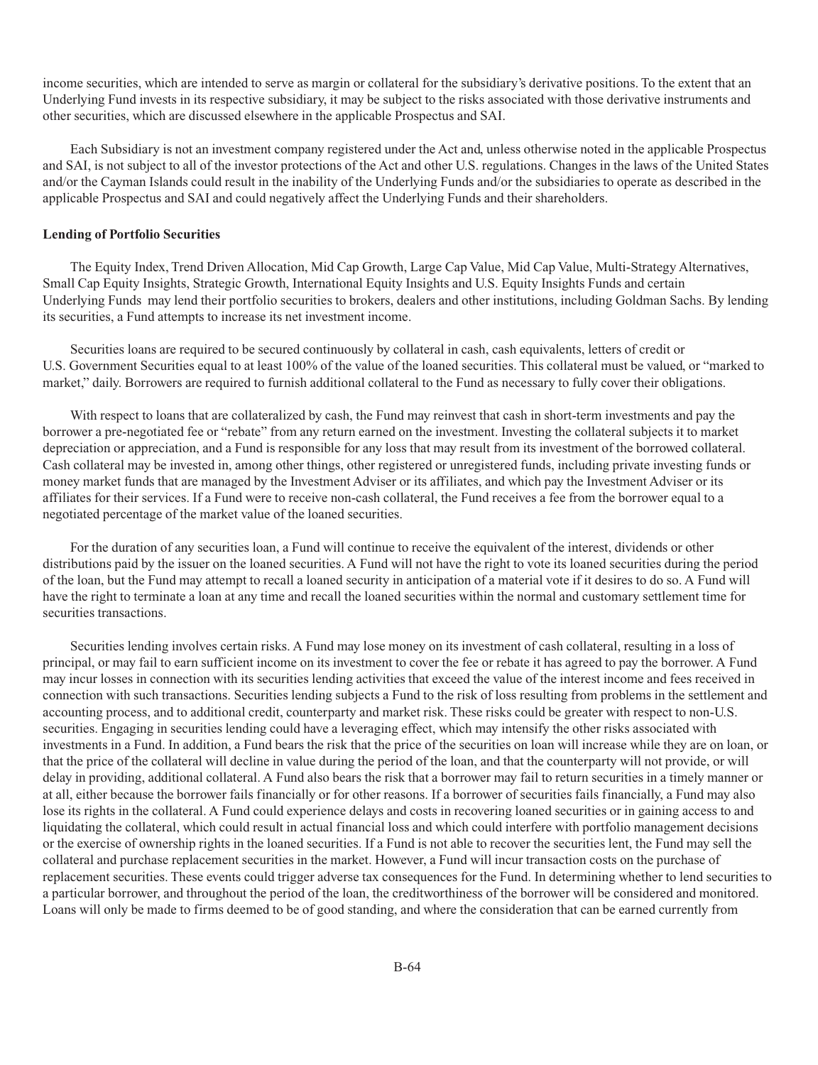income securities, which are intended to serve as margin or collateral for the subsidiary's derivative positions. To the extent that an Underlying Fund invests in its respective subsidiary, it may be subject to the risks associated with those derivative instruments and other securities, which are discussed elsewhere in the applicable Prospectus and SAI.

Each Subsidiary is not an investment company registered under the Act and, unless otherwise noted in the applicable Prospectus and SAI, is not subject to all of the investor protections of the Act and other U.S. regulations. Changes in the laws of the United States and/or the Cayman Islands could result in the inability of the Underlying Funds and/or the subsidiaries to operate as described in the applicable Prospectus and SAI and could negatively affect the Underlying Funds and their shareholders.

**Lending of Portfolio Securities**

The Equity Index, Trend Driven Allocation, Mid Cap Growth, Large Cap Value, Mid Cap Value, Multi-Strategy Alternatives, Small Cap Equity Insights, Strategic Growth, International Equity Insights and U.S. Equity Insights Funds and certain Underlying Funds may lend their portfolio securities to brokers, dealers and other institutions, including Goldman Sachs. By lending its securities, a Fund attempts to increase its net investment income.

Securities loans are required to be secured continuously by collateral in cash, cash equivalents, letters of credit or U.S. Government Securities equal to at least 100% of the value of the loaned securities. This collateral must be valued, or "marked to market," daily. Borrowers are required to furnish additional collateral to the Fund as necessary to fully cover their obligations.

With respect to loans that are collateralized by cash, the Fund may reinvest that cash in short-term investments and pay the borrower a pre-negotiated fee or "rebate" from any return earned on the investment. Investing the collateral subjects it to market depreciation or appreciation, and a Fund is responsible for any loss that may result from its investment of the borrowed collateral. Cash collateral may be invested in, among other things, other registered or unregistered funds, including private investing funds or money market funds that are managed by the Investment Adviser or its affiliates, and which pay the Investment Adviser or its affiliates for their services. If a Fund were to receive non-cash collateral, the Fund receives a fee from the borrower equal to a negotiated percentage of the market value of the loaned securities.

For the duration of any securities loan, a Fund will continue to receive the equivalent of the interest, dividends or other distributions paid by the issuer on the loaned securities. A Fund will not have the right to vote its loaned securities during the period of the loan, but the Fund may attempt to recall a loaned security in anticipation of a material vote if it desires to do so. A Fund will have the right to terminate a loan at any time and recall the loaned securities within the normal and customary settlement time for securities transactions.

Securities lending involves certain risks. A Fund may lose money on its investment of cash collateral, resulting in a loss of principal, or may fail to earn sufficient income on its investment to cover the fee or rebate it has agreed to pay the borrower. A Fund may incur losses in connection with its securities lending activities that exceed the value of the interest income and fees received in connection with such transactions. Securities lending subjects a Fund to the risk of loss resulting from problems in the settlement and accounting process, and to additional credit, counterparty and market risk. These risks could be greater with respect to non-U.S. securities. Engaging in securities lending could have a leveraging effect, which may intensify the other risks associated with investments in a Fund. In addition, a Fund bears the risk that the price of the securities on loan will increase while they are on loan, or that the price of the collateral will decline in value during the period of the loan, and that the counterparty will not provide, or will delay in providing, additional collateral. A Fund also bears the risk that a borrower may fail to return securities in a timely manner or at all, either because the borrower fails financially or for other reasons. If a borrower of securities fails financially, a Fund may also lose its rights in the collateral. A Fund could experience delays and costs in recovering loaned securities or in gaining access to and liquidating the collateral, which could result in actual financial loss and which could interfere with portfolio management decisions or the exercise of ownership rights in the loaned securities. If a Fund is not able to recover the securities lent, the Fund may sell the collateral and purchase replacement securities in the market. However, a Fund will incur transaction costs on the purchase of replacement securities. These events could trigger adverse tax consequences for the Fund. In determining whether to lend securities to a particular borrower, and throughout the period of the loan, the creditworthiness of the borrower will be considered and monitored. Loans will only be made to firms deemed to be of good standing, and where the consideration that can be earned currently from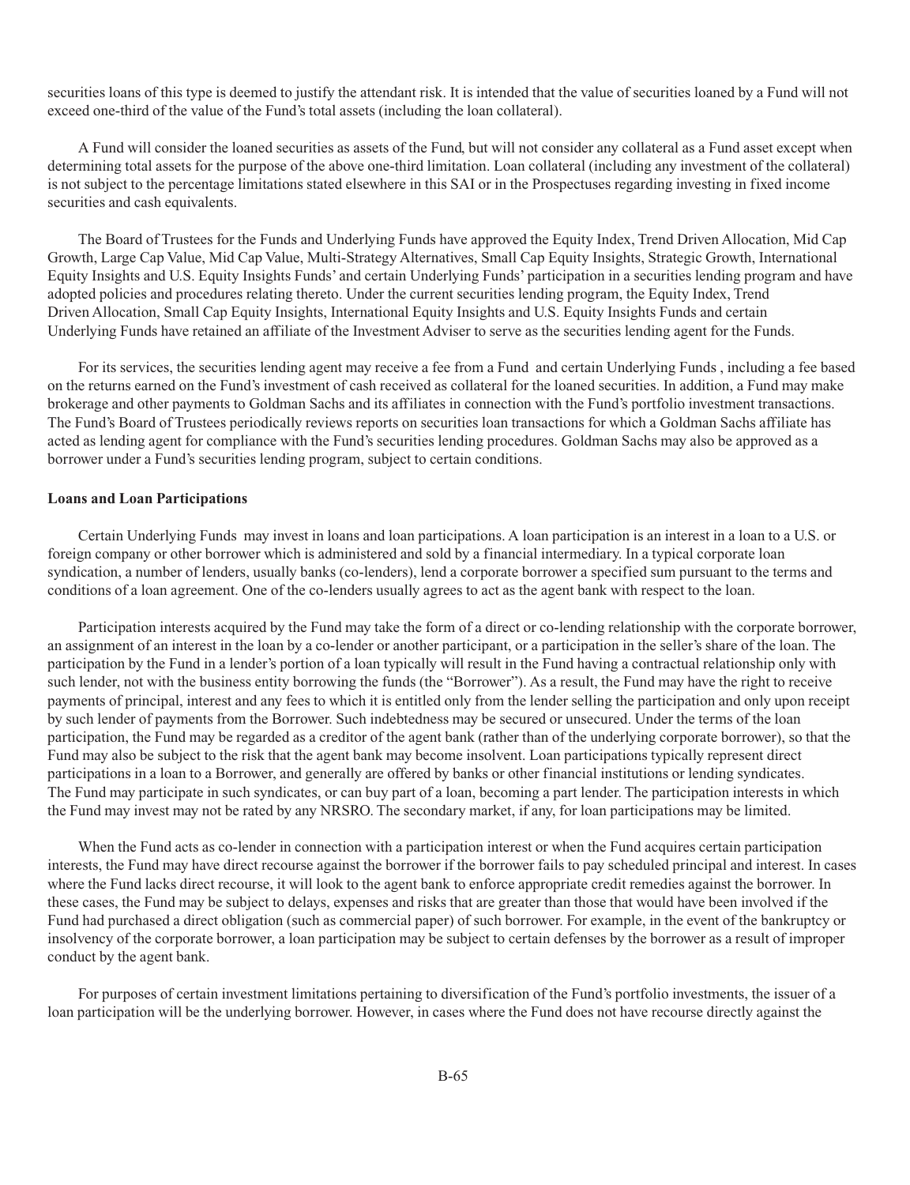securities loans of this type is deemed to justify the attendant risk. It is intended that the value of securities loaned by a Fund will not exceed one-third of the value of the Fund's total assets (including the loan collateral).

A Fund will consider the loaned securities as assets of the Fund, but will not consider any collateral as a Fund asset except when determining total assets for the purpose of the above one-third limitation. Loan collateral (including any investment of the collateral) is not subject to the percentage limitations stated elsewhere in this SAI or in the Prospectuses regarding investing in fixed income securities and cash equivalents.

The Board of Trustees for the Funds and Underlying Funds have approved the Equity Index, Trend Driven Allocation, Mid Cap Growth, Large Cap Value, Mid Cap Value, Multi-Strategy Alternatives, Small Cap Equity Insights, Strategic Growth, International Equity Insights and U.S. Equity Insights Funds' and certain Underlying Funds' participation in a securities lending program and have adopted policies and procedures relating thereto. Under the current securities lending program, the Equity Index, Trend Driven Allocation, Small Cap Equity Insights, International Equity Insights and U.S. Equity Insights Funds and certain Underlying Funds have retained an affiliate of the Investment Adviser to serve as the securities lending agent for the Funds.

For its services, the securities lending agent may receive a fee from a Fund and certain Underlying Funds , including a fee based on the returns earned on the Fund's investment of cash received as collateral for the loaned securities. In addition, a Fund may make brokerage and other payments to Goldman Sachs and its affiliates in connection with the Fund's portfolio investment transactions. The Fund's Board of Trustees periodically reviews reports on securities loan transactions for which a Goldman Sachs affiliate has acted as lending agent for compliance with the Fund's securities lending procedures. Goldman Sachs may also be approved as a borrower under a Fund's securities lending program, subject to certain conditions.

**Loans and Loan Participations**

Certain Underlying Funds may invest in loans and loan participations. A loan participation is an interest in a loan to a U.S. or foreign company or other borrower which is administered and sold by a financial intermediary. In a typical corporate loan syndication, a number of lenders, usually banks (co-lenders), lend a corporate borrower a specified sum pursuant to the terms and conditions of a loan agreement. One of the co-lenders usually agrees to act as the agent bank with respect to the loan.

Participation interests acquired by the Fund may take the form of a direct or co-lending relationship with the corporate borrower, an assignment of an interest in the loan by a co-lender or another participant, or a participation in the seller's share of the loan. The participation by the Fund in a lender's portion of a loan typically will result in the Fund having a contractual relationship only with such lender, not with the business entity borrowing the funds (the "Borrower"). As a result, the Fund may have the right to receive payments of principal, interest and any fees to which it is entitled only from the lender selling the participation and only upon receipt by such lender of payments from the Borrower. Such indebtedness may be secured or unsecured. Under the terms of the loan participation, the Fund may be regarded as a creditor of the agent bank (rather than of the underlying corporate borrower), so that the Fund may also be subject to the risk that the agent bank may become insolvent. Loan participations typically represent direct participations in a loan to a Borrower, and generally are offered by banks or other financial institutions or lending syndicates. The Fund may participate in such syndicates, or can buy part of a loan, becoming a part lender. The participation interests in which the Fund may invest may not be rated by any NRSRO. The secondary market, if any, for loan participations may be limited.

When the Fund acts as co-lender in connection with a participation interest or when the Fund acquires certain participation interests, the Fund may have direct recourse against the borrower if the borrower fails to pay scheduled principal and interest. In cases where the Fund lacks direct recourse, it will look to the agent bank to enforce appropriate credit remedies against the borrower. In these cases, the Fund may be subject to delays, expenses and risks that are greater than those that would have been involved if the Fund had purchased a direct obligation (such as commercial paper) of such borrower. For example, in the event of the bankruptcy or insolvency of the corporate borrower, a loan participation may be subject to certain defenses by the borrower as a result of improper conduct by the agent bank.

For purposes of certain investment limitations pertaining to diversification of the Fund's portfolio investments, the issuer of a loan participation will be the underlying borrower. However, in cases where the Fund does not have recourse directly against the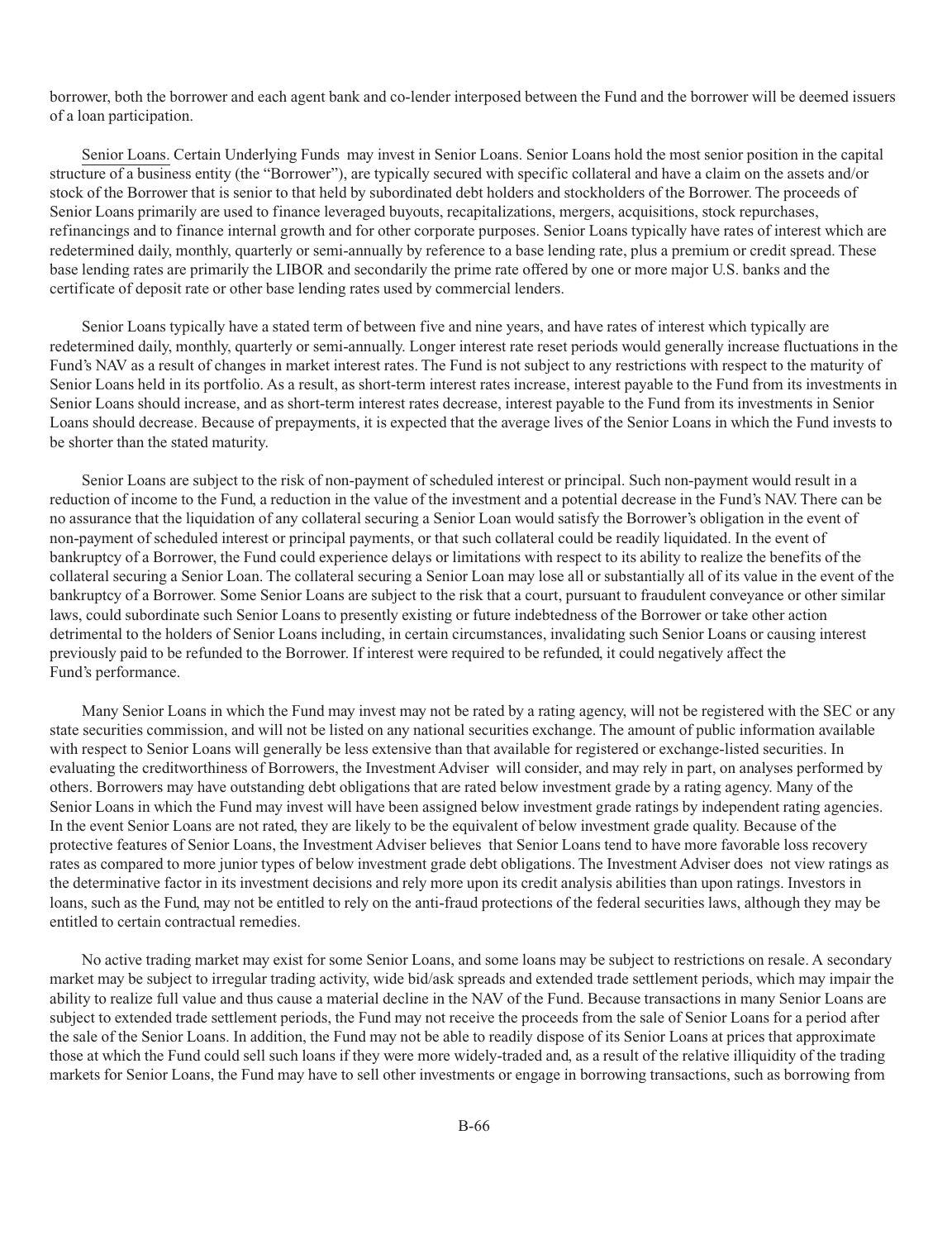borrower, both the borrower and each agent bank and co-lender interposed between the Fund and the borrower will be deemed issuers of a loan participation.

Senior Loans. Certain Underlying Funds may invest in Senior Loans. Senior Loans hold the most senior position in the capital structure of a business entity (the "Borrower"), are typically secured with specific collateral and have a claim on the assets and/or stock of the Borrower that is senior to that held by subordinated debt holders and stockholders of the Borrower. The proceeds of Senior Loans primarily are used to finance leveraged buyouts, recapitalizations, mergers, acquisitions, stock repurchases, refinancings and to finance internal growth and for other corporate purposes. Senior Loans typically have rates of interest which are redetermined daily, monthly, quarterly or semi-annually by reference to a base lending rate, plus a premium or credit spread. These base lending rates are primarily the LIBOR and secondarily the prime rate offered by one or more major U.S. banks and the certificate of deposit rate or other base lending rates used by commercial lenders.

Senior Loans typically have a stated term of between five and nine years, and have rates of interest which typically are redetermined daily, monthly, quarterly or semi-annually. Longer interest rate reset periods would generally increase fluctuations in the Fund's NAV as a result of changes in market interest rates. The Fund is not subject to any restrictions with respect to the maturity of Senior Loans held in its portfolio. As a result, as short-term interest rates increase, interest payable to the Fund from its investments in Senior Loans should increase, and as short-term interest rates decrease, interest payable to the Fund from its investments in Senior Loans should decrease. Because of prepayments, it is expected that the average lives of the Senior Loans in which the Fund invests to be shorter than the stated maturity.

Senior Loans are subject to the risk of non-payment of scheduled interest or principal. Such non-payment would result in a reduction of income to the Fund, a reduction in the value of the investment and a potential decrease in the Fund's NAV. There can be no assurance that the liquidation of any collateral securing a Senior Loan would satisfy the Borrower's obligation in the event of non-payment of scheduled interest or principal payments, or that such collateral could be readily liquidated. In the event of bankruptcy of a Borrower, the Fund could experience delays or limitations with respect to its ability to realize the benefits of the collateral securing a Senior Loan. The collateral securing a Senior Loan may lose all or substantially all of its value in the event of the bankruptcy of a Borrower. Some Senior Loans are subject to the risk that a court, pursuant to fraudulent conveyance or other similar laws, could subordinate such Senior Loans to presently existing or future indebtedness of the Borrower or take other action detrimental to the holders of Senior Loans including, in certain circumstances, invalidating such Senior Loans or causing interest previously paid to be refunded to the Borrower. If interest were required to be refunded, it could negatively affect the Fund's performance.

Many Senior Loans in which the Fund may invest may not be rated by a rating agency, will not be registered with the SEC or any state securities commission, and will not be listed on any national securities exchange. The amount of public information available with respect to Senior Loans will generally be less extensive than that available for registered or exchange-listed securities. In evaluating the creditworthiness of Borrowers, the Investment Adviser will consider, and may rely in part, on analyses performed by others. Borrowers may have outstanding debt obligations that are rated below investment grade by a rating agency. Many of the Senior Loans in which the Fund may invest will have been assigned below investment grade ratings by independent rating agencies. In the event Senior Loans are not rated, they are likely to be the equivalent of below investment grade quality. Because of the protective features of Senior Loans, the Investment Adviser believes that Senior Loans tend to have more favorable loss recovery rates as compared to more junior types of below investment grade debt obligations. The Investment Adviser does not view ratings as the determinative factor in its investment decisions and rely more upon its credit analysis abilities than upon ratings. Investors in loans, such as the Fund, may not be entitled to rely on the anti-fraud protections of the federal securities laws, although they may be entitled to certain contractual remedies.

No active trading market may exist for some Senior Loans, and some loans may be subject to restrictions on resale. A secondary market may be subject to irregular trading activity, wide bid/ask spreads and extended trade settlement periods, which may impair the ability to realize full value and thus cause a material decline in the NAV of the Fund. Because transactions in many Senior Loans are subject to extended trade settlement periods, the Fund may not receive the proceeds from the sale of Senior Loans for a period after the sale of the Senior Loans. In addition, the Fund may not be able to readily dispose of its Senior Loans at prices that approximate those at which the Fund could sell such loans if they were more widely-traded and, as a result of the relative illiquidity of the trading markets for Senior Loans, the Fund may have to sell other investments or engage in borrowing transactions, such as borrowing from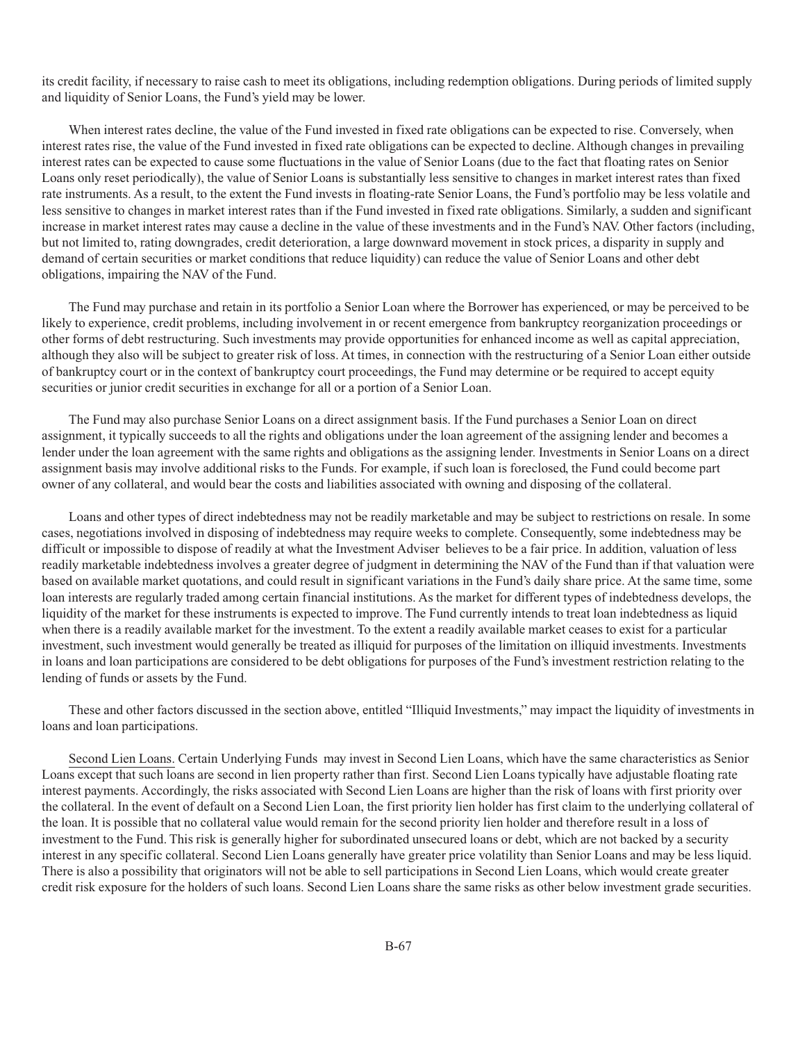its credit facility, if necessary to raise cash to meet its obligations, including redemption obligations. During periods of limited supply and liquidity of Senior Loans, the Fund's yield may be lower.

When interest rates decline, the value of the Fund invested in fixed rate obligations can be expected to rise. Conversely, when interest rates rise, the value of the Fund invested in fixed rate obligations can be expected to decline. Although changes in prevailing interest rates can be expected to cause some fluctuations in the value of Senior Loans (due to the fact that floating rates on Senior Loans only reset periodically), the value of Senior Loans is substantially less sensitive to changes in market interest rates than fixed rate instruments. As a result, to the extent the Fund invests in floating-rate Senior Loans, the Fund's portfolio may be less volatile and less sensitive to changes in market interest rates than if the Fund invested in fixed rate obligations. Similarly, a sudden and significant increase in market interest rates may cause a decline in the value of these investments and in the Fund's NAV. Other factors (including, but not limited to, rating downgrades, credit deterioration, a large downward movement in stock prices, a disparity in supply and demand of certain securities or market conditions that reduce liquidity) can reduce the value of Senior Loans and other debt obligations, impairing the NAV of the Fund.

The Fund may purchase and retain in its portfolio a Senior Loan where the Borrower has experienced, or may be perceived to be likely to experience, credit problems, including involvement in or recent emergence from bankruptcy reorganization proceedings or other forms of debt restructuring. Such investments may provide opportunities for enhanced income as well as capital appreciation, although they also will be subject to greater risk of loss. At times, in connection with the restructuring of a Senior Loan either outside of bankruptcy court or in the context of bankruptcy court proceedings, the Fund may determine or be required to accept equity securities or junior credit securities in exchange for all or a portion of a Senior Loan.

The Fund may also purchase Senior Loans on a direct assignment basis. If the Fund purchases a Senior Loan on direct assignment, it typically succeeds to all the rights and obligations under the loan agreement of the assigning lender and becomes a lender under the loan agreement with the same rights and obligations as the assigning lender. Investments in Senior Loans on a direct assignment basis may involve additional risks to the Funds. For example, if such loan is foreclosed, the Fund could become part owner of any collateral, and would bear the costs and liabilities associated with owning and disposing of the collateral.

Loans and other types of direct indebtedness may not be readily marketable and may be subject to restrictions on resale. In some cases, negotiations involved in disposing of indebtedness may require weeks to complete. Consequently, some indebtedness may be difficult or impossible to dispose of readily at what the Investment Adviser believes to be a fair price. In addition, valuation of less readily marketable indebtedness involves a greater degree of judgment in determining the NAV of the Fund than if that valuation were based on available market quotations, and could result in significant variations in the Fund's daily share price. At the same time, some loan interests are regularly traded among certain financial institutions. As the market for different types of indebtedness develops, the liquidity of the market for these instruments is expected to improve. The Fund currently intends to treat loan indebtedness as liquid when there is a readily available market for the investment. To the extent a readily available market ceases to exist for a particular investment, such investment would generally be treated as illiquid for purposes of the limitation on illiquid investments. Investments in loans and loan participations are considered to be debt obligations for purposes of the Fund's investment restriction relating to the lending of funds or assets by the Fund.

These and other factors discussed in the section above, entitled "Illiquid Investments," may impact the liquidity of investments in loans and loan participations.

Second Lien Loans. Certain Underlying Funds may invest in Second Lien Loans, which have the same characteristics as Senior Loans except that such loans are second in lien property rather than first. Second Lien Loans typically have adjustable floating rate interest payments. Accordingly, the risks associated with Second Lien Loans are higher than the risk of loans with first priority over the collateral. In the event of default on a Second Lien Loan, the first priority lien holder has first claim to the underlying collateral of the loan. It is possible that no collateral value would remain for the second priority lien holder and therefore result in a loss of investment to the Fund. This risk is generally higher for subordinated unsecured loans or debt, which are not backed by a security interest in any specific collateral. Second Lien Loans generally have greater price volatility than Senior Loans and may be less liquid. There is also a possibility that originators will not be able to sell participations in Second Lien Loans, which would create greater credit risk exposure for the holders of such loans. Second Lien Loans share the same risks as other below investment grade securities.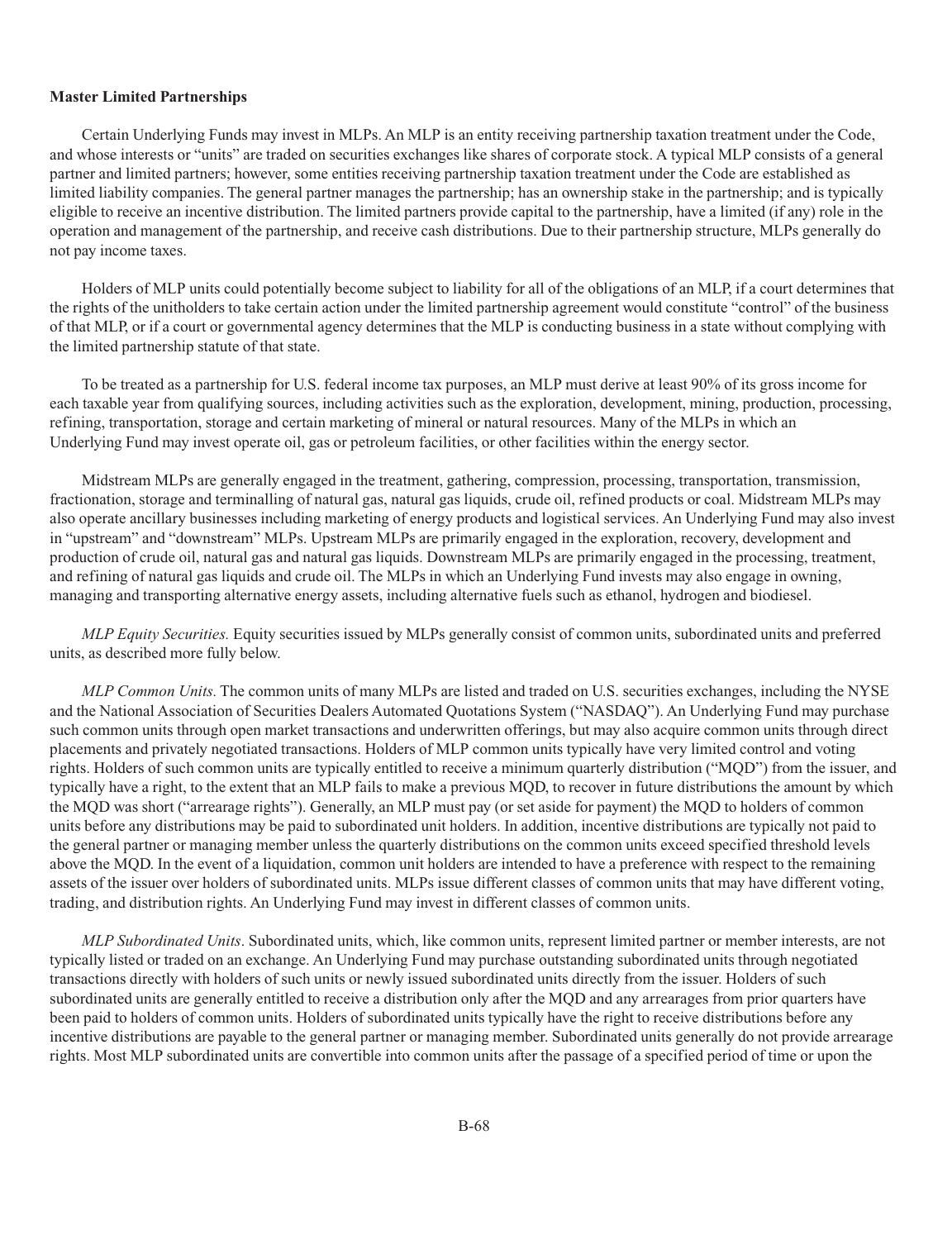**Master Limited Partnerships**

Certain Underlying Funds may invest in MLPs. An MLP is an entity receiving partnership taxation treatment under the Code, and whose interests or "units" are traded on securities exchanges like shares of corporate stock. A typical MLP consists of a general partner and limited partners; however, some entities receiving partnership taxation treatment under the Code are established as limited liability companies. The general partner manages the partnership; has an ownership stake in the partnership; and is typically eligible to receive an incentive distribution. The limited partners provide capital to the partnership, have a limited (if any) role in the operation and management of the partnership, and receive cash distributions. Due to their partnership structure, MLPs generally do not pay income taxes.

Holders of MLP units could potentially become subject to liability for all of the obligations of an MLP, if a court determines that the rights of the unitholders to take certain action under the limited partnership agreement would constitute "control" of the business of that MLP, or if a court or governmental agency determines that the MLP is conducting business in a state without complying with the limited partnership statute of that state.

To be treated as a partnership for U.S. federal income tax purposes, an MLP must derive at least 90% of its gross income for each taxable year from qualifying sources, including activities such as the exploration, development, mining, production, processing, refining, transportation, storage and certain marketing of mineral or natural resources. Many of the MLPs in which an Underlying Fund may invest operate oil, gas or petroleum facilities, or other facilities within the energy sector.

Midstream MLPs are generally engaged in the treatment, gathering, compression, processing, transportation, transmission, fractionation, storage and terminalling of natural gas, natural gas liquids, crude oil, refined products or coal. Midstream MLPs may also operate ancillary businesses including marketing of energy products and logistical services. An Underlying Fund may also invest in "upstream" and "downstream" MLPs. Upstream MLPs are primarily engaged in the exploration, recovery, development and production of crude oil, natural gas and natural gas liquids. Downstream MLPs are primarily engaged in the processing, treatment, and refining of natural gas liquids and crude oil. The MLPs in which an Underlying Fund invests may also engage in owning, managing and transporting alternative energy assets, including alternative fuels such as ethanol, hydrogen and biodiesel.

*MLP Equity Securities.* Equity securities issued by MLPs generally consist of common units, subordinated units and preferred units, as described more fully below.

*MLP Common Units.* The common units of many MLPs are listed and traded on U.S. securities exchanges, including the NYSE and the National Association of Securities Dealers Automated Quotations System ("NASDAQ"). An Underlying Fund may purchase such common units through open market transactions and underwritten offerings, but may also acquire common units through direct placements and privately negotiated transactions. Holders of MLP common units typically have very limited control and voting rights. Holders of such common units are typically entitled to receive a minimum quarterly distribution ("MQD") from the issuer, and typically have a right, to the extent that an MLP fails to make a previous MQD, to recover in future distributions the amount by which the MQD was short ("arrearage rights"). Generally, an MLP must pay (or set aside for payment) the MQD to holders of common units before any distributions may be paid to subordinated unit holders. In addition, incentive distributions are typically not paid to the general partner or managing member unless the quarterly distributions on the common units exceed specified threshold levels above the MQD. In the event of a liquidation, common unit holders are intended to have a preference with respect to the remaining assets of the issuer over holders of subordinated units. MLPs issue different classes of common units that may have different voting, trading, and distribution rights. An Underlying Fund may invest in different classes of common units.

*MLP Subordinated Units*. Subordinated units, which, like common units, represent limited partner or member interests, are not typically listed or traded on an exchange. An Underlying Fund may purchase outstanding subordinated units through negotiated transactions directly with holders of such units or newly issued subordinated units directly from the issuer. Holders of such subordinated units are generally entitled to receive a distribution only after the MQD and any arrearages from prior quarters have been paid to holders of common units. Holders of subordinated units typically have the right to receive distributions before any incentive distributions are payable to the general partner or managing member. Subordinated units generally do not provide arrearage rights. Most MLP subordinated units are convertible into common units after the passage of a specified period of time or upon the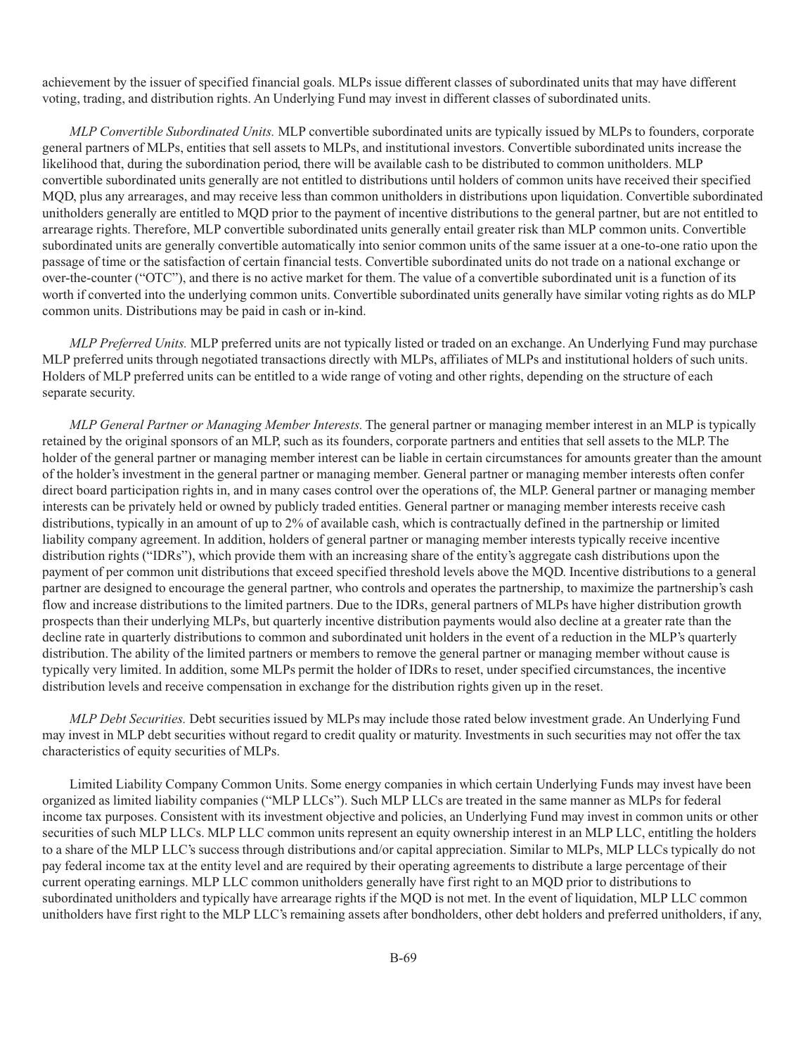achievement by the issuer of specified financial goals. MLPs issue different classes of subordinated units that may have different voting, trading, and distribution rights. An Underlying Fund may invest in different classes of subordinated units.

*MLP Convertible Subordinated Units.* MLP convertible subordinated units are typically issued by MLPs to founders, corporate general partners of MLPs, entities that sell assets to MLPs, and institutional investors. Convertible subordinated units increase the likelihood that, during the subordination period, there will be available cash to be distributed to common unitholders. MLP convertible subordinated units generally are not entitled to distributions until holders of common units have received their specified MQD, plus any arrearages, and may receive less than common unitholders in distributions upon liquidation. Convertible subordinated unitholders generally are entitled to MQD prior to the payment of incentive distributions to the general partner, but are not entitled to arrearage rights. Therefore, MLP convertible subordinated units generally entail greater risk than MLP common units. Convertible subordinated units are generally convertible automatically into senior common units of the same issuer at a one-to-one ratio upon the passage of time or the satisfaction of certain financial tests. Convertible subordinated units do not trade on a national exchange or over-the-counter ("OTC"), and there is no active market for them. The value of a convertible subordinated unit is a function of its worth if converted into the underlying common units. Convertible subordinated units generally have similar voting rights as do MLP common units. Distributions may be paid in cash or in-kind.

*MLP Preferred Units.* MLP preferred units are not typically listed or traded on an exchange. An Underlying Fund may purchase MLP preferred units through negotiated transactions directly with MLPs, affiliates of MLPs and institutional holders of such units. Holders of MLP preferred units can be entitled to a wide range of voting and other rights, depending on the structure of each separate security.

*MLP General Partner or Managing Member Interests.* The general partner or managing member interest in an MLP is typically retained by the original sponsors of an MLP, such as its founders, corporate partners and entities that sell assets to the MLP. The holder of the general partner or managing member interest can be liable in certain circumstances for amounts greater than the amount of the holder's investment in the general partner or managing member. General partner or managing member interests often confer direct board participation rights in, and in many cases control over the operations of, the MLP. General partner or managing member interests can be privately held or owned by publicly traded entities. General partner or managing member interests receive cash distributions, typically in an amount of up to 2% of available cash, which is contractually defined in the partnership or limited liability company agreement. In addition, holders of general partner or managing member interests typically receive incentive distribution rights ("IDRs"), which provide them with an increasing share of the entity's aggregate cash distributions upon the payment of per common unit distributions that exceed specified threshold levels above the MQD. Incentive distributions to a general partner are designed to encourage the general partner, who controls and operates the partnership, to maximize the partnership's cash flow and increase distributions to the limited partners. Due to the IDRs, general partners of MLPs have higher distribution growth prospects than their underlying MLPs, but quarterly incentive distribution payments would also decline at a greater rate than the decline rate in quarterly distributions to common and subordinated unit holders in the event of a reduction in the MLP's quarterly distribution. The ability of the limited partners or members to remove the general partner or managing member without cause is typically very limited. In addition, some MLPs permit the holder of IDRs to reset, under specified circumstances, the incentive distribution levels and receive compensation in exchange for the distribution rights given up in the reset.

*MLP Debt Securities.* Debt securities issued by MLPs may include those rated below investment grade. An Underlying Fund may invest in MLP debt securities without regard to credit quality or maturity. Investments in such securities may not offer the tax characteristics of equity securities of MLPs.

Limited Liability Company Common Units. Some energy companies in which certain Underlying Funds may invest have been organized as limited liability companies ("MLP LLCs"). Such MLP LLCs are treated in the same manner as MLPs for federal income tax purposes. Consistent with its investment objective and policies, an Underlying Fund may invest in common units or other securities of such MLP LLCs. MLP LLC common units represent an equity ownership interest in an MLP LLC, entitling the holders to a share of the MLP LLC's success through distributions and/or capital appreciation. Similar to MLPs, MLP LLCs typically do not pay federal income tax at the entity level and are required by their operating agreements to distribute a large percentage of their current operating earnings. MLP LLC common unitholders generally have first right to an MQD prior to distributions to subordinated unitholders and typically have arrearage rights if the MQD is not met. In the event of liquidation, MLP LLC common unitholders have first right to the MLP LLC's remaining assets after bondholders, other debt holders and preferred unitholders, if any,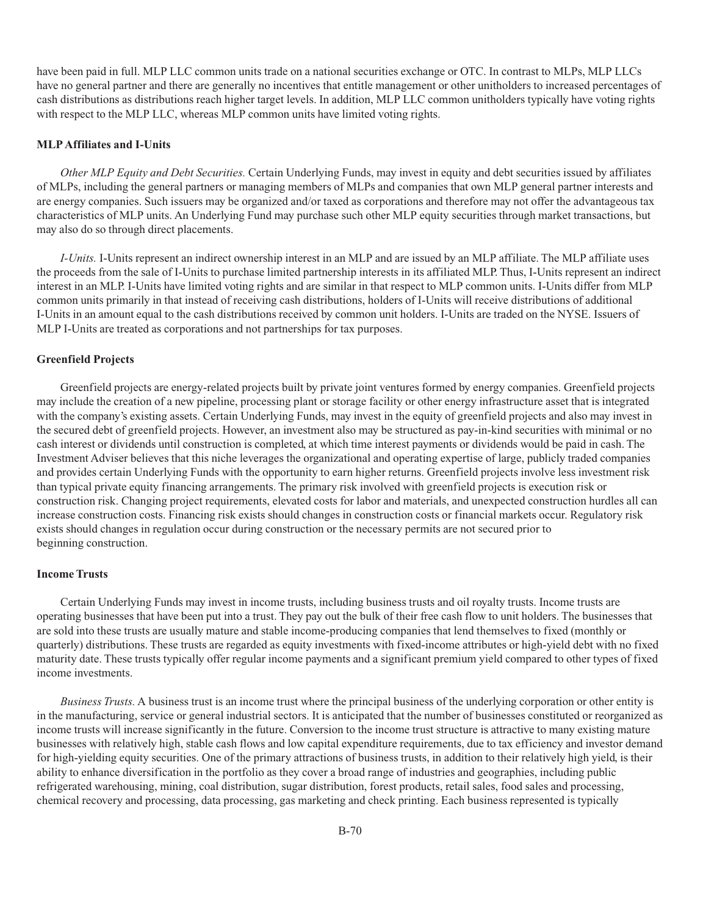have been paid in full. MLP LLC common units trade on a national securities exchange or OTC. In contrast to MLPs, MLP LLCs have no general partner and there are generally no incentives that entitle management or other unitholders to increased percentages of cash distributions as distributions reach higher target levels. In addition, MLP LLC common unitholders typically have voting rights with respect to the MLP LLC, whereas MLP common units have limited voting rights.

**MLP Affiliates and I-Units**

*Other MLP Equity and Debt Securities.* Certain Underlying Funds, may invest in equity and debt securities issued by affiliates of MLPs, including the general partners or managing members of MLPs and companies that own MLP general partner interests and are energy companies. Such issuers may be organized and/or taxed as corporations and therefore may not offer the advantageous tax characteristics of MLP units. An Underlying Fund may purchase such other MLP equity securities through market transactions, but may also do so through direct placements.

*I-Units.* I-Units represent an indirect ownership interest in an MLP and are issued by an MLP affiliate. The MLP affiliate uses the proceeds from the sale of I-Units to purchase limited partnership interests in its affiliated MLP. Thus, I-Units represent an indirect interest in an MLP. I-Units have limited voting rights and are similar in that respect to MLP common units. I-Units differ from MLP common units primarily in that instead of receiving cash distributions, holders of I-Units will receive distributions of additional I-Units in an amount equal to the cash distributions received by common unit holders. I-Units are traded on the NYSE. Issuers of MLP I-Units are treated as corporations and not partnerships for tax purposes.

**Greenfield Projects**

Greenfield projects are energy-related projects built by private joint ventures formed by energy companies. Greenfield projects may include the creation of a new pipeline, processing plant or storage facility or other energy infrastructure asset that is integrated with the company's existing assets. Certain Underlying Funds, may invest in the equity of greenfield projects and also may invest in the secured debt of greenfield projects. However, an investment also may be structured as pay-in-kind securities with minimal or no cash interest or dividends until construction is completed, at which time interest payments or dividends would be paid in cash. The Investment Adviser believes that this niche leverages the organizational and operating expertise of large, publicly traded companies and provides certain Underlying Funds with the opportunity to earn higher returns. Greenfield projects involve less investment risk than typical private equity financing arrangements. The primary risk involved with greenfield projects is execution risk or construction risk. Changing project requirements, elevated costs for labor and materials, and unexpected construction hurdles all can increase construction costs. Financing risk exists should changes in construction costs or financial markets occur. Regulatory risk exists should changes in regulation occur during construction or the necessary permits are not secured prior to beginning construction.

**Income Trusts**

Certain Underlying Funds may invest in income trusts, including business trusts and oil royalty trusts. Income trusts are operating businesses that have been put into a trust. They pay out the bulk of their free cash flow to unit holders. The businesses that are sold into these trusts are usually mature and stable income-producing companies that lend themselves to fixed (monthly or quarterly) distributions. These trusts are regarded as equity investments with fixed-income attributes or high-yield debt with no fixed maturity date. These trusts typically offer regular income payments and a significant premium yield compared to other types of fixed income investments.

*Business Trusts.* A business trust is an income trust where the principal business of the underlying corporation or other entity is in the manufacturing, service or general industrial sectors. It is anticipated that the number of businesses constituted or reorganized as income trusts will increase significantly in the future. Conversion to the income trust structure is attractive to many existing mature businesses with relatively high, stable cash flows and low capital expenditure requirements, due to tax efficiency and investor demand for high-yielding equity securities. One of the primary attractions of business trusts, in addition to their relatively high yield, is their ability to enhance diversification in the portfolio as they cover a broad range of industries and geographies, including public refrigerated warehousing, mining, coal distribution, sugar distribution, forest products, retail sales, food sales and processing, chemical recovery and processing, data processing, gas marketing and check printing. Each business represented is typically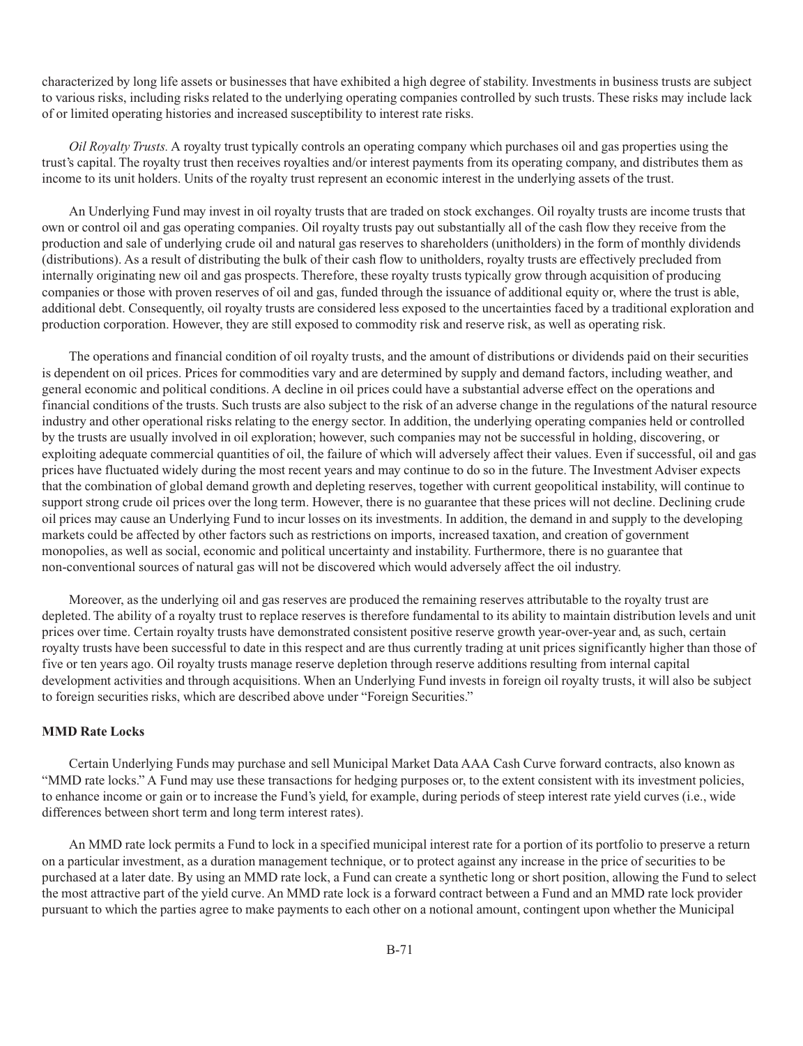characterized by long life assets or businesses that have exhibited a high degree of stability. Investments in business trusts are subject to various risks, including risks related to the underlying operating companies controlled by such trusts. These risks may include lack of or limited operating histories and increased susceptibility to interest rate risks.

*Oil Royalty Trusts.* A royalty trust typically controls an operating company which purchases oil and gas properties using the trust's capital. The royalty trust then receives royalties and/or interest payments from its operating company, and distributes them as income to its unit holders. Units of the royalty trust represent an economic interest in the underlying assets of the trust.

An Underlying Fund may invest in oil royalty trusts that are traded on stock exchanges. Oil royalty trusts are income trusts that own or control oil and gas operating companies. Oil royalty trusts pay out substantially all of the cash flow they receive from the production and sale of underlying crude oil and natural gas reserves to shareholders (unitholders) in the form of monthly dividends (distributions). As a result of distributing the bulk of their cash flow to unitholders, royalty trusts are effectively precluded from internally originating new oil and gas prospects. Therefore, these royalty trusts typically grow through acquisition of producing companies or those with proven reserves of oil and gas, funded through the issuance of additional equity or, where the trust is able, additional debt. Consequently, oil royalty trusts are considered less exposed to the uncertainties faced by a traditional exploration and production corporation. However, they are still exposed to commodity risk and reserve risk, as well as operating risk.

The operations and financial condition of oil royalty trusts, and the amount of distributions or dividends paid on their securities is dependent on oil prices. Prices for commodities vary and are determined by supply and demand factors, including weather, and general economic and political conditions. A decline in oil prices could have a substantial adverse effect on the operations and financial conditions of the trusts. Such trusts are also subject to the risk of an adverse change in the regulations of the natural resource industry and other operational risks relating to the energy sector. In addition, the underlying operating companies held or controlled by the trusts are usually involved in oil exploration; however, such companies may not be successful in holding, discovering, or exploiting adequate commercial quantities of oil, the failure of which will adversely affect their values. Even if successful, oil and gas prices have fluctuated widely during the most recent years and may continue to do so in the future. The Investment Adviser expects that the combination of global demand growth and depleting reserves, together with current geopolitical instability, will continue to support strong crude oil prices over the long term. However, there is no guarantee that these prices will not decline. Declining crude oil prices may cause an Underlying Fund to incur losses on its investments. In addition, the demand in and supply to the developing markets could be affected by other factors such as restrictions on imports, increased taxation, and creation of government monopolies, as well as social, economic and political uncertainty and instability. Furthermore, there is no guarantee that non-conventional sources of natural gas will not be discovered which would adversely affect the oil industry.

Moreover, as the underlying oil and gas reserves are produced the remaining reserves attributable to the royalty trust are depleted. The ability of a royalty trust to replace reserves is therefore fundamental to its ability to maintain distribution levels and unit prices over time. Certain royalty trusts have demonstrated consistent positive reserve growth year-over-year and, as such, certain royalty trusts have been successful to date in this respect and are thus currently trading at unit prices significantly higher than those of five or ten years ago. Oil royalty trusts manage reserve depletion through reserve additions resulting from internal capital development activities and through acquisitions. When an Underlying Fund invests in foreign oil royalty trusts, it will also be subject to foreign securities risks, which are described above under "Foreign Securities."

**MMD Rate Locks**

Certain Underlying Funds may purchase and sell Municipal Market Data AAA Cash Curve forward contracts, also known as "MMD rate locks." A Fund may use these transactions for hedging purposes or, to the extent consistent with its investment policies, to enhance income or gain or to increase the Fund's yield, for example, during periods of steep interest rate yield curves (i.e., wide differences between short term and long term interest rates).

An MMD rate lock permits a Fund to lock in a specified municipal interest rate for a portion of its portfolio to preserve a return on a particular investment, as a duration management technique, or to protect against any increase in the price of securities to be purchased at a later date. By using an MMD rate lock, a Fund can create a synthetic long or short position, allowing the Fund to select the most attractive part of the yield curve. An MMD rate lock is a forward contract between a Fund and an MMD rate lock provider pursuant to which the parties agree to make payments to each other on a notional amount, contingent upon whether the Municipal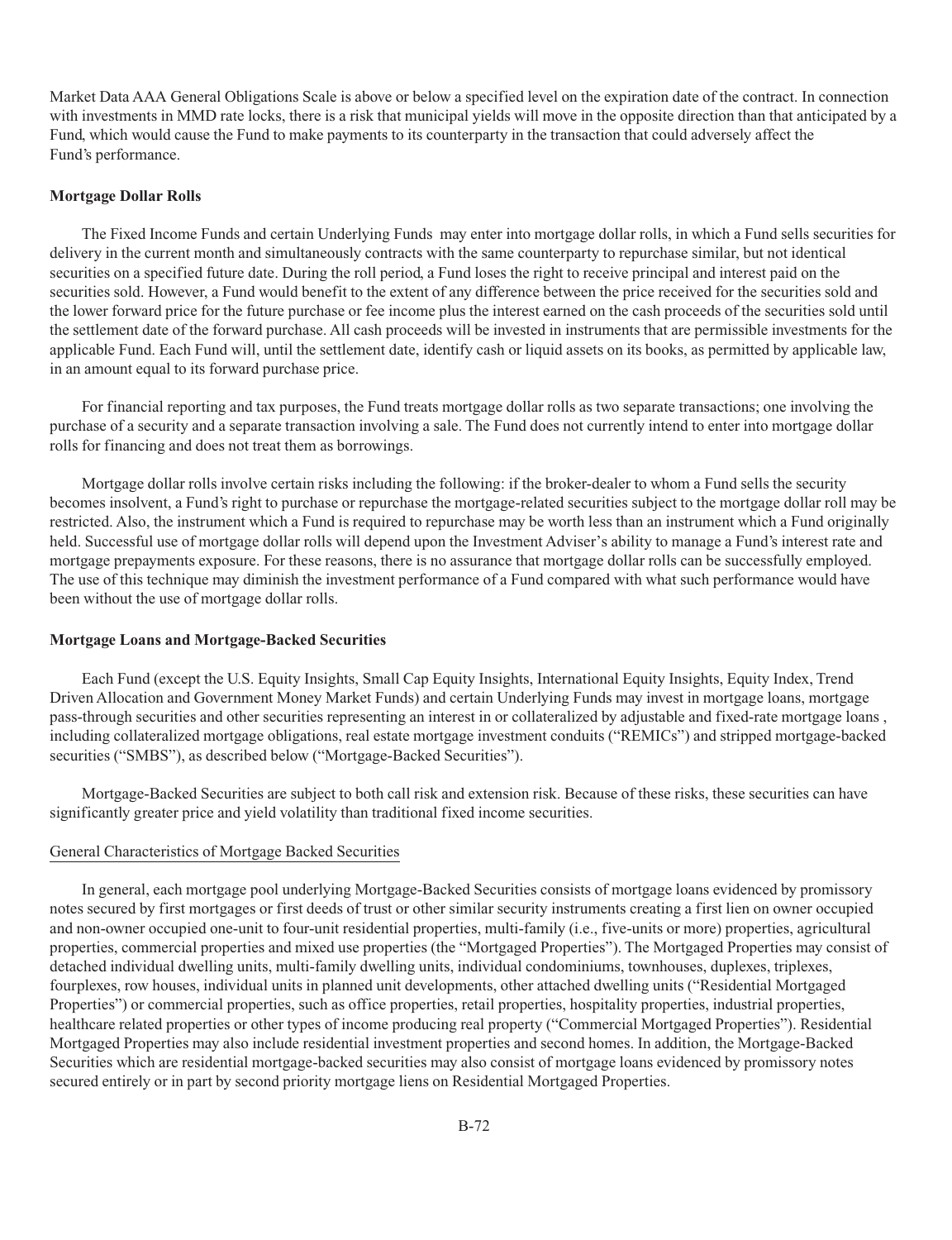Market Data AAA General Obligations Scale is above or below a specified level on the expiration date of the contract. In connection with investments in MMD rate locks, there is a risk that municipal yields will move in the opposite direction than that anticipated by a Fund, which would cause the Fund to make payments to its counterparty in the transaction that could adversely affect the Fund's performance.

**Mortgage Dollar Rolls**

The Fixed Income Funds and certain Underlying Funds may enter into mortgage dollar rolls, in which a Fund sells securities for delivery in the current month and simultaneously contracts with the same counterparty to repurchase similar, but not identical securities on a specified future date. During the roll period, a Fund loses the right to receive principal and interest paid on the securities sold. However, a Fund would benefit to the extent of any difference between the price received for the securities sold and the lower forward price for the future purchase or fee income plus the interest earned on the cash proceeds of the securities sold until the settlement date of the forward purchase. All cash proceeds will be invested in instruments that are permissible investments for the applicable Fund. Each Fund will, until the settlement date, identify cash or liquid assets on its books, as permitted by applicable law, in an amount equal to its forward purchase price.

For financial reporting and tax purposes, the Fund treats mortgage dollar rolls as two separate transactions; one involving the purchase of a security and a separate transaction involving a sale. The Fund does not currently intend to enter into mortgage dollar rolls for financing and does not treat them as borrowings.

Mortgage dollar rolls involve certain risks including the following: if the broker-dealer to whom a Fund sells the security becomes insolvent, a Fund's right to purchase or repurchase the mortgage-related securities subject to the mortgage dollar roll may be restricted. Also, the instrument which a Fund is required to repurchase may be worth less than an instrument which a Fund originally held. Successful use of mortgage dollar rolls will depend upon the Investment Adviser's ability to manage a Fund's interest rate and mortgage prepayments exposure. For these reasons, there is no assurance that mortgage dollar rolls can be successfully employed. The use of this technique may diminish the investment performance of a Fund compared with what such performance would have been without the use of mortgage dollar rolls.

**Mortgage Loans and Mortgage-Backed Securities**

Each Fund (except the U.S. Equity Insights, Small Cap Equity Insights, International Equity Insights, Equity Index, Trend Driven Allocation and Government Money Market Funds) and certain Underlying Funds may invest in mortgage loans, mortgage pass-through securities and other securities representing an interest in or collateralized by adjustable and fixed-rate mortgage loans , including collateralized mortgage obligations, real estate mortgage investment conduits ("REMICs") and stripped mortgage-backed securities ("SMBS"), as described below ("Mortgage-Backed Securities").

Mortgage-Backed Securities are subject to both call risk and extension risk. Because of these risks, these securities can have significantly greater price and yield volatility than traditional fixed income securities.

General Characteristics of Mortgage Backed Securities

In general, each mortgage pool underlying Mortgage-Backed Securities consists of mortgage loans evidenced by promissory notes secured by first mortgages or first deeds of trust or other similar security instruments creating a first lien on owner occupied and non-owner occupied one-unit to four-unit residential properties, multi-family (i.e., five-units or more) properties, agricultural properties, commercial properties and mixed use properties (the "Mortgaged Properties"). The Mortgaged Properties may consist of detached individual dwelling units, multi-family dwelling units, individual condominiums, townhouses, duplexes, triplexes, fourplexes, row houses, individual units in planned unit developments, other attached dwelling units ("Residential Mortgaged Properties") or commercial properties, such as office properties, retail properties, hospitality properties, industrial properties, healthcare related properties or other types of income producing real property ("Commercial Mortgaged Properties"). Residential Mortgaged Properties may also include residential investment properties and second homes. In addition, the Mortgage-Backed Securities which are residential mortgage-backed securities may also consist of mortgage loans evidenced by promissory notes secured entirely or in part by second priority mortgage liens on Residential Mortgaged Properties.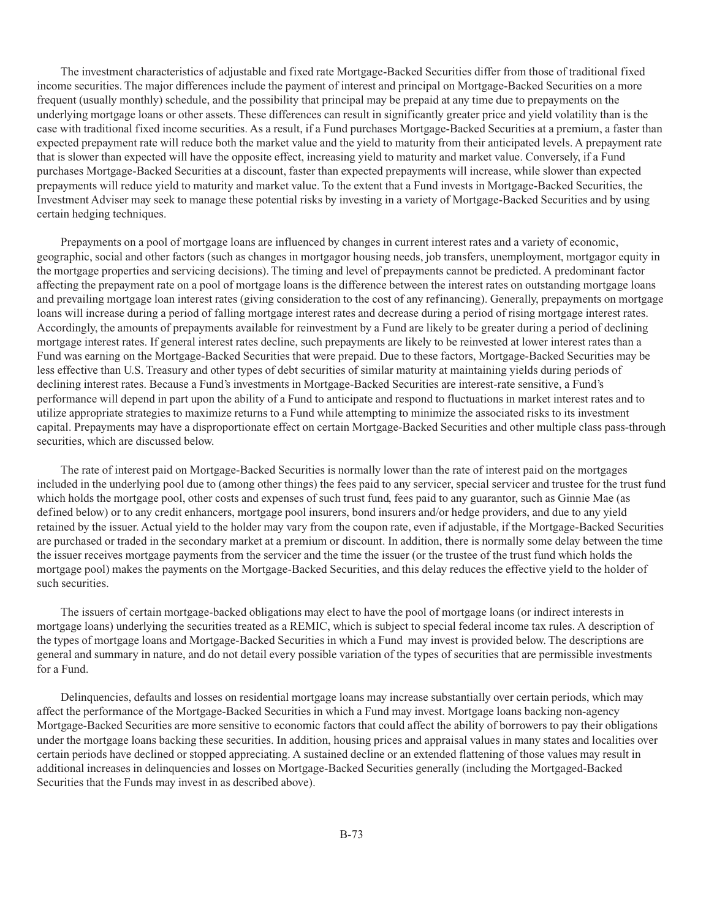The investment characteristics of adjustable and fixed rate Mortgage-Backed Securities differ from those of traditional fixed income securities. The major differences include the payment of interest and principal on Mortgage-Backed Securities on a more frequent (usually monthly) schedule, and the possibility that principal may be prepaid at any time due to prepayments on the underlying mortgage loans or other assets. These differences can result in significantly greater price and yield volatility than is the case with traditional fixed income securities. As a result, if a Fund purchases Mortgage-Backed Securities at a premium, a faster than expected prepayment rate will reduce both the market value and the yield to maturity from their anticipated levels. A prepayment rate that is slower than expected will have the opposite effect, increasing yield to maturity and market value. Conversely, if a Fund purchases Mortgage-Backed Securities at a discount, faster than expected prepayments will increase, while slower than expected prepayments will reduce yield to maturity and market value. To the extent that a Fund invests in Mortgage-Backed Securities, the Investment Adviser may seek to manage these potential risks by investing in a variety of Mortgage-Backed Securities and by using certain hedging techniques.

Prepayments on a pool of mortgage loans are influenced by changes in current interest rates and a variety of economic, geographic, social and other factors (such as changes in mortgagor housing needs, job transfers, unemployment, mortgagor equity in the mortgage properties and servicing decisions). The timing and level of prepayments cannot be predicted. A predominant factor affecting the prepayment rate on a pool of mortgage loans is the difference between the interest rates on outstanding mortgage loans and prevailing mortgage loan interest rates (giving consideration to the cost of any refinancing). Generally, prepayments on mortgage loans will increase during a period of falling mortgage interest rates and decrease during a period of rising mortgage interest rates. Accordingly, the amounts of prepayments available for reinvestment by a Fund are likely to be greater during a period of declining mortgage interest rates. If general interest rates decline, such prepayments are likely to be reinvested at lower interest rates than a Fund was earning on the Mortgage-Backed Securities that were prepaid. Due to these factors, Mortgage-Backed Securities may be less effective than U.S. Treasury and other types of debt securities of similar maturity at maintaining yields during periods of declining interest rates. Because a Fund's investments in Mortgage-Backed Securities are interest-rate sensitive, a Fund's performance will depend in part upon the ability of a Fund to anticipate and respond to fluctuations in market interest rates and to utilize appropriate strategies to maximize returns to a Fund while attempting to minimize the associated risks to its investment capital. Prepayments may have a disproportionate effect on certain Mortgage-Backed Securities and other multiple class pass-through securities, which are discussed below.

The rate of interest paid on Mortgage-Backed Securities is normally lower than the rate of interest paid on the mortgages included in the underlying pool due to (among other things) the fees paid to any servicer, special servicer and trustee for the trust fund which holds the mortgage pool, other costs and expenses of such trust fund, fees paid to any guarantor, such as Ginnie Mae (as defined below) or to any credit enhancers, mortgage pool insurers, bond insurers and/or hedge providers, and due to any yield retained by the issuer. Actual yield to the holder may vary from the coupon rate, even if adjustable, if the Mortgage-Backed Securities are purchased or traded in the secondary market at a premium or discount. In addition, there is normally some delay between the time the issuer receives mortgage payments from the servicer and the time the issuer (or the trustee of the trust fund which holds the mortgage pool) makes the payments on the Mortgage-Backed Securities, and this delay reduces the effective yield to the holder of such securities.

The issuers of certain mortgage-backed obligations may elect to have the pool of mortgage loans (or indirect interests in mortgage loans) underlying the securities treated as a REMIC, which is subject to special federal income tax rules. A description of the types of mortgage loans and Mortgage-Backed Securities in which a Fund may invest is provided below. The descriptions are general and summary in nature, and do not detail every possible variation of the types of securities that are permissible investments for a Fund.

Delinquencies, defaults and losses on residential mortgage loans may increase substantially over certain periods, which may affect the performance of the Mortgage-Backed Securities in which a Fund may invest. Mortgage loans backing non-agency Mortgage-Backed Securities are more sensitive to economic factors that could affect the ability of borrowers to pay their obligations under the mortgage loans backing these securities. In addition, housing prices and appraisal values in many states and localities over certain periods have declined or stopped appreciating. A sustained decline or an extended flattening of those values may result in additional increases in delinquencies and losses on Mortgage-Backed Securities generally (including the Mortgaged-Backed Securities that the Funds may invest in as described above).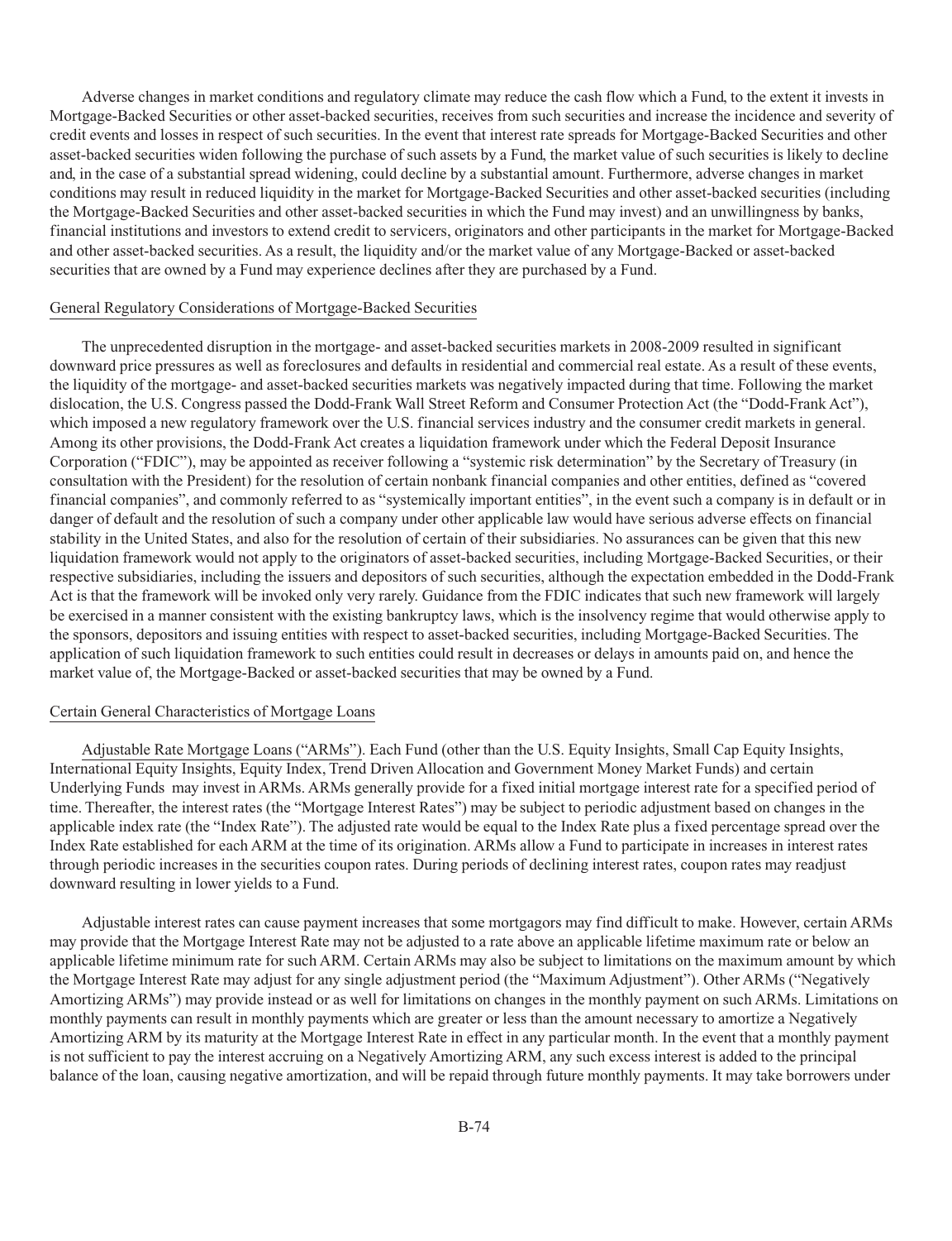Adverse changes in market conditions and regulatory climate may reduce the cash flow which a Fund, to the extent it invests in Mortgage-Backed Securities or other asset-backed securities, receives from such securities and increase the incidence and severity of credit events and losses in respect of such securities. In the event that interest rate spreads for Mortgage-Backed Securities and other asset-backed securities widen following the purchase of such assets by a Fund, the market value of such securities is likely to decline and, in the case of a substantial spread widening, could decline by a substantial amount. Furthermore, adverse changes in market conditions may result in reduced liquidity in the market for Mortgage-Backed Securities and other asset-backed securities (including the Mortgage-Backed Securities and other asset-backed securities in which the Fund may invest) and an unwillingness by banks, financial institutions and investors to extend credit to servicers, originators and other participants in the market for Mortgage-Backed and other asset-backed securities. As a result, the liquidity and/or the market value of any Mortgage-Backed or asset-backed securities that are owned by a Fund may experience declines after they are purchased by a Fund.

General Regulatory Considerations of Mortgage-Backed Securities

The unprecedented disruption in the mortgage- and asset-backed securities markets in 2008-2009 resulted in significant downward price pressures as well as foreclosures and defaults in residential and commercial real estate. As a result of these events, the liquidity of the mortgage- and asset-backed securities markets was negatively impacted during that time. Following the market dislocation, the U.S. Congress passed the Dodd-Frank Wall Street Reform and Consumer Protection Act (the "Dodd-Frank Act"), which imposed a new regulatory framework over the U.S. financial services industry and the consumer credit markets in general. Among its other provisions, the Dodd-Frank Act creates a liquidation framework under which the Federal Deposit Insurance Corporation ("FDIC"), may be appointed as receiver following a "systemic risk determination" by the Secretary of Treasury (in consultation with the President) for the resolution of certain nonbank financial companies and other entities, defined as "covered financial companies", and commonly referred to as "systemically important entities", in the event such a company is in default or in danger of default and the resolution of such a company under other applicable law would have serious adverse effects on financial stability in the United States, and also for the resolution of certain of their subsidiaries. No assurances can be given that this new liquidation framework would not apply to the originators of asset-backed securities, including Mortgage-Backed Securities, or their respective subsidiaries, including the issuers and depositors of such securities, although the expectation embedded in the Dodd-Frank Act is that the framework will be invoked only very rarely. Guidance from the FDIC indicates that such new framework will largely be exercised in a manner consistent with the existing bankruptcy laws, which is the insolvency regime that would otherwise apply to the sponsors, depositors and issuing entities with respect to asset-backed securities, including Mortgage-Backed Securities. The application of such liquidation framework to such entities could result in decreases or delays in amounts paid on, and hence the market value of, the Mortgage-Backed or asset-backed securities that may be owned by a Fund.

Certain General Characteristics of Mortgage Loans

Adjustable Rate Mortgage Loans ("ARMs"). Each Fund (other than the U.S. Equity Insights, Small Cap Equity Insights, International Equity Insights, Equity Index, Trend Driven Allocation and Government Money Market Funds) and certain Underlying Funds may invest in ARMs. ARMs generally provide for a fixed initial mortgage interest rate for a specified period of time. Thereafter, the interest rates (the "Mortgage Interest Rates") may be subject to periodic adjustment based on changes in the applicable index rate (the "Index Rate"). The adjusted rate would be equal to the Index Rate plus a fixed percentage spread over the Index Rate established for each ARM at the time of its origination. ARMs allow a Fund to participate in increases in interest rates through periodic increases in the securities coupon rates. During periods of declining interest rates, coupon rates may readjust downward resulting in lower yields to a Fund.

Adjustable interest rates can cause payment increases that some mortgagors may find difficult to make. However, certain ARMs may provide that the Mortgage Interest Rate may not be adjusted to a rate above an applicable lifetime maximum rate or below an applicable lifetime minimum rate for such ARM. Certain ARMs may also be subject to limitations on the maximum amount by which the Mortgage Interest Rate may adjust for any single adjustment period (the "Maximum Adjustment"). Other ARMs ("Negatively Amortizing ARMs") may provide instead or as well for limitations on changes in the monthly payment on such ARMs. Limitations on monthly payments can result in monthly payments which are greater or less than the amount necessary to amortize a Negatively Amortizing ARM by its maturity at the Mortgage Interest Rate in effect in any particular month. In the event that a monthly payment is not sufficient to pay the interest accruing on a Negatively Amortizing ARM, any such excess interest is added to the principal balance of the loan, causing negative amortization, and will be repaid through future monthly payments. It may take borrowers under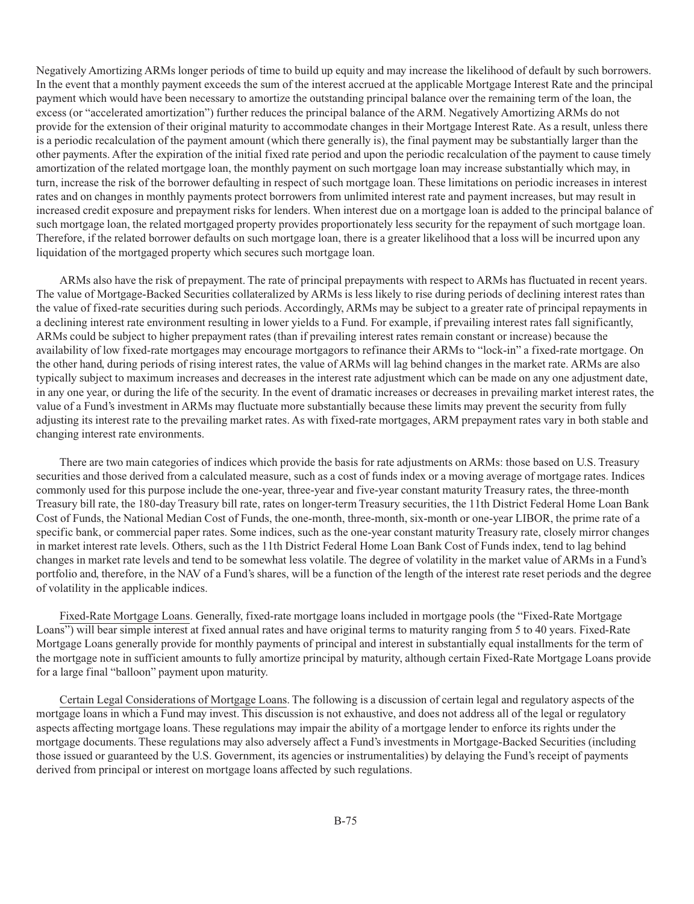Negatively Amortizing ARMs longer periods of time to build up equity and may increase the likelihood of default by such borrowers. In the event that a monthly payment exceeds the sum of the interest accrued at the applicable Mortgage Interest Rate and the principal payment which would have been necessary to amortize the outstanding principal balance over the remaining term of the loan, the excess (or "accelerated amortization") further reduces the principal balance of the ARM. Negatively Amortizing ARMs do not provide for the extension of their original maturity to accommodate changes in their Mortgage Interest Rate. As a result, unless there is a periodic recalculation of the payment amount (which there generally is), the final payment may be substantially larger than the other payments. After the expiration of the initial fixed rate period and upon the periodic recalculation of the payment to cause timely amortization of the related mortgage loan, the monthly payment on such mortgage loan may increase substantially which may, in turn, increase the risk of the borrower defaulting in respect of such mortgage loan. These limitations on periodic increases in interest rates and on changes in monthly payments protect borrowers from unlimited interest rate and payment increases, but may result in increased credit exposure and prepayment risks for lenders. When interest due on a mortgage loan is added to the principal balance of such mortgage loan, the related mortgaged property provides proportionately less security for the repayment of such mortgage loan. Therefore, if the related borrower defaults on such mortgage loan, there is a greater likelihood that a loss will be incurred upon any liquidation of the mortgaged property which secures such mortgage loan.

ARMs also have the risk of prepayment. The rate of principal prepayments with respect to ARMs has fluctuated in recent years. The value of Mortgage-Backed Securities collateralized by ARMs is less likely to rise during periods of declining interest rates than the value of fixed-rate securities during such periods. Accordingly, ARMs may be subject to a greater rate of principal repayments in a declining interest rate environment resulting in lower yields to a Fund. For example, if prevailing interest rates fall significantly, ARMs could be subject to higher prepayment rates (than if prevailing interest rates remain constant or increase) because the availability of low fixed-rate mortgages may encourage mortgagors to refinance their ARMs to "lock-in" a fixed-rate mortgage. On the other hand, during periods of rising interest rates, the value of ARMs will lag behind changes in the market rate. ARMs are also typically subject to maximum increases and decreases in the interest rate adjustment which can be made on any one adjustment date, in any one year, or during the life of the security. In the event of dramatic increases or decreases in prevailing market interest rates, the value of a Fund's investment in ARMs may fluctuate more substantially because these limits may prevent the security from fully adjusting its interest rate to the prevailing market rates. As with fixed-rate mortgages, ARM prepayment rates vary in both stable and changing interest rate environments.

There are two main categories of indices which provide the basis for rate adjustments on ARMs: those based on U.S. Treasury securities and those derived from a calculated measure, such as a cost of funds index or a moving average of mortgage rates. Indices commonly used for this purpose include the one-year, three-year and five-year constant maturity Treasury rates, the three-month Treasury bill rate, the 180-day Treasury bill rate, rates on longer-term Treasury securities, the 11th District Federal Home Loan Bank Cost of Funds, the National Median Cost of Funds, the one-month, three-month, six-month or one-year LIBOR, the prime rate of a specific bank, or commercial paper rates. Some indices, such as the one-year constant maturity Treasury rate, closely mirror changes in market interest rate levels. Others, such as the 11th District Federal Home Loan Bank Cost of Funds index, tend to lag behind changes in market rate levels and tend to be somewhat less volatile. The degree of volatility in the market value of ARMs in a Fund's portfolio and, therefore, in the NAV of a Fund's shares, will be a function of the length of the interest rate reset periods and the degree of volatility in the applicable indices.

Fixed-Rate Mortgage Loans. Generally, fixed-rate mortgage loans included in mortgage pools (the "Fixed-Rate Mortgage Loans") will bear simple interest at fixed annual rates and have original terms to maturity ranging from 5 to 40 years. Fixed-Rate Mortgage Loans generally provide for monthly payments of principal and interest in substantially equal installments for the term of the mortgage note in sufficient amounts to fully amortize principal by maturity, although certain Fixed-Rate Mortgage Loans provide for a large final "balloon" payment upon maturity.

Certain Legal Considerations of Mortgage Loans. The following is a discussion of certain legal and regulatory aspects of the mortgage loans in which a Fund may invest. This discussion is not exhaustive, and does not address all of the legal or regulatory aspects affecting mortgage loans. These regulations may impair the ability of a mortgage lender to enforce its rights under the mortgage documents. These regulations may also adversely affect a Fund's investments in Mortgage-Backed Securities (including those issued or guaranteed by the U.S. Government, its agencies or instrumentalities) by delaying the Fund's receipt of payments derived from principal or interest on mortgage loans affected by such regulations.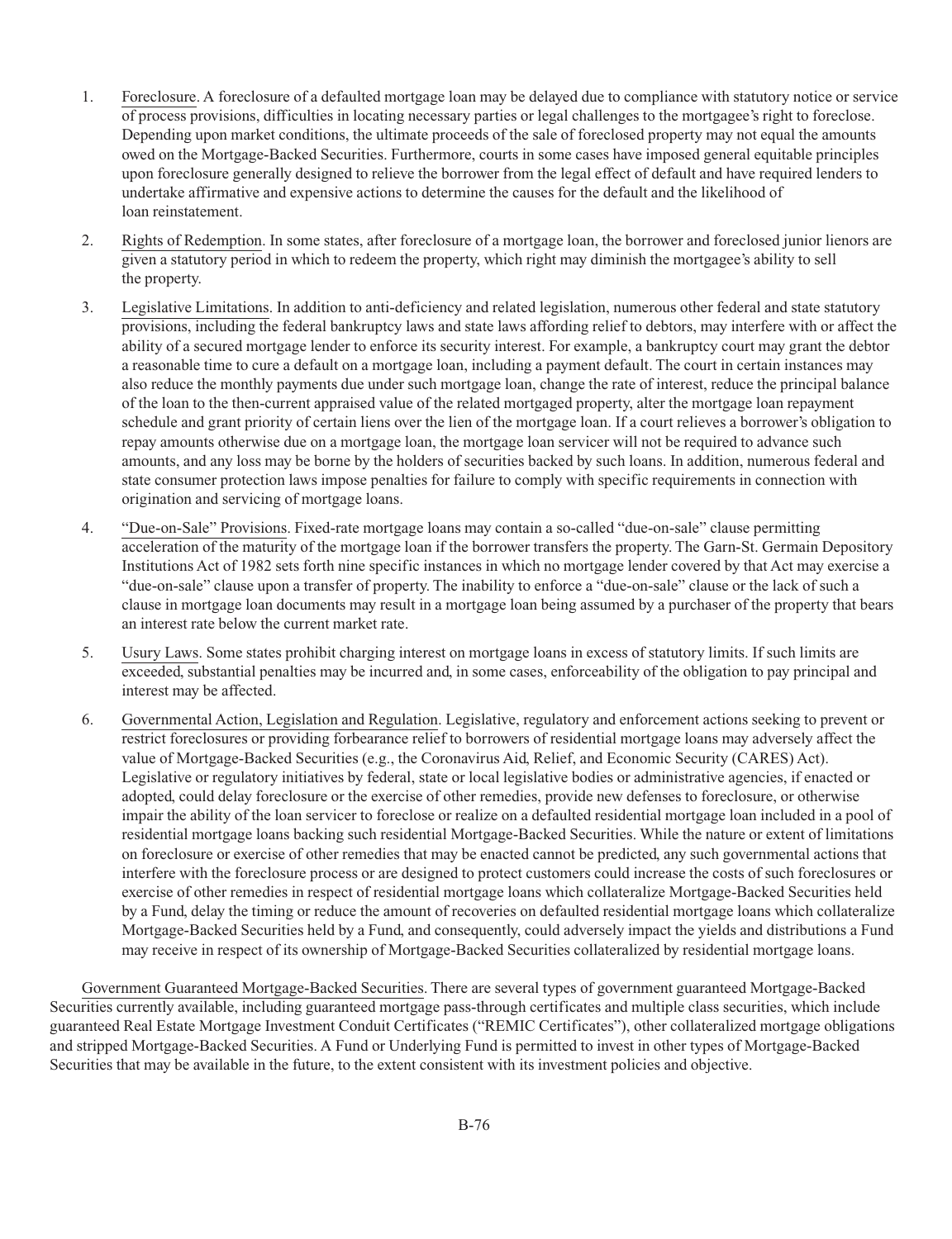1. Foreclosure. A foreclosure of a defaulted mortgage loan may be delayed due to compliance with statutory notice or service of process provisions, difficulties in locating necessary parties or legal challenges to the mortgagee's right to foreclose. Depending upon market conditions, the ultimate proceeds of the sale of foreclosed property may not equal the amounts owed on the Mortgage-Backed Securities. Furthermore, courts in some cases have imposed general equitable principles upon foreclosure generally designed to relieve the borrower from the legal effect of default and have required lenders to undertake affirmative and expensive actions to determine the causes for the default and the likelihood of loan reinstatement.

2. Rights of Redemption. In some states, after foreclosure of a mortgage loan, the borrower and foreclosed junior lienors are given a statutory period in which to redeem the property, which right may diminish the mortgagee's ability to sell the property.

3. Legislative Limitations. In addition to anti-deficiency and related legislation, numerous other federal and state statutory provisions, including the federal bankruptcy laws and state laws affording relief to debtors, may interfere with or affect the ability of a secured mortgage lender to enforce its security interest. For example, a bankruptcy court may grant the debtor a reasonable time to cure a default on a mortgage loan, including a payment default. The court in certain instances may also reduce the monthly payments due under such mortgage loan, change the rate of interest, reduce the principal balance of the loan to the then-current appraised value of the related mortgaged property, alter the mortgage loan repayment schedule and grant priority of certain liens over the lien of the mortgage loan. If a court relieves a borrower's obligation to repay amounts otherwise due on a mortgage loan, the mortgage loan servicer will not be required to advance such amounts, and any loss may be borne by the holders of securities backed by such loans. In addition, numerous federal and state consumer protection laws impose penalties for failure to comply with specific requirements in connection with origination and servicing of mortgage loans.

4. "Due-on-Sale" Provisions. Fixed-rate mortgage loans may contain a so-called "due-on-sale" clause permitting acceleration of the maturity of the mortgage loan if the borrower transfers the property. The Garn-St. Germain Depository Institutions Act of 1982 sets forth nine specific instances in which no mortgage lender covered by that Act may exercise a "due-on-sale" clause upon a transfer of property. The inability to enforce a "due-on-sale" clause or the lack of such a clause in mortgage loan documents may result in a mortgage loan being assumed by a purchaser of the property that bears an interest rate below the current market rate.

5. Usury Laws. Some states prohibit charging interest on mortgage loans in excess of statutory limits. If such limits are exceeded, substantial penalties may be incurred and, in some cases, enforceability of the obligation to pay principal and interest may be affected.

6. Governmental Action, Legislation and Regulation. Legislative, regulatory and enforcement actions seeking to prevent or restrict foreclosures or providing forbearance relief to borrowers of residential mortgage loans may adversely affect the value of Mortgage-Backed Securities (e.g., the Coronavirus Aid, Relief, and Economic Security (CARES) Act). Legislative or regulatory initiatives by federal, state or local legislative bodies or administrative agencies, if enacted or adopted, could delay foreclosure or the exercise of other remedies, provide new defenses to foreclosure, or otherwise impair the ability of the loan servicer to foreclose or realize on a defaulted residential mortgage loan included in a pool of residential mortgage loans backing such residential Mortgage-Backed Securities. While the nature or extent of limitations on foreclosure or exercise of other remedies that may be enacted cannot be predicted, any such governmental actions that interfere with the foreclosure process or are designed to protect customers could increase the costs of such foreclosures or exercise of other remedies in respect of residential mortgage loans which collateralize Mortgage-Backed Securities held by a Fund, delay the timing or reduce the amount of recoveries on defaulted residential mortgage loans which collateralize Mortgage-Backed Securities held by a Fund, and consequently, could adversely impact the yields and distributions a Fund may receive in respect of its ownership of Mortgage-Backed Securities collateralized by residential mortgage loans.

Government Guaranteed Mortgage-Backed Securities. There are several types of government guaranteed Mortgage-Backed Securities currently available, including guaranteed mortgage pass-through certificates and multiple class securities, which include guaranteed Real Estate Mortgage Investment Conduit Certificates ("REMIC Certificates"), other collateralized mortgage obligations and stripped Mortgage-Backed Securities. A Fund or Underlying Fund is permitted to invest in other types of Mortgage-Backed Securities that may be available in the future, to the extent consistent with its investment policies and objective.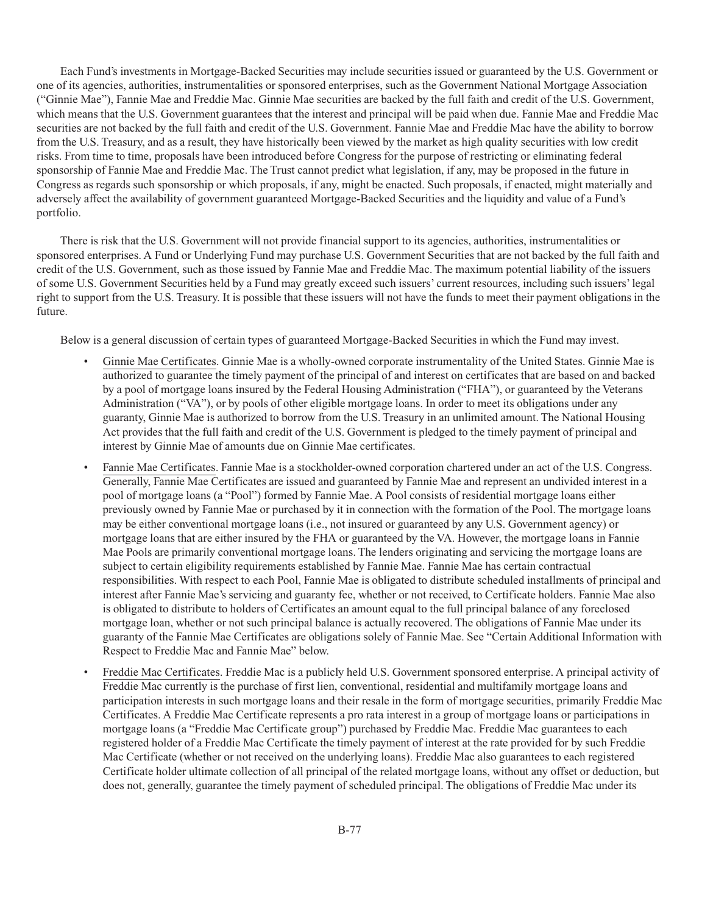Each Fund's investments in Mortgage-Backed Securities may include securities issued or guaranteed by the U.S. Government or one of its agencies, authorities, instrumentalities or sponsored enterprises, such as the Government National Mortgage Association ("Ginnie Mae"), Fannie Mae and Freddie Mac. Ginnie Mae securities are backed by the full faith and credit of the U.S. Government, which means that the U.S. Government guarantees that the interest and principal will be paid when due. Fannie Mae and Freddie Mac securities are not backed by the full faith and credit of the U.S. Government. Fannie Mae and Freddie Mac have the ability to borrow from the U.S. Treasury, and as a result, they have historically been viewed by the market as high quality securities with low credit risks. From time to time, proposals have been introduced before Congress for the purpose of restricting or eliminating federal sponsorship of Fannie Mae and Freddie Mac. The Trust cannot predict what legislation, if any, may be proposed in the future in Congress as regards such sponsorship or which proposals, if any, might be enacted. Such proposals, if enacted, might materially and adversely affect the availability of government guaranteed Mortgage-Backed Securities and the liquidity and value of a Fund's portfolio.

There is risk that the U.S. Government will not provide financial support to its agencies, authorities, instrumentalities or sponsored enterprises. A Fund or Underlying Fund may purchase U.S. Government Securities that are not backed by the full faith and credit of the U.S. Government, such as those issued by Fannie Mae and Freddie Mac. The maximum potential liability of the issuers of some U.S. Government Securities held by a Fund may greatly exceed such issuers' current resources, including such issuers' legal right to support from the U.S. Treasury. It is possible that these issuers will not have the funds to meet their payment obligations in the future.

Below is a general discussion of certain types of guaranteed Mortgage-Backed Securities in which the Fund may invest.

- Ginnie Mae Certificates. Ginnie Mae is a wholly-owned corporate instrumentality of the United States. Ginnie Mae is authorized to guarantee the timely payment of the principal of and interest on certificates that are based on and backed by a pool of mortgage loans insured by the Federal Housing Administration ("FHA"), or guaranteed by the Veterans Administration ("VA"), or by pools of other eligible mortgage loans. In order to meet its obligations under any guaranty, Ginnie Mae is authorized to borrow from the U.S. Treasury in an unlimited amount. The National Housing Act provides that the full faith and credit of the U.S. Government is pledged to the timely payment of principal and interest by Ginnie Mae of amounts due on Ginnie Mae certificates.

- Fannie Mae Certificates. Fannie Mae is a stockholder-owned corporation chartered under an act of the U.S. Congress. Generally, Fannie Mae Certificates are issued and guaranteed by Fannie Mae and represent an undivided interest in a pool of mortgage loans (a "Pool") formed by Fannie Mae. A Pool consists of residential mortgage loans either previously owned by Fannie Mae or purchased by it in connection with the formation of the Pool. The mortgage loans may be either conventional mortgage loans (i.e., not insured or guaranteed by any U.S. Government agency) or mortgage loans that are either insured by the FHA or guaranteed by the VA. However, the mortgage loans in Fannie Mae Pools are primarily conventional mortgage loans. The lenders originating and servicing the mortgage loans are subject to certain eligibility requirements established by Fannie Mae. Fannie Mae has certain contractual responsibilities. With respect to each Pool, Fannie Mae is obligated to distribute scheduled installments of principal and interest after Fannie Mae's servicing and guaranty fee, whether or not received, to Certificate holders. Fannie Mae also is obligated to distribute to holders of Certificates an amount equal to the full principal balance of any foreclosed mortgage loan, whether or not such principal balance is actually recovered. The obligations of Fannie Mae under its guaranty of the Fannie Mae Certificates are obligations solely of Fannie Mae. See "Certain Additional Information with Respect to Freddie Mac and Fannie Mae" below.

- Freddie Mac Certificates. Freddie Mac is a publicly held U.S. Government sponsored enterprise. A principal activity of Freddie Mac currently is the purchase of first lien, conventional, residential and multifamily mortgage loans and participation interests in such mortgage loans and their resale in the form of mortgage securities, primarily Freddie Mac Certificates. A Freddie Mac Certificate represents a pro rata interest in a group of mortgage loans or participations in mortgage loans (a "Freddie Mac Certificate group") purchased by Freddie Mac. Freddie Mac guarantees to each registered holder of a Freddie Mac Certificate the timely payment of interest at the rate provided for by such Freddie Mac Certificate (whether or not received on the underlying loans). Freddie Mac also guarantees to each registered Certificate holder ultimate collection of all principal of the related mortgage loans, without any offset or deduction, but does not, generally, guarantee the timely payment of scheduled principal. The obligations of Freddie Mac under its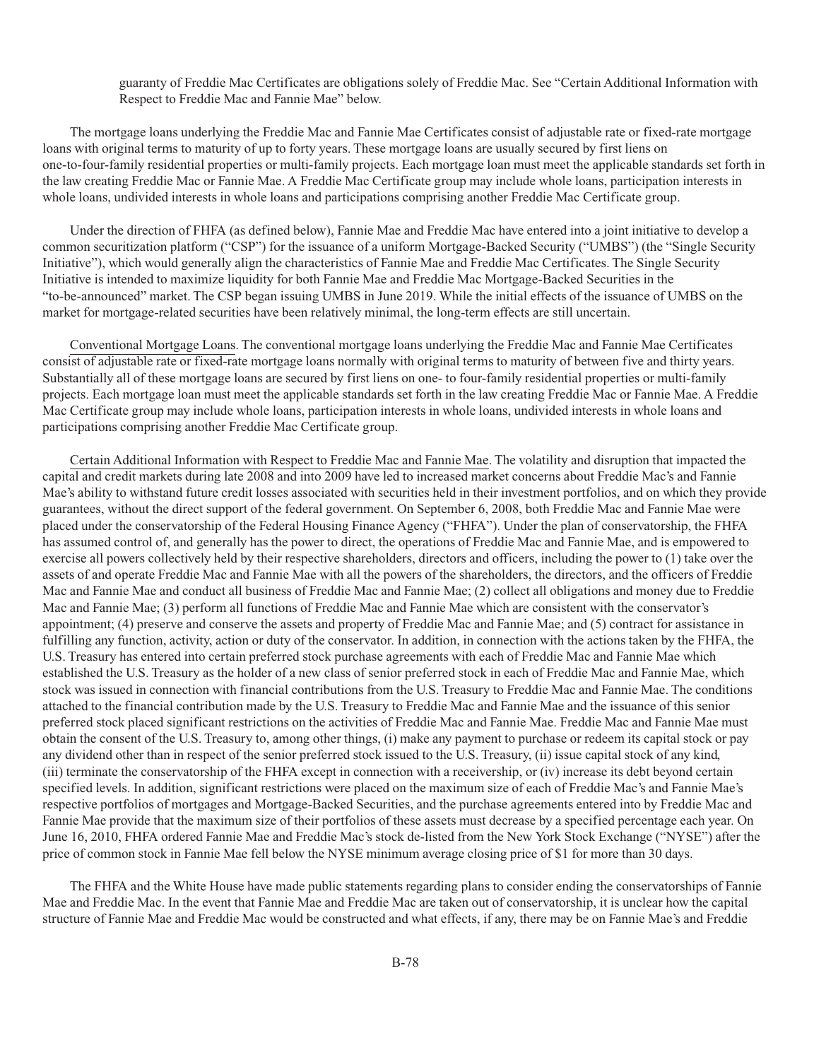guaranty of Freddie Mac Certificates are obligations solely of Freddie Mac. See "Certain Additional Information with Respect to Freddie Mac and Fannie Mae" below.

The mortgage loans underlying the Freddie Mac and Fannie Mae Certificates consist of adjustable rate or fixed-rate mortgage loans with original terms to maturity of up to forty years. These mortgage loans are usually secured by first liens on one-to-four-family residential properties or multi-family projects. Each mortgage loan must meet the applicable standards set forth in the law creating Freddie Mac or Fannie Mae. A Freddie Mac Certificate group may include whole loans, participation interests in whole loans, undivided interests in whole loans and participations comprising another Freddie Mac Certificate group.

Under the direction of FHFA (as defined below), Fannie Mae and Freddie Mac have entered into a joint initiative to develop a common securitization platform ("CSP") for the issuance of a uniform Mortgage-Backed Security ("UMBS") (the "Single Security Initiative"), which would generally align the characteristics of Fannie Mae and Freddie Mac Certificates. The Single Security Initiative is intended to maximize liquidity for both Fannie Mae and Freddie Mac Mortgage-Backed Securities in the "to-be-announced" market. The CSP began issuing UMBS in June 2019. While the initial effects of the issuance of UMBS on the market for mortgage-related securities have been relatively minimal, the long-term effects are still uncertain.

Conventional Mortgage Loans. The conventional mortgage loans underlying the Freddie Mac and Fannie Mae Certificates consist of adjustable rate or fixed-rate mortgage loans normally with original terms to maturity of between five and thirty years. Substantially all of these mortgage loans are secured by first liens on one- to four-family residential properties or multi-family projects. Each mortgage loan must meet the applicable standards set forth in the law creating Freddie Mac or Fannie Mae. A Freddie Mac Certificate group may include whole loans, participation interests in whole loans, undivided interests in whole loans and participations comprising another Freddie Mac Certificate group.

Certain Additional Information with Respect to Freddie Mac and Fannie Mae. The volatility and disruption that impacted the capital and credit markets during late 2008 and into 2009 have led to increased market concerns about Freddie Mac's and Fannie Mae's ability to withstand future credit losses associated with securities held in their investment portfolios, and on which they provide guarantees, without the direct support of the federal government. On September 6, 2008, both Freddie Mac and Fannie Mae were placed under the conservatorship of the Federal Housing Finance Agency ("FHFA"). Under the plan of conservatorship, the FHFA has assumed control of, and generally has the power to direct, the operations of Freddie Mac and Fannie Mae, and is empowered to exercise all powers collectively held by their respective shareholders, directors and officers, including the power to (1) take over the assets of and operate Freddie Mac and Fannie Mae with all the powers of the shareholders, the directors, and the officers of Freddie Mac and Fannie Mae and conduct all business of Freddie Mac and Fannie Mae; (2) collect all obligations and money due to Freddie Mac and Fannie Mae; (3) perform all functions of Freddie Mac and Fannie Mae which are consistent with the conservator's appointment; (4) preserve and conserve the assets and property of Freddie Mac and Fannie Mae; and (5) contract for assistance in fulfilling any function, activity, action or duty of the conservator. In addition, in connection with the actions taken by the FHFA, the U.S. Treasury has entered into certain preferred stock purchase agreements with each of Freddie Mac and Fannie Mae which established the U.S. Treasury as the holder of a new class of senior preferred stock in each of Freddie Mac and Fannie Mae, which stock was issued in connection with financial contributions from the U.S. Treasury to Freddie Mac and Fannie Mae. The conditions attached to the financial contribution made by the U.S. Treasury to Freddie Mac and Fannie Mae and the issuance of this senior preferred stock placed significant restrictions on the activities of Freddie Mac and Fannie Mae. Freddie Mac and Fannie Mae must obtain the consent of the U.S. Treasury to, among other things, (i) make any payment to purchase or redeem its capital stock or pay any dividend other than in respect of the senior preferred stock issued to the U.S. Treasury, (ii) issue capital stock of any kind, (iii) terminate the conservatorship of the FHFA except in connection with a receivership, or (iv) increase its debt beyond certain specified levels. In addition, significant restrictions were placed on the maximum size of each of Freddie Mac's and Fannie Mae's respective portfolios of mortgages and Mortgage-Backed Securities, and the purchase agreements entered into by Freddie Mac and Fannie Mae provide that the maximum size of their portfolios of these assets must decrease by a specified percentage each year. On June 16, 2010, FHFA ordered Fannie Mae and Freddie Mac's stock de-listed from the New York Stock Exchange ("NYSE") after the price of common stock in Fannie Mae fell below the NYSE minimum average closing price of $1 for more than 30 days.

The FHFA and the White House have made public statements regarding plans to consider ending the conservatorships of Fannie Mae and Freddie Mac. In the event that Fannie Mae and Freddie Mac are taken out of conservatorship, it is unclear how the capital structure of Fannie Mae and Freddie Mac would be constructed and what effects, if any, there may be on Fannie Mae's and Freddie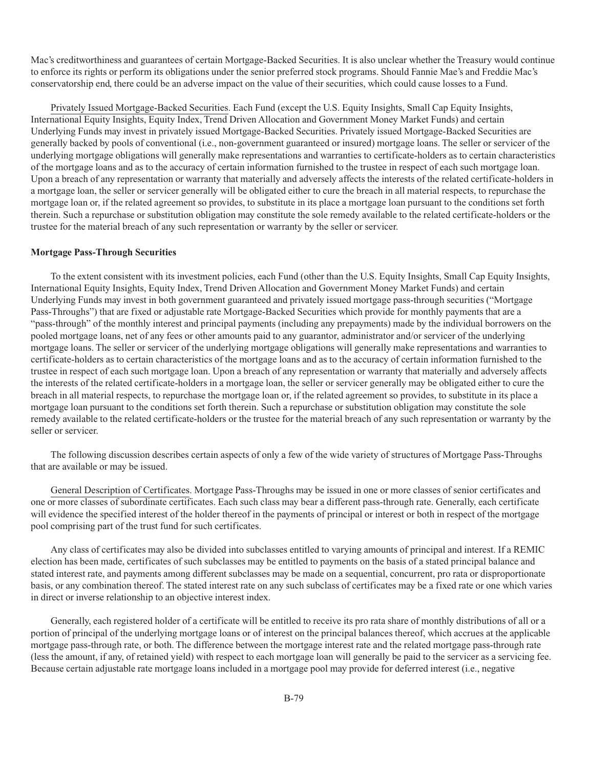Mac's creditworthiness and guarantees of certain Mortgage-Backed Securities. It is also unclear whether the Treasury would continue to enforce its rights or perform its obligations under the senior preferred stock programs. Should Fannie Mae's and Freddie Mac's conservatorship end, there could be an adverse impact on the value of their securities, which could cause losses to a Fund.

Privately Issued Mortgage-Backed Securities. Each Fund (except the U.S. Equity Insights, Small Cap Equity Insights, International Equity Insights, Equity Index, Trend Driven Allocation and Government Money Market Funds) and certain Underlying Funds may invest in privately issued Mortgage-Backed Securities. Privately issued Mortgage-Backed Securities are generally backed by pools of conventional (i.e., non-government guaranteed or insured) mortgage loans. The seller or servicer of the underlying mortgage obligations will generally make representations and warranties to certificate-holders as to certain characteristics of the mortgage loans and as to the accuracy of certain information furnished to the trustee in respect of each such mortgage loan. Upon a breach of any representation or warranty that materially and adversely affects the interests of the related certificate-holders in a mortgage loan, the seller or servicer generally will be obligated either to cure the breach in all material respects, to repurchase the mortgage loan or, if the related agreement so provides, to substitute in its place a mortgage loan pursuant to the conditions set forth therein. Such a repurchase or substitution obligation may constitute the sole remedy available to the related certificate-holders or the trustee for the material breach of any such representation or warranty by the seller or servicer.

**Mortgage Pass-Through Securities**

To the extent consistent with its investment policies, each Fund (other than the U.S. Equity Insights, Small Cap Equity Insights, International Equity Insights, Equity Index, Trend Driven Allocation and Government Money Market Funds) and certain Underlying Funds may invest in both government guaranteed and privately issued mortgage pass-through securities ("Mortgage Pass-Throughs") that are fixed or adjustable rate Mortgage-Backed Securities which provide for monthly payments that are a "pass-through" of the monthly interest and principal payments (including any prepayments) made by the individual borrowers on the pooled mortgage loans, net of any fees or other amounts paid to any guarantor, administrator and/or servicer of the underlying mortgage loans. The seller or servicer of the underlying mortgage obligations will generally make representations and warranties to certificate-holders as to certain characteristics of the mortgage loans and as to the accuracy of certain information furnished to the trustee in respect of each such mortgage loan. Upon a breach of any representation or warranty that materially and adversely affects the interests of the related certificate-holders in a mortgage loan, the seller or servicer generally may be obligated either to cure the breach in all material respects, to repurchase the mortgage loan or, if the related agreement so provides, to substitute in its place a mortgage loan pursuant to the conditions set forth therein. Such a repurchase or substitution obligation may constitute the sole remedy available to the related certificate-holders or the trustee for the material breach of any such representation or warranty by the seller or servicer.

The following discussion describes certain aspects of only a few of the wide variety of structures of Mortgage Pass-Throughs that are available or may be issued.

General Description of Certificates. Mortgage Pass-Throughs may be issued in one or more classes of senior certificates and one or more classes of subordinate certificates. Each such class may bear a different pass-through rate. Generally, each certificate will evidence the specified interest of the holder thereof in the payments of principal or interest or both in respect of the mortgage pool comprising part of the trust fund for such certificates.

Any class of certificates may also be divided into subclasses entitled to varying amounts of principal and interest. If a REMIC election has been made, certificates of such subclasses may be entitled to payments on the basis of a stated principal balance and stated interest rate, and payments among different subclasses may be made on a sequential, concurrent, pro rata or disproportionate basis, or any combination thereof. The stated interest rate on any such subclass of certificates may be a fixed rate or one which varies in direct or inverse relationship to an objective interest index.

Generally, each registered holder of a certificate will be entitled to receive its pro rata share of monthly distributions of all or a portion of principal of the underlying mortgage loans or of interest on the principal balances thereof, which accrues at the applicable mortgage pass-through rate, or both. The difference between the mortgage interest rate and the related mortgage pass-through rate (less the amount, if any, of retained yield) with respect to each mortgage loan will generally be paid to the servicer as a servicing fee. Because certain adjustable rate mortgage loans included in a mortgage pool may provide for deferred interest (i.e., negative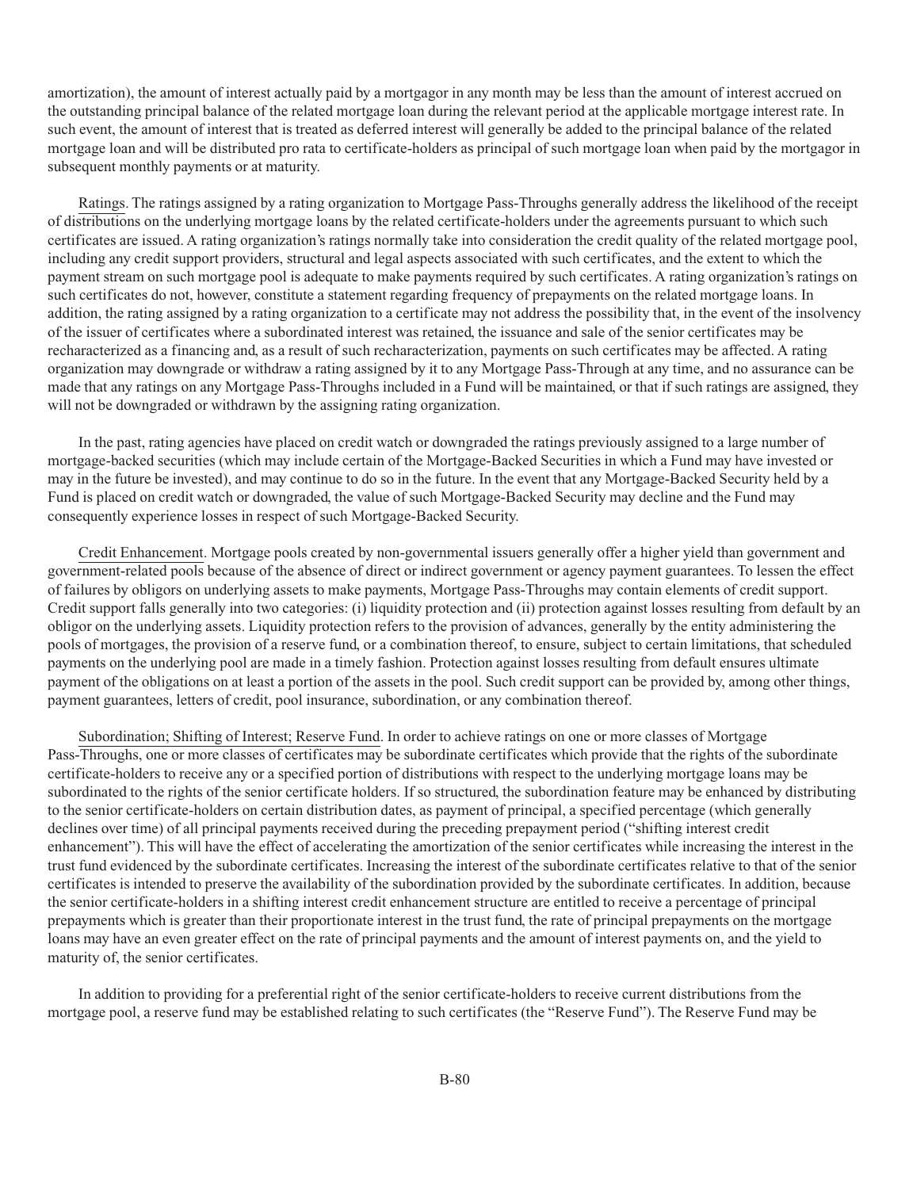amortization), the amount of interest actually paid by a mortgagor in any month may be less than the amount of interest accrued on the outstanding principal balance of the related mortgage loan during the relevant period at the applicable mortgage interest rate. In such event, the amount of interest that is treated as deferred interest will generally be added to the principal balance of the related mortgage loan and will be distributed pro rata to certificate-holders as principal of such mortgage loan when paid by the mortgagor in subsequent monthly payments or at maturity.

Ratings. The ratings assigned by a rating organization to Mortgage Pass-Throughs generally address the likelihood of the receipt of distributions on the underlying mortgage loans by the related certificate-holders under the agreements pursuant to which such certificates are issued. A rating organization's ratings normally take into consideration the credit quality of the related mortgage pool, including any credit support providers, structural and legal aspects associated with such certificates, and the extent to which the payment stream on such mortgage pool is adequate to make payments required by such certificates. A rating organization's ratings on such certificates do not, however, constitute a statement regarding frequency of prepayments on the related mortgage loans. In addition, the rating assigned by a rating organization to a certificate may not address the possibility that, in the event of the insolvency of the issuer of certificates where a subordinated interest was retained, the issuance and sale of the senior certificates may be recharacterized as a financing and, as a result of such recharacterization, payments on such certificates may be affected. A rating organization may downgrade or withdraw a rating assigned by it to any Mortgage Pass-Through at any time, and no assurance can be made that any ratings on any Mortgage Pass-Throughs included in a Fund will be maintained, or that if such ratings are assigned, they will not be downgraded or withdrawn by the assigning rating organization.

In the past, rating agencies have placed on credit watch or downgraded the ratings previously assigned to a large number of mortgage-backed securities (which may include certain of the Mortgage-Backed Securities in which a Fund may have invested or may in the future be invested), and may continue to do so in the future. In the event that any Mortgage-Backed Security held by a Fund is placed on credit watch or downgraded, the value of such Mortgage-Backed Security may decline and the Fund may consequently experience losses in respect of such Mortgage-Backed Security.

Credit Enhancement. Mortgage pools created by non-governmental issuers generally offer a higher yield than government and government-related pools because of the absence of direct or indirect government or agency payment guarantees. To lessen the effect of failures by obligors on underlying assets to make payments, Mortgage Pass-Throughs may contain elements of credit support. Credit support falls generally into two categories: (i) liquidity protection and (ii) protection against losses resulting from default by an obligor on the underlying assets. Liquidity protection refers to the provision of advances, generally by the entity administering the pools of mortgages, the provision of a reserve fund, or a combination thereof, to ensure, subject to certain limitations, that scheduled payments on the underlying pool are made in a timely fashion. Protection against losses resulting from default ensures ultimate payment of the obligations on at least a portion of the assets in the pool. Such credit support can be provided by, among other things, payment guarantees, letters of credit, pool insurance, subordination, or any combination thereof.

Subordination; Shifting of Interest; Reserve Fund. In order to achieve ratings on one or more classes of Mortgage Pass-Throughs, one or more classes of certificates may be subordinate certificates which provide that the rights of the subordinate certificate-holders to receive any or a specified portion of distributions with respect to the underlying mortgage loans may be subordinated to the rights of the senior certificate holders. If so structured, the subordination feature may be enhanced by distributing to the senior certificate-holders on certain distribution dates, as payment of principal, a specified percentage (which generally declines over time) of all principal payments received during the preceding prepayment period ("shifting interest credit enhancement"). This will have the effect of accelerating the amortization of the senior certificates while increasing the interest in the trust fund evidenced by the subordinate certificates. Increasing the interest of the subordinate certificates relative to that of the senior certificates is intended to preserve the availability of the subordination provided by the subordinate certificates. In addition, because the senior certificate-holders in a shifting interest credit enhancement structure are entitled to receive a percentage of principal prepayments which is greater than their proportionate interest in the trust fund, the rate of principal prepayments on the mortgage loans may have an even greater effect on the rate of principal payments and the amount of interest payments on, and the yield to maturity of, the senior certificates.

In addition to providing for a preferential right of the senior certificate-holders to receive current distributions from the mortgage pool, a reserve fund may be established relating to such certificates (the "Reserve Fund"). The Reserve Fund may be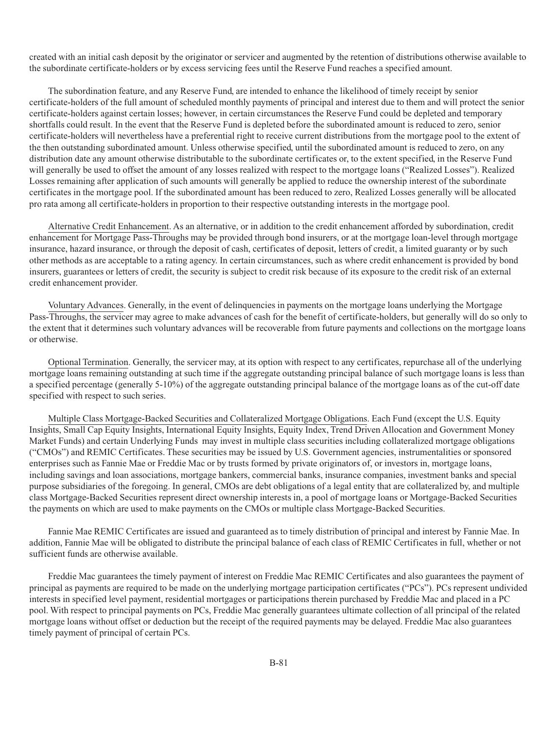created with an initial cash deposit by the originator or servicer and augmented by the retention of distributions otherwise available to the subordinate certificate-holders or by excess servicing fees until the Reserve Fund reaches a specified amount.

The subordination feature, and any Reserve Fund, are intended to enhance the likelihood of timely receipt by senior certificate-holders of the full amount of scheduled monthly payments of principal and interest due to them and will protect the senior certificate-holders against certain losses; however, in certain circumstances the Reserve Fund could be depleted and temporary shortfalls could result. In the event that the Reserve Fund is depleted before the subordinated amount is reduced to zero, senior certificate-holders will nevertheless have a preferential right to receive current distributions from the mortgage pool to the extent of the then outstanding subordinated amount. Unless otherwise specified, until the subordinated amount is reduced to zero, on any distribution date any amount otherwise distributable to the subordinate certificates or, to the extent specified, in the Reserve Fund will generally be used to offset the amount of any losses realized with respect to the mortgage loans ("Realized Losses"). Realized Losses remaining after application of such amounts will generally be applied to reduce the ownership interest of the subordinate certificates in the mortgage pool. If the subordinated amount has been reduced to zero, Realized Losses generally will be allocated pro rata among all certificate-holders in proportion to their respective outstanding interests in the mortgage pool.

Alternative Credit Enhancement. As an alternative, or in addition to the credit enhancement afforded by subordination, credit enhancement for Mortgage Pass-Throughs may be provided through bond insurers, or at the mortgage loan-level through mortgage insurance, hazard insurance, or through the deposit of cash, certificates of deposit, letters of credit, a limited guaranty or by such other methods as are acceptable to a rating agency. In certain circumstances, such as where credit enhancement is provided by bond insurers, guarantees or letters of credit, the security is subject to credit risk because of its exposure to the credit risk of an external credit enhancement provider.

Voluntary Advances. Generally, in the event of delinquencies in payments on the mortgage loans underlying the Mortgage Pass-Throughs, the servicer may agree to make advances of cash for the benefit of certificate-holders, but generally will do so only to the extent that it determines such voluntary advances will be recoverable from future payments and collections on the mortgage loans or otherwise.

Optional Termination. Generally, the servicer may, at its option with respect to any certificates, repurchase all of the underlying mortgage loans remaining outstanding at such time if the aggregate outstanding principal balance of such mortgage loans is less than a specified percentage (generally 5-10%) of the aggregate outstanding principal balance of the mortgage loans as of the cut-off date specified with respect to such series.

Multiple Class Mortgage-Backed Securities and Collateralized Mortgage Obligations. Each Fund (except the U.S. Equity Insights, Small Cap Equity Insights, International Equity Insights, Equity Index, Trend Driven Allocation and Government Money Market Funds) and certain Underlying Funds may invest in multiple class securities including collateralized mortgage obligations ("CMOs") and REMIC Certificates. These securities may be issued by U.S. Government agencies, instrumentalities or sponsored enterprises such as Fannie Mae or Freddie Mac or by trusts formed by private originators of, or investors in, mortgage loans, including savings and loan associations, mortgage bankers, commercial banks, insurance companies, investment banks and special purpose subsidiaries of the foregoing. In general, CMOs are debt obligations of a legal entity that are collateralized by, and multiple class Mortgage-Backed Securities represent direct ownership interests in, a pool of mortgage loans or Mortgage-Backed Securities the payments on which are used to make payments on the CMOs or multiple class Mortgage-Backed Securities.

Fannie Mae REMIC Certificates are issued and guaranteed as to timely distribution of principal and interest by Fannie Mae. In addition, Fannie Mae will be obligated to distribute the principal balance of each class of REMIC Certificates in full, whether or not sufficient funds are otherwise available.

Freddie Mac guarantees the timely payment of interest on Freddie Mac REMIC Certificates and also guarantees the payment of principal as payments are required to be made on the underlying mortgage participation certificates ("PCs"). PCs represent undivided interests in specified level payment, residential mortgages or participations therein purchased by Freddie Mac and placed in a PC pool. With respect to principal payments on PCs, Freddie Mac generally guarantees ultimate collection of all principal of the related mortgage loans without offset or deduction but the receipt of the required payments may be delayed. Freddie Mac also guarantees timely payment of principal of certain PCs.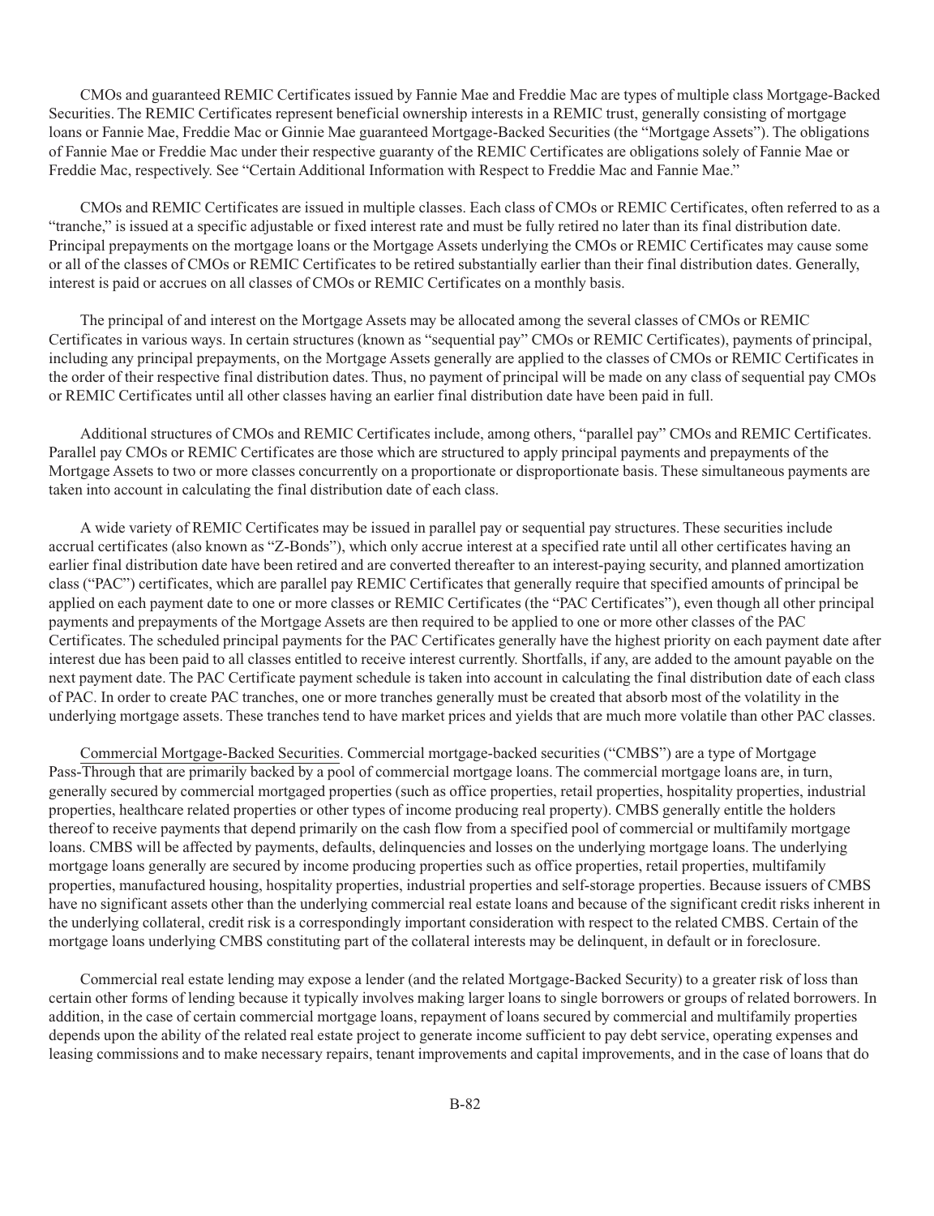CMOs and guaranteed REMIC Certificates issued by Fannie Mae and Freddie Mac are types of multiple class Mortgage-Backed Securities. The REMIC Certificates represent beneficial ownership interests in a REMIC trust, generally consisting of mortgage loans or Fannie Mae, Freddie Mac or Ginnie Mae guaranteed Mortgage-Backed Securities (the "Mortgage Assets"). The obligations of Fannie Mae or Freddie Mac under their respective guaranty of the REMIC Certificates are obligations solely of Fannie Mae or Freddie Mac, respectively. See "Certain Additional Information with Respect to Freddie Mac and Fannie Mae."

CMOs and REMIC Certificates are issued in multiple classes. Each class of CMOs or REMIC Certificates, often referred to as a "tranche," is issued at a specific adjustable or fixed interest rate and must be fully retired no later than its final distribution date. Principal prepayments on the mortgage loans or the Mortgage Assets underlying the CMOs or REMIC Certificates may cause some or all of the classes of CMOs or REMIC Certificates to be retired substantially earlier than their final distribution dates. Generally, interest is paid or accrues on all classes of CMOs or REMIC Certificates on a monthly basis.

The principal of and interest on the Mortgage Assets may be allocated among the several classes of CMOs or REMIC Certificates in various ways. In certain structures (known as "sequential pay" CMOs or REMIC Certificates), payments of principal, including any principal prepayments, on the Mortgage Assets generally are applied to the classes of CMOs or REMIC Certificates in the order of their respective final distribution dates. Thus, no payment of principal will be made on any class of sequential pay CMOs or REMIC Certificates until all other classes having an earlier final distribution date have been paid in full.

Additional structures of CMOs and REMIC Certificates include, among others, "parallel pay" CMOs and REMIC Certificates. Parallel pay CMOs or REMIC Certificates are those which are structured to apply principal payments and prepayments of the Mortgage Assets to two or more classes concurrently on a proportionate or disproportionate basis. These simultaneous payments are taken into account in calculating the final distribution date of each class.

A wide variety of REMIC Certificates may be issued in parallel pay or sequential pay structures. These securities include accrual certificates (also known as "Z-Bonds"), which only accrue interest at a specified rate until all other certificates having an earlier final distribution date have been retired and are converted thereafter to an interest-paying security, and planned amortization class ("PAC") certificates, which are parallel pay REMIC Certificates that generally require that specified amounts of principal be applied on each payment date to one or more classes or REMIC Certificates (the "PAC Certificates"), even though all other principal payments and prepayments of the Mortgage Assets are then required to be applied to one or more other classes of the PAC Certificates. The scheduled principal payments for the PAC Certificates generally have the highest priority on each payment date after interest due has been paid to all classes entitled to receive interest currently. Shortfalls, if any, are added to the amount payable on the next payment date. The PAC Certificate payment schedule is taken into account in calculating the final distribution date of each class of PAC. In order to create PAC tranches, one or more tranches generally must be created that absorb most of the volatility in the underlying mortgage assets. These tranches tend to have market prices and yields that are much more volatile than other PAC classes.

Commercial Mortgage-Backed Securities. Commercial mortgage-backed securities ("CMBS") are a type of Mortgage Pass-Through that are primarily backed by a pool of commercial mortgage loans. The commercial mortgage loans are, in turn, generally secured by commercial mortgaged properties (such as office properties, retail properties, hospitality properties, industrial properties, healthcare related properties or other types of income producing real property). CMBS generally entitle the holders thereof to receive payments that depend primarily on the cash flow from a specified pool of commercial or multifamily mortgage loans. CMBS will be affected by payments, defaults, delinquencies and losses on the underlying mortgage loans. The underlying mortgage loans generally are secured by income producing properties such as office properties, retail properties, multifamily properties, manufactured housing, hospitality properties, industrial properties and self-storage properties. Because issuers of CMBS have no significant assets other than the underlying commercial real estate loans and because of the significant credit risks inherent in the underlying collateral, credit risk is a correspondingly important consideration with respect to the related CMBS. Certain of the mortgage loans underlying CMBS constituting part of the collateral interests may be delinquent, in default or in foreclosure.

Commercial real estate lending may expose a lender (and the related Mortgage-Backed Security) to a greater risk of loss than certain other forms of lending because it typically involves making larger loans to single borrowers or groups of related borrowers. In addition, in the case of certain commercial mortgage loans, repayment of loans secured by commercial and multifamily properties depends upon the ability of the related real estate project to generate income sufficient to pay debt service, operating expenses and leasing commissions and to make necessary repairs, tenant improvements and capital improvements, and in the case of loans that do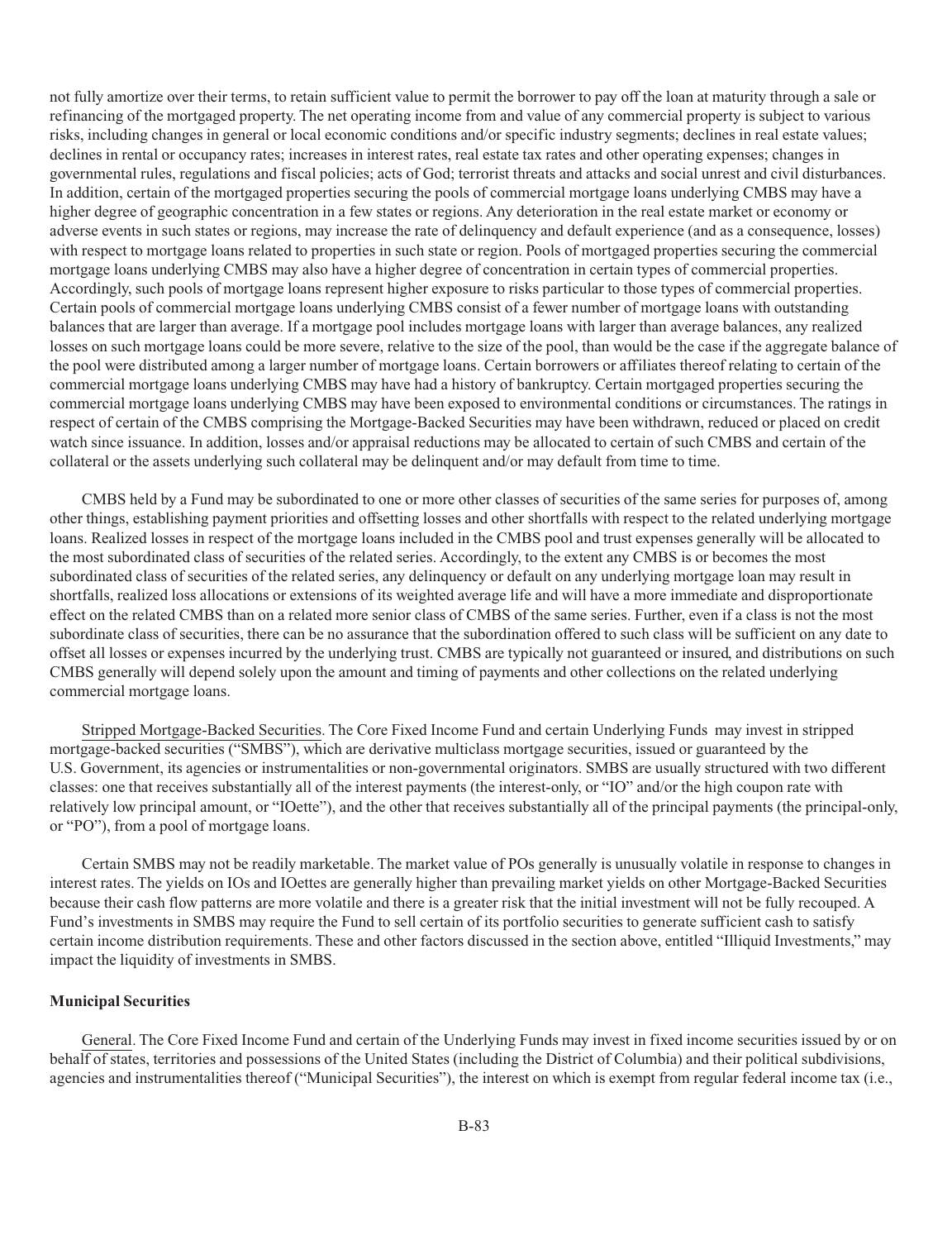not fully amortize over their terms, to retain sufficient value to permit the borrower to pay off the loan at maturity through a sale or refinancing of the mortgaged property. The net operating income from and value of any commercial property is subject to various risks, including changes in general or local economic conditions and/or specific industry segments; declines in real estate values; declines in rental or occupancy rates; increases in interest rates, real estate tax rates and other operating expenses; changes in governmental rules, regulations and fiscal policies; acts of God; terrorist threats and attacks and social unrest and civil disturbances. In addition, certain of the mortgaged properties securing the pools of commercial mortgage loans underlying CMBS may have a higher degree of geographic concentration in a few states or regions. Any deterioration in the real estate market or economy or adverse events in such states or regions, may increase the rate of delinquency and default experience (and as a consequence, losses) with respect to mortgage loans related to properties in such state or region. Pools of mortgaged properties securing the commercial mortgage loans underlying CMBS may also have a higher degree of concentration in certain types of commercial properties. Accordingly, such pools of mortgage loans represent higher exposure to risks particular to those types of commercial properties. Certain pools of commercial mortgage loans underlying CMBS consist of a fewer number of mortgage loans with outstanding balances that are larger than average. If a mortgage pool includes mortgage loans with larger than average balances, any realized losses on such mortgage loans could be more severe, relative to the size of the pool, than would be the case if the aggregate balance of the pool were distributed among a larger number of mortgage loans. Certain borrowers or affiliates thereof relating to certain of the commercial mortgage loans underlying CMBS may have had a history of bankruptcy. Certain mortgaged properties securing the commercial mortgage loans underlying CMBS may have been exposed to environmental conditions or circumstances. The ratings in respect of certain of the CMBS comprising the Mortgage-Backed Securities may have been withdrawn, reduced or placed on credit watch since issuance. In addition, losses and/or appraisal reductions may be allocated to certain of such CMBS and certain of the collateral or the assets underlying such collateral may be delinquent and/or may default from time to time.

CMBS held by a Fund may be subordinated to one or more other classes of securities of the same series for purposes of, among other things, establishing payment priorities and offsetting losses and other shortfalls with respect to the related underlying mortgage loans. Realized losses in respect of the mortgage loans included in the CMBS pool and trust expenses generally will be allocated to the most subordinated class of securities of the related series. Accordingly, to the extent any CMBS is or becomes the most subordinated class of securities of the related series, any delinquency or default on any underlying mortgage loan may result in shortfalls, realized loss allocations or extensions of its weighted average life and will have a more immediate and disproportionate effect on the related CMBS than on a related more senior class of CMBS of the same series. Further, even if a class is not the most subordinate class of securities, there can be no assurance that the subordination offered to such class will be sufficient on any date to offset all losses or expenses incurred by the underlying trust. CMBS are typically not guaranteed or insured, and distributions on such CMBS generally will depend solely upon the amount and timing of payments and other collections on the related underlying commercial mortgage loans.

Stripped Mortgage-Backed Securities. The Core Fixed Income Fund and certain Underlying Funds may invest in stripped mortgage-backed securities ("SMBS"), which are derivative multiclass mortgage securities, issued or guaranteed by the U.S. Government, its agencies or instrumentalities or non-governmental originators. SMBS are usually structured with two different classes: one that receives substantially all of the interest payments (the interest-only, or "IO" and/or the high coupon rate with relatively low principal amount, or "IOette"), and the other that receives substantially all of the principal payments (the principal-only, or "PO"), from a pool of mortgage loans.

Certain SMBS may not be readily marketable. The market value of POs generally is unusually volatile in response to changes in interest rates. The yields on IOs and IOettes are generally higher than prevailing market yields on other Mortgage-Backed Securities because their cash flow patterns are more volatile and there is a greater risk that the initial investment will not be fully recouped. A Fund's investments in SMBS may require the Fund to sell certain of its portfolio securities to generate sufficient cash to satisfy certain income distribution requirements. These and other factors discussed in the section above, entitled "Illiquid Investments," may impact the liquidity of investments in SMBS.

**Municipal Securities**

General. The Core Fixed Income Fund and certain of the Underlying Funds may invest in fixed income securities issued by or on behalf of states, territories and possessions of the United States (including the District of Columbia) and their political subdivisions, agencies and instrumentalities thereof ("Municipal Securities"), the interest on which is exempt from regular federal income tax (i.e.,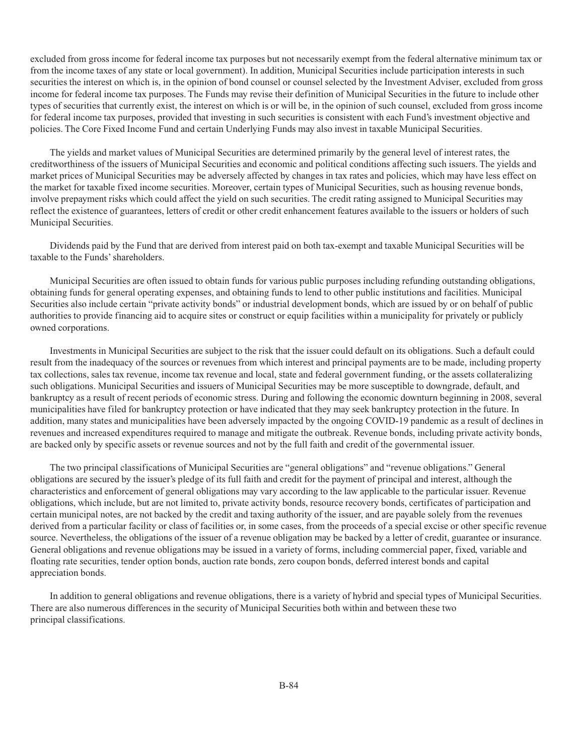excluded from gross income for federal income tax purposes but not necessarily exempt from the federal alternative minimum tax or from the income taxes of any state or local government). In addition, Municipal Securities include participation interests in such securities the interest on which is, in the opinion of bond counsel or counsel selected by the Investment Adviser, excluded from gross income for federal income tax purposes. The Funds may revise their definition of Municipal Securities in the future to include other types of securities that currently exist, the interest on which is or will be, in the opinion of such counsel, excluded from gross income for federal income tax purposes, provided that investing in such securities is consistent with each Fund's investment objective and policies. The Core Fixed Income Fund and certain Underlying Funds may also invest in taxable Municipal Securities.

The yields and market values of Municipal Securities are determined primarily by the general level of interest rates, the creditworthiness of the issuers of Municipal Securities and economic and political conditions affecting such issuers. The yields and market prices of Municipal Securities may be adversely affected by changes in tax rates and policies, which may have less effect on the market for taxable fixed income securities. Moreover, certain types of Municipal Securities, such as housing revenue bonds, involve prepayment risks which could affect the yield on such securities. The credit rating assigned to Municipal Securities may reflect the existence of guarantees, letters of credit or other credit enhancement features available to the issuers or holders of such Municipal Securities.

Dividends paid by the Fund that are derived from interest paid on both tax-exempt and taxable Municipal Securities will be taxable to the Funds' shareholders.

Municipal Securities are often issued to obtain funds for various public purposes including refunding outstanding obligations, obtaining funds for general operating expenses, and obtaining funds to lend to other public institutions and facilities. Municipal Securities also include certain "private activity bonds" or industrial development bonds, which are issued by or on behalf of public authorities to provide financing aid to acquire sites or construct or equip facilities within a municipality for privately or publicly owned corporations.

Investments in Municipal Securities are subject to the risk that the issuer could default on its obligations. Such a default could result from the inadequacy of the sources or revenues from which interest and principal payments are to be made, including property tax collections, sales tax revenue, income tax revenue and local, state and federal government funding, or the assets collateralizing such obligations. Municipal Securities and issuers of Municipal Securities may be more susceptible to downgrade, default, and bankruptcy as a result of recent periods of economic stress. During and following the economic downturn beginning in 2008, several municipalities have filed for bankruptcy protection or have indicated that they may seek bankruptcy protection in the future. In addition, many states and municipalities have been adversely impacted by the ongoing COVID-19 pandemic as a result of declines in revenues and increased expenditures required to manage and mitigate the outbreak. Revenue bonds, including private activity bonds, are backed only by specific assets or revenue sources and not by the full faith and credit of the governmental issuer.

The two principal classifications of Municipal Securities are "general obligations" and "revenue obligations." General obligations are secured by the issuer's pledge of its full faith and credit for the payment of principal and interest, although the characteristics and enforcement of general obligations may vary according to the law applicable to the particular issuer. Revenue obligations, which include, but are not limited to, private activity bonds, resource recovery bonds, certificates of participation and certain municipal notes, are not backed by the credit and taxing authority of the issuer, and are payable solely from the revenues derived from a particular facility or class of facilities or, in some cases, from the proceeds of a special excise or other specific revenue source. Nevertheless, the obligations of the issuer of a revenue obligation may be backed by a letter of credit, guarantee or insurance. General obligations and revenue obligations may be issued in a variety of forms, including commercial paper, fixed, variable and floating rate securities, tender option bonds, auction rate bonds, zero coupon bonds, deferred interest bonds and capital appreciation bonds.

In addition to general obligations and revenue obligations, there is a variety of hybrid and special types of Municipal Securities. There are also numerous differences in the security of Municipal Securities both within and between these two principal classifications.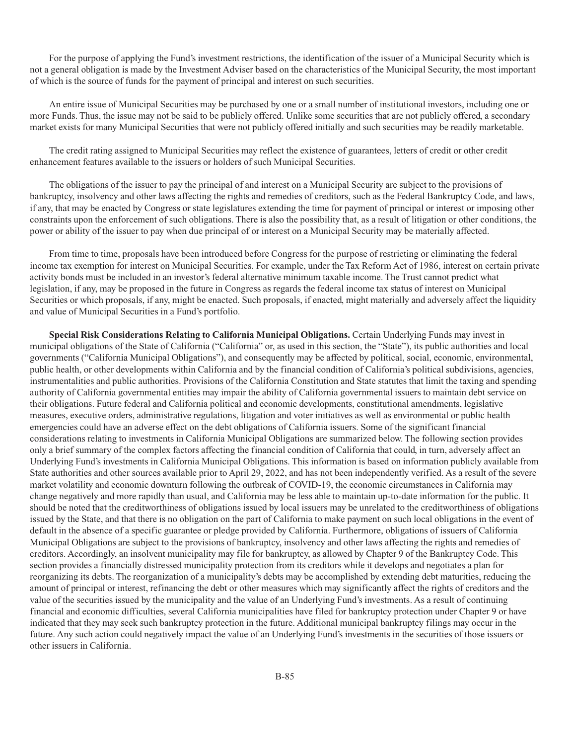For the purpose of applying the Fund's investment restrictions, the identification of the issuer of a Municipal Security which is not a general obligation is made by the Investment Adviser based on the characteristics of the Municipal Security, the most important of which is the source of funds for the payment of principal and interest on such securities.

An entire issue of Municipal Securities may be purchased by one or a small number of institutional investors, including one or more Funds. Thus, the issue may not be said to be publicly offered. Unlike some securities that are not publicly offered, a secondary market exists for many Municipal Securities that were not publicly offered initially and such securities may be readily marketable.

The credit rating assigned to Municipal Securities may reflect the existence of guarantees, letters of credit or other credit enhancement features available to the issuers or holders of such Municipal Securities.

The obligations of the issuer to pay the principal of and interest on a Municipal Security are subject to the provisions of bankruptcy, insolvency and other laws affecting the rights and remedies of creditors, such as the Federal Bankruptcy Code, and laws, if any, that may be enacted by Congress or state legislatures extending the time for payment of principal or interest or imposing other constraints upon the enforcement of such obligations. There is also the possibility that, as a result of litigation or other conditions, the power or ability of the issuer to pay when due principal of or interest on a Municipal Security may be materially affected.

From time to time, proposals have been introduced before Congress for the purpose of restricting or eliminating the federal income tax exemption for interest on Municipal Securities. For example, under the Tax Reform Act of 1986, interest on certain private activity bonds must be included in an investor's federal alternative minimum taxable income. The Trust cannot predict what legislation, if any, may be proposed in the future in Congress as regards the federal income tax status of interest on Municipal Securities or which proposals, if any, might be enacted. Such proposals, if enacted, might materially and adversely affect the liquidity and value of Municipal Securities in a Fund's portfolio.

**Special Risk Considerations Relating to California Municipal Obligations.** Certain Underlying Funds may invest in municipal obligations of the State of California ("California" or, as used in this section, the "State"), its public authorities and local governments ("California Municipal Obligations"), and consequently may be affected by political, social, economic, environmental, public health, or other developments within California and by the financial condition of California's political subdivisions, agencies, instrumentalities and public authorities. Provisions of the California Constitution and State statutes that limit the taxing and spending authority of California governmental entities may impair the ability of California governmental issuers to maintain debt service on their obligations. Future federal and California political and economic developments, constitutional amendments, legislative measures, executive orders, administrative regulations, litigation and voter initiatives as well as environmental or public health emergencies could have an adverse effect on the debt obligations of California issuers. Some of the significant financial considerations relating to investments in California Municipal Obligations are summarized below. The following section provides only a brief summary of the complex factors affecting the financial condition of California that could, in turn, adversely affect an Underlying Fund's investments in California Municipal Obligations. This information is based on information publicly available from State authorities and other sources available prior to April 29, 2022, and has not been independently verified. As a result of the severe market volatility and economic downturn following the outbreak of COVID-19, the economic circumstances in California may change negatively and more rapidly than usual, and California may be less able to maintain up-to-date information for the public. It should be noted that the creditworthiness of obligations issued by local issuers may be unrelated to the creditworthiness of obligations issued by the State, and that there is no obligation on the part of California to make payment on such local obligations in the event of default in the absence of a specific guarantee or pledge provided by California. Furthermore, obligations of issuers of California Municipal Obligations are subject to the provisions of bankruptcy, insolvency and other laws affecting the rights and remedies of creditors. Accordingly, an insolvent municipality may file for bankruptcy, as allowed by Chapter 9 of the Bankruptcy Code. This section provides a financially distressed municipality protection from its creditors while it develops and negotiates a plan for reorganizing its debts. The reorganization of a municipality's debts may be accomplished by extending debt maturities, reducing the amount of principal or interest, refinancing the debt or other measures which may significantly affect the rights of creditors and the value of the securities issued by the municipality and the value of an Underlying Fund's investments. As a result of continuing financial and economic difficulties, several California municipalities have filed for bankruptcy protection under Chapter 9 or have indicated that they may seek such bankruptcy protection in the future. Additional municipal bankruptcy filings may occur in the future. Any such action could negatively impact the value of an Underlying Fund's investments in the securities of those issuers or other issuers in California.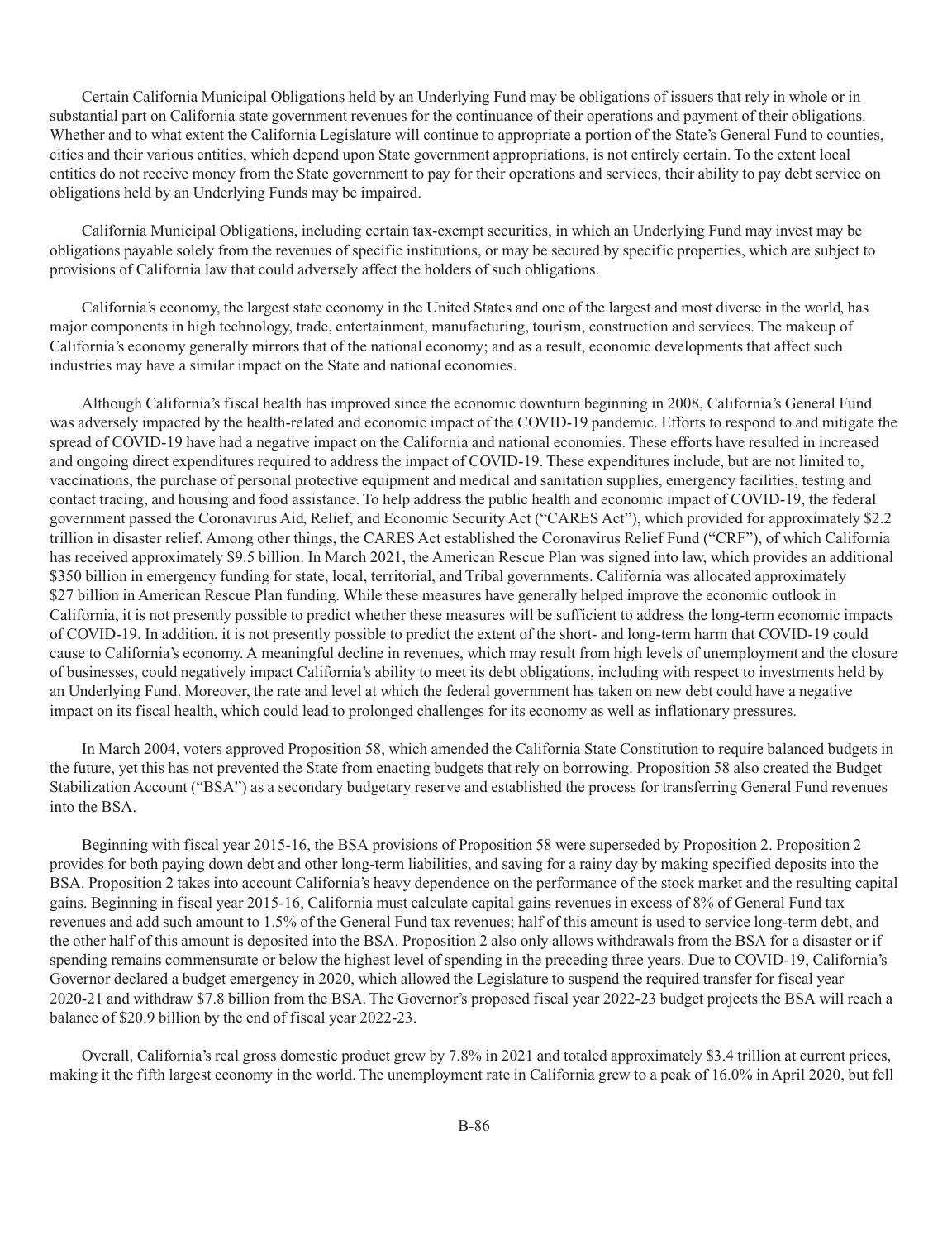Certain California Municipal Obligations held by an Underlying Fund may be obligations of issuers that rely in whole or in substantial part on California state government revenues for the continuance of their operations and payment of their obligations. Whether and to what extent the California Legislature will continue to appropriate a portion of the State's General Fund to counties, cities and their various entities, which depend upon State government appropriations, is not entirely certain. To the extent local entities do not receive money from the State government to pay for their operations and services, their ability to pay debt service on obligations held by an Underlying Funds may be impaired.

California Municipal Obligations, including certain tax-exempt securities, in which an Underlying Fund may invest may be obligations payable solely from the revenues of specific institutions, or may be secured by specific properties, which are subject to provisions of California law that could adversely affect the holders of such obligations.

California's economy, the largest state economy in the United States and one of the largest and most diverse in the world, has major components in high technology, trade, entertainment, manufacturing, tourism, construction and services. The makeup of California's economy generally mirrors that of the national economy; and as a result, economic developments that affect such industries may have a similar impact on the State and national economies.

Although California's fiscal health has improved since the economic downturn beginning in 2008, California's General Fund was adversely impacted by the health-related and economic impact of the COVID-19 pandemic. Efforts to respond to and mitigate the spread of COVID-19 have had a negative impact on the California and national economies. These efforts have resulted in increased and ongoing direct expenditures required to address the impact of COVID-19. These expenditures include, but are not limited to, vaccinations, the purchase of personal protective equipment and medical and sanitation supplies, emergency facilities, testing and contact tracing, and housing and food assistance. To help address the public health and economic impact of COVID-19, the federal government passed the Coronavirus Aid, Relief, and Economic Security Act ("CARES Act"), which provided for approximately $2.2 trillion in disaster relief. Among other things, the CARES Act established the Coronavirus Relief Fund ("CRF"), of which California has received approximately $9.5 billion. In March 2021, the American Rescue Plan was signed into law, which provides an additional $350 billion in emergency funding for state, local, territorial, and Tribal governments. California was allocated approximately $27 billion in American Rescue Plan funding. While these measures have generally helped improve the economic outlook in California, it is not presently possible to predict whether these measures will be sufficient to address the long-term economic impacts of COVID-19. In addition, it is not presently possible to predict the extent of the short- and long-term harm that COVID-19 could cause to California's economy. A meaningful decline in revenues, which may result from high levels of unemployment and the closure of businesses, could negatively impact California's ability to meet its debt obligations, including with respect to investments held by an Underlying Fund. Moreover, the rate and level at which the federal government has taken on new debt could have a negative impact on its fiscal health, which could lead to prolonged challenges for its economy as well as inflationary pressures.

In March 2004, voters approved Proposition 58, which amended the California State Constitution to require balanced budgets in the future, yet this has not prevented the State from enacting budgets that rely on borrowing. Proposition 58 also created the Budget Stabilization Account ("BSA") as a secondary budgetary reserve and established the process for transferring General Fund revenues into the BSA.

Beginning with fiscal year 2015-16, the BSA provisions of Proposition 58 were superseded by Proposition 2. Proposition 2 provides for both paying down debt and other long-term liabilities, and saving for a rainy day by making specified deposits into the BSA. Proposition 2 takes into account California's heavy dependence on the performance of the stock market and the resulting capital gains. Beginning in fiscal year 2015-16, California must calculate capital gains revenues in excess of 8% of General Fund tax revenues and add such amount to 1.5% of the General Fund tax revenues; half of this amount is used to service long-term debt, and the other half of this amount is deposited into the BSA. Proposition 2 also only allows withdrawals from the BSA for a disaster or if spending remains commensurate or below the highest level of spending in the preceding three years. Due to COVID-19, California's Governor declared a budget emergency in 2020, which allowed the Legislature to suspend the required transfer for fiscal year 2020-21 and withdraw $7.8 billion from the BSA. The Governor's proposed fiscal year 2022-23 budget projects the BSA will reach a balance of $20.9 billion by the end of fiscal year 2022-23.

Overall, California's real gross domestic product grew by 7.8% in 2021 and totaled approximately $3.4 trillion at current prices, making it the fifth largest economy in the world. The unemployment rate in California grew to a peak of 16.0% in April 2020, but fell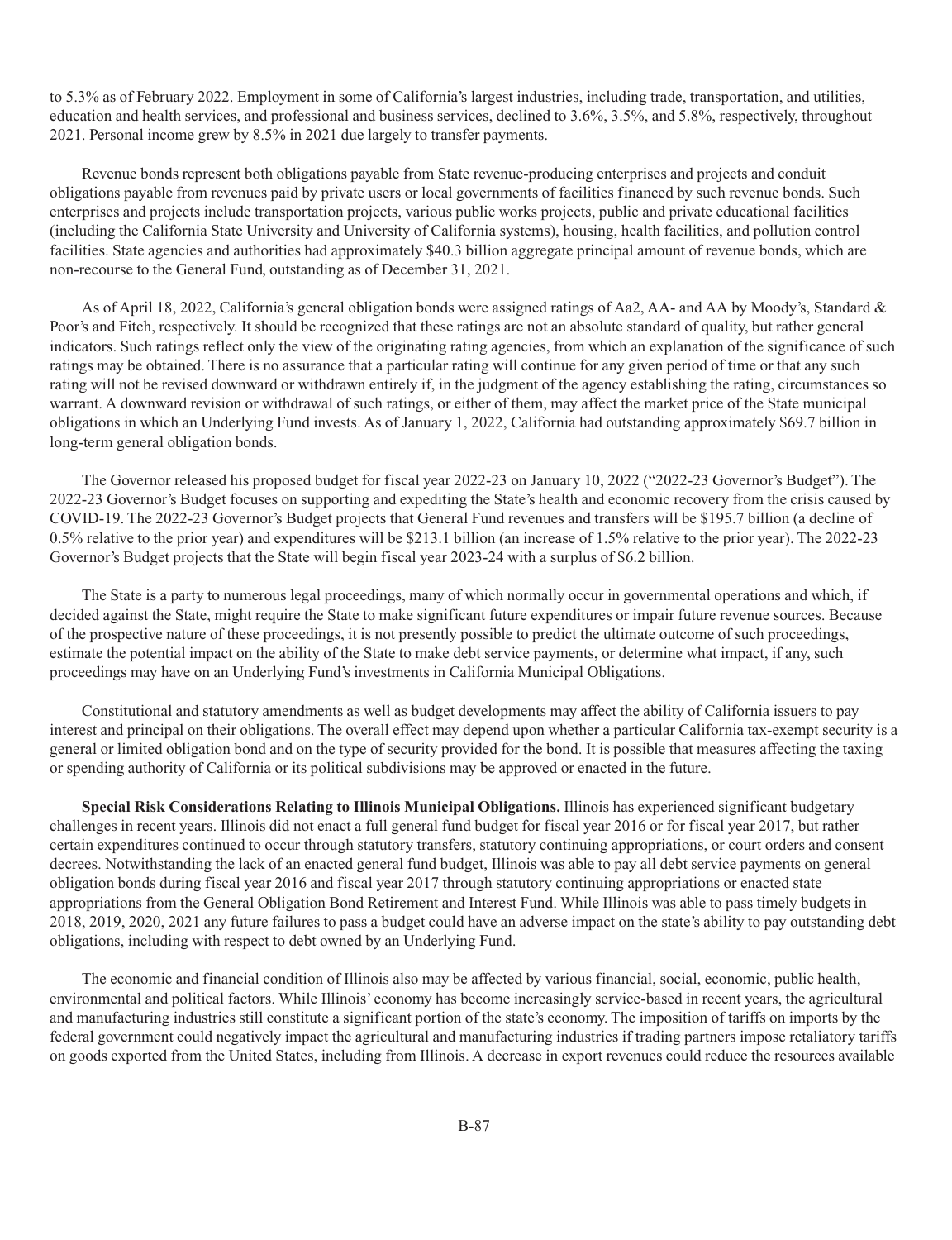to 5.3% as of February 2022. Employment in some of California's largest industries, including trade, transportation, and utilities, education and health services, and professional and business services, declined to 3.6%, 3.5%, and 5.8%, respectively, throughout 2021. Personal income grew by 8.5% in 2021 due largely to transfer payments.

Revenue bonds represent both obligations payable from State revenue-producing enterprises and projects and conduit obligations payable from revenues paid by private users or local governments of facilities financed by such revenue bonds. Such enterprises and projects include transportation projects, various public works projects, public and private educational facilities (including the California State University and University of California systems), housing, health facilities, and pollution control facilities. State agencies and authorities had approximately $40.3 billion aggregate principal amount of revenue bonds, which are non-recourse to the General Fund, outstanding as of December 31, 2021.

As of April 18, 2022, California's general obligation bonds were assigned ratings of Aa2, AA- and AA by Moody's, Standard & Poor's and Fitch, respectively. It should be recognized that these ratings are not an absolute standard of quality, but rather general indicators. Such ratings reflect only the view of the originating rating agencies, from which an explanation of the significance of such ratings may be obtained. There is no assurance that a particular rating will continue for any given period of time or that any such rating will not be revised downward or withdrawn entirely if, in the judgment of the agency establishing the rating, circumstances so warrant. A downward revision or withdrawal of such ratings, or either of them, may affect the market price of the State municipal obligations in which an Underlying Fund invests. As of January 1, 2022, California had outstanding approximately $69.7 billion in long-term general obligation bonds.

The Governor released his proposed budget for fiscal year 2022-23 on January 10, 2022 ("2022-23 Governor's Budget"). The 2022-23 Governor's Budget focuses on supporting and expediting the State's health and economic recovery from the crisis caused by COVID-19. The 2022-23 Governor's Budget projects that General Fund revenues and transfers will be $195.7 billion (a decline of 0.5% relative to the prior year) and expenditures will be $213.1 billion (an increase of 1.5% relative to the prior year). The 2022-23 Governor's Budget projects that the State will begin fiscal year 2023-24 with a surplus of $6.2 billion.

The State is a party to numerous legal proceedings, many of which normally occur in governmental operations and which, if decided against the State, might require the State to make significant future expenditures or impair future revenue sources. Because of the prospective nature of these proceedings, it is not presently possible to predict the ultimate outcome of such proceedings, estimate the potential impact on the ability of the State to make debt service payments, or determine what impact, if any, such proceedings may have on an Underlying Fund's investments in California Municipal Obligations.

Constitutional and statutory amendments as well as budget developments may affect the ability of California issuers to pay interest and principal on their obligations. The overall effect may depend upon whether a particular California tax-exempt security is a general or limited obligation bond and on the type of security provided for the bond. It is possible that measures affecting the taxing or spending authority of California or its political subdivisions may be approved or enacted in the future.

**Special Risk Considerations Relating to Illinois Municipal Obligations.** Illinois has experienced significant budgetary challenges in recent years. Illinois did not enact a full general fund budget for fiscal year 2016 or for fiscal year 2017, but rather certain expenditures continued to occur through statutory transfers, statutory continuing appropriations, or court orders and consent decrees. Notwithstanding the lack of an enacted general fund budget, Illinois was able to pay all debt service payments on general obligation bonds during fiscal year 2016 and fiscal year 2017 through statutory continuing appropriations or enacted state appropriations from the General Obligation Bond Retirement and Interest Fund. While Illinois was able to pass timely budgets in 2018, 2019, 2020, 2021 any future failures to pass a budget could have an adverse impact on the state's ability to pay outstanding debt obligations, including with respect to debt owned by an Underlying Fund.

The economic and financial condition of Illinois also may be affected by various financial, social, economic, public health, environmental and political factors. While Illinois' economy has become increasingly service-based in recent years, the agricultural and manufacturing industries still constitute a significant portion of the state's economy. The imposition of tariffs on imports by the federal government could negatively impact the agricultural and manufacturing industries if trading partners impose retaliatory tariffs on goods exported from the United States, including from Illinois. A decrease in export revenues could reduce the resources available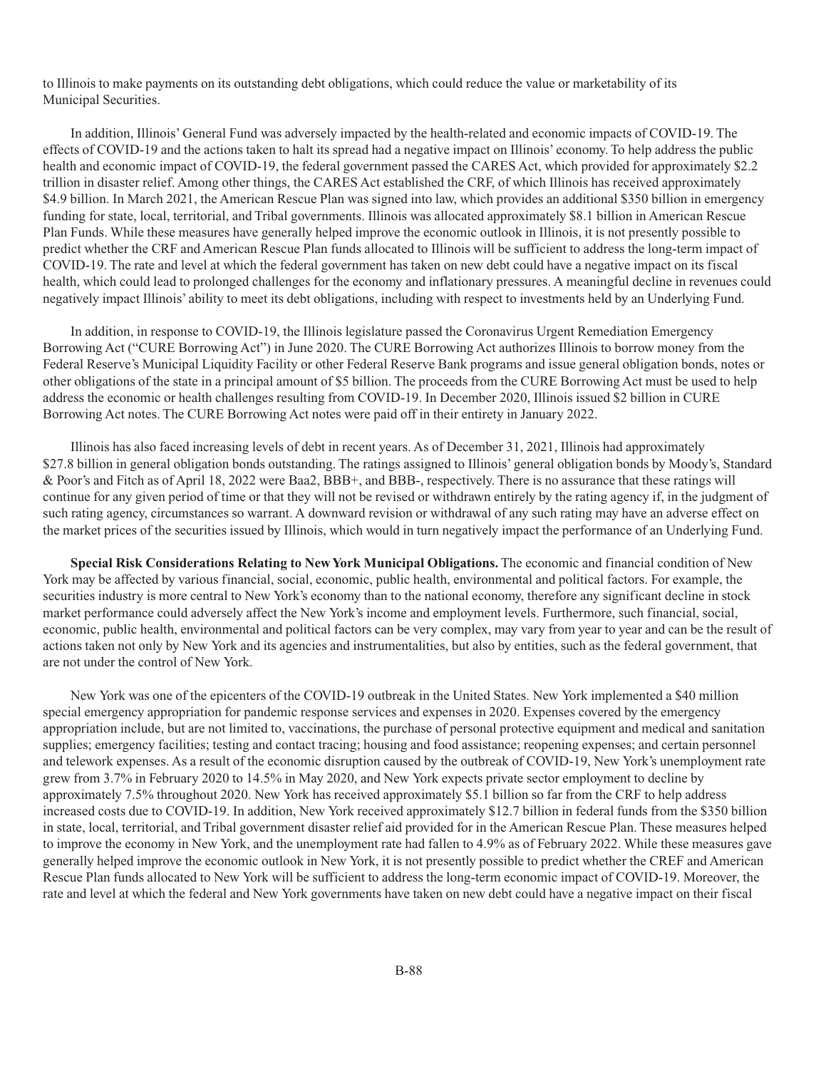to Illinois to make payments on its outstanding debt obligations, which could reduce the value or marketability of its Municipal Securities.

In addition, Illinois' General Fund was adversely impacted by the health-related and economic impacts of COVID-19. The effects of COVID-19 and the actions taken to halt its spread had a negative impact on Illinois' economy. To help address the public health and economic impact of COVID-19, the federal government passed the CARES Act, which provided for approximately $2.2 trillion in disaster relief. Among other things, the CARES Act established the CRF, of which Illinois has received approximately $4.9 billion. In March 2021, the American Rescue Plan was signed into law, which provides an additional $350 billion in emergency funding for state, local, territorial, and Tribal governments. Illinois was allocated approximately $8.1 billion in American Rescue Plan Funds. While these measures have generally helped improve the economic outlook in Illinois, it is not presently possible to predict whether the CRF and American Rescue Plan funds allocated to Illinois will be sufficient to address the long-term impact of COVID-19. The rate and level at which the federal government has taken on new debt could have a negative impact on its fiscal health, which could lead to prolonged challenges for the economy and inflationary pressures. A meaningful decline in revenues could negatively impact Illinois' ability to meet its debt obligations, including with respect to investments held by an Underlying Fund.

In addition, in response to COVID-19, the Illinois legislature passed the Coronavirus Urgent Remediation Emergency Borrowing Act ("CURE Borrowing Act") in June 2020. The CURE Borrowing Act authorizes Illinois to borrow money from the Federal Reserve's Municipal Liquidity Facility or other Federal Reserve Bank programs and issue general obligation bonds, notes or other obligations of the state in a principal amount of $5 billion. The proceeds from the CURE Borrowing Act must be used to help address the economic or health challenges resulting from COVID-19. In December 2020, Illinois issued $2 billion in CURE Borrowing Act notes. The CURE Borrowing Act notes were paid off in their entirety in January 2022.

Illinois has also faced increasing levels of debt in recent years. As of December 31, 2021, Illinois had approximately $27.8 billion in general obligation bonds outstanding. The ratings assigned to Illinois' general obligation bonds by Moody's, Standard & Poor's and Fitch as of April 18, 2022 were Baa2, BBB+, and BBB-, respectively. There is no assurance that these ratings will continue for any given period of time or that they will not be revised or withdrawn entirely by the rating agency if, in the judgment of such rating agency, circumstances so warrant. A downward revision or withdrawal of any such rating may have an adverse effect on the market prices of the securities issued by Illinois, which would in turn negatively impact the performance of an Underlying Fund.

**Special Risk Considerations Relating to New York Municipal Obligations.** The economic and financial condition of New York may be affected by various financial, social, economic, public health, environmental and political factors. For example, the securities industry is more central to New York's economy than to the national economy, therefore any significant decline in stock market performance could adversely affect the New York's income and employment levels. Furthermore, such financial, social, economic, public health, environmental and political factors can be very complex, may vary from year to year and can be the result of actions taken not only by New York and its agencies and instrumentalities, but also by entities, such as the federal government, that are not under the control of New York.

New York was one of the epicenters of the COVID-19 outbreak in the United States. New York implemented a $40 million special emergency appropriation for pandemic response services and expenses in 2020. Expenses covered by the emergency appropriation include, but are not limited to, vaccinations, the purchase of personal protective equipment and medical and sanitation supplies; emergency facilities; testing and contact tracing; housing and food assistance; reopening expenses; and certain personnel and telework expenses. As a result of the economic disruption caused by the outbreak of COVID-19, New York's unemployment rate grew from 3.7% in February 2020 to 14.5% in May 2020, and New York expects private sector employment to decline by approximately 7.5% throughout 2020. New York has received approximately $5.1 billion so far from the CRF to help address increased costs due to COVID-19. In addition, New York received approximately $12.7 billion in federal funds from the $350 billion in state, local, territorial, and Tribal government disaster relief aid provided for in the American Rescue Plan. These measures helped to improve the economy in New York, and the unemployment rate had fallen to 4.9% as of February 2022. While these measures gave generally helped improve the economic outlook in New York, it is not presently possible to predict whether the CREF and American Rescue Plan funds allocated to New York will be sufficient to address the long-term economic impact of COVID-19. Moreover, the rate and level at which the federal and New York governments have taken on new debt could have a negative impact on their fiscal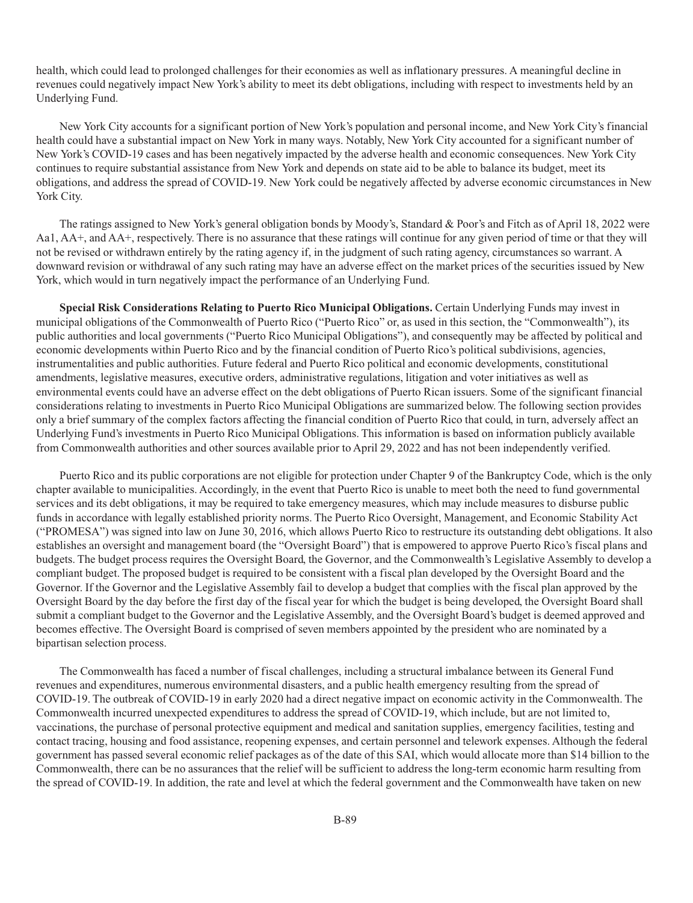health, which could lead to prolonged challenges for their economies as well as inflationary pressures. A meaningful decline in revenues could negatively impact New York's ability to meet its debt obligations, including with respect to investments held by an Underlying Fund.

New York City accounts for a significant portion of New York's population and personal income, and New York City's financial health could have a substantial impact on New York in many ways. Notably, New York City accounted for a significant number of New York's COVID-19 cases and has been negatively impacted by the adverse health and economic consequences. New York City continues to require substantial assistance from New York and depends on state aid to be able to balance its budget, meet its obligations, and address the spread of COVID-19. New York could be negatively affected by adverse economic circumstances in New York City.

The ratings assigned to New York's general obligation bonds by Moody's, Standard & Poor's and Fitch as of April 18, 2022 were Aa1, AA+, and AA+, respectively. There is no assurance that these ratings will continue for any given period of time or that they will not be revised or withdrawn entirely by the rating agency if, in the judgment of such rating agency, circumstances so warrant. A downward revision or withdrawal of any such rating may have an adverse effect on the market prices of the securities issued by New York, which would in turn negatively impact the performance of an Underlying Fund.

**Special Risk Considerations Relating to Puerto Rico Municipal Obligations.** Certain Underlying Funds may invest in municipal obligations of the Commonwealth of Puerto Rico ("Puerto Rico" or, as used in this section, the "Commonwealth"), its public authorities and local governments ("Puerto Rico Municipal Obligations"), and consequently may be affected by political and economic developments within Puerto Rico and by the financial condition of Puerto Rico's political subdivisions, agencies, instrumentalities and public authorities. Future federal and Puerto Rico political and economic developments, constitutional amendments, legislative measures, executive orders, administrative regulations, litigation and voter initiatives as well as environmental events could have an adverse effect on the debt obligations of Puerto Rican issuers. Some of the significant financial considerations relating to investments in Puerto Rico Municipal Obligations are summarized below. The following section provides only a brief summary of the complex factors affecting the financial condition of Puerto Rico that could, in turn, adversely affect an Underlying Fund's investments in Puerto Rico Municipal Obligations. This information is based on information publicly available from Commonwealth authorities and other sources available prior to April 29, 2022 and has not been independently verified.

Puerto Rico and its public corporations are not eligible for protection under Chapter 9 of the Bankruptcy Code, which is the only chapter available to municipalities. Accordingly, in the event that Puerto Rico is unable to meet both the need to fund governmental services and its debt obligations, it may be required to take emergency measures, which may include measures to disburse public funds in accordance with legally established priority norms. The Puerto Rico Oversight, Management, and Economic Stability Act ("PROMESA") was signed into law on June 30, 2016, which allows Puerto Rico to restructure its outstanding debt obligations. It also establishes an oversight and management board (the "Oversight Board") that is empowered to approve Puerto Rico's fiscal plans and budgets. The budget process requires the Oversight Board, the Governor, and the Commonwealth's Legislative Assembly to develop a compliant budget. The proposed budget is required to be consistent with a fiscal plan developed by the Oversight Board and the Governor. If the Governor and the Legislative Assembly fail to develop a budget that complies with the fiscal plan approved by the Oversight Board by the day before the first day of the fiscal year for which the budget is being developed, the Oversight Board shall submit a compliant budget to the Governor and the Legislative Assembly, and the Oversight Board's budget is deemed approved and becomes effective. The Oversight Board is comprised of seven members appointed by the president who are nominated by a bipartisan selection process.

The Commonwealth has faced a number of fiscal challenges, including a structural imbalance between its General Fund revenues and expenditures, numerous environmental disasters, and a public health emergency resulting from the spread of COVID-19. The outbreak of COVID-19 in early 2020 had a direct negative impact on economic activity in the Commonwealth. The Commonwealth incurred unexpected expenditures to address the spread of COVID-19, which include, but are not limited to, vaccinations, the purchase of personal protective equipment and medical and sanitation supplies, emergency facilities, testing and contact tracing, housing and food assistance, reopening expenses, and certain personnel and telework expenses. Although the federal government has passed several economic relief packages as of the date of this SAI, which would allocate more than $14 billion to the Commonwealth, there can be no assurances that the relief will be sufficient to address the long-term economic harm resulting from the spread of COVID-19. In addition, the rate and level at which the federal government and the Commonwealth have taken on new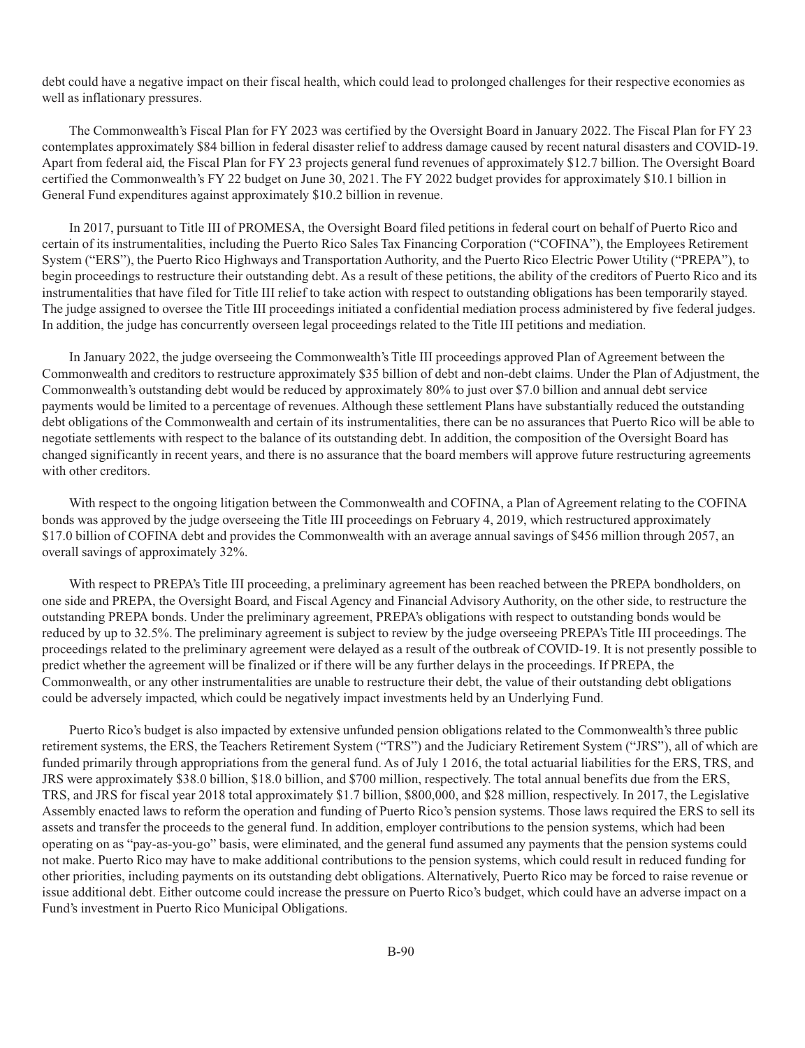debt could have a negative impact on their fiscal health, which could lead to prolonged challenges for their respective economies as well as inflationary pressures.

The Commonwealth's Fiscal Plan for FY 2023 was certified by the Oversight Board in January 2022. The Fiscal Plan for FY 23 contemplates approximately $84 billion in federal disaster relief to address damage caused by recent natural disasters and COVID-19. Apart from federal aid, the Fiscal Plan for FY 23 projects general fund revenues of approximately $12.7 billion. The Oversight Board certified the Commonwealth's FY 22 budget on June 30, 2021. The FY 2022 budget provides for approximately $10.1 billion in General Fund expenditures against approximately $10.2 billion in revenue.

In 2017, pursuant to Title III of PROMESA, the Oversight Board filed petitions in federal court on behalf of Puerto Rico and certain of its instrumentalities, including the Puerto Rico Sales Tax Financing Corporation ("COFINA"), the Employees Retirement System ("ERS"), the Puerto Rico Highways and Transportation Authority, and the Puerto Rico Electric Power Utility ("PREPA"), to begin proceedings to restructure their outstanding debt. As a result of these petitions, the ability of the creditors of Puerto Rico and its instrumentalities that have filed for Title III relief to take action with respect to outstanding obligations has been temporarily stayed. The judge assigned to oversee the Title III proceedings initiated a confidential mediation process administered by five federal judges. In addition, the judge has concurrently overseen legal proceedings related to the Title III petitions and mediation.

In January 2022, the judge overseeing the Commonwealth's Title III proceedings approved Plan of Agreement between the Commonwealth and creditors to restructure approximately $35 billion of debt and non-debt claims. Under the Plan of Adjustment, the Commonwealth's outstanding debt would be reduced by approximately 80% to just over $7.0 billion and annual debt service payments would be limited to a percentage of revenues. Although these settlement Plans have substantially reduced the outstanding debt obligations of the Commonwealth and certain of its instrumentalities, there can be no assurances that Puerto Rico will be able to negotiate settlements with respect to the balance of its outstanding debt. In addition, the composition of the Oversight Board has changed significantly in recent years, and there is no assurance that the board members will approve future restructuring agreements with other creditors.

With respect to the ongoing litigation between the Commonwealth and COFINA, a Plan of Agreement relating to the COFINA bonds was approved by the judge overseeing the Title III proceedings on February 4, 2019, which restructured approximately $17.0 billion of COFINA debt and provides the Commonwealth with an average annual savings of $456 million through 2057, an overall savings of approximately 32%.

With respect to PREPA's Title III proceeding, a preliminary agreement has been reached between the PREPA bondholders, on one side and PREPA, the Oversight Board, and Fiscal Agency and Financial Advisory Authority, on the other side, to restructure the outstanding PREPA bonds. Under the preliminary agreement, PREPA's obligations with respect to outstanding bonds would be reduced by up to 32.5%. The preliminary agreement is subject to review by the judge overseeing PREPA's Title III proceedings. The proceedings related to the preliminary agreement were delayed as a result of the outbreak of COVID-19. It is not presently possible to predict whether the agreement will be finalized or if there will be any further delays in the proceedings. If PREPA, the Commonwealth, or any other instrumentalities are unable to restructure their debt, the value of their outstanding debt obligations could be adversely impacted, which could be negatively impact investments held by an Underlying Fund.

Puerto Rico's budget is also impacted by extensive unfunded pension obligations related to the Commonwealth's three public retirement systems, the ERS, the Teachers Retirement System ("TRS") and the Judiciary Retirement System ("JRS"), all of which are funded primarily through appropriations from the general fund. As of July 1 2016, the total actuarial liabilities for the ERS, TRS, and JRS were approximately $38.0 billion, $18.0 billion, and $700 million, respectively. The total annual benefits due from the ERS, TRS, and JRS for fiscal year 2018 total approximately $1.7 billion, $800,000, and $28 million, respectively. In 2017, the Legislative Assembly enacted laws to reform the operation and funding of Puerto Rico's pension systems. Those laws required the ERS to sell its assets and transfer the proceeds to the general fund. In addition, employer contributions to the pension systems, which had been operating on as "pay-as-you-go" basis, were eliminated, and the general fund assumed any payments that the pension systems could not make. Puerto Rico may have to make additional contributions to the pension systems, which could result in reduced funding for other priorities, including payments on its outstanding debt obligations. Alternatively, Puerto Rico may be forced to raise revenue or issue additional debt. Either outcome could increase the pressure on Puerto Rico's budget, which could have an adverse impact on a Fund's investment in Puerto Rico Municipal Obligations.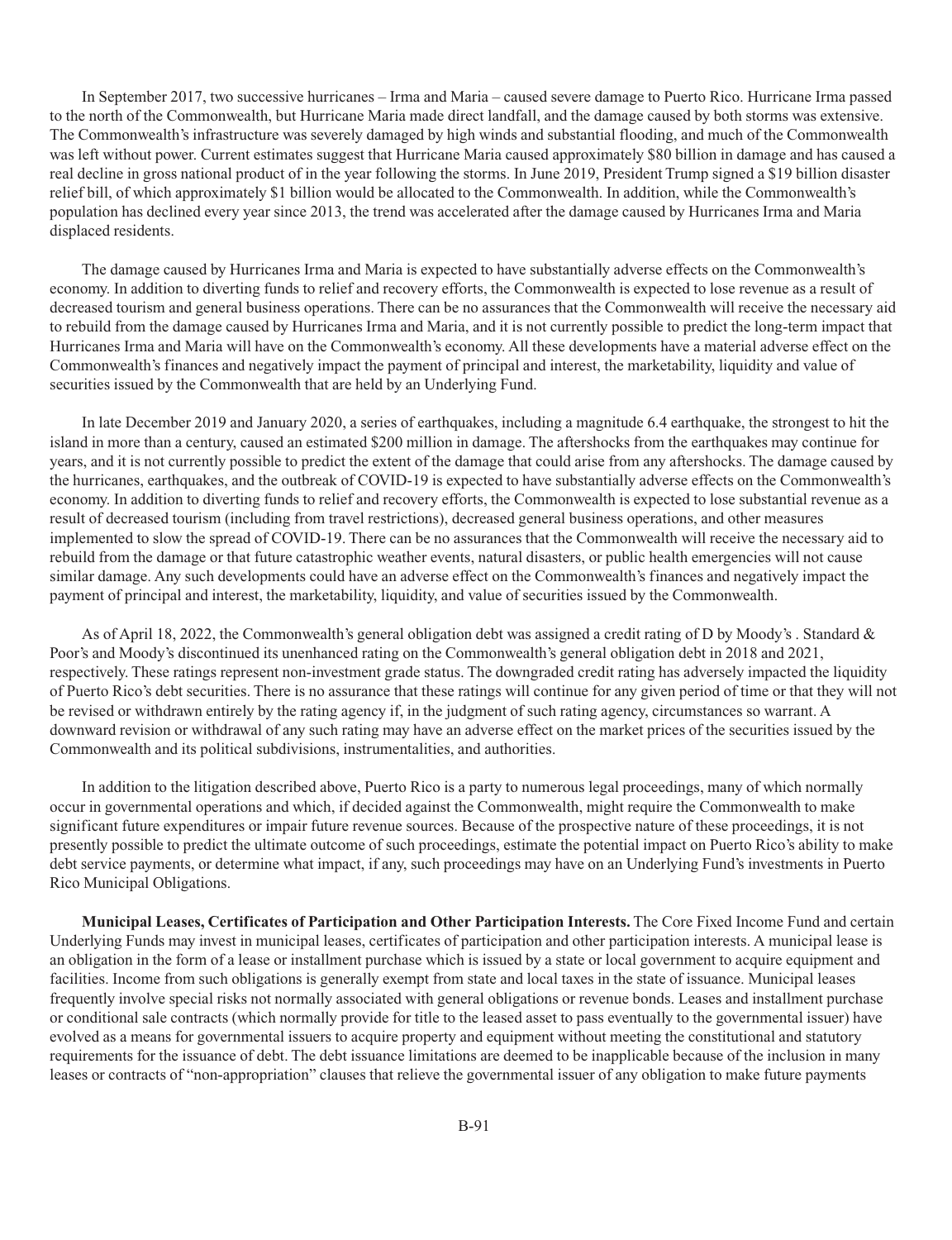In September 2017, two successive hurricanes – Irma and Maria – caused severe damage to Puerto Rico. Hurricane Irma passed to the north of the Commonwealth, but Hurricane Maria made direct landfall, and the damage caused by both storms was extensive. The Commonwealth's infrastructure was severely damaged by high winds and substantial flooding, and much of the Commonwealth was left without power. Current estimates suggest that Hurricane Maria caused approximately $80 billion in damage and has caused a real decline in gross national product of in the year following the storms. In June 2019, President Trump signed a $19 billion disaster relief bill, of which approximately $1 billion would be allocated to the Commonwealth. In addition, while the Commonwealth's population has declined every year since 2013, the trend was accelerated after the damage caused by Hurricanes Irma and Maria displaced residents.

The damage caused by Hurricanes Irma and Maria is expected to have substantially adverse effects on the Commonwealth's economy. In addition to diverting funds to relief and recovery efforts, the Commonwealth is expected to lose revenue as a result of decreased tourism and general business operations. There can be no assurances that the Commonwealth will receive the necessary aid to rebuild from the damage caused by Hurricanes Irma and Maria, and it is not currently possible to predict the long-term impact that Hurricanes Irma and Maria will have on the Commonwealth's economy. All these developments have a material adverse effect on the Commonwealth's finances and negatively impact the payment of principal and interest, the marketability, liquidity and value of securities issued by the Commonwealth that are held by an Underlying Fund.

In late December 2019 and January 2020, a series of earthquakes, including a magnitude 6.4 earthquake, the strongest to hit the island in more than a century, caused an estimated $200 million in damage. The aftershocks from the earthquakes may continue for years, and it is not currently possible to predict the extent of the damage that could arise from any aftershocks. The damage caused by the hurricanes, earthquakes, and the outbreak of COVID-19 is expected to have substantially adverse effects on the Commonwealth's economy. In addition to diverting funds to relief and recovery efforts, the Commonwealth is expected to lose substantial revenue as a result of decreased tourism (including from travel restrictions), decreased general business operations, and other measures implemented to slow the spread of COVID-19. There can be no assurances that the Commonwealth will receive the necessary aid to rebuild from the damage or that future catastrophic weather events, natural disasters, or public health emergencies will not cause similar damage. Any such developments could have an adverse effect on the Commonwealth's finances and negatively impact the payment of principal and interest, the marketability, liquidity, and value of securities issued by the Commonwealth.

As of April 18, 2022, the Commonwealth's general obligation debt was assigned a credit rating of D by Moody's . Standard & Poor's and Moody's discontinued its unenhanced rating on the Commonwealth's general obligation debt in 2018 and 2021, respectively. These ratings represent non-investment grade status. The downgraded credit rating has adversely impacted the liquidity of Puerto Rico's debt securities. There is no assurance that these ratings will continue for any given period of time or that they will not be revised or withdrawn entirely by the rating agency if, in the judgment of such rating agency, circumstances so warrant. A downward revision or withdrawal of any such rating may have an adverse effect on the market prices of the securities issued by the Commonwealth and its political subdivisions, instrumentalities, and authorities.

In addition to the litigation described above, Puerto Rico is a party to numerous legal proceedings, many of which normally occur in governmental operations and which, if decided against the Commonwealth, might require the Commonwealth to make significant future expenditures or impair future revenue sources. Because of the prospective nature of these proceedings, it is not presently possible to predict the ultimate outcome of such proceedings, estimate the potential impact on Puerto Rico's ability to make debt service payments, or determine what impact, if any, such proceedings may have on an Underlying Fund's investments in Puerto Rico Municipal Obligations.

**Municipal Leases, Certificates of Participation and Other Participation Interests.** The Core Fixed Income Fund and certain Underlying Funds may invest in municipal leases, certificates of participation and other participation interests. A municipal lease is an obligation in the form of a lease or installment purchase which is issued by a state or local government to acquire equipment and facilities. Income from such obligations is generally exempt from state and local taxes in the state of issuance. Municipal leases frequently involve special risks not normally associated with general obligations or revenue bonds. Leases and installment purchase or conditional sale contracts (which normally provide for title to the leased asset to pass eventually to the governmental issuer) have evolved as a means for governmental issuers to acquire property and equipment without meeting the constitutional and statutory requirements for the issuance of debt. The debt issuance limitations are deemed to be inapplicable because of the inclusion in many leases or contracts of "non-appropriation" clauses that relieve the governmental issuer of any obligation to make future payments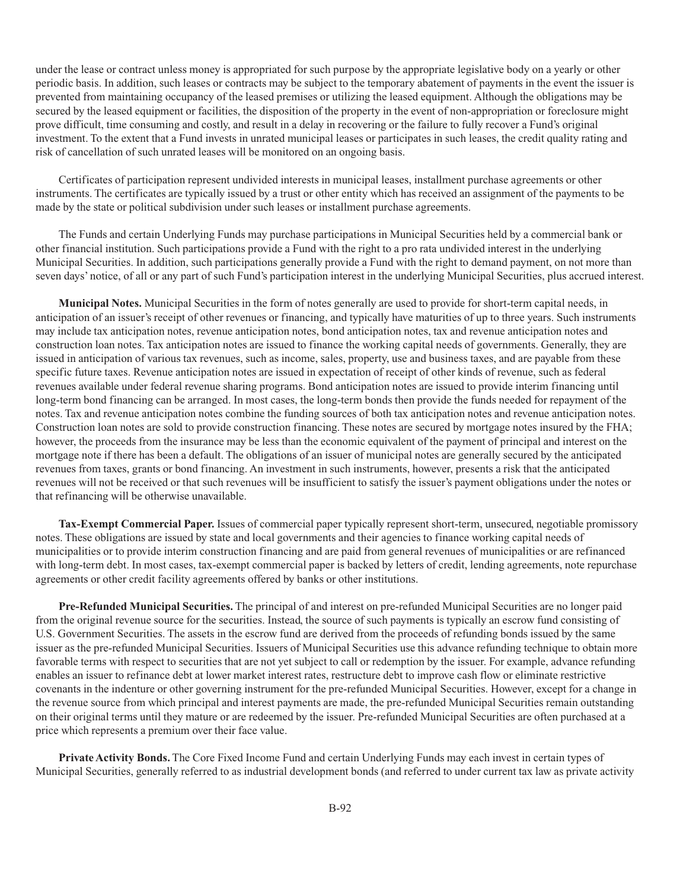under the lease or contract unless money is appropriated for such purpose by the appropriate legislative body on a yearly or other periodic basis. In addition, such leases or contracts may be subject to the temporary abatement of payments in the event the issuer is prevented from maintaining occupancy of the leased premises or utilizing the leased equipment. Although the obligations may be secured by the leased equipment or facilities, the disposition of the property in the event of non-appropriation or foreclosure might prove difficult, time consuming and costly, and result in a delay in recovering or the failure to fully recover a Fund's original investment. To the extent that a Fund invests in unrated municipal leases or participates in such leases, the credit quality rating and risk of cancellation of such unrated leases will be monitored on an ongoing basis.

Certificates of participation represent undivided interests in municipal leases, installment purchase agreements or other instruments. The certificates are typically issued by a trust or other entity which has received an assignment of the payments to be made by the state or political subdivision under such leases or installment purchase agreements.

The Funds and certain Underlying Funds may purchase participations in Municipal Securities held by a commercial bank or other financial institution. Such participations provide a Fund with the right to a pro rata undivided interest in the underlying Municipal Securities. In addition, such participations generally provide a Fund with the right to demand payment, on not more than seven days' notice, of all or any part of such Fund's participation interest in the underlying Municipal Securities, plus accrued interest.

**Municipal Notes.** Municipal Securities in the form of notes generally are used to provide for short-term capital needs, in anticipation of an issuer's receipt of other revenues or financing, and typically have maturities of up to three years. Such instruments may include tax anticipation notes, revenue anticipation notes, bond anticipation notes, tax and revenue anticipation notes and construction loan notes. Tax anticipation notes are issued to finance the working capital needs of governments. Generally, they are issued in anticipation of various tax revenues, such as income, sales, property, use and business taxes, and are payable from these specific future taxes. Revenue anticipation notes are issued in expectation of receipt of other kinds of revenue, such as federal revenues available under federal revenue sharing programs. Bond anticipation notes are issued to provide interim financing until long-term bond financing can be arranged. In most cases, the long-term bonds then provide the funds needed for repayment of the notes. Tax and revenue anticipation notes combine the funding sources of both tax anticipation notes and revenue anticipation notes. Construction loan notes are sold to provide construction financing. These notes are secured by mortgage notes insured by the FHA; however, the proceeds from the insurance may be less than the economic equivalent of the payment of principal and interest on the mortgage note if there has been a default. The obligations of an issuer of municipal notes are generally secured by the anticipated revenues from taxes, grants or bond financing. An investment in such instruments, however, presents a risk that the anticipated revenues will not be received or that such revenues will be insufficient to satisfy the issuer's payment obligations under the notes or that refinancing will be otherwise unavailable.

**Tax-Exempt Commercial Paper.** Issues of commercial paper typically represent short-term, unsecured, negotiable promissory notes. These obligations are issued by state and local governments and their agencies to finance working capital needs of municipalities or to provide interim construction financing and are paid from general revenues of municipalities or are refinanced with long-term debt. In most cases, tax-exempt commercial paper is backed by letters of credit, lending agreements, note repurchase agreements or other credit facility agreements offered by banks or other institutions.

**Pre-Refunded Municipal Securities.** The principal of and interest on pre-refunded Municipal Securities are no longer paid from the original revenue source for the securities. Instead, the source of such payments is typically an escrow fund consisting of U.S. Government Securities. The assets in the escrow fund are derived from the proceeds of refunding bonds issued by the same issuer as the pre-refunded Municipal Securities. Issuers of Municipal Securities use this advance refunding technique to obtain more favorable terms with respect to securities that are not yet subject to call or redemption by the issuer. For example, advance refunding enables an issuer to refinance debt at lower market interest rates, restructure debt to improve cash flow or eliminate restrictive covenants in the indenture or other governing instrument for the pre-refunded Municipal Securities. However, except for a change in the revenue source from which principal and interest payments are made, the pre-refunded Municipal Securities remain outstanding on their original terms until they mature or are redeemed by the issuer. Pre-refunded Municipal Securities are often purchased at a price which represents a premium over their face value.

**Private Activity Bonds.** The Core Fixed Income Fund and certain Underlying Funds may each invest in certain types of Municipal Securities, generally referred to as industrial development bonds (and referred to under current tax law as private activity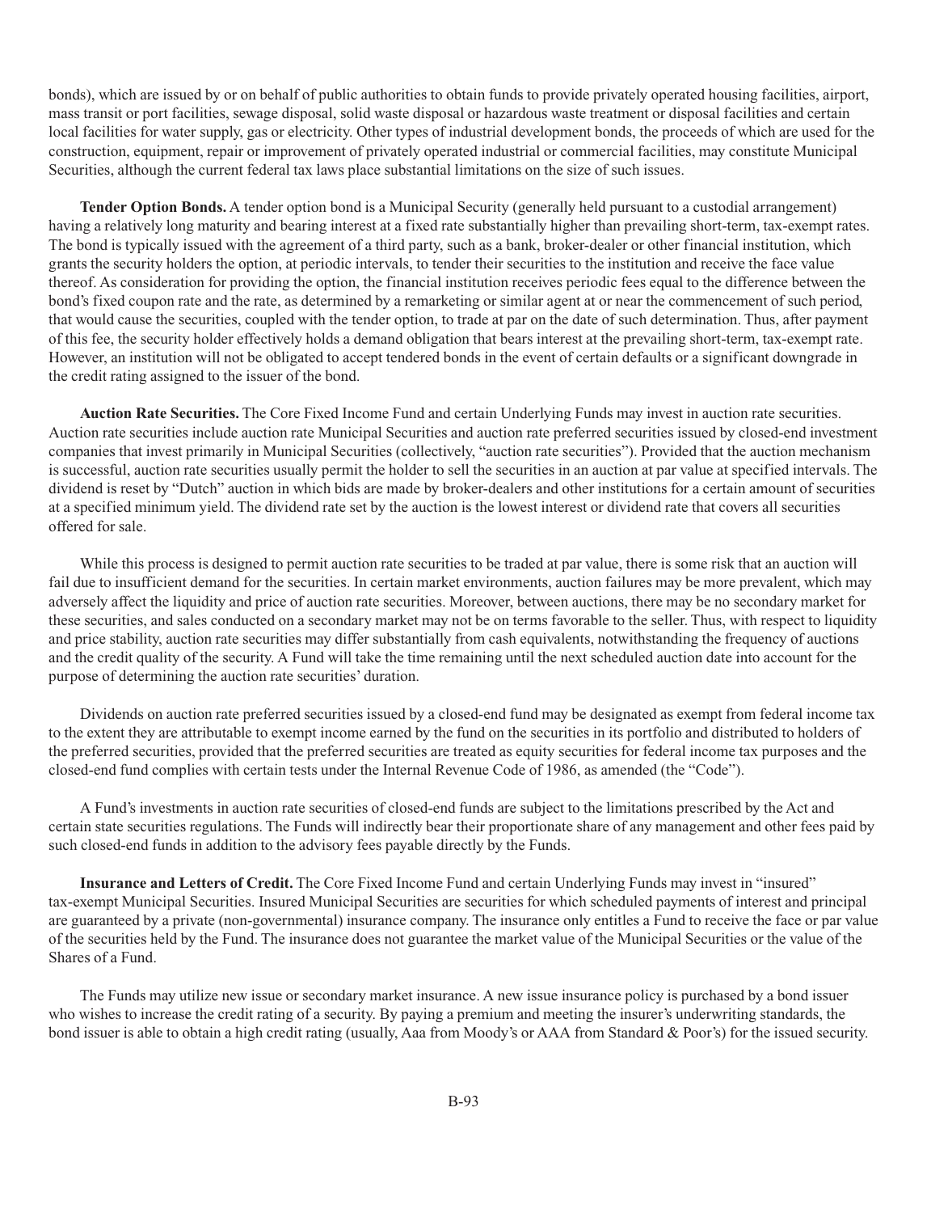bonds), which are issued by or on behalf of public authorities to obtain funds to provide privately operated housing facilities, airport, mass transit or port facilities, sewage disposal, solid waste disposal or hazardous waste treatment or disposal facilities and certain local facilities for water supply, gas or electricity. Other types of industrial development bonds, the proceeds of which are used for the construction, equipment, repair or improvement of privately operated industrial or commercial facilities, may constitute Municipal Securities, although the current federal tax laws place substantial limitations on the size of such issues.

**Tender Option Bonds.** A tender option bond is a Municipal Security (generally held pursuant to a custodial arrangement) having a relatively long maturity and bearing interest at a fixed rate substantially higher than prevailing short-term, tax-exempt rates. The bond is typically issued with the agreement of a third party, such as a bank, broker-dealer or other financial institution, which grants the security holders the option, at periodic intervals, to tender their securities to the institution and receive the face value thereof. As consideration for providing the option, the financial institution receives periodic fees equal to the difference between the bond's fixed coupon rate and the rate, as determined by a remarketing or similar agent at or near the commencement of such period, that would cause the securities, coupled with the tender option, to trade at par on the date of such determination. Thus, after payment of this fee, the security holder effectively holds a demand obligation that bears interest at the prevailing short-term, tax-exempt rate. However, an institution will not be obligated to accept tendered bonds in the event of certain defaults or a significant downgrade in the credit rating assigned to the issuer of the bond.

**Auction Rate Securities.** The Core Fixed Income Fund and certain Underlying Funds may invest in auction rate securities. Auction rate securities include auction rate Municipal Securities and auction rate preferred securities issued by closed-end investment companies that invest primarily in Municipal Securities (collectively, "auction rate securities"). Provided that the auction mechanism is successful, auction rate securities usually permit the holder to sell the securities in an auction at par value at specified intervals. The dividend is reset by "Dutch" auction in which bids are made by broker-dealers and other institutions for a certain amount of securities at a specified minimum yield. The dividend rate set by the auction is the lowest interest or dividend rate that covers all securities offered for sale.

While this process is designed to permit auction rate securities to be traded at par value, there is some risk that an auction will fail due to insufficient demand for the securities. In certain market environments, auction failures may be more prevalent, which may adversely affect the liquidity and price of auction rate securities. Moreover, between auctions, there may be no secondary market for these securities, and sales conducted on a secondary market may not be on terms favorable to the seller. Thus, with respect to liquidity and price stability, auction rate securities may differ substantially from cash equivalents, notwithstanding the frequency of auctions and the credit quality of the security. A Fund will take the time remaining until the next scheduled auction date into account for the purpose of determining the auction rate securities' duration.

Dividends on auction rate preferred securities issued by a closed-end fund may be designated as exempt from federal income tax to the extent they are attributable to exempt income earned by the fund on the securities in its portfolio and distributed to holders of the preferred securities, provided that the preferred securities are treated as equity securities for federal income tax purposes and the closed-end fund complies with certain tests under the Internal Revenue Code of 1986, as amended (the "Code").

A Fund's investments in auction rate securities of closed-end funds are subject to the limitations prescribed by the Act and certain state securities regulations. The Funds will indirectly bear their proportionate share of any management and other fees paid by such closed-end funds in addition to the advisory fees payable directly by the Funds.

**Insurance and Letters of Credit.** The Core Fixed Income Fund and certain Underlying Funds may invest in "insured" tax-exempt Municipal Securities. Insured Municipal Securities are securities for which scheduled payments of interest and principal are guaranteed by a private (non-governmental) insurance company. The insurance only entitles a Fund to receive the face or par value of the securities held by the Fund. The insurance does not guarantee the market value of the Municipal Securities or the value of the Shares of a Fund.

The Funds may utilize new issue or secondary market insurance. A new issue insurance policy is purchased by a bond issuer who wishes to increase the credit rating of a security. By paying a premium and meeting the insurer's underwriting standards, the bond issuer is able to obtain a high credit rating (usually, Aaa from Moody's or AAA from Standard & Poor's) for the issued security.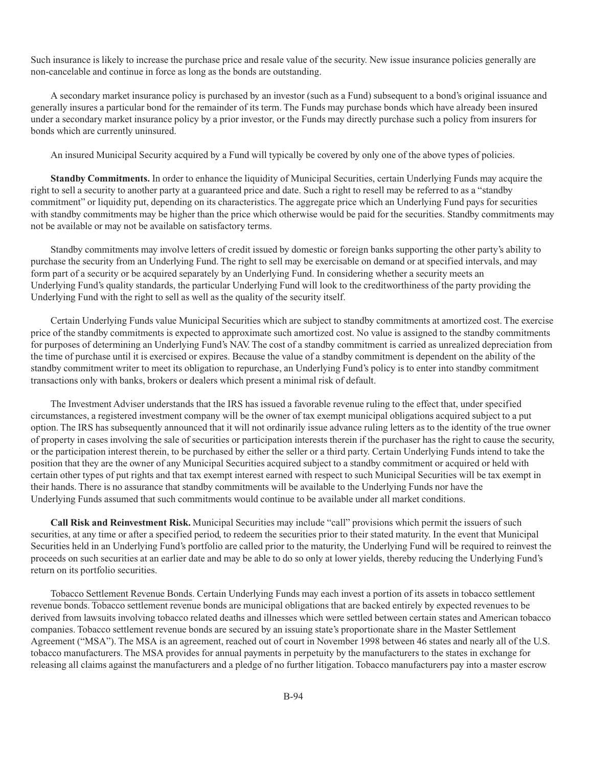Such insurance is likely to increase the purchase price and resale value of the security. New issue insurance policies generally are non-cancelable and continue in force as long as the bonds are outstanding.

A secondary market insurance policy is purchased by an investor (such as a Fund) subsequent to a bond's original issuance and generally insures a particular bond for the remainder of its term. The Funds may purchase bonds which have already been insured under a secondary market insurance policy by a prior investor, or the Funds may directly purchase such a policy from insurers for bonds which are currently uninsured.

An insured Municipal Security acquired by a Fund will typically be covered by only one of the above types of policies.

**Standby Commitments.** In order to enhance the liquidity of Municipal Securities, certain Underlying Funds may acquire the right to sell a security to another party at a guaranteed price and date. Such a right to resell may be referred to as a "standby commitment" or liquidity put, depending on its characteristics. The aggregate price which an Underlying Fund pays for securities with standby commitments may be higher than the price which otherwise would be paid for the securities. Standby commitments may not be available or may not be available on satisfactory terms.

Standby commitments may involve letters of credit issued by domestic or foreign banks supporting the other party's ability to purchase the security from an Underlying Fund. The right to sell may be exercisable on demand or at specified intervals, and may form part of a security or be acquired separately by an Underlying Fund. In considering whether a security meets an Underlying Fund's quality standards, the particular Underlying Fund will look to the creditworthiness of the party providing the Underlying Fund with the right to sell as well as the quality of the security itself.

Certain Underlying Funds value Municipal Securities which are subject to standby commitments at amortized cost. The exercise price of the standby commitments is expected to approximate such amortized cost. No value is assigned to the standby commitments for purposes of determining an Underlying Fund's NAV. The cost of a standby commitment is carried as unrealized depreciation from the time of purchase until it is exercised or expires. Because the value of a standby commitment is dependent on the ability of the standby commitment writer to meet its obligation to repurchase, an Underlying Fund's policy is to enter into standby commitment transactions only with banks, brokers or dealers which present a minimal risk of default.

The Investment Adviser understands that the IRS has issued a favorable revenue ruling to the effect that, under specified circumstances, a registered investment company will be the owner of tax exempt municipal obligations acquired subject to a put option. The IRS has subsequently announced that it will not ordinarily issue advance ruling letters as to the identity of the true owner of property in cases involving the sale of securities or participation interests therein if the purchaser has the right to cause the security, or the participation interest therein, to be purchased by either the seller or a third party. Certain Underlying Funds intend to take the position that they are the owner of any Municipal Securities acquired subject to a standby commitment or acquired or held with certain other types of put rights and that tax exempt interest earned with respect to such Municipal Securities will be tax exempt in their hands. There is no assurance that standby commitments will be available to the Underlying Funds nor have the Underlying Funds assumed that such commitments would continue to be available under all market conditions.

**Call Risk and Reinvestment Risk.** Municipal Securities may include "call" provisions which permit the issuers of such securities, at any time or after a specified period, to redeem the securities prior to their stated maturity. In the event that Municipal Securities held in an Underlying Fund's portfolio are called prior to the maturity, the Underlying Fund will be required to reinvest the proceeds on such securities at an earlier date and may be able to do so only at lower yields, thereby reducing the Underlying Fund's return on its portfolio securities.

Tobacco Settlement Revenue Bonds. Certain Underlying Funds may each invest a portion of its assets in tobacco settlement revenue bonds. Tobacco settlement revenue bonds are municipal obligations that are backed entirely by expected revenues to be derived from lawsuits involving tobacco related deaths and illnesses which were settled between certain states and American tobacco companies. Tobacco settlement revenue bonds are secured by an issuing state's proportionate share in the Master Settlement Agreement ("MSA"). The MSA is an agreement, reached out of court in November 1998 between 46 states and nearly all of the U.S. tobacco manufacturers. The MSA provides for annual payments in perpetuity by the manufacturers to the states in exchange for releasing all claims against the manufacturers and a pledge of no further litigation. Tobacco manufacturers pay into a master escrow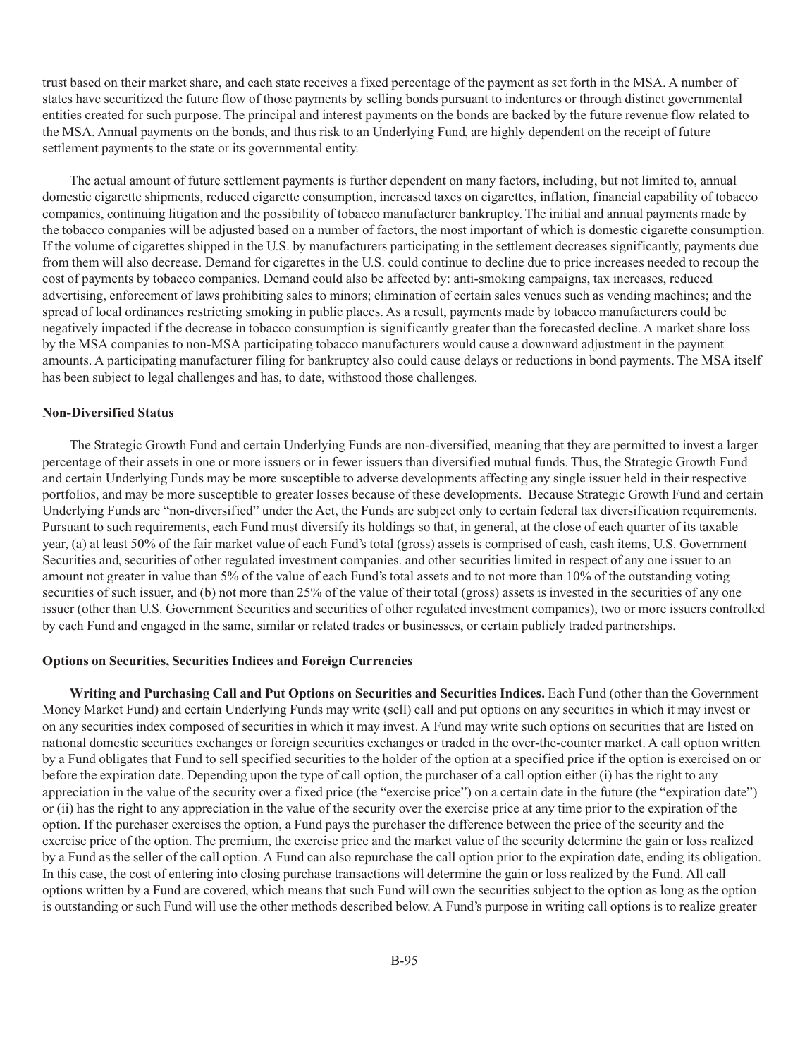trust based on their market share, and each state receives a fixed percentage of the payment as set forth in the MSA. A number of states have securitized the future flow of those payments by selling bonds pursuant to indentures or through distinct governmental entities created for such purpose. The principal and interest payments on the bonds are backed by the future revenue flow related to the MSA. Annual payments on the bonds, and thus risk to an Underlying Fund, are highly dependent on the receipt of future settlement payments to the state or its governmental entity.

The actual amount of future settlement payments is further dependent on many factors, including, but not limited to, annual domestic cigarette shipments, reduced cigarette consumption, increased taxes on cigarettes, inflation, financial capability of tobacco companies, continuing litigation and the possibility of tobacco manufacturer bankruptcy. The initial and annual payments made by the tobacco companies will be adjusted based on a number of factors, the most important of which is domestic cigarette consumption. If the volume of cigarettes shipped in the U.S. by manufacturers participating in the settlement decreases significantly, payments due from them will also decrease. Demand for cigarettes in the U.S. could continue to decline due to price increases needed to recoup the cost of payments by tobacco companies. Demand could also be affected by: anti-smoking campaigns, tax increases, reduced advertising, enforcement of laws prohibiting sales to minors; elimination of certain sales venues such as vending machines; and the spread of local ordinances restricting smoking in public places. As a result, payments made by tobacco manufacturers could be negatively impacted if the decrease in tobacco consumption is significantly greater than the forecasted decline. A market share loss by the MSA companies to non-MSA participating tobacco manufacturers would cause a downward adjustment in the payment amounts. A participating manufacturer filing for bankruptcy also could cause delays or reductions in bond payments. The MSA itself has been subject to legal challenges and has, to date, withstood those challenges.

**Non-Diversified Status**

The Strategic Growth Fund and certain Underlying Funds are non-diversified, meaning that they are permitted to invest a larger percentage of their assets in one or more issuers or in fewer issuers than diversified mutual funds. Thus, the Strategic Growth Fund and certain Underlying Funds may be more susceptible to adverse developments affecting any single issuer held in their respective portfolios, and may be more susceptible to greater losses because of these developments. Because Strategic Growth Fund and certain Underlying Funds are "non-diversified" under the Act, the Funds are subject only to certain federal tax diversification requirements. Pursuant to such requirements, each Fund must diversify its holdings so that, in general, at the close of each quarter of its taxable year, (a) at least 50% of the fair market value of each Fund's total (gross) assets is comprised of cash, cash items, U.S. Government Securities and, securities of other regulated investment companies. and other securities limited in respect of any one issuer to an amount not greater in value than 5% of the value of each Fund's total assets and to not more than 10% of the outstanding voting securities of such issuer, and (b) not more than 25% of the value of their total (gross) assets is invested in the securities of any one issuer (other than U.S. Government Securities and securities of other regulated investment companies), two or more issuers controlled by each Fund and engaged in the same, similar or related trades or businesses, or certain publicly traded partnerships.

**Options on Securities, Securities Indices and Foreign Currencies**

**Writing and Purchasing Call and Put Options on Securities and Securities Indices.** Each Fund (other than the Government Money Market Fund) and certain Underlying Funds may write (sell) call and put options on any securities in which it may invest or on any securities index composed of securities in which it may invest. A Fund may write such options on securities that are listed on national domestic securities exchanges or foreign securities exchanges or traded in the over-the-counter market. A call option written by a Fund obligates that Fund to sell specified securities to the holder of the option at a specified price if the option is exercised on or before the expiration date. Depending upon the type of call option, the purchaser of a call option either (i) has the right to any appreciation in the value of the security over a fixed price (the "exercise price") on a certain date in the future (the "expiration date") or (ii) has the right to any appreciation in the value of the security over the exercise price at any time prior to the expiration of the option. If the purchaser exercises the option, a Fund pays the purchaser the difference between the price of the security and the exercise price of the option. The premium, the exercise price and the market value of the security determine the gain or loss realized by a Fund as the seller of the call option. A Fund can also repurchase the call option prior to the expiration date, ending its obligation. In this case, the cost of entering into closing purchase transactions will determine the gain or loss realized by the Fund. All call options written by a Fund are covered, which means that such Fund will own the securities subject to the option as long as the option is outstanding or such Fund will use the other methods described below. A Fund's purpose in writing call options is to realize greater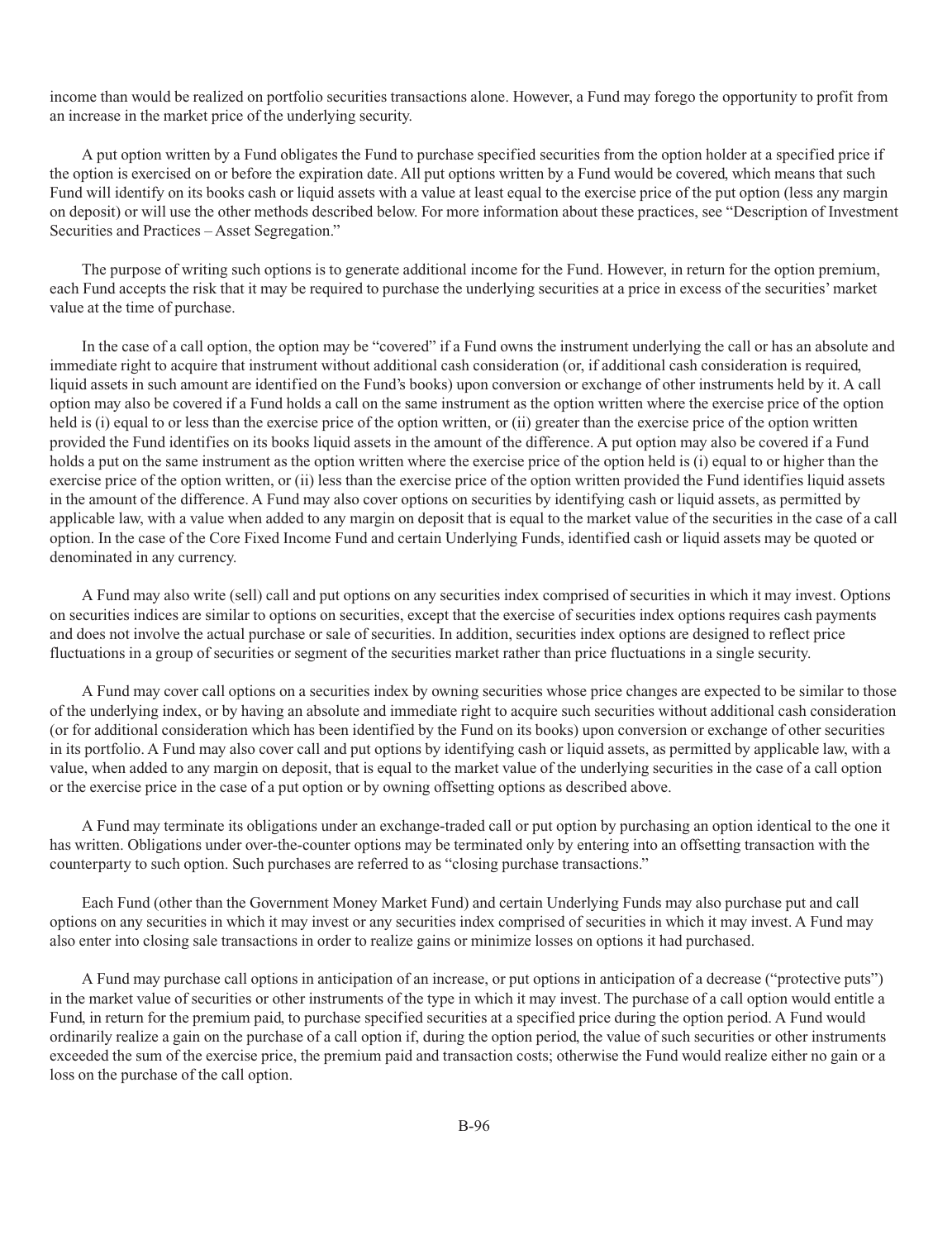income than would be realized on portfolio securities transactions alone. However, a Fund may forego the opportunity to profit from an increase in the market price of the underlying security.

A put option written by a Fund obligates the Fund to purchase specified securities from the option holder at a specified price if the option is exercised on or before the expiration date. All put options written by a Fund would be covered, which means that such Fund will identify on its books cash or liquid assets with a value at least equal to the exercise price of the put option (less any margin on deposit) or will use the other methods described below. For more information about these practices, see "Description of Investment Securities and Practices – Asset Segregation."

The purpose of writing such options is to generate additional income for the Fund. However, in return for the option premium, each Fund accepts the risk that it may be required to purchase the underlying securities at a price in excess of the securities' market value at the time of purchase.

In the case of a call option, the option may be "covered" if a Fund owns the instrument underlying the call or has an absolute and immediate right to acquire that instrument without additional cash consideration (or, if additional cash consideration is required, liquid assets in such amount are identified on the Fund's books) upon conversion or exchange of other instruments held by it. A call option may also be covered if a Fund holds a call on the same instrument as the option written where the exercise price of the option held is (i) equal to or less than the exercise price of the option written, or (ii) greater than the exercise price of the option written provided the Fund identifies on its books liquid assets in the amount of the difference. A put option may also be covered if a Fund holds a put on the same instrument as the option written where the exercise price of the option held is (i) equal to or higher than the exercise price of the option written, or (ii) less than the exercise price of the option written provided the Fund identifies liquid assets in the amount of the difference. A Fund may also cover options on securities by identifying cash or liquid assets, as permitted by applicable law, with a value when added to any margin on deposit that is equal to the market value of the securities in the case of a call option. In the case of the Core Fixed Income Fund and certain Underlying Funds, identified cash or liquid assets may be quoted or denominated in any currency.

A Fund may also write (sell) call and put options on any securities index comprised of securities in which it may invest. Options on securities indices are similar to options on securities, except that the exercise of securities index options requires cash payments and does not involve the actual purchase or sale of securities. In addition, securities index options are designed to reflect price fluctuations in a group of securities or segment of the securities market rather than price fluctuations in a single security.

A Fund may cover call options on a securities index by owning securities whose price changes are expected to be similar to those of the underlying index, or by having an absolute and immediate right to acquire such securities without additional cash consideration (or for additional consideration which has been identified by the Fund on its books) upon conversion or exchange of other securities in its portfolio. A Fund may also cover call and put options by identifying cash or liquid assets, as permitted by applicable law, with a value, when added to any margin on deposit, that is equal to the market value of the underlying securities in the case of a call option or the exercise price in the case of a put option or by owning offsetting options as described above.

A Fund may terminate its obligations under an exchange-traded call or put option by purchasing an option identical to the one it has written. Obligations under over-the-counter options may be terminated only by entering into an offsetting transaction with the counterparty to such option. Such purchases are referred to as "closing purchase transactions."

Each Fund (other than the Government Money Market Fund) and certain Underlying Funds may also purchase put and call options on any securities in which it may invest or any securities index comprised of securities in which it may invest. A Fund may also enter into closing sale transactions in order to realize gains or minimize losses on options it had purchased.

A Fund may purchase call options in anticipation of an increase, or put options in anticipation of a decrease ("protective puts") in the market value of securities or other instruments of the type in which it may invest. The purchase of a call option would entitle a Fund, in return for the premium paid, to purchase specified securities at a specified price during the option period. A Fund would ordinarily realize a gain on the purchase of a call option if, during the option period, the value of such securities or other instruments exceeded the sum of the exercise price, the premium paid and transaction costs; otherwise the Fund would realize either no gain or a loss on the purchase of the call option.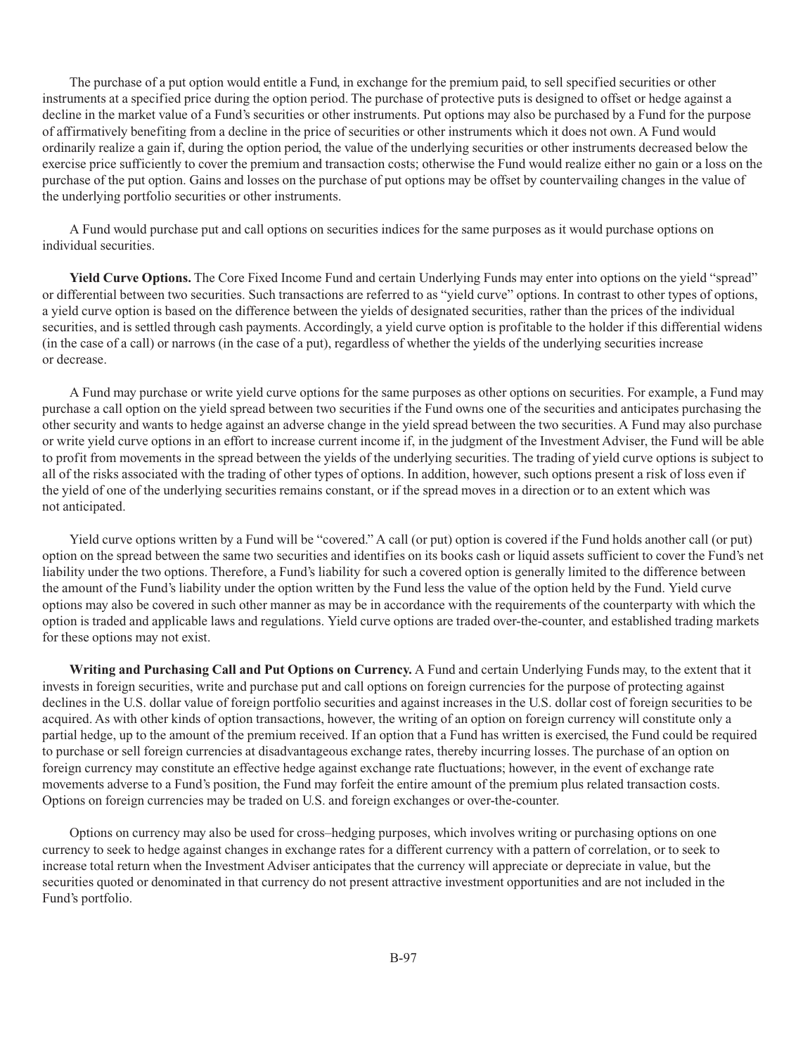The purchase of a put option would entitle a Fund, in exchange for the premium paid, to sell specified securities or other instruments at a specified price during the option period. The purchase of protective puts is designed to offset or hedge against a decline in the market value of a Fund's securities or other instruments. Put options may also be purchased by a Fund for the purpose of affirmatively benefiting from a decline in the price of securities or other instruments which it does not own. A Fund would ordinarily realize a gain if, during the option period, the value of the underlying securities or other instruments decreased below the exercise price sufficiently to cover the premium and transaction costs; otherwise the Fund would realize either no gain or a loss on the purchase of the put option. Gains and losses on the purchase of put options may be offset by countervailing changes in the value of the underlying portfolio securities or other instruments.

A Fund would purchase put and call options on securities indices for the same purposes as it would purchase options on individual securities.

**Yield Curve Options.** The Core Fixed Income Fund and certain Underlying Funds may enter into options on the yield "spread" or differential between two securities. Such transactions are referred to as "yield curve" options. In contrast to other types of options, a yield curve option is based on the difference between the yields of designated securities, rather than the prices of the individual securities, and is settled through cash payments. Accordingly, a yield curve option is profitable to the holder if this differential widens (in the case of a call) or narrows (in the case of a put), regardless of whether the yields of the underlying securities increase or decrease.

A Fund may purchase or write yield curve options for the same purposes as other options on securities. For example, a Fund may purchase a call option on the yield spread between two securities if the Fund owns one of the securities and anticipates purchasing the other security and wants to hedge against an adverse change in the yield spread between the two securities. A Fund may also purchase or write yield curve options in an effort to increase current income if, in the judgment of the Investment Adviser, the Fund will be able to profit from movements in the spread between the yields of the underlying securities. The trading of yield curve options is subject to all of the risks associated with the trading of other types of options. In addition, however, such options present a risk of loss even if the yield of one of the underlying securities remains constant, or if the spread moves in a direction or to an extent which was not anticipated.

Yield curve options written by a Fund will be "covered." A call (or put) option is covered if the Fund holds another call (or put) option on the spread between the same two securities and identifies on its books cash or liquid assets sufficient to cover the Fund's net liability under the two options. Therefore, a Fund's liability for such a covered option is generally limited to the difference between the amount of the Fund's liability under the option written by the Fund less the value of the option held by the Fund. Yield curve options may also be covered in such other manner as may be in accordance with the requirements of the counterparty with which the option is traded and applicable laws and regulations. Yield curve options are traded over-the-counter, and established trading markets for these options may not exist.

**Writing and Purchasing Call and Put Options on Currency.** A Fund and certain Underlying Funds may, to the extent that it invests in foreign securities, write and purchase put and call options on foreign currencies for the purpose of protecting against declines in the U.S. dollar value of foreign portfolio securities and against increases in the U.S. dollar cost of foreign securities to be acquired. As with other kinds of option transactions, however, the writing of an option on foreign currency will constitute only a partial hedge, up to the amount of the premium received. If an option that a Fund has written is exercised, the Fund could be required to purchase or sell foreign currencies at disadvantageous exchange rates, thereby incurring losses. The purchase of an option on foreign currency may constitute an effective hedge against exchange rate fluctuations; however, in the event of exchange rate movements adverse to a Fund's position, the Fund may forfeit the entire amount of the premium plus related transaction costs. Options on foreign currencies may be traded on U.S. and foreign exchanges or over-the-counter.

Options on currency may also be used for cross–hedging purposes, which involves writing or purchasing options on one currency to seek to hedge against changes in exchange rates for a different currency with a pattern of correlation, or to seek to increase total return when the Investment Adviser anticipates that the currency will appreciate or depreciate in value, but the securities quoted or denominated in that currency do not present attractive investment opportunities and are not included in the Fund's portfolio.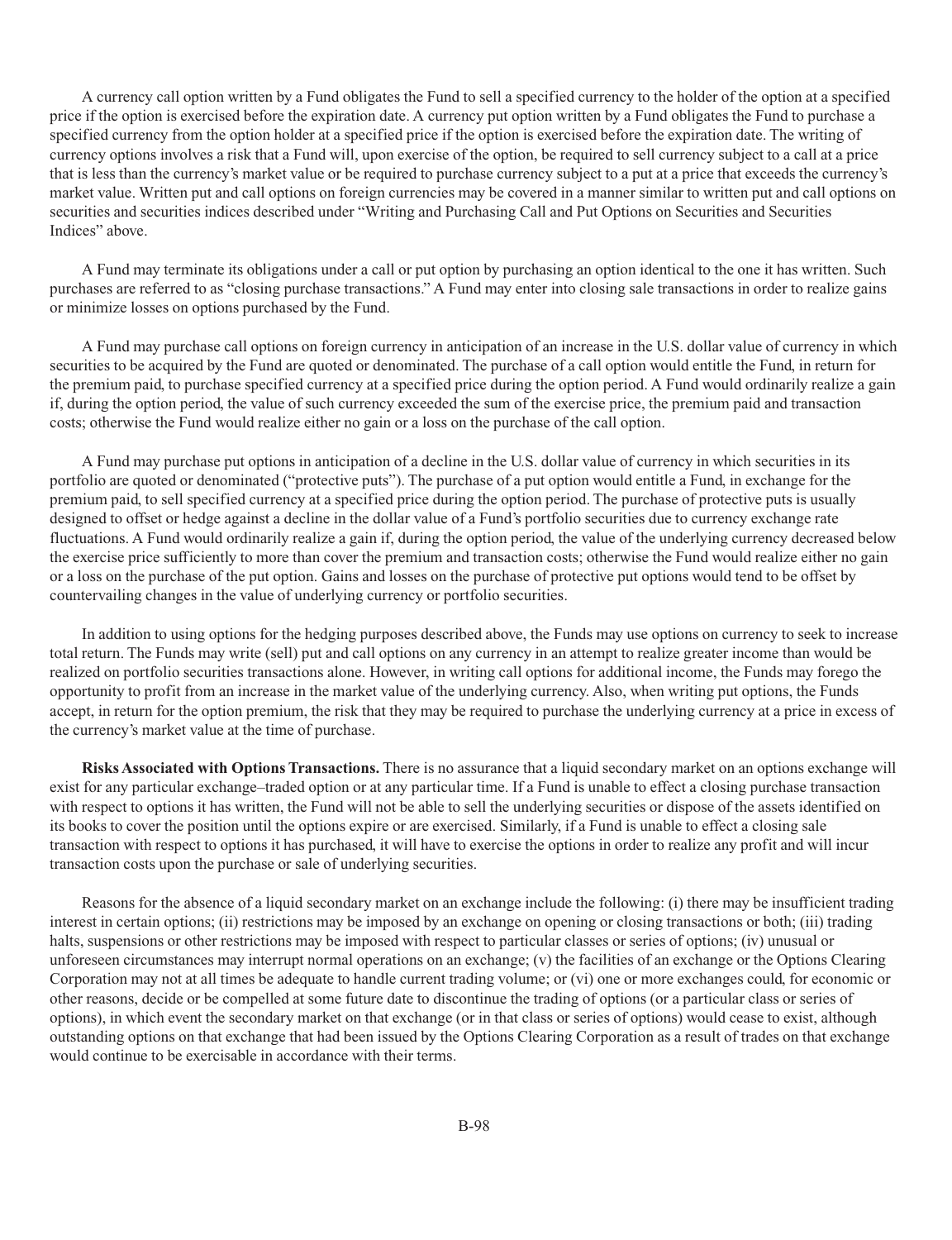A currency call option written by a Fund obligates the Fund to sell a specified currency to the holder of the option at a specified price if the option is exercised before the expiration date. A currency put option written by a Fund obligates the Fund to purchase a specified currency from the option holder at a specified price if the option is exercised before the expiration date. The writing of currency options involves a risk that a Fund will, upon exercise of the option, be required to sell currency subject to a call at a price that is less than the currency's market value or be required to purchase currency subject to a put at a price that exceeds the currency's market value. Written put and call options on foreign currencies may be covered in a manner similar to written put and call options on securities and securities indices described under "Writing and Purchasing Call and Put Options on Securities and Securities Indices" above.

A Fund may terminate its obligations under a call or put option by purchasing an option identical to the one it has written. Such purchases are referred to as "closing purchase transactions." A Fund may enter into closing sale transactions in order to realize gains or minimize losses on options purchased by the Fund.

A Fund may purchase call options on foreign currency in anticipation of an increase in the U.S. dollar value of currency in which securities to be acquired by the Fund are quoted or denominated. The purchase of a call option would entitle the Fund, in return for the premium paid, to purchase specified currency at a specified price during the option period. A Fund would ordinarily realize a gain if, during the option period, the value of such currency exceeded the sum of the exercise price, the premium paid and transaction costs; otherwise the Fund would realize either no gain or a loss on the purchase of the call option.

A Fund may purchase put options in anticipation of a decline in the U.S. dollar value of currency in which securities in its portfolio are quoted or denominated ("protective puts"). The purchase of a put option would entitle a Fund, in exchange for the premium paid, to sell specified currency at a specified price during the option period. The purchase of protective puts is usually designed to offset or hedge against a decline in the dollar value of a Fund's portfolio securities due to currency exchange rate fluctuations. A Fund would ordinarily realize a gain if, during the option period, the value of the underlying currency decreased below the exercise price sufficiently to more than cover the premium and transaction costs; otherwise the Fund would realize either no gain or a loss on the purchase of the put option. Gains and losses on the purchase of protective put options would tend to be offset by countervailing changes in the value of underlying currency or portfolio securities.

In addition to using options for the hedging purposes described above, the Funds may use options on currency to seek to increase total return. The Funds may write (sell) put and call options on any currency in an attempt to realize greater income than would be realized on portfolio securities transactions alone. However, in writing call options for additional income, the Funds may forego the opportunity to profit from an increase in the market value of the underlying currency. Also, when writing put options, the Funds accept, in return for the option premium, the risk that they may be required to purchase the underlying currency at a price in excess of the currency's market value at the time of purchase.

**Risks Associated with Options Transactions.** There is no assurance that a liquid secondary market on an options exchange will exist for any particular exchange–traded option or at any particular time. If a Fund is unable to effect a closing purchase transaction with respect to options it has written, the Fund will not be able to sell the underlying securities or dispose of the assets identified on its books to cover the position until the options expire or are exercised. Similarly, if a Fund is unable to effect a closing sale transaction with respect to options it has purchased, it will have to exercise the options in order to realize any profit and will incur transaction costs upon the purchase or sale of underlying securities.

Reasons for the absence of a liquid secondary market on an exchange include the following: (i) there may be insufficient trading interest in certain options; (ii) restrictions may be imposed by an exchange on opening or closing transactions or both; (iii) trading halts, suspensions or other restrictions may be imposed with respect to particular classes or series of options; (iv) unusual or unforeseen circumstances may interrupt normal operations on an exchange; (v) the facilities of an exchange or the Options Clearing Corporation may not at all times be adequate to handle current trading volume; or (vi) one or more exchanges could, for economic or other reasons, decide or be compelled at some future date to discontinue the trading of options (or a particular class or series of options), in which event the secondary market on that exchange (or in that class or series of options) would cease to exist, although outstanding options on that exchange that had been issued by the Options Clearing Corporation as a result of trades on that exchange would continue to be exercisable in accordance with their terms.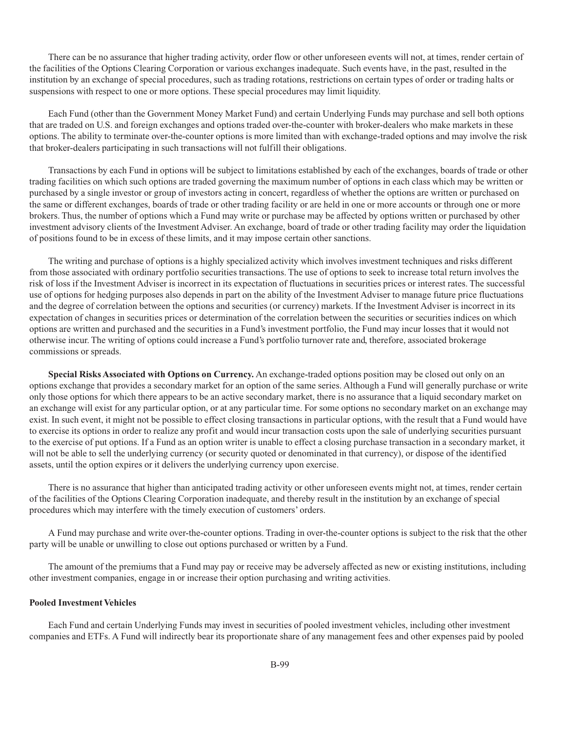There can be no assurance that higher trading activity, order flow or other unforeseen events will not, at times, render certain of the facilities of the Options Clearing Corporation or various exchanges inadequate. Such events have, in the past, resulted in the institution by an exchange of special procedures, such as trading rotations, restrictions on certain types of order or trading halts or suspensions with respect to one or more options. These special procedures may limit liquidity.

Each Fund (other than the Government Money Market Fund) and certain Underlying Funds may purchase and sell both options that are traded on U.S. and foreign exchanges and options traded over-the-counter with broker-dealers who make markets in these options. The ability to terminate over-the-counter options is more limited than with exchange-traded options and may involve the risk that broker-dealers participating in such transactions will not fulfill their obligations.

Transactions by each Fund in options will be subject to limitations established by each of the exchanges, boards of trade or other trading facilities on which such options are traded governing the maximum number of options in each class which may be written or purchased by a single investor or group of investors acting in concert, regardless of whether the options are written or purchased on the same or different exchanges, boards of trade or other trading facility or are held in one or more accounts or through one or more brokers. Thus, the number of options which a Fund may write or purchase may be affected by options written or purchased by other investment advisory clients of the Investment Adviser. An exchange, board of trade or other trading facility may order the liquidation of positions found to be in excess of these limits, and it may impose certain other sanctions.

The writing and purchase of options is a highly specialized activity which involves investment techniques and risks different from those associated with ordinary portfolio securities transactions. The use of options to seek to increase total return involves the risk of loss if the Investment Adviser is incorrect in its expectation of fluctuations in securities prices or interest rates. The successful use of options for hedging purposes also depends in part on the ability of the Investment Adviser to manage future price fluctuations and the degree of correlation between the options and securities (or currency) markets. If the Investment Adviser is incorrect in its expectation of changes in securities prices or determination of the correlation between the securities or securities indices on which options are written and purchased and the securities in a Fund's investment portfolio, the Fund may incur losses that it would not otherwise incur. The writing of options could increase a Fund's portfolio turnover rate and, therefore, associated brokerage commissions or spreads.

**Special Risks Associated with Options on Currency.** An exchange-traded options position may be closed out only on an options exchange that provides a secondary market for an option of the same series. Although a Fund will generally purchase or write only those options for which there appears to be an active secondary market, there is no assurance that a liquid secondary market on an exchange will exist for any particular option, or at any particular time. For some options no secondary market on an exchange may exist. In such event, it might not be possible to effect closing transactions in particular options, with the result that a Fund would have to exercise its options in order to realize any profit and would incur transaction costs upon the sale of underlying securities pursuant to the exercise of put options. If a Fund as an option writer is unable to effect a closing purchase transaction in a secondary market, it will not be able to sell the underlying currency (or security quoted or denominated in that currency), or dispose of the identified assets, until the option expires or it delivers the underlying currency upon exercise.

There is no assurance that higher than anticipated trading activity or other unforeseen events might not, at times, render certain of the facilities of the Options Clearing Corporation inadequate, and thereby result in the institution by an exchange of special procedures which may interfere with the timely execution of customers' orders.

A Fund may purchase and write over-the-counter options. Trading in over-the-counter options is subject to the risk that the other party will be unable or unwilling to close out options purchased or written by a Fund.

The amount of the premiums that a Fund may pay or receive may be adversely affected as new or existing institutions, including other investment companies, engage in or increase their option purchasing and writing activities.

**Pooled Investment Vehicles**

Each Fund and certain Underlying Funds may invest in securities of pooled investment vehicles, including other investment companies and ETFs. A Fund will indirectly bear its proportionate share of any management fees and other expenses paid by pooled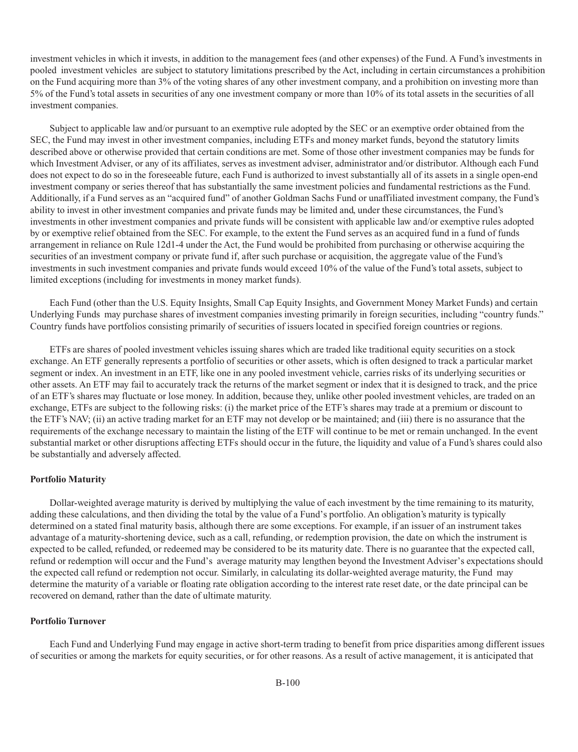investment vehicles in which it invests, in addition to the management fees (and other expenses) of the Fund. A Fund's investments in pooled investment vehicles are subject to statutory limitations prescribed by the Act, including in certain circumstances a prohibition on the Fund acquiring more than 3% of the voting shares of any other investment company, and a prohibition on investing more than 5% of the Fund's total assets in securities of any one investment company or more than 10% of its total assets in the securities of all investment companies.

Subject to applicable law and/or pursuant to an exemptive rule adopted by the SEC or an exemptive order obtained from the SEC, the Fund may invest in other investment companies, including ETFs and money market funds, beyond the statutory limits described above or otherwise provided that certain conditions are met. Some of those other investment companies may be funds for which Investment Adviser, or any of its affiliates, serves as investment adviser, administrator and/or distributor. Although each Fund does not expect to do so in the foreseeable future, each Fund is authorized to invest substantially all of its assets in a single open-end investment company or series thereof that has substantially the same investment policies and fundamental restrictions as the Fund. Additionally, if a Fund serves as an "acquired fund" of another Goldman Sachs Fund or unaffiliated investment company, the Fund's ability to invest in other investment companies and private funds may be limited and, under these circumstances, the Fund's investments in other investment companies and private funds will be consistent with applicable law and/or exemptive rules adopted by or exemptive relief obtained from the SEC. For example, to the extent the Fund serves as an acquired fund in a fund of funds arrangement in reliance on Rule 12d1-4 under the Act, the Fund would be prohibited from purchasing or otherwise acquiring the securities of an investment company or private fund if, after such purchase or acquisition, the aggregate value of the Fund's investments in such investment companies and private funds would exceed 10% of the value of the Fund's total assets, subject to limited exceptions (including for investments in money market funds).

Each Fund (other than the U.S. Equity Insights, Small Cap Equity Insights, and Government Money Market Funds) and certain Underlying Funds may purchase shares of investment companies investing primarily in foreign securities, including "country funds." Country funds have portfolios consisting primarily of securities of issuers located in specified foreign countries or regions.

ETFs are shares of pooled investment vehicles issuing shares which are traded like traditional equity securities on a stock exchange. An ETF generally represents a portfolio of securities or other assets, which is often designed to track a particular market segment or index. An investment in an ETF, like one in any pooled investment vehicle, carries risks of its underlying securities or other assets. An ETF may fail to accurately track the returns of the market segment or index that it is designed to track, and the price of an ETF's shares may fluctuate or lose money. In addition, because they, unlike other pooled investment vehicles, are traded on an exchange, ETFs are subject to the following risks: (i) the market price of the ETF's shares may trade at a premium or discount to the ETF's NAV; (ii) an active trading market for an ETF may not develop or be maintained; and (iii) there is no assurance that the requirements of the exchange necessary to maintain the listing of the ETF will continue to be met or remain unchanged. In the event substantial market or other disruptions affecting ETFs should occur in the future, the liquidity and value of a Fund's shares could also be substantially and adversely affected.

**Portfolio Maturity**

Dollar-weighted average maturity is derived by multiplying the value of each investment by the time remaining to its maturity, adding these calculations, and then dividing the total by the value of a Fund's portfolio. An obligation's maturity is typically determined on a stated final maturity basis, although there are some exceptions. For example, if an issuer of an instrument takes advantage of a maturity-shortening device, such as a call, refunding, or redemption provision, the date on which the instrument is expected to be called, refunded, or redeemed may be considered to be its maturity date. There is no guarantee that the expected call, refund or redemption will occur and the Fund's average maturity may lengthen beyond the Investment Adviser's expectations should the expected call refund or redemption not occur. Similarly, in calculating its dollar-weighted average maturity, the Fund may determine the maturity of a variable or floating rate obligation according to the interest rate reset date, or the date principal can be recovered on demand, rather than the date of ultimate maturity.

**Portfolio Turnover**

Each Fund and Underlying Fund may engage in active short-term trading to benefit from price disparities among different issues of securities or among the markets for equity securities, or for other reasons. As a result of active management, it is anticipated that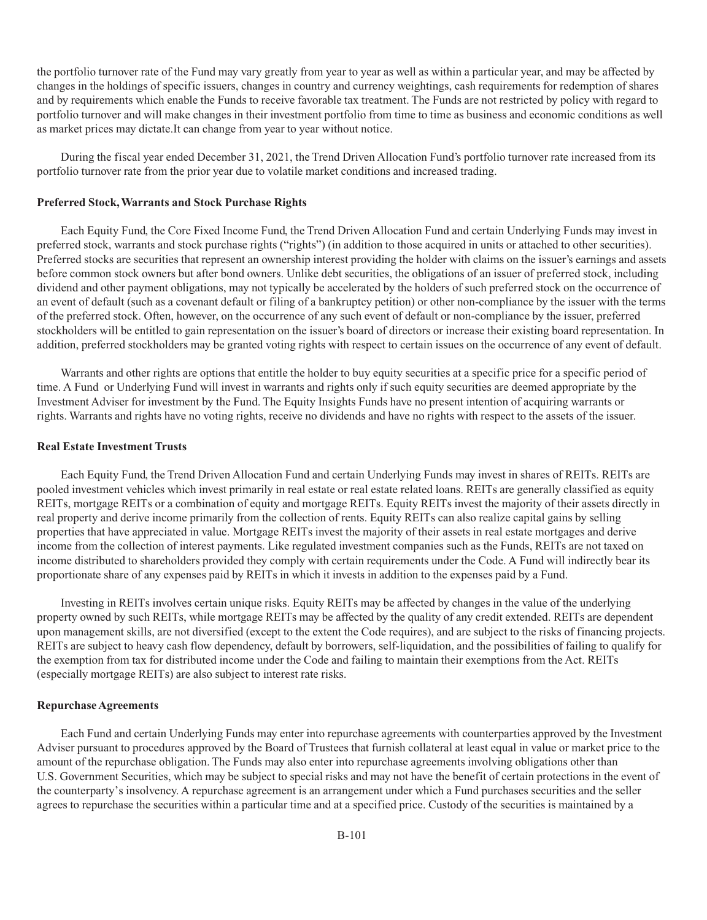the portfolio turnover rate of the Fund may vary greatly from year to year as well as within a particular year, and may be affected by changes in the holdings of specific issuers, changes in country and currency weightings, cash requirements for redemption of shares and by requirements which enable the Funds to receive favorable tax treatment. The Funds are not restricted by policy with regard to portfolio turnover and will make changes in their investment portfolio from time to time as business and economic conditions as well as market prices may dictate.It can change from year to year without notice.

During the fiscal year ended December 31, 2021, the Trend Driven Allocation Fund's portfolio turnover rate increased from its portfolio turnover rate from the prior year due to volatile market conditions and increased trading.

### Preferred Stock, Warrants and Stock Purchase Rights

Each Equity Fund, the Core Fixed Income Fund, the Trend Driven Allocation Fund and certain Underlying Funds may invest in preferred stock, warrants and stock purchase rights ("rights") (in addition to those acquired in units or attached to other securities). Preferred stocks are securities that represent an ownership interest providing the holder with claims on the issuer's earnings and assets before common stock owners but after bond owners. Unlike debt securities, the obligations of an issuer of preferred stock, including dividend and other payment obligations, may not typically be accelerated by the holders of such preferred stock on the occurrence of an event of default (such as a covenant default or filing of a bankruptcy petition) or other non-compliance by the issuer with the terms of the preferred stock. Often, however, on the occurrence of any such event of default or non-compliance by the issuer, preferred stockholders will be entitled to gain representation on the issuer's board of directors or increase their existing board representation. In addition, preferred stockholders may be granted voting rights with respect to certain issues on the occurrence of any event of default.

Warrants and other rights are options that entitle the holder to buy equity securities at a specific price for a specific period of time. A Fund or Underlying Fund will invest in warrants and rights only if such equity securities are deemed appropriate by the Investment Adviser for investment by the Fund. The Equity Insights Funds have no present intention of acquiring warrants or rights. Warrants and rights have no voting rights, receive no dividends and have no rights with respect to the assets of the issuer.

### Real Estate Investment Trusts

Each Equity Fund, the Trend Driven Allocation Fund and certain Underlying Funds may invest in shares of REITs. REITs are pooled investment vehicles which invest primarily in real estate or real estate related loans. REITs are generally classified as equity REITs, mortgage REITs or a combination of equity and mortgage REITs. Equity REITs invest the majority of their assets directly in real property and derive income primarily from the collection of rents. Equity REITs can also realize capital gains by selling properties that have appreciated in value. Mortgage REITs invest the majority of their assets in real estate mortgages and derive income from the collection of interest payments. Like regulated investment companies such as the Funds, REITs are not taxed on income distributed to shareholders provided they comply with certain requirements under the Code. A Fund will indirectly bear its proportionate share of any expenses paid by REITs in which it invests in addition to the expenses paid by a Fund.

Investing in REITs involves certain unique risks. Equity REITs may be affected by changes in the value of the underlying property owned by such REITs, while mortgage REITs may be affected by the quality of any credit extended. REITs are dependent upon management skills, are not diversified (except to the extent the Code requires), and are subject to the risks of financing projects. REITs are subject to heavy cash flow dependency, default by borrowers, self-liquidation, and the possibilities of failing to qualify for the exemption from tax for distributed income under the Code and failing to maintain their exemptions from the Act. REITs (especially mortgage REITs) are also subject to interest rate risks.

### Repurchase Agreements

Each Fund and certain Underlying Funds may enter into repurchase agreements with counterparties approved by the Investment Adviser pursuant to procedures approved by the Board of Trustees that furnish collateral at least equal in value or market price to the amount of the repurchase obligation. The Funds may also enter into repurchase agreements involving obligations other than U.S. Government Securities, which may be subject to special risks and may not have the benefit of certain protections in the event of the counterparty's insolvency. A repurchase agreement is an arrangement under which a Fund purchases securities and the seller agrees to repurchase the securities within a particular time and at a specified price. Custody of the securities is maintained by a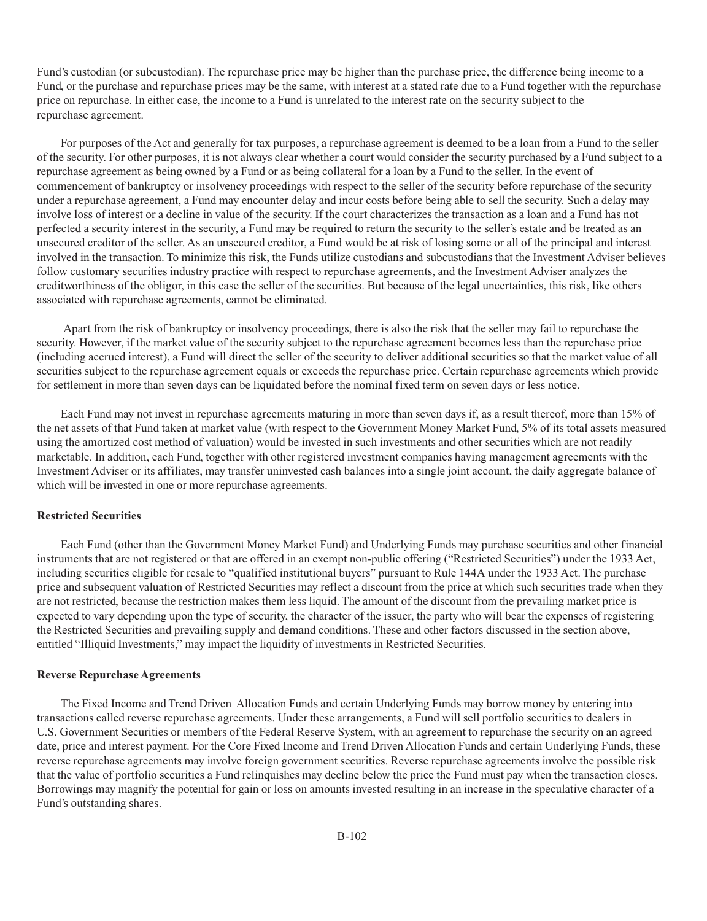Fund's custodian (or subcustodian). The repurchase price may be higher than the purchase price, the difference being income to a Fund, or the purchase and repurchase prices may be the same, with interest at a stated rate due to a Fund together with the repurchase price on repurchase. In either case, the income to a Fund is unrelated to the interest rate on the security subject to the repurchase agreement.

For purposes of the Act and generally for tax purposes, a repurchase agreement is deemed to be a loan from a Fund to the seller of the security. For other purposes, it is not always clear whether a court would consider the security purchased by a Fund subject to a repurchase agreement as being owned by a Fund or as being collateral for a loan by a Fund to the seller. In the event of commencement of bankruptcy or insolvency proceedings with respect to the seller of the security before repurchase of the security under a repurchase agreement, a Fund may encounter delay and incur costs before being able to sell the security. Such a delay may involve loss of interest or a decline in value of the security. If the court characterizes the transaction as a loan and a Fund has not perfected a security interest in the security, a Fund may be required to return the security to the seller's estate and be treated as an unsecured creditor of the seller. As an unsecured creditor, a Fund would be at risk of losing some or all of the principal and interest involved in the transaction. To minimize this risk, the Funds utilize custodians and subcustodians that the Investment Adviser believes follow customary securities industry practice with respect to repurchase agreements, and the Investment Adviser analyzes the creditworthiness of the obligor, in this case the seller of the securities. But because of the legal uncertainties, this risk, like others associated with repurchase agreements, cannot be eliminated.

Apart from the risk of bankruptcy or insolvency proceedings, there is also the risk that the seller may fail to repurchase the security. However, if the market value of the security subject to the repurchase agreement becomes less than the repurchase price (including accrued interest), a Fund will direct the seller of the security to deliver additional securities so that the market value of all securities subject to the repurchase agreement equals or exceeds the repurchase price. Certain repurchase agreements which provide for settlement in more than seven days can be liquidated before the nominal fixed term on seven days or less notice.

Each Fund may not invest in repurchase agreements maturing in more than seven days if, as a result thereof, more than 15% of the net assets of that Fund taken at market value (with respect to the Government Money Market Fund, 5% of its total assets measured using the amortized cost method of valuation) would be invested in such investments and other securities which are not readily marketable. In addition, each Fund, together with other registered investment companies having management agreements with the Investment Adviser or its affiliates, may transfer uninvested cash balances into a single joint account, the daily aggregate balance of which will be invested in one or more repurchase agreements.

**Restricted Securities**

Each Fund (other than the Government Money Market Fund) and Underlying Funds may purchase securities and other financial instruments that are not registered or that are offered in an exempt non-public offering ("Restricted Securities") under the 1933 Act, including securities eligible for resale to "qualified institutional buyers" pursuant to Rule 144A under the 1933 Act. The purchase price and subsequent valuation of Restricted Securities may reflect a discount from the price at which such securities trade when they are not restricted, because the restriction makes them less liquid. The amount of the discount from the prevailing market price is expected to vary depending upon the type of security, the character of the issuer, the party who will bear the expenses of registering the Restricted Securities and prevailing supply and demand conditions. These and other factors discussed in the section above, entitled "Illiquid Investments," may impact the liquidity of investments in Restricted Securities.

**Reverse Repurchase Agreements**

The Fixed Income and Trend Driven Allocation Funds and certain Underlying Funds may borrow money by entering into transactions called reverse repurchase agreements. Under these arrangements, a Fund will sell portfolio securities to dealers in U.S. Government Securities or members of the Federal Reserve System, with an agreement to repurchase the security on an agreed date, price and interest payment. For the Core Fixed Income and Trend Driven Allocation Funds and certain Underlying Funds, these reverse repurchase agreements may involve foreign government securities. Reverse repurchase agreements involve the possible risk that the value of portfolio securities a Fund relinquishes may decline below the price the Fund must pay when the transaction closes. Borrowings may magnify the potential for gain or loss on amounts invested resulting in an increase in the speculative character of a Fund's outstanding shares.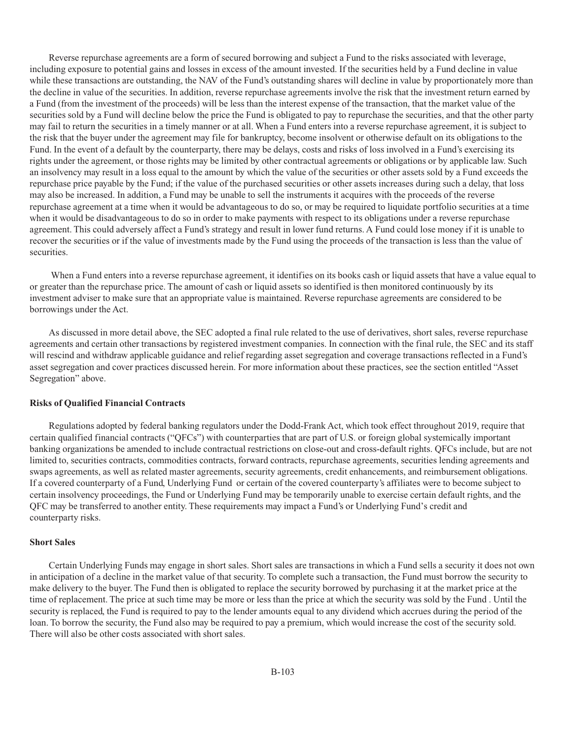Reverse repurchase agreements are a form of secured borrowing and subject a Fund to the risks associated with leverage, including exposure to potential gains and losses in excess of the amount invested. If the securities held by a Fund decline in value while these transactions are outstanding, the NAV of the Fund's outstanding shares will decline in value by proportionately more than the decline in value of the securities. In addition, reverse repurchase agreements involve the risk that the investment return earned by a Fund (from the investment of the proceeds) will be less than the interest expense of the transaction, that the market value of the securities sold by a Fund will decline below the price the Fund is obligated to pay to repurchase the securities, and that the other party may fail to return the securities in a timely manner or at all. When a Fund enters into a reverse repurchase agreement, it is subject to the risk that the buyer under the agreement may file for bankruptcy, become insolvent or otherwise default on its obligations to the Fund. In the event of a default by the counterparty, there may be delays, costs and risks of loss involved in a Fund's exercising its rights under the agreement, or those rights may be limited by other contractual agreements or obligations or by applicable law. Such an insolvency may result in a loss equal to the amount by which the value of the securities or other assets sold by a Fund exceeds the repurchase price payable by the Fund; if the value of the purchased securities or other assets increases during such a delay, that loss may also be increased. In addition, a Fund may be unable to sell the instruments it acquires with the proceeds of the reverse repurchase agreement at a time when it would be advantageous to do so, or may be required to liquidate portfolio securities at a time when it would be disadvantageous to do so in order to make payments with respect to its obligations under a reverse repurchase agreement. This could adversely affect a Fund's strategy and result in lower fund returns. A Fund could lose money if it is unable to recover the securities or if the value of investments made by the Fund using the proceeds of the transaction is less than the value of securities.

When a Fund enters into a reverse repurchase agreement, it identifies on its books cash or liquid assets that have a value equal to or greater than the repurchase price. The amount of cash or liquid assets so identified is then monitored continuously by its investment adviser to make sure that an appropriate value is maintained. Reverse repurchase agreements are considered to be borrowings under the Act.

As discussed in more detail above, the SEC adopted a final rule related to the use of derivatives, short sales, reverse repurchase agreements and certain other transactions by registered investment companies. In connection with the final rule, the SEC and its staff will rescind and withdraw applicable guidance and relief regarding asset segregation and coverage transactions reflected in a Fund's asset segregation and cover practices discussed herein. For more information about these practices, see the section entitled "Asset Segregation" above.

**Risks of Qualified Financial Contracts**

Regulations adopted by federal banking regulators under the Dodd-Frank Act, which took effect throughout 2019, require that certain qualified financial contracts ("QFCs") with counterparties that are part of U.S. or foreign global systemically important banking organizations be amended to include contractual restrictions on close-out and cross-default rights. QFCs include, but are not limited to, securities contracts, commodities contracts, forward contracts, repurchase agreements, securities lending agreements and swaps agreements, as well as related master agreements, security agreements, credit enhancements, and reimbursement obligations. If a covered counterparty of a Fund, Underlying Fund or certain of the covered counterparty's affiliates were to become subject to certain insolvency proceedings, the Fund or Underlying Fund may be temporarily unable to exercise certain default rights, and the QFC may be transferred to another entity. These requirements may impact a Fund's or Underlying Fund's credit and counterparty risks.

**Short Sales**

Certain Underlying Funds may engage in short sales. Short sales are transactions in which a Fund sells a security it does not own in anticipation of a decline in the market value of that security. To complete such a transaction, the Fund must borrow the security to make delivery to the buyer. The Fund then is obligated to replace the security borrowed by purchasing it at the market price at the time of replacement. The price at such time may be more or less than the price at which the security was sold by the Fund . Until the security is replaced, the Fund is required to pay to the lender amounts equal to any dividend which accrues during the period of the loan. To borrow the security, the Fund also may be required to pay a premium, which would increase the cost of the security sold. There will also be other costs associated with short sales.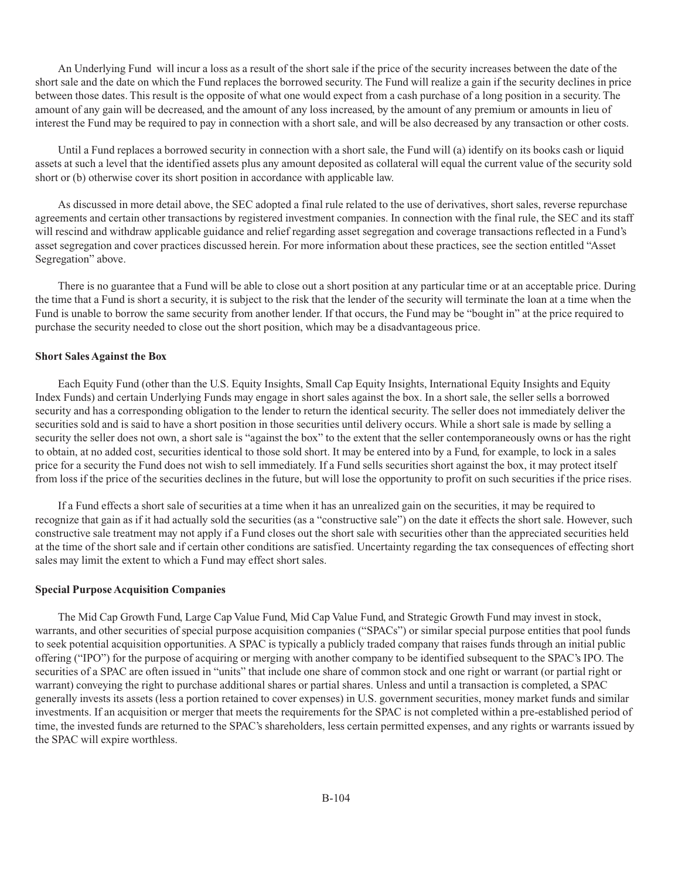An Underlying Fund will incur a loss as a result of the short sale if the price of the security increases between the date of the short sale and the date on which the Fund replaces the borrowed security. The Fund will realize a gain if the security declines in price between those dates. This result is the opposite of what one would expect from a cash purchase of a long position in a security. The amount of any gain will be decreased, and the amount of any loss increased, by the amount of any premium or amounts in lieu of interest the Fund may be required to pay in connection with a short sale, and will be also decreased by any transaction or other costs.

Until a Fund replaces a borrowed security in connection with a short sale, the Fund will (a) identify on its books cash or liquid assets at such a level that the identified assets plus any amount deposited as collateral will equal the current value of the security sold short or (b) otherwise cover its short position in accordance with applicable law.

As discussed in more detail above, the SEC adopted a final rule related to the use of derivatives, short sales, reverse repurchase agreements and certain other transactions by registered investment companies. In connection with the final rule, the SEC and its staff will rescind and withdraw applicable guidance and relief regarding asset segregation and coverage transactions reflected in a Fund's asset segregation and cover practices discussed herein. For more information about these practices, see the section entitled "Asset Segregation" above.

There is no guarantee that a Fund will be able to close out a short position at any particular time or at an acceptable price. During the time that a Fund is short a security, it is subject to the risk that the lender of the security will terminate the loan at a time when the Fund is unable to borrow the same security from another lender. If that occurs, the Fund may be "bought in" at the price required to purchase the security needed to close out the short position, which may be a disadvantageous price.

**Short Sales Against the Box**

Each Equity Fund (other than the U.S. Equity Insights, Small Cap Equity Insights, International Equity Insights and Equity Index Funds) and certain Underlying Funds may engage in short sales against the box. In a short sale, the seller sells a borrowed security and has a corresponding obligation to the lender to return the identical security. The seller does not immediately deliver the securities sold and is said to have a short position in those securities until delivery occurs. While a short sale is made by selling a security the seller does not own, a short sale is "against the box" to the extent that the seller contemporaneously owns or has the right to obtain, at no added cost, securities identical to those sold short. It may be entered into by a Fund, for example, to lock in a sales price for a security the Fund does not wish to sell immediately. If a Fund sells securities short against the box, it may protect itself from loss if the price of the securities declines in the future, but will lose the opportunity to profit on such securities if the price rises.

If a Fund effects a short sale of securities at a time when it has an unrealized gain on the securities, it may be required to recognize that gain as if it had actually sold the securities (as a "constructive sale") on the date it effects the short sale. However, such constructive sale treatment may not apply if a Fund closes out the short sale with securities other than the appreciated securities held at the time of the short sale and if certain other conditions are satisfied. Uncertainty regarding the tax consequences of effecting short sales may limit the extent to which a Fund may effect short sales.

**Special Purpose Acquisition Companies**

The Mid Cap Growth Fund, Large Cap Value Fund, Mid Cap Value Fund, and Strategic Growth Fund may invest in stock, warrants, and other securities of special purpose acquisition companies ("SPACs") or similar special purpose entities that pool funds to seek potential acquisition opportunities. A SPAC is typically a publicly traded company that raises funds through an initial public offering ("IPO") for the purpose of acquiring or merging with another company to be identified subsequent to the SPAC's IPO. The securities of a SPAC are often issued in "units" that include one share of common stock and one right or warrant (or partial right or warrant) conveying the right to purchase additional shares or partial shares. Unless and until a transaction is completed, a SPAC generally invests its assets (less a portion retained to cover expenses) in U.S. government securities, money market funds and similar investments. If an acquisition or merger that meets the requirements for the SPAC is not completed within a pre-established period of time, the invested funds are returned to the SPAC's shareholders, less certain permitted expenses, and any rights or warrants issued by the SPAC will expire worthless.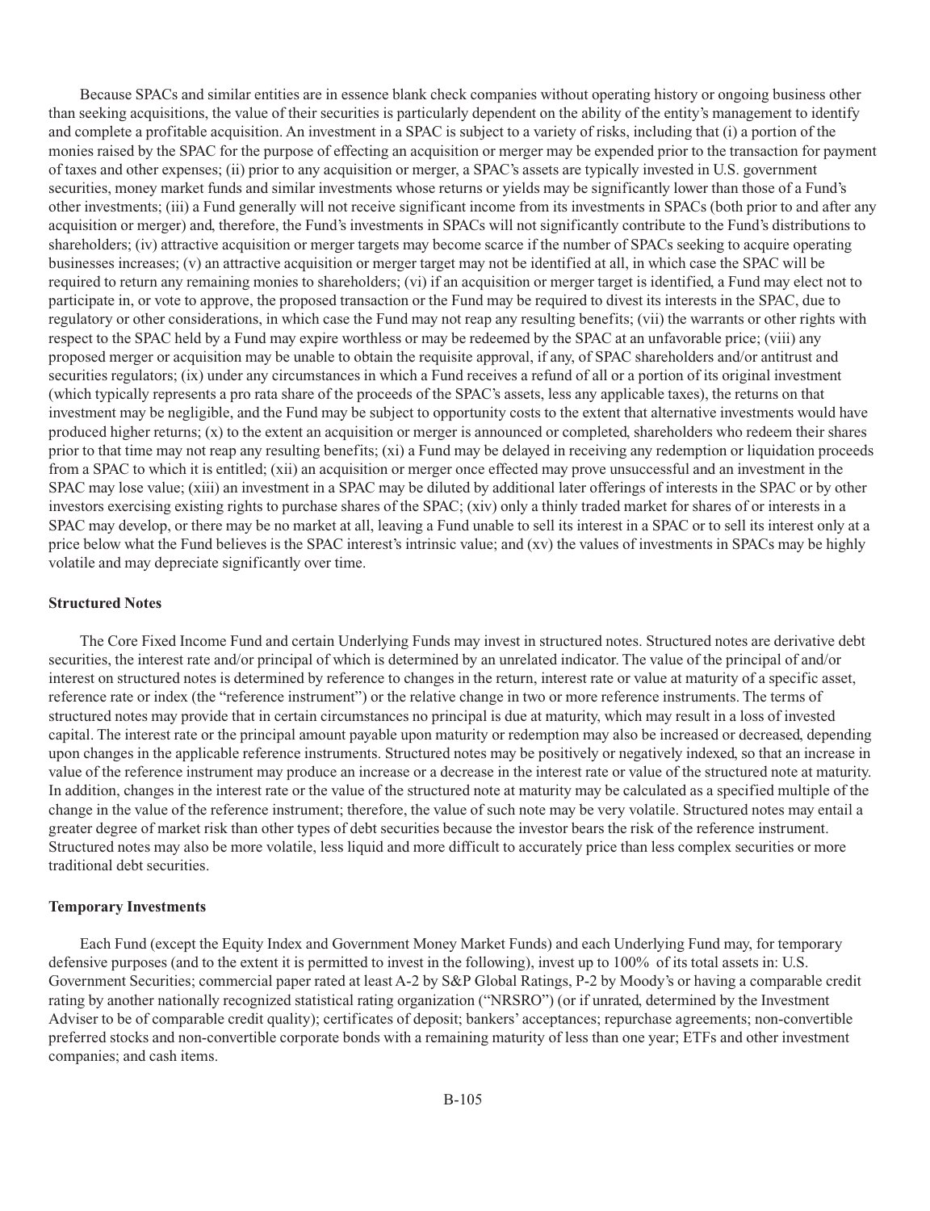Because SPACs and similar entities are in essence blank check companies without operating history or ongoing business other than seeking acquisitions, the value of their securities is particularly dependent on the ability of the entity's management to identify and complete a profitable acquisition. An investment in a SPAC is subject to a variety of risks, including that (i) a portion of the monies raised by the SPAC for the purpose of effecting an acquisition or merger may be expended prior to the transaction for payment of taxes and other expenses; (ii) prior to any acquisition or merger, a SPAC's assets are typically invested in U.S. government securities, money market funds and similar investments whose returns or yields may be significantly lower than those of a Fund's other investments; (iii) a Fund generally will not receive significant income from its investments in SPACs (both prior to and after any acquisition or merger) and, therefore, the Fund's investments in SPACs will not significantly contribute to the Fund's distributions to shareholders; (iv) attractive acquisition or merger targets may become scarce if the number of SPACs seeking to acquire operating businesses increases; (v) an attractive acquisition or merger target may not be identified at all, in which case the SPAC will be required to return any remaining monies to shareholders; (vi) if an acquisition or merger target is identified, a Fund may elect not to participate in, or vote to approve, the proposed transaction or the Fund may be required to divest its interests in the SPAC, due to regulatory or other considerations, in which case the Fund may not reap any resulting benefits; (vii) the warrants or other rights with respect to the SPAC held by a Fund may expire worthless or may be redeemed by the SPAC at an unfavorable price; (viii) any proposed merger or acquisition may be unable to obtain the requisite approval, if any, of SPAC shareholders and/or antitrust and securities regulators; (ix) under any circumstances in which a Fund receives a refund of all or a portion of its original investment (which typically represents a pro rata share of the proceeds of the SPAC's assets, less any applicable taxes), the returns on that investment may be negligible, and the Fund may be subject to opportunity costs to the extent that alternative investments would have produced higher returns; (x) to the extent an acquisition or merger is announced or completed, shareholders who redeem their shares prior to that time may not reap any resulting benefits; (xi) a Fund may be delayed in receiving any redemption or liquidation proceeds from a SPAC to which it is entitled; (xii) an acquisition or merger once effected may prove unsuccessful and an investment in the SPAC may lose value; (xiii) an investment in a SPAC may be diluted by additional later offerings of interests in the SPAC or by other investors exercising existing rights to purchase shares of the SPAC; (xiv) only a thinly traded market for shares of or interests in a SPAC may develop, or there may be no market at all, leaving a Fund unable to sell its interest in a SPAC or to sell its interest only at a price below what the Fund believes is the SPAC interest's intrinsic value; and (xv) the values of investments in SPACs may be highly volatile and may depreciate significantly over time.

**Structured Notes**

The Core Fixed Income Fund and certain Underlying Funds may invest in structured notes. Structured notes are derivative debt securities, the interest rate and/or principal of which is determined by an unrelated indicator. The value of the principal of and/or interest on structured notes is determined by reference to changes in the return, interest rate or value at maturity of a specific asset, reference rate or index (the "reference instrument") or the relative change in two or more reference instruments. The terms of structured notes may provide that in certain circumstances no principal is due at maturity, which may result in a loss of invested capital. The interest rate or the principal amount payable upon maturity or redemption may also be increased or decreased, depending upon changes in the applicable reference instruments. Structured notes may be positively or negatively indexed, so that an increase in value of the reference instrument may produce an increase or a decrease in the interest rate or value of the structured note at maturity. In addition, changes in the interest rate or the value of the structured note at maturity may be calculated as a specified multiple of the change in the value of the reference instrument; therefore, the value of such note may be very volatile. Structured notes may entail a greater degree of market risk than other types of debt securities because the investor bears the risk of the reference instrument. Structured notes may also be more volatile, less liquid and more difficult to accurately price than less complex securities or more traditional debt securities.

**Temporary Investments**

Each Fund (except the Equity Index and Government Money Market Funds) and each Underlying Fund may, for temporary defensive purposes (and to the extent it is permitted to invest in the following), invest up to 100% of its total assets in: U.S. Government Securities; commercial paper rated at least A-2 by S&P Global Ratings, P-2 by Moody's or having a comparable credit rating by another nationally recognized statistical rating organization ("NRSRO") (or if unrated, determined by the Investment Adviser to be of comparable credit quality); certificates of deposit; bankers' acceptances; repurchase agreements; non-convertible preferred stocks and non-convertible corporate bonds with a remaining maturity of less than one year; ETFs and other investment companies; and cash items.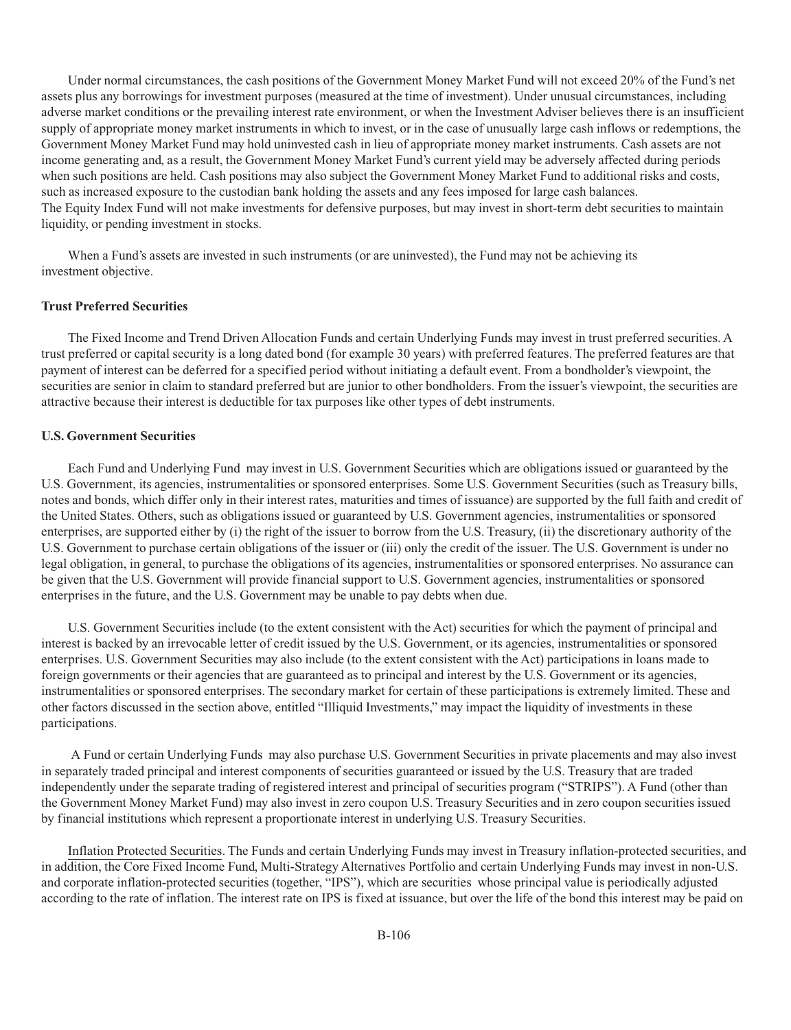Under normal circumstances, the cash positions of the Government Money Market Fund will not exceed 20% of the Fund's net assets plus any borrowings for investment purposes (measured at the time of investment). Under unusual circumstances, including adverse market conditions or the prevailing interest rate environment, or when the Investment Adviser believes there is an insufficient supply of appropriate money market instruments in which to invest, or in the case of unusually large cash inflows or redemptions, the Government Money Market Fund may hold uninvested cash in lieu of appropriate money market instruments. Cash assets are not income generating and, as a result, the Government Money Market Fund's current yield may be adversely affected during periods when such positions are held. Cash positions may also subject the Government Money Market Fund to additional risks and costs, such as increased exposure to the custodian bank holding the assets and any fees imposed for large cash balances.

The Equity Index Fund will not make investments for defensive purposes, but may invest in short-term debt securities to maintain liquidity, or pending investment in stocks.

When a Fund's assets are invested in such instruments (or are uninvested), the Fund may not be achieving its investment objective.

**Trust Preferred Securities**

The Fixed Income and Trend Driven Allocation Funds and certain Underlying Funds may invest in trust preferred securities. A trust preferred or capital security is a long dated bond (for example 30 years) with preferred features. The preferred features are that payment of interest can be deferred for a specified period without initiating a default event. From a bondholder's viewpoint, the securities are senior in claim to standard preferred but are junior to other bondholders. From the issuer's viewpoint, the securities are attractive because their interest is deductible for tax purposes like other types of debt instruments.

**U.S. Government Securities**

Each Fund and Underlying Fund may invest in U.S. Government Securities which are obligations issued or guaranteed by the U.S. Government, its agencies, instrumentalities or sponsored enterprises. Some U.S. Government Securities (such as Treasury bills, notes and bonds, which differ only in their interest rates, maturities and times of issuance) are supported by the full faith and credit of the United States. Others, such as obligations issued or guaranteed by U.S. Government agencies, instrumentalities or sponsored enterprises, are supported either by (i) the right of the issuer to borrow from the U.S. Treasury, (ii) the discretionary authority of the U.S. Government to purchase certain obligations of the issuer or (iii) only the credit of the issuer. The U.S. Government is under no legal obligation, in general, to purchase the obligations of its agencies, instrumentalities or sponsored enterprises. No assurance can be given that the U.S. Government will provide financial support to U.S. Government agencies, instrumentalities or sponsored enterprises in the future, and the U.S. Government may be unable to pay debts when due.

U.S. Government Securities include (to the extent consistent with the Act) securities for which the payment of principal and interest is backed by an irrevocable letter of credit issued by the U.S. Government, or its agencies, instrumentalities or sponsored enterprises. U.S. Government Securities may also include (to the extent consistent with the Act) participations in loans made to foreign governments or their agencies that are guaranteed as to principal and interest by the U.S. Government or its agencies, instrumentalities or sponsored enterprises. The secondary market for certain of these participations is extremely limited. These and other factors discussed in the section above, entitled "Illiquid Investments," may impact the liquidity of investments in these participations.

A Fund or certain Underlying Funds may also purchase U.S. Government Securities in private placements and may also invest in separately traded principal and interest components of securities guaranteed or issued by the U.S. Treasury that are traded independently under the separate trading of registered interest and principal of securities program ("STRIPS"). A Fund (other than the Government Money Market Fund) may also invest in zero coupon U.S. Treasury Securities and in zero coupon securities issued by financial institutions which represent a proportionate interest in underlying U.S. Treasury Securities.

Inflation Protected Securities. The Funds and certain Underlying Funds may invest in Treasury inflation-protected securities, and in addition, the Core Fixed Income Fund, Multi-Strategy Alternatives Portfolio and certain Underlying Funds may invest in non-U.S. and corporate inflation-protected securities (together, "IPS"), which are securities whose principal value is periodically adjusted according to the rate of inflation. The interest rate on IPS is fixed at issuance, but over the life of the bond this interest may be paid on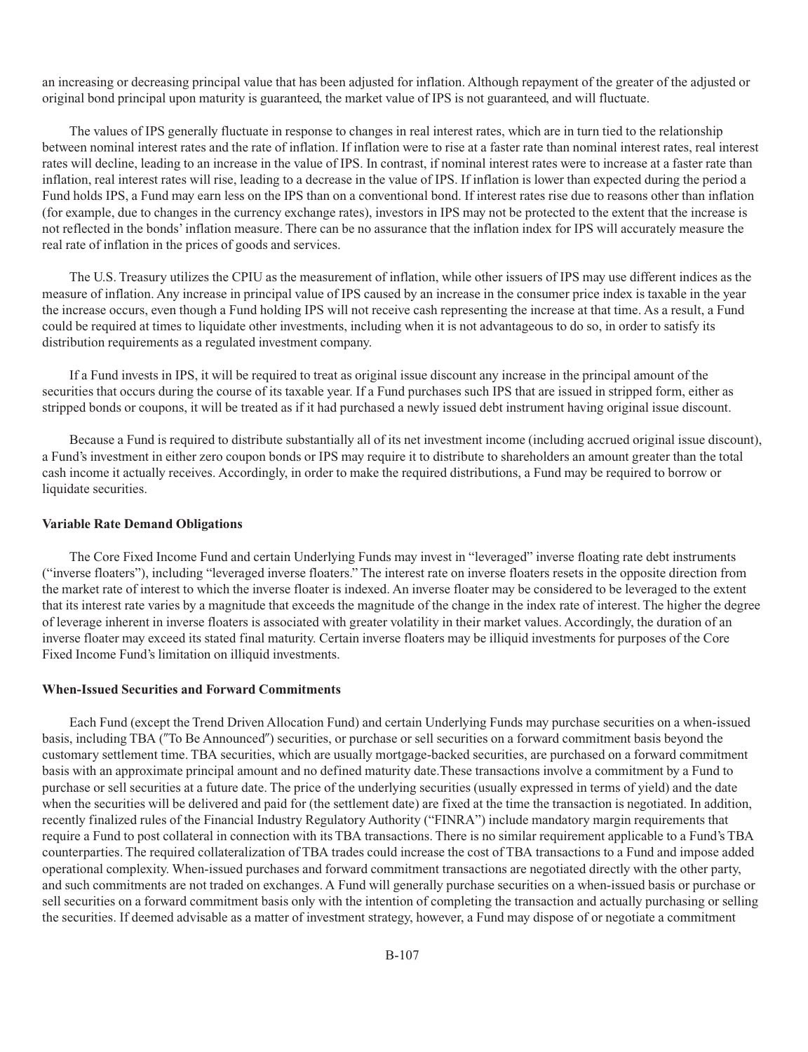an increasing or decreasing principal value that has been adjusted for inflation. Although repayment of the greater of the adjusted or original bond principal upon maturity is guaranteed, the market value of IPS is not guaranteed, and will fluctuate.

The values of IPS generally fluctuate in response to changes in real interest rates, which are in turn tied to the relationship between nominal interest rates and the rate of inflation. If inflation were to rise at a faster rate than nominal interest rates, real interest rates will decline, leading to an increase in the value of IPS. In contrast, if nominal interest rates were to increase at a faster rate than inflation, real interest rates will rise, leading to a decrease in the value of IPS. If inflation is lower than expected during the period a Fund holds IPS, a Fund may earn less on the IPS than on a conventional bond. If interest rates rise due to reasons other than inflation (for example, due to changes in the currency exchange rates), investors in IPS may not be protected to the extent that the increase is not reflected in the bonds' inflation measure. There can be no assurance that the inflation index for IPS will accurately measure the real rate of inflation in the prices of goods and services.

The U.S. Treasury utilizes the CPIU as the measurement of inflation, while other issuers of IPS may use different indices as the measure of inflation. Any increase in principal value of IPS caused by an increase in the consumer price index is taxable in the year the increase occurs, even though a Fund holding IPS will not receive cash representing the increase at that time. As a result, a Fund could be required at times to liquidate other investments, including when it is not advantageous to do so, in order to satisfy its distribution requirements as a regulated investment company.

If a Fund invests in IPS, it will be required to treat as original issue discount any increase in the principal amount of the securities that occurs during the course of its taxable year. If a Fund purchases such IPS that are issued in stripped form, either as stripped bonds or coupons, it will be treated as if it had purchased a newly issued debt instrument having original issue discount.

Because a Fund is required to distribute substantially all of its net investment income (including accrued original issue discount), a Fund's investment in either zero coupon bonds or IPS may require it to distribute to shareholders an amount greater than the total cash income it actually receives. Accordingly, in order to make the required distributions, a Fund may be required to borrow or liquidate securities.

**Variable Rate Demand Obligations**

The Core Fixed Income Fund and certain Underlying Funds may invest in "leveraged" inverse floating rate debt instruments ("inverse floaters"), including "leveraged inverse floaters." The interest rate on inverse floaters resets in the opposite direction from the market rate of interest to which the inverse floater is indexed. An inverse floater may be considered to be leveraged to the extent that its interest rate varies by a magnitude that exceeds the magnitude of the change in the index rate of interest. The higher the degree of leverage inherent in inverse floaters is associated with greater volatility in their market values. Accordingly, the duration of an inverse floater may exceed its stated final maturity. Certain inverse floaters may be illiquid investments for purposes of the Core Fixed Income Fund's limitation on illiquid investments.

**When-Issued Securities and Forward Commitments**

Each Fund (except the Trend Driven Allocation Fund) and certain Underlying Funds may purchase securities on a when-issued basis, including TBA ("To Be Announced") securities, or purchase or sell securities on a forward commitment basis beyond the customary settlement time. TBA securities, which are usually mortgage-backed securities, are purchased on a forward commitment basis with an approximate principal amount and no defined maturity date.These transactions involve a commitment by a Fund to purchase or sell securities at a future date. The price of the underlying securities (usually expressed in terms of yield) and the date when the securities will be delivered and paid for (the settlement date) are fixed at the time the transaction is negotiated. In addition, recently finalized rules of the Financial Industry Regulatory Authority ("FINRA") include mandatory margin requirements that require a Fund to post collateral in connection with its TBA transactions. There is no similar requirement applicable to a Fund's TBA counterparties. The required collateralization of TBA trades could increase the cost of TBA transactions to a Fund and impose added operational complexity. When-issued purchases and forward commitment transactions are negotiated directly with the other party, and such commitments are not traded on exchanges. A Fund will generally purchase securities on a when-issued basis or purchase or sell securities on a forward commitment basis only with the intention of completing the transaction and actually purchasing or selling the securities. If deemed advisable as a matter of investment strategy, however, a Fund may dispose of or negotiate a commitment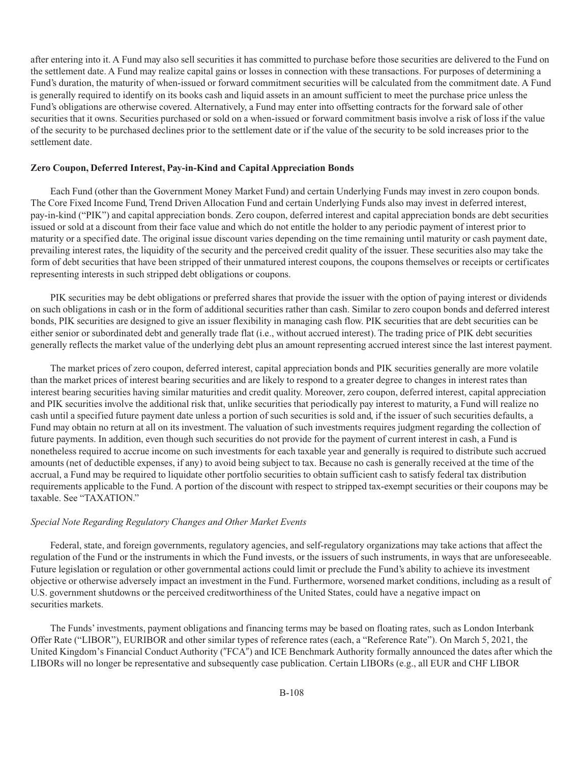after entering into it. A Fund may also sell securities it has committed to purchase before those securities are delivered to the Fund on the settlement date. A Fund may realize capital gains or losses in connection with these transactions. For purposes of determining a Fund's duration, the maturity of when-issued or forward commitment securities will be calculated from the commitment date. A Fund is generally required to identify on its books cash and liquid assets in an amount sufficient to meet the purchase price unless the Fund's obligations are otherwise covered. Alternatively, a Fund may enter into offsetting contracts for the forward sale of other securities that it owns. Securities purchased or sold on a when-issued or forward commitment basis involve a risk of loss if the value of the security to be purchased declines prior to the settlement date or if the value of the security to be sold increases prior to the settlement date.

**Zero Coupon, Deferred Interest, Pay-in-Kind and Capital Appreciation Bonds**

Each Fund (other than the Government Money Market Fund) and certain Underlying Funds may invest in zero coupon bonds. The Core Fixed Income Fund, Trend Driven Allocation Fund and certain Underlying Funds also may invest in deferred interest, pay-in-kind ("PIK") and capital appreciation bonds. Zero coupon, deferred interest and capital appreciation bonds are debt securities issued or sold at a discount from their face value and which do not entitle the holder to any periodic payment of interest prior to maturity or a specified date. The original issue discount varies depending on the time remaining until maturity or cash payment date, prevailing interest rates, the liquidity of the security and the perceived credit quality of the issuer. These securities also may take the form of debt securities that have been stripped of their unmatured interest coupons, the coupons themselves or receipts or certificates representing interests in such stripped debt obligations or coupons.

PIK securities may be debt obligations or preferred shares that provide the issuer with the option of paying interest or dividends on such obligations in cash or in the form of additional securities rather than cash. Similar to zero coupon bonds and deferred interest bonds, PIK securities are designed to give an issuer flexibility in managing cash flow. PIK securities that are debt securities can be either senior or subordinated debt and generally trade flat (i.e., without accrued interest). The trading price of PIK debt securities generally reflects the market value of the underlying debt plus an amount representing accrued interest since the last interest payment.

The market prices of zero coupon, deferred interest, capital appreciation bonds and PIK securities generally are more volatile than the market prices of interest bearing securities and are likely to respond to a greater degree to changes in interest rates than interest bearing securities having similar maturities and credit quality. Moreover, zero coupon, deferred interest, capital appreciation and PIK securities involve the additional risk that, unlike securities that periodically pay interest to maturity, a Fund will realize no cash until a specified future payment date unless a portion of such securities is sold and, if the issuer of such securities defaults, a Fund may obtain no return at all on its investment. The valuation of such investments requires judgment regarding the collection of future payments. In addition, even though such securities do not provide for the payment of current interest in cash, a Fund is nonetheless required to accrue income on such investments for each taxable year and generally is required to distribute such accrued amounts (net of deductible expenses, if any) to avoid being subject to tax. Because no cash is generally received at the time of the accrual, a Fund may be required to liquidate other portfolio securities to obtain sufficient cash to satisfy federal tax distribution requirements applicable to the Fund. A portion of the discount with respect to stripped tax-exempt securities or their coupons may be taxable. See "TAXATION."

*Special Note Regarding Regulatory Changes and Other Market Events*

Federal, state, and foreign governments, regulatory agencies, and self-regulatory organizations may take actions that affect the regulation of the Fund or the instruments in which the Fund invests, or the issuers of such instruments, in ways that are unforeseeable. Future legislation or regulation or other governmental actions could limit or preclude the Fund's ability to achieve its investment objective or otherwise adversely impact an investment in the Fund. Furthermore, worsened market conditions, including as a result of U.S. government shutdowns or the perceived creditworthiness of the United States, could have a negative impact on securities markets.

The Funds' investments, payment obligations and financing terms may be based on floating rates, such as London Interbank Offer Rate ("LIBOR"), EURIBOR and other similar types of reference rates (each, a "Reference Rate"). On March 5, 2021, the United Kingdom's Financial Conduct Authority ("FCA") and ICE Benchmark Authority formally announced the dates after which the LIBORs will no longer be representative and subsequently case publication. Certain LIBORs (e.g., all EUR and CHF LIBOR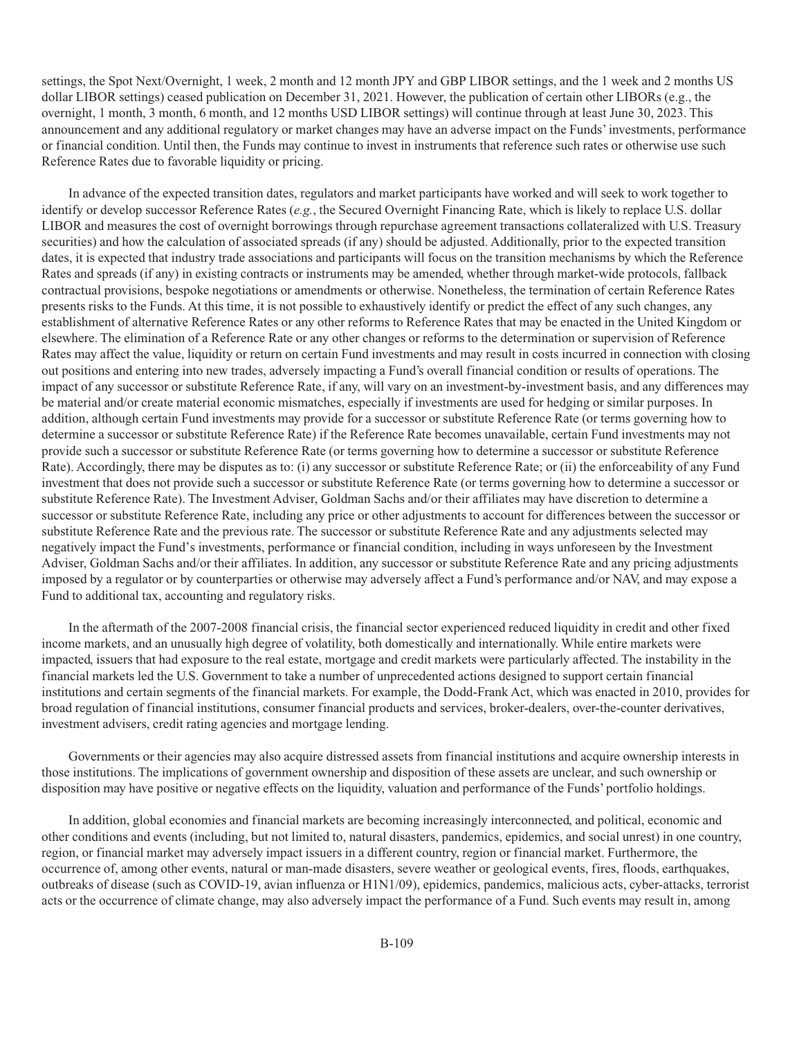settings, the Spot Next/Overnight, 1 week, 2 month and 12 month JPY and GBP LIBOR settings, and the 1 week and 2 months US dollar LIBOR settings) ceased publication on December 31, 2021. However, the publication of certain other LIBORs (e.g., the overnight, 1 month, 3 month, 6 month, and 12 months USD LIBOR settings) will continue through at least June 30, 2023. This announcement and any additional regulatory or market changes may have an adverse impact on the Funds' investments, performance or financial condition. Until then, the Funds may continue to invest in instruments that reference such rates or otherwise use such Reference Rates due to favorable liquidity or pricing.

In advance of the expected transition dates, regulators and market participants have worked and will seek to work together to identify or develop successor Reference Rates (*e.g.*, the Secured Overnight Financing Rate, which is likely to replace U.S. dollar LIBOR and measures the cost of overnight borrowings through repurchase agreement transactions collateralized with U.S. Treasury securities) and how the calculation of associated spreads (if any) should be adjusted. Additionally, prior to the expected transition dates, it is expected that industry trade associations and participants will focus on the transition mechanisms by which the Reference Rates and spreads (if any) in existing contracts or instruments may be amended, whether through market-wide protocols, fallback contractual provisions, bespoke negotiations or amendments or otherwise. Nonetheless, the termination of certain Reference Rates presents risks to the Funds. At this time, it is not possible to exhaustively identify or predict the effect of any such changes, any establishment of alternative Reference Rates or any other reforms to Reference Rates that may be enacted in the United Kingdom or elsewhere. The elimination of a Reference Rate or any other changes or reforms to the determination or supervision of Reference Rates may affect the value, liquidity or return on certain Fund investments and may result in costs incurred in connection with closing out positions and entering into new trades, adversely impacting a Fund's overall financial condition or results of operations. The impact of any successor or substitute Reference Rate, if any, will vary on an investment-by-investment basis, and any differences may be material and/or create material economic mismatches, especially if investments are used for hedging or similar purposes. In addition, although certain Fund investments may provide for a successor or substitute Reference Rate (or terms governing how to determine a successor or substitute Reference Rate) if the Reference Rate becomes unavailable, certain Fund investments may not provide such a successor or substitute Reference Rate (or terms governing how to determine a successor or substitute Reference Rate). Accordingly, there may be disputes as to: (i) any successor or substitute Reference Rate; or (ii) the enforceability of any Fund investment that does not provide such a successor or substitute Reference Rate (or terms governing how to determine a successor or substitute Reference Rate). The Investment Adviser, Goldman Sachs and/or their affiliates may have discretion to determine a successor or substitute Reference Rate, including any price or other adjustments to account for differences between the successor or substitute Reference Rate and the previous rate. The successor or substitute Reference Rate and any adjustments selected may negatively impact the Fund's investments, performance or financial condition, including in ways unforeseen by the Investment Adviser, Goldman Sachs and/or their affiliates. In addition, any successor or substitute Reference Rate and any pricing adjustments imposed by a regulator or by counterparties or otherwise may adversely affect a Fund's performance and/or NAV, and may expose a Fund to additional tax, accounting and regulatory risks.

In the aftermath of the 2007-2008 financial crisis, the financial sector experienced reduced liquidity in credit and other fixed income markets, and an unusually high degree of volatility, both domestically and internationally. While entire markets were impacted, issuers that had exposure to the real estate, mortgage and credit markets were particularly affected. The instability in the financial markets led the U.S. Government to take a number of unprecedented actions designed to support certain financial institutions and certain segments of the financial markets. For example, the Dodd-Frank Act, which was enacted in 2010, provides for broad regulation of financial institutions, consumer financial products and services, broker-dealers, over-the-counter derivatives, investment advisers, credit rating agencies and mortgage lending.

Governments or their agencies may also acquire distressed assets from financial institutions and acquire ownership interests in those institutions. The implications of government ownership and disposition of these assets are unclear, and such ownership or disposition may have positive or negative effects on the liquidity, valuation and performance of the Funds' portfolio holdings.

In addition, global economies and financial markets are becoming increasingly interconnected, and political, economic and other conditions and events (including, but not limited to, natural disasters, pandemics, epidemics, and social unrest) in one country, region, or financial market may adversely impact issuers in a different country, region or financial market. Furthermore, the occurrence of, among other events, natural or man-made disasters, severe weather or geological events, fires, floods, earthquakes, outbreaks of disease (such as COVID-19, avian influenza or H1N1/09), epidemics, pandemics, malicious acts, cyber-attacks, terrorist acts or the occurrence of climate change, may also adversely impact the performance of a Fund. Such events may result in, among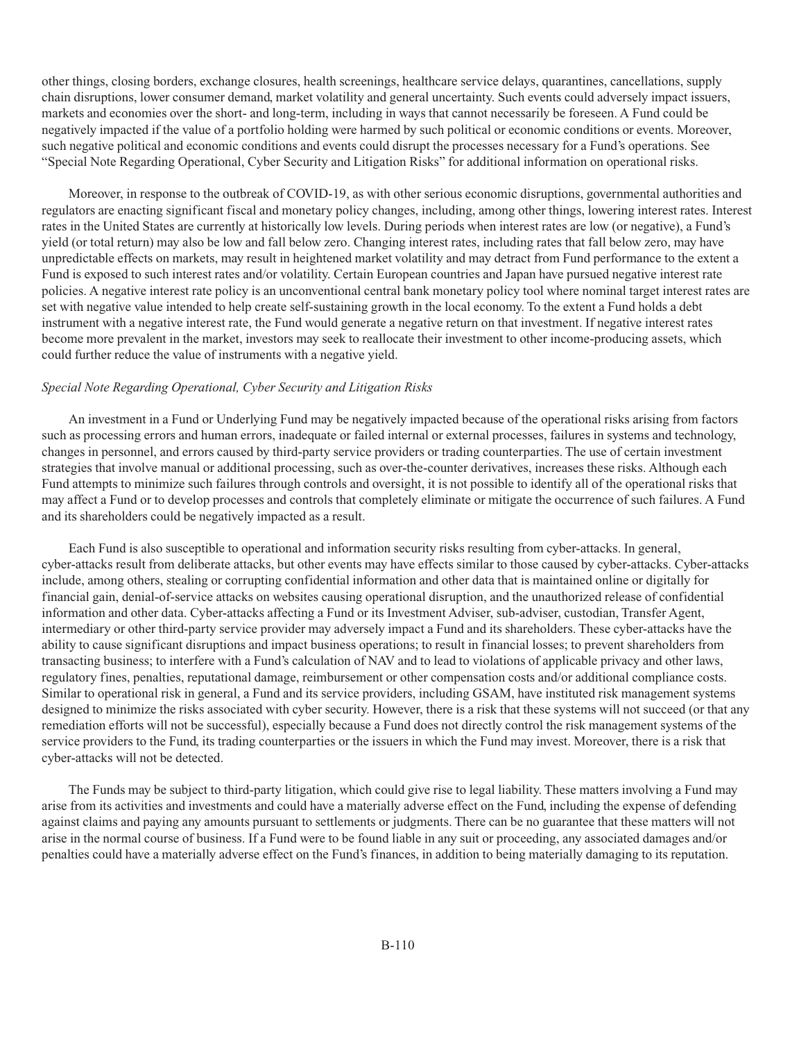other things, closing borders, exchange closures, health screenings, healthcare service delays, quarantines, cancellations, supply chain disruptions, lower consumer demand, market volatility and general uncertainty. Such events could adversely impact issuers, markets and economies over the short- and long-term, including in ways that cannot necessarily be foreseen. A Fund could be negatively impacted if the value of a portfolio holding were harmed by such political or economic conditions or events. Moreover, such negative political and economic conditions and events could disrupt the processes necessary for a Fund's operations. See "Special Note Regarding Operational, Cyber Security and Litigation Risks" for additional information on operational risks.

Moreover, in response to the outbreak of COVID-19, as with other serious economic disruptions, governmental authorities and regulators are enacting significant fiscal and monetary policy changes, including, among other things, lowering interest rates. Interest rates in the United States are currently at historically low levels. During periods when interest rates are low (or negative), a Fund's yield (or total return) may also be low and fall below zero. Changing interest rates, including rates that fall below zero, may have unpredictable effects on markets, may result in heightened market volatility and may detract from Fund performance to the extent a Fund is exposed to such interest rates and/or volatility. Certain European countries and Japan have pursued negative interest rate policies. A negative interest rate policy is an unconventional central bank monetary policy tool where nominal target interest rates are set with negative value intended to help create self-sustaining growth in the local economy. To the extent a Fund holds a debt instrument with a negative interest rate, the Fund would generate a negative return on that investment. If negative interest rates become more prevalent in the market, investors may seek to reallocate their investment to other income-producing assets, which could further reduce the value of instruments with a negative yield.

*Special Note Regarding Operational, Cyber Security and Litigation Risks*

An investment in a Fund or Underlying Fund may be negatively impacted because of the operational risks arising from factors such as processing errors and human errors, inadequate or failed internal or external processes, failures in systems and technology, changes in personnel, and errors caused by third-party service providers or trading counterparties. The use of certain investment strategies that involve manual or additional processing, such as over-the-counter derivatives, increases these risks. Although each Fund attempts to minimize such failures through controls and oversight, it is not possible to identify all of the operational risks that may affect a Fund or to develop processes and controls that completely eliminate or mitigate the occurrence of such failures. A Fund and its shareholders could be negatively impacted as a result.

Each Fund is also susceptible to operational and information security risks resulting from cyber-attacks. In general, cyber-attacks result from deliberate attacks, but other events may have effects similar to those caused by cyber-attacks. Cyber-attacks include, among others, stealing or corrupting confidential information and other data that is maintained online or digitally for financial gain, denial-of-service attacks on websites causing operational disruption, and the unauthorized release of confidential information and other data. Cyber-attacks affecting a Fund or its Investment Adviser, sub-adviser, custodian, Transfer Agent, intermediary or other third-party service provider may adversely impact a Fund and its shareholders. These cyber-attacks have the ability to cause significant disruptions and impact business operations; to result in financial losses; to prevent shareholders from transacting business; to interfere with a Fund's calculation of NAV and to lead to violations of applicable privacy and other laws, regulatory fines, penalties, reputational damage, reimbursement or other compensation costs and/or additional compliance costs. Similar to operational risk in general, a Fund and its service providers, including GSAM, have instituted risk management systems designed to minimize the risks associated with cyber security. However, there is a risk that these systems will not succeed (or that any remediation efforts will not be successful), especially because a Fund does not directly control the risk management systems of the service providers to the Fund, its trading counterparties or the issuers in which the Fund may invest. Moreover, there is a risk that cyber-attacks will not be detected.

The Funds may be subject to third-party litigation, which could give rise to legal liability. These matters involving a Fund may arise from its activities and investments and could have a materially adverse effect on the Fund, including the expense of defending against claims and paying any amounts pursuant to settlements or judgments. There can be no guarantee that these matters will not arise in the normal course of business. If a Fund were to be found liable in any suit or proceeding, any associated damages and/or penalties could have a materially adverse effect on the Fund's finances, in addition to being materially damaging to its reputation.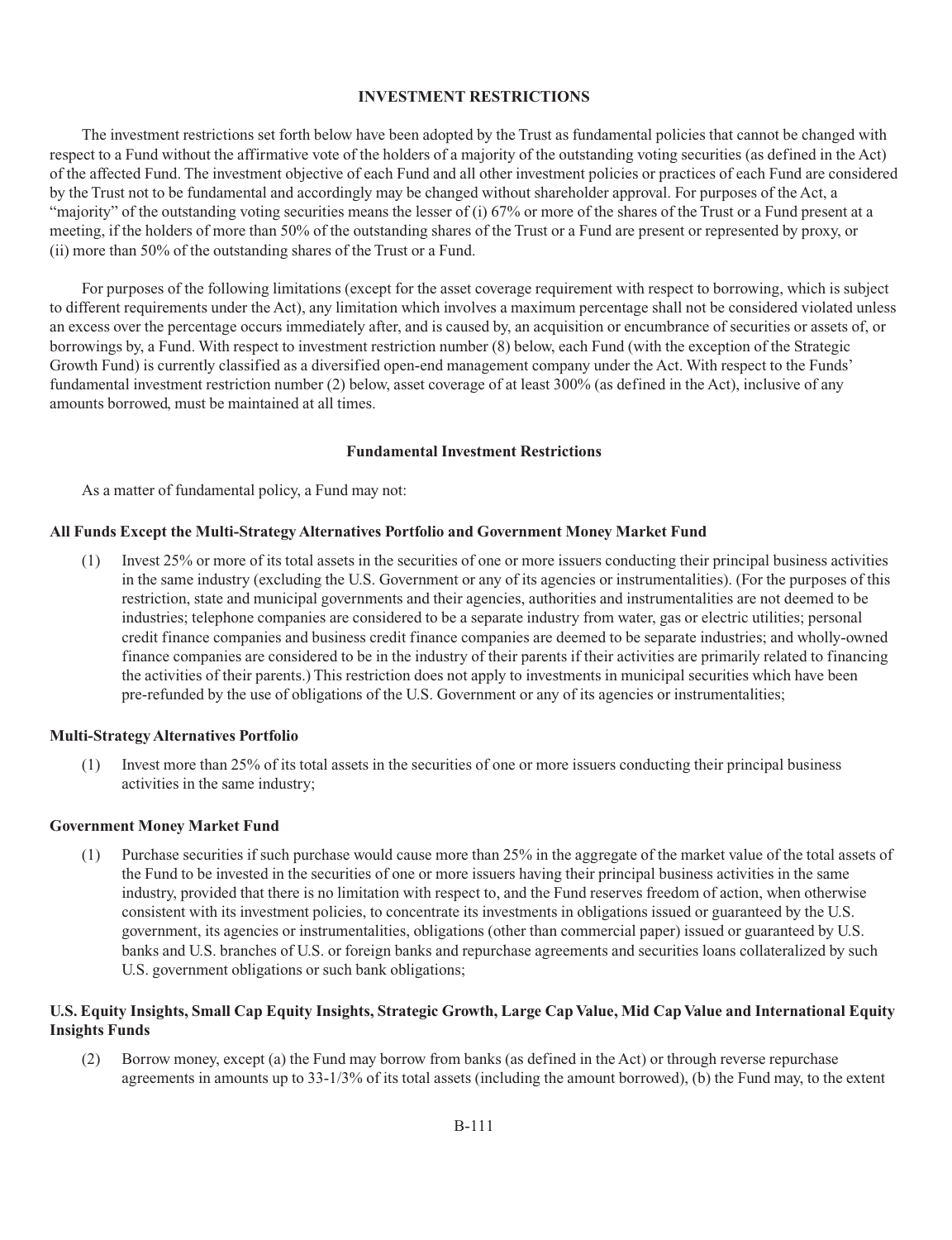## INVESTMENT RESTRICTIONS

The investment restrictions set forth below have been adopted by the Trust as fundamental policies that cannot be changed with respect to a Fund without the affirmative vote of the holders of a majority of the outstanding voting securities (as defined in the Act) of the affected Fund. The investment objective of each Fund and all other investment policies or practices of each Fund are considered by the Trust not to be fundamental and accordingly may be changed without shareholder approval. For purposes of the Act, a "majority" of the outstanding voting securities means the lesser of (i) 67% or more of the shares of the Trust or a Fund present at a meeting, if the holders of more than 50% of the outstanding shares of the Trust or a Fund are present or represented by proxy, or (ii) more than 50% of the outstanding shares of the Trust or a Fund.

For purposes of the following limitations (except for the asset coverage requirement with respect to borrowing, which is subject to different requirements under the Act), any limitation which involves a maximum percentage shall not be considered violated unless an excess over the percentage occurs immediately after, and is caused by, an acquisition or encumbrance of securities or assets of, or borrowings by, a Fund. With respect to investment restriction number (8) below, each Fund (with the exception of the Strategic Growth Fund) is currently classified as a diversified open-end management company under the Act. With respect to the Funds' fundamental investment restriction number (2) below, asset coverage of at least 300% (as defined in the Act), inclusive of any amounts borrowed, must be maintained at all times.

### Fundamental Investment Restrictions

As a matter of fundamental policy, a Fund may not:

#### All Funds Except the Multi-Strategy Alternatives Portfolio and Government Money Market Fund

(1) Invest 25% or more of its total assets in the securities of one or more issuers conducting their principal business activities in the same industry (excluding the U.S. Government or any of its agencies or instrumentalities). (For the purposes of this restriction, state and municipal governments and their agencies, authorities and instrumentalities are not deemed to be industries; telephone companies are considered to be a separate industry from water, gas or electric utilities; personal credit finance companies and business credit finance companies are deemed to be separate industries; and wholly-owned finance companies are considered to be in the industry of their parents if their activities are primarily related to financing the activities of their parents.) This restriction does not apply to investments in municipal securities which have been pre-refunded by the use of obligations of the U.S. Government or any of its agencies or instrumentalities;

#### Multi-Strategy Alternatives Portfolio

(1) Invest more than 25% of its total assets in the securities of one or more issuers conducting their principal business activities in the same industry;

#### Government Money Market Fund

(1) Purchase securities if such purchase would cause more than 25% in the aggregate of the market value of the total assets of the Fund to be invested in the securities of one or more issuers having their principal business activities in the same industry, provided that there is no limitation with respect to, and the Fund reserves freedom of action, when otherwise consistent with its investment policies, to concentrate its investments in obligations issued or guaranteed by the U.S. government, its agencies or instrumentalities, obligations (other than commercial paper) issued or guaranteed by U.S. banks and U.S. branches of U.S. or foreign banks and repurchase agreements and securities loans collateralized by such U.S. government obligations or such bank obligations;

#### U.S. Equity Insights, Small Cap Equity Insights, Strategic Growth, Large Cap Value, Mid Cap Value and International Equity Insights Funds

(2) Borrow money, except (a) the Fund may borrow from banks (as defined in the Act) or through reverse repurchase agreements in amounts up to 33-1/3% of its total assets (including the amount borrowed), (b) the Fund may, to the extent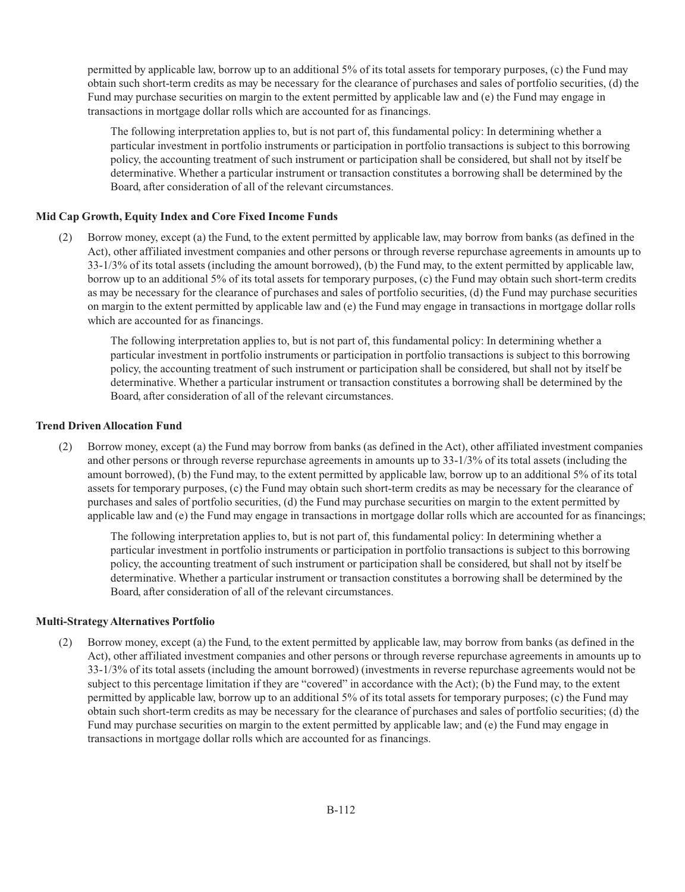permitted by applicable law, borrow up to an additional 5% of its total assets for temporary purposes, (c) the Fund may obtain such short-term credits as may be necessary for the clearance of purchases and sales of portfolio securities, (d) the Fund may purchase securities on margin to the extent permitted by applicable law and (e) the Fund may engage in transactions in mortgage dollar rolls which are accounted for as financings.

The following interpretation applies to, but is not part of, this fundamental policy: In determining whether a particular investment in portfolio instruments or participation in portfolio transactions is subject to this borrowing policy, the accounting treatment of such instrument or participation shall be considered, but shall not by itself be determinative. Whether a particular instrument or transaction constitutes a borrowing shall be determined by the Board, after consideration of all of the relevant circumstances.

**Mid Cap Growth, Equity Index and Core Fixed Income Funds**

(2) Borrow money, except (a) the Fund, to the extent permitted by applicable law, may borrow from banks (as defined in the Act), other affiliated investment companies and other persons or through reverse repurchase agreements in amounts up to 33-1/3% of its total assets (including the amount borrowed), (b) the Fund may, to the extent permitted by applicable law, borrow up to an additional 5% of its total assets for temporary purposes, (c) the Fund may obtain such short-term credits as may be necessary for the clearance of purchases and sales of portfolio securities, (d) the Fund may purchase securities on margin to the extent permitted by applicable law and (e) the Fund may engage in transactions in mortgage dollar rolls which are accounted for as financings.

The following interpretation applies to, but is not part of, this fundamental policy: In determining whether a particular investment in portfolio instruments or participation in portfolio transactions is subject to this borrowing policy, the accounting treatment of such instrument or participation shall be considered, but shall not by itself be determinative. Whether a particular instrument or transaction constitutes a borrowing shall be determined by the Board, after consideration of all of the relevant circumstances.

**Trend Driven Allocation Fund**

(2) Borrow money, except (a) the Fund may borrow from banks (as defined in the Act), other affiliated investment companies and other persons or through reverse repurchase agreements in amounts up to 33-1/3% of its total assets (including the amount borrowed), (b) the Fund may, to the extent permitted by applicable law, borrow up to an additional 5% of its total assets for temporary purposes, (c) the Fund may obtain such short-term credits as may be necessary for the clearance of purchases and sales of portfolio securities, (d) the Fund may purchase securities on margin to the extent permitted by applicable law and (e) the Fund may engage in transactions in mortgage dollar rolls which are accounted for as financings;

The following interpretation applies to, but is not part of, this fundamental policy: In determining whether a particular investment in portfolio instruments or participation in portfolio transactions is subject to this borrowing policy, the accounting treatment of such instrument or participation shall be considered, but shall not by itself be determinative. Whether a particular instrument or transaction constitutes a borrowing shall be determined by the Board, after consideration of all of the relevant circumstances.

**Multi-Strategy Alternatives Portfolio**

(2) Borrow money, except (a) the Fund, to the extent permitted by applicable law, may borrow from banks (as defined in the Act), other affiliated investment companies and other persons or through reverse repurchase agreements in amounts up to 33-1/3% of its total assets (including the amount borrowed) (investments in reverse repurchase agreements would not be subject to this percentage limitation if they are "covered" in accordance with the Act); (b) the Fund may, to the extent permitted by applicable law, borrow up to an additional 5% of its total assets for temporary purposes; (c) the Fund may obtain such short-term credits as may be necessary for the clearance of purchases and sales of portfolio securities; (d) the Fund may purchase securities on margin to the extent permitted by applicable law; and (e) the Fund may engage in transactions in mortgage dollar rolls which are accounted for as financings.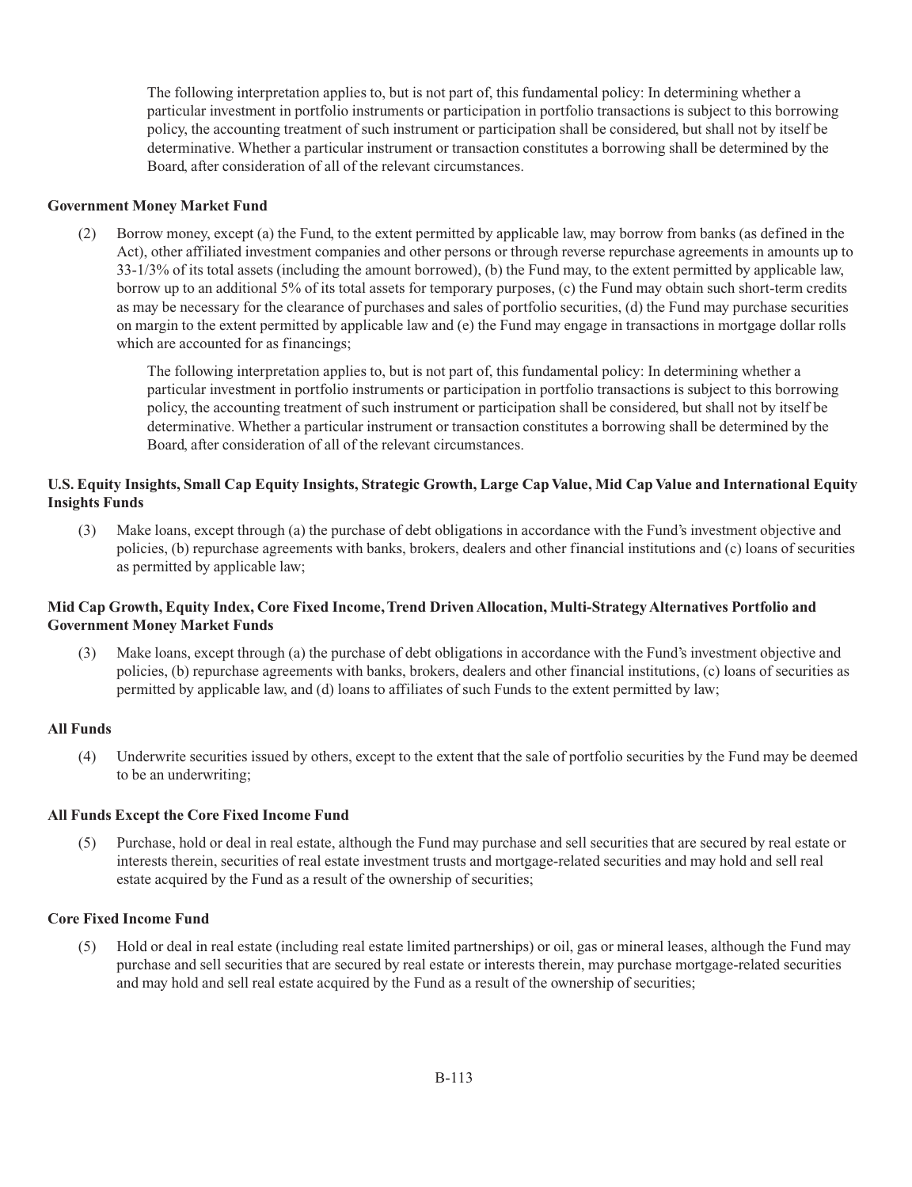The following interpretation applies to, but is not part of, this fundamental policy: In determining whether a particular investment in portfolio instruments or participation in portfolio transactions is subject to this borrowing policy, the accounting treatment of such instrument or participation shall be considered, but shall not by itself be determinative. Whether a particular instrument or transaction constitutes a borrowing shall be determined by the Board, after consideration of all of the relevant circumstances.

**Government Money Market Fund**

(2) Borrow money, except (a) the Fund, to the extent permitted by applicable law, may borrow from banks (as defined in the Act), other affiliated investment companies and other persons or through reverse repurchase agreements in amounts up to 33-1/3% of its total assets (including the amount borrowed), (b) the Fund may, to the extent permitted by applicable law, borrow up to an additional 5% of its total assets for temporary purposes, (c) the Fund may obtain such short-term credits as may be necessary for the clearance of purchases and sales of portfolio securities, (d) the Fund may purchase securities on margin to the extent permitted by applicable law and (e) the Fund may engage in transactions in mortgage dollar rolls which are accounted for as financings;

The following interpretation applies to, but is not part of, this fundamental policy: In determining whether a particular investment in portfolio instruments or participation in portfolio transactions is subject to this borrowing policy, the accounting treatment of such instrument or participation shall be considered, but shall not by itself be determinative. Whether a particular instrument or transaction constitutes a borrowing shall be determined by the Board, after consideration of all of the relevant circumstances.

**U.S. Equity Insights, Small Cap Equity Insights, Strategic Growth, Large Cap Value, Mid Cap Value and International Equity Insights Funds**

(3) Make loans, except through (a) the purchase of debt obligations in accordance with the Fund's investment objective and policies, (b) repurchase agreements with banks, brokers, dealers and other financial institutions and (c) loans of securities as permitted by applicable law;

**Mid Cap Growth, Equity Index, Core Fixed Income, Trend Driven Allocation, Multi-Strategy Alternatives Portfolio and Government Money Market Funds**

(3) Make loans, except through (a) the purchase of debt obligations in accordance with the Fund's investment objective and policies, (b) repurchase agreements with banks, brokers, dealers and other financial institutions, (c) loans of securities as permitted by applicable law, and (d) loans to affiliates of such Funds to the extent permitted by law;

**All Funds**

(4) Underwrite securities issued by others, except to the extent that the sale of portfolio securities by the Fund may be deemed to be an underwriting;

**All Funds Except the Core Fixed Income Fund**

(5) Purchase, hold or deal in real estate, although the Fund may purchase and sell securities that are secured by real estate or interests therein, securities of real estate investment trusts and mortgage-related securities and may hold and sell real estate acquired by the Fund as a result of the ownership of securities;

**Core Fixed Income Fund**

(5) Hold or deal in real estate (including real estate limited partnerships) or oil, gas or mineral leases, although the Fund may purchase and sell securities that are secured by real estate or interests therein, may purchase mortgage-related securities and may hold and sell real estate acquired by the Fund as a result of the ownership of securities;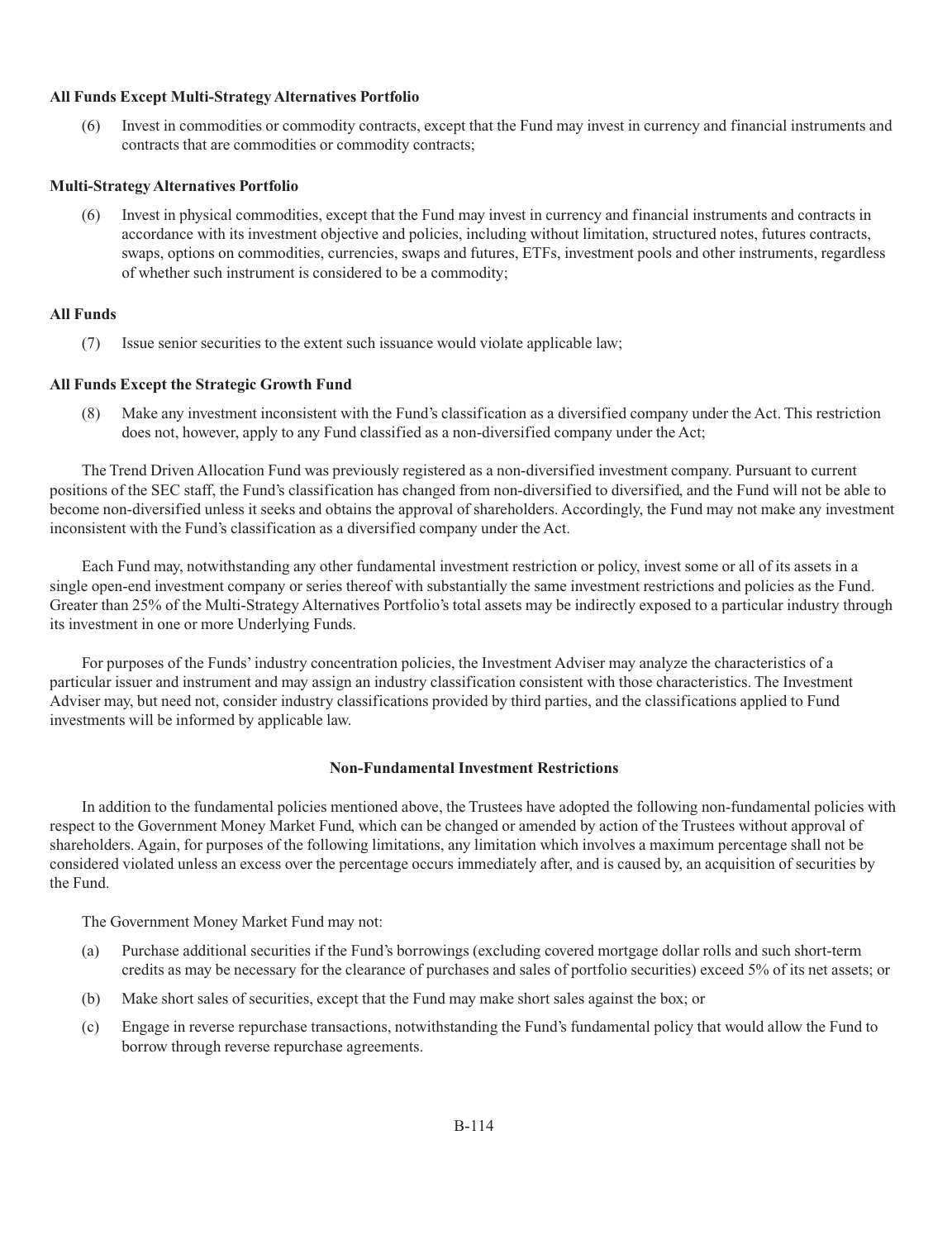**All Funds Except Multi-Strategy Alternatives Portfolio**

(6) Invest in commodities or commodity contracts, except that the Fund may invest in currency and financial instruments and contracts that are commodities or commodity contracts;

**Multi-Strategy Alternatives Portfolio**

(6) Invest in physical commodities, except that the Fund may invest in currency and financial instruments and contracts in accordance with its investment objective and policies, including without limitation, structured notes, futures contracts, swaps, options on commodities, currencies, swaps and futures, ETFs, investment pools and other instruments, regardless of whether such instrument is considered to be a commodity;

**All Funds**

(7) Issue senior securities to the extent such issuance would violate applicable law;

**All Funds Except the Strategic Growth Fund**

(8) Make any investment inconsistent with the Fund's classification as a diversified company under the Act. This restriction does not, however, apply to any Fund classified as a non-diversified company under the Act;

The Trend Driven Allocation Fund was previously registered as a non-diversified investment company. Pursuant to current positions of the SEC staff, the Fund's classification has changed from non-diversified to diversified, and the Fund will not be able to become non-diversified unless it seeks and obtains the approval of shareholders. Accordingly, the Fund may not make any investment inconsistent with the Fund's classification as a diversified company under the Act.

Each Fund may, notwithstanding any other fundamental investment restriction or policy, invest some or all of its assets in a single open-end investment company or series thereof with substantially the same investment restrictions and policies as the Fund. Greater than 25% of the Multi-Strategy Alternatives Portfolio's total assets may be indirectly exposed to a particular industry through its investment in one or more Underlying Funds.

For purposes of the Funds' industry concentration policies, the Investment Adviser may analyze the characteristics of a particular issuer and instrument and may assign an industry classification consistent with those characteristics. The Investment Adviser may, but need not, consider industry classifications provided by third parties, and the classifications applied to Fund investments will be informed by applicable law.

## Non-Fundamental Investment Restrictions

In addition to the fundamental policies mentioned above, the Trustees have adopted the following non-fundamental policies with respect to the Government Money Market Fund, which can be changed or amended by action of the Trustees without approval of shareholders. Again, for purposes of the following limitations, any limitation which involves a maximum percentage shall not be considered violated unless an excess over the percentage occurs immediately after, and is caused by, an acquisition of securities by the Fund.

The Government Money Market Fund may not:

(a) Purchase additional securities if the Fund's borrowings (excluding covered mortgage dollar rolls and such short-term credits as may be necessary for the clearance of purchases and sales of portfolio securities) exceed 5% of its net assets; or

(b) Make short sales of securities, except that the Fund may make short sales against the box; or

(c) Engage in reverse repurchase transactions, notwithstanding the Fund's fundamental policy that would allow the Fund to borrow through reverse repurchase agreements.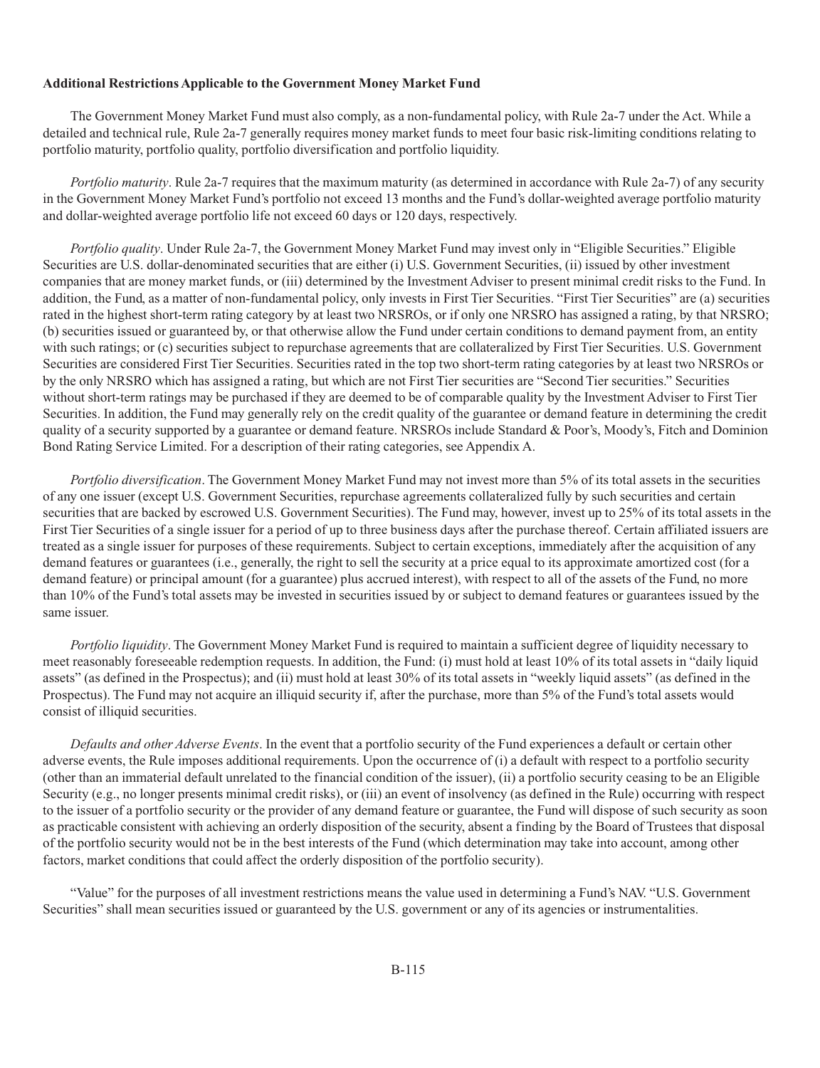**Additional Restrictions Applicable to the Government Money Market Fund**

The Government Money Market Fund must also comply, as a non-fundamental policy, with Rule 2a-7 under the Act. While a detailed and technical rule, Rule 2a-7 generally requires money market funds to meet four basic risk-limiting conditions relating to portfolio maturity, portfolio quality, portfolio diversification and portfolio liquidity.

*Portfolio maturity*. Rule 2a-7 requires that the maximum maturity (as determined in accordance with Rule 2a-7) of any security in the Government Money Market Fund's portfolio not exceed 13 months and the Fund's dollar-weighted average portfolio maturity and dollar-weighted average portfolio life not exceed 60 days or 120 days, respectively.

*Portfolio quality*. Under Rule 2a-7, the Government Money Market Fund may invest only in "Eligible Securities." Eligible Securities are U.S. dollar-denominated securities that are either (i) U.S. Government Securities, (ii) issued by other investment companies that are money market funds, or (iii) determined by the Investment Adviser to present minimal credit risks to the Fund. In addition, the Fund, as a matter of non-fundamental policy, only invests in First Tier Securities. "First Tier Securities" are (a) securities rated in the highest short-term rating category by at least two NRSROs, or if only one NRSRO has assigned a rating, by that NRSRO; (b) securities issued or guaranteed by, or that otherwise allow the Fund under certain conditions to demand payment from, an entity with such ratings; or (c) securities subject to repurchase agreements that are collateralized by First Tier Securities. U.S. Government Securities are considered First Tier Securities. Securities rated in the top two short-term rating categories by at least two NRSROs or by the only NRSRO which has assigned a rating, but which are not First Tier securities are "Second Tier securities." Securities without short-term ratings may be purchased if they are deemed to be of comparable quality by the Investment Adviser to First Tier Securities. In addition, the Fund may generally rely on the credit quality of the guarantee or demand feature in determining the credit quality of a security supported by a guarantee or demand feature. NRSROs include Standard & Poor's, Moody's, Fitch and Dominion Bond Rating Service Limited. For a description of their rating categories, see Appendix A.

*Portfolio diversification*. The Government Money Market Fund may not invest more than 5% of its total assets in the securities of any one issuer (except U.S. Government Securities, repurchase agreements collateralized fully by such securities and certain securities that are backed by escrowed U.S. Government Securities). The Fund may, however, invest up to 25% of its total assets in the First Tier Securities of a single issuer for a period of up to three business days after the purchase thereof. Certain affiliated issuers are treated as a single issuer for purposes of these requirements. Subject to certain exceptions, immediately after the acquisition of any demand features or guarantees (i.e., generally, the right to sell the security at a price equal to its approximate amortized cost (for a demand feature) or principal amount (for a guarantee) plus accrued interest), with respect to all of the assets of the Fund, no more than 10% of the Fund's total assets may be invested in securities issued by or subject to demand features or guarantees issued by the same issuer.

*Portfolio liquidity*. The Government Money Market Fund is required to maintain a sufficient degree of liquidity necessary to meet reasonably foreseeable redemption requests. In addition, the Fund: (i) must hold at least 10% of its total assets in "daily liquid assets" (as defined in the Prospectus); and (ii) must hold at least 30% of its total assets in "weekly liquid assets" (as defined in the Prospectus). The Fund may not acquire an illiquid security if, after the purchase, more than 5% of the Fund's total assets would consist of illiquid securities.

*Defaults and other Adverse Events*. In the event that a portfolio security of the Fund experiences a default or certain other adverse events, the Rule imposes additional requirements. Upon the occurrence of (i) a default with respect to a portfolio security (other than an immaterial default unrelated to the financial condition of the issuer), (ii) a portfolio security ceasing to be an Eligible Security (e.g., no longer presents minimal credit risks), or (iii) an event of insolvency (as defined in the Rule) occurring with respect to the issuer of a portfolio security or the provider of any demand feature or guarantee, the Fund will dispose of such security as soon as practicable consistent with achieving an orderly disposition of the security, absent a finding by the Board of Trustees that disposal of the portfolio security would not be in the best interests of the Fund (which determination may take into account, among other factors, market conditions that could affect the orderly disposition of the portfolio security).

"Value" for the purposes of all investment restrictions means the value used in determining a Fund's NAV. "U.S. Government Securities" shall mean securities issued or guaranteed by the U.S. government or any of its agencies or instrumentalities.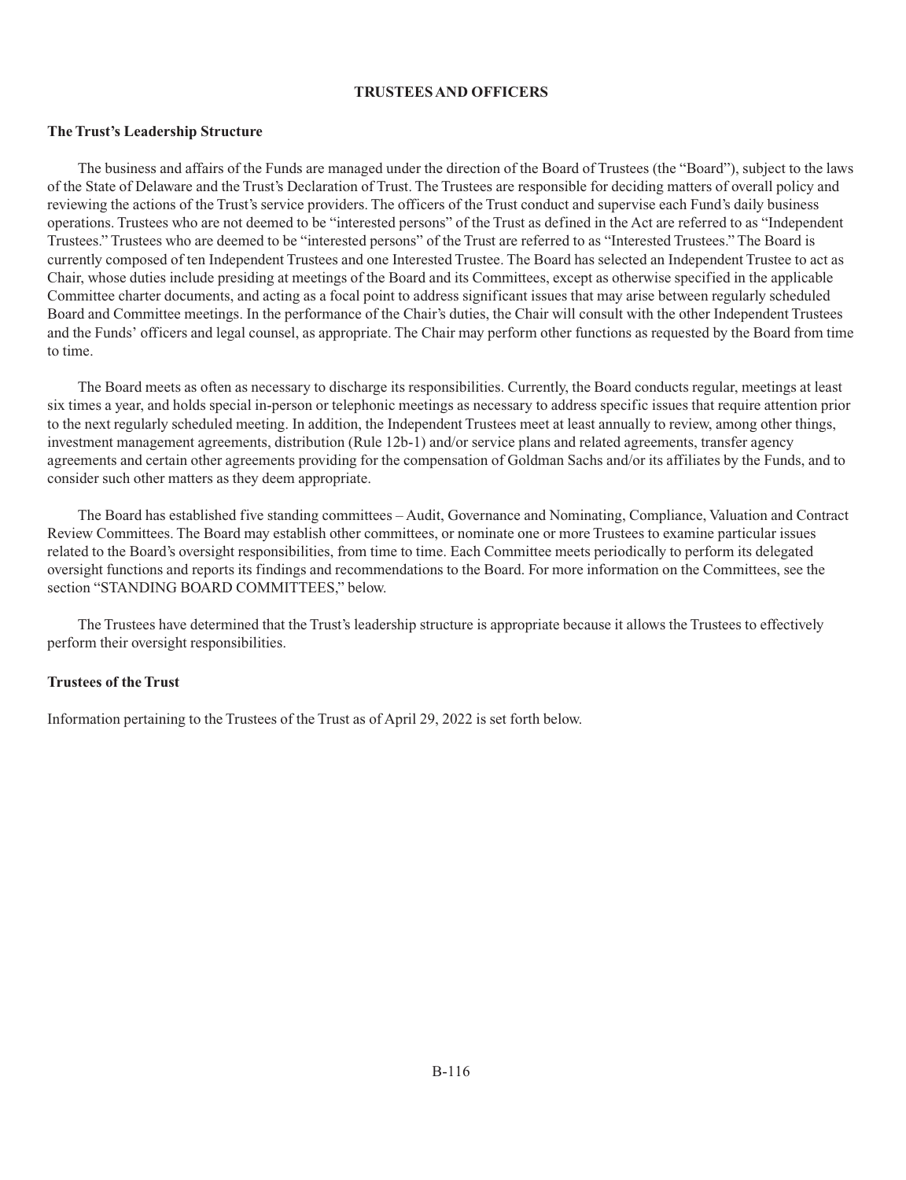## TRUSTEES AND OFFICERS

### The Trust's Leadership Structure

The business and affairs of the Funds are managed under the direction of the Board of Trustees (the "Board"), subject to the laws of the State of Delaware and the Trust's Declaration of Trust. The Trustees are responsible for deciding matters of overall policy and reviewing the actions of the Trust's service providers. The officers of the Trust conduct and supervise each Fund's daily business operations. Trustees who are not deemed to be "interested persons" of the Trust as defined in the Act are referred to as "Independent Trustees." Trustees who are deemed to be "interested persons" of the Trust are referred to as "Interested Trustees." The Board is currently composed of ten Independent Trustees and one Interested Trustee. The Board has selected an Independent Trustee to act as Chair, whose duties include presiding at meetings of the Board and its Committees, except as otherwise specified in the applicable Committee charter documents, and acting as a focal point to address significant issues that may arise between regularly scheduled Board and Committee meetings. In the performance of the Chair's duties, the Chair will consult with the other Independent Trustees and the Funds' officers and legal counsel, as appropriate. The Chair may perform other functions as requested by the Board from time to time.

The Board meets as often as necessary to discharge its responsibilities. Currently, the Board conducts regular, meetings at least six times a year, and holds special in-person or telephonic meetings as necessary to address specific issues that require attention prior to the next regularly scheduled meeting. In addition, the Independent Trustees meet at least annually to review, among other things, investment management agreements, distribution (Rule 12b-1) and/or service plans and related agreements, transfer agency agreements and certain other agreements providing for the compensation of Goldman Sachs and/or its affiliates by the Funds, and to consider such other matters as they deem appropriate.

The Board has established five standing committees – Audit, Governance and Nominating, Compliance, Valuation and Contract Review Committees. The Board may establish other committees, or nominate one or more Trustees to examine particular issues related to the Board's oversight responsibilities, from time to time. Each Committee meets periodically to perform its delegated oversight functions and reports its findings and recommendations to the Board. For more information on the Committees, see the section "STANDING BOARD COMMITTEES," below.

The Trustees have determined that the Trust's leadership structure is appropriate because it allows the Trustees to effectively perform their oversight responsibilities.

### Trustees of the Trust

Information pertaining to the Trustees of the Trust as of April 29, 2022 is set forth below.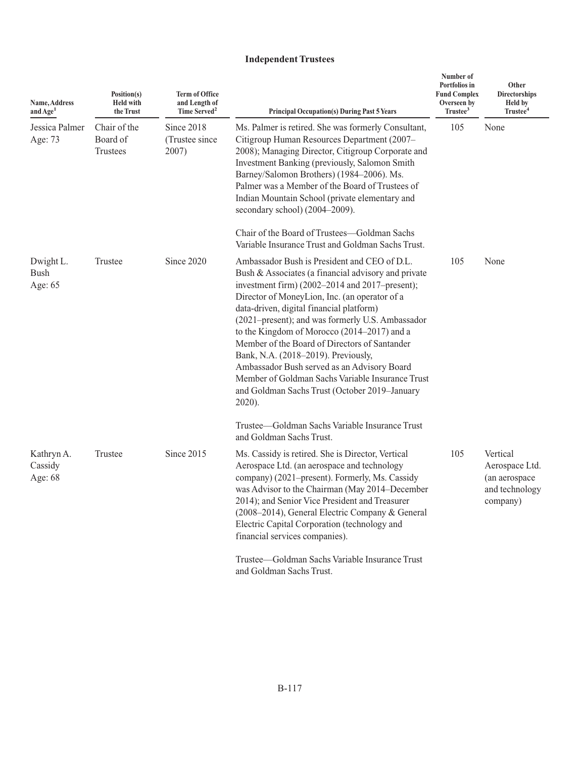## Independent Trustees

| Name, Address and Age[1] | Position(s) Held with the Trust | Term of Office and Length of Time Served[2] | Principal Occupation(s) During Past 5 Years | Number of Portfolios in Fund Complex Overseen by Trustee[3] | Other Directorships Held by Trustee[4] |
|---|---|---|---|---|---|
| Jessica Palmer Age: 73 | Chair of the Board of Trustees | Since 2018 (Trustee since 2007) | Ms. Palmer is retired. She was formerly Consultant, Citigroup Human Resources Department (2007–2008); Managing Director, Citigroup Corporate and Investment Banking (previously, Salomon Smith Barney/Salomon Brothers) (1984–2006). Ms. Palmer was a Member of the Board of Trustees of Indian Mountain School (private elementary and secondary school) (2004–2009).<br><br>Chair of the Board of Trustees—Goldman Sachs Variable Insurance Trust and Goldman Sachs Trust. | 105 | None |
| Dwight L. Bush Age: 65 | Trustee | Since 2020 | Ambassador Bush is President and CEO of D.L. Bush & Associates (a financial advisory and private investment firm) (2002–2014 and 2017–present); Director of MoneyLion, Inc. (an operator of a data-driven, digital financial platform) (2021–present); and was formerly U.S. Ambassador to the Kingdom of Morocco (2014–2017) and a Member of the Board of Directors of Santander Bank, N.A. (2018–2019). Previously, Ambassador Bush served as an Advisory Board Member of Goldman Sachs Variable Insurance Trust and Goldman Sachs Trust (October 2019–January 2020).<br><br>Trustee—Goldman Sachs Variable Insurance Trust and Goldman Sachs Trust. | 105 | None |
| Kathryn A. Cassidy Age: 68 | Trustee | Since 2015 | Ms. Cassidy is retired. She is Director, Vertical Aerospace Ltd. (an aerospace and technology company) (2021–present). Formerly, Ms. Cassidy was Advisor to the Chairman (May 2014–December 2014); and Senior Vice President and Treasurer (2008–2014), General Electric Company & General Electric Capital Corporation (technology and financial services companies).<br><br>Trustee—Goldman Sachs Variable Insurance Trust and Goldman Sachs Trust. | 105 | Vertical Aerospace Ltd. (an aerospace and technology company) |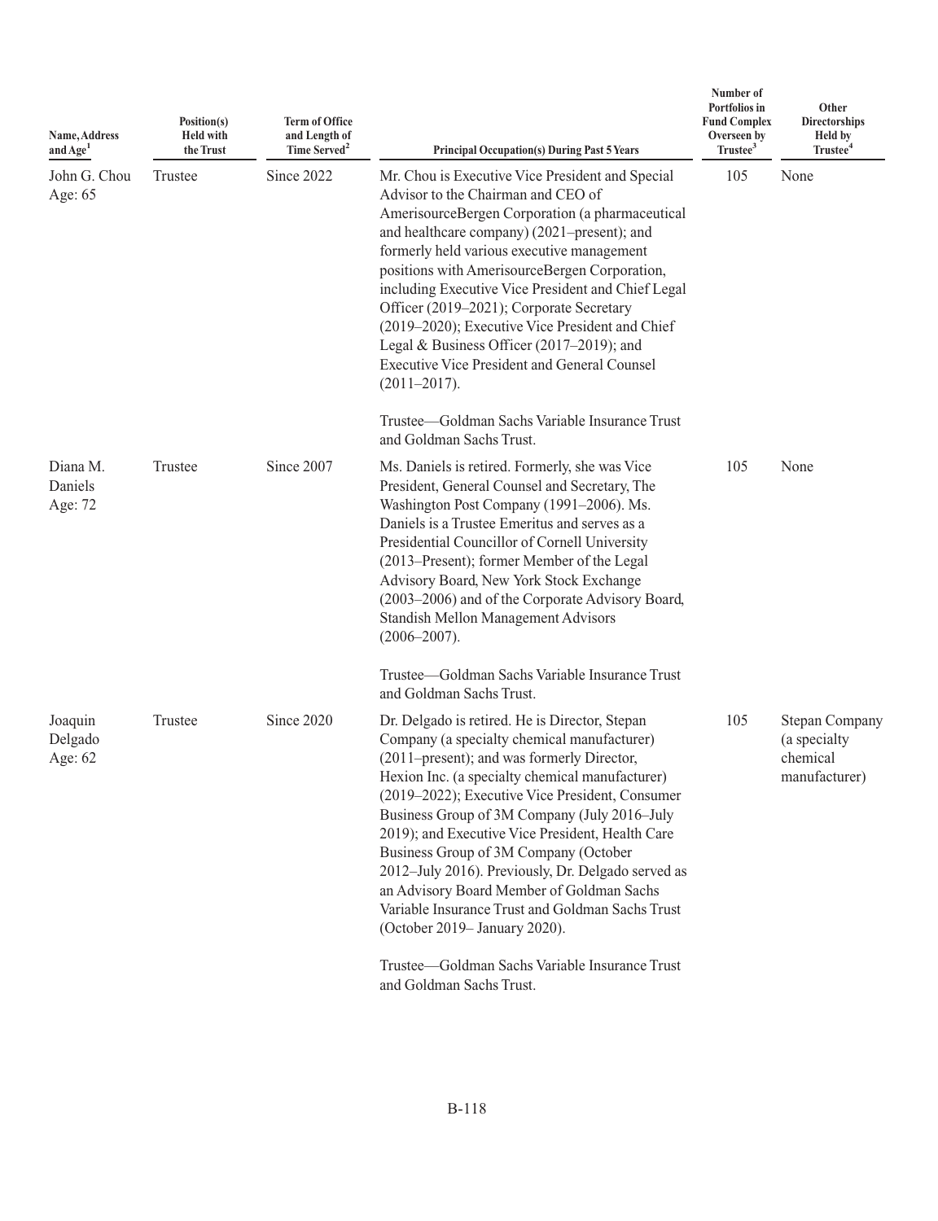| Name, Address and Age[1] | Position(s) Held with the Trust | Term of Office and Length of Time Served[2] | Principal Occupation(s) During Past 5 Years | Number of Portfolios in Fund Complex Overseen by Trustee[3] | Other Directorships Held by Trustee[4] |
|---|---|---|---|---|---|
| John G. Chou Age: 65 | Trustee | Since 2022 | Mr. Chou is Executive Vice President and Special Advisor to the Chairman and CEO of AmerisourceBergen Corporation (a pharmaceutical and healthcare company) (2021–present); and formerly held various executive management positions with AmerisourceBergen Corporation, including Executive Vice President and Chief Legal Officer (2019–2021); Corporate Secretary (2019–2020); Executive Vice President and Chief Legal & Business Officer (2017–2019); and Executive Vice President and General Counsel (2011–2017).<br><br>Trustee—Goldman Sachs Variable Insurance Trust and Goldman Sachs Trust. | 105 | None |
| Diana M. Daniels Age: 72 | Trustee | Since 2007 | Ms. Daniels is retired. Formerly, she was Vice President, General Counsel and Secretary, The Washington Post Company (1991–2006). Ms. Daniels is a Trustee Emeritus and serves as a Presidential Councillor of Cornell University (2013–Present); former Member of the Legal Advisory Board, New York Stock Exchange (2003–2006) and of the Corporate Advisory Board, Standish Mellon Management Advisors (2006–2007).<br><br>Trustee—Goldman Sachs Variable Insurance Trust and Goldman Sachs Trust. | 105 | None |
| Joaquin Delgado Age: 62 | Trustee | Since 2020 | Dr. Delgado is retired. He is Director, Stepan Company (a specialty chemical manufacturer) (2011–present); and was formerly Director, Hexion Inc. (a specialty chemical manufacturer) (2019–2022); Executive Vice President, Consumer Business Group of 3M Company (July 2016–July 2019); and Executive Vice President, Health Care Business Group of 3M Company (October 2012–July 2016). Previously, Dr. Delgado served as an Advisory Board Member of Goldman Sachs Variable Insurance Trust and Goldman Sachs Trust (October 2019– January 2020).<br><br>Trustee—Goldman Sachs Variable Insurance Trust and Goldman Sachs Trust. | 105 | Stepan Company (a specialty chemical manufacturer) |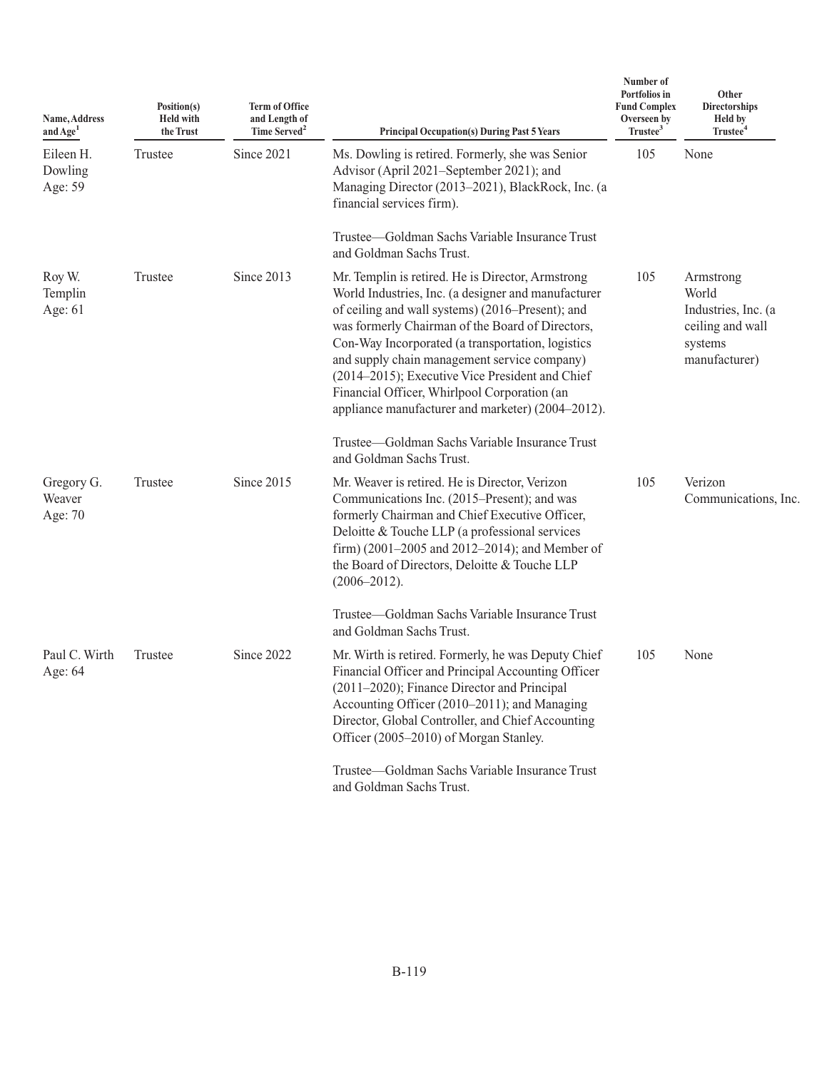| Name, Address and Age[1] | Position(s) Held with the Trust | Term of Office and Length of Time Served[2] | Principal Occupation(s) During Past 5 Years | Number of Portfolios in Fund Complex Overseen by Trustee[3] | Other Directorships Held by Trustee[4] |
|---|---|---|---|---|---|
| Eileen H. Dowling Age: 59 | Trustee | Since 2021 | Ms. Dowling is retired. Formerly, she was Senior Advisor (April 2021–September 2021); and Managing Director (2013–2021), BlackRock, Inc. (a financial services firm).<br><br>Trustee—Goldman Sachs Variable Insurance Trust and Goldman Sachs Trust. | 105 | None |
| Roy W. Templin Age: 61 | Trustee | Since 2013 | Mr. Templin is retired. He is Director, Armstrong World Industries, Inc. (a designer and manufacturer of ceiling and wall systems) (2016–Present); and was formerly Chairman of the Board of Directors, Con-Way Incorporated (a transportation, logistics and supply chain management service company) (2014–2015); Executive Vice President and Chief Financial Officer, Whirlpool Corporation (an appliance manufacturer and marketer) (2004–2012).<br><br>Trustee—Goldman Sachs Variable Insurance Trust and Goldman Sachs Trust. | 105 | Armstrong World Industries, Inc. (a ceiling and wall systems manufacturer) |
| Gregory G. Weaver Age: 70 | Trustee | Since 2015 | Mr. Weaver is retired. He is Director, Verizon Communications Inc. (2015–Present); and was formerly Chairman and Chief Executive Officer, Deloitte & Touche LLP (a professional services firm) (2001–2005 and 2012–2014); and Member of the Board of Directors, Deloitte & Touche LLP (2006–2012).<br><br>Trustee—Goldman Sachs Variable Insurance Trust and Goldman Sachs Trust. | 105 | Verizon Communications, Inc. |
| Paul C. Wirth Age: 64 | Trustee | Since 2022 | Mr. Wirth is retired. Formerly, he was Deputy Chief Financial Officer and Principal Accounting Officer (2011–2020); Finance Director and Principal Accounting Officer (2010–2011); and Managing Director, Global Controller, and Chief Accounting Officer (2005–2010) of Morgan Stanley.<br><br>Trustee—Goldman Sachs Variable Insurance Trust and Goldman Sachs Trust. | 105 | None |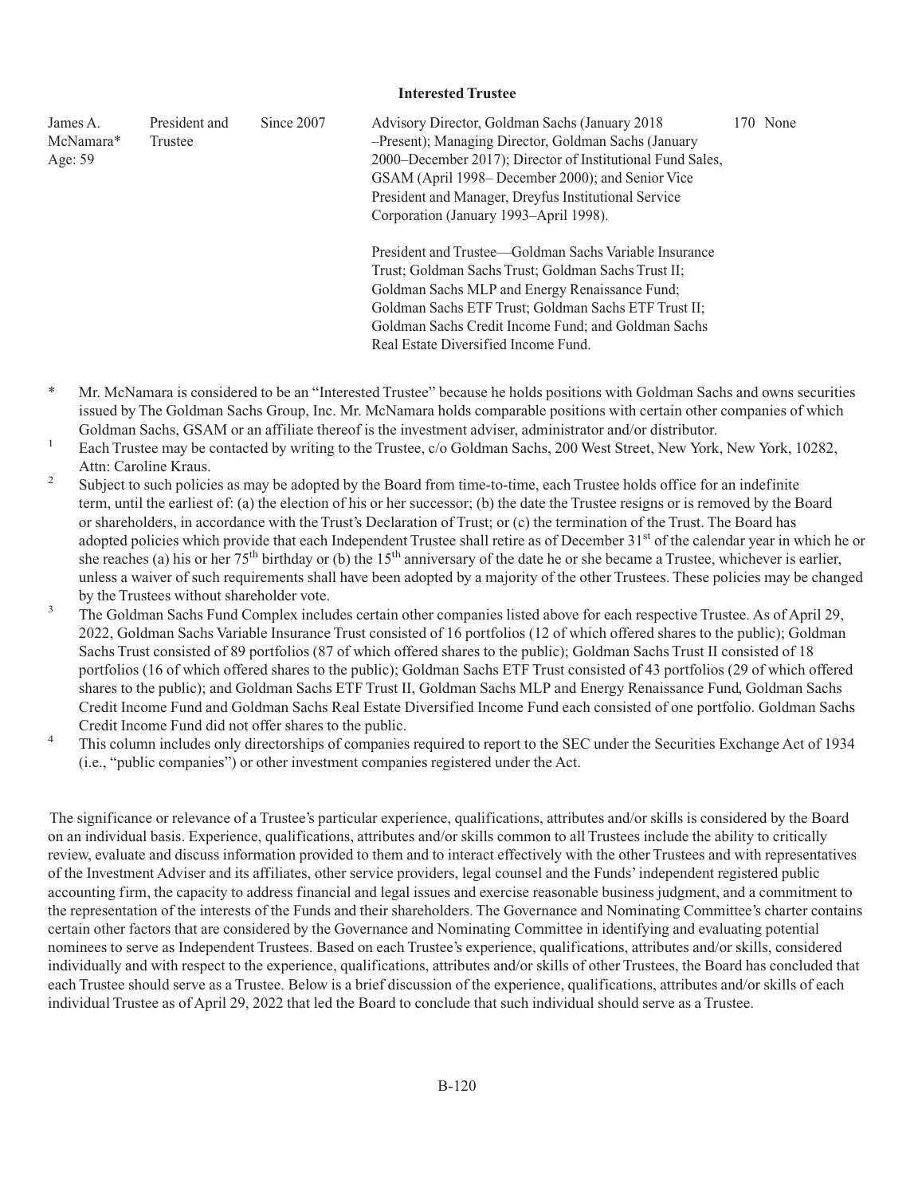**Interested Trustee**

| | | | | | |
|---|---|---|---|---|---|
| James A. McNamara* Age: 59 | President and Trustee | Since 2007 | Advisory Director, Goldman Sachs (January 2018 –Present); Managing Director, Goldman Sachs (January 2000–December 2017); Director of Institutional Fund Sales, GSAM (April 1998– December 2000); and Senior Vice President and Manager, Dreyfus Institutional Service Corporation (January 1993–April 1998).<br><br>President and Trustee—Goldman Sachs Variable Insurance Trust; Goldman Sachs Trust; Goldman Sachs Trust II; Goldman Sachs MLP and Energy Renaissance Fund; Goldman Sachs ETF Trust; Goldman Sachs ETF Trust II; Goldman Sachs Credit Income Fund; and Goldman Sachs Real Estate Diversified Income Fund. | 170 | None |

\* Mr. McNamara is considered to be an "Interested Trustee" because he holds positions with Goldman Sachs and owns securities issued by The Goldman Sachs Group, Inc. Mr. McNamara holds comparable positions with certain other companies of which Goldman Sachs, GSAM or an affiliate thereof is the investment adviser, administrator and/or distributor.

[1] Each Trustee may be contacted by writing to the Trustee, c/o Goldman Sachs, 200 West Street, New York, New York, 10282, Attn: Caroline Kraus.

[2] Subject to such policies as may be adopted by the Board from time-to-time, each Trustee holds office for an indefinite term, until the earliest of: (a) the election of his or her successor; (b) the date the Trustee resigns or is removed by the Board or shareholders, in accordance with the Trust's Declaration of Trust; or (c) the termination of the Trust. The Board has adopted policies which provide that each Independent Trustee shall retire as of December 31st of the calendar year in which he or she reaches (a) his or her 75th birthday or (b) the 15th anniversary of the date he or she became a Trustee, whichever is earlier, unless a waiver of such requirements shall have been adopted by a majority of the other Trustees. These policies may be changed by the Trustees without shareholder vote.

[3] The Goldman Sachs Fund Complex includes certain other companies listed above for each respective Trustee. As of April 29, 2022, Goldman Sachs Variable Insurance Trust consisted of 16 portfolios (12 of which offered shares to the public); Goldman Sachs Trust consisted of 89 portfolios (87 of which offered shares to the public); Goldman Sachs Trust II consisted of 18 portfolios (16 of which offered shares to the public); Goldman Sachs ETF Trust consisted of 43 portfolios (29 of which offered shares to the public); and Goldman Sachs ETF Trust II, Goldman Sachs MLP and Energy Renaissance Fund, Goldman Sachs Credit Income Fund and Goldman Sachs Real Estate Diversified Income Fund each consisted of one portfolio. Goldman Sachs Credit Income Fund did not offer shares to the public.

[4] This column includes only directorships of companies required to report to the SEC under the Securities Exchange Act of 1934 (i.e., "public companies") or other investment companies registered under the Act.

The significance or relevance of a Trustee's particular experience, qualifications, attributes and/or skills is considered by the Board on an individual basis. Experience, qualifications, attributes and/or skills common to all Trustees include the ability to critically review, evaluate and discuss information provided to them and to interact effectively with the other Trustees and with representatives of the Investment Adviser and its affiliates, other service providers, legal counsel and the Funds' independent registered public accounting firm, the capacity to address financial and legal issues and exercise reasonable business judgment, and a commitment to the representation of the interests of the Funds and their shareholders. The Governance and Nominating Committee's charter contains certain other factors that are considered by the Governance and Nominating Committee in identifying and evaluating potential nominees to serve as Independent Trustees. Based on each Trustee's experience, qualifications, attributes and/or skills, considered individually and with respect to the experience, qualifications, attributes and/or skills of other Trustees, the Board has concluded that each Trustee should serve as a Trustee. Below is a brief discussion of the experience, qualifications, attributes and/or skills of each individual Trustee as of April 29, 2022 that led the Board to conclude that such individual should serve as a Trustee.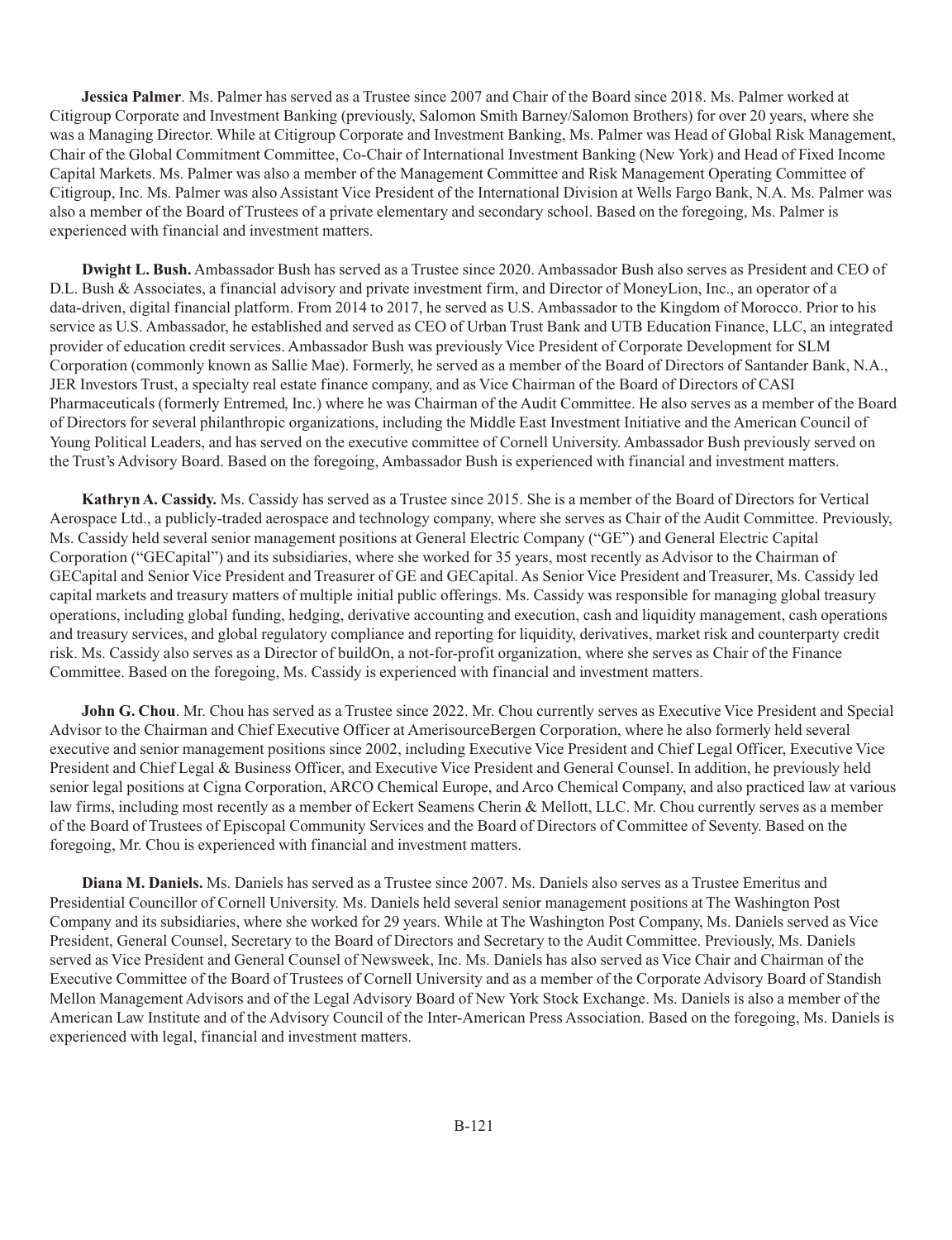**Jessica Palmer**. Ms. Palmer has served as a Trustee since 2007 and Chair of the Board since 2018. Ms. Palmer worked at Citigroup Corporate and Investment Banking (previously, Salomon Smith Barney/Salomon Brothers) for over 20 years, where she was a Managing Director. While at Citigroup Corporate and Investment Banking, Ms. Palmer was Head of Global Risk Management, Chair of the Global Commitment Committee, Co-Chair of International Investment Banking (New York) and Head of Fixed Income Capital Markets. Ms. Palmer was also a member of the Management Committee and Risk Management Operating Committee of Citigroup, Inc. Ms. Palmer was also Assistant Vice President of the International Division at Wells Fargo Bank, N.A. Ms. Palmer was also a member of the Board of Trustees of a private elementary and secondary school. Based on the foregoing, Ms. Palmer is experienced with financial and investment matters.

**Dwight L. Bush.** Ambassador Bush has served as a Trustee since 2020. Ambassador Bush also serves as President and CEO of D.L. Bush & Associates, a financial advisory and private investment firm, and Director of MoneyLion, Inc., an operator of a data-driven, digital financial platform. From 2014 to 2017, he served as U.S. Ambassador to the Kingdom of Morocco. Prior to his service as U.S. Ambassador, he established and served as CEO of Urban Trust Bank and UTB Education Finance, LLC, an integrated provider of education credit services. Ambassador Bush was previously Vice President of Corporate Development for SLM Corporation (commonly known as Sallie Mae). Formerly, he served as a member of the Board of Directors of Santander Bank, N.A., JER Investors Trust, a specialty real estate finance company, and as Vice Chairman of the Board of Directors of CASI Pharmaceuticals (formerly Entremed, Inc.) where he was Chairman of the Audit Committee. He also serves as a member of the Board of Directors for several philanthropic organizations, including the Middle East Investment Initiative and the American Council of Young Political Leaders, and has served on the executive committee of Cornell University. Ambassador Bush previously served on the Trust's Advisory Board. Based on the foregoing, Ambassador Bush is experienced with financial and investment matters.

**Kathryn A. Cassidy.** Ms. Cassidy has served as a Trustee since 2015. She is a member of the Board of Directors for Vertical Aerospace Ltd., a publicly-traded aerospace and technology company, where she serves as Chair of the Audit Committee. Previously, Ms. Cassidy held several senior management positions at General Electric Company ("GE") and General Electric Capital Corporation ("GECapital") and its subsidiaries, where she worked for 35 years, most recently as Advisor to the Chairman of GECapital and Senior Vice President and Treasurer of GE and GECapital. As Senior Vice President and Treasurer, Ms. Cassidy led capital markets and treasury matters of multiple initial public offerings. Ms. Cassidy was responsible for managing global treasury operations, including global funding, hedging, derivative accounting and execution, cash and liquidity management, cash operations and treasury services, and global regulatory compliance and reporting for liquidity, derivatives, market risk and counterparty credit risk. Ms. Cassidy also serves as a Director of buildOn, a not-for-profit organization, where she serves as Chair of the Finance Committee. Based on the foregoing, Ms. Cassidy is experienced with financial and investment matters.

**John G. Chou**. Mr. Chou has served as a Trustee since 2022. Mr. Chou currently serves as Executive Vice President and Special Advisor to the Chairman and Chief Executive Officer at AmerisourceBergen Corporation, where he also formerly held several executive and senior management positions since 2002, including Executive Vice President and Chief Legal Officer, Executive Vice President and Chief Legal & Business Officer, and Executive Vice President and General Counsel. In addition, he previously held senior legal positions at Cigna Corporation, ARCO Chemical Europe, and Arco Chemical Company, and also practiced law at various law firms, including most recently as a member of Eckert Seamens Cherin & Mellott, LLC. Mr. Chou currently serves as a member of the Board of Trustees of Episcopal Community Services and the Board of Directors of Committee of Seventy. Based on the foregoing, Mr. Chou is experienced with financial and investment matters.

**Diana M. Daniels.** Ms. Daniels has served as a Trustee since 2007. Ms. Daniels also serves as a Trustee Emeritus and Presidential Councillor of Cornell University. Ms. Daniels held several senior management positions at The Washington Post Company and its subsidiaries, where she worked for 29 years. While at The Washington Post Company, Ms. Daniels served as Vice President, General Counsel, Secretary to the Board of Directors and Secretary to the Audit Committee. Previously, Ms. Daniels served as Vice President and General Counsel of Newsweek, Inc. Ms. Daniels has also served as Vice Chair and Chairman of the Executive Committee of the Board of Trustees of Cornell University and as a member of the Corporate Advisory Board of Standish Mellon Management Advisors and of the Legal Advisory Board of New York Stock Exchange. Ms. Daniels is also a member of the American Law Institute and of the Advisory Council of the Inter-American Press Association. Based on the foregoing, Ms. Daniels is experienced with legal, financial and investment matters.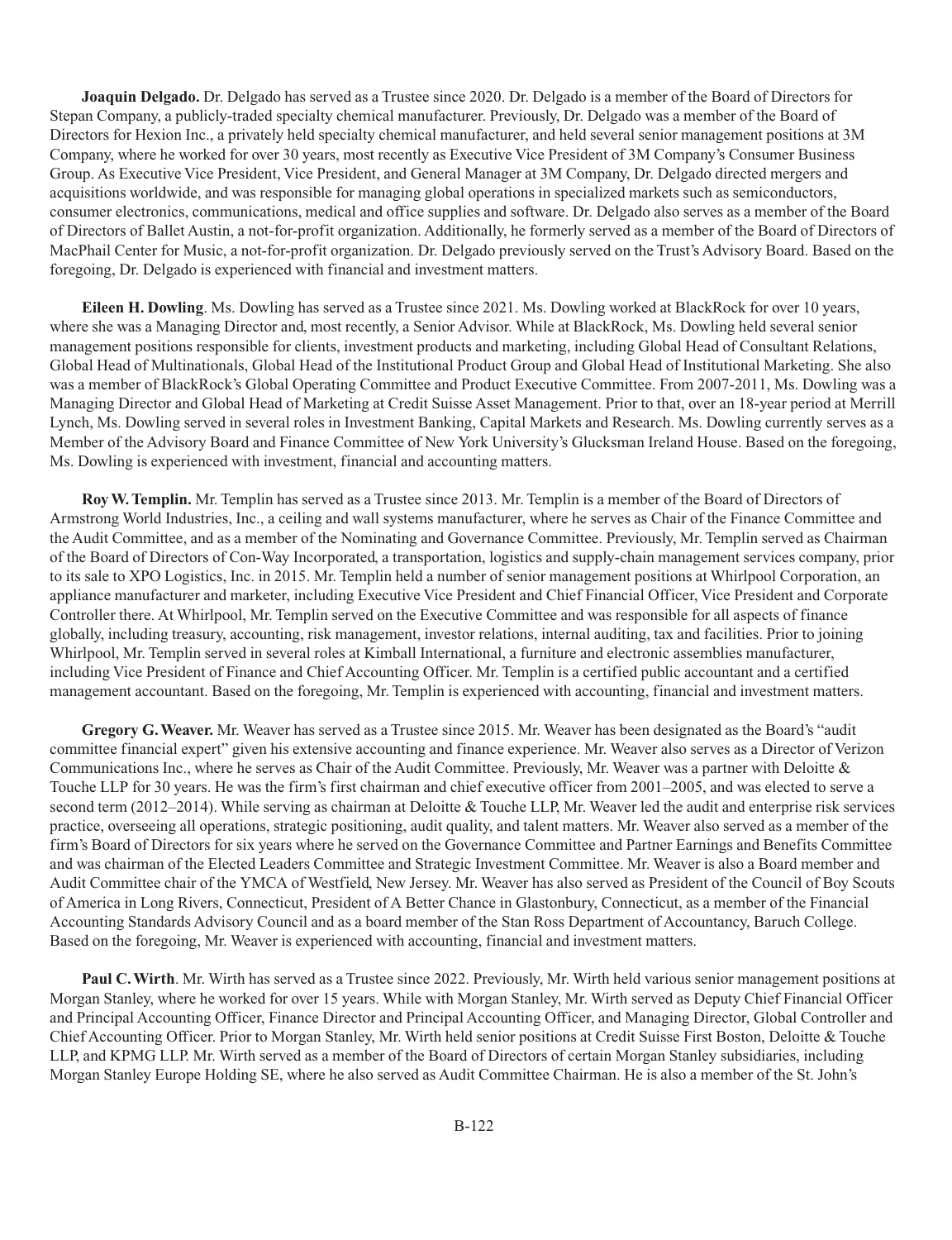**Joaquin Delgado.** Dr. Delgado has served as a Trustee since 2020. Dr. Delgado is a member of the Board of Directors for Stepan Company, a publicly-traded specialty chemical manufacturer. Previously, Dr. Delgado was a member of the Board of Directors for Hexion Inc., a privately held specialty chemical manufacturer, and held several senior management positions at 3M Company, where he worked for over 30 years, most recently as Executive Vice President of 3M Company's Consumer Business Group. As Executive Vice President, Vice President, and General Manager at 3M Company, Dr. Delgado directed mergers and acquisitions worldwide, and was responsible for managing global operations in specialized markets such as semiconductors, consumer electronics, communications, medical and office supplies and software. Dr. Delgado also serves as a member of the Board of Directors of Ballet Austin, a not-for-profit organization. Additionally, he formerly served as a member of the Board of Directors of MacPhail Center for Music, a not-for-profit organization. Dr. Delgado previously served on the Trust's Advisory Board. Based on the foregoing, Dr. Delgado is experienced with financial and investment matters.

**Eileen H. Dowling**. Ms. Dowling has served as a Trustee since 2021. Ms. Dowling worked at BlackRock for over 10 years, where she was a Managing Director and, most recently, a Senior Advisor. While at BlackRock, Ms. Dowling held several senior management positions responsible for clients, investment products and marketing, including Global Head of Consultant Relations, Global Head of Multinationals, Global Head of the Institutional Product Group and Global Head of Institutional Marketing. She also was a member of BlackRock's Global Operating Committee and Product Executive Committee. From 2007-2011, Ms. Dowling was a Managing Director and Global Head of Marketing at Credit Suisse Asset Management. Prior to that, over an 18-year period at Merrill Lynch, Ms. Dowling served in several roles in Investment Banking, Capital Markets and Research. Ms. Dowling currently serves as a Member of the Advisory Board and Finance Committee of New York University's Glucksman Ireland House. Based on the foregoing, Ms. Dowling is experienced with investment, financial and accounting matters.

**Roy W. Templin.** Mr. Templin has served as a Trustee since 2013. Mr. Templin is a member of the Board of Directors of Armstrong World Industries, Inc., a ceiling and wall systems manufacturer, where he serves as Chair of the Finance Committee and the Audit Committee, and as a member of the Nominating and Governance Committee. Previously, Mr. Templin served as Chairman of the Board of Directors of Con-Way Incorporated, a transportation, logistics and supply-chain management services company, prior to its sale to XPO Logistics, Inc. in 2015. Mr. Templin held a number of senior management positions at Whirlpool Corporation, an appliance manufacturer and marketer, including Executive Vice President and Chief Financial Officer, Vice President and Corporate Controller there. At Whirlpool, Mr. Templin served on the Executive Committee and was responsible for all aspects of finance globally, including treasury, accounting, risk management, investor relations, internal auditing, tax and facilities. Prior to joining Whirlpool, Mr. Templin served in several roles at Kimball International, a furniture and electronic assemblies manufacturer, including Vice President of Finance and Chief Accounting Officer. Mr. Templin is a certified public accountant and a certified management accountant. Based on the foregoing, Mr. Templin is experienced with accounting, financial and investment matters.

**Gregory G. Weaver.** Mr. Weaver has served as a Trustee since 2015. Mr. Weaver has been designated as the Board's "audit committee financial expert" given his extensive accounting and finance experience. Mr. Weaver also serves as a Director of Verizon Communications Inc., where he serves as Chair of the Audit Committee. Previously, Mr. Weaver was a partner with Deloitte & Touche LLP for 30 years. He was the firm's first chairman and chief executive officer from 2001–2005, and was elected to serve a second term (2012–2014). While serving as chairman at Deloitte & Touche LLP, Mr. Weaver led the audit and enterprise risk services practice, overseeing all operations, strategic positioning, audit quality, and talent matters. Mr. Weaver also served as a member of the firm's Board of Directors for six years where he served on the Governance Committee and Partner Earnings and Benefits Committee and was chairman of the Elected Leaders Committee and Strategic Investment Committee. Mr. Weaver is also a Board member and Audit Committee chair of the YMCA of Westfield, New Jersey. Mr. Weaver has also served as President of the Council of Boy Scouts of America in Long Rivers, Connecticut, President of A Better Chance in Glastonbury, Connecticut, as a member of the Financial Accounting Standards Advisory Council and as a board member of the Stan Ross Department of Accountancy, Baruch College. Based on the foregoing, Mr. Weaver is experienced with accounting, financial and investment matters.

**Paul C. Wirth**. Mr. Wirth has served as a Trustee since 2022. Previously, Mr. Wirth held various senior management positions at Morgan Stanley, where he worked for over 15 years. While with Morgan Stanley, Mr. Wirth served as Deputy Chief Financial Officer and Principal Accounting Officer, Finance Director and Principal Accounting Officer, and Managing Director, Global Controller and Chief Accounting Officer. Prior to Morgan Stanley, Mr. Wirth held senior positions at Credit Suisse First Boston, Deloitte & Touche LLP, and KPMG LLP. Mr. Wirth served as a member of the Board of Directors of certain Morgan Stanley subsidiaries, including Morgan Stanley Europe Holding SE, where he also served as Audit Committee Chairman. He is also a member of the St. John's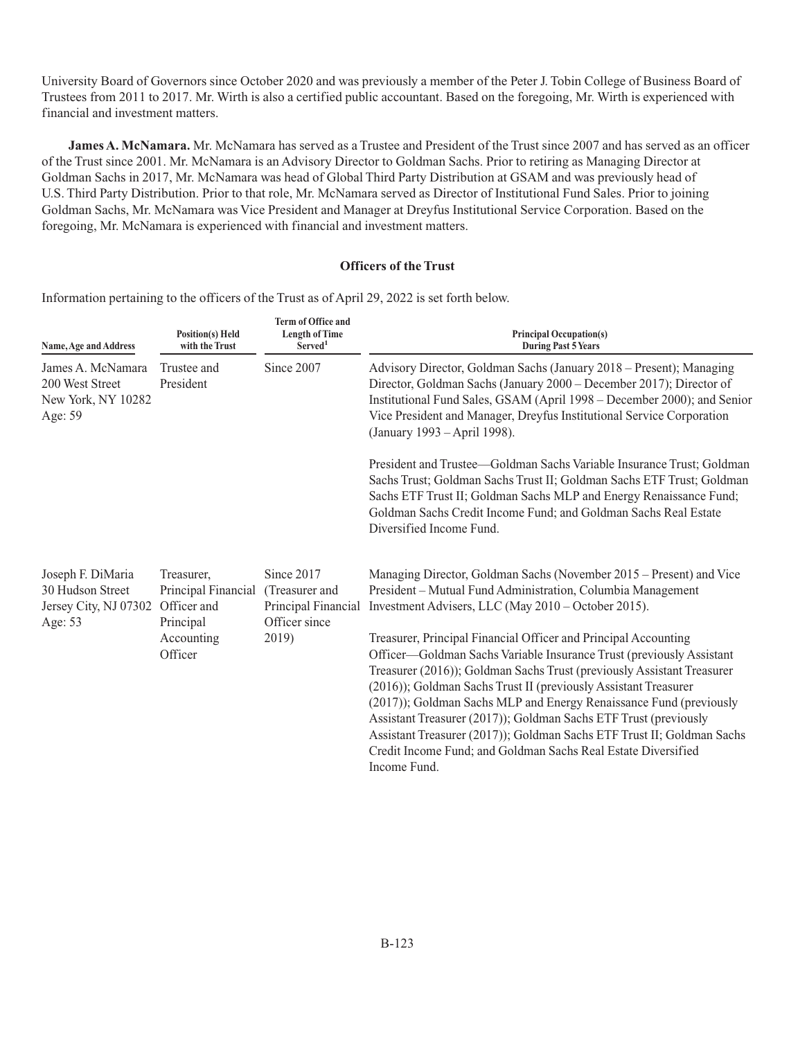University Board of Governors since October 2020 and was previously a member of the Peter J. Tobin College of Business Board of Trustees from 2011 to 2017. Mr. Wirth is also a certified public accountant. Based on the foregoing, Mr. Wirth is experienced with financial and investment matters.

**James A. McNamara.** Mr. McNamara has served as a Trustee and President of the Trust since 2007 and has served as an officer of the Trust since 2001. Mr. McNamara is an Advisory Director to Goldman Sachs. Prior to retiring as Managing Director at Goldman Sachs in 2017, Mr. McNamara was head of Global Third Party Distribution at GSAM and was previously head of U.S. Third Party Distribution. Prior to that role, Mr. McNamara served as Director of Institutional Fund Sales. Prior to joining Goldman Sachs, Mr. McNamara was Vice President and Manager at Dreyfus Institutional Service Corporation. Based on the foregoing, Mr. McNamara is experienced with financial and investment matters.

## Officers of the Trust

Information pertaining to the officers of the Trust as of April 29, 2022 is set forth below.

| Name, Age and Address | Position(s) Held with the Trust | Term of Office and Length of Time Served[1] | Principal Occupation(s) During Past 5 Years |
|---|---|---|---|
| James A. McNamara<br>200 West Street<br>New York, NY 10282<br>Age: 59 | Trustee and President | Since 2007 | Advisory Director, Goldman Sachs (January 2018 – Present); Managing Director, Goldman Sachs (January 2000 – December 2017); Director of Institutional Fund Sales, GSAM (April 1998 – December 2000); and Senior Vice President and Manager, Dreyfus Institutional Service Corporation (January 1993 – April 1998).<br><br>President and Trustee—Goldman Sachs Variable Insurance Trust; Goldman Sachs Trust; Goldman Sachs Trust II; Goldman Sachs ETF Trust; Goldman Sachs ETF Trust II; Goldman Sachs MLP and Energy Renaissance Fund; Goldman Sachs Credit Income Fund; and Goldman Sachs Real Estate Diversified Income Fund. |
| Joseph F. DiMaria<br>30 Hudson Street<br>Jersey City, NJ 07302<br>Age: 53 | Treasurer, Principal Financial Officer and Principal Accounting Officer | Since 2017 (Treasurer and Principal Financial Officer since 2019) | Managing Director, Goldman Sachs (November 2015 – Present) and Vice President – Mutual Fund Administration, Columbia Management Investment Advisers, LLC (May 2010 – October 2015).<br><br>Treasurer, Principal Financial Officer and Principal Accounting Officer—Goldman Sachs Variable Insurance Trust (previously Assistant Treasurer (2016)); Goldman Sachs Trust (previously Assistant Treasurer (2016)); Goldman Sachs Trust II (previously Assistant Treasurer (2017)); Goldman Sachs MLP and Energy Renaissance Fund (previously Assistant Treasurer (2017)); Goldman Sachs ETF Trust (previously Assistant Treasurer (2017)); Goldman Sachs ETF Trust II; Goldman Sachs Credit Income Fund; and Goldman Sachs Real Estate Diversified Income Fund. |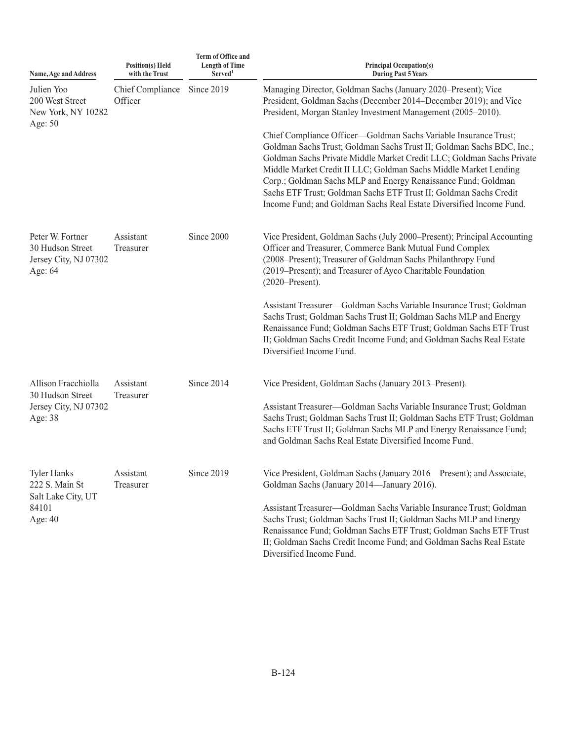| Name, Age and Address | Position(s) Held with the Trust | Term of Office and Length of Time Served[1] | Principal Occupation(s) During Past 5 Years |
|---|---|---|---|
| Julien Yoo<br>200 West Street<br>New York, NY 10282<br>Age: 50 | Chief Compliance Officer | Since 2019 | Managing Director, Goldman Sachs (January 2020–Present); Vice President, Goldman Sachs (December 2014–December 2019); and Vice President, Morgan Stanley Investment Management (2005–2010).<br><br>Chief Compliance Officer—Goldman Sachs Variable Insurance Trust; Goldman Sachs Trust; Goldman Sachs Trust II; Goldman Sachs BDC, Inc.; Goldman Sachs Private Middle Market Credit LLC; Goldman Sachs Private Middle Market Credit II LLC; Goldman Sachs Middle Market Lending Corp.; Goldman Sachs MLP and Energy Renaissance Fund; Goldman Sachs ETF Trust; Goldman Sachs ETF Trust II; Goldman Sachs Credit Income Fund; and Goldman Sachs Real Estate Diversified Income Fund. |
| Peter W. Fortner<br>30 Hudson Street<br>Jersey City, NJ 07302<br>Age: 64 | Assistant Treasurer | Since 2000 | Vice President, Goldman Sachs (July 2000–Present); Principal Accounting Officer and Treasurer, Commerce Bank Mutual Fund Complex (2008–Present); Treasurer of Goldman Sachs Philanthropy Fund (2019–Present); and Treasurer of Ayco Charitable Foundation (2020–Present).<br><br>Assistant Treasurer—Goldman Sachs Variable Insurance Trust; Goldman Sachs Trust; Goldman Sachs Trust II; Goldman Sachs MLP and Energy Renaissance Fund; Goldman Sachs ETF Trust; Goldman Sachs ETF Trust II; Goldman Sachs Credit Income Fund; and Goldman Sachs Real Estate Diversified Income Fund. |
| Allison Fracchiolla<br>30 Hudson Street<br>Jersey City, NJ 07302<br>Age: 38 | Assistant Treasurer | Since 2014 | Vice President, Goldman Sachs (January 2013–Present).<br><br>Assistant Treasurer—Goldman Sachs Variable Insurance Trust; Goldman Sachs Trust; Goldman Sachs Trust II; Goldman Sachs ETF Trust; Goldman Sachs ETF Trust II; Goldman Sachs MLP and Energy Renaissance Fund; and Goldman Sachs Real Estate Diversified Income Fund. |
| Tyler Hanks<br>222 S. Main St<br>Salt Lake City, UT 84101<br>Age: 40 | Assistant Treasurer | Since 2019 | Vice President, Goldman Sachs (January 2016—Present); and Associate, Goldman Sachs (January 2014—January 2016).<br><br>Assistant Treasurer—Goldman Sachs Variable Insurance Trust; Goldman Sachs Trust; Goldman Sachs Trust II; Goldman Sachs MLP and Energy Renaissance Fund; Goldman Sachs ETF Trust; Goldman Sachs ETF Trust II; Goldman Sachs Credit Income Fund; and Goldman Sachs Real Estate Diversified Income Fund. |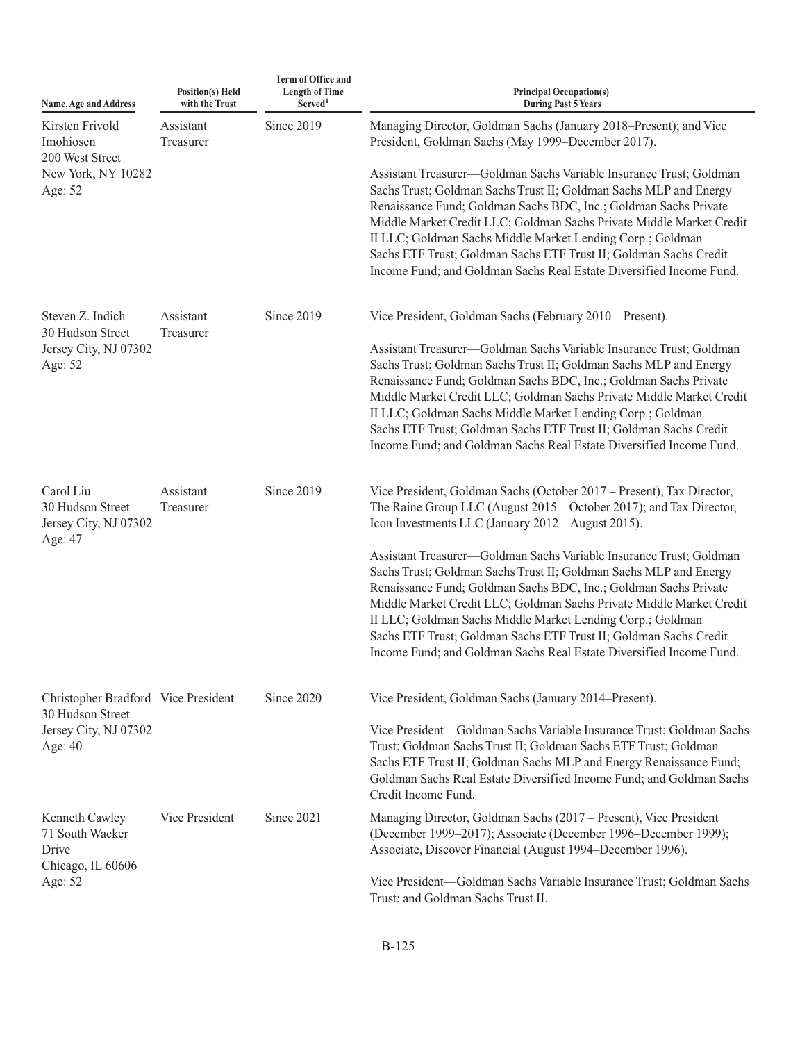| Name, Age and Address | Position(s) Held with the Trust | Term of Office and Length of Time Served[1] | Principal Occupation(s) During Past 5 Years |
|---|---|---|---|
| Kirsten Frivold Imohiosen<br>200 West Street<br>New York, NY 10282<br>Age: 52 | Assistant Treasurer | Since 2019 | Managing Director, Goldman Sachs (January 2018–Present); and Vice President, Goldman Sachs (May 1999–December 2017).<br><br>Assistant Treasurer—Goldman Sachs Variable Insurance Trust; Goldman Sachs Trust; Goldman Sachs Trust II; Goldman Sachs MLP and Energy Renaissance Fund; Goldman Sachs BDC, Inc.; Goldman Sachs Private Middle Market Credit LLC; Goldman Sachs Private Middle Market Credit II LLC; Goldman Sachs Middle Market Lending Corp.; Goldman Sachs ETF Trust; Goldman Sachs ETF Trust II; Goldman Sachs Credit Income Fund; and Goldman Sachs Real Estate Diversified Income Fund. |
| Steven Z. Indich<br>30 Hudson Street<br>Jersey City, NJ 07302<br>Age: 52 | Assistant Treasurer | Since 2019 | Vice President, Goldman Sachs (February 2010 – Present).<br><br>Assistant Treasurer—Goldman Sachs Variable Insurance Trust; Goldman Sachs Trust; Goldman Sachs Trust II; Goldman Sachs MLP and Energy Renaissance Fund; Goldman Sachs BDC, Inc.; Goldman Sachs Private Middle Market Credit LLC; Goldman Sachs Private Middle Market Credit II LLC; Goldman Sachs Middle Market Lending Corp.; Goldman Sachs ETF Trust; Goldman Sachs ETF Trust II; Goldman Sachs Credit Income Fund; and Goldman Sachs Real Estate Diversified Income Fund. |
| Carol Liu<br>30 Hudson Street<br>Jersey City, NJ 07302<br>Age: 47 | Assistant Treasurer | Since 2019 | Vice President, Goldman Sachs (October 2017 – Present); Tax Director, The Raine Group LLC (August 2015 – October 2017); and Tax Director, Icon Investments LLC (January 2012 – August 2015).<br><br>Assistant Treasurer—Goldman Sachs Variable Insurance Trust; Goldman Sachs Trust; Goldman Sachs Trust II; Goldman Sachs MLP and Energy Renaissance Fund; Goldman Sachs BDC, Inc.; Goldman Sachs Private Middle Market Credit LLC; Goldman Sachs Private Middle Market Credit II LLC; Goldman Sachs Middle Market Lending Corp.; Goldman Sachs ETF Trust; Goldman Sachs ETF Trust II; Goldman Sachs Credit Income Fund; and Goldman Sachs Real Estate Diversified Income Fund. |
| Christopher Bradford<br>30 Hudson Street<br>Jersey City, NJ 07302<br>Age: 40 | Vice President | Since 2020 | Vice President, Goldman Sachs (January 2014–Present).<br><br>Vice President—Goldman Sachs Variable Insurance Trust; Goldman Sachs Trust; Goldman Sachs Trust II; Goldman Sachs ETF Trust; Goldman Sachs ETF Trust II; Goldman Sachs MLP and Energy Renaissance Fund; Goldman Sachs Real Estate Diversified Income Fund; and Goldman Sachs Credit Income Fund. |
| Kenneth Cawley<br>71 South Wacker Drive<br>Chicago, IL 60606<br>Age: 52 | Vice President | Since 2021 | Managing Director, Goldman Sachs (2017 – Present), Vice President (December 1999–2017); Associate (December 1996–December 1999); Associate, Discover Financial (August 1994–December 1996).<br><br>Vice President—Goldman Sachs Variable Insurance Trust; Goldman Sachs Trust; and Goldman Sachs Trust II. |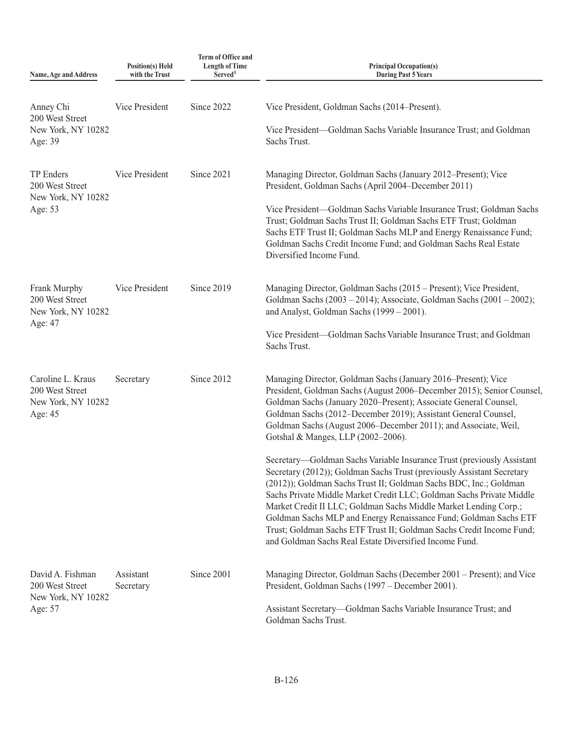| Name, Age and Address | Position(s) Held with the Trust | Term of Office and Length of Time Served[1] | Principal Occupation(s) During Past 5 Years |
|---|---|---|---|
| Anney Chi<br>200 West Street<br>New York, NY 10282<br>Age: 39 | Vice President | Since 2022 | Vice President, Goldman Sachs (2014–Present).<br><br>Vice President—Goldman Sachs Variable Insurance Trust; and Goldman Sachs Trust. |
| TP Enders<br>200 West Street<br>New York, NY 10282<br>Age: 53 | Vice President | Since 2021 | Managing Director, Goldman Sachs (January 2012–Present); Vice President, Goldman Sachs (April 2004–December 2011)<br><br>Vice President—Goldman Sachs Variable Insurance Trust; Goldman Sachs Trust; Goldman Sachs Trust II; Goldman Sachs ETF Trust; Goldman Sachs ETF Trust II; Goldman Sachs MLP and Energy Renaissance Fund; Goldman Sachs Credit Income Fund; and Goldman Sachs Real Estate Diversified Income Fund. |
| Frank Murphy<br>200 West Street<br>New York, NY 10282<br>Age: 47 | Vice President | Since 2019 | Managing Director, Goldman Sachs (2015 – Present); Vice President, Goldman Sachs (2003 – 2014); Associate, Goldman Sachs (2001 – 2002); and Analyst, Goldman Sachs (1999 – 2001).<br><br>Vice President—Goldman Sachs Variable Insurance Trust; and Goldman Sachs Trust. |
| Caroline L. Kraus<br>200 West Street<br>New York, NY 10282<br>Age: 45 | Secretary | Since 2012 | Managing Director, Goldman Sachs (January 2016–Present); Vice President, Goldman Sachs (August 2006–December 2015); Senior Counsel, Goldman Sachs (January 2020–Present); Associate General Counsel, Goldman Sachs (2012–December 2019); Assistant General Counsel, Goldman Sachs (August 2006–December 2011); and Associate, Weil, Gotshal & Manges, LLP (2002–2006).<br><br>Secretary—Goldman Sachs Variable Insurance Trust (previously Assistant Secretary (2012)); Goldman Sachs Trust (previously Assistant Secretary (2012)); Goldman Sachs Trust II; Goldman Sachs BDC, Inc.; Goldman Sachs Private Middle Market Credit LLC; Goldman Sachs Private Middle Market Credit II LLC; Goldman Sachs Middle Market Lending Corp.; Goldman Sachs MLP and Energy Renaissance Fund; Goldman Sachs ETF Trust; Goldman Sachs ETF Trust II; Goldman Sachs Credit Income Fund; and Goldman Sachs Real Estate Diversified Income Fund. |
| David A. Fishman<br>200 West Street<br>New York, NY 10282<br>Age: 57 | Assistant Secretary | Since 2001 | Managing Director, Goldman Sachs (December 2001 – Present); and Vice President, Goldman Sachs (1997 – December 2001).<br><br>Assistant Secretary—Goldman Sachs Variable Insurance Trust; and Goldman Sachs Trust. |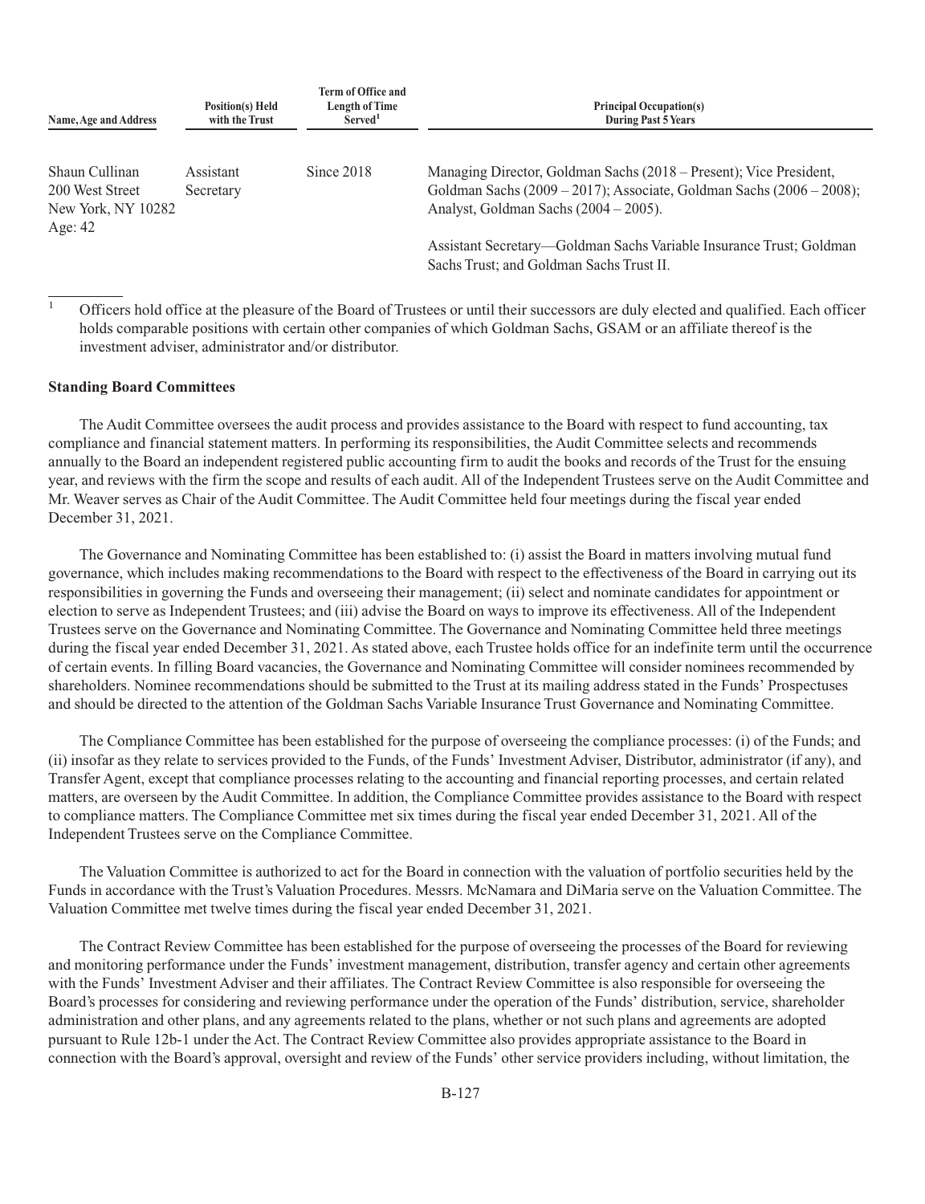| Name, Age and Address | Position(s) Held with the Trust | Term of Office and Length of Time Served[1] | Principal Occupation(s) During Past 5 Years |
|---|---|---|---|
| Shaun Cullinan<br>200 West Street<br>New York, NY 10282<br>Age: 42 | Assistant Secretary | Since 2018 | Managing Director, Goldman Sachs (2018 – Present); Vice President, Goldman Sachs (2009 – 2017); Associate, Goldman Sachs (2006 – 2008); Analyst, Goldman Sachs (2004 – 2005).<br><br>Assistant Secretary—Goldman Sachs Variable Insurance Trust; Goldman Sachs Trust; and Goldman Sachs Trust II. |

[1] Officers hold office at the pleasure of the Board of Trustees or until their successors are duly elected and qualified. Each officer holds comparable positions with certain other companies of which Goldman Sachs, GSAM or an affiliate thereof is the investment adviser, administrator and/or distributor.

**Standing Board Committees**

The Audit Committee oversees the audit process and provides assistance to the Board with respect to fund accounting, tax compliance and financial statement matters. In performing its responsibilities, the Audit Committee selects and recommends annually to the Board an independent registered public accounting firm to audit the books and records of the Trust for the ensuing year, and reviews with the firm the scope and results of each audit. All of the Independent Trustees serve on the Audit Committee and Mr. Weaver serves as Chair of the Audit Committee. The Audit Committee held four meetings during the fiscal year ended December 31, 2021.

The Governance and Nominating Committee has been established to: (i) assist the Board in matters involving mutual fund governance, which includes making recommendations to the Board with respect to the effectiveness of the Board in carrying out its responsibilities in governing the Funds and overseeing their management; (ii) select and nominate candidates for appointment or election to serve as Independent Trustees; and (iii) advise the Board on ways to improve its effectiveness. All of the Independent Trustees serve on the Governance and Nominating Committee. The Governance and Nominating Committee held three meetings during the fiscal year ended December 31, 2021. As stated above, each Trustee holds office for an indefinite term until the occurrence of certain events. In filling Board vacancies, the Governance and Nominating Committee will consider nominees recommended by shareholders. Nominee recommendations should be submitted to the Trust at its mailing address stated in the Funds' Prospectuses and should be directed to the attention of the Goldman Sachs Variable Insurance Trust Governance and Nominating Committee.

The Compliance Committee has been established for the purpose of overseeing the compliance processes: (i) of the Funds; and (ii) insofar as they relate to services provided to the Funds, of the Funds' Investment Adviser, Distributor, administrator (if any), and Transfer Agent, except that compliance processes relating to the accounting and financial reporting processes, and certain related matters, are overseen by the Audit Committee. In addition, the Compliance Committee provides assistance to the Board with respect to compliance matters. The Compliance Committee met six times during the fiscal year ended December 31, 2021. All of the Independent Trustees serve on the Compliance Committee.

The Valuation Committee is authorized to act for the Board in connection with the valuation of portfolio securities held by the Funds in accordance with the Trust's Valuation Procedures. Messrs. McNamara and DiMaria serve on the Valuation Committee. The Valuation Committee met twelve times during the fiscal year ended December 31, 2021.

The Contract Review Committee has been established for the purpose of overseeing the processes of the Board for reviewing and monitoring performance under the Funds' investment management, distribution, transfer agency and certain other agreements with the Funds' Investment Adviser and their affiliates. The Contract Review Committee is also responsible for overseeing the Board's processes for considering and reviewing performance under the operation of the Funds' distribution, service, shareholder administration and other plans, and any agreements related to the plans, whether or not such plans and agreements are adopted pursuant to Rule 12b-1 under the Act. The Contract Review Committee also provides appropriate assistance to the Board in connection with the Board's approval, oversight and review of the Funds' other service providers including, without limitation, the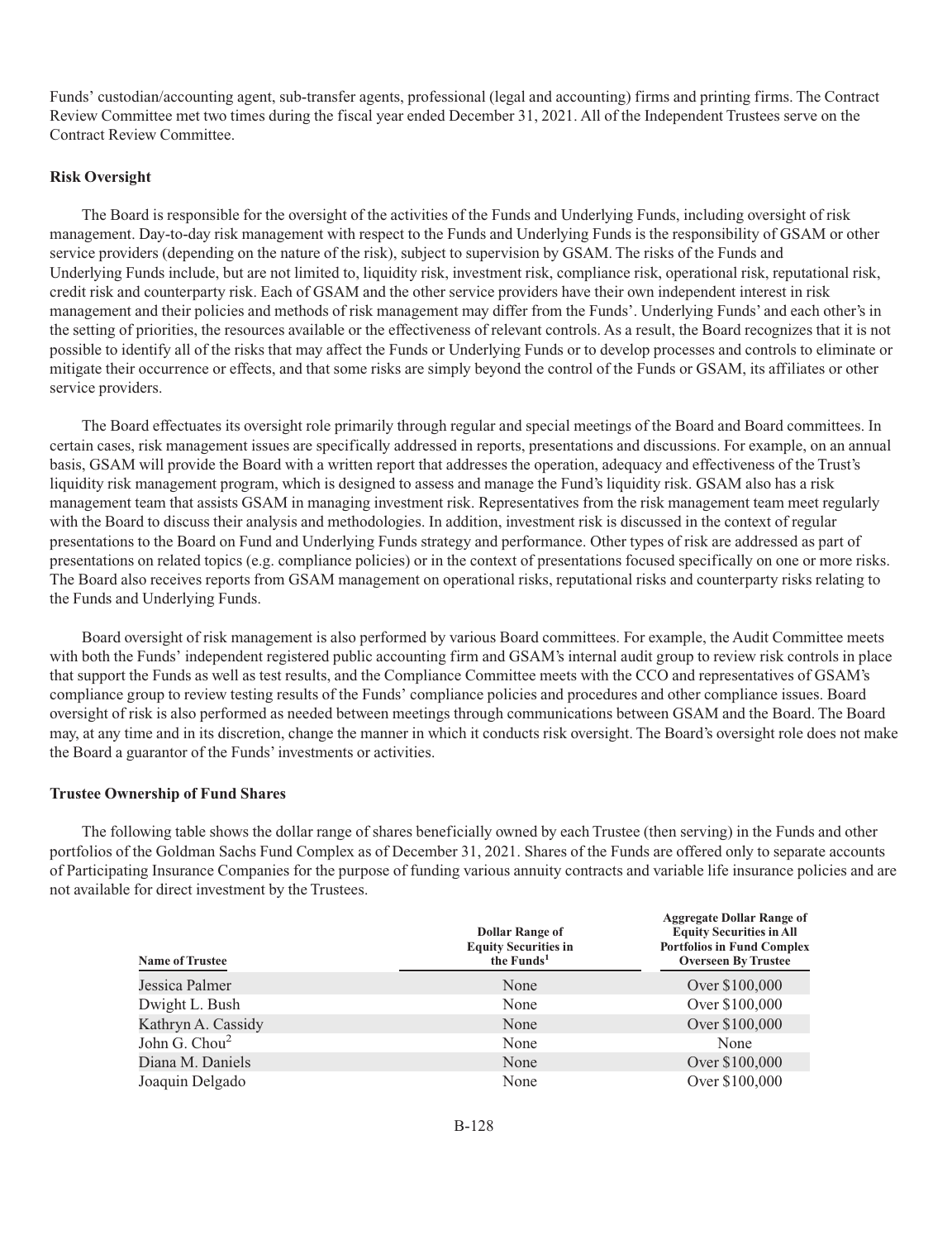Funds' custodian/accounting agent, sub-transfer agents, professional (legal and accounting) firms and printing firms. The Contract Review Committee met two times during the fiscal year ended December 31, 2021. All of the Independent Trustees serve on the Contract Review Committee.

**Risk Oversight**

The Board is responsible for the oversight of the activities of the Funds and Underlying Funds, including oversight of risk management. Day-to-day risk management with respect to the Funds and Underlying Funds is the responsibility of GSAM or other service providers (depending on the nature of the risk), subject to supervision by GSAM. The risks of the Funds and Underlying Funds include, but are not limited to, liquidity risk, investment risk, compliance risk, operational risk, reputational risk, credit risk and counterparty risk. Each of GSAM and the other service providers have their own independent interest in risk management and their policies and methods of risk management may differ from the Funds'. Underlying Funds' and each other's in the setting of priorities, the resources available or the effectiveness of relevant controls. As a result, the Board recognizes that it is not possible to identify all of the risks that may affect the Funds or Underlying Funds or to develop processes and controls to eliminate or mitigate their occurrence or effects, and that some risks are simply beyond the control of the Funds or GSAM, its affiliates or other service providers.

The Board effectuates its oversight role primarily through regular and special meetings of the Board and Board committees. In certain cases, risk management issues are specifically addressed in reports, presentations and discussions. For example, on an annual basis, GSAM will provide the Board with a written report that addresses the operation, adequacy and effectiveness of the Trust's liquidity risk management program, which is designed to assess and manage the Fund's liquidity risk. GSAM also has a risk management team that assists GSAM in managing investment risk. Representatives from the risk management team meet regularly with the Board to discuss their analysis and methodologies. In addition, investment risk is discussed in the context of regular presentations to the Board on Fund and Underlying Funds strategy and performance. Other types of risk are addressed as part of presentations on related topics (e.g. compliance policies) or in the context of presentations focused specifically on one or more risks. The Board also receives reports from GSAM management on operational risks, reputational risks and counterparty risks relating to the Funds and Underlying Funds.

Board oversight of risk management is also performed by various Board committees. For example, the Audit Committee meets with both the Funds' independent registered public accounting firm and GSAM's internal audit group to review risk controls in place that support the Funds as well as test results, and the Compliance Committee meets with the CCO and representatives of GSAM's compliance group to review testing results of the Funds' compliance policies and procedures and other compliance issues. Board oversight of risk is also performed as needed between meetings through communications between GSAM and the Board. The Board may, at any time and in its discretion, change the manner in which it conducts risk oversight. The Board's oversight role does not make the Board a guarantor of the Funds' investments or activities.

**Trustee Ownership of Fund Shares**

The following table shows the dollar range of shares beneficially owned by each Trustee (then serving) in the Funds and other portfolios of the Goldman Sachs Fund Complex as of December 31, 2021. Shares of the Funds are offered only to separate accounts of Participating Insurance Companies for the purpose of funding various annuity contracts and variable life insurance policies and are not available for direct investment by the Trustees.

| Name of Trustee | Dollar Range of Equity Securities in the Funds[1] | Aggregate Dollar Range of Equity Securities in All Portfolios in Fund Complex Overseen By Trustee |
|---|---|---|
| Jessica Palmer | None | Over $100,000 |
| Dwight L. Bush | None | Over $100,000 |
| Kathryn A. Cassidy | None | Over $100,000 |
| John G. Chou[2] | None | None |
| Diana M. Daniels | None | Over $100,000 |
| Joaquin Delgado | None | Over $100,000 |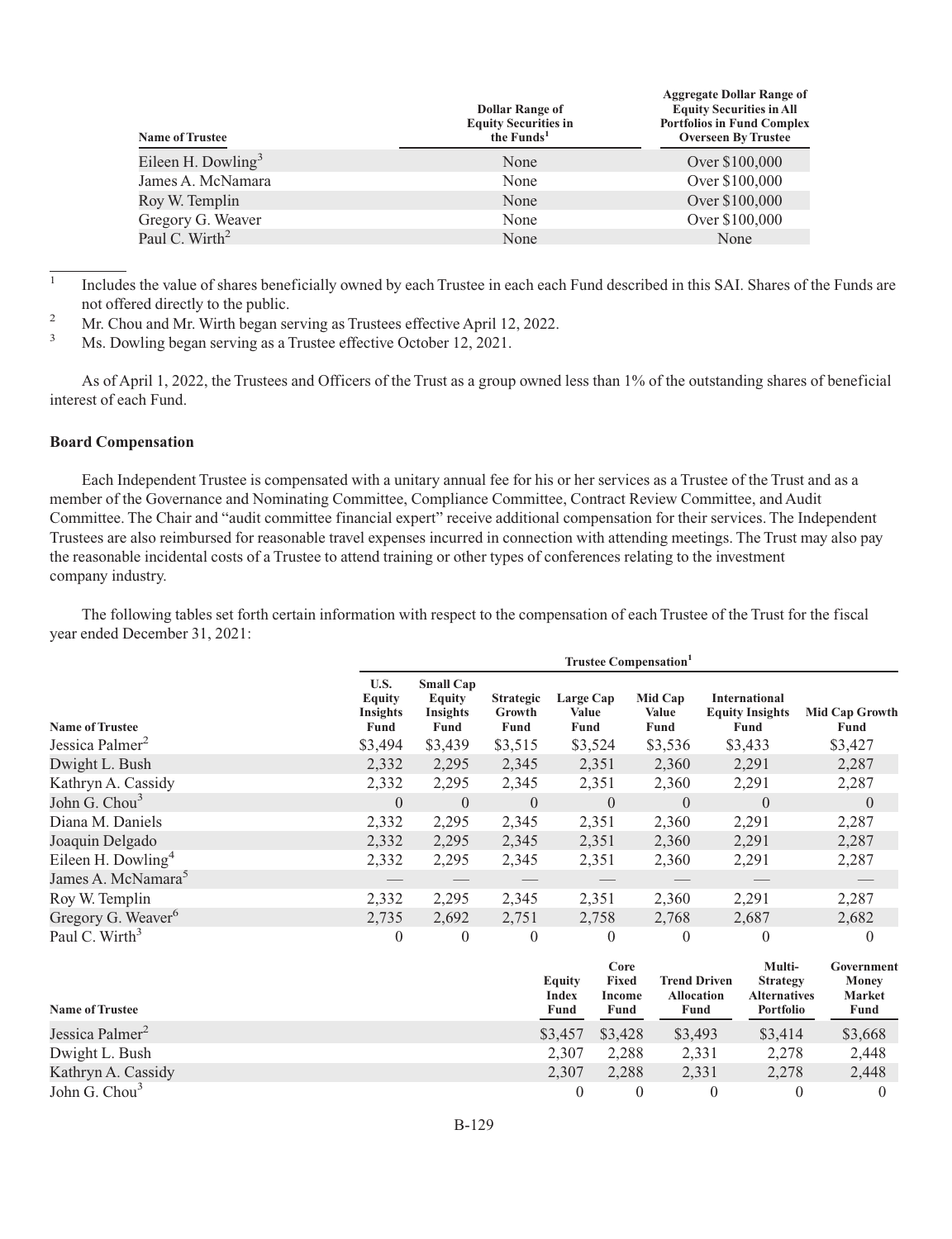| Name of Trustee | Dollar Range of Equity Securities in the Funds[1] | Aggregate Dollar Range of Equity Securities in All Portfolios in Fund Complex Overseen By Trustee |
|---|---|---|
| Eileen H. Dowling[3] | None | Over $100,000 |
| James A. McNamara | None | Over $100,000 |
| Roy W. Templin | None | Over $100,000 |
| Gregory G. Weaver | None | Over $100,000 |
| Paul C. Wirth[2] | None | None |

[1] Includes the value of shares beneficially owned by each Trustee in each each Fund described in this SAI. Shares of the Funds are not offered directly to the public.

[2] Mr. Chou and Mr. Wirth began serving as Trustees effective April 12, 2022.

[3] Ms. Dowling began serving as a Trustee effective October 12, 2021.

As of April 1, 2022, the Trustees and Officers of the Trust as a group owned less than 1% of the outstanding shares of beneficial interest of each Fund.

**Board Compensation**

Each Independent Trustee is compensated with a unitary annual fee for his or her services as a Trustee of the Trust and as a member of the Governance and Nominating Committee, Compliance Committee, Contract Review Committee, and Audit Committee. The Chair and "audit committee financial expert" receive additional compensation for their services. The Independent Trustees are also reimbursed for reasonable travel expenses incurred in connection with attending meetings. The Trust may also pay the reasonable incidental costs of a Trustee to attend training or other types of conferences relating to the investment company industry.

The following tables set forth certain information with respect to the compensation of each Trustee of the Trust for the fiscal year ended December 31, 2021:

| | Trustee Compensation[1] | | | | | | |
|---|---|---|---|---|---|---|---|
| Name of Trustee | U.S. Equity Insights Fund | Small Cap Equity Insights Fund | Strategic Growth Fund | Large Cap Value Fund | Mid Cap Value Fund | International Equity Insights Fund | Mid Cap Growth Fund |
| Jessica Palmer[2] | $3,494 | $3,439 | $3,515 | $3,524 | $3,536 | $3,433 | $3,427 |
| Dwight L. Bush | 2,332 | 2,295 | 2,345 | 2,351 | 2,360 | 2,291 | 2,287 |
| Kathryn A. Cassidy | 2,332 | 2,295 | 2,345 | 2,351 | 2,360 | 2,291 | 2,287 |
| John G. Chou[3] | 0 | 0 | 0 | 0 | 0 | 0 | 0 |
| Diana M. Daniels | 2,332 | 2,295 | 2,345 | 2,351 | 2,360 | 2,291 | 2,287 |
| Joaquin Delgado | 2,332 | 2,295 | 2,345 | 2,351 | 2,360 | 2,291 | 2,287 |
| Eileen H. Dowling[4] | 2,332 | 2,295 | 2,345 | 2,351 | 2,360 | 2,291 | 2,287 |
| James A. McNamara[5] | — | — | — | — | — | — | — |
| Roy W. Templin | 2,332 | 2,295 | 2,345 | 2,351 | 2,360 | 2,291 | 2,287 |
| Gregory G. Weaver[6] | 2,735 | 2,692 | 2,751 | 2,758 | 2,768 | 2,687 | 2,682 |
| Paul C. Wirth[3] | 0 | 0 | 0 | 0 | 0 | 0 | 0 |

| Name of Trustee | Equity Index Fund | Core Fixed Income Fund | Trend Driven Allocation Fund | Multi-Strategy Alternatives Portfolio | Government Money Market Fund |
|---|---|---|---|---|---|
| Jessica Palmer[2] | $3,457 | $3,428 | $3,493 | $3,414 | $3,668 |
| Dwight L. Bush | 2,307 | 2,288 | 2,331 | 2,278 | 2,448 |
| Kathryn A. Cassidy | 2,307 | 2,288 | 2,331 | 2,278 | 2,448 |
| John G. Chou[3] | 0 | 0 | 0 | 0 | 0 |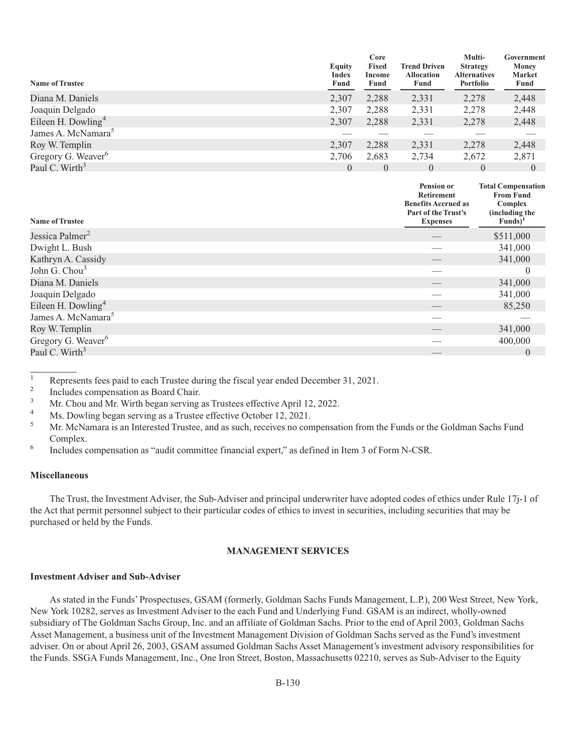| Name of Trustee | Equity Index Fund | Core Fixed Income Fund | Trend Driven Allocation Fund | Multi-Strategy Alternatives Portfolio | Government Money Market Fund |
|---|---|---|---|---|---|
| Diana M. Daniels | 2,307 | 2,288 | 2,331 | 2,278 | 2,448 |
| Joaquin Delgado | 2,307 | 2,288 | 2,331 | 2,278 | 2,448 |
| Eileen H. Dowling[4] | 2,307 | 2,288 | 2,331 | 2,278 | 2,448 |
| James A. McNamara[5] | — | — | — | — | — |
| Roy W. Templin | 2,307 | 2,288 | 2,331 | 2,278 | 2,448 |
| Gregory G. Weaver[6] | 2,706 | 2,683 | 2,734 | 2,672 | 2,871 |
| Paul C. Wirth[3] | 0 | 0 | 0 | 0 | 0 |

| Name of Trustee | Pension or Retirement Benefits Accrued as Part of the Trust's Expenses | Total Compensation From Fund Complex (including the Funds)[1] |
|---|---|---|
| Jessica Palmer[2] | — | $511,000 |
| Dwight L. Bush | — | 341,000 |
| Kathryn A. Cassidy | — | 341,000 |
| John G. Chou[3] | — | 0 |
| Diana M. Daniels | — | 341,000 |
| Joaquin Delgado | — | 341,000 |
| Eileen H. Dowling[4] | — | 85,250 |
| James A. McNamara[5] | — | — |
| Roy W. Templin | — | 341,000 |
| Gregory G. Weaver[6] | — | 400,000 |
| Paul C. Wirth[3] | — | 0 |

[1] Represents fees paid to each Trustee during the fiscal year ended December 31, 2021.

[2] Includes compensation as Board Chair.

[3] Mr. Chou and Mr. Wirth began serving as Trustees effective April 12, 2022.

[4] Ms. Dowling began serving as a Trustee effective October 12, 2021.

[5] Mr. McNamara is an Interested Trustee, and as such, receives no compensation from the Funds or the Goldman Sachs Fund Complex.

[6] Includes compensation as "audit committee financial expert," as defined in Item 3 of Form N-CSR.

**Miscellaneous**

The Trust, the Investment Adviser, the Sub-Adviser and principal underwriter have adopted codes of ethics under Rule 17j-1 of the Act that permit personnel subject to their particular codes of ethics to invest in securities, including securities that may be purchased or held by the Funds.

## MANAGEMENT SERVICES

**Investment Adviser and Sub-Adviser**

As stated in the Funds' Prospectuses, GSAM (formerly, Goldman Sachs Funds Management, L.P.), 200 West Street, New York, New York 10282, serves as Investment Adviser to the each Fund and Underlying Fund. GSAM is an indirect, wholly-owned subsidiary of The Goldman Sachs Group, Inc. and an affiliate of Goldman Sachs. Prior to the end of April 2003, Goldman Sachs Asset Management, a business unit of the Investment Management Division of Goldman Sachs served as the Fund's investment adviser. On or about April 26, 2003, GSAM assumed Goldman Sachs Asset Management's investment advisory responsibilities for the Funds. SSGA Funds Management, Inc., One Iron Street, Boston, Massachusetts 02210, serves as Sub-Adviser to the Equity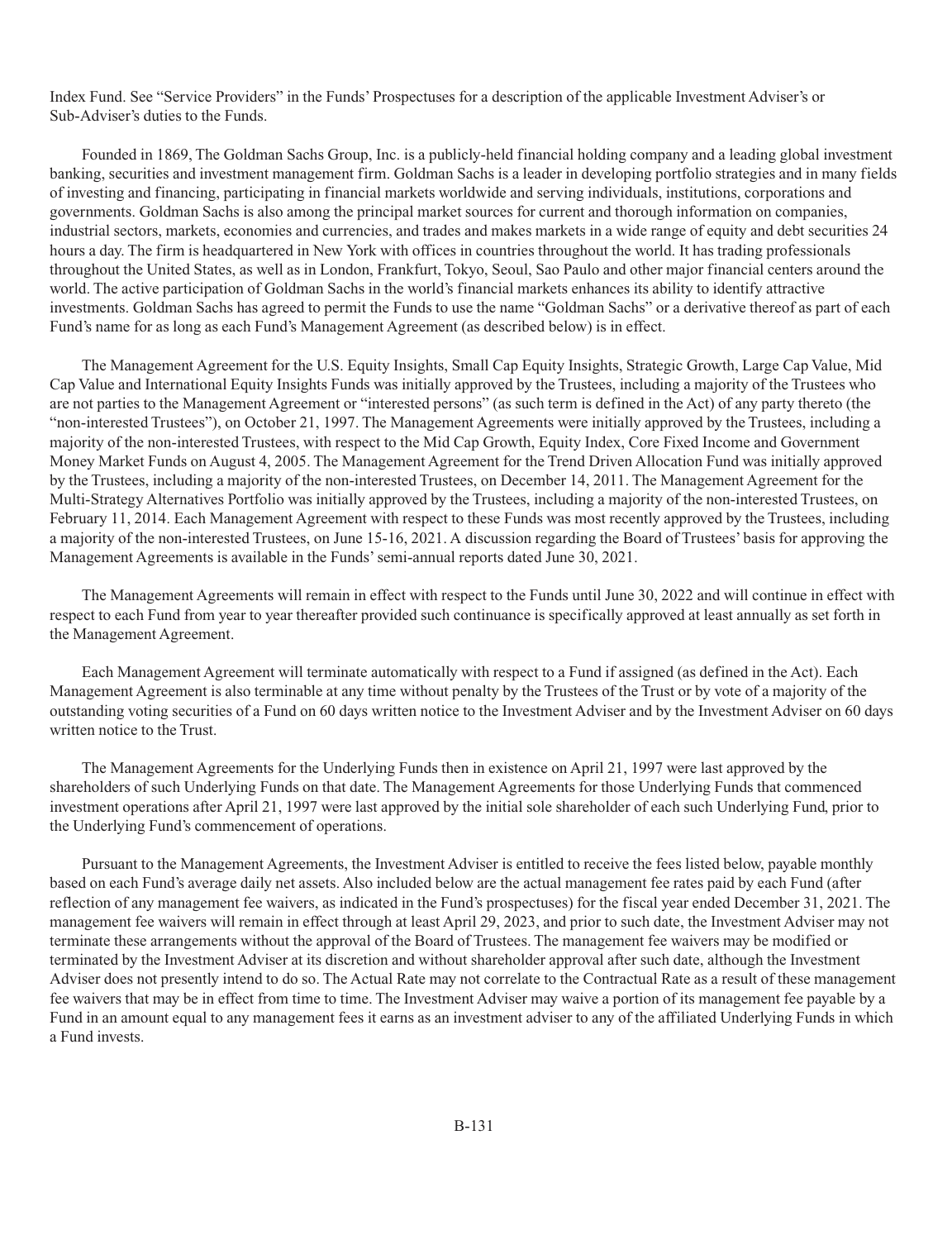Index Fund. See "Service Providers" in the Funds' Prospectuses for a description of the applicable Investment Adviser's or Sub-Adviser's duties to the Funds.

Founded in 1869, The Goldman Sachs Group, Inc. is a publicly-held financial holding company and a leading global investment banking, securities and investment management firm. Goldman Sachs is a leader in developing portfolio strategies and in many fields of investing and financing, participating in financial markets worldwide and serving individuals, institutions, corporations and governments. Goldman Sachs is also among the principal market sources for current and thorough information on companies, industrial sectors, markets, economies and currencies, and trades and makes markets in a wide range of equity and debt securities 24 hours a day. The firm is headquartered in New York with offices in countries throughout the world. It has trading professionals throughout the United States, as well as in London, Frankfurt, Tokyo, Seoul, Sao Paulo and other major financial centers around the world. The active participation of Goldman Sachs in the world's financial markets enhances its ability to identify attractive investments. Goldman Sachs has agreed to permit the Funds to use the name "Goldman Sachs" or a derivative thereof as part of each Fund's name for as long as each Fund's Management Agreement (as described below) is in effect.

The Management Agreement for the U.S. Equity Insights, Small Cap Equity Insights, Strategic Growth, Large Cap Value, Mid Cap Value and International Equity Insights Funds was initially approved by the Trustees, including a majority of the Trustees who are not parties to the Management Agreement or "interested persons" (as such term is defined in the Act) of any party thereto (the "non-interested Trustees"), on October 21, 1997. The Management Agreements were initially approved by the Trustees, including a majority of the non-interested Trustees, with respect to the Mid Cap Growth, Equity Index, Core Fixed Income and Government Money Market Funds on August 4, 2005. The Management Agreement for the Trend Driven Allocation Fund was initially approved by the Trustees, including a majority of the non-interested Trustees, on December 14, 2011. The Management Agreement for the Multi-Strategy Alternatives Portfolio was initially approved by the Trustees, including a majority of the non-interested Trustees, on February 11, 2014. Each Management Agreement with respect to these Funds was most recently approved by the Trustees, including a majority of the non-interested Trustees, on June 15-16, 2021. A discussion regarding the Board of Trustees' basis for approving the Management Agreements is available in the Funds' semi-annual reports dated June 30, 2021.

The Management Agreements will remain in effect with respect to the Funds until June 30, 2022 and will continue in effect with respect to each Fund from year to year thereafter provided such continuance is specifically approved at least annually as set forth in the Management Agreement.

Each Management Agreement will terminate automatically with respect to a Fund if assigned (as defined in the Act). Each Management Agreement is also terminable at any time without penalty by the Trustees of the Trust or by vote of a majority of the outstanding voting securities of a Fund on 60 days written notice to the Investment Adviser and by the Investment Adviser on 60 days written notice to the Trust.

The Management Agreements for the Underlying Funds then in existence on April 21, 1997 were last approved by the shareholders of such Underlying Funds on that date. The Management Agreements for those Underlying Funds that commenced investment operations after April 21, 1997 were last approved by the initial sole shareholder of each such Underlying Fund, prior to the Underlying Fund's commencement of operations.

Pursuant to the Management Agreements, the Investment Adviser is entitled to receive the fees listed below, payable monthly based on each Fund's average daily net assets. Also included below are the actual management fee rates paid by each Fund (after reflection of any management fee waivers, as indicated in the Fund's prospectuses) for the fiscal year ended December 31, 2021. The management fee waivers will remain in effect through at least April 29, 2023, and prior to such date, the Investment Adviser may not terminate these arrangements without the approval of the Board of Trustees. The management fee waivers may be modified or terminated by the Investment Adviser at its discretion and without shareholder approval after such date, although the Investment Adviser does not presently intend to do so. The Actual Rate may not correlate to the Contractual Rate as a result of these management fee waivers that may be in effect from time to time. The Investment Adviser may waive a portion of its management fee payable by a Fund in an amount equal to any management fees it earns as an investment adviser to any of the affiliated Underlying Funds in which a Fund invests.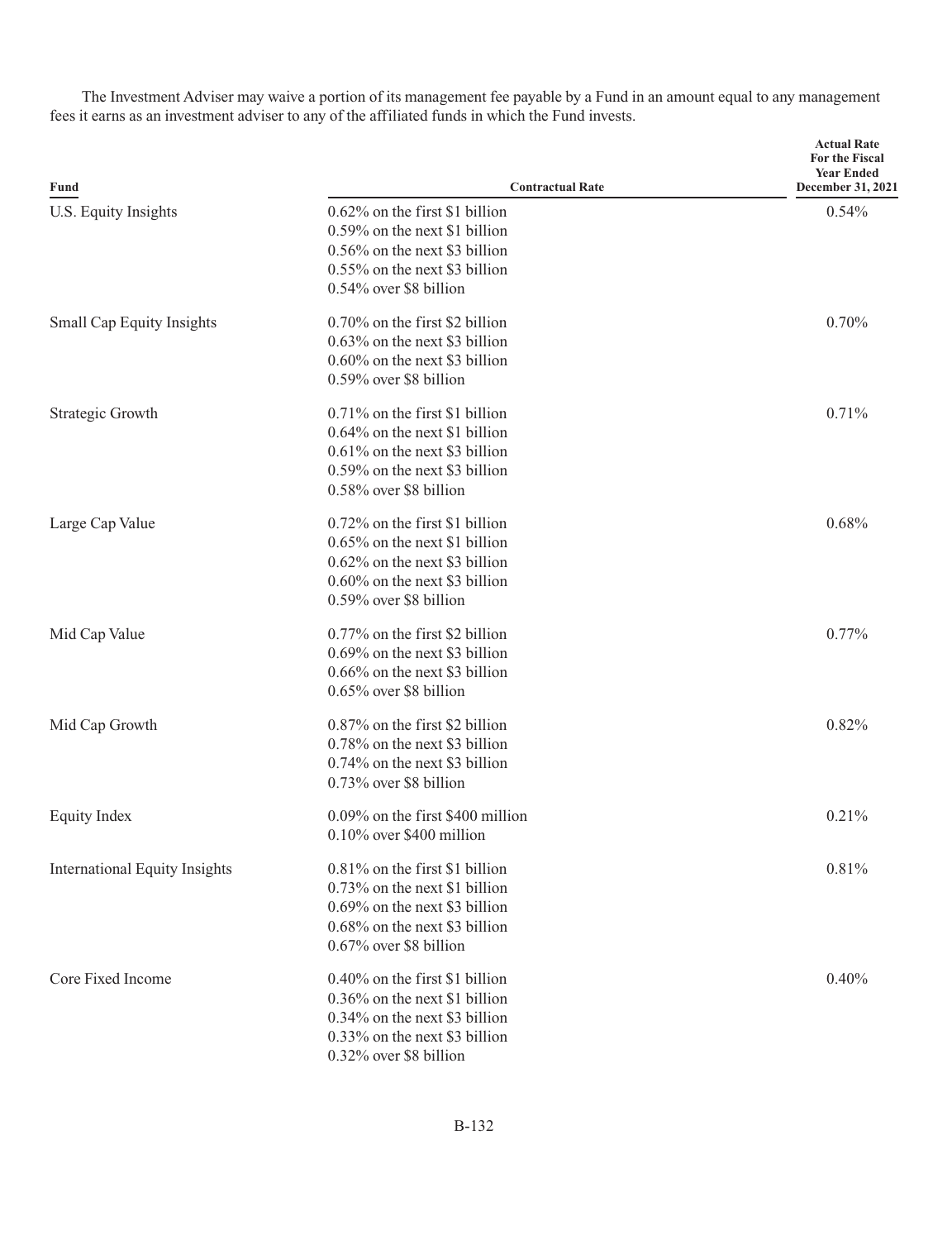The Investment Adviser may waive a portion of its management fee payable by a Fund in an amount equal to any management fees it earns as an investment adviser to any of the affiliated funds in which the Fund invests.

| Fund | Contractual Rate | Actual Rate For the Fiscal Year Ended December 31, 2021 |
|---|---|---|
| U.S. Equity Insights | 0.62% on the first \$1 billion<br>0.59% on the next \$1 billion<br>0.56% on the next \$3 billion<br>0.55% on the next \$3 billion<br>0.54% over \$8 billion | 0.54% |
| Small Cap Equity Insights | 0.70% on the first \$2 billion<br>0.63% on the next \$3 billion<br>0.60% on the next \$3 billion<br>0.59% over \$8 billion | 0.70% |
| Strategic Growth | 0.71% on the first \$1 billion<br>0.64% on the next \$1 billion<br>0.61% on the next \$3 billion<br>0.59% on the next \$3 billion<br>0.58% over \$8 billion | 0.71% |
| Large Cap Value | 0.72% on the first \$1 billion<br>0.65% on the next \$1 billion<br>0.62% on the next \$3 billion<br>0.60% on the next \$3 billion<br>0.59% over \$8 billion | 0.68% |
| Mid Cap Value | 0.77% on the first \$2 billion<br>0.69% on the next \$3 billion<br>0.66% on the next \$3 billion<br>0.65% over \$8 billion | 0.77% |
| Mid Cap Growth | 0.87% on the first \$2 billion<br>0.78% on the next \$3 billion<br>0.74% on the next \$3 billion<br>0.73% over \$8 billion | 0.82% |
| Equity Index | 0.09% on the first \$400 million<br>0.10% over \$400 million | 0.21% |
| International Equity Insights | 0.81% on the first \$1 billion<br>0.73% on the next \$1 billion<br>0.69% on the next \$3 billion<br>0.68% on the next \$3 billion<br>0.67% over \$8 billion | 0.81% |
| Core Fixed Income | 0.40% on the first \$1 billion<br>0.36% on the next \$1 billion<br>0.34% on the next \$3 billion<br>0.33% on the next \$3 billion<br>0.32% over \$8 billion | 0.40% |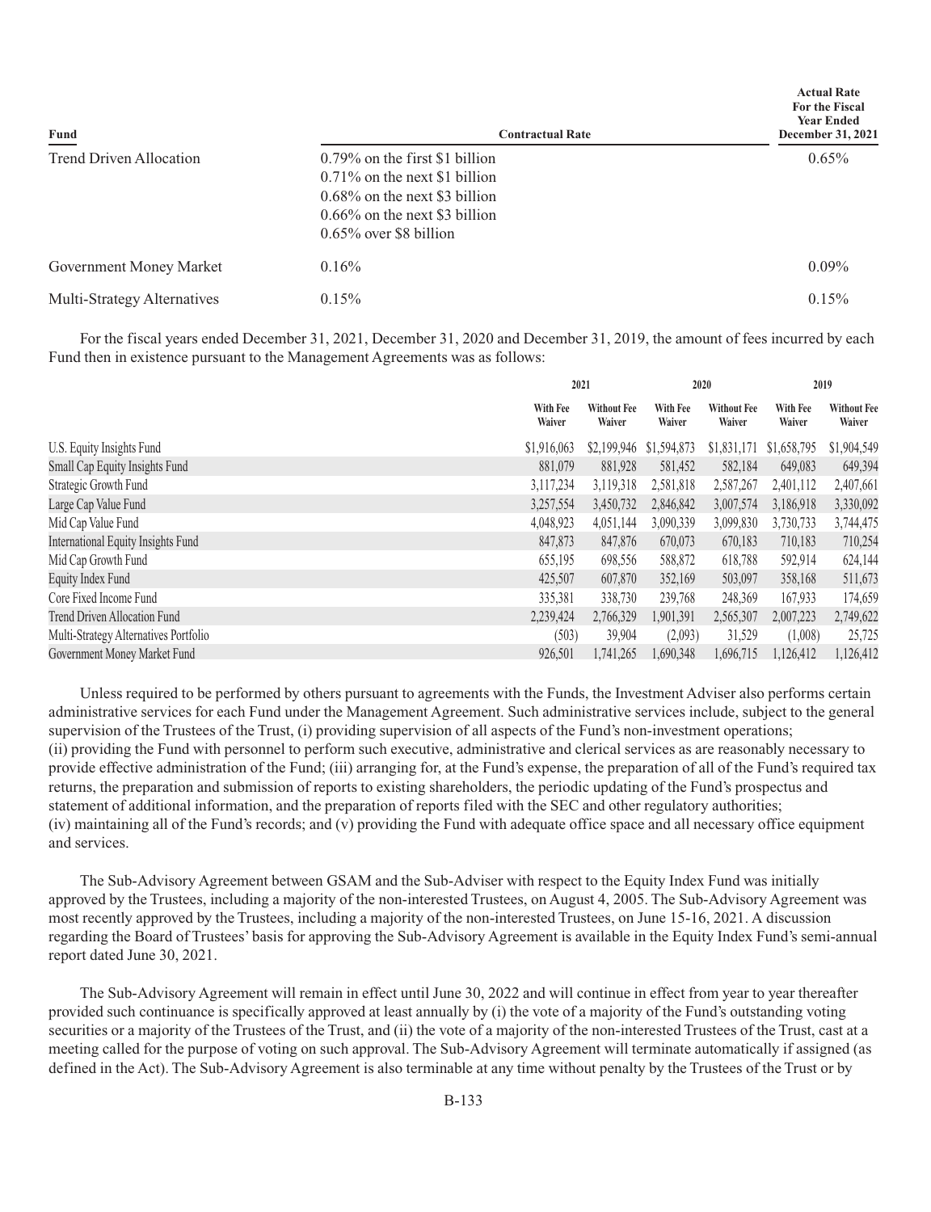| Fund | Contractual Rate | Actual Rate For the Fiscal Year Ended December 31, 2021 |
|---|---|---|
| Trend Driven Allocation | 0.79% on the first $1 billion<br>0.71% on the next $1 billion<br>0.68% on the next $3 billion<br>0.66% on the next $3 billion<br>0.65% over $8 billion | 0.65% |
| Government Money Market | 0.16% | 0.09% |
| Multi-Strategy Alternatives | 0.15% | 0.15% |

For the fiscal years ended December 31, 2021, December 31, 2020 and December 31, 2019, the amount of fees incurred by each Fund then in existence pursuant to the Management Agreements was as follows:

| | 2021 | | 2020 | | 2019 | |
|---|---|---|---|---|---|---|
| | With Fee Waiver | Without Fee Waiver | With Fee Waiver | Without Fee Waiver | With Fee Waiver | Without Fee Waiver |
| U.S. Equity Insights Fund | $1,916,063 | $2,199,946 | $1,594,873 | $1,831,171 | $1,658,795 | $1,904,549 |
| Small Cap Equity Insights Fund | 881,079 | 881,928 | 581,452 | 582,184 | 649,083 | 649,394 |
| Strategic Growth Fund | 3,117,234 | 3,119,318 | 2,581,818 | 2,587,267 | 2,401,112 | 2,407,661 |
| Large Cap Value Fund | 3,257,554 | 3,450,732 | 2,846,842 | 3,007,574 | 3,186,918 | 3,330,092 |
| Mid Cap Value Fund | 4,048,923 | 4,051,144 | 3,090,339 | 3,099,830 | 3,730,733 | 3,744,475 |
| International Equity Insights Fund | 847,873 | 847,876 | 670,073 | 670,183 | 710,183 | 710,254 |
| Mid Cap Growth Fund | 655,195 | 698,556 | 588,872 | 618,788 | 592,914 | 624,144 |
| Equity Index Fund | 425,507 | 607,870 | 352,169 | 503,097 | 358,168 | 511,673 |
| Core Fixed Income Fund | 335,381 | 338,730 | 239,768 | 248,369 | 167,933 | 174,659 |
| Trend Driven Allocation Fund | 2,239,424 | 2,766,329 | 1,901,391 | 2,565,307 | 2,007,223 | 2,749,622 |
| Multi-Strategy Alternatives Portfolio | (503) | 39,904 | (2,093) | 31,529 | (1,008) | 25,725 |
| Government Money Market Fund | 926,501 | 1,741,265 | 1,690,348 | 1,696,715 | 1,126,412 | 1,126,412 |

Unless required to be performed by others pursuant to agreements with the Funds, the Investment Adviser also performs certain administrative services for each Fund under the Management Agreement. Such administrative services include, subject to the general supervision of the Trustees of the Trust, (i) providing supervision of all aspects of the Fund's non-investment operations; (ii) providing the Fund with personnel to perform such executive, administrative and clerical services as are reasonably necessary to provide effective administration of the Fund; (iii) arranging for, at the Fund's expense, the preparation of all of the Fund's required tax returns, the preparation and submission of reports to existing shareholders, the periodic updating of the Fund's prospectus and statement of additional information, and the preparation of reports filed with the SEC and other regulatory authorities; (iv) maintaining all of the Fund's records; and (v) providing the Fund with adequate office space and all necessary office equipment and services.

The Sub-Advisory Agreement between GSAM and the Sub-Adviser with respect to the Equity Index Fund was initially approved by the Trustees, including a majority of the non-interested Trustees, on August 4, 2005. The Sub-Advisory Agreement was most recently approved by the Trustees, including a majority of the non-interested Trustees, on June 15-16, 2021. A discussion regarding the Board of Trustees' basis for approving the Sub-Advisory Agreement is available in the Equity Index Fund's semi-annual report dated June 30, 2021.

The Sub-Advisory Agreement will remain in effect until June 30, 2022 and will continue in effect from year to year thereafter provided such continuance is specifically approved at least annually by (i) the vote of a majority of the Fund's outstanding voting securities or a majority of the Trustees of the Trust, and (ii) the vote of a majority of the non-interested Trustees of the Trust, cast at a meeting called for the purpose of voting on such approval. The Sub-Advisory Agreement will terminate automatically if assigned (as defined in the Act). The Sub-Advisory Agreement is also terminable at any time without penalty by the Trustees of the Trust or by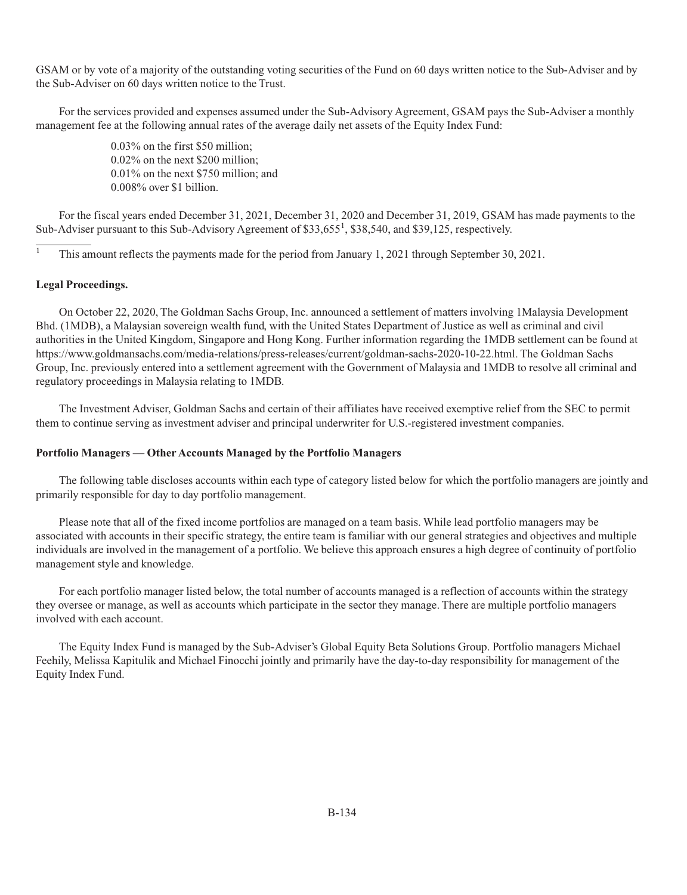GSAM or by vote of a majority of the outstanding voting securities of the Fund on 60 days written notice to the Sub-Adviser and by the Sub-Adviser on 60 days written notice to the Trust.

For the services provided and expenses assumed under the Sub-Advisory Agreement, GSAM pays the Sub-Adviser a monthly management fee at the following annual rates of the average daily net assets of the Equity Index Fund:

0.03% on the first $50 million;
0.02% on the next $200 million;
0.01% on the next $750 million; and
0.008% over $1 billion.

For the fiscal years ended December 31, 2021, December 31, 2020 and December 31, 2019, GSAM has made payments to the Sub-Adviser pursuant to this Sub-Advisory Agreement of $33,655[1], $38,540, and $39,125, respectively.

[1] This amount reflects the payments made for the period from January 1, 2021 through September 30, 2021.

**Legal Proceedings.**

On October 22, 2020, The Goldman Sachs Group, Inc. announced a settlement of matters involving 1Malaysia Development Bhd. (1MDB), a Malaysian sovereign wealth fund, with the United States Department of Justice as well as criminal and civil authorities in the United Kingdom, Singapore and Hong Kong. Further information regarding the 1MDB settlement can be found at https://www.goldmansachs.com/media-relations/press-releases/current/goldman-sachs-2020-10-22.html. The Goldman Sachs Group, Inc. previously entered into a settlement agreement with the Government of Malaysia and 1MDB to resolve all criminal and regulatory proceedings in Malaysia relating to 1MDB.

The Investment Adviser, Goldman Sachs and certain of their affiliates have received exemptive relief from the SEC to permit them to continue serving as investment adviser and principal underwriter for U.S.-registered investment companies.

**Portfolio Managers — Other Accounts Managed by the Portfolio Managers**

The following table discloses accounts within each type of category listed below for which the portfolio managers are jointly and primarily responsible for day to day portfolio management.

Please note that all of the fixed income portfolios are managed on a team basis. While lead portfolio managers may be associated with accounts in their specific strategy, the entire team is familiar with our general strategies and objectives and multiple individuals are involved in the management of a portfolio. We believe this approach ensures a high degree of continuity of portfolio management style and knowledge.

For each portfolio manager listed below, the total number of accounts managed is a reflection of accounts within the strategy they oversee or manage, as well as accounts which participate in the sector they manage. There are multiple portfolio managers involved with each account.

The Equity Index Fund is managed by the Sub-Adviser's Global Equity Beta Solutions Group. Portfolio managers Michael Feehily, Melissa Kapitulik and Michael Finocchi jointly and primarily have the day-to-day responsibility for management of the Equity Index Fund.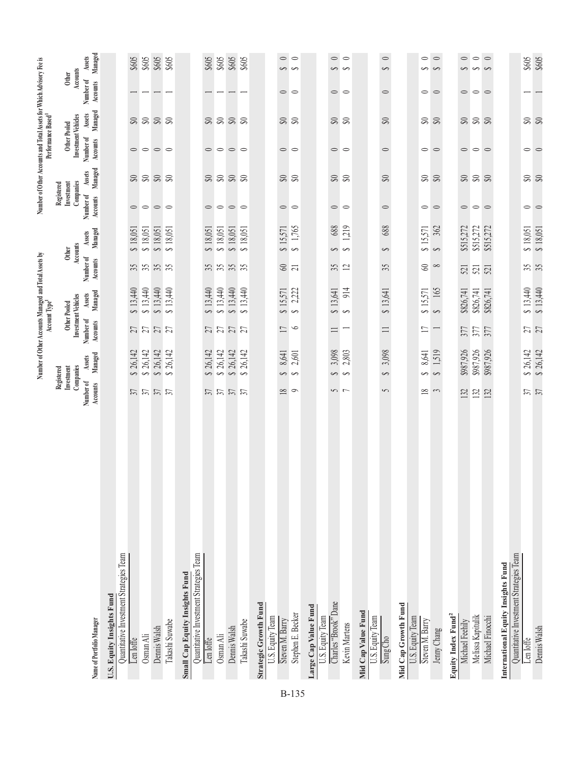| Name of Portfolio Manager | Number of Other Accounts Managed and Total Assets by Account Type[1] | | | | | | Number of Other Accounts and Total Assets for Which Advisory Fee is Performance Based[1] | | | | | |
|---|---|---|---|---|---|---|---|---|---|---|---|---|
| | Registered Investment Companies | | Other Pooled Investment Vehicles | | Other Accounts | | Registered Investment Companies | | Other Pooled Investment Vehicles | | Other Accounts | |
| | Number of Accounts | Assets Managed | Number of Accounts | Assets Managed | Number of Accounts | Assets Managed | Number of Accounts | Assets Managed | Number of Accounts | Assets Managed | Number of Accounts | Assets Managed |
| **U.S. Equity Insights Fund** | | | | | | | | | | | | |
| Quantitative Investment Strategies Team | | | | | | | | | | | | |
| Len Ioffe | 37 | $ 26,142 | 27 | $ 13,440 | 35 | $ 18,051 | 0 | $0 | 0 | $0 | 1 | $605 |
| Osman Ali | 37 | $ 26,142 | 27 | $ 13,440 | 35 | $ 18,051 | 0 | $0 | 0 | $0 | 1 | $605 |
| Dennis Walsh | 37 | $ 26,142 | 27 | $ 13,440 | 35 | $ 18,051 | 0 | $0 | 0 | $0 | 1 | $605 |
| Takashi Suwabe | 37 | $ 26,142 | 27 | $ 13,440 | 35 | $ 18,051 | 0 | $0 | 0 | $0 | 1 | $605 |
| **Small Cap Equity Insights Fund** | | | | | | | | | | | | |
| Quantitative Investment Strategies Team | | | | | | | | | | | | |
| Len Ioffe | 37 | $ 26,142 | 27 | $ 13,440 | 35 | $ 18,051 | 0 | $0 | 0 | $0 | 1 | $605 |
| Osman Ali | 37 | $ 26,142 | 27 | $ 13,440 | 35 | $ 18,051 | 0 | $0 | 0 | $0 | 1 | $605 |
| Dennis Walsh | 37 | $ 26,142 | 27 | $ 13,440 | 35 | $ 18,051 | 0 | $0 | 0 | $0 | 1 | $605 |
| Takashi Suwabe | 37 | $ 26,142 | 27 | $ 13,440 | 35 | $ 18,051 | 0 | $0 | 0 | $0 | 1 | $605 |
| **Strategic Growth Fund** | | | | | | | | | | | | |
| U.S. Equity Team | | | | | | | | | | | | |
| Steven M. Barry | 18 | $ 8,641 | 17 | $ 15,571 | 60 | $ 15,571 | 0 | $0 | 0 | $0 | 0 | $ 0 |
| Stephen E. Becker | 9 | $ 2,601 | 6 | $ 2,222 | 21 | $ 1,765 | 0 | $0 | 0 | $0 | 0 | $ 0 |
| **Large Cap Value Fund** | | | | | | | | | | | | |
| U.S. Equity Team | | | | | | | | | | | | |
| Charles "Brook" Dane | 5 | $ 3,098 | 11 | $ 13,641 | 35 | $ 688 | 0 | $0 | 0 | $0 | 0 | $ 0 |
| Kevin Martens | 7 | $ 2,803 | 1 | $ 914 | 12 | $ 1,219 | 0 | $0 | 0 | $0 | 0 | $ 0 |
| **Mid Cap Value Fund** | | | | | | | | | | | | |
| U.S. Equity Team | | | | | | | | | | | | |
| Sung Cho | 5 | $ 3,098 | 11 | $ 13,641 | 35 | $ 688 | 0 | $0 | 0 | $0 | 0 | $ 0 |
| **Mid Cap Growth Fund** | | | | | | | | | | | | |
| U.S. Equity Team | | | | | | | | | | | | |
| Steven M. Barry | 18 | $ 8,641 | 17 | $ 15,571 | 60 | $ 15,571 | 0 | $0 | 0 | $0 | 0 | $ 0 |
| Jenny Chang | 3 | $ 1,519 | 1 | $ 165 | 8 | $ 362 | 0 | $0 | 0 | $0 | 0 | $ 0 |
| **Equity Index Fund[2]** | | | | | | | | | | | | |
| Michael Feehily | 132 | $987,926 | 377 | $826,741 | 521 | $515,272 | 0 | $0 | 0 | $0 | 0 | $ 0 |
| Melissa Kapitulik | 132 | $987,926 | 377 | $826,741 | 521 | $515,272 | 0 | $0 | 0 | $0 | 0 | $ 0 |
| Michael Finocchi | 132 | $987,926 | 377 | $826,741 | 521 | $515,272 | 0 | $0 | 0 | $0 | 0 | $ 0 |
| **International Equity Insights Fund** | | | | | | | | | | | | |
| Quantitative Investment Strategies Team | | | | | | | | | | | | |
| Len Ioffe | 37 | $ 26,142 | 27 | $ 13,440 | 35 | $ 18,051 | 0 | $0 | 0 | $0 | 1 | $605 |
| Dennis Walsh | 37 | $ 26,142 | 27 | $ 13,440 | 35 | $ 18,051 | 0 | $0 | 0 | $0 | 1 | $605 |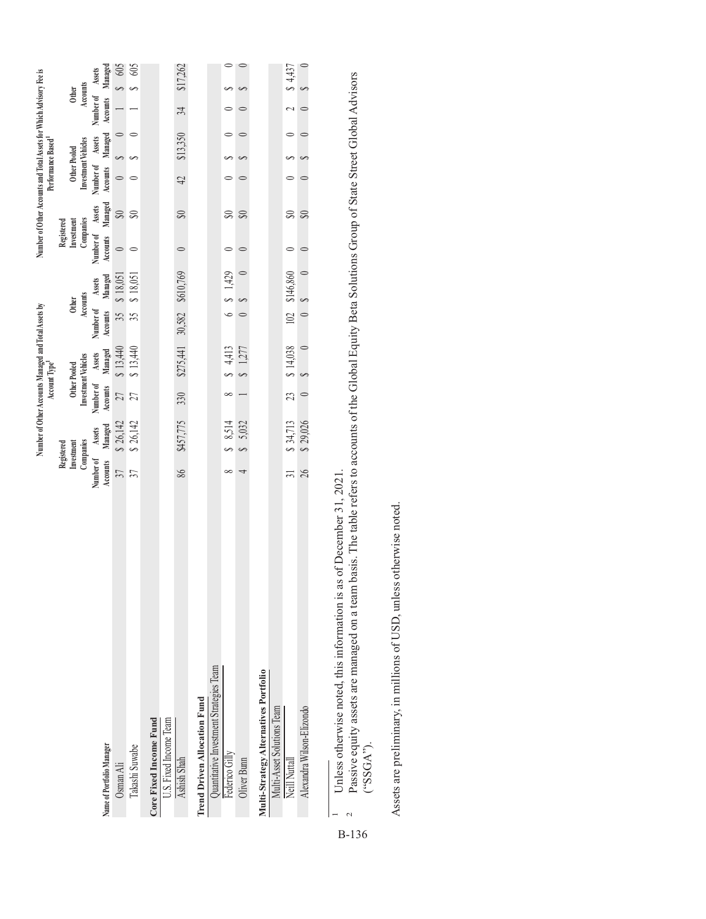| Name of Portfolio Manager | Number of Other Accounts Managed and Total Assets by Account Type[1] | | | | | | Number of Other Accounts and Total Assets for Which Advisory Fee is Performance Based[1] | | | | | |
|---|---|---|---|---|---|---|---|---|---|---|---|---|
| | Registered Investment Companies | | Other Pooled Investment Vehicles | | Other Accounts | | Registered Investment Companies | | Other Pooled Investment Vehicles | | Other Accounts | |
| | Number of Accounts | Assets Managed | Number of Accounts | Assets Managed | Number of Accounts | Assets Managed | Number of Accounts | Assets Managed | Number of Accounts | Assets Managed | Number of Accounts | Assets Managed |
| Osman Ali | 37 | $ 26,142 | 27 | $ 13,440 | 35 | $ 18,051 | 0 | $0 | 0 | $ 0 | 1 | $ 605 |
| Takashi Suwabe | 37 | $ 26,142 | 27 | $ 13,440 | 35 | $ 18,051 | 0 | $0 | 0 | $ 0 | 1 | $ 605 |
| **Core Fixed Income Fund** | | | | | | | | | | | | |
| U.S. Fixed Income Team | | | | | | | | | | | | |
| Ashish Shah | 86 | $457,775 | 330 | $275,441 | 30,582 | $610,769 | 0 | $0 | 42 | $13,350 | 34 | $17,262 |
| **Trend Driven Allocation Fund** | | | | | | | | | | | | |
| Quantitative Investment Strategies Team | | | | | | | | | | | | |
| Federico Gilly | 8 | $ 8,514 | 8 | $ 4,413 | 6 | $ 1,429 | 0 | $0 | 0 | $ 0 | 0 | $ 0 |
| Oliver Bunn | 4 | $ 5,032 | 1 | $ 1,277 | 0 | $ 0 | 0 | $0 | 0 | $ 0 | 0 | $ 0 |
| **Multi-Strategy Alternatives Portfolio** | | | | | | | | | | | | |
| Multi-Asset Solutions Team | | | | | | | | | | | | |
| Neill Nuttall | 31 | $ 34,713 | 23 | $ 14,038 | 102 | $146,860 | 0 | $0 | 0 | $ 0 | 2 | $ 4,437 |
| Alexandra Wilson-Elizondo | 26 | $ 29,026 | 0 | $ 0 | 0 | $ 0 | 0 | $0 | 0 | $ 0 | 0 | $ 0 |

[1] Unless otherwise noted, this information is as of December 31, 2021.

[2] Passive equity assets are managed on a team basis. The table refers to accounts of the Global Equity Beta Solutions Group of State Street Global Advisors ("SSGA").

Assets are preliminary, in millions of USD, unless otherwise noted.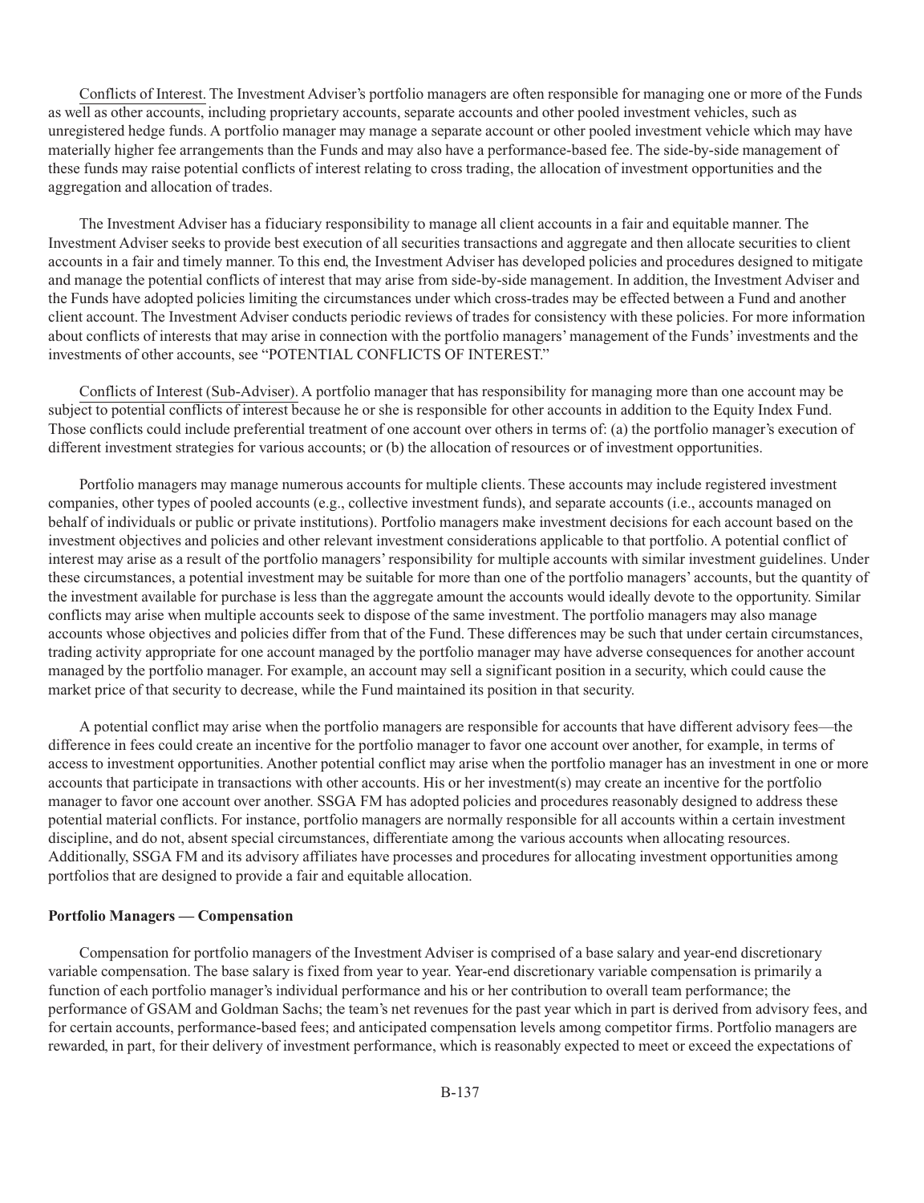<u>Conflicts of Interest.</u> The Investment Adviser's portfolio managers are often responsible for managing one or more of the Funds as well as other accounts, including proprietary accounts, separate accounts and other pooled investment vehicles, such as unregistered hedge funds. A portfolio manager may manage a separate account or other pooled investment vehicle which may have materially higher fee arrangements than the Funds and may also have a performance-based fee. The side-by-side management of these funds may raise potential conflicts of interest relating to cross trading, the allocation of investment opportunities and the aggregation and allocation of trades.

The Investment Adviser has a fiduciary responsibility to manage all client accounts in a fair and equitable manner. The Investment Adviser seeks to provide best execution of all securities transactions and aggregate and then allocate securities to client accounts in a fair and timely manner. To this end, the Investment Adviser has developed policies and procedures designed to mitigate and manage the potential conflicts of interest that may arise from side-by-side management. In addition, the Investment Adviser and the Funds have adopted policies limiting the circumstances under which cross-trades may be effected between a Fund and another client account. The Investment Adviser conducts periodic reviews of trades for consistency with these policies. For more information about conflicts of interests that may arise in connection with the portfolio managers' management of the Funds' investments and the investments of other accounts, see "POTENTIAL CONFLICTS OF INTEREST."

<u>Conflicts of Interest (Sub-Adviser).</u> A portfolio manager that has responsibility for managing more than one account may be subject to potential conflicts of interest because he or she is responsible for other accounts in addition to the Equity Index Fund. Those conflicts could include preferential treatment of one account over others in terms of: (a) the portfolio manager's execution of different investment strategies for various accounts; or (b) the allocation of resources or of investment opportunities.

Portfolio managers may manage numerous accounts for multiple clients. These accounts may include registered investment companies, other types of pooled accounts (e.g., collective investment funds), and separate accounts (i.e., accounts managed on behalf of individuals or public or private institutions). Portfolio managers make investment decisions for each account based on the investment objectives and policies and other relevant investment considerations applicable to that portfolio. A potential conflict of interest may arise as a result of the portfolio managers' responsibility for multiple accounts with similar investment guidelines. Under these circumstances, a potential investment may be suitable for more than one of the portfolio managers' accounts, but the quantity of the investment available for purchase is less than the aggregate amount the accounts would ideally devote to the opportunity. Similar conflicts may arise when multiple accounts seek to dispose of the same investment. The portfolio managers may also manage accounts whose objectives and policies differ from that of the Fund. These differences may be such that under certain circumstances, trading activity appropriate for one account managed by the portfolio manager may have adverse consequences for another account managed by the portfolio manager. For example, an account may sell a significant position in a security, which could cause the market price of that security to decrease, while the Fund maintained its position in that security.

A potential conflict may arise when the portfolio managers are responsible for accounts that have different advisory fees—the difference in fees could create an incentive for the portfolio manager to favor one account over another, for example, in terms of access to investment opportunities. Another potential conflict may arise when the portfolio manager has an investment in one or more accounts that participate in transactions with other accounts. His or her investment(s) may create an incentive for the portfolio manager to favor one account over another. SSGA FM has adopted policies and procedures reasonably designed to address these potential material conflicts. For instance, portfolio managers are normally responsible for all accounts within a certain investment discipline, and do not, absent special circumstances, differentiate among the various accounts when allocating resources. Additionally, SSGA FM and its advisory affiliates have processes and procedures for allocating investment opportunities among portfolios that are designed to provide a fair and equitable allocation.

**Portfolio Managers — Compensation**

Compensation for portfolio managers of the Investment Adviser is comprised of a base salary and year-end discretionary variable compensation. The base salary is fixed from year to year. Year-end discretionary variable compensation is primarily a function of each portfolio manager's individual performance and his or her contribution to overall team performance; the performance of GSAM and Goldman Sachs; the team's net revenues for the past year which in part is derived from advisory fees, and for certain accounts, performance-based fees; and anticipated compensation levels among competitor firms. Portfolio managers are rewarded, in part, for their delivery of investment performance, which is reasonably expected to meet or exceed the expectations of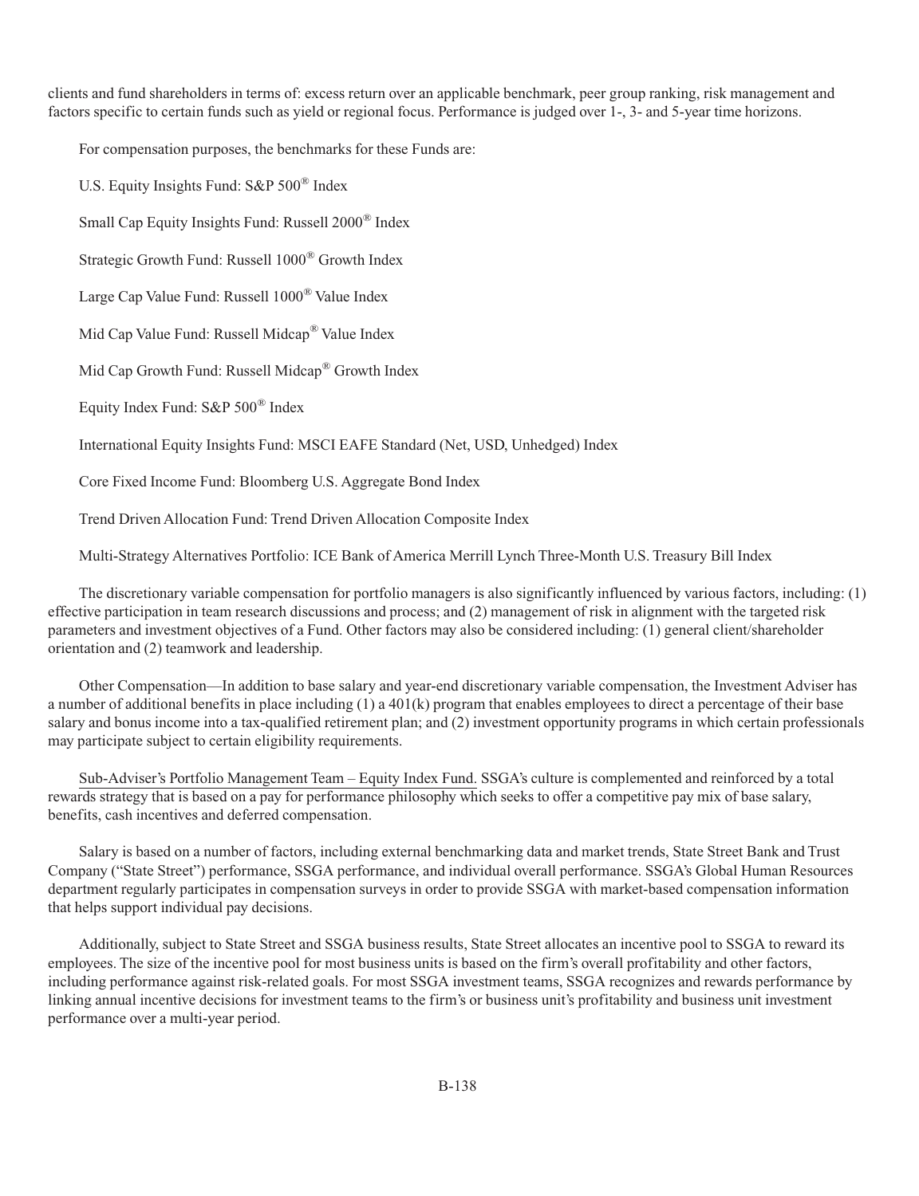clients and fund shareholders in terms of: excess return over an applicable benchmark, peer group ranking, risk management and factors specific to certain funds such as yield or regional focus. Performance is judged over 1-, 3- and 5-year time horizons.

For compensation purposes, the benchmarks for these Funds are:

U.S. Equity Insights Fund: S&P 500® Index

Small Cap Equity Insights Fund: Russell 2000® Index

Strategic Growth Fund: Russell 1000® Growth Index

Large Cap Value Fund: Russell 1000® Value Index

Mid Cap Value Fund: Russell Midcap® Value Index

Mid Cap Growth Fund: Russell Midcap® Growth Index

Equity Index Fund: S&P 500® Index

International Equity Insights Fund: MSCI EAFE Standard (Net, USD, Unhedged) Index

Core Fixed Income Fund: Bloomberg U.S. Aggregate Bond Index

Trend Driven Allocation Fund: Trend Driven Allocation Composite Index

Multi-Strategy Alternatives Portfolio: ICE Bank of America Merrill Lynch Three-Month U.S. Treasury Bill Index

The discretionary variable compensation for portfolio managers is also significantly influenced by various factors, including: (1) effective participation in team research discussions and process; and (2) management of risk in alignment with the targeted risk parameters and investment objectives of a Fund. Other factors may also be considered including: (1) general client/shareholder orientation and (2) teamwork and leadership.

Other Compensation—In addition to base salary and year-end discretionary variable compensation, the Investment Adviser has a number of additional benefits in place including (1) a 401(k) program that enables employees to direct a percentage of their base salary and bonus income into a tax-qualified retirement plan; and (2) investment opportunity programs in which certain professionals may participate subject to certain eligibility requirements.

Sub-Adviser's Portfolio Management Team – Equity Index Fund. SSGA's culture is complemented and reinforced by a total rewards strategy that is based on a pay for performance philosophy which seeks to offer a competitive pay mix of base salary, benefits, cash incentives and deferred compensation.

Salary is based on a number of factors, including external benchmarking data and market trends, State Street Bank and Trust Company ("State Street") performance, SSGA performance, and individual overall performance. SSGA's Global Human Resources department regularly participates in compensation surveys in order to provide SSGA with market-based compensation information that helps support individual pay decisions.

Additionally, subject to State Street and SSGA business results, State Street allocates an incentive pool to SSGA to reward its employees. The size of the incentive pool for most business units is based on the firm's overall profitability and other factors, including performance against risk-related goals. For most SSGA investment teams, SSGA recognizes and rewards performance by linking annual incentive decisions for investment teams to the firm's or business unit's profitability and business unit investment performance over a multi-year period.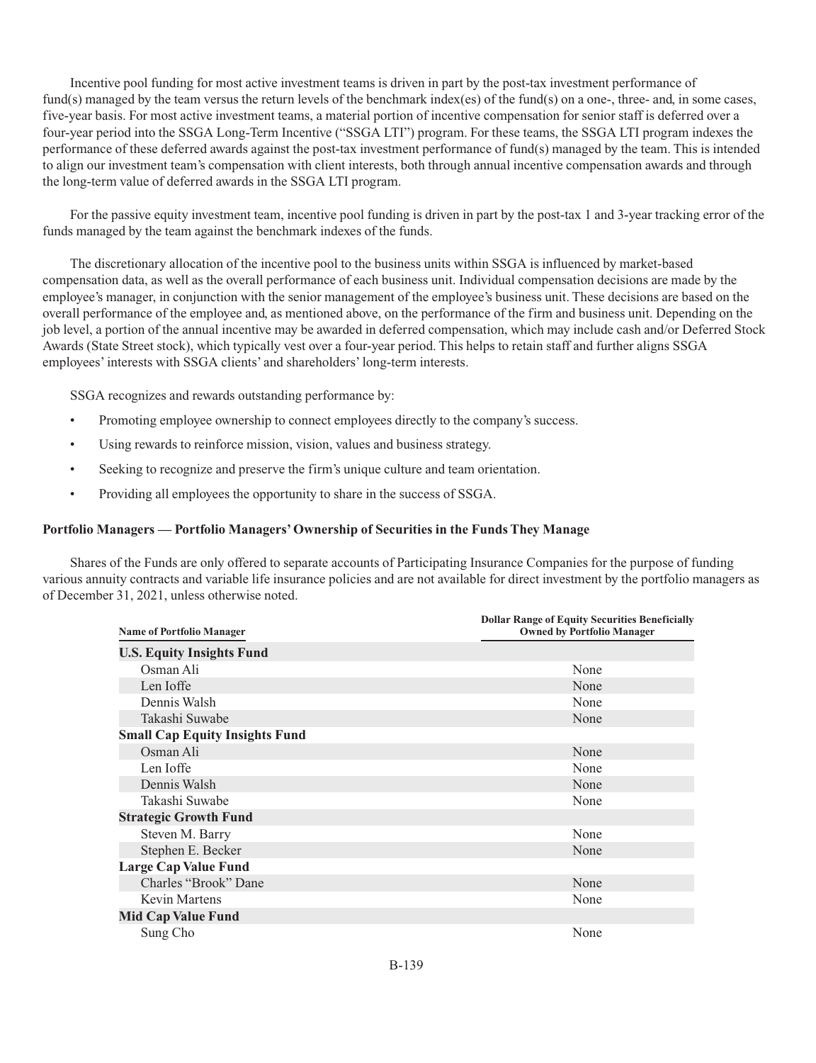Incentive pool funding for most active investment teams is driven in part by the post-tax investment performance of fund(s) managed by the team versus the return levels of the benchmark index(es) of the fund(s) on a one-, three- and, in some cases, five-year basis. For most active investment teams, a material portion of incentive compensation for senior staff is deferred over a four-year period into the SSGA Long-Term Incentive ("SSGA LTI") program. For these teams, the SSGA LTI program indexes the performance of these deferred awards against the post-tax investment performance of fund(s) managed by the team. This is intended to align our investment team's compensation with client interests, both through annual incentive compensation awards and through the long-term value of deferred awards in the SSGA LTI program.

For the passive equity investment team, incentive pool funding is driven in part by the post-tax 1 and 3-year tracking error of the funds managed by the team against the benchmark indexes of the funds.

The discretionary allocation of the incentive pool to the business units within SSGA is influenced by market-based compensation data, as well as the overall performance of each business unit. Individual compensation decisions are made by the employee's manager, in conjunction with the senior management of the employee's business unit. These decisions are based on the overall performance of the employee and, as mentioned above, on the performance of the firm and business unit. Depending on the job level, a portion of the annual incentive may be awarded in deferred compensation, which may include cash and/or Deferred Stock Awards (State Street stock), which typically vest over a four-year period. This helps to retain staff and further aligns SSGA employees' interests with SSGA clients' and shareholders' long-term interests.

SSGA recognizes and rewards outstanding performance by:

- Promoting employee ownership to connect employees directly to the company's success.
- Using rewards to reinforce mission, vision, values and business strategy.
- Seeking to recognize and preserve the firm's unique culture and team orientation.
- Providing all employees the opportunity to share in the success of SSGA.

**Portfolio Managers — Portfolio Managers' Ownership of Securities in the Funds They Manage**

Shares of the Funds are only offered to separate accounts of Participating Insurance Companies for the purpose of funding various annuity contracts and variable life insurance policies and are not available for direct investment by the portfolio managers as of December 31, 2021, unless otherwise noted.

| Name of Portfolio Manager | Dollar Range of Equity Securities Beneficially Owned by Portfolio Manager |
|---|---|
| **U.S. Equity Insights Fund** | |
| Osman Ali | None |
| Len Ioffe | None |
| Dennis Walsh | None |
| Takashi Suwabe | None |
| **Small Cap Equity Insights Fund** | |
| Osman Ali | None |
| Len Ioffe | None |
| Dennis Walsh | None |
| Takashi Suwabe | None |
| **Strategic Growth Fund** | |
| Steven M. Barry | None |
| Stephen E. Becker | None |
| **Large Cap Value Fund** | |
| Charles "Brook" Dane | None |
| Kevin Martens | None |
| **Mid Cap Value Fund** | |
| Sung Cho | None |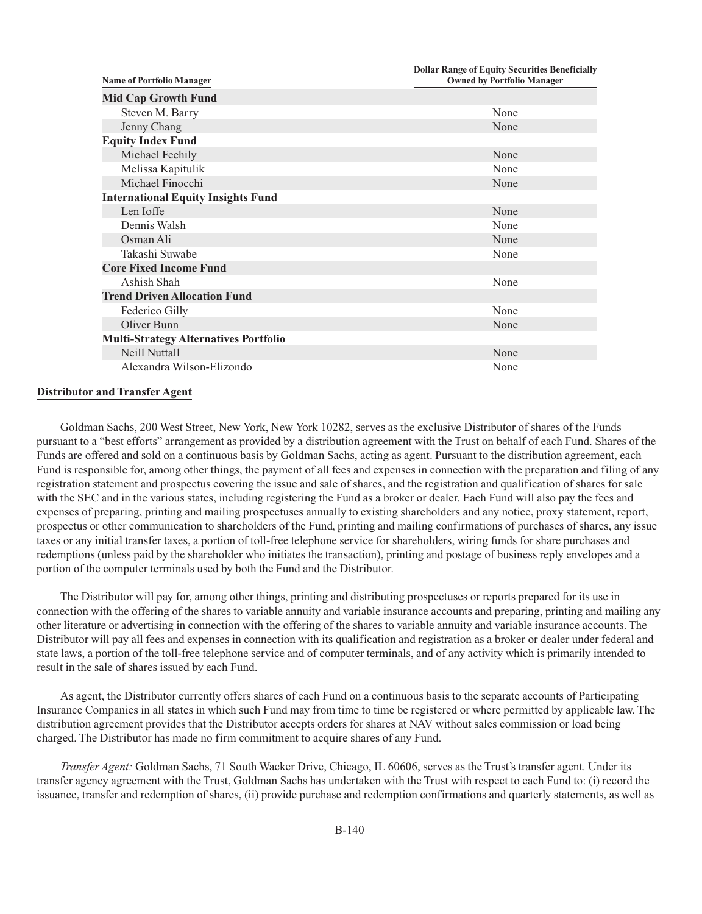| Name of Portfolio Manager | Dollar Range of Equity Securities Beneficially Owned by Portfolio Manager |
|---|---|
| **Mid Cap Growth Fund** | |
| Steven M. Barry | None |
| Jenny Chang | None |
| **Equity Index Fund** | |
| Michael Feehily | None |
| Melissa Kapitulik | None |
| Michael Finocchi | None |
| **International Equity Insights Fund** | |
| Len Ioffe | None |
| Dennis Walsh | None |
| Osman Ali | None |
| Takashi Suwabe | None |
| **Core Fixed Income Fund** | |
| Ashish Shah | None |
| **Trend Driven Allocation Fund** | |
| Federico Gilly | None |
| Oliver Bunn | None |
| **Multi-Strategy Alternatives Portfolio** | |
| Neill Nuttall | None |
| Alexandra Wilson-Elizondo | None |

## Distributor and Transfer Agent

Goldman Sachs, 200 West Street, New York, New York 10282, serves as the exclusive Distributor of shares of the Funds pursuant to a "best efforts" arrangement as provided by a distribution agreement with the Trust on behalf of each Fund. Shares of the Funds are offered and sold on a continuous basis by Goldman Sachs, acting as agent. Pursuant to the distribution agreement, each Fund is responsible for, among other things, the payment of all fees and expenses in connection with the preparation and filing of any registration statement and prospectus covering the issue and sale of shares, and the registration and qualification of shares for sale with the SEC and in the various states, including registering the Fund as a broker or dealer. Each Fund will also pay the fees and expenses of preparing, printing and mailing prospectuses annually to existing shareholders and any notice, proxy statement, report, prospectus or other communication to shareholders of the Fund, printing and mailing confirmations of purchases of shares, any issue taxes or any initial transfer taxes, a portion of toll-free telephone service for shareholders, wiring funds for share purchases and redemptions (unless paid by the shareholder who initiates the transaction), printing and postage of business reply envelopes and a portion of the computer terminals used by both the Fund and the Distributor.

The Distributor will pay for, among other things, printing and distributing prospectuses or reports prepared for its use in connection with the offering of the shares to variable annuity and variable insurance accounts and preparing, printing and mailing any other literature or advertising in connection with the offering of the shares to variable annuity and variable insurance accounts. The Distributor will pay all fees and expenses in connection with its qualification and registration as a broker or dealer under federal and state laws, a portion of the toll-free telephone service and of computer terminals, and of any activity which is primarily intended to result in the sale of shares issued by each Fund.

As agent, the Distributor currently offers shares of each Fund on a continuous basis to the separate accounts of Participating Insurance Companies in all states in which such Fund may from time to time be registered or where permitted by applicable law. The distribution agreement provides that the Distributor accepts orders for shares at NAV without sales commission or load being charged. The Distributor has made no firm commitment to acquire shares of any Fund.

*Transfer Agent:* Goldman Sachs, 71 South Wacker Drive, Chicago, IL 60606, serves as the Trust's transfer agent. Under its transfer agency agreement with the Trust, Goldman Sachs has undertaken with the Trust with respect to each Fund to: (i) record the issuance, transfer and redemption of shares, (ii) provide purchase and redemption confirmations and quarterly statements, as well as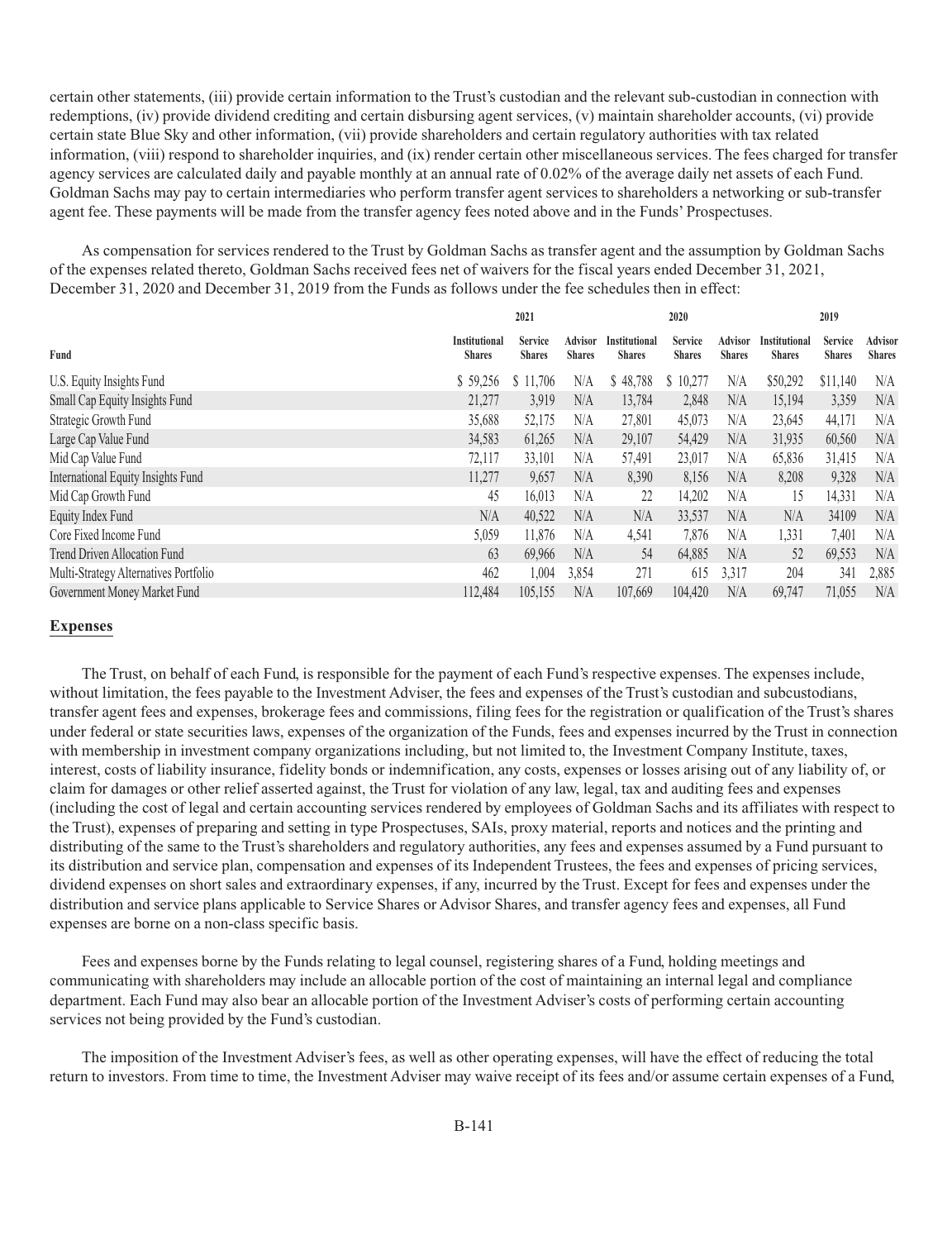certain other statements, (iii) provide certain information to the Trust's custodian and the relevant sub-custodian in connection with redemptions, (iv) provide dividend crediting and certain disbursing agent services, (v) maintain shareholder accounts, (vi) provide certain state Blue Sky and other information, (vii) provide shareholders and certain regulatory authorities with tax related information, (viii) respond to shareholder inquiries, and (ix) render certain other miscellaneous services. The fees charged for transfer agency services are calculated daily and payable monthly at an annual rate of 0.02% of the average daily net assets of each Fund. Goldman Sachs may pay to certain intermediaries who perform transfer agent services to shareholders a networking or sub-transfer agent fee. These payments will be made from the transfer agency fees noted above and in the Funds' Prospectuses.

As compensation for services rendered to the Trust by Goldman Sachs as transfer agent and the assumption by Goldman Sachs of the expenses related thereto, Goldman Sachs received fees net of waivers for the fiscal years ended December 31, 2021, December 31, 2020 and December 31, 2019 from the Funds as follows under the fee schedules then in effect:

| | 2021 | | | 2020 | | | 2019 | | |
|---|---|---|---|---|---|---|---|---|---|
| Fund | Institutional Shares | Service Shares | Advisor Shares | Institutional Shares | Service Shares | Advisor Shares | Institutional Shares | Service Shares | Advisor Shares |
| U.S. Equity Insights Fund | $ 59,256 | $ 11,706 | N/A | $ 48,788 | $ 10,277 | N/A | $50,292 | $11,140 | N/A |
| Small Cap Equity Insights Fund | 21,277 | 3,919 | N/A | 13,784 | 2,848 | N/A | 15,194 | 3,359 | N/A |
| Strategic Growth Fund | 35,688 | 52,175 | N/A | 27,801 | 45,073 | N/A | 23,645 | 44,171 | N/A |
| Large Cap Value Fund | 34,583 | 61,265 | N/A | 29,107 | 54,429 | N/A | 31,935 | 60,560 | N/A |
| Mid Cap Value Fund | 72,117 | 33,101 | N/A | 57,491 | 23,017 | N/A | 65,836 | 31,415 | N/A |
| International Equity Insights Fund | 11,277 | 9,657 | N/A | 8,390 | 8,156 | N/A | 8,208 | 9,328 | N/A |
| Mid Cap Growth Fund | 45 | 16,013 | N/A | 22 | 14,202 | N/A | 15 | 14,331 | N/A |
| Equity Index Fund | N/A | 40,522 | N/A | N/A | 33,537 | N/A | N/A | 34109 | N/A |
| Core Fixed Income Fund | 5,059 | 11,876 | N/A | 4,541 | 7,876 | N/A | 1,331 | 7,401 | N/A |
| Trend Driven Allocation Fund | 63 | 69,966 | N/A | 54 | 64,885 | N/A | 52 | 69,553 | N/A |
| Multi-Strategy Alternatives Portfolio | 462 | 1,004 | 3,854 | 271 | 615 | 3,317 | 204 | 341 | 2,885 |
| Government Money Market Fund | 112,484 | 105,155 | N/A | 107,669 | 104,420 | N/A | 69,747 | 71,055 | N/A |

## Expenses

The Trust, on behalf of each Fund, is responsible for the payment of each Fund's respective expenses. The expenses include, without limitation, the fees payable to the Investment Adviser, the fees and expenses of the Trust's custodian and subcustodians, transfer agent fees and expenses, brokerage fees and commissions, filing fees for the registration or qualification of the Trust's shares under federal or state securities laws, expenses of the organization of the Funds, fees and expenses incurred by the Trust in connection with membership in investment company organizations including, but not limited to, the Investment Company Institute, taxes, interest, costs of liability insurance, fidelity bonds or indemnification, any costs, expenses or losses arising out of any liability of, or claim for damages or other relief asserted against, the Trust for violation of any law, legal, tax and auditing fees and expenses (including the cost of legal and certain accounting services rendered by employees of Goldman Sachs and its affiliates with respect to the Trust), expenses of preparing and setting in type Prospectuses, SAIs, proxy material, reports and notices and the printing and distributing of the same to the Trust's shareholders and regulatory authorities, any fees and expenses assumed by a Fund pursuant to its distribution and service plan, compensation and expenses of its Independent Trustees, the fees and expenses of pricing services, dividend expenses on short sales and extraordinary expenses, if any, incurred by the Trust. Except for fees and expenses under the distribution and service plans applicable to Service Shares or Advisor Shares, and transfer agency fees and expenses, all Fund expenses are borne on a non-class specific basis.

Fees and expenses borne by the Funds relating to legal counsel, registering shares of a Fund, holding meetings and communicating with shareholders may include an allocable portion of the cost of maintaining an internal legal and compliance department. Each Fund may also bear an allocable portion of the Investment Adviser's costs of performing certain accounting services not being provided by the Fund's custodian.

The imposition of the Investment Adviser's fees, as well as other operating expenses, will have the effect of reducing the total return to investors. From time to time, the Investment Adviser may waive receipt of its fees and/or assume certain expenses of a Fund,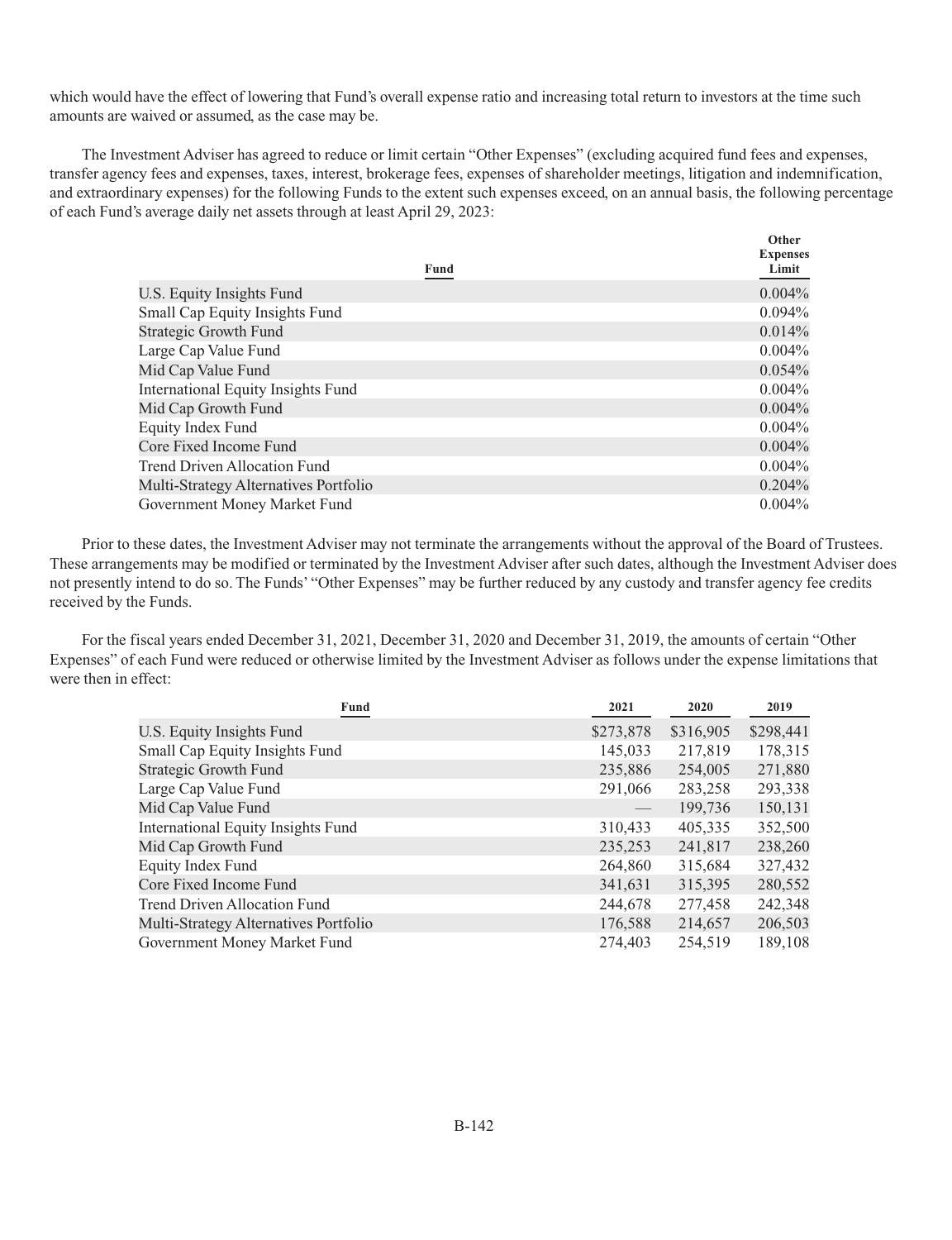which would have the effect of lowering that Fund's overall expense ratio and increasing total return to investors at the time such amounts are waived or assumed, as the case may be.

The Investment Adviser has agreed to reduce or limit certain "Other Expenses" (excluding acquired fund fees and expenses, transfer agency fees and expenses, taxes, interest, brokerage fees, expenses of shareholder meetings, litigation and indemnification, and extraordinary expenses) for the following Funds to the extent such expenses exceed, on an annual basis, the following percentage of each Fund's average daily net assets through at least April 29, 2023:

| Fund | Other Expenses Limit |
|---|---|
| U.S. Equity Insights Fund | 0.004% |
| Small Cap Equity Insights Fund | 0.094% |
| Strategic Growth Fund | 0.014% |
| Large Cap Value Fund | 0.004% |
| Mid Cap Value Fund | 0.054% |
| International Equity Insights Fund | 0.004% |
| Mid Cap Growth Fund | 0.004% |
| Equity Index Fund | 0.004% |
| Core Fixed Income Fund | 0.004% |
| Trend Driven Allocation Fund | 0.004% |
| Multi-Strategy Alternatives Portfolio | 0.204% |
| Government Money Market Fund | 0.004% |

Prior to these dates, the Investment Adviser may not terminate the arrangements without the approval of the Board of Trustees. These arrangements may be modified or terminated by the Investment Adviser after such dates, although the Investment Adviser does not presently intend to do so. The Funds' "Other Expenses" may be further reduced by any custody and transfer agency fee credits received by the Funds.

For the fiscal years ended December 31, 2021, December 31, 2020 and December 31, 2019, the amounts of certain "Other Expenses" of each Fund were reduced or otherwise limited by the Investment Adviser as follows under the expense limitations that were then in effect:

| Fund | 2021 | 2020 | 2019 |
|---|---|---|---|
| U.S. Equity Insights Fund | $273,878 | $316,905 | $298,441 |
| Small Cap Equity Insights Fund | 145,033 | 217,819 | 178,315 |
| Strategic Growth Fund | 235,886 | 254,005 | 271,880 |
| Large Cap Value Fund | 291,066 | 283,258 | 293,338 |
| Mid Cap Value Fund | — | 199,736 | 150,131 |
| International Equity Insights Fund | 310,433 | 405,335 | 352,500 |
| Mid Cap Growth Fund | 235,253 | 241,817 | 238,260 |
| Equity Index Fund | 264,860 | 315,684 | 327,432 |
| Core Fixed Income Fund | 341,631 | 315,395 | 280,552 |
| Trend Driven Allocation Fund | 244,678 | 277,458 | 242,348 |
| Multi-Strategy Alternatives Portfolio | 176,588 | 214,657 | 206,503 |
| Government Money Market Fund | 274,403 | 254,519 | 189,108 |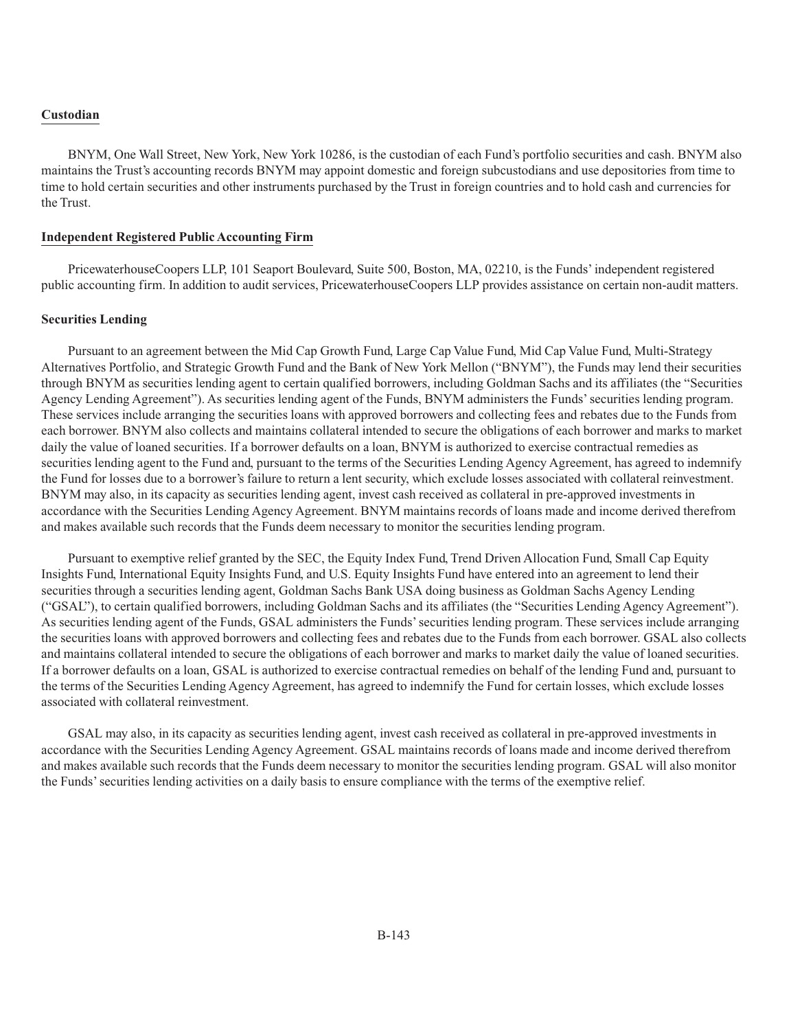**Custodian**

BNYM, One Wall Street, New York, New York 10286, is the custodian of each Fund's portfolio securities and cash. BNYM also maintains the Trust's accounting records BNYM may appoint domestic and foreign subcustodians and use depositories from time to time to hold certain securities and other instruments purchased by the Trust in foreign countries and to hold cash and currencies for the Trust.

**Independent Registered Public Accounting Firm**

PricewaterhouseCoopers LLP, 101 Seaport Boulevard, Suite 500, Boston, MA, 02210, is the Funds' independent registered public accounting firm. In addition to audit services, PricewaterhouseCoopers LLP provides assistance on certain non-audit matters.

**Securities Lending**

Pursuant to an agreement between the Mid Cap Growth Fund, Large Cap Value Fund, Mid Cap Value Fund, Multi-Strategy Alternatives Portfolio, and Strategic Growth Fund and the Bank of New York Mellon ("BNYM"), the Funds may lend their securities through BNYM as securities lending agent to certain qualified borrowers, including Goldman Sachs and its affiliates (the "Securities Agency Lending Agreement"). As securities lending agent of the Funds, BNYM administers the Funds' securities lending program. These services include arranging the securities loans with approved borrowers and collecting fees and rebates due to the Funds from each borrower. BNYM also collects and maintains collateral intended to secure the obligations of each borrower and marks to market daily the value of loaned securities. If a borrower defaults on a loan, BNYM is authorized to exercise contractual remedies as securities lending agent to the Fund and, pursuant to the terms of the Securities Lending Agency Agreement, has agreed to indemnify the Fund for losses due to a borrower's failure to return a lent security, which exclude losses associated with collateral reinvestment. BNYM may also, in its capacity as securities lending agent, invest cash received as collateral in pre-approved investments in accordance with the Securities Lending Agency Agreement. BNYM maintains records of loans made and income derived therefrom and makes available such records that the Funds deem necessary to monitor the securities lending program.

Pursuant to exemptive relief granted by the SEC, the Equity Index Fund, Trend Driven Allocation Fund, Small Cap Equity Insights Fund, International Equity Insights Fund, and U.S. Equity Insights Fund have entered into an agreement to lend their securities through a securities lending agent, Goldman Sachs Bank USA doing business as Goldman Sachs Agency Lending ("GSAL"), to certain qualified borrowers, including Goldman Sachs and its affiliates (the "Securities Lending Agency Agreement"). As securities lending agent of the Funds, GSAL administers the Funds' securities lending program. These services include arranging the securities loans with approved borrowers and collecting fees and rebates due to the Funds from each borrower. GSAL also collects and maintains collateral intended to secure the obligations of each borrower and marks to market daily the value of loaned securities. If a borrower defaults on a loan, GSAL is authorized to exercise contractual remedies on behalf of the lending Fund and, pursuant to the terms of the Securities Lending Agency Agreement, has agreed to indemnify the Fund for certain losses, which exclude losses associated with collateral reinvestment.

GSAL may also, in its capacity as securities lending agent, invest cash received as collateral in pre-approved investments in accordance with the Securities Lending Agency Agreement. GSAL maintains records of loans made and income derived therefrom and makes available such records that the Funds deem necessary to monitor the securities lending program. GSAL will also monitor the Funds' securities lending activities on a daily basis to ensure compliance with the terms of the exemptive relief.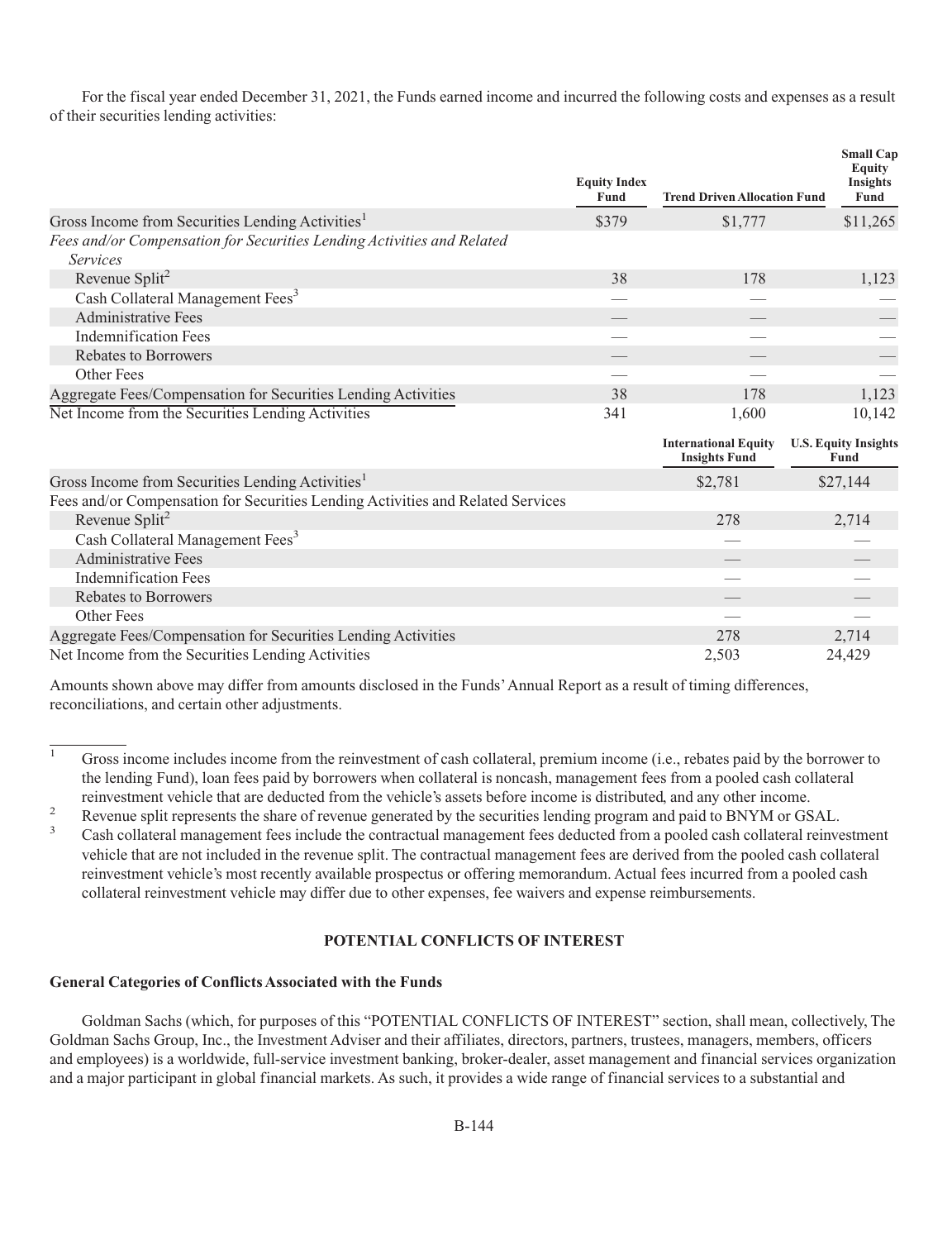For the fiscal year ended December 31, 2021, the Funds earned income and incurred the following costs and expenses as a result of their securities lending activities:

| | Equity Index Fund | Trend Driven Allocation Fund | Small Cap Equity Insights Fund |
|---|---|---|---|
| Gross Income from Securities Lending Activities[1] | $379 | $1,777 | $11,265 |
| *Fees and/or Compensation for Securities Lending Activities and Related Services* | | | |
| Revenue Split[2] | 38 | 178 | 1,123 |
| Cash Collateral Management Fees[3] | — | — | — |
| Administrative Fees | — | — | — |
| Indemnification Fees | — | — | — |
| Rebates to Borrowers | — | — | — |
| Other Fees | — | — | — |
| Aggregate Fees/Compensation for Securities Lending Activities | 38 | 178 | 1,123 |
| Net Income from the Securities Lending Activities | 341 | 1,600 | 10,142 |

| | International Equity Insights Fund | U.S. Equity Insights Fund |
|---|---|---|
| Gross Income from Securities Lending Activities[1] | $2,781 | $27,144 |
| Fees and/or Compensation for Securities Lending Activities and Related Services | | |
| Revenue Split[2] | 278 | 2,714 |
| Cash Collateral Management Fees[3] | — | — |
| Administrative Fees | — | — |
| Indemnification Fees | — | — |
| Rebates to Borrowers | — | — |
| Other Fees | — | — |
| Aggregate Fees/Compensation for Securities Lending Activities | 278 | 2,714 |
| Net Income from the Securities Lending Activities | 2,503 | 24,429 |

Amounts shown above may differ from amounts disclosed in the Funds' Annual Report as a result of timing differences, reconciliations, and certain other adjustments.

---

[1] Gross income includes income from the reinvestment of cash collateral, premium income (i.e., rebates paid by the borrower to the lending Fund), loan fees paid by borrowers when collateral is noncash, management fees from a pooled cash collateral reinvestment vehicle that are deducted from the vehicle's assets before income is distributed, and any other income.

[2] Revenue split represents the share of revenue generated by the securities lending program and paid to BNYM or GSAL.

[3] Cash collateral management fees include the contractual management fees deducted from a pooled cash collateral reinvestment vehicle that are not included in the revenue split. The contractual management fees are derived from the pooled cash collateral reinvestment vehicle's most recently available prospectus or offering memorandum. Actual fees incurred from a pooled cash collateral reinvestment vehicle may differ due to other expenses, fee waivers and expense reimbursements.

## POTENTIAL CONFLICTS OF INTEREST

### General Categories of Conflicts Associated with the Funds

Goldman Sachs (which, for purposes of this "POTENTIAL CONFLICTS OF INTEREST" section, shall mean, collectively, The Goldman Sachs Group, Inc., the Investment Adviser and their affiliates, directors, partners, trustees, managers, members, officers and employees) is a worldwide, full-service investment banking, broker-dealer, asset management and financial services organization and a major participant in global financial markets. As such, it provides a wide range of financial services to a substantial and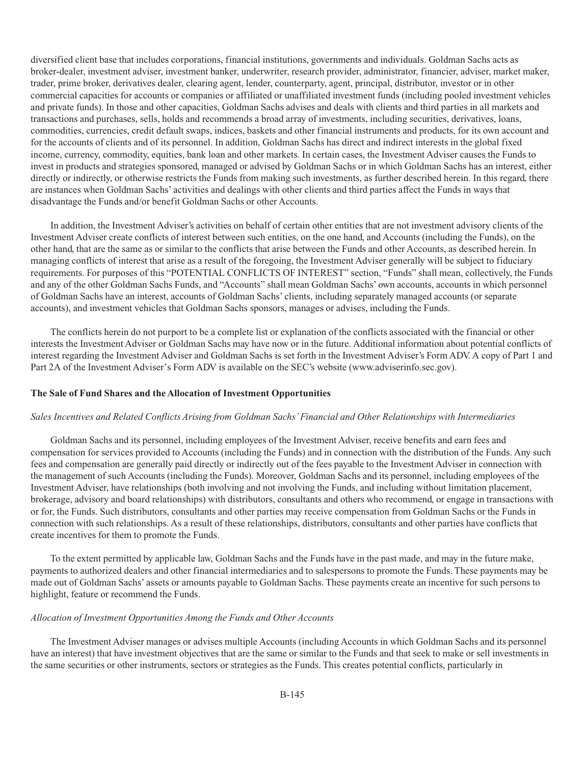diversified client base that includes corporations, financial institutions, governments and individuals. Goldman Sachs acts as broker-dealer, investment adviser, investment banker, underwriter, research provider, administrator, financier, adviser, market maker, trader, prime broker, derivatives dealer, clearing agent, lender, counterparty, agent, principal, distributor, investor or in other commercial capacities for accounts or companies or affiliated or unaffiliated investment funds (including pooled investment vehicles and private funds). In those and other capacities, Goldman Sachs advises and deals with clients and third parties in all markets and transactions and purchases, sells, holds and recommends a broad array of investments, including securities, derivatives, loans, commodities, currencies, credit default swaps, indices, baskets and other financial instruments and products, for its own account and for the accounts of clients and of its personnel. In addition, Goldman Sachs has direct and indirect interests in the global fixed income, currency, commodity, equities, bank loan and other markets. In certain cases, the Investment Adviser causes the Funds to invest in products and strategies sponsored, managed or advised by Goldman Sachs or in which Goldman Sachs has an interest, either directly or indirectly, or otherwise restricts the Funds from making such investments, as further described herein. In this regard, there are instances when Goldman Sachs' activities and dealings with other clients and third parties affect the Funds in ways that disadvantage the Funds and/or benefit Goldman Sachs or other Accounts.

In addition, the Investment Adviser's activities on behalf of certain other entities that are not investment advisory clients of the Investment Adviser create conflicts of interest between such entities, on the one hand, and Accounts (including the Funds), on the other hand, that are the same as or similar to the conflicts that arise between the Funds and other Accounts, as described herein. In managing conflicts of interest that arise as a result of the foregoing, the Investment Adviser generally will be subject to fiduciary requirements. For purposes of this "POTENTIAL CONFLICTS OF INTEREST" section, "Funds" shall mean, collectively, the Funds and any of the other Goldman Sachs Funds, and "Accounts" shall mean Goldman Sachs' own accounts, accounts in which personnel of Goldman Sachs have an interest, accounts of Goldman Sachs' clients, including separately managed accounts (or separate accounts), and investment vehicles that Goldman Sachs sponsors, manages or advises, including the Funds.

The conflicts herein do not purport to be a complete list or explanation of the conflicts associated with the financial or other interests the Investment Adviser or Goldman Sachs may have now or in the future. Additional information about potential conflicts of interest regarding the Investment Adviser and Goldman Sachs is set forth in the Investment Adviser's Form ADV. A copy of Part 1 and Part 2A of the Investment Adviser's Form ADV is available on the SEC's website (www.adviserinfo.sec.gov).

**The Sale of Fund Shares and the Allocation of Investment Opportunities**

*Sales Incentives and Related Conflicts Arising from Goldman Sachs' Financial and Other Relationships with Intermediaries*

Goldman Sachs and its personnel, including employees of the Investment Adviser, receive benefits and earn fees and compensation for services provided to Accounts (including the Funds) and in connection with the distribution of the Funds. Any such fees and compensation are generally paid directly or indirectly out of the fees payable to the Investment Adviser in connection with the management of such Accounts (including the Funds). Moreover, Goldman Sachs and its personnel, including employees of the Investment Adviser, have relationships (both involving and not involving the Funds, and including without limitation placement, brokerage, advisory and board relationships) with distributors, consultants and others who recommend, or engage in transactions with or for, the Funds. Such distributors, consultants and other parties may receive compensation from Goldman Sachs or the Funds in connection with such relationships. As a result of these relationships, distributors, consultants and other parties have conflicts that create incentives for them to promote the Funds.

To the extent permitted by applicable law, Goldman Sachs and the Funds have in the past made, and may in the future make, payments to authorized dealers and other financial intermediaries and to salespersons to promote the Funds. These payments may be made out of Goldman Sachs' assets or amounts payable to Goldman Sachs. These payments create an incentive for such persons to highlight, feature or recommend the Funds.

*Allocation of Investment Opportunities Among the Funds and Other Accounts*

The Investment Adviser manages or advises multiple Accounts (including Accounts in which Goldman Sachs and its personnel have an interest) that have investment objectives that are the same or similar to the Funds and that seek to make or sell investments in the same securities or other instruments, sectors or strategies as the Funds. This creates potential conflicts, particularly in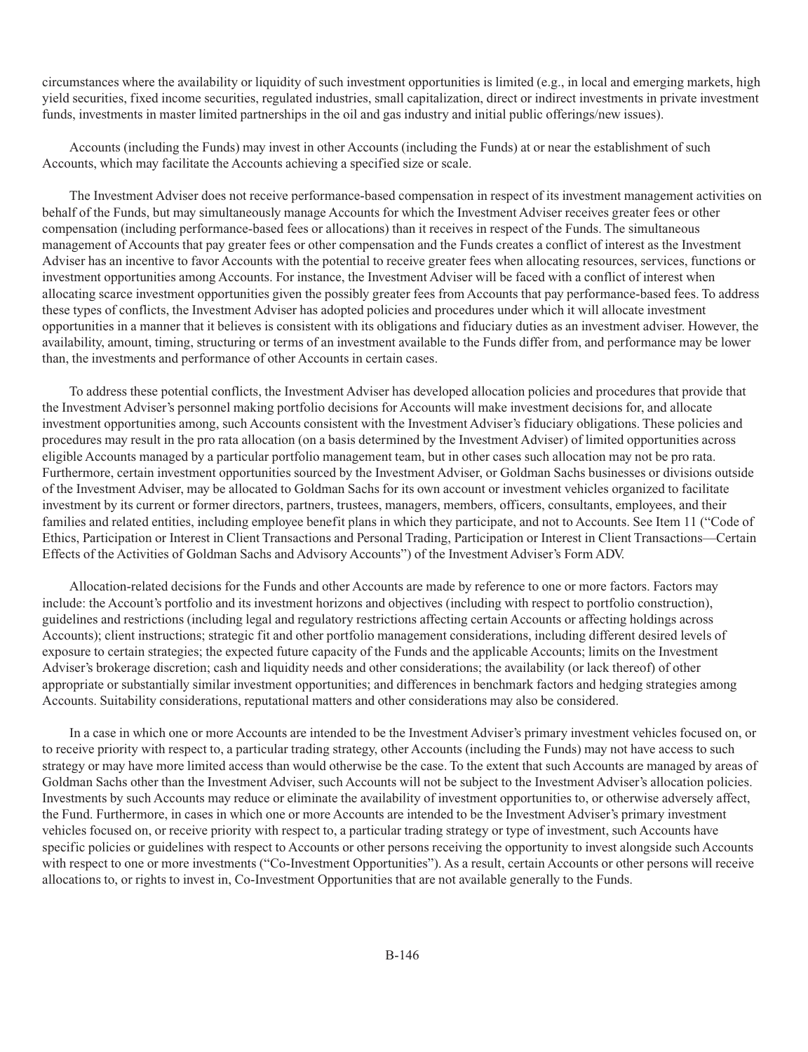circumstances where the availability or liquidity of such investment opportunities is limited (e.g., in local and emerging markets, high yield securities, fixed income securities, regulated industries, small capitalization, direct or indirect investments in private investment funds, investments in master limited partnerships in the oil and gas industry and initial public offerings/new issues).

Accounts (including the Funds) may invest in other Accounts (including the Funds) at or near the establishment of such Accounts, which may facilitate the Accounts achieving a specified size or scale.

The Investment Adviser does not receive performance-based compensation in respect of its investment management activities on behalf of the Funds, but may simultaneously manage Accounts for which the Investment Adviser receives greater fees or other compensation (including performance-based fees or allocations) than it receives in respect of the Funds. The simultaneous management of Accounts that pay greater fees or other compensation and the Funds creates a conflict of interest as the Investment Adviser has an incentive to favor Accounts with the potential to receive greater fees when allocating resources, services, functions or investment opportunities among Accounts. For instance, the Investment Adviser will be faced with a conflict of interest when allocating scarce investment opportunities given the possibly greater fees from Accounts that pay performance-based fees. To address these types of conflicts, the Investment Adviser has adopted policies and procedures under which it will allocate investment opportunities in a manner that it believes is consistent with its obligations and fiduciary duties as an investment adviser. However, the availability, amount, timing, structuring or terms of an investment available to the Funds differ from, and performance may be lower than, the investments and performance of other Accounts in certain cases.

To address these potential conflicts, the Investment Adviser has developed allocation policies and procedures that provide that the Investment Adviser's personnel making portfolio decisions for Accounts will make investment decisions for, and allocate investment opportunities among, such Accounts consistent with the Investment Adviser's fiduciary obligations. These policies and procedures may result in the pro rata allocation (on a basis determined by the Investment Adviser) of limited opportunities across eligible Accounts managed by a particular portfolio management team, but in other cases such allocation may not be pro rata. Furthermore, certain investment opportunities sourced by the Investment Adviser, or Goldman Sachs businesses or divisions outside of the Investment Adviser, may be allocated to Goldman Sachs for its own account or investment vehicles organized to facilitate investment by its current or former directors, partners, trustees, managers, members, officers, consultants, employees, and their families and related entities, including employee benefit plans in which they participate, and not to Accounts. See Item 11 ("Code of Ethics, Participation or Interest in Client Transactions and Personal Trading, Participation or Interest in Client Transactions—Certain Effects of the Activities of Goldman Sachs and Advisory Accounts") of the Investment Adviser's Form ADV.

Allocation-related decisions for the Funds and other Accounts are made by reference to one or more factors. Factors may include: the Account's portfolio and its investment horizons and objectives (including with respect to portfolio construction), guidelines and restrictions (including legal and regulatory restrictions affecting certain Accounts or affecting holdings across Accounts); client instructions; strategic fit and other portfolio management considerations, including different desired levels of exposure to certain strategies; the expected future capacity of the Funds and the applicable Accounts; limits on the Investment Adviser's brokerage discretion; cash and liquidity needs and other considerations; the availability (or lack thereof) of other appropriate or substantially similar investment opportunities; and differences in benchmark factors and hedging strategies among Accounts. Suitability considerations, reputational matters and other considerations may also be considered.

In a case in which one or more Accounts are intended to be the Investment Adviser's primary investment vehicles focused on, or to receive priority with respect to, a particular trading strategy, other Accounts (including the Funds) may not have access to such strategy or may have more limited access than would otherwise be the case. To the extent that such Accounts are managed by areas of Goldman Sachs other than the Investment Adviser, such Accounts will not be subject to the Investment Adviser's allocation policies. Investments by such Accounts may reduce or eliminate the availability of investment opportunities to, or otherwise adversely affect, the Fund. Furthermore, in cases in which one or more Accounts are intended to be the Investment Adviser's primary investment vehicles focused on, or receive priority with respect to, a particular trading strategy or type of investment, such Accounts have specific policies or guidelines with respect to Accounts or other persons receiving the opportunity to invest alongside such Accounts with respect to one or more investments ("Co-Investment Opportunities"). As a result, certain Accounts or other persons will receive allocations to, or rights to invest in, Co-Investment Opportunities that are not available generally to the Funds.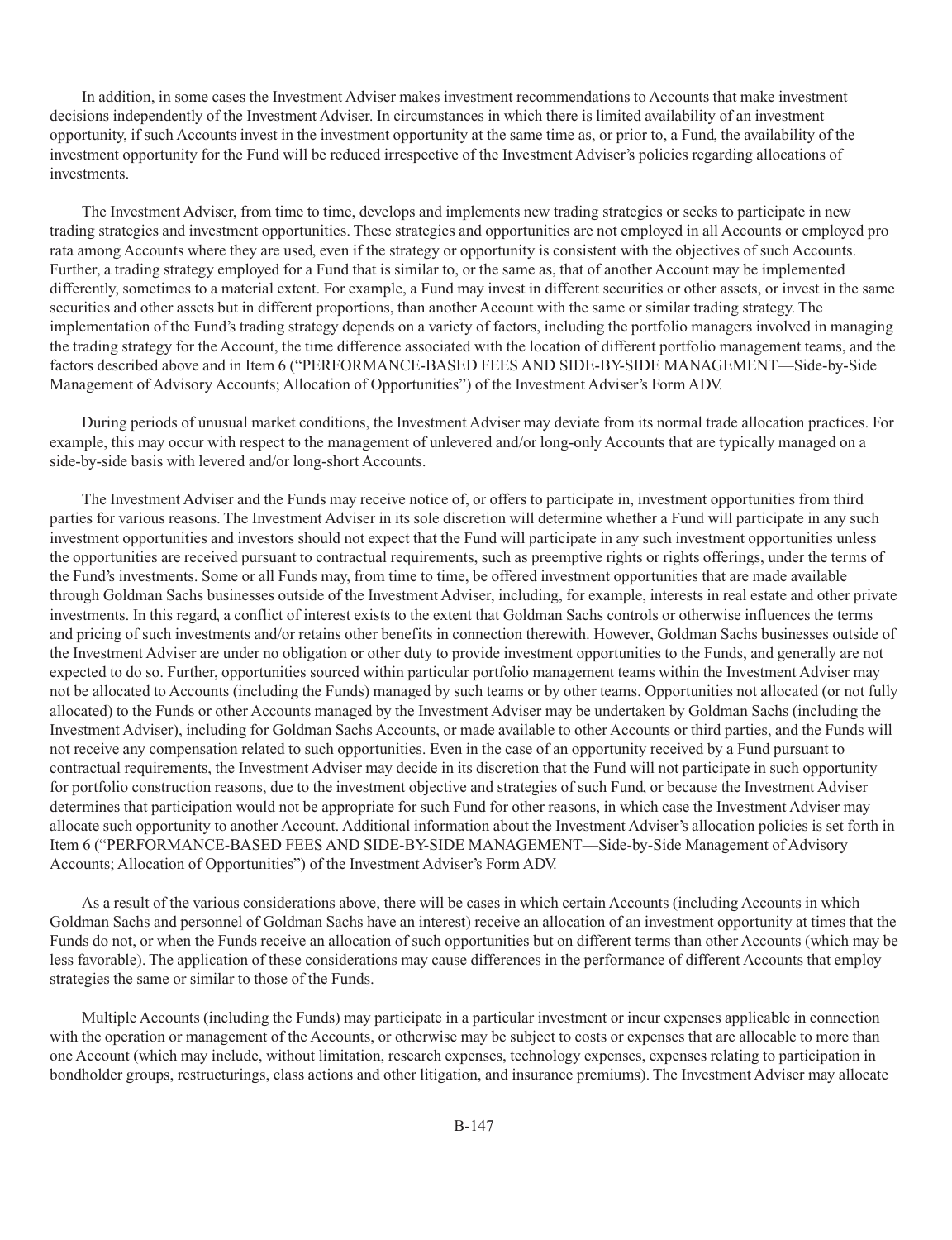In addition, in some cases the Investment Adviser makes investment recommendations to Accounts that make investment decisions independently of the Investment Adviser. In circumstances in which there is limited availability of an investment opportunity, if such Accounts invest in the investment opportunity at the same time as, or prior to, a Fund, the availability of the investment opportunity for the Fund will be reduced irrespective of the Investment Adviser's policies regarding allocations of investments.

The Investment Adviser, from time to time, develops and implements new trading strategies or seeks to participate in new trading strategies and investment opportunities. These strategies and opportunities are not employed in all Accounts or employed pro rata among Accounts where they are used, even if the strategy or opportunity is consistent with the objectives of such Accounts. Further, a trading strategy employed for a Fund that is similar to, or the same as, that of another Account may be implemented differently, sometimes to a material extent. For example, a Fund may invest in different securities or other assets, or invest in the same securities and other assets but in different proportions, than another Account with the same or similar trading strategy. The implementation of the Fund's trading strategy depends on a variety of factors, including the portfolio managers involved in managing the trading strategy for the Account, the time difference associated with the location of different portfolio management teams, and the factors described above and in Item 6 ("PERFORMANCE-BASED FEES AND SIDE-BY-SIDE MANAGEMENT—Side-by-Side Management of Advisory Accounts; Allocation of Opportunities") of the Investment Adviser's Form ADV.

During periods of unusual market conditions, the Investment Adviser may deviate from its normal trade allocation practices. For example, this may occur with respect to the management of unlevered and/or long-only Accounts that are typically managed on a side-by-side basis with levered and/or long-short Accounts.

The Investment Adviser and the Funds may receive notice of, or offers to participate in, investment opportunities from third parties for various reasons. The Investment Adviser in its sole discretion will determine whether a Fund will participate in any such investment opportunities and investors should not expect that the Fund will participate in any such investment opportunities unless the opportunities are received pursuant to contractual requirements, such as preemptive rights or rights offerings, under the terms of the Fund's investments. Some or all Funds may, from time to time, be offered investment opportunities that are made available through Goldman Sachs businesses outside of the Investment Adviser, including, for example, interests in real estate and other private investments. In this regard, a conflict of interest exists to the extent that Goldman Sachs controls or otherwise influences the terms and pricing of such investments and/or retains other benefits in connection therewith. However, Goldman Sachs businesses outside of the Investment Adviser are under no obligation or other duty to provide investment opportunities to the Funds, and generally are not expected to do so. Further, opportunities sourced within particular portfolio management teams within the Investment Adviser may not be allocated to Accounts (including the Funds) managed by such teams or by other teams. Opportunities not allocated (or not fully allocated) to the Funds or other Accounts managed by the Investment Adviser may be undertaken by Goldman Sachs (including the Investment Adviser), including for Goldman Sachs Accounts, or made available to other Accounts or third parties, and the Funds will not receive any compensation related to such opportunities. Even in the case of an opportunity received by a Fund pursuant to contractual requirements, the Investment Adviser may decide in its discretion that the Fund will not participate in such opportunity for portfolio construction reasons, due to the investment objective and strategies of such Fund, or because the Investment Adviser determines that participation would not be appropriate for such Fund for other reasons, in which case the Investment Adviser may allocate such opportunity to another Account. Additional information about the Investment Adviser's allocation policies is set forth in Item 6 ("PERFORMANCE-BASED FEES AND SIDE-BY-SIDE MANAGEMENT—Side-by-Side Management of Advisory Accounts; Allocation of Opportunities") of the Investment Adviser's Form ADV.

As a result of the various considerations above, there will be cases in which certain Accounts (including Accounts in which Goldman Sachs and personnel of Goldman Sachs have an interest) receive an allocation of an investment opportunity at times that the Funds do not, or when the Funds receive an allocation of such opportunities but on different terms than other Accounts (which may be less favorable). The application of these considerations may cause differences in the performance of different Accounts that employ strategies the same or similar to those of the Funds.

Multiple Accounts (including the Funds) may participate in a particular investment or incur expenses applicable in connection with the operation or management of the Accounts, or otherwise may be subject to costs or expenses that are allocable to more than one Account (which may include, without limitation, research expenses, technology expenses, expenses relating to participation in bondholder groups, restructurings, class actions and other litigation, and insurance premiums). The Investment Adviser may allocate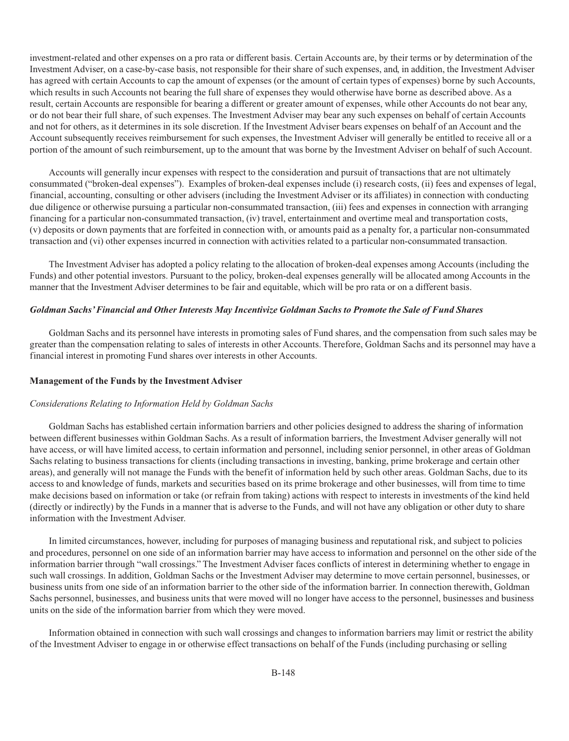investment-related and other expenses on a pro rata or different basis. Certain Accounts are, by their terms or by determination of the Investment Adviser, on a case-by-case basis, not responsible for their share of such expenses, and, in addition, the Investment Adviser has agreed with certain Accounts to cap the amount of expenses (or the amount of certain types of expenses) borne by such Accounts, which results in such Accounts not bearing the full share of expenses they would otherwise have borne as described above. As a result, certain Accounts are responsible for bearing a different or greater amount of expenses, while other Accounts do not bear any, or do not bear their full share, of such expenses. The Investment Adviser may bear any such expenses on behalf of certain Accounts and not for others, as it determines in its sole discretion. If the Investment Adviser bears expenses on behalf of an Account and the Account subsequently receives reimbursement for such expenses, the Investment Adviser will generally be entitled to receive all or a portion of the amount of such reimbursement, up to the amount that was borne by the Investment Adviser on behalf of such Account.

Accounts will generally incur expenses with respect to the consideration and pursuit of transactions that are not ultimately consummated ("broken-deal expenses"). Examples of broken-deal expenses include (i) research costs, (ii) fees and expenses of legal, financial, accounting, consulting or other advisers (including the Investment Adviser or its affiliates) in connection with conducting due diligence or otherwise pursuing a particular non-consummated transaction, (iii) fees and expenses in connection with arranging financing for a particular non-consummated transaction, (iv) travel, entertainment and overtime meal and transportation costs, (v) deposits or down payments that are forfeited in connection with, or amounts paid as a penalty for, a particular non-consummated transaction and (vi) other expenses incurred in connection with activities related to a particular non-consummated transaction.

The Investment Adviser has adopted a policy relating to the allocation of broken-deal expenses among Accounts (including the Funds) and other potential investors. Pursuant to the policy, broken-deal expenses generally will be allocated among Accounts in the manner that the Investment Adviser determines to be fair and equitable, which will be pro rata or on a different basis.

***Goldman Sachs' Financial and Other Interests May Incentivize Goldman Sachs to Promote the Sale of Fund Shares***

Goldman Sachs and its personnel have interests in promoting sales of Fund shares, and the compensation from such sales may be greater than the compensation relating to sales of interests in other Accounts. Therefore, Goldman Sachs and its personnel may have a financial interest in promoting Fund shares over interests in other Accounts.

**Management of the Funds by the Investment Adviser**

*Considerations Relating to Information Held by Goldman Sachs*

Goldman Sachs has established certain information barriers and other policies designed to address the sharing of information between different businesses within Goldman Sachs. As a result of information barriers, the Investment Adviser generally will not have access, or will have limited access, to certain information and personnel, including senior personnel, in other areas of Goldman Sachs relating to business transactions for clients (including transactions in investing, banking, prime brokerage and certain other areas), and generally will not manage the Funds with the benefit of information held by such other areas. Goldman Sachs, due to its access to and knowledge of funds, markets and securities based on its prime brokerage and other businesses, will from time to time make decisions based on information or take (or refrain from taking) actions with respect to interests in investments of the kind held (directly or indirectly) by the Funds in a manner that is adverse to the Funds, and will not have any obligation or other duty to share information with the Investment Adviser.

In limited circumstances, however, including for purposes of managing business and reputational risk, and subject to policies and procedures, personnel on one side of an information barrier may have access to information and personnel on the other side of the information barrier through "wall crossings." The Investment Adviser faces conflicts of interest in determining whether to engage in such wall crossings. In addition, Goldman Sachs or the Investment Adviser may determine to move certain personnel, businesses, or business units from one side of an information barrier to the other side of the information barrier. In connection therewith, Goldman Sachs personnel, businesses, and business units that were moved will no longer have access to the personnel, businesses and business units on the side of the information barrier from which they were moved.

Information obtained in connection with such wall crossings and changes to information barriers may limit or restrict the ability of the Investment Adviser to engage in or otherwise effect transactions on behalf of the Funds (including purchasing or selling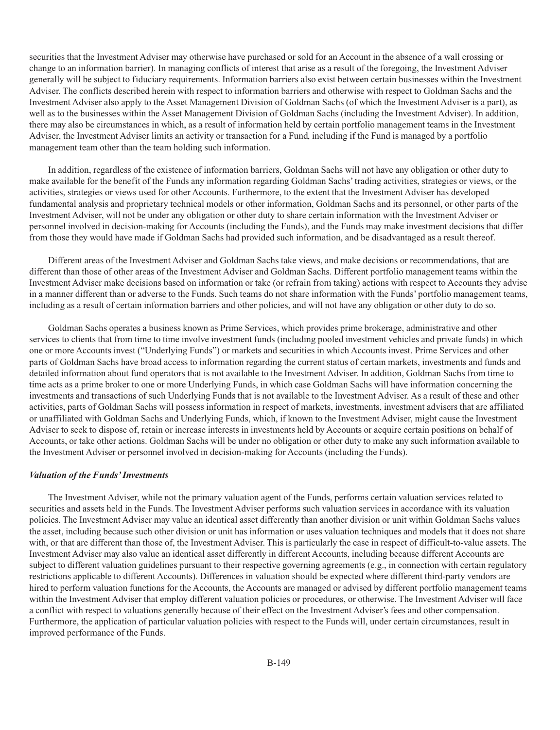securities that the Investment Adviser may otherwise have purchased or sold for an Account in the absence of a wall crossing or change to an information barrier). In managing conflicts of interest that arise as a result of the foregoing, the Investment Adviser generally will be subject to fiduciary requirements. Information barriers also exist between certain businesses within the Investment Adviser. The conflicts described herein with respect to information barriers and otherwise with respect to Goldman Sachs and the Investment Adviser also apply to the Asset Management Division of Goldman Sachs (of which the Investment Adviser is a part), as well as to the businesses within the Asset Management Division of Goldman Sachs (including the Investment Adviser). In addition, there may also be circumstances in which, as a result of information held by certain portfolio management teams in the Investment Adviser, the Investment Adviser limits an activity or transaction for a Fund, including if the Fund is managed by a portfolio management team other than the team holding such information.

In addition, regardless of the existence of information barriers, Goldman Sachs will not have any obligation or other duty to make available for the benefit of the Funds any information regarding Goldman Sachs' trading activities, strategies or views, or the activities, strategies or views used for other Accounts. Furthermore, to the extent that the Investment Adviser has developed fundamental analysis and proprietary technical models or other information, Goldman Sachs and its personnel, or other parts of the Investment Adviser, will not be under any obligation or other duty to share certain information with the Investment Adviser or personnel involved in decision-making for Accounts (including the Funds), and the Funds may make investment decisions that differ from those they would have made if Goldman Sachs had provided such information, and be disadvantaged as a result thereof.

Different areas of the Investment Adviser and Goldman Sachs take views, and make decisions or recommendations, that are different than those of other areas of the Investment Adviser and Goldman Sachs. Different portfolio management teams within the Investment Adviser make decisions based on information or take (or refrain from taking) actions with respect to Accounts they advise in a manner different than or adverse to the Funds. Such teams do not share information with the Funds' portfolio management teams, including as a result of certain information barriers and other policies, and will not have any obligation or other duty to do so.

Goldman Sachs operates a business known as Prime Services, which provides prime brokerage, administrative and other services to clients that from time to time involve investment funds (including pooled investment vehicles and private funds) in which one or more Accounts invest ("Underlying Funds") or markets and securities in which Accounts invest. Prime Services and other parts of Goldman Sachs have broad access to information regarding the current status of certain markets, investments and funds and detailed information about fund operators that is not available to the Investment Adviser. In addition, Goldman Sachs from time to time acts as a prime broker to one or more Underlying Funds, in which case Goldman Sachs will have information concerning the investments and transactions of such Underlying Funds that is not available to the Investment Adviser. As a result of these and other activities, parts of Goldman Sachs will possess information in respect of markets, investments, investment advisers that are affiliated or unaffiliated with Goldman Sachs and Underlying Funds, which, if known to the Investment Adviser, might cause the Investment Adviser to seek to dispose of, retain or increase interests in investments held by Accounts or acquire certain positions on behalf of Accounts, or take other actions. Goldman Sachs will be under no obligation or other duty to make any such information available to the Investment Adviser or personnel involved in decision-making for Accounts (including the Funds).

***Valuation of the Funds' Investments***

The Investment Adviser, while not the primary valuation agent of the Funds, performs certain valuation services related to securities and assets held in the Funds. The Investment Adviser performs such valuation services in accordance with its valuation policies. The Investment Adviser may value an identical asset differently than another division or unit within Goldman Sachs values the asset, including because such other division or unit has information or uses valuation techniques and models that it does not share with, or that are different than those of, the Investment Adviser. This is particularly the case in respect of difficult-to-value assets. The Investment Adviser may also value an identical asset differently in different Accounts, including because different Accounts are subject to different valuation guidelines pursuant to their respective governing agreements (e.g., in connection with certain regulatory restrictions applicable to different Accounts). Differences in valuation should be expected where different third-party vendors are hired to perform valuation functions for the Accounts, the Accounts are managed or advised by different portfolio management teams within the Investment Adviser that employ different valuation policies or procedures, or otherwise. The Investment Adviser will face a conflict with respect to valuations generally because of their effect on the Investment Adviser's fees and other compensation. Furthermore, the application of particular valuation policies with respect to the Funds will, under certain circumstances, result in improved performance of the Funds.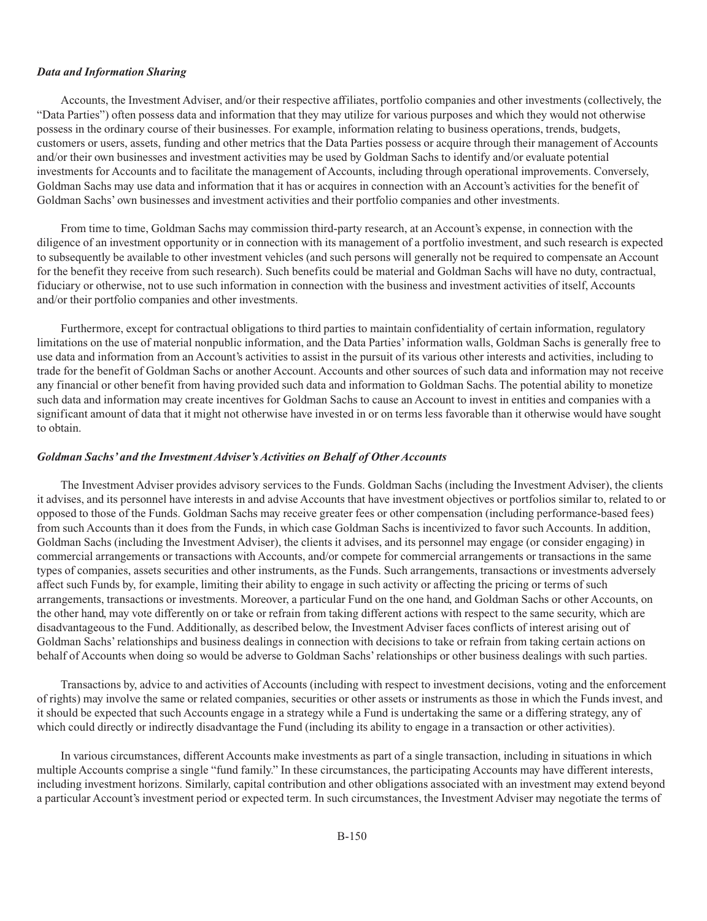***Data and Information Sharing***

Accounts, the Investment Adviser, and/or their respective affiliates, portfolio companies and other investments (collectively, the "Data Parties") often possess data and information that they may utilize for various purposes and which they would not otherwise possess in the ordinary course of their businesses. For example, information relating to business operations, trends, budgets, customers or users, assets, funding and other metrics that the Data Parties possess or acquire through their management of Accounts and/or their own businesses and investment activities may be used by Goldman Sachs to identify and/or evaluate potential investments for Accounts and to facilitate the management of Accounts, including through operational improvements. Conversely, Goldman Sachs may use data and information that it has or acquires in connection with an Account's activities for the benefit of Goldman Sachs' own businesses and investment activities and their portfolio companies and other investments.

From time to time, Goldman Sachs may commission third-party research, at an Account's expense, in connection with the diligence of an investment opportunity or in connection with its management of a portfolio investment, and such research is expected to subsequently be available to other investment vehicles (and such persons will generally not be required to compensate an Account for the benefit they receive from such research). Such benefits could be material and Goldman Sachs will have no duty, contractual, fiduciary or otherwise, not to use such information in connection with the business and investment activities of itself, Accounts and/or their portfolio companies and other investments.

Furthermore, except for contractual obligations to third parties to maintain confidentiality of certain information, regulatory limitations on the use of material nonpublic information, and the Data Parties' information walls, Goldman Sachs is generally free to use data and information from an Account's activities to assist in the pursuit of its various other interests and activities, including to trade for the benefit of Goldman Sachs or another Account. Accounts and other sources of such data and information may not receive any financial or other benefit from having provided such data and information to Goldman Sachs. The potential ability to monetize such data and information may create incentives for Goldman Sachs to cause an Account to invest in entities and companies with a significant amount of data that it might not otherwise have invested in or on terms less favorable than it otherwise would have sought to obtain.

***Goldman Sachs' and the Investment Adviser's Activities on Behalf of Other Accounts***

The Investment Adviser provides advisory services to the Funds. Goldman Sachs (including the Investment Adviser), the clients it advises, and its personnel have interests in and advise Accounts that have investment objectives or portfolios similar to, related to or opposed to those of the Funds. Goldman Sachs may receive greater fees or other compensation (including performance-based fees) from such Accounts than it does from the Funds, in which case Goldman Sachs is incentivized to favor such Accounts. In addition, Goldman Sachs (including the Investment Adviser), the clients it advises, and its personnel may engage (or consider engaging) in commercial arrangements or transactions with Accounts, and/or compete for commercial arrangements or transactions in the same types of companies, assets securities and other instruments, as the Funds. Such arrangements, transactions or investments adversely affect such Funds by, for example, limiting their ability to engage in such activity or affecting the pricing or terms of such arrangements, transactions or investments. Moreover, a particular Fund on the one hand, and Goldman Sachs or other Accounts, on the other hand, may vote differently on or take or refrain from taking different actions with respect to the same security, which are disadvantageous to the Fund. Additionally, as described below, the Investment Adviser faces conflicts of interest arising out of Goldman Sachs' relationships and business dealings in connection with decisions to take or refrain from taking certain actions on behalf of Accounts when doing so would be adverse to Goldman Sachs' relationships or other business dealings with such parties.

Transactions by, advice to and activities of Accounts (including with respect to investment decisions, voting and the enforcement of rights) may involve the same or related companies, securities or other assets or instruments as those in which the Funds invest, and it should be expected that such Accounts engage in a strategy while a Fund is undertaking the same or a differing strategy, any of which could directly or indirectly disadvantage the Fund (including its ability to engage in a transaction or other activities).

In various circumstances, different Accounts make investments as part of a single transaction, including in situations in which multiple Accounts comprise a single "fund family." In these circumstances, the participating Accounts may have different interests, including investment horizons. Similarly, capital contribution and other obligations associated with an investment may extend beyond a particular Account's investment period or expected term. In such circumstances, the Investment Adviser may negotiate the terms of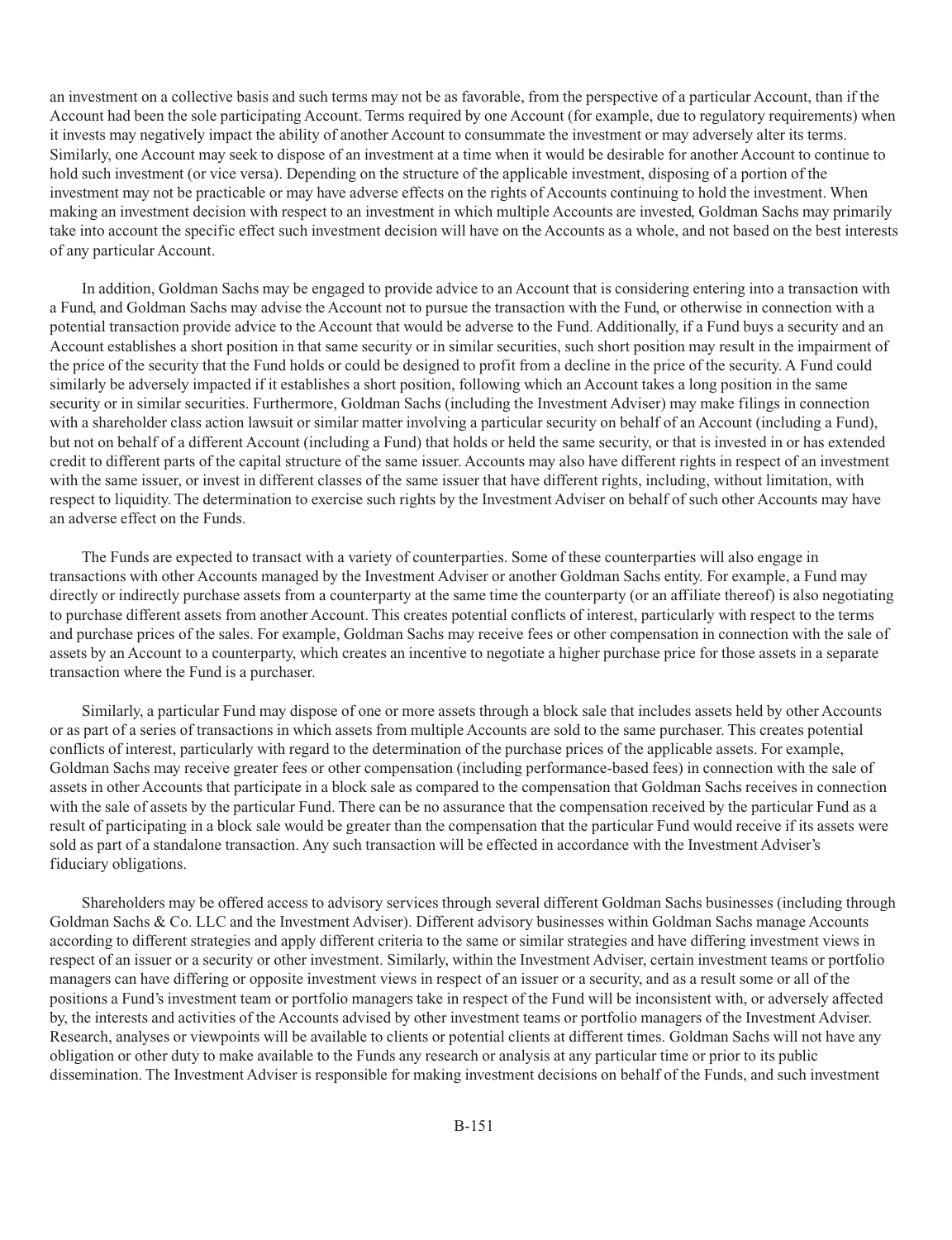an investment on a collective basis and such terms may not be as favorable, from the perspective of a particular Account, than if the Account had been the sole participating Account. Terms required by one Account (for example, due to regulatory requirements) when it invests may negatively impact the ability of another Account to consummate the investment or may adversely alter its terms. Similarly, one Account may seek to dispose of an investment at a time when it would be desirable for another Account to continue to hold such investment (or vice versa). Depending on the structure of the applicable investment, disposing of a portion of the investment may not be practicable or may have adverse effects on the rights of Accounts continuing to hold the investment. When making an investment decision with respect to an investment in which multiple Accounts are invested, Goldman Sachs may primarily take into account the specific effect such investment decision will have on the Accounts as a whole, and not based on the best interests of any particular Account.

In addition, Goldman Sachs may be engaged to provide advice to an Account that is considering entering into a transaction with a Fund, and Goldman Sachs may advise the Account not to pursue the transaction with the Fund, or otherwise in connection with a potential transaction provide advice to the Account that would be adverse to the Fund. Additionally, if a Fund buys a security and an Account establishes a short position in that same security or in similar securities, such short position may result in the impairment of the price of the security that the Fund holds or could be designed to profit from a decline in the price of the security. A Fund could similarly be adversely impacted if it establishes a short position, following which an Account takes a long position in the same security or in similar securities. Furthermore, Goldman Sachs (including the Investment Adviser) may make filings in connection with a shareholder class action lawsuit or similar matter involving a particular security on behalf of an Account (including a Fund), but not on behalf of a different Account (including a Fund) that holds or held the same security, or that is invested in or has extended credit to different parts of the capital structure of the same issuer. Accounts may also have different rights in respect of an investment with the same issuer, or invest in different classes of the same issuer that have different rights, including, without limitation, with respect to liquidity. The determination to exercise such rights by the Investment Adviser on behalf of such other Accounts may have an adverse effect on the Funds.

The Funds are expected to transact with a variety of counterparties. Some of these counterparties will also engage in transactions with other Accounts managed by the Investment Adviser or another Goldman Sachs entity. For example, a Fund may directly or indirectly purchase assets from a counterparty at the same time the counterparty (or an affiliate thereof) is also negotiating to purchase different assets from another Account. This creates potential conflicts of interest, particularly with respect to the terms and purchase prices of the sales. For example, Goldman Sachs may receive fees or other compensation in connection with the sale of assets by an Account to a counterparty, which creates an incentive to negotiate a higher purchase price for those assets in a separate transaction where the Fund is a purchaser.

Similarly, a particular Fund may dispose of one or more assets through a block sale that includes assets held by other Accounts or as part of a series of transactions in which assets from multiple Accounts are sold to the same purchaser. This creates potential conflicts of interest, particularly with regard to the determination of the purchase prices of the applicable assets. For example, Goldman Sachs may receive greater fees or other compensation (including performance-based fees) in connection with the sale of assets in other Accounts that participate in a block sale as compared to the compensation that Goldman Sachs receives in connection with the sale of assets by the particular Fund. There can be no assurance that the compensation received by the particular Fund as a result of participating in a block sale would be greater than the compensation that the particular Fund would receive if its assets were sold as part of a standalone transaction. Any such transaction will be effected in accordance with the Investment Adviser's fiduciary obligations.

Shareholders may be offered access to advisory services through several different Goldman Sachs businesses (including through Goldman Sachs & Co. LLC and the Investment Adviser). Different advisory businesses within Goldman Sachs manage Accounts according to different strategies and apply different criteria to the same or similar strategies and have differing investment views in respect of an issuer or a security or other investment. Similarly, within the Investment Adviser, certain investment teams or portfolio managers can have differing or opposite investment views in respect of an issuer or a security, and as a result some or all of the positions a Fund's investment team or portfolio managers take in respect of the Fund will be inconsistent with, or adversely affected by, the interests and activities of the Accounts advised by other investment teams or portfolio managers of the Investment Adviser. Research, analyses or viewpoints will be available to clients or potential clients at different times. Goldman Sachs will not have any obligation or other duty to make available to the Funds any research or analysis at any particular time or prior to its public dissemination. The Investment Adviser is responsible for making investment decisions on behalf of the Funds, and such investment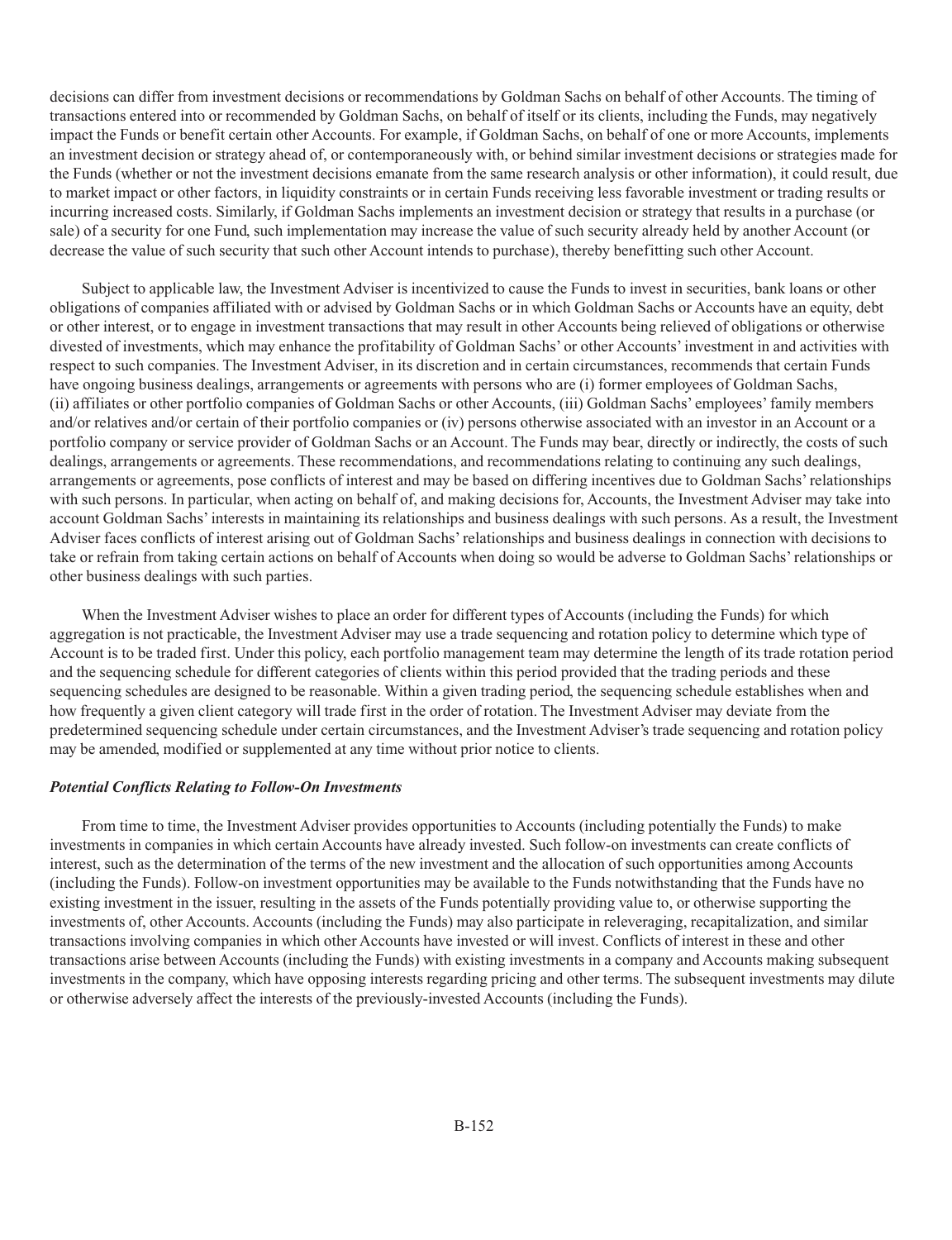decisions can differ from investment decisions or recommendations by Goldman Sachs on behalf of other Accounts. The timing of transactions entered into or recommended by Goldman Sachs, on behalf of itself or its clients, including the Funds, may negatively impact the Funds or benefit certain other Accounts. For example, if Goldman Sachs, on behalf of one or more Accounts, implements an investment decision or strategy ahead of, or contemporaneously with, or behind similar investment decisions or strategies made for the Funds (whether or not the investment decisions emanate from the same research analysis or other information), it could result, due to market impact or other factors, in liquidity constraints or in certain Funds receiving less favorable investment or trading results or incurring increased costs. Similarly, if Goldman Sachs implements an investment decision or strategy that results in a purchase (or sale) of a security for one Fund, such implementation may increase the value of such security already held by another Account (or decrease the value of such security that such other Account intends to purchase), thereby benefitting such other Account.

Subject to applicable law, the Investment Adviser is incentivized to cause the Funds to invest in securities, bank loans or other obligations of companies affiliated with or advised by Goldman Sachs or in which Goldman Sachs or Accounts have an equity, debt or other interest, or to engage in investment transactions that may result in other Accounts being relieved of obligations or otherwise divested of investments, which may enhance the profitability of Goldman Sachs' or other Accounts' investment in and activities with respect to such companies. The Investment Adviser, in its discretion and in certain circumstances, recommends that certain Funds have ongoing business dealings, arrangements or agreements with persons who are (i) former employees of Goldman Sachs, (ii) affiliates or other portfolio companies of Goldman Sachs or other Accounts, (iii) Goldman Sachs' employees' family members and/or relatives and/or certain of their portfolio companies or (iv) persons otherwise associated with an investor in an Account or a portfolio company or service provider of Goldman Sachs or an Account. The Funds may bear, directly or indirectly, the costs of such dealings, arrangements or agreements. These recommendations, and recommendations relating to continuing any such dealings, arrangements or agreements, pose conflicts of interest and may be based on differing incentives due to Goldman Sachs' relationships with such persons. In particular, when acting on behalf of, and making decisions for, Accounts, the Investment Adviser may take into account Goldman Sachs' interests in maintaining its relationships and business dealings with such persons. As a result, the Investment Adviser faces conflicts of interest arising out of Goldman Sachs' relationships and business dealings in connection with decisions to take or refrain from taking certain actions on behalf of Accounts when doing so would be adverse to Goldman Sachs' relationships or other business dealings with such parties.

When the Investment Adviser wishes to place an order for different types of Accounts (including the Funds) for which aggregation is not practicable, the Investment Adviser may use a trade sequencing and rotation policy to determine which type of Account is to be traded first. Under this policy, each portfolio management team may determine the length of its trade rotation period and the sequencing schedule for different categories of clients within this period provided that the trading periods and these sequencing schedules are designed to be reasonable. Within a given trading period, the sequencing schedule establishes when and how frequently a given client category will trade first in the order of rotation. The Investment Adviser may deviate from the predetermined sequencing schedule under certain circumstances, and the Investment Adviser's trade sequencing and rotation policy may be amended, modified or supplemented at any time without prior notice to clients.

***Potential Conflicts Relating to Follow-On Investments***

From time to time, the Investment Adviser provides opportunities to Accounts (including potentially the Funds) to make investments in companies in which certain Accounts have already invested. Such follow-on investments can create conflicts of interest, such as the determination of the terms of the new investment and the allocation of such opportunities among Accounts (including the Funds). Follow-on investment opportunities may be available to the Funds notwithstanding that the Funds have no existing investment in the issuer, resulting in the assets of the Funds potentially providing value to, or otherwise supporting the investments of, other Accounts. Accounts (including the Funds) may also participate in releveraging, recapitalization, and similar transactions involving companies in which other Accounts have invested or will invest. Conflicts of interest in these and other transactions arise between Accounts (including the Funds) with existing investments in a company and Accounts making subsequent investments in the company, which have opposing interests regarding pricing and other terms. The subsequent investments may dilute or otherwise adversely affect the interests of the previously-invested Accounts (including the Funds).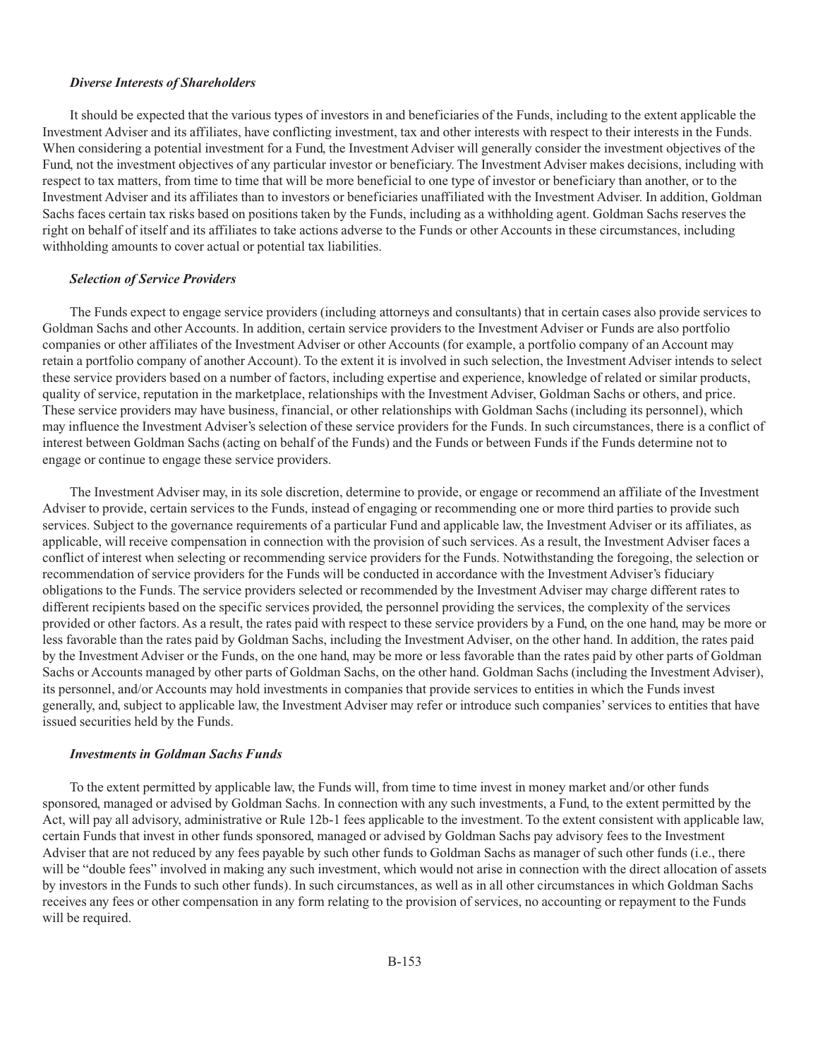***Diverse Interests of Shareholders***

It should be expected that the various types of investors in and beneficiaries of the Funds, including to the extent applicable the Investment Adviser and its affiliates, have conflicting investment, tax and other interests with respect to their interests in the Funds. When considering a potential investment for a Fund, the Investment Adviser will generally consider the investment objectives of the Fund, not the investment objectives of any particular investor or beneficiary. The Investment Adviser makes decisions, including with respect to tax matters, from time to time that will be more beneficial to one type of investor or beneficiary than another, or to the Investment Adviser and its affiliates than to investors or beneficiaries unaffiliated with the Investment Adviser. In addition, Goldman Sachs faces certain tax risks based on positions taken by the Funds, including as a withholding agent. Goldman Sachs reserves the right on behalf of itself and its affiliates to take actions adverse to the Funds or other Accounts in these circumstances, including withholding amounts to cover actual or potential tax liabilities.

***Selection of Service Providers***

The Funds expect to engage service providers (including attorneys and consultants) that in certain cases also provide services to Goldman Sachs and other Accounts. In addition, certain service providers to the Investment Adviser or Funds are also portfolio companies or other affiliates of the Investment Adviser or other Accounts (for example, a portfolio company of an Account may retain a portfolio company of another Account). To the extent it is involved in such selection, the Investment Adviser intends to select these service providers based on a number of factors, including expertise and experience, knowledge of related or similar products, quality of service, reputation in the marketplace, relationships with the Investment Adviser, Goldman Sachs or others, and price. These service providers may have business, financial, or other relationships with Goldman Sachs (including its personnel), which may influence the Investment Adviser's selection of these service providers for the Funds. In such circumstances, there is a conflict of interest between Goldman Sachs (acting on behalf of the Funds) and the Funds or between Funds if the Funds determine not to engage or continue to engage these service providers.

The Investment Adviser may, in its sole discretion, determine to provide, or engage or recommend an affiliate of the Investment Adviser to provide, certain services to the Funds, instead of engaging or recommending one or more third parties to provide such services. Subject to the governance requirements of a particular Fund and applicable law, the Investment Adviser or its affiliates, as applicable, will receive compensation in connection with the provision of such services. As a result, the Investment Adviser faces a conflict of interest when selecting or recommending service providers for the Funds. Notwithstanding the foregoing, the selection or recommendation of service providers for the Funds will be conducted in accordance with the Investment Adviser's fiduciary obligations to the Funds. The service providers selected or recommended by the Investment Adviser may charge different rates to different recipients based on the specific services provided, the personnel providing the services, the complexity of the services provided or other factors. As a result, the rates paid with respect to these service providers by a Fund, on the one hand, may be more or less favorable than the rates paid by Goldman Sachs, including the Investment Adviser, on the other hand. In addition, the rates paid by the Investment Adviser or the Funds, on the one hand, may be more or less favorable than the rates paid by other parts of Goldman Sachs or Accounts managed by other parts of Goldman Sachs, on the other hand. Goldman Sachs (including the Investment Adviser), its personnel, and/or Accounts may hold investments in companies that provide services to entities in which the Funds invest generally, and, subject to applicable law, the Investment Adviser may refer or introduce such companies' services to entities that have issued securities held by the Funds.

***Investments in Goldman Sachs Funds***

To the extent permitted by applicable law, the Funds will, from time to time invest in money market and/or other funds sponsored, managed or advised by Goldman Sachs. In connection with any such investments, a Fund, to the extent permitted by the Act, will pay all advisory, administrative or Rule 12b-1 fees applicable to the investment. To the extent consistent with applicable law, certain Funds that invest in other funds sponsored, managed or advised by Goldman Sachs pay advisory fees to the Investment Adviser that are not reduced by any fees payable by such other funds to Goldman Sachs as manager of such other funds (i.e., there will be "double fees" involved in making any such investment, which would not arise in connection with the direct allocation of assets by investors in the Funds to such other funds). In such circumstances, as well as in all other circumstances in which Goldman Sachs receives any fees or other compensation in any form relating to the provision of services, no accounting or repayment to the Funds will be required.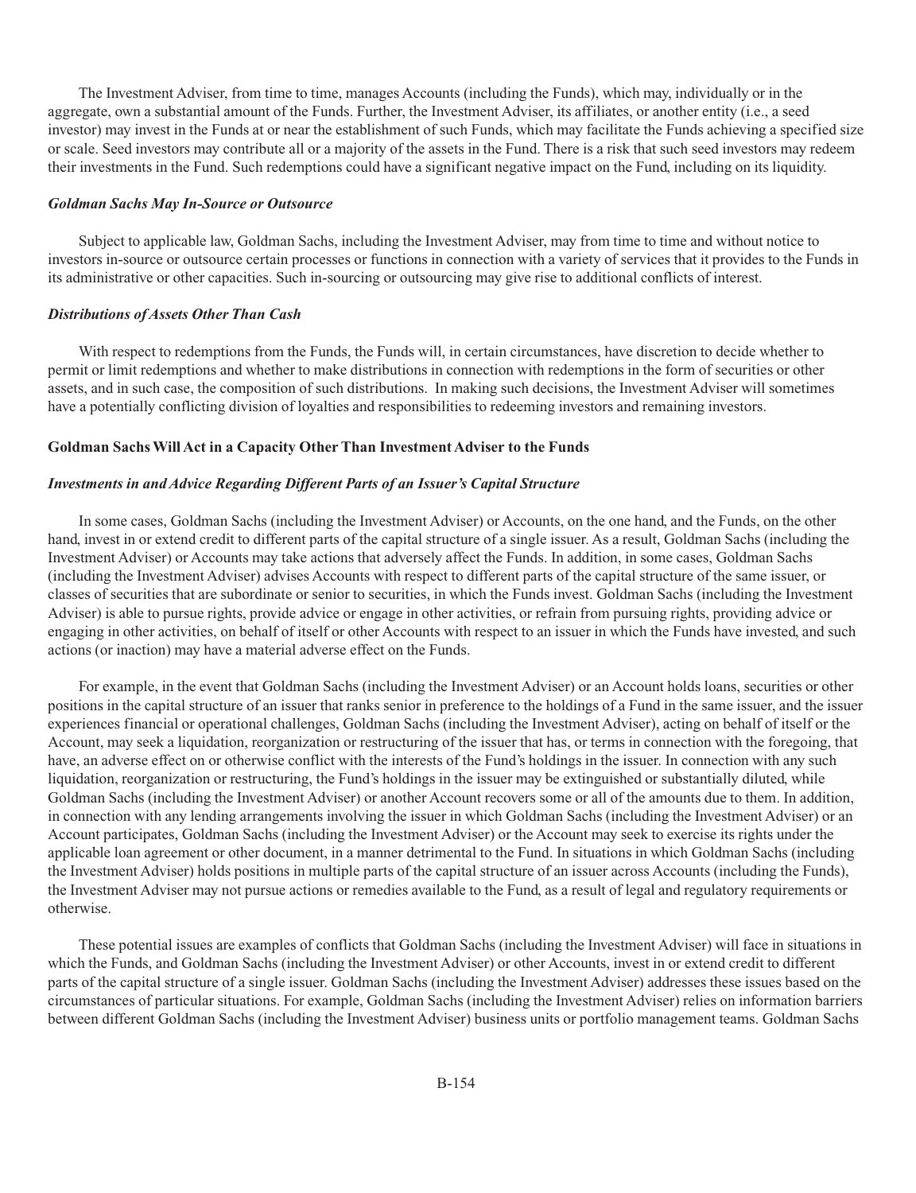The Investment Adviser, from time to time, manages Accounts (including the Funds), which may, individually or in the aggregate, own a substantial amount of the Funds. Further, the Investment Adviser, its affiliates, or another entity (i.e., a seed investor) may invest in the Funds at or near the establishment of such Funds, which may facilitate the Funds achieving a specified size or scale. Seed investors may contribute all or a majority of the assets in the Fund. There is a risk that such seed investors may redeem their investments in the Fund. Such redemptions could have a significant negative impact on the Fund, including on its liquidity.

### *Goldman Sachs May In-Source or Outsource*

Subject to applicable law, Goldman Sachs, including the Investment Adviser, may from time to time and without notice to investors in-source or outsource certain processes or functions in connection with a variety of services that it provides to the Funds in its administrative or other capacities. Such in-sourcing or outsourcing may give rise to additional conflicts of interest.

### *Distributions of Assets Other Than Cash*

With respect to redemptions from the Funds, the Funds will, in certain circumstances, have discretion to decide whether to permit or limit redemptions and whether to make distributions in connection with redemptions in the form of securities or other assets, and in such case, the composition of such distributions. In making such decisions, the Investment Adviser will sometimes have a potentially conflicting division of loyalties and responsibilities to redeeming investors and remaining investors.

## Goldman Sachs Will Act in a Capacity Other Than Investment Adviser to the Funds

### *Investments in and Advice Regarding Different Parts of an Issuer's Capital Structure*

In some cases, Goldman Sachs (including the Investment Adviser) or Accounts, on the one hand, and the Funds, on the other hand, invest in or extend credit to different parts of the capital structure of a single issuer. As a result, Goldman Sachs (including the Investment Adviser) or Accounts may take actions that adversely affect the Funds. In addition, in some cases, Goldman Sachs (including the Investment Adviser) advises Accounts with respect to different parts of the capital structure of the same issuer, or classes of securities that are subordinate or senior to securities, in which the Funds invest. Goldman Sachs (including the Investment Adviser) is able to pursue rights, provide advice or engage in other activities, or refrain from pursuing rights, providing advice or engaging in other activities, on behalf of itself or other Accounts with respect to an issuer in which the Funds have invested, and such actions (or inaction) may have a material adverse effect on the Funds.

For example, in the event that Goldman Sachs (including the Investment Adviser) or an Account holds loans, securities or other positions in the capital structure of an issuer that ranks senior in preference to the holdings of a Fund in the same issuer, and the issuer experiences financial or operational challenges, Goldman Sachs (including the Investment Adviser), acting on behalf of itself or the Account, may seek a liquidation, reorganization or restructuring of the issuer that has, or terms in connection with the foregoing, that have, an adverse effect on or otherwise conflict with the interests of the Fund's holdings in the issuer. In connection with any such liquidation, reorganization or restructuring, the Fund's holdings in the issuer may be extinguished or substantially diluted, while Goldman Sachs (including the Investment Adviser) or another Account recovers some or all of the amounts due to them. In addition, in connection with any lending arrangements involving the issuer in which Goldman Sachs (including the Investment Adviser) or an Account participates, Goldman Sachs (including the Investment Adviser) or the Account may seek to exercise its rights under the applicable loan agreement or other document, in a manner detrimental to the Fund. In situations in which Goldman Sachs (including the Investment Adviser) holds positions in multiple parts of the capital structure of an issuer across Accounts (including the Funds), the Investment Adviser may not pursue actions or remedies available to the Fund, as a result of legal and regulatory requirements or otherwise.

These potential issues are examples of conflicts that Goldman Sachs (including the Investment Adviser) will face in situations in which the Funds, and Goldman Sachs (including the Investment Adviser) or other Accounts, invest in or extend credit to different parts of the capital structure of a single issuer. Goldman Sachs (including the Investment Adviser) addresses these issues based on the circumstances of particular situations. For example, Goldman Sachs (including the Investment Adviser) relies on information barriers between different Goldman Sachs (including the Investment Adviser) business units or portfolio management teams. Goldman Sachs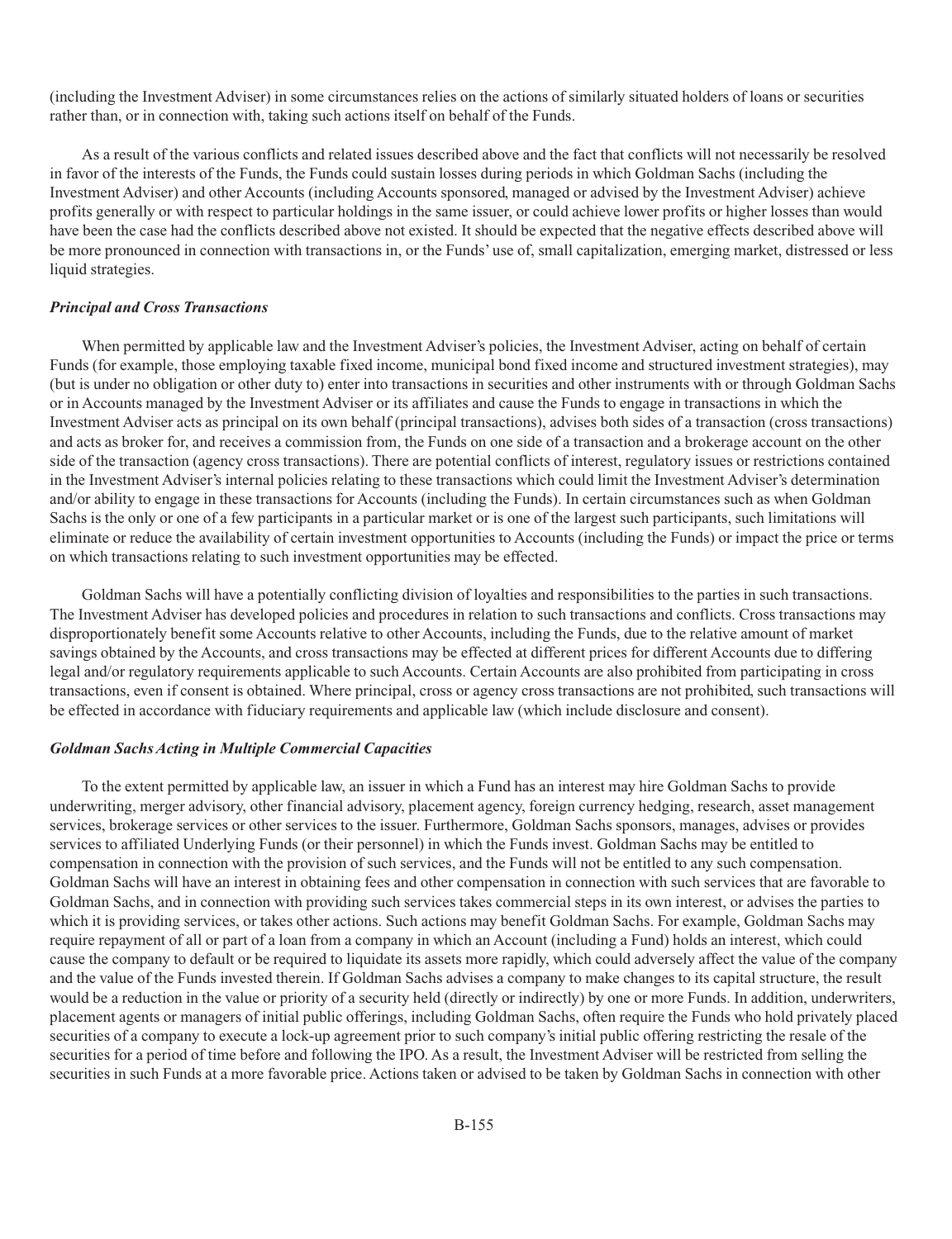(including the Investment Adviser) in some circumstances relies on the actions of similarly situated holders of loans or securities rather than, or in connection with, taking such actions itself on behalf of the Funds.

As a result of the various conflicts and related issues described above and the fact that conflicts will not necessarily be resolved in favor of the interests of the Funds, the Funds could sustain losses during periods in which Goldman Sachs (including the Investment Adviser) and other Accounts (including Accounts sponsored, managed or advised by the Investment Adviser) achieve profits generally or with respect to particular holdings in the same issuer, or could achieve lower profits or higher losses than would have been the case had the conflicts described above not existed. It should be expected that the negative effects described above will be more pronounced in connection with transactions in, or the Funds' use of, small capitalization, emerging market, distressed or less liquid strategies.

***Principal and Cross Transactions***

When permitted by applicable law and the Investment Adviser's policies, the Investment Adviser, acting on behalf of certain Funds (for example, those employing taxable fixed income, municipal bond fixed income and structured investment strategies), may (but is under no obligation or other duty to) enter into transactions in securities and other instruments with or through Goldman Sachs or in Accounts managed by the Investment Adviser or its affiliates and cause the Funds to engage in transactions in which the Investment Adviser acts as principal on its own behalf (principal transactions), advises both sides of a transaction (cross transactions) and acts as broker for, and receives a commission from, the Funds on one side of a transaction and a brokerage account on the other side of the transaction (agency cross transactions). There are potential conflicts of interest, regulatory issues or restrictions contained in the Investment Adviser's internal policies relating to these transactions which could limit the Investment Adviser's determination and/or ability to engage in these transactions for Accounts (including the Funds). In certain circumstances such as when Goldman Sachs is the only or one of a few participants in a particular market or is one of the largest such participants, such limitations will eliminate or reduce the availability of certain investment opportunities to Accounts (including the Funds) or impact the price or terms on which transactions relating to such investment opportunities may be effected.

Goldman Sachs will have a potentially conflicting division of loyalties and responsibilities to the parties in such transactions. The Investment Adviser has developed policies and procedures in relation to such transactions and conflicts. Cross transactions may disproportionately benefit some Accounts relative to other Accounts, including the Funds, due to the relative amount of market savings obtained by the Accounts, and cross transactions may be effected at different prices for different Accounts due to differing legal and/or regulatory requirements applicable to such Accounts. Certain Accounts are also prohibited from participating in cross transactions, even if consent is obtained. Where principal, cross or agency cross transactions are not prohibited, such transactions will be effected in accordance with fiduciary requirements and applicable law (which include disclosure and consent).

***Goldman Sachs Acting in Multiple Commercial Capacities***

To the extent permitted by applicable law, an issuer in which a Fund has an interest may hire Goldman Sachs to provide underwriting, merger advisory, other financial advisory, placement agency, foreign currency hedging, research, asset management services, brokerage services or other services to the issuer. Furthermore, Goldman Sachs sponsors, manages, advises or provides services to affiliated Underlying Funds (or their personnel) in which the Funds invest. Goldman Sachs may be entitled to compensation in connection with the provision of such services, and the Funds will not be entitled to any such compensation. Goldman Sachs will have an interest in obtaining fees and other compensation in connection with such services that are favorable to Goldman Sachs, and in connection with providing such services takes commercial steps in its own interest, or advises the parties to which it is providing services, or takes other actions. Such actions may benefit Goldman Sachs. For example, Goldman Sachs may require repayment of all or part of a loan from a company in which an Account (including a Fund) holds an interest, which could cause the company to default or be required to liquidate its assets more rapidly, which could adversely affect the value of the company and the value of the Funds invested therein. If Goldman Sachs advises a company to make changes to its capital structure, the result would be a reduction in the value or priority of a security held (directly or indirectly) by one or more Funds. In addition, underwriters, placement agents or managers of initial public offerings, including Goldman Sachs, often require the Funds who hold privately placed securities of a company to execute a lock-up agreement prior to such company's initial public offering restricting the resale of the securities for a period of time before and following the IPO. As a result, the Investment Adviser will be restricted from selling the securities in such Funds at a more favorable price. Actions taken or advised to be taken by Goldman Sachs in connection with other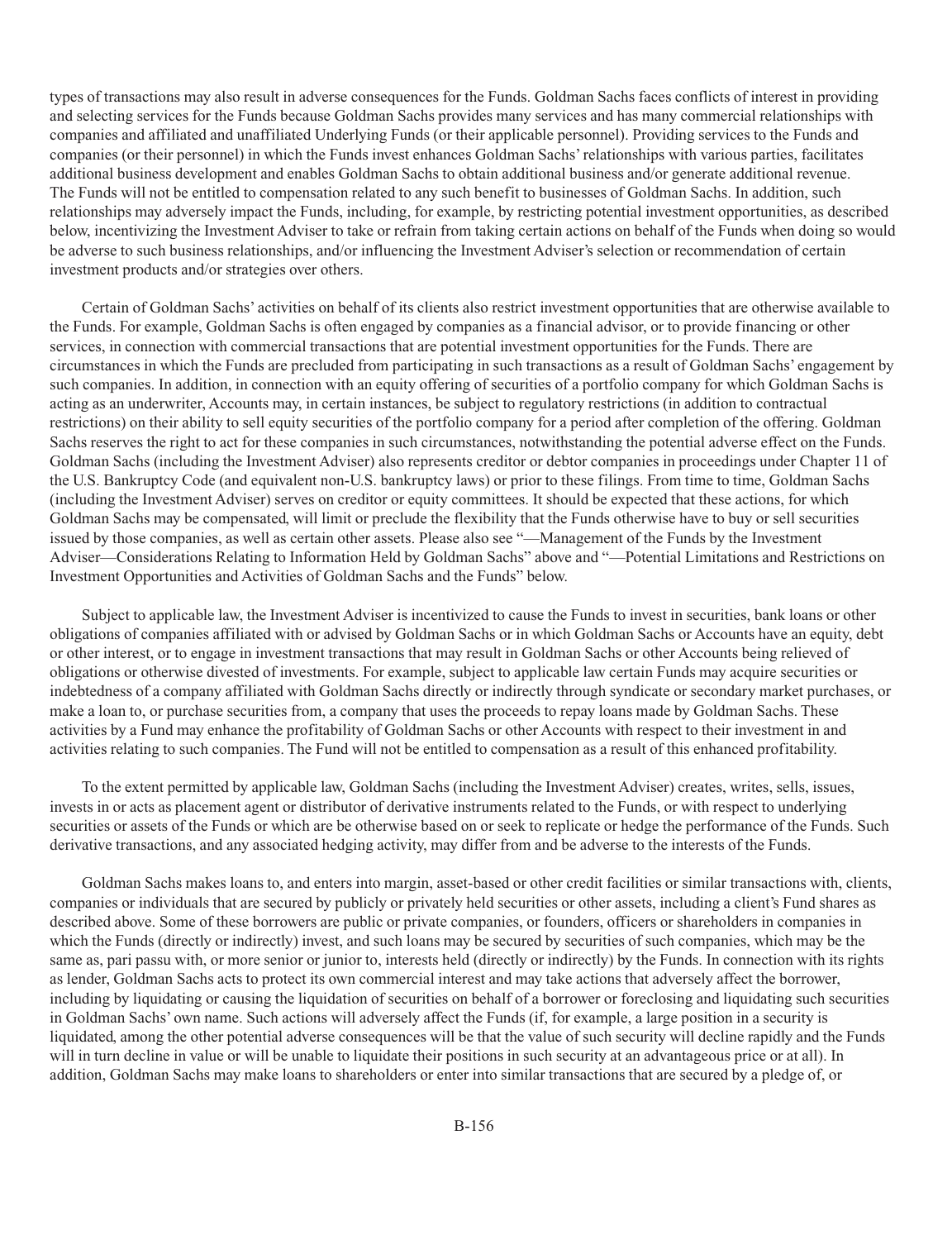types of transactions may also result in adverse consequences for the Funds. Goldman Sachs faces conflicts of interest in providing and selecting services for the Funds because Goldman Sachs provides many services and has many commercial relationships with companies and affiliated and unaffiliated Underlying Funds (or their applicable personnel). Providing services to the Funds and companies (or their personnel) in which the Funds invest enhances Goldman Sachs' relationships with various parties, facilitates additional business development and enables Goldman Sachs to obtain additional business and/or generate additional revenue. The Funds will not be entitled to compensation related to any such benefit to businesses of Goldman Sachs. In addition, such relationships may adversely impact the Funds, including, for example, by restricting potential investment opportunities, as described below, incentivizing the Investment Adviser to take or refrain from taking certain actions on behalf of the Funds when doing so would be adverse to such business relationships, and/or influencing the Investment Adviser's selection or recommendation of certain investment products and/or strategies over others.

Certain of Goldman Sachs' activities on behalf of its clients also restrict investment opportunities that are otherwise available to the Funds. For example, Goldman Sachs is often engaged by companies as a financial advisor, or to provide financing or other services, in connection with commercial transactions that are potential investment opportunities for the Funds. There are circumstances in which the Funds are precluded from participating in such transactions as a result of Goldman Sachs' engagement by such companies. In addition, in connection with an equity offering of securities of a portfolio company for which Goldman Sachs is acting as an underwriter, Accounts may, in certain instances, be subject to regulatory restrictions (in addition to contractual restrictions) on their ability to sell equity securities of the portfolio company for a period after completion of the offering. Goldman Sachs reserves the right to act for these companies in such circumstances, notwithstanding the potential adverse effect on the Funds. Goldman Sachs (including the Investment Adviser) also represents creditor or debtor companies in proceedings under Chapter 11 of the U.S. Bankruptcy Code (and equivalent non-U.S. bankruptcy laws) or prior to these filings. From time to time, Goldman Sachs (including the Investment Adviser) serves on creditor or equity committees. It should be expected that these actions, for which Goldman Sachs may be compensated, will limit or preclude the flexibility that the Funds otherwise have to buy or sell securities issued by those companies, as well as certain other assets. Please also see "—Management of the Funds by the Investment Adviser—Considerations Relating to Information Held by Goldman Sachs" above and "—Potential Limitations and Restrictions on Investment Opportunities and Activities of Goldman Sachs and the Funds" below.

Subject to applicable law, the Investment Adviser is incentivized to cause the Funds to invest in securities, bank loans or other obligations of companies affiliated with or advised by Goldman Sachs or in which Goldman Sachs or Accounts have an equity, debt or other interest, or to engage in investment transactions that may result in Goldman Sachs or other Accounts being relieved of obligations or otherwise divested of investments. For example, subject to applicable law certain Funds may acquire securities or indebtedness of a company affiliated with Goldman Sachs directly or indirectly through syndicate or secondary market purchases, or make a loan to, or purchase securities from, a company that uses the proceeds to repay loans made by Goldman Sachs. These activities by a Fund may enhance the profitability of Goldman Sachs or other Accounts with respect to their investment in and activities relating to such companies. The Fund will not be entitled to compensation as a result of this enhanced profitability.

To the extent permitted by applicable law, Goldman Sachs (including the Investment Adviser) creates, writes, sells, issues, invests in or acts as placement agent or distributor of derivative instruments related to the Funds, or with respect to underlying securities or assets of the Funds or which are be otherwise based on or seek to replicate or hedge the performance of the Funds. Such derivative transactions, and any associated hedging activity, may differ from and be adverse to the interests of the Funds.

Goldman Sachs makes loans to, and enters into margin, asset-based or other credit facilities or similar transactions with, clients, companies or individuals that are secured by publicly or privately held securities or other assets, including a client's Fund shares as described above. Some of these borrowers are public or private companies, or founders, officers or shareholders in companies in which the Funds (directly or indirectly) invest, and such loans may be secured by securities of such companies, which may be the same as, pari passu with, or more senior or junior to, interests held (directly or indirectly) by the Funds. In connection with its rights as lender, Goldman Sachs acts to protect its own commercial interest and may take actions that adversely affect the borrower, including by liquidating or causing the liquidation of securities on behalf of a borrower or foreclosing and liquidating such securities in Goldman Sachs' own name. Such actions will adversely affect the Funds (if, for example, a large position in a security is liquidated, among the other potential adverse consequences will be that the value of such security will decline rapidly and the Funds will in turn decline in value or will be unable to liquidate their positions in such security at an advantageous price or at all). In addition, Goldman Sachs may make loans to shareholders or enter into similar transactions that are secured by a pledge of, or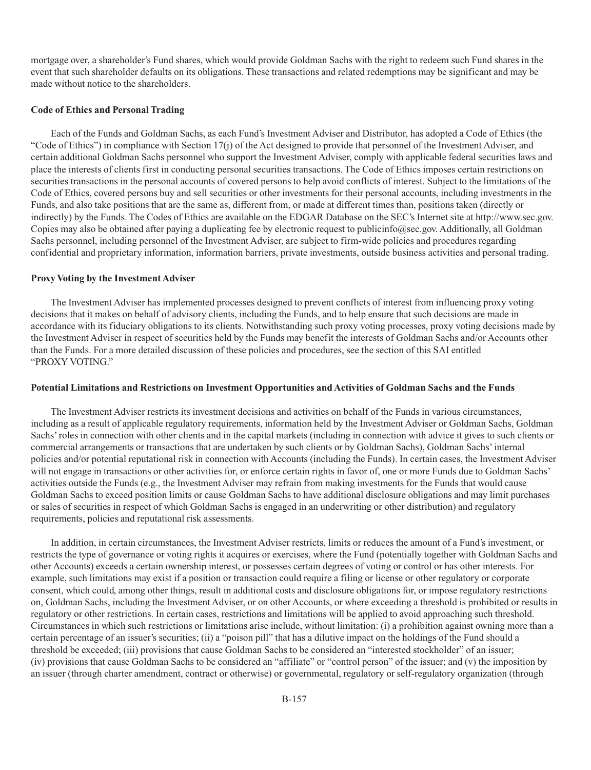mortgage over, a shareholder's Fund shares, which would provide Goldman Sachs with the right to redeem such Fund shares in the event that such shareholder defaults on its obligations. These transactions and related redemptions may be significant and may be made without notice to the shareholders.

**Code of Ethics and Personal Trading**

Each of the Funds and Goldman Sachs, as each Fund's Investment Adviser and Distributor, has adopted a Code of Ethics (the "Code of Ethics") in compliance with Section 17(j) of the Act designed to provide that personnel of the Investment Adviser, and certain additional Goldman Sachs personnel who support the Investment Adviser, comply with applicable federal securities laws and place the interests of clients first in conducting personal securities transactions. The Code of Ethics imposes certain restrictions on securities transactions in the personal accounts of covered persons to help avoid conflicts of interest. Subject to the limitations of the Code of Ethics, covered persons buy and sell securities or other investments for their personal accounts, including investments in the Funds, and also take positions that are the same as, different from, or made at different times than, positions taken (directly or indirectly) by the Funds. The Codes of Ethics are available on the EDGAR Database on the SEC's Internet site at http://www.sec.gov. Copies may also be obtained after paying a duplicating fee by electronic request to publicinfo@sec.gov. Additionally, all Goldman Sachs personnel, including personnel of the Investment Adviser, are subject to firm-wide policies and procedures regarding confidential and proprietary information, information barriers, private investments, outside business activities and personal trading.

**Proxy Voting by the Investment Adviser**

The Investment Adviser has implemented processes designed to prevent conflicts of interest from influencing proxy voting decisions that it makes on behalf of advisory clients, including the Funds, and to help ensure that such decisions are made in accordance with its fiduciary obligations to its clients. Notwithstanding such proxy voting processes, proxy voting decisions made by the Investment Adviser in respect of securities held by the Funds may benefit the interests of Goldman Sachs and/or Accounts other than the Funds. For a more detailed discussion of these policies and procedures, see the section of this SAI entitled "PROXY VOTING."

**Potential Limitations and Restrictions on Investment Opportunities and Activities of Goldman Sachs and the Funds**

The Investment Adviser restricts its investment decisions and activities on behalf of the Funds in various circumstances, including as a result of applicable regulatory requirements, information held by the Investment Adviser or Goldman Sachs, Goldman Sachs' roles in connection with other clients and in the capital markets (including in connection with advice it gives to such clients or commercial arrangements or transactions that are undertaken by such clients or by Goldman Sachs), Goldman Sachs' internal policies and/or potential reputational risk in connection with Accounts (including the Funds). In certain cases, the Investment Adviser will not engage in transactions or other activities for, or enforce certain rights in favor of, one or more Funds due to Goldman Sachs' activities outside the Funds (e.g., the Investment Adviser may refrain from making investments for the Funds that would cause Goldman Sachs to exceed position limits or cause Goldman Sachs to have additional disclosure obligations and may limit purchases or sales of securities in respect of which Goldman Sachs is engaged in an underwriting or other distribution) and regulatory requirements, policies and reputational risk assessments.

In addition, in certain circumstances, the Investment Adviser restricts, limits or reduces the amount of a Fund's investment, or restricts the type of governance or voting rights it acquires or exercises, where the Fund (potentially together with Goldman Sachs and other Accounts) exceeds a certain ownership interest, or possesses certain degrees of voting or control or has other interests. For example, such limitations may exist if a position or transaction could require a filing or license or other regulatory or corporate consent, which could, among other things, result in additional costs and disclosure obligations for, or impose regulatory restrictions on, Goldman Sachs, including the Investment Adviser, or on other Accounts, or where exceeding a threshold is prohibited or results in regulatory or other restrictions. In certain cases, restrictions and limitations will be applied to avoid approaching such threshold. Circumstances in which such restrictions or limitations arise include, without limitation: (i) a prohibition against owning more than a certain percentage of an issuer's securities; (ii) a "poison pill" that has a dilutive impact on the holdings of the Fund should a threshold be exceeded; (iii) provisions that cause Goldman Sachs to be considered an "interested stockholder" of an issuer; (iv) provisions that cause Goldman Sachs to be considered an "affiliate" or "control person" of the issuer; and (v) the imposition by an issuer (through charter amendment, contract or otherwise) or governmental, regulatory or self-regulatory organization (through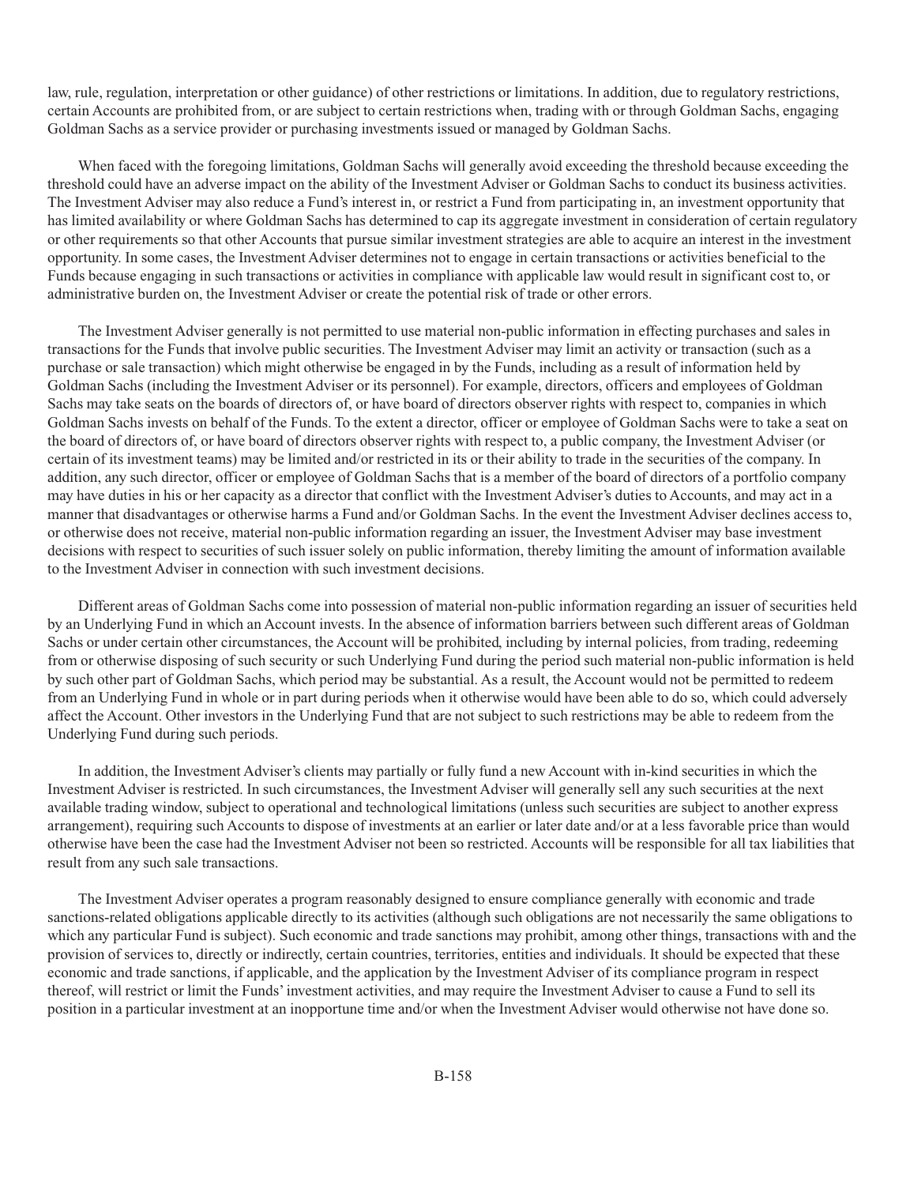law, rule, regulation, interpretation or other guidance) of other restrictions or limitations. In addition, due to regulatory restrictions, certain Accounts are prohibited from, or are subject to certain restrictions when, trading with or through Goldman Sachs, engaging Goldman Sachs as a service provider or purchasing investments issued or managed by Goldman Sachs.

When faced with the foregoing limitations, Goldman Sachs will generally avoid exceeding the threshold because exceeding the threshold could have an adverse impact on the ability of the Investment Adviser or Goldman Sachs to conduct its business activities. The Investment Adviser may also reduce a Fund's interest in, or restrict a Fund from participating in, an investment opportunity that has limited availability or where Goldman Sachs has determined to cap its aggregate investment in consideration of certain regulatory or other requirements so that other Accounts that pursue similar investment strategies are able to acquire an interest in the investment opportunity. In some cases, the Investment Adviser determines not to engage in certain transactions or activities beneficial to the Funds because engaging in such transactions or activities in compliance with applicable law would result in significant cost to, or administrative burden on, the Investment Adviser or create the potential risk of trade or other errors.

The Investment Adviser generally is not permitted to use material non-public information in effecting purchases and sales in transactions for the Funds that involve public securities. The Investment Adviser may limit an activity or transaction (such as a purchase or sale transaction) which might otherwise be engaged in by the Funds, including as a result of information held by Goldman Sachs (including the Investment Adviser or its personnel). For example, directors, officers and employees of Goldman Sachs may take seats on the boards of directors of, or have board of directors observer rights with respect to, companies in which Goldman Sachs invests on behalf of the Funds. To the extent a director, officer or employee of Goldman Sachs were to take a seat on the board of directors of, or have board of directors observer rights with respect to, a public company, the Investment Adviser (or certain of its investment teams) may be limited and/or restricted in its or their ability to trade in the securities of the company. In addition, any such director, officer or employee of Goldman Sachs that is a member of the board of directors of a portfolio company may have duties in his or her capacity as a director that conflict with the Investment Adviser's duties to Accounts, and may act in a manner that disadvantages or otherwise harms a Fund and/or Goldman Sachs. In the event the Investment Adviser declines access to, or otherwise does not receive, material non-public information regarding an issuer, the Investment Adviser may base investment decisions with respect to securities of such issuer solely on public information, thereby limiting the amount of information available to the Investment Adviser in connection with such investment decisions.

Different areas of Goldman Sachs come into possession of material non-public information regarding an issuer of securities held by an Underlying Fund in which an Account invests. In the absence of information barriers between such different areas of Goldman Sachs or under certain other circumstances, the Account will be prohibited, including by internal policies, from trading, redeeming from or otherwise disposing of such security or such Underlying Fund during the period such material non-public information is held by such other part of Goldman Sachs, which period may be substantial. As a result, the Account would not be permitted to redeem from an Underlying Fund in whole or in part during periods when it otherwise would have been able to do so, which could adversely affect the Account. Other investors in the Underlying Fund that are not subject to such restrictions may be able to redeem from the Underlying Fund during such periods.

In addition, the Investment Adviser's clients may partially or fully fund a new Account with in-kind securities in which the Investment Adviser is restricted. In such circumstances, the Investment Adviser will generally sell any such securities at the next available trading window, subject to operational and technological limitations (unless such securities are subject to another express arrangement), requiring such Accounts to dispose of investments at an earlier or later date and/or at a less favorable price than would otherwise have been the case had the Investment Adviser not been so restricted. Accounts will be responsible for all tax liabilities that result from any such sale transactions.

The Investment Adviser operates a program reasonably designed to ensure compliance generally with economic and trade sanctions-related obligations applicable directly to its activities (although such obligations are not necessarily the same obligations to which any particular Fund is subject). Such economic and trade sanctions may prohibit, among other things, transactions with and the provision of services to, directly or indirectly, certain countries, territories, entities and individuals. It should be expected that these economic and trade sanctions, if applicable, and the application by the Investment Adviser of its compliance program in respect thereof, will restrict or limit the Funds' investment activities, and may require the Investment Adviser to cause a Fund to sell its position in a particular investment at an inopportune time and/or when the Investment Adviser would otherwise not have done so.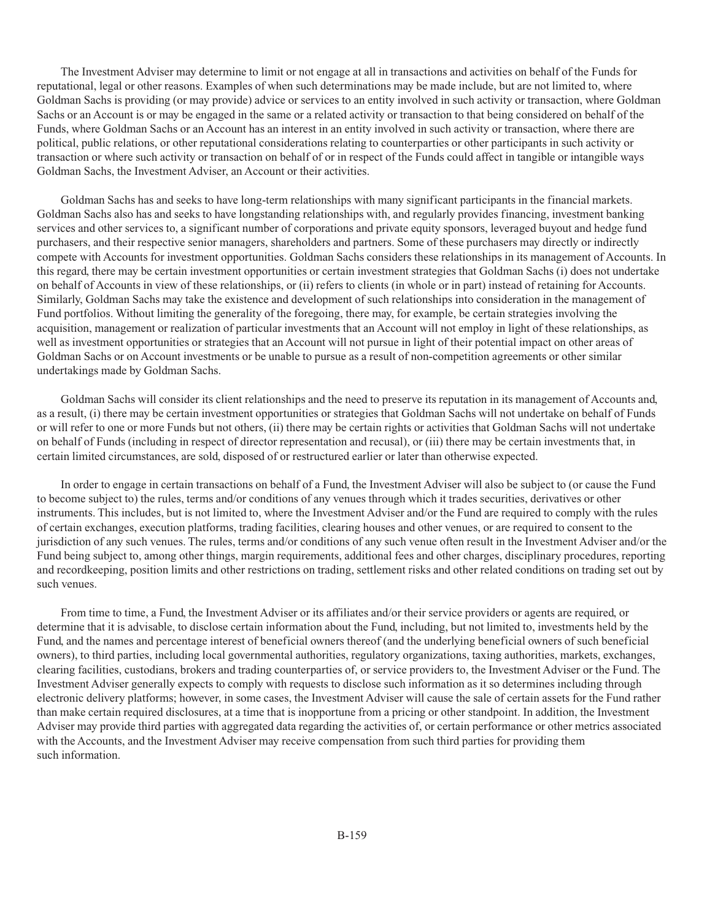The Investment Adviser may determine to limit or not engage at all in transactions and activities on behalf of the Funds for reputational, legal or other reasons. Examples of when such determinations may be made include, but are not limited to, where Goldman Sachs is providing (or may provide) advice or services to an entity involved in such activity or transaction, where Goldman Sachs or an Account is or may be engaged in the same or a related activity or transaction to that being considered on behalf of the Funds, where Goldman Sachs or an Account has an interest in an entity involved in such activity or transaction, where there are political, public relations, or other reputational considerations relating to counterparties or other participants in such activity or transaction or where such activity or transaction on behalf of or in respect of the Funds could affect in tangible or intangible ways Goldman Sachs, the Investment Adviser, an Account or their activities.

Goldman Sachs has and seeks to have long-term relationships with many significant participants in the financial markets. Goldman Sachs also has and seeks to have longstanding relationships with, and regularly provides financing, investment banking services and other services to, a significant number of corporations and private equity sponsors, leveraged buyout and hedge fund purchasers, and their respective senior managers, shareholders and partners. Some of these purchasers may directly or indirectly compete with Accounts for investment opportunities. Goldman Sachs considers these relationships in its management of Accounts. In this regard, there may be certain investment opportunities or certain investment strategies that Goldman Sachs (i) does not undertake on behalf of Accounts in view of these relationships, or (ii) refers to clients (in whole or in part) instead of retaining for Accounts. Similarly, Goldman Sachs may take the existence and development of such relationships into consideration in the management of Fund portfolios. Without limiting the generality of the foregoing, there may, for example, be certain strategies involving the acquisition, management or realization of particular investments that an Account will not employ in light of these relationships, as well as investment opportunities or strategies that an Account will not pursue in light of their potential impact on other areas of Goldman Sachs or on Account investments or be unable to pursue as a result of non-competition agreements or other similar undertakings made by Goldman Sachs.

Goldman Sachs will consider its client relationships and the need to preserve its reputation in its management of Accounts and, as a result, (i) there may be certain investment opportunities or strategies that Goldman Sachs will not undertake on behalf of Funds or will refer to one or more Funds but not others, (ii) there may be certain rights or activities that Goldman Sachs will not undertake on behalf of Funds (including in respect of director representation and recusal), or (iii) there may be certain investments that, in certain limited circumstances, are sold, disposed of or restructured earlier or later than otherwise expected.

In order to engage in certain transactions on behalf of a Fund, the Investment Adviser will also be subject to (or cause the Fund to become subject to) the rules, terms and/or conditions of any venues through which it trades securities, derivatives or other instruments. This includes, but is not limited to, where the Investment Adviser and/or the Fund are required to comply with the rules of certain exchanges, execution platforms, trading facilities, clearing houses and other venues, or are required to consent to the jurisdiction of any such venues. The rules, terms and/or conditions of any such venue often result in the Investment Adviser and/or the Fund being subject to, among other things, margin requirements, additional fees and other charges, disciplinary procedures, reporting and recordkeeping, position limits and other restrictions on trading, settlement risks and other related conditions on trading set out by such venues.

From time to time, a Fund, the Investment Adviser or its affiliates and/or their service providers or agents are required, or determine that it is advisable, to disclose certain information about the Fund, including, but not limited to, investments held by the Fund, and the names and percentage interest of beneficial owners thereof (and the underlying beneficial owners of such beneficial owners), to third parties, including local governmental authorities, regulatory organizations, taxing authorities, markets, exchanges, clearing facilities, custodians, brokers and trading counterparties of, or service providers to, the Investment Adviser or the Fund. The Investment Adviser generally expects to comply with requests to disclose such information as it so determines including through electronic delivery platforms; however, in some cases, the Investment Adviser will cause the sale of certain assets for the Fund rather than make certain required disclosures, at a time that is inopportune from a pricing or other standpoint. In addition, the Investment Adviser may provide third parties with aggregated data regarding the activities of, or certain performance or other metrics associated with the Accounts, and the Investment Adviser may receive compensation from such third parties for providing them such information.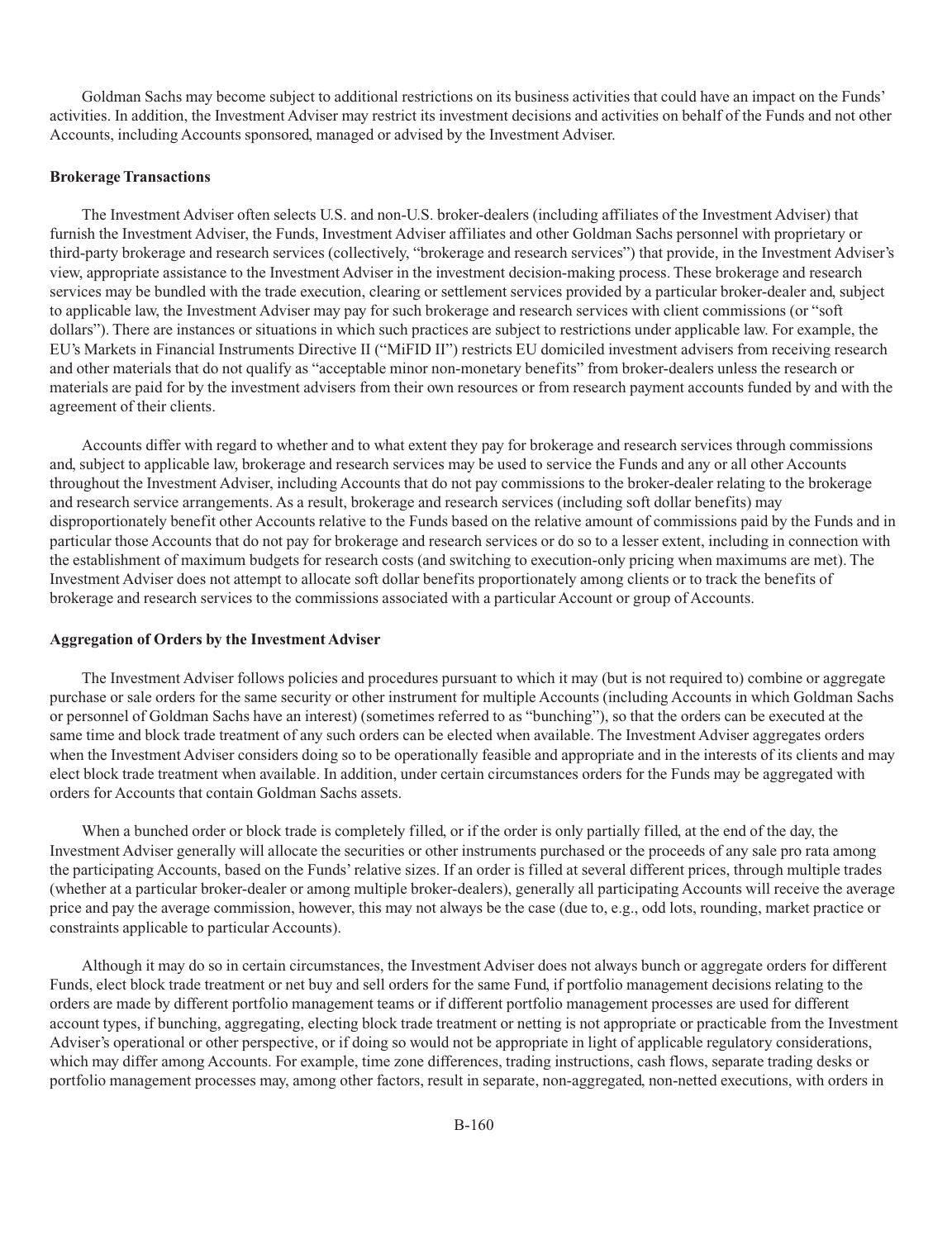Goldman Sachs may become subject to additional restrictions on its business activities that could have an impact on the Funds' activities. In addition, the Investment Adviser may restrict its investment decisions and activities on behalf of the Funds and not other Accounts, including Accounts sponsored, managed or advised by the Investment Adviser.

**Brokerage Transactions**

The Investment Adviser often selects U.S. and non-U.S. broker-dealers (including affiliates of the Investment Adviser) that furnish the Investment Adviser, the Funds, Investment Adviser affiliates and other Goldman Sachs personnel with proprietary or third-party brokerage and research services (collectively, "brokerage and research services") that provide, in the Investment Adviser's view, appropriate assistance to the Investment Adviser in the investment decision-making process. These brokerage and research services may be bundled with the trade execution, clearing or settlement services provided by a particular broker-dealer and, subject to applicable law, the Investment Adviser may pay for such brokerage and research services with client commissions (or "soft dollars"). There are instances or situations in which such practices are subject to restrictions under applicable law. For example, the EU's Markets in Financial Instruments Directive II ("MiFID II") restricts EU domiciled investment advisers from receiving research and other materials that do not qualify as "acceptable minor non-monetary benefits" from broker-dealers unless the research or materials are paid for by the investment advisers from their own resources or from research payment accounts funded by and with the agreement of their clients.

Accounts differ with regard to whether and to what extent they pay for brokerage and research services through commissions and, subject to applicable law, brokerage and research services may be used to service the Funds and any or all other Accounts throughout the Investment Adviser, including Accounts that do not pay commissions to the broker-dealer relating to the brokerage and research service arrangements. As a result, brokerage and research services (including soft dollar benefits) may disproportionately benefit other Accounts relative to the Funds based on the relative amount of commissions paid by the Funds and in particular those Accounts that do not pay for brokerage and research services or do so to a lesser extent, including in connection with the establishment of maximum budgets for research costs (and switching to execution-only pricing when maximums are met). The Investment Adviser does not attempt to allocate soft dollar benefits proportionately among clients or to track the benefits of brokerage and research services to the commissions associated with a particular Account or group of Accounts.

**Aggregation of Orders by the Investment Adviser**

The Investment Adviser follows policies and procedures pursuant to which it may (but is not required to) combine or aggregate purchase or sale orders for the same security or other instrument for multiple Accounts (including Accounts in which Goldman Sachs or personnel of Goldman Sachs have an interest) (sometimes referred to as "bunching"), so that the orders can be executed at the same time and block trade treatment of any such orders can be elected when available. The Investment Adviser aggregates orders when the Investment Adviser considers doing so to be operationally feasible and appropriate and in the interests of its clients and may elect block trade treatment when available. In addition, under certain circumstances orders for the Funds may be aggregated with orders for Accounts that contain Goldman Sachs assets.

When a bunched order or block trade is completely filled, or if the order is only partially filled, at the end of the day, the Investment Adviser generally will allocate the securities or other instruments purchased or the proceeds of any sale pro rata among the participating Accounts, based on the Funds' relative sizes. If an order is filled at several different prices, through multiple trades (whether at a particular broker-dealer or among multiple broker-dealers), generally all participating Accounts will receive the average price and pay the average commission, however, this may not always be the case (due to, e.g., odd lots, rounding, market practice or constraints applicable to particular Accounts).

Although it may do so in certain circumstances, the Investment Adviser does not always bunch or aggregate orders for different Funds, elect block trade treatment or net buy and sell orders for the same Fund, if portfolio management decisions relating to the orders are made by different portfolio management teams or if different portfolio management processes are used for different account types, if bunching, aggregating, electing block trade treatment or netting is not appropriate or practicable from the Investment Adviser's operational or other perspective, or if doing so would not be appropriate in light of applicable regulatory considerations, which may differ among Accounts. For example, time zone differences, trading instructions, cash flows, separate trading desks or portfolio management processes may, among other factors, result in separate, non-aggregated, non-netted executions, with orders in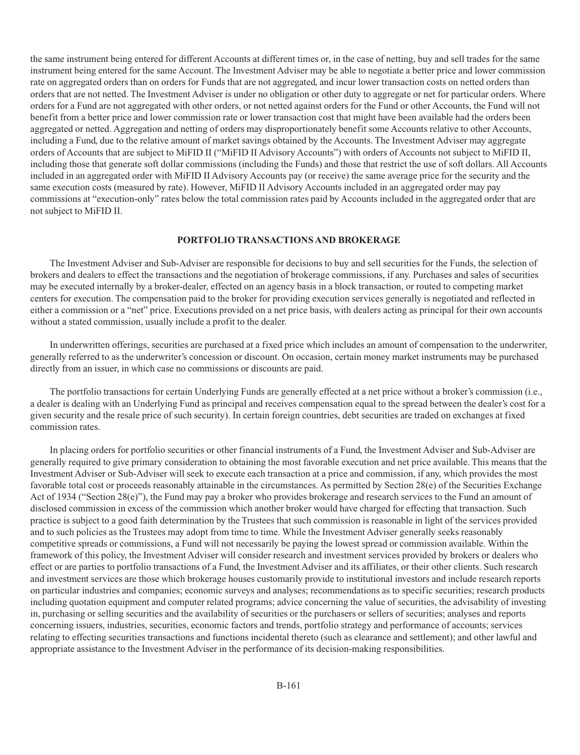the same instrument being entered for different Accounts at different times or, in the case of netting, buy and sell trades for the same instrument being entered for the same Account. The Investment Adviser may be able to negotiate a better price and lower commission rate on aggregated orders than on orders for Funds that are not aggregated, and incur lower transaction costs on netted orders than orders that are not netted. The Investment Adviser is under no obligation or other duty to aggregate or net for particular orders. Where orders for a Fund are not aggregated with other orders, or not netted against orders for the Fund or other Accounts, the Fund will not benefit from a better price and lower commission rate or lower transaction cost that might have been available had the orders been aggregated or netted. Aggregation and netting of orders may disproportionately benefit some Accounts relative to other Accounts, including a Fund, due to the relative amount of market savings obtained by the Accounts. The Investment Adviser may aggregate orders of Accounts that are subject to MiFID II ("MiFID II Advisory Accounts") with orders of Accounts not subject to MiFID II, including those that generate soft dollar commissions (including the Funds) and those that restrict the use of soft dollars. All Accounts included in an aggregated order with MiFID II Advisory Accounts pay (or receive) the same average price for the security and the same execution costs (measured by rate). However, MiFID II Advisory Accounts included in an aggregated order may pay commissions at "execution-only" rates below the total commission rates paid by Accounts included in the aggregated order that are not subject to MiFID II.

## PORTFOLIO TRANSACTIONS AND BROKERAGE

The Investment Adviser and Sub-Adviser are responsible for decisions to buy and sell securities for the Funds, the selection of brokers and dealers to effect the transactions and the negotiation of brokerage commissions, if any. Purchases and sales of securities may be executed internally by a broker-dealer, effected on an agency basis in a block transaction, or routed to competing market centers for execution. The compensation paid to the broker for providing execution services generally is negotiated and reflected in either a commission or a "net" price. Executions provided on a net price basis, with dealers acting as principal for their own accounts without a stated commission, usually include a profit to the dealer.

In underwritten offerings, securities are purchased at a fixed price which includes an amount of compensation to the underwriter, generally referred to as the underwriter's concession or discount. On occasion, certain money market instruments may be purchased directly from an issuer, in which case no commissions or discounts are paid.

The portfolio transactions for certain Underlying Funds are generally effected at a net price without a broker's commission (i.e., a dealer is dealing with an Underlying Fund as principal and receives compensation equal to the spread between the dealer's cost for a given security and the resale price of such security). In certain foreign countries, debt securities are traded on exchanges at fixed commission rates.

In placing orders for portfolio securities or other financial instruments of a Fund, the Investment Adviser and Sub-Adviser are generally required to give primary consideration to obtaining the most favorable execution and net price available. This means that the Investment Adviser or Sub-Adviser will seek to execute each transaction at a price and commission, if any, which provides the most favorable total cost or proceeds reasonably attainable in the circumstances. As permitted by Section 28(e) of the Securities Exchange Act of 1934 ("Section 28(e)"), the Fund may pay a broker who provides brokerage and research services to the Fund an amount of disclosed commission in excess of the commission which another broker would have charged for effecting that transaction. Such practice is subject to a good faith determination by the Trustees that such commission is reasonable in light of the services provided and to such policies as the Trustees may adopt from time to time. While the Investment Adviser generally seeks reasonably competitive spreads or commissions, a Fund will not necessarily be paying the lowest spread or commission available. Within the framework of this policy, the Investment Adviser will consider research and investment services provided by brokers or dealers who effect or are parties to portfolio transactions of a Fund, the Investment Adviser and its affiliates, or their other clients. Such research and investment services are those which brokerage houses customarily provide to institutional investors and include research reports on particular industries and companies; economic surveys and analyses; recommendations as to specific securities; research products including quotation equipment and computer related programs; advice concerning the value of securities, the advisability of investing in, purchasing or selling securities and the availability of securities or the purchasers or sellers of securities; analyses and reports concerning issuers, industries, securities, economic factors and trends, portfolio strategy and performance of accounts; services relating to effecting securities transactions and functions incidental thereto (such as clearance and settlement); and other lawful and appropriate assistance to the Investment Adviser in the performance of its decision-making responsibilities.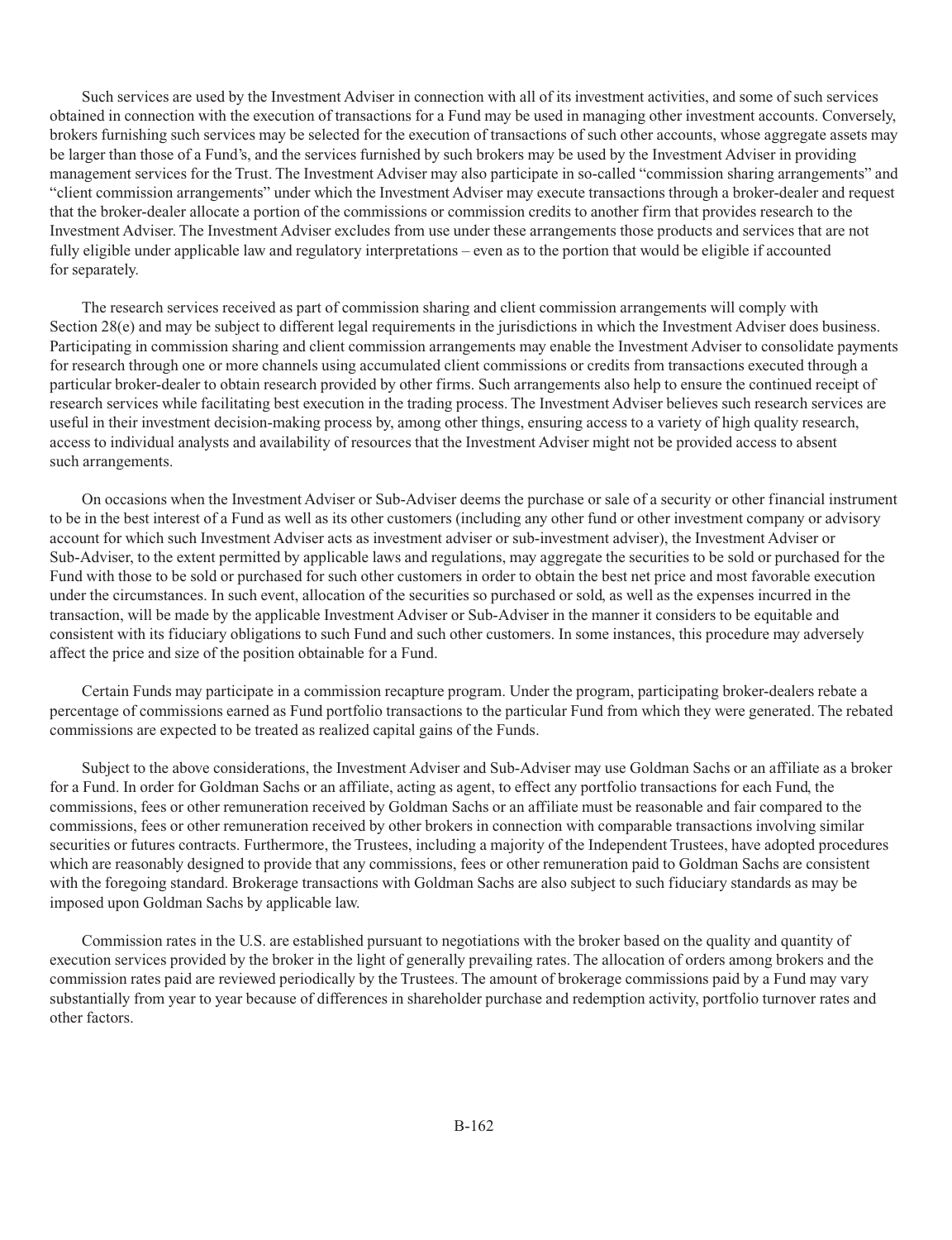Such services are used by the Investment Adviser in connection with all of its investment activities, and some of such services obtained in connection with the execution of transactions for a Fund may be used in managing other investment accounts. Conversely, brokers furnishing such services may be selected for the execution of transactions of such other accounts, whose aggregate assets may be larger than those of a Fund's, and the services furnished by such brokers may be used by the Investment Adviser in providing management services for the Trust. The Investment Adviser may also participate in so-called "commission sharing arrangements" and "client commission arrangements" under which the Investment Adviser may execute transactions through a broker-dealer and request that the broker-dealer allocate a portion of the commissions or commission credits to another firm that provides research to the Investment Adviser. The Investment Adviser excludes from use under these arrangements those products and services that are not fully eligible under applicable law and regulatory interpretations – even as to the portion that would be eligible if accounted for separately.

The research services received as part of commission sharing and client commission arrangements will comply with Section 28(e) and may be subject to different legal requirements in the jurisdictions in which the Investment Adviser does business. Participating in commission sharing and client commission arrangements may enable the Investment Adviser to consolidate payments for research through one or more channels using accumulated client commissions or credits from transactions executed through a particular broker-dealer to obtain research provided by other firms. Such arrangements also help to ensure the continued receipt of research services while facilitating best execution in the trading process. The Investment Adviser believes such research services are useful in their investment decision-making process by, among other things, ensuring access to a variety of high quality research, access to individual analysts and availability of resources that the Investment Adviser might not be provided access to absent such arrangements.

On occasions when the Investment Adviser or Sub-Adviser deems the purchase or sale of a security or other financial instrument to be in the best interest of a Fund as well as its other customers (including any other fund or other investment company or advisory account for which such Investment Adviser acts as investment adviser or sub-investment adviser), the Investment Adviser or Sub-Adviser, to the extent permitted by applicable laws and regulations, may aggregate the securities to be sold or purchased for the Fund with those to be sold or purchased for such other customers in order to obtain the best net price and most favorable execution under the circumstances. In such event, allocation of the securities so purchased or sold, as well as the expenses incurred in the transaction, will be made by the applicable Investment Adviser or Sub-Adviser in the manner it considers to be equitable and consistent with its fiduciary obligations to such Fund and such other customers. In some instances, this procedure may adversely affect the price and size of the position obtainable for a Fund.

Certain Funds may participate in a commission recapture program. Under the program, participating broker-dealers rebate a percentage of commissions earned as Fund portfolio transactions to the particular Fund from which they were generated. The rebated commissions are expected to be treated as realized capital gains of the Funds.

Subject to the above considerations, the Investment Adviser and Sub-Adviser may use Goldman Sachs or an affiliate as a broker for a Fund. In order for Goldman Sachs or an affiliate, acting as agent, to effect any portfolio transactions for each Fund, the commissions, fees or other remuneration received by Goldman Sachs or an affiliate must be reasonable and fair compared to the commissions, fees or other remuneration received by other brokers in connection with comparable transactions involving similar securities or futures contracts. Furthermore, the Trustees, including a majority of the Independent Trustees, have adopted procedures which are reasonably designed to provide that any commissions, fees or other remuneration paid to Goldman Sachs are consistent with the foregoing standard. Brokerage transactions with Goldman Sachs are also subject to such fiduciary standards as may be imposed upon Goldman Sachs by applicable law.

Commission rates in the U.S. are established pursuant to negotiations with the broker based on the quality and quantity of execution services provided by the broker in the light of generally prevailing rates. The allocation of orders among brokers and the commission rates paid are reviewed periodically by the Trustees. The amount of brokerage commissions paid by a Fund may vary substantially from year to year because of differences in shareholder purchase and redemption activity, portfolio turnover rates and other factors.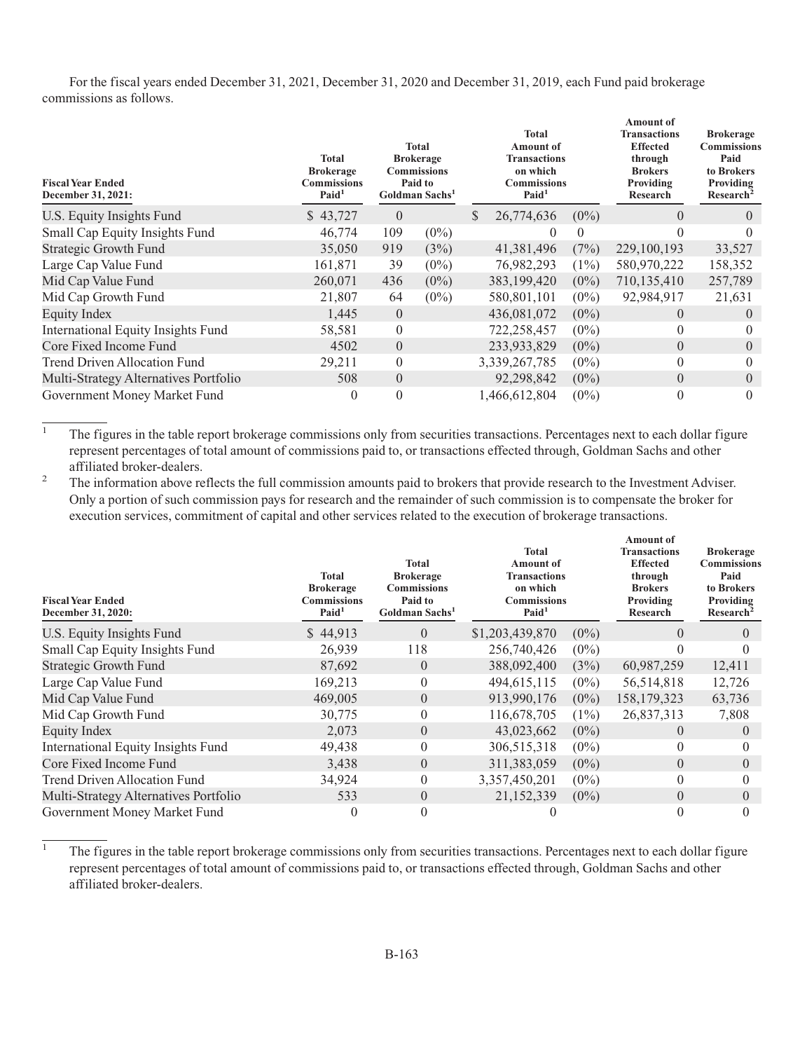For the fiscal years ended December 31, 2021, December 31, 2020 and December 31, 2019, each Fund paid brokerage commissions as follows.

| Fiscal Year Ended December 31, 2021: | Total Brokerage Commissions Paid[1] | Total Brokerage Commissions Paid to Goldman Sachs[1] | | Total Amount of Transactions on which Commissions Paid[1] | | Amount of Transactions Effected through Brokers Providing Research | Brokerage Commissions Paid to Brokers Providing Research[2] |
|---|---|---|---|---|---|---|---|
| U.S. Equity Insights Fund | $ 43,727 | 0 | | $ 26,774,636 | (0%) | 0 | 0 |
| Small Cap Equity Insights Fund | 46,774 | 109 | (0%) | 0 | 0 | 0 | 0 |
| Strategic Growth Fund | 35,050 | 919 | (3%) | 41,381,496 | (7%) | 229,100,193 | 33,527 |
| Large Cap Value Fund | 161,871 | 39 | (0%) | 76,982,293 | (1%) | 580,970,222 | 158,352 |
| Mid Cap Value Fund | 260,071 | 436 | (0%) | 383,199,420 | (0%) | 710,135,410 | 257,789 |
| Mid Cap Growth Fund | 21,807 | 64 | (0%) | 580,801,101 | (0%) | 92,984,917 | 21,631 |
| Equity Index | 1,445 | 0 | | 436,081,072 | (0%) | 0 | 0 |
| International Equity Insights Fund | 58,581 | 0 | | 722,258,457 | (0%) | 0 | 0 |
| Core Fixed Income Fund | 4502 | 0 | | 233,933,829 | (0%) | 0 | 0 |
| Trend Driven Allocation Fund | 29,211 | 0 | | 3,339,267,785 | (0%) | 0 | 0 |
| Multi-Strategy Alternatives Portfolio | 508 | 0 | | 92,298,842 | (0%) | 0 | 0 |
| Government Money Market Fund | 0 | 0 | | 1,466,612,804 | (0%) | 0 | 0 |

[1] The figures in the table report brokerage commissions only from securities transactions. Percentages next to each dollar figure represent percentages of total amount of commissions paid to, or transactions effected through, Goldman Sachs and other affiliated broker-dealers.

[2] The information above reflects the full commission amounts paid to brokers that provide research to the Investment Adviser. Only a portion of such commission pays for research and the remainder of such commission is to compensate the broker for execution services, commitment of capital and other services related to the execution of brokerage transactions.

| Fiscal Year Ended December 31, 2020: | Total Brokerage Commissions Paid[1] | Total Brokerage Commissions Paid to Goldman Sachs[1] | Total Amount of Transactions on which Commissions Paid[1] | | Amount of Transactions Effected through Brokers Providing Research | Brokerage Commissions Paid to Brokers Providing Research[2] |
|---|---|---|---|---|---|---|
| U.S. Equity Insights Fund | $ 44,913 | 0 | $1,203,439,870 | (0%) | 0 | 0 |
| Small Cap Equity Insights Fund | 26,939 | 118 | 256,740,426 | (0%) | 0 | 0 |
| Strategic Growth Fund | 87,692 | 0 | 388,092,400 | (3%) | 60,987,259 | 12,411 |
| Large Cap Value Fund | 169,213 | 0 | 494,615,115 | (0%) | 56,514,818 | 12,726 |
| Mid Cap Value Fund | 469,005 | 0 | 913,990,176 | (0%) | 158,179,323 | 63,736 |
| Mid Cap Growth Fund | 30,775 | 0 | 116,678,705 | (1%) | 26,837,313 | 7,808 |
| Equity Index | 2,073 | 0 | 43,023,662 | (0%) | 0 | 0 |
| International Equity Insights Fund | 49,438 | 0 | 306,515,318 | (0%) | 0 | 0 |
| Core Fixed Income Fund | 3,438 | 0 | 311,383,059 | (0%) | 0 | 0 |
| Trend Driven Allocation Fund | 34,924 | 0 | 3,357,450,201 | (0%) | 0 | 0 |
| Multi-Strategy Alternatives Portfolio | 533 | 0 | 21,152,339 | (0%) | 0 | 0 |
| Government Money Market Fund | 0 | 0 | 0 | | 0 | 0 |

[1] The figures in the table report brokerage commissions only from securities transactions. Percentages next to each dollar figure represent percentages of total amount of commissions paid to, or transactions effected through, Goldman Sachs and other affiliated broker-dealers.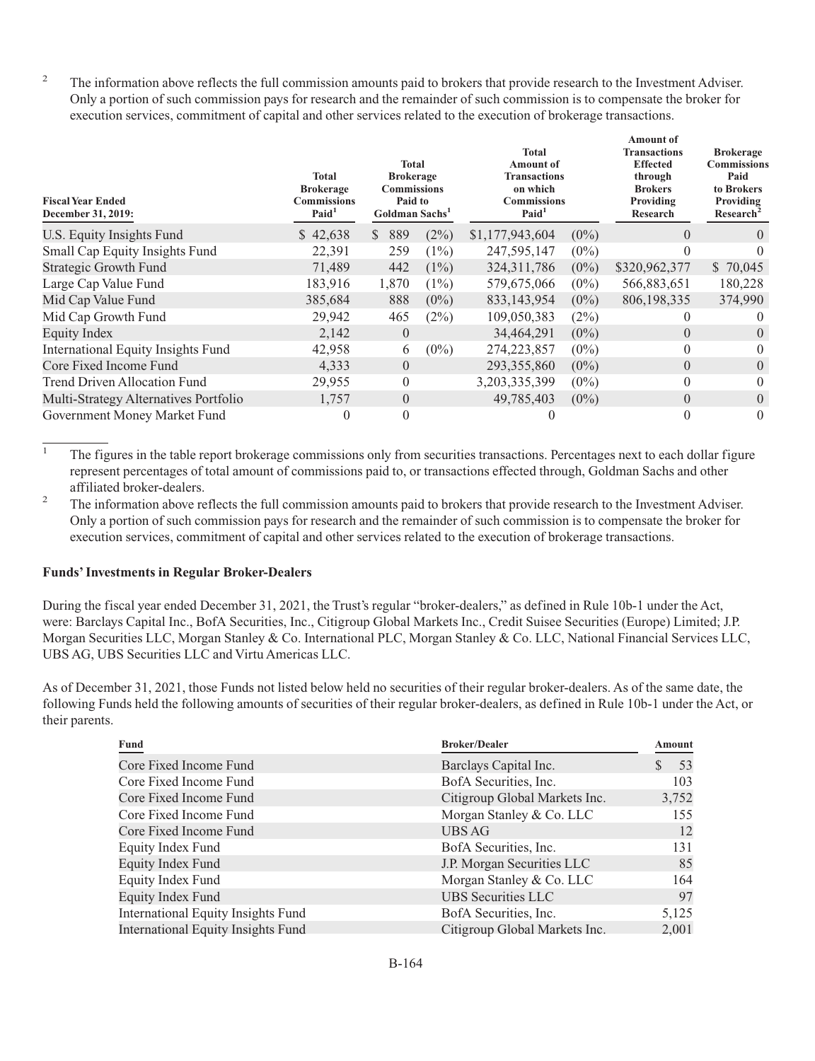2 The information above reflects the full commission amounts paid to brokers that provide research to the Investment Adviser. Only a portion of such commission pays for research and the remainder of such commission is to compensate the broker for execution services, commitment of capital and other services related to the execution of brokerage transactions.

| Fiscal Year Ended December 31, 2019: | Total Brokerage Commissions Paid[1] | Total Brokerage Commissions Paid to Goldman Sachs[1] | | Total Amount of Transactions on which Commissions Paid[1] | | Amount of Transactions Effected through Brokers Providing Research | Brokerage Commissions Paid to Brokers Providing Research[2] |
|---|---|---|---|---|---|---|---|
| U.S. Equity Insights Fund | $ 42,638 | $ 889 | (2%) | $1,177,943,604 | (0%) | 0 | 0 |
| Small Cap Equity Insights Fund | 22,391 | 259 | (1%) | 247,595,147 | (0%) | 0 | 0 |
| Strategic Growth Fund | 71,489 | 442 | (1%) | 324,311,786 | (0%) | $320,962,377 | $ 70,045 |
| Large Cap Value Fund | 183,916 | 1,870 | (1%) | 579,675,066 | (0%) | 566,883,651 | 180,228 |
| Mid Cap Value Fund | 385,684 | 888 | (0%) | 833,143,954 | (0%) | 806,198,335 | 374,990 |
| Mid Cap Growth Fund | 29,942 | 465 | (2%) | 109,050,383 | (2%) | 0 | 0 |
| Equity Index | 2,142 | 0 | | 34,464,291 | (0%) | 0 | 0 |
| International Equity Insights Fund | 42,958 | 6 | (0%) | 274,223,857 | (0%) | 0 | 0 |
| Core Fixed Income Fund | 4,333 | 0 | | 293,355,860 | (0%) | 0 | 0 |
| Trend Driven Allocation Fund | 29,955 | 0 | | 3,203,335,399 | (0%) | 0 | 0 |
| Multi-Strategy Alternatives Portfolio | 1,757 | 0 | | 49,785,403 | (0%) | 0 | 0 |
| Government Money Market Fund | 0 | 0 | | 0 | | 0 | 0 |

1 The figures in the table report brokerage commissions only from securities transactions. Percentages next to each dollar figure represent percentages of total amount of commissions paid to, or transactions effected through, Goldman Sachs and other affiliated broker-dealers.

2 The information above reflects the full commission amounts paid to brokers that provide research to the Investment Adviser. Only a portion of such commission pays for research and the remainder of such commission is to compensate the broker for execution services, commitment of capital and other services related to the execution of brokerage transactions.

**Funds' Investments in Regular Broker-Dealers**

During the fiscal year ended December 31, 2021, the Trust's regular "broker-dealers," as defined in Rule 10b-1 under the Act, were: Barclays Capital Inc., BofA Securities, Inc., Citigroup Global Markets Inc., Credit Suisee Securities (Europe) Limited; J.P. Morgan Securities LLC, Morgan Stanley & Co. International PLC, Morgan Stanley & Co. LLC, National Financial Services LLC, UBS AG, UBS Securities LLC and Virtu Americas LLC.

As of December 31, 2021, those Funds not listed below held no securities of their regular broker-dealers. As of the same date, the following Funds held the following amounts of securities of their regular broker-dealers, as defined in Rule 10b-1 under the Act, or their parents.

| Fund | Broker/Dealer | Amount |
|---|---|---|
| Core Fixed Income Fund | Barclays Capital Inc. | $ 53 |
| Core Fixed Income Fund | BofA Securities, Inc. | 103 |
| Core Fixed Income Fund | Citigroup Global Markets Inc. | 3,752 |
| Core Fixed Income Fund | Morgan Stanley & Co. LLC | 155 |
| Core Fixed Income Fund | UBS AG | 12 |
| Equity Index Fund | BofA Securities, Inc. | 131 |
| Equity Index Fund | J.P. Morgan Securities LLC | 85 |
| Equity Index Fund | Morgan Stanley & Co. LLC | 164 |
| Equity Index Fund | UBS Securities LLC | 97 |
| International Equity Insights Fund | BofA Securities, Inc. | 5,125 |
| International Equity Insights Fund | Citigroup Global Markets Inc. | 2,001 |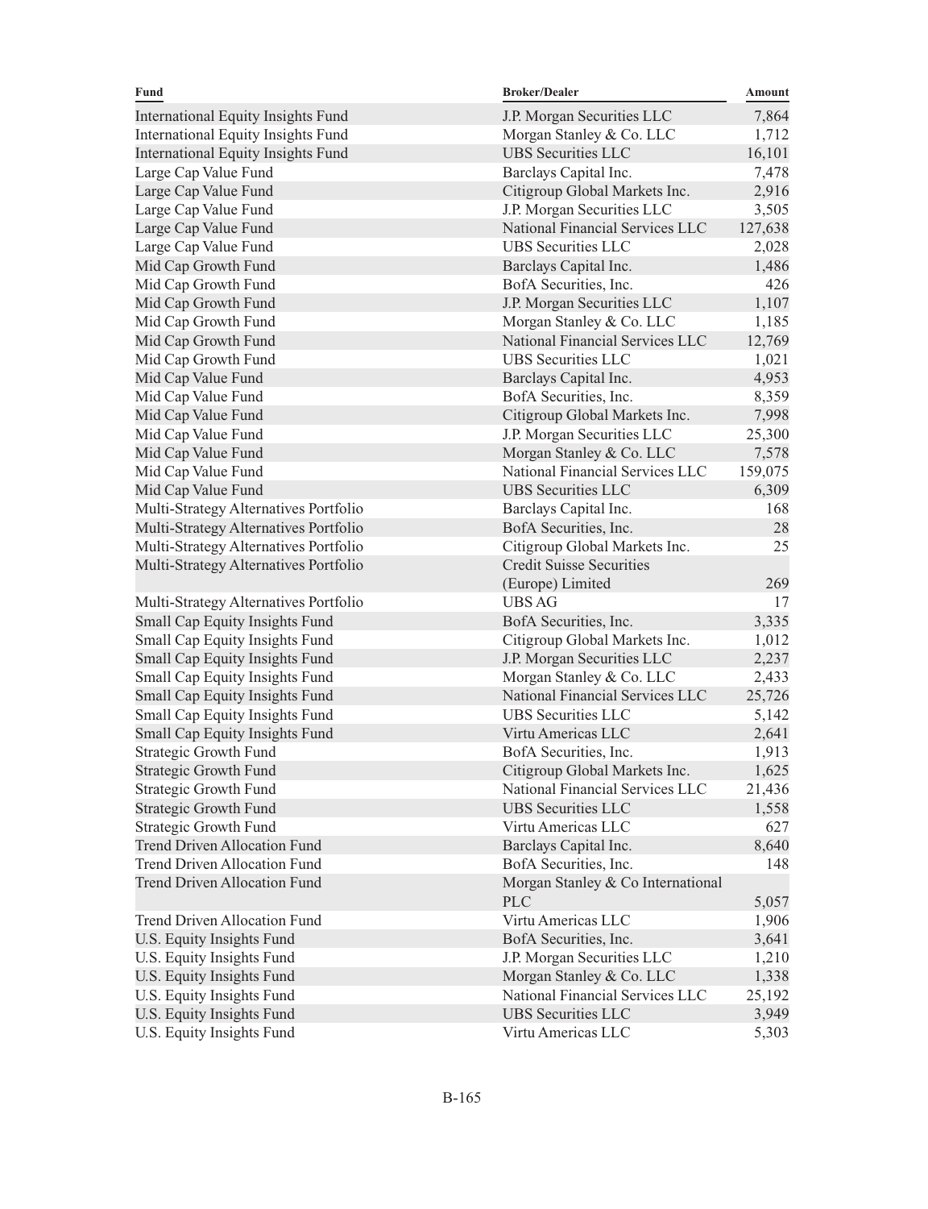| Fund | Broker/Dealer | Amount |
|---|---|---|
| International Equity Insights Fund | J.P. Morgan Securities LLC | 7,864 |
| International Equity Insights Fund | Morgan Stanley & Co. LLC | 1,712 |
| International Equity Insights Fund | UBS Securities LLC | 16,101 |
| Large Cap Value Fund | Barclays Capital Inc. | 7,478 |
| Large Cap Value Fund | Citigroup Global Markets Inc. | 2,916 |
| Large Cap Value Fund | J.P. Morgan Securities LLC | 3,505 |
| Large Cap Value Fund | National Financial Services LLC | 127,638 |
| Large Cap Value Fund | UBS Securities LLC | 2,028 |
| Mid Cap Growth Fund | Barclays Capital Inc. | 1,486 |
| Mid Cap Growth Fund | BofA Securities, Inc. | 426 |
| Mid Cap Growth Fund | J.P. Morgan Securities LLC | 1,107 |
| Mid Cap Growth Fund | Morgan Stanley & Co. LLC | 1,185 |
| Mid Cap Growth Fund | National Financial Services LLC | 12,769 |
| Mid Cap Growth Fund | UBS Securities LLC | 1,021 |
| Mid Cap Value Fund | Barclays Capital Inc. | 4,953 |
| Mid Cap Value Fund | BofA Securities, Inc. | 8,359 |
| Mid Cap Value Fund | Citigroup Global Markets Inc. | 7,998 |
| Mid Cap Value Fund | J.P. Morgan Securities LLC | 25,300 |
| Mid Cap Value Fund | Morgan Stanley & Co. LLC | 7,578 |
| Mid Cap Value Fund | National Financial Services LLC | 159,075 |
| Mid Cap Value Fund | UBS Securities LLC | 6,309 |
| Multi-Strategy Alternatives Portfolio | Barclays Capital Inc. | 168 |
| Multi-Strategy Alternatives Portfolio | BofA Securities, Inc. | 28 |
| Multi-Strategy Alternatives Portfolio | Citigroup Global Markets Inc. | 25 |
| Multi-Strategy Alternatives Portfolio | Credit Suisse Securities (Europe) Limited | 269 |
| Multi-Strategy Alternatives Portfolio | UBS AG | 17 |
| Small Cap Equity Insights Fund | BofA Securities, Inc. | 3,335 |
| Small Cap Equity Insights Fund | Citigroup Global Markets Inc. | 1,012 |
| Small Cap Equity Insights Fund | J.P. Morgan Securities LLC | 2,237 |
| Small Cap Equity Insights Fund | Morgan Stanley & Co. LLC | 2,433 |
| Small Cap Equity Insights Fund | National Financial Services LLC | 25,726 |
| Small Cap Equity Insights Fund | UBS Securities LLC | 5,142 |
| Small Cap Equity Insights Fund | Virtu Americas LLC | 2,641 |
| Strategic Growth Fund | BofA Securities, Inc. | 1,913 |
| Strategic Growth Fund | Citigroup Global Markets Inc. | 1,625 |
| Strategic Growth Fund | National Financial Services LLC | 21,436 |
| Strategic Growth Fund | UBS Securities LLC | 1,558 |
| Strategic Growth Fund | Virtu Americas LLC | 627 |
| Trend Driven Allocation Fund | Barclays Capital Inc. | 8,640 |
| Trend Driven Allocation Fund | BofA Securities, Inc. | 148 |
| Trend Driven Allocation Fund | Morgan Stanley & Co International PLC | 5,057 |
| Trend Driven Allocation Fund | Virtu Americas LLC | 1,906 |
| U.S. Equity Insights Fund | BofA Securities, Inc. | 3,641 |
| U.S. Equity Insights Fund | J.P. Morgan Securities LLC | 1,210 |
| U.S. Equity Insights Fund | Morgan Stanley & Co. LLC | 1,338 |
| U.S. Equity Insights Fund | National Financial Services LLC | 25,192 |
| U.S. Equity Insights Fund | UBS Securities LLC | 3,949 |
| U.S. Equity Insights Fund | Virtu Americas LLC | 5,303 |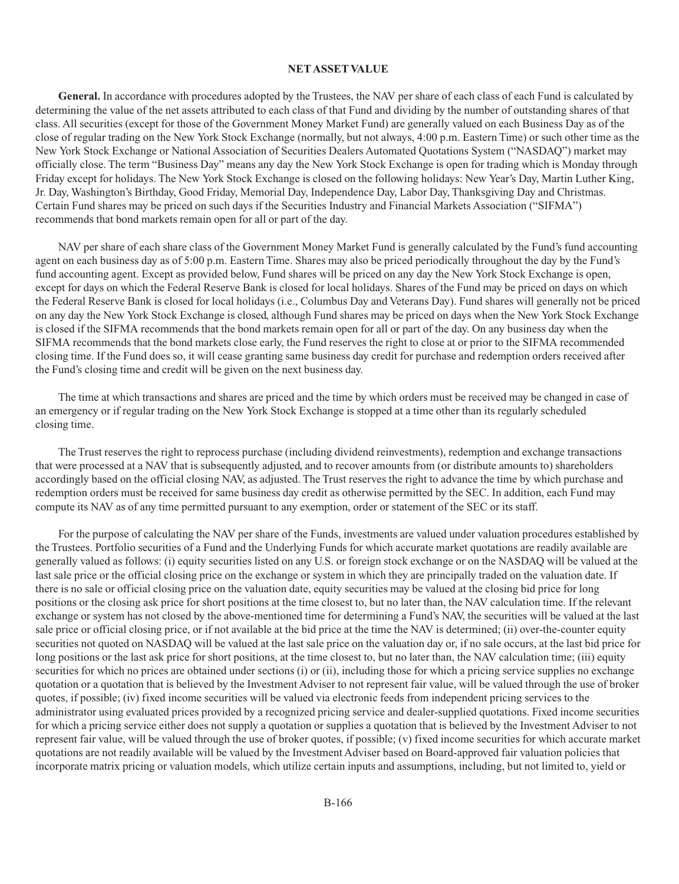## NET ASSET VALUE

**General.** In accordance with procedures adopted by the Trustees, the NAV per share of each class of each Fund is calculated by determining the value of the net assets attributed to each class of that Fund and dividing by the number of outstanding shares of that class. All securities (except for those of the Government Money Market Fund) are generally valued on each Business Day as of the close of regular trading on the New York Stock Exchange (normally, but not always, 4:00 p.m. Eastern Time) or such other time as the New York Stock Exchange or National Association of Securities Dealers Automated Quotations System ("NASDAQ") market may officially close. The term "Business Day" means any day the New York Stock Exchange is open for trading which is Monday through Friday except for holidays. The New York Stock Exchange is closed on the following holidays: New Year's Day, Martin Luther King, Jr. Day, Washington's Birthday, Good Friday, Memorial Day, Independence Day, Labor Day, Thanksgiving Day and Christmas. Certain Fund shares may be priced on such days if the Securities Industry and Financial Markets Association ("SIFMA") recommends that bond markets remain open for all or part of the day.

NAV per share of each share class of the Government Money Market Fund is generally calculated by the Fund's fund accounting agent on each business day as of 5:00 p.m. Eastern Time. Shares may also be priced periodically throughout the day by the Fund's fund accounting agent. Except as provided below, Fund shares will be priced on any day the New York Stock Exchange is open, except for days on which the Federal Reserve Bank is closed for local holidays. Shares of the Fund may be priced on days on which the Federal Reserve Bank is closed for local holidays (i.e., Columbus Day and Veterans Day). Fund shares will generally not be priced on any day the New York Stock Exchange is closed, although Fund shares may be priced on days when the New York Stock Exchange is closed if the SIFMA recommends that the bond markets remain open for all or part of the day. On any business day when the SIFMA recommends that the bond markets close early, the Fund reserves the right to close at or prior to the SIFMA recommended closing time. If the Fund does so, it will cease granting same business day credit for purchase and redemption orders received after the Fund's closing time and credit will be given on the next business day.

The time at which transactions and shares are priced and the time by which orders must be received may be changed in case of an emergency or if regular trading on the New York Stock Exchange is stopped at a time other than its regularly scheduled closing time.

The Trust reserves the right to reprocess purchase (including dividend reinvestments), redemption and exchange transactions that were processed at a NAV that is subsequently adjusted, and to recover amounts from (or distribute amounts to) shareholders accordingly based on the official closing NAV, as adjusted. The Trust reserves the right to advance the time by which purchase and redemption orders must be received for same business day credit as otherwise permitted by the SEC. In addition, each Fund may compute its NAV as of any time permitted pursuant to any exemption, order or statement of the SEC or its staff.

For the purpose of calculating the NAV per share of the Funds, investments are valued under valuation procedures established by the Trustees. Portfolio securities of a Fund and the Underlying Funds for which accurate market quotations are readily available are generally valued as follows: (i) equity securities listed on any U.S. or foreign stock exchange or on the NASDAQ will be valued at the last sale price or the official closing price on the exchange or system in which they are principally traded on the valuation date. If there is no sale or official closing price on the valuation date, equity securities may be valued at the closing bid price for long positions or the closing ask price for short positions at the time closest to, but no later than, the NAV calculation time. If the relevant exchange or system has not closed by the above-mentioned time for determining a Fund's NAV, the securities will be valued at the last sale price or official closing price, or if not available at the bid price at the time the NAV is determined; (ii) over-the-counter equity securities not quoted on NASDAQ will be valued at the last sale price on the valuation day or, if no sale occurs, at the last bid price for long positions or the last ask price for short positions, at the time closest to, but no later than, the NAV calculation time; (iii) equity securities for which no prices are obtained under sections (i) or (ii), including those for which a pricing service supplies no exchange quotation or a quotation that is believed by the Investment Adviser to not represent fair value, will be valued through the use of broker quotes, if possible; (iv) fixed income securities will be valued via electronic feeds from independent pricing services to the administrator using evaluated prices provided by a recognized pricing service and dealer-supplied quotations. Fixed income securities for which a pricing service either does not supply a quotation or supplies a quotation that is believed by the Investment Adviser to not represent fair value, will be valued through the use of broker quotes, if possible; (v) fixed income securities for which accurate market quotations are not readily available will be valued by the Investment Adviser based on Board-approved fair valuation policies that incorporate matrix pricing or valuation models, which utilize certain inputs and assumptions, including, but not limited to, yield or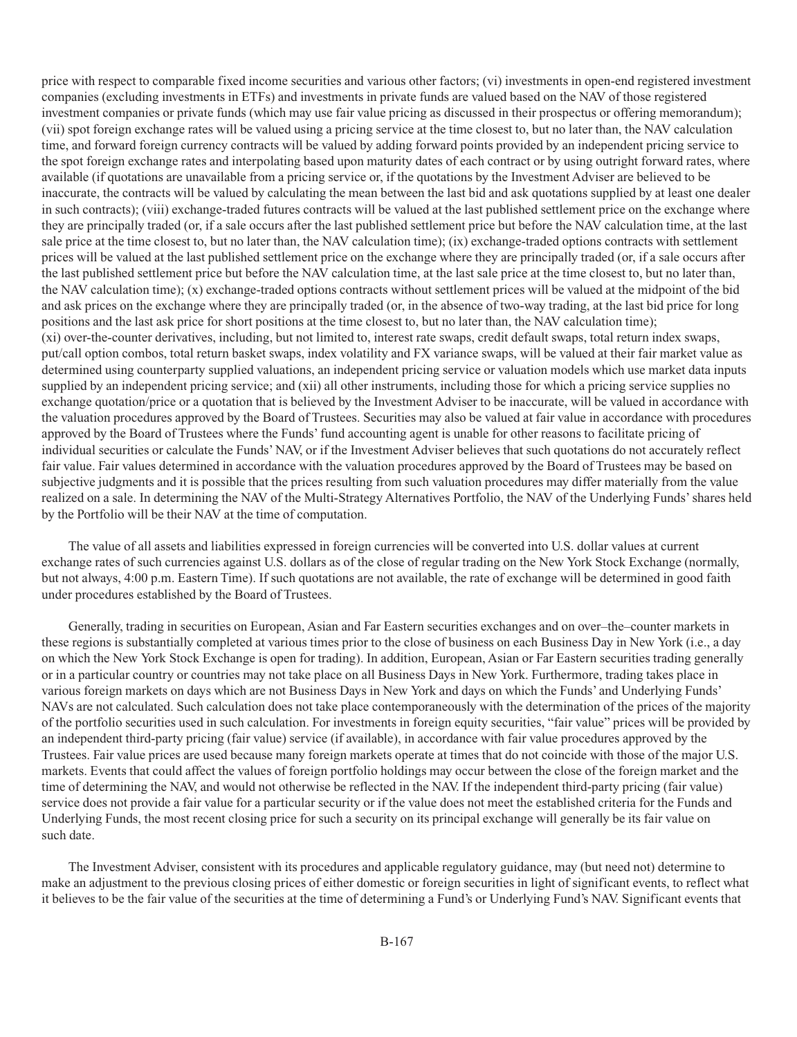price with respect to comparable fixed income securities and various other factors; (vi) investments in open-end registered investment companies (excluding investments in ETFs) and investments in private funds are valued based on the NAV of those registered investment companies or private funds (which may use fair value pricing as discussed in their prospectus or offering memorandum); (vii) spot foreign exchange rates will be valued using a pricing service at the time closest to, but no later than, the NAV calculation time, and forward foreign currency contracts will be valued by adding forward points provided by an independent pricing service to the spot foreign exchange rates and interpolating based upon maturity dates of each contract or by using outright forward rates, where available (if quotations are unavailable from a pricing service or, if the quotations by the Investment Adviser are believed to be inaccurate, the contracts will be valued by calculating the mean between the last bid and ask quotations supplied by at least one dealer in such contracts); (viii) exchange-traded futures contracts will be valued at the last published settlement price on the exchange where they are principally traded (or, if a sale occurs after the last published settlement price but before the NAV calculation time, at the last sale price at the time closest to, but no later than, the NAV calculation time); (ix) exchange-traded options contracts with settlement prices will be valued at the last published settlement price on the exchange where they are principally traded (or, if a sale occurs after the last published settlement price but before the NAV calculation time, at the last sale price at the time closest to, but no later than, the NAV calculation time); (x) exchange-traded options contracts without settlement prices will be valued at the midpoint of the bid and ask prices on the exchange where they are principally traded (or, in the absence of two-way trading, at the last bid price for long positions and the last ask price for short positions at the time closest to, but no later than, the NAV calculation time); (xi) over-the-counter derivatives, including, but not limited to, interest rate swaps, credit default swaps, total return index swaps, put/call option combos, total return basket swaps, index volatility and FX variance swaps, will be valued at their fair market value as determined using counterparty supplied valuations, an independent pricing service or valuation models which use market data inputs supplied by an independent pricing service; and (xii) all other instruments, including those for which a pricing service supplies no exchange quotation/price or a quotation that is believed by the Investment Adviser to be inaccurate, will be valued in accordance with the valuation procedures approved by the Board of Trustees. Securities may also be valued at fair value in accordance with procedures approved by the Board of Trustees where the Funds' fund accounting agent is unable for other reasons to facilitate pricing of individual securities or calculate the Funds' NAV, or if the Investment Adviser believes that such quotations do not accurately reflect fair value. Fair values determined in accordance with the valuation procedures approved by the Board of Trustees may be based on subjective judgments and it is possible that the prices resulting from such valuation procedures may differ materially from the value realized on a sale. In determining the NAV of the Multi-Strategy Alternatives Portfolio, the NAV of the Underlying Funds' shares held by the Portfolio will be their NAV at the time of computation.

The value of all assets and liabilities expressed in foreign currencies will be converted into U.S. dollar values at current exchange rates of such currencies against U.S. dollars as of the close of regular trading on the New York Stock Exchange (normally, but not always, 4:00 p.m. Eastern Time). If such quotations are not available, the rate of exchange will be determined in good faith under procedures established by the Board of Trustees.

Generally, trading in securities on European, Asian and Far Eastern securities exchanges and on over–the–counter markets in these regions is substantially completed at various times prior to the close of business on each Business Day in New York (i.e., a day on which the New York Stock Exchange is open for trading). In addition, European, Asian or Far Eastern securities trading generally or in a particular country or countries may not take place on all Business Days in New York. Furthermore, trading takes place in various foreign markets on days which are not Business Days in New York and days on which the Funds' and Underlying Funds' NAVs are not calculated. Such calculation does not take place contemporaneously with the determination of the prices of the majority of the portfolio securities used in such calculation. For investments in foreign equity securities, "fair value" prices will be provided by an independent third-party pricing (fair value) service (if available), in accordance with fair value procedures approved by the Trustees. Fair value prices are used because many foreign markets operate at times that do not coincide with those of the major U.S. markets. Events that could affect the values of foreign portfolio holdings may occur between the close of the foreign market and the time of determining the NAV, and would not otherwise be reflected in the NAV. If the independent third-party pricing (fair value) service does not provide a fair value for a particular security or if the value does not meet the established criteria for the Funds and Underlying Funds, the most recent closing price for such a security on its principal exchange will generally be its fair value on such date.

The Investment Adviser, consistent with its procedures and applicable regulatory guidance, may (but need not) determine to make an adjustment to the previous closing prices of either domestic or foreign securities in light of significant events, to reflect what it believes to be the fair value of the securities at the time of determining a Fund's or Underlying Fund's NAV. Significant events that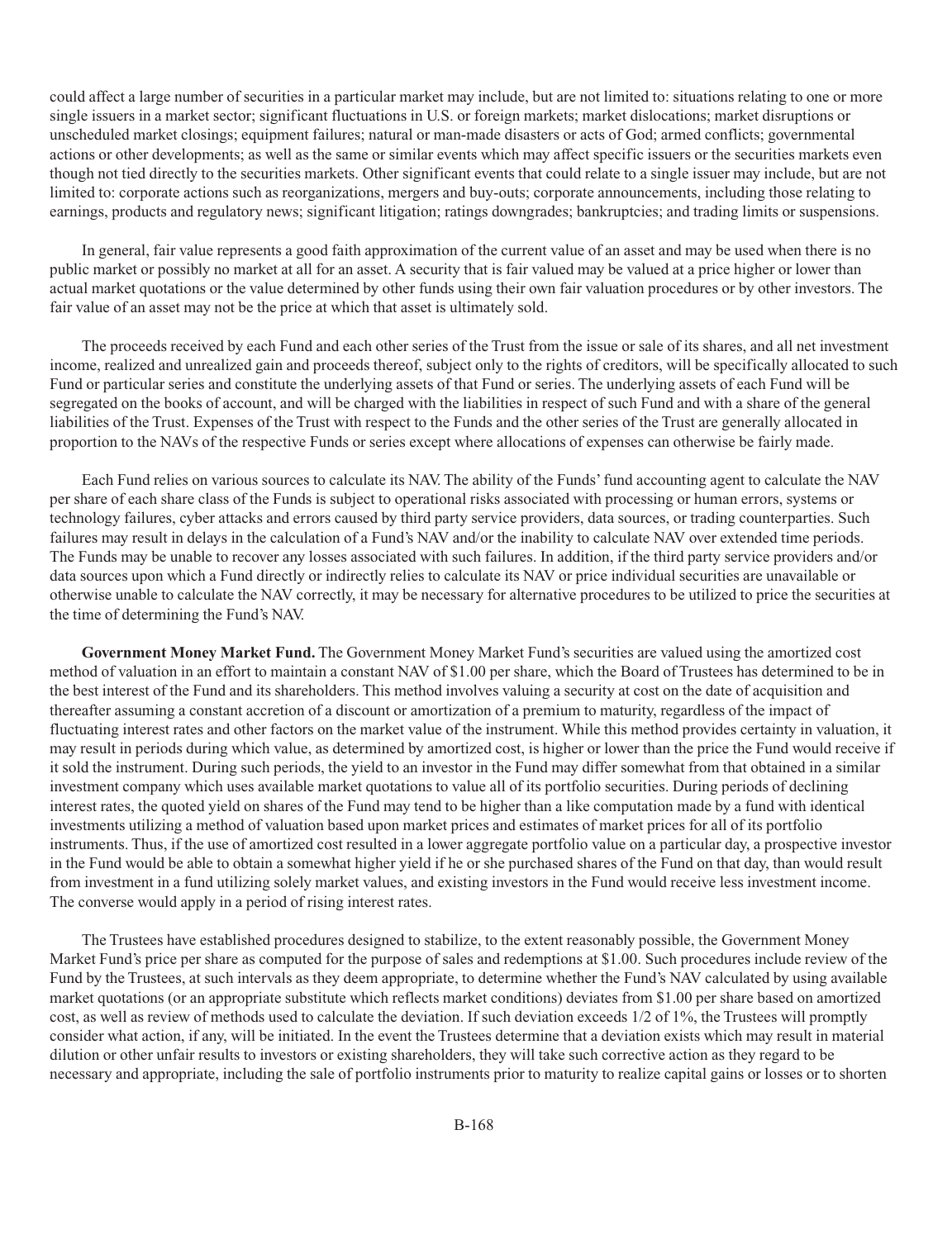could affect a large number of securities in a particular market may include, but are not limited to: situations relating to one or more single issuers in a market sector; significant fluctuations in U.S. or foreign markets; market dislocations; market disruptions or unscheduled market closings; equipment failures; natural or man-made disasters or acts of God; armed conflicts; governmental actions or other developments; as well as the same or similar events which may affect specific issuers or the securities markets even though not tied directly to the securities markets. Other significant events that could relate to a single issuer may include, but are not limited to: corporate actions such as reorganizations, mergers and buy-outs; corporate announcements, including those relating to earnings, products and regulatory news; significant litigation; ratings downgrades; bankruptcies; and trading limits or suspensions.

In general, fair value represents a good faith approximation of the current value of an asset and may be used when there is no public market or possibly no market at all for an asset. A security that is fair valued may be valued at a price higher or lower than actual market quotations or the value determined by other funds using their own fair valuation procedures or by other investors. The fair value of an asset may not be the price at which that asset is ultimately sold.

The proceeds received by each Fund and each other series of the Trust from the issue or sale of its shares, and all net investment income, realized and unrealized gain and proceeds thereof, subject only to the rights of creditors, will be specifically allocated to such Fund or particular series and constitute the underlying assets of that Fund or series. The underlying assets of each Fund will be segregated on the books of account, and will be charged with the liabilities in respect of such Fund and with a share of the general liabilities of the Trust. Expenses of the Trust with respect to the Funds and the other series of the Trust are generally allocated in proportion to the NAVs of the respective Funds or series except where allocations of expenses can otherwise be fairly made.

Each Fund relies on various sources to calculate its NAV. The ability of the Funds' fund accounting agent to calculate the NAV per share of each share class of the Funds is subject to operational risks associated with processing or human errors, systems or technology failures, cyber attacks and errors caused by third party service providers, data sources, or trading counterparties. Such failures may result in delays in the calculation of a Fund's NAV and/or the inability to calculate NAV over extended time periods. The Funds may be unable to recover any losses associated with such failures. In addition, if the third party service providers and/or data sources upon which a Fund directly or indirectly relies to calculate its NAV or price individual securities are unavailable or otherwise unable to calculate the NAV correctly, it may be necessary for alternative procedures to be utilized to price the securities at the time of determining the Fund's NAV.

**Government Money Market Fund.** The Government Money Market Fund's securities are valued using the amortized cost method of valuation in an effort to maintain a constant NAV of $1.00 per share, which the Board of Trustees has determined to be in the best interest of the Fund and its shareholders. This method involves valuing a security at cost on the date of acquisition and thereafter assuming a constant accretion of a discount or amortization of a premium to maturity, regardless of the impact of fluctuating interest rates and other factors on the market value of the instrument. While this method provides certainty in valuation, it may result in periods during which value, as determined by amortized cost, is higher or lower than the price the Fund would receive if it sold the instrument. During such periods, the yield to an investor in the Fund may differ somewhat from that obtained in a similar investment company which uses available market quotations to value all of its portfolio securities. During periods of declining interest rates, the quoted yield on shares of the Fund may tend to be higher than a like computation made by a fund with identical investments utilizing a method of valuation based upon market prices and estimates of market prices for all of its portfolio instruments. Thus, if the use of amortized cost resulted in a lower aggregate portfolio value on a particular day, a prospective investor in the Fund would be able to obtain a somewhat higher yield if he or she purchased shares of the Fund on that day, than would result from investment in a fund utilizing solely market values, and existing investors in the Fund would receive less investment income. The converse would apply in a period of rising interest rates.

The Trustees have established procedures designed to stabilize, to the extent reasonably possible, the Government Money Market Fund's price per share as computed for the purpose of sales and redemptions at $1.00. Such procedures include review of the Fund by the Trustees, at such intervals as they deem appropriate, to determine whether the Fund's NAV calculated by using available market quotations (or an appropriate substitute which reflects market conditions) deviates from $1.00 per share based on amortized cost, as well as review of methods used to calculate the deviation. If such deviation exceeds 1/2 of 1%, the Trustees will promptly consider what action, if any, will be initiated. In the event the Trustees determine that a deviation exists which may result in material dilution or other unfair results to investors or existing shareholders, they will take such corrective action as they regard to be necessary and appropriate, including the sale of portfolio instruments prior to maturity to realize capital gains or losses or to shorten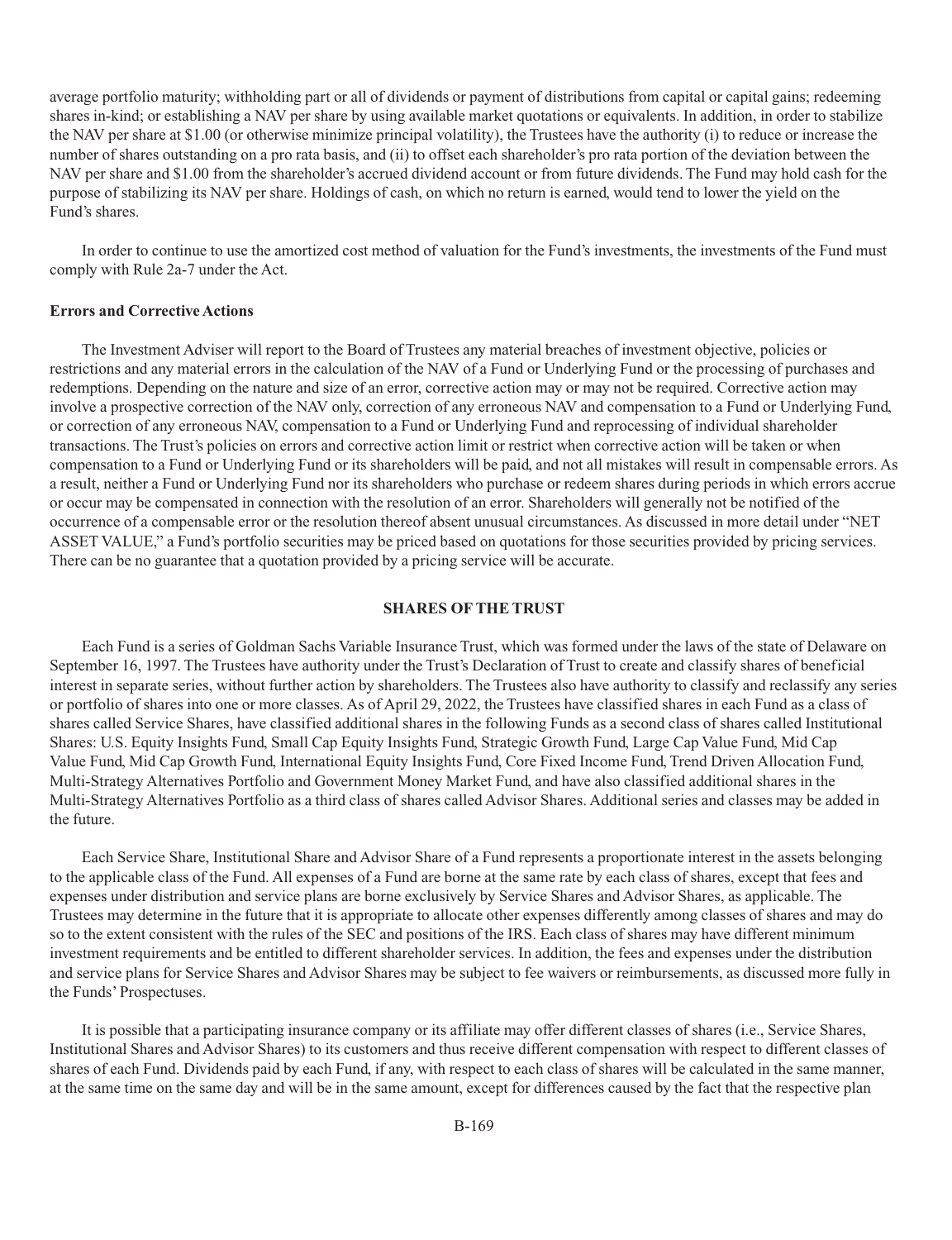average portfolio maturity; withholding part or all of dividends or payment of distributions from capital or capital gains; redeeming shares in-kind; or establishing a NAV per share by using available market quotations or equivalents. In addition, in order to stabilize the NAV per share at $1.00 (or otherwise minimize principal volatility), the Trustees have the authority (i) to reduce or increase the number of shares outstanding on a pro rata basis, and (ii) to offset each shareholder's pro rata portion of the deviation between the NAV per share and $1.00 from the shareholder's accrued dividend account or from future dividends. The Fund may hold cash for the purpose of stabilizing its NAV per share. Holdings of cash, on which no return is earned, would tend to lower the yield on the Fund's shares.

In order to continue to use the amortized cost method of valuation for the Fund's investments, the investments of the Fund must comply with Rule 2a-7 under the Act.

**Errors and Corrective Actions**

The Investment Adviser will report to the Board of Trustees any material breaches of investment objective, policies or restrictions and any material errors in the calculation of the NAV of a Fund or Underlying Fund or the processing of purchases and redemptions. Depending on the nature and size of an error, corrective action may or may not be required. Corrective action may involve a prospective correction of the NAV only, correction of any erroneous NAV and compensation to a Fund or Underlying Fund, or correction of any erroneous NAV, compensation to a Fund or Underlying Fund and reprocessing of individual shareholder transactions. The Trust's policies on errors and corrective action limit or restrict when corrective action will be taken or when compensation to a Fund or Underlying Fund or its shareholders will be paid, and not all mistakes will result in compensable errors. As a result, neither a Fund or Underlying Fund nor its shareholders who purchase or redeem shares during periods in which errors accrue or occur may be compensated in connection with the resolution of an error. Shareholders will generally not be notified of the occurrence of a compensable error or the resolution thereof absent unusual circumstances. As discussed in more detail under "NET ASSET VALUE," a Fund's portfolio securities may be priced based on quotations for those securities provided by pricing services. There can be no guarantee that a quotation provided by a pricing service will be accurate.

## SHARES OF THE TRUST

Each Fund is a series of Goldman Sachs Variable Insurance Trust, which was formed under the laws of the state of Delaware on September 16, 1997. The Trustees have authority under the Trust's Declaration of Trust to create and classify shares of beneficial interest in separate series, without further action by shareholders. The Trustees also have authority to classify and reclassify any series or portfolio of shares into one or more classes. As of April 29, 2022, the Trustees have classified shares in each Fund as a class of shares called Service Shares, have classified additional shares in the following Funds as a second class of shares called Institutional Shares: U.S. Equity Insights Fund, Small Cap Equity Insights Fund, Strategic Growth Fund, Large Cap Value Fund, Mid Cap Value Fund, Mid Cap Growth Fund, International Equity Insights Fund, Core Fixed Income Fund, Trend Driven Allocation Fund, Multi-Strategy Alternatives Portfolio and Government Money Market Fund, and have also classified additional shares in the Multi-Strategy Alternatives Portfolio as a third class of shares called Advisor Shares. Additional series and classes may be added in the future.

Each Service Share, Institutional Share and Advisor Share of a Fund represents a proportionate interest in the assets belonging to the applicable class of the Fund. All expenses of a Fund are borne at the same rate by each class of shares, except that fees and expenses under distribution and service plans are borne exclusively by Service Shares and Advisor Shares, as applicable. The Trustees may determine in the future that it is appropriate to allocate other expenses differently among classes of shares and may do so to the extent consistent with the rules of the SEC and positions of the IRS. Each class of shares may have different minimum investment requirements and be entitled to different shareholder services. In addition, the fees and expenses under the distribution and service plans for Service Shares and Advisor Shares may be subject to fee waivers or reimbursements, as discussed more fully in the Funds' Prospectuses.

It is possible that a participating insurance company or its affiliate may offer different classes of shares (i.e., Service Shares, Institutional Shares and Advisor Shares) to its customers and thus receive different compensation with respect to different classes of shares of each Fund. Dividends paid by each Fund, if any, with respect to each class of shares will be calculated in the same manner, at the same time on the same day and will be in the same amount, except for differences caused by the fact that the respective plan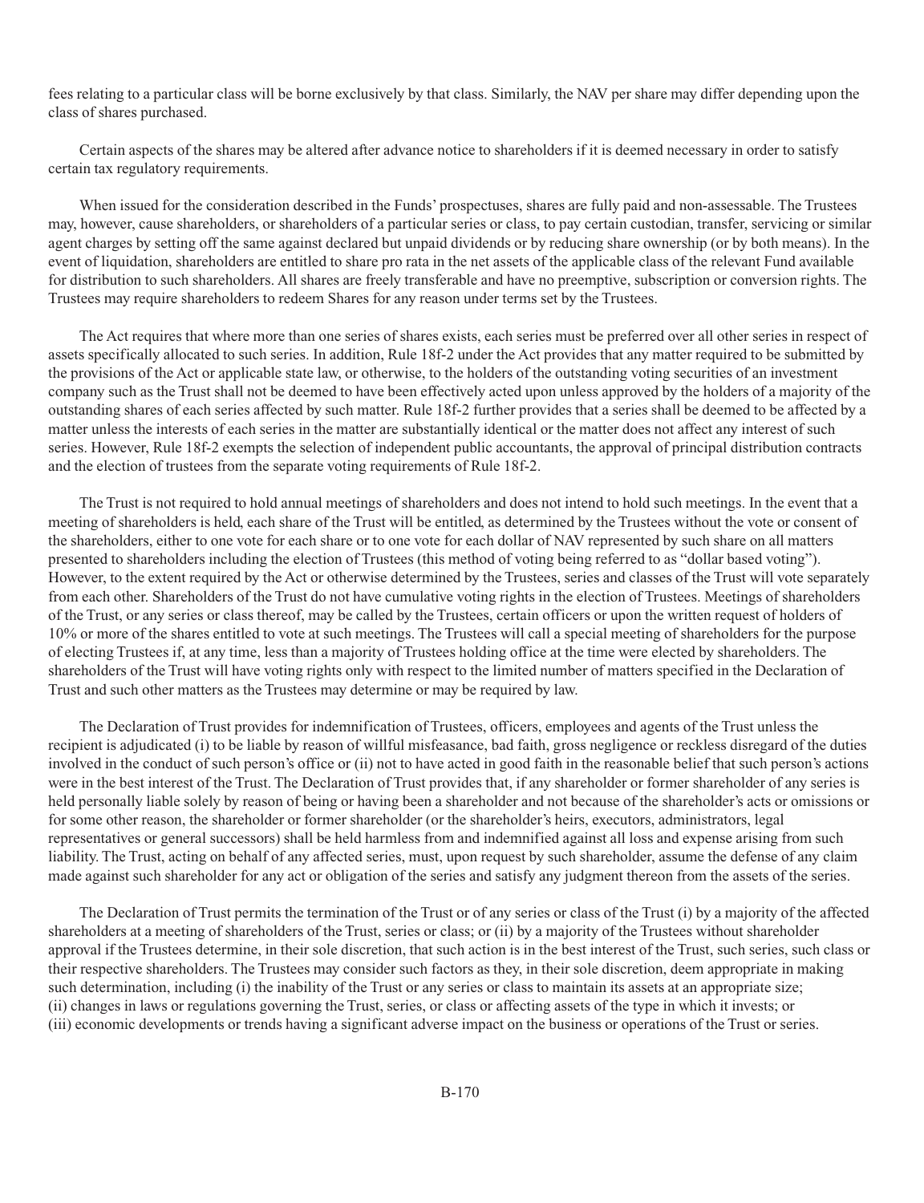fees relating to a particular class will be borne exclusively by that class. Similarly, the NAV per share may differ depending upon the class of shares purchased.

Certain aspects of the shares may be altered after advance notice to shareholders if it is deemed necessary in order to satisfy certain tax regulatory requirements.

When issued for the consideration described in the Funds' prospectuses, shares are fully paid and non-assessable. The Trustees may, however, cause shareholders, or shareholders of a particular series or class, to pay certain custodian, transfer, servicing or similar agent charges by setting off the same against declared but unpaid dividends or by reducing share ownership (or by both means). In the event of liquidation, shareholders are entitled to share pro rata in the net assets of the applicable class of the relevant Fund available for distribution to such shareholders. All shares are freely transferable and have no preemptive, subscription or conversion rights. The Trustees may require shareholders to redeem Shares for any reason under terms set by the Trustees.

The Act requires that where more than one series of shares exists, each series must be preferred over all other series in respect of assets specifically allocated to such series. In addition, Rule 18f-2 under the Act provides that any matter required to be submitted by the provisions of the Act or applicable state law, or otherwise, to the holders of the outstanding voting securities of an investment company such as the Trust shall not be deemed to have been effectively acted upon unless approved by the holders of a majority of the outstanding shares of each series affected by such matter. Rule 18f-2 further provides that a series shall be deemed to be affected by a matter unless the interests of each series in the matter are substantially identical or the matter does not affect any interest of such series. However, Rule 18f-2 exempts the selection of independent public accountants, the approval of principal distribution contracts and the election of trustees from the separate voting requirements of Rule 18f-2.

The Trust is not required to hold annual meetings of shareholders and does not intend to hold such meetings. In the event that a meeting of shareholders is held, each share of the Trust will be entitled, as determined by the Trustees without the vote or consent of the shareholders, either to one vote for each share or to one vote for each dollar of NAV represented by such share on all matters presented to shareholders including the election of Trustees (this method of voting being referred to as "dollar based voting"). However, to the extent required by the Act or otherwise determined by the Trustees, series and classes of the Trust will vote separately from each other. Shareholders of the Trust do not have cumulative voting rights in the election of Trustees. Meetings of shareholders of the Trust, or any series or class thereof, may be called by the Trustees, certain officers or upon the written request of holders of 10% or more of the shares entitled to vote at such meetings. The Trustees will call a special meeting of shareholders for the purpose of electing Trustees if, at any time, less than a majority of Trustees holding office at the time were elected by shareholders. The shareholders of the Trust will have voting rights only with respect to the limited number of matters specified in the Declaration of Trust and such other matters as the Trustees may determine or may be required by law.

The Declaration of Trust provides for indemnification of Trustees, officers, employees and agents of the Trust unless the recipient is adjudicated (i) to be liable by reason of willful misfeasance, bad faith, gross negligence or reckless disregard of the duties involved in the conduct of such person's office or (ii) not to have acted in good faith in the reasonable belief that such person's actions were in the best interest of the Trust. The Declaration of Trust provides that, if any shareholder or former shareholder of any series is held personally liable solely by reason of being or having been a shareholder and not because of the shareholder's acts or omissions or for some other reason, the shareholder or former shareholder (or the shareholder's heirs, executors, administrators, legal representatives or general successors) shall be held harmless from and indemnified against all loss and expense arising from such liability. The Trust, acting on behalf of any affected series, must, upon request by such shareholder, assume the defense of any claim made against such shareholder for any act or obligation of the series and satisfy any judgment thereon from the assets of the series.

The Declaration of Trust permits the termination of the Trust or of any series or class of the Trust (i) by a majority of the affected shareholders at a meeting of shareholders of the Trust, series or class; or (ii) by a majority of the Trustees without shareholder approval if the Trustees determine, in their sole discretion, that such action is in the best interest of the Trust, such series, such class or their respective shareholders. The Trustees may consider such factors as they, in their sole discretion, deem appropriate in making such determination, including (i) the inability of the Trust or any series or class to maintain its assets at an appropriate size; (ii) changes in laws or regulations governing the Trust, series, or class or affecting assets of the type in which it invests; or (iii) economic developments or trends having a significant adverse impact on the business or operations of the Trust or series.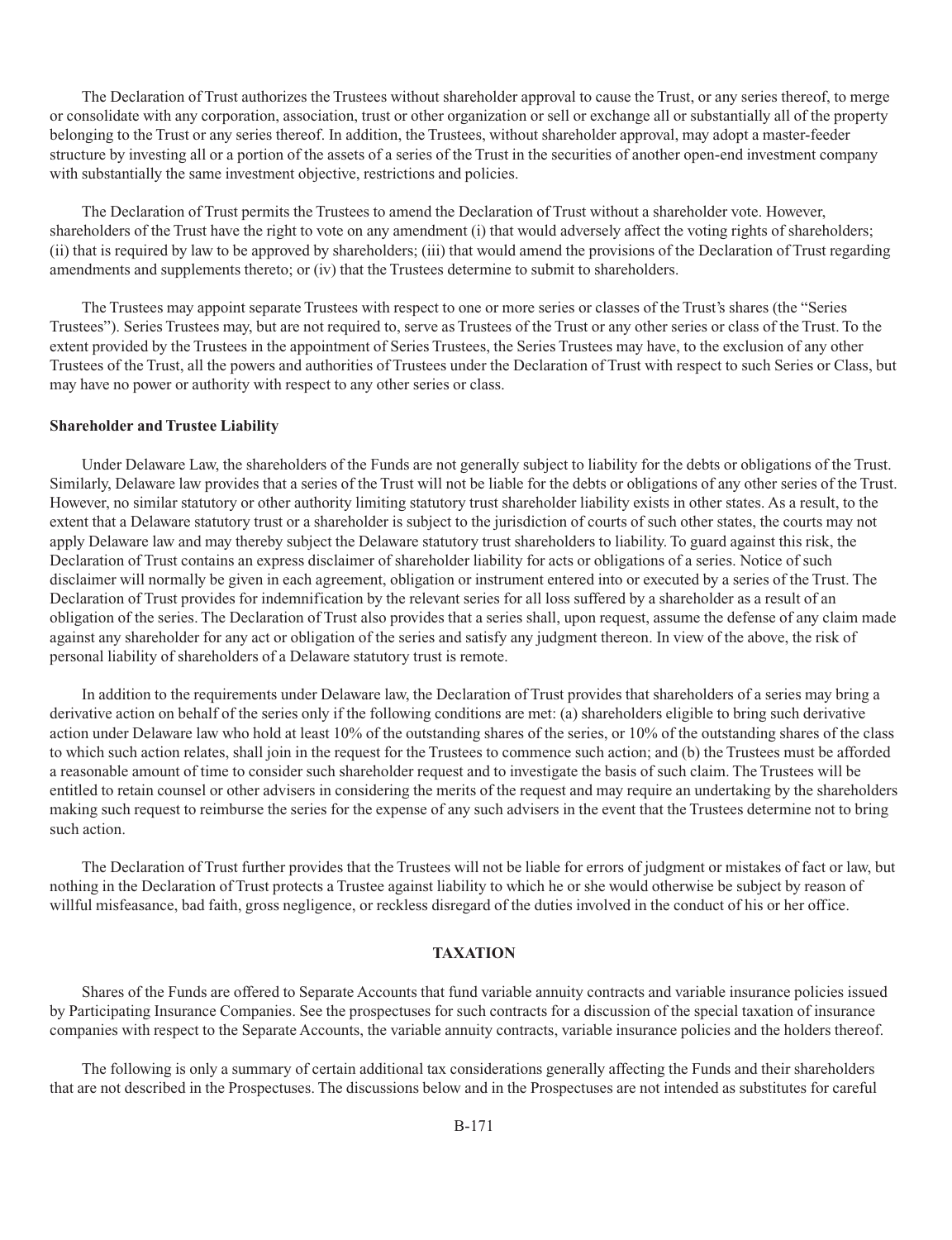The Declaration of Trust authorizes the Trustees without shareholder approval to cause the Trust, or any series thereof, to merge or consolidate with any corporation, association, trust or other organization or sell or exchange all or substantially all of the property belonging to the Trust or any series thereof. In addition, the Trustees, without shareholder approval, may adopt a master-feeder structure by investing all or a portion of the assets of a series of the Trust in the securities of another open-end investment company with substantially the same investment objective, restrictions and policies.

The Declaration of Trust permits the Trustees to amend the Declaration of Trust without a shareholder vote. However, shareholders of the Trust have the right to vote on any amendment (i) that would adversely affect the voting rights of shareholders; (ii) that is required by law to be approved by shareholders; (iii) that would amend the provisions of the Declaration of Trust regarding amendments and supplements thereto; or (iv) that the Trustees determine to submit to shareholders.

The Trustees may appoint separate Trustees with respect to one or more series or classes of the Trust's shares (the "Series Trustees"). Series Trustees may, but are not required to, serve as Trustees of the Trust or any other series or class of the Trust. To the extent provided by the Trustees in the appointment of Series Trustees, the Series Trustees may have, to the exclusion of any other Trustees of the Trust, all the powers and authorities of Trustees under the Declaration of Trust with respect to such Series or Class, but may have no power or authority with respect to any other series or class.

**Shareholder and Trustee Liability**

Under Delaware Law, the shareholders of the Funds are not generally subject to liability for the debts or obligations of the Trust. Similarly, Delaware law provides that a series of the Trust will not be liable for the debts or obligations of any other series of the Trust. However, no similar statutory or other authority limiting statutory trust shareholder liability exists in other states. As a result, to the extent that a Delaware statutory trust or a shareholder is subject to the jurisdiction of courts of such other states, the courts may not apply Delaware law and may thereby subject the Delaware statutory trust shareholders to liability. To guard against this risk, the Declaration of Trust contains an express disclaimer of shareholder liability for acts or obligations of a series. Notice of such disclaimer will normally be given in each agreement, obligation or instrument entered into or executed by a series of the Trust. The Declaration of Trust provides for indemnification by the relevant series for all loss suffered by a shareholder as a result of an obligation of the series. The Declaration of Trust also provides that a series shall, upon request, assume the defense of any claim made against any shareholder for any act or obligation of the series and satisfy any judgment thereon. In view of the above, the risk of personal liability of shareholders of a Delaware statutory trust is remote.

In addition to the requirements under Delaware law, the Declaration of Trust provides that shareholders of a series may bring a derivative action on behalf of the series only if the following conditions are met: (a) shareholders eligible to bring such derivative action under Delaware law who hold at least 10% of the outstanding shares of the series, or 10% of the outstanding shares of the class to which such action relates, shall join in the request for the Trustees to commence such action; and (b) the Trustees must be afforded a reasonable amount of time to consider such shareholder request and to investigate the basis of such claim. The Trustees will be entitled to retain counsel or other advisers in considering the merits of the request and may require an undertaking by the shareholders making such request to reimburse the series for the expense of any such advisers in the event that the Trustees determine not to bring such action.

The Declaration of Trust further provides that the Trustees will not be liable for errors of judgment or mistakes of fact or law, but nothing in the Declaration of Trust protects a Trustee against liability to which he or she would otherwise be subject by reason of willful misfeasance, bad faith, gross negligence, or reckless disregard of the duties involved in the conduct of his or her office.

## TAXATION

Shares of the Funds are offered to Separate Accounts that fund variable annuity contracts and variable insurance policies issued by Participating Insurance Companies. See the prospectuses for such contracts for a discussion of the special taxation of insurance companies with respect to the Separate Accounts, the variable annuity contracts, variable insurance policies and the holders thereof.

The following is only a summary of certain additional tax considerations generally affecting the Funds and their shareholders that are not described in the Prospectuses. The discussions below and in the Prospectuses are not intended as substitutes for careful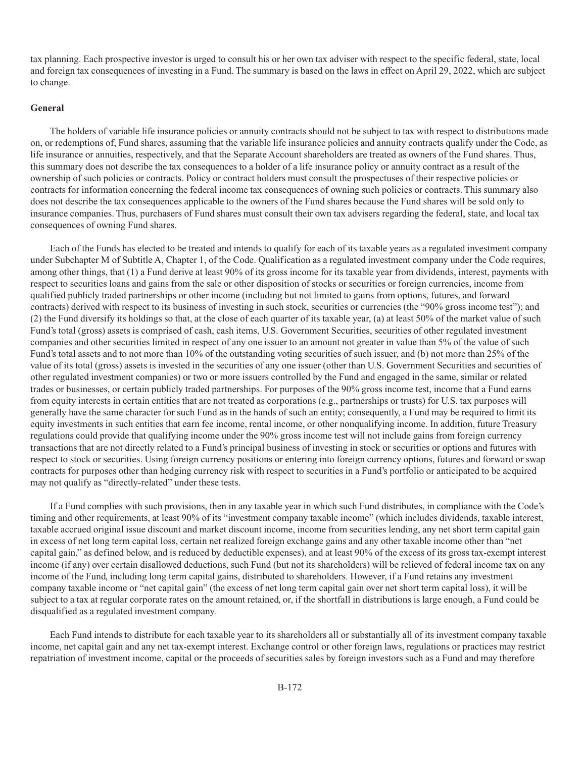tax planning. Each prospective investor is urged to consult his or her own tax adviser with respect to the specific federal, state, local and foreign tax consequences of investing in a Fund. The summary is based on the laws in effect on April 29, 2022, which are subject to change.

**General**

The holders of variable life insurance policies or annuity contracts should not be subject to tax with respect to distributions made on, or redemptions of, Fund shares, assuming that the variable life insurance policies and annuity contracts qualify under the Code, as life insurance or annuities, respectively, and that the Separate Account shareholders are treated as owners of the Fund shares. Thus, this summary does not describe the tax consequences to a holder of a life insurance policy or annuity contract as a result of the ownership of such policies or contracts. Policy or contract holders must consult the prospectuses of their respective policies or contracts for information concerning the federal income tax consequences of owning such policies or contracts. This summary also does not describe the tax consequences applicable to the owners of the Fund shares because the Fund shares will be sold only to insurance companies. Thus, purchasers of Fund shares must consult their own tax advisers regarding the federal, state, and local tax consequences of owning Fund shares.

Each of the Funds has elected to be treated and intends to qualify for each of its taxable years as a regulated investment company under Subchapter M of Subtitle A, Chapter 1, of the Code. Qualification as a regulated investment company under the Code requires, among other things, that (1) a Fund derive at least 90% of its gross income for its taxable year from dividends, interest, payments with respect to securities loans and gains from the sale or other disposition of stocks or securities or foreign currencies, income from qualified publicly traded partnerships or other income (including but not limited to gains from options, futures, and forward contracts) derived with respect to its business of investing in such stock, securities or currencies (the "90% gross income test"); and (2) the Fund diversify its holdings so that, at the close of each quarter of its taxable year, (a) at least 50% of the market value of such Fund's total (gross) assets is comprised of cash, cash items, U.S. Government Securities, securities of other regulated investment companies and other securities limited in respect of any one issuer to an amount not greater in value than 5% of the value of such Fund's total assets and to not more than 10% of the outstanding voting securities of such issuer, and (b) not more than 25% of the value of its total (gross) assets is invested in the securities of any one issuer (other than U.S. Government Securities and securities of other regulated investment companies) or two or more issuers controlled by the Fund and engaged in the same, similar or related trades or businesses, or certain publicly traded partnerships. For purposes of the 90% gross income test, income that a Fund earns from equity interests in certain entities that are not treated as corporations (e.g., partnerships or trusts) for U.S. tax purposes will generally have the same character for such Fund as in the hands of such an entity; consequently, a Fund may be required to limit its equity investments in such entities that earn fee income, rental income, or other nonqualifying income. In addition, future Treasury regulations could provide that qualifying income under the 90% gross income test will not include gains from foreign currency transactions that are not directly related to a Fund's principal business of investing in stock or securities or options and futures with respect to stock or securities. Using foreign currency positions or entering into foreign currency options, futures and forward or swap contracts for purposes other than hedging currency risk with respect to securities in a Fund's portfolio or anticipated to be acquired may not qualify as "directly-related" under these tests.

If a Fund complies with such provisions, then in any taxable year in which such Fund distributes, in compliance with the Code's timing and other requirements, at least 90% of its "investment company taxable income" (which includes dividends, taxable interest, taxable accrued original issue discount and market discount income, income from securities lending, any net short term capital gain in excess of net long term capital loss, certain net realized foreign exchange gains and any other taxable income other than "net capital gain," as defined below, and is reduced by deductible expenses), and at least 90% of the excess of its gross tax-exempt interest income (if any) over certain disallowed deductions, such Fund (but not its shareholders) will be relieved of federal income tax on any income of the Fund, including long term capital gains, distributed to shareholders. However, if a Fund retains any investment company taxable income or "net capital gain" (the excess of net long term capital gain over net short term capital loss), it will be subject to a tax at regular corporate rates on the amount retained, or, if the shortfall in distributions is large enough, a Fund could be disqualified as a regulated investment company.

Each Fund intends to distribute for each taxable year to its shareholders all or substantially all of its investment company taxable income, net capital gain and any net tax-exempt interest. Exchange control or other foreign laws, regulations or practices may restrict repatriation of investment income, capital or the proceeds of securities sales by foreign investors such as a Fund and may therefore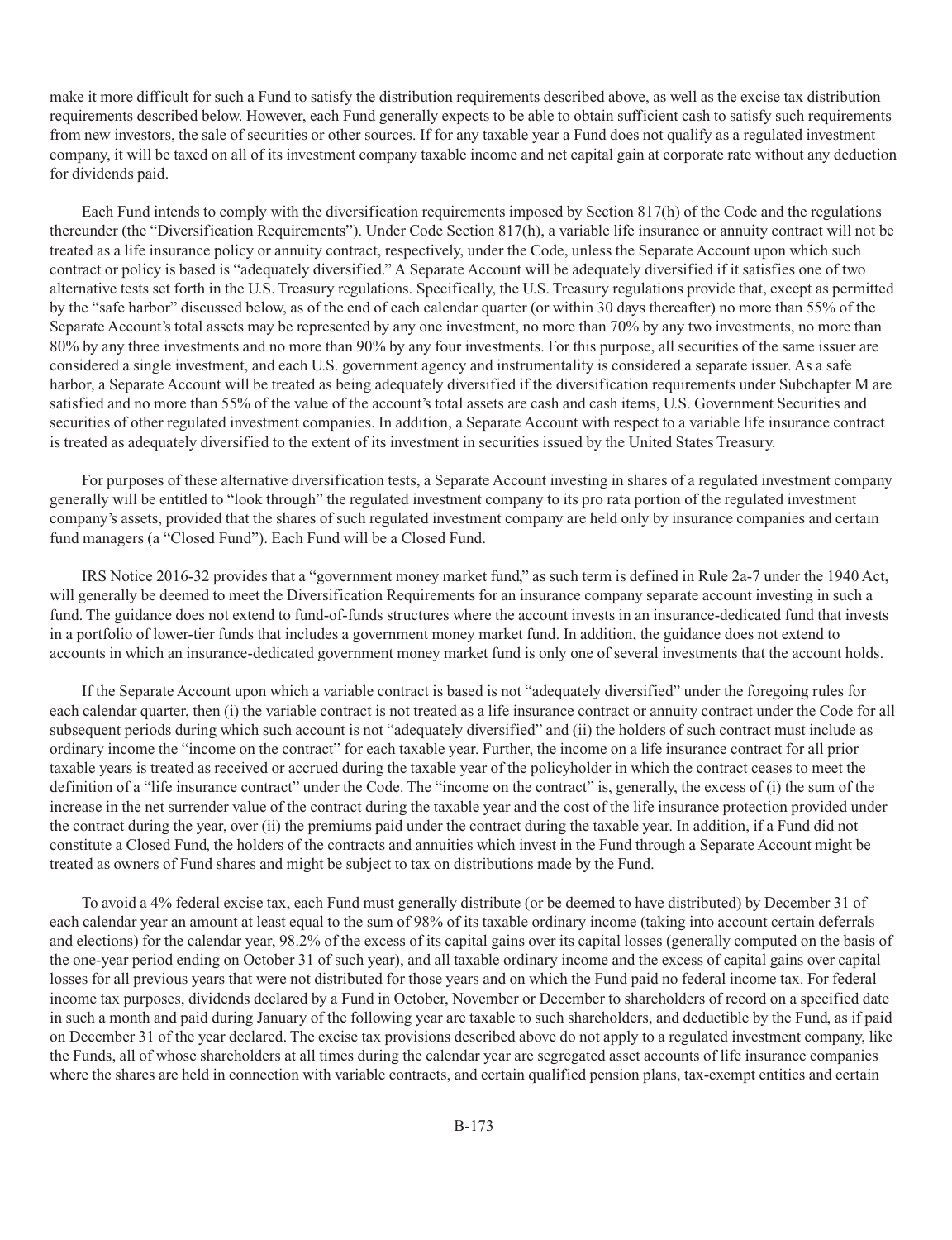make it more difficult for such a Fund to satisfy the distribution requirements described above, as well as the excise tax distribution requirements described below. However, each Fund generally expects to be able to obtain sufficient cash to satisfy such requirements from new investors, the sale of securities or other sources. If for any taxable year a Fund does not qualify as a regulated investment company, it will be taxed on all of its investment company taxable income and net capital gain at corporate rate without any deduction for dividends paid.

Each Fund intends to comply with the diversification requirements imposed by Section 817(h) of the Code and the regulations thereunder (the "Diversification Requirements"). Under Code Section 817(h), a variable life insurance or annuity contract will not be treated as a life insurance policy or annuity contract, respectively, under the Code, unless the Separate Account upon which such contract or policy is based is "adequately diversified." A Separate Account will be adequately diversified if it satisfies one of two alternative tests set forth in the U.S. Treasury regulations. Specifically, the U.S. Treasury regulations provide that, except as permitted by the "safe harbor" discussed below, as of the end of each calendar quarter (or within 30 days thereafter) no more than 55% of the Separate Account's total assets may be represented by any one investment, no more than 70% by any two investments, no more than 80% by any three investments and no more than 90% by any four investments. For this purpose, all securities of the same issuer are considered a single investment, and each U.S. government agency and instrumentality is considered a separate issuer. As a safe harbor, a Separate Account will be treated as being adequately diversified if the diversification requirements under Subchapter M are satisfied and no more than 55% of the value of the account's total assets are cash and cash items, U.S. Government Securities and securities of other regulated investment companies. In addition, a Separate Account with respect to a variable life insurance contract is treated as adequately diversified to the extent of its investment in securities issued by the United States Treasury.

For purposes of these alternative diversification tests, a Separate Account investing in shares of a regulated investment company generally will be entitled to "look through" the regulated investment company to its pro rata portion of the regulated investment company's assets, provided that the shares of such regulated investment company are held only by insurance companies and certain fund managers (a "Closed Fund"). Each Fund will be a Closed Fund.

IRS Notice 2016-32 provides that a "government money market fund," as such term is defined in Rule 2a-7 under the 1940 Act, will generally be deemed to meet the Diversification Requirements for an insurance company separate account investing in such a fund. The guidance does not extend to fund-of-funds structures where the account invests in an insurance-dedicated fund that invests in a portfolio of lower-tier funds that includes a government money market fund. In addition, the guidance does not extend to accounts in which an insurance-dedicated government money market fund is only one of several investments that the account holds.

If the Separate Account upon which a variable contract is based is not "adequately diversified" under the foregoing rules for each calendar quarter, then (i) the variable contract is not treated as a life insurance contract or annuity contract under the Code for all subsequent periods during which such account is not "adequately diversified" and (ii) the holders of such contract must include as ordinary income the "income on the contract" for each taxable year. Further, the income on a life insurance contract for all prior taxable years is treated as received or accrued during the taxable year of the policyholder in which the contract ceases to meet the definition of a "life insurance contract" under the Code. The "income on the contract" is, generally, the excess of (i) the sum of the increase in the net surrender value of the contract during the taxable year and the cost of the life insurance protection provided under the contract during the year, over (ii) the premiums paid under the contract during the taxable year. In addition, if a Fund did not constitute a Closed Fund, the holders of the contracts and annuities which invest in the Fund through a Separate Account might be treated as owners of Fund shares and might be subject to tax on distributions made by the Fund.

To avoid a 4% federal excise tax, each Fund must generally distribute (or be deemed to have distributed) by December 31 of each calendar year an amount at least equal to the sum of 98% of its taxable ordinary income (taking into account certain deferrals and elections) for the calendar year, 98.2% of the excess of its capital gains over its capital losses (generally computed on the basis of the one-year period ending on October 31 of such year), and all taxable ordinary income and the excess of capital gains over capital losses for all previous years that were not distributed for those years and on which the Fund paid no federal income tax. For federal income tax purposes, dividends declared by a Fund in October, November or December to shareholders of record on a specified date in such a month and paid during January of the following year are taxable to such shareholders, and deductible by the Fund, as if paid on December 31 of the year declared. The excise tax provisions described above do not apply to a regulated investment company, like the Funds, all of whose shareholders at all times during the calendar year are segregated asset accounts of life insurance companies where the shares are held in connection with variable contracts, and certain qualified pension plans, tax-exempt entities and certain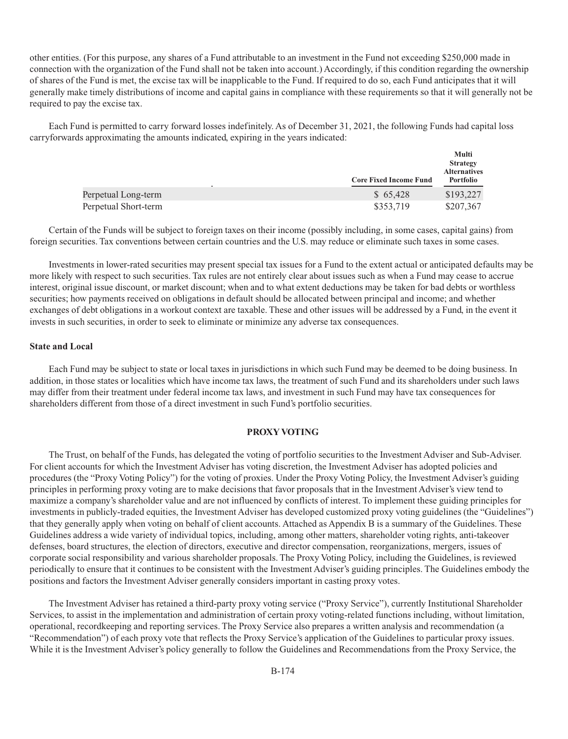other entities. (For this purpose, any shares of a Fund attributable to an investment in the Fund not exceeding $250,000 made in connection with the organization of the Fund shall not be taken into account.) Accordingly, if this condition regarding the ownership of shares of the Fund is met, the excise tax will be inapplicable to the Fund. If required to do so, each Fund anticipates that it will generally make timely distributions of income and capital gains in compliance with these requirements so that it will generally not be required to pay the excise tax.

Each Fund is permitted to carry forward losses indefinitely. As of December 31, 2021, the following Funds had capital loss carryforwards approximating the amounts indicated, expiring in the years indicated:

| | Core Fixed Income Fund | Multi Strategy Alternatives Portfolio |
|---|---|---|
| Perpetual Long-term | $ 65,428 | $193,227 |
| Perpetual Short-term | $353,719 | $207,367 |

Certain of the Funds will be subject to foreign taxes on their income (possibly including, in some cases, capital gains) from foreign securities. Tax conventions between certain countries and the U.S. may reduce or eliminate such taxes in some cases.

Investments in lower-rated securities may present special tax issues for a Fund to the extent actual or anticipated defaults may be more likely with respect to such securities. Tax rules are not entirely clear about issues such as when a Fund may cease to accrue interest, original issue discount, or market discount; when and to what extent deductions may be taken for bad debts or worthless securities; how payments received on obligations in default should be allocated between principal and income; and whether exchanges of debt obligations in a workout context are taxable. These and other issues will be addressed by a Fund, in the event it invests in such securities, in order to seek to eliminate or minimize any adverse tax consequences.

**State and Local**

Each Fund may be subject to state or local taxes in jurisdictions in which such Fund may be deemed to be doing business. In addition, in those states or localities which have income tax laws, the treatment of such Fund and its shareholders under such laws may differ from their treatment under federal income tax laws, and investment in such Fund may have tax consequences for shareholders different from those of a direct investment in such Fund's portfolio securities.

## PROXY VOTING

The Trust, on behalf of the Funds, has delegated the voting of portfolio securities to the Investment Adviser and Sub-Adviser. For client accounts for which the Investment Adviser has voting discretion, the Investment Adviser has adopted policies and procedures (the "Proxy Voting Policy") for the voting of proxies. Under the Proxy Voting Policy, the Investment Adviser's guiding principles in performing proxy voting are to make decisions that favor proposals that in the Investment Adviser's view tend to maximize a company's shareholder value and are not influenced by conflicts of interest. To implement these guiding principles for investments in publicly-traded equities, the Investment Adviser has developed customized proxy voting guidelines (the "Guidelines") that they generally apply when voting on behalf of client accounts. Attached as Appendix B is a summary of the Guidelines. These Guidelines address a wide variety of individual topics, including, among other matters, shareholder voting rights, anti-takeover defenses, board structures, the election of directors, executive and director compensation, reorganizations, mergers, issues of corporate social responsibility and various shareholder proposals. The Proxy Voting Policy, including the Guidelines, is reviewed periodically to ensure that it continues to be consistent with the Investment Adviser's guiding principles. The Guidelines embody the positions and factors the Investment Adviser generally considers important in casting proxy votes.

The Investment Adviser has retained a third-party proxy voting service ("Proxy Service"), currently Institutional Shareholder Services, to assist in the implementation and administration of certain proxy voting-related functions including, without limitation, operational, recordkeeping and reporting services. The Proxy Service also prepares a written analysis and recommendation (a "Recommendation") of each proxy vote that reflects the Proxy Service's application of the Guidelines to particular proxy issues. While it is the Investment Adviser's policy generally to follow the Guidelines and Recommendations from the Proxy Service, the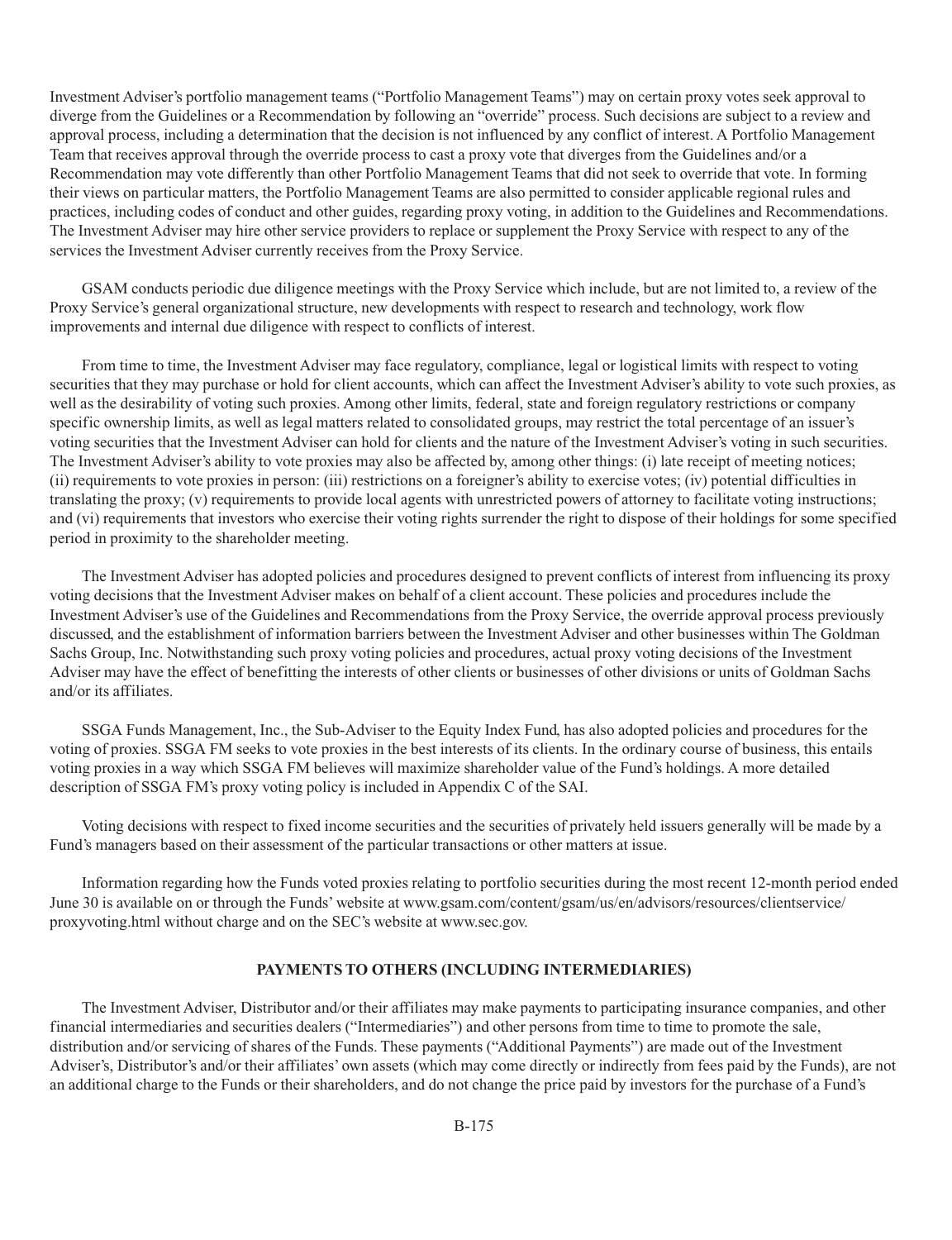Investment Adviser's portfolio management teams ("Portfolio Management Teams") may on certain proxy votes seek approval to diverge from the Guidelines or a Recommendation by following an "override" process. Such decisions are subject to a review and approval process, including a determination that the decision is not influenced by any conflict of interest. A Portfolio Management Team that receives approval through the override process to cast a proxy vote that diverges from the Guidelines and/or a Recommendation may vote differently than other Portfolio Management Teams that did not seek to override that vote. In forming their views on particular matters, the Portfolio Management Teams are also permitted to consider applicable regional rules and practices, including codes of conduct and other guides, regarding proxy voting, in addition to the Guidelines and Recommendations. The Investment Adviser may hire other service providers to replace or supplement the Proxy Service with respect to any of the services the Investment Adviser currently receives from the Proxy Service.

GSAM conducts periodic due diligence meetings with the Proxy Service which include, but are not limited to, a review of the Proxy Service's general organizational structure, new developments with respect to research and technology, work flow improvements and internal due diligence with respect to conflicts of interest.

From time to time, the Investment Adviser may face regulatory, compliance, legal or logistical limits with respect to voting securities that they may purchase or hold for client accounts, which can affect the Investment Adviser's ability to vote such proxies, as well as the desirability of voting such proxies. Among other limits, federal, state and foreign regulatory restrictions or company specific ownership limits, as well as legal matters related to consolidated groups, may restrict the total percentage of an issuer's voting securities that the Investment Adviser can hold for clients and the nature of the Investment Adviser's voting in such securities. The Investment Adviser's ability to vote proxies may also be affected by, among other things: (i) late receipt of meeting notices; (ii) requirements to vote proxies in person: (iii) restrictions on a foreigner's ability to exercise votes; (iv) potential difficulties in translating the proxy; (v) requirements to provide local agents with unrestricted powers of attorney to facilitate voting instructions; and (vi) requirements that investors who exercise their voting rights surrender the right to dispose of their holdings for some specified period in proximity to the shareholder meeting.

The Investment Adviser has adopted policies and procedures designed to prevent conflicts of interest from influencing its proxy voting decisions that the Investment Adviser makes on behalf of a client account. These policies and procedures include the Investment Adviser's use of the Guidelines and Recommendations from the Proxy Service, the override approval process previously discussed, and the establishment of information barriers between the Investment Adviser and other businesses within The Goldman Sachs Group, Inc. Notwithstanding such proxy voting policies and procedures, actual proxy voting decisions of the Investment Adviser may have the effect of benefitting the interests of other clients or businesses of other divisions or units of Goldman Sachs and/or its affiliates.

SSGA Funds Management, Inc., the Sub-Adviser to the Equity Index Fund, has also adopted policies and procedures for the voting of proxies. SSGA FM seeks to vote proxies in the best interests of its clients. In the ordinary course of business, this entails voting proxies in a way which SSGA FM believes will maximize shareholder value of the Fund's holdings. A more detailed description of SSGA FM's proxy voting policy is included in Appendix C of the SAI.

Voting decisions with respect to fixed income securities and the securities of privately held issuers generally will be made by a Fund's managers based on their assessment of the particular transactions or other matters at issue.

Information regarding how the Funds voted proxies relating to portfolio securities during the most recent 12-month period ended June 30 is available on or through the Funds' website at www.gsam.com/content/gsam/us/en/advisors/resources/clientservice/proxyvoting.html without charge and on the SEC's website at www.sec.gov.

## PAYMENTS TO OTHERS (INCLUDING INTERMEDIARIES)

The Investment Adviser, Distributor and/or their affiliates may make payments to participating insurance companies, and other financial intermediaries and securities dealers ("Intermediaries") and other persons from time to time to promote the sale, distribution and/or servicing of shares of the Funds. These payments ("Additional Payments") are made out of the Investment Adviser's, Distributor's and/or their affiliates' own assets (which may come directly or indirectly from fees paid by the Funds), are not an additional charge to the Funds or their shareholders, and do not change the price paid by investors for the purchase of a Fund's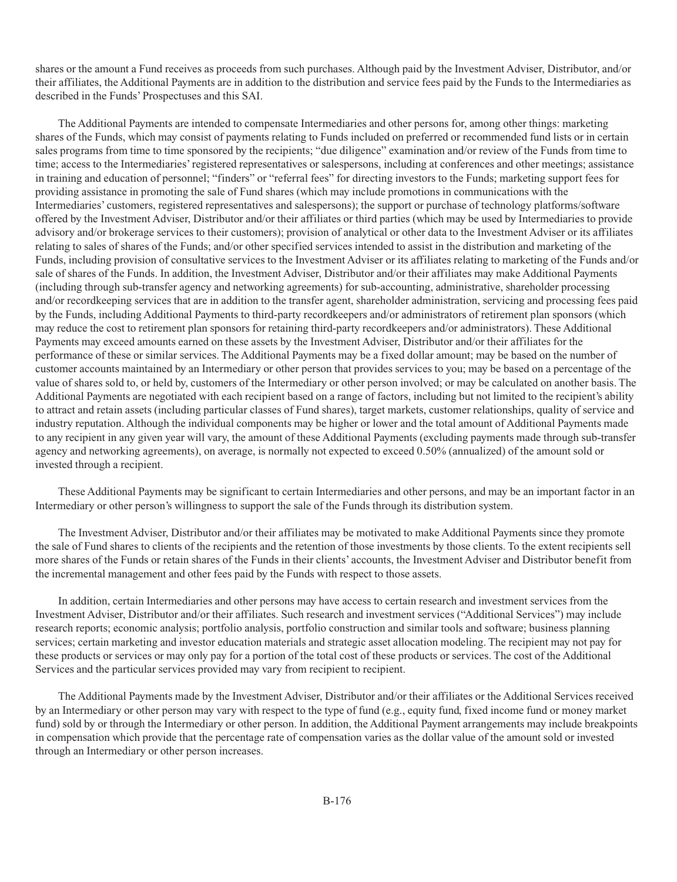shares or the amount a Fund receives as proceeds from such purchases. Although paid by the Investment Adviser, Distributor, and/or their affiliates, the Additional Payments are in addition to the distribution and service fees paid by the Funds to the Intermediaries as described in the Funds' Prospectuses and this SAI.

The Additional Payments are intended to compensate Intermediaries and other persons for, among other things: marketing shares of the Funds, which may consist of payments relating to Funds included on preferred or recommended fund lists or in certain sales programs from time to time sponsored by the recipients; "due diligence" examination and/or review of the Funds from time to time; access to the Intermediaries' registered representatives or salespersons, including at conferences and other meetings; assistance in training and education of personnel; "finders" or "referral fees" for directing investors to the Funds; marketing support fees for providing assistance in promoting the sale of Fund shares (which may include promotions in communications with the Intermediaries' customers, registered representatives and salespersons); the support or purchase of technology platforms/software offered by the Investment Adviser, Distributor and/or their affiliates or third parties (which may be used by Intermediaries to provide advisory and/or brokerage services to their customers); provision of analytical or other data to the Investment Adviser or its affiliates relating to sales of shares of the Funds; and/or other specified services intended to assist in the distribution and marketing of the Funds, including provision of consultative services to the Investment Adviser or its affiliates relating to marketing of the Funds and/or sale of shares of the Funds. In addition, the Investment Adviser, Distributor and/or their affiliates may make Additional Payments (including through sub-transfer agency and networking agreements) for sub-accounting, administrative, shareholder processing and/or recordkeeping services that are in addition to the transfer agent, shareholder administration, servicing and processing fees paid by the Funds, including Additional Payments to third-party recordkeepers and/or administrators of retirement plan sponsors (which may reduce the cost to retirement plan sponsors for retaining third-party recordkeepers and/or administrators). These Additional Payments may exceed amounts earned on these assets by the Investment Adviser, Distributor and/or their affiliates for the performance of these or similar services. The Additional Payments may be a fixed dollar amount; may be based on the number of customer accounts maintained by an Intermediary or other person that provides services to you; may be based on a percentage of the value of shares sold to, or held by, customers of the Intermediary or other person involved; or may be calculated on another basis. The Additional Payments are negotiated with each recipient based on a range of factors, including but not limited to the recipient's ability to attract and retain assets (including particular classes of Fund shares), target markets, customer relationships, quality of service and industry reputation. Although the individual components may be higher or lower and the total amount of Additional Payments made to any recipient in any given year will vary, the amount of these Additional Payments (excluding payments made through sub-transfer agency and networking agreements), on average, is normally not expected to exceed 0.50% (annualized) of the amount sold or invested through a recipient.

These Additional Payments may be significant to certain Intermediaries and other persons, and may be an important factor in an Intermediary or other person's willingness to support the sale of the Funds through its distribution system.

The Investment Adviser, Distributor and/or their affiliates may be motivated to make Additional Payments since they promote the sale of Fund shares to clients of the recipients and the retention of those investments by those clients. To the extent recipients sell more shares of the Funds or retain shares of the Funds in their clients' accounts, the Investment Adviser and Distributor benefit from the incremental management and other fees paid by the Funds with respect to those assets.

In addition, certain Intermediaries and other persons may have access to certain research and investment services from the Investment Adviser, Distributor and/or their affiliates. Such research and investment services ("Additional Services") may include research reports; economic analysis; portfolio analysis, portfolio construction and similar tools and software; business planning services; certain marketing and investor education materials and strategic asset allocation modeling. The recipient may not pay for these products or services or may only pay for a portion of the total cost of these products or services. The cost of the Additional Services and the particular services provided may vary from recipient to recipient.

The Additional Payments made by the Investment Adviser, Distributor and/or their affiliates or the Additional Services received by an Intermediary or other person may vary with respect to the type of fund (e.g., equity fund, fixed income fund or money market fund) sold by or through the Intermediary or other person. In addition, the Additional Payment arrangements may include breakpoints in compensation which provide that the percentage rate of compensation varies as the dollar value of the amount sold or invested through an Intermediary or other person increases.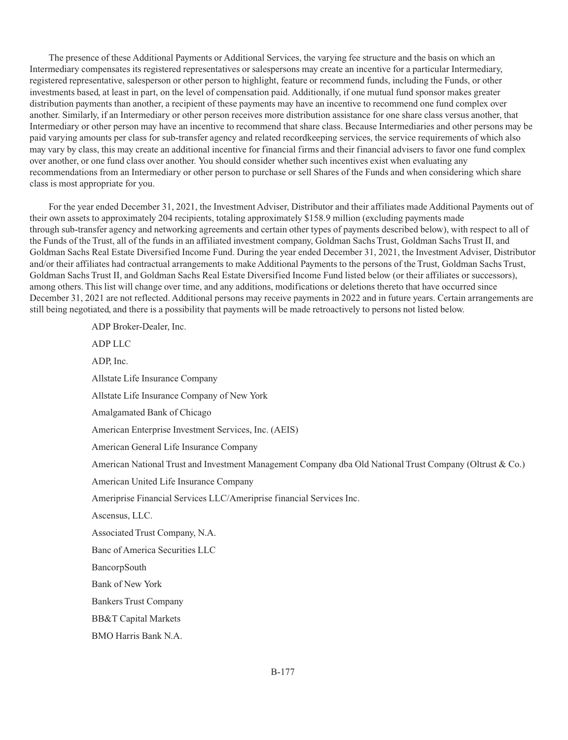The presence of these Additional Payments or Additional Services, the varying fee structure and the basis on which an Intermediary compensates its registered representatives or salespersons may create an incentive for a particular Intermediary, registered representative, salesperson or other person to highlight, feature or recommend funds, including the Funds, or other investments based, at least in part, on the level of compensation paid. Additionally, if one mutual fund sponsor makes greater distribution payments than another, a recipient of these payments may have an incentive to recommend one fund complex over another. Similarly, if an Intermediary or other person receives more distribution assistance for one share class versus another, that Intermediary or other person may have an incentive to recommend that share class. Because Intermediaries and other persons may be paid varying amounts per class for sub-transfer agency and related recordkeeping services, the service requirements of which also may vary by class, this may create an additional incentive for financial firms and their financial advisers to favor one fund complex over another, or one fund class over another. You should consider whether such incentives exist when evaluating any recommendations from an Intermediary or other person to purchase or sell Shares of the Funds and when considering which share class is most appropriate for you.

For the year ended December 31, 2021, the Investment Adviser, Distributor and their affiliates made Additional Payments out of their own assets to approximately 204 recipients, totaling approximately $158.9 million (excluding payments made through sub-transfer agency and networking agreements and certain other types of payments described below), with respect to all of the Funds of the Trust, all of the funds in an affiliated investment company, Goldman Sachs Trust, Goldman Sachs Trust II, and Goldman Sachs Real Estate Diversified Income Fund. During the year ended December 31, 2021, the Investment Adviser, Distributor and/or their affiliates had contractual arrangements to make Additional Payments to the persons of the Trust, Goldman Sachs Trust, Goldman Sachs Trust II, and Goldman Sachs Real Estate Diversified Income Fund listed below (or their affiliates or successors), among others. This list will change over time, and any additions, modifications or deletions thereto that have occurred since December 31, 2021 are not reflected. Additional persons may receive payments in 2022 and in future years. Certain arrangements are still being negotiated, and there is a possibility that payments will be made retroactively to persons not listed below.

ADP Broker-Dealer, Inc.

ADP LLC

ADP, Inc.

Allstate Life Insurance Company

Allstate Life Insurance Company of New York

Amalgamated Bank of Chicago

American Enterprise Investment Services, Inc. (AEIS)

American General Life Insurance Company

American National Trust and Investment Management Company dba Old National Trust Company (Oltrust & Co.)

American United Life Insurance Company

Ameriprise Financial Services LLC/Ameriprise financial Services Inc.

Ascensus, LLC.

Associated Trust Company, N.A.

Banc of America Securities LLC

BancorpSouth

Bank of New York

Bankers Trust Company

BB&T Capital Markets

BMO Harris Bank N.A.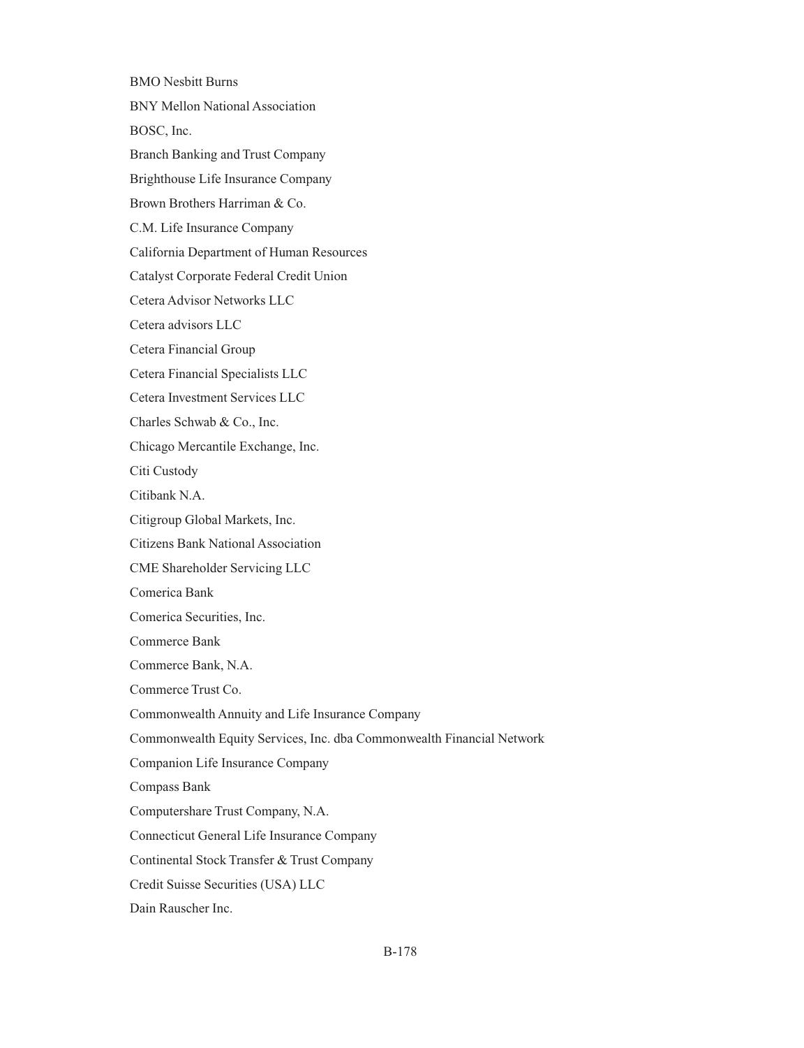BMO Nesbitt Burns

BNY Mellon National Association

BOSC, Inc.

Branch Banking and Trust Company

Brighthouse Life Insurance Company

Brown Brothers Harriman & Co.

C.M. Life Insurance Company

California Department of Human Resources

Catalyst Corporate Federal Credit Union

Cetera Advisor Networks LLC

Cetera advisors LLC

Cetera Financial Group

Cetera Financial Specialists LLC

Cetera Investment Services LLC

Charles Schwab & Co., Inc.

Chicago Mercantile Exchange, Inc.

Citi Custody

Citibank N.A.

Citigroup Global Markets, Inc.

Citizens Bank National Association

CME Shareholder Servicing LLC

Comerica Bank

Comerica Securities, Inc.

Commerce Bank

Commerce Bank, N.A.

Commerce Trust Co.

Commonwealth Annuity and Life Insurance Company

Commonwealth Equity Services, Inc. dba Commonwealth Financial Network

Companion Life Insurance Company

Compass Bank

Computershare Trust Company, N.A.

Connecticut General Life Insurance Company

Continental Stock Transfer & Trust Company

Credit Suisse Securities (USA) LLC

Dain Rauscher Inc.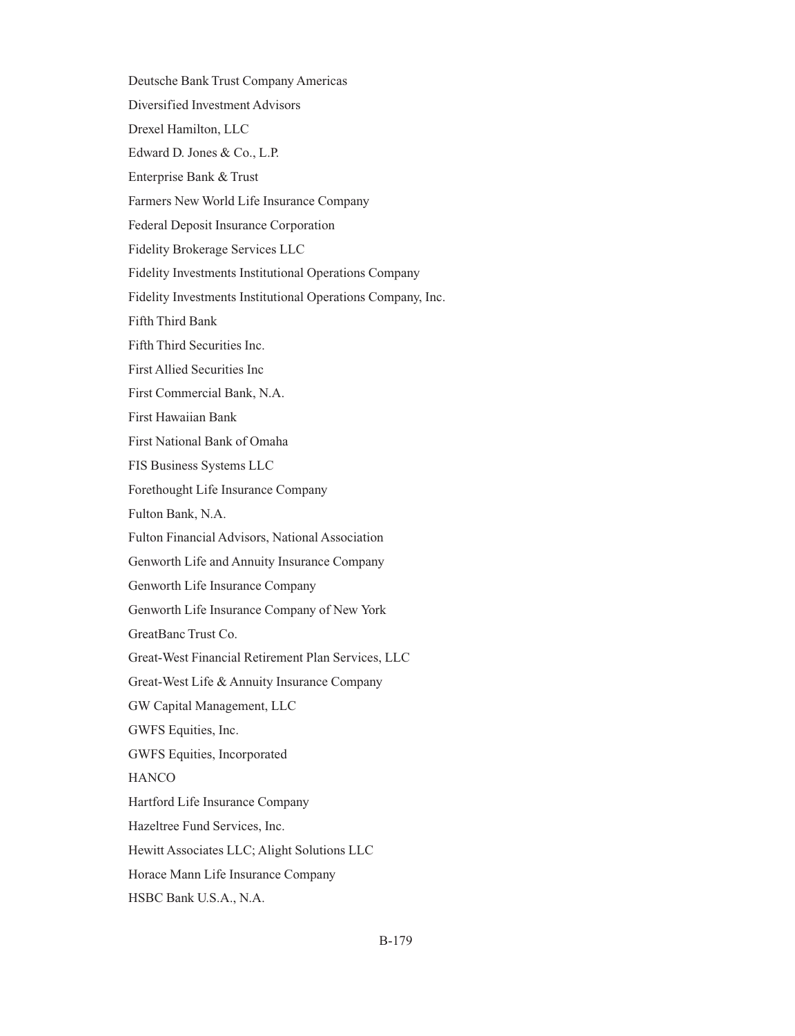Deutsche Bank Trust Company Americas

Diversified Investment Advisors

Drexel Hamilton, LLC

Edward D. Jones & Co., L.P.

Enterprise Bank & Trust

Farmers New World Life Insurance Company

Federal Deposit Insurance Corporation

Fidelity Brokerage Services LLC

Fidelity Investments Institutional Operations Company

Fidelity Investments Institutional Operations Company, Inc.

Fifth Third Bank

Fifth Third Securities Inc.

First Allied Securities Inc

First Commercial Bank, N.A.

First Hawaiian Bank

First National Bank of Omaha

FIS Business Systems LLC

Forethought Life Insurance Company

Fulton Bank, N.A.

Fulton Financial Advisors, National Association

Genworth Life and Annuity Insurance Company

Genworth Life Insurance Company

Genworth Life Insurance Company of New York

GreatBanc Trust Co.

Great-West Financial Retirement Plan Services, LLC

Great-West Life & Annuity Insurance Company

GW Capital Management, LLC

GWFS Equities, Inc.

GWFS Equities, Incorporated

HANCO

Hartford Life Insurance Company

Hazeltree Fund Services, Inc.

Hewitt Associates LLC; Alight Solutions LLC

Horace Mann Life Insurance Company

HSBC Bank U.S.A., N.A.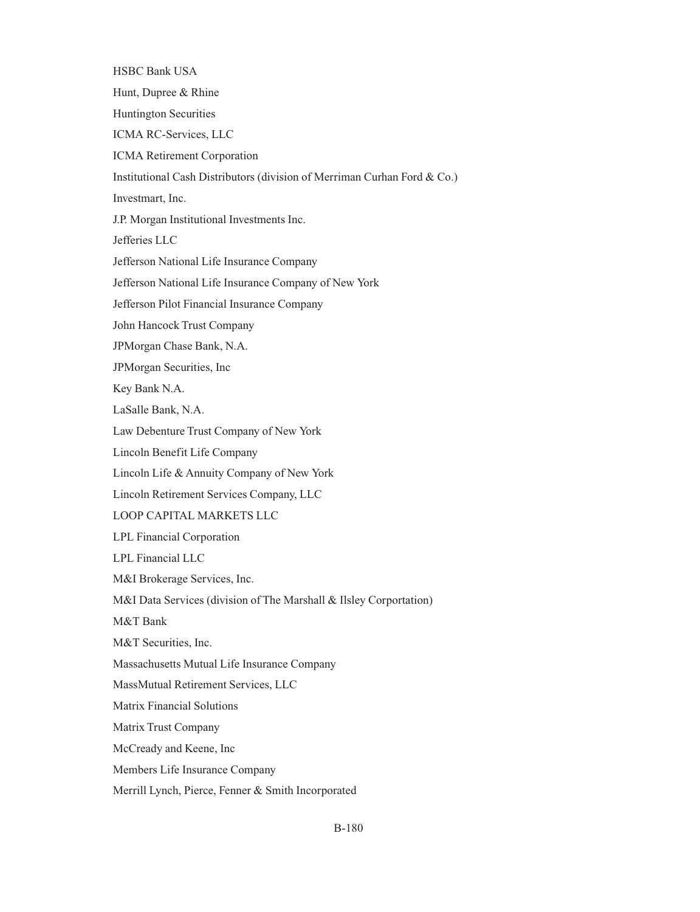HSBC Bank USA

Hunt, Dupree & Rhine

Huntington Securities

ICMA RC-Services, LLC

ICMA Retirement Corporation

Institutional Cash Distributors (division of Merriman Curhan Ford & Co.)

Investmart, Inc.

J.P. Morgan Institutional Investments Inc.

Jefferies LLC

Jefferson National Life Insurance Company

Jefferson National Life Insurance Company of New York

Jefferson Pilot Financial Insurance Company

John Hancock Trust Company

JPMorgan Chase Bank, N.A.

JPMorgan Securities, Inc

Key Bank N.A.

LaSalle Bank, N.A.

Law Debenture Trust Company of New York

Lincoln Benefit Life Company

Lincoln Life & Annuity Company of New York

Lincoln Retirement Services Company, LLC

LOOP CAPITAL MARKETS LLC

LPL Financial Corporation

LPL Financial LLC

M&I Brokerage Services, Inc.

M&I Data Services (division of The Marshall & Ilsley Corportation)

M&T Bank

M&T Securities, Inc.

Massachusetts Mutual Life Insurance Company

MassMutual Retirement Services, LLC

Matrix Financial Solutions

Matrix Trust Company

McCready and Keene, Inc

Members Life Insurance Company

Merrill Lynch, Pierce, Fenner & Smith Incorporated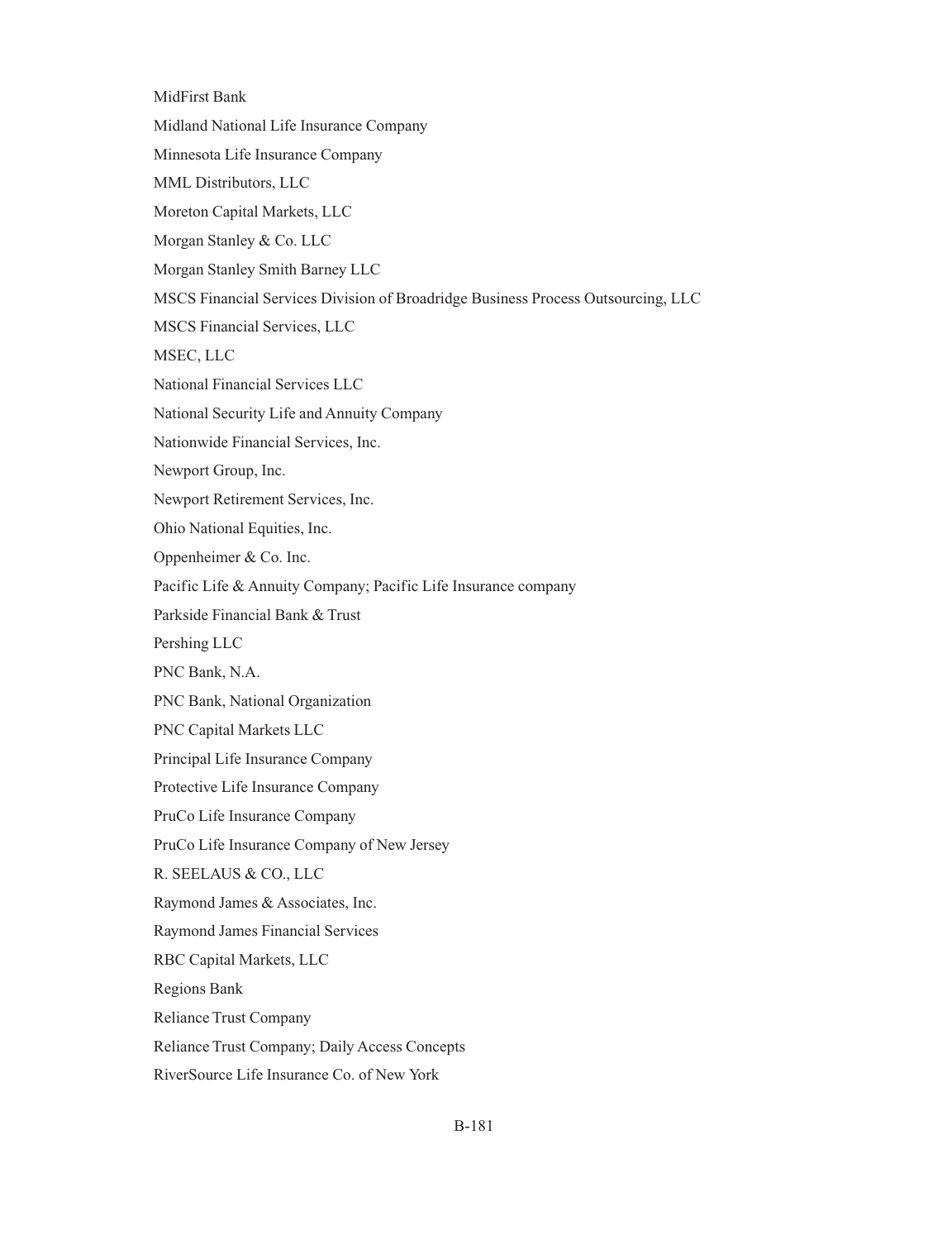MidFirst Bank

Midland National Life Insurance Company

Minnesota Life Insurance Company

MML Distributors, LLC

Moreton Capital Markets, LLC

Morgan Stanley & Co. LLC

Morgan Stanley Smith Barney LLC

MSCS Financial Services Division of Broadridge Business Process Outsourcing, LLC

MSCS Financial Services, LLC

MSEC, LLC

National Financial Services LLC

National Security Life and Annuity Company

Nationwide Financial Services, Inc.

Newport Group, Inc.

Newport Retirement Services, Inc.

Ohio National Equities, Inc.

Oppenheimer & Co. Inc.

Pacific Life & Annuity Company; Pacific Life Insurance company

Parkside Financial Bank & Trust

Pershing LLC

PNC Bank, N.A.

PNC Bank, National Organization

PNC Capital Markets LLC

Principal Life Insurance Company

Protective Life Insurance Company

PruCo Life Insurance Company

PruCo Life Insurance Company of New Jersey

R. SEELAUS & CO., LLC

Raymond James & Associates, Inc.

Raymond James Financial Services

RBC Capital Markets, LLC

Regions Bank

Reliance Trust Company

Reliance Trust Company; Daily Access Concepts

RiverSource Life Insurance Co. of New York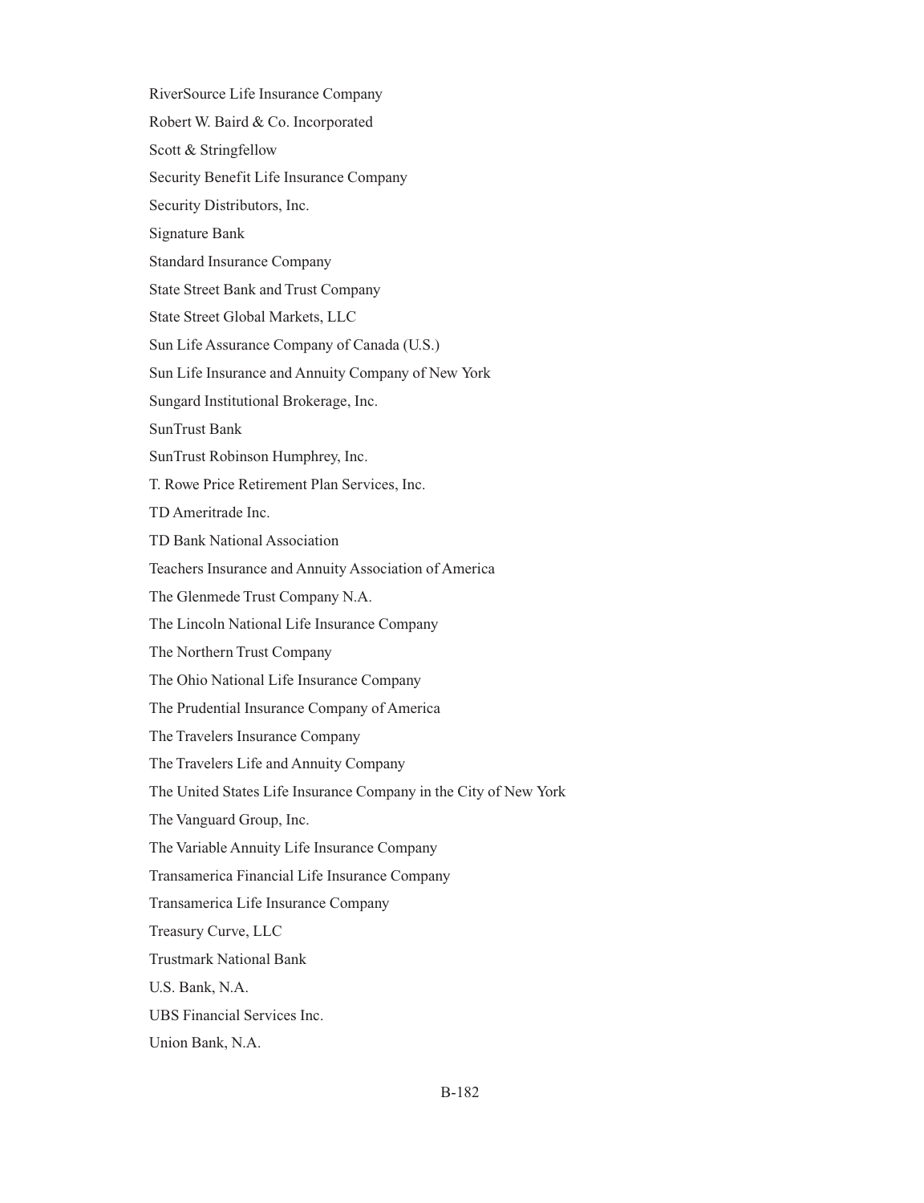RiverSource Life Insurance Company

Robert W. Baird & Co. Incorporated

Scott & Stringfellow

Security Benefit Life Insurance Company

Security Distributors, Inc.

Signature Bank

Standard Insurance Company

State Street Bank and Trust Company

State Street Global Markets, LLC

Sun Life Assurance Company of Canada (U.S.)

Sun Life Insurance and Annuity Company of New York

Sungard Institutional Brokerage, Inc.

SunTrust Bank

SunTrust Robinson Humphrey, Inc.

T. Rowe Price Retirement Plan Services, Inc.

TD Ameritrade Inc.

TD Bank National Association

Teachers Insurance and Annuity Association of America

The Glenmede Trust Company N.A.

The Lincoln National Life Insurance Company

The Northern Trust Company

The Ohio National Life Insurance Company

The Prudential Insurance Company of America

The Travelers Insurance Company

The Travelers Life and Annuity Company

The United States Life Insurance Company in the City of New York

The Vanguard Group, Inc.

The Variable Annuity Life Insurance Company

Transamerica Financial Life Insurance Company

Transamerica Life Insurance Company

Treasury Curve, LLC

Trustmark National Bank

U.S. Bank, N.A.

UBS Financial Services Inc.

Union Bank, N.A.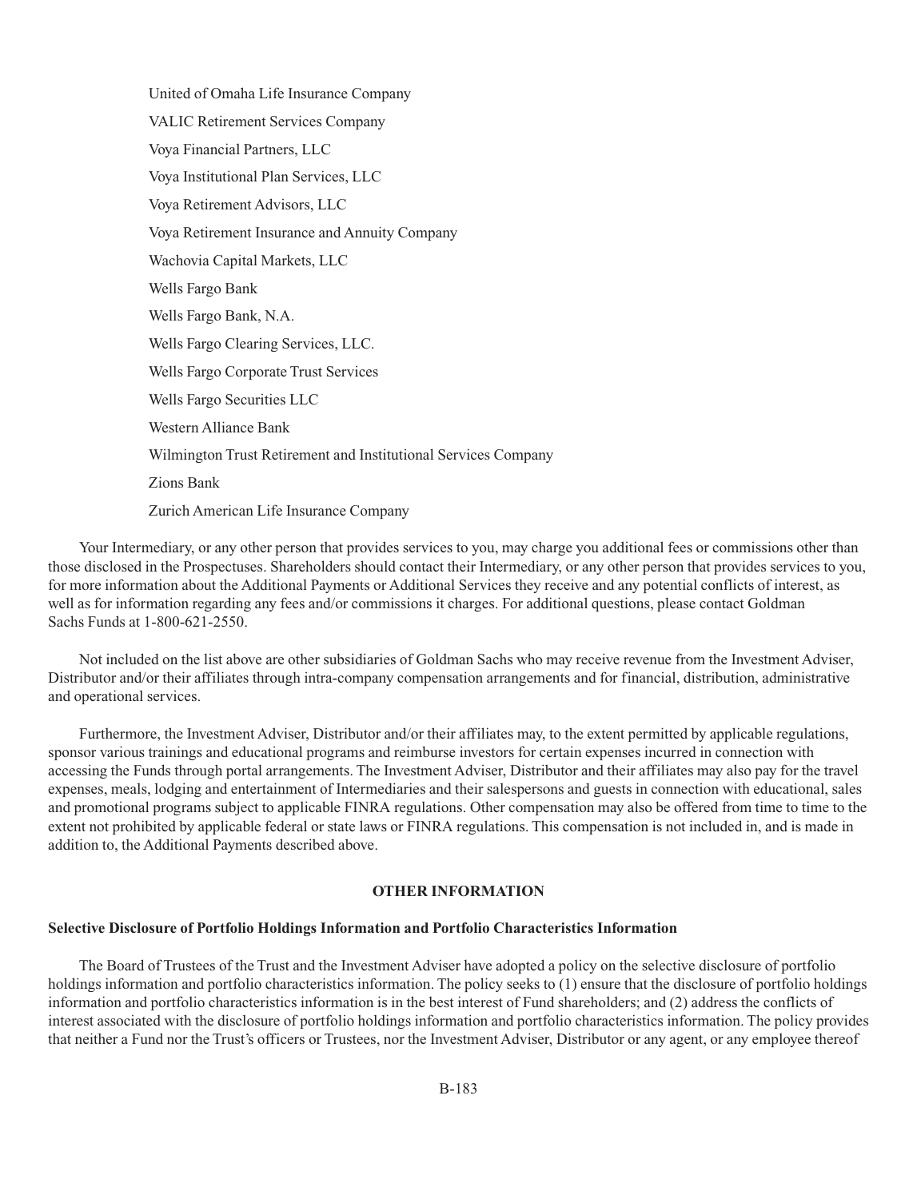United of Omaha Life Insurance Company

VALIC Retirement Services Company

Voya Financial Partners, LLC

Voya Institutional Plan Services, LLC

Voya Retirement Advisors, LLC

Voya Retirement Insurance and Annuity Company

Wachovia Capital Markets, LLC

Wells Fargo Bank

Wells Fargo Bank, N.A.

Wells Fargo Clearing Services, LLC.

Wells Fargo Corporate Trust Services

Wells Fargo Securities LLC

Western Alliance Bank

Wilmington Trust Retirement and Institutional Services Company

Zions Bank

Zurich American Life Insurance Company

Your Intermediary, or any other person that provides services to you, may charge you additional fees or commissions other than those disclosed in the Prospectuses. Shareholders should contact their Intermediary, or any other person that provides services to you, for more information about the Additional Payments or Additional Services they receive and any potential conflicts of interest, as well as for information regarding any fees and/or commissions it charges. For additional questions, please contact Goldman Sachs Funds at 1-800-621-2550.

Not included on the list above are other subsidiaries of Goldman Sachs who may receive revenue from the Investment Adviser, Distributor and/or their affiliates through intra-company compensation arrangements and for financial, distribution, administrative and operational services.

Furthermore, the Investment Adviser, Distributor and/or their affiliates may, to the extent permitted by applicable regulations, sponsor various trainings and educational programs and reimburse investors for certain expenses incurred in connection with accessing the Funds through portal arrangements. The Investment Adviser, Distributor and their affiliates may also pay for the travel expenses, meals, lodging and entertainment of Intermediaries and their salespersons and guests in connection with educational, sales and promotional programs subject to applicable FINRA regulations. Other compensation may also be offered from time to time to the extent not prohibited by applicable federal or state laws or FINRA regulations. This compensation is not included in, and is made in addition to, the Additional Payments described above.

## OTHER INFORMATION

### Selective Disclosure of Portfolio Holdings Information and Portfolio Characteristics Information

The Board of Trustees of the Trust and the Investment Adviser have adopted a policy on the selective disclosure of portfolio holdings information and portfolio characteristics information. The policy seeks to (1) ensure that the disclosure of portfolio holdings information and portfolio characteristics information is in the best interest of Fund shareholders; and (2) address the conflicts of interest associated with the disclosure of portfolio holdings information and portfolio characteristics information. The policy provides that neither a Fund nor the Trust's officers or Trustees, nor the Investment Adviser, Distributor or any agent, or any employee thereof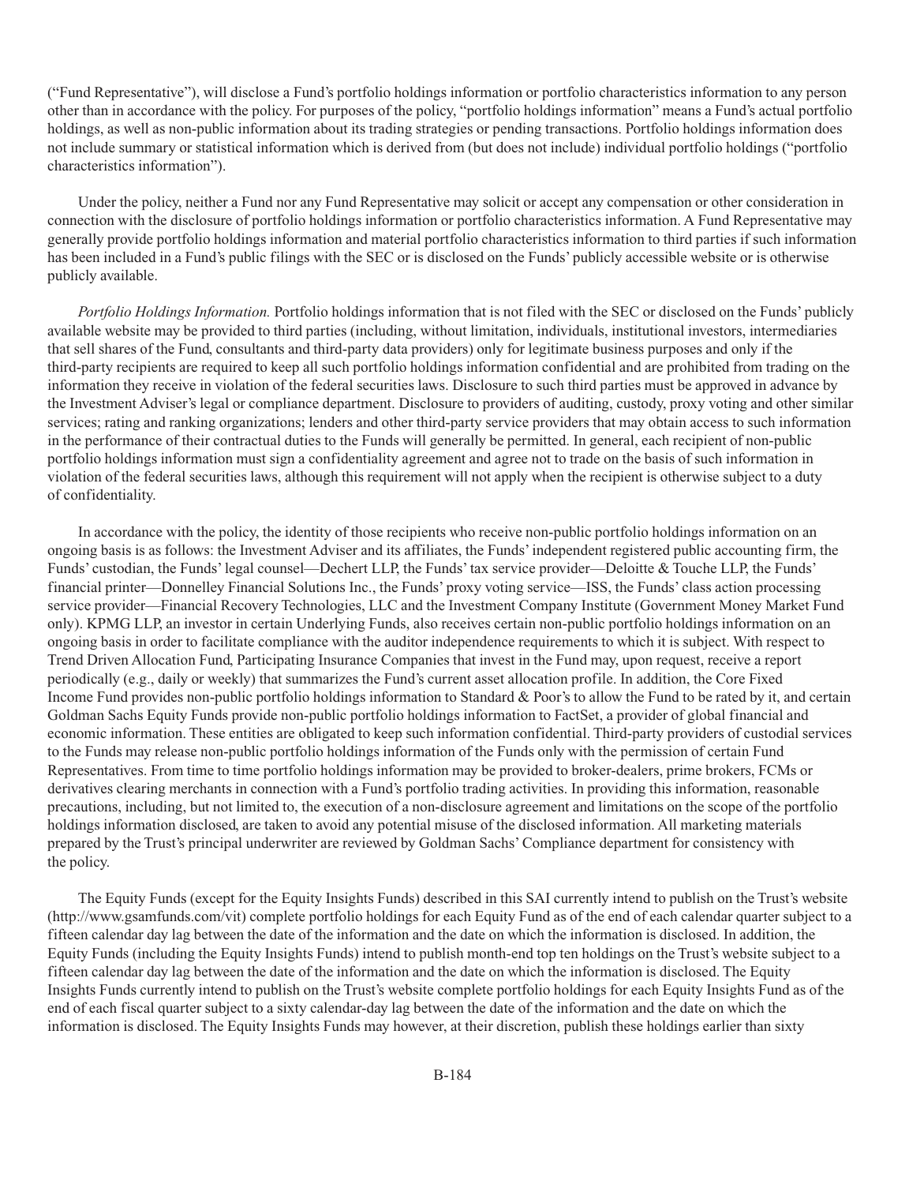(“Fund Representative”), will disclose a Fund’s portfolio holdings information or portfolio characteristics information to any person other than in accordance with the policy. For purposes of the policy, “portfolio holdings information” means a Fund’s actual portfolio holdings, as well as non-public information about its trading strategies or pending transactions. Portfolio holdings information does not include summary or statistical information which is derived from (but does not include) individual portfolio holdings (“portfolio characteristics information”).

Under the policy, neither a Fund nor any Fund Representative may solicit or accept any compensation or other consideration in connection with the disclosure of portfolio holdings information or portfolio characteristics information. A Fund Representative may generally provide portfolio holdings information and material portfolio characteristics information to third parties if such information has been included in a Fund’s public filings with the SEC or is disclosed on the Funds’ publicly accessible website or is otherwise publicly available.

*Portfolio Holdings Information.* Portfolio holdings information that is not filed with the SEC or disclosed on the Funds’ publicly available website may be provided to third parties (including, without limitation, individuals, institutional investors, intermediaries that sell shares of the Fund, consultants and third-party data providers) only for legitimate business purposes and only if the third-party recipients are required to keep all such portfolio holdings information confidential and are prohibited from trading on the information they receive in violation of the federal securities laws. Disclosure to such third parties must be approved in advance by the Investment Adviser’s legal or compliance department. Disclosure to providers of auditing, custody, proxy voting and other similar services; rating and ranking organizations; lenders and other third-party service providers that may obtain access to such information in the performance of their contractual duties to the Funds will generally be permitted. In general, each recipient of non-public portfolio holdings information must sign a confidentiality agreement and agree not to trade on the basis of such information in violation of the federal securities laws, although this requirement will not apply when the recipient is otherwise subject to a duty of confidentiality.

In accordance with the policy, the identity of those recipients who receive non-public portfolio holdings information on an ongoing basis is as follows: the Investment Adviser and its affiliates, the Funds’ independent registered public accounting firm, the Funds’ custodian, the Funds’ legal counsel—Dechert LLP, the Funds’ tax service provider—Deloitte & Touche LLP, the Funds’ financial printer—Donnelley Financial Solutions Inc., the Funds’ proxy voting service—ISS, the Funds’ class action processing service provider—Financial Recovery Technologies, LLC and the Investment Company Institute (Government Money Market Fund only). KPMG LLP, an investor in certain Underlying Funds, also receives certain non-public portfolio holdings information on an ongoing basis in order to facilitate compliance with the auditor independence requirements to which it is subject. With respect to Trend Driven Allocation Fund, Participating Insurance Companies that invest in the Fund may, upon request, receive a report periodically (e.g., daily or weekly) that summarizes the Fund’s current asset allocation profile. In addition, the Core Fixed Income Fund provides non-public portfolio holdings information to Standard & Poor’s to allow the Fund to be rated by it, and certain Goldman Sachs Equity Funds provide non-public portfolio holdings information to FactSet, a provider of global financial and economic information. These entities are obligated to keep such information confidential. Third-party providers of custodial services to the Funds may release non-public portfolio holdings information of the Funds only with the permission of certain Fund Representatives. From time to time portfolio holdings information may be provided to broker-dealers, prime brokers, FCMs or derivatives clearing merchants in connection with a Fund’s portfolio trading activities. In providing this information, reasonable precautions, including, but not limited to, the execution of a non-disclosure agreement and limitations on the scope of the portfolio holdings information disclosed, are taken to avoid any potential misuse of the disclosed information. All marketing materials prepared by the Trust’s principal underwriter are reviewed by Goldman Sachs’ Compliance department for consistency with the policy.

The Equity Funds (except for the Equity Insights Funds) described in this SAI currently intend to publish on the Trust’s website (http://www.gsamfunds.com/vit) complete portfolio holdings for each Equity Fund as of the end of each calendar quarter subject to a fifteen calendar day lag between the date of the information and the date on which the information is disclosed. In addition, the Equity Funds (including the Equity Insights Funds) intend to publish month-end top ten holdings on the Trust’s website subject to a fifteen calendar day lag between the date of the information and the date on which the information is disclosed. The Equity Insights Funds currently intend to publish on the Trust’s website complete portfolio holdings for each Equity Insights Fund as of the end of each fiscal quarter subject to a sixty calendar-day lag between the date of the information and the date on which the information is disclosed. The Equity Insights Funds may however, at their discretion, publish these holdings earlier than sixty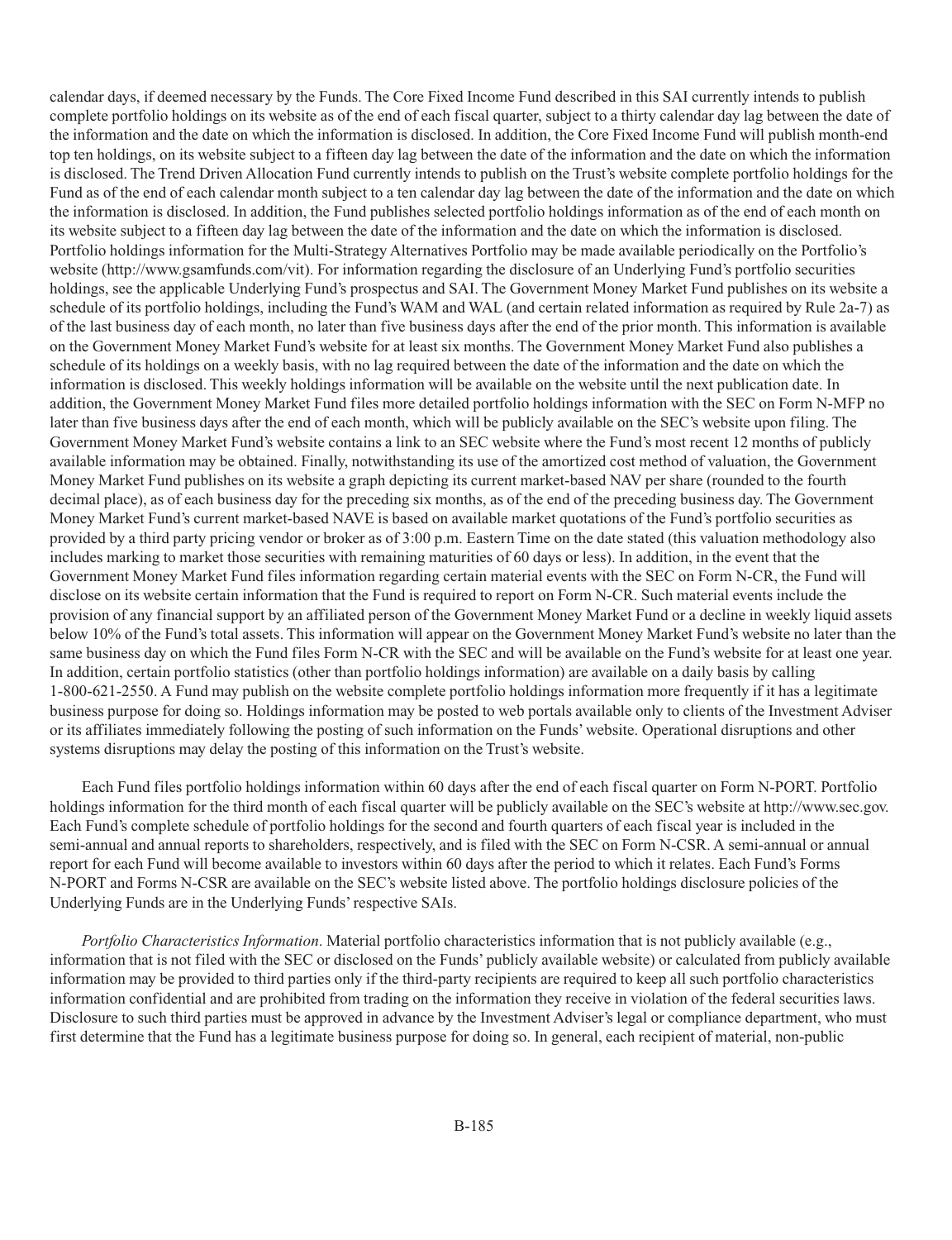calendar days, if deemed necessary by the Funds. The Core Fixed Income Fund described in this SAI currently intends to publish complete portfolio holdings on its website as of the end of each fiscal quarter, subject to a thirty calendar day lag between the date of the information and the date on which the information is disclosed. In addition, the Core Fixed Income Fund will publish month-end top ten holdings, on its website subject to a fifteen day lag between the date of the information and the date on which the information is disclosed. The Trend Driven Allocation Fund currently intends to publish on the Trust's website complete portfolio holdings for the Fund as of the end of each calendar month subject to a ten calendar day lag between the date of the information and the date on which the information is disclosed. In addition, the Fund publishes selected portfolio holdings information as of the end of each month on its website subject to a fifteen day lag between the date of the information and the date on which the information is disclosed. Portfolio holdings information for the Multi-Strategy Alternatives Portfolio may be made available periodically on the Portfolio's website (http://www.gsamfunds.com/vit). For information regarding the disclosure of an Underlying Fund's portfolio securities holdings, see the applicable Underlying Fund's prospectus and SAI. The Government Money Market Fund publishes on its website a schedule of its portfolio holdings, including the Fund's WAM and WAL (and certain related information as required by Rule 2a-7) as of the last business day of each month, no later than five business days after the end of the prior month. This information is available on the Government Money Market Fund's website for at least six months. The Government Money Market Fund also publishes a schedule of its holdings on a weekly basis, with no lag required between the date of the information and the date on which the information is disclosed. This weekly holdings information will be available on the website until the next publication date. In addition, the Government Money Market Fund files more detailed portfolio holdings information with the SEC on Form N-MFP no later than five business days after the end of each month, which will be publicly available on the SEC's website upon filing. The Government Money Market Fund's website contains a link to an SEC website where the Fund's most recent 12 months of publicly available information may be obtained. Finally, notwithstanding its use of the amortized cost method of valuation, the Government Money Market Fund publishes on its website a graph depicting its current market-based NAV per share (rounded to the fourth decimal place), as of each business day for the preceding six months, as of the end of the preceding business day. The Government Money Market Fund's current market-based NAVE is based on available market quotations of the Fund's portfolio securities as provided by a third party pricing vendor or broker as of 3:00 p.m. Eastern Time on the date stated (this valuation methodology also includes marking to market those securities with remaining maturities of 60 days or less). In addition, in the event that the Government Money Market Fund files information regarding certain material events with the SEC on Form N-CR, the Fund will disclose on its website certain information that the Fund is required to report on Form N-CR. Such material events include the provision of any financial support by an affiliated person of the Government Money Market Fund or a decline in weekly liquid assets below 10% of the Fund's total assets. This information will appear on the Government Money Market Fund's website no later than the same business day on which the Fund files Form N-CR with the SEC and will be available on the Fund's website for at least one year. In addition, certain portfolio statistics (other than portfolio holdings information) are available on a daily basis by calling 1-800-621-2550. A Fund may publish on the website complete portfolio holdings information more frequently if it has a legitimate business purpose for doing so. Holdings information may be posted to web portals available only to clients of the Investment Adviser or its affiliates immediately following the posting of such information on the Funds' website. Operational disruptions and other systems disruptions may delay the posting of this information on the Trust's website.

Each Fund files portfolio holdings information within 60 days after the end of each fiscal quarter on Form N-PORT. Portfolio holdings information for the third month of each fiscal quarter will be publicly available on the SEC's website at http://www.sec.gov. Each Fund's complete schedule of portfolio holdings for the second and fourth quarters of each fiscal year is included in the semi-annual and annual reports to shareholders, respectively, and is filed with the SEC on Form N-CSR. A semi-annual or annual report for each Fund will become available to investors within 60 days after the period to which it relates. Each Fund's Forms N-PORT and Forms N-CSR are available on the SEC's website listed above. The portfolio holdings disclosure policies of the Underlying Funds are in the Underlying Funds' respective SAIs.

*Portfolio Characteristics Information*. Material portfolio characteristics information that is not publicly available (e.g., information that is not filed with the SEC or disclosed on the Funds' publicly available website) or calculated from publicly available information may be provided to third parties only if the third-party recipients are required to keep all such portfolio characteristics information confidential and are prohibited from trading on the information they receive in violation of the federal securities laws. Disclosure to such third parties must be approved in advance by the Investment Adviser's legal or compliance department, who must first determine that the Fund has a legitimate business purpose for doing so. In general, each recipient of material, non-public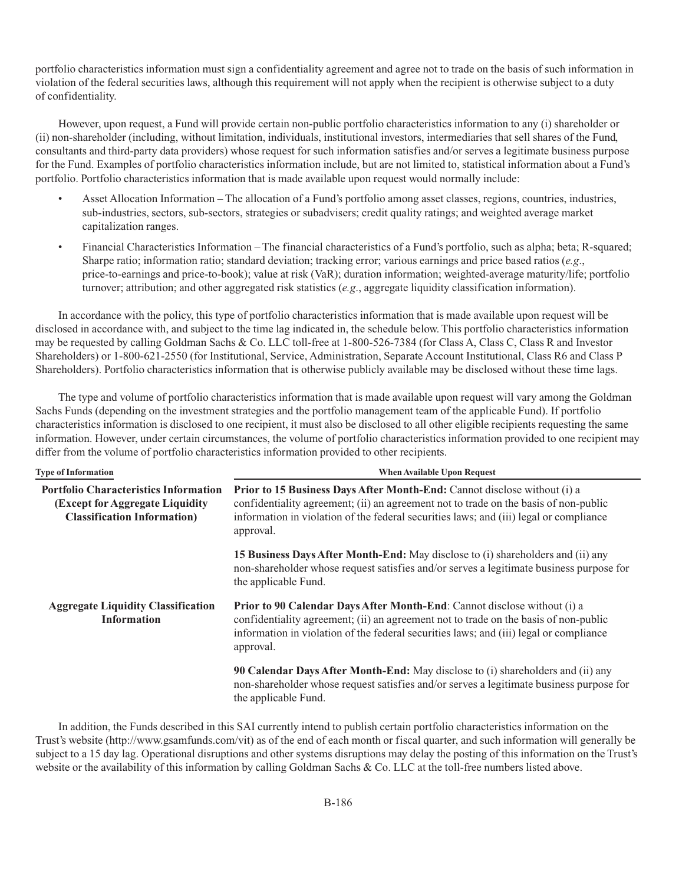portfolio characteristics information must sign a confidentiality agreement and agree not to trade on the basis of such information in violation of the federal securities laws, although this requirement will not apply when the recipient is otherwise subject to a duty of confidentiality.

However, upon request, a Fund will provide certain non-public portfolio characteristics information to any (i) shareholder or (ii) non-shareholder (including, without limitation, individuals, institutional investors, intermediaries that sell shares of the Fund, consultants and third-party data providers) whose request for such information satisfies and/or serves a legitimate business purpose for the Fund. Examples of portfolio characteristics information include, but are not limited to, statistical information about a Fund's portfolio. Portfolio characteristics information that is made available upon request would normally include:

- Asset Allocation Information – The allocation of a Fund's portfolio among asset classes, regions, countries, industries, sub-industries, sectors, sub-sectors, strategies or subadvisers; credit quality ratings; and weighted average market capitalization ranges.
- Financial Characteristics Information – The financial characteristics of a Fund's portfolio, such as alpha; beta; R-squared; Sharpe ratio; information ratio; standard deviation; tracking error; various earnings and price based ratios (*e.g.*, price-to-earnings and price-to-book); value at risk (VaR); duration information; weighted-average maturity/life; portfolio turnover; attribution; and other aggregated risk statistics (*e.g.*, aggregate liquidity classification information).

In accordance with the policy, this type of portfolio characteristics information that is made available upon request will be disclosed in accordance with, and subject to the time lag indicated in, the schedule below. This portfolio characteristics information may be requested by calling Goldman Sachs & Co. LLC toll-free at 1-800-526-7384 (for Class A, Class C, Class R and Investor Shareholders) or 1-800-621-2550 (for Institutional, Service, Administration, Separate Account Institutional, Class R6 and Class P Shareholders). Portfolio characteristics information that is otherwise publicly available may be disclosed without these time lags.

The type and volume of portfolio characteristics information that is made available upon request will vary among the Goldman Sachs Funds (depending on the investment strategies and the portfolio management team of the applicable Fund). If portfolio characteristics information is disclosed to one recipient, it must also be disclosed to all other eligible recipients requesting the same information. However, under certain circumstances, the volume of portfolio characteristics information provided to one recipient may differ from the volume of portfolio characteristics information provided to other recipients.

| Type of Information | When Available Upon Request |
|---|---|
| **Portfolio Characteristics Information (Except for Aggregate Liquidity Classification Information)** | **Prior to 15 Business Days After Month-End:** Cannot disclose without (i) a confidentiality agreement; (ii) an agreement not to trade on the basis of non-public information in violation of the federal securities laws; and (iii) legal or compliance approval. |
| | **15 Business Days After Month-End:** May disclose to (i) shareholders and (ii) any non-shareholder whose request satisfies and/or serves a legitimate business purpose for the applicable Fund. |
| **Aggregate Liquidity Classification Information** | **Prior to 90 Calendar Days After Month-End**: Cannot disclose without (i) a confidentiality agreement; (ii) an agreement not to trade on the basis of non-public information in violation of the federal securities laws; and (iii) legal or compliance approval. |
| | **90 Calendar Days After Month-End:** May disclose to (i) shareholders and (ii) any non-shareholder whose request satisfies and/or serves a legitimate business purpose for the applicable Fund. |

In addition, the Funds described in this SAI currently intend to publish certain portfolio characteristics information on the Trust's website (http://www.gsamfunds.com/vit) as of the end of each month or fiscal quarter, and such information will generally be subject to a 15 day lag. Operational disruptions and other systems disruptions may delay the posting of this information on the Trust's website or the availability of this information by calling Goldman Sachs & Co. LLC at the toll-free numbers listed above.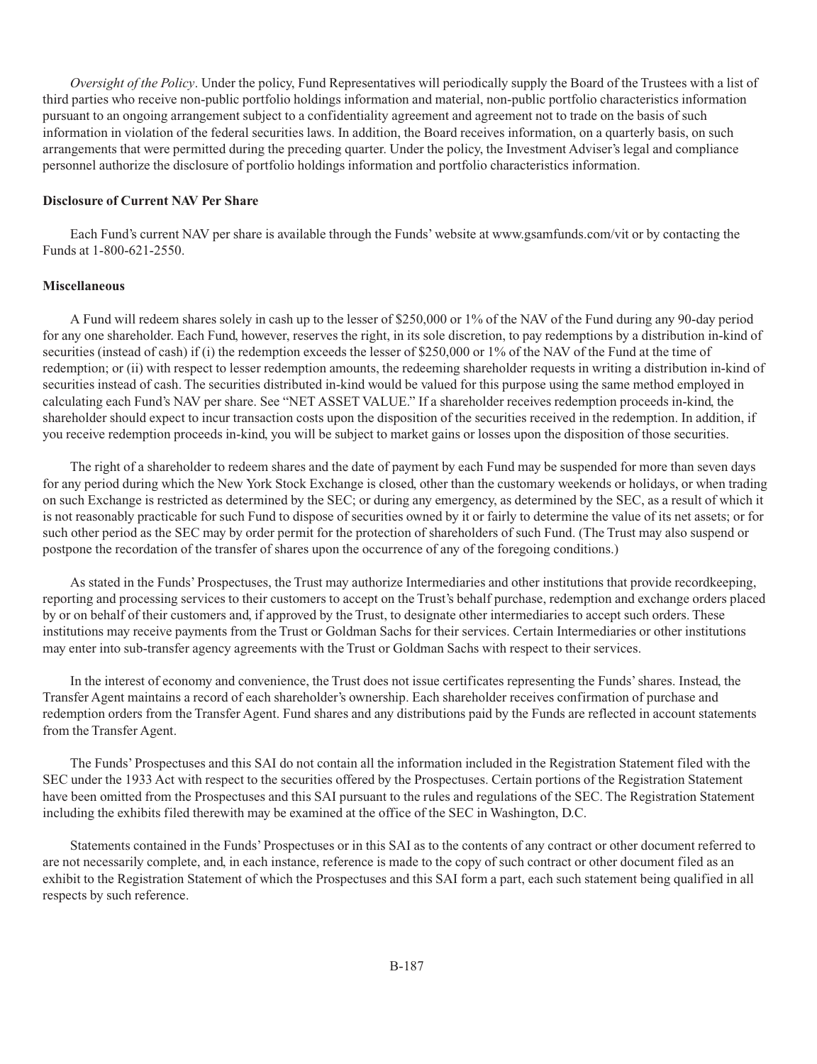*Oversight of the Policy*. Under the policy, Fund Representatives will periodically supply the Board of the Trustees with a list of third parties who receive non-public portfolio holdings information and material, non-public portfolio characteristics information pursuant to an ongoing arrangement subject to a confidentiality agreement and agreement not to trade on the basis of such information in violation of the federal securities laws. In addition, the Board receives information, on a quarterly basis, on such arrangements that were permitted during the preceding quarter. Under the policy, the Investment Adviser's legal and compliance personnel authorize the disclosure of portfolio holdings information and portfolio characteristics information.

**Disclosure of Current NAV Per Share**

Each Fund's current NAV per share is available through the Funds' website at www.gsamfunds.com/vit or by contacting the Funds at 1-800-621-2550.

**Miscellaneous**

A Fund will redeem shares solely in cash up to the lesser of $250,000 or 1% of the NAV of the Fund during any 90-day period for any one shareholder. Each Fund, however, reserves the right, in its sole discretion, to pay redemptions by a distribution in-kind of securities (instead of cash) if (i) the redemption exceeds the lesser of $250,000 or 1% of the NAV of the Fund at the time of redemption; or (ii) with respect to lesser redemption amounts, the redeeming shareholder requests in writing a distribution in-kind of securities instead of cash. The securities distributed in-kind would be valued for this purpose using the same method employed in calculating each Fund's NAV per share. See "NET ASSET VALUE." If a shareholder receives redemption proceeds in-kind, the shareholder should expect to incur transaction costs upon the disposition of the securities received in the redemption. In addition, if you receive redemption proceeds in-kind, you will be subject to market gains or losses upon the disposition of those securities.

The right of a shareholder to redeem shares and the date of payment by each Fund may be suspended for more than seven days for any period during which the New York Stock Exchange is closed, other than the customary weekends or holidays, or when trading on such Exchange is restricted as determined by the SEC; or during any emergency, as determined by the SEC, as a result of which it is not reasonably practicable for such Fund to dispose of securities owned by it or fairly to determine the value of its net assets; or for such other period as the SEC may by order permit for the protection of shareholders of such Fund. (The Trust may also suspend or postpone the recordation of the transfer of shares upon the occurrence of any of the foregoing conditions.)

As stated in the Funds' Prospectuses, the Trust may authorize Intermediaries and other institutions that provide recordkeeping, reporting and processing services to their customers to accept on the Trust's behalf purchase, redemption and exchange orders placed by or on behalf of their customers and, if approved by the Trust, to designate other intermediaries to accept such orders. These institutions may receive payments from the Trust or Goldman Sachs for their services. Certain Intermediaries or other institutions may enter into sub-transfer agency agreements with the Trust or Goldman Sachs with respect to their services.

In the interest of economy and convenience, the Trust does not issue certificates representing the Funds' shares. Instead, the Transfer Agent maintains a record of each shareholder's ownership. Each shareholder receives confirmation of purchase and redemption orders from the Transfer Agent. Fund shares and any distributions paid by the Funds are reflected in account statements from the Transfer Agent.

The Funds' Prospectuses and this SAI do not contain all the information included in the Registration Statement filed with the SEC under the 1933 Act with respect to the securities offered by the Prospectuses. Certain portions of the Registration Statement have been omitted from the Prospectuses and this SAI pursuant to the rules and regulations of the SEC. The Registration Statement including the exhibits filed therewith may be examined at the office of the SEC in Washington, D.C.

Statements contained in the Funds' Prospectuses or in this SAI as to the contents of any contract or other document referred to are not necessarily complete, and, in each instance, reference is made to the copy of such contract or other document filed as an exhibit to the Registration Statement of which the Prospectuses and this SAI form a part, each such statement being qualified in all respects by such reference.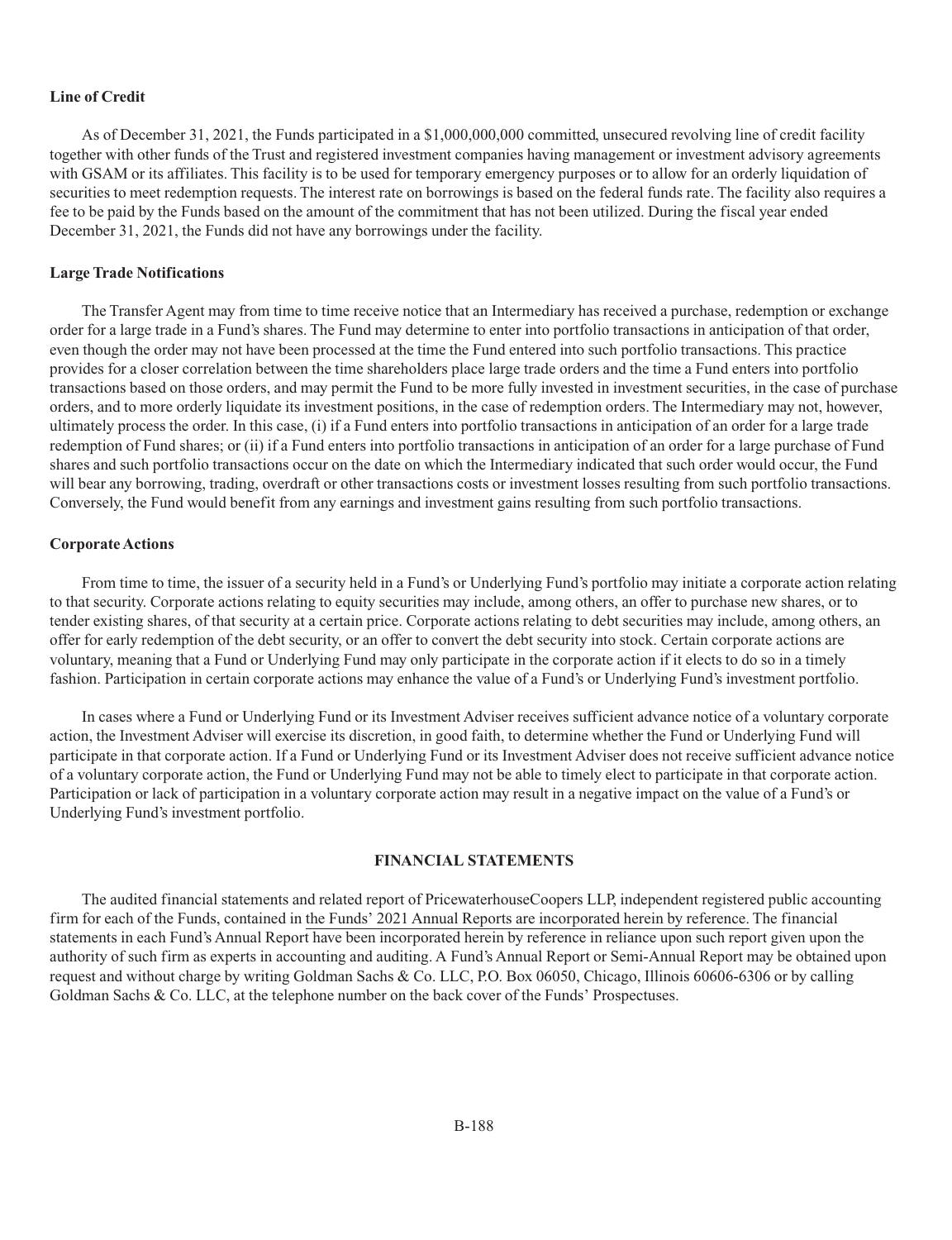**Line of Credit**

As of December 31, 2021, the Funds participated in a $1,000,000,000 committed, unsecured revolving line of credit facility together with other funds of the Trust and registered investment companies having management or investment advisory agreements with GSAM or its affiliates. This facility is to be used for temporary emergency purposes or to allow for an orderly liquidation of securities to meet redemption requests. The interest rate on borrowings is based on the federal funds rate. The facility also requires a fee to be paid by the Funds based on the amount of the commitment that has not been utilized. During the fiscal year ended December 31, 2021, the Funds did not have any borrowings under the facility.

**Large Trade Notifications**

The Transfer Agent may from time to time receive notice that an Intermediary has received a purchase, redemption or exchange order for a large trade in a Fund's shares. The Fund may determine to enter into portfolio transactions in anticipation of that order, even though the order may not have been processed at the time the Fund entered into such portfolio transactions. This practice provides for a closer correlation between the time shareholders place large trade orders and the time a Fund enters into portfolio transactions based on those orders, and may permit the Fund to be more fully invested in investment securities, in the case of purchase orders, and to more orderly liquidate its investment positions, in the case of redemption orders. The Intermediary may not, however, ultimately process the order. In this case, (i) if a Fund enters into portfolio transactions in anticipation of an order for a large trade redemption of Fund shares; or (ii) if a Fund enters into portfolio transactions in anticipation of an order for a large purchase of Fund shares and such portfolio transactions occur on the date on which the Intermediary indicated that such order would occur, the Fund will bear any borrowing, trading, overdraft or other transactions costs or investment losses resulting from such portfolio transactions. Conversely, the Fund would benefit from any earnings and investment gains resulting from such portfolio transactions.

**Corporate Actions**

From time to time, the issuer of a security held in a Fund's or Underlying Fund's portfolio may initiate a corporate action relating to that security. Corporate actions relating to equity securities may include, among others, an offer to purchase new shares, or to tender existing shares, of that security at a certain price. Corporate actions relating to debt securities may include, among others, an offer for early redemption of the debt security, or an offer to convert the debt security into stock. Certain corporate actions are voluntary, meaning that a Fund or Underlying Fund may only participate in the corporate action if it elects to do so in a timely fashion. Participation in certain corporate actions may enhance the value of a Fund's or Underlying Fund's investment portfolio.

In cases where a Fund or Underlying Fund or its Investment Adviser receives sufficient advance notice of a voluntary corporate action, the Investment Adviser will exercise its discretion, in good faith, to determine whether the Fund or Underlying Fund will participate in that corporate action. If a Fund or Underlying Fund or its Investment Adviser does not receive sufficient advance notice of a voluntary corporate action, the Fund or Underlying Fund may not be able to timely elect to participate in that corporate action. Participation or lack of participation in a voluntary corporate action may result in a negative impact on the value of a Fund's or Underlying Fund's investment portfolio.

## FINANCIAL STATEMENTS

The audited financial statements and related report of PricewaterhouseCoopers LLP, independent registered public accounting firm for each of the Funds, contained in the Funds' 2021 Annual Reports are incorporated herein by reference. The financial statements in each Fund's Annual Report have been incorporated herein by reference in reliance upon such report given upon the authority of such firm as experts in accounting and auditing. A Fund's Annual Report or Semi-Annual Report may be obtained upon request and without charge by writing Goldman Sachs & Co. LLC, P.O. Box 06050, Chicago, Illinois 60606-6306 or by calling Goldman Sachs & Co. LLC, at the telephone number on the back cover of the Funds' Prospectuses.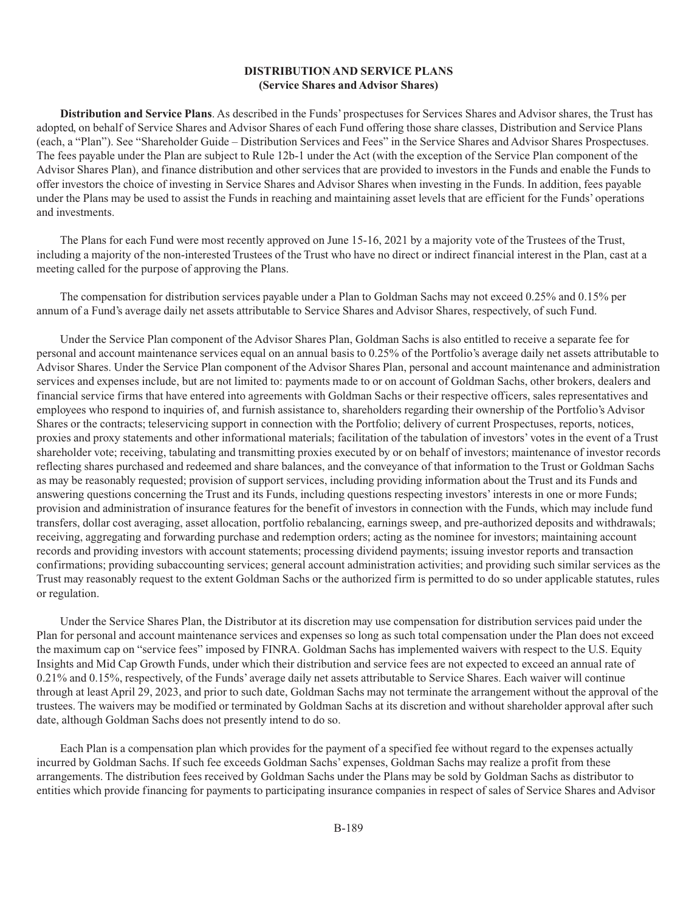**DISTRIBUTION AND SERVICE PLANS**
**(Service Shares and Advisor Shares)**

**Distribution and Service Plans**. As described in the Funds' prospectuses for Services Shares and Advisor shares, the Trust has adopted, on behalf of Service Shares and Advisor Shares of each Fund offering those share classes, Distribution and Service Plans (each, a "Plan"). See "Shareholder Guide – Distribution Services and Fees" in the Service Shares and Advisor Shares Prospectuses. The fees payable under the Plan are subject to Rule 12b-1 under the Act (with the exception of the Service Plan component of the Advisor Shares Plan), and finance distribution and other services that are provided to investors in the Funds and enable the Funds to offer investors the choice of investing in Service Shares and Advisor Shares when investing in the Funds. In addition, fees payable under the Plans may be used to assist the Funds in reaching and maintaining asset levels that are efficient for the Funds' operations and investments.

The Plans for each Fund were most recently approved on June 15-16, 2021 by a majority vote of the Trustees of the Trust, including a majority of the non-interested Trustees of the Trust who have no direct or indirect financial interest in the Plan, cast at a meeting called for the purpose of approving the Plans.

The compensation for distribution services payable under a Plan to Goldman Sachs may not exceed 0.25% and 0.15% per annum of a Fund's average daily net assets attributable to Service Shares and Advisor Shares, respectively, of such Fund.

Under the Service Plan component of the Advisor Shares Plan, Goldman Sachs is also entitled to receive a separate fee for personal and account maintenance services equal on an annual basis to 0.25% of the Portfolio's average daily net assets attributable to Advisor Shares. Under the Service Plan component of the Advisor Shares Plan, personal and account maintenance and administration services and expenses include, but are not limited to: payments made to or on account of Goldman Sachs, other brokers, dealers and financial service firms that have entered into agreements with Goldman Sachs or their respective officers, sales representatives and employees who respond to inquiries of, and furnish assistance to, shareholders regarding their ownership of the Portfolio's Advisor Shares or the contracts; teleservicing support in connection with the Portfolio; delivery of current Prospectuses, reports, notices, proxies and proxy statements and other informational materials; facilitation of the tabulation of investors' votes in the event of a Trust shareholder vote; receiving, tabulating and transmitting proxies executed by or on behalf of investors; maintenance of investor records reflecting shares purchased and redeemed and share balances, and the conveyance of that information to the Trust or Goldman Sachs as may be reasonably requested; provision of support services, including providing information about the Trust and its Funds and answering questions concerning the Trust and its Funds, including questions respecting investors' interests in one or more Funds; provision and administration of insurance features for the benefit of investors in connection with the Funds, which may include fund transfers, dollar cost averaging, asset allocation, portfolio rebalancing, earnings sweep, and pre-authorized deposits and withdrawals; receiving, aggregating and forwarding purchase and redemption orders; acting as the nominee for investors; maintaining account records and providing investors with account statements; processing dividend payments; issuing investor reports and transaction confirmations; providing subaccounting services; general account administration activities; and providing such similar services as the Trust may reasonably request to the extent Goldman Sachs or the authorized firm is permitted to do so under applicable statutes, rules or regulation.

Under the Service Shares Plan, the Distributor at its discretion may use compensation for distribution services paid under the Plan for personal and account maintenance services and expenses so long as such total compensation under the Plan does not exceed the maximum cap on "service fees" imposed by FINRA. Goldman Sachs has implemented waivers with respect to the U.S. Equity Insights and Mid Cap Growth Funds, under which their distribution and service fees are not expected to exceed an annual rate of 0.21% and 0.15%, respectively, of the Funds' average daily net assets attributable to Service Shares. Each waiver will continue through at least April 29, 2023, and prior to such date, Goldman Sachs may not terminate the arrangement without the approval of the trustees. The waivers may be modified or terminated by Goldman Sachs at its discretion and without shareholder approval after such date, although Goldman Sachs does not presently intend to do so.

Each Plan is a compensation plan which provides for the payment of a specified fee without regard to the expenses actually incurred by Goldman Sachs. If such fee exceeds Goldman Sachs' expenses, Goldman Sachs may realize a profit from these arrangements. The distribution fees received by Goldman Sachs under the Plans may be sold by Goldman Sachs as distributor to entities which provide financing for payments to participating insurance companies in respect of sales of Service Shares and Advisor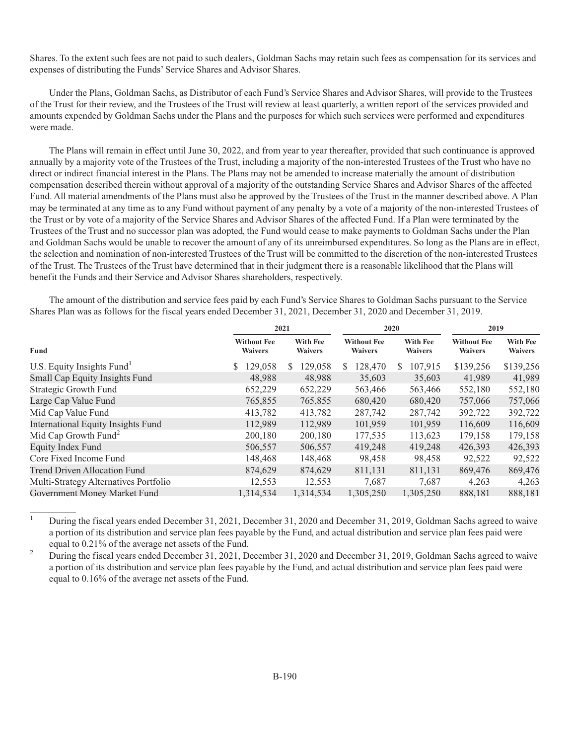Shares. To the extent such fees are not paid to such dealers, Goldman Sachs may retain such fees as compensation for its services and expenses of distributing the Funds' Service Shares and Advisor Shares.

Under the Plans, Goldman Sachs, as Distributor of each Fund's Service Shares and Advisor Shares, will provide to the Trustees of the Trust for their review, and the Trustees of the Trust will review at least quarterly, a written report of the services provided and amounts expended by Goldman Sachs under the Plans and the purposes for which such services were performed and expenditures were made.

The Plans will remain in effect until June 30, 2022, and from year to year thereafter, provided that such continuance is approved annually by a majority vote of the Trustees of the Trust, including a majority of the non-interested Trustees of the Trust who have no direct or indirect financial interest in the Plans. The Plans may not be amended to increase materially the amount of distribution compensation described therein without approval of a majority of the outstanding Service Shares and Advisor Shares of the affected Fund. All material amendments of the Plans must also be approved by the Trustees of the Trust in the manner described above. A Plan may be terminated at any time as to any Fund without payment of any penalty by a vote of a majority of the non-interested Trustees of the Trust or by vote of a majority of the Service Shares and Advisor Shares of the affected Fund. If a Plan were terminated by the Trustees of the Trust and no successor plan was adopted, the Fund would cease to make payments to Goldman Sachs under the Plan and Goldman Sachs would be unable to recover the amount of any of its unreimbursed expenditures. So long as the Plans are in effect, the selection and nomination of non-interested Trustees of the Trust will be committed to the discretion of the non-interested Trustees of the Trust. The Trustees of the Trust have determined that in their judgment there is a reasonable likelihood that the Plans will benefit the Funds and their Service and Advisor Shares shareholders, respectively.

The amount of the distribution and service fees paid by each Fund's Service Shares to Goldman Sachs pursuant to the Service Shares Plan was as follows for the fiscal years ended December 31, 2021, December 31, 2020 and December 31, 2019.

| | 2021 | | 2020 | | 2019 | |
|---|---|---|---|---|---|---|
| **Fund** | **Without Fee Waivers** | **With Fee Waivers** | **Without Fee Waivers** | **With Fee Waivers** | **Without Fee Waivers** | **With Fee Waivers** |
| U.S. Equity Insights Fund[1] | $ 129,058 | $ 129,058 | $ 128,470 | $ 107,915 | $139,256 | $139,256 |
| Small Cap Equity Insights Fund | 48,988 | 48,988 | 35,603 | 35,603 | 41,989 | 41,989 |
| Strategic Growth Fund | 652,229 | 652,229 | 563,466 | 563,466 | 552,180 | 552,180 |
| Large Cap Value Fund | 765,855 | 765,855 | 680,420 | 680,420 | 757,066 | 757,066 |
| Mid Cap Value Fund | 413,782 | 413,782 | 287,742 | 287,742 | 392,722 | 392,722 |
| International Equity Insights Fund | 112,989 | 112,989 | 101,959 | 101,959 | 116,609 | 116,609 |
| Mid Cap Growth Fund[2] | 200,180 | 200,180 | 177,535 | 113,623 | 179,158 | 179,158 |
| Equity Index Fund | 506,557 | 506,557 | 419,248 | 419,248 | 426,393 | 426,393 |
| Core Fixed Income Fund | 148,468 | 148,468 | 98,458 | 98,458 | 92,522 | 92,522 |
| Trend Driven Allocation Fund | 874,629 | 874,629 | 811,131 | 811,131 | 869,476 | 869,476 |
| Multi-Strategy Alternatives Portfolio | 12,553 | 12,553 | 7,687 | 7,687 | 4,263 | 4,263 |
| Government Money Market Fund | 1,314,534 | 1,314,534 | 1,305,250 | 1,305,250 | 888,181 | 888,181 |

[1] During the fiscal years ended December 31, 2021, December 31, 2020 and December 31, 2019, Goldman Sachs agreed to waive a portion of its distribution and service plan fees payable by the Fund, and actual distribution and service plan fees paid were equal to 0.21% of the average net assets of the Fund.

[2] During the fiscal years ended December 31, 2021, December 31, 2020 and December 31, 2019, Goldman Sachs agreed to waive a portion of its distribution and service plan fees payable by the Fund, and actual distribution and service plan fees paid were equal to 0.16% of the average net assets of the Fund.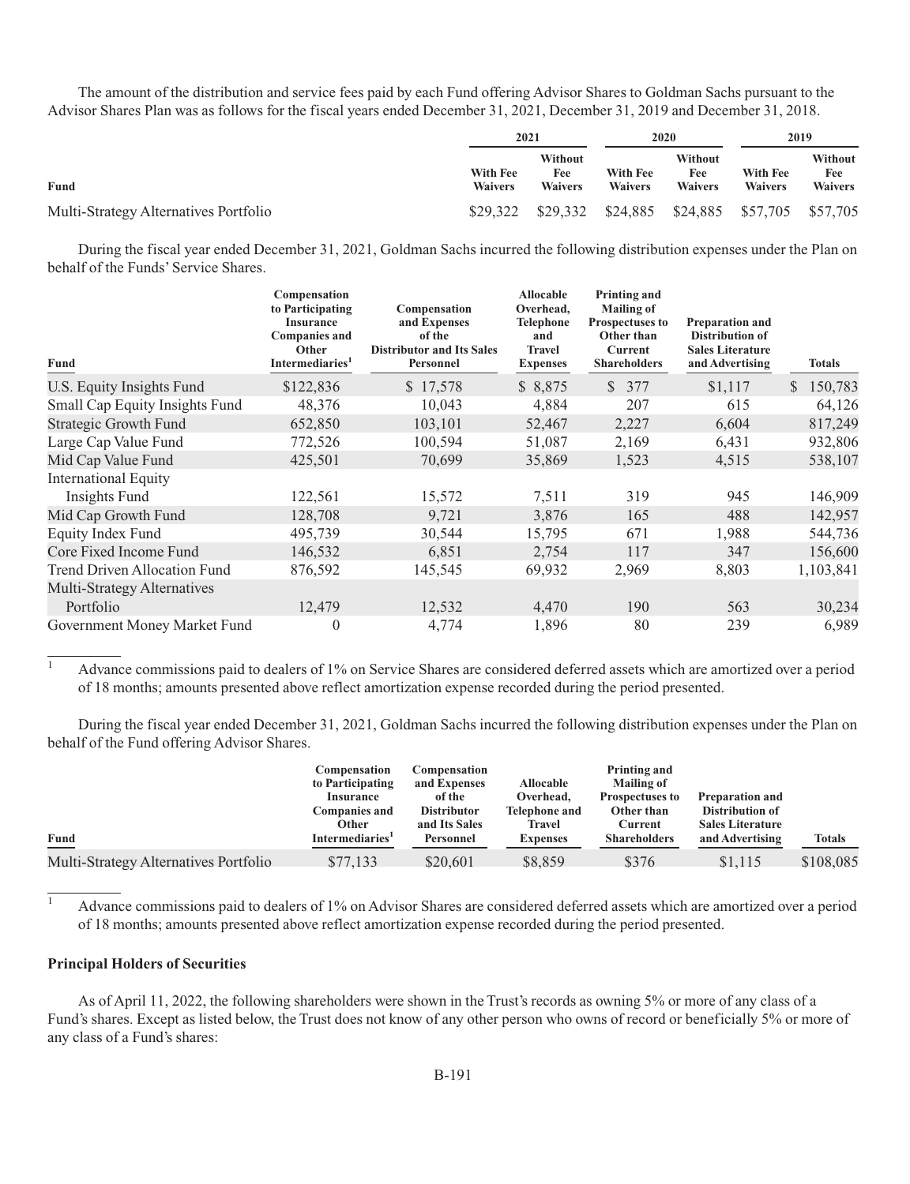The amount of the distribution and service fees paid by each Fund offering Advisor Shares to Goldman Sachs pursuant to the Advisor Shares Plan was as follows for the fiscal years ended December 31, 2021, December 31, 2019 and December 31, 2018.

| Fund | 2021 | | 2020 | | 2019 | |
|---|---|---|---|---|---|---|
| | With Fee Waivers | Without Fee Waivers | With Fee Waivers | Without Fee Waivers | With Fee Waivers | Without Fee Waivers |
| Multi-Strategy Alternatives Portfolio | $29,322 | $29,332 | $24,885 | $24,885 | $57,705 | $57,705 |

During the fiscal year ended December 31, 2021, Goldman Sachs incurred the following distribution expenses under the Plan on behalf of the Funds' Service Shares.

| Fund | Compensation to Participating Insurance Companies and Other Intermediaries[1] | Compensation and Expenses of the Distributor and Its Sales Personnel | Allocable Overhead, Telephone and Travel Expenses | Printing and Mailing of Prospectuses to Other than Current Shareholders | Preparation and Distribution of Sales Literature and Advertising | Totals |
|---|---|---|---|---|---|---|
| U.S. Equity Insights Fund | $122,836 | $ 17,578 | $ 8,875 | $ 377 | $1,117 | $ 150,783 |
| Small Cap Equity Insights Fund | 48,376 | 10,043 | 4,884 | 207 | 615 | 64,126 |
| Strategic Growth Fund | 652,850 | 103,101 | 52,467 | 2,227 | 6,604 | 817,249 |
| Large Cap Value Fund | 772,526 | 100,594 | 51,087 | 2,169 | 6,431 | 932,806 |
| Mid Cap Value Fund | 425,501 | 70,699 | 35,869 | 1,523 | 4,515 | 538,107 |
| International Equity Insights Fund | 122,561 | 15,572 | 7,511 | 319 | 945 | 146,909 |
| Mid Cap Growth Fund | 128,708 | 9,721 | 3,876 | 165 | 488 | 142,957 |
| Equity Index Fund | 495,739 | 30,544 | 15,795 | 671 | 1,988 | 544,736 |
| Core Fixed Income Fund | 146,532 | 6,851 | 2,754 | 117 | 347 | 156,600 |
| Trend Driven Allocation Fund | 876,592 | 145,545 | 69,932 | 2,969 | 8,803 | 1,103,841 |
| Multi-Strategy Alternatives Portfolio | 12,479 | 12,532 | 4,470 | 190 | 563 | 30,234 |
| Government Money Market Fund | 0 | 4,774 | 1,896 | 80 | 239 | 6,989 |

[1] Advance commissions paid to dealers of 1% on Service Shares are considered deferred assets which are amortized over a period of 18 months; amounts presented above reflect amortization expense recorded during the period presented.

During the fiscal year ended December 31, 2021, Goldman Sachs incurred the following distribution expenses under the Plan on behalf of the Fund offering Advisor Shares.

| Fund | Compensation to Participating Insurance Companies and Other Intermediaries[1] | Compensation and Expenses of the Distributor and Its Sales Personnel | Allocable Overhead, Telephone and Travel Expenses | Printing and Mailing of Prospectuses to Other than Current Shareholders | Preparation and Distribution of Sales Literature and Advertising | Totals |
|---|---|---|---|---|---|---|
| Multi-Strategy Alternatives Portfolio | $77,133 | $20,601 | $8,859 | $376 | $1,115 | $108,085 |

[1] Advance commissions paid to dealers of 1% on Advisor Shares are considered deferred assets which are amortized over a period of 18 months; amounts presented above reflect amortization expense recorded during the period presented.

**Principal Holders of Securities**

As of April 11, 2022, the following shareholders were shown in the Trust's records as owning 5% or more of any class of a Fund's shares. Except as listed below, the Trust does not know of any other person who owns of record or beneficially 5% or more of any class of a Fund's shares: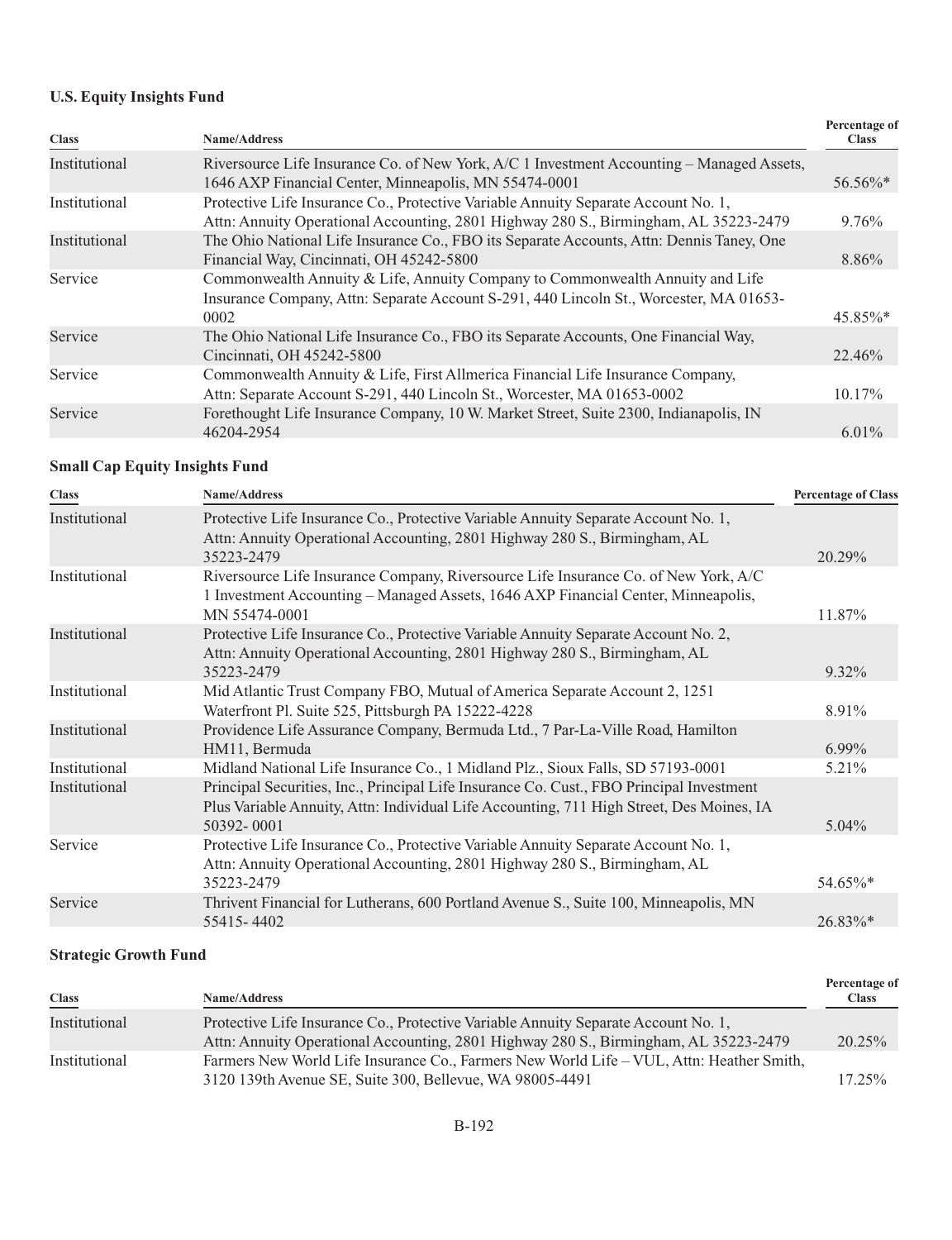**U.S. Equity Insights Fund**

| Class | Name/Address | Percentage of Class |
| --- | --- | --- |
| Institutional | Riversource Life Insurance Co. of New York, A/C 1 Investment Accounting – Managed Assets, 1646 AXP Financial Center, Minneapolis, MN 55474-0001 | 56.56%* |
| Institutional | Protective Life Insurance Co., Protective Variable Annuity Separate Account No. 1, Attn: Annuity Operational Accounting, 2801 Highway 280 S., Birmingham, AL 35223-2479 | 9.76% |
| Institutional | The Ohio National Life Insurance Co., FBO its Separate Accounts, Attn: Dennis Taney, One Financial Way, Cincinnati, OH 45242-5800 | 8.86% |
| Service | Commonwealth Annuity & Life, Annuity Company to Commonwealth Annuity and Life Insurance Company, Attn: Separate Account S-291, 440 Lincoln St., Worcester, MA 01653-0002 | 45.85%* |
| Service | The Ohio National Life Insurance Co., FBO its Separate Accounts, One Financial Way, Cincinnati, OH 45242-5800 | 22.46% |
| Service | Commonwealth Annuity & Life, First Allmerica Financial Life Insurance Company, Attn: Separate Account S-291, 440 Lincoln St., Worcester, MA 01653-0002 | 10.17% |
| Service | Forethought Life Insurance Company, 10 W. Market Street, Suite 2300, Indianapolis, IN 46204-2954 | 6.01% |

**Small Cap Equity Insights Fund**

| Class | Name/Address | Percentage of Class |
| --- | --- | --- |
| Institutional | Protective Life Insurance Co., Protective Variable Annuity Separate Account No. 1, Attn: Annuity Operational Accounting, 2801 Highway 280 S., Birmingham, AL 35223-2479 | 20.29% |
| Institutional | Riversource Life Insurance Company, Riversource Life Insurance Co. of New York, A/C 1 Investment Accounting – Managed Assets, 1646 AXP Financial Center, Minneapolis, MN 55474-0001 | 11.87% |
| Institutional | Protective Life Insurance Co., Protective Variable Annuity Separate Account No. 2, Attn: Annuity Operational Accounting, 2801 Highway 280 S., Birmingham, AL 35223-2479 | 9.32% |
| Institutional | Mid Atlantic Trust Company FBO, Mutual of America Separate Account 2, 1251 Waterfront Pl. Suite 525, Pittsburgh PA 15222-4228 | 8.91% |
| Institutional | Providence Life Assurance Company, Bermuda Ltd., 7 Par-La-Ville Road, Hamilton HM11, Bermuda | 6.99% |
| Institutional | Midland National Life Insurance Co., 1 Midland Plz., Sioux Falls, SD 57193-0001 | 5.21% |
| Institutional | Principal Securities, Inc., Principal Life Insurance Co. Cust., FBO Principal Investment Plus Variable Annuity, Attn: Individual Life Accounting, 711 High Street, Des Moines, IA 50392- 0001 | 5.04% |
| Service | Protective Life Insurance Co., Protective Variable Annuity Separate Account No. 1, Attn: Annuity Operational Accounting, 2801 Highway 280 S., Birmingham, AL 35223-2479 | 54.65%* |
| Service | Thrivent Financial for Lutherans, 600 Portland Avenue S., Suite 100, Minneapolis, MN 55415- 4402 | 26.83%* |

**Strategic Growth Fund**

| Class | Name/Address | Percentage of Class |
| --- | --- | --- |
| Institutional | Protective Life Insurance Co., Protective Variable Annuity Separate Account No. 1, Attn: Annuity Operational Accounting, 2801 Highway 280 S., Birmingham, AL 35223-2479 | 20.25% |
| Institutional | Farmers New World Life Insurance Co., Farmers New World Life – VUL, Attn: Heather Smith, 3120 139th Avenue SE, Suite 300, Bellevue, WA 98005-4491 | 17.25% |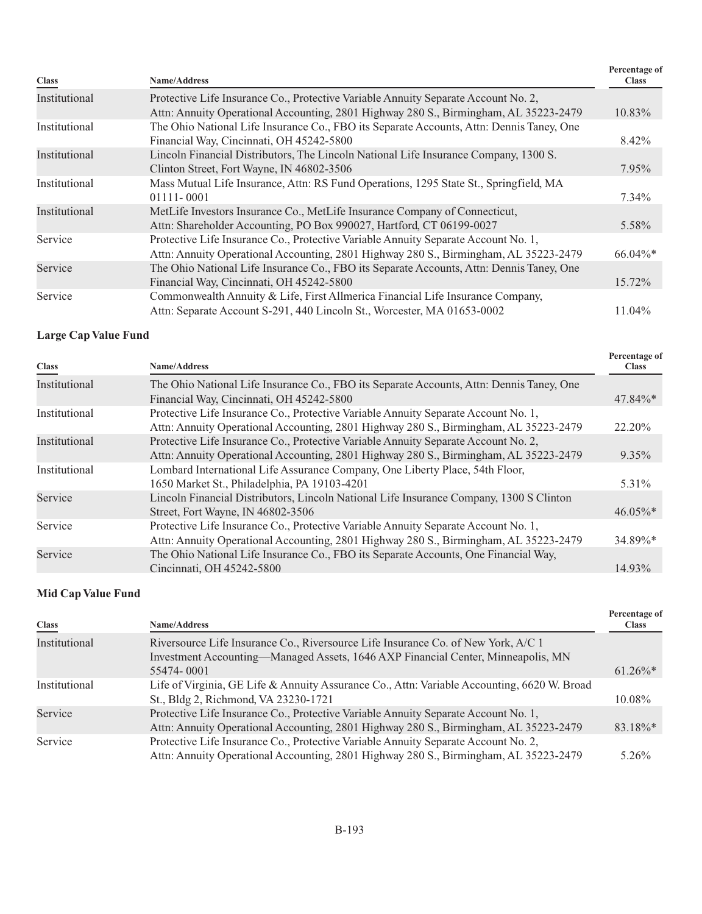| Class | Name/Address | Percentage of Class |
|---|---|---|
| Institutional | Protective Life Insurance Co., Protective Variable Annuity Separate Account No. 2, Attn: Annuity Operational Accounting, 2801 Highway 280 S., Birmingham, AL 35223-2479 | 10.83% |
| Institutional | The Ohio National Life Insurance Co., FBO its Separate Accounts, Attn: Dennis Taney, One Financial Way, Cincinnati, OH 45242-5800 | 8.42% |
| Institutional | Lincoln Financial Distributors, The Lincoln National Life Insurance Company, 1300 S. Clinton Street, Fort Wayne, IN 46802-3506 | 7.95% |
| Institutional | Mass Mutual Life Insurance, Attn: RS Fund Operations, 1295 State St., Springfield, MA 01111- 0001 | 7.34% |
| Institutional | MetLife Investors Insurance Co., MetLife Insurance Company of Connecticut, Attn: Shareholder Accounting, PO Box 990027, Hartford, CT 06199-0027 | 5.58% |
| Service | Protective Life Insurance Co., Protective Variable Annuity Separate Account No. 1, Attn: Annuity Operational Accounting, 2801 Highway 280 S., Birmingham, AL 35223-2479 | 66.04%* |
| Service | The Ohio National Life Insurance Co., FBO its Separate Accounts, Attn: Dennis Taney, One Financial Way, Cincinnati, OH 45242-5800 | 15.72% |
| Service | Commonwealth Annuity & Life, First Allmerica Financial Life Insurance Company, Attn: Separate Account S-291, 440 Lincoln St., Worcester, MA 01653-0002 | 11.04% |

**Large Cap Value Fund**

| Class | Name/Address | Percentage of Class |
|---|---|---|
| Institutional | The Ohio National Life Insurance Co., FBO its Separate Accounts, Attn: Dennis Taney, One Financial Way, Cincinnati, OH 45242-5800 | 47.84%* |
| Institutional | Protective Life Insurance Co., Protective Variable Annuity Separate Account No. 1, Attn: Annuity Operational Accounting, 2801 Highway 280 S., Birmingham, AL 35223-2479 | 22.20% |
| Institutional | Protective Life Insurance Co., Protective Variable Annuity Separate Account No. 2, Attn: Annuity Operational Accounting, 2801 Highway 280 S., Birmingham, AL 35223-2479 | 9.35% |
| Institutional | Lombard International Life Assurance Company, One Liberty Place, 54th Floor, 1650 Market St., Philadelphia, PA 19103-4201 | 5.31% |
| Service | Lincoln Financial Distributors, Lincoln National Life Insurance Company, 1300 S Clinton Street, Fort Wayne, IN 46802-3506 | 46.05%* |
| Service | Protective Life Insurance Co., Protective Variable Annuity Separate Account No. 1, Attn: Annuity Operational Accounting, 2801 Highway 280 S., Birmingham, AL 35223-2479 | 34.89%* |
| Service | The Ohio National Life Insurance Co., FBO its Separate Accounts, One Financial Way, Cincinnati, OH 45242-5800 | 14.93% |

**Mid Cap Value Fund**

| Class | Name/Address | Percentage of Class |
|---|---|---|
| Institutional | Riversource Life Insurance Co., Riversource Life Insurance Co. of New York, A/C 1 Investment Accounting—Managed Assets, 1646 AXP Financial Center, Minneapolis, MN 55474- 0001 | 61.26%* |
| Institutional | Life of Virginia, GE Life & Annuity Assurance Co., Attn: Variable Accounting, 6620 W. Broad St., Bldg 2, Richmond, VA 23230-1721 | 10.08% |
| Service | Protective Life Insurance Co., Protective Variable Annuity Separate Account No. 1, Attn: Annuity Operational Accounting, 2801 Highway 280 S., Birmingham, AL 35223-2479 | 83.18%* |
| Service | Protective Life Insurance Co., Protective Variable Annuity Separate Account No. 2, Attn: Annuity Operational Accounting, 2801 Highway 280 S., Birmingham, AL 35223-2479 | 5.26% |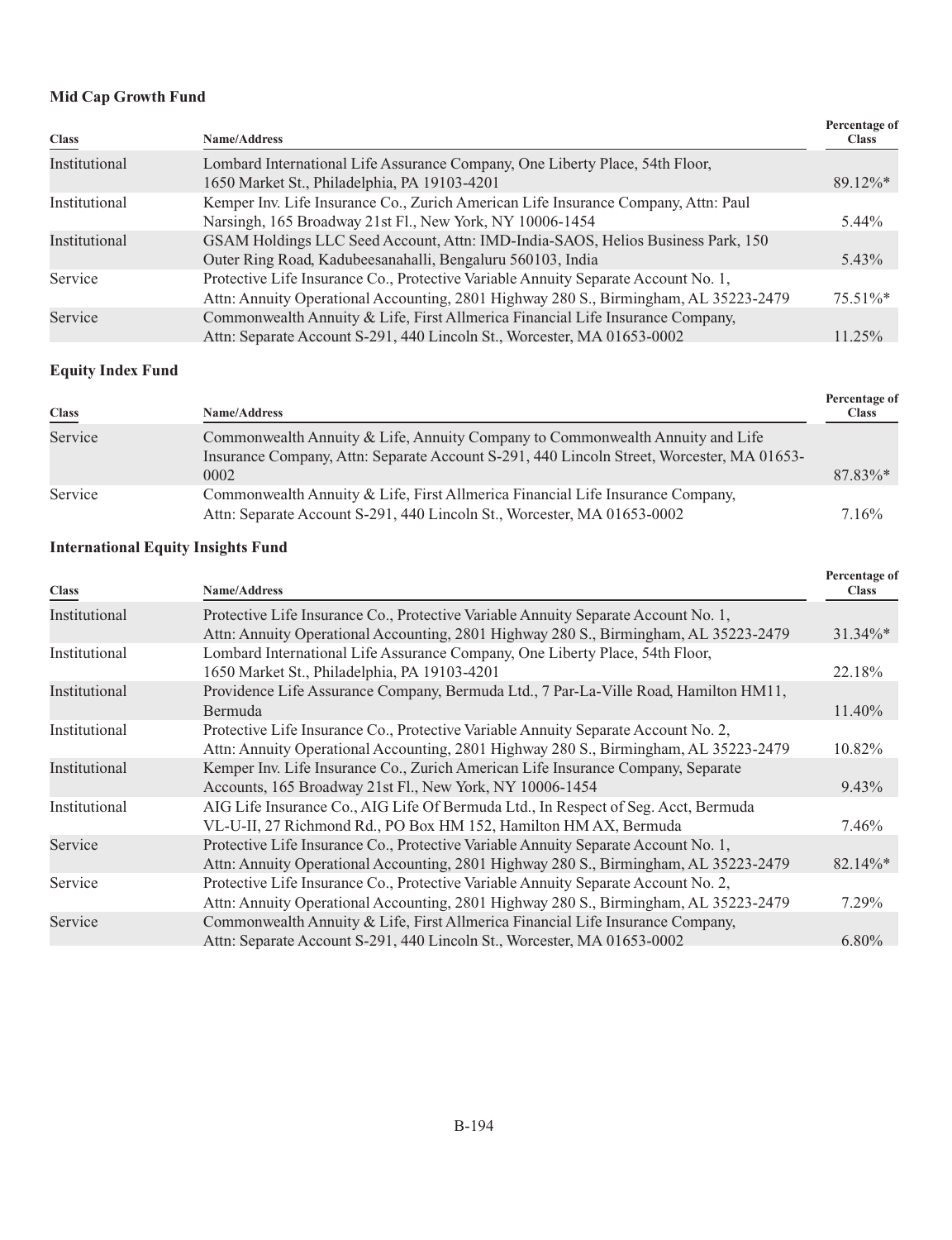**Mid Cap Growth Fund**

| Class | Name/Address | Percentage of Class |
|---|---|---|
| Institutional | Lombard International Life Assurance Company, One Liberty Place, 54th Floor, 1650 Market St., Philadelphia, PA 19103-4201 | 89.12%* |
| Institutional | Kemper Inv. Life Insurance Co., Zurich American Life Insurance Company, Attn: Paul Narsingh, 165 Broadway 21st Fl., New York, NY 10006-1454 | 5.44% |
| Institutional | GSAM Holdings LLC Seed Account, Attn: IMD-India-SAOS, Helios Business Park, 150 Outer Ring Road, Kadubeesanahalli, Bengaluru 560103, India | 5.43% |
| Service | Protective Life Insurance Co., Protective Variable Annuity Separate Account No. 1, Attn: Annuity Operational Accounting, 2801 Highway 280 S., Birmingham, AL 35223-2479 | 75.51%* |
| Service | Commonwealth Annuity & Life, First Allmerica Financial Life Insurance Company, Attn: Separate Account S-291, 440 Lincoln St., Worcester, MA 01653-0002 | 11.25% |

**Equity Index Fund**

| Class | Name/Address | Percentage of Class |
|---|---|---|
| Service | Commonwealth Annuity & Life, Annuity Company to Commonwealth Annuity and Life Insurance Company, Attn: Separate Account S-291, 440 Lincoln Street, Worcester, MA 01653-0002 | 87.83%* |
| Service | Commonwealth Annuity & Life, First Allmerica Financial Life Insurance Company, Attn: Separate Account S-291, 440 Lincoln St., Worcester, MA 01653-0002 | 7.16% |

**International Equity Insights Fund**

| Class | Name/Address | Percentage of Class |
|---|---|---|
| Institutional | Protective Life Insurance Co., Protective Variable Annuity Separate Account No. 1, Attn: Annuity Operational Accounting, 2801 Highway 280 S., Birmingham, AL 35223-2479 | 31.34%* |
| Institutional | Lombard International Life Assurance Company, One Liberty Place, 54th Floor, 1650 Market St., Philadelphia, PA 19103-4201 | 22.18% |
| Institutional | Providence Life Assurance Company, Bermuda Ltd., 7 Par-La-Ville Road, Hamilton HM11, Bermuda | 11.40% |
| Institutional | Protective Life Insurance Co., Protective Variable Annuity Separate Account No. 2, Attn: Annuity Operational Accounting, 2801 Highway 280 S., Birmingham, AL 35223-2479 | 10.82% |
| Institutional | Kemper Inv. Life Insurance Co., Zurich American Life Insurance Company, Separate Accounts, 165 Broadway 21st Fl., New York, NY 10006-1454 | 9.43% |
| Institutional | AIG Life Insurance Co., AIG Life Of Bermuda Ltd., In Respect of Seg. Acct, Bermuda VL-U-II, 27 Richmond Rd., PO Box HM 152, Hamilton HM AX, Bermuda | 7.46% |
| Service | Protective Life Insurance Co., Protective Variable Annuity Separate Account No. 1, Attn: Annuity Operational Accounting, 2801 Highway 280 S., Birmingham, AL 35223-2479 | 82.14%* |
| Service | Protective Life Insurance Co., Protective Variable Annuity Separate Account No. 2, Attn: Annuity Operational Accounting, 2801 Highway 280 S., Birmingham, AL 35223-2479 | 7.29% |
| Service | Commonwealth Annuity & Life, First Allmerica Financial Life Insurance Company, Attn: Separate Account S-291, 440 Lincoln St., Worcester, MA 01653-0002 | 6.80% |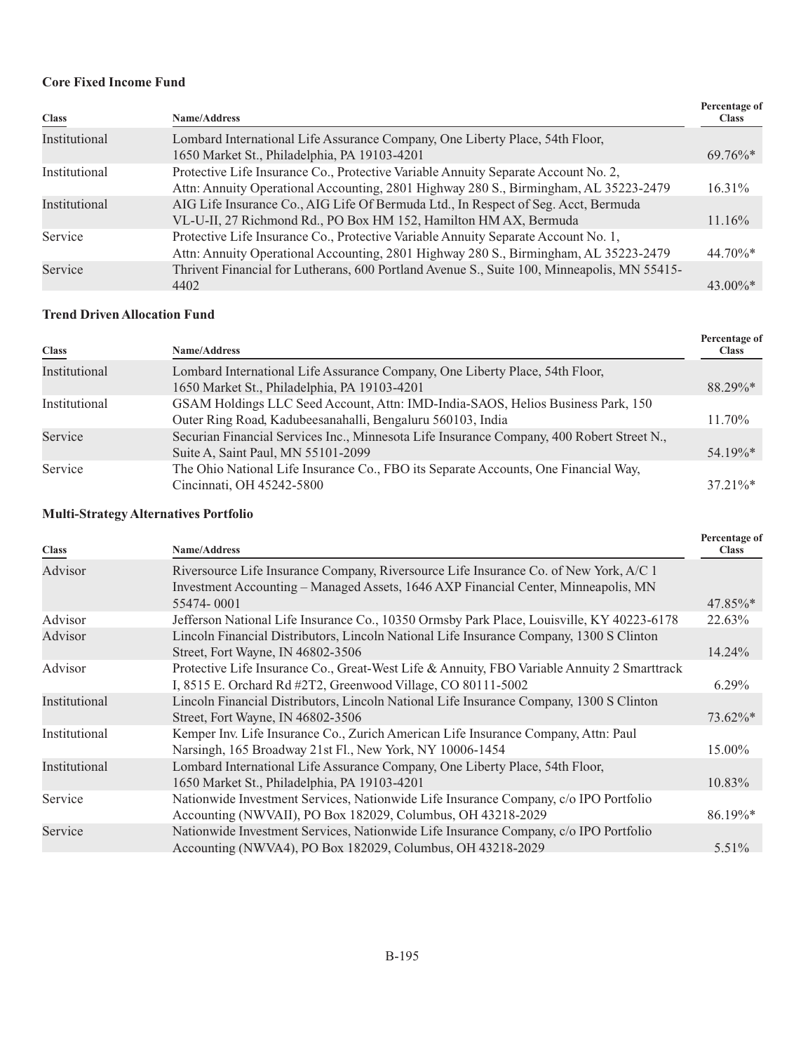**Core Fixed Income Fund**

| Class | Name/Address | Percentage of Class |
|---|---|---|
| Institutional | Lombard International Life Assurance Company, One Liberty Place, 54th Floor, 1650 Market St., Philadelphia, PA 19103-4201 | 69.76%* |
| Institutional | Protective Life Insurance Co., Protective Variable Annuity Separate Account No. 2, Attn: Annuity Operational Accounting, 2801 Highway 280 S., Birmingham, AL 35223-2479 | 16.31% |
| Institutional | AIG Life Insurance Co., AIG Life Of Bermuda Ltd., In Respect of Seg. Acct, Bermuda VL-U-II, 27 Richmond Rd., PO Box HM 152, Hamilton HM AX, Bermuda | 11.16% |
| Service | Protective Life Insurance Co., Protective Variable Annuity Separate Account No. 1, Attn: Annuity Operational Accounting, 2801 Highway 280 S., Birmingham, AL 35223-2479 | 44.70%* |
| Service | Thrivent Financial for Lutherans, 600 Portland Avenue S., Suite 100, Minneapolis, MN 55415-4402 | 43.00%* |

**Trend Driven Allocation Fund**

| Class | Name/Address | Percentage of Class |
|---|---|---|
| Institutional | Lombard International Life Assurance Company, One Liberty Place, 54th Floor, 1650 Market St., Philadelphia, PA 19103-4201 | 88.29%* |
| Institutional | GSAM Holdings LLC Seed Account, Attn: IMD-India-SAOS, Helios Business Park, 150 Outer Ring Road, Kadubeesanahalli, Bengaluru 560103, India | 11.70% |
| Service | Securian Financial Services Inc., Minnesota Life Insurance Company, 400 Robert Street N., Suite A, Saint Paul, MN 55101-2099 | 54.19%* |
| Service | The Ohio National Life Insurance Co., FBO its Separate Accounts, One Financial Way, Cincinnati, OH 45242-5800 | 37.21%* |

**Multi-Strategy Alternatives Portfolio**

| Class | Name/Address | Percentage of Class |
|---|---|---|
| Advisor | Riversource Life Insurance Company, Riversource Life Insurance Co. of New York, A/C 1 Investment Accounting – Managed Assets, 1646 AXP Financial Center, Minneapolis, MN 55474- 0001 | 47.85%* |
| Advisor | Jefferson National Life Insurance Co., 10350 Ormsby Park Place, Louisville, KY 40223-6178 | 22.63% |
| Advisor | Lincoln Financial Distributors, Lincoln National Life Insurance Company, 1300 S Clinton Street, Fort Wayne, IN 46802-3506 | 14.24% |
| Advisor | Protective Life Insurance Co., Great-West Life & Annuity, FBO Variable Annuity 2 Smarttrack I, 8515 E. Orchard Rd #2T2, Greenwood Village, CO 80111-5002 | 6.29% |
| Institutional | Lincoln Financial Distributors, Lincoln National Life Insurance Company, 1300 S Clinton Street, Fort Wayne, IN 46802-3506 | 73.62%* |
| Institutional | Kemper Inv. Life Insurance Co., Zurich American Life Insurance Company, Attn: Paul Narsingh, 165 Broadway 21st Fl., New York, NY 10006-1454 | 15.00% |
| Institutional | Lombard International Life Assurance Company, One Liberty Place, 54th Floor, 1650 Market St., Philadelphia, PA 19103-4201 | 10.83% |
| Service | Nationwide Investment Services, Nationwide Life Insurance Company, c/o IPO Portfolio Accounting (NWVAII), PO Box 182029, Columbus, OH 43218-2029 | 86.19%* |
| Service | Nationwide Investment Services, Nationwide Life Insurance Company, c/o IPO Portfolio Accounting (NWVA4), PO Box 182029, Columbus, OH 43218-2029 | 5.51% |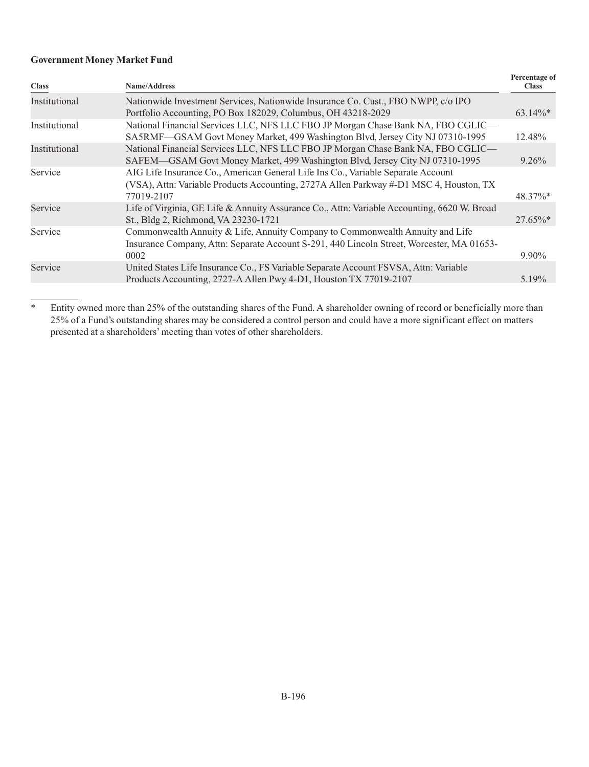**Government Money Market Fund**

| Class | Name/Address | Percentage of Class |
|---|---|---|
| Institutional | Nationwide Investment Services, Nationwide Insurance Co. Cust., FBO NWPP, c/o IPO Portfolio Accounting, PO Box 182029, Columbus, OH 43218-2029 | 63.14%* |
| Institutional | National Financial Services LLC, NFS LLC FBO JP Morgan Chase Bank NA, FBO CGLIC—SA5RMF—GSAM Govt Money Market, 499 Washington Blvd, Jersey City NJ 07310-1995 | 12.48% |
| Institutional | National Financial Services LLC, NFS LLC FBO JP Morgan Chase Bank NA, FBO CGLIC—SAFEM—GSAM Govt Money Market, 499 Washington Blvd, Jersey City NJ 07310-1995 | 9.26% |
| Service | AIG Life Insurance Co., American General Life Ins Co., Variable Separate Account (VSA), Attn: Variable Products Accounting, 2727A Allen Parkway #-D1 MSC 4, Houston, TX 77019-2107 | 48.37%* |
| Service | Life of Virginia, GE Life & Annuity Assurance Co., Attn: Variable Accounting, 6620 W. Broad St., Bldg 2, Richmond, VA 23230-1721 | 27.65%* |
| Service | Commonwealth Annuity & Life, Annuity Company to Commonwealth Annuity and Life Insurance Company, Attn: Separate Account S-291, 440 Lincoln Street, Worcester, MA 01653-0002 | 9.90% |
| Service | United States Life Insurance Co., FS Variable Separate Account FSVSA, Attn: Variable Products Accounting, 2727-A Allen Pwy 4-D1, Houston TX 77019-2107 | 5.19% |

\* Entity owned more than 25% of the outstanding shares of the Fund. A shareholder owning of record or beneficially more than 25% of a Fund's outstanding shares may be considered a control person and could have a more significant effect on matters presented at a shareholders' meeting than votes of other shareholders.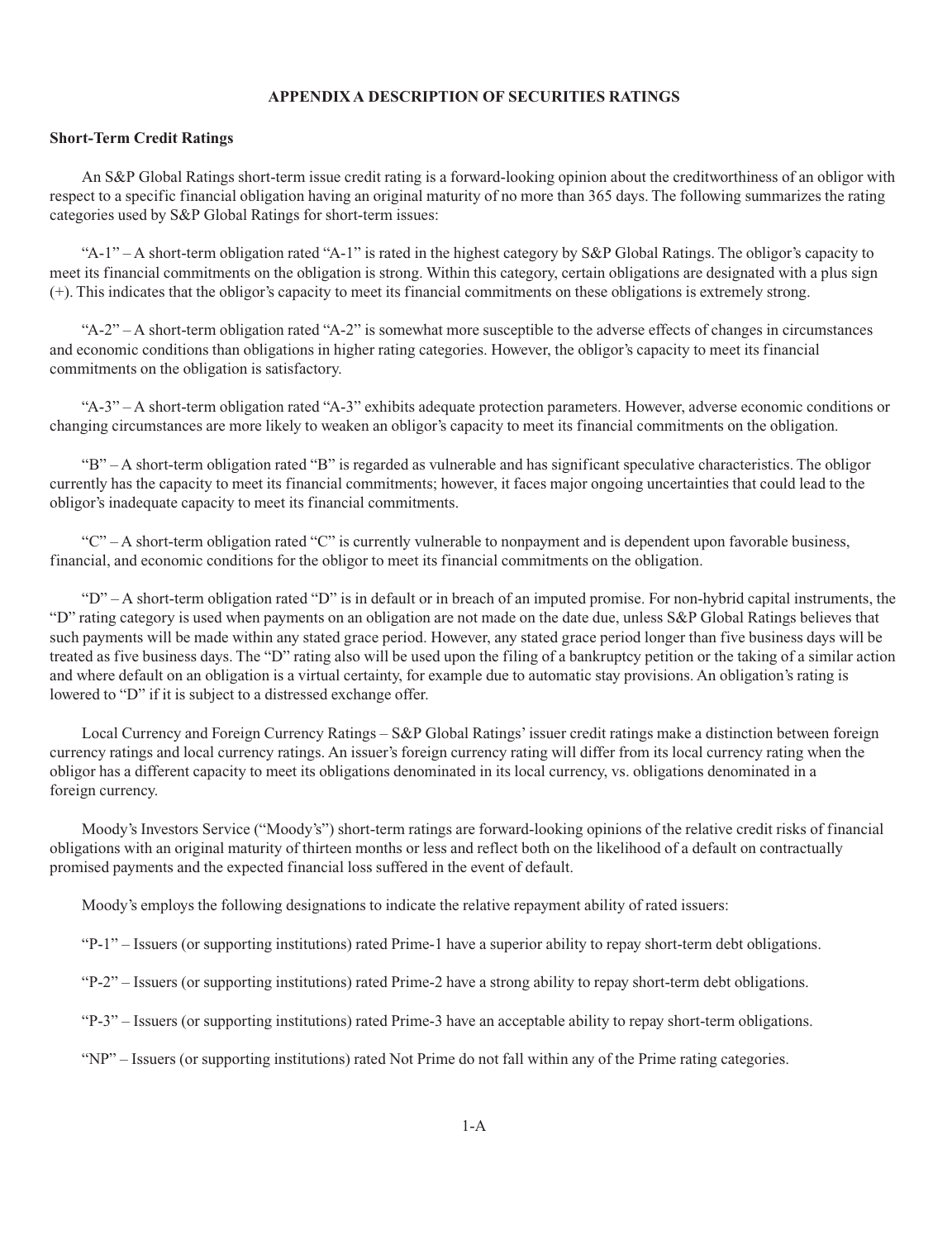## APPENDIX A DESCRIPTION OF SECURITIES RATINGS

### Short-Term Credit Ratings

An S&P Global Ratings short-term issue credit rating is a forward-looking opinion about the creditworthiness of an obligor with respect to a specific financial obligation having an original maturity of no more than 365 days. The following summarizes the rating categories used by S&P Global Ratings for short-term issues:

"A-1" – A short-term obligation rated "A-1" is rated in the highest category by S&P Global Ratings. The obligor's capacity to meet its financial commitments on the obligation is strong. Within this category, certain obligations are designated with a plus sign (+). This indicates that the obligor's capacity to meet its financial commitments on these obligations is extremely strong.

"A-2" – A short-term obligation rated "A-2" is somewhat more susceptible to the adverse effects of changes in circumstances and economic conditions than obligations in higher rating categories. However, the obligor's capacity to meet its financial commitments on the obligation is satisfactory.

"A-3" – A short-term obligation rated "A-3" exhibits adequate protection parameters. However, adverse economic conditions or changing circumstances are more likely to weaken an obligor's capacity to meet its financial commitments on the obligation.

"B" – A short-term obligation rated "B" is regarded as vulnerable and has significant speculative characteristics. The obligor currently has the capacity to meet its financial commitments; however, it faces major ongoing uncertainties that could lead to the obligor's inadequate capacity to meet its financial commitments.

"C" – A short-term obligation rated "C" is currently vulnerable to nonpayment and is dependent upon favorable business, financial, and economic conditions for the obligor to meet its financial commitments on the obligation.

"D" – A short-term obligation rated "D" is in default or in breach of an imputed promise. For non-hybrid capital instruments, the "D" rating category is used when payments on an obligation are not made on the date due, unless S&P Global Ratings believes that such payments will be made within any stated grace period. However, any stated grace period longer than five business days will be treated as five business days. The "D" rating also will be used upon the filing of a bankruptcy petition or the taking of a similar action and where default on an obligation is a virtual certainty, for example due to automatic stay provisions. An obligation's rating is lowered to "D" if it is subject to a distressed exchange offer.

Local Currency and Foreign Currency Ratings – S&P Global Ratings' issuer credit ratings make a distinction between foreign currency ratings and local currency ratings. An issuer's foreign currency rating will differ from its local currency rating when the obligor has a different capacity to meet its obligations denominated in its local currency, vs. obligations denominated in a foreign currency.

Moody's Investors Service ("Moody's") short-term ratings are forward-looking opinions of the relative credit risks of financial obligations with an original maturity of thirteen months or less and reflect both on the likelihood of a default on contractually promised payments and the expected financial loss suffered in the event of default.

Moody's employs the following designations to indicate the relative repayment ability of rated issuers:

"P-1" – Issuers (or supporting institutions) rated Prime-1 have a superior ability to repay short-term debt obligations.

"P-2" – Issuers (or supporting institutions) rated Prime-2 have a strong ability to repay short-term debt obligations.

"P-3" – Issuers (or supporting institutions) rated Prime-3 have an acceptable ability to repay short-term obligations.

"NP" – Issuers (or supporting institutions) rated Not Prime do not fall within any of the Prime rating categories.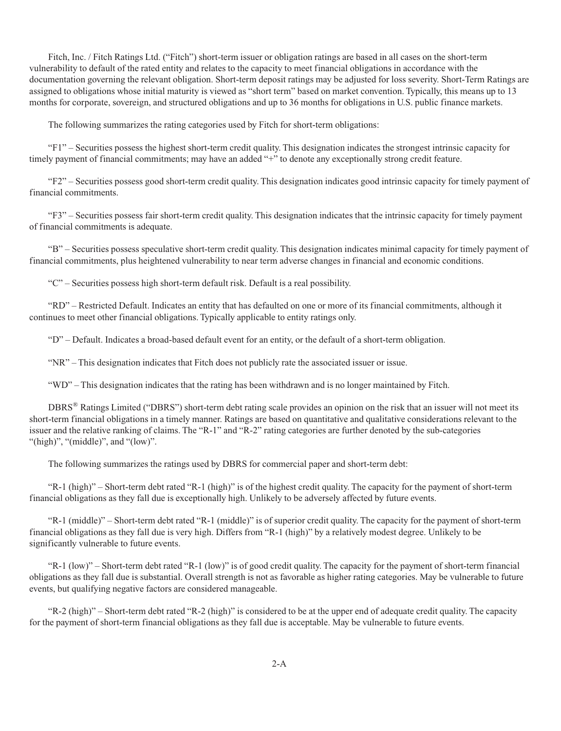Fitch, Inc. / Fitch Ratings Ltd. ("Fitch") short-term issuer or obligation ratings are based in all cases on the short-term vulnerability to default of the rated entity and relates to the capacity to meet financial obligations in accordance with the documentation governing the relevant obligation. Short-term deposit ratings may be adjusted for loss severity. Short-Term Ratings are assigned to obligations whose initial maturity is viewed as "short term" based on market convention. Typically, this means up to 13 months for corporate, sovereign, and structured obligations and up to 36 months for obligations in U.S. public finance markets.

The following summarizes the rating categories used by Fitch for short-term obligations:

"F1" – Securities possess the highest short-term credit quality. This designation indicates the strongest intrinsic capacity for timely payment of financial commitments; may have an added "+" to denote any exceptionally strong credit feature.

"F2" – Securities possess good short-term credit quality. This designation indicates good intrinsic capacity for timely payment of financial commitments.

"F3" – Securities possess fair short-term credit quality. This designation indicates that the intrinsic capacity for timely payment of financial commitments is adequate.

"B" – Securities possess speculative short-term credit quality. This designation indicates minimal capacity for timely payment of financial commitments, plus heightened vulnerability to near term adverse changes in financial and economic conditions.

"C" – Securities possess high short-term default risk. Default is a real possibility.

"RD" – Restricted Default. Indicates an entity that has defaulted on one or more of its financial commitments, although it continues to meet other financial obligations. Typically applicable to entity ratings only.

"D" – Default. Indicates a broad-based default event for an entity, or the default of a short-term obligation.

"NR" – This designation indicates that Fitch does not publicly rate the associated issuer or issue.

"WD" – This designation indicates that the rating has been withdrawn and is no longer maintained by Fitch.

DBRS® Ratings Limited ("DBRS") short-term debt rating scale provides an opinion on the risk that an issuer will not meet its short-term financial obligations in a timely manner. Ratings are based on quantitative and qualitative considerations relevant to the issuer and the relative ranking of claims. The "R-1" and "R-2" rating categories are further denoted by the sub-categories "(high)", "(middle)", and "(low)".

The following summarizes the ratings used by DBRS for commercial paper and short-term debt:

"R-1 (high)" – Short-term debt rated "R-1 (high)" is of the highest credit quality. The capacity for the payment of short-term financial obligations as they fall due is exceptionally high. Unlikely to be adversely affected by future events.

"R-1 (middle)" – Short-term debt rated "R-1 (middle)" is of superior credit quality. The capacity for the payment of short-term financial obligations as they fall due is very high. Differs from "R-1 (high)" by a relatively modest degree. Unlikely to be significantly vulnerable to future events.

"R-1 (low)" – Short-term debt rated "R-1 (low)" is of good credit quality. The capacity for the payment of short-term financial obligations as they fall due is substantial. Overall strength is not as favorable as higher rating categories. May be vulnerable to future events, but qualifying negative factors are considered manageable.

"R-2 (high)" – Short-term debt rated "R-2 (high)" is considered to be at the upper end of adequate credit quality. The capacity for the payment of short-term financial obligations as they fall due is acceptable. May be vulnerable to future events.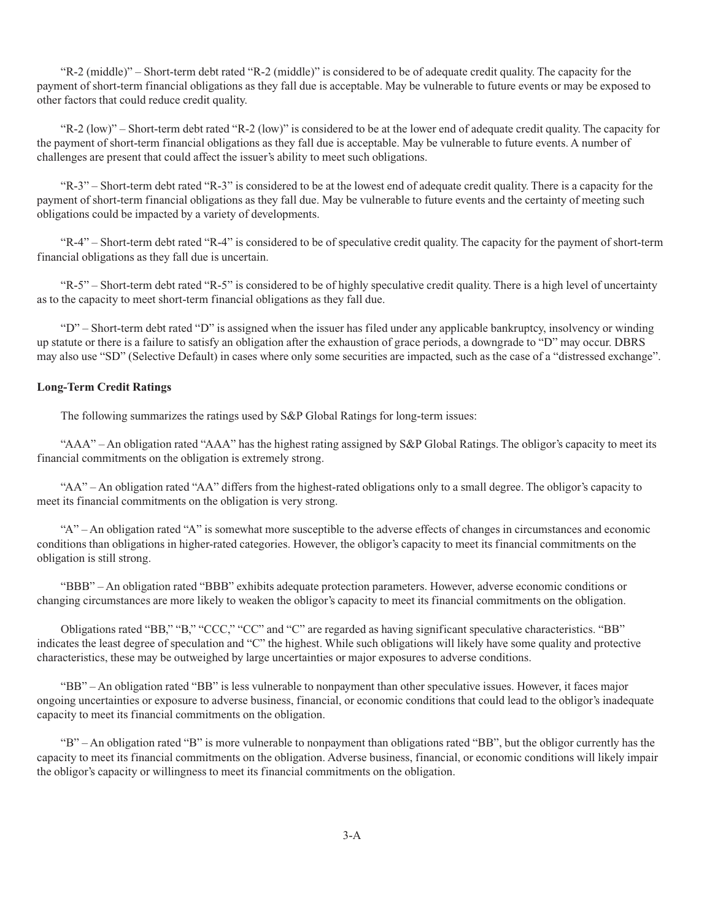"R-2 (middle)" – Short-term debt rated "R-2 (middle)" is considered to be of adequate credit quality. The capacity for the payment of short-term financial obligations as they fall due is acceptable. May be vulnerable to future events or may be exposed to other factors that could reduce credit quality.

"R-2 (low)" – Short-term debt rated "R-2 (low)" is considered to be at the lower end of adequate credit quality. The capacity for the payment of short-term financial obligations as they fall due is acceptable. May be vulnerable to future events. A number of challenges are present that could affect the issuer's ability to meet such obligations.

"R-3" – Short-term debt rated "R-3" is considered to be at the lowest end of adequate credit quality. There is a capacity for the payment of short-term financial obligations as they fall due. May be vulnerable to future events and the certainty of meeting such obligations could be impacted by a variety of developments.

"R-4" – Short-term debt rated "R-4" is considered to be of speculative credit quality. The capacity for the payment of short-term financial obligations as they fall due is uncertain.

"R-5" – Short-term debt rated "R-5" is considered to be of highly speculative credit quality. There is a high level of uncertainty as to the capacity to meet short-term financial obligations as they fall due.

"D" – Short-term debt rated "D" is assigned when the issuer has filed under any applicable bankruptcy, insolvency or winding up statute or there is a failure to satisfy an obligation after the exhaustion of grace periods, a downgrade to "D" may occur. DBRS may also use "SD" (Selective Default) in cases where only some securities are impacted, such as the case of a "distressed exchange".

**Long-Term Credit Ratings**

The following summarizes the ratings used by S&P Global Ratings for long-term issues:

"AAA" – An obligation rated "AAA" has the highest rating assigned by S&P Global Ratings. The obligor's capacity to meet its financial commitments on the obligation is extremely strong.

"AA" – An obligation rated "AA" differs from the highest-rated obligations only to a small degree. The obligor's capacity to meet its financial commitments on the obligation is very strong.

"A" – An obligation rated "A" is somewhat more susceptible to the adverse effects of changes in circumstances and economic conditions than obligations in higher-rated categories. However, the obligor's capacity to meet its financial commitments on the obligation is still strong.

"BBB" – An obligation rated "BBB" exhibits adequate protection parameters. However, adverse economic conditions or changing circumstances are more likely to weaken the obligor's capacity to meet its financial commitments on the obligation.

Obligations rated "BB," "B," "CCC," "CC" and "C" are regarded as having significant speculative characteristics. "BB" indicates the least degree of speculation and "C" the highest. While such obligations will likely have some quality and protective characteristics, these may be outweighed by large uncertainties or major exposures to adverse conditions.

"BB" – An obligation rated "BB" is less vulnerable to nonpayment than other speculative issues. However, it faces major ongoing uncertainties or exposure to adverse business, financial, or economic conditions that could lead to the obligor's inadequate capacity to meet its financial commitments on the obligation.

"B" – An obligation rated "B" is more vulnerable to nonpayment than obligations rated "BB", but the obligor currently has the capacity to meet its financial commitments on the obligation. Adverse business, financial, or economic conditions will likely impair the obligor's capacity or willingness to meet its financial commitments on the obligation.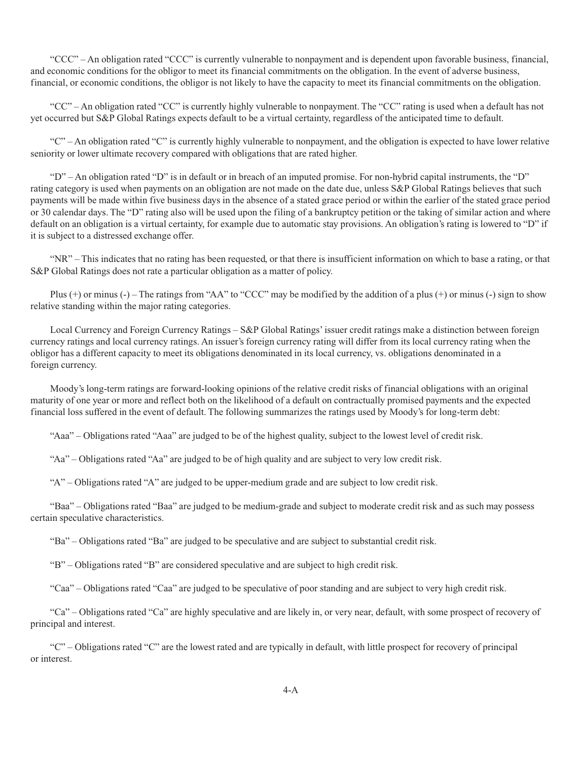"CCC" – An obligation rated "CCC" is currently vulnerable to nonpayment and is dependent upon favorable business, financial, and economic conditions for the obligor to meet its financial commitments on the obligation. In the event of adverse business, financial, or economic conditions, the obligor is not likely to have the capacity to meet its financial commitments on the obligation.

"CC" – An obligation rated "CC" is currently highly vulnerable to nonpayment. The "CC" rating is used when a default has not yet occurred but S&P Global Ratings expects default to be a virtual certainty, regardless of the anticipated time to default.

"C" – An obligation rated "C" is currently highly vulnerable to nonpayment, and the obligation is expected to have lower relative seniority or lower ultimate recovery compared with obligations that are rated higher.

"D" – An obligation rated "D" is in default or in breach of an imputed promise. For non-hybrid capital instruments, the "D" rating category is used when payments on an obligation are not made on the date due, unless S&P Global Ratings believes that such payments will be made within five business days in the absence of a stated grace period or within the earlier of the stated grace period or 30 calendar days. The "D" rating also will be used upon the filing of a bankruptcy petition or the taking of similar action and where default on an obligation is a virtual certainty, for example due to automatic stay provisions. An obligation's rating is lowered to "D" if it is subject to a distressed exchange offer.

"NR" – This indicates that no rating has been requested, or that there is insufficient information on which to base a rating, or that S&P Global Ratings does not rate a particular obligation as a matter of policy.

Plus (+) or minus (-) – The ratings from "AA" to "CCC" may be modified by the addition of a plus (+) or minus (-) sign to show relative standing within the major rating categories.

Local Currency and Foreign Currency Ratings – S&P Global Ratings' issuer credit ratings make a distinction between foreign currency ratings and local currency ratings. An issuer's foreign currency rating will differ from its local currency rating when the obligor has a different capacity to meet its obligations denominated in its local currency, vs. obligations denominated in a foreign currency.

Moody's long-term ratings are forward-looking opinions of the relative credit risks of financial obligations with an original maturity of one year or more and reflect both on the likelihood of a default on contractually promised payments and the expected financial loss suffered in the event of default. The following summarizes the ratings used by Moody's for long-term debt:

"Aaa" – Obligations rated "Aaa" are judged to be of the highest quality, subject to the lowest level of credit risk.

"Aa" – Obligations rated "Aa" are judged to be of high quality and are subject to very low credit risk.

"A" – Obligations rated "A" are judged to be upper-medium grade and are subject to low credit risk.

"Baa" – Obligations rated "Baa" are judged to be medium-grade and subject to moderate credit risk and as such may possess certain speculative characteristics.

"Ba" – Obligations rated "Ba" are judged to be speculative and are subject to substantial credit risk.

"B" – Obligations rated "B" are considered speculative and are subject to high credit risk.

"Caa" – Obligations rated "Caa" are judged to be speculative of poor standing and are subject to very high credit risk.

"Ca" – Obligations rated "Ca" are highly speculative and are likely in, or very near, default, with some prospect of recovery of principal and interest.

"C" – Obligations rated "C" are the lowest rated and are typically in default, with little prospect for recovery of principal or interest.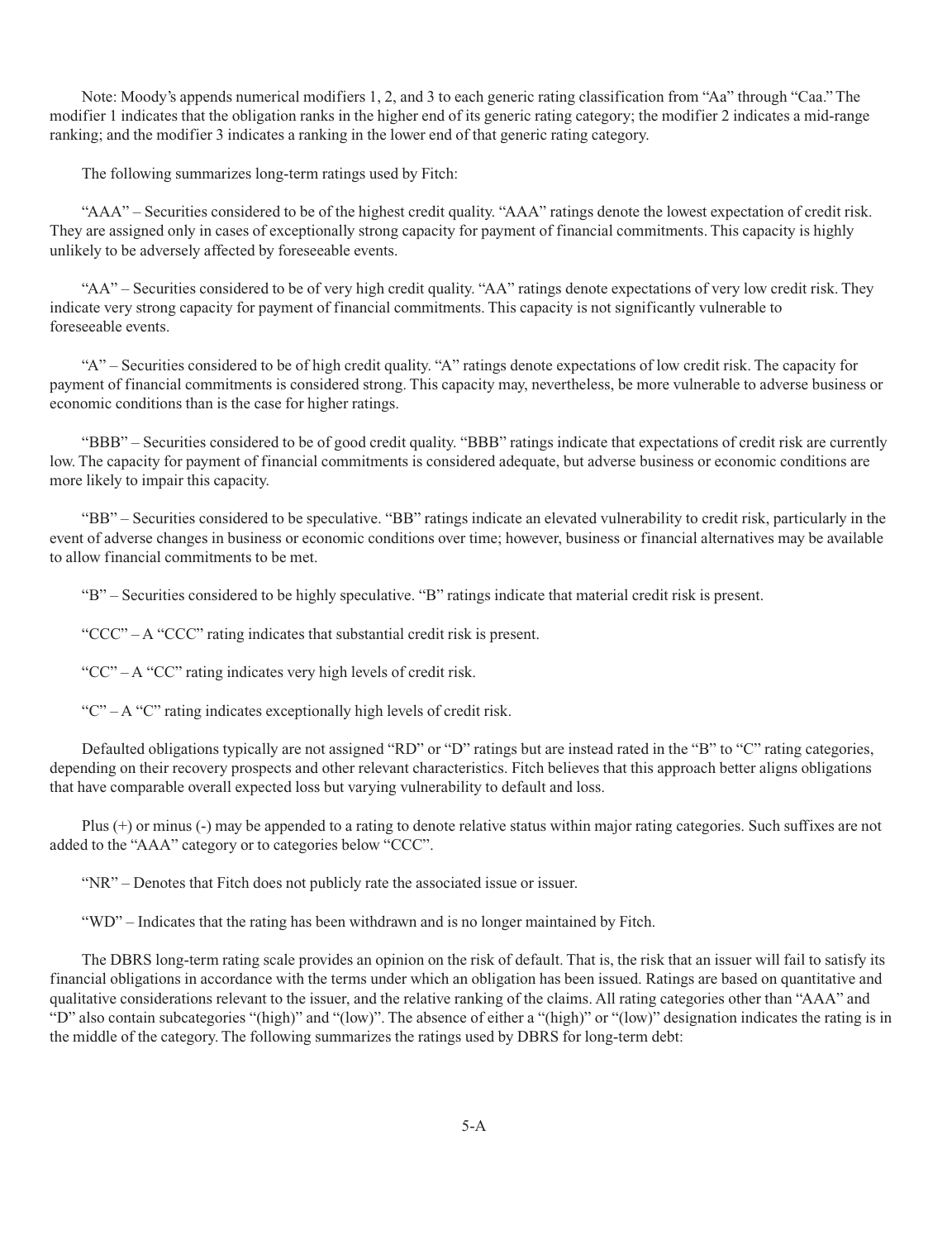Note: Moody's appends numerical modifiers 1, 2, and 3 to each generic rating classification from "Aa" through "Caa." The modifier 1 indicates that the obligation ranks in the higher end of its generic rating category; the modifier 2 indicates a mid-range ranking; and the modifier 3 indicates a ranking in the lower end of that generic rating category.

The following summarizes long-term ratings used by Fitch:

"AAA" – Securities considered to be of the highest credit quality. "AAA" ratings denote the lowest expectation of credit risk. They are assigned only in cases of exceptionally strong capacity for payment of financial commitments. This capacity is highly unlikely to be adversely affected by foreseeable events.

"AA" – Securities considered to be of very high credit quality. "AA" ratings denote expectations of very low credit risk. They indicate very strong capacity for payment of financial commitments. This capacity is not significantly vulnerable to foreseeable events.

"A" – Securities considered to be of high credit quality. "A" ratings denote expectations of low credit risk. The capacity for payment of financial commitments is considered strong. This capacity may, nevertheless, be more vulnerable to adverse business or economic conditions than is the case for higher ratings.

"BBB" – Securities considered to be of good credit quality. "BBB" ratings indicate that expectations of credit risk are currently low. The capacity for payment of financial commitments is considered adequate, but adverse business or economic conditions are more likely to impair this capacity.

"BB" – Securities considered to be speculative. "BB" ratings indicate an elevated vulnerability to credit risk, particularly in the event of adverse changes in business or economic conditions over time; however, business or financial alternatives may be available to allow financial commitments to be met.

"B" – Securities considered to be highly speculative. "B" ratings indicate that material credit risk is present.

"CCC" – A "CCC" rating indicates that substantial credit risk is present.

"CC" – A "CC" rating indicates very high levels of credit risk.

"C" – A "C" rating indicates exceptionally high levels of credit risk.

Defaulted obligations typically are not assigned "RD" or "D" ratings but are instead rated in the "B" to "C" rating categories, depending on their recovery prospects and other relevant characteristics. Fitch believes that this approach better aligns obligations that have comparable overall expected loss but varying vulnerability to default and loss.

Plus (+) or minus (-) may be appended to a rating to denote relative status within major rating categories. Such suffixes are not added to the "AAA" category or to categories below "CCC".

"NR" – Denotes that Fitch does not publicly rate the associated issue or issuer.

"WD" – Indicates that the rating has been withdrawn and is no longer maintained by Fitch.

The DBRS long-term rating scale provides an opinion on the risk of default. That is, the risk that an issuer will fail to satisfy its financial obligations in accordance with the terms under which an obligation has been issued. Ratings are based on quantitative and qualitative considerations relevant to the issuer, and the relative ranking of the claims. All rating categories other than "AAA" and "D" also contain subcategories "(high)" and "(low)". The absence of either a "(high)" or "(low)" designation indicates the rating is in the middle of the category. The following summarizes the ratings used by DBRS for long-term debt: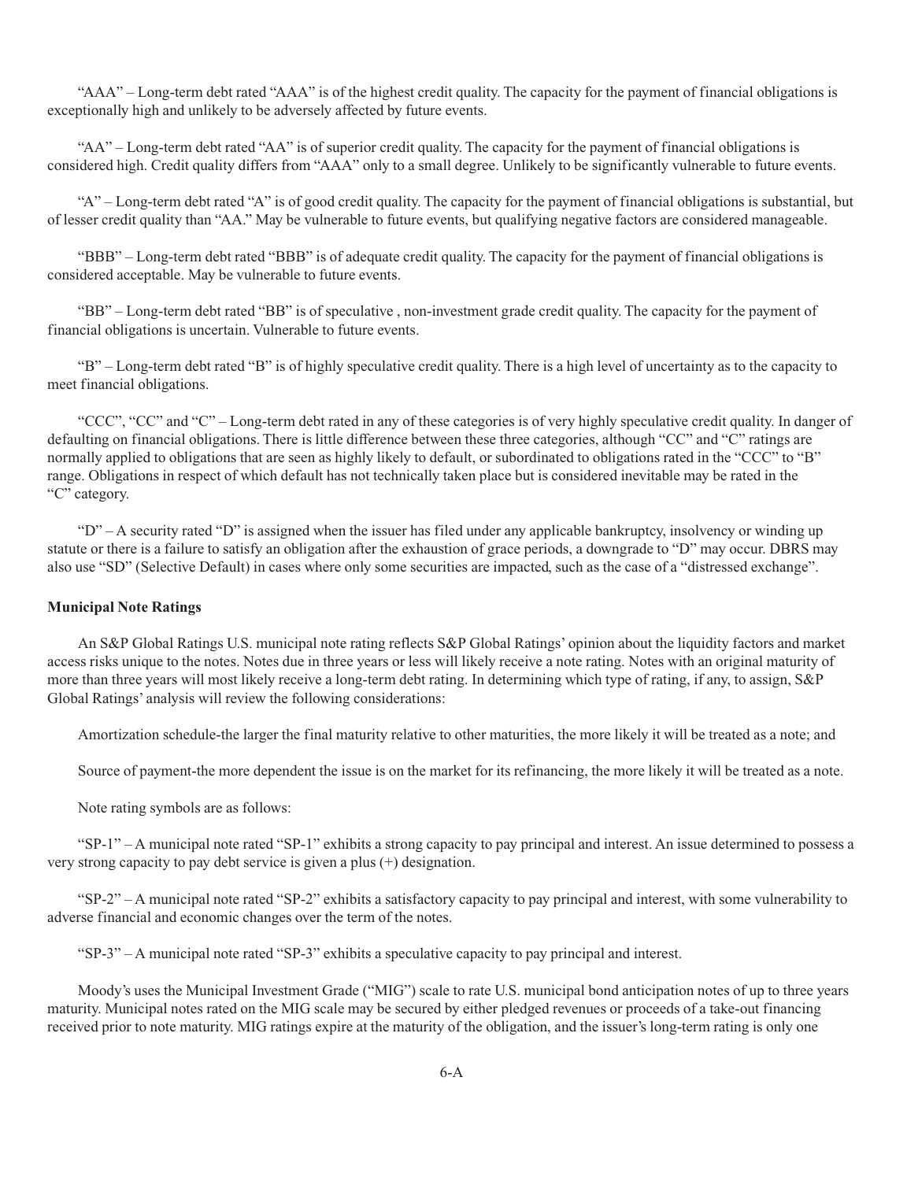"AAA" – Long-term debt rated "AAA" is of the highest credit quality. The capacity for the payment of financial obligations is exceptionally high and unlikely to be adversely affected by future events.

"AA" – Long-term debt rated "AA" is of superior credit quality. The capacity for the payment of financial obligations is considered high. Credit quality differs from "AAA" only to a small degree. Unlikely to be significantly vulnerable to future events.

"A" – Long-term debt rated "A" is of good credit quality. The capacity for the payment of financial obligations is substantial, but of lesser credit quality than "AA." May be vulnerable to future events, but qualifying negative factors are considered manageable.

"BBB" – Long-term debt rated "BBB" is of adequate credit quality. The capacity for the payment of financial obligations is considered acceptable. May be vulnerable to future events.

"BB" – Long-term debt rated "BB" is of speculative , non-investment grade credit quality. The capacity for the payment of financial obligations is uncertain. Vulnerable to future events.

"B" – Long-term debt rated "B" is of highly speculative credit quality. There is a high level of uncertainty as to the capacity to meet financial obligations.

"CCC", "CC" and "C" – Long-term debt rated in any of these categories is of very highly speculative credit quality. In danger of defaulting on financial obligations. There is little difference between these three categories, although "CC" and "C" ratings are normally applied to obligations that are seen as highly likely to default, or subordinated to obligations rated in the "CCC" to "B" range. Obligations in respect of which default has not technically taken place but is considered inevitable may be rated in the "C" category.

"D" – A security rated "D" is assigned when the issuer has filed under any applicable bankruptcy, insolvency or winding up statute or there is a failure to satisfy an obligation after the exhaustion of grace periods, a downgrade to "D" may occur. DBRS may also use "SD" (Selective Default) in cases where only some securities are impacted, such as the case of a "distressed exchange".

**Municipal Note Ratings**

An S&P Global Ratings U.S. municipal note rating reflects S&P Global Ratings' opinion about the liquidity factors and market access risks unique to the notes. Notes due in three years or less will likely receive a note rating. Notes with an original maturity of more than three years will most likely receive a long-term debt rating. In determining which type of rating, if any, to assign, S&P Global Ratings' analysis will review the following considerations:

Amortization schedule-the larger the final maturity relative to other maturities, the more likely it will be treated as a note; and

Source of payment-the more dependent the issue is on the market for its refinancing, the more likely it will be treated as a note.

Note rating symbols are as follows:

"SP-1" – A municipal note rated "SP-1" exhibits a strong capacity to pay principal and interest. An issue determined to possess a very strong capacity to pay debt service is given a plus (+) designation.

"SP-2" – A municipal note rated "SP-2" exhibits a satisfactory capacity to pay principal and interest, with some vulnerability to adverse financial and economic changes over the term of the notes.

"SP-3" – A municipal note rated "SP-3" exhibits a speculative capacity to pay principal and interest.

Moody's uses the Municipal Investment Grade ("MIG") scale to rate U.S. municipal bond anticipation notes of up to three years maturity. Municipal notes rated on the MIG scale may be secured by either pledged revenues or proceeds of a take-out financing received prior to note maturity. MIG ratings expire at the maturity of the obligation, and the issuer's long-term rating is only one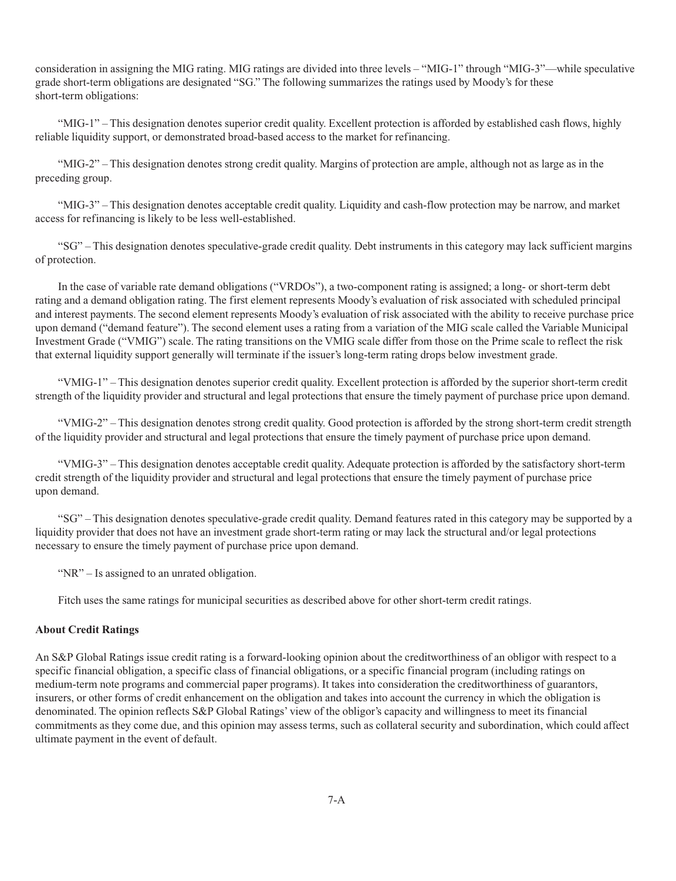consideration in assigning the MIG rating. MIG ratings are divided into three levels – "MIG-1" through "MIG-3"—while speculative grade short-term obligations are designated "SG." The following summarizes the ratings used by Moody's for these short-term obligations:

"MIG-1" – This designation denotes superior credit quality. Excellent protection is afforded by established cash flows, highly reliable liquidity support, or demonstrated broad-based access to the market for refinancing.

"MIG-2" – This designation denotes strong credit quality. Margins of protection are ample, although not as large as in the preceding group.

"MIG-3" – This designation denotes acceptable credit quality. Liquidity and cash-flow protection may be narrow, and market access for refinancing is likely to be less well-established.

"SG" – This designation denotes speculative-grade credit quality. Debt instruments in this category may lack sufficient margins of protection.

In the case of variable rate demand obligations ("VRDOs"), a two-component rating is assigned; a long- or short-term debt rating and a demand obligation rating. The first element represents Moody's evaluation of risk associated with scheduled principal and interest payments. The second element represents Moody's evaluation of risk associated with the ability to receive purchase price upon demand ("demand feature"). The second element uses a rating from a variation of the MIG scale called the Variable Municipal Investment Grade ("VMIG") scale. The rating transitions on the VMIG scale differ from those on the Prime scale to reflect the risk that external liquidity support generally will terminate if the issuer's long-term rating drops below investment grade.

"VMIG-1" – This designation denotes superior credit quality. Excellent protection is afforded by the superior short-term credit strength of the liquidity provider and structural and legal protections that ensure the timely payment of purchase price upon demand.

"VMIG-2" – This designation denotes strong credit quality. Good protection is afforded by the strong short-term credit strength of the liquidity provider and structural and legal protections that ensure the timely payment of purchase price upon demand.

"VMIG-3" – This designation denotes acceptable credit quality. Adequate protection is afforded by the satisfactory short-term credit strength of the liquidity provider and structural and legal protections that ensure the timely payment of purchase price upon demand.

"SG" – This designation denotes speculative-grade credit quality. Demand features rated in this category may be supported by a liquidity provider that does not have an investment grade short-term rating or may lack the structural and/or legal protections necessary to ensure the timely payment of purchase price upon demand.

"NR" – Is assigned to an unrated obligation.

Fitch uses the same ratings for municipal securities as described above for other short-term credit ratings.

**About Credit Ratings**

An S&P Global Ratings issue credit rating is a forward-looking opinion about the creditworthiness of an obligor with respect to a specific financial obligation, a specific class of financial obligations, or a specific financial program (including ratings on medium-term note programs and commercial paper programs). It takes into consideration the creditworthiness of guarantors, insurers, or other forms of credit enhancement on the obligation and takes into account the currency in which the obligation is denominated. The opinion reflects S&P Global Ratings' view of the obligor's capacity and willingness to meet its financial commitments as they come due, and this opinion may assess terms, such as collateral security and subordination, which could affect ultimate payment in the event of default.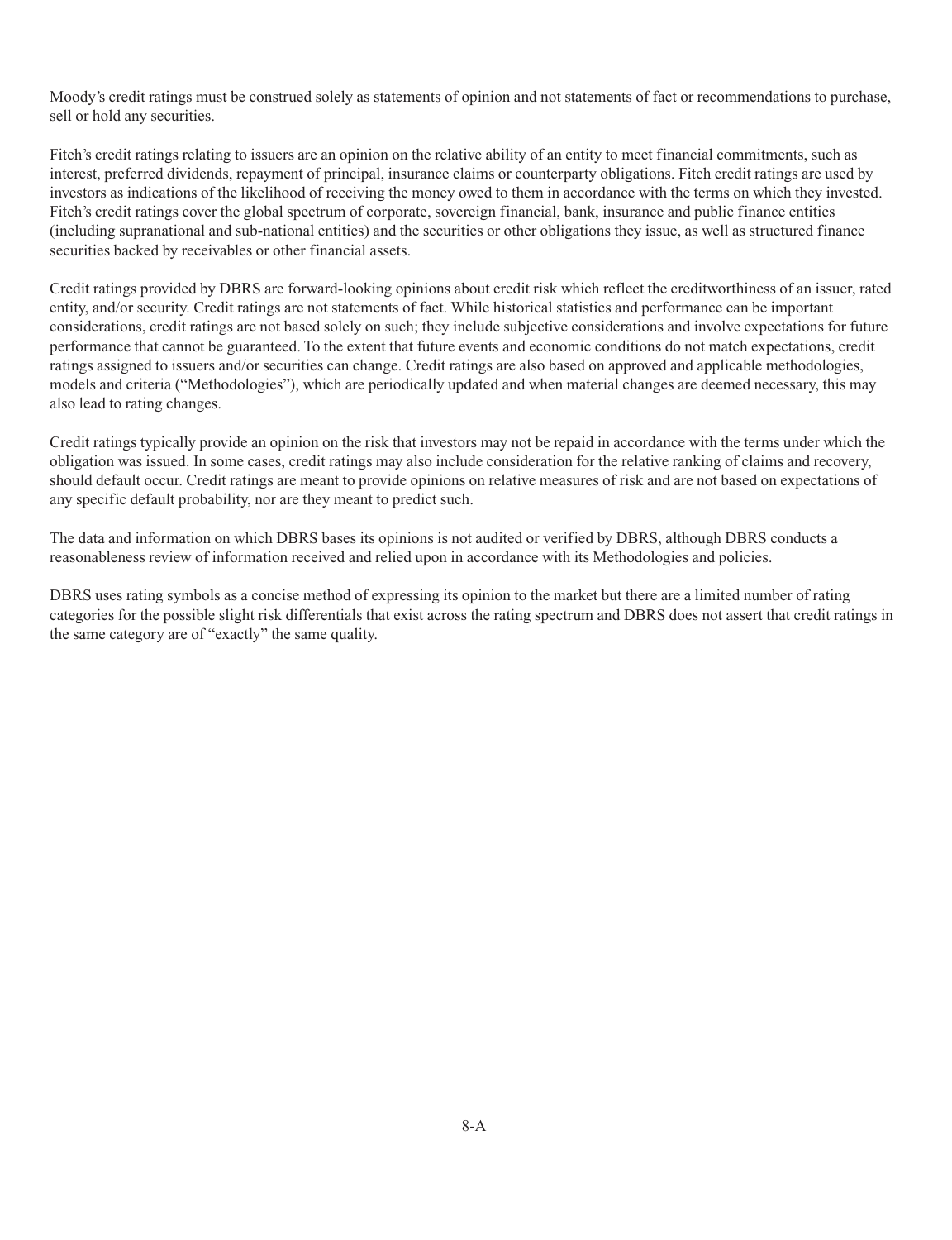Moody's credit ratings must be construed solely as statements of opinion and not statements of fact or recommendations to purchase, sell or hold any securities.

Fitch's credit ratings relating to issuers are an opinion on the relative ability of an entity to meet financial commitments, such as interest, preferred dividends, repayment of principal, insurance claims or counterparty obligations. Fitch credit ratings are used by investors as indications of the likelihood of receiving the money owed to them in accordance with the terms on which they invested. Fitch's credit ratings cover the global spectrum of corporate, sovereign financial, bank, insurance and public finance entities (including supranational and sub-national entities) and the securities or other obligations they issue, as well as structured finance securities backed by receivables or other financial assets.

Credit ratings provided by DBRS are forward-looking opinions about credit risk which reflect the creditworthiness of an issuer, rated entity, and/or security. Credit ratings are not statements of fact. While historical statistics and performance can be important considerations, credit ratings are not based solely on such; they include subjective considerations and involve expectations for future performance that cannot be guaranteed. To the extent that future events and economic conditions do not match expectations, credit ratings assigned to issuers and/or securities can change. Credit ratings are also based on approved and applicable methodologies, models and criteria ("Methodologies"), which are periodically updated and when material changes are deemed necessary, this may also lead to rating changes.

Credit ratings typically provide an opinion on the risk that investors may not be repaid in accordance with the terms under which the obligation was issued. In some cases, credit ratings may also include consideration for the relative ranking of claims and recovery, should default occur. Credit ratings are meant to provide opinions on relative measures of risk and are not based on expectations of any specific default probability, nor are they meant to predict such.

The data and information on which DBRS bases its opinions is not audited or verified by DBRS, although DBRS conducts a reasonableness review of information received and relied upon in accordance with its Methodologies and policies.

DBRS uses rating symbols as a concise method of expressing its opinion to the market but there are a limited number of rating categories for the possible slight risk differentials that exist across the rating spectrum and DBRS does not assert that credit ratings in the same category are of "exactly" the same quality.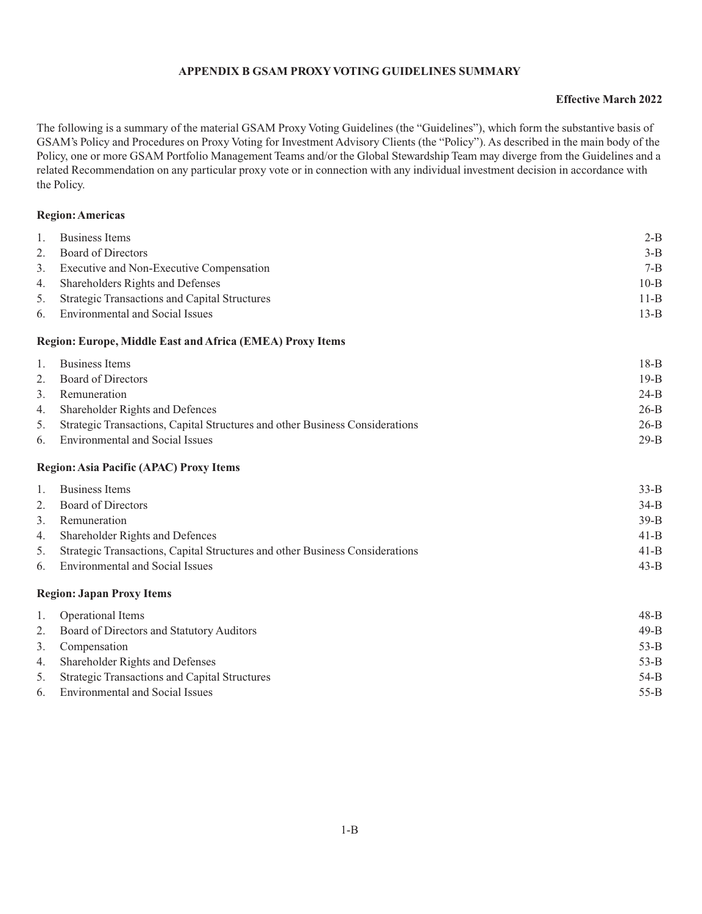## APPENDIX B GSAM PROXY VOTING GUIDELINES SUMMARY

**Effective March 2022**

The following is a summary of the material GSAM Proxy Voting Guidelines (the "Guidelines"), which form the substantive basis of GSAM's Policy and Procedures on Proxy Voting for Investment Advisory Clients (the "Policy"). As described in the main body of the Policy, one or more GSAM Portfolio Management Teams and/or the Global Stewardship Team may diverge from the Guidelines and a related Recommendation on any particular proxy vote or in connection with any individual investment decision in accordance with the Policy.

**Region: Americas**

| | | |
|---|---|---|
| 1. | Business Items | 2-B |
| 2. | Board of Directors | 3-B |
| 3. | Executive and Non-Executive Compensation | 7-B |
| 4. | Shareholders Rights and Defenses | 10-B |
| 5. | Strategic Transactions and Capital Structures | 11-B |
| 6. | Environmental and Social Issues | 13-B |

**Region: Europe, Middle East and Africa (EMEA) Proxy Items**

| | | |
|---|---|---|
| 1. | Business Items | 18-B |
| 2. | Board of Directors | 19-B |
| 3. | Remuneration | 24-B |
| 4. | Shareholder Rights and Defences | 26-B |
| 5. | Strategic Transactions, Capital Structures and other Business Considerations | 26-B |
| 6. | Environmental and Social Issues | 29-B |

**Region: Asia Pacific (APAC) Proxy Items**

| | | |
|---|---|---|
| 1. | Business Items | 33-B |
| 2. | Board of Directors | 34-B |
| 3. | Remuneration | 39-B |
| 4. | Shareholder Rights and Defences | 41-B |
| 5. | Strategic Transactions, Capital Structures and other Business Considerations | 41-B |
| 6. | Environmental and Social Issues | 43-B |

**Region: Japan Proxy Items**

| | | |
|---|---|---|
| 1. | Operational Items | 48-B |
| 2. | Board of Directors and Statutory Auditors | 49-B |
| 3. | Compensation | 53-B |
| 4. | Shareholder Rights and Defenses | 53-B |
| 5. | Strategic Transactions and Capital Structures | 54-B |
| 6. | Environmental and Social Issues | 55-B |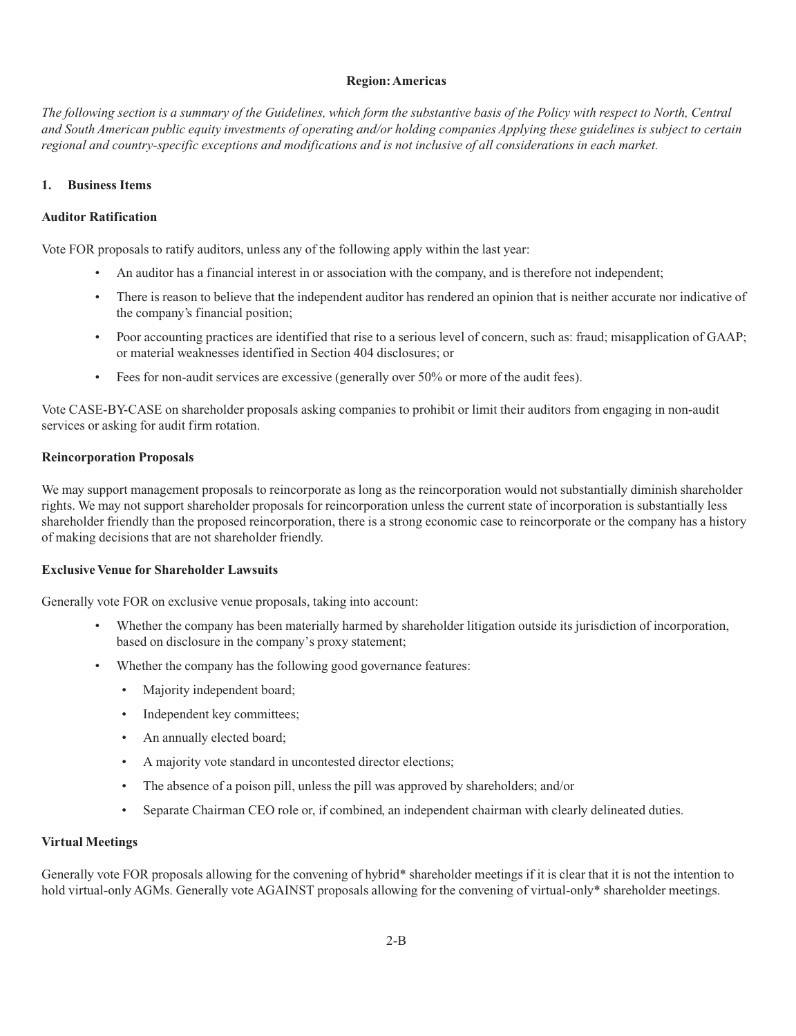**Region: Americas**

*The following section is a summary of the Guidelines, which form the substantive basis of the Policy with respect to North, Central and South American public equity investments of operating and/or holding companies Applying these guidelines is subject to certain regional and country-specific exceptions and modifications and is not inclusive of all considerations in each market.*

## 1. Business Items

### Auditor Ratification

Vote FOR proposals to ratify auditors, unless any of the following apply within the last year:

- An auditor has a financial interest in or association with the company, and is therefore not independent;
- There is reason to believe that the independent auditor has rendered an opinion that is neither accurate nor indicative of the company's financial position;
- Poor accounting practices are identified that rise to a serious level of concern, such as: fraud; misapplication of GAAP; or material weaknesses identified in Section 404 disclosures; or
- Fees for non-audit services are excessive (generally over 50% or more of the audit fees).

Vote CASE-BY-CASE on shareholder proposals asking companies to prohibit or limit their auditors from engaging in non-audit services or asking for audit firm rotation.

### Reincorporation Proposals

We may support management proposals to reincorporate as long as the reincorporation would not substantially diminish shareholder rights. We may not support shareholder proposals for reincorporation unless the current state of incorporation is substantially less shareholder friendly than the proposed reincorporation, there is a strong economic case to reincorporate or the company has a history of making decisions that are not shareholder friendly.

### Exclusive Venue for Shareholder Lawsuits

Generally vote FOR on exclusive venue proposals, taking into account:

- Whether the company has been materially harmed by shareholder litigation outside its jurisdiction of incorporation, based on disclosure in the company's proxy statement;
- Whether the company has the following good governance features:
  - Majority independent board;
  - Independent key committees;
  - An annually elected board;
  - A majority vote standard in uncontested director elections;
  - The absence of a poison pill, unless the pill was approved by shareholders; and/or
  - Separate Chairman CEO role or, if combined, an independent chairman with clearly delineated duties.

### Virtual Meetings

Generally vote FOR proposals allowing for the convening of hybrid* shareholder meetings if it is clear that it is not the intention to hold virtual-only AGMs. Generally vote AGAINST proposals allowing for the convening of virtual-only* shareholder meetings.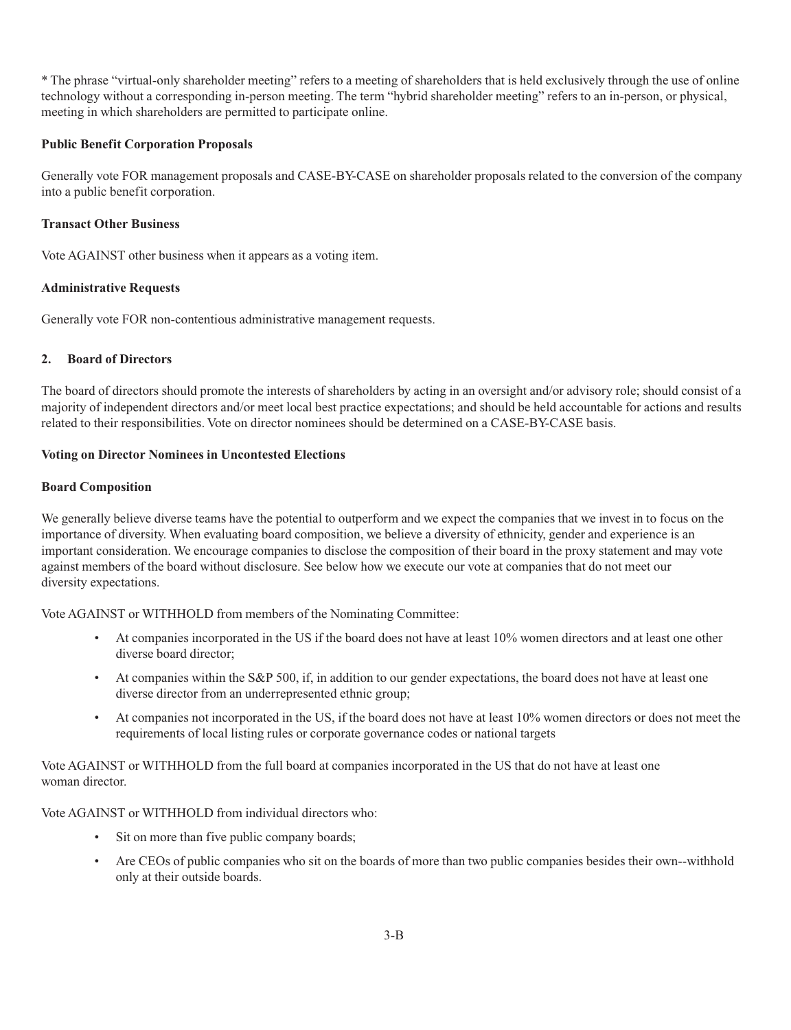* The phrase “virtual-only shareholder meeting” refers to a meeting of shareholders that is held exclusively through the use of online technology without a corresponding in-person meeting. The term “hybrid shareholder meeting” refers to an in-person, or physical, meeting in which shareholders are permitted to participate online.

**Public Benefit Corporation Proposals**

Generally vote FOR management proposals and CASE-BY-CASE on shareholder proposals related to the conversion of the company into a public benefit corporation.

**Transact Other Business**

Vote AGAINST other business when it appears as a voting item.

**Administrative Requests**

Generally vote FOR non-contentious administrative management requests.

## 2. Board of Directors

The board of directors should promote the interests of shareholders by acting in an oversight and/or advisory role; should consist of a majority of independent directors and/or meet local best practice expectations; and should be held accountable for actions and results related to their responsibilities. Vote on director nominees should be determined on a CASE-BY-CASE basis.

**Voting on Director Nominees in Uncontested Elections**

**Board Composition**

We generally believe diverse teams have the potential to outperform and we expect the companies that we invest in to focus on the importance of diversity. When evaluating board composition, we believe a diversity of ethnicity, gender and experience is an important consideration. We encourage companies to disclose the composition of their board in the proxy statement and may vote against members of the board without disclosure. See below how we execute our vote at companies that do not meet our diversity expectations.

Vote AGAINST or WITHHOLD from members of the Nominating Committee:

- At companies incorporated in the US if the board does not have at least 10% women directors and at least one other diverse board director;
- At companies within the S&P 500, if, in addition to our gender expectations, the board does not have at least one diverse director from an underrepresented ethnic group;
- At companies not incorporated in the US, if the board does not have at least 10% women directors or does not meet the requirements of local listing rules or corporate governance codes or national targets

Vote AGAINST or WITHHOLD from the full board at companies incorporated in the US that do not have at least one woman director.

Vote AGAINST or WITHHOLD from individual directors who:

- Sit on more than five public company boards;
- Are CEOs of public companies who sit on the boards of more than two public companies besides their own--withhold only at their outside boards.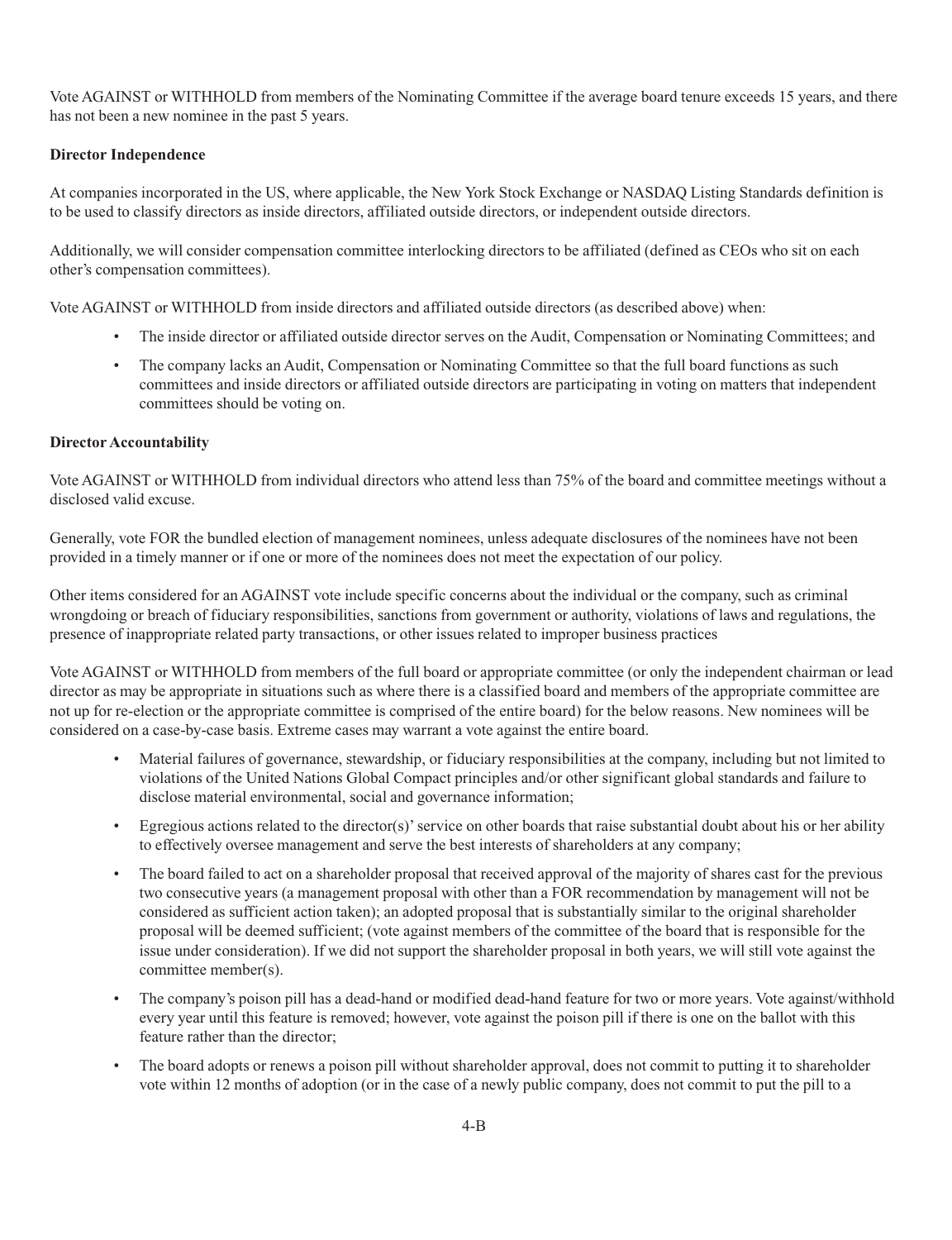Vote AGAINST or WITHHOLD from members of the Nominating Committee if the average board tenure exceeds 15 years, and there has not been a new nominee in the past 5 years.

**Director Independence**

At companies incorporated in the US, where applicable, the New York Stock Exchange or NASDAQ Listing Standards definition is to be used to classify directors as inside directors, affiliated outside directors, or independent outside directors.

Additionally, we will consider compensation committee interlocking directors to be affiliated (defined as CEOs who sit on each other's compensation committees).

Vote AGAINST or WITHHOLD from inside directors and affiliated outside directors (as described above) when:

- The inside director or affiliated outside director serves on the Audit, Compensation or Nominating Committees; and
- The company lacks an Audit, Compensation or Nominating Committee so that the full board functions as such committees and inside directors or affiliated outside directors are participating in voting on matters that independent committees should be voting on.

**Director Accountability**

Vote AGAINST or WITHHOLD from individual directors who attend less than 75% of the board and committee meetings without a disclosed valid excuse.

Generally, vote FOR the bundled election of management nominees, unless adequate disclosures of the nominees have not been provided in a timely manner or if one or more of the nominees does not meet the expectation of our policy.

Other items considered for an AGAINST vote include specific concerns about the individual or the company, such as criminal wrongdoing or breach of fiduciary responsibilities, sanctions from government or authority, violations of laws and regulations, the presence of inappropriate related party transactions, or other issues related to improper business practices

Vote AGAINST or WITHHOLD from members of the full board or appropriate committee (or only the independent chairman or lead director as may be appropriate in situations such as where there is a classified board and members of the appropriate committee are not up for re-election or the appropriate committee is comprised of the entire board) for the below reasons. New nominees will be considered on a case-by-case basis. Extreme cases may warrant a vote against the entire board.

- Material failures of governance, stewardship, or fiduciary responsibilities at the company, including but not limited to violations of the United Nations Global Compact principles and/or other significant global standards and failure to disclose material environmental, social and governance information;
- Egregious actions related to the director(s)' service on other boards that raise substantial doubt about his or her ability to effectively oversee management and serve the best interests of shareholders at any company;
- The board failed to act on a shareholder proposal that received approval of the majority of shares cast for the previous two consecutive years (a management proposal with other than a FOR recommendation by management will not be considered as sufficient action taken); an adopted proposal that is substantially similar to the original shareholder proposal will be deemed sufficient; (vote against members of the committee of the board that is responsible for the issue under consideration). If we did not support the shareholder proposal in both years, we will still vote against the committee member(s).
- The company's poison pill has a dead-hand or modified dead-hand feature for two or more years. Vote against/withhold every year until this feature is removed; however, vote against the poison pill if there is one on the ballot with this feature rather than the director;
- The board adopts or renews a poison pill without shareholder approval, does not commit to putting it to shareholder vote within 12 months of adoption (or in the case of a newly public company, does not commit to put the pill to a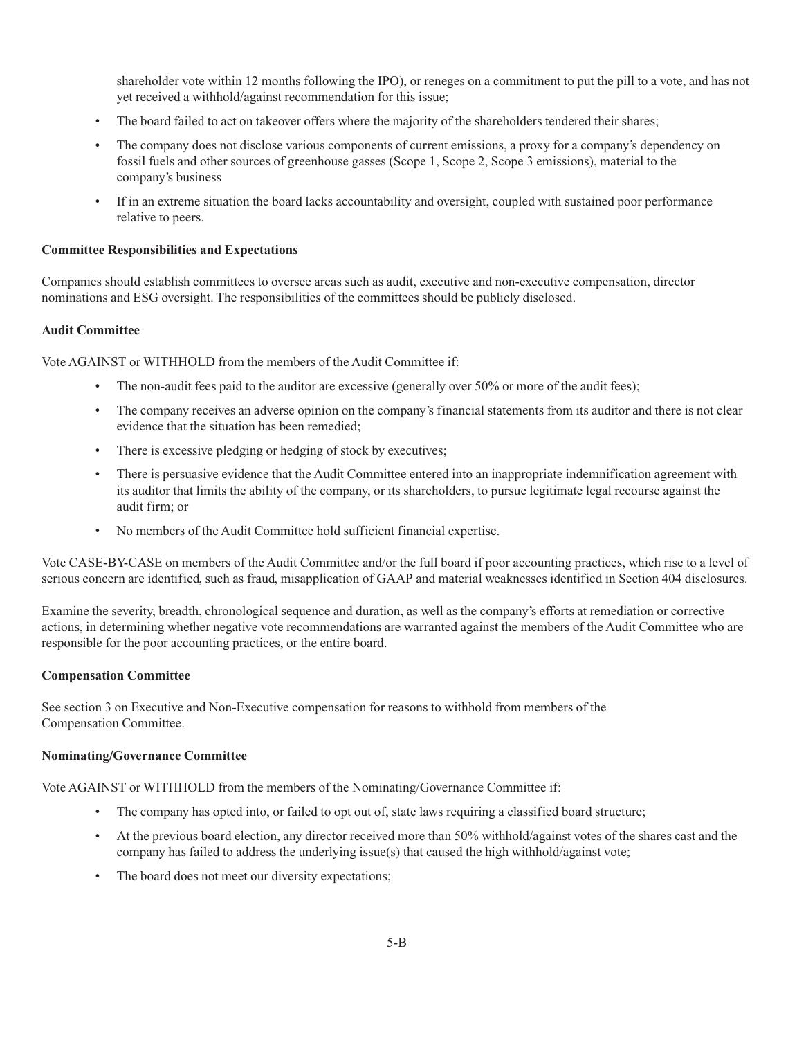shareholder vote within 12 months following the IPO), or reneges on a commitment to put the pill to a vote, and has not yet received a withhold/against recommendation for this issue;

- The board failed to act on takeover offers where the majority of the shareholders tendered their shares;
- The company does not disclose various components of current emissions, a proxy for a company's dependency on fossil fuels and other sources of greenhouse gasses (Scope 1, Scope 2, Scope 3 emissions), material to the company's business
- If in an extreme situation the board lacks accountability and oversight, coupled with sustained poor performance relative to peers.

**Committee Responsibilities and Expectations**

Companies should establish committees to oversee areas such as audit, executive and non-executive compensation, director nominations and ESG oversight. The responsibilities of the committees should be publicly disclosed.

**Audit Committee**

Vote AGAINST or WITHHOLD from the members of the Audit Committee if:

- The non-audit fees paid to the auditor are excessive (generally over 50% or more of the audit fees);
- The company receives an adverse opinion on the company's financial statements from its auditor and there is not clear evidence that the situation has been remedied;
- There is excessive pledging or hedging of stock by executives;
- There is persuasive evidence that the Audit Committee entered into an inappropriate indemnification agreement with its auditor that limits the ability of the company, or its shareholders, to pursue legitimate legal recourse against the audit firm; or
- No members of the Audit Committee hold sufficient financial expertise.

Vote CASE-BY-CASE on members of the Audit Committee and/or the full board if poor accounting practices, which rise to a level of serious concern are identified, such as fraud, misapplication of GAAP and material weaknesses identified in Section 404 disclosures.

Examine the severity, breadth, chronological sequence and duration, as well as the company's efforts at remediation or corrective actions, in determining whether negative vote recommendations are warranted against the members of the Audit Committee who are responsible for the poor accounting practices, or the entire board.

**Compensation Committee**

See section 3 on Executive and Non-Executive compensation for reasons to withhold from members of the Compensation Committee.

**Nominating/Governance Committee**

Vote AGAINST or WITHHOLD from the members of the Nominating/Governance Committee if:

- The company has opted into, or failed to opt out of, state laws requiring a classified board structure;
- At the previous board election, any director received more than 50% withhold/against votes of the shares cast and the company has failed to address the underlying issue(s) that caused the high withhold/against vote;
- The board does not meet our diversity expectations;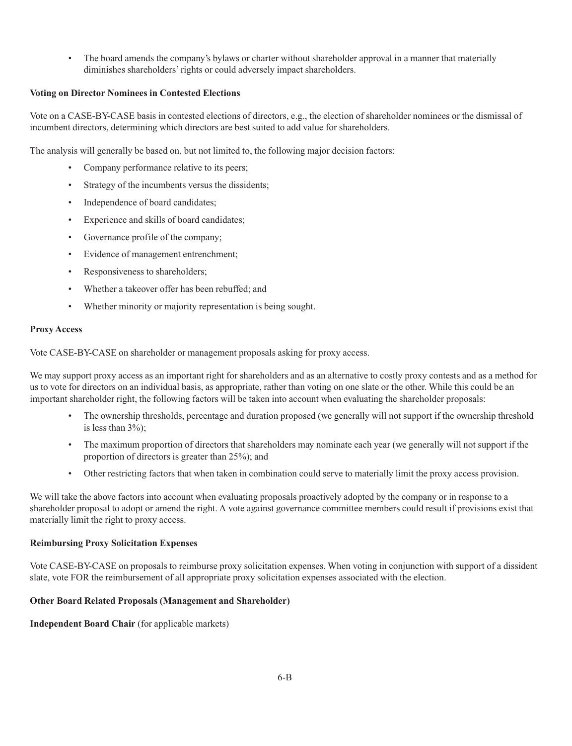- The board amends the company's bylaws or charter without shareholder approval in a manner that materially diminishes shareholders' rights or could adversely impact shareholders.

**Voting on Director Nominees in Contested Elections**

Vote on a CASE-BY-CASE basis in contested elections of directors, e.g., the election of shareholder nominees or the dismissal of incumbent directors, determining which directors are best suited to add value for shareholders.

The analysis will generally be based on, but not limited to, the following major decision factors:

- Company performance relative to its peers;
- Strategy of the incumbents versus the dissidents;
- Independence of board candidates;
- Experience and skills of board candidates;
- Governance profile of the company;
- Evidence of management entrenchment;
- Responsiveness to shareholders;
- Whether a takeover offer has been rebuffed; and
- Whether minority or majority representation is being sought.

**Proxy Access**

Vote CASE-BY-CASE on shareholder or management proposals asking for proxy access.

We may support proxy access as an important right for shareholders and as an alternative to costly proxy contests and as a method for us to vote for directors on an individual basis, as appropriate, rather than voting on one slate or the other. While this could be an important shareholder right, the following factors will be taken into account when evaluating the shareholder proposals:

- The ownership thresholds, percentage and duration proposed (we generally will not support if the ownership threshold is less than 3%);
- The maximum proportion of directors that shareholders may nominate each year (we generally will not support if the proportion of directors is greater than 25%); and
- Other restricting factors that when taken in combination could serve to materially limit the proxy access provision.

We will take the above factors into account when evaluating proposals proactively adopted by the company or in response to a shareholder proposal to adopt or amend the right. A vote against governance committee members could result if provisions exist that materially limit the right to proxy access.

**Reimbursing Proxy Solicitation Expenses**

Vote CASE-BY-CASE on proposals to reimburse proxy solicitation expenses. When voting in conjunction with support of a dissident slate, vote FOR the reimbursement of all appropriate proxy solicitation expenses associated with the election.

**Other Board Related Proposals (Management and Shareholder)**

**Independent Board Chair** (for applicable markets)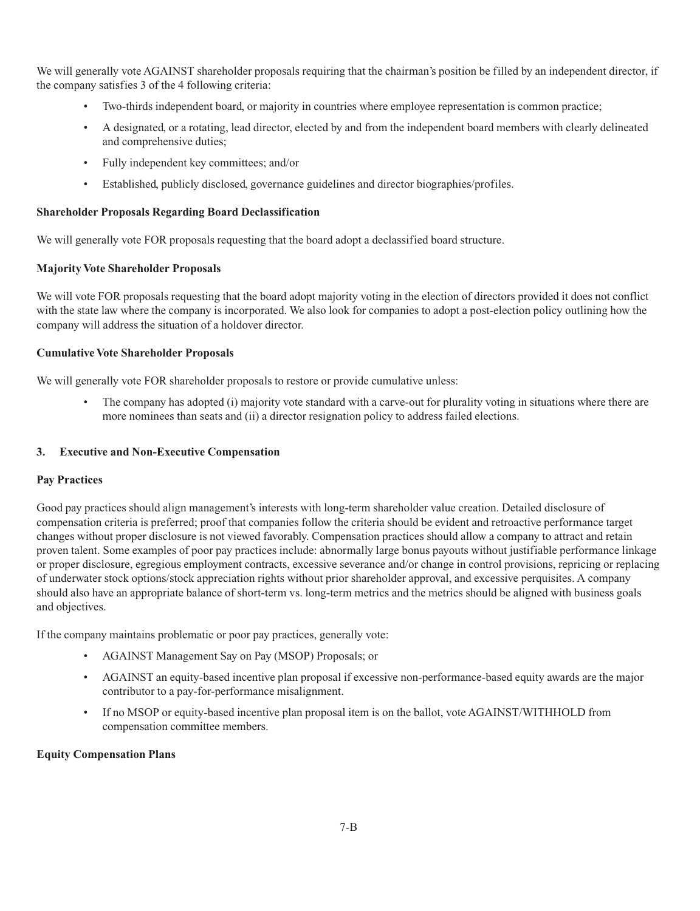We will generally vote AGAINST shareholder proposals requiring that the chairman's position be filled by an independent director, if the company satisfies 3 of the 4 following criteria:

- Two-thirds independent board, or majority in countries where employee representation is common practice;
- A designated, or a rotating, lead director, elected by and from the independent board members with clearly delineated and comprehensive duties;
- Fully independent key committees; and/or
- Established, publicly disclosed, governance guidelines and director biographies/profiles.

**Shareholder Proposals Regarding Board Declassification**

We will generally vote FOR proposals requesting that the board adopt a declassified board structure.

**Majority Vote Shareholder Proposals**

We will vote FOR proposals requesting that the board adopt majority voting in the election of directors provided it does not conflict with the state law where the company is incorporated. We also look for companies to adopt a post-election policy outlining how the company will address the situation of a holdover director.

**Cumulative Vote Shareholder Proposals**

We will generally vote FOR shareholder proposals to restore or provide cumulative unless:

- The company has adopted (i) majority vote standard with a carve-out for plurality voting in situations where there are more nominees than seats and (ii) a director resignation policy to address failed elections.

**3. Executive and Non-Executive Compensation**

**Pay Practices**

Good pay practices should align management's interests with long-term shareholder value creation. Detailed disclosure of compensation criteria is preferred; proof that companies follow the criteria should be evident and retroactive performance target changes without proper disclosure is not viewed favorably. Compensation practices should allow a company to attract and retain proven talent. Some examples of poor pay practices include: abnormally large bonus payouts without justifiable performance linkage or proper disclosure, egregious employment contracts, excessive severance and/or change in control provisions, repricing or replacing of underwater stock options/stock appreciation rights without prior shareholder approval, and excessive perquisites. A company should also have an appropriate balance of short-term vs. long-term metrics and the metrics should be aligned with business goals and objectives.

If the company maintains problematic or poor pay practices, generally vote:

- AGAINST Management Say on Pay (MSOP) Proposals; or
- AGAINST an equity-based incentive plan proposal if excessive non-performance-based equity awards are the major contributor to a pay-for-performance misalignment.
- If no MSOP or equity-based incentive plan proposal item is on the ballot, vote AGAINST/WITHHOLD from compensation committee members.

**Equity Compensation Plans**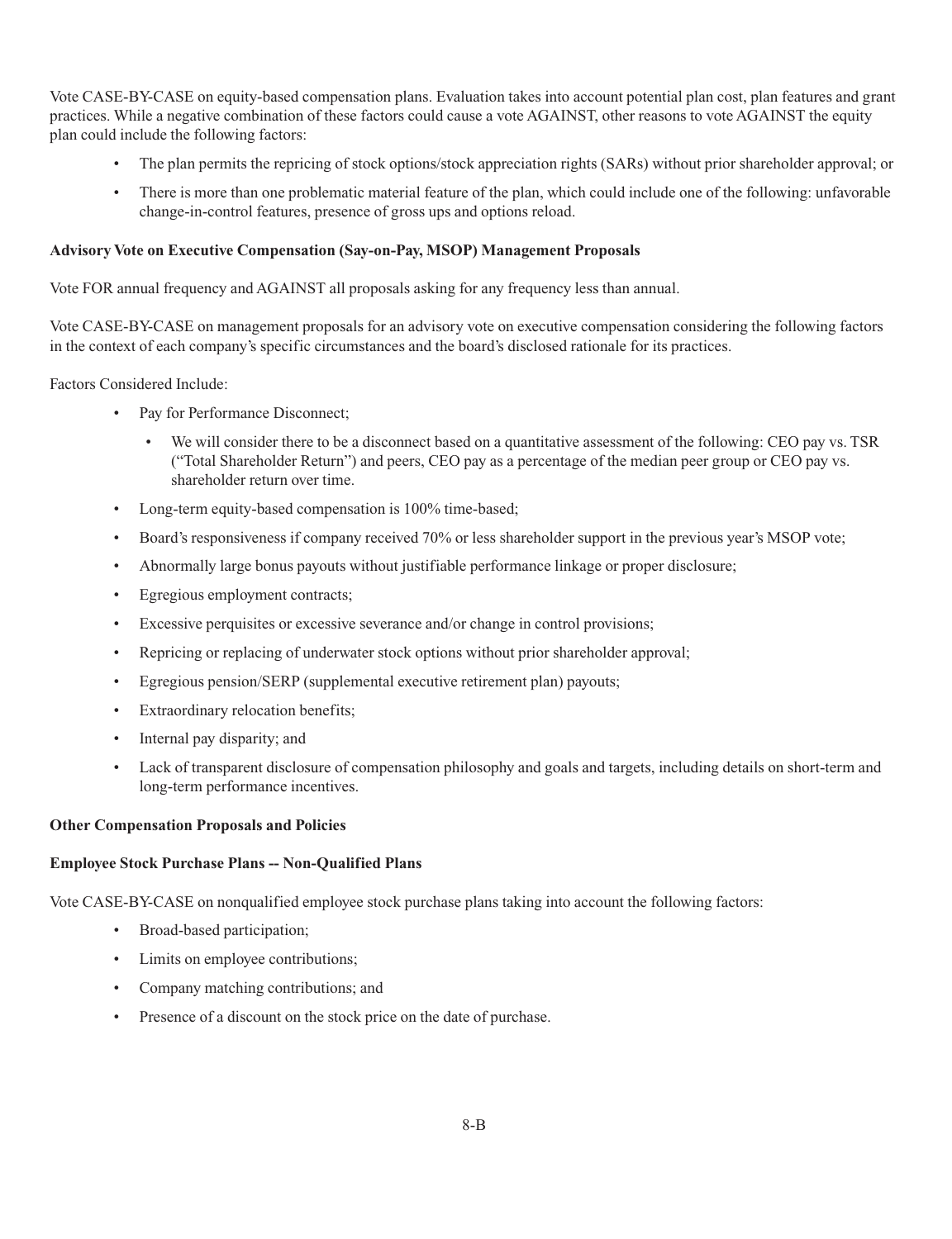Vote CASE-BY-CASE on equity-based compensation plans. Evaluation takes into account potential plan cost, plan features and grant practices. While a negative combination of these factors could cause a vote AGAINST, other reasons to vote AGAINST the equity plan could include the following factors:

- The plan permits the repricing of stock options/stock appreciation rights (SARs) without prior shareholder approval; or
- There is more than one problematic material feature of the plan, which could include one of the following: unfavorable change-in-control features, presence of gross ups and options reload.

**Advisory Vote on Executive Compensation (Say-on-Pay, MSOP) Management Proposals**

Vote FOR annual frequency and AGAINST all proposals asking for any frequency less than annual.

Vote CASE-BY-CASE on management proposals for an advisory vote on executive compensation considering the following factors in the context of each company's specific circumstances and the board's disclosed rationale for its practices.

Factors Considered Include:

- Pay for Performance Disconnect;
  - We will consider there to be a disconnect based on a quantitative assessment of the following: CEO pay vs. TSR ("Total Shareholder Return") and peers, CEO pay as a percentage of the median peer group or CEO pay vs. shareholder return over time.
- Long-term equity-based compensation is 100% time-based;
- Board's responsiveness if company received 70% or less shareholder support in the previous year's MSOP vote;
- Abnormally large bonus payouts without justifiable performance linkage or proper disclosure;
- Egregious employment contracts;
- Excessive perquisites or excessive severance and/or change in control provisions;
- Repricing or replacing of underwater stock options without prior shareholder approval;
- Egregious pension/SERP (supplemental executive retirement plan) payouts;
- Extraordinary relocation benefits;
- Internal pay disparity; and
- Lack of transparent disclosure of compensation philosophy and goals and targets, including details on short-term and long-term performance incentives.

**Other Compensation Proposals and Policies**

**Employee Stock Purchase Plans -- Non-Qualified Plans**

Vote CASE-BY-CASE on nonqualified employee stock purchase plans taking into account the following factors:

- Broad-based participation;
- Limits on employee contributions;
- Company matching contributions; and
- Presence of a discount on the stock price on the date of purchase.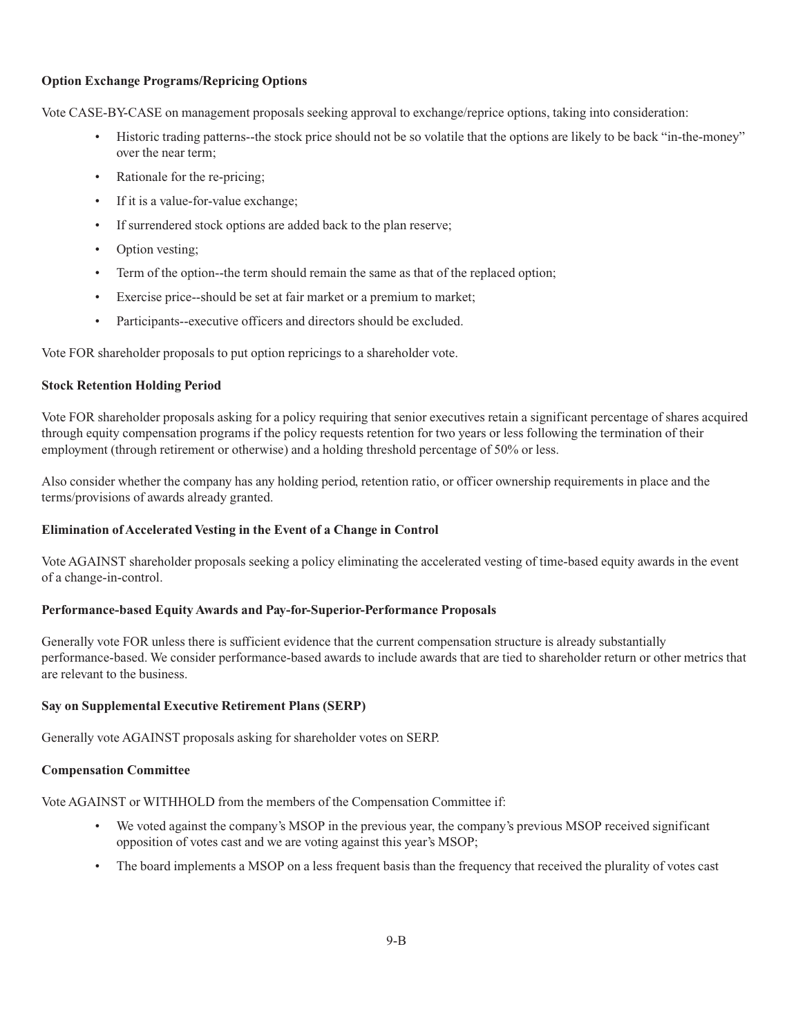**Option Exchange Programs/Repricing Options**

Vote CASE-BY-CASE on management proposals seeking approval to exchange/reprice options, taking into consideration:

- Historic trading patterns--the stock price should not be so volatile that the options are likely to be back "in-the-money" over the near term;
- Rationale for the re-pricing;
- If it is a value-for-value exchange;
- If surrendered stock options are added back to the plan reserve;
- Option vesting;
- Term of the option--the term should remain the same as that of the replaced option;
- Exercise price--should be set at fair market or a premium to market;
- Participants--executive officers and directors should be excluded.

Vote FOR shareholder proposals to put option repricings to a shareholder vote.

**Stock Retention Holding Period**

Vote FOR shareholder proposals asking for a policy requiring that senior executives retain a significant percentage of shares acquired through equity compensation programs if the policy requests retention for two years or less following the termination of their employment (through retirement or otherwise) and a holding threshold percentage of 50% or less.

Also consider whether the company has any holding period, retention ratio, or officer ownership requirements in place and the terms/provisions of awards already granted.

**Elimination of Accelerated Vesting in the Event of a Change in Control**

Vote AGAINST shareholder proposals seeking a policy eliminating the accelerated vesting of time-based equity awards in the event of a change-in-control.

**Performance-based Equity Awards and Pay-for-Superior-Performance Proposals**

Generally vote FOR unless there is sufficient evidence that the current compensation structure is already substantially performance-based. We consider performance-based awards to include awards that are tied to shareholder return or other metrics that are relevant to the business.

**Say on Supplemental Executive Retirement Plans (SERP)**

Generally vote AGAINST proposals asking for shareholder votes on SERP.

**Compensation Committee**

Vote AGAINST or WITHHOLD from the members of the Compensation Committee if:

- We voted against the company's MSOP in the previous year, the company's previous MSOP received significant opposition of votes cast and we are voting against this year's MSOP;
- The board implements a MSOP on a less frequent basis than the frequency that received the plurality of votes cast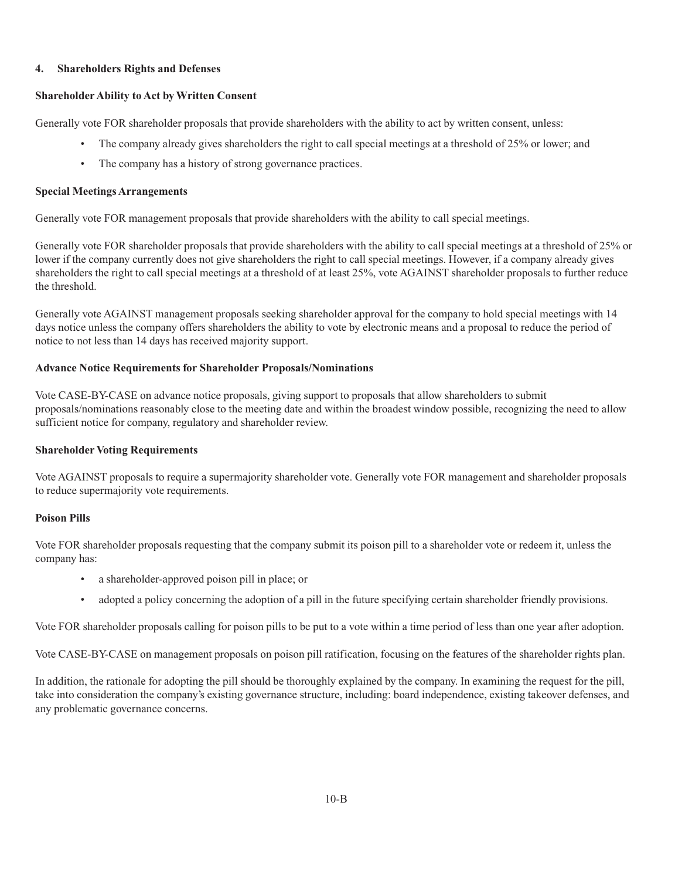## 4. Shareholders Rights and Defenses

**Shareholder Ability to Act by Written Consent**

Generally vote FOR shareholder proposals that provide shareholders with the ability to act by written consent, unless:

- The company already gives shareholders the right to call special meetings at a threshold of 25% or lower; and
- The company has a history of strong governance practices.

**Special Meetings Arrangements**

Generally vote FOR management proposals that provide shareholders with the ability to call special meetings.

Generally vote FOR shareholder proposals that provide shareholders with the ability to call special meetings at a threshold of 25% or lower if the company currently does not give shareholders the right to call special meetings. However, if a company already gives shareholders the right to call special meetings at a threshold of at least 25%, vote AGAINST shareholder proposals to further reduce the threshold.

Generally vote AGAINST management proposals seeking shareholder approval for the company to hold special meetings with 14 days notice unless the company offers shareholders the ability to vote by electronic means and a proposal to reduce the period of notice to not less than 14 days has received majority support.

**Advance Notice Requirements for Shareholder Proposals/Nominations**

Vote CASE-BY-CASE on advance notice proposals, giving support to proposals that allow shareholders to submit proposals/nominations reasonably close to the meeting date and within the broadest window possible, recognizing the need to allow sufficient notice for company, regulatory and shareholder review.

**Shareholder Voting Requirements**

Vote AGAINST proposals to require a supermajority shareholder vote. Generally vote FOR management and shareholder proposals to reduce supermajority vote requirements.

**Poison Pills**

Vote FOR shareholder proposals requesting that the company submit its poison pill to a shareholder vote or redeem it, unless the company has:

- a shareholder-approved poison pill in place; or
- adopted a policy concerning the adoption of a pill in the future specifying certain shareholder friendly provisions.

Vote FOR shareholder proposals calling for poison pills to be put to a vote within a time period of less than one year after adoption.

Vote CASE-BY-CASE on management proposals on poison pill ratification, focusing on the features of the shareholder rights plan.

In addition, the rationale for adopting the pill should be thoroughly explained by the company. In examining the request for the pill, take into consideration the company's existing governance structure, including: board independence, existing takeover defenses, and any problematic governance concerns.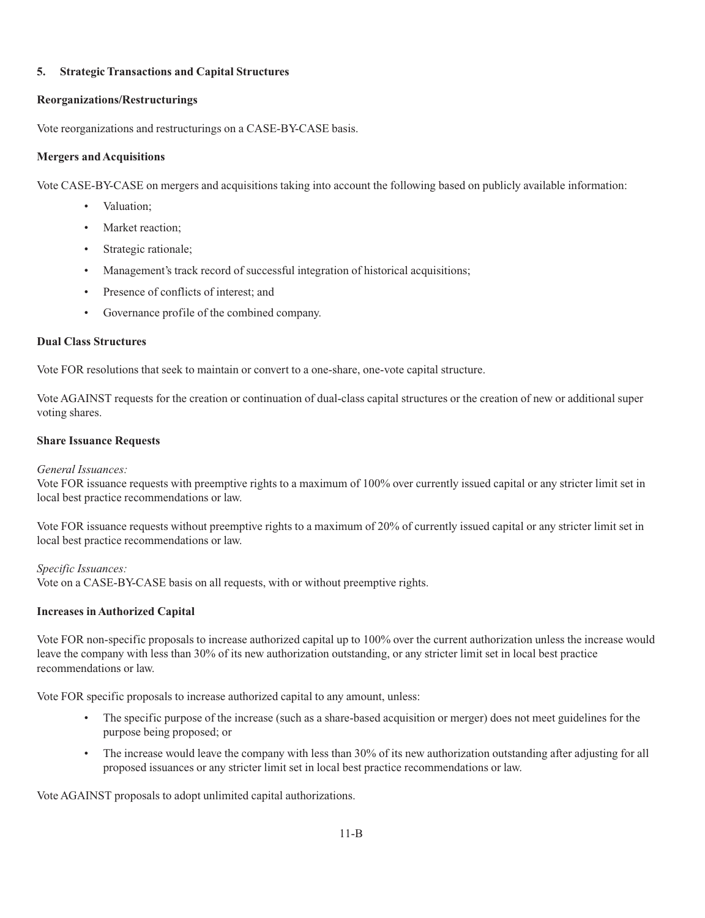## 5. Strategic Transactions and Capital Structures

### Reorganizations/Restructurings

Vote reorganizations and restructurings on a CASE-BY-CASE basis.

### Mergers and Acquisitions

Vote CASE-BY-CASE on mergers and acquisitions taking into account the following based on publicly available information:

- Valuation;
- Market reaction;
- Strategic rationale;
- Management's track record of successful integration of historical acquisitions;
- Presence of conflicts of interest; and
- Governance profile of the combined company.

### Dual Class Structures

Vote FOR resolutions that seek to maintain or convert to a one-share, one-vote capital structure.

Vote AGAINST requests for the creation or continuation of dual-class capital structures or the creation of new or additional super voting shares.

### Share Issuance Requests

*General Issuances:*
Vote FOR issuance requests with preemptive rights to a maximum of 100% over currently issued capital or any stricter limit set in local best practice recommendations or law.

Vote FOR issuance requests without preemptive rights to a maximum of 20% of currently issued capital or any stricter limit set in local best practice recommendations or law.

*Specific Issuances:*
Vote on a CASE-BY-CASE basis on all requests, with or without preemptive rights.

### Increases in Authorized Capital

Vote FOR non-specific proposals to increase authorized capital up to 100% over the current authorization unless the increase would leave the company with less than 30% of its new authorization outstanding, or any stricter limit set in local best practice recommendations or law.

Vote FOR specific proposals to increase authorized capital to any amount, unless:

- The specific purpose of the increase (such as a share-based acquisition or merger) does not meet guidelines for the purpose being proposed; or
- The increase would leave the company with less than 30% of its new authorization outstanding after adjusting for all proposed issuances or any stricter limit set in local best practice recommendations or law.

Vote AGAINST proposals to adopt unlimited capital authorizations.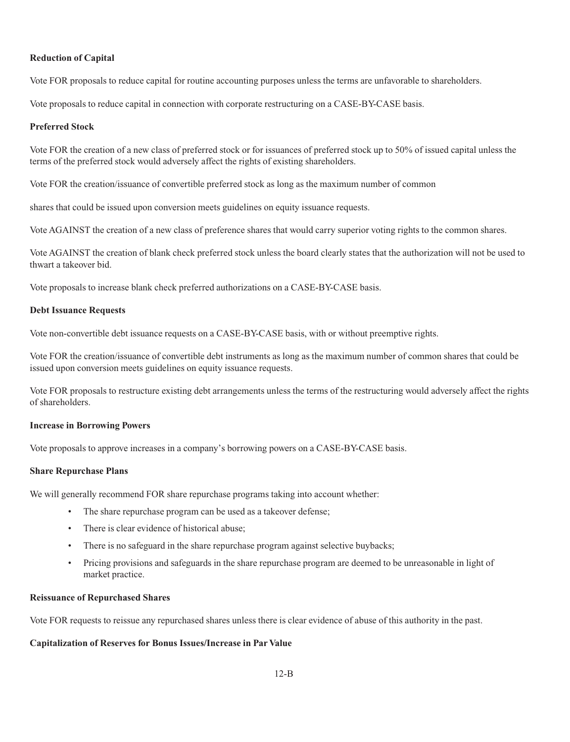**Reduction of Capital**

Vote FOR proposals to reduce capital for routine accounting purposes unless the terms are unfavorable to shareholders.

Vote proposals to reduce capital in connection with corporate restructuring on a CASE-BY-CASE basis.

**Preferred Stock**

Vote FOR the creation of a new class of preferred stock or for issuances of preferred stock up to 50% of issued capital unless the terms of the preferred stock would adversely affect the rights of existing shareholders.

Vote FOR the creation/issuance of convertible preferred stock as long as the maximum number of common

shares that could be issued upon conversion meets guidelines on equity issuance requests.

Vote AGAINST the creation of a new class of preference shares that would carry superior voting rights to the common shares.

Vote AGAINST the creation of blank check preferred stock unless the board clearly states that the authorization will not be used to thwart a takeover bid.

Vote proposals to increase blank check preferred authorizations on a CASE-BY-CASE basis.

**Debt Issuance Requests**

Vote non-convertible debt issuance requests on a CASE-BY-CASE basis, with or without preemptive rights.

Vote FOR the creation/issuance of convertible debt instruments as long as the maximum number of common shares that could be issued upon conversion meets guidelines on equity issuance requests.

Vote FOR proposals to restructure existing debt arrangements unless the terms of the restructuring would adversely affect the rights of shareholders.

**Increase in Borrowing Powers**

Vote proposals to approve increases in a company's borrowing powers on a CASE-BY-CASE basis.

**Share Repurchase Plans**

We will generally recommend FOR share repurchase programs taking into account whether:

- The share repurchase program can be used as a takeover defense;
- There is clear evidence of historical abuse;
- There is no safeguard in the share repurchase program against selective buybacks;
- Pricing provisions and safeguards in the share repurchase program are deemed to be unreasonable in light of market practice.

**Reissuance of Repurchased Shares**

Vote FOR requests to reissue any repurchased shares unless there is clear evidence of abuse of this authority in the past.

**Capitalization of Reserves for Bonus Issues/Increase in Par Value**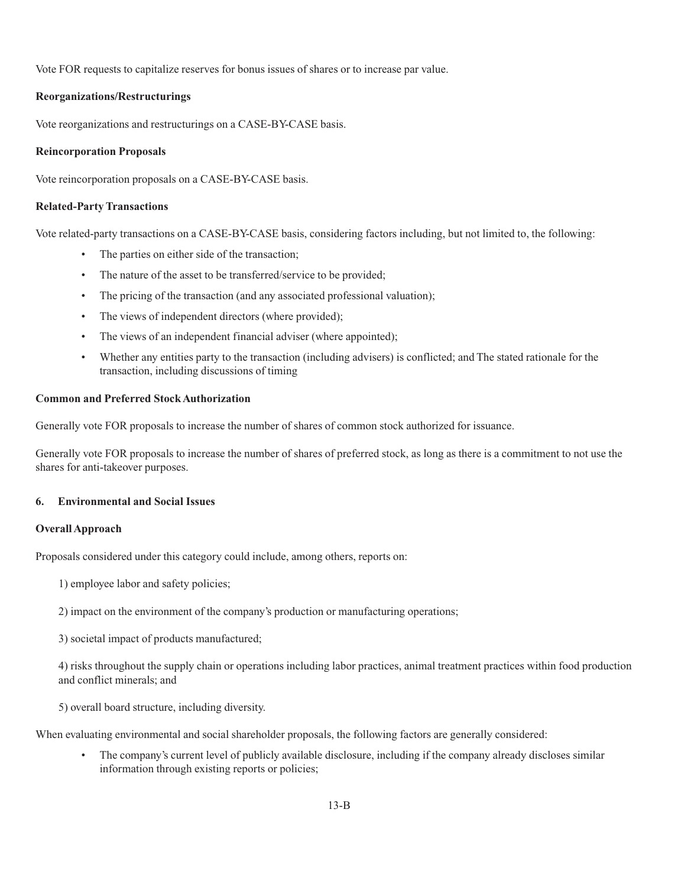Vote FOR requests to capitalize reserves for bonus issues of shares or to increase par value.

**Reorganizations/Restructurings**

Vote reorganizations and restructurings on a CASE-BY-CASE basis.

**Reincorporation Proposals**

Vote reincorporation proposals on a CASE-BY-CASE basis.

**Related-Party Transactions**

Vote related-party transactions on a CASE-BY-CASE basis, considering factors including, but not limited to, the following:

- The parties on either side of the transaction;
- The nature of the asset to be transferred/service to be provided;
- The pricing of the transaction (and any associated professional valuation);
- The views of independent directors (where provided);
- The views of an independent financial adviser (where appointed);
- Whether any entities party to the transaction (including advisers) is conflicted; and The stated rationale for the transaction, including discussions of timing

**Common and Preferred Stock Authorization**

Generally vote FOR proposals to increase the number of shares of common stock authorized for issuance.

Generally vote FOR proposals to increase the number of shares of preferred stock, as long as there is a commitment to not use the shares for anti-takeover purposes.

## 6. Environmental and Social Issues

**Overall Approach**

Proposals considered under this category could include, among others, reports on:

1) employee labor and safety policies;

2) impact on the environment of the company's production or manufacturing operations;

3) societal impact of products manufactured;

4) risks throughout the supply chain or operations including labor practices, animal treatment practices within food production and conflict minerals; and

5) overall board structure, including diversity.

When evaluating environmental and social shareholder proposals, the following factors are generally considered:

- The company's current level of publicly available disclosure, including if the company already discloses similar information through existing reports or policies;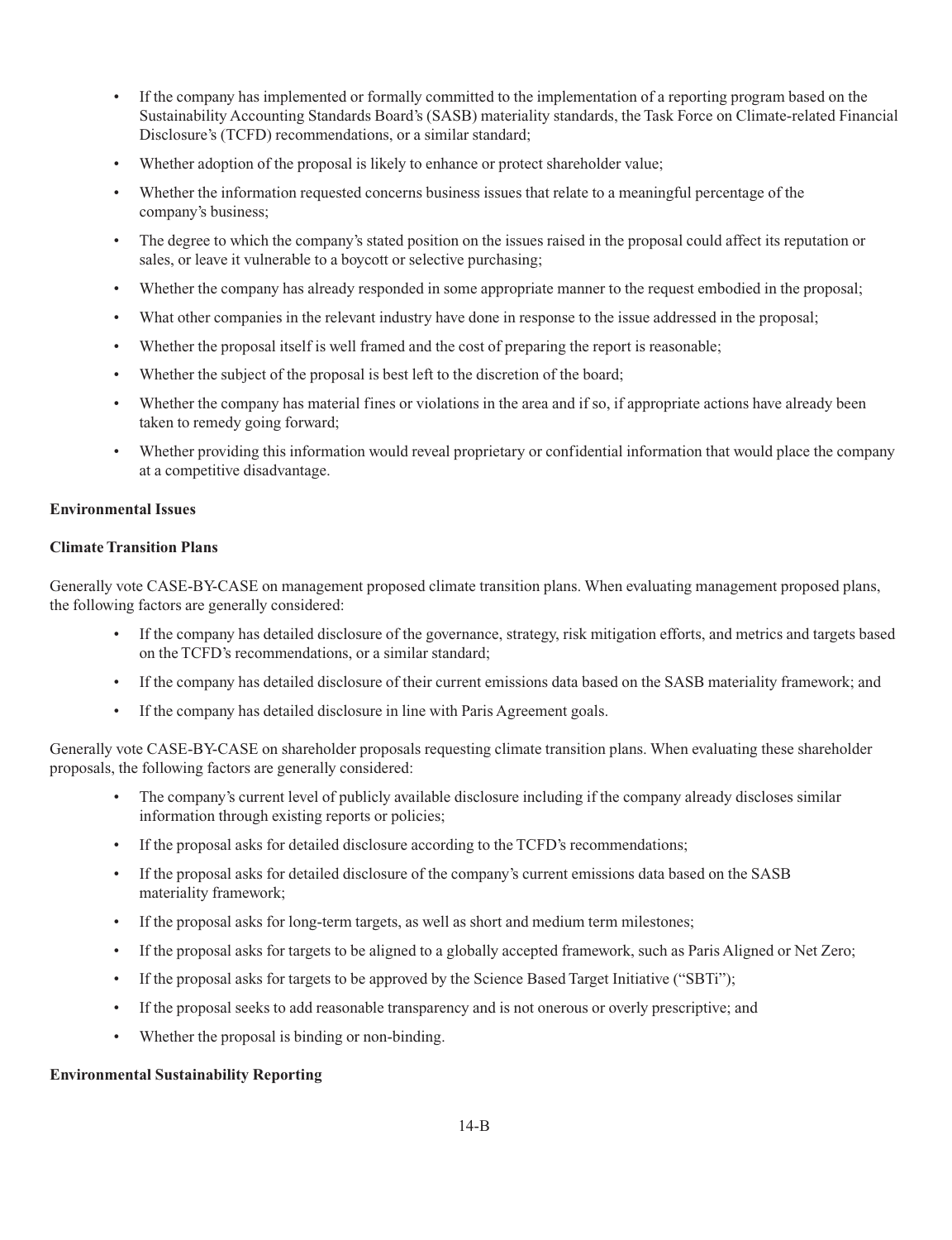- If the company has implemented or formally committed to the implementation of a reporting program based on the Sustainability Accounting Standards Board's (SASB) materiality standards, the Task Force on Climate-related Financial Disclosure's (TCFD) recommendations, or a similar standard;
- Whether adoption of the proposal is likely to enhance or protect shareholder value;
- Whether the information requested concerns business issues that relate to a meaningful percentage of the company's business;
- The degree to which the company's stated position on the issues raised in the proposal could affect its reputation or sales, or leave it vulnerable to a boycott or selective purchasing;
- Whether the company has already responded in some appropriate manner to the request embodied in the proposal;
- What other companies in the relevant industry have done in response to the issue addressed in the proposal;
- Whether the proposal itself is well framed and the cost of preparing the report is reasonable;
- Whether the subject of the proposal is best left to the discretion of the board;
- Whether the company has material fines or violations in the area and if so, if appropriate actions have already been taken to remedy going forward;
- Whether providing this information would reveal proprietary or confidential information that would place the company at a competitive disadvantage.

**Environmental Issues**

**Climate Transition Plans**

Generally vote CASE-BY-CASE on management proposed climate transition plans. When evaluating management proposed plans, the following factors are generally considered:

- If the company has detailed disclosure of the governance, strategy, risk mitigation efforts, and metrics and targets based on the TCFD's recommendations, or a similar standard;
- If the company has detailed disclosure of their current emissions data based on the SASB materiality framework; and
- If the company has detailed disclosure in line with Paris Agreement goals.

Generally vote CASE-BY-CASE on shareholder proposals requesting climate transition plans. When evaluating these shareholder proposals, the following factors are generally considered:

- The company's current level of publicly available disclosure including if the company already discloses similar information through existing reports or policies;
- If the proposal asks for detailed disclosure according to the TCFD's recommendations;
- If the proposal asks for detailed disclosure of the company's current emissions data based on the SASB materiality framework;
- If the proposal asks for long-term targets, as well as short and medium term milestones;
- If the proposal asks for targets to be aligned to a globally accepted framework, such as Paris Aligned or Net Zero;
- If the proposal asks for targets to be approved by the Science Based Target Initiative ("SBTi");
- If the proposal seeks to add reasonable transparency and is not onerous or overly prescriptive; and
- Whether the proposal is binding or non-binding.

**Environmental Sustainability Reporting**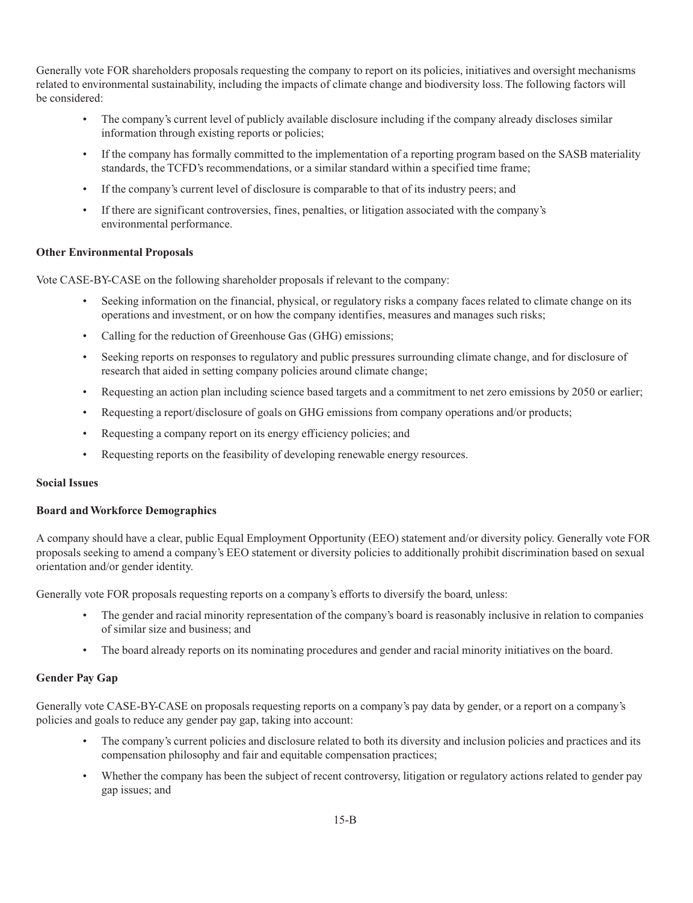Generally vote FOR shareholders proposals requesting the company to report on its policies, initiatives and oversight mechanisms related to environmental sustainability, including the impacts of climate change and biodiversity loss. The following factors will be considered:

- The company's current level of publicly available disclosure including if the company already discloses similar information through existing reports or policies;
- If the company has formally committed to the implementation of a reporting program based on the SASB materiality standards, the TCFD's recommendations, or a similar standard within a specified time frame;
- If the company's current level of disclosure is comparable to that of its industry peers; and
- If there are significant controversies, fines, penalties, or litigation associated with the company's environmental performance.

**Other Environmental Proposals**

Vote CASE-BY-CASE on the following shareholder proposals if relevant to the company:

- Seeking information on the financial, physical, or regulatory risks a company faces related to climate change on its operations and investment, or on how the company identifies, measures and manages such risks;
- Calling for the reduction of Greenhouse Gas (GHG) emissions;
- Seeking reports on responses to regulatory and public pressures surrounding climate change, and for disclosure of research that aided in setting company policies around climate change;
- Requesting an action plan including science based targets and a commitment to net zero emissions by 2050 or earlier;
- Requesting a report/disclosure of goals on GHG emissions from company operations and/or products;
- Requesting a company report on its energy efficiency policies; and
- Requesting reports on the feasibility of developing renewable energy resources.

**Social Issues**

**Board and Workforce Demographics**

A company should have a clear, public Equal Employment Opportunity (EEO) statement and/or diversity policy. Generally vote FOR proposals seeking to amend a company's EEO statement or diversity policies to additionally prohibit discrimination based on sexual orientation and/or gender identity.

Generally vote FOR proposals requesting reports on a company's efforts to diversify the board, unless:

- The gender and racial minority representation of the company's board is reasonably inclusive in relation to companies of similar size and business; and
- The board already reports on its nominating procedures and gender and racial minority initiatives on the board.

**Gender Pay Gap**

Generally vote CASE-BY-CASE on proposals requesting reports on a company's pay data by gender, or a report on a company's policies and goals to reduce any gender pay gap, taking into account:

- The company's current policies and disclosure related to both its diversity and inclusion policies and practices and its compensation philosophy and fair and equitable compensation practices;
- Whether the company has been the subject of recent controversy, litigation or regulatory actions related to gender pay gap issues; and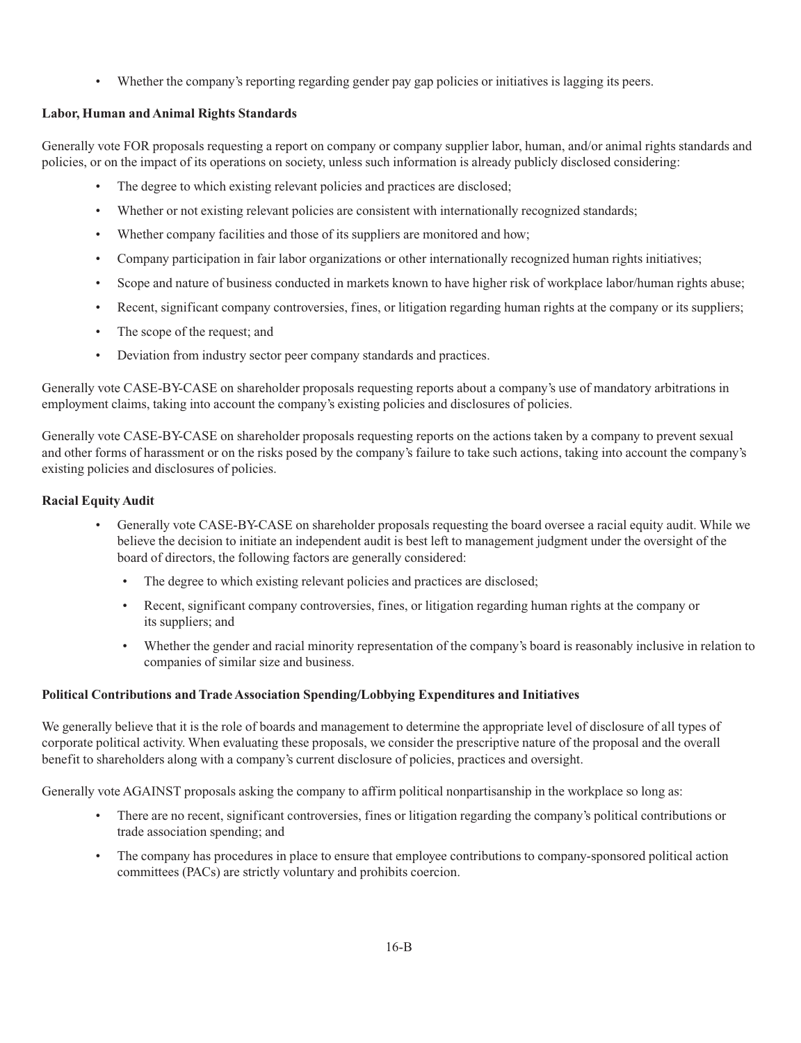- Whether the company's reporting regarding gender pay gap policies or initiatives is lagging its peers.

**Labor, Human and Animal Rights Standards**

Generally vote FOR proposals requesting a report on company or company supplier labor, human, and/or animal rights standards and policies, or on the impact of its operations on society, unless such information is already publicly disclosed considering:

- The degree to which existing relevant policies and practices are disclosed;
- Whether or not existing relevant policies are consistent with internationally recognized standards;
- Whether company facilities and those of its suppliers are monitored and how;
- Company participation in fair labor organizations or other internationally recognized human rights initiatives;
- Scope and nature of business conducted in markets known to have higher risk of workplace labor/human rights abuse;
- Recent, significant company controversies, fines, or litigation regarding human rights at the company or its suppliers;
- The scope of the request; and
- Deviation from industry sector peer company standards and practices.

Generally vote CASE-BY-CASE on shareholder proposals requesting reports about a company's use of mandatory arbitrations in employment claims, taking into account the company's existing policies and disclosures of policies.

Generally vote CASE-BY-CASE on shareholder proposals requesting reports on the actions taken by a company to prevent sexual and other forms of harassment or on the risks posed by the company's failure to take such actions, taking into account the company's existing policies and disclosures of policies.

**Racial Equity Audit**

- Generally vote CASE-BY-CASE on shareholder proposals requesting the board oversee a racial equity audit. While we believe the decision to initiate an independent audit is best left to management judgment under the oversight of the board of directors, the following factors are generally considered:
  - The degree to which existing relevant policies and practices are disclosed;
  - Recent, significant company controversies, fines, or litigation regarding human rights at the company or its suppliers; and
  - Whether the gender and racial minority representation of the company's board is reasonably inclusive in relation to companies of similar size and business.

**Political Contributions and Trade Association Spending/Lobbying Expenditures and Initiatives**

We generally believe that it is the role of boards and management to determine the appropriate level of disclosure of all types of corporate political activity. When evaluating these proposals, we consider the prescriptive nature of the proposal and the overall benefit to shareholders along with a company's current disclosure of policies, practices and oversight.

Generally vote AGAINST proposals asking the company to affirm political nonpartisanship in the workplace so long as:

- There are no recent, significant controversies, fines or litigation regarding the company's political contributions or trade association spending; and
- The company has procedures in place to ensure that employee contributions to company-sponsored political action committees (PACs) are strictly voluntary and prohibits coercion.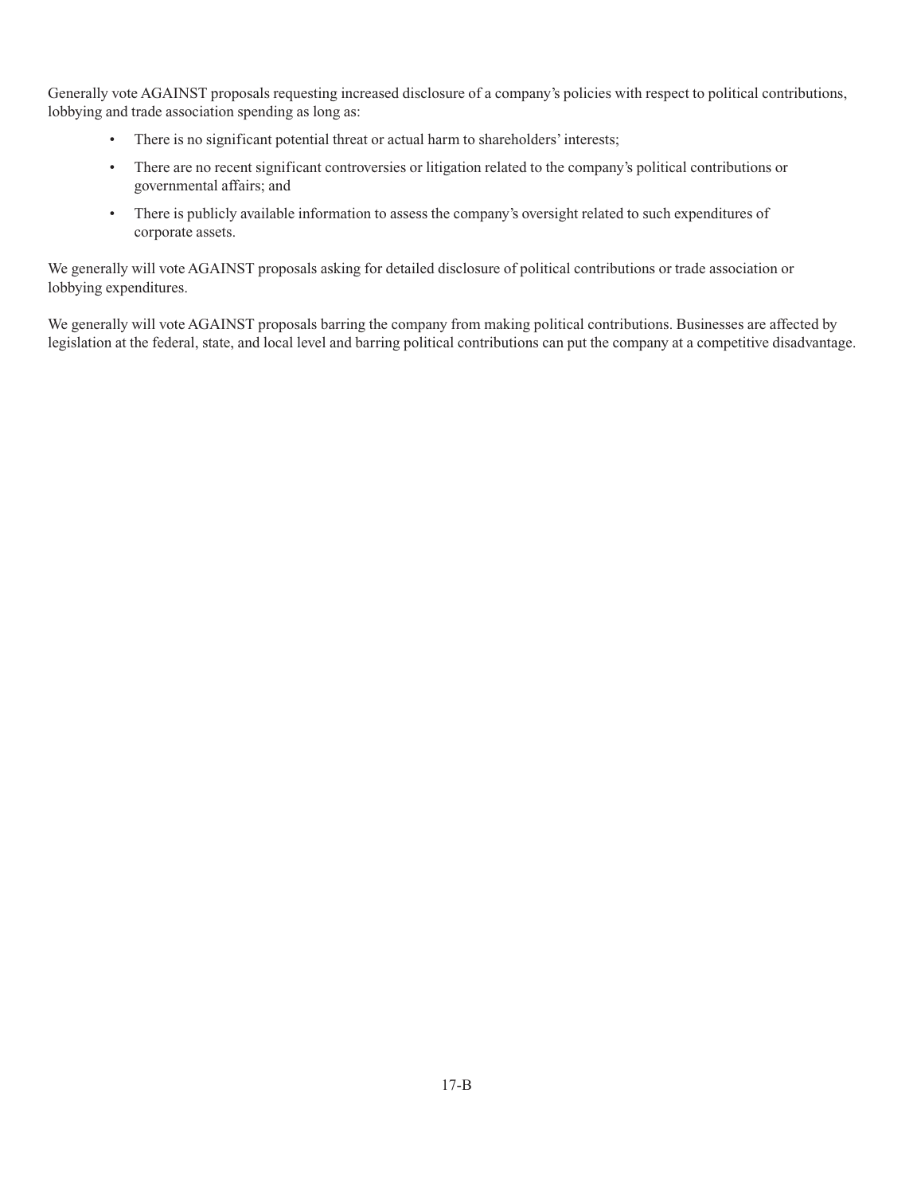Generally vote AGAINST proposals requesting increased disclosure of a company's policies with respect to political contributions, lobbying and trade association spending as long as:

- There is no significant potential threat or actual harm to shareholders' interests;
- There are no recent significant controversies or litigation related to the company's political contributions or governmental affairs; and
- There is publicly available information to assess the company's oversight related to such expenditures of corporate assets.

We generally will vote AGAINST proposals asking for detailed disclosure of political contributions or trade association or lobbying expenditures.

We generally will vote AGAINST proposals barring the company from making political contributions. Businesses are affected by legislation at the federal, state, and local level and barring political contributions can put the company at a competitive disadvantage.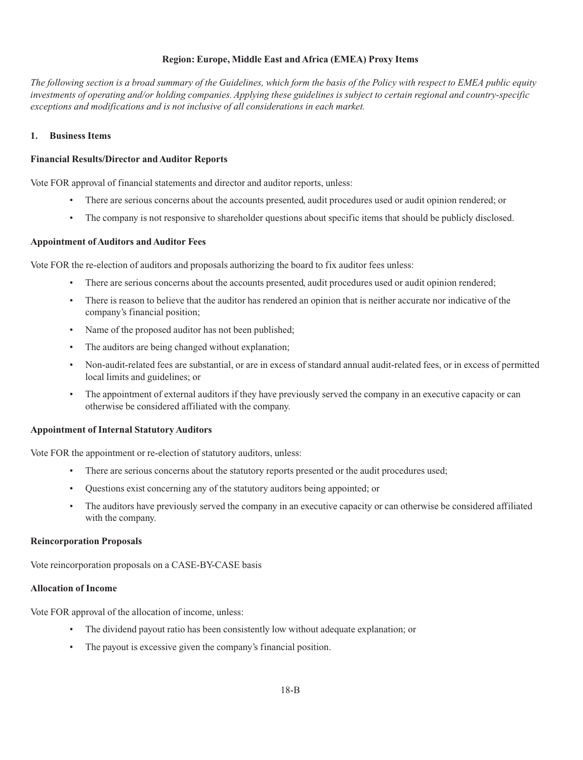**Region: Europe, Middle East and Africa (EMEA) Proxy Items**

*The following section is a broad summary of the Guidelines, which form the basis of the Policy with respect to EMEA public equity investments of operating and/or holding companies. Applying these guidelines is subject to certain regional and country-specific exceptions and modifications and is not inclusive of all considerations in each market.*

**1. Business Items**

**Financial Results/Director and Auditor Reports**

Vote FOR approval of financial statements and director and auditor reports, unless:

- There are serious concerns about the accounts presented, audit procedures used or audit opinion rendered; or
- The company is not responsive to shareholder questions about specific items that should be publicly disclosed.

**Appointment of Auditors and Auditor Fees**

Vote FOR the re-election of auditors and proposals authorizing the board to fix auditor fees unless:

- There are serious concerns about the accounts presented, audit procedures used or audit opinion rendered;
- There is reason to believe that the auditor has rendered an opinion that is neither accurate nor indicative of the company's financial position;
- Name of the proposed auditor has not been published;
- The auditors are being changed without explanation;
- Non-audit-related fees are substantial, or are in excess of standard annual audit-related fees, or in excess of permitted local limits and guidelines; or
- The appointment of external auditors if they have previously served the company in an executive capacity or can otherwise be considered affiliated with the company.

**Appointment of Internal Statutory Auditors**

Vote FOR the appointment or re-election of statutory auditors, unless:

- There are serious concerns about the statutory reports presented or the audit procedures used;
- Questions exist concerning any of the statutory auditors being appointed; or
- The auditors have previously served the company in an executive capacity or can otherwise be considered affiliated with the company.

**Reincorporation Proposals**

Vote reincorporation proposals on a CASE-BY-CASE basis

**Allocation of Income**

Vote FOR approval of the allocation of income, unless:

- The dividend payout ratio has been consistently low without adequate explanation; or
- The payout is excessive given the company's financial position.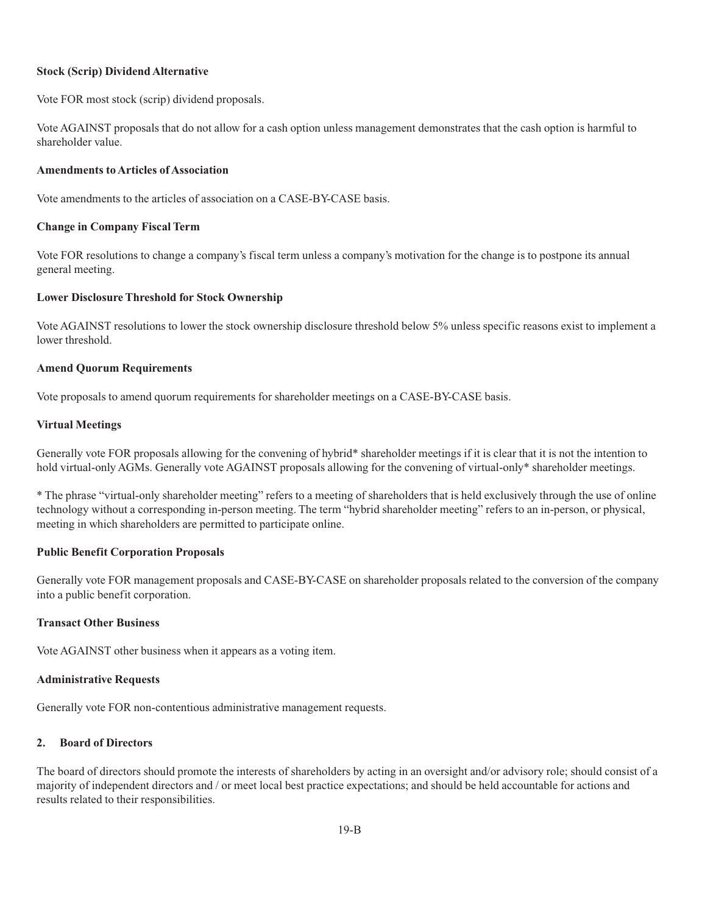**Stock (Scrip) Dividend Alternative**

Vote FOR most stock (scrip) dividend proposals.

Vote AGAINST proposals that do not allow for a cash option unless management demonstrates that the cash option is harmful to shareholder value.

**Amendments to Articles of Association**

Vote amendments to the articles of association on a CASE-BY-CASE basis.

**Change in Company Fiscal Term**

Vote FOR resolutions to change a company's fiscal term unless a company's motivation for the change is to postpone its annual general meeting.

**Lower Disclosure Threshold for Stock Ownership**

Vote AGAINST resolutions to lower the stock ownership disclosure threshold below 5% unless specific reasons exist to implement a lower threshold.

**Amend Quorum Requirements**

Vote proposals to amend quorum requirements for shareholder meetings on a CASE-BY-CASE basis.

**Virtual Meetings**

Generally vote FOR proposals allowing for the convening of hybrid* shareholder meetings if it is clear that it is not the intention to hold virtual-only AGMs. Generally vote AGAINST proposals allowing for the convening of virtual-only* shareholder meetings.

* The phrase "virtual-only shareholder meeting" refers to a meeting of shareholders that is held exclusively through the use of online technology without a corresponding in-person meeting. The term "hybrid shareholder meeting" refers to an in-person, or physical, meeting in which shareholders are permitted to participate online.

**Public Benefit Corporation Proposals**

Generally vote FOR management proposals and CASE-BY-CASE on shareholder proposals related to the conversion of the company into a public benefit corporation.

**Transact Other Business**

Vote AGAINST other business when it appears as a voting item.

**Administrative Requests**

Generally vote FOR non-contentious administrative management requests.

**2. Board of Directors**

The board of directors should promote the interests of shareholders by acting in an oversight and/or advisory role; should consist of a majority of independent directors and / or meet local best practice expectations; and should be held accountable for actions and results related to their responsibilities.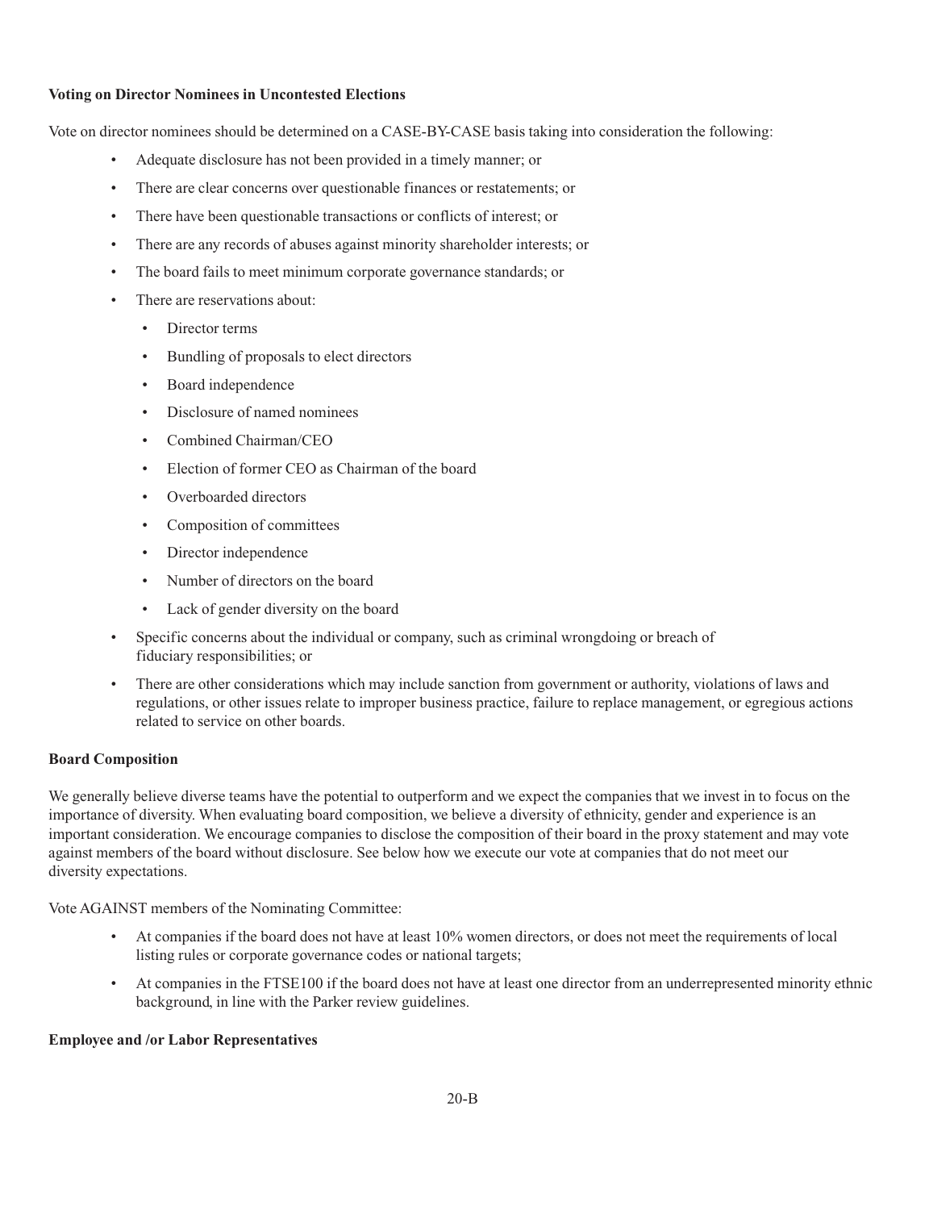**Voting on Director Nominees in Uncontested Elections**

Vote on director nominees should be determined on a CASE-BY-CASE basis taking into consideration the following:

- Adequate disclosure has not been provided in a timely manner; or
- There are clear concerns over questionable finances or restatements; or
- There have been questionable transactions or conflicts of interest; or
- There are any records of abuses against minority shareholder interests; or
- The board fails to meet minimum corporate governance standards; or
- There are reservations about:
  - Director terms
  - Bundling of proposals to elect directors
  - Board independence
  - Disclosure of named nominees
  - Combined Chairman/CEO
  - Election of former CEO as Chairman of the board
  - Overboarded directors
  - Composition of committees
  - Director independence
  - Number of directors on the board
  - Lack of gender diversity on the board
- Specific concerns about the individual or company, such as criminal wrongdoing or breach of fiduciary responsibilities; or
- There are other considerations which may include sanction from government or authority, violations of laws and regulations, or other issues relate to improper business practice, failure to replace management, or egregious actions related to service on other boards.

**Board Composition**

We generally believe diverse teams have the potential to outperform and we expect the companies that we invest in to focus on the importance of diversity. When evaluating board composition, we believe a diversity of ethnicity, gender and experience is an important consideration. We encourage companies to disclose the composition of their board in the proxy statement and may vote against members of the board without disclosure. See below how we execute our vote at companies that do not meet our diversity expectations.

Vote AGAINST members of the Nominating Committee:

- At companies if the board does not have at least 10% women directors, or does not meet the requirements of local listing rules or corporate governance codes or national targets;
- At companies in the FTSE100 if the board does not have at least one director from an underrepresented minority ethnic background, in line with the Parker review guidelines.

**Employee and /or Labor Representatives**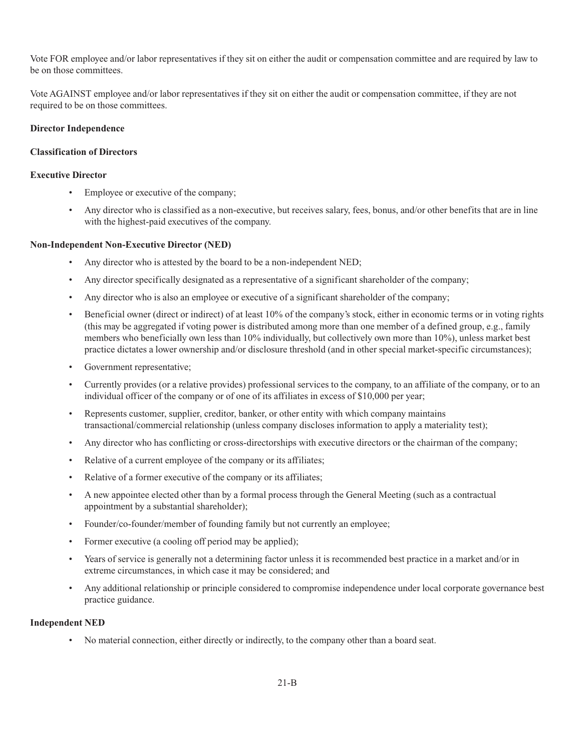Vote FOR employee and/or labor representatives if they sit on either the audit or compensation committee and are required by law to be on those committees.

Vote AGAINST employee and/or labor representatives if they sit on either the audit or compensation committee, if they are not required to be on those committees.

**Director Independence**

**Classification of Directors**

**Executive Director**

- Employee or executive of the company;
- Any director who is classified as a non-executive, but receives salary, fees, bonus, and/or other benefits that are in line with the highest-paid executives of the company.

**Non-Independent Non-Executive Director (NED)**

- Any director who is attested by the board to be a non-independent NED;
- Any director specifically designated as a representative of a significant shareholder of the company;
- Any director who is also an employee or executive of a significant shareholder of the company;
- Beneficial owner (direct or indirect) of at least 10% of the company's stock, either in economic terms or in voting rights (this may be aggregated if voting power is distributed among more than one member of a defined group, e.g., family members who beneficially own less than 10% individually, but collectively own more than 10%), unless market best practice dictates a lower ownership and/or disclosure threshold (and in other special market-specific circumstances);
- Government representative;
- Currently provides (or a relative provides) professional services to the company, to an affiliate of the company, or to an individual officer of the company or of one of its affiliates in excess of $10,000 per year;
- Represents customer, supplier, creditor, banker, or other entity with which company maintains transactional/commercial relationship (unless company discloses information to apply a materiality test);
- Any director who has conflicting or cross-directorships with executive directors or the chairman of the company;
- Relative of a current employee of the company or its affiliates;
- Relative of a former executive of the company or its affiliates;
- A new appointee elected other than by a formal process through the General Meeting (such as a contractual appointment by a substantial shareholder);
- Founder/co-founder/member of founding family but not currently an employee;
- Former executive (a cooling off period may be applied);
- Years of service is generally not a determining factor unless it is recommended best practice in a market and/or in extreme circumstances, in which case it may be considered; and
- Any additional relationship or principle considered to compromise independence under local corporate governance best practice guidance.

**Independent NED**

- No material connection, either directly or indirectly, to the company other than a board seat.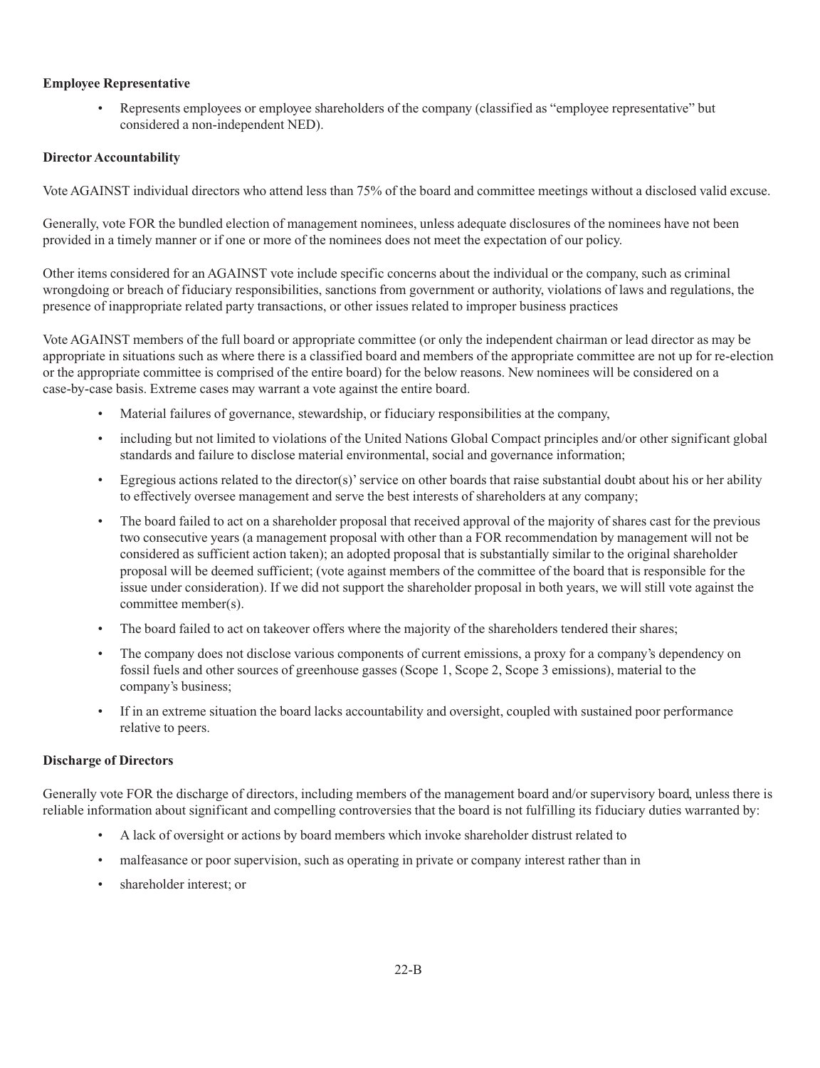**Employee Representative**

- Represents employees or employee shareholders of the company (classified as "employee representative" but considered a non-independent NED).

**Director Accountability**

Vote AGAINST individual directors who attend less than 75% of the board and committee meetings without a disclosed valid excuse.

Generally, vote FOR the bundled election of management nominees, unless adequate disclosures of the nominees have not been provided in a timely manner or if one or more of the nominees does not meet the expectation of our policy.

Other items considered for an AGAINST vote include specific concerns about the individual or the company, such as criminal wrongdoing or breach of fiduciary responsibilities, sanctions from government or authority, violations of laws and regulations, the presence of inappropriate related party transactions, or other issues related to improper business practices

Vote AGAINST members of the full board or appropriate committee (or only the independent chairman or lead director as may be appropriate in situations such as where there is a classified board and members of the appropriate committee are not up for re-election or the appropriate committee is comprised of the entire board) for the below reasons. New nominees will be considered on a case-by-case basis. Extreme cases may warrant a vote against the entire board.

- Material failures of governance, stewardship, or fiduciary responsibilities at the company,
- including but not limited to violations of the United Nations Global Compact principles and/or other significant global standards and failure to disclose material environmental, social and governance information;
- Egregious actions related to the director(s)' service on other boards that raise substantial doubt about his or her ability to effectively oversee management and serve the best interests of shareholders at any company;
- The board failed to act on a shareholder proposal that received approval of the majority of shares cast for the previous two consecutive years (a management proposal with other than a FOR recommendation by management will not be considered as sufficient action taken); an adopted proposal that is substantially similar to the original shareholder proposal will be deemed sufficient; (vote against members of the committee of the board that is responsible for the issue under consideration). If we did not support the shareholder proposal in both years, we will still vote against the committee member(s).
- The board failed to act on takeover offers where the majority of the shareholders tendered their shares;
- The company does not disclose various components of current emissions, a proxy for a company's dependency on fossil fuels and other sources of greenhouse gasses (Scope 1, Scope 2, Scope 3 emissions), material to the company's business;
- If in an extreme situation the board lacks accountability and oversight, coupled with sustained poor performance relative to peers.

**Discharge of Directors**

Generally vote FOR the discharge of directors, including members of the management board and/or supervisory board, unless there is reliable information about significant and compelling controversies that the board is not fulfilling its fiduciary duties warranted by:

- A lack of oversight or actions by board members which invoke shareholder distrust related to
- malfeasance or poor supervision, such as operating in private or company interest rather than in
- shareholder interest; or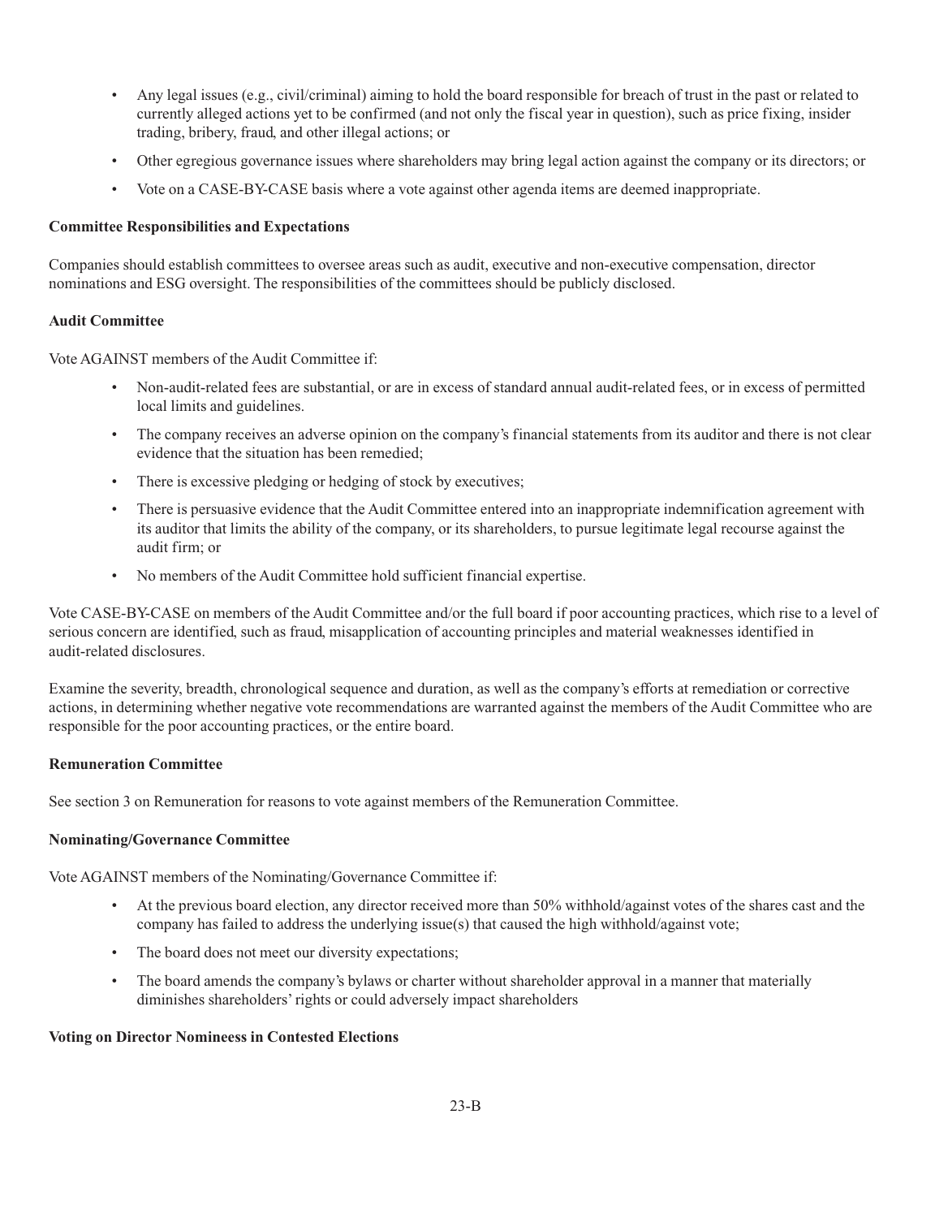- Any legal issues (e.g., civil/criminal) aiming to hold the board responsible for breach of trust in the past or related to currently alleged actions yet to be confirmed (and not only the fiscal year in question), such as price fixing, insider trading, bribery, fraud, and other illegal actions; or
- Other egregious governance issues where shareholders may bring legal action against the company or its directors; or
- Vote on a CASE-BY-CASE basis where a vote against other agenda items are deemed inappropriate.

**Committee Responsibilities and Expectations**

Companies should establish committees to oversee areas such as audit, executive and non-executive compensation, director nominations and ESG oversight. The responsibilities of the committees should be publicly disclosed.

**Audit Committee**

Vote AGAINST members of the Audit Committee if:

- Non-audit-related fees are substantial, or are in excess of standard annual audit-related fees, or in excess of permitted local limits and guidelines.
- The company receives an adverse opinion on the company's financial statements from its auditor and there is not clear evidence that the situation has been remedied;
- There is excessive pledging or hedging of stock by executives;
- There is persuasive evidence that the Audit Committee entered into an inappropriate indemnification agreement with its auditor that limits the ability of the company, or its shareholders, to pursue legitimate legal recourse against the audit firm; or
- No members of the Audit Committee hold sufficient financial expertise.

Vote CASE-BY-CASE on members of the Audit Committee and/or the full board if poor accounting practices, which rise to a level of serious concern are identified, such as fraud, misapplication of accounting principles and material weaknesses identified in audit-related disclosures.

Examine the severity, breadth, chronological sequence and duration, as well as the company's efforts at remediation or corrective actions, in determining whether negative vote recommendations are warranted against the members of the Audit Committee who are responsible for the poor accounting practices, or the entire board.

**Remuneration Committee**

See section 3 on Remuneration for reasons to vote against members of the Remuneration Committee.

**Nominating/Governance Committee**

Vote AGAINST members of the Nominating/Governance Committee if:

- At the previous board election, any director received more than 50% withhold/against votes of the shares cast and the company has failed to address the underlying issue(s) that caused the high withhold/against vote;
- The board does not meet our diversity expectations;
- The board amends the company's bylaws or charter without shareholder approval in a manner that materially diminishes shareholders' rights or could adversely impact shareholders

**Voting on Director Nominess in Contested Elections**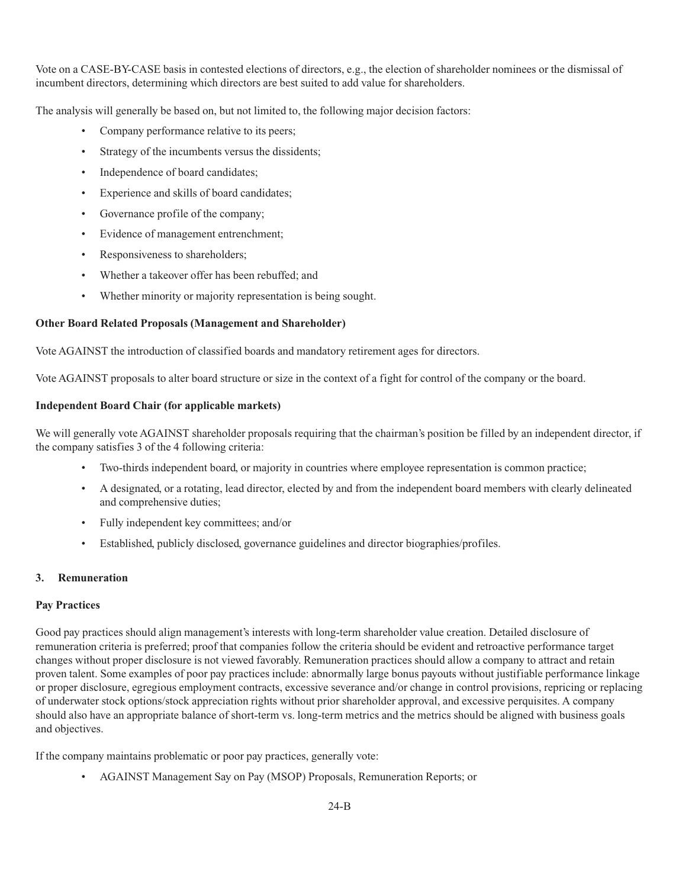Vote on a CASE-BY-CASE basis in contested elections of directors, e.g., the election of shareholder nominees or the dismissal of incumbent directors, determining which directors are best suited to add value for shareholders.

The analysis will generally be based on, but not limited to, the following major decision factors:

- Company performance relative to its peers;
- Strategy of the incumbents versus the dissidents;
- Independence of board candidates;
- Experience and skills of board candidates;
- Governance profile of the company;
- Evidence of management entrenchment;
- Responsiveness to shareholders;
- Whether a takeover offer has been rebuffed; and
- Whether minority or majority representation is being sought.

**Other Board Related Proposals (Management and Shareholder)**

Vote AGAINST the introduction of classified boards and mandatory retirement ages for directors.

Vote AGAINST proposals to alter board structure or size in the context of a fight for control of the company or the board.

**Independent Board Chair (for applicable markets)**

We will generally vote AGAINST shareholder proposals requiring that the chairman's position be filled by an independent director, if the company satisfies 3 of the 4 following criteria:

- Two-thirds independent board, or majority in countries where employee representation is common practice;
- A designated, or a rotating, lead director, elected by and from the independent board members with clearly delineated and comprehensive duties;
- Fully independent key committees; and/or
- Established, publicly disclosed, governance guidelines and director biographies/profiles.

## 3. Remuneration

**Pay Practices**

Good pay practices should align management's interests with long-term shareholder value creation. Detailed disclosure of remuneration criteria is preferred; proof that companies follow the criteria should be evident and retroactive performance target changes without proper disclosure is not viewed favorably. Remuneration practices should allow a company to attract and retain proven talent. Some examples of poor pay practices include: abnormally large bonus payouts without justifiable performance linkage or proper disclosure, egregious employment contracts, excessive severance and/or change in control provisions, repricing or replacing of underwater stock options/stock appreciation rights without prior shareholder approval, and excessive perquisites. A company should also have an appropriate balance of short-term vs. long-term metrics and the metrics should be aligned with business goals and objectives.

If the company maintains problematic or poor pay practices, generally vote:

- AGAINST Management Say on Pay (MSOP) Proposals, Remuneration Reports; or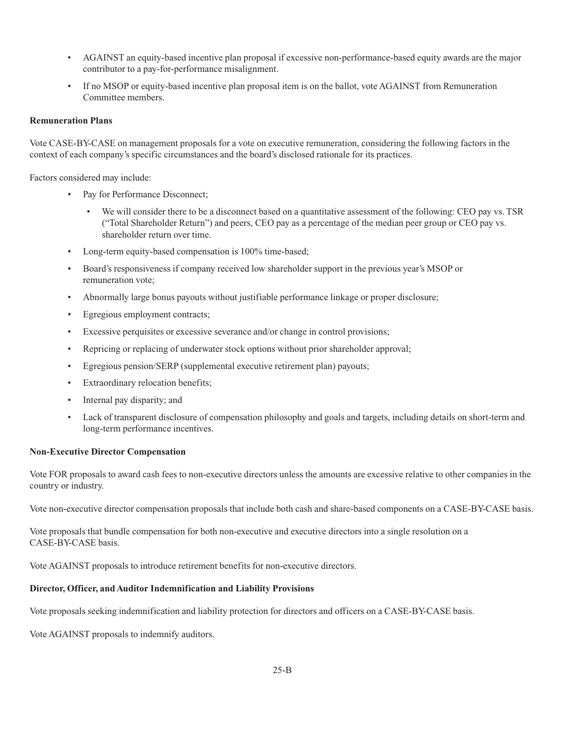- AGAINST an equity-based incentive plan proposal if excessive non-performance-based equity awards are the major contributor to a pay-for-performance misalignment.
- If no MSOP or equity-based incentive plan proposal item is on the ballot, vote AGAINST from Remuneration Committee members.

**Remuneration Plans**

Vote CASE-BY-CASE on management proposals for a vote on executive remuneration, considering the following factors in the context of each company's specific circumstances and the board's disclosed rationale for its practices.

Factors considered may include:

- Pay for Performance Disconnect;
  - We will consider there to be a disconnect based on a quantitative assessment of the following: CEO pay vs. TSR ("Total Shareholder Return") and peers, CEO pay as a percentage of the median peer group or CEO pay vs. shareholder return over time.
- Long-term equity-based compensation is 100% time-based;
- Board's responsiveness if company received low shareholder support in the previous year's MSOP or remuneration vote;
- Abnormally large bonus payouts without justifiable performance linkage or proper disclosure;
- Egregious employment contracts;
- Excessive perquisites or excessive severance and/or change in control provisions;
- Repricing or replacing of underwater stock options without prior shareholder approval;
- Egregious pension/SERP (supplemental executive retirement plan) payouts;
- Extraordinary relocation benefits;
- Internal pay disparity; and
- Lack of transparent disclosure of compensation philosophy and goals and targets, including details on short-term and long-term performance incentives.

**Non-Executive Director Compensation**

Vote FOR proposals to award cash fees to non-executive directors unless the amounts are excessive relative to other companies in the country or industry.

Vote non-executive director compensation proposals that include both cash and share-based components on a CASE-BY-CASE basis.

Vote proposals that bundle compensation for both non-executive and executive directors into a single resolution on a CASE-BY-CASE basis.

Vote AGAINST proposals to introduce retirement benefits for non-executive directors.

**Director, Officer, and Auditor Indemnification and Liability Provisions**

Vote proposals seeking indemnification and liability protection for directors and officers on a CASE-BY-CASE basis.

Vote AGAINST proposals to indemnify auditors.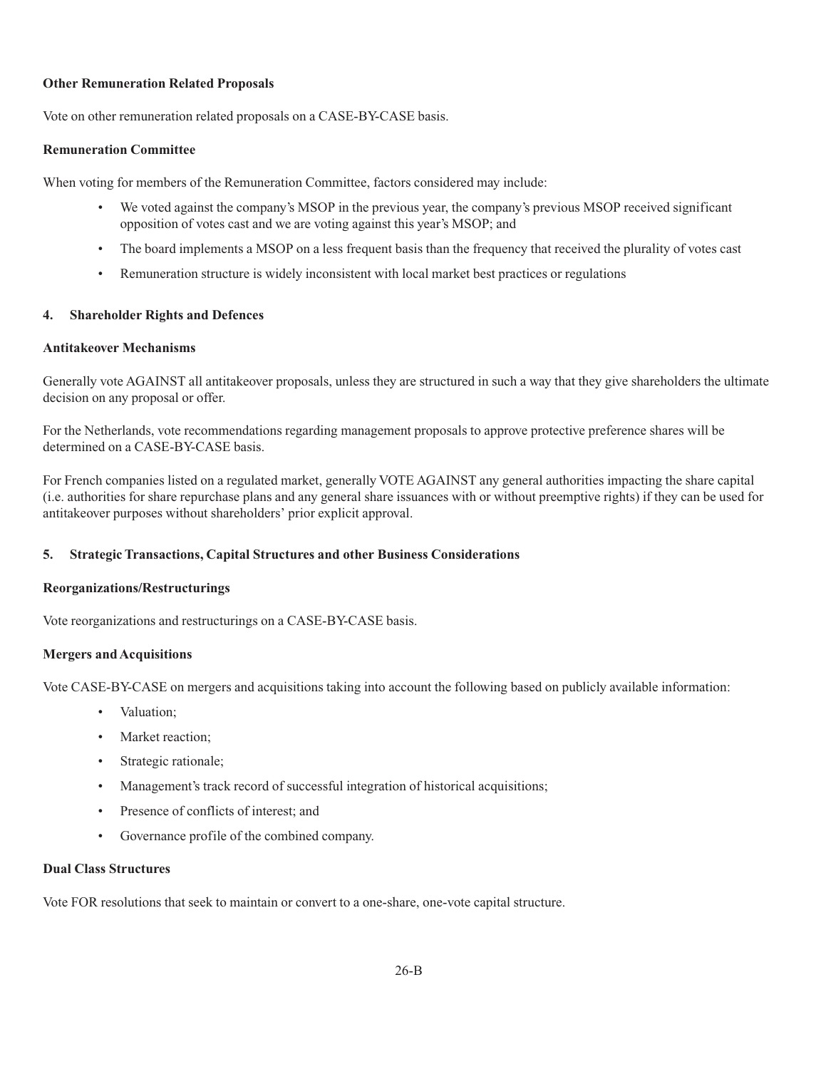**Other Remuneration Related Proposals**

Vote on other remuneration related proposals on a CASE-BY-CASE basis.

**Remuneration Committee**

When voting for members of the Remuneration Committee, factors considered may include:

- We voted against the company's MSOP in the previous year, the company's previous MSOP received significant opposition of votes cast and we are voting against this year's MSOP; and
- The board implements a MSOP on a less frequent basis than the frequency that received the plurality of votes cast
- Remuneration structure is widely inconsistent with local market best practices or regulations

## 4. Shareholder Rights and Defences

**Antitakeover Mechanisms**

Generally vote AGAINST all antitakeover proposals, unless they are structured in such a way that they give shareholders the ultimate decision on any proposal or offer.

For the Netherlands, vote recommendations regarding management proposals to approve protective preference shares will be determined on a CASE-BY-CASE basis.

For French companies listed on a regulated market, generally VOTE AGAINST any general authorities impacting the share capital (i.e. authorities for share repurchase plans and any general share issuances with or without preemptive rights) if they can be used for antitakeover purposes without shareholders' prior explicit approval.

## 5. Strategic Transactions, Capital Structures and other Business Considerations

**Reorganizations/Restructurings**

Vote reorganizations and restructurings on a CASE-BY-CASE basis.

**Mergers and Acquisitions**

Vote CASE-BY-CASE on mergers and acquisitions taking into account the following based on publicly available information:

- Valuation;
- Market reaction;
- Strategic rationale;
- Management's track record of successful integration of historical acquisitions;
- Presence of conflicts of interest; and
- Governance profile of the combined company.

**Dual Class Structures**

Vote FOR resolutions that seek to maintain or convert to a one-share, one-vote capital structure.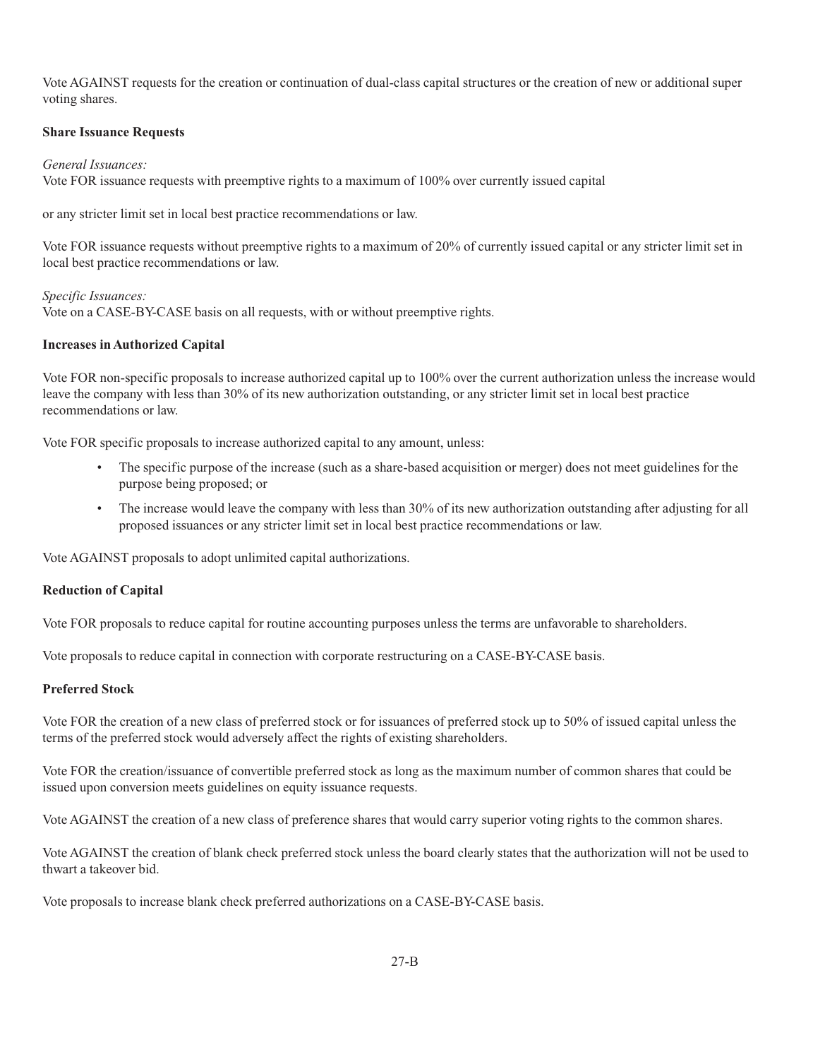Vote AGAINST requests for the creation or continuation of dual-class capital structures or the creation of new or additional super voting shares.

**Share Issuance Requests**

*General Issuances:*
Vote FOR issuance requests with preemptive rights to a maximum of 100% over currently issued capital

or any stricter limit set in local best practice recommendations or law.

Vote FOR issuance requests without preemptive rights to a maximum of 20% of currently issued capital or any stricter limit set in local best practice recommendations or law.

*Specific Issuances:*
Vote on a CASE-BY-CASE basis on all requests, with or without preemptive rights.

**Increases in Authorized Capital**

Vote FOR non-specific proposals to increase authorized capital up to 100% over the current authorization unless the increase would leave the company with less than 30% of its new authorization outstanding, or any stricter limit set in local best practice recommendations or law.

Vote FOR specific proposals to increase authorized capital to any amount, unless:

- The specific purpose of the increase (such as a share-based acquisition or merger) does not meet guidelines for the purpose being proposed; or
- The increase would leave the company with less than 30% of its new authorization outstanding after adjusting for all proposed issuances or any stricter limit set in local best practice recommendations or law.

Vote AGAINST proposals to adopt unlimited capital authorizations.

**Reduction of Capital**

Vote FOR proposals to reduce capital for routine accounting purposes unless the terms are unfavorable to shareholders.

Vote proposals to reduce capital in connection with corporate restructuring on a CASE-BY-CASE basis.

**Preferred Stock**

Vote FOR the creation of a new class of preferred stock or for issuances of preferred stock up to 50% of issued capital unless the terms of the preferred stock would adversely affect the rights of existing shareholders.

Vote FOR the creation/issuance of convertible preferred stock as long as the maximum number of common shares that could be issued upon conversion meets guidelines on equity issuance requests.

Vote AGAINST the creation of a new class of preference shares that would carry superior voting rights to the common shares.

Vote AGAINST the creation of blank check preferred stock unless the board clearly states that the authorization will not be used to thwart a takeover bid.

Vote proposals to increase blank check preferred authorizations on a CASE-BY-CASE basis.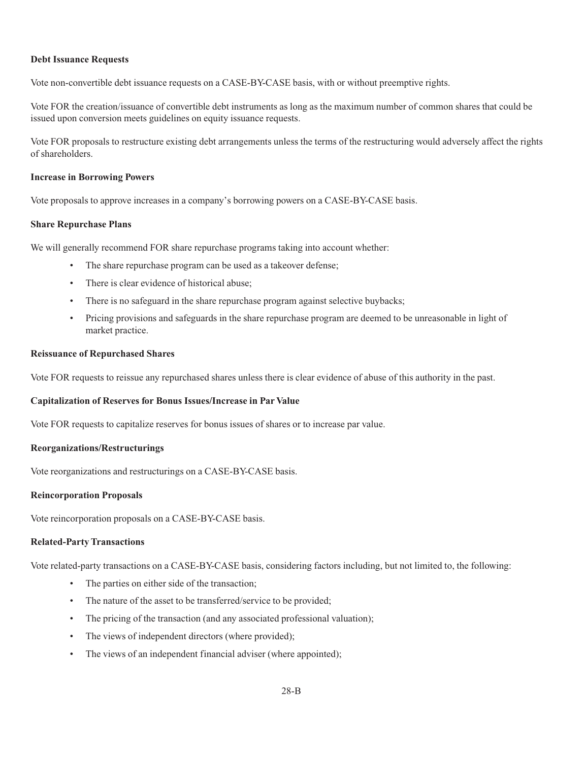**Debt Issuance Requests**

Vote non-convertible debt issuance requests on a CASE-BY-CASE basis, with or without preemptive rights.

Vote FOR the creation/issuance of convertible debt instruments as long as the maximum number of common shares that could be issued upon conversion meets guidelines on equity issuance requests.

Vote FOR proposals to restructure existing debt arrangements unless the terms of the restructuring would adversely affect the rights of shareholders.

**Increase in Borrowing Powers**

Vote proposals to approve increases in a company's borrowing powers on a CASE-BY-CASE basis.

**Share Repurchase Plans**

We will generally recommend FOR share repurchase programs taking into account whether:

- The share repurchase program can be used as a takeover defense;
- There is clear evidence of historical abuse;
- There is no safeguard in the share repurchase program against selective buybacks;
- Pricing provisions and safeguards in the share repurchase program are deemed to be unreasonable in light of market practice.

**Reissuance of Repurchased Shares**

Vote FOR requests to reissue any repurchased shares unless there is clear evidence of abuse of this authority in the past.

**Capitalization of Reserves for Bonus Issues/Increase in Par Value**

Vote FOR requests to capitalize reserves for bonus issues of shares or to increase par value.

**Reorganizations/Restructurings**

Vote reorganizations and restructurings on a CASE-BY-CASE basis.

**Reincorporation Proposals**

Vote reincorporation proposals on a CASE-BY-CASE basis.

**Related-Party Transactions**

Vote related-party transactions on a CASE-BY-CASE basis, considering factors including, but not limited to, the following:

- The parties on either side of the transaction;
- The nature of the asset to be transferred/service to be provided;
- The pricing of the transaction (and any associated professional valuation);
- The views of independent directors (where provided);
- The views of an independent financial adviser (where appointed);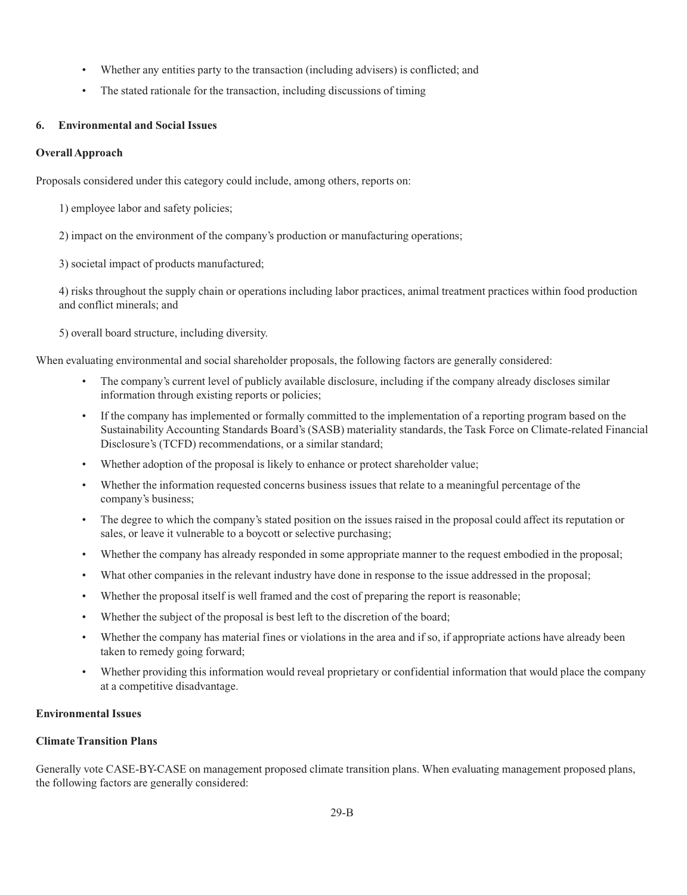- Whether any entities party to the transaction (including advisers) is conflicted; and
- The stated rationale for the transaction, including discussions of timing

### 6. Environmental and Social Issues

**Overall Approach**

Proposals considered under this category could include, among others, reports on:

1) employee labor and safety policies;

2) impact on the environment of the company's production or manufacturing operations;

3) societal impact of products manufactured;

4) risks throughout the supply chain or operations including labor practices, animal treatment practices within food production and conflict minerals; and

5) overall board structure, including diversity.

When evaluating environmental and social shareholder proposals, the following factors are generally considered:

- The company's current level of publicly available disclosure, including if the company already discloses similar information through existing reports or policies;
- If the company has implemented or formally committed to the implementation of a reporting program based on the Sustainability Accounting Standards Board's (SASB) materiality standards, the Task Force on Climate-related Financial Disclosure's (TCFD) recommendations, or a similar standard;
- Whether adoption of the proposal is likely to enhance or protect shareholder value;
- Whether the information requested concerns business issues that relate to a meaningful percentage of the company's business;
- The degree to which the company's stated position on the issues raised in the proposal could affect its reputation or sales, or leave it vulnerable to a boycott or selective purchasing;
- Whether the company has already responded in some appropriate manner to the request embodied in the proposal;
- What other companies in the relevant industry have done in response to the issue addressed in the proposal;
- Whether the proposal itself is well framed and the cost of preparing the report is reasonable;
- Whether the subject of the proposal is best left to the discretion of the board;
- Whether the company has material fines or violations in the area and if so, if appropriate actions have already been taken to remedy going forward;
- Whether providing this information would reveal proprietary or confidential information that would place the company at a competitive disadvantage.

**Environmental Issues**

**Climate Transition Plans**

Generally vote CASE-BY-CASE on management proposed climate transition plans. When evaluating management proposed plans, the following factors are generally considered: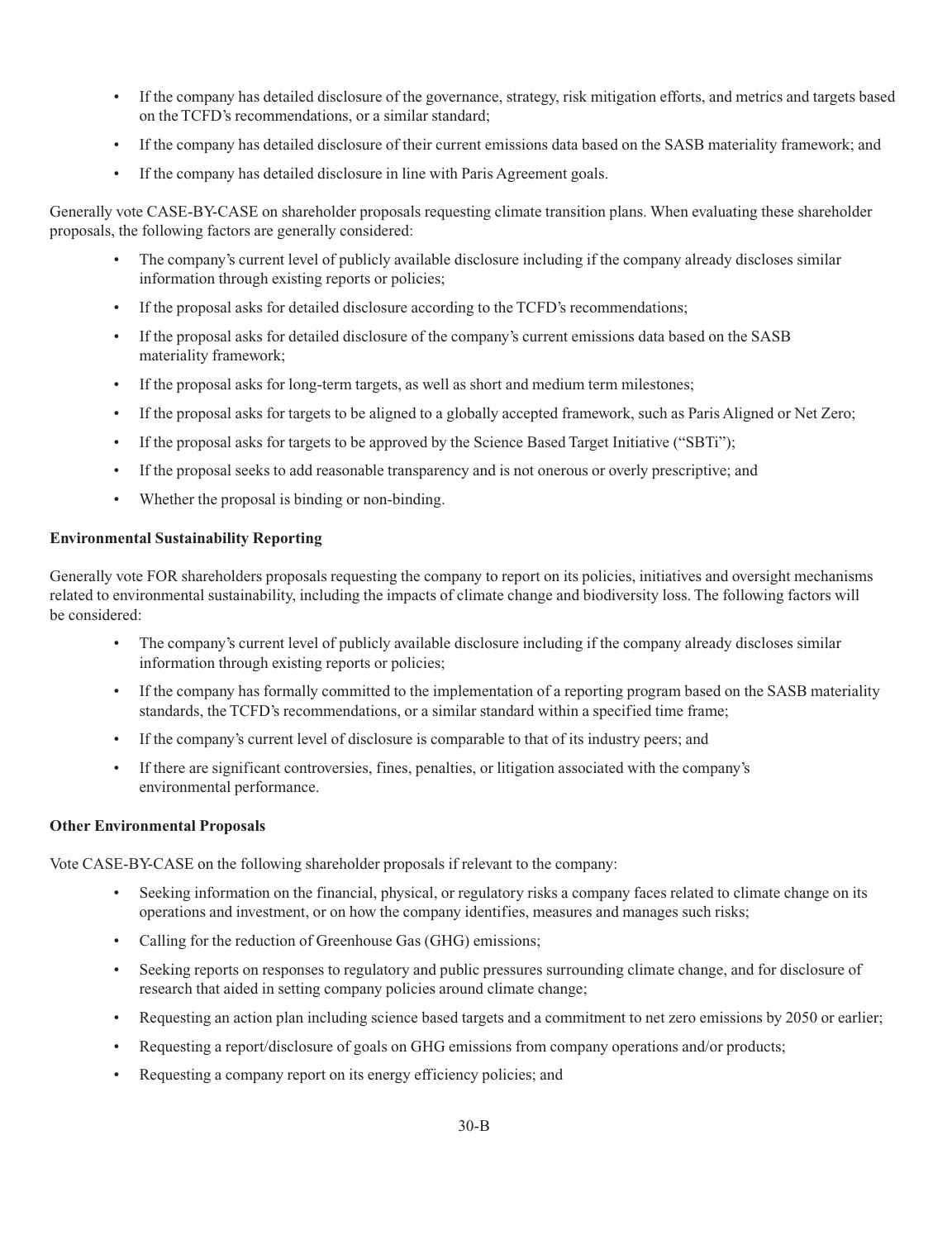- If the company has detailed disclosure of the governance, strategy, risk mitigation efforts, and metrics and targets based on the TCFD's recommendations, or a similar standard;
- If the company has detailed disclosure of their current emissions data based on the SASB materiality framework; and
- If the company has detailed disclosure in line with Paris Agreement goals.

Generally vote CASE-BY-CASE on shareholder proposals requesting climate transition plans. When evaluating these shareholder proposals, the following factors are generally considered:

- The company's current level of publicly available disclosure including if the company already discloses similar information through existing reports or policies;
- If the proposal asks for detailed disclosure according to the TCFD's recommendations;
- If the proposal asks for detailed disclosure of the company's current emissions data based on the SASB materiality framework;
- If the proposal asks for long-term targets, as well as short and medium term milestones;
- If the proposal asks for targets to be aligned to a globally accepted framework, such as Paris Aligned or Net Zero;
- If the proposal asks for targets to be approved by the Science Based Target Initiative ("SBTi");
- If the proposal seeks to add reasonable transparency and is not onerous or overly prescriptive; and
- Whether the proposal is binding or non-binding.

**Environmental Sustainability Reporting**

Generally vote FOR shareholders proposals requesting the company to report on its policies, initiatives and oversight mechanisms related to environmental sustainability, including the impacts of climate change and biodiversity loss. The following factors will be considered:

- The company's current level of publicly available disclosure including if the company already discloses similar information through existing reports or policies;
- If the company has formally committed to the implementation of a reporting program based on the SASB materiality standards, the TCFD's recommendations, or a similar standard within a specified time frame;
- If the company's current level of disclosure is comparable to that of its industry peers; and
- If there are significant controversies, fines, penalties, or litigation associated with the company's environmental performance.

**Other Environmental Proposals**

Vote CASE-BY-CASE on the following shareholder proposals if relevant to the company:

- Seeking information on the financial, physical, or regulatory risks a company faces related to climate change on its operations and investment, or on how the company identifies, measures and manages such risks;
- Calling for the reduction of Greenhouse Gas (GHG) emissions;
- Seeking reports on responses to regulatory and public pressures surrounding climate change, and for disclosure of research that aided in setting company policies around climate change;
- Requesting an action plan including science based targets and a commitment to net zero emissions by 2050 or earlier;
- Requesting a report/disclosure of goals on GHG emissions from company operations and/or products;
- Requesting a company report on its energy efficiency policies; and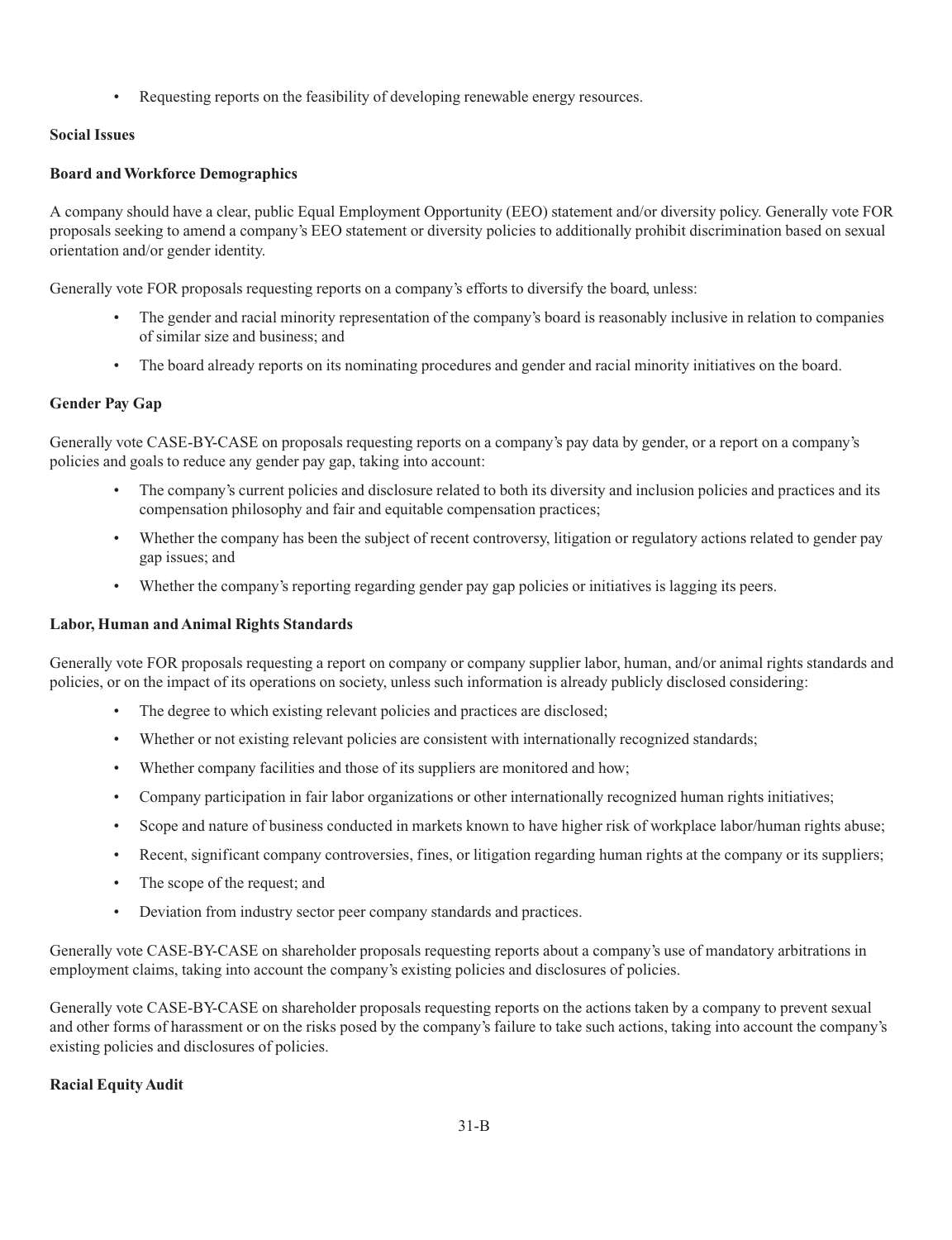- Requesting reports on the feasibility of developing renewable energy resources.

**Social Issues**

**Board and Workforce Demographics**

A company should have a clear, public Equal Employment Opportunity (EEO) statement and/or diversity policy. Generally vote FOR proposals seeking to amend a company's EEO statement or diversity policies to additionally prohibit discrimination based on sexual orientation and/or gender identity.

Generally vote FOR proposals requesting reports on a company's efforts to diversify the board, unless:

- The gender and racial minority representation of the company's board is reasonably inclusive in relation to companies of similar size and business; and
- The board already reports on its nominating procedures and gender and racial minority initiatives on the board.

**Gender Pay Gap**

Generally vote CASE-BY-CASE on proposals requesting reports on a company's pay data by gender, or a report on a company's policies and goals to reduce any gender pay gap, taking into account:

- The company's current policies and disclosure related to both its diversity and inclusion policies and practices and its compensation philosophy and fair and equitable compensation practices;
- Whether the company has been the subject of recent controversy, litigation or regulatory actions related to gender pay gap issues; and
- Whether the company's reporting regarding gender pay gap policies or initiatives is lagging its peers.

**Labor, Human and Animal Rights Standards**

Generally vote FOR proposals requesting a report on company or company supplier labor, human, and/or animal rights standards and policies, or on the impact of its operations on society, unless such information is already publicly disclosed considering:

- The degree to which existing relevant policies and practices are disclosed;
- Whether or not existing relevant policies are consistent with internationally recognized standards;
- Whether company facilities and those of its suppliers are monitored and how;
- Company participation in fair labor organizations or other internationally recognized human rights initiatives;
- Scope and nature of business conducted in markets known to have higher risk of workplace labor/human rights abuse;
- Recent, significant company controversies, fines, or litigation regarding human rights at the company or its suppliers;
- The scope of the request; and
- Deviation from industry sector peer company standards and practices.

Generally vote CASE-BY-CASE on shareholder proposals requesting reports about a company's use of mandatory arbitrations in employment claims, taking into account the company's existing policies and disclosures of policies.

Generally vote CASE-BY-CASE on shareholder proposals requesting reports on the actions taken by a company to prevent sexual and other forms of harassment or on the risks posed by the company's failure to take such actions, taking into account the company's existing policies and disclosures of policies.

**Racial Equity Audit**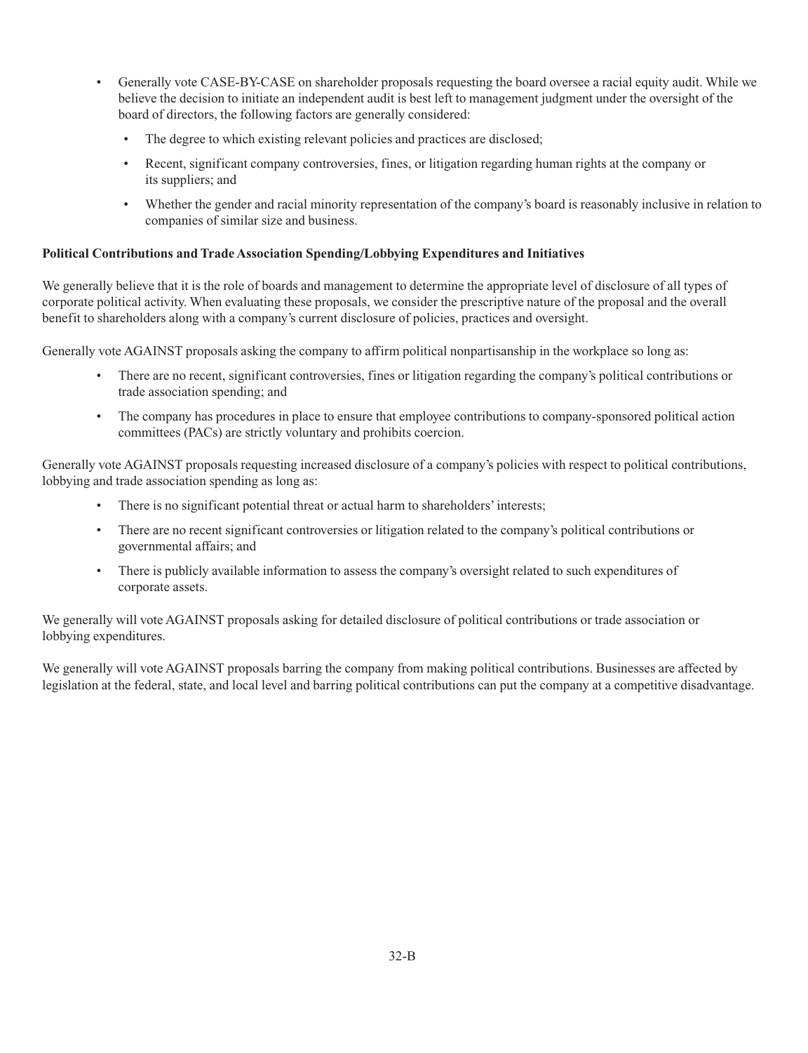- Generally vote CASE-BY-CASE on shareholder proposals requesting the board oversee a racial equity audit. While we believe the decision to initiate an independent audit is best left to management judgment under the oversight of the board of directors, the following factors are generally considered:
  - The degree to which existing relevant policies and practices are disclosed;
  - Recent, significant company controversies, fines, or litigation regarding human rights at the company or its suppliers; and
  - Whether the gender and racial minority representation of the company's board is reasonably inclusive in relation to companies of similar size and business.

**Political Contributions and Trade Association Spending/Lobbying Expenditures and Initiatives**

We generally believe that it is the role of boards and management to determine the appropriate level of disclosure of all types of corporate political activity. When evaluating these proposals, we consider the prescriptive nature of the proposal and the overall benefit to shareholders along with a company's current disclosure of policies, practices and oversight.

Generally vote AGAINST proposals asking the company to affirm political nonpartisanship in the workplace so long as:

- There are no recent, significant controversies, fines or litigation regarding the company's political contributions or trade association spending; and
- The company has procedures in place to ensure that employee contributions to company-sponsored political action committees (PACs) are strictly voluntary and prohibits coercion.

Generally vote AGAINST proposals requesting increased disclosure of a company's policies with respect to political contributions, lobbying and trade association spending as long as:

- There is no significant potential threat or actual harm to shareholders' interests;
- There are no recent significant controversies or litigation related to the company's political contributions or governmental affairs; and
- There is publicly available information to assess the company's oversight related to such expenditures of corporate assets.

We generally will vote AGAINST proposals asking for detailed disclosure of political contributions or trade association or lobbying expenditures.

We generally will vote AGAINST proposals barring the company from making political contributions. Businesses are affected by legislation at the federal, state, and local level and barring political contributions can put the company at a competitive disadvantage.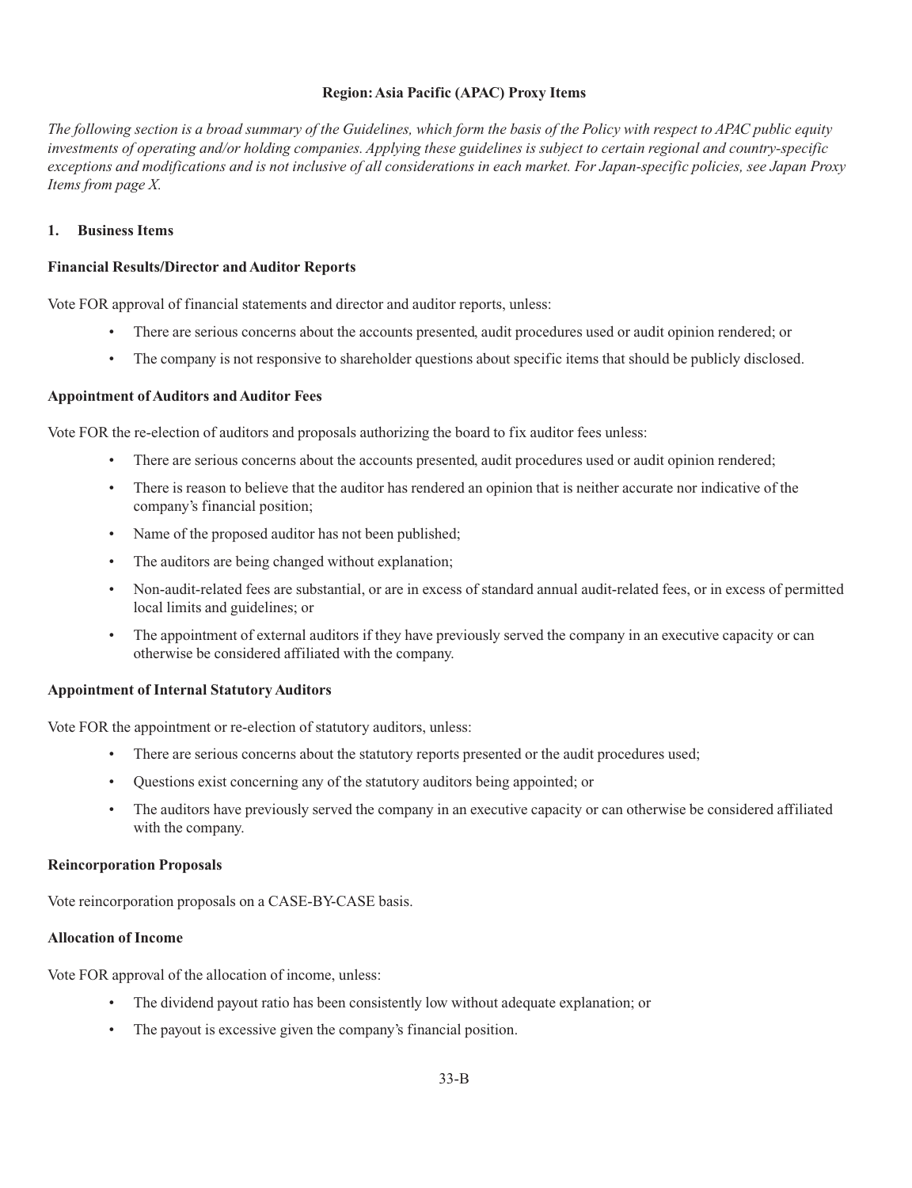**Region: Asia Pacific (APAC) Proxy Items**

*The following section is a broad summary of the Guidelines, which form the basis of the Policy with respect to APAC public equity investments of operating and/or holding companies. Applying these guidelines is subject to certain regional and country-specific exceptions and modifications and is not inclusive of all considerations in each market. For Japan-specific policies, see Japan Proxy Items from page X.*

**1. Business Items**

**Financial Results/Director and Auditor Reports**

Vote FOR approval of financial statements and director and auditor reports, unless:

- There are serious concerns about the accounts presented, audit procedures used or audit opinion rendered; or
- The company is not responsive to shareholder questions about specific items that should be publicly disclosed.

**Appointment of Auditors and Auditor Fees**

Vote FOR the re-election of auditors and proposals authorizing the board to fix auditor fees unless:

- There are serious concerns about the accounts presented, audit procedures used or audit opinion rendered;
- There is reason to believe that the auditor has rendered an opinion that is neither accurate nor indicative of the company's financial position;
- Name of the proposed auditor has not been published;
- The auditors are being changed without explanation;
- Non-audit-related fees are substantial, or are in excess of standard annual audit-related fees, or in excess of permitted local limits and guidelines; or
- The appointment of external auditors if they have previously served the company in an executive capacity or can otherwise be considered affiliated with the company.

**Appointment of Internal Statutory Auditors**

Vote FOR the appointment or re-election of statutory auditors, unless:

- There are serious concerns about the statutory reports presented or the audit procedures used;
- Questions exist concerning any of the statutory auditors being appointed; or
- The auditors have previously served the company in an executive capacity or can otherwise be considered affiliated with the company.

**Reincorporation Proposals**

Vote reincorporation proposals on a CASE-BY-CASE basis.

**Allocation of Income**

Vote FOR approval of the allocation of income, unless:

- The dividend payout ratio has been consistently low without adequate explanation; or
- The payout is excessive given the company's financial position.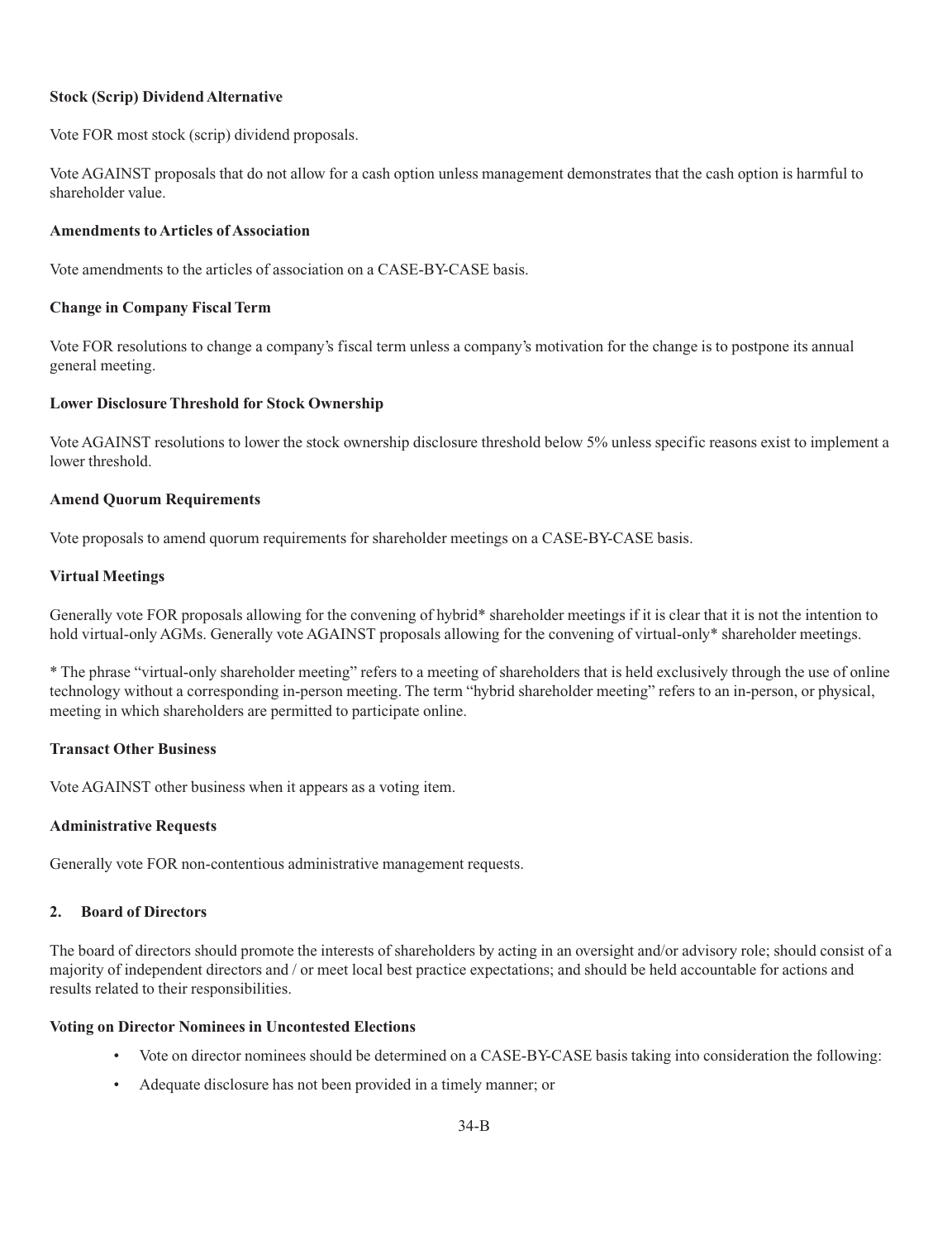**Stock (Scrip) Dividend Alternative**

Vote FOR most stock (scrip) dividend proposals.

Vote AGAINST proposals that do not allow for a cash option unless management demonstrates that the cash option is harmful to shareholder value.

**Amendments to Articles of Association**

Vote amendments to the articles of association on a CASE-BY-CASE basis.

**Change in Company Fiscal Term**

Vote FOR resolutions to change a company's fiscal term unless a company's motivation for the change is to postpone its annual general meeting.

**Lower Disclosure Threshold for Stock Ownership**

Vote AGAINST resolutions to lower the stock ownership disclosure threshold below 5% unless specific reasons exist to implement a lower threshold.

**Amend Quorum Requirements**

Vote proposals to amend quorum requirements for shareholder meetings on a CASE-BY-CASE basis.

**Virtual Meetings**

Generally vote FOR proposals allowing for the convening of hybrid* shareholder meetings if it is clear that it is not the intention to hold virtual-only AGMs. Generally vote AGAINST proposals allowing for the convening of virtual-only* shareholder meetings.

* The phrase "virtual-only shareholder meeting" refers to a meeting of shareholders that is held exclusively through the use of online technology without a corresponding in-person meeting. The term "hybrid shareholder meeting" refers to an in-person, or physical, meeting in which shareholders are permitted to participate online.

**Transact Other Business**

Vote AGAINST other business when it appears as a voting item.

**Administrative Requests**

Generally vote FOR non-contentious administrative management requests.

## 2. Board of Directors

The board of directors should promote the interests of shareholders by acting in an oversight and/or advisory role; should consist of a majority of independent directors and / or meet local best practice expectations; and should be held accountable for actions and results related to their responsibilities.

**Voting on Director Nominees in Uncontested Elections**

- Vote on director nominees should be determined on a CASE-BY-CASE basis taking into consideration the following:
- Adequate disclosure has not been provided in a timely manner; or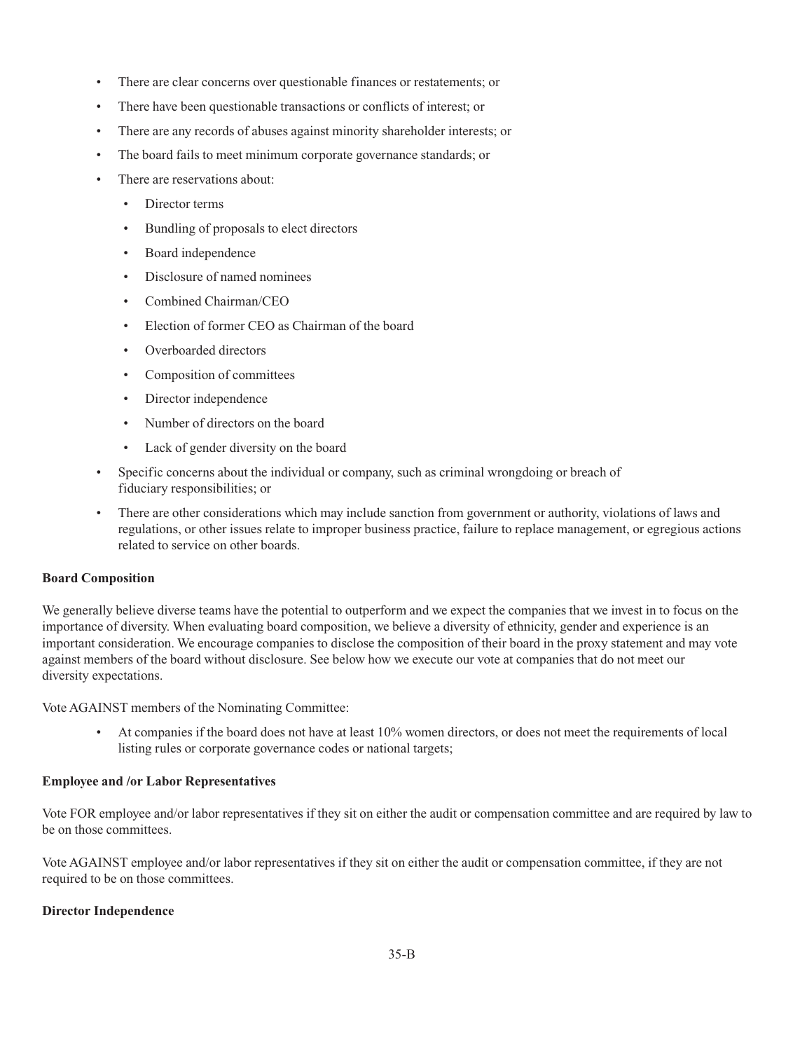- There are clear concerns over questionable finances or restatements; or
- There have been questionable transactions or conflicts of interest; or
- There are any records of abuses against minority shareholder interests; or
- The board fails to meet minimum corporate governance standards; or
- There are reservations about:
  - Director terms
  - Bundling of proposals to elect directors
  - Board independence
  - Disclosure of named nominees
  - Combined Chairman/CEO
  - Election of former CEO as Chairman of the board
  - Overboarded directors
  - Composition of committees
  - Director independence
  - Number of directors on the board
  - Lack of gender diversity on the board
- Specific concerns about the individual or company, such as criminal wrongdoing or breach of fiduciary responsibilities; or
- There are other considerations which may include sanction from government or authority, violations of laws and regulations, or other issues relate to improper business practice, failure to replace management, or egregious actions related to service on other boards.

**Board Composition**

We generally believe diverse teams have the potential to outperform and we expect the companies that we invest in to focus on the importance of diversity. When evaluating board composition, we believe a diversity of ethnicity, gender and experience is an important consideration. We encourage companies to disclose the composition of their board in the proxy statement and may vote against members of the board without disclosure. See below how we execute our vote at companies that do not meet our diversity expectations.

Vote AGAINST members of the Nominating Committee:

- At companies if the board does not have at least 10% women directors, or does not meet the requirements of local listing rules or corporate governance codes or national targets;

**Employee and /or Labor Representatives**

Vote FOR employee and/or labor representatives if they sit on either the audit or compensation committee and are required by law to be on those committees.

Vote AGAINST employee and/or labor representatives if they sit on either the audit or compensation committee, if they are not required to be on those committees.

**Director Independence**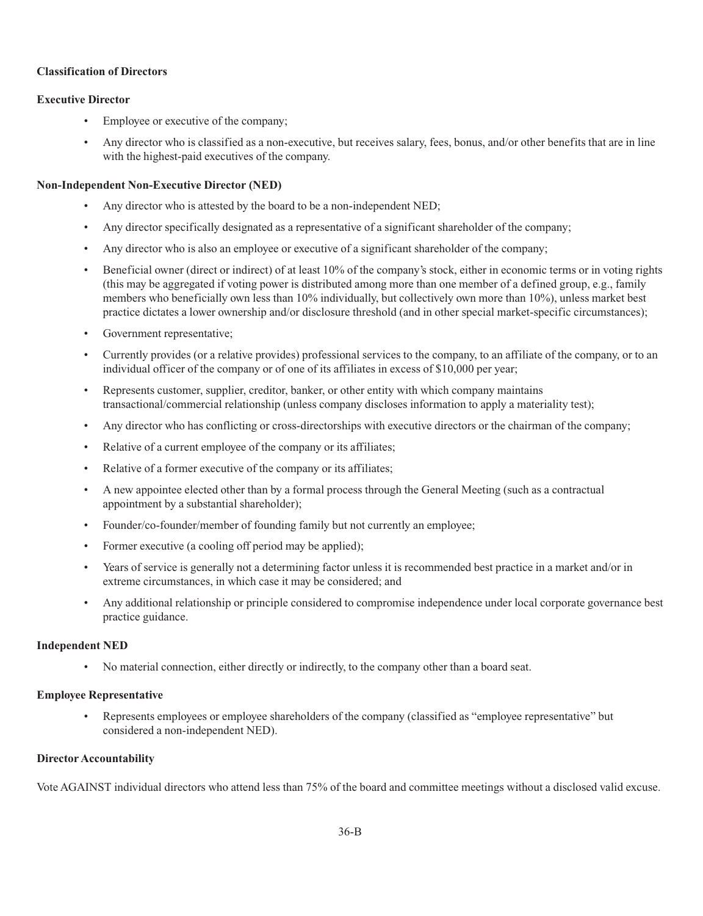**Classification of Directors**

**Executive Director**

- Employee or executive of the company;
- Any director who is classified as a non-executive, but receives salary, fees, bonus, and/or other benefits that are in line with the highest-paid executives of the company.

**Non-Independent Non-Executive Director (NED)**

- Any director who is attested by the board to be a non-independent NED;
- Any director specifically designated as a representative of a significant shareholder of the company;
- Any director who is also an employee or executive of a significant shareholder of the company;
- Beneficial owner (direct or indirect) of at least 10% of the company's stock, either in economic terms or in voting rights (this may be aggregated if voting power is distributed among more than one member of a defined group, e.g., family members who beneficially own less than 10% individually, but collectively own more than 10%), unless market best practice dictates a lower ownership and/or disclosure threshold (and in other special market-specific circumstances);
- Government representative;
- Currently provides (or a relative provides) professional services to the company, to an affiliate of the company, or to an individual officer of the company or of one of its affiliates in excess of $10,000 per year;
- Represents customer, supplier, creditor, banker, or other entity with which company maintains transactional/commercial relationship (unless company discloses information to apply a materiality test);
- Any director who has conflicting or cross-directorships with executive directors or the chairman of the company;
- Relative of a current employee of the company or its affiliates;
- Relative of a former executive of the company or its affiliates;
- A new appointee elected other than by a formal process through the General Meeting (such as a contractual appointment by a substantial shareholder);
- Founder/co-founder/member of founding family but not currently an employee;
- Former executive (a cooling off period may be applied);
- Years of service is generally not a determining factor unless it is recommended best practice in a market and/or in extreme circumstances, in which case it may be considered; and
- Any additional relationship or principle considered to compromise independence under local corporate governance best practice guidance.

**Independent NED**

- No material connection, either directly or indirectly, to the company other than a board seat.

**Employee Representative**

- Represents employees or employee shareholders of the company (classified as "employee representative" but considered a non-independent NED).

**Director Accountability**

Vote AGAINST individual directors who attend less than 75% of the board and committee meetings without a disclosed valid excuse.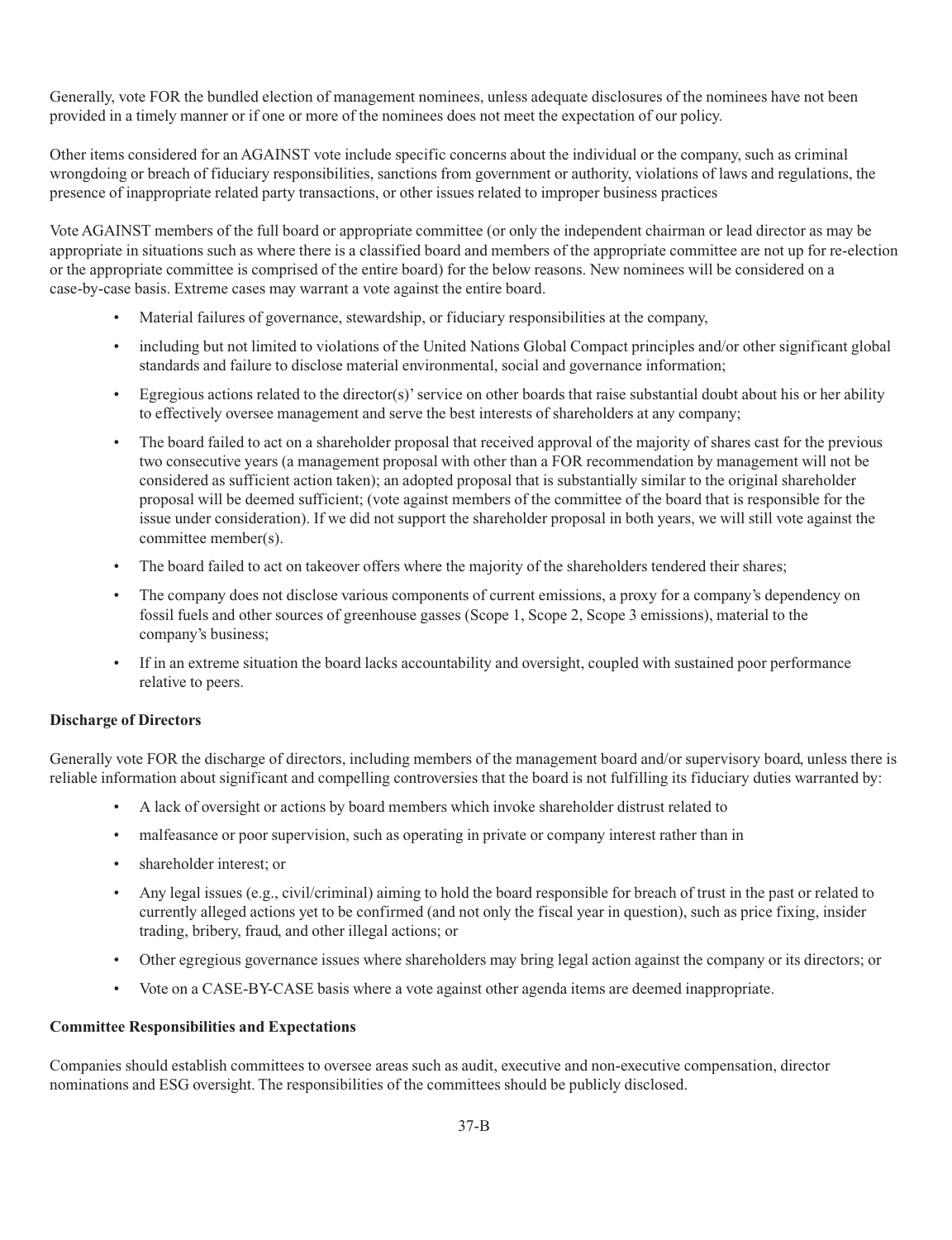Generally, vote FOR the bundled election of management nominees, unless adequate disclosures of the nominees have not been provided in a timely manner or if one or more of the nominees does not meet the expectation of our policy.

Other items considered for an AGAINST vote include specific concerns about the individual or the company, such as criminal wrongdoing or breach of fiduciary responsibilities, sanctions from government or authority, violations of laws and regulations, the presence of inappropriate related party transactions, or other issues related to improper business practices

Vote AGAINST members of the full board or appropriate committee (or only the independent chairman or lead director as may be appropriate in situations such as where there is a classified board and members of the appropriate committee are not up for re-election or the appropriate committee is comprised of the entire board) for the below reasons. New nominees will be considered on a case-by-case basis. Extreme cases may warrant a vote against the entire board.

- Material failures of governance, stewardship, or fiduciary responsibilities at the company,
- including but not limited to violations of the United Nations Global Compact principles and/or other significant global standards and failure to disclose material environmental, social and governance information;
- Egregious actions related to the director(s)' service on other boards that raise substantial doubt about his or her ability to effectively oversee management and serve the best interests of shareholders at any company;
- The board failed to act on a shareholder proposal that received approval of the majority of shares cast for the previous two consecutive years (a management proposal with other than a FOR recommendation by management will not be considered as sufficient action taken); an adopted proposal that is substantially similar to the original shareholder proposal will be deemed sufficient; (vote against members of the committee of the board that is responsible for the issue under consideration). If we did not support the shareholder proposal in both years, we will still vote against the committee member(s).
- The board failed to act on takeover offers where the majority of the shareholders tendered their shares;
- The company does not disclose various components of current emissions, a proxy for a company's dependency on fossil fuels and other sources of greenhouse gasses (Scope 1, Scope 2, Scope 3 emissions), material to the company's business;
- If in an extreme situation the board lacks accountability and oversight, coupled with sustained poor performance relative to peers.

**Discharge of Directors**

Generally vote FOR the discharge of directors, including members of the management board and/or supervisory board, unless there is reliable information about significant and compelling controversies that the board is not fulfilling its fiduciary duties warranted by:

- A lack of oversight or actions by board members which invoke shareholder distrust related to
- malfeasance or poor supervision, such as operating in private or company interest rather than in
- shareholder interest; or
- Any legal issues (e.g., civil/criminal) aiming to hold the board responsible for breach of trust in the past or related to currently alleged actions yet to be confirmed (and not only the fiscal year in question), such as price fixing, insider trading, bribery, fraud, and other illegal actions; or
- Other egregious governance issues where shareholders may bring legal action against the company or its directors; or
- Vote on a CASE-BY-CASE basis where a vote against other agenda items are deemed inappropriate.

**Committee Responsibilities and Expectations**

Companies should establish committees to oversee areas such as audit, executive and non-executive compensation, director nominations and ESG oversight. The responsibilities of the committees should be publicly disclosed.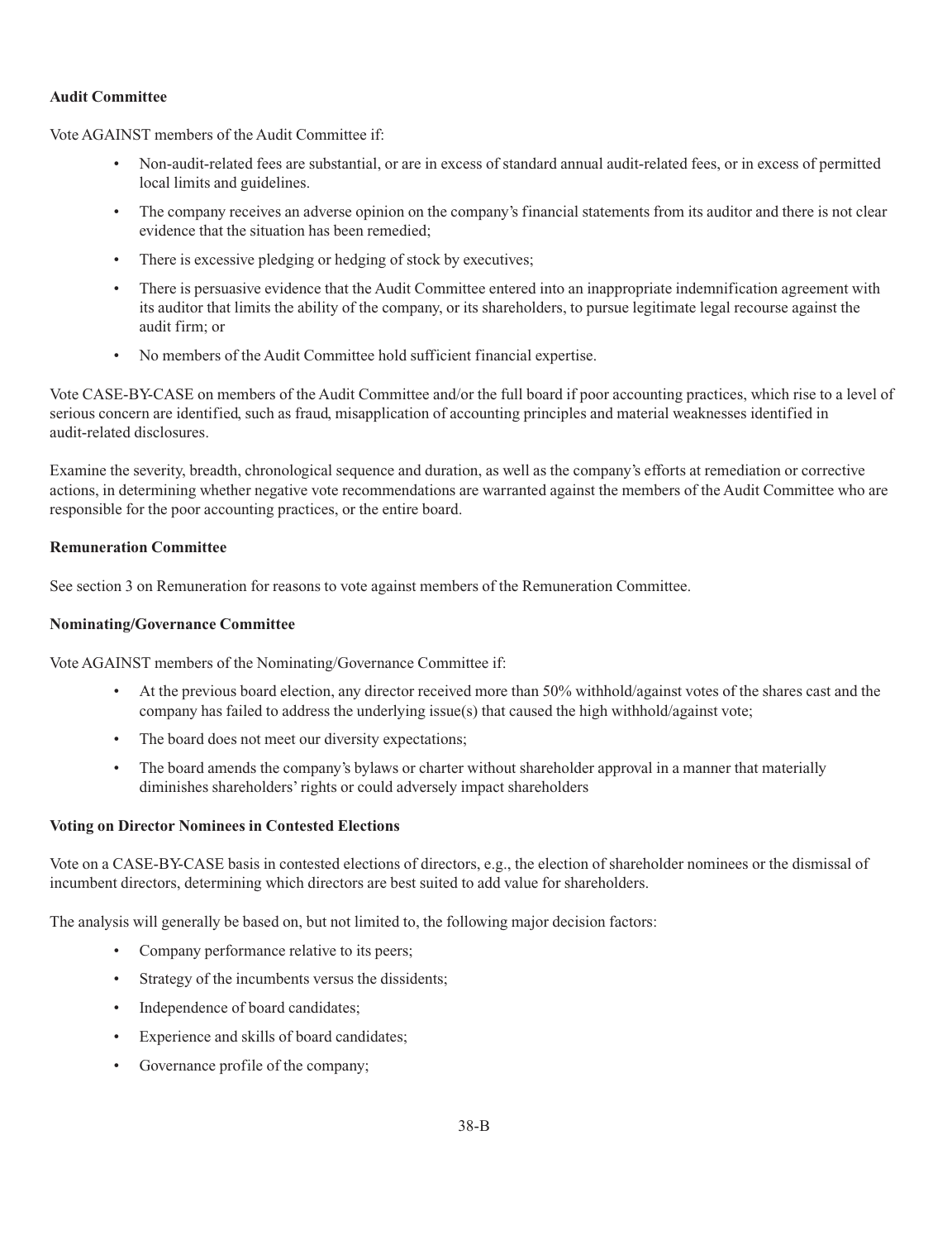**Audit Committee**

Vote AGAINST members of the Audit Committee if:

- Non-audit-related fees are substantial, or are in excess of standard annual audit-related fees, or in excess of permitted local limits and guidelines.
- The company receives an adverse opinion on the company's financial statements from its auditor and there is not clear evidence that the situation has been remedied;
- There is excessive pledging or hedging of stock by executives;
- There is persuasive evidence that the Audit Committee entered into an inappropriate indemnification agreement with its auditor that limits the ability of the company, or its shareholders, to pursue legitimate legal recourse against the audit firm; or
- No members of the Audit Committee hold sufficient financial expertise.

Vote CASE-BY-CASE on members of the Audit Committee and/or the full board if poor accounting practices, which rise to a level of serious concern are identified, such as fraud, misapplication of accounting principles and material weaknesses identified in audit-related disclosures.

Examine the severity, breadth, chronological sequence and duration, as well as the company's efforts at remediation or corrective actions, in determining whether negative vote recommendations are warranted against the members of the Audit Committee who are responsible for the poor accounting practices, or the entire board.

**Remuneration Committee**

See section 3 on Remuneration for reasons to vote against members of the Remuneration Committee.

**Nominating/Governance Committee**

Vote AGAINST members of the Nominating/Governance Committee if:

- At the previous board election, any director received more than 50% withhold/against votes of the shares cast and the company has failed to address the underlying issue(s) that caused the high withhold/against vote;
- The board does not meet our diversity expectations;
- The board amends the company's bylaws or charter without shareholder approval in a manner that materially diminishes shareholders' rights or could adversely impact shareholders

**Voting on Director Nominees in Contested Elections**

Vote on a CASE-BY-CASE basis in contested elections of directors, e.g., the election of shareholder nominees or the dismissal of incumbent directors, determining which directors are best suited to add value for shareholders.

The analysis will generally be based on, but not limited to, the following major decision factors:

- Company performance relative to its peers;
- Strategy of the incumbents versus the dissidents;
- Independence of board candidates;
- Experience and skills of board candidates;
- Governance profile of the company;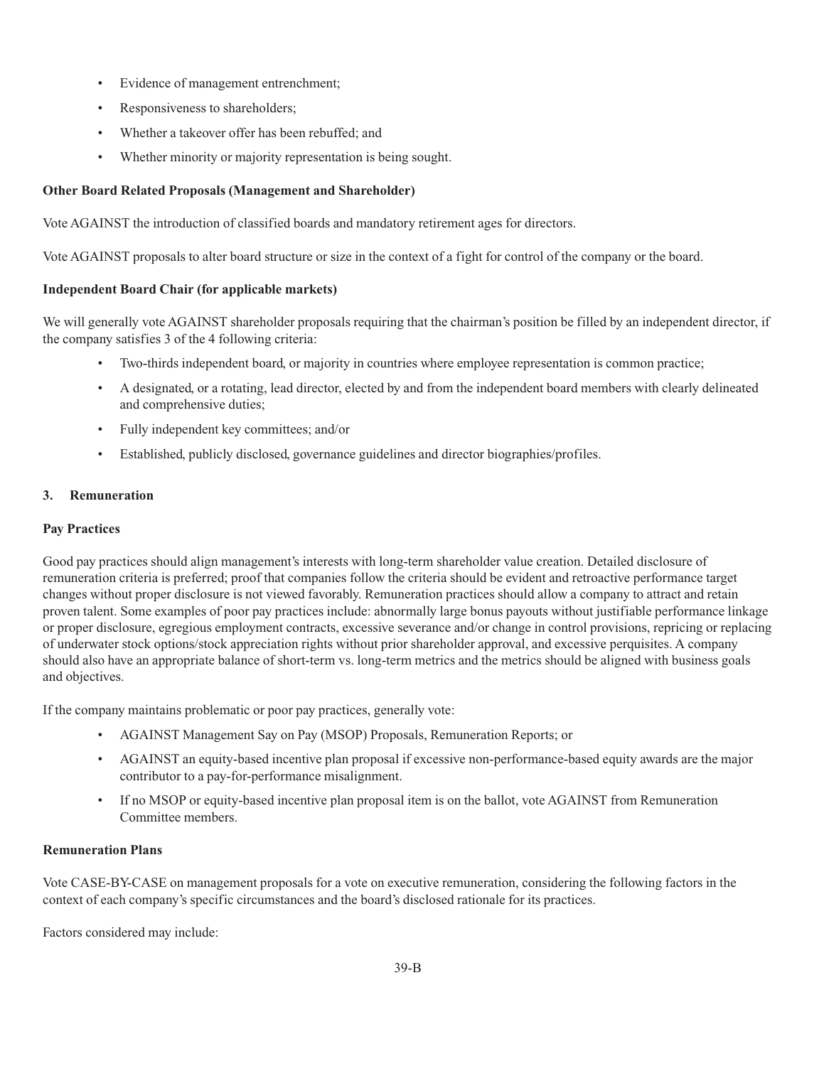- Evidence of management entrenchment;
- Responsiveness to shareholders;
- Whether a takeover offer has been rebuffed; and
- Whether minority or majority representation is being sought.

**Other Board Related Proposals (Management and Shareholder)**

Vote AGAINST the introduction of classified boards and mandatory retirement ages for directors.

Vote AGAINST proposals to alter board structure or size in the context of a fight for control of the company or the board.

**Independent Board Chair (for applicable markets)**

We will generally vote AGAINST shareholder proposals requiring that the chairman's position be filled by an independent director, if the company satisfies 3 of the 4 following criteria:

- Two-thirds independent board, or majority in countries where employee representation is common practice;
- A designated, or a rotating, lead director, elected by and from the independent board members with clearly delineated and comprehensive duties;
- Fully independent key committees; and/or
- Established, publicly disclosed, governance guidelines and director biographies/profiles.

**3. Remuneration**

**Pay Practices**

Good pay practices should align management's interests with long-term shareholder value creation. Detailed disclosure of remuneration criteria is preferred; proof that companies follow the criteria should be evident and retroactive performance target changes without proper disclosure is not viewed favorably. Remuneration practices should allow a company to attract and retain proven talent. Some examples of poor pay practices include: abnormally large bonus payouts without justifiable performance linkage or proper disclosure, egregious employment contracts, excessive severance and/or change in control provisions, repricing or replacing of underwater stock options/stock appreciation rights without prior shareholder approval, and excessive perquisites. A company should also have an appropriate balance of short-term vs. long-term metrics and the metrics should be aligned with business goals and objectives.

If the company maintains problematic or poor pay practices, generally vote:

- AGAINST Management Say on Pay (MSOP) Proposals, Remuneration Reports; or
- AGAINST an equity-based incentive plan proposal if excessive non-performance-based equity awards are the major contributor to a pay-for-performance misalignment.
- If no MSOP or equity-based incentive plan proposal item is on the ballot, vote AGAINST from Remuneration Committee members.

**Remuneration Plans**

Vote CASE-BY-CASE on management proposals for a vote on executive remuneration, considering the following factors in the context of each company's specific circumstances and the board's disclosed rationale for its practices.

Factors considered may include: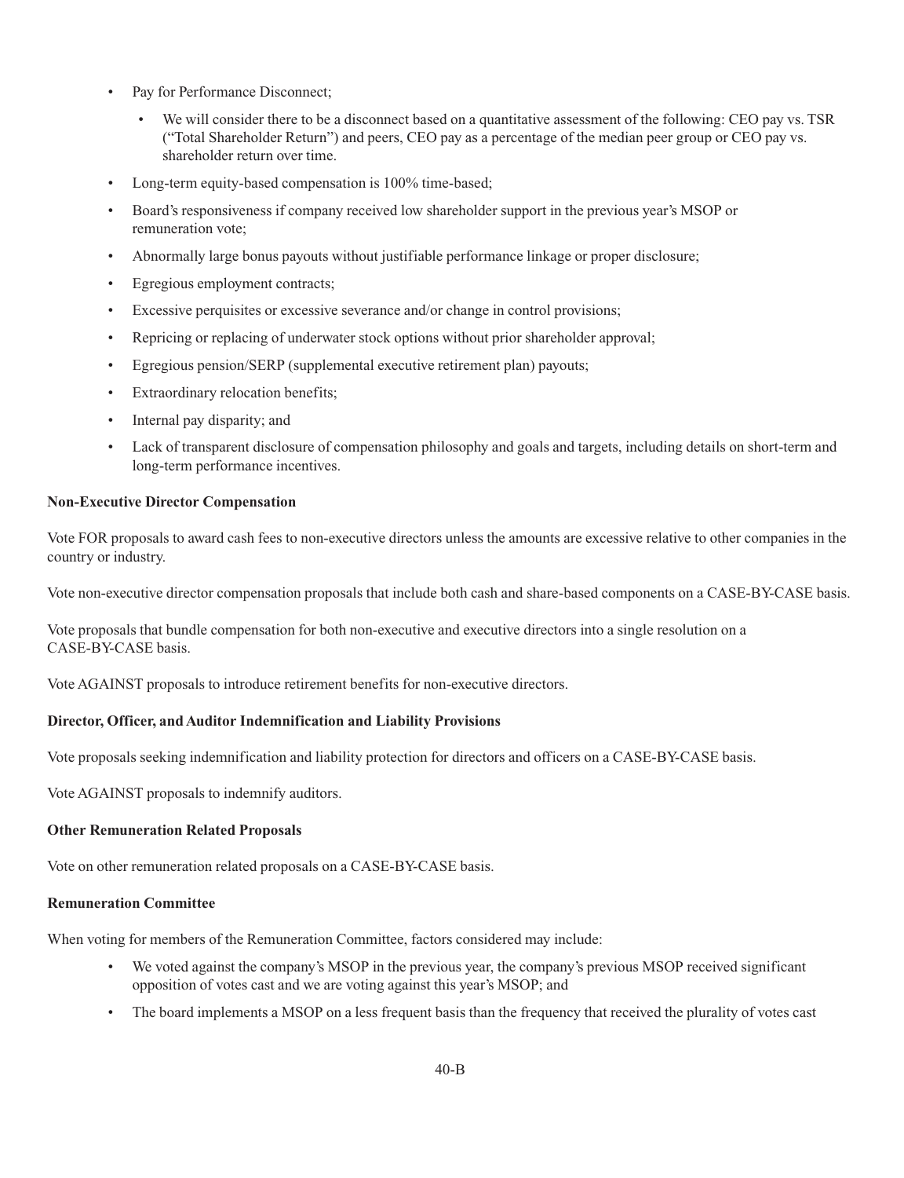- Pay for Performance Disconnect;
  - We will consider there to be a disconnect based on a quantitative assessment of the following: CEO pay vs. TSR ("Total Shareholder Return") and peers, CEO pay as a percentage of the median peer group or CEO pay vs. shareholder return over time.
- Long-term equity-based compensation is 100% time-based;
- Board's responsiveness if company received low shareholder support in the previous year's MSOP or remuneration vote;
- Abnormally large bonus payouts without justifiable performance linkage or proper disclosure;
- Egregious employment contracts;
- Excessive perquisites or excessive severance and/or change in control provisions;
- Repricing or replacing of underwater stock options without prior shareholder approval;
- Egregious pension/SERP (supplemental executive retirement plan) payouts;
- Extraordinary relocation benefits;
- Internal pay disparity; and
- Lack of transparent disclosure of compensation philosophy and goals and targets, including details on short-term and long-term performance incentives.

**Non-Executive Director Compensation**

Vote FOR proposals to award cash fees to non-executive directors unless the amounts are excessive relative to other companies in the country or industry.

Vote non-executive director compensation proposals that include both cash and share-based components on a CASE-BY-CASE basis.

Vote proposals that bundle compensation for both non-executive and executive directors into a single resolution on a CASE-BY-CASE basis.

Vote AGAINST proposals to introduce retirement benefits for non-executive directors.

**Director, Officer, and Auditor Indemnification and Liability Provisions**

Vote proposals seeking indemnification and liability protection for directors and officers on a CASE-BY-CASE basis.

Vote AGAINST proposals to indemnify auditors.

**Other Remuneration Related Proposals**

Vote on other remuneration related proposals on a CASE-BY-CASE basis.

**Remuneration Committee**

When voting for members of the Remuneration Committee, factors considered may include:

- We voted against the company's MSOP in the previous year, the company's previous MSOP received significant opposition of votes cast and we are voting against this year's MSOP; and
- The board implements a MSOP on a less frequent basis than the frequency that received the plurality of votes cast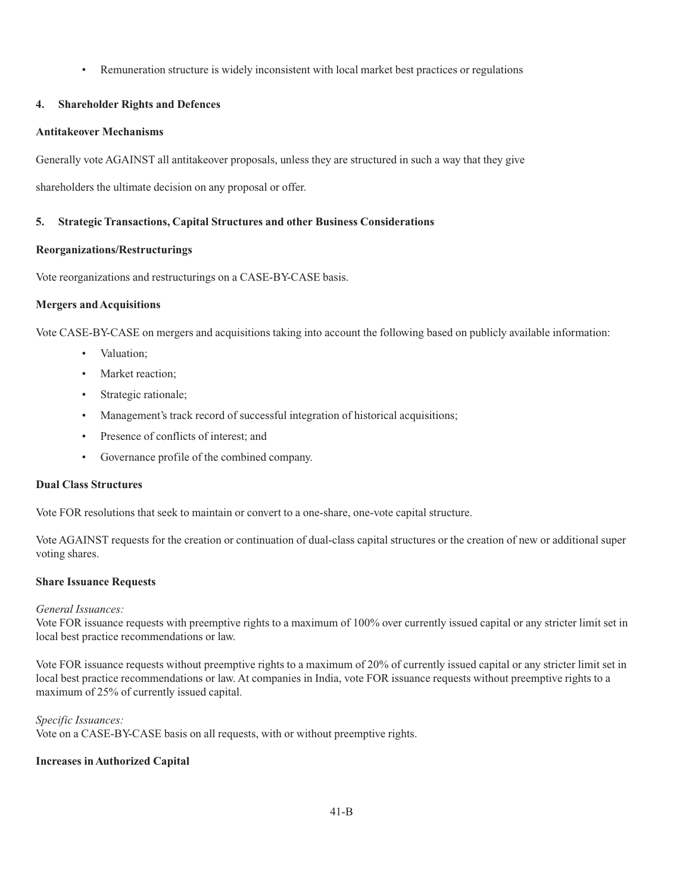- Remuneration structure is widely inconsistent with local market best practices or regulations

## 4. Shareholder Rights and Defences

### Antitakeover Mechanisms

Generally vote AGAINST all antitakeover proposals, unless they are structured in such a way that they give

shareholders the ultimate decision on any proposal or offer.

## 5. Strategic Transactions, Capital Structures and other Business Considerations

### Reorganizations/Restructurings

Vote reorganizations and restructurings on a CASE-BY-CASE basis.

### Mergers and Acquisitions

Vote CASE-BY-CASE on mergers and acquisitions taking into account the following based on publicly available information:

- Valuation;
- Market reaction;
- Strategic rationale;
- Management's track record of successful integration of historical acquisitions;
- Presence of conflicts of interest; and
- Governance profile of the combined company.

### Dual Class Structures

Vote FOR resolutions that seek to maintain or convert to a one-share, one-vote capital structure.

Vote AGAINST requests for the creation or continuation of dual-class capital structures or the creation of new or additional super voting shares.

### Share Issuance Requests

*General Issuances:*
Vote FOR issuance requests with preemptive rights to a maximum of 100% over currently issued capital or any stricter limit set in local best practice recommendations or law.

Vote FOR issuance requests without preemptive rights to a maximum of 20% of currently issued capital or any stricter limit set in local best practice recommendations or law. At companies in India, vote FOR issuance requests without preemptive rights to a maximum of 25% of currently issued capital.

*Specific Issuances:*
Vote on a CASE-BY-CASE basis on all requests, with or without preemptive rights.

### Increases in Authorized Capital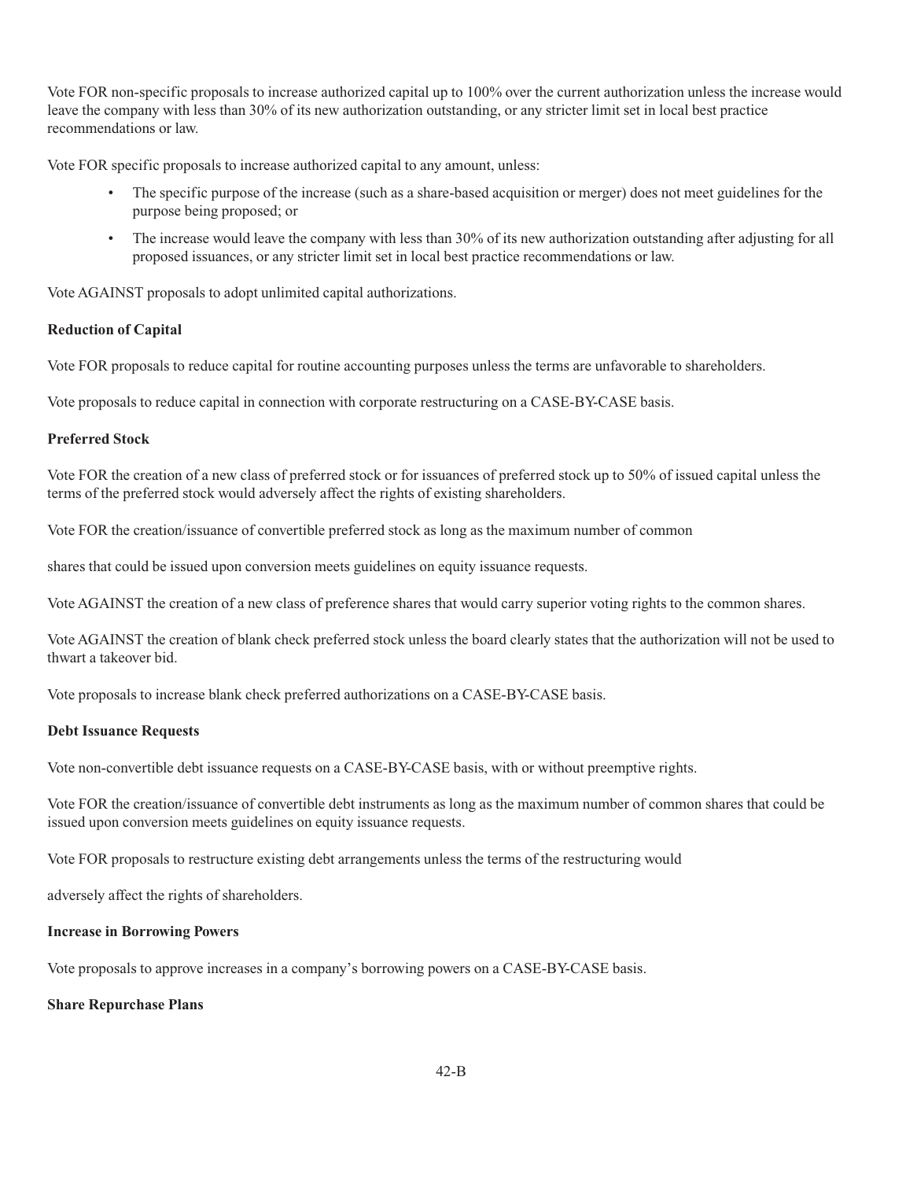Vote FOR non-specific proposals to increase authorized capital up to 100% over the current authorization unless the increase would leave the company with less than 30% of its new authorization outstanding, or any stricter limit set in local best practice recommendations or law.

Vote FOR specific proposals to increase authorized capital to any amount, unless:

- The specific purpose of the increase (such as a share-based acquisition or merger) does not meet guidelines for the purpose being proposed; or
- The increase would leave the company with less than 30% of its new authorization outstanding after adjusting for all proposed issuances, or any stricter limit set in local best practice recommendations or law.

Vote AGAINST proposals to adopt unlimited capital authorizations.

**Reduction of Capital**

Vote FOR proposals to reduce capital for routine accounting purposes unless the terms are unfavorable to shareholders.

Vote proposals to reduce capital in connection with corporate restructuring on a CASE-BY-CASE basis.

**Preferred Stock**

Vote FOR the creation of a new class of preferred stock or for issuances of preferred stock up to 50% of issued capital unless the terms of the preferred stock would adversely affect the rights of existing shareholders.

Vote FOR the creation/issuance of convertible preferred stock as long as the maximum number of common shares that could be issued upon conversion meets guidelines on equity issuance requests.

Vote AGAINST the creation of a new class of preference shares that would carry superior voting rights to the common shares.

Vote AGAINST the creation of blank check preferred stock unless the board clearly states that the authorization will not be used to thwart a takeover bid.

Vote proposals to increase blank check preferred authorizations on a CASE-BY-CASE basis.

**Debt Issuance Requests**

Vote non-convertible debt issuance requests on a CASE-BY-CASE basis, with or without preemptive rights.

Vote FOR the creation/issuance of convertible debt instruments as long as the maximum number of common shares that could be issued upon conversion meets guidelines on equity issuance requests.

Vote FOR proposals to restructure existing debt arrangements unless the terms of the restructuring would adversely affect the rights of shareholders.

**Increase in Borrowing Powers**

Vote proposals to approve increases in a company's borrowing powers on a CASE-BY-CASE basis.

**Share Repurchase Plans**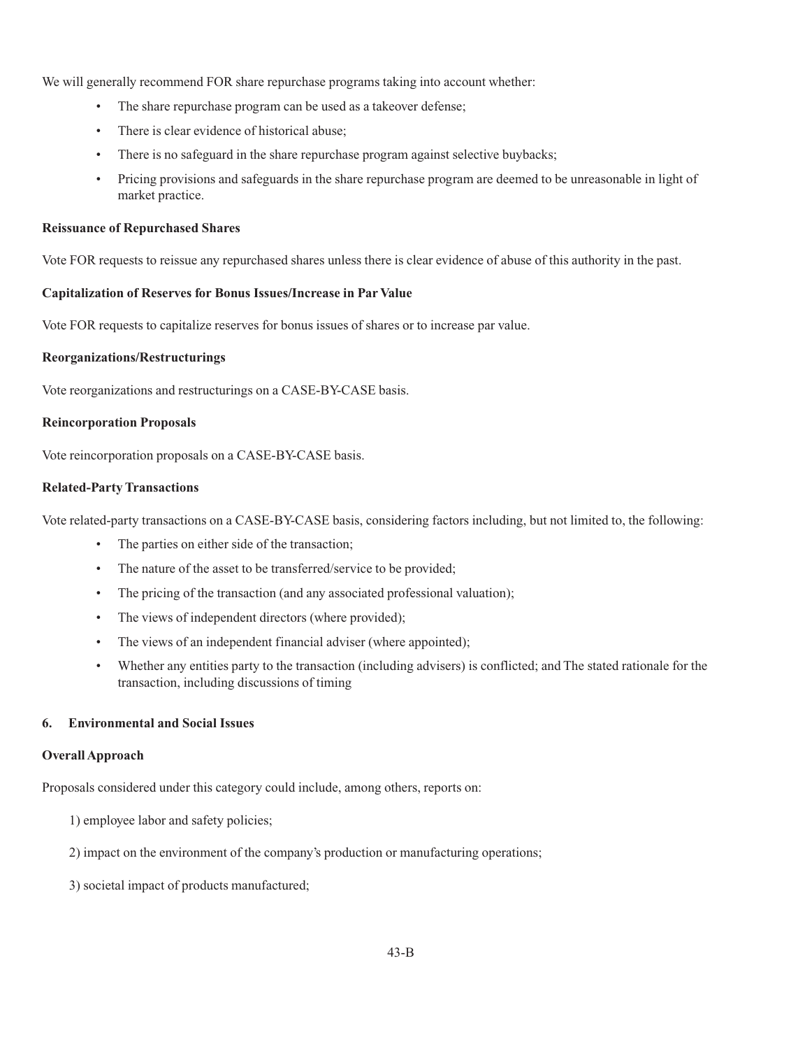We will generally recommend FOR share repurchase programs taking into account whether:

- The share repurchase program can be used as a takeover defense;
- There is clear evidence of historical abuse;
- There is no safeguard in the share repurchase program against selective buybacks;
- Pricing provisions and safeguards in the share repurchase program are deemed to be unreasonable in light of market practice.

**Reissuance of Repurchased Shares**

Vote FOR requests to reissue any repurchased shares unless there is clear evidence of abuse of this authority in the past.

**Capitalization of Reserves for Bonus Issues/Increase in Par Value**

Vote FOR requests to capitalize reserves for bonus issues of shares or to increase par value.

**Reorganizations/Restructurings**

Vote reorganizations and restructurings on a CASE-BY-CASE basis.

**Reincorporation Proposals**

Vote reincorporation proposals on a CASE-BY-CASE basis.

**Related-Party Transactions**

Vote related-party transactions on a CASE-BY-CASE basis, considering factors including, but not limited to, the following:

- The parties on either side of the transaction;
- The nature of the asset to be transferred/service to be provided;
- The pricing of the transaction (and any associated professional valuation);
- The views of independent directors (where provided);
- The views of an independent financial adviser (where appointed);
- Whether any entities party to the transaction (including advisers) is conflicted; and The stated rationale for the transaction, including discussions of timing

## 6. Environmental and Social Issues

**Overall Approach**

Proposals considered under this category could include, among others, reports on:

1) employee labor and safety policies;

2) impact on the environment of the company's production or manufacturing operations;

3) societal impact of products manufactured;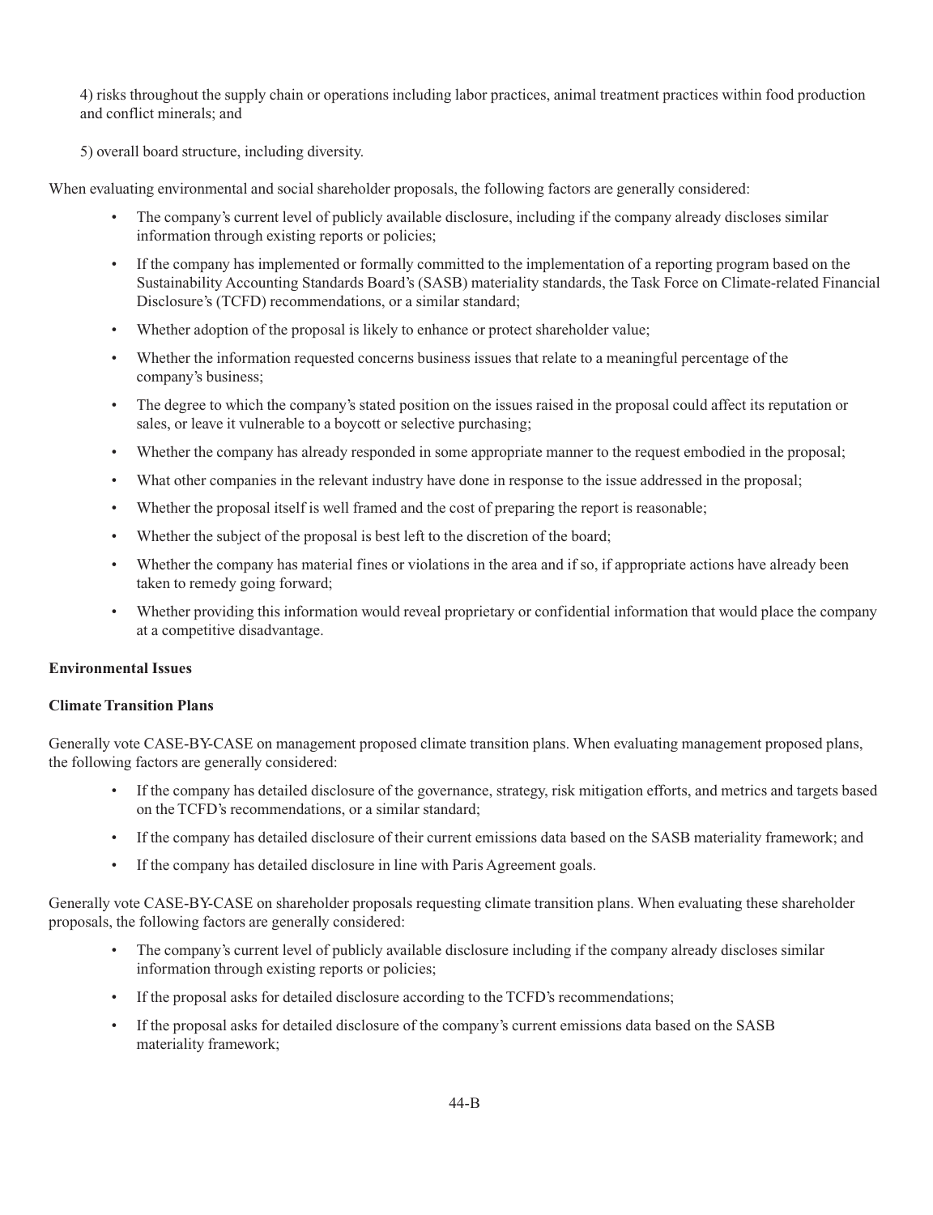4) risks throughout the supply chain or operations including labor practices, animal treatment practices within food production and conflict minerals; and

5) overall board structure, including diversity.

When evaluating environmental and social shareholder proposals, the following factors are generally considered:

- The company's current level of publicly available disclosure, including if the company already discloses similar information through existing reports or policies;
- If the company has implemented or formally committed to the implementation of a reporting program based on the Sustainability Accounting Standards Board's (SASB) materiality standards, the Task Force on Climate-related Financial Disclosure's (TCFD) recommendations, or a similar standard;
- Whether adoption of the proposal is likely to enhance or protect shareholder value;
- Whether the information requested concerns business issues that relate to a meaningful percentage of the company's business;
- The degree to which the company's stated position on the issues raised in the proposal could affect its reputation or sales, or leave it vulnerable to a boycott or selective purchasing;
- Whether the company has already responded in some appropriate manner to the request embodied in the proposal;
- What other companies in the relevant industry have done in response to the issue addressed in the proposal;
- Whether the proposal itself is well framed and the cost of preparing the report is reasonable;
- Whether the subject of the proposal is best left to the discretion of the board;
- Whether the company has material fines or violations in the area and if so, if appropriate actions have already been taken to remedy going forward;
- Whether providing this information would reveal proprietary or confidential information that would place the company at a competitive disadvantage.

**Environmental Issues**

**Climate Transition Plans**

Generally vote CASE-BY-CASE on management proposed climate transition plans. When evaluating management proposed plans, the following factors are generally considered:

- If the company has detailed disclosure of the governance, strategy, risk mitigation efforts, and metrics and targets based on the TCFD's recommendations, or a similar standard;
- If the company has detailed disclosure of their current emissions data based on the SASB materiality framework; and
- If the company has detailed disclosure in line with Paris Agreement goals.

Generally vote CASE-BY-CASE on shareholder proposals requesting climate transition plans. When evaluating these shareholder proposals, the following factors are generally considered:

- The company's current level of publicly available disclosure including if the company already discloses similar information through existing reports or policies;
- If the proposal asks for detailed disclosure according to the TCFD's recommendations;
- If the proposal asks for detailed disclosure of the company's current emissions data based on the SASB materiality framework;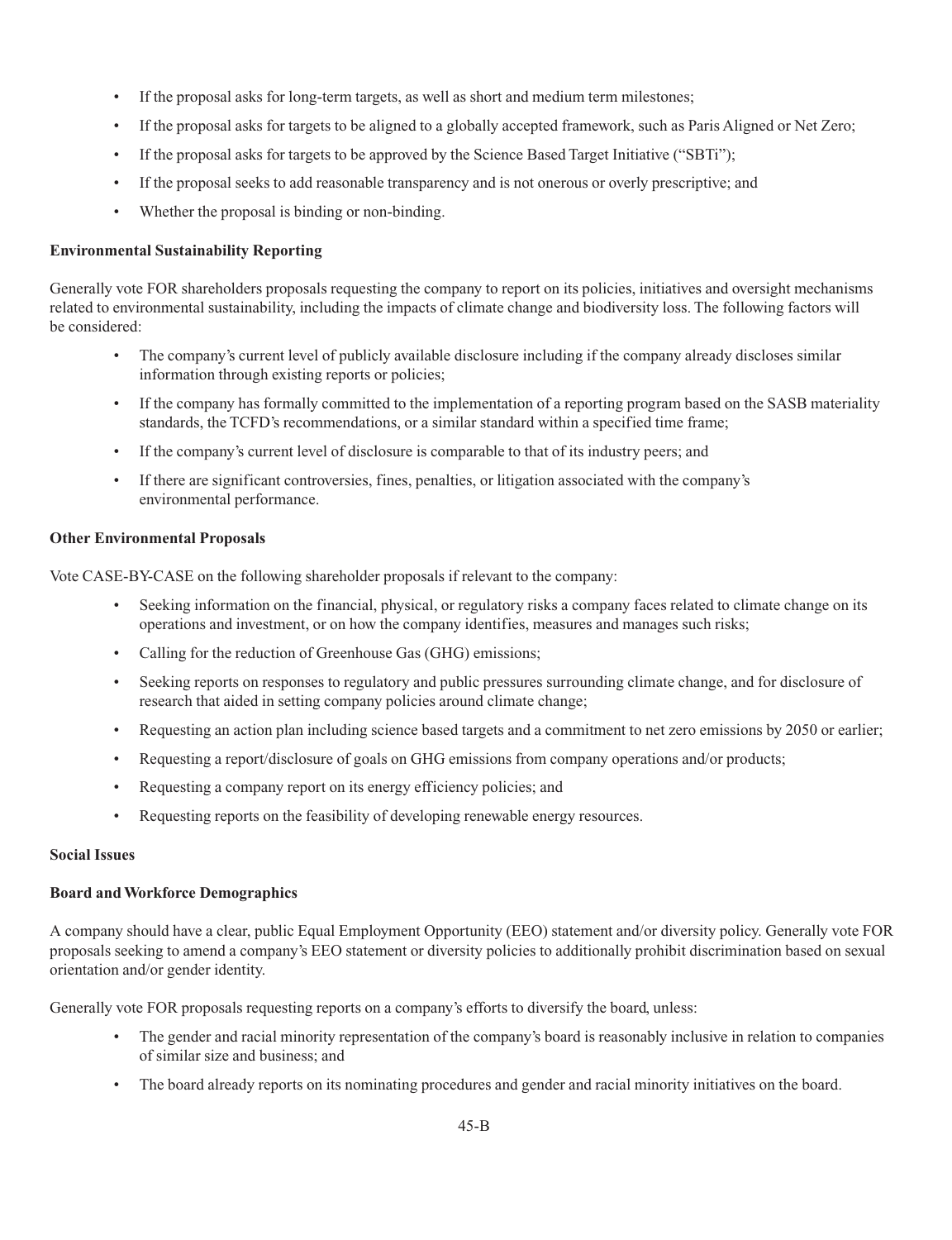- If the proposal asks for long-term targets, as well as short and medium term milestones;
- If the proposal asks for targets to be aligned to a globally accepted framework, such as Paris Aligned or Net Zero;
- If the proposal asks for targets to be approved by the Science Based Target Initiative ("SBTi");
- If the proposal seeks to add reasonable transparency and is not onerous or overly prescriptive; and
- Whether the proposal is binding or non-binding.

**Environmental Sustainability Reporting**

Generally vote FOR shareholders proposals requesting the company to report on its policies, initiatives and oversight mechanisms related to environmental sustainability, including the impacts of climate change and biodiversity loss. The following factors will be considered:

- The company's current level of publicly available disclosure including if the company already discloses similar information through existing reports or policies;
- If the company has formally committed to the implementation of a reporting program based on the SASB materiality standards, the TCFD's recommendations, or a similar standard within a specified time frame;
- If the company's current level of disclosure is comparable to that of its industry peers; and
- If there are significant controversies, fines, penalties, or litigation associated with the company's environmental performance.

**Other Environmental Proposals**

Vote CASE-BY-CASE on the following shareholder proposals if relevant to the company:

- Seeking information on the financial, physical, or regulatory risks a company faces related to climate change on its operations and investment, or on how the company identifies, measures and manages such risks;
- Calling for the reduction of Greenhouse Gas (GHG) emissions;
- Seeking reports on responses to regulatory and public pressures surrounding climate change, and for disclosure of research that aided in setting company policies around climate change;
- Requesting an action plan including science based targets and a commitment to net zero emissions by 2050 or earlier;
- Requesting a report/disclosure of goals on GHG emissions from company operations and/or products;
- Requesting a company report on its energy efficiency policies; and
- Requesting reports on the feasibility of developing renewable energy resources.

**Social Issues**

**Board and Workforce Demographics**

A company should have a clear, public Equal Employment Opportunity (EEO) statement and/or diversity policy. Generally vote FOR proposals seeking to amend a company's EEO statement or diversity policies to additionally prohibit discrimination based on sexual orientation and/or gender identity.

Generally vote FOR proposals requesting reports on a company's efforts to diversify the board, unless:

- The gender and racial minority representation of the company's board is reasonably inclusive in relation to companies of similar size and business; and
- The board already reports on its nominating procedures and gender and racial minority initiatives on the board.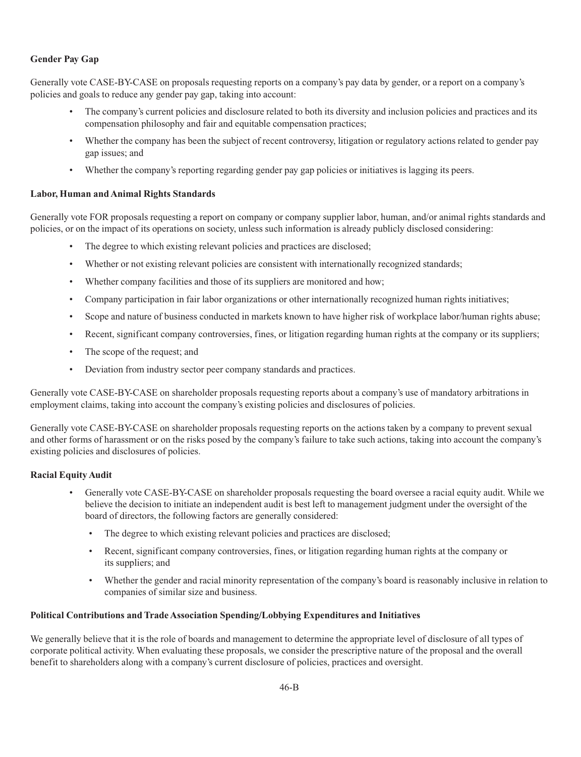**Gender Pay Gap**

Generally vote CASE-BY-CASE on proposals requesting reports on a company's pay data by gender, or a report on a company's policies and goals to reduce any gender pay gap, taking into account:

- The company's current policies and disclosure related to both its diversity and inclusion policies and practices and its compensation philosophy and fair and equitable compensation practices;
- Whether the company has been the subject of recent controversy, litigation or regulatory actions related to gender pay gap issues; and
- Whether the company's reporting regarding gender pay gap policies or initiatives is lagging its peers.

**Labor, Human and Animal Rights Standards**

Generally vote FOR proposals requesting a report on company or company supplier labor, human, and/or animal rights standards and policies, or on the impact of its operations on society, unless such information is already publicly disclosed considering:

- The degree to which existing relevant policies and practices are disclosed;
- Whether or not existing relevant policies are consistent with internationally recognized standards;
- Whether company facilities and those of its suppliers are monitored and how;
- Company participation in fair labor organizations or other internationally recognized human rights initiatives;
- Scope and nature of business conducted in markets known to have higher risk of workplace labor/human rights abuse;
- Recent, significant company controversies, fines, or litigation regarding human rights at the company or its suppliers;
- The scope of the request; and
- Deviation from industry sector peer company standards and practices.

Generally vote CASE-BY-CASE on shareholder proposals requesting reports about a company's use of mandatory arbitrations in employment claims, taking into account the company's existing policies and disclosures of policies.

Generally vote CASE-BY-CASE on shareholder proposals requesting reports on the actions taken by a company to prevent sexual and other forms of harassment or on the risks posed by the company's failure to take such actions, taking into account the company's existing policies and disclosures of policies.

**Racial Equity Audit**

- Generally vote CASE-BY-CASE on shareholder proposals requesting the board oversee a racial equity audit. While we believe the decision to initiate an independent audit is best left to management judgment under the oversight of the board of directors, the following factors are generally considered:
  - The degree to which existing relevant policies and practices are disclosed;
  - Recent, significant company controversies, fines, or litigation regarding human rights at the company or its suppliers; and
  - Whether the gender and racial minority representation of the company's board is reasonably inclusive in relation to companies of similar size and business.

**Political Contributions and Trade Association Spending/Lobbying Expenditures and Initiatives**

We generally believe that it is the role of boards and management to determine the appropriate level of disclosure of all types of corporate political activity. When evaluating these proposals, we consider the prescriptive nature of the proposal and the overall benefit to shareholders along with a company's current disclosure of policies, practices and oversight.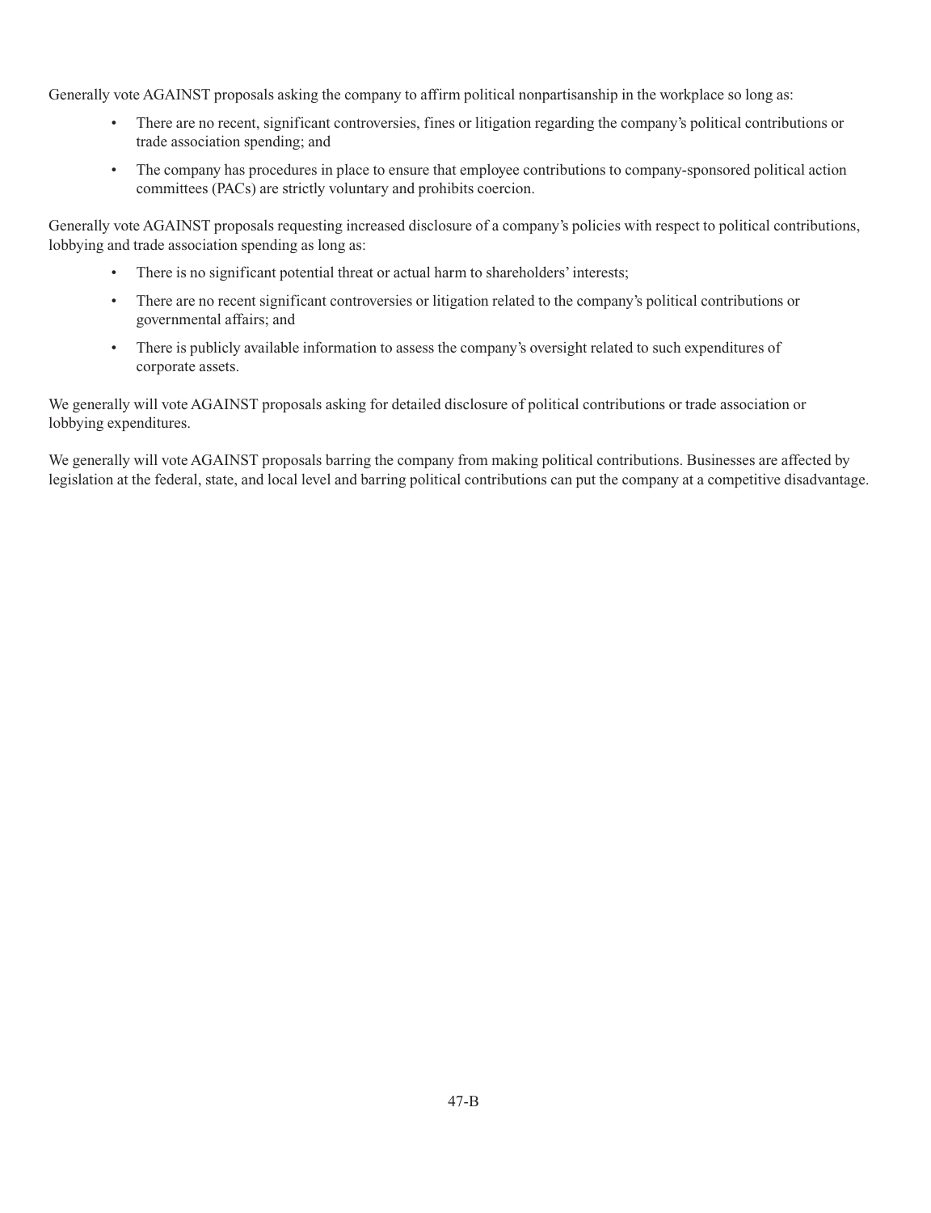Generally vote AGAINST proposals asking the company to affirm political nonpartisanship in the workplace so long as:

- There are no recent, significant controversies, fines or litigation regarding the company's political contributions or trade association spending; and
- The company has procedures in place to ensure that employee contributions to company-sponsored political action committees (PACs) are strictly voluntary and prohibits coercion.

Generally vote AGAINST proposals requesting increased disclosure of a company's policies with respect to political contributions, lobbying and trade association spending as long as:

- There is no significant potential threat or actual harm to shareholders' interests;
- There are no recent significant controversies or litigation related to the company's political contributions or governmental affairs; and
- There is publicly available information to assess the company's oversight related to such expenditures of corporate assets.

We generally will vote AGAINST proposals asking for detailed disclosure of political contributions or trade association or lobbying expenditures.

We generally will vote AGAINST proposals barring the company from making political contributions. Businesses are affected by legislation at the federal, state, and local level and barring political contributions can put the company at a competitive disadvantage.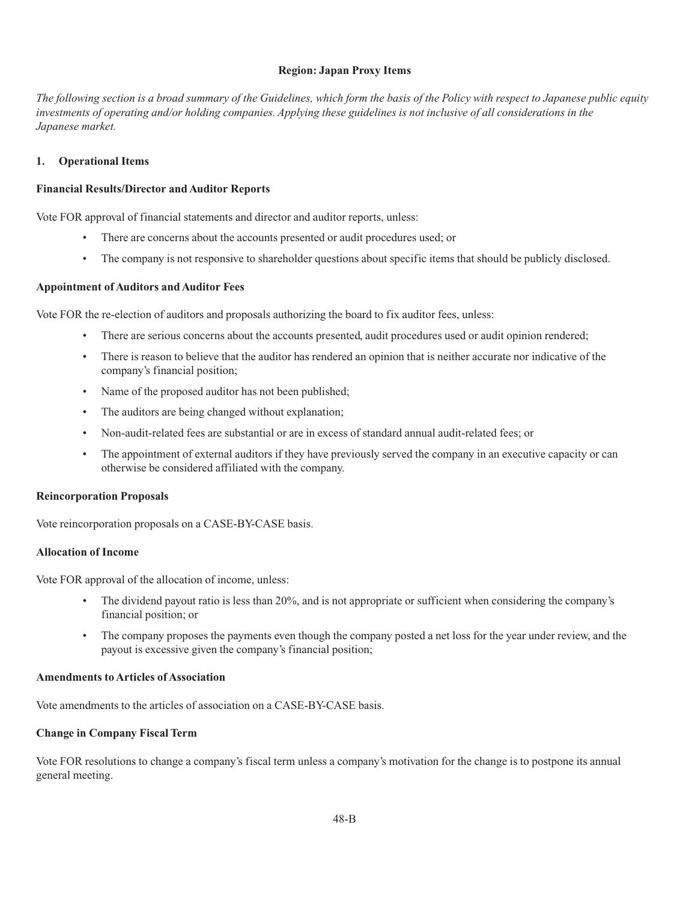## Region: Japan Proxy Items

*The following section is a broad summary of the Guidelines, which form the basis of the Policy with respect to Japanese public equity investments of operating and/or holding companies. Applying these guidelines is not inclusive of all considerations in the Japanese market.*

### 1. Operational Items

**Financial Results/Director and Auditor Reports**

Vote FOR approval of financial statements and director and auditor reports, unless:

- There are concerns about the accounts presented or audit procedures used; or
- The company is not responsive to shareholder questions about specific items that should be publicly disclosed.

**Appointment of Auditors and Auditor Fees**

Vote FOR the re-election of auditors and proposals authorizing the board to fix auditor fees, unless:

- There are serious concerns about the accounts presented, audit procedures used or audit opinion rendered;
- There is reason to believe that the auditor has rendered an opinion that is neither accurate nor indicative of the company's financial position;
- Name of the proposed auditor has not been published;
- The auditors are being changed without explanation;
- Non-audit-related fees are substantial or are in excess of standard annual audit-related fees; or
- The appointment of external auditors if they have previously served the company in an executive capacity or can otherwise be considered affiliated with the company.

**Reincorporation Proposals**

Vote reincorporation proposals on a CASE-BY-CASE basis.

**Allocation of Income**

Vote FOR approval of the allocation of income, unless:

- The dividend payout ratio is less than 20%, and is not appropriate or sufficient when considering the company's financial position; or
- The company proposes the payments even though the company posted a net loss for the year under review, and the payout is excessive given the company's financial position;

**Amendments to Articles of Association**

Vote amendments to the articles of association on a CASE-BY-CASE basis.

**Change in Company Fiscal Term**

Vote FOR resolutions to change a company's fiscal term unless a company's motivation for the change is to postpone its annual general meeting.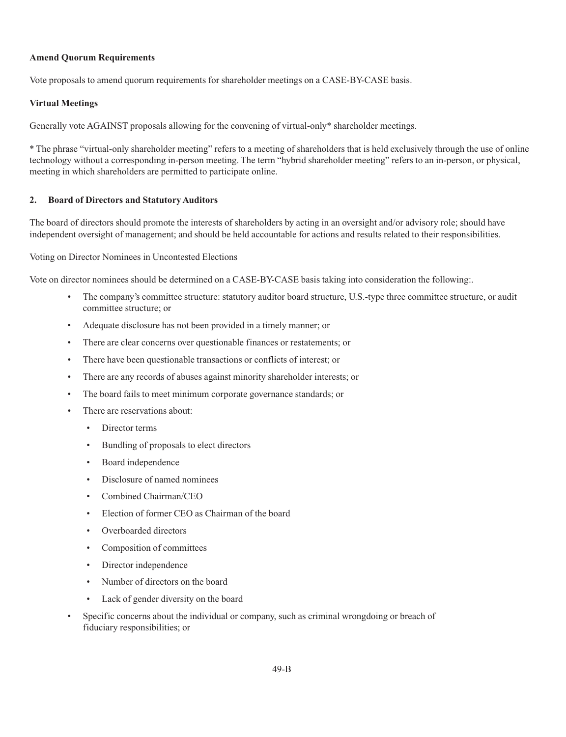**Amend Quorum Requirements**

Vote proposals to amend quorum requirements for shareholder meetings on a CASE-BY-CASE basis.

**Virtual Meetings**

Generally vote AGAINST proposals allowing for the convening of virtual-only* shareholder meetings.

* The phrase "virtual-only shareholder meeting" refers to a meeting of shareholders that is held exclusively through the use of online technology without a corresponding in-person meeting. The term "hybrid shareholder meeting" refers to an in-person, or physical, meeting in which shareholders are permitted to participate online.

**2. Board of Directors and Statutory Auditors**

The board of directors should promote the interests of shareholders by acting in an oversight and/or advisory role; should have independent oversight of management; and should be held accountable for actions and results related to their responsibilities.

Voting on Director Nominees in Uncontested Elections

Vote on director nominees should be determined on a CASE-BY-CASE basis taking into consideration the following:.

- The company's committee structure: statutory auditor board structure, U.S.-type three committee structure, or audit committee structure; or
- Adequate disclosure has not been provided in a timely manner; or
- There are clear concerns over questionable finances or restatements; or
- There have been questionable transactions or conflicts of interest; or
- There are any records of abuses against minority shareholder interests; or
- The board fails to meet minimum corporate governance standards; or
- There are reservations about:
  - Director terms
  - Bundling of proposals to elect directors
  - Board independence
  - Disclosure of named nominees
  - Combined Chairman/CEO
  - Election of former CEO as Chairman of the board
  - Overboarded directors
  - Composition of committees
  - Director independence
  - Number of directors on the board
  - Lack of gender diversity on the board
- Specific concerns about the individual or company, such as criminal wrongdoing or breach of fiduciary responsibilities; or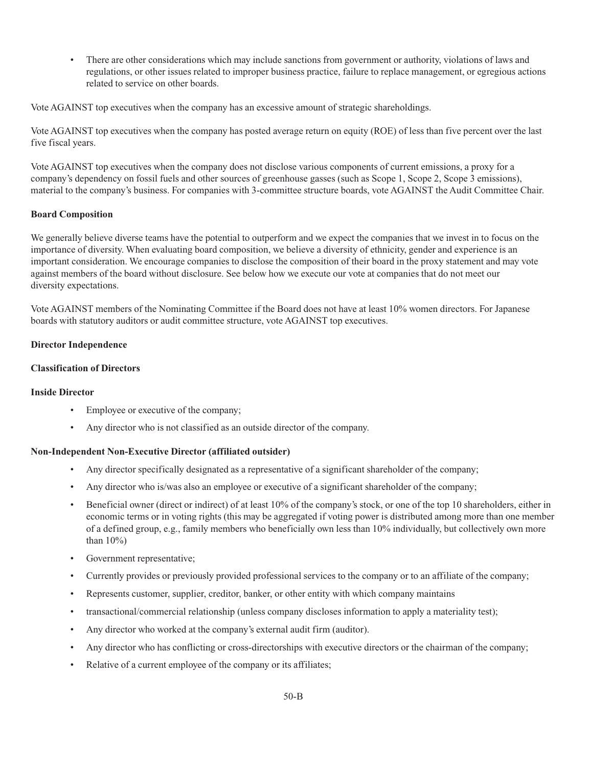- There are other considerations which may include sanctions from government or authority, violations of laws and regulations, or other issues related to improper business practice, failure to replace management, or egregious actions related to service on other boards.

Vote AGAINST top executives when the company has an excessive amount of strategic shareholdings.

Vote AGAINST top executives when the company has posted average return on equity (ROE) of less than five percent over the last five fiscal years.

Vote AGAINST top executives when the company does not disclose various components of current emissions, a proxy for a company's dependency on fossil fuels and other sources of greenhouse gasses (such as Scope 1, Scope 2, Scope 3 emissions), material to the company's business. For companies with 3-committee structure boards, vote AGAINST the Audit Committee Chair.

**Board Composition**

We generally believe diverse teams have the potential to outperform and we expect the companies that we invest in to focus on the importance of diversity. When evaluating board composition, we believe a diversity of ethnicity, gender and experience is an important consideration. We encourage companies to disclose the composition of their board in the proxy statement and may vote against members of the board without disclosure. See below how we execute our vote at companies that do not meet our diversity expectations.

Vote AGAINST members of the Nominating Committee if the Board does not have at least 10% women directors. For Japanese boards with statutory auditors or audit committee structure, vote AGAINST top executives.

**Director Independence**

**Classification of Directors**

**Inside Director**

- Employee or executive of the company;
- Any director who is not classified as an outside director of the company.

**Non-Independent Non-Executive Director (affiliated outsider)**

- Any director specifically designated as a representative of a significant shareholder of the company;
- Any director who is/was also an employee or executive of a significant shareholder of the company;
- Beneficial owner (direct or indirect) of at least 10% of the company's stock, or one of the top 10 shareholders, either in economic terms or in voting rights (this may be aggregated if voting power is distributed among more than one member of a defined group, e.g., family members who beneficially own less than 10% individually, but collectively own more than 10%)
- Government representative;
- Currently provides or previously provided professional services to the company or to an affiliate of the company;
- Represents customer, supplier, creditor, banker, or other entity with which company maintains
- transactional/commercial relationship (unless company discloses information to apply a materiality test);
- Any director who worked at the company's external audit firm (auditor).
- Any director who has conflicting or cross-directorships with executive directors or the chairman of the company;
- Relative of a current employee of the company or its affiliates;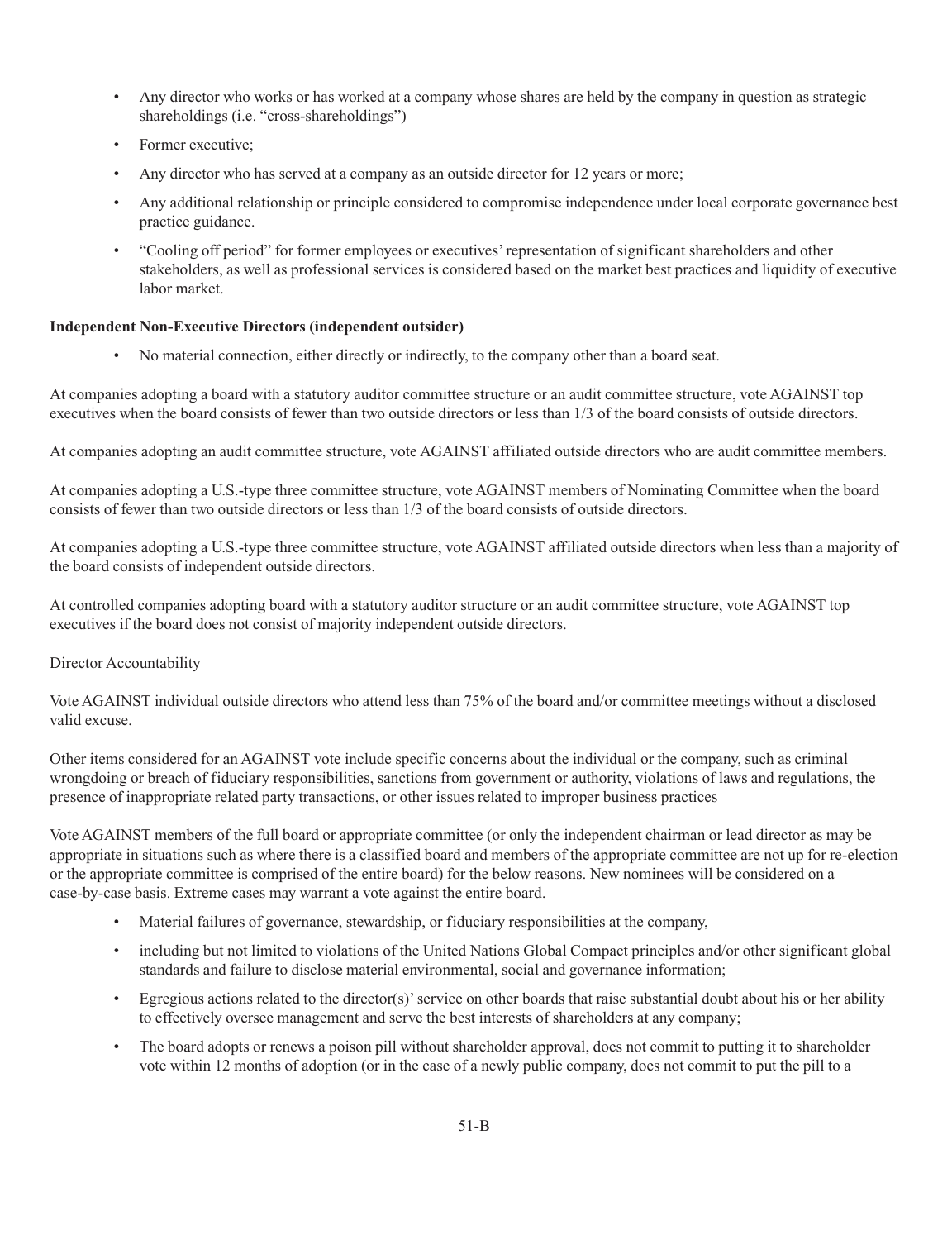- Any director who works or has worked at a company whose shares are held by the company in question as strategic shareholdings (i.e. "cross-shareholdings")
- Former executive;
- Any director who has served at a company as an outside director for 12 years or more;
- Any additional relationship or principle considered to compromise independence under local corporate governance best practice guidance.
- "Cooling off period" for former employees or executives' representation of significant shareholders and other stakeholders, as well as professional services is considered based on the market best practices and liquidity of executive labor market.

**Independent Non-Executive Directors (independent outsider)**

- No material connection, either directly or indirectly, to the company other than a board seat.

At companies adopting a board with a statutory auditor committee structure or an audit committee structure, vote AGAINST top executives when the board consists of fewer than two outside directors or less than 1/3 of the board consists of outside directors.

At companies adopting an audit committee structure, vote AGAINST affiliated outside directors who are audit committee members.

At companies adopting a U.S.-type three committee structure, vote AGAINST members of Nominating Committee when the board consists of fewer than two outside directors or less than 1/3 of the board consists of outside directors.

At companies adopting a U.S.-type three committee structure, vote AGAINST affiliated outside directors when less than a majority of the board consists of independent outside directors.

At controlled companies adopting board with a statutory auditor structure or an audit committee structure, vote AGAINST top executives if the board does not consist of majority independent outside directors.

Director Accountability

Vote AGAINST individual outside directors who attend less than 75% of the board and/or committee meetings without a disclosed valid excuse.

Other items considered for an AGAINST vote include specific concerns about the individual or the company, such as criminal wrongdoing or breach of fiduciary responsibilities, sanctions from government or authority, violations of laws and regulations, the presence of inappropriate related party transactions, or other issues related to improper business practices

Vote AGAINST members of the full board or appropriate committee (or only the independent chairman or lead director as may be appropriate in situations such as where there is a classified board and members of the appropriate committee are not up for re-election or the appropriate committee is comprised of the entire board) for the below reasons. New nominees will be considered on a case-by-case basis. Extreme cases may warrant a vote against the entire board.

- Material failures of governance, stewardship, or fiduciary responsibilities at the company,
- including but not limited to violations of the United Nations Global Compact principles and/or other significant global standards and failure to disclose material environmental, social and governance information;
- Egregious actions related to the director(s)' service on other boards that raise substantial doubt about his or her ability to effectively oversee management and serve the best interests of shareholders at any company;
- The board adopts or renews a poison pill without shareholder approval, does not commit to putting it to shareholder vote within 12 months of adoption (or in the case of a newly public company, does not commit to put the pill to a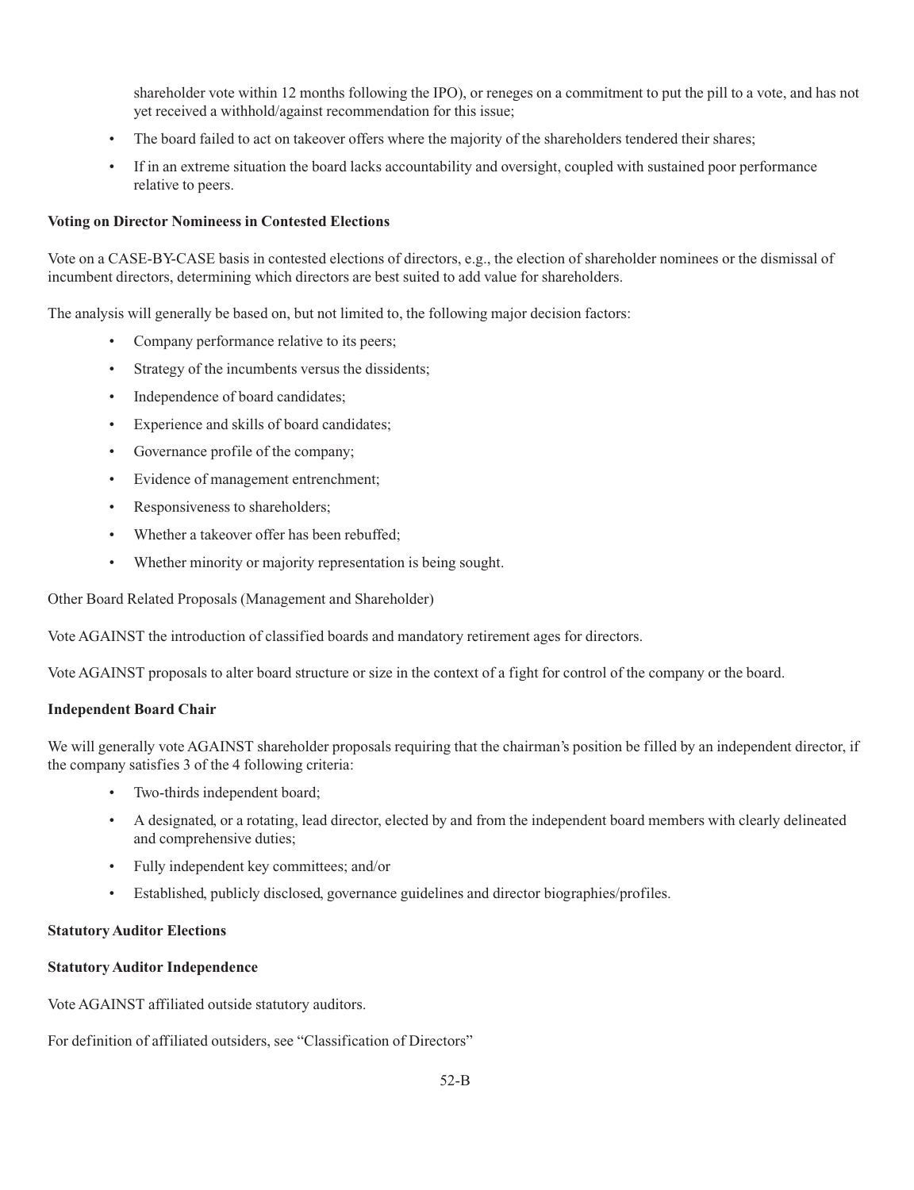shareholder vote within 12 months following the IPO), or reneges on a commitment to put the pill to a vote, and has not yet received a withhold/against recommendation for this issue;

- The board failed to act on takeover offers where the majority of the shareholders tendered their shares;
- If in an extreme situation the board lacks accountability and oversight, coupled with sustained poor performance relative to peers.

**Voting on Director Nomineess in Contested Elections**

Vote on a CASE-BY-CASE basis in contested elections of directors, e.g., the election of shareholder nominees or the dismissal of incumbent directors, determining which directors are best suited to add value for shareholders.

The analysis will generally be based on, but not limited to, the following major decision factors:

- Company performance relative to its peers;
- Strategy of the incumbents versus the dissidents;
- Independence of board candidates;
- Experience and skills of board candidates;
- Governance profile of the company;
- Evidence of management entrenchment;
- Responsiveness to shareholders;
- Whether a takeover offer has been rebuffed;
- Whether minority or majority representation is being sought.

Other Board Related Proposals (Management and Shareholder)

Vote AGAINST the introduction of classified boards and mandatory retirement ages for directors.

Vote AGAINST proposals to alter board structure or size in the context of a fight for control of the company or the board.

**Independent Board Chair**

We will generally vote AGAINST shareholder proposals requiring that the chairman's position be filled by an independent director, if the company satisfies 3 of the 4 following criteria:

- Two-thirds independent board;
- A designated, or a rotating, lead director, elected by and from the independent board members with clearly delineated and comprehensive duties;
- Fully independent key committees; and/or
- Established, publicly disclosed, governance guidelines and director biographies/profiles.

**Statutory Auditor Elections**

**Statutory Auditor Independence**

Vote AGAINST affiliated outside statutory auditors.

For definition of affiliated outsiders, see "Classification of Directors"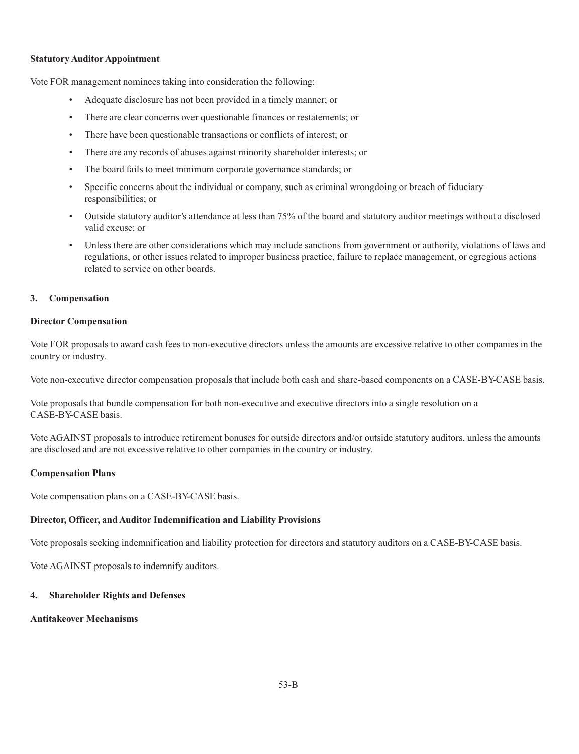**Statutory Auditor Appointment**

Vote FOR management nominees taking into consideration the following:

- Adequate disclosure has not been provided in a timely manner; or
- There are clear concerns over questionable finances or restatements; or
- There have been questionable transactions or conflicts of interest; or
- There are any records of abuses against minority shareholder interests; or
- The board fails to meet minimum corporate governance standards; or
- Specific concerns about the individual or company, such as criminal wrongdoing or breach of fiduciary responsibilities; or
- Outside statutory auditor's attendance at less than 75% of the board and statutory auditor meetings without a disclosed valid excuse; or
- Unless there are other considerations which may include sanctions from government or authority, violations of laws and regulations, or other issues related to improper business practice, failure to replace management, or egregious actions related to service on other boards.

**3. Compensation**

**Director Compensation**

Vote FOR proposals to award cash fees to non-executive directors unless the amounts are excessive relative to other companies in the country or industry.

Vote non-executive director compensation proposals that include both cash and share-based components on a CASE-BY-CASE basis.

Vote proposals that bundle compensation for both non-executive and executive directors into a single resolution on a CASE-BY-CASE basis.

Vote AGAINST proposals to introduce retirement bonuses for outside directors and/or outside statutory auditors, unless the amounts are disclosed and are not excessive relative to other companies in the country or industry.

**Compensation Plans**

Vote compensation plans on a CASE-BY-CASE basis.

**Director, Officer, and Auditor Indemnification and Liability Provisions**

Vote proposals seeking indemnification and liability protection for directors and statutory auditors on a CASE-BY-CASE basis.

Vote AGAINST proposals to indemnify auditors.

**4. Shareholder Rights and Defenses**

**Antitakeover Mechanisms**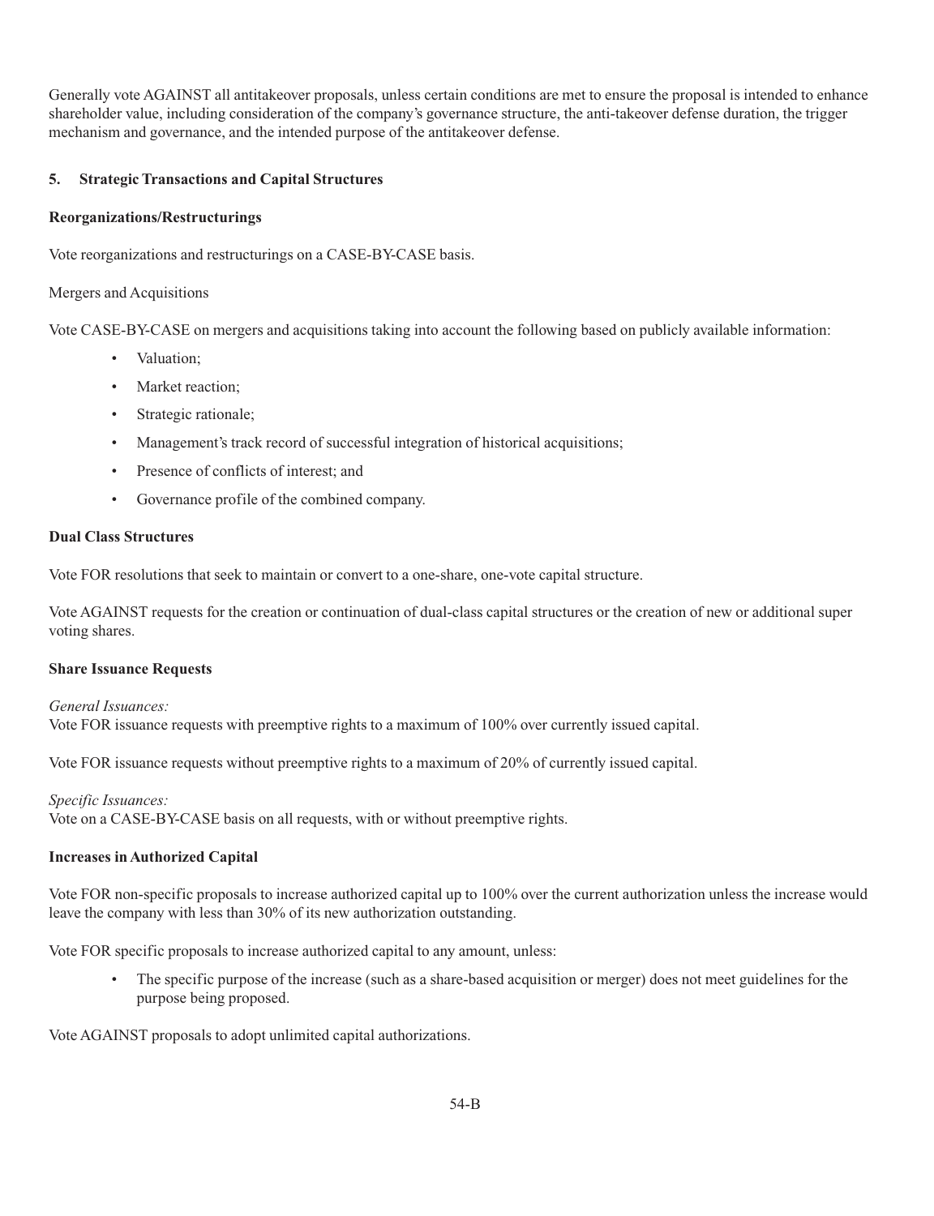Generally vote AGAINST all antitakeover proposals, unless certain conditions are met to ensure the proposal is intended to enhance shareholder value, including consideration of the company's governance structure, the anti-takeover defense duration, the trigger mechanism and governance, and the intended purpose of the antitakeover defense.

## 5. Strategic Transactions and Capital Structures

**Reorganizations/Restructurings**

Vote reorganizations and restructurings on a CASE-BY-CASE basis.

Mergers and Acquisitions

Vote CASE-BY-CASE on mergers and acquisitions taking into account the following based on publicly available information:

- Valuation;
- Market reaction;
- Strategic rationale;
- Management's track record of successful integration of historical acquisitions;
- Presence of conflicts of interest; and
- Governance profile of the combined company.

**Dual Class Structures**

Vote FOR resolutions that seek to maintain or convert to a one-share, one-vote capital structure.

Vote AGAINST requests for the creation or continuation of dual-class capital structures or the creation of new or additional super voting shares.

**Share Issuance Requests**

*General Issuances:*
Vote FOR issuance requests with preemptive rights to a maximum of 100% over currently issued capital.

Vote FOR issuance requests without preemptive rights to a maximum of 20% of currently issued capital.

*Specific Issuances:*
Vote on a CASE-BY-CASE basis on all requests, with or without preemptive rights.

**Increases in Authorized Capital**

Vote FOR non-specific proposals to increase authorized capital up to 100% over the current authorization unless the increase would leave the company with less than 30% of its new authorization outstanding.

Vote FOR specific proposals to increase authorized capital to any amount, unless:

- The specific purpose of the increase (such as a share-based acquisition or merger) does not meet guidelines for the purpose being proposed.

Vote AGAINST proposals to adopt unlimited capital authorizations.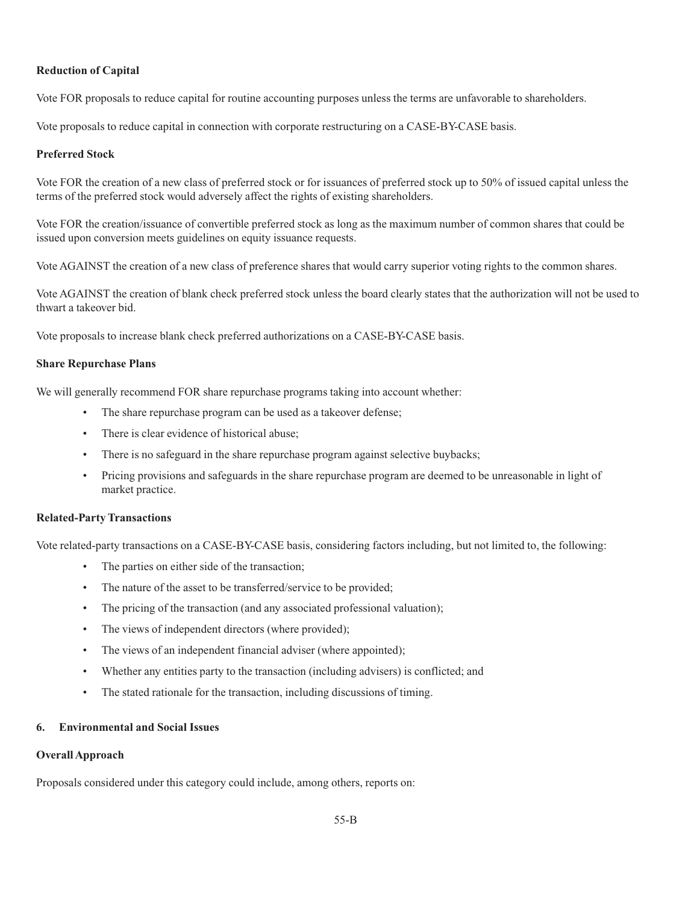**Reduction of Capital**

Vote FOR proposals to reduce capital for routine accounting purposes unless the terms are unfavorable to shareholders.

Vote proposals to reduce capital in connection with corporate restructuring on a CASE-BY-CASE basis.

**Preferred Stock**

Vote FOR the creation of a new class of preferred stock or for issuances of preferred stock up to 50% of issued capital unless the terms of the preferred stock would adversely affect the rights of existing shareholders.

Vote FOR the creation/issuance of convertible preferred stock as long as the maximum number of common shares that could be issued upon conversion meets guidelines on equity issuance requests.

Vote AGAINST the creation of a new class of preference shares that would carry superior voting rights to the common shares.

Vote AGAINST the creation of blank check preferred stock unless the board clearly states that the authorization will not be used to thwart a takeover bid.

Vote proposals to increase blank check preferred authorizations on a CASE-BY-CASE basis.

**Share Repurchase Plans**

We will generally recommend FOR share repurchase programs taking into account whether:

- The share repurchase program can be used as a takeover defense;
- There is clear evidence of historical abuse;
- There is no safeguard in the share repurchase program against selective buybacks;
- Pricing provisions and safeguards in the share repurchase program are deemed to be unreasonable in light of market practice.

**Related-Party Transactions**

Vote related-party transactions on a CASE-BY-CASE basis, considering factors including, but not limited to, the following:

- The parties on either side of the transaction;
- The nature of the asset to be transferred/service to be provided;
- The pricing of the transaction (and any associated professional valuation);
- The views of independent directors (where provided);
- The views of an independent financial adviser (where appointed);
- Whether any entities party to the transaction (including advisers) is conflicted; and
- The stated rationale for the transaction, including discussions of timing.

**6. Environmental and Social Issues**

**Overall Approach**

Proposals considered under this category could include, among others, reports on: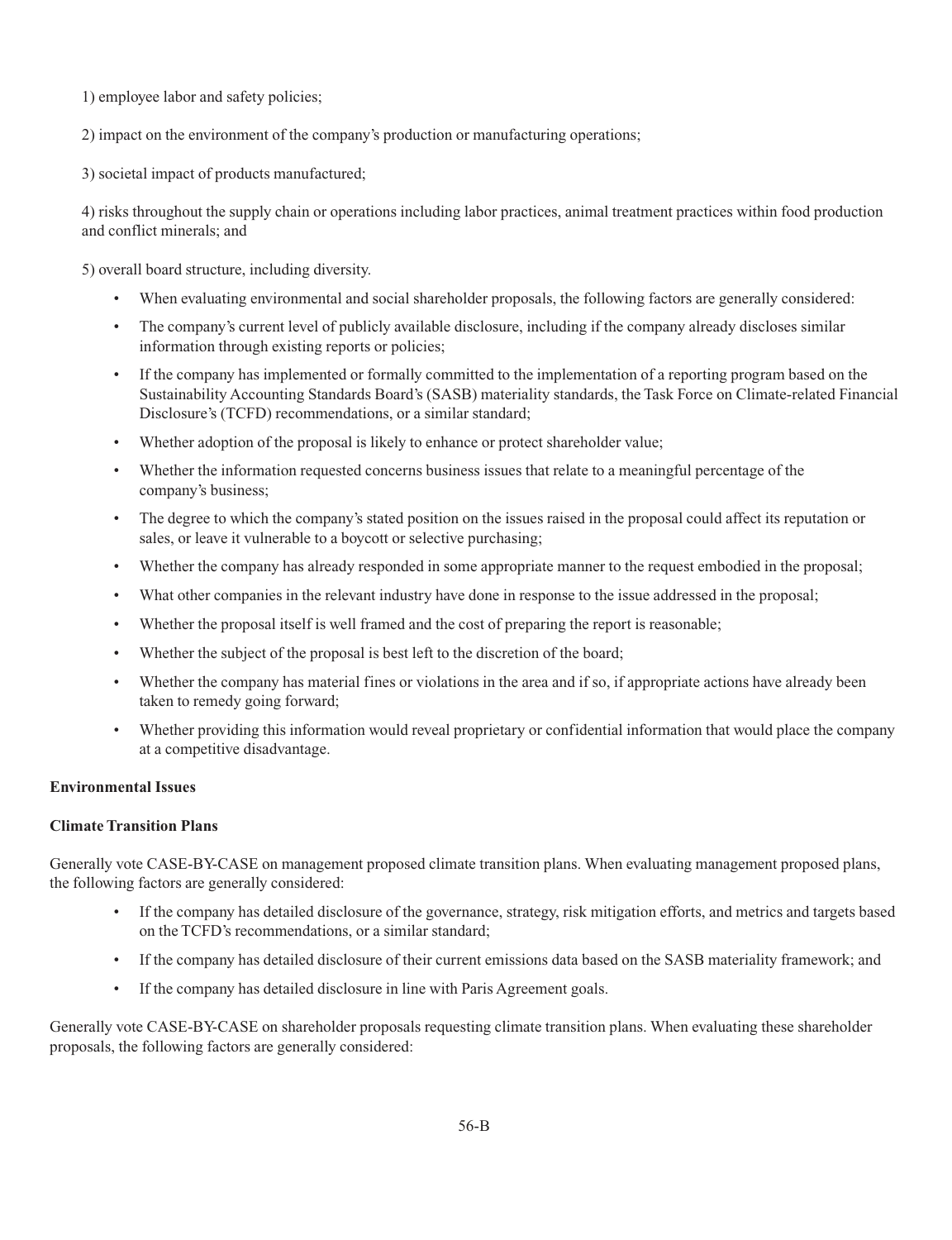1) employee labor and safety policies;

2) impact on the environment of the company's production or manufacturing operations;

3) societal impact of products manufactured;

4) risks throughout the supply chain or operations including labor practices, animal treatment practices within food production and conflict minerals; and

5) overall board structure, including diversity.

- When evaluating environmental and social shareholder proposals, the following factors are generally considered:
- The company's current level of publicly available disclosure, including if the company already discloses similar information through existing reports or policies;
- If the company has implemented or formally committed to the implementation of a reporting program based on the Sustainability Accounting Standards Board's (SASB) materiality standards, the Task Force on Climate-related Financial Disclosure's (TCFD) recommendations, or a similar standard;
- Whether adoption of the proposal is likely to enhance or protect shareholder value;
- Whether the information requested concerns business issues that relate to a meaningful percentage of the company's business;
- The degree to which the company's stated position on the issues raised in the proposal could affect its reputation or sales, or leave it vulnerable to a boycott or selective purchasing;
- Whether the company has already responded in some appropriate manner to the request embodied in the proposal;
- What other companies in the relevant industry have done in response to the issue addressed in the proposal;
- Whether the proposal itself is well framed and the cost of preparing the report is reasonable;
- Whether the subject of the proposal is best left to the discretion of the board;
- Whether the company has material fines or violations in the area and if so, if appropriate actions have already been taken to remedy going forward;
- Whether providing this information would reveal proprietary or confidential information that would place the company at a competitive disadvantage.

**Environmental Issues**

**Climate Transition Plans**

Generally vote CASE-BY-CASE on management proposed climate transition plans. When evaluating management proposed plans, the following factors are generally considered:

- If the company has detailed disclosure of the governance, strategy, risk mitigation efforts, and metrics and targets based on the TCFD's recommendations, or a similar standard;
- If the company has detailed disclosure of their current emissions data based on the SASB materiality framework; and
- If the company has detailed disclosure in line with Paris Agreement goals.

Generally vote CASE-BY-CASE on shareholder proposals requesting climate transition plans. When evaluating these shareholder proposals, the following factors are generally considered: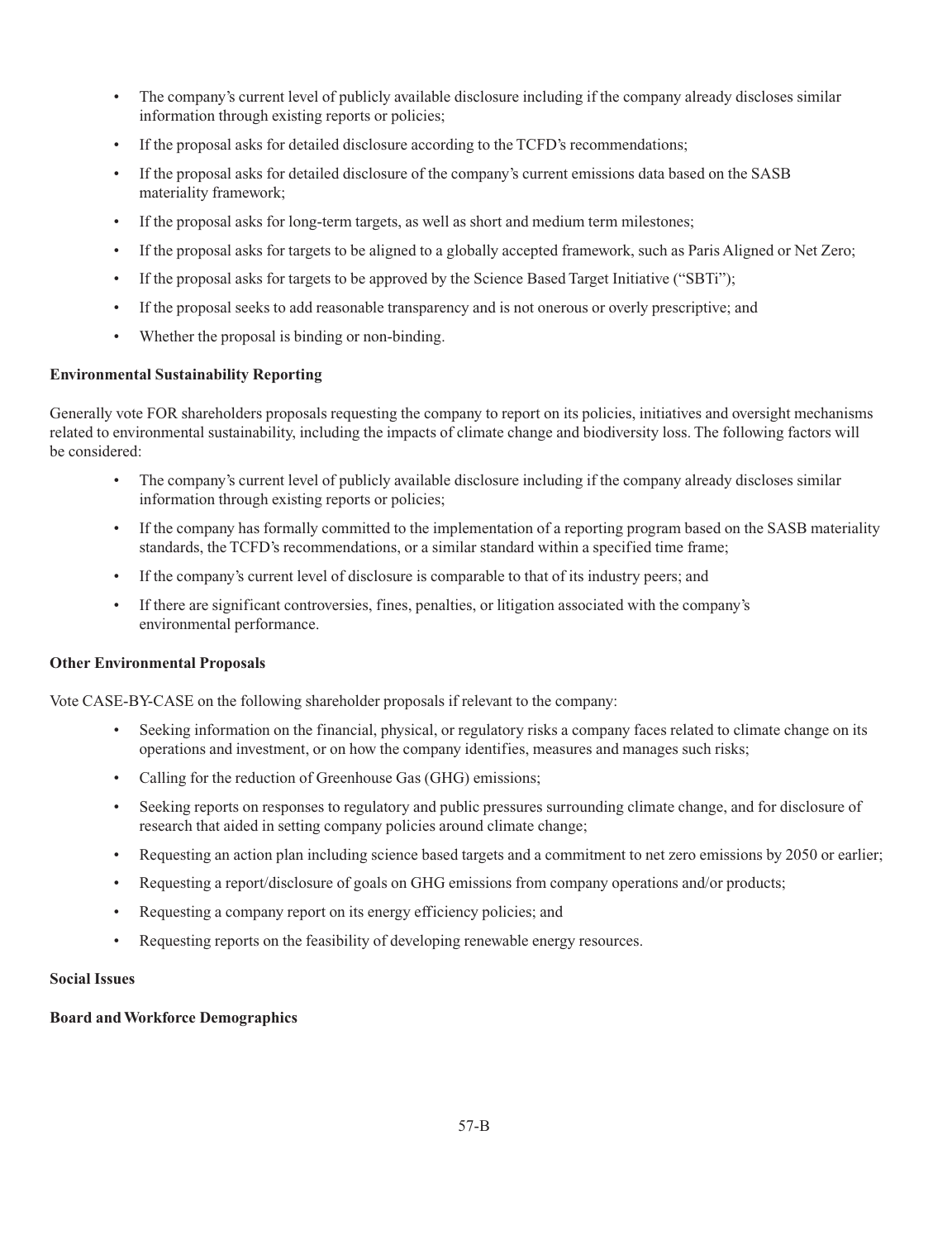- The company's current level of publicly available disclosure including if the company already discloses similar information through existing reports or policies;
- If the proposal asks for detailed disclosure according to the TCFD's recommendations;
- If the proposal asks for detailed disclosure of the company's current emissions data based on the SASB materiality framework;
- If the proposal asks for long-term targets, as well as short and medium term milestones;
- If the proposal asks for targets to be aligned to a globally accepted framework, such as Paris Aligned or Net Zero;
- If the proposal asks for targets to be approved by the Science Based Target Initiative ("SBTi");
- If the proposal seeks to add reasonable transparency and is not onerous or overly prescriptive; and
- Whether the proposal is binding or non-binding.

**Environmental Sustainability Reporting**

Generally vote FOR shareholders proposals requesting the company to report on its policies, initiatives and oversight mechanisms related to environmental sustainability, including the impacts of climate change and biodiversity loss. The following factors will be considered:

- The company's current level of publicly available disclosure including if the company already discloses similar information through existing reports or policies;
- If the company has formally committed to the implementation of a reporting program based on the SASB materiality standards, the TCFD's recommendations, or a similar standard within a specified time frame;
- If the company's current level of disclosure is comparable to that of its industry peers; and
- If there are significant controversies, fines, penalties, or litigation associated with the company's environmental performance.

**Other Environmental Proposals**

Vote CASE-BY-CASE on the following shareholder proposals if relevant to the company:

- Seeking information on the financial, physical, or regulatory risks a company faces related to climate change on its operations and investment, or on how the company identifies, measures and manages such risks;
- Calling for the reduction of Greenhouse Gas (GHG) emissions;
- Seeking reports on responses to regulatory and public pressures surrounding climate change, and for disclosure of research that aided in setting company policies around climate change;
- Requesting an action plan including science based targets and a commitment to net zero emissions by 2050 or earlier;
- Requesting a report/disclosure of goals on GHG emissions from company operations and/or products;
- Requesting a company report on its energy efficiency policies; and
- Requesting reports on the feasibility of developing renewable energy resources.

**Social Issues**

**Board and Workforce Demographics**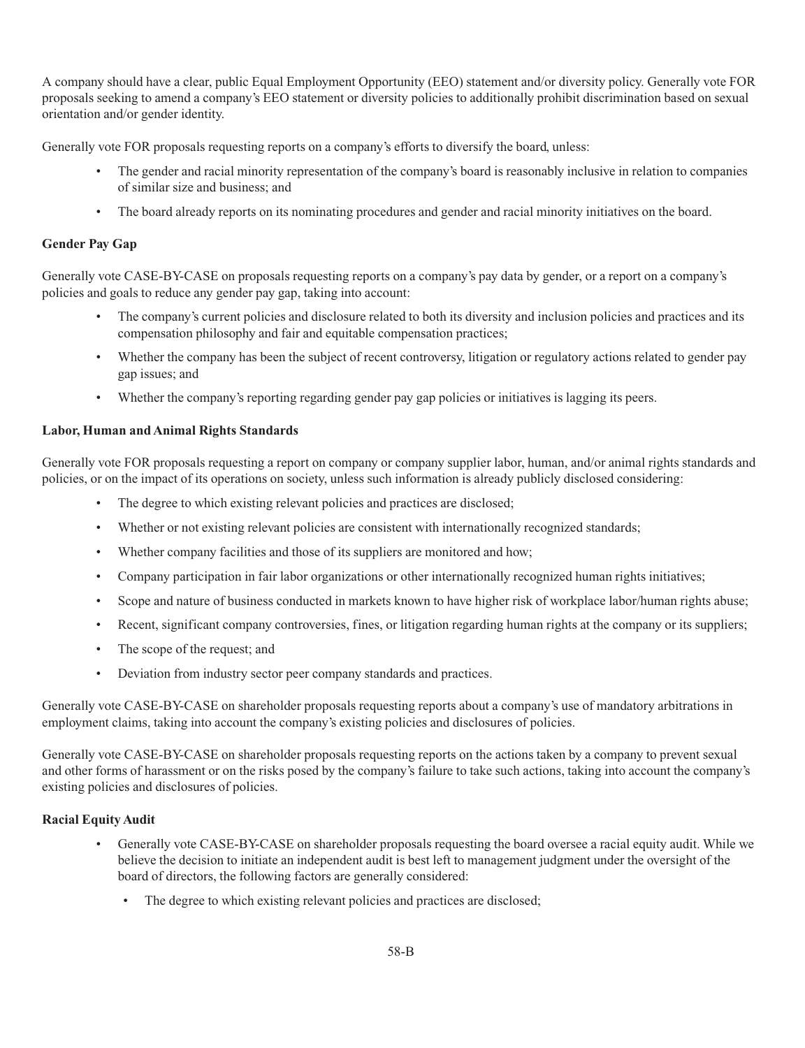A company should have a clear, public Equal Employment Opportunity (EEO) statement and/or diversity policy. Generally vote FOR proposals seeking to amend a company's EEO statement or diversity policies to additionally prohibit discrimination based on sexual orientation and/or gender identity.

Generally vote FOR proposals requesting reports on a company's efforts to diversify the board, unless:

- The gender and racial minority representation of the company's board is reasonably inclusive in relation to companies of similar size and business; and
- The board already reports on its nominating procedures and gender and racial minority initiatives on the board.

**Gender Pay Gap**

Generally vote CASE-BY-CASE on proposals requesting reports on a company's pay data by gender, or a report on a company's policies and goals to reduce any gender pay gap, taking into account:

- The company's current policies and disclosure related to both its diversity and inclusion policies and practices and its compensation philosophy and fair and equitable compensation practices;
- Whether the company has been the subject of recent controversy, litigation or regulatory actions related to gender pay gap issues; and
- Whether the company's reporting regarding gender pay gap policies or initiatives is lagging its peers.

**Labor, Human and Animal Rights Standards**

Generally vote FOR proposals requesting a report on company or company supplier labor, human, and/or animal rights standards and policies, or on the impact of its operations on society, unless such information is already publicly disclosed considering:

- The degree to which existing relevant policies and practices are disclosed;
- Whether or not existing relevant policies are consistent with internationally recognized standards;
- Whether company facilities and those of its suppliers are monitored and how;
- Company participation in fair labor organizations or other internationally recognized human rights initiatives;
- Scope and nature of business conducted in markets known to have higher risk of workplace labor/human rights abuse;
- Recent, significant company controversies, fines, or litigation regarding human rights at the company or its suppliers;
- The scope of the request; and
- Deviation from industry sector peer company standards and practices.

Generally vote CASE-BY-CASE on shareholder proposals requesting reports about a company's use of mandatory arbitrations in employment claims, taking into account the company's existing policies and disclosures of policies.

Generally vote CASE-BY-CASE on shareholder proposals requesting reports on the actions taken by a company to prevent sexual and other forms of harassment or on the risks posed by the company's failure to take such actions, taking into account the company's existing policies and disclosures of policies.

**Racial Equity Audit**

- Generally vote CASE-BY-CASE on shareholder proposals requesting the board oversee a racial equity audit. While we believe the decision to initiate an independent audit is best left to management judgment under the oversight of the board of directors, the following factors are generally considered:
  - The degree to which existing relevant policies and practices are disclosed;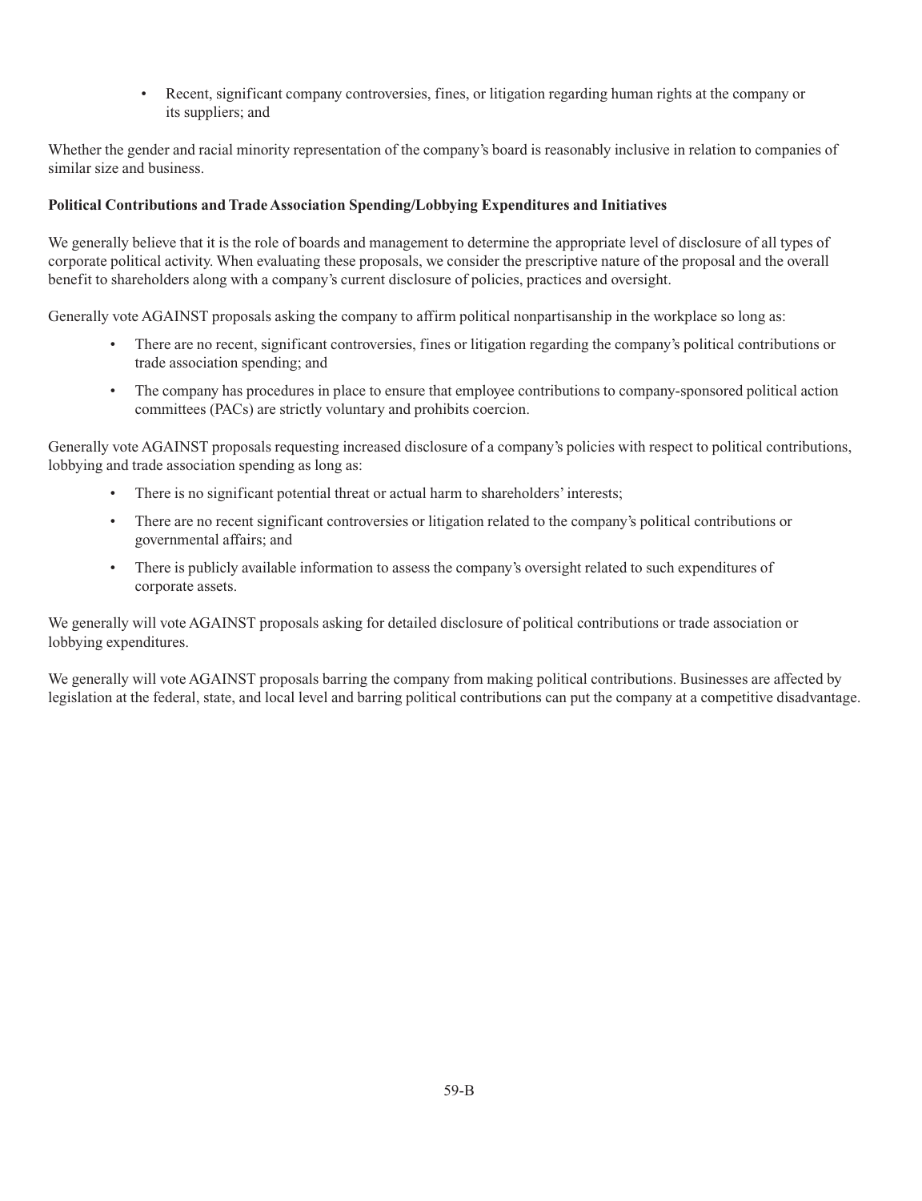- Recent, significant company controversies, fines, or litigation regarding human rights at the company or its suppliers; and

Whether the gender and racial minority representation of the company's board is reasonably inclusive in relation to companies of similar size and business.

**Political Contributions and Trade Association Spending/Lobbying Expenditures and Initiatives**

We generally believe that it is the role of boards and management to determine the appropriate level of disclosure of all types of corporate political activity. When evaluating these proposals, we consider the prescriptive nature of the proposal and the overall benefit to shareholders along with a company's current disclosure of policies, practices and oversight.

Generally vote AGAINST proposals asking the company to affirm political nonpartisanship in the workplace so long as:

- There are no recent, significant controversies, fines or litigation regarding the company's political contributions or trade association spending; and
- The company has procedures in place to ensure that employee contributions to company-sponsored political action committees (PACs) are strictly voluntary and prohibits coercion.

Generally vote AGAINST proposals requesting increased disclosure of a company's policies with respect to political contributions, lobbying and trade association spending as long as:

- There is no significant potential threat or actual harm to shareholders' interests;
- There are no recent significant controversies or litigation related to the company's political contributions or governmental affairs; and
- There is publicly available information to assess the company's oversight related to such expenditures of corporate assets.

We generally will vote AGAINST proposals asking for detailed disclosure of political contributions or trade association or lobbying expenditures.

We generally will vote AGAINST proposals barring the company from making political contributions. Businesses are affected by legislation at the federal, state, and local level and barring political contributions can put the company at a competitive disadvantage.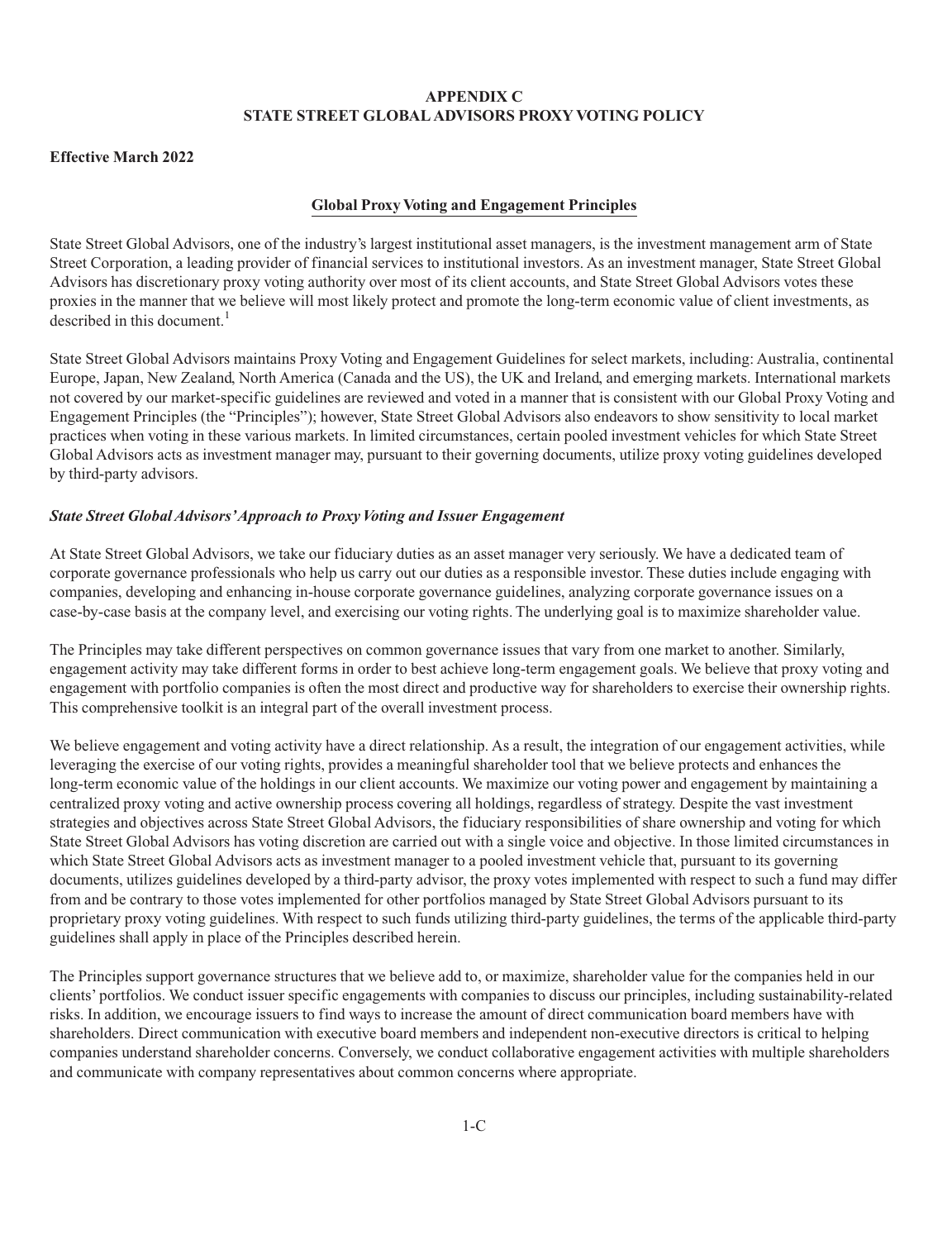## APPENDIX C
## STATE STREET GLOBAL ADVISORS PROXY VOTING POLICY

**Effective March 2022**

### Global Proxy Voting and Engagement Principles

State Street Global Advisors, one of the industry's largest institutional asset managers, is the investment management arm of State Street Corporation, a leading provider of financial services to institutional investors. As an investment manager, State Street Global Advisors has discretionary proxy voting authority over most of its client accounts, and State Street Global Advisors votes these proxies in the manner that we believe will most likely protect and promote the long-term economic value of client investments, as described in this document.[1]

State Street Global Advisors maintains Proxy Voting and Engagement Guidelines for select markets, including: Australia, continental Europe, Japan, New Zealand, North America (Canada and the US), the UK and Ireland, and emerging markets. International markets not covered by our market-specific guidelines are reviewed and voted in a manner that is consistent with our Global Proxy Voting and Engagement Principles (the "Principles"); however, State Street Global Advisors also endeavors to show sensitivity to local market practices when voting in these various markets. In limited circumstances, certain pooled investment vehicles for which State Street Global Advisors acts as investment manager may, pursuant to their governing documents, utilize proxy voting guidelines developed by third-party advisors.

#### *State Street Global Advisors' Approach to Proxy Voting and Issuer Engagement*

At State Street Global Advisors, we take our fiduciary duties as an asset manager very seriously. We have a dedicated team of corporate governance professionals who help us carry out our duties as a responsible investor. These duties include engaging with companies, developing and enhancing in-house corporate governance guidelines, analyzing corporate governance issues on a case-by-case basis at the company level, and exercising our voting rights. The underlying goal is to maximize shareholder value.

The Principles may take different perspectives on common governance issues that vary from one market to another. Similarly, engagement activity may take different forms in order to best achieve long-term engagement goals. We believe that proxy voting and engagement with portfolio companies is often the most direct and productive way for shareholders to exercise their ownership rights. This comprehensive toolkit is an integral part of the overall investment process.

We believe engagement and voting activity have a direct relationship. As a result, the integration of our engagement activities, while leveraging the exercise of our voting rights, provides a meaningful shareholder tool that we believe protects and enhances the long-term economic value of the holdings in our client accounts. We maximize our voting power and engagement by maintaining a centralized proxy voting and active ownership process covering all holdings, regardless of strategy. Despite the vast investment strategies and objectives across State Street Global Advisors, the fiduciary responsibilities of share ownership and voting for which State Street Global Advisors has voting discretion are carried out with a single voice and objective. In those limited circumstances in which State Street Global Advisors acts as investment manager to a pooled investment vehicle that, pursuant to its governing documents, utilizes guidelines developed by a third-party advisor, the proxy votes implemented with respect to such a fund may differ from and be contrary to those votes implemented for other portfolios managed by State Street Global Advisors pursuant to its proprietary proxy voting guidelines. With respect to such funds utilizing third-party guidelines, the terms of the applicable third-party guidelines shall apply in place of the Principles described herein.

The Principles support governance structures that we believe add to, or maximize, shareholder value for the companies held in our clients' portfolios. We conduct issuer specific engagements with companies to discuss our principles, including sustainability-related risks. In addition, we encourage issuers to find ways to increase the amount of direct communication board members have with shareholders. Direct communication with executive board members and independent non-executive directors is critical to helping companies understand shareholder concerns. Conversely, we conduct collaborative engagement activities with multiple shareholders and communicate with company representatives about common concerns where appropriate.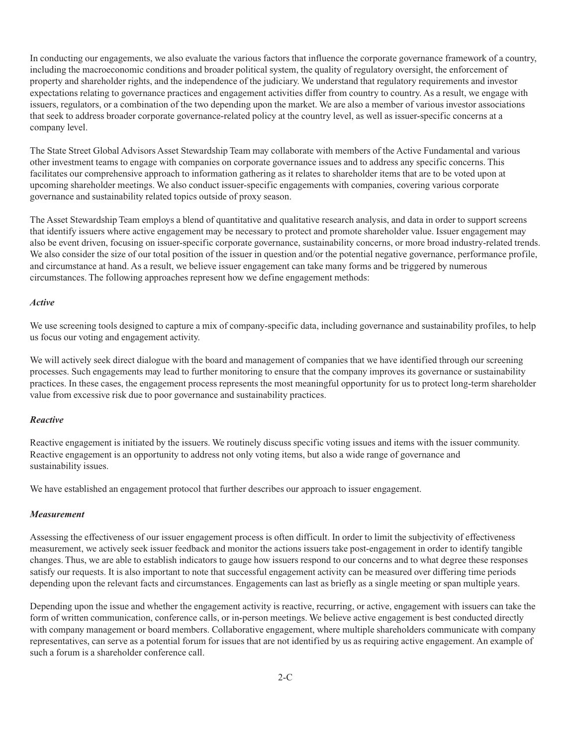In conducting our engagements, we also evaluate the various factors that influence the corporate governance framework of a country, including the macroeconomic conditions and broader political system, the quality of regulatory oversight, the enforcement of property and shareholder rights, and the independence of the judiciary. We understand that regulatory requirements and investor expectations relating to governance practices and engagement activities differ from country to country. As a result, we engage with issuers, regulators, or a combination of the two depending upon the market. We are also a member of various investor associations that seek to address broader corporate governance-related policy at the country level, as well as issuer-specific concerns at a company level.

The State Street Global Advisors Asset Stewardship Team may collaborate with members of the Active Fundamental and various other investment teams to engage with companies on corporate governance issues and to address any specific concerns. This facilitates our comprehensive approach to information gathering as it relates to shareholder items that are to be voted upon at upcoming shareholder meetings. We also conduct issuer-specific engagements with companies, covering various corporate governance and sustainability related topics outside of proxy season.

The Asset Stewardship Team employs a blend of quantitative and qualitative research analysis, and data in order to support screens that identify issuers where active engagement may be necessary to protect and promote shareholder value. Issuer engagement may also be event driven, focusing on issuer-specific corporate governance, sustainability concerns, or more broad industry-related trends. We also consider the size of our total position of the issuer in question and/or the potential negative governance, performance profile, and circumstance at hand. As a result, we believe issuer engagement can take many forms and be triggered by numerous circumstances. The following approaches represent how we define engagement methods:

***Active***

We use screening tools designed to capture a mix of company-specific data, including governance and sustainability profiles, to help us focus our voting and engagement activity.

We will actively seek direct dialogue with the board and management of companies that we have identified through our screening processes. Such engagements may lead to further monitoring to ensure that the company improves its governance or sustainability practices. In these cases, the engagement process represents the most meaningful opportunity for us to protect long-term shareholder value from excessive risk due to poor governance and sustainability practices.

***Reactive***

Reactive engagement is initiated by the issuers. We routinely discuss specific voting issues and items with the issuer community. Reactive engagement is an opportunity to address not only voting items, but also a wide range of governance and sustainability issues.

We have established an engagement protocol that further describes our approach to issuer engagement.

***Measurement***

Assessing the effectiveness of our issuer engagement process is often difficult. In order to limit the subjectivity of effectiveness measurement, we actively seek issuer feedback and monitor the actions issuers take post-engagement in order to identify tangible changes. Thus, we are able to establish indicators to gauge how issuers respond to our concerns and to what degree these responses satisfy our requests. It is also important to note that successful engagement activity can be measured over differing time periods depending upon the relevant facts and circumstances. Engagements can last as briefly as a single meeting or span multiple years.

Depending upon the issue and whether the engagement activity is reactive, recurring, or active, engagement with issuers can take the form of written communication, conference calls, or in-person meetings. We believe active engagement is best conducted directly with company management or board members. Collaborative engagement, where multiple shareholders communicate with company representatives, can serve as a potential forum for issues that are not identified by us as requiring active engagement. An example of such a forum is a shareholder conference call.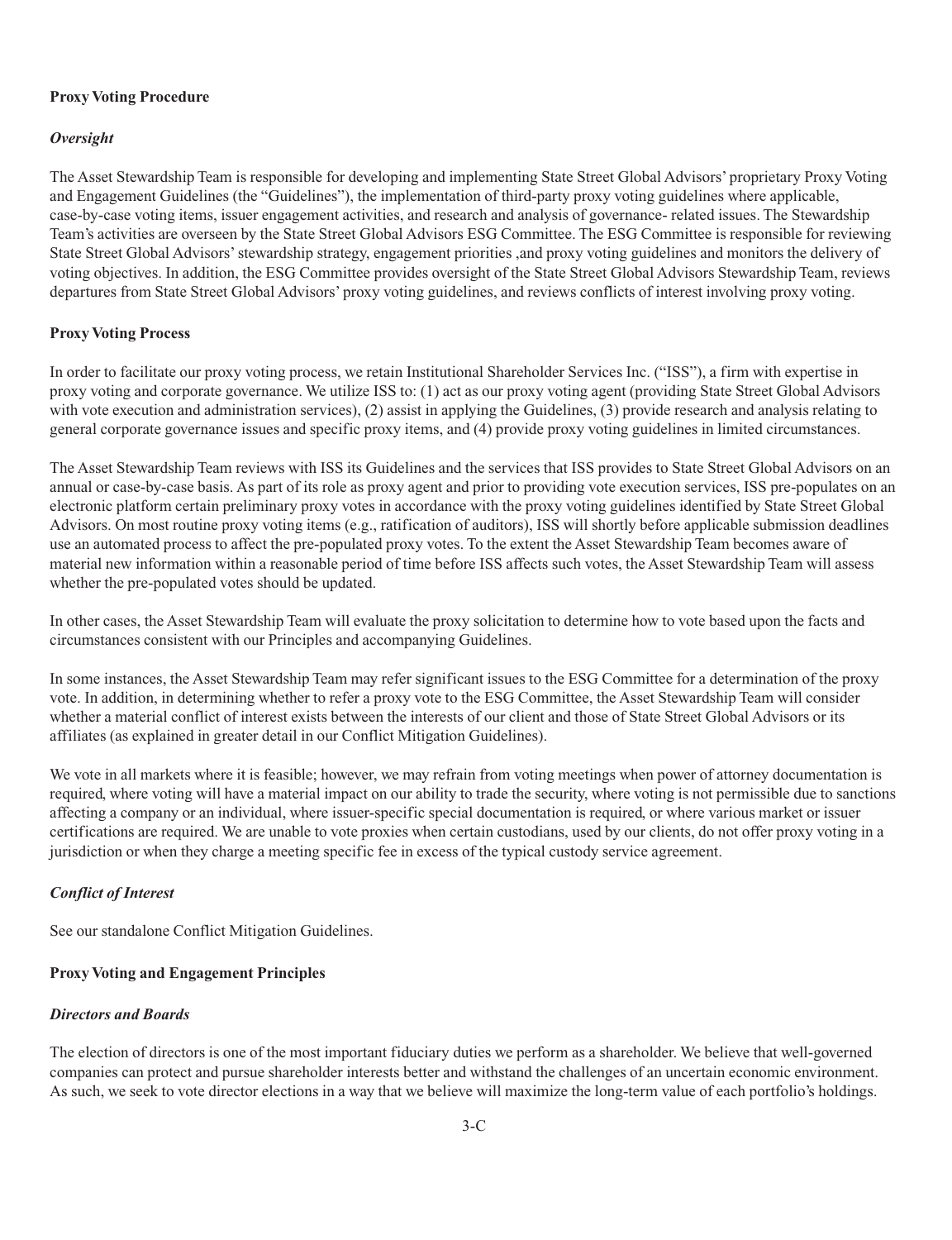**Proxy Voting Procedure**

***Oversight***

The Asset Stewardship Team is responsible for developing and implementing State Street Global Advisors' proprietary Proxy Voting and Engagement Guidelines (the "Guidelines"), the implementation of third-party proxy voting guidelines where applicable, case-by-case voting items, issuer engagement activities, and research and analysis of governance- related issues. The Stewardship Team's activities are overseen by the State Street Global Advisors ESG Committee. The ESG Committee is responsible for reviewing State Street Global Advisors' stewardship strategy, engagement priorities ,and proxy voting guidelines and monitors the delivery of voting objectives. In addition, the ESG Committee provides oversight of the State Street Global Advisors Stewardship Team, reviews departures from State Street Global Advisors' proxy voting guidelines, and reviews conflicts of interest involving proxy voting.

**Proxy Voting Process**

In order to facilitate our proxy voting process, we retain Institutional Shareholder Services Inc. ("ISS"), a firm with expertise in proxy voting and corporate governance. We utilize ISS to: (1) act as our proxy voting agent (providing State Street Global Advisors with vote execution and administration services), (2) assist in applying the Guidelines, (3) provide research and analysis relating to general corporate governance issues and specific proxy items, and (4) provide proxy voting guidelines in limited circumstances.

The Asset Stewardship Team reviews with ISS its Guidelines and the services that ISS provides to State Street Global Advisors on an annual or case-by-case basis. As part of its role as proxy agent and prior to providing vote execution services, ISS pre-populates on an electronic platform certain preliminary proxy votes in accordance with the proxy voting guidelines identified by State Street Global Advisors. On most routine proxy voting items (e.g., ratification of auditors), ISS will shortly before applicable submission deadlines use an automated process to affect the pre-populated proxy votes. To the extent the Asset Stewardship Team becomes aware of material new information within a reasonable period of time before ISS affects such votes, the Asset Stewardship Team will assess whether the pre-populated votes should be updated.

In other cases, the Asset Stewardship Team will evaluate the proxy solicitation to determine how to vote based upon the facts and circumstances consistent with our Principles and accompanying Guidelines.

In some instances, the Asset Stewardship Team may refer significant issues to the ESG Committee for a determination of the proxy vote. In addition, in determining whether to refer a proxy vote to the ESG Committee, the Asset Stewardship Team will consider whether a material conflict of interest exists between the interests of our client and those of State Street Global Advisors or its affiliates (as explained in greater detail in our Conflict Mitigation Guidelines).

We vote in all markets where it is feasible; however, we may refrain from voting meetings when power of attorney documentation is required, where voting will have a material impact on our ability to trade the security, where voting is not permissible due to sanctions affecting a company or an individual, where issuer-specific special documentation is required, or where various market or issuer certifications are required. We are unable to vote proxies when certain custodians, used by our clients, do not offer proxy voting in a jurisdiction or when they charge a meeting specific fee in excess of the typical custody service agreement.

***Conflict of Interest***

See our standalone Conflict Mitigation Guidelines.

**Proxy Voting and Engagement Principles**

***Directors and Boards***

The election of directors is one of the most important fiduciary duties we perform as a shareholder. We believe that well-governed companies can protect and pursue shareholder interests better and withstand the challenges of an uncertain economic environment. As such, we seek to vote director elections in a way that we believe will maximize the long-term value of each portfolio's holdings.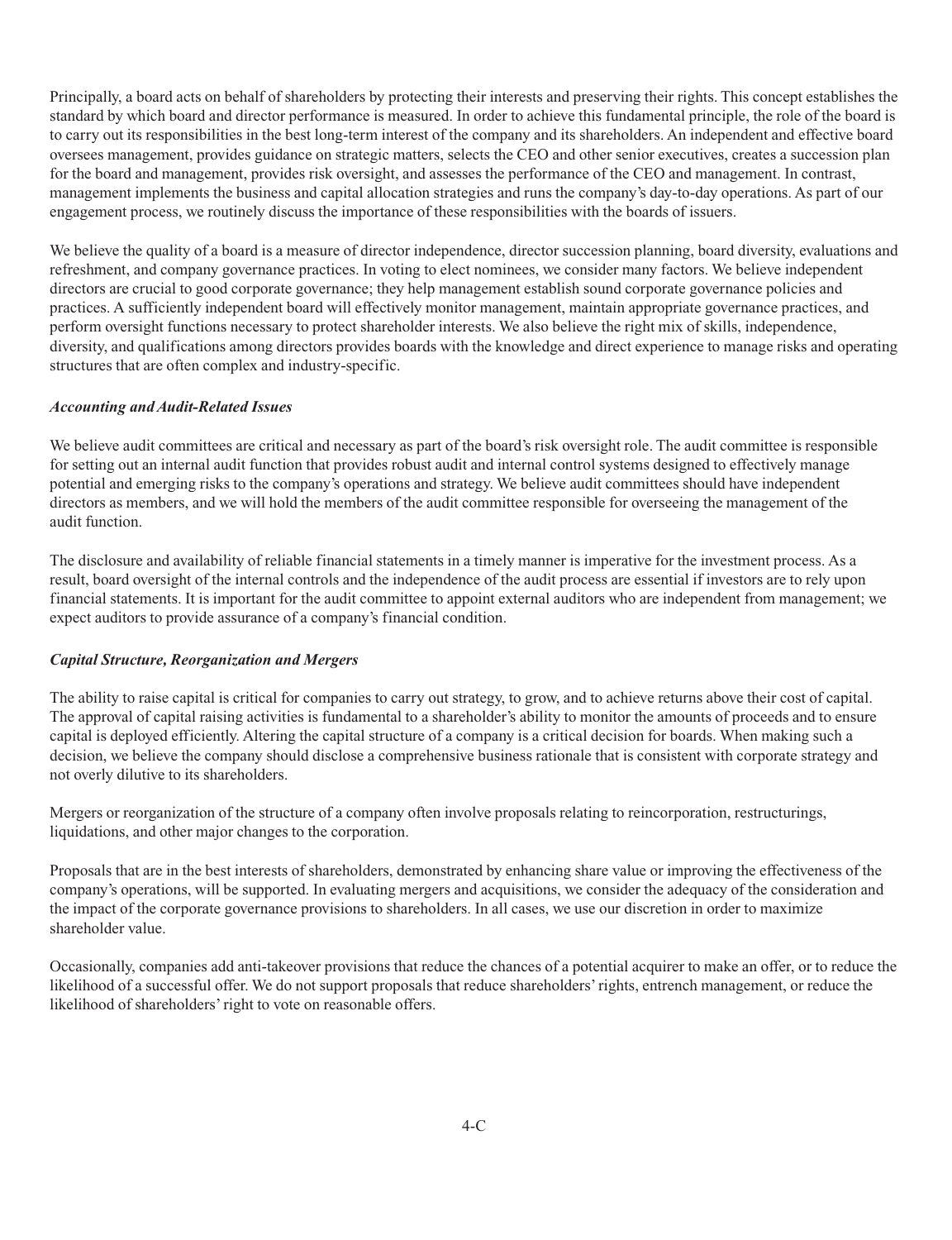Principally, a board acts on behalf of shareholders by protecting their interests and preserving their rights. This concept establishes the standard by which board and director performance is measured. In order to achieve this fundamental principle, the role of the board is to carry out its responsibilities in the best long-term interest of the company and its shareholders. An independent and effective board oversees management, provides guidance on strategic matters, selects the CEO and other senior executives, creates a succession plan for the board and management, provides risk oversight, and assesses the performance of the CEO and management. In contrast, management implements the business and capital allocation strategies and runs the company's day-to-day operations. As part of our engagement process, we routinely discuss the importance of these responsibilities with the boards of issuers.

We believe the quality of a board is a measure of director independence, director succession planning, board diversity, evaluations and refreshment, and company governance practices. In voting to elect nominees, we consider many factors. We believe independent directors are crucial to good corporate governance; they help management establish sound corporate governance policies and practices. A sufficiently independent board will effectively monitor management, maintain appropriate governance practices, and perform oversight functions necessary to protect shareholder interests. We also believe the right mix of skills, independence, diversity, and qualifications among directors provides boards with the knowledge and direct experience to manage risks and operating structures that are often complex and industry-specific.

***Accounting and Audit-Related Issues***

We believe audit committees are critical and necessary as part of the board's risk oversight role. The audit committee is responsible for setting out an internal audit function that provides robust audit and internal control systems designed to effectively manage potential and emerging risks to the company's operations and strategy. We believe audit committees should have independent directors as members, and we will hold the members of the audit committee responsible for overseeing the management of the audit function.

The disclosure and availability of reliable financial statements in a timely manner is imperative for the investment process. As a result, board oversight of the internal controls and the independence of the audit process are essential if investors are to rely upon financial statements. It is important for the audit committee to appoint external auditors who are independent from management; we expect auditors to provide assurance of a company's financial condition.

***Capital Structure, Reorganization and Mergers***

The ability to raise capital is critical for companies to carry out strategy, to grow, and to achieve returns above their cost of capital. The approval of capital raising activities is fundamental to a shareholder's ability to monitor the amounts of proceeds and to ensure capital is deployed efficiently. Altering the capital structure of a company is a critical decision for boards. When making such a decision, we believe the company should disclose a comprehensive business rationale that is consistent with corporate strategy and not overly dilutive to its shareholders.

Mergers or reorganization of the structure of a company often involve proposals relating to reincorporation, restructurings, liquidations, and other major changes to the corporation.

Proposals that are in the best interests of shareholders, demonstrated by enhancing share value or improving the effectiveness of the company's operations, will be supported. In evaluating mergers and acquisitions, we consider the adequacy of the consideration and the impact of the corporate governance provisions to shareholders. In all cases, we use our discretion in order to maximize shareholder value.

Occasionally, companies add anti-takeover provisions that reduce the chances of a potential acquirer to make an offer, or to reduce the likelihood of a successful offer. We do not support proposals that reduce shareholders' rights, entrench management, or reduce the likelihood of shareholders' right to vote on reasonable offers.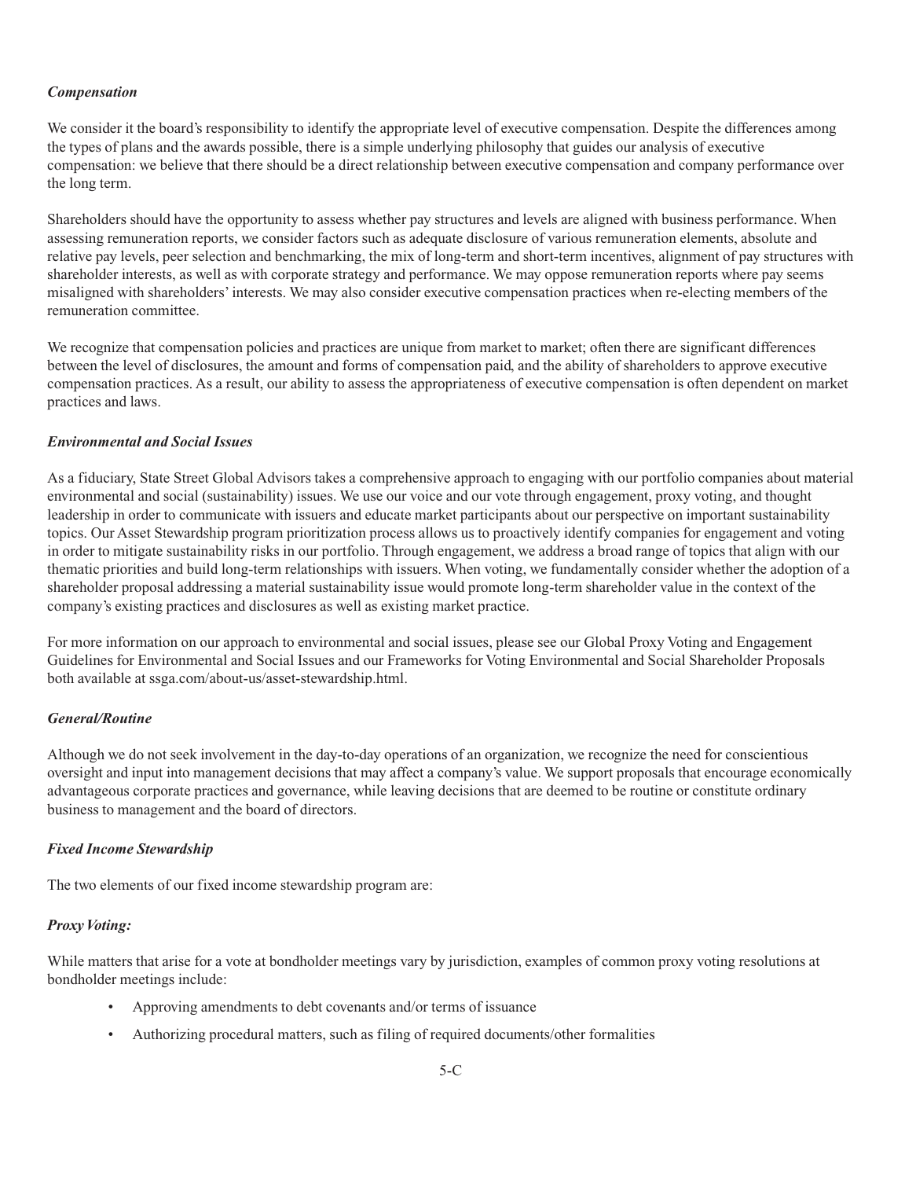*Compensation*

We consider it the board's responsibility to identify the appropriate level of executive compensation. Despite the differences among the types of plans and the awards possible, there is a simple underlying philosophy that guides our analysis of executive compensation: we believe that there should be a direct relationship between executive compensation and company performance over the long term.

Shareholders should have the opportunity to assess whether pay structures and levels are aligned with business performance. When assessing remuneration reports, we consider factors such as adequate disclosure of various remuneration elements, absolute and relative pay levels, peer selection and benchmarking, the mix of long-term and short-term incentives, alignment of pay structures with shareholder interests, as well as with corporate strategy and performance. We may oppose remuneration reports where pay seems misaligned with shareholders' interests. We may also consider executive compensation practices when re-electing members of the remuneration committee.

We recognize that compensation policies and practices are unique from market to market; often there are significant differences between the level of disclosures, the amount and forms of compensation paid, and the ability of shareholders to approve executive compensation practices. As a result, our ability to assess the appropriateness of executive compensation is often dependent on market practices and laws.

*Environmental and Social Issues*

As a fiduciary, State Street Global Advisors takes a comprehensive approach to engaging with our portfolio companies about material environmental and social (sustainability) issues. We use our voice and our vote through engagement, proxy voting, and thought leadership in order to communicate with issuers and educate market participants about our perspective on important sustainability topics. Our Asset Stewardship program prioritization process allows us to proactively identify companies for engagement and voting in order to mitigate sustainability risks in our portfolio. Through engagement, we address a broad range of topics that align with our thematic priorities and build long-term relationships with issuers. When voting, we fundamentally consider whether the adoption of a shareholder proposal addressing a material sustainability issue would promote long-term shareholder value in the context of the company's existing practices and disclosures as well as existing market practice.

For more information on our approach to environmental and social issues, please see our Global Proxy Voting and Engagement Guidelines for Environmental and Social Issues and our Frameworks for Voting Environmental and Social Shareholder Proposals both available at ssga.com/about-us/asset-stewardship.html.

*General/Routine*

Although we do not seek involvement in the day-to-day operations of an organization, we recognize the need for conscientious oversight and input into management decisions that may affect a company's value. We support proposals that encourage economically advantageous corporate practices and governance, while leaving decisions that are deemed to be routine or constitute ordinary business to management and the board of directors.

*Fixed Income Stewardship*

The two elements of our fixed income stewardship program are:

*Proxy Voting:*

While matters that arise for a vote at bondholder meetings vary by jurisdiction, examples of common proxy voting resolutions at bondholder meetings include:

- Approving amendments to debt covenants and/or terms of issuance
- Authorizing procedural matters, such as filing of required documents/other formalities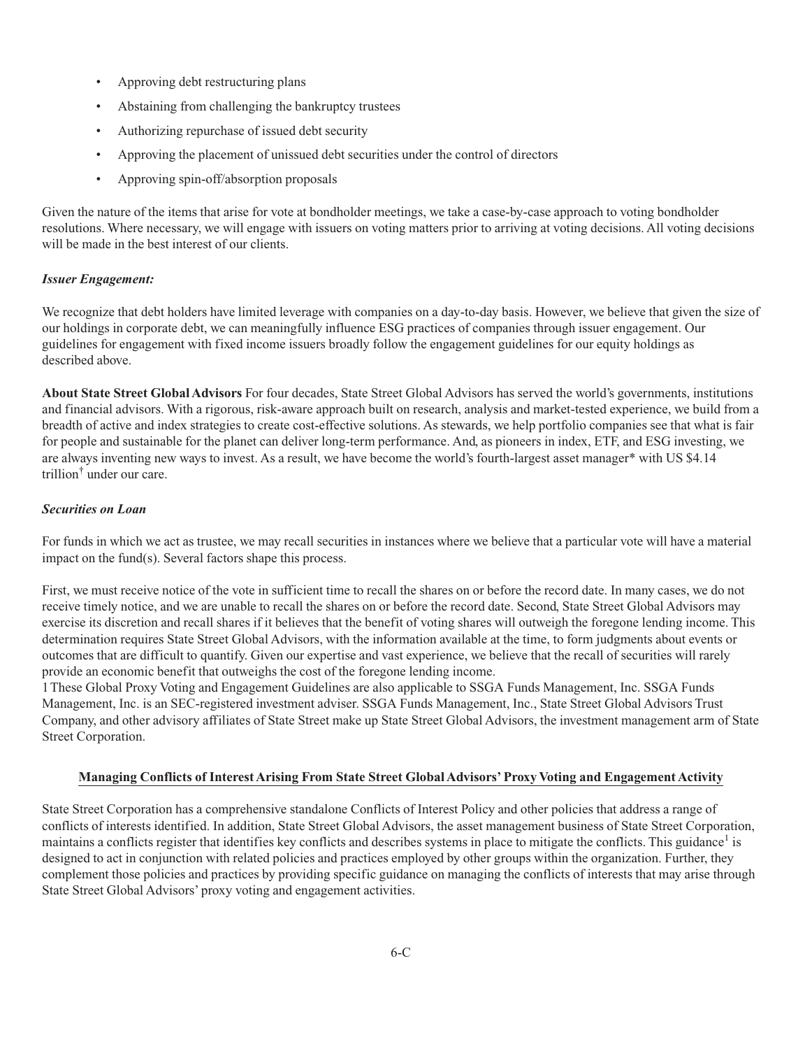- Approving debt restructuring plans
- Abstaining from challenging the bankruptcy trustees
- Authorizing repurchase of issued debt security
- Approving the placement of unissued debt securities under the control of directors
- Approving spin-off/absorption proposals

Given the nature of the items that arise for vote at bondholder meetings, we take a case-by-case approach to voting bondholder resolutions. Where necessary, we will engage with issuers on voting matters prior to arriving at voting decisions. All voting decisions will be made in the best interest of our clients.

***Issuer Engagement:***

We recognize that debt holders have limited leverage with companies on a day-to-day basis. However, we believe that given the size of our holdings in corporate debt, we can meaningfully influence ESG practices of companies through issuer engagement. Our guidelines for engagement with fixed income issuers broadly follow the engagement guidelines for our equity holdings as described above.

**About State Street Global Advisors** For four decades, State Street Global Advisors has served the world's governments, institutions and financial advisors. With a rigorous, risk-aware approach built on research, analysis and market-tested experience, we build from a breadth of active and index strategies to create cost-effective solutions. As stewards, we help portfolio companies see that what is fair for people and sustainable for the planet can deliver long-term performance. And, as pioneers in index, ETF, and ESG investing, we are always inventing new ways to invest. As a result, we have become the world's fourth-largest asset manager* with US $4.14 trillion[†] under our care.

***Securities on Loan***

For funds in which we act as trustee, we may recall securities in instances where we believe that a particular vote will have a material impact on the fund(s). Several factors shape this process.

First, we must receive notice of the vote in sufficient time to recall the shares on or before the record date. In many cases, we do not receive timely notice, and we are unable to recall the shares on or before the record date. Second, State Street Global Advisors may exercise its discretion and recall shares if it believes that the benefit of voting shares will outweigh the foregone lending income. This determination requires State Street Global Advisors, with the information available at the time, to form judgments about events or outcomes that are difficult to quantify. Given our expertise and vast experience, we believe that the recall of securities will rarely provide an economic benefit that outweighs the cost of the foregone lending income.

1 These Global Proxy Voting and Engagement Guidelines are also applicable to SSGA Funds Management, Inc. SSGA Funds Management, Inc. is an SEC-registered investment adviser. SSGA Funds Management, Inc., State Street Global Advisors Trust Company, and other advisory affiliates of State Street make up State Street Global Advisors, the investment management arm of State Street Corporation.

**Managing Conflicts of Interest Arising From State Street Global Advisors' Proxy Voting and Engagement Activity**

State Street Corporation has a comprehensive standalone Conflicts of Interest Policy and other policies that address a range of conflicts of interests identified. In addition, State Street Global Advisors, the asset management business of State Street Corporation, maintains a conflicts register that identifies key conflicts and describes systems in place to mitigate the conflicts. This guidance[1] is designed to act in conjunction with related policies and practices employed by other groups within the organization. Further, they complement those policies and practices by providing specific guidance on managing the conflicts of interests that may arise through State Street Global Advisors' proxy voting and engagement activities.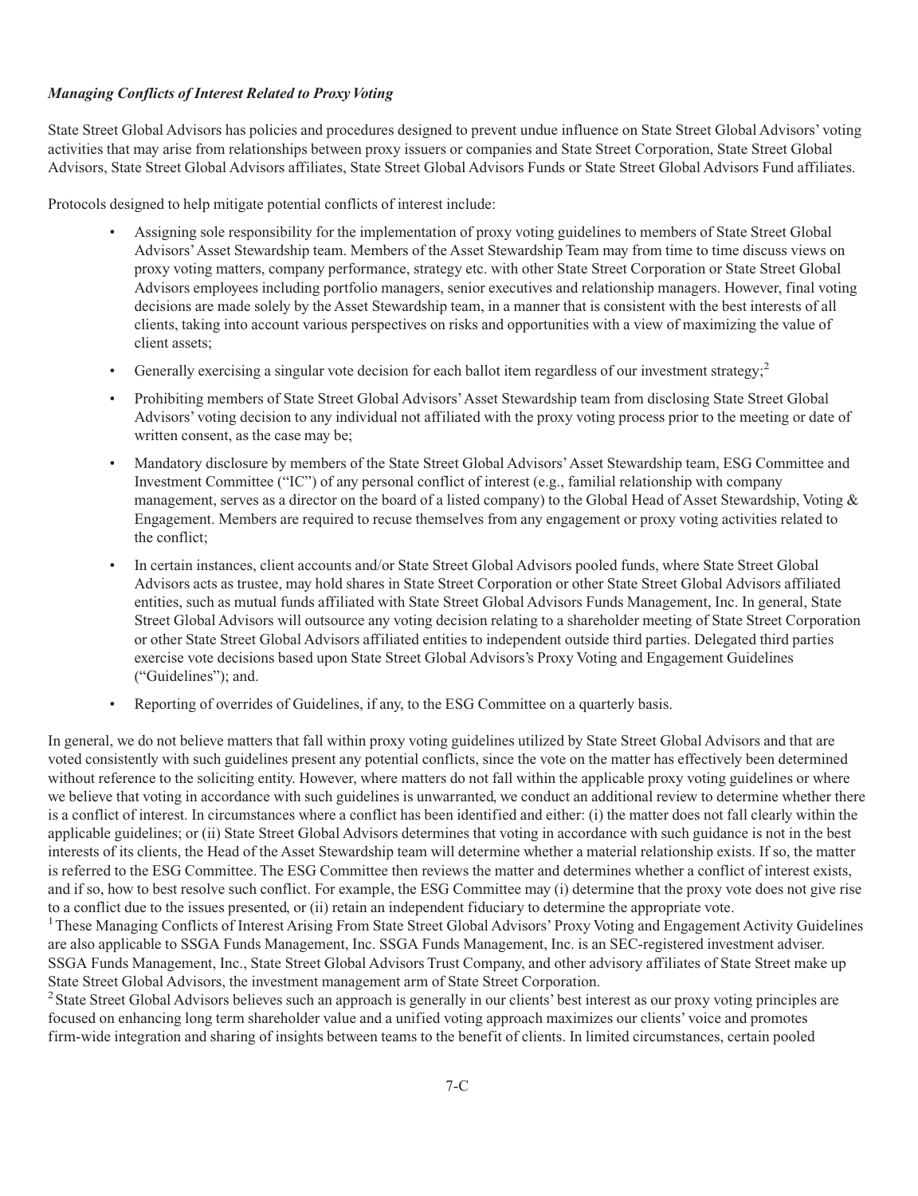***Managing Conflicts of Interest Related to Proxy Voting***

State Street Global Advisors has policies and procedures designed to prevent undue influence on State Street Global Advisors' voting activities that may arise from relationships between proxy issuers or companies and State Street Corporation, State Street Global Advisors, State Street Global Advisors affiliates, State Street Global Advisors Funds or State Street Global Advisors Fund affiliates.

Protocols designed to help mitigate potential conflicts of interest include:

- Assigning sole responsibility for the implementation of proxy voting guidelines to members of State Street Global Advisors' Asset Stewardship team. Members of the Asset Stewardship Team may from time to time discuss views on proxy voting matters, company performance, strategy etc. with other State Street Corporation or State Street Global Advisors employees including portfolio managers, senior executives and relationship managers. However, final voting decisions are made solely by the Asset Stewardship team, in a manner that is consistent with the best interests of all clients, taking into account various perspectives on risks and opportunities with a view of maximizing the value of client assets;
- Generally exercising a singular vote decision for each ballot item regardless of our investment strategy;[2]
- Prohibiting members of State Street Global Advisors' Asset Stewardship team from disclosing State Street Global Advisors' voting decision to any individual not affiliated with the proxy voting process prior to the meeting or date of written consent, as the case may be;
- Mandatory disclosure by members of the State Street Global Advisors' Asset Stewardship team, ESG Committee and Investment Committee ("IC") of any personal conflict of interest (e.g., familial relationship with company management, serves as a director on the board of a listed company) to the Global Head of Asset Stewardship, Voting & Engagement. Members are required to recuse themselves from any engagement or proxy voting activities related to the conflict;
- In certain instances, client accounts and/or State Street Global Advisors pooled funds, where State Street Global Advisors acts as trustee, may hold shares in State Street Corporation or other State Street Global Advisors affiliated entities, such as mutual funds affiliated with State Street Global Advisors Funds Management, Inc. In general, State Street Global Advisors will outsource any voting decision relating to a shareholder meeting of State Street Corporation or other State Street Global Advisors affiliated entities to independent outside third parties. Delegated third parties exercise vote decisions based upon State Street Global Advisors's Proxy Voting and Engagement Guidelines ("Guidelines"); and.
- Reporting of overrides of Guidelines, if any, to the ESG Committee on a quarterly basis.

In general, we do not believe matters that fall within proxy voting guidelines utilized by State Street Global Advisors and that are voted consistently with such guidelines present any potential conflicts, since the vote on the matter has effectively been determined without reference to the soliciting entity. However, where matters do not fall within the applicable proxy voting guidelines or where we believe that voting in accordance with such guidelines is unwarranted, we conduct an additional review to determine whether there is a conflict of interest. In circumstances where a conflict has been identified and either: (i) the matter does not fall clearly within the applicable guidelines; or (ii) State Street Global Advisors determines that voting in accordance with such guidance is not in the best interests of its clients, the Head of the Asset Stewardship team will determine whether a material relationship exists. If so, the matter is referred to the ESG Committee. The ESG Committee then reviews the matter and determines whether a conflict of interest exists, and if so, how to best resolve such conflict. For example, the ESG Committee may (i) determine that the proxy vote does not give rise to a conflict due to the issues presented, or (ii) retain an independent fiduciary to determine the appropriate vote.

[1] These Managing Conflicts of Interest Arising From State Street Global Advisors' Proxy Voting and Engagement Activity Guidelines are also applicable to SSGA Funds Management, Inc. SSGA Funds Management, Inc. is an SEC-registered investment adviser. SSGA Funds Management, Inc., State Street Global Advisors Trust Company, and other advisory affiliates of State Street make up State Street Global Advisors, the investment management arm of State Street Corporation.

[2] State Street Global Advisors believes such an approach is generally in our clients' best interest as our proxy voting principles are focused on enhancing long term shareholder value and a unified voting approach maximizes our clients' voice and promotes firm-wide integration and sharing of insights between teams to the benefit of clients. In limited circumstances, certain pooled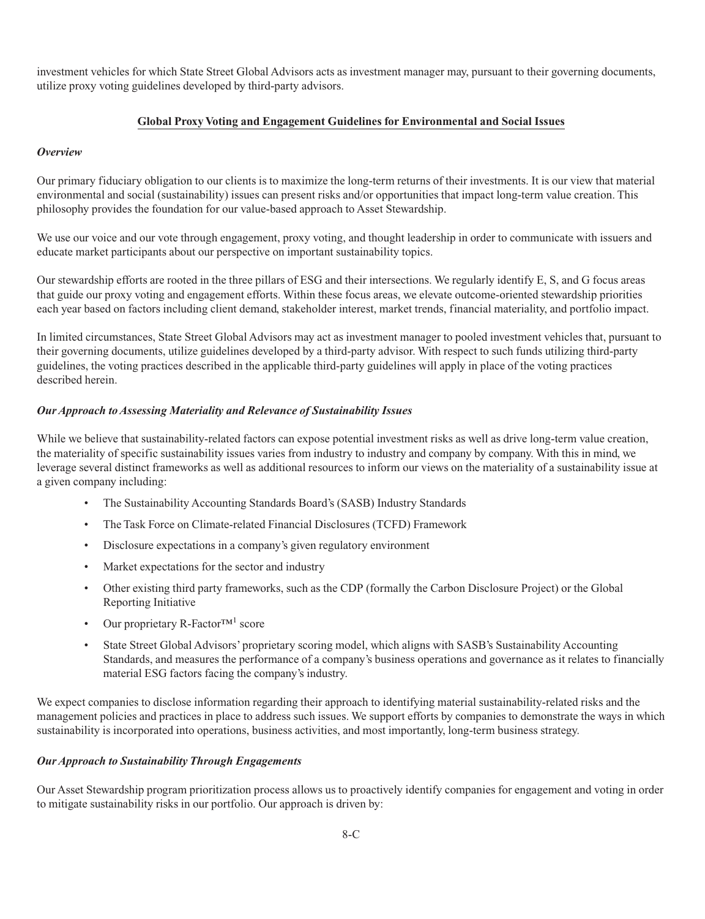investment vehicles for which State Street Global Advisors acts as investment manager may, pursuant to their governing documents, utilize proxy voting guidelines developed by third-party advisors.

## Global Proxy Voting and Engagement Guidelines for Environmental and Social Issues

### *Overview*

Our primary fiduciary obligation to our clients is to maximize the long-term returns of their investments. It is our view that material environmental and social (sustainability) issues can present risks and/or opportunities that impact long-term value creation. This philosophy provides the foundation for our value-based approach to Asset Stewardship.

We use our voice and our vote through engagement, proxy voting, and thought leadership in order to communicate with issuers and educate market participants about our perspective on important sustainability topics.

Our stewardship efforts are rooted in the three pillars of ESG and their intersections. We regularly identify E, S, and G focus areas that guide our proxy voting and engagement efforts. Within these focus areas, we elevate outcome-oriented stewardship priorities each year based on factors including client demand, stakeholder interest, market trends, financial materiality, and portfolio impact.

In limited circumstances, State Street Global Advisors may act as investment manager to pooled investment vehicles that, pursuant to their governing documents, utilize guidelines developed by a third-party advisor. With respect to such funds utilizing third-party guidelines, the voting practices described in the applicable third-party guidelines will apply in place of the voting practices described herein.

### *Our Approach to Assessing Materiality and Relevance of Sustainability Issues*

While we believe that sustainability-related factors can expose potential investment risks as well as drive long-term value creation, the materiality of specific sustainability issues varies from industry to industry and company by company. With this in mind, we leverage several distinct frameworks as well as additional resources to inform our views on the materiality of a sustainability issue at a given company including:

- The Sustainability Accounting Standards Board's (SASB) Industry Standards
- The Task Force on Climate-related Financial Disclosures (TCFD) Framework
- Disclosure expectations in a company's given regulatory environment
- Market expectations for the sector and industry
- Other existing third party frameworks, such as the CDP (formally the Carbon Disclosure Project) or the Global Reporting Initiative
- Our proprietary R-Factor™[1] score
- State Street Global Advisors' proprietary scoring model, which aligns with SASB's Sustainability Accounting Standards, and measures the performance of a company's business operations and governance as it relates to financially material ESG factors facing the company's industry.

We expect companies to disclose information regarding their approach to identifying material sustainability-related risks and the management policies and practices in place to address such issues. We support efforts by companies to demonstrate the ways in which sustainability is incorporated into operations, business activities, and most importantly, long-term business strategy.

### *Our Approach to Sustainability Through Engagements*

Our Asset Stewardship program prioritization process allows us to proactively identify companies for engagement and voting in order to mitigate sustainability risks in our portfolio. Our approach is driven by: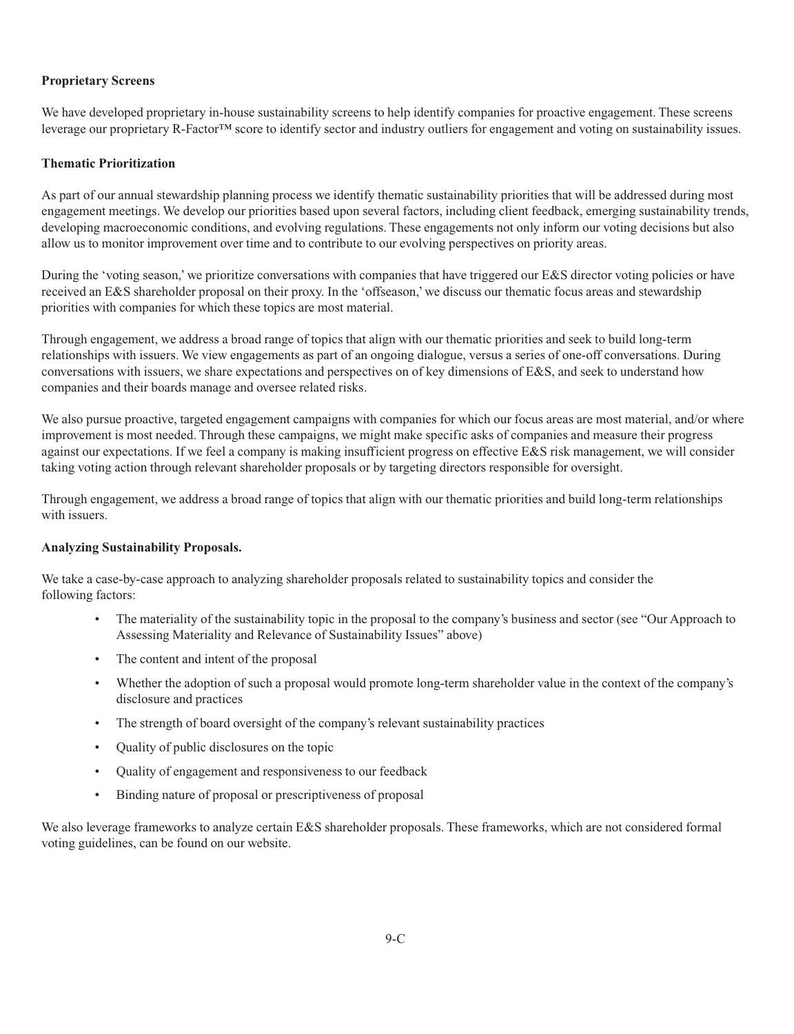**Proprietary Screens**

We have developed proprietary in-house sustainability screens to help identify companies for proactive engagement. These screens leverage our proprietary R-Factor™ score to identify sector and industry outliers for engagement and voting on sustainability issues.

**Thematic Prioritization**

As part of our annual stewardship planning process we identify thematic sustainability priorities that will be addressed during most engagement meetings. We develop our priorities based upon several factors, including client feedback, emerging sustainability trends, developing macroeconomic conditions, and evolving regulations. These engagements not only inform our voting decisions but also allow us to monitor improvement over time and to contribute to our evolving perspectives on priority areas.

During the 'voting season,' we prioritize conversations with companies that have triggered our E&S director voting policies or have received an E&S shareholder proposal on their proxy. In the 'offseason,' we discuss our thematic focus areas and stewardship priorities with companies for which these topics are most material.

Through engagement, we address a broad range of topics that align with our thematic priorities and seek to build long-term relationships with issuers. We view engagements as part of an ongoing dialogue, versus a series of one-off conversations. During conversations with issuers, we share expectations and perspectives on of key dimensions of E&S, and seek to understand how companies and their boards manage and oversee related risks.

We also pursue proactive, targeted engagement campaigns with companies for which our focus areas are most material, and/or where improvement is most needed. Through these campaigns, we might make specific asks of companies and measure their progress against our expectations. If we feel a company is making insufficient progress on effective E&S risk management, we will consider taking voting action through relevant shareholder proposals or by targeting directors responsible for oversight.

Through engagement, we address a broad range of topics that align with our thematic priorities and build long-term relationships with issuers.

**Analyzing Sustainability Proposals.**

We take a case-by-case approach to analyzing shareholder proposals related to sustainability topics and consider the following factors:

- The materiality of the sustainability topic in the proposal to the company's business and sector (see "Our Approach to Assessing Materiality and Relevance of Sustainability Issues" above)
- The content and intent of the proposal
- Whether the adoption of such a proposal would promote long-term shareholder value in the context of the company's disclosure and practices
- The strength of board oversight of the company's relevant sustainability practices
- Quality of public disclosures on the topic
- Quality of engagement and responsiveness to our feedback
- Binding nature of proposal or prescriptiveness of proposal

We also leverage frameworks to analyze certain E&S shareholder proposals. These frameworks, which are not considered formal voting guidelines, can be found on our website.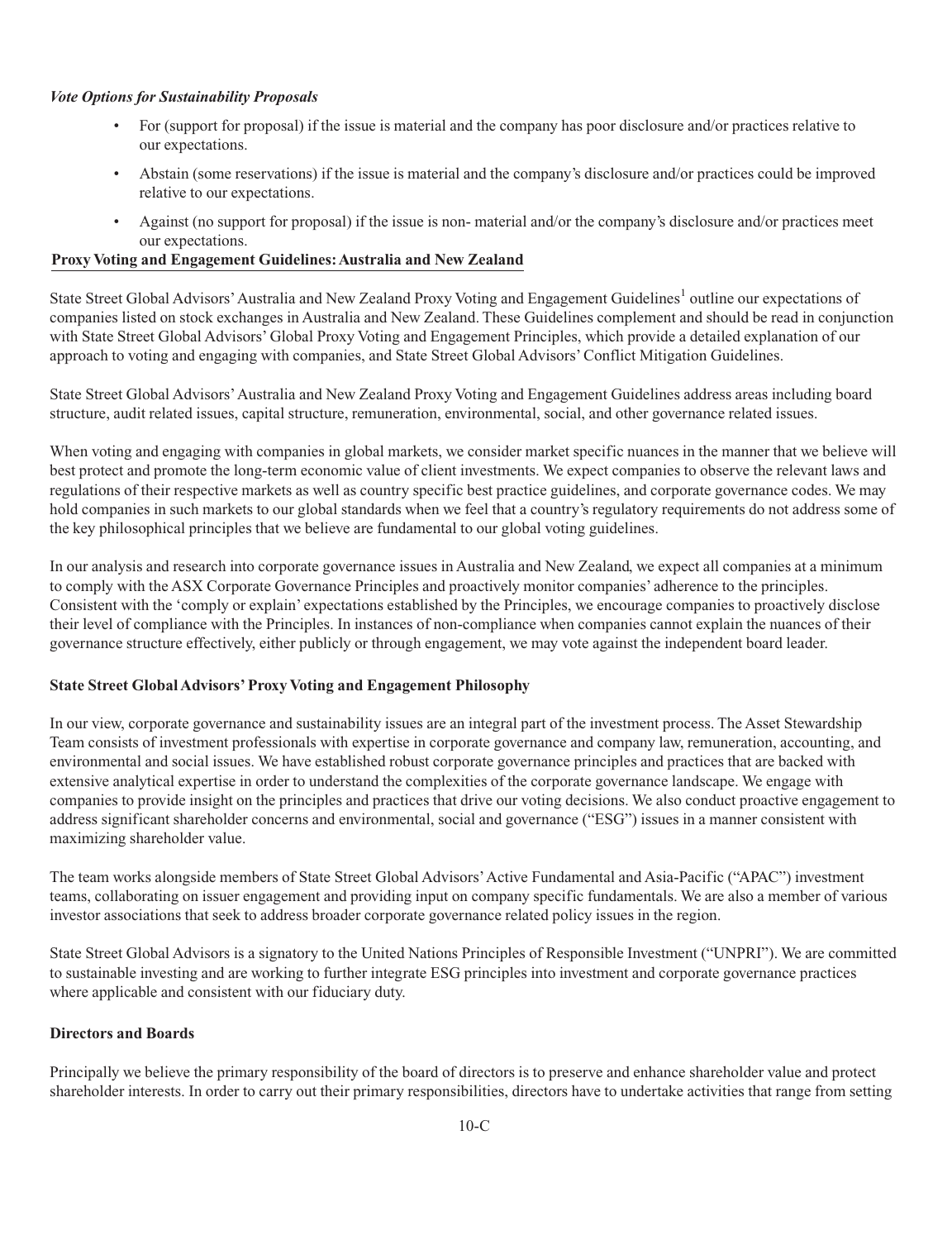*Vote Options for Sustainability Proposals*

- For (support for proposal) if the issue is material and the company has poor disclosure and/or practices relative to our expectations.
- Abstain (some reservations) if the issue is material and the company's disclosure and/or practices could be improved relative to our expectations.
- Against (no support for proposal) if the issue is non- material and/or the company's disclosure and/or practices meet our expectations.

## Proxy Voting and Engagement Guidelines: Australia and New Zealand

State Street Global Advisors' Australia and New Zealand Proxy Voting and Engagement Guidelines[1] outline our expectations of companies listed on stock exchanges in Australia and New Zealand. These Guidelines complement and should be read in conjunction with State Street Global Advisors' Global Proxy Voting and Engagement Principles, which provide a detailed explanation of our approach to voting and engaging with companies, and State Street Global Advisors' Conflict Mitigation Guidelines.

State Street Global Advisors' Australia and New Zealand Proxy Voting and Engagement Guidelines address areas including board structure, audit related issues, capital structure, remuneration, environmental, social, and other governance related issues.

When voting and engaging with companies in global markets, we consider market specific nuances in the manner that we believe will best protect and promote the long-term economic value of client investments. We expect companies to observe the relevant laws and regulations of their respective markets as well as country specific best practice guidelines, and corporate governance codes. We may hold companies in such markets to our global standards when we feel that a country's regulatory requirements do not address some of the key philosophical principles that we believe are fundamental to our global voting guidelines.

In our analysis and research into corporate governance issues in Australia and New Zealand, we expect all companies at a minimum to comply with the ASX Corporate Governance Principles and proactively monitor companies' adherence to the principles. Consistent with the 'comply or explain' expectations established by the Principles, we encourage companies to proactively disclose their level of compliance with the Principles. In instances of non-compliance when companies cannot explain the nuances of their governance structure effectively, either publicly or through engagement, we may vote against the independent board leader.

### State Street Global Advisors' Proxy Voting and Engagement Philosophy

In our view, corporate governance and sustainability issues are an integral part of the investment process. The Asset Stewardship Team consists of investment professionals with expertise in corporate governance and company law, remuneration, accounting, and environmental and social issues. We have established robust corporate governance principles and practices that are backed with extensive analytical expertise in order to understand the complexities of the corporate governance landscape. We engage with companies to provide insight on the principles and practices that drive our voting decisions. We also conduct proactive engagement to address significant shareholder concerns and environmental, social and governance ("ESG") issues in a manner consistent with maximizing shareholder value.

The team works alongside members of State Street Global Advisors' Active Fundamental and Asia-Pacific ("APAC") investment teams, collaborating on issuer engagement and providing input on company specific fundamentals. We are also a member of various investor associations that seek to address broader corporate governance related policy issues in the region.

State Street Global Advisors is a signatory to the United Nations Principles of Responsible Investment ("UNPRI"). We are committed to sustainable investing and are working to further integrate ESG principles into investment and corporate governance practices where applicable and consistent with our fiduciary duty.

### Directors and Boards

Principally we believe the primary responsibility of the board of directors is to preserve and enhance shareholder value and protect shareholder interests. In order to carry out their primary responsibilities, directors have to undertake activities that range from setting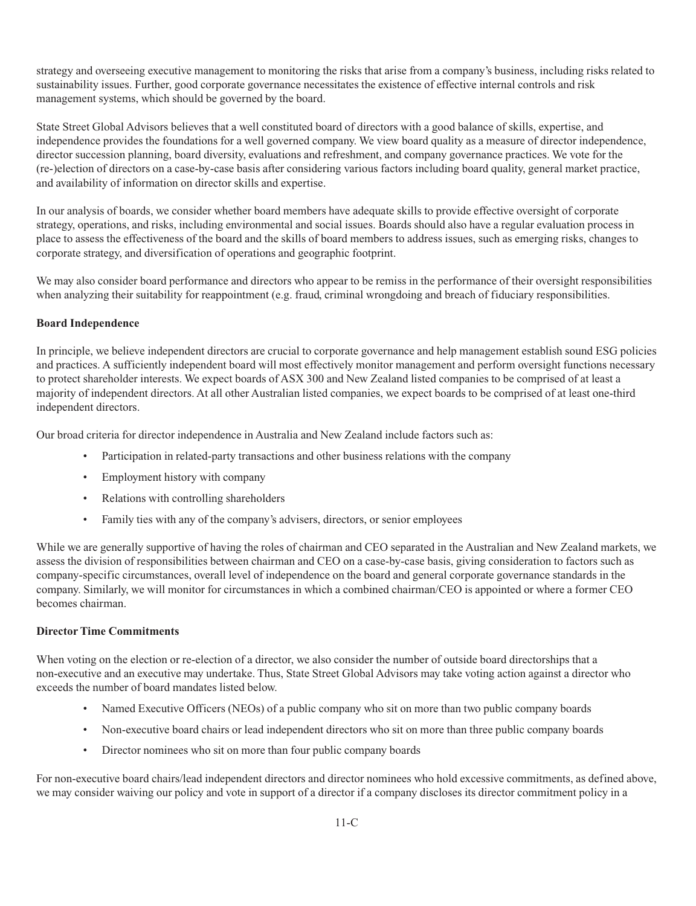strategy and overseeing executive management to monitoring the risks that arise from a company's business, including risks related to sustainability issues. Further, good corporate governance necessitates the existence of effective internal controls and risk management systems, which should be governed by the board.

State Street Global Advisors believes that a well constituted board of directors with a good balance of skills, expertise, and independence provides the foundations for a well governed company. We view board quality as a measure of director independence, director succession planning, board diversity, evaluations and refreshment, and company governance practices. We vote for the (re-)election of directors on a case-by-case basis after considering various factors including board quality, general market practice, and availability of information on director skills and expertise.

In our analysis of boards, we consider whether board members have adequate skills to provide effective oversight of corporate strategy, operations, and risks, including environmental and social issues. Boards should also have a regular evaluation process in place to assess the effectiveness of the board and the skills of board members to address issues, such as emerging risks, changes to corporate strategy, and diversification of operations and geographic footprint.

We may also consider board performance and directors who appear to be remiss in the performance of their oversight responsibilities when analyzing their suitability for reappointment (e.g. fraud, criminal wrongdoing and breach of fiduciary responsibilities.

**Board Independence**

In principle, we believe independent directors are crucial to corporate governance and help management establish sound ESG policies and practices. A sufficiently independent board will most effectively monitor management and perform oversight functions necessary to protect shareholder interests. We expect boards of ASX 300 and New Zealand listed companies to be comprised of at least a majority of independent directors. At all other Australian listed companies, we expect boards to be comprised of at least one-third independent directors.

Our broad criteria for director independence in Australia and New Zealand include factors such as:

- Participation in related-party transactions and other business relations with the company
- Employment history with company
- Relations with controlling shareholders
- Family ties with any of the company's advisers, directors, or senior employees

While we are generally supportive of having the roles of chairman and CEO separated in the Australian and New Zealand markets, we assess the division of responsibilities between chairman and CEO on a case-by-case basis, giving consideration to factors such as company-specific circumstances, overall level of independence on the board and general corporate governance standards in the company. Similarly, we will monitor for circumstances in which a combined chairman/CEO is appointed or where a former CEO becomes chairman.

**Director Time Commitments**

When voting on the election or re-election of a director, we also consider the number of outside board directorships that a non-executive and an executive may undertake. Thus, State Street Global Advisors may take voting action against a director who exceeds the number of board mandates listed below.

- Named Executive Officers (NEOs) of a public company who sit on more than two public company boards
- Non-executive board chairs or lead independent directors who sit on more than three public company boards
- Director nominees who sit on more than four public company boards

For non-executive board chairs/lead independent directors and director nominees who hold excessive commitments, as defined above, we may consider waiving our policy and vote in support of a director if a company discloses its director commitment policy in a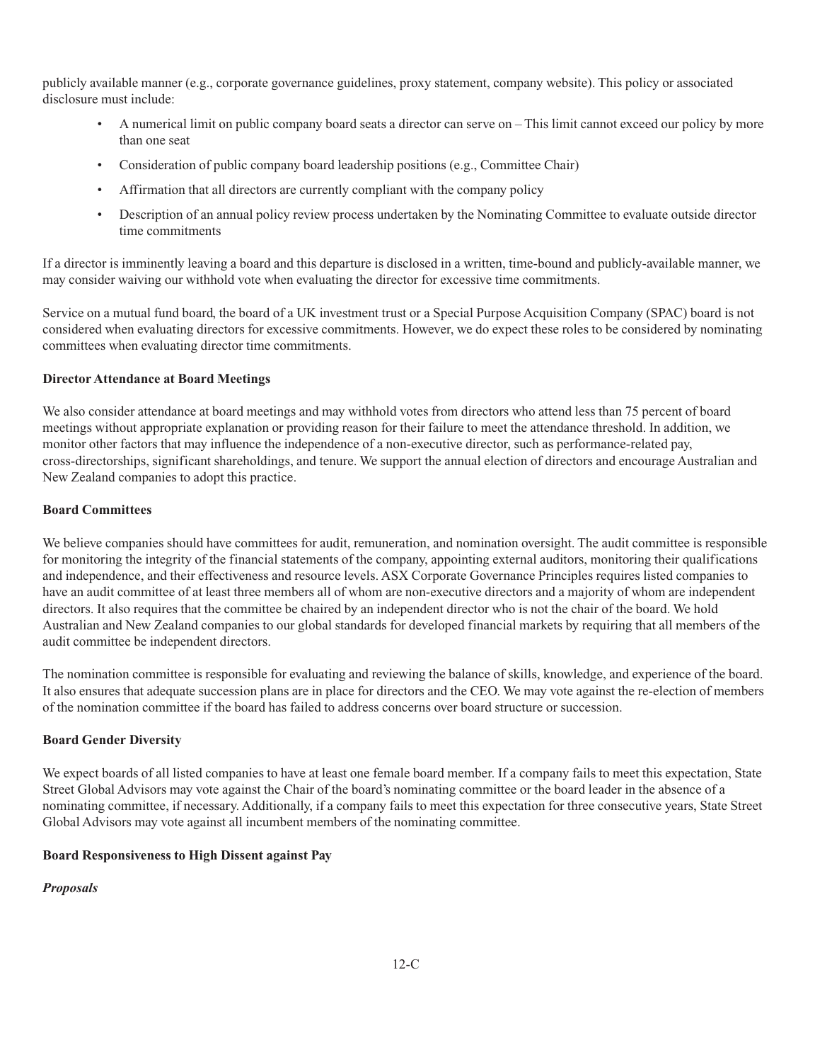publicly available manner (e.g., corporate governance guidelines, proxy statement, company website). This policy or associated disclosure must include:

- A numerical limit on public company board seats a director can serve on – This limit cannot exceed our policy by more than one seat
- Consideration of public company board leadership positions (e.g., Committee Chair)
- Affirmation that all directors are currently compliant with the company policy
- Description of an annual policy review process undertaken by the Nominating Committee to evaluate outside director time commitments

If a director is imminently leaving a board and this departure is disclosed in a written, time-bound and publicly-available manner, we may consider waiving our withhold vote when evaluating the director for excessive time commitments.

Service on a mutual fund board, the board of a UK investment trust or a Special Purpose Acquisition Company (SPAC) board is not considered when evaluating directors for excessive commitments. However, we do expect these roles to be considered by nominating committees when evaluating director time commitments.

**Director Attendance at Board Meetings**

We also consider attendance at board meetings and may withhold votes from directors who attend less than 75 percent of board meetings without appropriate explanation or providing reason for their failure to meet the attendance threshold. In addition, we monitor other factors that may influence the independence of a non-executive director, such as performance-related pay, cross-directorships, significant shareholdings, and tenure. We support the annual election of directors and encourage Australian and New Zealand companies to adopt this practice.

**Board Committees**

We believe companies should have committees for audit, remuneration, and nomination oversight. The audit committee is responsible for monitoring the integrity of the financial statements of the company, appointing external auditors, monitoring their qualifications and independence, and their effectiveness and resource levels. ASX Corporate Governance Principles requires listed companies to have an audit committee of at least three members all of whom are non-executive directors and a majority of whom are independent directors. It also requires that the committee be chaired by an independent director who is not the chair of the board. We hold Australian and New Zealand companies to our global standards for developed financial markets by requiring that all members of the audit committee be independent directors.

The nomination committee is responsible for evaluating and reviewing the balance of skills, knowledge, and experience of the board. It also ensures that adequate succession plans are in place for directors and the CEO. We may vote against the re-election of members of the nomination committee if the board has failed to address concerns over board structure or succession.

**Board Gender Diversity**

We expect boards of all listed companies to have at least one female board member. If a company fails to meet this expectation, State Street Global Advisors may vote against the Chair of the board's nominating committee or the board leader in the absence of a nominating committee, if necessary. Additionally, if a company fails to meet this expectation for three consecutive years, State Street Global Advisors may vote against all incumbent members of the nominating committee.

**Board Responsiveness to High Dissent against Pay**

***Proposals***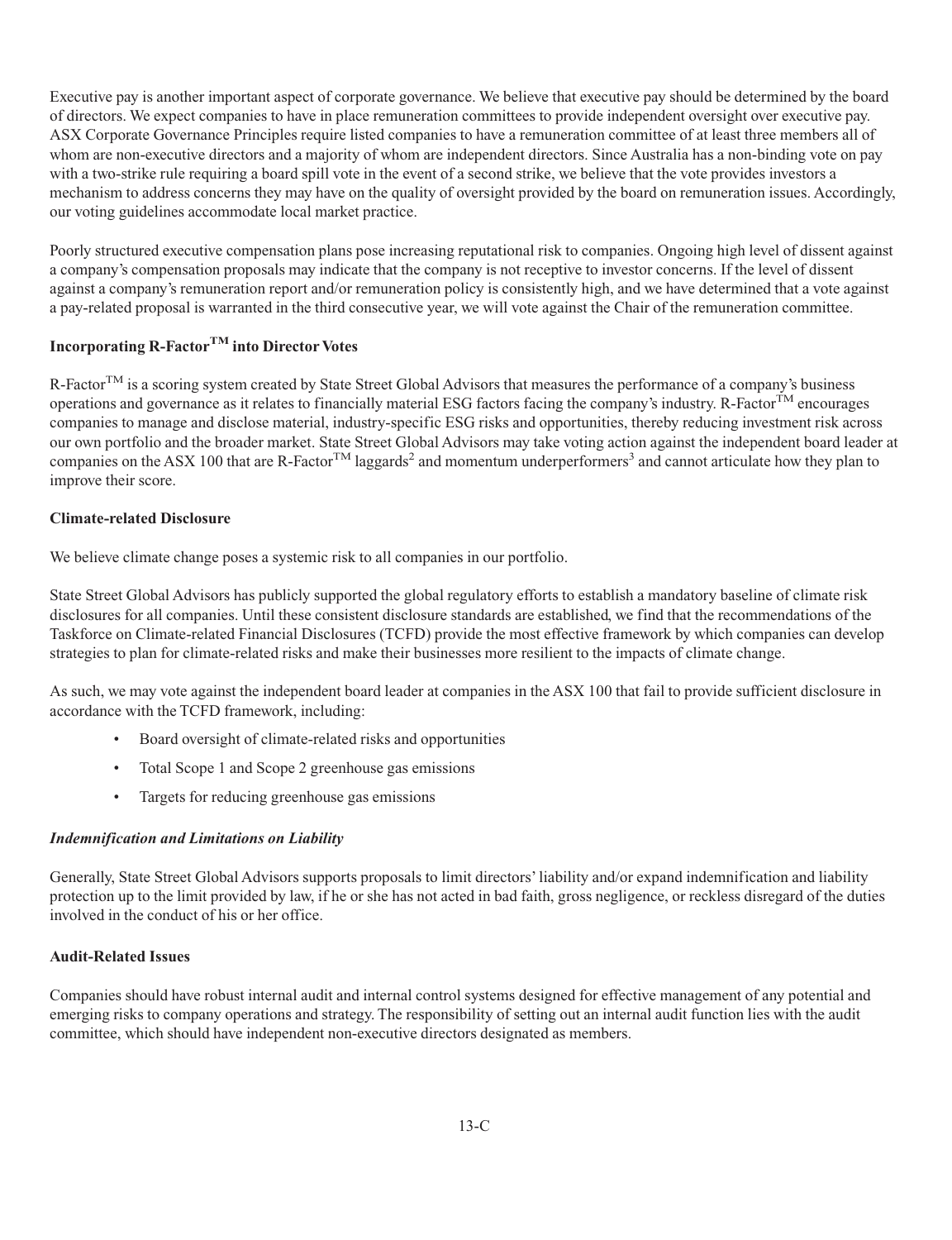Executive pay is another important aspect of corporate governance. We believe that executive pay should be determined by the board of directors. We expect companies to have in place remuneration committees to provide independent oversight over executive pay. ASX Corporate Governance Principles require listed companies to have a remuneration committee of at least three members all of whom are non-executive directors and a majority of whom are independent directors. Since Australia has a non-binding vote on pay with a two-strike rule requiring a board spill vote in the event of a second strike, we believe that the vote provides investors a mechanism to address concerns they may have on the quality of oversight provided by the board on remuneration issues. Accordingly, our voting guidelines accommodate local market practice.

Poorly structured executive compensation plans pose increasing reputational risk to companies. Ongoing high level of dissent against a company's compensation proposals may indicate that the company is not receptive to investor concerns. If the level of dissent against a company's remuneration report and/or remuneration policy is consistently high, and we have determined that a vote against a pay-related proposal is warranted in the third consecutive year, we will vote against the Chair of the remuneration committee.

**Incorporating R-Factor™ into Director Votes**

R-Factor™ is a scoring system created by State Street Global Advisors that measures the performance of a company's business operations and governance as it relates to financially material ESG factors facing the company's industry. R-Factor™ encourages companies to manage and disclose material, industry-specific ESG risks and opportunities, thereby reducing investment risk across our own portfolio and the broader market. State Street Global Advisors may take voting action against the independent board leader at companies on the ASX 100 that are R-Factor™ laggards[2] and momentum underperformers[3] and cannot articulate how they plan to improve their score.

**Climate-related Disclosure**

We believe climate change poses a systemic risk to all companies in our portfolio.

State Street Global Advisors has publicly supported the global regulatory efforts to establish a mandatory baseline of climate risk disclosures for all companies. Until these consistent disclosure standards are established, we find that the recommendations of the Taskforce on Climate-related Financial Disclosures (TCFD) provide the most effective framework by which companies can develop strategies to plan for climate-related risks and make their businesses more resilient to the impacts of climate change.

As such, we may vote against the independent board leader at companies in the ASX 100 that fail to provide sufficient disclosure in accordance with the TCFD framework, including:

- Board oversight of climate-related risks and opportunities
- Total Scope 1 and Scope 2 greenhouse gas emissions
- Targets for reducing greenhouse gas emissions

***Indemnification and Limitations on Liability***

Generally, State Street Global Advisors supports proposals to limit directors' liability and/or expand indemnification and liability protection up to the limit provided by law, if he or she has not acted in bad faith, gross negligence, or reckless disregard of the duties involved in the conduct of his or her office.

**Audit-Related Issues**

Companies should have robust internal audit and internal control systems designed for effective management of any potential and emerging risks to company operations and strategy. The responsibility of setting out an internal audit function lies with the audit committee, which should have independent non-executive directors designated as members.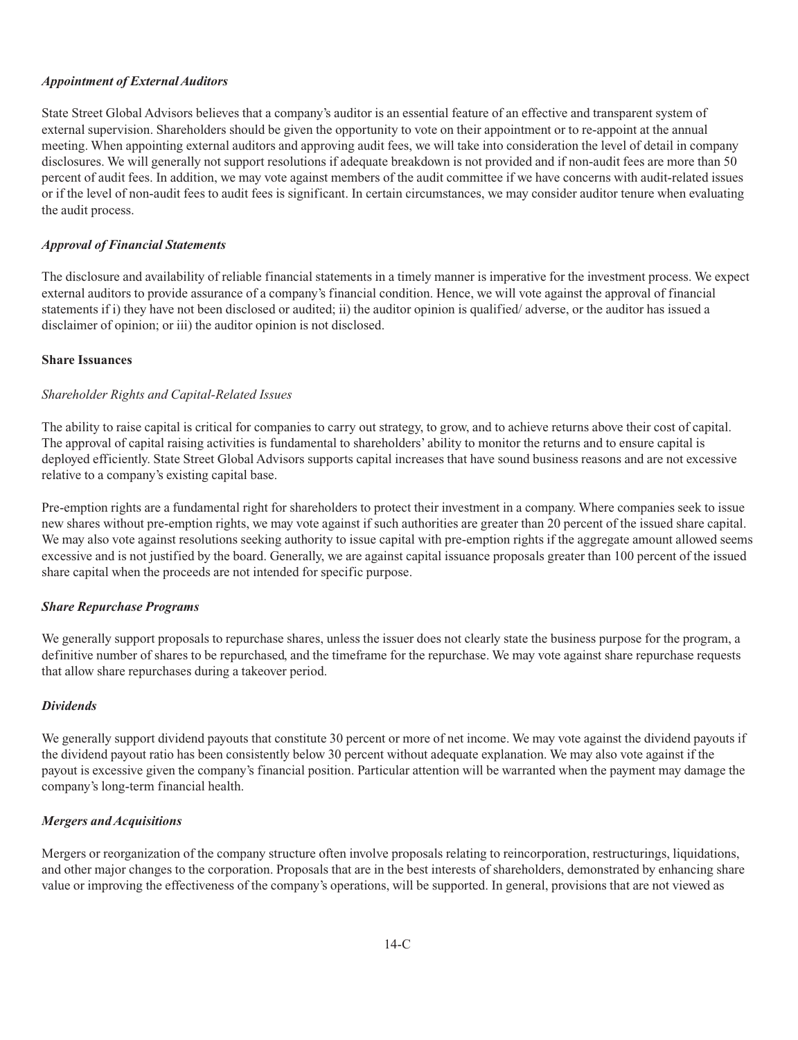***Appointment of External Auditors***

State Street Global Advisors believes that a company's auditor is an essential feature of an effective and transparent system of external supervision. Shareholders should be given the opportunity to vote on their appointment or to re-appoint at the annual meeting. When appointing external auditors and approving audit fees, we will take into consideration the level of detail in company disclosures. We will generally not support resolutions if adequate breakdown is not provided and if non-audit fees are more than 50 percent of audit fees. In addition, we may vote against members of the audit committee if we have concerns with audit-related issues or if the level of non-audit fees to audit fees is significant. In certain circumstances, we may consider auditor tenure when evaluating the audit process.

***Approval of Financial Statements***

The disclosure and availability of reliable financial statements in a timely manner is imperative for the investment process. We expect external auditors to provide assurance of a company's financial condition. Hence, we will vote against the approval of financial statements if i) they have not been disclosed or audited; ii) the auditor opinion is qualified/ adverse, or the auditor has issued a disclaimer of opinion; or iii) the auditor opinion is not disclosed.

**Share Issuances**

*Shareholder Rights and Capital-Related Issues*

The ability to raise capital is critical for companies to carry out strategy, to grow, and to achieve returns above their cost of capital. The approval of capital raising activities is fundamental to shareholders' ability to monitor the returns and to ensure capital is deployed efficiently. State Street Global Advisors supports capital increases that have sound business reasons and are not excessive relative to a company's existing capital base.

Pre-emption rights are a fundamental right for shareholders to protect their investment in a company. Where companies seek to issue new shares without pre-emption rights, we may vote against if such authorities are greater than 20 percent of the issued share capital. We may also vote against resolutions seeking authority to issue capital with pre-emption rights if the aggregate amount allowed seems excessive and is not justified by the board. Generally, we are against capital issuance proposals greater than 100 percent of the issued share capital when the proceeds are not intended for specific purpose.

***Share Repurchase Programs***

We generally support proposals to repurchase shares, unless the issuer does not clearly state the business purpose for the program, a definitive number of shares to be repurchased, and the timeframe for the repurchase. We may vote against share repurchase requests that allow share repurchases during a takeover period.

***Dividends***

We generally support dividend payouts that constitute 30 percent or more of net income. We may vote against the dividend payouts if the dividend payout ratio has been consistently below 30 percent without adequate explanation. We may also vote against if the payout is excessive given the company's financial position. Particular attention will be warranted when the payment may damage the company's long-term financial health.

***Mergers and Acquisitions***

Mergers or reorganization of the company structure often involve proposals relating to reincorporation, restructurings, liquidations, and other major changes to the corporation. Proposals that are in the best interests of shareholders, demonstrated by enhancing share value or improving the effectiveness of the company's operations, will be supported. In general, provisions that are not viewed as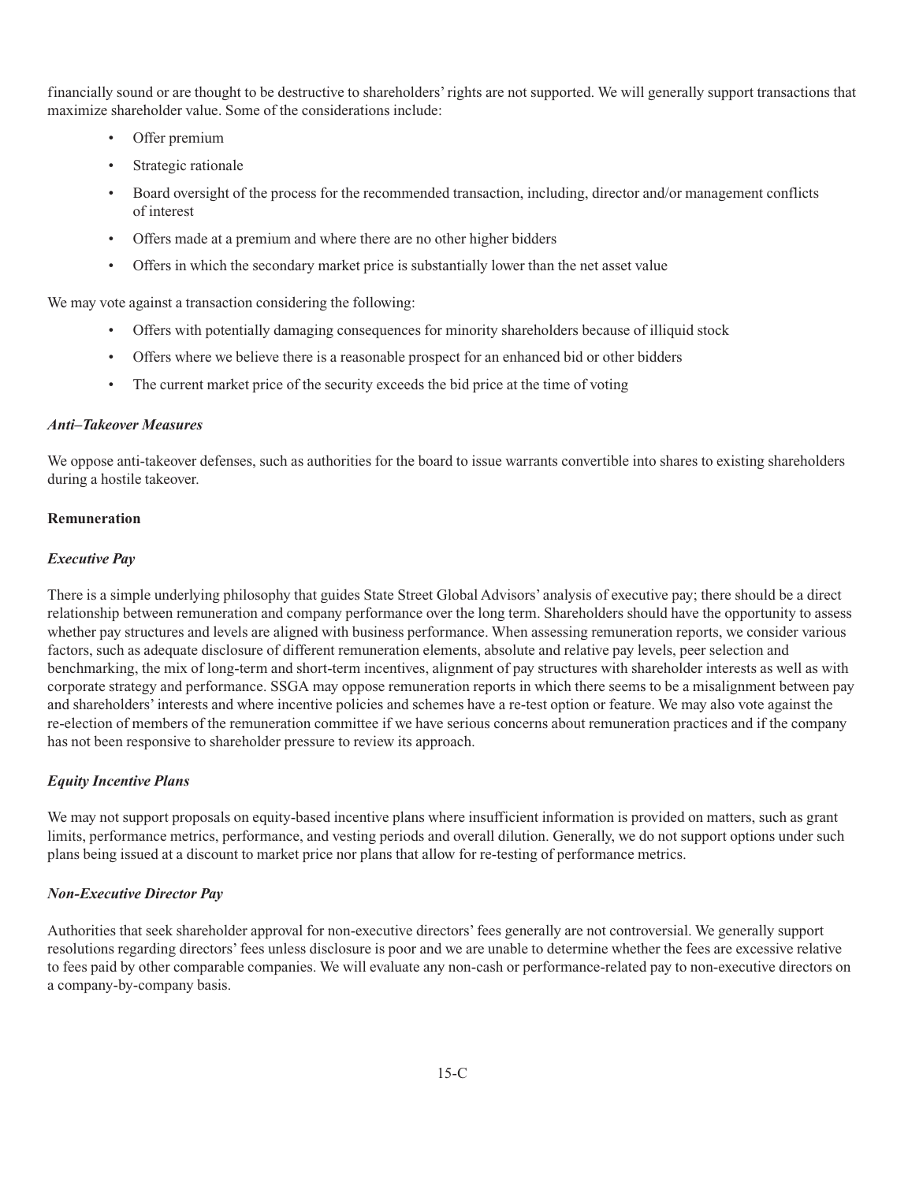financially sound or are thought to be destructive to shareholders' rights are not supported. We will generally support transactions that maximize shareholder value. Some of the considerations include:

- Offer premium
- Strategic rationale
- Board oversight of the process for the recommended transaction, including, director and/or management conflicts of interest
- Offers made at a premium and where there are no other higher bidders
- Offers in which the secondary market price is substantially lower than the net asset value

We may vote against a transaction considering the following:

- Offers with potentially damaging consequences for minority shareholders because of illiquid stock
- Offers where we believe there is a reasonable prospect for an enhanced bid or other bidders
- The current market price of the security exceeds the bid price at the time of voting

***Anti–Takeover Measures***

We oppose anti-takeover defenses, such as authorities for the board to issue warrants convertible into shares to existing shareholders during a hostile takeover.

**Remuneration**

***Executive Pay***

There is a simple underlying philosophy that guides State Street Global Advisors' analysis of executive pay; there should be a direct relationship between remuneration and company performance over the long term. Shareholders should have the opportunity to assess whether pay structures and levels are aligned with business performance. When assessing remuneration reports, we consider various factors, such as adequate disclosure of different remuneration elements, absolute and relative pay levels, peer selection and benchmarking, the mix of long-term and short-term incentives, alignment of pay structures with shareholder interests as well as with corporate strategy and performance. SSGA may oppose remuneration reports in which there seems to be a misalignment between pay and shareholders' interests and where incentive policies and schemes have a re-test option or feature. We may also vote against the re-election of members of the remuneration committee if we have serious concerns about remuneration practices and if the company has not been responsive to shareholder pressure to review its approach.

***Equity Incentive Plans***

We may not support proposals on equity-based incentive plans where insufficient information is provided on matters, such as grant limits, performance metrics, performance, and vesting periods and overall dilution. Generally, we do not support options under such plans being issued at a discount to market price nor plans that allow for re-testing of performance metrics.

***Non-Executive Director Pay***

Authorities that seek shareholder approval for non-executive directors' fees generally are not controversial. We generally support resolutions regarding directors' fees unless disclosure is poor and we are unable to determine whether the fees are excessive relative to fees paid by other comparable companies. We will evaluate any non-cash or performance-related pay to non-executive directors on a company-by-company basis.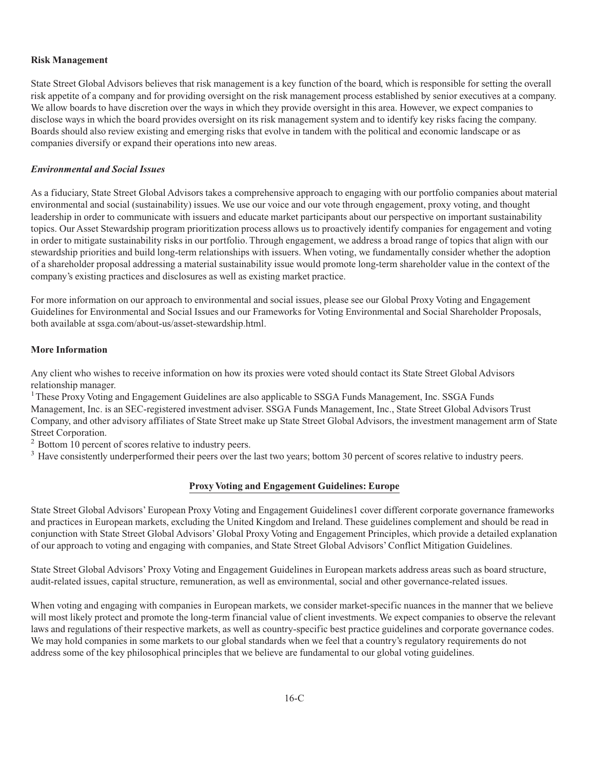**Risk Management**

State Street Global Advisors believes that risk management is a key function of the board, which is responsible for setting the overall risk appetite of a company and for providing oversight on the risk management process established by senior executives at a company. We allow boards to have discretion over the ways in which they provide oversight in this area. However, we expect companies to disclose ways in which the board provides oversight on its risk management system and to identify key risks facing the company. Boards should also review existing and emerging risks that evolve in tandem with the political and economic landscape or as companies diversify or expand their operations into new areas.

***Environmental and Social Issues***

As a fiduciary, State Street Global Advisors takes a comprehensive approach to engaging with our portfolio companies about material environmental and social (sustainability) issues. We use our voice and our vote through engagement, proxy voting, and thought leadership in order to communicate with issuers and educate market participants about our perspective on important sustainability topics. Our Asset Stewardship program prioritization process allows us to proactively identify companies for engagement and voting in order to mitigate sustainability risks in our portfolio. Through engagement, we address a broad range of topics that align with our stewardship priorities and build long-term relationships with issuers. When voting, we fundamentally consider whether the adoption of a shareholder proposal addressing a material sustainability issue would promote long-term shareholder value in the context of the company's existing practices and disclosures as well as existing market practice.

For more information on our approach to environmental and social issues, please see our Global Proxy Voting and Engagement Guidelines for Environmental and Social Issues and our Frameworks for Voting Environmental and Social Shareholder Proposals, both available at ssga.com/about-us/asset-stewardship.html.

**More Information**

Any client who wishes to receive information on how its proxies were voted should contact its State Street Global Advisors relationship manager.

[1] These Proxy Voting and Engagement Guidelines are also applicable to SSGA Funds Management, Inc. SSGA Funds Management, Inc. is an SEC-registered investment adviser. SSGA Funds Management, Inc., State Street Global Advisors Trust Company, and other advisory affiliates of State Street make up State Street Global Advisors, the investment management arm of State Street Corporation.

[2] Bottom 10 percent of scores relative to industry peers.

[3] Have consistently underperformed their peers over the last two years; bottom 30 percent of scores relative to industry peers.

## Proxy Voting and Engagement Guidelines: Europe

State Street Global Advisors' European Proxy Voting and Engagement Guidelines1 cover different corporate governance frameworks and practices in European markets, excluding the United Kingdom and Ireland. These guidelines complement and should be read in conjunction with State Street Global Advisors' Global Proxy Voting and Engagement Principles, which provide a detailed explanation of our approach to voting and engaging with companies, and State Street Global Advisors' Conflict Mitigation Guidelines.

State Street Global Advisors' Proxy Voting and Engagement Guidelines in European markets address areas such as board structure, audit-related issues, capital structure, remuneration, as well as environmental, social and other governance-related issues.

When voting and engaging with companies in European markets, we consider market-specific nuances in the manner that we believe will most likely protect and promote the long-term financial value of client investments. We expect companies to observe the relevant laws and regulations of their respective markets, as well as country-specific best practice guidelines and corporate governance codes. We may hold companies in some markets to our global standards when we feel that a country's regulatory requirements do not address some of the key philosophical principles that we believe are fundamental to our global voting guidelines.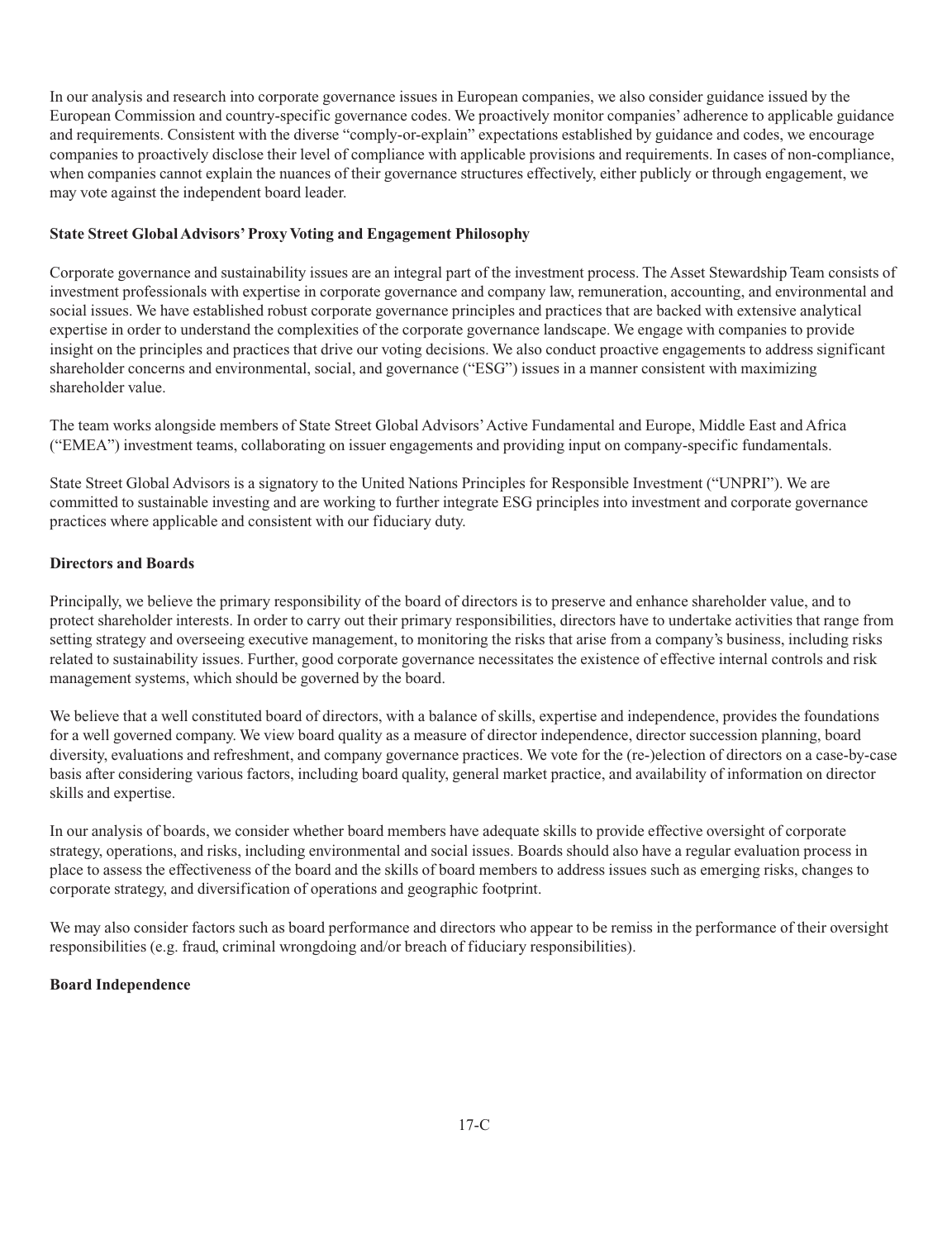In our analysis and research into corporate governance issues in European companies, we also consider guidance issued by the European Commission and country-specific governance codes. We proactively monitor companies' adherence to applicable guidance and requirements. Consistent with the diverse "comply-or-explain" expectations established by guidance and codes, we encourage companies to proactively disclose their level of compliance with applicable provisions and requirements. In cases of non-compliance, when companies cannot explain the nuances of their governance structures effectively, either publicly or through engagement, we may vote against the independent board leader.

**State Street Global Advisors' Proxy Voting and Engagement Philosophy**

Corporate governance and sustainability issues are an integral part of the investment process. The Asset Stewardship Team consists of investment professionals with expertise in corporate governance and company law, remuneration, accounting, and environmental and social issues. We have established robust corporate governance principles and practices that are backed with extensive analytical expertise in order to understand the complexities of the corporate governance landscape. We engage with companies to provide insight on the principles and practices that drive our voting decisions. We also conduct proactive engagements to address significant shareholder concerns and environmental, social, and governance ("ESG") issues in a manner consistent with maximizing shareholder value.

The team works alongside members of State Street Global Advisors' Active Fundamental and Europe, Middle East and Africa ("EMEA") investment teams, collaborating on issuer engagements and providing input on company-specific fundamentals.

State Street Global Advisors is a signatory to the United Nations Principles for Responsible Investment ("UNPRI"). We are committed to sustainable investing and are working to further integrate ESG principles into investment and corporate governance practices where applicable and consistent with our fiduciary duty.

**Directors and Boards**

Principally, we believe the primary responsibility of the board of directors is to preserve and enhance shareholder value, and to protect shareholder interests. In order to carry out their primary responsibilities, directors have to undertake activities that range from setting strategy and overseeing executive management, to monitoring the risks that arise from a company's business, including risks related to sustainability issues. Further, good corporate governance necessitates the existence of effective internal controls and risk management systems, which should be governed by the board.

We believe that a well constituted board of directors, with a balance of skills, expertise and independence, provides the foundations for a well governed company. We view board quality as a measure of director independence, director succession planning, board diversity, evaluations and refreshment, and company governance practices. We vote for the (re-)election of directors on a case-by-case basis after considering various factors, including board quality, general market practice, and availability of information on director skills and expertise.

In our analysis of boards, we consider whether board members have adequate skills to provide effective oversight of corporate strategy, operations, and risks, including environmental and social issues. Boards should also have a regular evaluation process in place to assess the effectiveness of the board and the skills of board members to address issues such as emerging risks, changes to corporate strategy, and diversification of operations and geographic footprint.

We may also consider factors such as board performance and directors who appear to be remiss in the performance of their oversight responsibilities (e.g. fraud, criminal wrongdoing and/or breach of fiduciary responsibilities).

**Board Independence**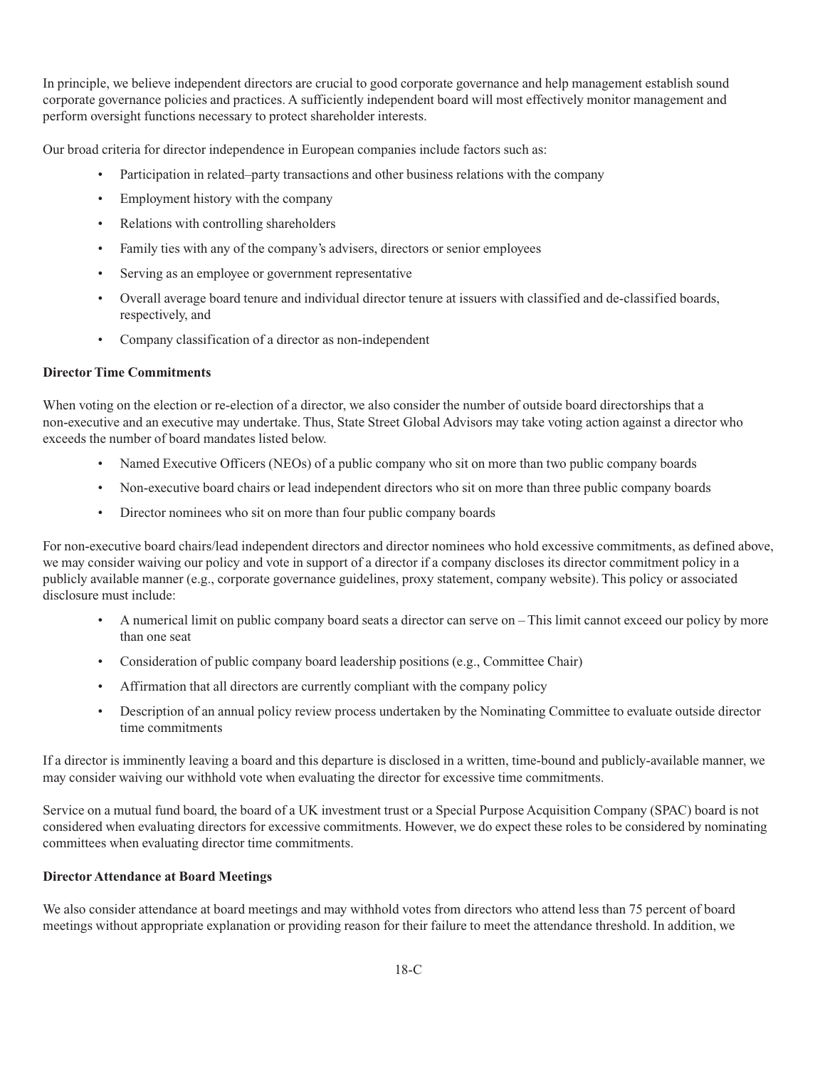In principle, we believe independent directors are crucial to good corporate governance and help management establish sound corporate governance policies and practices. A sufficiently independent board will most effectively monitor management and perform oversight functions necessary to protect shareholder interests.

Our broad criteria for director independence in European companies include factors such as:

- Participation in related–party transactions and other business relations with the company
- Employment history with the company
- Relations with controlling shareholders
- Family ties with any of the company's advisers, directors or senior employees
- Serving as an employee or government representative
- Overall average board tenure and individual director tenure at issuers with classified and de-classified boards, respectively, and
- Company classification of a director as non-independent

**Director Time Commitments**

When voting on the election or re-election of a director, we also consider the number of outside board directorships that a non-executive and an executive may undertake. Thus, State Street Global Advisors may take voting action against a director who exceeds the number of board mandates listed below.

- Named Executive Officers (NEOs) of a public company who sit on more than two public company boards
- Non-executive board chairs or lead independent directors who sit on more than three public company boards
- Director nominees who sit on more than four public company boards

For non-executive board chairs/lead independent directors and director nominees who hold excessive commitments, as defined above, we may consider waiving our policy and vote in support of a director if a company discloses its director commitment policy in a publicly available manner (e.g., corporate governance guidelines, proxy statement, company website). This policy or associated disclosure must include:

- A numerical limit on public company board seats a director can serve on – This limit cannot exceed our policy by more than one seat
- Consideration of public company board leadership positions (e.g., Committee Chair)
- Affirmation that all directors are currently compliant with the company policy
- Description of an annual policy review process undertaken by the Nominating Committee to evaluate outside director time commitments

If a director is imminently leaving a board and this departure is disclosed in a written, time-bound and publicly-available manner, we may consider waiving our withhold vote when evaluating the director for excessive time commitments.

Service on a mutual fund board, the board of a UK investment trust or a Special Purpose Acquisition Company (SPAC) board is not considered when evaluating directors for excessive commitments. However, we do expect these roles to be considered by nominating committees when evaluating director time commitments.

**Director Attendance at Board Meetings**

We also consider attendance at board meetings and may withhold votes from directors who attend less than 75 percent of board meetings without appropriate explanation or providing reason for their failure to meet the attendance threshold. In addition, we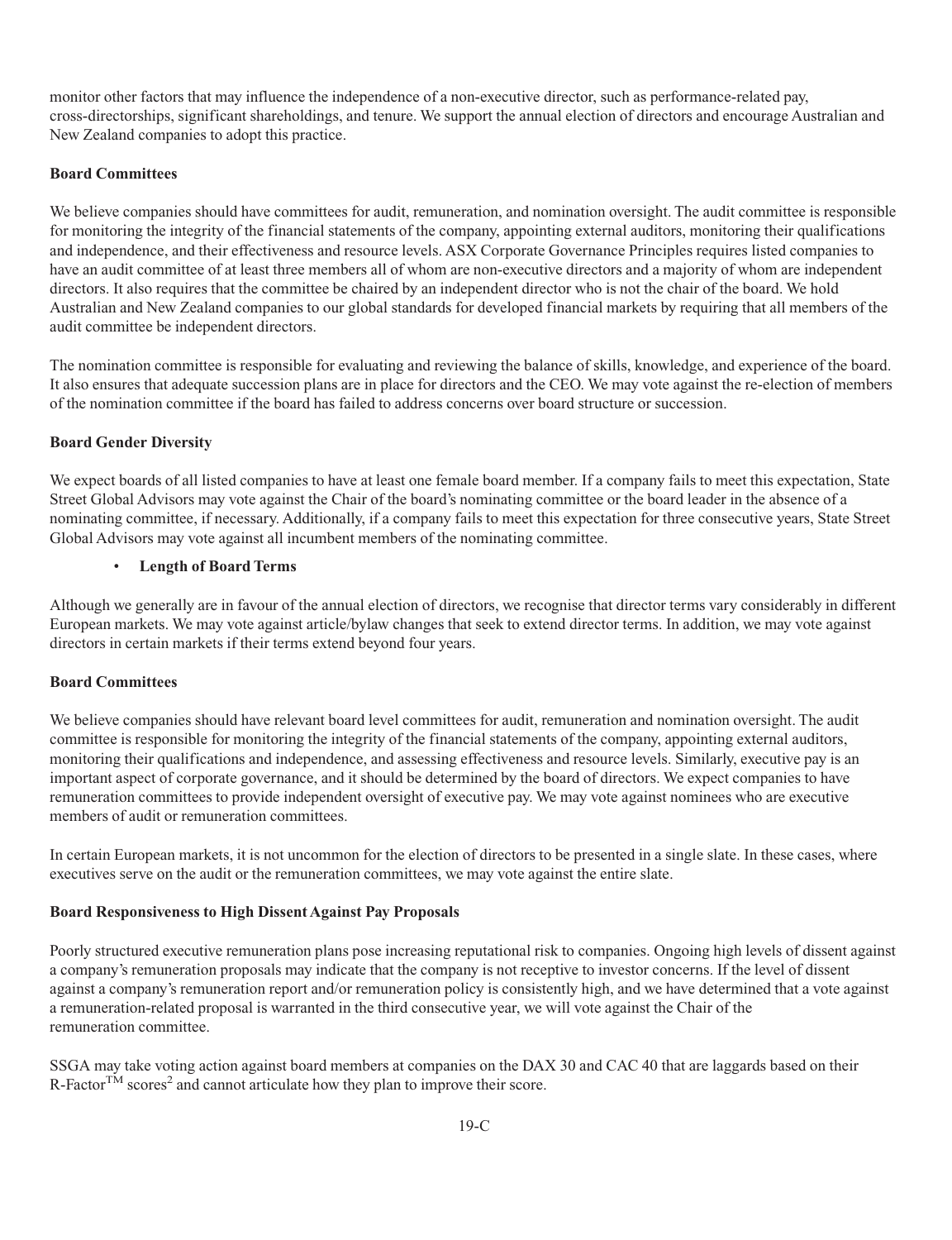monitor other factors that may influence the independence of a non-executive director, such as performance-related pay, cross-directorships, significant shareholdings, and tenure. We support the annual election of directors and encourage Australian and New Zealand companies to adopt this practice.

**Board Committees**

We believe companies should have committees for audit, remuneration, and nomination oversight. The audit committee is responsible for monitoring the integrity of the financial statements of the company, appointing external auditors, monitoring their qualifications and independence, and their effectiveness and resource levels. ASX Corporate Governance Principles requires listed companies to have an audit committee of at least three members all of whom are non-executive directors and a majority of whom are independent directors. It also requires that the committee be chaired by an independent director who is not the chair of the board. We hold Australian and New Zealand companies to our global standards for developed financial markets by requiring that all members of the audit committee be independent directors.

The nomination committee is responsible for evaluating and reviewing the balance of skills, knowledge, and experience of the board. It also ensures that adequate succession plans are in place for directors and the CEO. We may vote against the re-election of members of the nomination committee if the board has failed to address concerns over board structure or succession.

**Board Gender Diversity**

We expect boards of all listed companies to have at least one female board member. If a company fails to meet this expectation, State Street Global Advisors may vote against the Chair of the board's nominating committee or the board leader in the absence of a nominating committee, if necessary. Additionally, if a company fails to meet this expectation for three consecutive years, State Street Global Advisors may vote against all incumbent members of the nominating committee.

- **Length of Board Terms**

Although we generally are in favour of the annual election of directors, we recognise that director terms vary considerably in different European markets. We may vote against article/bylaw changes that seek to extend director terms. In addition, we may vote against directors in certain markets if their terms extend beyond four years.

**Board Committees**

We believe companies should have relevant board level committees for audit, remuneration and nomination oversight. The audit committee is responsible for monitoring the integrity of the financial statements of the company, appointing external auditors, monitoring their qualifications and independence, and assessing effectiveness and resource levels. Similarly, executive pay is an important aspect of corporate governance, and it should be determined by the board of directors. We expect companies to have remuneration committees to provide independent oversight of executive pay. We may vote against nominees who are executive members of audit or remuneration committees.

In certain European markets, it is not uncommon for the election of directors to be presented in a single slate. In these cases, where executives serve on the audit or the remuneration committees, we may vote against the entire slate.

**Board Responsiveness to High Dissent Against Pay Proposals**

Poorly structured executive remuneration plans pose increasing reputational risk to companies. Ongoing high levels of dissent against a company's remuneration proposals may indicate that the company is not receptive to investor concerns. If the level of dissent against a company's remuneration report and/or remuneration policy is consistently high, and we have determined that a vote against a remuneration-related proposal is warranted in the third consecutive year, we will vote against the Chair of the remuneration committee.

SSGA may take voting action against board members at companies on the DAX 30 and CAC 40 that are laggards based on their R-Factor™ scores[2] and cannot articulate how they plan to improve their score.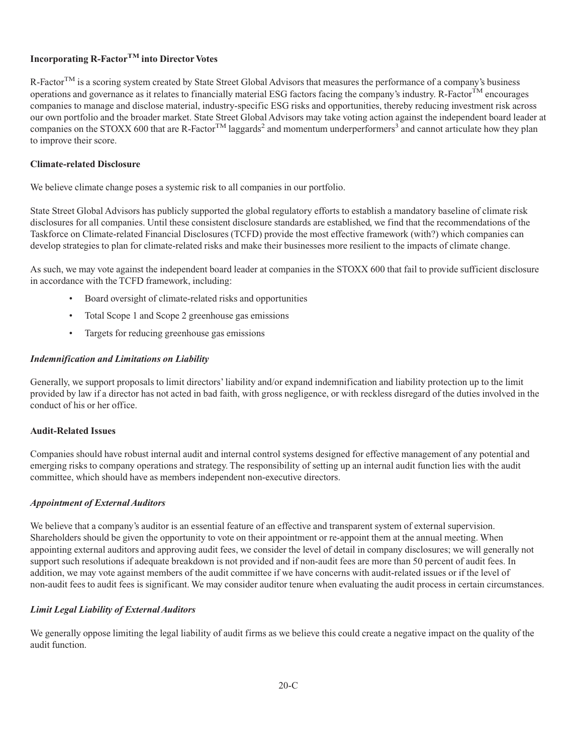**Incorporating R-Factor™ into Director Votes**

R-Factor™ is a scoring system created by State Street Global Advisors that measures the performance of a company's business operations and governance as it relates to financially material ESG factors facing the company's industry. R-Factor™ encourages companies to manage and disclose material, industry-specific ESG risks and opportunities, thereby reducing investment risk across our own portfolio and the broader market. State Street Global Advisors may take voting action against the independent board leader at companies on the STOXX 600 that are R-Factor™ laggards[2] and momentum underperformers[3] and cannot articulate how they plan to improve their score.

**Climate-related Disclosure**

We believe climate change poses a systemic risk to all companies in our portfolio.

State Street Global Advisors has publicly supported the global regulatory efforts to establish a mandatory baseline of climate risk disclosures for all companies. Until these consistent disclosure standards are established, we find that the recommendations of the Taskforce on Climate-related Financial Disclosures (TCFD) provide the most effective framework (with?) which companies can develop strategies to plan for climate-related risks and make their businesses more resilient to the impacts of climate change.

As such, we may vote against the independent board leader at companies in the STOXX 600 that fail to provide sufficient disclosure in accordance with the TCFD framework, including:

- Board oversight of climate-related risks and opportunities
- Total Scope 1 and Scope 2 greenhouse gas emissions
- Targets for reducing greenhouse gas emissions

***Indemnification and Limitations on Liability***

Generally, we support proposals to limit directors' liability and/or expand indemnification and liability protection up to the limit provided by law if a director has not acted in bad faith, with gross negligence, or with reckless disregard of the duties involved in the conduct of his or her office.

**Audit-Related Issues**

Companies should have robust internal audit and internal control systems designed for effective management of any potential and emerging risks to company operations and strategy. The responsibility of setting up an internal audit function lies with the audit committee, which should have as members independent non-executive directors.

***Appointment of External Auditors***

We believe that a company's auditor is an essential feature of an effective and transparent system of external supervision. Shareholders should be given the opportunity to vote on their appointment or re-appoint them at the annual meeting. When appointing external auditors and approving audit fees, we consider the level of detail in company disclosures; we will generally not support such resolutions if adequate breakdown is not provided and if non-audit fees are more than 50 percent of audit fees. In addition, we may vote against members of the audit committee if we have concerns with audit-related issues or if the level of non-audit fees to audit fees is significant. We may consider auditor tenure when evaluating the audit process in certain circumstances.

***Limit Legal Liability of External Auditors***

We generally oppose limiting the legal liability of audit firms as we believe this could create a negative impact on the quality of the audit function.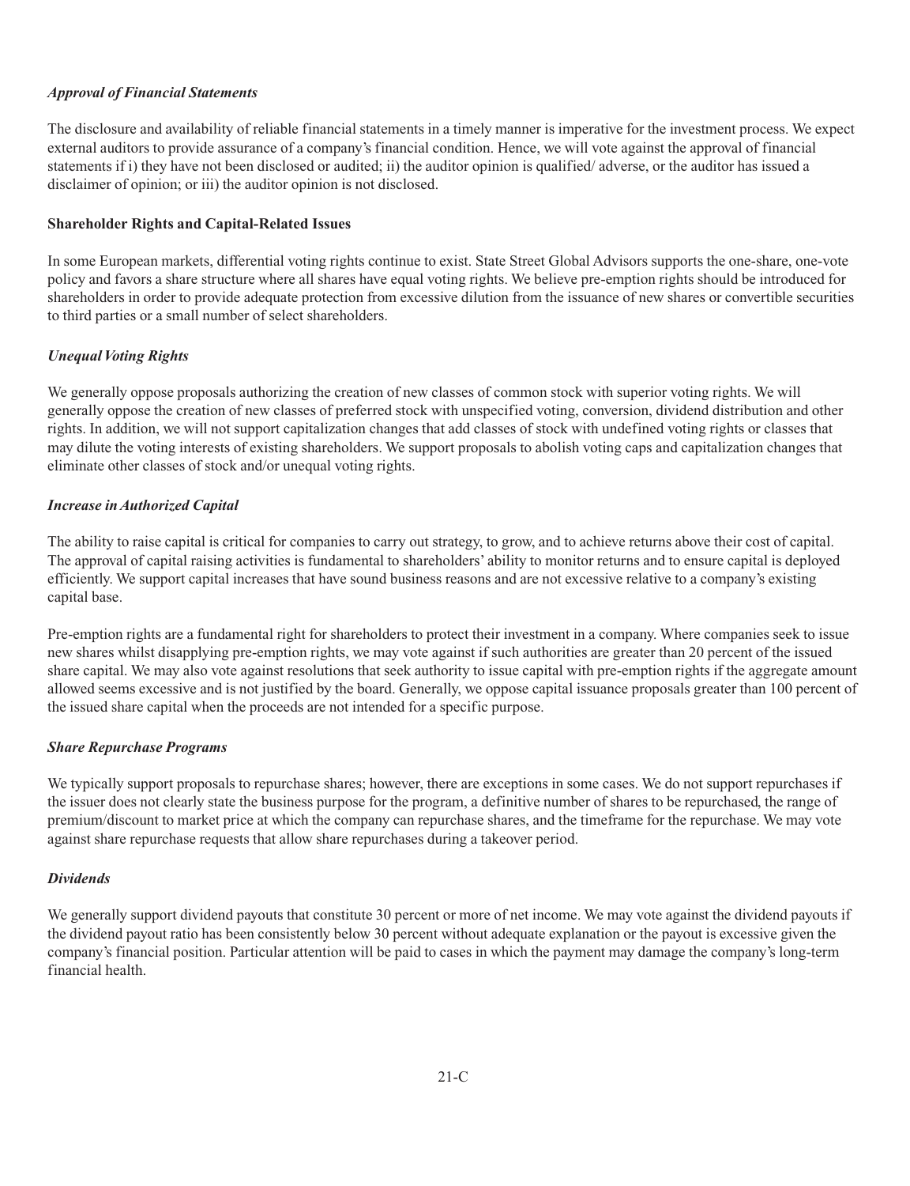*Approval of Financial Statements*

The disclosure and availability of reliable financial statements in a timely manner is imperative for the investment process. We expect external auditors to provide assurance of a company's financial condition. Hence, we will vote against the approval of financial statements if i) they have not been disclosed or audited; ii) the auditor opinion is qualified/ adverse, or the auditor has issued a disclaimer of opinion; or iii) the auditor opinion is not disclosed.

**Shareholder Rights and Capital-Related Issues**

In some European markets, differential voting rights continue to exist. State Street Global Advisors supports the one-share, one-vote policy and favors a share structure where all shares have equal voting rights. We believe pre-emption rights should be introduced for shareholders in order to provide adequate protection from excessive dilution from the issuance of new shares or convertible securities to third parties or a small number of select shareholders.

*Unequal Voting Rights*

We generally oppose proposals authorizing the creation of new classes of common stock with superior voting rights. We will generally oppose the creation of new classes of preferred stock with unspecified voting, conversion, dividend distribution and other rights. In addition, we will not support capitalization changes that add classes of stock with undefined voting rights or classes that may dilute the voting interests of existing shareholders. We support proposals to abolish voting caps and capitalization changes that eliminate other classes of stock and/or unequal voting rights.

*Increase in Authorized Capital*

The ability to raise capital is critical for companies to carry out strategy, to grow, and to achieve returns above their cost of capital. The approval of capital raising activities is fundamental to shareholders' ability to monitor returns and to ensure capital is deployed efficiently. We support capital increases that have sound business reasons and are not excessive relative to a company's existing capital base.

Pre-emption rights are a fundamental right for shareholders to protect their investment in a company. Where companies seek to issue new shares whilst disapplying pre-emption rights, we may vote against if such authorities are greater than 20 percent of the issued share capital. We may also vote against resolutions that seek authority to issue capital with pre-emption rights if the aggregate amount allowed seems excessive and is not justified by the board. Generally, we oppose capital issuance proposals greater than 100 percent of the issued share capital when the proceeds are not intended for a specific purpose.

*Share Repurchase Programs*

We typically support proposals to repurchase shares; however, there are exceptions in some cases. We do not support repurchases if the issuer does not clearly state the business purpose for the program, a definitive number of shares to be repurchased, the range of premium/discount to market price at which the company can repurchase shares, and the timeframe for the repurchase. We may vote against share repurchase requests that allow share repurchases during a takeover period.

*Dividends*

We generally support dividend payouts that constitute 30 percent or more of net income. We may vote against the dividend payouts if the dividend payout ratio has been consistently below 30 percent without adequate explanation or the payout is excessive given the company's financial position. Particular attention will be paid to cases in which the payment may damage the company's long-term financial health.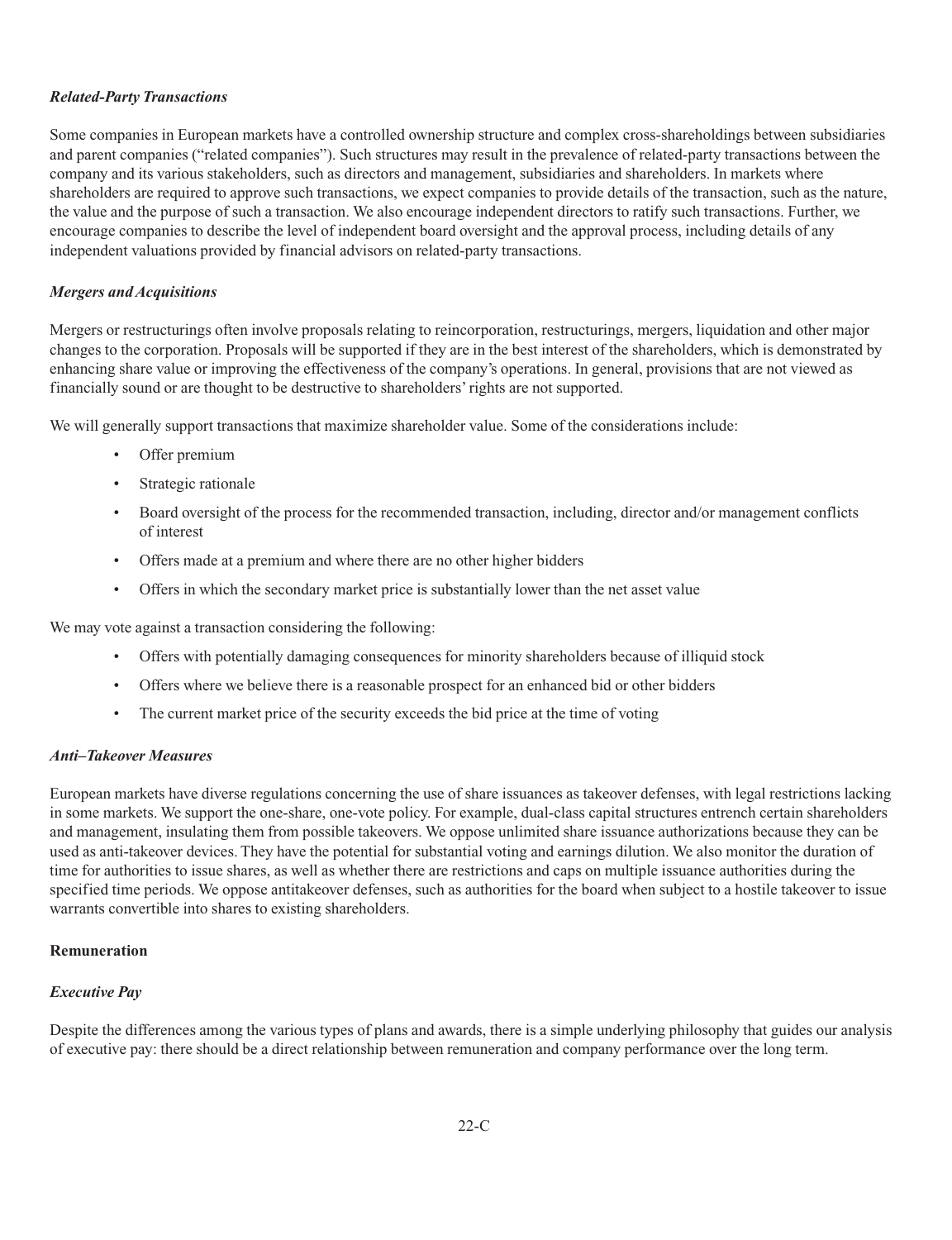*Related-Party Transactions*

Some companies in European markets have a controlled ownership structure and complex cross-shareholdings between subsidiaries and parent companies ("related companies"). Such structures may result in the prevalence of related-party transactions between the company and its various stakeholders, such as directors and management, subsidiaries and shareholders. In markets where shareholders are required to approve such transactions, we expect companies to provide details of the transaction, such as the nature, the value and the purpose of such a transaction. We also encourage independent directors to ratify such transactions. Further, we encourage companies to describe the level of independent board oversight and the approval process, including details of any independent valuations provided by financial advisors on related-party transactions.

*Mergers and Acquisitions*

Mergers or restructurings often involve proposals relating to reincorporation, restructurings, mergers, liquidation and other major changes to the corporation. Proposals will be supported if they are in the best interest of the shareholders, which is demonstrated by enhancing share value or improving the effectiveness of the company's operations. In general, provisions that are not viewed as financially sound or are thought to be destructive to shareholders' rights are not supported.

We will generally support transactions that maximize shareholder value. Some of the considerations include:

- Offer premium
- Strategic rationale
- Board oversight of the process for the recommended transaction, including, director and/or management conflicts of interest
- Offers made at a premium and where there are no other higher bidders
- Offers in which the secondary market price is substantially lower than the net asset value

We may vote against a transaction considering the following:

- Offers with potentially damaging consequences for minority shareholders because of illiquid stock
- Offers where we believe there is a reasonable prospect for an enhanced bid or other bidders
- The current market price of the security exceeds the bid price at the time of voting

*Anti–Takeover Measures*

European markets have diverse regulations concerning the use of share issuances as takeover defenses, with legal restrictions lacking in some markets. We support the one-share, one-vote policy. For example, dual-class capital structures entrench certain shareholders and management, insulating them from possible takeovers. We oppose unlimited share issuance authorizations because they can be used as anti-takeover devices. They have the potential for substantial voting and earnings dilution. We also monitor the duration of time for authorities to issue shares, as well as whether there are restrictions and caps on multiple issuance authorities during the specified time periods. We oppose antitakeover defenses, such as authorities for the board when subject to a hostile takeover to issue warrants convertible into shares to existing shareholders.

**Remuneration**

*Executive Pay*

Despite the differences among the various types of plans and awards, there is a simple underlying philosophy that guides our analysis of executive pay: there should be a direct relationship between remuneration and company performance over the long term.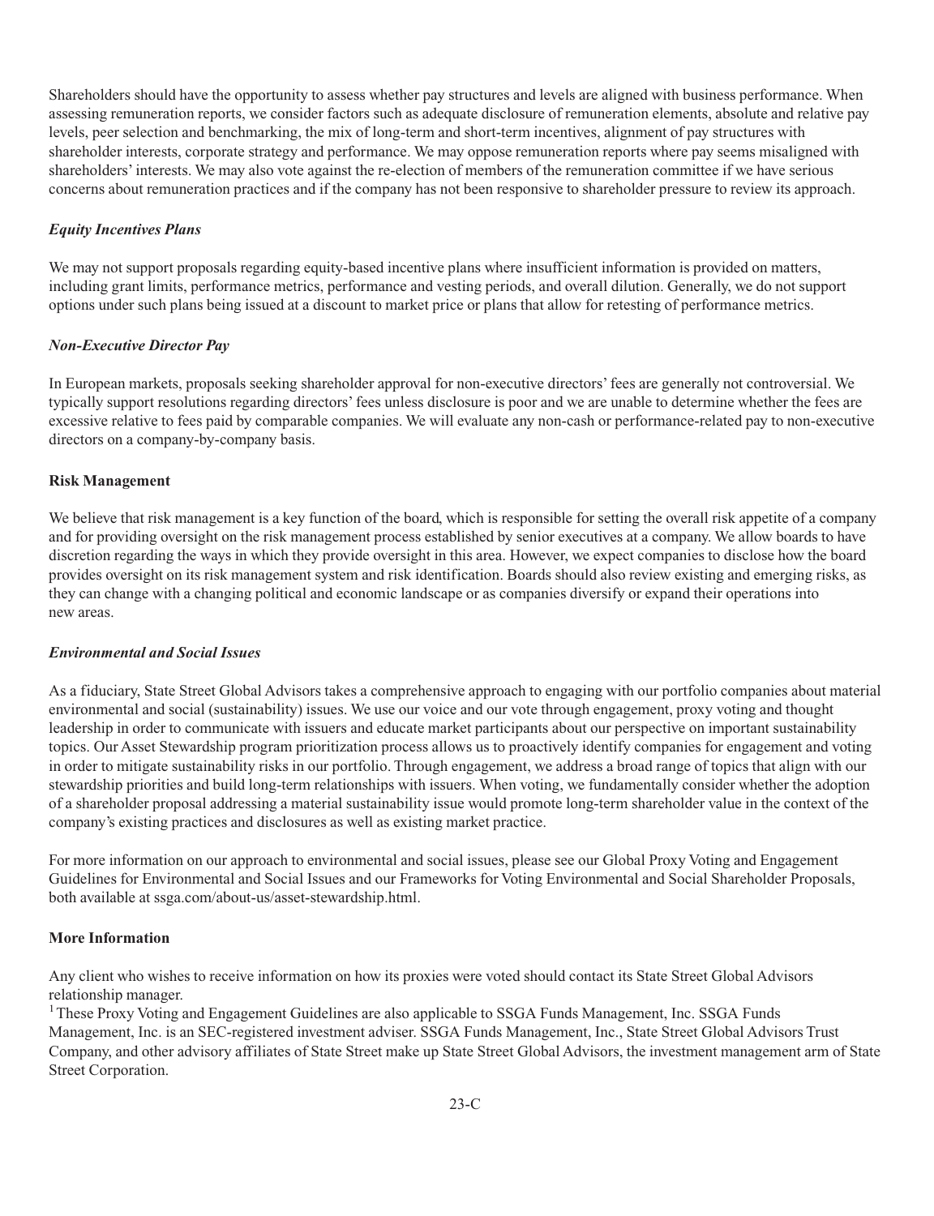Shareholders should have the opportunity to assess whether pay structures and levels are aligned with business performance. When assessing remuneration reports, we consider factors such as adequate disclosure of remuneration elements, absolute and relative pay levels, peer selection and benchmarking, the mix of long-term and short-term incentives, alignment of pay structures with shareholder interests, corporate strategy and performance. We may oppose remuneration reports where pay seems misaligned with shareholders' interests. We may also vote against the re-election of members of the remuneration committee if we have serious concerns about remuneration practices and if the company has not been responsive to shareholder pressure to review its approach.

***Equity Incentives Plans***

We may not support proposals regarding equity-based incentive plans where insufficient information is provided on matters, including grant limits, performance metrics, performance and vesting periods, and overall dilution. Generally, we do not support options under such plans being issued at a discount to market price or plans that allow for retesting of performance metrics.

***Non-Executive Director Pay***

In European markets, proposals seeking shareholder approval for non-executive directors' fees are generally not controversial. We typically support resolutions regarding directors' fees unless disclosure is poor and we are unable to determine whether the fees are excessive relative to fees paid by comparable companies. We will evaluate any non-cash or performance-related pay to non-executive directors on a company-by-company basis.

**Risk Management**

We believe that risk management is a key function of the board, which is responsible for setting the overall risk appetite of a company and for providing oversight on the risk management process established by senior executives at a company. We allow boards to have discretion regarding the ways in which they provide oversight in this area. However, we expect companies to disclose how the board provides oversight on its risk management system and risk identification. Boards should also review existing and emerging risks, as they can change with a changing political and economic landscape or as companies diversify or expand their operations into new areas.

***Environmental and Social Issues***

As a fiduciary, State Street Global Advisors takes a comprehensive approach to engaging with our portfolio companies about material environmental and social (sustainability) issues. We use our voice and our vote through engagement, proxy voting and thought leadership in order to communicate with issuers and educate market participants about our perspective on important sustainability topics. Our Asset Stewardship program prioritization process allows us to proactively identify companies for engagement and voting in order to mitigate sustainability risks in our portfolio. Through engagement, we address a broad range of topics that align with our stewardship priorities and build long-term relationships with issuers. When voting, we fundamentally consider whether the adoption of a shareholder proposal addressing a material sustainability issue would promote long-term shareholder value in the context of the company's existing practices and disclosures as well as existing market practice.

For more information on our approach to environmental and social issues, please see our Global Proxy Voting and Engagement Guidelines for Environmental and Social Issues and our Frameworks for Voting Environmental and Social Shareholder Proposals, both available at ssga.com/about-us/asset-stewardship.html.

**More Information**

Any client who wishes to receive information on how its proxies were voted should contact its State Street Global Advisors relationship manager.

[1] These Proxy Voting and Engagement Guidelines are also applicable to SSGA Funds Management, Inc. SSGA Funds Management, Inc. is an SEC-registered investment adviser. SSGA Funds Management, Inc., State Street Global Advisors Trust Company, and other advisory affiliates of State Street make up State Street Global Advisors, the investment management arm of State Street Corporation.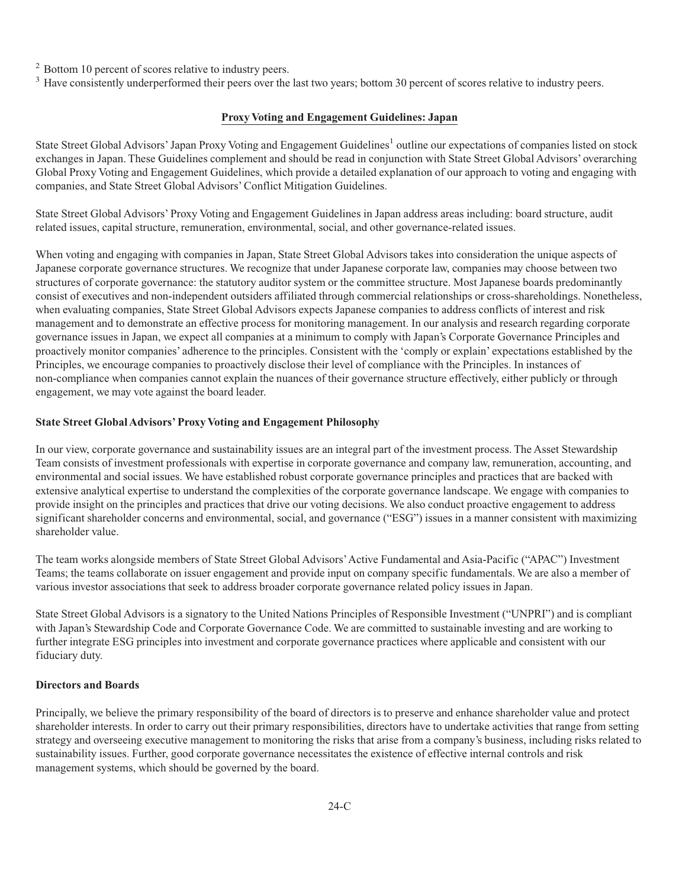[2] Bottom 10 percent of scores relative to industry peers.

[3] Have consistently underperformed their peers over the last two years; bottom 30 percent of scores relative to industry peers.

## Proxy Voting and Engagement Guidelines: Japan

State Street Global Advisors' Japan Proxy Voting and Engagement Guidelines[1] outline our expectations of companies listed on stock exchanges in Japan. These Guidelines complement and should be read in conjunction with State Street Global Advisors' overarching Global Proxy Voting and Engagement Guidelines, which provide a detailed explanation of our approach to voting and engaging with companies, and State Street Global Advisors' Conflict Mitigation Guidelines.

State Street Global Advisors' Proxy Voting and Engagement Guidelines in Japan address areas including: board structure, audit related issues, capital structure, remuneration, environmental, social, and other governance-related issues.

When voting and engaging with companies in Japan, State Street Global Advisors takes into consideration the unique aspects of Japanese corporate governance structures. We recognize that under Japanese corporate law, companies may choose between two structures of corporate governance: the statutory auditor system or the committee structure. Most Japanese boards predominantly consist of executives and non-independent outsiders affiliated through commercial relationships or cross-shareholdings. Nonetheless, when evaluating companies, State Street Global Advisors expects Japanese companies to address conflicts of interest and risk management and to demonstrate an effective process for monitoring management. In our analysis and research regarding corporate governance issues in Japan, we expect all companies at a minimum to comply with Japan's Corporate Governance Principles and proactively monitor companies' adherence to the principles. Consistent with the 'comply or explain' expectations established by the Principles, we encourage companies to proactively disclose their level of compliance with the Principles. In instances of non-compliance when companies cannot explain the nuances of their governance structure effectively, either publicly or through engagement, we may vote against the board leader.

### State Street Global Advisors' Proxy Voting and Engagement Philosophy

In our view, corporate governance and sustainability issues are an integral part of the investment process. The Asset Stewardship Team consists of investment professionals with expertise in corporate governance and company law, remuneration, accounting, and environmental and social issues. We have established robust corporate governance principles and practices that are backed with extensive analytical expertise to understand the complexities of the corporate governance landscape. We engage with companies to provide insight on the principles and practices that drive our voting decisions. We also conduct proactive engagement to address significant shareholder concerns and environmental, social, and governance ("ESG") issues in a manner consistent with maximizing shareholder value.

The team works alongside members of State Street Global Advisors' Active Fundamental and Asia-Pacific ("APAC") Investment Teams; the teams collaborate on issuer engagement and provide input on company specific fundamentals. We are also a member of various investor associations that seek to address broader corporate governance related policy issues in Japan.

State Street Global Advisors is a signatory to the United Nations Principles of Responsible Investment ("UNPRI") and is compliant with Japan's Stewardship Code and Corporate Governance Code. We are committed to sustainable investing and are working to further integrate ESG principles into investment and corporate governance practices where applicable and consistent with our fiduciary duty.

### Directors and Boards

Principally, we believe the primary responsibility of the board of directors is to preserve and enhance shareholder value and protect shareholder interests. In order to carry out their primary responsibilities, directors have to undertake activities that range from setting strategy and overseeing executive management to monitoring the risks that arise from a company's business, including risks related to sustainability issues. Further, good corporate governance necessitates the existence of effective internal controls and risk management systems, which should be governed by the board.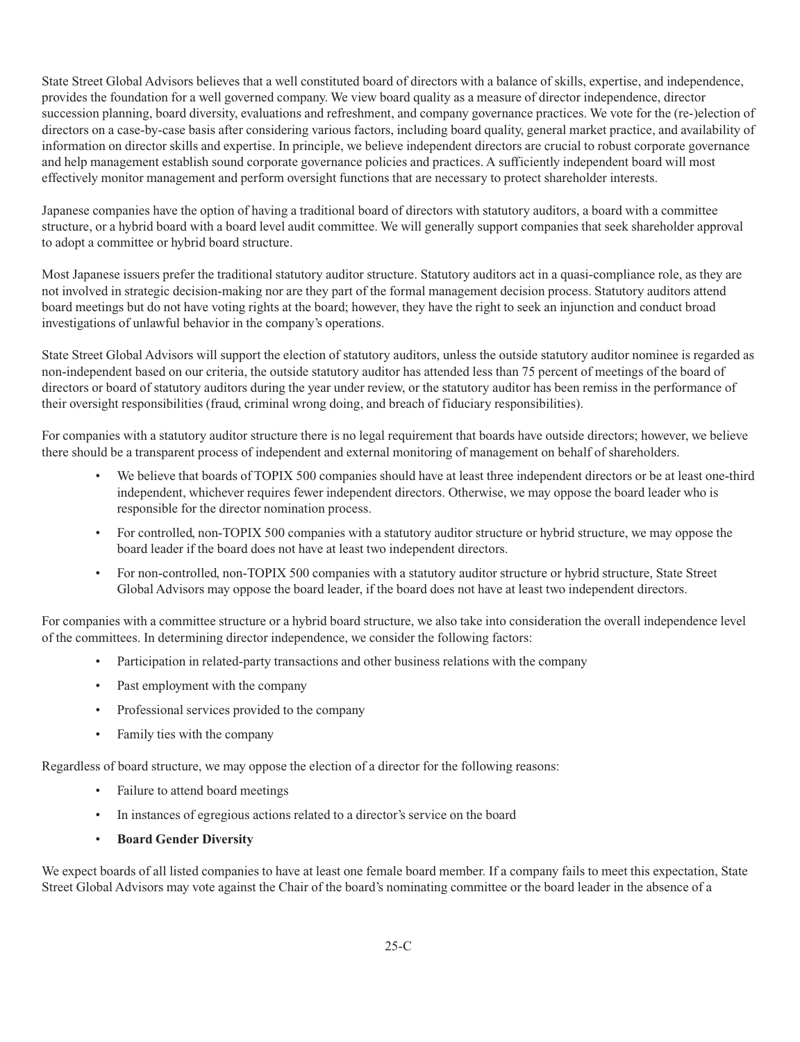State Street Global Advisors believes that a well constituted board of directors with a balance of skills, expertise, and independence, provides the foundation for a well governed company. We view board quality as a measure of director independence, director succession planning, board diversity, evaluations and refreshment, and company governance practices. We vote for the (re-)election of directors on a case-by-case basis after considering various factors, including board quality, general market practice, and availability of information on director skills and expertise. In principle, we believe independent directors are crucial to robust corporate governance and help management establish sound corporate governance policies and practices. A sufficiently independent board will most effectively monitor management and perform oversight functions that are necessary to protect shareholder interests.

Japanese companies have the option of having a traditional board of directors with statutory auditors, a board with a committee structure, or a hybrid board with a board level audit committee. We will generally support companies that seek shareholder approval to adopt a committee or hybrid board structure.

Most Japanese issuers prefer the traditional statutory auditor structure. Statutory auditors act in a quasi-compliance role, as they are not involved in strategic decision-making nor are they part of the formal management decision process. Statutory auditors attend board meetings but do not have voting rights at the board; however, they have the right to seek an injunction and conduct broad investigations of unlawful behavior in the company's operations.

State Street Global Advisors will support the election of statutory auditors, unless the outside statutory auditor nominee is regarded as non-independent based on our criteria, the outside statutory auditor has attended less than 75 percent of meetings of the board of directors or board of statutory auditors during the year under review, or the statutory auditor has been remiss in the performance of their oversight responsibilities (fraud, criminal wrong doing, and breach of fiduciary responsibilities).

For companies with a statutory auditor structure there is no legal requirement that boards have outside directors; however, we believe there should be a transparent process of independent and external monitoring of management on behalf of shareholders.

- We believe that boards of TOPIX 500 companies should have at least three independent directors or be at least one-third independent, whichever requires fewer independent directors. Otherwise, we may oppose the board leader who is responsible for the director nomination process.
- For controlled, non-TOPIX 500 companies with a statutory auditor structure or hybrid structure, we may oppose the board leader if the board does not have at least two independent directors.
- For non-controlled, non-TOPIX 500 companies with a statutory auditor structure or hybrid structure, State Street Global Advisors may oppose the board leader, if the board does not have at least two independent directors.

For companies with a committee structure or a hybrid board structure, we also take into consideration the overall independence level of the committees. In determining director independence, we consider the following factors:

- Participation in related-party transactions and other business relations with the company
- Past employment with the company
- Professional services provided to the company
- Family ties with the company

Regardless of board structure, we may oppose the election of a director for the following reasons:

- Failure to attend board meetings
- In instances of egregious actions related to a director's service on the board
- **Board Gender Diversity**

We expect boards of all listed companies to have at least one female board member. If a company fails to meet this expectation, State Street Global Advisors may vote against the Chair of the board's nominating committee or the board leader in the absence of a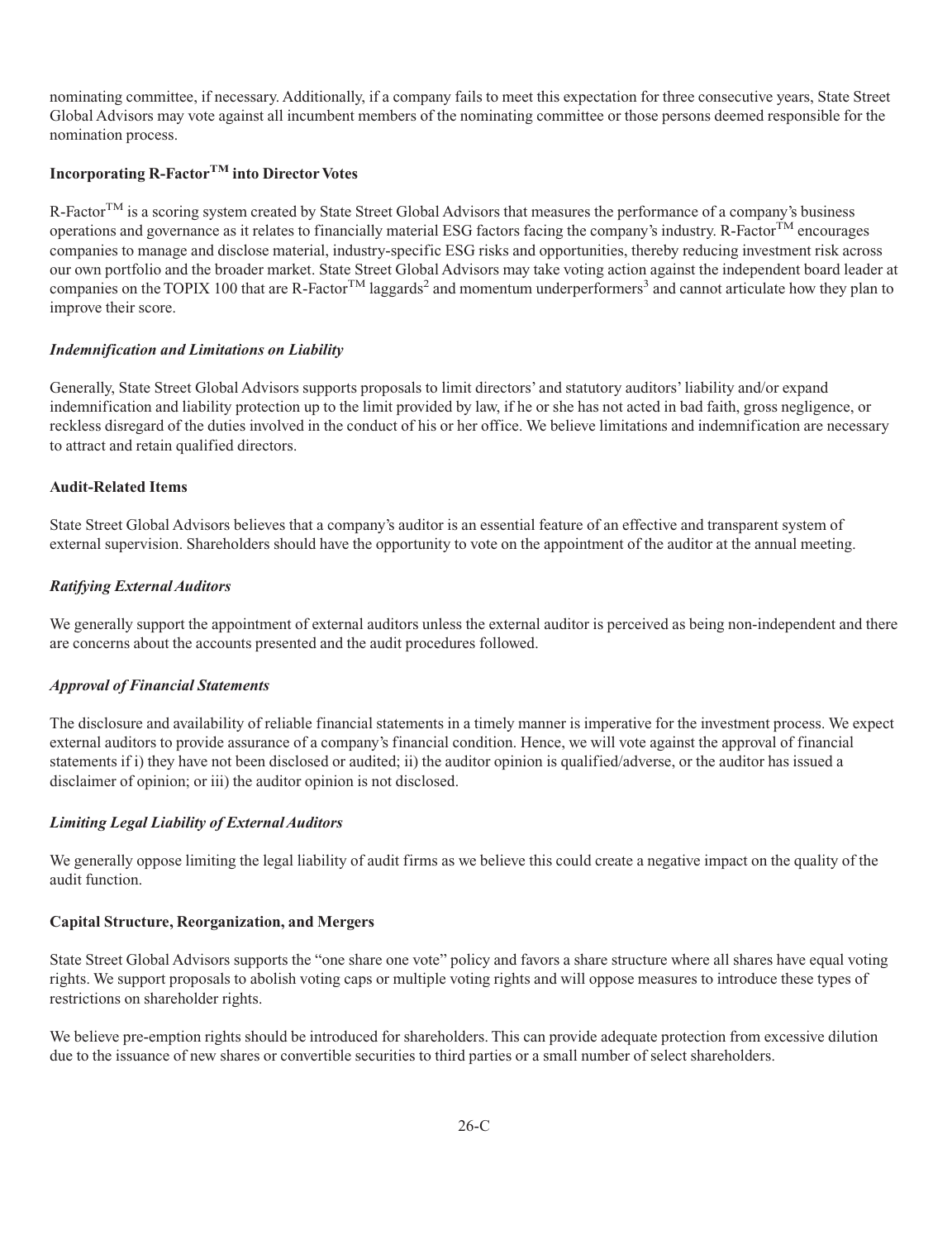nominating committee, if necessary. Additionally, if a company fails to meet this expectation for three consecutive years, State Street Global Advisors may vote against all incumbent members of the nominating committee or those persons deemed responsible for the nomination process.

**Incorporating R-Factor™ into Director Votes**

R-Factor™ is a scoring system created by State Street Global Advisors that measures the performance of a company's business operations and governance as it relates to financially material ESG factors facing the company's industry. R-Factor™ encourages companies to manage and disclose material, industry-specific ESG risks and opportunities, thereby reducing investment risk across our own portfolio and the broader market. State Street Global Advisors may take voting action against the independent board leader at companies on the TOPIX 100 that are R-Factor™ laggards[2] and momentum underperformers[3] and cannot articulate how they plan to improve their score.

***Indemnification and Limitations on Liability***

Generally, State Street Global Advisors supports proposals to limit directors' and statutory auditors' liability and/or expand indemnification and liability protection up to the limit provided by law, if he or she has not acted in bad faith, gross negligence, or reckless disregard of the duties involved in the conduct of his or her office. We believe limitations and indemnification are necessary to attract and retain qualified directors.

**Audit-Related Items**

State Street Global Advisors believes that a company's auditor is an essential feature of an effective and transparent system of external supervision. Shareholders should have the opportunity to vote on the appointment of the auditor at the annual meeting.

***Ratifying External Auditors***

We generally support the appointment of external auditors unless the external auditor is perceived as being non-independent and there are concerns about the accounts presented and the audit procedures followed.

***Approval of Financial Statements***

The disclosure and availability of reliable financial statements in a timely manner is imperative for the investment process. We expect external auditors to provide assurance of a company's financial condition. Hence, we will vote against the approval of financial statements if i) they have not been disclosed or audited; ii) the auditor opinion is qualified/adverse, or the auditor has issued a disclaimer of opinion; or iii) the auditor opinion is not disclosed.

***Limiting Legal Liability of External Auditors***

We generally oppose limiting the legal liability of audit firms as we believe this could create a negative impact on the quality of the audit function.

**Capital Structure, Reorganization, and Mergers**

State Street Global Advisors supports the "one share one vote" policy and favors a share structure where all shares have equal voting rights. We support proposals to abolish voting caps or multiple voting rights and will oppose measures to introduce these types of restrictions on shareholder rights.

We believe pre-emption rights should be introduced for shareholders. This can provide adequate protection from excessive dilution due to the issuance of new shares or convertible securities to third parties or a small number of select shareholders.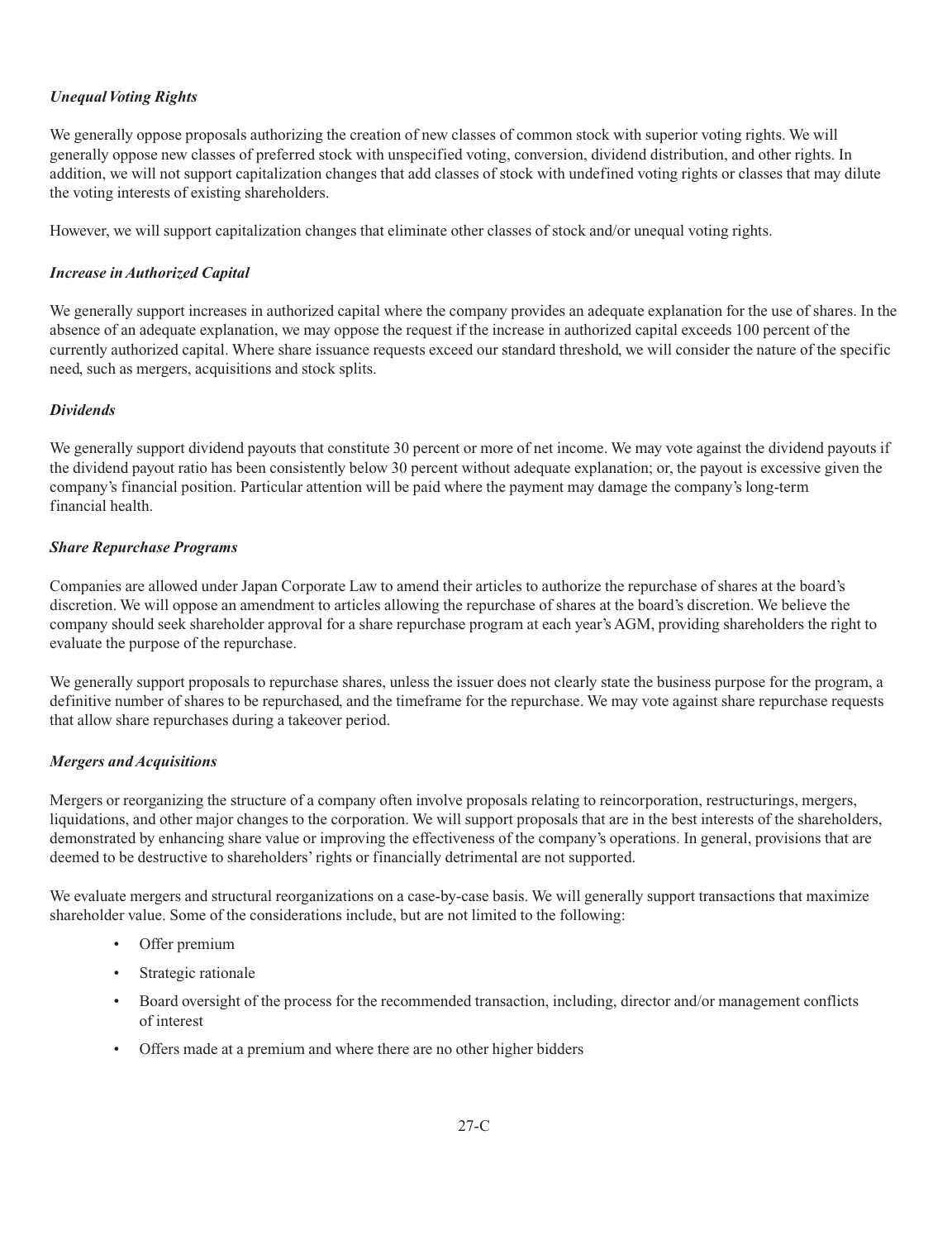*Unequal Voting Rights*

We generally oppose proposals authorizing the creation of new classes of common stock with superior voting rights. We will generally oppose new classes of preferred stock with unspecified voting, conversion, dividend distribution, and other rights. In addition, we will not support capitalization changes that add classes of stock with undefined voting rights or classes that may dilute the voting interests of existing shareholders.

However, we will support capitalization changes that eliminate other classes of stock and/or unequal voting rights.

*Increase in Authorized Capital*

We generally support increases in authorized capital where the company provides an adequate explanation for the use of shares. In the absence of an adequate explanation, we may oppose the request if the increase in authorized capital exceeds 100 percent of the currently authorized capital. Where share issuance requests exceed our standard threshold, we will consider the nature of the specific need, such as mergers, acquisitions and stock splits.

*Dividends*

We generally support dividend payouts that constitute 30 percent or more of net income. We may vote against the dividend payouts if the dividend payout ratio has been consistently below 30 percent without adequate explanation; or, the payout is excessive given the company's financial position. Particular attention will be paid where the payment may damage the company's long-term financial health.

*Share Repurchase Programs*

Companies are allowed under Japan Corporate Law to amend their articles to authorize the repurchase of shares at the board's discretion. We will oppose an amendment to articles allowing the repurchase of shares at the board's discretion. We believe the company should seek shareholder approval for a share repurchase program at each year's AGM, providing shareholders the right to evaluate the purpose of the repurchase.

We generally support proposals to repurchase shares, unless the issuer does not clearly state the business purpose for the program, a definitive number of shares to be repurchased, and the timeframe for the repurchase. We may vote against share repurchase requests that allow share repurchases during a takeover period.

*Mergers and Acquisitions*

Mergers or reorganizing the structure of a company often involve proposals relating to reincorporation, restructurings, mergers, liquidations, and other major changes to the corporation. We will support proposals that are in the best interests of the shareholders, demonstrated by enhancing share value or improving the effectiveness of the company's operations. In general, provisions that are deemed to be destructive to shareholders' rights or financially detrimental are not supported.

We evaluate mergers and structural reorganizations on a case-by-case basis. We will generally support transactions that maximize shareholder value. Some of the considerations include, but are not limited to the following:

- Offer premium
- Strategic rationale
- Board oversight of the process for the recommended transaction, including, director and/or management conflicts of interest
- Offers made at a premium and where there are no other higher bidders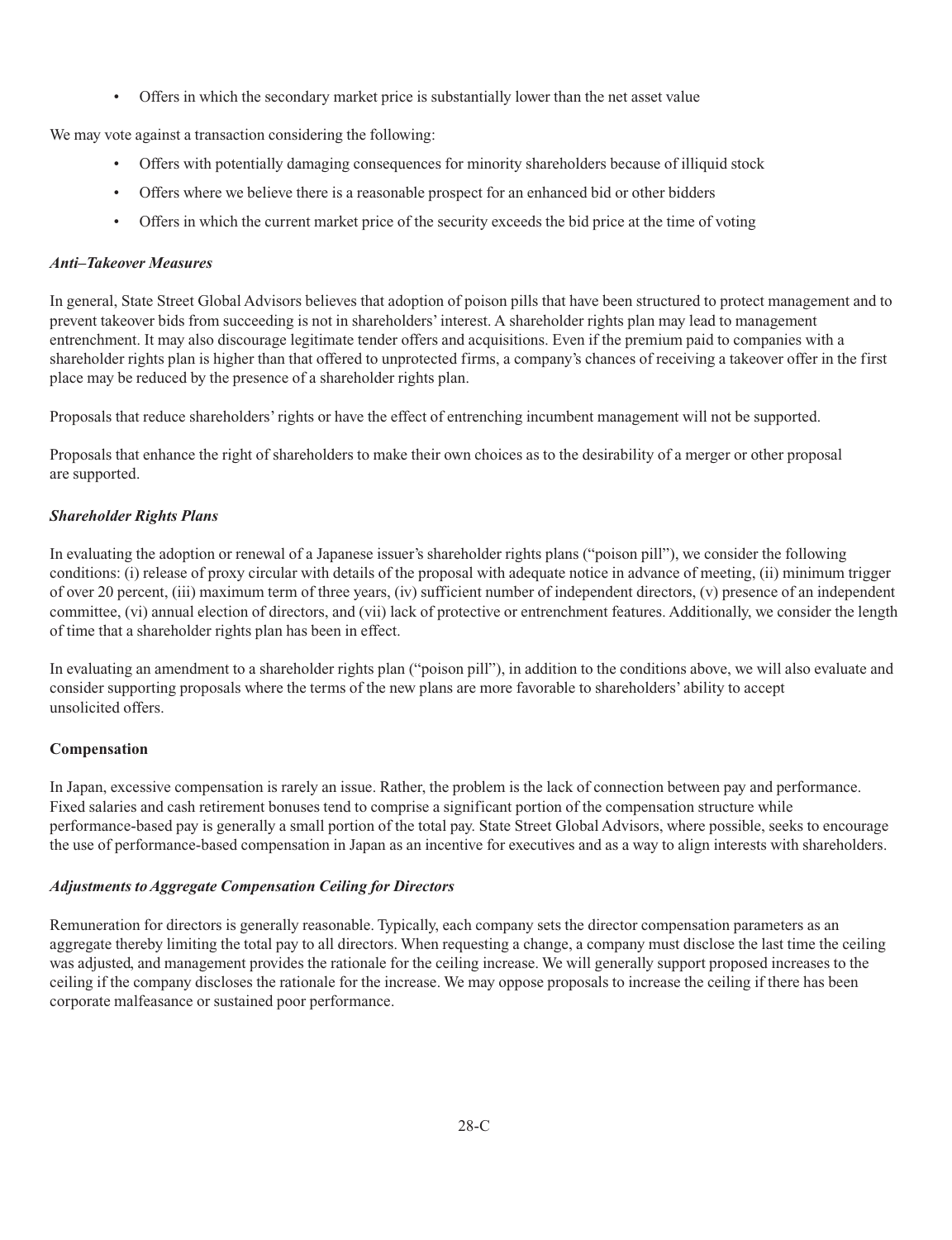- Offers in which the secondary market price is substantially lower than the net asset value

We may vote against a transaction considering the following:

- Offers with potentially damaging consequences for minority shareholders because of illiquid stock
- Offers where we believe there is a reasonable prospect for an enhanced bid or other bidders
- Offers in which the current market price of the security exceeds the bid price at the time of voting

***Anti–Takeover Measures***

In general, State Street Global Advisors believes that adoption of poison pills that have been structured to protect management and to prevent takeover bids from succeeding is not in shareholders' interest. A shareholder rights plan may lead to management entrenchment. It may also discourage legitimate tender offers and acquisitions. Even if the premium paid to companies with a shareholder rights plan is higher than that offered to unprotected firms, a company's chances of receiving a takeover offer in the first place may be reduced by the presence of a shareholder rights plan.

Proposals that reduce shareholders' rights or have the effect of entrenching incumbent management will not be supported.

Proposals that enhance the right of shareholders to make their own choices as to the desirability of a merger or other proposal are supported.

***Shareholder Rights Plans***

In evaluating the adoption or renewal of a Japanese issuer's shareholder rights plans ("poison pill"), we consider the following conditions: (i) release of proxy circular with details of the proposal with adequate notice in advance of meeting, (ii) minimum trigger of over 20 percent, (iii) maximum term of three years, (iv) sufficient number of independent directors, (v) presence of an independent committee, (vi) annual election of directors, and (vii) lack of protective or entrenchment features. Additionally, we consider the length of time that a shareholder rights plan has been in effect.

In evaluating an amendment to a shareholder rights plan ("poison pill"), in addition to the conditions above, we will also evaluate and consider supporting proposals where the terms of the new plans are more favorable to shareholders' ability to accept unsolicited offers.

**Compensation**

In Japan, excessive compensation is rarely an issue. Rather, the problem is the lack of connection between pay and performance. Fixed salaries and cash retirement bonuses tend to comprise a significant portion of the compensation structure while performance-based pay is generally a small portion of the total pay. State Street Global Advisors, where possible, seeks to encourage the use of performance-based compensation in Japan as an incentive for executives and as a way to align interests with shareholders.

***Adjustments to Aggregate Compensation Ceiling for Directors***

Remuneration for directors is generally reasonable. Typically, each company sets the director compensation parameters as an aggregate thereby limiting the total pay to all directors. When requesting a change, a company must disclose the last time the ceiling was adjusted, and management provides the rationale for the ceiling increase. We will generally support proposed increases to the ceiling if the company discloses the rationale for the increase. We may oppose proposals to increase the ceiling if there has been corporate malfeasance or sustained poor performance.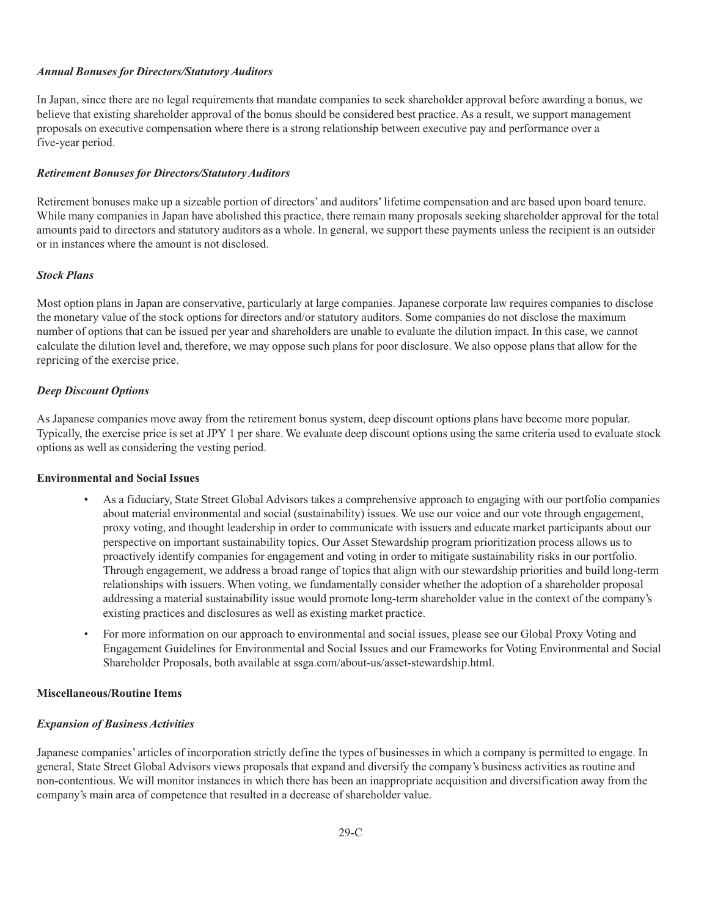*Annual Bonuses for Directors/Statutory Auditors*

In Japan, since there are no legal requirements that mandate companies to seek shareholder approval before awarding a bonus, we believe that existing shareholder approval of the bonus should be considered best practice. As a result, we support management proposals on executive compensation where there is a strong relationship between executive pay and performance over a five-year period.

*Retirement Bonuses for Directors/Statutory Auditors*

Retirement bonuses make up a sizeable portion of directors' and auditors' lifetime compensation and are based upon board tenure. While many companies in Japan have abolished this practice, there remain many proposals seeking shareholder approval for the total amounts paid to directors and statutory auditors as a whole. In general, we support these payments unless the recipient is an outsider or in instances where the amount is not disclosed.

*Stock Plans*

Most option plans in Japan are conservative, particularly at large companies. Japanese corporate law requires companies to disclose the monetary value of the stock options for directors and/or statutory auditors. Some companies do not disclose the maximum number of options that can be issued per year and shareholders are unable to evaluate the dilution impact. In this case, we cannot calculate the dilution level and, therefore, we may oppose such plans for poor disclosure. We also oppose plans that allow for the repricing of the exercise price.

*Deep Discount Options*

As Japanese companies move away from the retirement bonus system, deep discount options plans have become more popular. Typically, the exercise price is set at JPY 1 per share. We evaluate deep discount options using the same criteria used to evaluate stock options as well as considering the vesting period.

**Environmental and Social Issues**

- As a fiduciary, State Street Global Advisors takes a comprehensive approach to engaging with our portfolio companies about material environmental and social (sustainability) issues. We use our voice and our vote through engagement, proxy voting, and thought leadership in order to communicate with issuers and educate market participants about our perspective on important sustainability topics. Our Asset Stewardship program prioritization process allows us to proactively identify companies for engagement and voting in order to mitigate sustainability risks in our portfolio. Through engagement, we address a broad range of topics that align with our stewardship priorities and build long-term relationships with issuers. When voting, we fundamentally consider whether the adoption of a shareholder proposal addressing a material sustainability issue would promote long-term shareholder value in the context of the company's existing practices and disclosures as well as existing market practice.
- For more information on our approach to environmental and social issues, please see our Global Proxy Voting and Engagement Guidelines for Environmental and Social Issues and our Frameworks for Voting Environmental and Social Shareholder Proposals, both available at ssga.com/about-us/asset-stewardship.html.

**Miscellaneous/Routine Items**

*Expansion of Business Activities*

Japanese companies' articles of incorporation strictly define the types of businesses in which a company is permitted to engage. In general, State Street Global Advisors views proposals that expand and diversify the company's business activities as routine and non-contentious. We will monitor instances in which there has been an inappropriate acquisition and diversification away from the company's main area of competence that resulted in a decrease of shareholder value.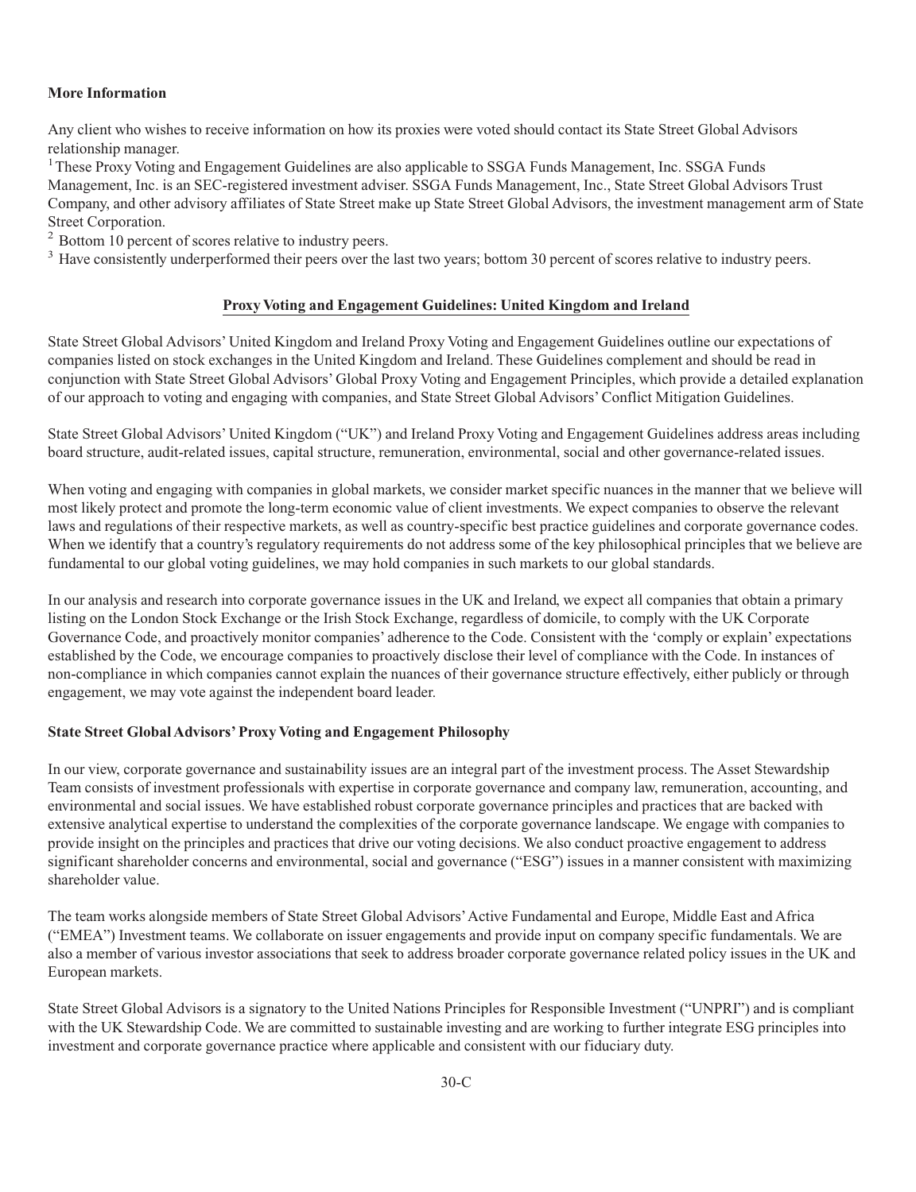**More Information**

Any client who wishes to receive information on how its proxies were voted should contact its State Street Global Advisors relationship manager.

[1] These Proxy Voting and Engagement Guidelines are also applicable to SSGA Funds Management, Inc. SSGA Funds Management, Inc. is an SEC-registered investment adviser. SSGA Funds Management, Inc., State Street Global Advisors Trust Company, and other advisory affiliates of State Street make up State Street Global Advisors, the investment management arm of State Street Corporation.

[2] Bottom 10 percent of scores relative to industry peers.

[3] Have consistently underperformed their peers over the last two years; bottom 30 percent of scores relative to industry peers.

## Proxy Voting and Engagement Guidelines: United Kingdom and Ireland

State Street Global Advisors' United Kingdom and Ireland Proxy Voting and Engagement Guidelines outline our expectations of companies listed on stock exchanges in the United Kingdom and Ireland. These Guidelines complement and should be read in conjunction with State Street Global Advisors' Global Proxy Voting and Engagement Principles, which provide a detailed explanation of our approach to voting and engaging with companies, and State Street Global Advisors' Conflict Mitigation Guidelines.

State Street Global Advisors' United Kingdom ("UK") and Ireland Proxy Voting and Engagement Guidelines address areas including board structure, audit-related issues, capital structure, remuneration, environmental, social and other governance-related issues.

When voting and engaging with companies in global markets, we consider market specific nuances in the manner that we believe will most likely protect and promote the long-term economic value of client investments. We expect companies to observe the relevant laws and regulations of their respective markets, as well as country-specific best practice guidelines and corporate governance codes. When we identify that a country's regulatory requirements do not address some of the key philosophical principles that we believe are fundamental to our global voting guidelines, we may hold companies in such markets to our global standards.

In our analysis and research into corporate governance issues in the UK and Ireland, we expect all companies that obtain a primary listing on the London Stock Exchange or the Irish Stock Exchange, regardless of domicile, to comply with the UK Corporate Governance Code, and proactively monitor companies' adherence to the Code. Consistent with the 'comply or explain' expectations established by the Code, we encourage companies to proactively disclose their level of compliance with the Code. In instances of non-compliance in which companies cannot explain the nuances of their governance structure effectively, either publicly or through engagement, we may vote against the independent board leader.

**State Street Global Advisors' Proxy Voting and Engagement Philosophy**

In our view, corporate governance and sustainability issues are an integral part of the investment process. The Asset Stewardship Team consists of investment professionals with expertise in corporate governance and company law, remuneration, accounting, and environmental and social issues. We have established robust corporate governance principles and practices that are backed with extensive analytical expertise to understand the complexities of the corporate governance landscape. We engage with companies to provide insight on the principles and practices that drive our voting decisions. We also conduct proactive engagement to address significant shareholder concerns and environmental, social and governance ("ESG") issues in a manner consistent with maximizing shareholder value.

The team works alongside members of State Street Global Advisors' Active Fundamental and Europe, Middle East and Africa ("EMEA") Investment teams. We collaborate on issuer engagements and provide input on company specific fundamentals. We are also a member of various investor associations that seek to address broader corporate governance related policy issues in the UK and European markets.

State Street Global Advisors is a signatory to the United Nations Principles for Responsible Investment ("UNPRI") and is compliant with the UK Stewardship Code. We are committed to sustainable investing and are working to further integrate ESG principles into investment and corporate governance practice where applicable and consistent with our fiduciary duty.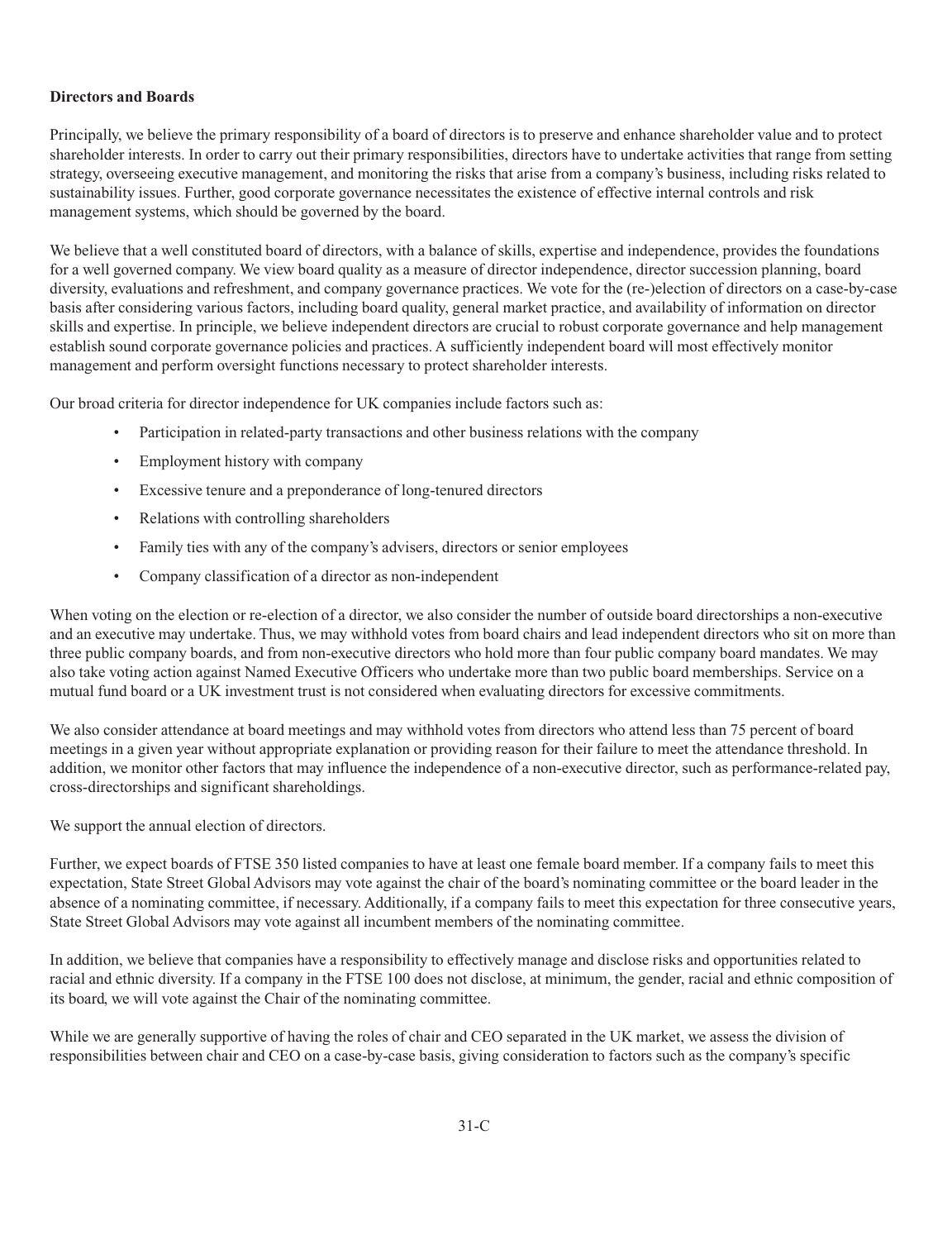**Directors and Boards**

Principally, we believe the primary responsibility of a board of directors is to preserve and enhance shareholder value and to protect shareholder interests. In order to carry out their primary responsibilities, directors have to undertake activities that range from setting strategy, overseeing executive management, and monitoring the risks that arise from a company's business, including risks related to sustainability issues. Further, good corporate governance necessitates the existence of effective internal controls and risk management systems, which should be governed by the board.

We believe that a well constituted board of directors, with a balance of skills, expertise and independence, provides the foundations for a well governed company. We view board quality as a measure of director independence, director succession planning, board diversity, evaluations and refreshment, and company governance practices. We vote for the (re-)election of directors on a case-by-case basis after considering various factors, including board quality, general market practice, and availability of information on director skills and expertise. In principle, we believe independent directors are crucial to robust corporate governance and help management establish sound corporate governance policies and practices. A sufficiently independent board will most effectively monitor management and perform oversight functions necessary to protect shareholder interests.

Our broad criteria for director independence for UK companies include factors such as:

- Participation in related-party transactions and other business relations with the company
- Employment history with company
- Excessive tenure and a preponderance of long-tenured directors
- Relations with controlling shareholders
- Family ties with any of the company's advisers, directors or senior employees
- Company classification of a director as non-independent

When voting on the election or re-election of a director, we also consider the number of outside board directorships a non-executive and an executive may undertake. Thus, we may withhold votes from board chairs and lead independent directors who sit on more than three public company boards, and from non-executive directors who hold more than four public company board mandates. We may also take voting action against Named Executive Officers who undertake more than two public board memberships. Service on a mutual fund board or a UK investment trust is not considered when evaluating directors for excessive commitments.

We also consider attendance at board meetings and may withhold votes from directors who attend less than 75 percent of board meetings in a given year without appropriate explanation or providing reason for their failure to meet the attendance threshold. In addition, we monitor other factors that may influence the independence of a non-executive director, such as performance-related pay, cross-directorships and significant shareholdings.

We support the annual election of directors.

Further, we expect boards of FTSE 350 listed companies to have at least one female board member. If a company fails to meet this expectation, State Street Global Advisors may vote against the chair of the board's nominating committee or the board leader in the absence of a nominating committee, if necessary. Additionally, if a company fails to meet this expectation for three consecutive years, State Street Global Advisors may vote against all incumbent members of the nominating committee.

In addition, we believe that companies have a responsibility to effectively manage and disclose risks and opportunities related to racial and ethnic diversity. If a company in the FTSE 100 does not disclose, at minimum, the gender, racial and ethnic composition of its board, we will vote against the Chair of the nominating committee.

While we are generally supportive of having the roles of chair and CEO separated in the UK market, we assess the division of responsibilities between chair and CEO on a case-by-case basis, giving consideration to factors such as the company's specific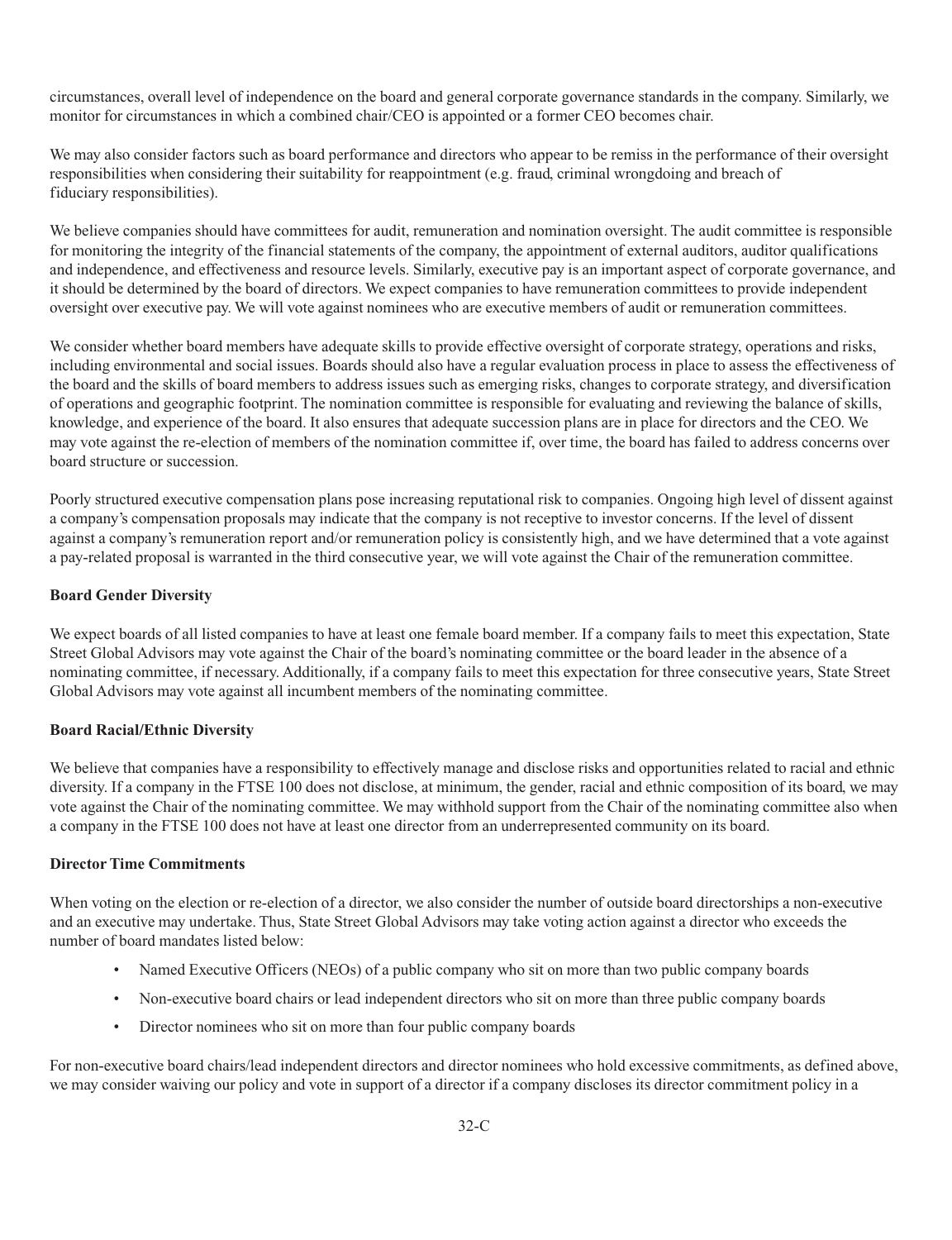circumstances, overall level of independence on the board and general corporate governance standards in the company. Similarly, we monitor for circumstances in which a combined chair/CEO is appointed or a former CEO becomes chair.

We may also consider factors such as board performance and directors who appear to be remiss in the performance of their oversight responsibilities when considering their suitability for reappointment (e.g. fraud, criminal wrongdoing and breach of fiduciary responsibilities).

We believe companies should have committees for audit, remuneration and nomination oversight. The audit committee is responsible for monitoring the integrity of the financial statements of the company, the appointment of external auditors, auditor qualifications and independence, and effectiveness and resource levels. Similarly, executive pay is an important aspect of corporate governance, and it should be determined by the board of directors. We expect companies to have remuneration committees to provide independent oversight over executive pay. We will vote against nominees who are executive members of audit or remuneration committees.

We consider whether board members have adequate skills to provide effective oversight of corporate strategy, operations and risks, including environmental and social issues. Boards should also have a regular evaluation process in place to assess the effectiveness of the board and the skills of board members to address issues such as emerging risks, changes to corporate strategy, and diversification of operations and geographic footprint. The nomination committee is responsible for evaluating and reviewing the balance of skills, knowledge, and experience of the board. It also ensures that adequate succession plans are in place for directors and the CEO. We may vote against the re-election of members of the nomination committee if, over time, the board has failed to address concerns over board structure or succession.

Poorly structured executive compensation plans pose increasing reputational risk to companies. Ongoing high level of dissent against a company's compensation proposals may indicate that the company is not receptive to investor concerns. If the level of dissent against a company's remuneration report and/or remuneration policy is consistently high, and we have determined that a vote against a pay-related proposal is warranted in the third consecutive year, we will vote against the Chair of the remuneration committee.

**Board Gender Diversity**

We expect boards of all listed companies to have at least one female board member. If a company fails to meet this expectation, State Street Global Advisors may vote against the Chair of the board's nominating committee or the board leader in the absence of a nominating committee, if necessary. Additionally, if a company fails to meet this expectation for three consecutive years, State Street Global Advisors may vote against all incumbent members of the nominating committee.

**Board Racial/Ethnic Diversity**

We believe that companies have a responsibility to effectively manage and disclose risks and opportunities related to racial and ethnic diversity. If a company in the FTSE 100 does not disclose, at minimum, the gender, racial and ethnic composition of its board, we may vote against the Chair of the nominating committee. We may withhold support from the Chair of the nominating committee also when a company in the FTSE 100 does not have at least one director from an underrepresented community on its board.

**Director Time Commitments**

When voting on the election or re-election of a director, we also consider the number of outside board directorships a non-executive and an executive may undertake. Thus, State Street Global Advisors may take voting action against a director who exceeds the number of board mandates listed below:

- Named Executive Officers (NEOs) of a public company who sit on more than two public company boards
- Non-executive board chairs or lead independent directors who sit on more than three public company boards
- Director nominees who sit on more than four public company boards

For non-executive board chairs/lead independent directors and director nominees who hold excessive commitments, as defined above, we may consider waiving our policy and vote in support of a director if a company discloses its director commitment policy in a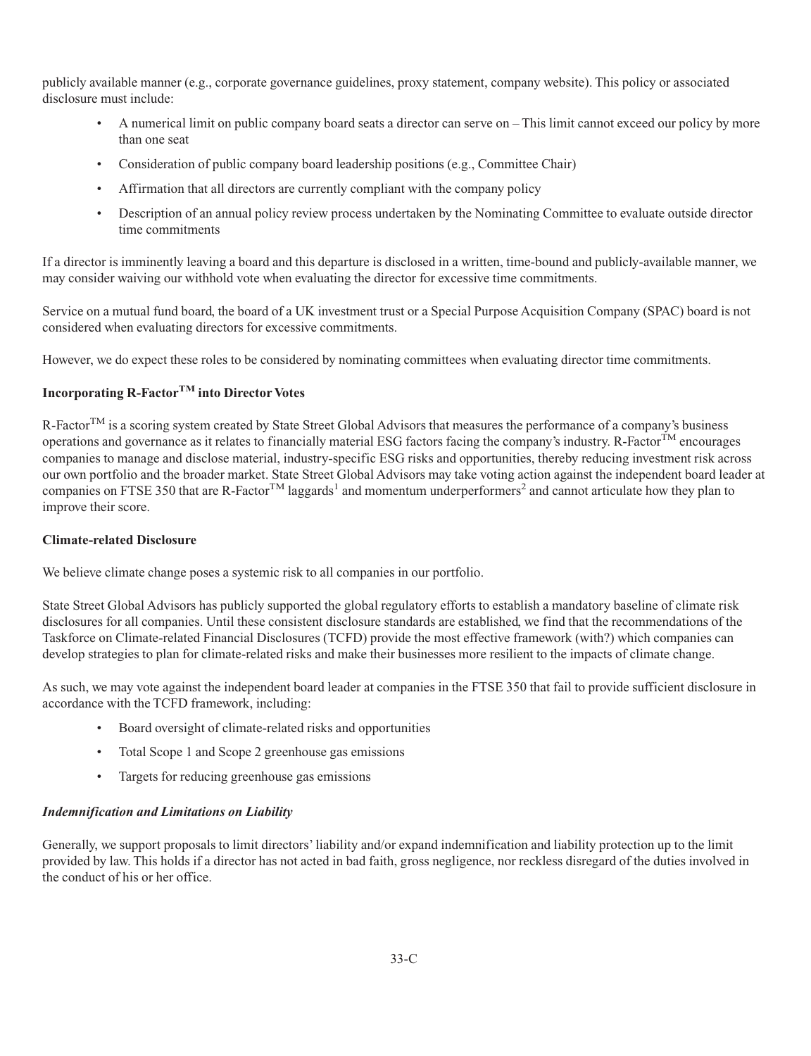publicly available manner (e.g., corporate governance guidelines, proxy statement, company website). This policy or associated disclosure must include:

- A numerical limit on public company board seats a director can serve on – This limit cannot exceed our policy by more than one seat
- Consideration of public company board leadership positions (e.g., Committee Chair)
- Affirmation that all directors are currently compliant with the company policy
- Description of an annual policy review process undertaken by the Nominating Committee to evaluate outside director time commitments

If a director is imminently leaving a board and this departure is disclosed in a written, time-bound and publicly-available manner, we may consider waiving our withhold vote when evaluating the director for excessive time commitments.

Service on a mutual fund board, the board of a UK investment trust or a Special Purpose Acquisition Company (SPAC) board is not considered when evaluating directors for excessive commitments.

However, we do expect these roles to be considered by nominating committees when evaluating director time commitments.

**Incorporating R-Factor™ into Director Votes**

R-Factor™ is a scoring system created by State Street Global Advisors that measures the performance of a company's business operations and governance as it relates to financially material ESG factors facing the company's industry. R-Factor™ encourages companies to manage and disclose material, industry-specific ESG risks and opportunities, thereby reducing investment risk across our own portfolio and the broader market. State Street Global Advisors may take voting action against the independent board leader at companies on FTSE 350 that are R-Factor™ laggards[1] and momentum underperformers[2] and cannot articulate how they plan to improve their score.

**Climate-related Disclosure**

We believe climate change poses a systemic risk to all companies in our portfolio.

State Street Global Advisors has publicly supported the global regulatory efforts to establish a mandatory baseline of climate risk disclosures for all companies. Until these consistent disclosure standards are established, we find that the recommendations of the Taskforce on Climate-related Financial Disclosures (TCFD) provide the most effective framework (with?) which companies can develop strategies to plan for climate-related risks and make their businesses more resilient to the impacts of climate change.

As such, we may vote against the independent board leader at companies in the FTSE 350 that fail to provide sufficient disclosure in accordance with the TCFD framework, including:

- Board oversight of climate-related risks and opportunities
- Total Scope 1 and Scope 2 greenhouse gas emissions
- Targets for reducing greenhouse gas emissions

***Indemnification and Limitations on Liability***

Generally, we support proposals to limit directors' liability and/or expand indemnification and liability protection up to the limit provided by law. This holds if a director has not acted in bad faith, gross negligence, nor reckless disregard of the duties involved in the conduct of his or her office.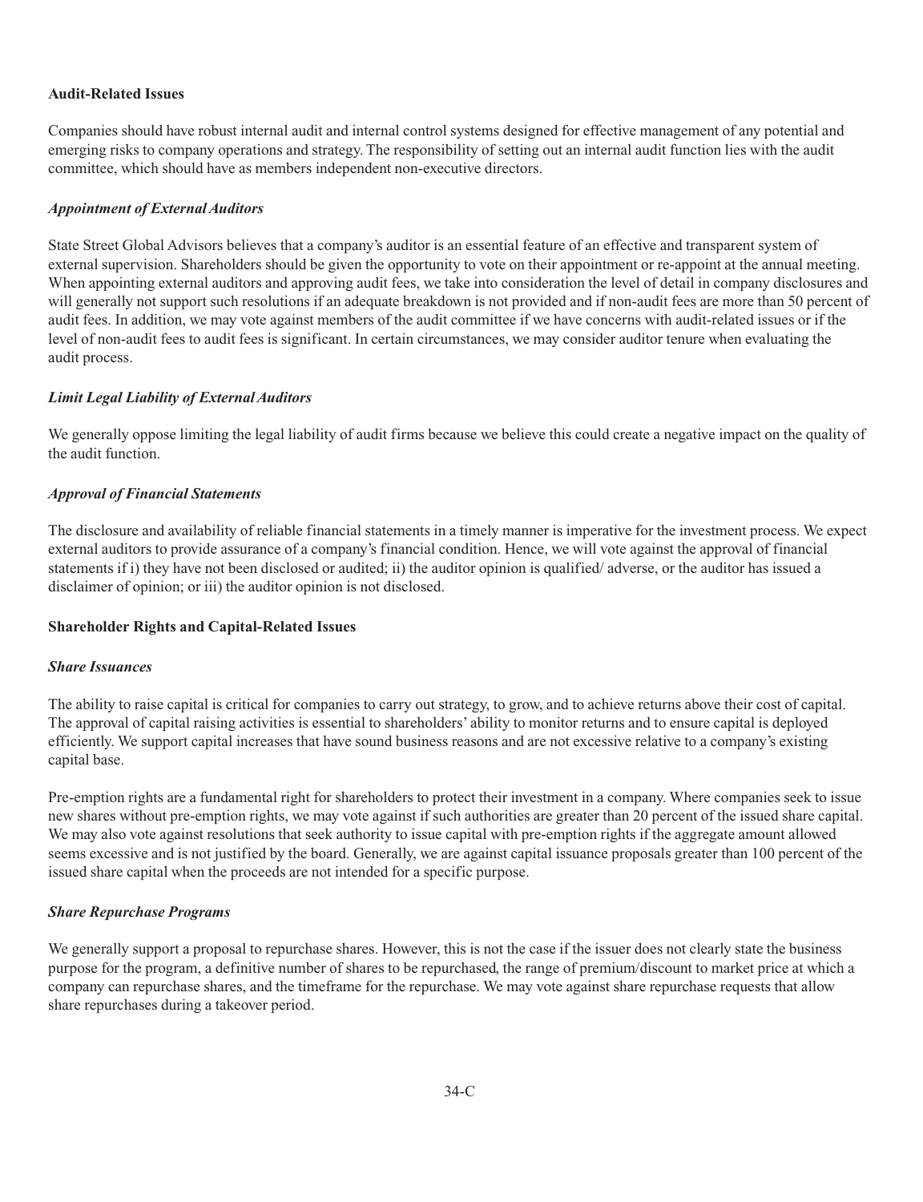**Audit-Related Issues**

Companies should have robust internal audit and internal control systems designed for effective management of any potential and emerging risks to company operations and strategy. The responsibility of setting out an internal audit function lies with the audit committee, which should have as members independent non-executive directors.

***Appointment of External Auditors***

State Street Global Advisors believes that a company's auditor is an essential feature of an effective and transparent system of external supervision. Shareholders should be given the opportunity to vote on their appointment or re-appoint at the annual meeting. When appointing external auditors and approving audit fees, we take into consideration the level of detail in company disclosures and will generally not support such resolutions if an adequate breakdown is not provided and if non-audit fees are more than 50 percent of audit fees. In addition, we may vote against members of the audit committee if we have concerns with audit-related issues or if the level of non-audit fees to audit fees is significant. In certain circumstances, we may consider auditor tenure when evaluating the audit process.

***Limit Legal Liability of External Auditors***

We generally oppose limiting the legal liability of audit firms because we believe this could create a negative impact on the quality of the audit function.

***Approval of Financial Statements***

The disclosure and availability of reliable financial statements in a timely manner is imperative for the investment process. We expect external auditors to provide assurance of a company's financial condition. Hence, we will vote against the approval of financial statements if i) they have not been disclosed or audited; ii) the auditor opinion is qualified/ adverse, or the auditor has issued a disclaimer of opinion; or iii) the auditor opinion is not disclosed.

**Shareholder Rights and Capital-Related Issues**

***Share Issuances***

The ability to raise capital is critical for companies to carry out strategy, to grow, and to achieve returns above their cost of capital. The approval of capital raising activities is essential to shareholders' ability to monitor returns and to ensure capital is deployed efficiently. We support capital increases that have sound business reasons and are not excessive relative to a company's existing capital base.

Pre-emption rights are a fundamental right for shareholders to protect their investment in a company. Where companies seek to issue new shares without pre-emption rights, we may vote against if such authorities are greater than 20 percent of the issued share capital. We may also vote against resolutions that seek authority to issue capital with pre-emption rights if the aggregate amount allowed seems excessive and is not justified by the board. Generally, we are against capital issuance proposals greater than 100 percent of the issued share capital when the proceeds are not intended for a specific purpose.

***Share Repurchase Programs***

We generally support a proposal to repurchase shares. However, this is not the case if the issuer does not clearly state the business purpose for the program, a definitive number of shares to be repurchased, the range of premium/discount to market price at which a company can repurchase shares, and the timeframe for the repurchase. We may vote against share repurchase requests that allow share repurchases during a takeover period.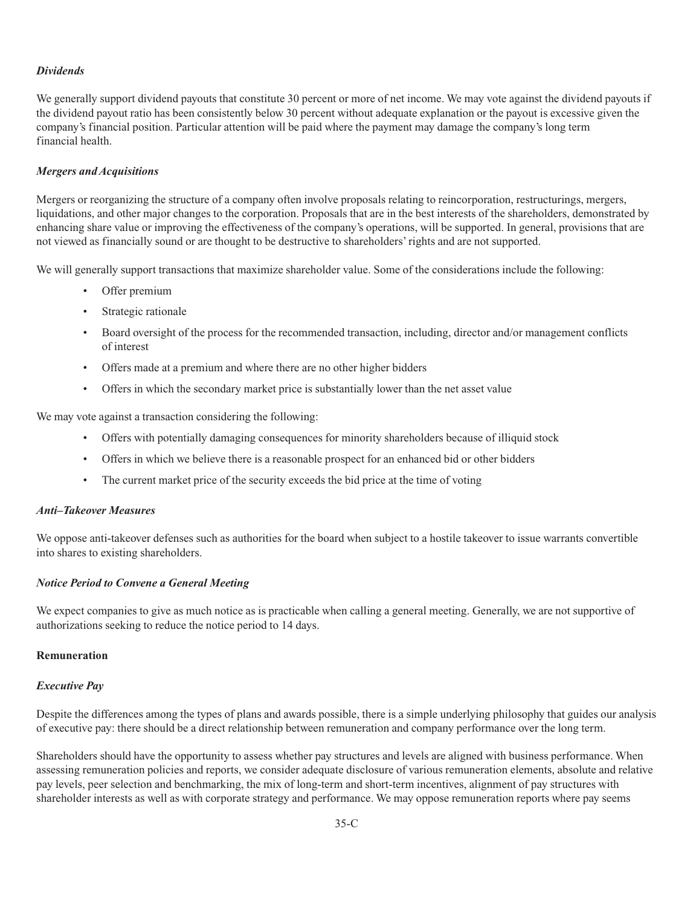***Dividends***

We generally support dividend payouts that constitute 30 percent or more of net income. We may vote against the dividend payouts if the dividend payout ratio has been consistently below 30 percent without adequate explanation or the payout is excessive given the company's financial position. Particular attention will be paid where the payment may damage the company's long term financial health.

***Mergers and Acquisitions***

Mergers or reorganizing the structure of a company often involve proposals relating to reincorporation, restructurings, mergers, liquidations, and other major changes to the corporation. Proposals that are in the best interests of the shareholders, demonstrated by enhancing share value or improving the effectiveness of the company's operations, will be supported. In general, provisions that are not viewed as financially sound or are thought to be destructive to shareholders' rights and are not supported.

We will generally support transactions that maximize shareholder value. Some of the considerations include the following:

- Offer premium
- Strategic rationale
- Board oversight of the process for the recommended transaction, including, director and/or management conflicts of interest
- Offers made at a premium and where there are no other higher bidders
- Offers in which the secondary market price is substantially lower than the net asset value

We may vote against a transaction considering the following:

- Offers with potentially damaging consequences for minority shareholders because of illiquid stock
- Offers in which we believe there is a reasonable prospect for an enhanced bid or other bidders
- The current market price of the security exceeds the bid price at the time of voting

***Anti–Takeover Measures***

We oppose anti-takeover defenses such as authorities for the board when subject to a hostile takeover to issue warrants convertible into shares to existing shareholders.

***Notice Period to Convene a General Meeting***

We expect companies to give as much notice as is practicable when calling a general meeting. Generally, we are not supportive of authorizations seeking to reduce the notice period to 14 days.

**Remuneration**

***Executive Pay***

Despite the differences among the types of plans and awards possible, there is a simple underlying philosophy that guides our analysis of executive pay: there should be a direct relationship between remuneration and company performance over the long term.

Shareholders should have the opportunity to assess whether pay structures and levels are aligned with business performance. When assessing remuneration policies and reports, we consider adequate disclosure of various remuneration elements, absolute and relative pay levels, peer selection and benchmarking, the mix of long-term and short-term incentives, alignment of pay structures with shareholder interests as well as with corporate strategy and performance. We may oppose remuneration reports where pay seems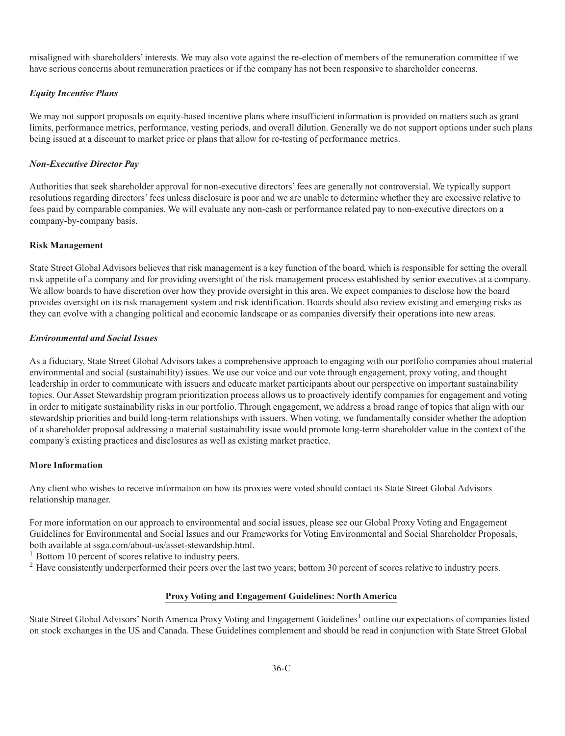misaligned with shareholders' interests. We may also vote against the re-election of members of the remuneration committee if we have serious concerns about remuneration practices or if the company has not been responsive to shareholder concerns.

***Equity Incentive Plans***

We may not support proposals on equity-based incentive plans where insufficient information is provided on matters such as grant limits, performance metrics, performance, vesting periods, and overall dilution. Generally we do not support options under such plans being issued at a discount to market price or plans that allow for re-testing of performance metrics.

***Non-Executive Director Pay***

Authorities that seek shareholder approval for non-executive directors' fees are generally not controversial. We typically support resolutions regarding directors' fees unless disclosure is poor and we are unable to determine whether they are excessive relative to fees paid by comparable companies. We will evaluate any non-cash or performance related pay to non-executive directors on a company-by-company basis.

**Risk Management**

State Street Global Advisors believes that risk management is a key function of the board, which is responsible for setting the overall risk appetite of a company and for providing oversight of the risk management process established by senior executives at a company. We allow boards to have discretion over how they provide oversight in this area. We expect companies to disclose how the board provides oversight on its risk management system and risk identification. Boards should also review existing and emerging risks as they can evolve with a changing political and economic landscape or as companies diversify their operations into new areas.

***Environmental and Social Issues***

As a fiduciary, State Street Global Advisors takes a comprehensive approach to engaging with our portfolio companies about material environmental and social (sustainability) issues. We use our voice and our vote through engagement, proxy voting, and thought leadership in order to communicate with issuers and educate market participants about our perspective on important sustainability topics. Our Asset Stewardship program prioritization process allows us to proactively identify companies for engagement and voting in order to mitigate sustainability risks in our portfolio. Through engagement, we address a broad range of topics that align with our stewardship priorities and build long-term relationships with issuers. When voting, we fundamentally consider whether the adoption of a shareholder proposal addressing a material sustainability issue would promote long-term shareholder value in the context of the company's existing practices and disclosures as well as existing market practice.

**More Information**

Any client who wishes to receive information on how its proxies were voted should contact its State Street Global Advisors relationship manager.

For more information on our approach to environmental and social issues, please see our Global Proxy Voting and Engagement Guidelines for Environmental and Social Issues and our Frameworks for Voting Environmental and Social Shareholder Proposals, both available at ssga.com/about-us/asset-stewardship.html.

[1] Bottom 10 percent of scores relative to industry peers.

[2] Have consistently underperformed their peers over the last two years; bottom 30 percent of scores relative to industry peers.

## Proxy Voting and Engagement Guidelines: North America

State Street Global Advisors' North America Proxy Voting and Engagement Guidelines[1] outline our expectations of companies listed on stock exchanges in the US and Canada. These Guidelines complement and should be read in conjunction with State Street Global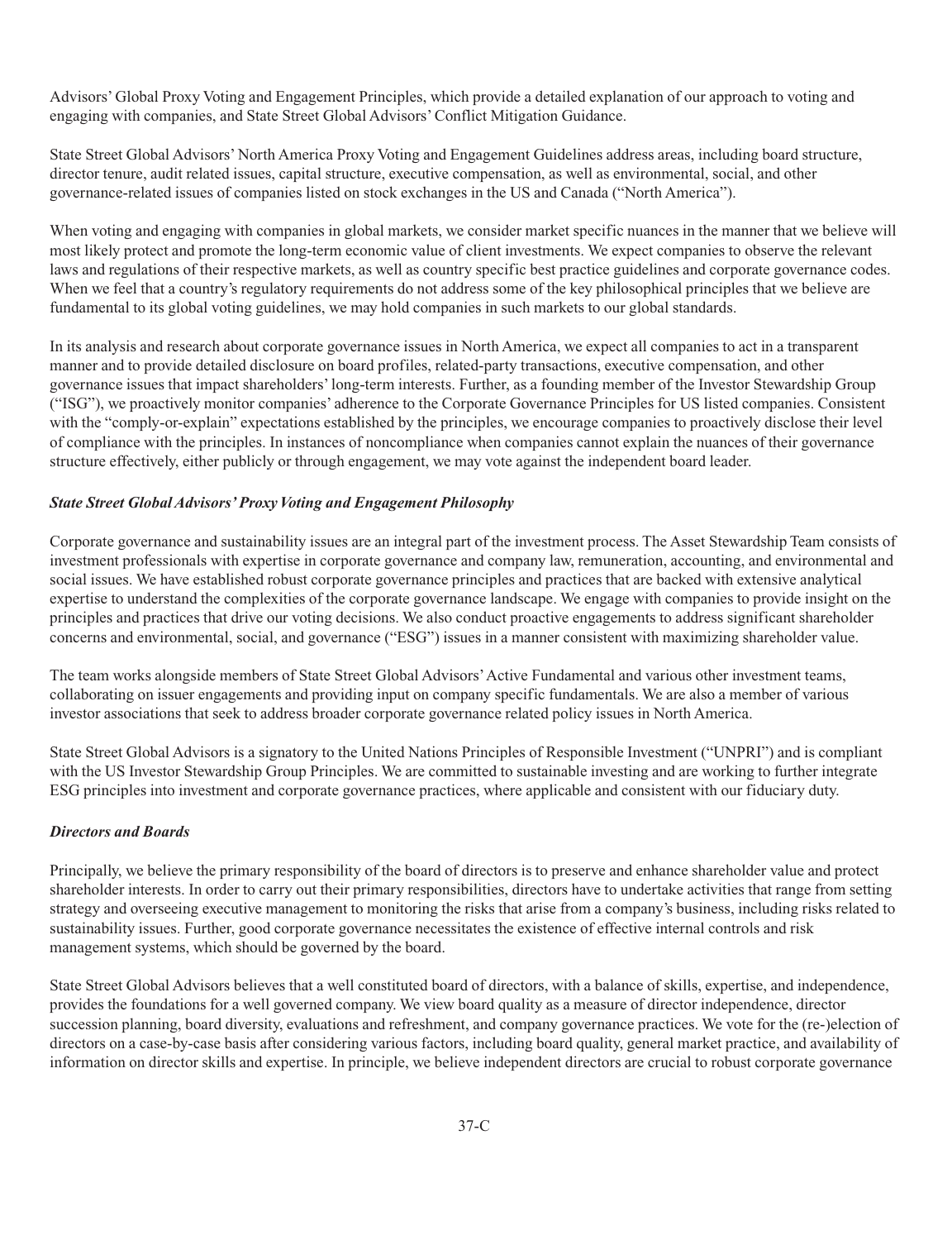Advisors' Global Proxy Voting and Engagement Principles, which provide a detailed explanation of our approach to voting and engaging with companies, and State Street Global Advisors' Conflict Mitigation Guidance.

State Street Global Advisors' North America Proxy Voting and Engagement Guidelines address areas, including board structure, director tenure, audit related issues, capital structure, executive compensation, as well as environmental, social, and other governance-related issues of companies listed on stock exchanges in the US and Canada ("North America").

When voting and engaging with companies in global markets, we consider market specific nuances in the manner that we believe will most likely protect and promote the long-term economic value of client investments. We expect companies to observe the relevant laws and regulations of their respective markets, as well as country specific best practice guidelines and corporate governance codes. When we feel that a country's regulatory requirements do not address some of the key philosophical principles that we believe are fundamental to its global voting guidelines, we may hold companies in such markets to our global standards.

In its analysis and research about corporate governance issues in North America, we expect all companies to act in a transparent manner and to provide detailed disclosure on board profiles, related-party transactions, executive compensation, and other governance issues that impact shareholders' long-term interests. Further, as a founding member of the Investor Stewardship Group ("ISG"), we proactively monitor companies' adherence to the Corporate Governance Principles for US listed companies. Consistent with the "comply-or-explain" expectations established by the principles, we encourage companies to proactively disclose their level of compliance with the principles. In instances of noncompliance when companies cannot explain the nuances of their governance structure effectively, either publicly or through engagement, we may vote against the independent board leader.

***State Street Global Advisors' Proxy Voting and Engagement Philosophy***

Corporate governance and sustainability issues are an integral part of the investment process. The Asset Stewardship Team consists of investment professionals with expertise in corporate governance and company law, remuneration, accounting, and environmental and social issues. We have established robust corporate governance principles and practices that are backed with extensive analytical expertise to understand the complexities of the corporate governance landscape. We engage with companies to provide insight on the principles and practices that drive our voting decisions. We also conduct proactive engagements to address significant shareholder concerns and environmental, social, and governance ("ESG") issues in a manner consistent with maximizing shareholder value.

The team works alongside members of State Street Global Advisors' Active Fundamental and various other investment teams, collaborating on issuer engagements and providing input on company specific fundamentals. We are also a member of various investor associations that seek to address broader corporate governance related policy issues in North America.

State Street Global Advisors is a signatory to the United Nations Principles of Responsible Investment ("UNPRI") and is compliant with the US Investor Stewardship Group Principles. We are committed to sustainable investing and are working to further integrate ESG principles into investment and corporate governance practices, where applicable and consistent with our fiduciary duty.

***Directors and Boards***

Principally, we believe the primary responsibility of the board of directors is to preserve and enhance shareholder value and protect shareholder interests. In order to carry out their primary responsibilities, directors have to undertake activities that range from setting strategy and overseeing executive management to monitoring the risks that arise from a company's business, including risks related to sustainability issues. Further, good corporate governance necessitates the existence of effective internal controls and risk management systems, which should be governed by the board.

State Street Global Advisors believes that a well constituted board of directors, with a balance of skills, expertise, and independence, provides the foundations for a well governed company. We view board quality as a measure of director independence, director succession planning, board diversity, evaluations and refreshment, and company governance practices. We vote for the (re-)election of directors on a case-by-case basis after considering various factors, including board quality, general market practice, and availability of information on director skills and expertise. In principle, we believe independent directors are crucial to robust corporate governance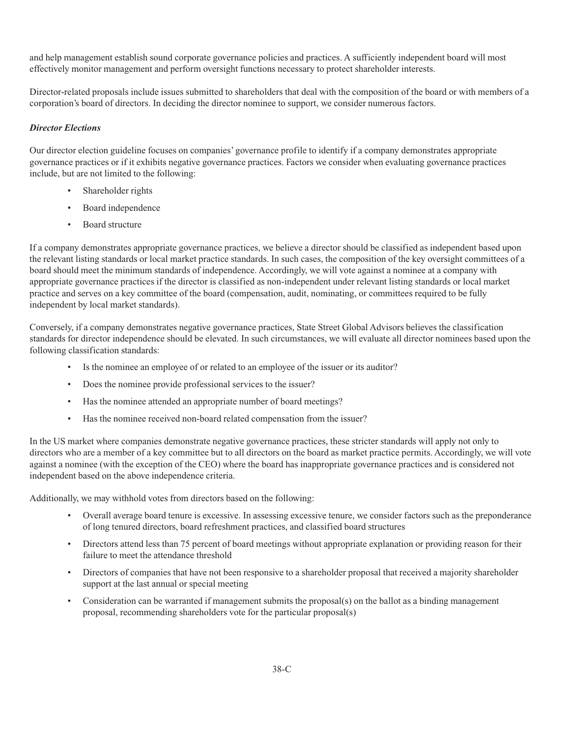and help management establish sound corporate governance policies and practices. A sufficiently independent board will most effectively monitor management and perform oversight functions necessary to protect shareholder interests.

Director-related proposals include issues submitted to shareholders that deal with the composition of the board or with members of a corporation's board of directors. In deciding the director nominee to support, we consider numerous factors.

***Director Elections***

Our director election guideline focuses on companies' governance profile to identify if a company demonstrates appropriate governance practices or if it exhibits negative governance practices. Factors we consider when evaluating governance practices include, but are not limited to the following:

- Shareholder rights
- Board independence
- Board structure

If a company demonstrates appropriate governance practices, we believe a director should be classified as independent based upon the relevant listing standards or local market practice standards. In such cases, the composition of the key oversight committees of a board should meet the minimum standards of independence. Accordingly, we will vote against a nominee at a company with appropriate governance practices if the director is classified as non-independent under relevant listing standards or local market practice and serves on a key committee of the board (compensation, audit, nominating, or committees required to be fully independent by local market standards).

Conversely, if a company demonstrates negative governance practices, State Street Global Advisors believes the classification standards for director independence should be elevated. In such circumstances, we will evaluate all director nominees based upon the following classification standards:

- Is the nominee an employee of or related to an employee of the issuer or its auditor?
- Does the nominee provide professional services to the issuer?
- Has the nominee attended an appropriate number of board meetings?
- Has the nominee received non-board related compensation from the issuer?

In the US market where companies demonstrate negative governance practices, these stricter standards will apply not only to directors who are a member of a key committee but to all directors on the board as market practice permits. Accordingly, we will vote against a nominee (with the exception of the CEO) where the board has inappropriate governance practices and is considered not independent based on the above independence criteria.

Additionally, we may withhold votes from directors based on the following:

- Overall average board tenure is excessive. In assessing excessive tenure, we consider factors such as the preponderance of long tenured directors, board refreshment practices, and classified board structures
- Directors attend less than 75 percent of board meetings without appropriate explanation or providing reason for their failure to meet the attendance threshold
- Directors of companies that have not been responsive to a shareholder proposal that received a majority shareholder support at the last annual or special meeting
- Consideration can be warranted if management submits the proposal(s) on the ballot as a binding management proposal, recommending shareholders vote for the particular proposal(s)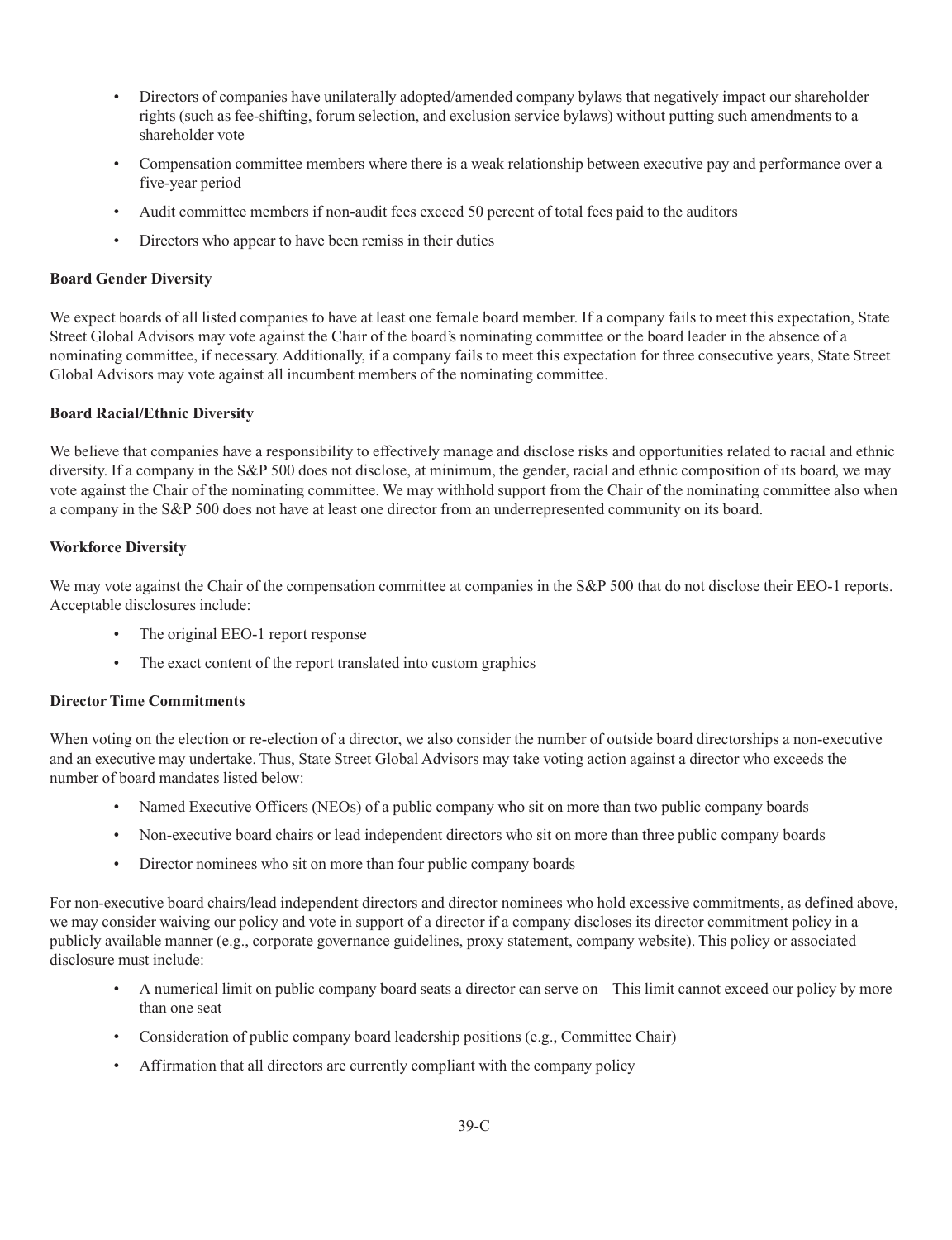- Directors of companies have unilaterally adopted/amended company bylaws that negatively impact our shareholder rights (such as fee-shifting, forum selection, and exclusion service bylaws) without putting such amendments to a shareholder vote
- Compensation committee members where there is a weak relationship between executive pay and performance over a five-year period
- Audit committee members if non-audit fees exceed 50 percent of total fees paid to the auditors
- Directors who appear to have been remiss in their duties

**Board Gender Diversity**

We expect boards of all listed companies to have at least one female board member. If a company fails to meet this expectation, State Street Global Advisors may vote against the Chair of the board's nominating committee or the board leader in the absence of a nominating committee, if necessary. Additionally, if a company fails to meet this expectation for three consecutive years, State Street Global Advisors may vote against all incumbent members of the nominating committee.

**Board Racial/Ethnic Diversity**

We believe that companies have a responsibility to effectively manage and disclose risks and opportunities related to racial and ethnic diversity. If a company in the S&P 500 does not disclose, at minimum, the gender, racial and ethnic composition of its board, we may vote against the Chair of the nominating committee. We may withhold support from the Chair of the nominating committee also when a company in the S&P 500 does not have at least one director from an underrepresented community on its board.

**Workforce Diversity**

We may vote against the Chair of the compensation committee at companies in the S&P 500 that do not disclose their EEO-1 reports. Acceptable disclosures include:

- The original EEO-1 report response
- The exact content of the report translated into custom graphics

**Director Time Commitments**

When voting on the election or re-election of a director, we also consider the number of outside board directorships a non-executive and an executive may undertake. Thus, State Street Global Advisors may take voting action against a director who exceeds the number of board mandates listed below:

- Named Executive Officers (NEOs) of a public company who sit on more than two public company boards
- Non-executive board chairs or lead independent directors who sit on more than three public company boards
- Director nominees who sit on more than four public company boards

For non-executive board chairs/lead independent directors and director nominees who hold excessive commitments, as defined above, we may consider waiving our policy and vote in support of a director if a company discloses its director commitment policy in a publicly available manner (e.g., corporate governance guidelines, proxy statement, company website). This policy or associated disclosure must include:

- A numerical limit on public company board seats a director can serve on – This limit cannot exceed our policy by more than one seat
- Consideration of public company board leadership positions (e.g., Committee Chair)
- Affirmation that all directors are currently compliant with the company policy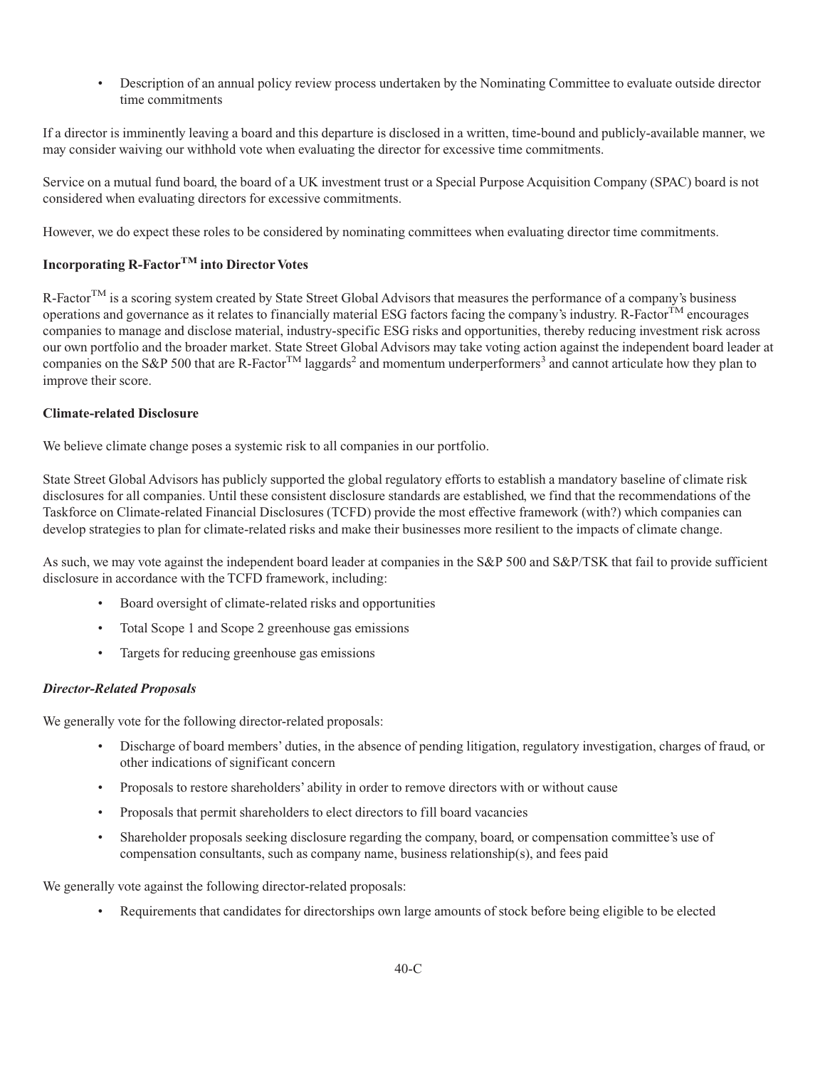- Description of an annual policy review process undertaken by the Nominating Committee to evaluate outside director time commitments

If a director is imminently leaving a board and this departure is disclosed in a written, time-bound and publicly-available manner, we may consider waiving our withhold vote when evaluating the director for excessive time commitments.

Service on a mutual fund board, the board of a UK investment trust or a Special Purpose Acquisition Company (SPAC) board is not considered when evaluating directors for excessive commitments.

However, we do expect these roles to be considered by nominating committees when evaluating director time commitments.

**Incorporating R-Factor™ into Director Votes**

R-Factor™ is a scoring system created by State Street Global Advisors that measures the performance of a company's business operations and governance as it relates to financially material ESG factors facing the company's industry. R-Factor™ encourages companies to manage and disclose material, industry-specific ESG risks and opportunities, thereby reducing investment risk across our own portfolio and the broader market. State Street Global Advisors may take voting action against the independent board leader at companies on the S&P 500 that are R-Factor™ laggards[2] and momentum underperformers[3] and cannot articulate how they plan to improve their score.

**Climate-related Disclosure**

We believe climate change poses a systemic risk to all companies in our portfolio.

State Street Global Advisors has publicly supported the global regulatory efforts to establish a mandatory baseline of climate risk disclosures for all companies. Until these consistent disclosure standards are established, we find that the recommendations of the Taskforce on Climate-related Financial Disclosures (TCFD) provide the most effective framework (with?) which companies can develop strategies to plan for climate-related risks and make their businesses more resilient to the impacts of climate change.

As such, we may vote against the independent board leader at companies in the S&P 500 and S&P/TSK that fail to provide sufficient disclosure in accordance with the TCFD framework, including:

- Board oversight of climate-related risks and opportunities
- Total Scope 1 and Scope 2 greenhouse gas emissions
- Targets for reducing greenhouse gas emissions

***Director-Related Proposals***

We generally vote for the following director-related proposals:

- Discharge of board members' duties, in the absence of pending litigation, regulatory investigation, charges of fraud, or other indications of significant concern
- Proposals to restore shareholders' ability in order to remove directors with or without cause
- Proposals that permit shareholders to elect directors to fill board vacancies
- Shareholder proposals seeking disclosure regarding the company, board, or compensation committee's use of compensation consultants, such as company name, business relationship(s), and fees paid

We generally vote against the following director-related proposals:

- Requirements that candidates for directorships own large amounts of stock before being eligible to be elected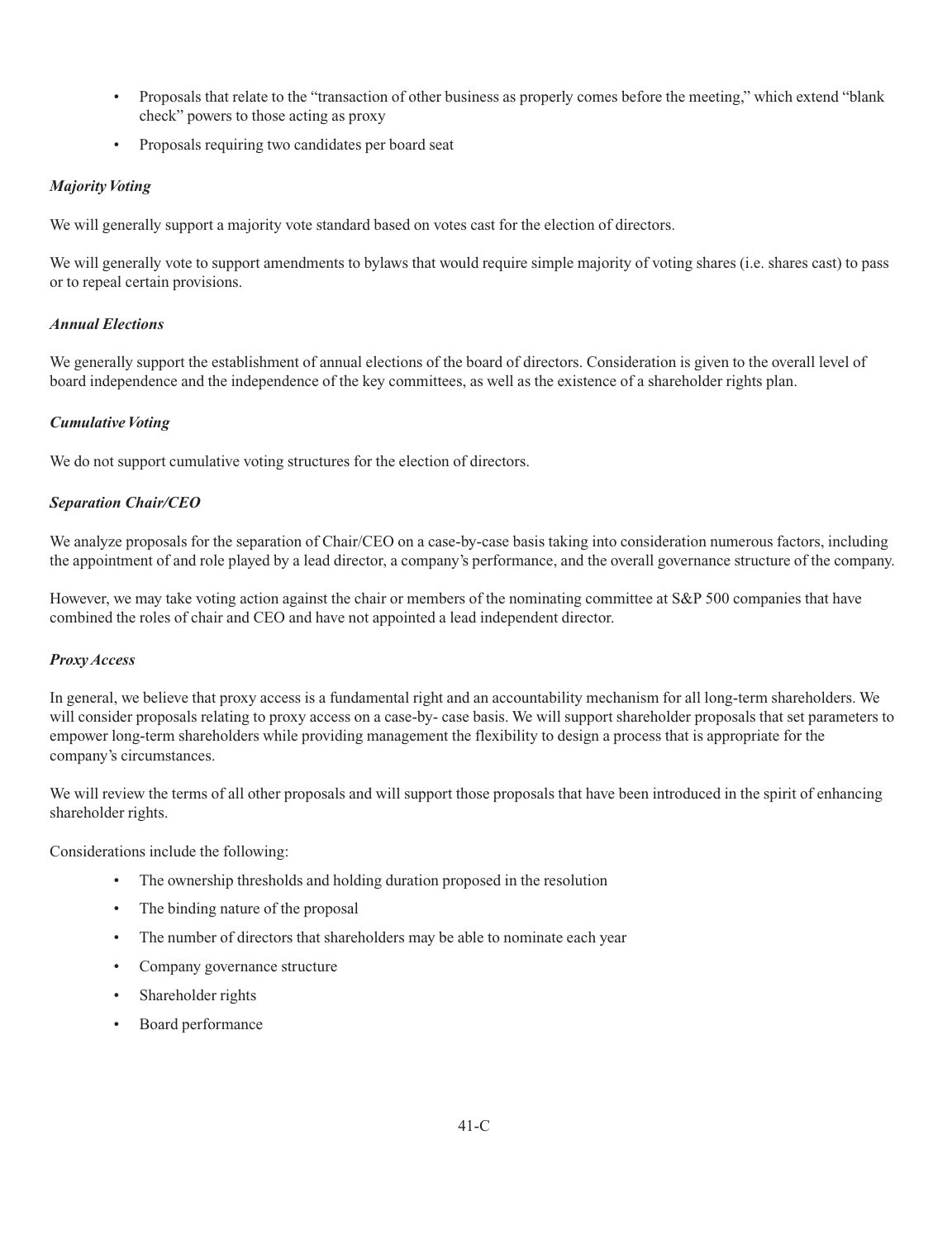- Proposals that relate to the "transaction of other business as properly comes before the meeting," which extend "blank check" powers to those acting as proxy
- Proposals requiring two candidates per board seat

***Majority Voting***

We will generally support a majority vote standard based on votes cast for the election of directors.

We will generally vote to support amendments to bylaws that would require simple majority of voting shares (i.e. shares cast) to pass or to repeal certain provisions.

***Annual Elections***

We generally support the establishment of annual elections of the board of directors. Consideration is given to the overall level of board independence and the independence of the key committees, as well as the existence of a shareholder rights plan.

***Cumulative Voting***

We do not support cumulative voting structures for the election of directors.

***Separation Chair/CEO***

We analyze proposals for the separation of Chair/CEO on a case-by-case basis taking into consideration numerous factors, including the appointment of and role played by a lead director, a company's performance, and the overall governance structure of the company.

However, we may take voting action against the chair or members of the nominating committee at S&P 500 companies that have combined the roles of chair and CEO and have not appointed a lead independent director.

***Proxy Access***

In general, we believe that proxy access is a fundamental right and an accountability mechanism for all long-term shareholders. We will consider proposals relating to proxy access on a case-by- case basis. We will support shareholder proposals that set parameters to empower long-term shareholders while providing management the flexibility to design a process that is appropriate for the company's circumstances.

We will review the terms of all other proposals and will support those proposals that have been introduced in the spirit of enhancing shareholder rights.

Considerations include the following:

- The ownership thresholds and holding duration proposed in the resolution
- The binding nature of the proposal
- The number of directors that shareholders may be able to nominate each year
- Company governance structure
- Shareholder rights
- Board performance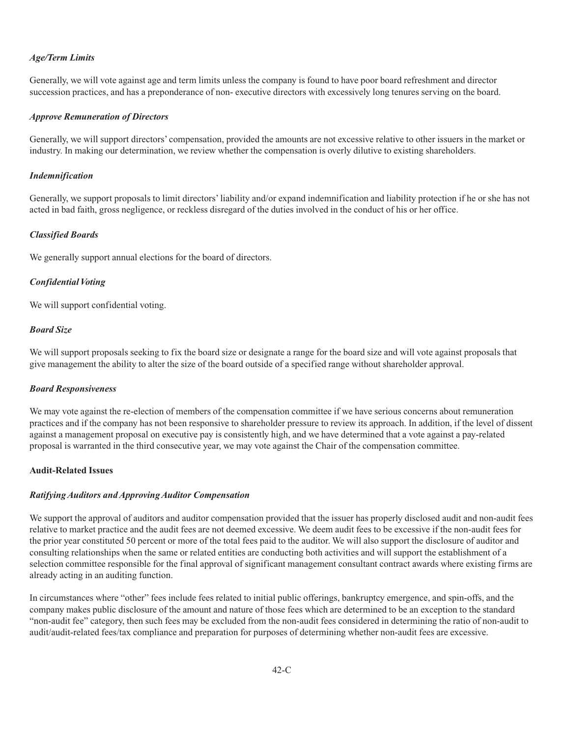*Age/Term Limits*

Generally, we will vote against age and term limits unless the company is found to have poor board refreshment and director succession practices, and has a preponderance of non- executive directors with excessively long tenures serving on the board.

*Approve Remuneration of Directors*

Generally, we will support directors' compensation, provided the amounts are not excessive relative to other issuers in the market or industry. In making our determination, we review whether the compensation is overly dilutive to existing shareholders.

*Indemnification*

Generally, we support proposals to limit directors' liability and/or expand indemnification and liability protection if he or she has not acted in bad faith, gross negligence, or reckless disregard of the duties involved in the conduct of his or her office.

*Classified Boards*

We generally support annual elections for the board of directors.

*Confidential Voting*

We will support confidential voting.

*Board Size*

We will support proposals seeking to fix the board size or designate a range for the board size and will vote against proposals that give management the ability to alter the size of the board outside of a specified range without shareholder approval.

*Board Responsiveness*

We may vote against the re-election of members of the compensation committee if we have serious concerns about remuneration practices and if the company has not been responsive to shareholder pressure to review its approach. In addition, if the level of dissent against a management proposal on executive pay is consistently high, and we have determined that a vote against a pay-related proposal is warranted in the third consecutive year, we may vote against the Chair of the compensation committee.

**Audit-Related Issues**

*Ratifying Auditors and Approving Auditor Compensation*

We support the approval of auditors and auditor compensation provided that the issuer has properly disclosed audit and non-audit fees relative to market practice and the audit fees are not deemed excessive. We deem audit fees to be excessive if the non-audit fees for the prior year constituted 50 percent or more of the total fees paid to the auditor. We will also support the disclosure of auditor and consulting relationships when the same or related entities are conducting both activities and will support the establishment of a selection committee responsible for the final approval of significant management consultant contract awards where existing firms are already acting in an auditing function.

In circumstances where "other" fees include fees related to initial public offerings, bankruptcy emergence, and spin-offs, and the company makes public disclosure of the amount and nature of those fees which are determined to be an exception to the standard "non-audit fee" category, then such fees may be excluded from the non-audit fees considered in determining the ratio of non-audit to audit/audit-related fees/tax compliance and preparation for purposes of determining whether non-audit fees are excessive.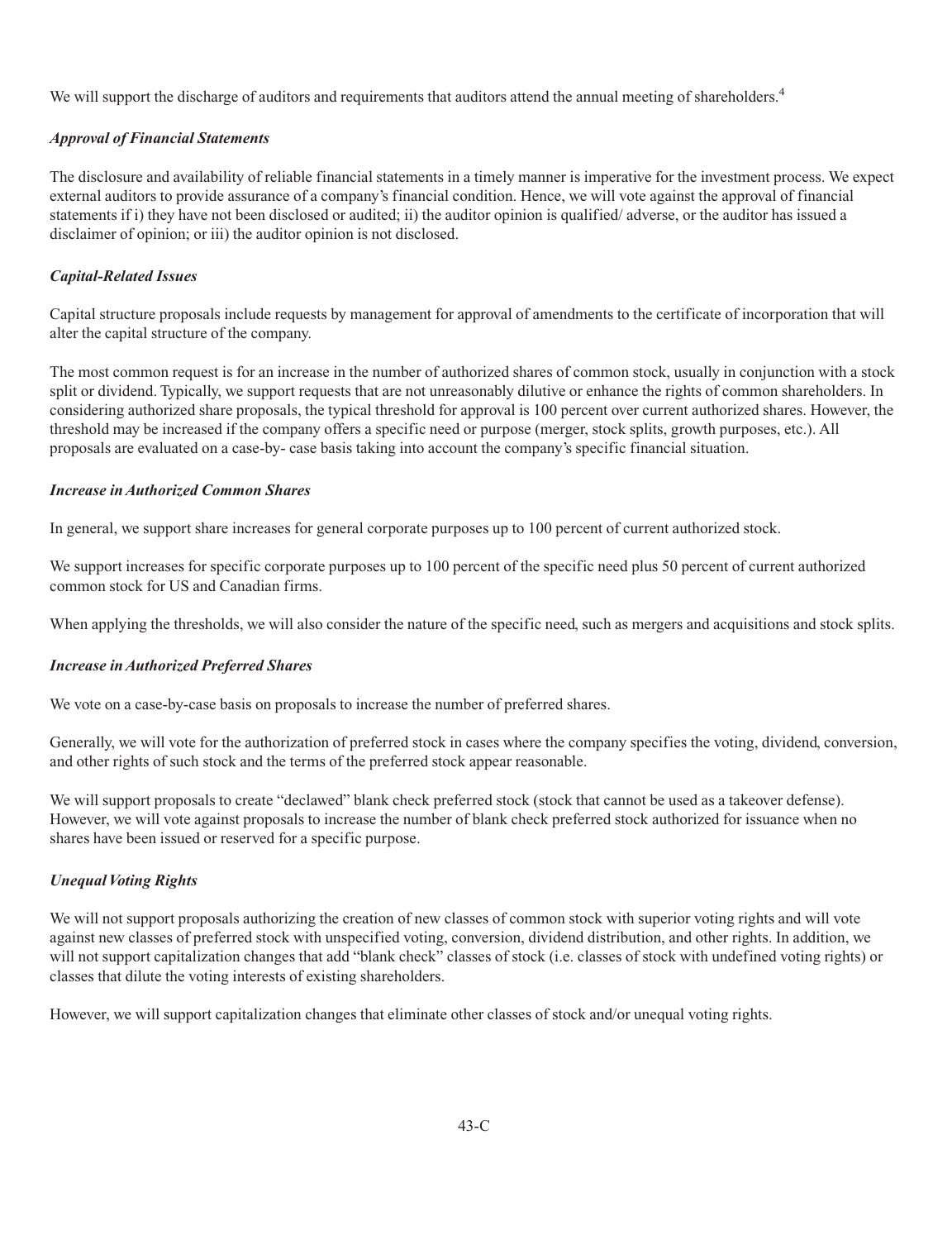We will support the discharge of auditors and requirements that auditors attend the annual meeting of shareholders.[4]

***Approval of Financial Statements***

The disclosure and availability of reliable financial statements in a timely manner is imperative for the investment process. We expect external auditors to provide assurance of a company's financial condition. Hence, we will vote against the approval of financial statements if i) they have not been disclosed or audited; ii) the auditor opinion is qualified/ adverse, or the auditor has issued a disclaimer of opinion; or iii) the auditor opinion is not disclosed.

***Capital-Related Issues***

Capital structure proposals include requests by management for approval of amendments to the certificate of incorporation that will alter the capital structure of the company.

The most common request is for an increase in the number of authorized shares of common stock, usually in conjunction with a stock split or dividend. Typically, we support requests that are not unreasonably dilutive or enhance the rights of common shareholders. In considering authorized share proposals, the typical threshold for approval is 100 percent over current authorized shares. However, the threshold may be increased if the company offers a specific need or purpose (merger, stock splits, growth purposes, etc.). All proposals are evaluated on a case-by- case basis taking into account the company's specific financial situation.

***Increase in Authorized Common Shares***

In general, we support share increases for general corporate purposes up to 100 percent of current authorized stock.

We support increases for specific corporate purposes up to 100 percent of the specific need plus 50 percent of current authorized common stock for US and Canadian firms.

When applying the thresholds, we will also consider the nature of the specific need, such as mergers and acquisitions and stock splits.

***Increase in Authorized Preferred Shares***

We vote on a case-by-case basis on proposals to increase the number of preferred shares.

Generally, we will vote for the authorization of preferred stock in cases where the company specifies the voting, dividend, conversion, and other rights of such stock and the terms of the preferred stock appear reasonable.

We will support proposals to create "declawed" blank check preferred stock (stock that cannot be used as a takeover defense). However, we will vote against proposals to increase the number of blank check preferred stock authorized for issuance when no shares have been issued or reserved for a specific purpose.

***Unequal Voting Rights***

We will not support proposals authorizing the creation of new classes of common stock with superior voting rights and will vote against new classes of preferred stock with unspecified voting, conversion, dividend distribution, and other rights. In addition, we will not support capitalization changes that add "blank check" classes of stock (i.e. classes of stock with undefined voting rights) or classes that dilute the voting interests of existing shareholders.

However, we will support capitalization changes that eliminate other classes of stock and/or unequal voting rights.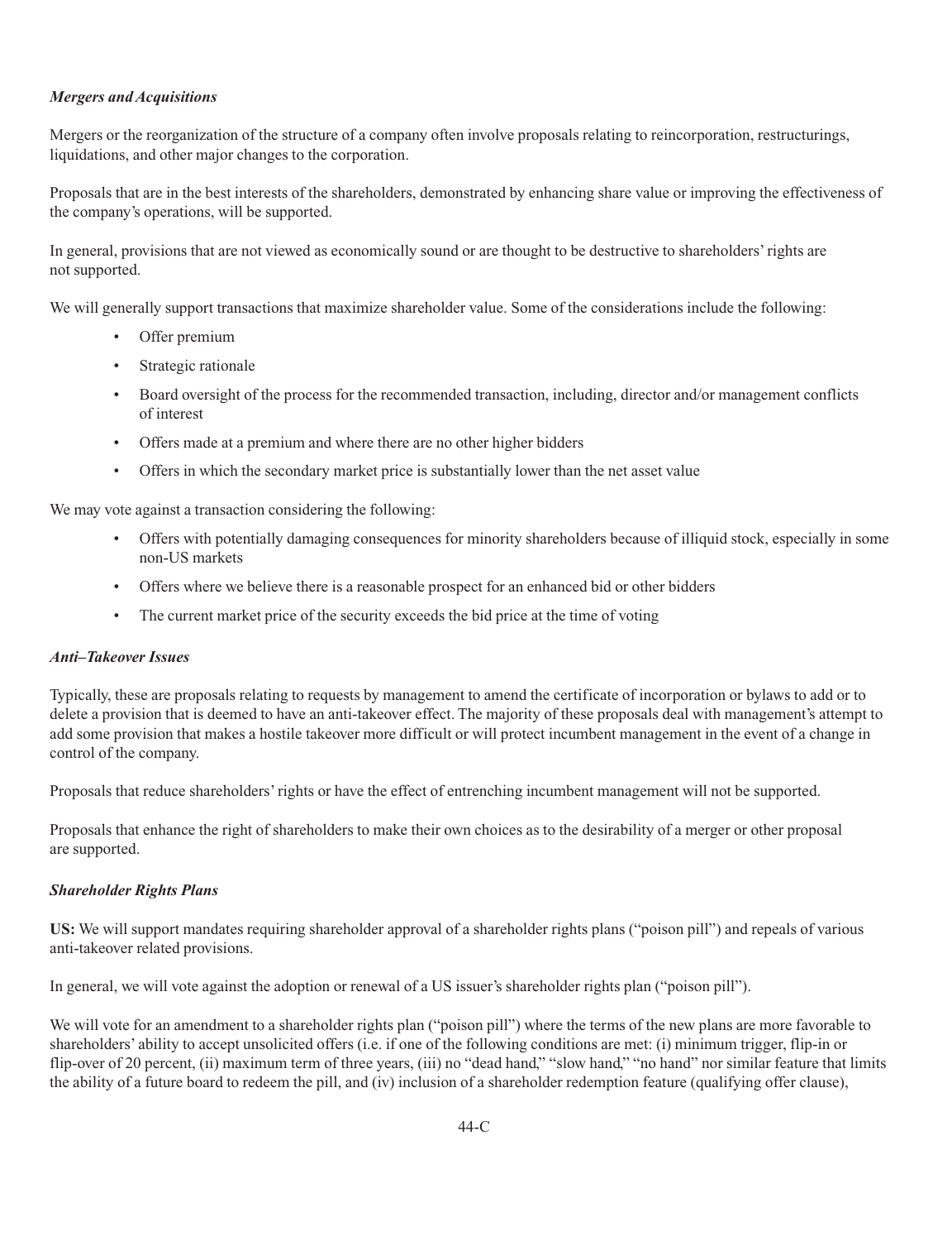*Mergers and Acquisitions*

Mergers or the reorganization of the structure of a company often involve proposals relating to reincorporation, restructurings, liquidations, and other major changes to the corporation.

Proposals that are in the best interests of the shareholders, demonstrated by enhancing share value or improving the effectiveness of the company's operations, will be supported.

In general, provisions that are not viewed as economically sound or are thought to be destructive to shareholders' rights are not supported.

We will generally support transactions that maximize shareholder value. Some of the considerations include the following:

- Offer premium
- Strategic rationale
- Board oversight of the process for the recommended transaction, including, director and/or management conflicts of interest
- Offers made at a premium and where there are no other higher bidders
- Offers in which the secondary market price is substantially lower than the net asset value

We may vote against a transaction considering the following:

- Offers with potentially damaging consequences for minority shareholders because of illiquid stock, especially in some non-US markets
- Offers where we believe there is a reasonable prospect for an enhanced bid or other bidders
- The current market price of the security exceeds the bid price at the time of voting

*Anti–Takeover Issues*

Typically, these are proposals relating to requests by management to amend the certificate of incorporation or bylaws to add or to delete a provision that is deemed to have an anti-takeover effect. The majority of these proposals deal with management's attempt to add some provision that makes a hostile takeover more difficult or will protect incumbent management in the event of a change in control of the company.

Proposals that reduce shareholders' rights or have the effect of entrenching incumbent management will not be supported.

Proposals that enhance the right of shareholders to make their own choices as to the desirability of a merger or other proposal are supported.

*Shareholder Rights Plans*

**US:** We will support mandates requiring shareholder approval of a shareholder rights plans ("poison pill") and repeals of various anti-takeover related provisions.

In general, we will vote against the adoption or renewal of a US issuer's shareholder rights plan ("poison pill").

We will vote for an amendment to a shareholder rights plan ("poison pill") where the terms of the new plans are more favorable to shareholders' ability to accept unsolicited offers (i.e. if one of the following conditions are met: (i) minimum trigger, flip-in or flip-over of 20 percent, (ii) maximum term of three years, (iii) no "dead hand," "slow hand," "no hand" nor similar feature that limits the ability of a future board to redeem the pill, and (iv) inclusion of a shareholder redemption feature (qualifying offer clause),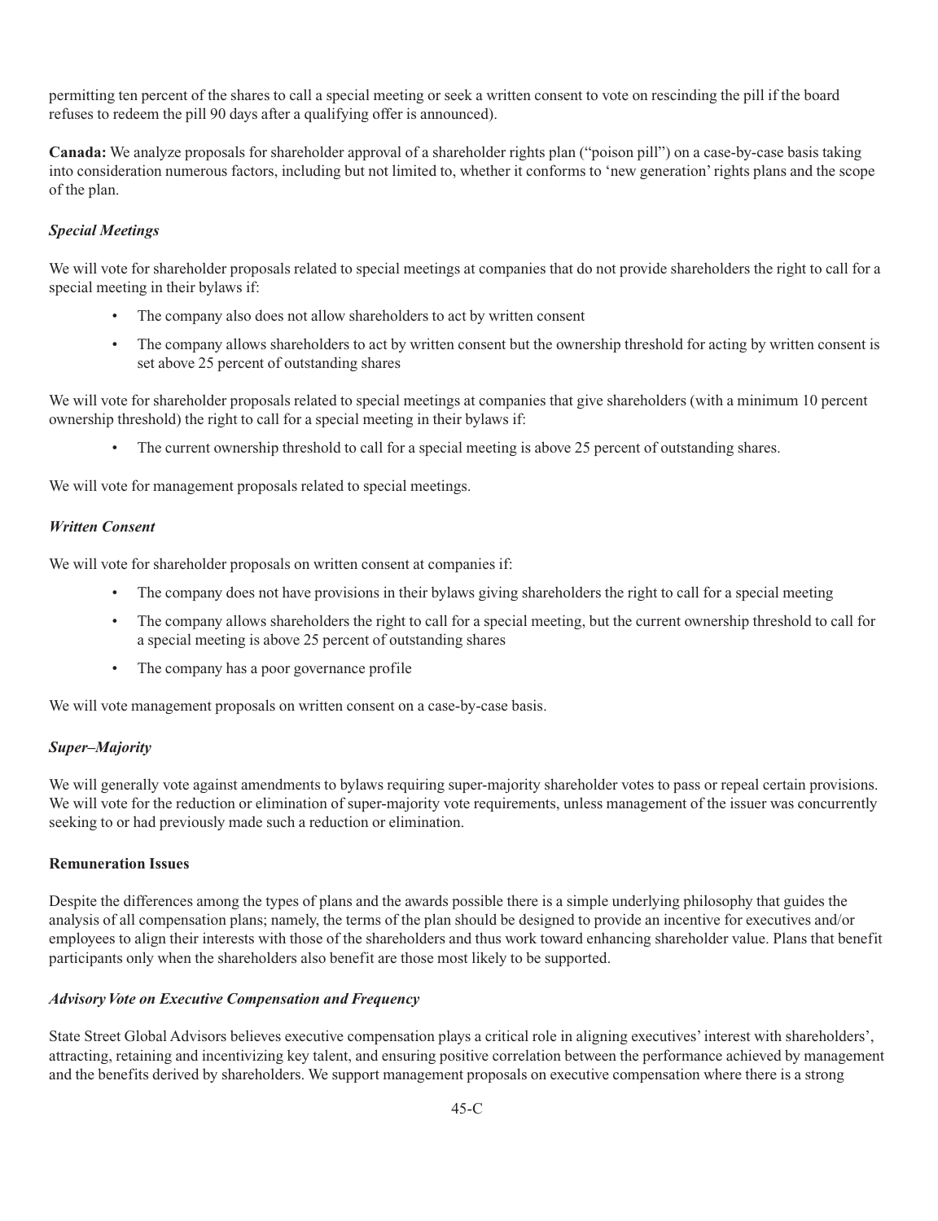permitting ten percent of the shares to call a special meeting or seek a written consent to vote on rescinding the pill if the board refuses to redeem the pill 90 days after a qualifying offer is announced).

**Canada:** We analyze proposals for shareholder approval of a shareholder rights plan ("poison pill") on a case-by-case basis taking into consideration numerous factors, including but not limited to, whether it conforms to 'new generation' rights plans and the scope of the plan.

***Special Meetings***

We will vote for shareholder proposals related to special meetings at companies that do not provide shareholders the right to call for a special meeting in their bylaws if:

- The company also does not allow shareholders to act by written consent
- The company allows shareholders to act by written consent but the ownership threshold for acting by written consent is set above 25 percent of outstanding shares

We will vote for shareholder proposals related to special meetings at companies that give shareholders (with a minimum 10 percent ownership threshold) the right to call for a special meeting in their bylaws if:

- The current ownership threshold to call for a special meeting is above 25 percent of outstanding shares.

We will vote for management proposals related to special meetings.

***Written Consent***

We will vote for shareholder proposals on written consent at companies if:

- The company does not have provisions in their bylaws giving shareholders the right to call for a special meeting
- The company allows shareholders the right to call for a special meeting, but the current ownership threshold to call for a special meeting is above 25 percent of outstanding shares
- The company has a poor governance profile

We will vote management proposals on written consent on a case-by-case basis.

***Super–Majority***

We will generally vote against amendments to bylaws requiring super-majority shareholder votes to pass or repeal certain provisions. We will vote for the reduction or elimination of super-majority vote requirements, unless management of the issuer was concurrently seeking to or had previously made such a reduction or elimination.

**Remuneration Issues**

Despite the differences among the types of plans and the awards possible there is a simple underlying philosophy that guides the analysis of all compensation plans; namely, the terms of the plan should be designed to provide an incentive for executives and/or employees to align their interests with those of the shareholders and thus work toward enhancing shareholder value. Plans that benefit participants only when the shareholders also benefit are those most likely to be supported.

***Advisory Vote on Executive Compensation and Frequency***

State Street Global Advisors believes executive compensation plays a critical role in aligning executives' interest with shareholders', attracting, retaining and incentivizing key talent, and ensuring positive correlation between the performance achieved by management and the benefits derived by shareholders. We support management proposals on executive compensation where there is a strong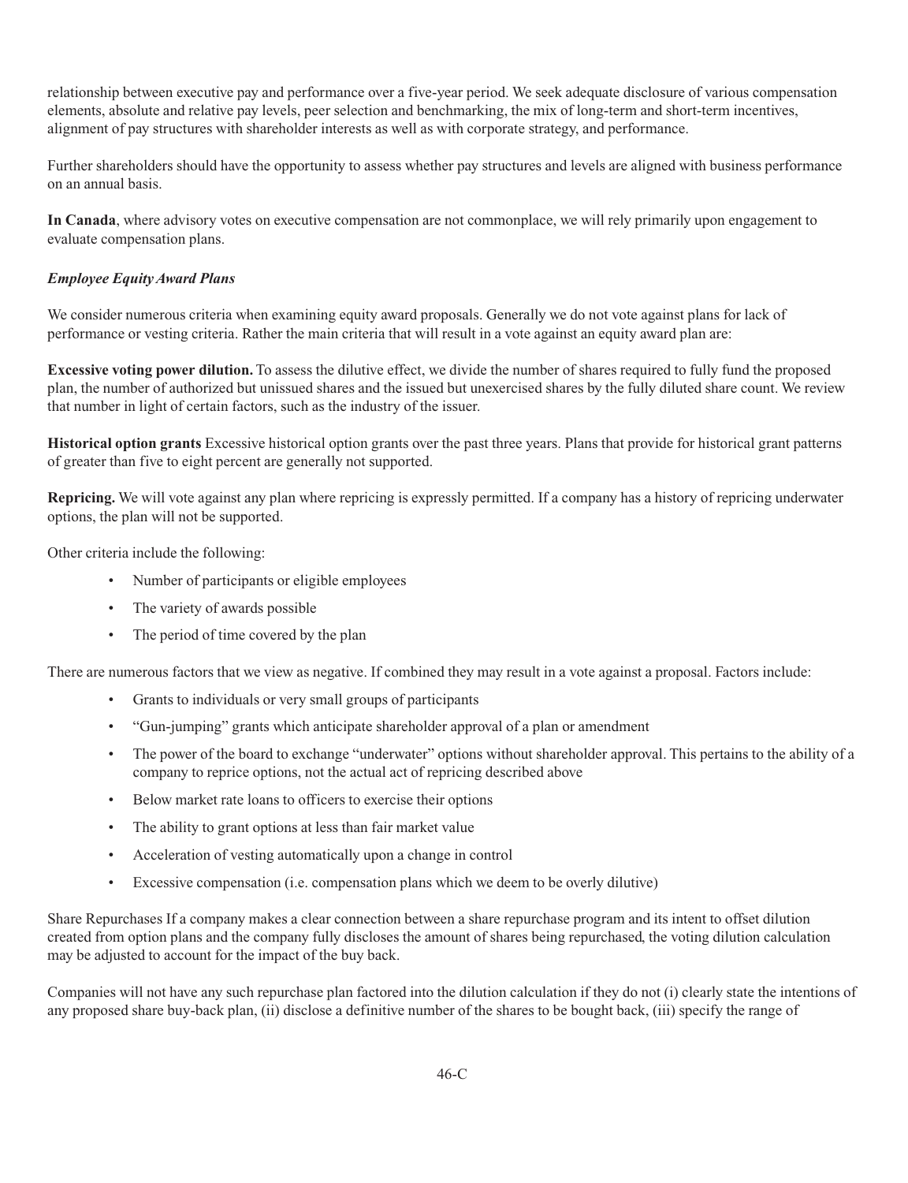relationship between executive pay and performance over a five-year period. We seek adequate disclosure of various compensation elements, absolute and relative pay levels, peer selection and benchmarking, the mix of long-term and short-term incentives, alignment of pay structures with shareholder interests as well as with corporate strategy, and performance.

Further shareholders should have the opportunity to assess whether pay structures and levels are aligned with business performance on an annual basis.

**In Canada**, where advisory votes on executive compensation are not commonplace, we will rely primarily upon engagement to evaluate compensation plans.

***Employee Equity Award Plans***

We consider numerous criteria when examining equity award proposals. Generally we do not vote against plans for lack of performance or vesting criteria. Rather the main criteria that will result in a vote against an equity award plan are:

**Excessive voting power dilution.** To assess the dilutive effect, we divide the number of shares required to fully fund the proposed plan, the number of authorized but unissued shares and the issued but unexercised shares by the fully diluted share count. We review that number in light of certain factors, such as the industry of the issuer.

**Historical option grants** Excessive historical option grants over the past three years. Plans that provide for historical grant patterns of greater than five to eight percent are generally not supported.

**Repricing.** We will vote against any plan where repricing is expressly permitted. If a company has a history of repricing underwater options, the plan will not be supported.

Other criteria include the following:

- Number of participants or eligible employees
- The variety of awards possible
- The period of time covered by the plan

There are numerous factors that we view as negative. If combined they may result in a vote against a proposal. Factors include:

- Grants to individuals or very small groups of participants
- "Gun-jumping" grants which anticipate shareholder approval of a plan or amendment
- The power of the board to exchange "underwater" options without shareholder approval. This pertains to the ability of a company to reprice options, not the actual act of repricing described above
- Below market rate loans to officers to exercise their options
- The ability to grant options at less than fair market value
- Acceleration of vesting automatically upon a change in control
- Excessive compensation (i.e. compensation plans which we deem to be overly dilutive)

Share Repurchases If a company makes a clear connection between a share repurchase program and its intent to offset dilution created from option plans and the company fully discloses the amount of shares being repurchased, the voting dilution calculation may be adjusted to account for the impact of the buy back.

Companies will not have any such repurchase plan factored into the dilution calculation if they do not (i) clearly state the intentions of any proposed share buy-back plan, (ii) disclose a definitive number of the shares to be bought back, (iii) specify the range of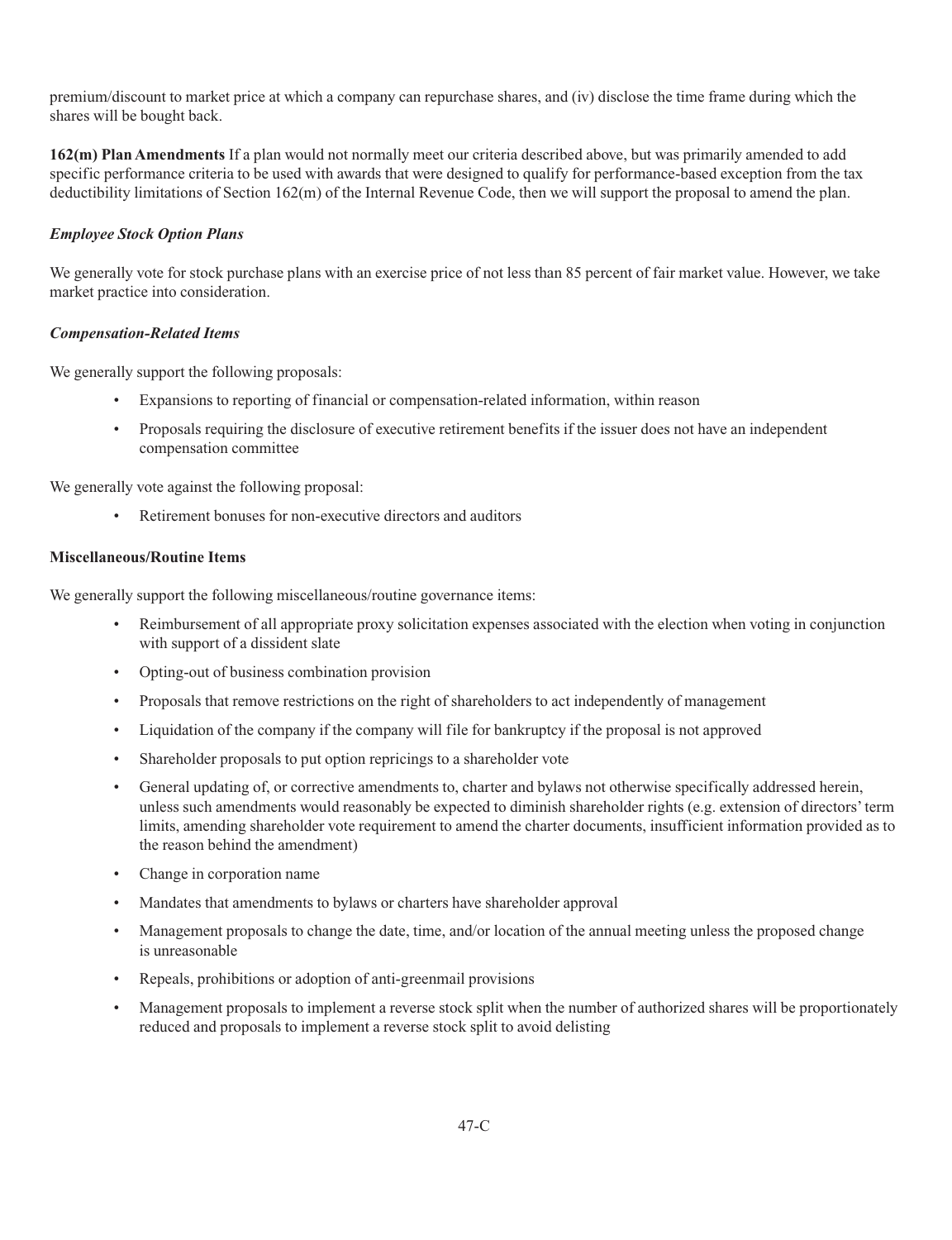premium/discount to market price at which a company can repurchase shares, and (iv) disclose the time frame during which the shares will be bought back.

**162(m) Plan Amendments** If a plan would not normally meet our criteria described above, but was primarily amended to add specific performance criteria to be used with awards that were designed to qualify for performance-based exception from the tax deductibility limitations of Section 162(m) of the Internal Revenue Code, then we will support the proposal to amend the plan.

***Employee Stock Option Plans***

We generally vote for stock purchase plans with an exercise price of not less than 85 percent of fair market value. However, we take market practice into consideration.

***Compensation-Related Items***

We generally support the following proposals:

- Expansions to reporting of financial or compensation-related information, within reason
- Proposals requiring the disclosure of executive retirement benefits if the issuer does not have an independent compensation committee

We generally vote against the following proposal:

- Retirement bonuses for non-executive directors and auditors

**Miscellaneous/Routine Items**

We generally support the following miscellaneous/routine governance items:

- Reimbursement of all appropriate proxy solicitation expenses associated with the election when voting in conjunction with support of a dissident slate
- Opting-out of business combination provision
- Proposals that remove restrictions on the right of shareholders to act independently of management
- Liquidation of the company if the company will file for bankruptcy if the proposal is not approved
- Shareholder proposals to put option repricings to a shareholder vote
- General updating of, or corrective amendments to, charter and bylaws not otherwise specifically addressed herein, unless such amendments would reasonably be expected to diminish shareholder rights (e.g. extension of directors' term limits, amending shareholder vote requirement to amend the charter documents, insufficient information provided as to the reason behind the amendment)
- Change in corporation name
- Mandates that amendments to bylaws or charters have shareholder approval
- Management proposals to change the date, time, and/or location of the annual meeting unless the proposed change is unreasonable
- Repeals, prohibitions or adoption of anti-greenmail provisions
- Management proposals to implement a reverse stock split when the number of authorized shares will be proportionately reduced and proposals to implement a reverse stock split to avoid delisting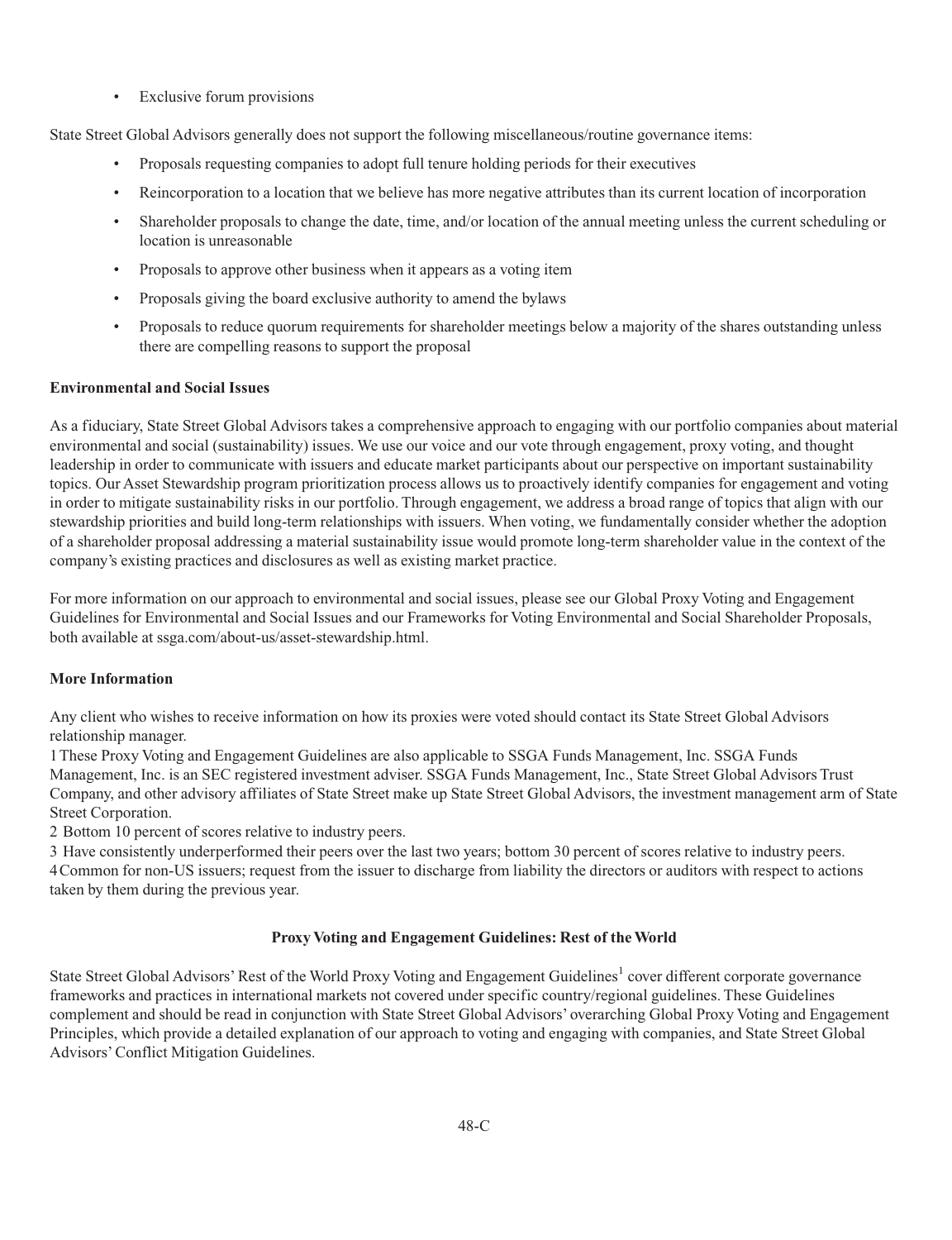- Exclusive forum provisions

State Street Global Advisors generally does not support the following miscellaneous/routine governance items:

- Proposals requesting companies to adopt full tenure holding periods for their executives
- Reincorporation to a location that we believe has more negative attributes than its current location of incorporation
- Shareholder proposals to change the date, time, and/or location of the annual meeting unless the current scheduling or location is unreasonable
- Proposals to approve other business when it appears as a voting item
- Proposals giving the board exclusive authority to amend the bylaws
- Proposals to reduce quorum requirements for shareholder meetings below a majority of the shares outstanding unless there are compelling reasons to support the proposal

**Environmental and Social Issues**

As a fiduciary, State Street Global Advisors takes a comprehensive approach to engaging with our portfolio companies about material environmental and social (sustainability) issues. We use our voice and our vote through engagement, proxy voting, and thought leadership in order to communicate with issuers and educate market participants about our perspective on important sustainability topics. Our Asset Stewardship program prioritization process allows us to proactively identify companies for engagement and voting in order to mitigate sustainability risks in our portfolio. Through engagement, we address a broad range of topics that align with our stewardship priorities and build long-term relationships with issuers. When voting, we fundamentally consider whether the adoption of a shareholder proposal addressing a material sustainability issue would promote long-term shareholder value in the context of the company's existing practices and disclosures as well as existing market practice.

For more information on our approach to environmental and social issues, please see our Global Proxy Voting and Engagement Guidelines for Environmental and Social Issues and our Frameworks for Voting Environmental and Social Shareholder Proposals, both available at ssga.com/about-us/asset-stewardship.html.

**More Information**

Any client who wishes to receive information on how its proxies were voted should contact its State Street Global Advisors relationship manager.

1 These Proxy Voting and Engagement Guidelines are also applicable to SSGA Funds Management, Inc. SSGA Funds Management, Inc. is an SEC registered investment adviser. SSGA Funds Management, Inc., State Street Global Advisors Trust Company, and other advisory affiliates of State Street make up State Street Global Advisors, the investment management arm of State Street Corporation.

2 Bottom 10 percent of scores relative to industry peers.

3 Have consistently underperformed their peers over the last two years; bottom 30 percent of scores relative to industry peers.

4 Common for non-US issuers; request from the issuer to discharge from liability the directors or auditors with respect to actions taken by them during the previous year.

**Proxy Voting and Engagement Guidelines: Rest of the World**

State Street Global Advisors' Rest of the World Proxy Voting and Engagement Guidelines[1] cover different corporate governance frameworks and practices in international markets not covered under specific country/regional guidelines. These Guidelines complement and should be read in conjunction with State Street Global Advisors' overarching Global Proxy Voting and Engagement Principles, which provide a detailed explanation of our approach to voting and engaging with companies, and State Street Global Advisors' Conflict Mitigation Guidelines.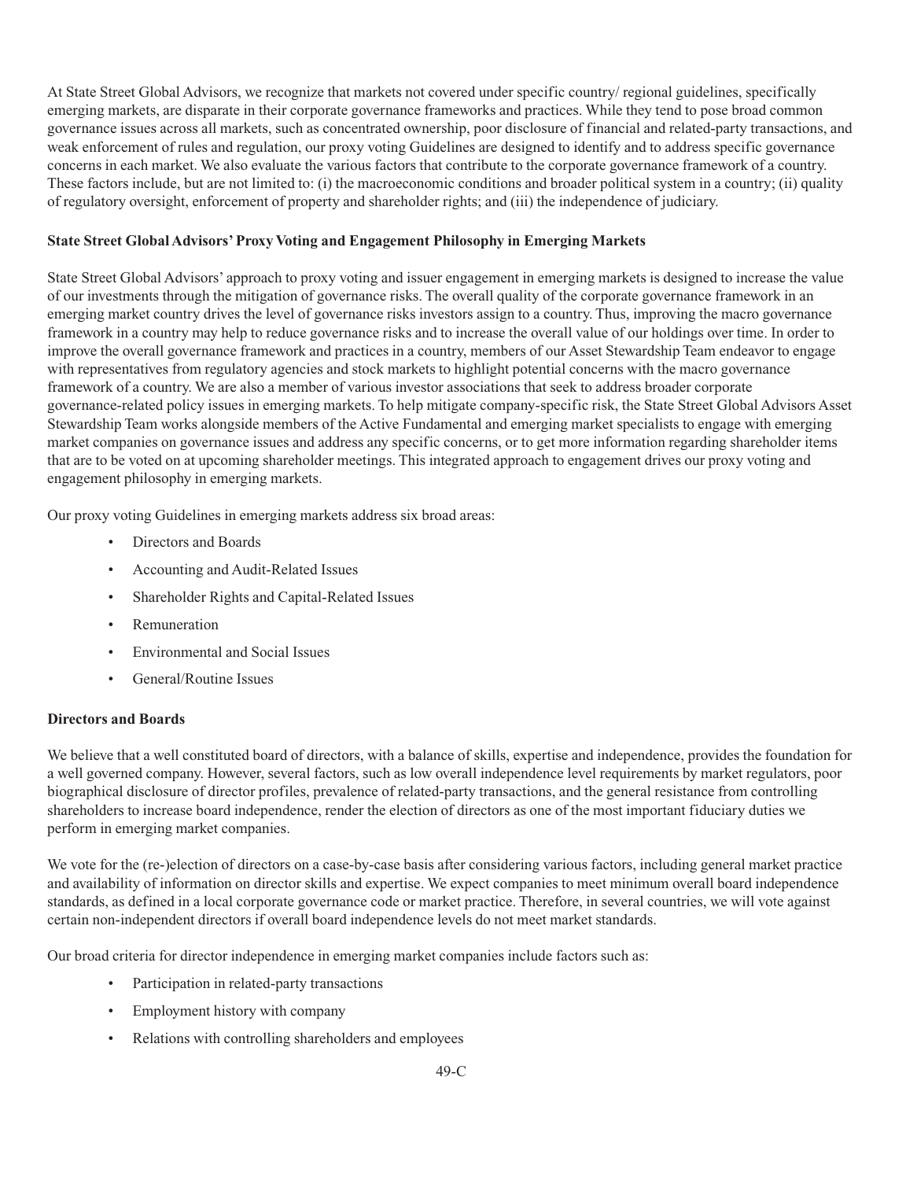At State Street Global Advisors, we recognize that markets not covered under specific country/ regional guidelines, specifically emerging markets, are disparate in their corporate governance frameworks and practices. While they tend to pose broad common governance issues across all markets, such as concentrated ownership, poor disclosure of financial and related-party transactions, and weak enforcement of rules and regulation, our proxy voting Guidelines are designed to identify and to address specific governance concerns in each market. We also evaluate the various factors that contribute to the corporate governance framework of a country. These factors include, but are not limited to: (i) the macroeconomic conditions and broader political system in a country; (ii) quality of regulatory oversight, enforcement of property and shareholder rights; and (iii) the independence of judiciary.

**State Street Global Advisors' Proxy Voting and Engagement Philosophy in Emerging Markets**

State Street Global Advisors' approach to proxy voting and issuer engagement in emerging markets is designed to increase the value of our investments through the mitigation of governance risks. The overall quality of the corporate governance framework in an emerging market country drives the level of governance risks investors assign to a country. Thus, improving the macro governance framework in a country may help to reduce governance risks and to increase the overall value of our holdings over time. In order to improve the overall governance framework and practices in a country, members of our Asset Stewardship Team endeavor to engage with representatives from regulatory agencies and stock markets to highlight potential concerns with the macro governance framework of a country. We are also a member of various investor associations that seek to address broader corporate governance-related policy issues in emerging markets. To help mitigate company-specific risk, the State Street Global Advisors Asset Stewardship Team works alongside members of the Active Fundamental and emerging market specialists to engage with emerging market companies on governance issues and address any specific concerns, or to get more information regarding shareholder items that are to be voted on at upcoming shareholder meetings. This integrated approach to engagement drives our proxy voting and engagement philosophy in emerging markets.

Our proxy voting Guidelines in emerging markets address six broad areas:

- Directors and Boards
- Accounting and Audit-Related Issues
- Shareholder Rights and Capital-Related Issues
- Remuneration
- Environmental and Social Issues
- General/Routine Issues

**Directors and Boards**

We believe that a well constituted board of directors, with a balance of skills, expertise and independence, provides the foundation for a well governed company. However, several factors, such as low overall independence level requirements by market regulators, poor biographical disclosure of director profiles, prevalence of related-party transactions, and the general resistance from controlling shareholders to increase board independence, render the election of directors as one of the most important fiduciary duties we perform in emerging market companies.

We vote for the (re-)election of directors on a case-by-case basis after considering various factors, including general market practice and availability of information on director skills and expertise. We expect companies to meet minimum overall board independence standards, as defined in a local corporate governance code or market practice. Therefore, in several countries, we will vote against certain non-independent directors if overall board independence levels do not meet market standards.

Our broad criteria for director independence in emerging market companies include factors such as:

- Participation in related-party transactions
- Employment history with company
- Relations with controlling shareholders and employees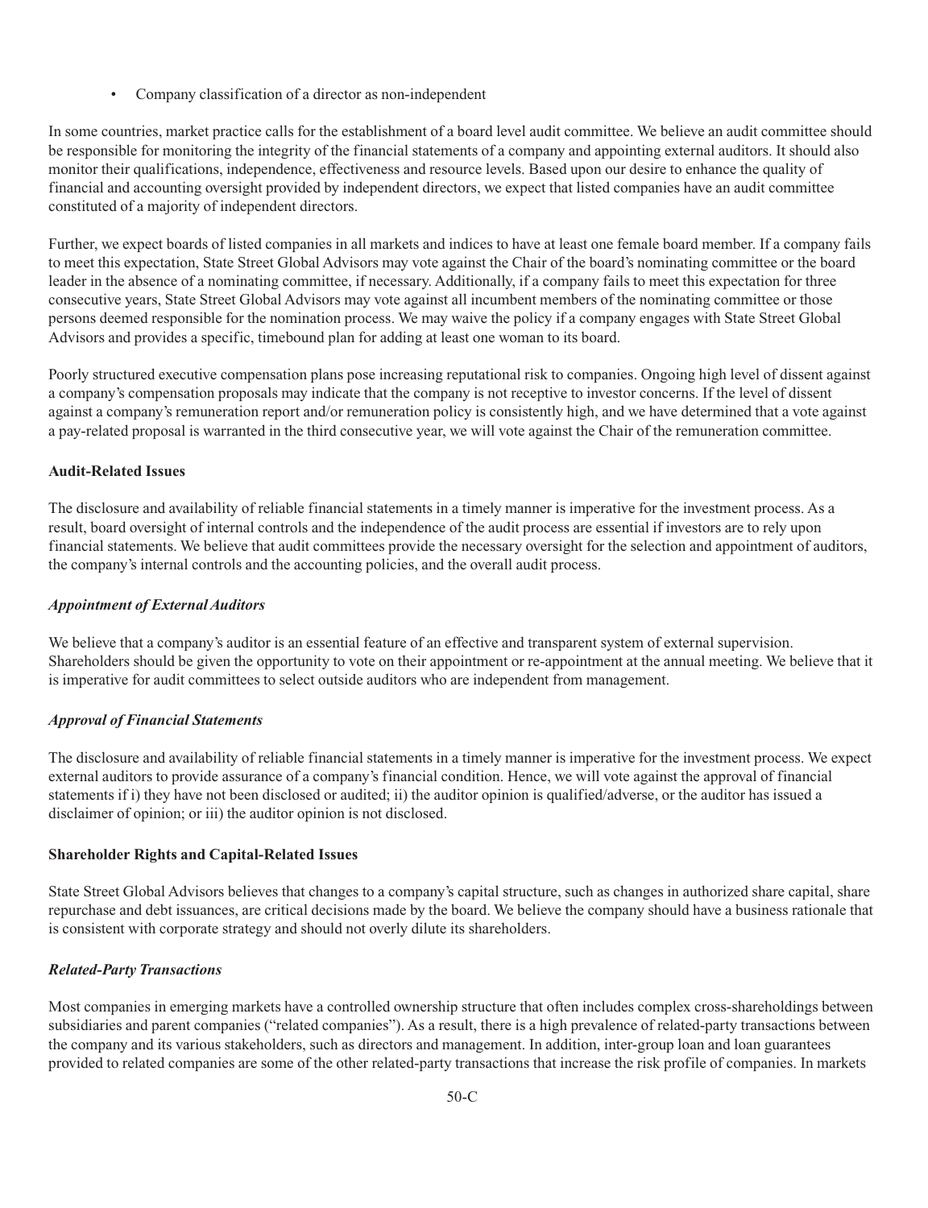- Company classification of a director as non-independent

In some countries, market practice calls for the establishment of a board level audit committee. We believe an audit committee should be responsible for monitoring the integrity of the financial statements of a company and appointing external auditors. It should also monitor their qualifications, independence, effectiveness and resource levels. Based upon our desire to enhance the quality of financial and accounting oversight provided by independent directors, we expect that listed companies have an audit committee constituted of a majority of independent directors.

Further, we expect boards of listed companies in all markets and indices to have at least one female board member. If a company fails to meet this expectation, State Street Global Advisors may vote against the Chair of the board's nominating committee or the board leader in the absence of a nominating committee, if necessary. Additionally, if a company fails to meet this expectation for three consecutive years, State Street Global Advisors may vote against all incumbent members of the nominating committee or those persons deemed responsible for the nomination process. We may waive the policy if a company engages with State Street Global Advisors and provides a specific, timebound plan for adding at least one woman to its board.

Poorly structured executive compensation plans pose increasing reputational risk to companies. Ongoing high level of dissent against a company's compensation proposals may indicate that the company is not receptive to investor concerns. If the level of dissent against a company's remuneration report and/or remuneration policy is consistently high, and we have determined that a vote against a pay-related proposal is warranted in the third consecutive year, we will vote against the Chair of the remuneration committee.

**Audit-Related Issues**

The disclosure and availability of reliable financial statements in a timely manner is imperative for the investment process. As a result, board oversight of internal controls and the independence of the audit process are essential if investors are to rely upon financial statements. We believe that audit committees provide the necessary oversight for the selection and appointment of auditors, the company's internal controls and the accounting policies, and the overall audit process.

***Appointment of External Auditors***

We believe that a company's auditor is an essential feature of an effective and transparent system of external supervision. Shareholders should be given the opportunity to vote on their appointment or re-appointment at the annual meeting. We believe that it is imperative for audit committees to select outside auditors who are independent from management.

***Approval of Financial Statements***

The disclosure and availability of reliable financial statements in a timely manner is imperative for the investment process. We expect external auditors to provide assurance of a company's financial condition. Hence, we will vote against the approval of financial statements if i) they have not been disclosed or audited; ii) the auditor opinion is qualified/adverse, or the auditor has issued a disclaimer of opinion; or iii) the auditor opinion is not disclosed.

**Shareholder Rights and Capital-Related Issues**

State Street Global Advisors believes that changes to a company's capital structure, such as changes in authorized share capital, share repurchase and debt issuances, are critical decisions made by the board. We believe the company should have a business rationale that is consistent with corporate strategy and should not overly dilute its shareholders.

***Related-Party Transactions***

Most companies in emerging markets have a controlled ownership structure that often includes complex cross-shareholdings between subsidiaries and parent companies ("related companies"). As a result, there is a high prevalence of related-party transactions between the company and its various stakeholders, such as directors and management. In addition, inter-group loan and loan guarantees provided to related companies are some of the other related-party transactions that increase the risk profile of companies. In markets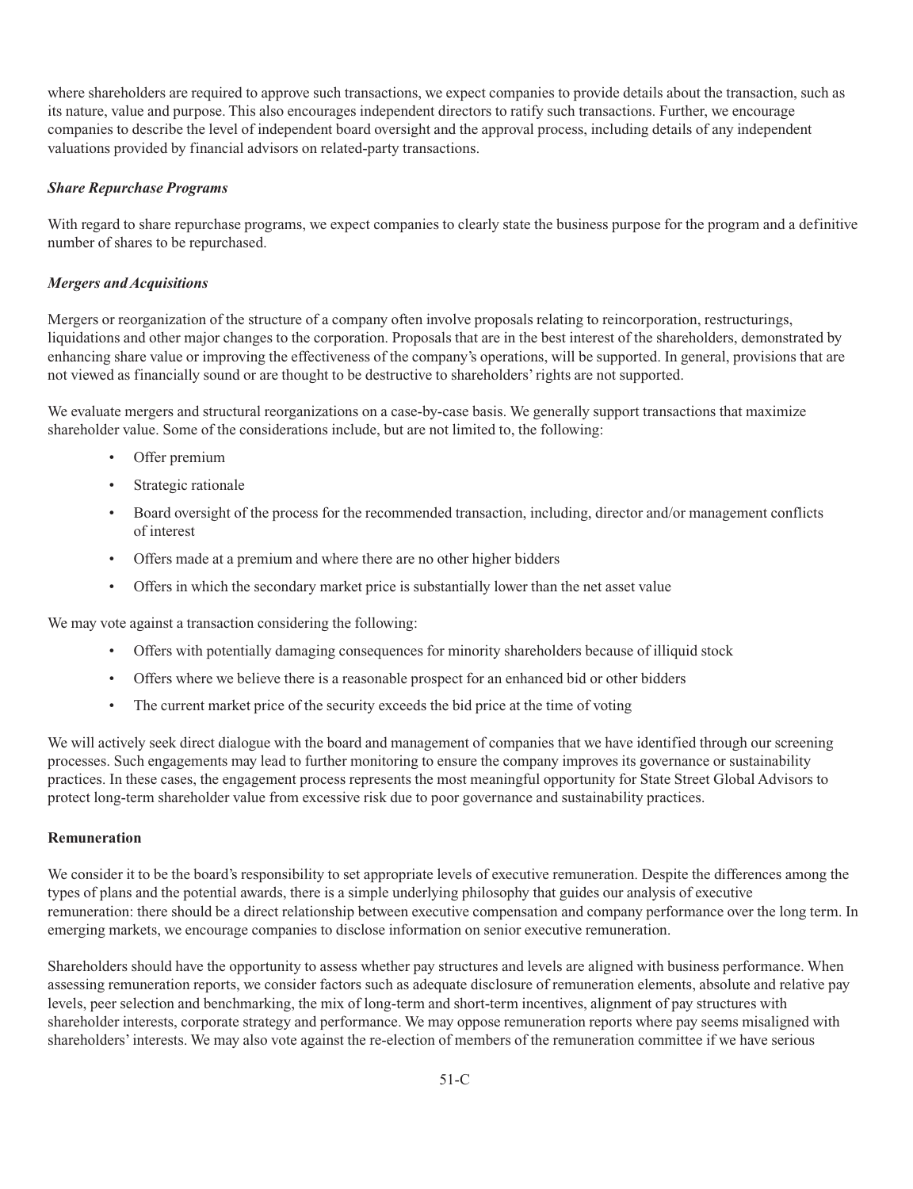where shareholders are required to approve such transactions, we expect companies to provide details about the transaction, such as its nature, value and purpose. This also encourages independent directors to ratify such transactions. Further, we encourage companies to describe the level of independent board oversight and the approval process, including details of any independent valuations provided by financial advisors on related-party transactions.

***Share Repurchase Programs***

With regard to share repurchase programs, we expect companies to clearly state the business purpose for the program and a definitive number of shares to be repurchased.

***Mergers and Acquisitions***

Mergers or reorganization of the structure of a company often involve proposals relating to reincorporation, restructurings, liquidations and other major changes to the corporation. Proposals that are in the best interest of the shareholders, demonstrated by enhancing share value or improving the effectiveness of the company's operations, will be supported. In general, provisions that are not viewed as financially sound or are thought to be destructive to shareholders' rights are not supported.

We evaluate mergers and structural reorganizations on a case-by-case basis. We generally support transactions that maximize shareholder value. Some of the considerations include, but are not limited to, the following:

- Offer premium
- Strategic rationale
- Board oversight of the process for the recommended transaction, including, director and/or management conflicts of interest
- Offers made at a premium and where there are no other higher bidders
- Offers in which the secondary market price is substantially lower than the net asset value

We may vote against a transaction considering the following:

- Offers with potentially damaging consequences for minority shareholders because of illiquid stock
- Offers where we believe there is a reasonable prospect for an enhanced bid or other bidders
- The current market price of the security exceeds the bid price at the time of voting

We will actively seek direct dialogue with the board and management of companies that we have identified through our screening processes. Such engagements may lead to further monitoring to ensure the company improves its governance or sustainability practices. In these cases, the engagement process represents the most meaningful opportunity for State Street Global Advisors to protect long-term shareholder value from excessive risk due to poor governance and sustainability practices.

**Remuneration**

We consider it to be the board's responsibility to set appropriate levels of executive remuneration. Despite the differences among the types of plans and the potential awards, there is a simple underlying philosophy that guides our analysis of executive remuneration: there should be a direct relationship between executive compensation and company performance over the long term. In emerging markets, we encourage companies to disclose information on senior executive remuneration.

Shareholders should have the opportunity to assess whether pay structures and levels are aligned with business performance. When assessing remuneration reports, we consider factors such as adequate disclosure of remuneration elements, absolute and relative pay levels, peer selection and benchmarking, the mix of long-term and short-term incentives, alignment of pay structures with shareholder interests, corporate strategy and performance. We may oppose remuneration reports where pay seems misaligned with shareholders' interests. We may also vote against the re-election of members of the remuneration committee if we have serious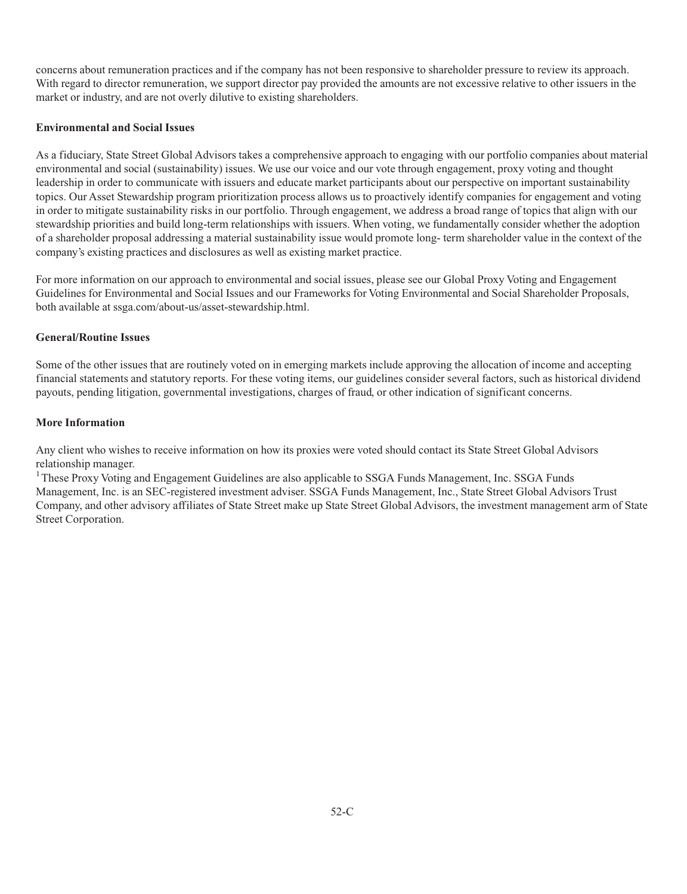concerns about remuneration practices and if the company has not been responsive to shareholder pressure to review its approach. With regard to director remuneration, we support director pay provided the amounts are not excessive relative to other issuers in the market or industry, and are not overly dilutive to existing shareholders.

**Environmental and Social Issues**

As a fiduciary, State Street Global Advisors takes a comprehensive approach to engaging with our portfolio companies about material environmental and social (sustainability) issues. We use our voice and our vote through engagement, proxy voting and thought leadership in order to communicate with issuers and educate market participants about our perspective on important sustainability topics. Our Asset Stewardship program prioritization process allows us to proactively identify companies for engagement and voting in order to mitigate sustainability risks in our portfolio. Through engagement, we address a broad range of topics that align with our stewardship priorities and build long-term relationships with issuers. When voting, we fundamentally consider whether the adoption of a shareholder proposal addressing a material sustainability issue would promote long- term shareholder value in the context of the company's existing practices and disclosures as well as existing market practice.

For more information on our approach to environmental and social issues, please see our Global Proxy Voting and Engagement Guidelines for Environmental and Social Issues and our Frameworks for Voting Environmental and Social Shareholder Proposals, both available at ssga.com/about-us/asset-stewardship.html.

**General/Routine Issues**

Some of the other issues that are routinely voted on in emerging markets include approving the allocation of income and accepting financial statements and statutory reports. For these voting items, our guidelines consider several factors, such as historical dividend payouts, pending litigation, governmental investigations, charges of fraud, or other indication of significant concerns.

**More Information**

Any client who wishes to receive information on how its proxies were voted should contact its State Street Global Advisors relationship manager.

[1] These Proxy Voting and Engagement Guidelines are also applicable to SSGA Funds Management, Inc. SSGA Funds Management, Inc. is an SEC-registered investment adviser. SSGA Funds Management, Inc., State Street Global Advisors Trust Company, and other advisory affiliates of State Street make up State Street Global Advisors, the investment management arm of State Street Corporation.